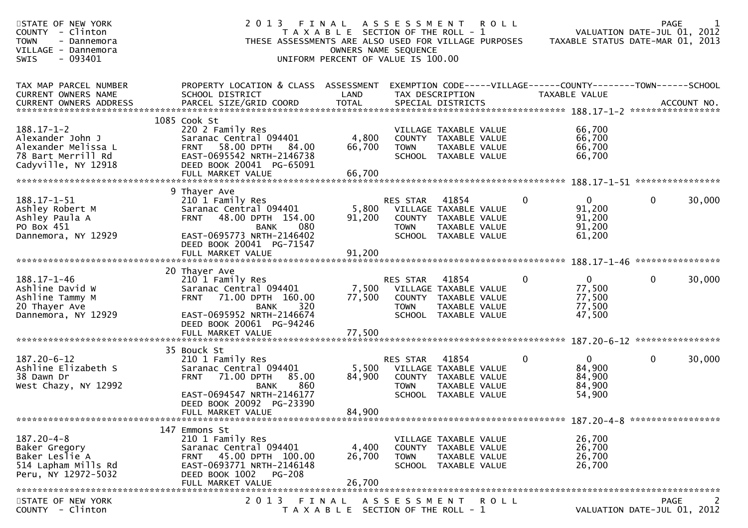STATE OF NEW YORK
COUNTY - Clinton
TOWN - Dannemora
VILLAGE - Dannemora
SWIS - 093401

# 2013 FINAL ASSESSMENT ROLL

TAXABLE SECTION OF THE ROLL - 1

THESE ASSESSMENTS ARE ALSO USED FOR VILLAGE PURPOSES

OWNERS NAME SEQUENCE

UNIFORM PERCENT OF VALUE IS 100.00

VALUATION DATE-JUL 01, 2012
TAXABLE STATUS DATE-MAR 01, 2013

| TAX MAP PARCEL NUMBER / CURRENT OWNERS NAME / CURRENT OWNERS ADDRESS | PROPERTY LOCATION & CLASS / SCHOOL DISTRICT / PARCEL SIZE/GRID COORD | ASSESSMENT LAND | TOTAL | EXEMPTION CODE / TAX DESCRIPTION / SPECIAL DISTRICTS | VILLAGE | COUNTY | TOWN | SCHOOL | ACCOUNT NO. |
|---|---|---|---|---|---|---|---|---|---|
| **188.17-1-2** | 1085 Cook St | | | | | | | | |
| 188.17-1-2 | 220 2 Family Res | | | VILLAGE TAXABLE VALUE | 66,700 | | | | |
| Alexander John J | Saranac Central 094401 | 4,800 | | COUNTY TAXABLE VALUE | | 66,700 | | | |
| Alexander Melissa L | FRNT 58.00 DPTH 84.00 | | 66,700 | TOWN TAXABLE VALUE | | | 66,700 | | |
| 78 Bart Merrill Rd | EAST-0695542 NRTH-2146738 | | | SCHOOL TAXABLE VALUE | | | | 66,700 | |
| Cadyville, NY 12918 | DEED BOOK 20041 PG-65091 | | | | | | | | |
| | FULL MARKET VALUE | | 66,700 | | | | | | |
| **188.17-1-51** | 9 Thayer Ave | | | | | | | | |
| 188.17-1-51 | 210 1 Family Res | | | RES STAR 41854 | 0 | 0 | 0 | 30,000 | |
| Ashley Robert M | Saranac Central 094401 | 5,800 | | VILLAGE TAXABLE VALUE | 91,200 | | | | |
| Ashley Paula A | FRNT 48.00 DPTH 154.00 | | 91,200 | COUNTY TAXABLE VALUE | | 91,200 | | | |
| PO Box 451 | BANK 080 | | | TOWN TAXABLE VALUE | | | 91,200 | | |
| Dannemora, NY 12929 | EAST-0695773 NRTH-2146402 | | | SCHOOL TAXABLE VALUE | | | | 61,200 | |
| | DEED BOOK 20041 PG-71547 | | | | | | | | |
| | FULL MARKET VALUE | | 91,200 | | | | | | |
| **188.17-1-46** | 20 Thayer Ave | | | | | | | | |
| 188.17-1-46 | 210 1 Family Res | | | RES STAR 41854 | 0 | 0 | 0 | 30,000 | |
| Ashline David W | Saranac Central 094401 | 7,500 | | VILLAGE TAXABLE VALUE | 77,500 | | | | |
| Ashline Tammy M | FRNT 71.00 DPTH 160.00 | | 77,500 | COUNTY TAXABLE VALUE | | 77,500 | | | |
| 20 Thayer Ave | BANK 320 | | | TOWN TAXABLE VALUE | | | 77,500 | | |
| Dannemora, NY 12929 | EAST-0695952 NRTH-2146674 | | | SCHOOL TAXABLE VALUE | | | | 47,500 | |
| | DEED BOOK 20061 PG-94246 | | | | | | | | |
| | FULL MARKET VALUE | | 77,500 | | | | | | |
| **187.20-6-12** | 35 Bouck St | | | | | | | | |
| 187.20-6-12 | 210 1 Family Res | | | RES STAR 41854 | 0 | 0 | 0 | 30,000 | |
| Ashline Elizabeth S | Saranac Central 094401 | 5,500 | | VILLAGE TAXABLE VALUE | 84,900 | | | | |
| 38 Dawn Dr | FRNT 71.00 DPTH 85.00 | | 84,900 | COUNTY TAXABLE VALUE | | 84,900 | | | |
| West Chazy, NY 12992 | BANK 860 | | | TOWN TAXABLE VALUE | | | 84,900 | | |
| | EAST-0694547 NRTH-2146177 | | | SCHOOL TAXABLE VALUE | | | | 54,900 | |
| | DEED BOOK 20092 PG-23390 | | | | | | | | |
| | FULL MARKET VALUE | | 84,900 | | | | | | |
| **187.20-4-8** | 147 Emmons St | | | | | | | | |
| 187.20-4-8 | 210 1 Family Res | | | VILLAGE TAXABLE VALUE | 26,700 | | | | |
| Baker Gregory | Saranac Central 094401 | 4,400 | | COUNTY TAXABLE VALUE | | 26,700 | | | |
| Baker Leslie A | FRNT 45.00 DPTH 100.00 | | 26,700 | TOWN TAXABLE VALUE | | | 26,700 | | |
| 514 Lapham Mills Rd | EAST-0693771 NRTH-2146148 | | | SCHOOL TAXABLE VALUE | | | | 26,700 | |
| Peru, NY 12972-5032 | DEED BOOK 1002 PG-208 | | | | | | | | |
| | FULL MARKET VALUE | | 26,700 | | | | | | |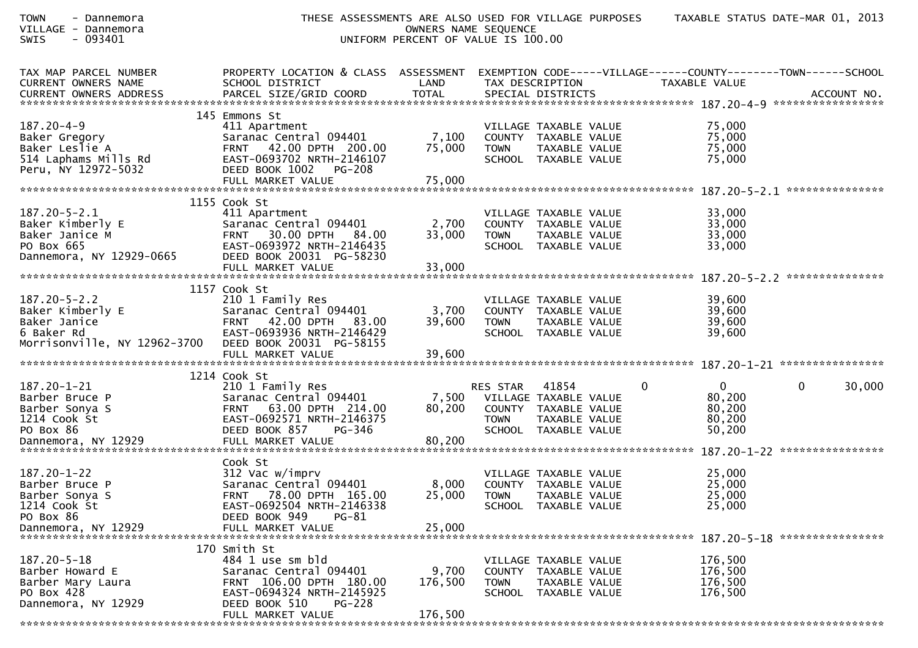TOWN - Dannemora
VILLAGE - Dannemora
SWIS - 093401

THESE ASSESSMENTS ARE ALSO USED FOR VILLAGE PURPOSES
OWNERS NAME SEQUENCE
UNIFORM PERCENT OF VALUE IS 100.00

TAXABLE STATUS DATE-MAR 01, 2013

| TAX MAP PARCEL NUMBER / CURRENT OWNERS NAME / CURRENT OWNERS ADDRESS | PROPERTY LOCATION & CLASS / SCHOOL DISTRICT / PARCEL SIZE/GRID COORD | ASSESSMENT LAND / TOTAL | EXEMPTION CODE / TAX DESCRIPTION / SPECIAL DISTRICTS | VILLAGE | COUNTY / TAXABLE VALUE | TOWN | SCHOOL / ACCOUNT NO. |
|---|---|---|---|---|---|---|---|
| **187.20-4-9** | 145 Emmons St | | | | | | |
| 187.20-4-9 | 411 Apartment | | VILLAGE TAXABLE VALUE | | 75,000 | | |
| Baker Gregory | Saranac Central 094401 | 7,100 | COUNTY TAXABLE VALUE | | 75,000 | | |
| Baker Leslie A | FRNT 42.00 DPTH 200.00 | 75,000 | TOWN TAXABLE VALUE | | 75,000 | | |
| 514 Laphams Mills Rd | EAST-0693702 NRTH-2146107 | | SCHOOL TAXABLE VALUE | | 75,000 | | |
| Peru, NY 12972-5032 | DEED BOOK 1002 PG-208 | | | | | | |
| | FULL MARKET VALUE | 75,000 | | | | | |
| **187.20-5-2.1** | 1155 Cook St | | | | | | |
| 187.20-5-2.1 | 411 Apartment | | VILLAGE TAXABLE VALUE | | 33,000 | | |
| Baker Kimberly E | Saranac Central 094401 | 2,700 | COUNTY TAXABLE VALUE | | 33,000 | | |
| Baker Janice M | FRNT 30.00 DPTH 84.00 | 33,000 | TOWN TAXABLE VALUE | | 33,000 | | |
| PO Box 665 | EAST-0693972 NRTH-2146435 | | SCHOOL TAXABLE VALUE | | 33,000 | | |
| Dannemora, NY 12929-0665 | DEED BOOK 20031 PG-58230 | | | | | | |
| | FULL MARKET VALUE | 33,000 | | | | | |
| **187.20-5-2.2** | 1157 Cook St | | | | | | |
| 187.20-5-2.2 | 210 1 Family Res | | VILLAGE TAXABLE VALUE | | 39,600 | | |
| Baker Kimberly E | Saranac Central 094401 | 3,700 | COUNTY TAXABLE VALUE | | 39,600 | | |
| Baker Janice | FRNT 42.00 DPTH 83.00 | 39,600 | TOWN TAXABLE VALUE | | 39,600 | | |
| 6 Baker Rd | EAST-0693936 NRTH-2146429 | | SCHOOL TAXABLE VALUE | | 39,600 | | |
| Morrisonville, NY 12962-3700 | DEED BOOK 20031 PG-58155 | | | | | | |
| | FULL MARKET VALUE | 39,600 | | | | | |
| **187.20-1-21** | 1214 Cook St | | | | | | |
| 187.20-1-21 | 210 1 Family Res | | RES STAR 41854 | 0 | 0 | 0 | 30,000 |
| Barber Bruce P | Saranac Central 094401 | 7,500 | VILLAGE TAXABLE VALUE | | 80,200 | | |
| Barber Sonya S | FRNT 63.00 DPTH 214.00 | 80,200 | COUNTY TAXABLE VALUE | | 80,200 | | |
| 1214 Cook St | EAST-0692571 NRTH-2146375 | | TOWN TAXABLE VALUE | | 80,200 | | |
| PO Box 86 | DEED BOOK 857 PG-346 | | SCHOOL TAXABLE VALUE | | 50,200 | | |
| Dannemora, NY 12929 | FULL MARKET VALUE | 80,200 | | | | | |
| **187.20-1-22** | Cook St | | | | | | |
| 187.20-1-22 | 312 Vac w/imprv | | VILLAGE TAXABLE VALUE | | 25,000 | | |
| Barber Bruce P | Saranac Central 094401 | 8,000 | COUNTY TAXABLE VALUE | | 25,000 | | |
| Barber Sonya S | FRNT 78.00 DPTH 165.00 | 25,000 | TOWN TAXABLE VALUE | | 25,000 | | |
| 1214 Cook St | EAST-0692504 NRTH-2146338 | | SCHOOL TAXABLE VALUE | | 25,000 | | |
| PO Box 86 | DEED BOOK 949 PG-81 | | | | | | |
| Dannemora, NY 12929 | FULL MARKET VALUE | 25,000 | | | | | |
| **187.20-5-18** | 170 Smith St | | | | | | |
| 187.20-5-18 | 484 1 use sm bld | | VILLAGE TAXABLE VALUE | | 176,500 | | |
| Barber Howard E | Saranac Central 094401 | 9,700 | COUNTY TAXABLE VALUE | | 176,500 | | |
| Barber Mary Laura | FRNT 106.00 DPTH 180.00 | 176,500 | TOWN TAXABLE VALUE | | 176,500 | | |
| PO Box 428 | EAST-0694324 NRTH-2145925 | | SCHOOL TAXABLE VALUE | | 176,500 | | |
| Dannemora, NY 12929 | DEED BOOK 510 PG-228 | | | | | | |
| | FULL MARKET VALUE | 176,500 | | | | | |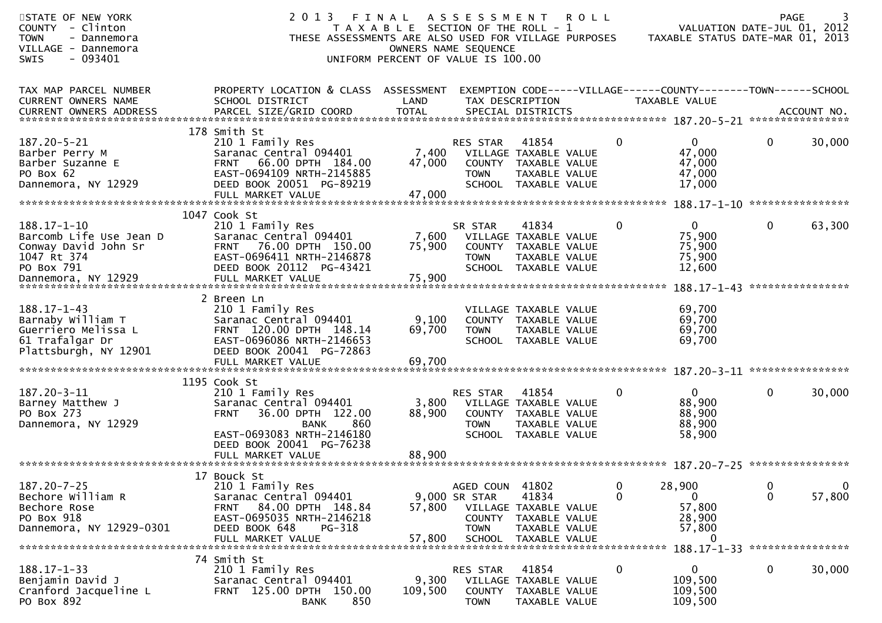STATE OF NEW YORK
COUNTY - Clinton
TOWN - Dannemora
VILLAGE - Dannemora
SWIS - 093401

# 2013 FINAL ASSESSMENT ROLL

TAXABLE SECTION OF THE ROLL - 1
THESE ASSESSMENTS ARE ALSO USED FOR VILLAGE PURPOSES
OWNERS NAME SEQUENCE
UNIFORM PERCENT OF VALUE IS 100.00

VALUATION DATE-JUL 01, 2012
TAXABLE STATUS DATE-MAR 01, 2013

| TAX MAP PARCEL NUMBER / CURRENT OWNERS NAME / CURRENT OWNERS ADDRESS | PROPERTY LOCATION & CLASS / SCHOOL DISTRICT / PARCEL SIZE/GRID COORD | ASSESSMENT LAND | ASSESSMENT TOTAL | EXEMPTION CODE / TAX DESCRIPTION / SPECIAL DISTRICTS | VILLAGE | COUNTY (TAXABLE VALUE) | TOWN | SCHOOL / ACCOUNT NO. |
|---|---|---|---|---|---|---|---|---|
| **187.20-5-21** | 178 Smith St | | | | | | | |
| 187.20-5-21 | 210 1 Family Res | | | RES STAR 41854 | 0 | 0 | 0 | 30,000 |
| Barber Perry M | Saranac Central 094401 | 7,400 | | VILLAGE TAXABLE VALUE | | 47,000 | | |
| Barber Suzanne E | FRNT 66.00 DPTH 184.00 | | 47,000 | COUNTY TAXABLE VALUE | | 47,000 | | |
| PO Box 62 | EAST-0694109 NRTH-2145885 | | | TOWN TAXABLE VALUE | | 47,000 | | |
| Dannemora, NY 12929 | DEED BOOK 20051 PG-89219 | | | SCHOOL TAXABLE VALUE | | 17,000 | | |
| | FULL MARKET VALUE | | 47,000 | | | | | |
| **188.17-1-10** | 1047 Cook St | | | | | | | |
| 188.17-1-10 | 210 1 Family Res | | | SR STAR 41834 | 0 | 0 | 0 | 63,300 |
| Barcomb Life Use Jean D | Saranac Central 094401 | 7,600 | | VILLAGE TAXABLE VALUE | | 75,900 | | |
| Conway David John Sr | FRNT 76.00 DPTH 150.00 | | 75,900 | COUNTY TAXABLE VALUE | | 75,900 | | |
| 1047 Rt 374 | EAST-0696411 NRTH-2146878 | | | TOWN TAXABLE VALUE | | 75,900 | | |
| PO Box 791 | DEED BOOK 20112 PG-43421 | | | SCHOOL TAXABLE VALUE | | 12,600 | | |
| Dannemora, NY 12929 | FULL MARKET VALUE | | 75,900 | | | | | |
| **188.17-1-43** | 2 Breen Ln | | | | | | | |
| 188.17-1-43 | 210 1 Family Res | | | VILLAGE TAXABLE VALUE | | 69,700 | | |
| Barnaby William T | Saranac Central 094401 | 9,100 | | COUNTY TAXABLE VALUE | | 69,700 | | |
| Guerriero Melissa L | FRNT 120.00 DPTH 148.14 | | 69,700 | TOWN TAXABLE VALUE | | 69,700 | | |
| 61 Trafalgar Dr | EAST-0696086 NRTH-2146653 | | | SCHOOL TAXABLE VALUE | | 69,700 | | |
| Plattsburgh, NY 12901 | DEED BOOK 20041 PG-72863 | | | | | | | |
| | FULL MARKET VALUE | | 69,700 | | | | | |
| **187.20-3-11** | 1195 Cook St | | | | | | | |
| 187.20-3-11 | 210 1 Family Res | | | RES STAR 41854 | 0 | 0 | 0 | 30,000 |
| Barney Matthew J | Saranac Central 094401 | 3,800 | | VILLAGE TAXABLE VALUE | | 88,900 | | |
| PO Box 273 | FRNT 36.00 DPTH 122.00 | | 88,900 | COUNTY TAXABLE VALUE | | 88,900 | | |
| Dannemora, NY 12929 | BANK 860 | | | TOWN TAXABLE VALUE | | 88,900 | | |
| | EAST-0693083 NRTH-2146180 | | | SCHOOL TAXABLE VALUE | | 58,900 | | |
| | DEED BOOK 20041 PG-76238 | | | | | | | |
| | FULL MARKET VALUE | | 88,900 | | | | | |
| **187.20-7-25** | 17 Bouck St | | | | | | | |
| 187.20-7-25 | 210 1 Family Res | | | AGED COUN 41802 | 0 | 28,900 | 0 | 0 |
| Bechore William R | Saranac Central 094401 | 9,000 | | SR STAR 41834 | 0 | 0 | 0 | 57,800 |
| Bechore Rose | FRNT 84.00 DPTH 148.84 | | 57,800 | VILLAGE TAXABLE VALUE | | 57,800 | | |
| PO Box 918 | EAST-0695035 NRTH-2146218 | | | COUNTY TAXABLE VALUE | | 28,900 | | |
| Dannemora, NY 12929-0301 | DEED BOOK 648 PG-318 | | | TOWN TAXABLE VALUE | | 57,800 | | |
| | FULL MARKET VALUE | | 57,800 | SCHOOL TAXABLE VALUE | | 0 | | |
| **188.17-1-33** | 74 Smith St | | | | | | | |
| 188.17-1-33 | 210 1 Family Res | | | RES STAR 41854 | 0 | 0 | 0 | 30,000 |
| Benjamin David J | Saranac Central 094401 | 9,300 | | VILLAGE TAXABLE VALUE | | 109,500 | | |
| Cranford Jacqueline L | FRNT 125.00 DPTH 150.00 | | 109,500 | COUNTY TAXABLE VALUE | | 109,500 | | |
| PO Box 892 | BANK 850 | | | TOWN TAXABLE VALUE | | 109,500 | | |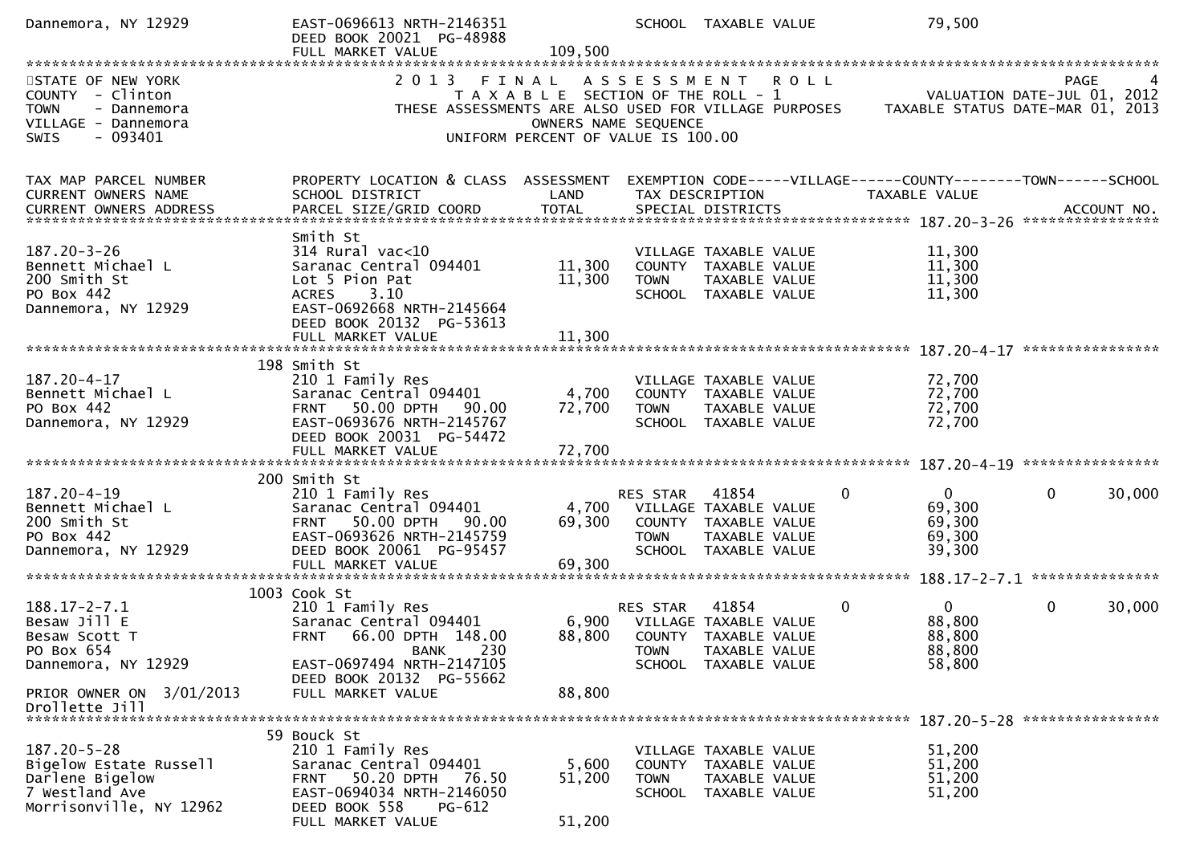| | | | | |
|---|---|---|---|---|
| Dannemora, NY 12929 | EAST-0696613 NRTH-2146351 | | SCHOOL TAXABLE VALUE | 79,500 |
| | DEED BOOK 20021 PG-48988 | | | |
| | FULL MARKET VALUE | 109,500 | | |

STATE OF NEW YORK
COUNTY - Clinton
TOWN - Dannemora
VILLAGE - Dannemora
SWIS - 093401

**2013 FINAL ASSESSMENT ROLL**
TAXABLE SECTION OF THE ROLL - 1
THESE ASSESSMENTS ARE ALSO USED FOR VILLAGE PURPOSES
OWNERS NAME SEQUENCE
UNIFORM PERCENT OF VALUE IS 100.00

VALUATION DATE-JUL 01, 2012
TAXABLE STATUS DATE-MAR 01, 2013

| TAX MAP PARCEL NUMBER / CURRENT OWNERS NAME / CURRENT OWNERS ADDRESS | PROPERTY LOCATION & CLASS / SCHOOL DISTRICT / PARCEL SIZE/GRID COORD | ASSESSMENT LAND / TOTAL | EXEMPTION CODE / TAX DESCRIPTION / SPECIAL DISTRICTS | VILLAGE | COUNTY / TAXABLE VALUE | TOWN | SCHOOL / ACCOUNT NO. |
|---|---|---|---|---|---|---|---|
| **187.20-3-26** | Smith St | | | | | | |
| 187.20-3-26 | 314 Rural vac<10 | | VILLAGE TAXABLE VALUE | | 11,300 | | |
| Bennett Michael L | Saranac Central 094401 | 11,300 | COUNTY TAXABLE VALUE | | 11,300 | | |
| 200 Smith St | Lot 5 Pion Pat | 11,300 | TOWN TAXABLE VALUE | | 11,300 | | |
| PO Box 442 | ACRES 3.10 | | SCHOOL TAXABLE VALUE | | 11,300 | | |
| Dannemora, NY 12929 | EAST-0692668 NRTH-2145664 | | | | | | |
| | DEED BOOK 20132 PG-53613 | | | | | | |
| | FULL MARKET VALUE | 11,300 | | | | | |
| **187.20-4-17** | 198 Smith St | | | | | | |
| 187.20-4-17 | 210 1 Family Res | | VILLAGE TAXABLE VALUE | | 72,700 | | |
| Bennett Michael L | Saranac Central 094401 | 4,700 | COUNTY TAXABLE VALUE | | 72,700 | | |
| PO Box 442 | FRNT 50.00 DPTH 90.00 | 72,700 | TOWN TAXABLE VALUE | | 72,700 | | |
| Dannemora, NY 12929 | EAST-0693676 NRTH-2145767 | | SCHOOL TAXABLE VALUE | | 72,700 | | |
| | DEED BOOK 20031 PG-54472 | | | | | | |
| | FULL MARKET VALUE | 72,700 | | | | | |
| **187.20-4-19** | 200 Smith St | | | | | | |
| 187.20-4-19 | 210 1 Family Res | | RES STAR 41854 | 0 | 0 | 0 | 30,000 |
| Bennett Michael L | Saranac Central 094401 | 4,700 | VILLAGE TAXABLE VALUE | | 69,300 | | |
| 200 Smith St | FRNT 50.00 DPTH 90.00 | 69,300 | COUNTY TAXABLE VALUE | | 69,300 | | |
| PO Box 442 | EAST-0693626 NRTH-2145759 | | TOWN TAXABLE VALUE | | 69,300 | | |
| Dannemora, NY 12929 | DEED BOOK 20061 PG-95457 | | SCHOOL TAXABLE VALUE | | 39,300 | | |
| | FULL MARKET VALUE | 69,300 | | | | | |
| **188.17-2-7.1** | 1003 Cook St | | | | | | |
| 188.17-2-7.1 | 210 1 Family Res | | RES STAR 41854 | 0 | 0 | 0 | 30,000 |
| Besaw Jill E | Saranac Central 094401 | 6,900 | VILLAGE TAXABLE VALUE | | 88,800 | | |
| Besaw Scott T | FRNT 66.00 DPTH 148.00 | 88,800 | COUNTY TAXABLE VALUE | | 88,800 | | |
| PO Box 654 | BANK 230 | | TOWN TAXABLE VALUE | | 88,800 | | |
| Dannemora, NY 12929 | EAST-0697494 NRTH-2147105 | | SCHOOL TAXABLE VALUE | | 58,800 | | |
| | DEED BOOK 20132 PG-55662 | | | | | | |
| PRIOR OWNER ON 3/01/2013 | FULL MARKET VALUE | 88,800 | | | | | |
| Drollette Jill | | | | | | | |
| **187.20-5-28** | 59 Bouck St | | | | | | |
| 187.20-5-28 | 210 1 Family Res | | VILLAGE TAXABLE VALUE | | 51,200 | | |
| Bigelow Estate Russell | Saranac Central 094401 | 5,600 | COUNTY TAXABLE VALUE | | 51,200 | | |
| Darlene Bigelow | FRNT 50.20 DPTH 76.50 | 51,200 | TOWN TAXABLE VALUE | | 51,200 | | |
| 7 Westland Ave | EAST-0694034 NRTH-2146050 | | SCHOOL TAXABLE VALUE | | 51,200 | | |
| Morrisonville, NY 12962 | DEED BOOK 558 PG-612 | | | | | | |
| | FULL MARKET VALUE | 51,200 | | | | | |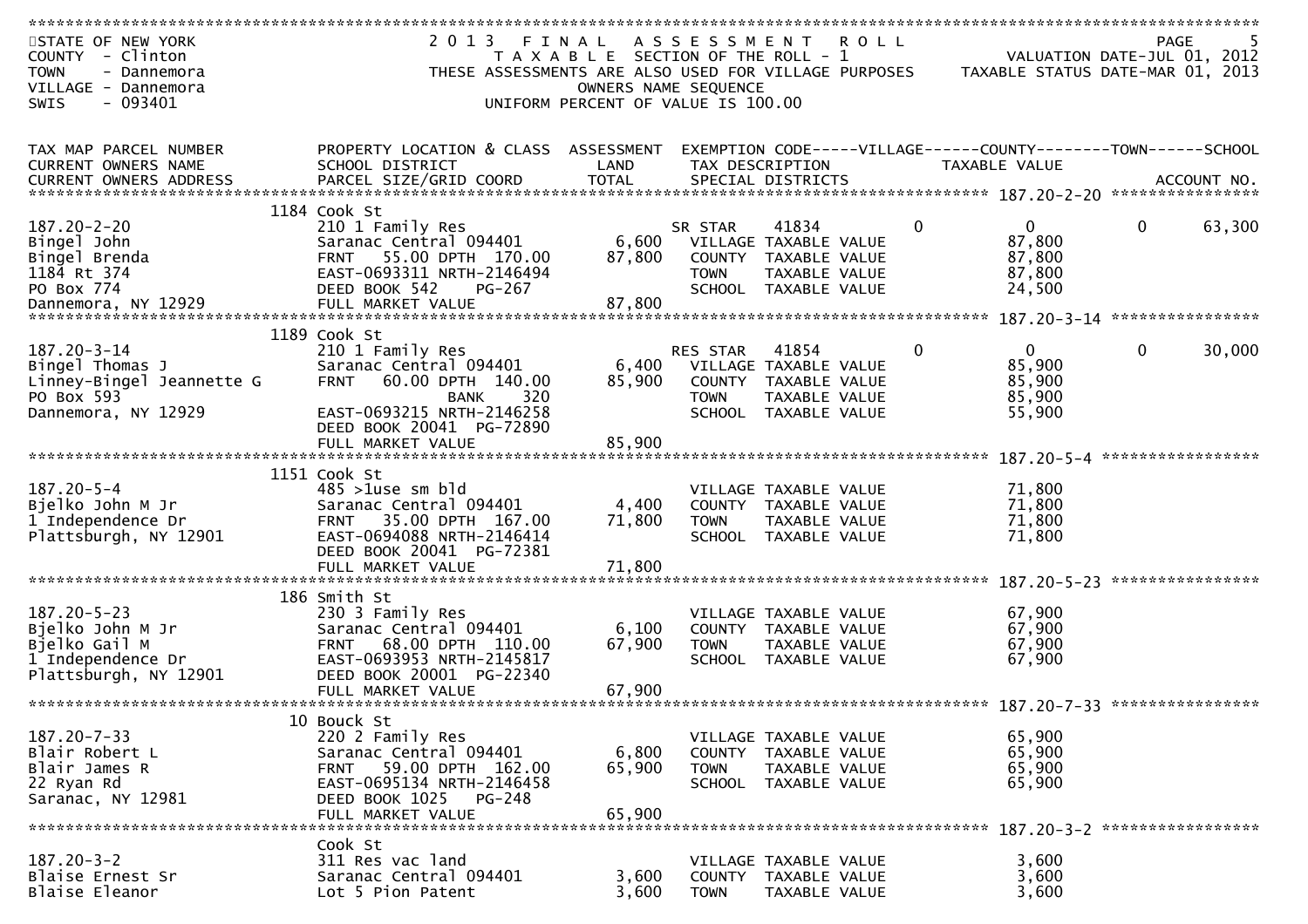STATE OF NEW YORK
COUNTY - Clinton
TOWN - Dannemora
VILLAGE - Dannemora
SWIS - 093401

# 2013 FINAL ASSESSMENT ROLL

TAXABLE SECTION OF THE ROLL - 1
THESE ASSESSMENTS ARE ALSO USED FOR VILLAGE PURPOSES
OWNERS NAME SEQUENCE
UNIFORM PERCENT OF VALUE IS 100.00

VALUATION DATE-JUL 01, 2012
TAXABLE STATUS DATE-MAR 01, 2013

| TAX MAP PARCEL NUMBER / CURRENT OWNERS NAME / CURRENT OWNERS ADDRESS | PROPERTY LOCATION & CLASS / SCHOOL DISTRICT / PARCEL SIZE/GRID COORD | ASSESSMENT LAND / TOTAL | EXEMPTION CODE / TAX DESCRIPTION / SPECIAL DISTRICTS | VILLAGE | COUNTY / TAXABLE VALUE | TOWN | SCHOOL | ACCOUNT NO. |
|---|---|---|---|---|---|---|---|---|
| 187.20-2-20 | 1184 Cook St | | | | | | | |
| 187.20-2-20 | 210 1 Family Res | | SR STAR 41834 | 0 | 0 | 0 | 63,300 | |
| Bingel John | Saranac Central 094401 | 6,600 | VILLAGE TAXABLE VALUE | | 87,800 | | | |
| Bingel Brenda | FRNT 55.00 DPTH 170.00 | 87,800 | COUNTY TAXABLE VALUE | | 87,800 | | | |
| 1184 Rt 374 | EAST-0693311 NRTH-2146494 | | TOWN TAXABLE VALUE | | 87,800 | | | |
| PO Box 774 | DEED BOOK 542 PG-267 | | SCHOOL TAXABLE VALUE | | 24,500 | | | |
| Dannemora, NY 12929 | FULL MARKET VALUE | 87,800 | | | | | | |
| 187.20-3-14 | 1189 Cook St | | | | | | | |
| 187.20-3-14 | 210 1 Family Res | | RES STAR 41854 | 0 | 0 | 0 | 30,000 | |
| Bingel Thomas J | Saranac Central 094401 | 6,400 | VILLAGE TAXABLE VALUE | | 85,900 | | | |
| Linney-Bingel Jeannette G | FRNT 60.00 DPTH 140.00 | 85,900 | COUNTY TAXABLE VALUE | | 85,900 | | | |
| PO Box 593 | BANK 320 | | TOWN TAXABLE VALUE | | 85,900 | | | |
| Dannemora, NY 12929 | EAST-0693215 NRTH-2146258 | | SCHOOL TAXABLE VALUE | | 55,900 | | | |
| | DEED BOOK 20041 PG-72890 | | | | | | | |
| | FULL MARKET VALUE | 85,900 | | | | | | |
| 187.20-5-4 | 1151 Cook St | | | | | | | |
| 187.20-5-4 | 485 >1use sm bld | | VILLAGE TAXABLE VALUE | | 71,800 | | | |
| Bjelko John M Jr | Saranac Central 094401 | 4,400 | COUNTY TAXABLE VALUE | | 71,800 | | | |
| 1 Independence Dr | FRNT 35.00 DPTH 167.00 | 71,800 | TOWN TAXABLE VALUE | | 71,800 | | | |
| Plattsburgh, NY 12901 | EAST-0694088 NRTH-2146414 | | SCHOOL TAXABLE VALUE | | 71,800 | | | |
| | DEED BOOK 20041 PG-72381 | | | | | | | |
| | FULL MARKET VALUE | 71,800 | | | | | | |
| 187.20-5-23 | 186 Smith St | | | | | | | |
| 187.20-5-23 | 230 3 Family Res | | VILLAGE TAXABLE VALUE | | 67,900 | | | |
| Bjelko John M Jr | Saranac Central 094401 | 6,100 | COUNTY TAXABLE VALUE | | 67,900 | | | |
| Bjelko Gail M | FRNT 68.00 DPTH 110.00 | 67,900 | TOWN TAXABLE VALUE | | 67,900 | | | |
| 1 Independence Dr | EAST-0693953 NRTH-2145817 | | SCHOOL TAXABLE VALUE | | 67,900 | | | |
| Plattsburgh, NY 12901 | DEED BOOK 20001 PG-22340 | | | | | | | |
| | FULL MARKET VALUE | 67,900 | | | | | | |
| 187.20-7-33 | 10 Bouck St | | | | | | | |
| 187.20-7-33 | 220 2 Family Res | | VILLAGE TAXABLE VALUE | | 65,900 | | | |
| Blair Robert L | Saranac Central 094401 | 6,800 | COUNTY TAXABLE VALUE | | 65,900 | | | |
| Blair James R | FRNT 59.00 DPTH 162.00 | 65,900 | TOWN TAXABLE VALUE | | 65,900 | | | |
| 22 Ryan Rd | EAST-0695134 NRTH-2146458 | | SCHOOL TAXABLE VALUE | | 65,900 | | | |
| Saranac, NY 12981 | DEED BOOK 1025 PG-248 | | | | | | | |
| | FULL MARKET VALUE | 65,900 | | | | | | |
| 187.20-3-2 | Cook St | | | | | | | |
| 187.20-3-2 | 311 Res vac land | | VILLAGE TAXABLE VALUE | | 3,600 | | | |
| Blaise Ernest Sr | Saranac Central 094401 | 3,600 | COUNTY TAXABLE VALUE | | 3,600 | | | |
| Blaise Eleanor | Lot 5 Pion Patent | 3,600 | TOWN TAXABLE VALUE | | 3,600 | | | |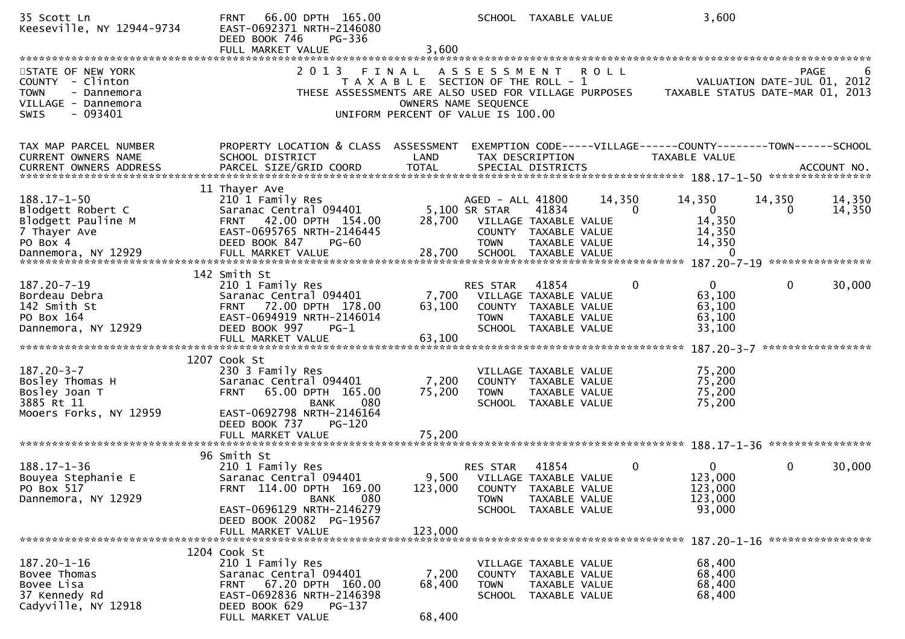```
35 Scott Ln                    FRNT   66.00 DPTH  165.00                SCHOOL  TAXABLE VALUE                3,600
Keeseville, NY 12944-9734      EAST-0692371 NRTH-2146080
                               DEED BOOK 746    PG-336
                               FULL MARKET VALUE                3,600
******************************************************************************************************************************
STATE OF NEW YORK                   2 0 1 3   F I N A L   A S S E S S M E N T   R O L L                                PAGE    6
COUNTY  - Clinton                      T A X A B L E  SECTION OF THE ROLL - 1                     VALUATION DATE-JUL 01, 2012
TOWN    - Dannemora              THESE ASSESSMENTS ARE ALSO USED FOR VILLAGE PURPOSES       TAXABLE STATUS DATE-MAR 01, 2013
VILLAGE - Dannemora                                OWNERS NAME SEQUENCE
SWIS    - 093401                             UNIFORM PERCENT OF VALUE IS 100.00


TAX MAP PARCEL NUMBER          PROPERTY LOCATION & CLASS  ASSESSMENT  EXEMPTION CODE-----VILLAGE------COUNTY--------TOWN------SCHOOL
CURRENT OWNERS NAME            SCHOOL DISTRICT              LAND      TAX DESCRIPTION              TAXABLE VALUE
CURRENT OWNERS ADDRESS         PARCEL SIZE/GRID COORD       TOTAL     SPECIAL DISTRICTS                                   ACCOUNT NO.
******************************************************************************************************* 188.17-1-50 ****************
                             11 Thayer Ave
188.17-1-50                    210 1 Family Res                       AGED - ALL 41800      14,350     14,350     14,350      14,350
Blodgett Robert C              Saranac Central 094401      5,100 SR STAR     41834          0          0          0        14,350
Blodgett Pauline M             FRNT   42.00 DPTH  154.00   28,700   VILLAGE TAXABLE VALUE              14,350
7 Thayer Ave                   EAST-0695765 NRTH-2146445            COUNTY  TAXABLE VALUE              14,350
PO Box 4                       DEED BOOK 847    PG-60               TOWN    TAXABLE VALUE              14,350
Dannemora, NY 12929            FULL MARKET VALUE              28,700   SCHOOL  TAXABLE VALUE                   0
******************************************************************************************************* 187.20-7-19 ****************
                            142 Smith St
187.20-7-19                    210 1 Family Res                       RES STAR   41854           0          0          0        30,000
Bordeau Debra                  Saranac Central 094401      7,700   VILLAGE TAXABLE VALUE              63,100
142 Smith St                   FRNT   72.00 DPTH  178.00   63,100   COUNTY  TAXABLE VALUE              63,100
PO Box 164                     EAST-0694919 NRTH-2146014            TOWN    TAXABLE VALUE              63,100
Dannemora, NY 12929            DEED BOOK 997    PG-1                SCHOOL  TAXABLE VALUE              33,100
                               FULL MARKET VALUE              63,100
******************************************************************************************************* 187.20-3-7 *****************
                           1207 Cook St
187.20-3-7                     230 3 Family Res                       VILLAGE TAXABLE VALUE              75,200
Bosley Thomas H                Saranac Central 094401      7,200   COUNTY  TAXABLE VALUE              75,200
Bosley Joan T                  FRNT   65.00 DPTH  165.00   75,200   TOWN    TAXABLE VALUE              75,200
3885 Rt 11                                    BANK     080          SCHOOL  TAXABLE VALUE              75,200
Mooers Forks, NY 12959         EAST-0692798 NRTH-2146164
                               DEED BOOK 737    PG-120
                               FULL MARKET VALUE              75,200
******************************************************************************************************* 188.17-1-36 ****************
                             96 Smith St
188.17-1-36                    210 1 Family Res                       RES STAR   41854           0          0          0        30,000
Bouyea Stephanie E             Saranac Central 094401      9,500   VILLAGE TAXABLE VALUE             123,000
PO Box 517                     FRNT  114.00 DPTH  169.00  123,000   COUNTY  TAXABLE VALUE             123,000
Dannemora, NY 12929                           BANK     080          TOWN    TAXABLE VALUE             123,000
                               EAST-0696129 NRTH-2146279            SCHOOL  TAXABLE VALUE              93,000
                               DEED BOOK 20082 PG-19567
                               FULL MARKET VALUE             123,000
******************************************************************************************************* 187.20-1-16 ****************
                           1204 Cook St
187.20-1-16                    210 1 Family Res                       VILLAGE TAXABLE VALUE              68,400
Bovee Thomas                   Saranac Central 094401      7,200   COUNTY  TAXABLE VALUE              68,400
Bovee Lisa                     FRNT   67.20 DPTH  160.00   68,400   TOWN    TAXABLE VALUE              68,400
37 Kennedy Rd                  EAST-0692836 NRTH-2146398            SCHOOL  TAXABLE VALUE              68,400
Cadyville, NY 12918            DEED BOOK 629    PG-137
                               FULL MARKET VALUE              68,400
```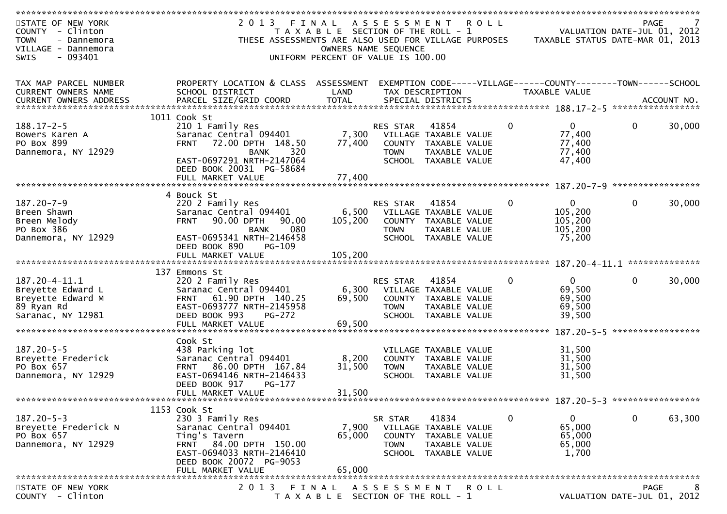STATE OF NEW YORK
COUNTY - Clinton
TOWN - Dannemora
VILLAGE - Dannemora
SWIS - 093401

# 2013 FINAL ASSESSMENT ROLL

TAXABLE SECTION OF THE ROLL - 1
THESE ASSESSMENTS ARE ALSO USED FOR VILLAGE PURPOSES
OWNERS NAME SEQUENCE
UNIFORM PERCENT OF VALUE IS 100.00

VALUATION DATE-JUL 01, 2012
TAXABLE STATUS DATE-MAR 01, 2013

| TAX MAP PARCEL NUMBER / CURRENT OWNERS NAME / CURRENT OWNERS ADDRESS | PROPERTY LOCATION & CLASS / SCHOOL DISTRICT / PARCEL SIZE/GRID COORD | ASSESSMENT LAND / TOTAL | EXEMPTION CODE / TAX DESCRIPTION / SPECIAL DISTRICTS | VILLAGE | COUNTY TAXABLE VALUE | TOWN | SCHOOL |
|---|---|---|---|---|---|---|---|
| **188.17-2-5** | 1011 Cook St | | | | | | |
| 188.17-2-5 | 210 1 Family Res | | RES STAR 41854 | 0 | 0 | 0 | 30,000 |
| Bowers Karen A | Saranac Central 094401 | 7,300 | VILLAGE TAXABLE VALUE | | 77,400 | | |
| PO Box 899 | FRNT 72.00 DPTH 148.50 | 77,400 | COUNTY TAXABLE VALUE | | 77,400 | | |
| Dannemora, NY 12929 | BANK 320 | | TOWN TAXABLE VALUE | | 77,400 | | |
| | EAST-0697291 NRTH-2147064 | | SCHOOL TAXABLE VALUE | | 47,400 | | |
| | DEED BOOK 20031 PG-58684 | | | | | | |
| | FULL MARKET VALUE | 77,400 | | | | | |
| **187.20-7-9** | 4 Bouck St | | | | | | |
| 187.20-7-9 | 220 2 Family Res | | RES STAR 41854 | 0 | 0 | 0 | 30,000 |
| Breen Shawn | Saranac Central 094401 | 6,500 | VILLAGE TAXABLE VALUE | | 105,200 | | |
| Breen Melody | FRNT 90.00 DPTH 90.00 | 105,200 | COUNTY TAXABLE VALUE | | 105,200 | | |
| PO Box 386 | BANK 080 | | TOWN TAXABLE VALUE | | 105,200 | | |
| Dannemora, NY 12929 | EAST-0695341 NRTH-2146458 | | SCHOOL TAXABLE VALUE | | 75,200 | | |
| | DEED BOOK 890 PG-109 | | | | | | |
| | FULL MARKET VALUE | 105,200 | | | | | |
| **187.20-4-11.1** | 137 Emmons St | | | | | | |
| 187.20-4-11.1 | 220 2 Family Res | | RES STAR 41854 | 0 | 0 | 0 | 30,000 |
| Breyette Edward L | Saranac Central 094401 | 6,300 | VILLAGE TAXABLE VALUE | | 69,500 | | |
| Breyette Edward M | FRNT 61.90 DPTH 140.25 | 69,500 | COUNTY TAXABLE VALUE | | 69,500 | | |
| 89 Ryan Rd | EAST-0693777 NRTH-2145958 | | TOWN TAXABLE VALUE | | 69,500 | | |
| Saranac, NY 12981 | DEED BOOK 993 PG-272 | | SCHOOL TAXABLE VALUE | | 39,500 | | |
| | FULL MARKET VALUE | 69,500 | | | | | |
| **187.20-5-5** | Cook St | | | | | | |
| 187.20-5-5 | 438 Parking lot | | VILLAGE TAXABLE VALUE | | 31,500 | | |
| Breyette Frederick | Saranac Central 094401 | 8,200 | COUNTY TAXABLE VALUE | | 31,500 | | |
| PO Box 657 | FRNT 86.00 DPTH 167.84 | 31,500 | TOWN TAXABLE VALUE | | 31,500 | | |
| Dannemora, NY 12929 | EAST-0694146 NRTH-2146433 | | SCHOOL TAXABLE VALUE | | 31,500 | | |
| | DEED BOOK 917 PG-177 | | | | | | |
| | FULL MARKET VALUE | 31,500 | | | | | |
| **187.20-5-3** | 1153 Cook St | | | | | | |
| 187.20-5-3 | 230 3 Family Res | | SR STAR 41834 | 0 | 0 | 0 | 63,300 |
| Breyette Frederick N | Saranac Central 094401 | 7,900 | VILLAGE TAXABLE VALUE | | 65,000 | | |
| PO Box 657 | Ting's Tavern | 65,000 | COUNTY TAXABLE VALUE | | 65,000 | | |
| Dannemora, NY 12929 | FRNT 84.00 DPTH 150.00 | | TOWN TAXABLE VALUE | | 65,000 | | |
| | EAST-0694033 NRTH-2146410 | | SCHOOL TAXABLE VALUE | | 1,700 | | |
| | DEED BOOK 20072 PG-9053 | | | | | | |
| | FULL MARKET VALUE | 65,000 | | | | | |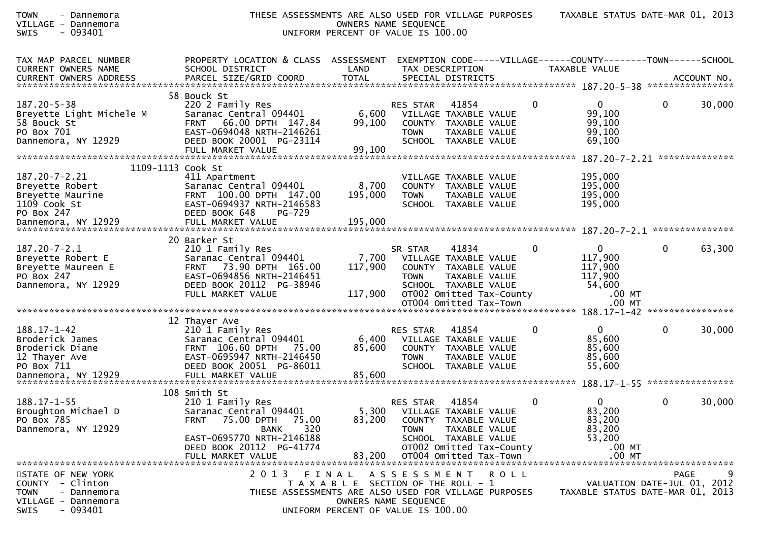| TAX MAP PARCEL NUMBER<br>CURRENT OWNERS NAME<br>CURRENT OWNERS ADDRESS | PROPERTY LOCATION & CLASS<br>SCHOOL DISTRICT<br>PARCEL SIZE/GRID COORD | ASSESSMENT<br>LAND<br>TOTAL | EXEMPTION CODE-----VILLAGE------COUNTY--------TOWN------SCHOOL<br>TAX DESCRIPTION<br>SPECIAL DISTRICTS | TAXABLE VALUE | ACCOUNT NO. |
|---|---|---|---|---|---|
| **187.20-5-38** | 58 Bouck St | | | | |
| 187.20-5-38 | 220 2 Family Res | | RES STAR 41854 0 | 0 | 0 30,000 |
| Breyette Light Michele M | Saranac Central 094401 | 6,600 | VILLAGE TAXABLE VALUE | 99,100 | |
| 58 Bouck St | FRNT 66.00 DPTH 147.84 | 99,100 | COUNTY TAXABLE VALUE | 99,100 | |
| PO Box 701 | EAST-0694048 NRTH-2146261 | | TOWN TAXABLE VALUE | 99,100 | |
| Dannemora, NY 12929 | DEED BOOK 20001 PG-23114 | | SCHOOL TAXABLE VALUE | 69,100 | |
| | FULL MARKET VALUE | 99,100 | | | |
| **187.20-7-2.21** | 1109-1113 Cook St | | | | |
| 187.20-7-2.21 | 411 Apartment | | VILLAGE TAXABLE VALUE | 195,000 | |
| Breyette Robert | Saranac Central 094401 | 8,700 | COUNTY TAXABLE VALUE | 195,000 | |
| Breyette Maurine | FRNT 100.00 DPTH 147.00 | 195,000 | TOWN TAXABLE VALUE | 195,000 | |
| 1109 Cook St | EAST-0694937 NRTH-2146583 | | SCHOOL TAXABLE VALUE | 195,000 | |
| PO Box 247 | DEED BOOK 648 PG-729 | | | | |
| Dannemora, NY 12929 | FULL MARKET VALUE | 195,000 | | | |
| **187.20-7-2.1** | 20 Barker St | | | | |
| 187.20-7-2.1 | 210 1 Family Res | | SR STAR 41834 0 | 0 | 0 63,300 |
| Breyette Robert E | Saranac Central 094401 | 7,700 | VILLAGE TAXABLE VALUE | 117,900 | |
| Breyette Maureen E | FRNT 73.90 DPTH 165.00 | 117,900 | COUNTY TAXABLE VALUE | 117,900 | |
| PO Box 247 | EAST-0694856 NRTH-2146451 | | TOWN TAXABLE VALUE | 117,900 | |
| Dannemora, NY 12929 | DEED BOOK 20112 PG-38946 | | SCHOOL TAXABLE VALUE | 54,600 | |
| | FULL MARKET VALUE | 117,900 | OT002 Omitted Tax-County | .00 MT | |
| | | | OT004 Omitted Tax-Town | .00 MT | |
| **188.17-1-42** | 12 Thayer Ave | | | | |
| 188.17-1-42 | 210 1 Family Res | | RES STAR 41854 0 | 0 | 0 30,000 |
| Broderick James | Saranac Central 094401 | 6,400 | VILLAGE TAXABLE VALUE | 85,600 | |
| Broderick Diane | FRNT 106.60 DPTH 75.00 | 85,600 | COUNTY TAXABLE VALUE | 85,600 | |
| 12 Thayer Ave | EAST-0695947 NRTH-2146450 | | TOWN TAXABLE VALUE | 85,600 | |
| PO Box 711 | DEED BOOK 20051 PG-86011 | | SCHOOL TAXABLE VALUE | 55,600 | |
| Dannemora, NY 12929 | FULL MARKET VALUE | 85,600 | | | |
| **188.17-1-55** | 108 Smith St | | | | |
| 188.17-1-55 | 210 1 Family Res | | RES STAR 41854 0 | 0 | 0 30,000 |
| Broughton Michael D | Saranac Central 094401 | 5,300 | VILLAGE TAXABLE VALUE | 83,200 | |
| PO Box 785 | FRNT 75.00 DPTH 75.00 | 83,200 | COUNTY TAXABLE VALUE | 83,200 | |
| Dannemora, NY 12929 | BANK 320 | | TOWN TAXABLE VALUE | 83,200 | |
| | EAST-0695770 NRTH-2146188 | | SCHOOL TAXABLE VALUE | 53,200 | |
| | DEED BOOK 20112 PG-41774 | | OT002 Omitted Tax-County | .00 MT | |
| | FULL MARKET VALUE | 83,200 | OT004 Omitted Tax-Town | .00 MT | |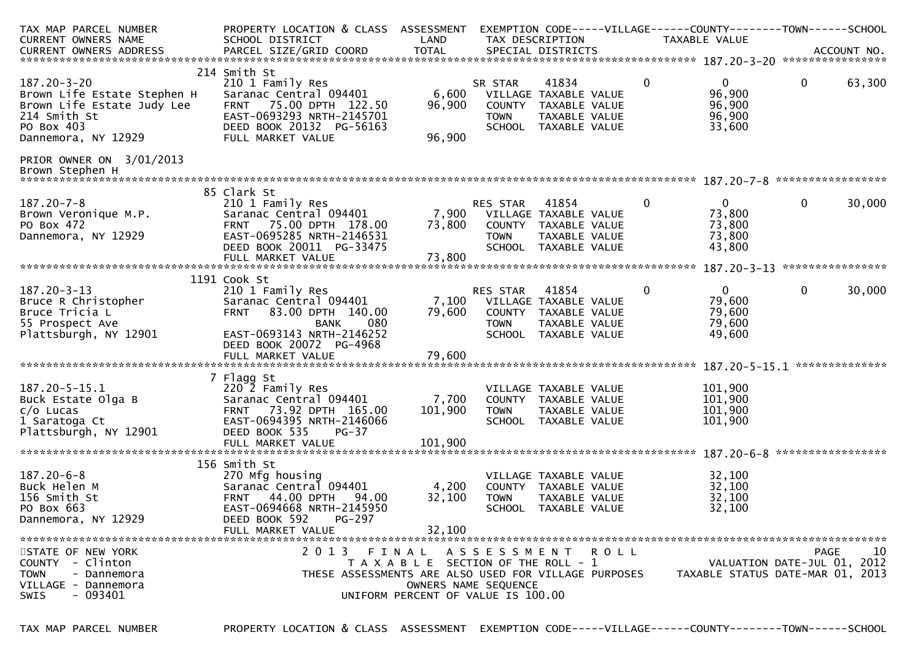| TAX MAP PARCEL NUMBER<br>CURRENT OWNERS NAME<br>CURRENT OWNERS ADDRESS | PROPERTY LOCATION & CLASS<br>SCHOOL DISTRICT<br>PARCEL SIZE/GRID COORD | ASSESSMENT<br>LAND<br>TOTAL | EXEMPTION CODE<br>TAX DESCRIPTION<br>SPECIAL DISTRICTS | VILLAGE | COUNTY<br>TAXABLE VALUE | TOWN | SCHOOL<br><br>ACCOUNT NO. |
|---|---|---|---|---|---|---|---|
| **187.20-3-20** | | | | | | | |
| 187.20-3-20 | 214 Smith St<br>210 1 Family Res | | SR STAR 41834 | 0 | 0 | 0 | 63,300 |
| Brown Life Estate Stephen H | Saranac Central 094401 | 6,600 | VILLAGE TAXABLE VALUE | | 96,900 | | |
| Brown Life Estate Judy Lee | FRNT 75.00 DPTH 122.50 | 96,900 | COUNTY TAXABLE VALUE | | 96,900 | | |
| 214 Smith St | EAST-0693293 NRTH-2145701 | | TOWN TAXABLE VALUE | | 96,900 | | |
| PO Box 403 | DEED BOOK 20132 PG-56163 | | SCHOOL TAXABLE VALUE | | 33,600 | | |
| Dannemora, NY 12929 | FULL MARKET VALUE | 96,900 | | | | | |
| PRIOR OWNER ON 3/01/2013<br>Brown Stephen H | | | | | | | |
| **187.20-7-8** | | | | | | | |
| 187.20-7-8 | 85 Clark St<br>210 1 Family Res | | RES STAR 41854 | 0 | 0 | 0 | 30,000 |
| Brown Veronique M.P. | Saranac Central 094401 | 7,900 | VILLAGE TAXABLE VALUE | | 73,800 | | |
| PO Box 472 | FRNT 75.00 DPTH 178.00 | 73,800 | COUNTY TAXABLE VALUE | | 73,800 | | |
| Dannemora, NY 12929 | EAST-0695285 NRTH-2146531 | | TOWN TAXABLE VALUE | | 73,800 | | |
| | DEED BOOK 20011 PG-33475 | | SCHOOL TAXABLE VALUE | | 43,800 | | |
| | FULL MARKET VALUE | 73,800 | | | | | |
| **187.20-3-13** | | | | | | | |
| 187.20-3-13 | 1191 Cook St<br>210 1 Family Res | | RES STAR 41854 | 0 | 0 | 0 | 30,000 |
| Bruce R Christopher | Saranac Central 094401 | 7,100 | VILLAGE TAXABLE VALUE | | 79,600 | | |
| Bruce Tricia L | FRNT 83.00 DPTH 140.00 | 79,600 | COUNTY TAXABLE VALUE | | 79,600 | | |
| 55 Prospect Ave | BANK 080 | | TOWN TAXABLE VALUE | | 79,600 | | |
| Plattsburgh, NY 12901 | EAST-0693143 NRTH-2146252 | | SCHOOL TAXABLE VALUE | | 49,600 | | |
| | DEED BOOK 20072 PG-4968 | | | | | | |
| | FULL MARKET VALUE | 79,600 | | | | | |
| **187.20-5-15.1** | | | | | | | |
| 187.20-5-15.1 | 7 Flagg St<br>220 2 Family Res | | VILLAGE TAXABLE VALUE | | 101,900 | | |
| Buck Estate Olga B | Saranac Central 094401 | 7,700 | COUNTY TAXABLE VALUE | | 101,900 | | |
| c/o Lucas | FRNT 73.92 DPTH 165.00 | 101,900 | TOWN TAXABLE VALUE | | 101,900 | | |
| 1 Saratoga Ct | EAST-0694395 NRTH-2146066 | | SCHOOL TAXABLE VALUE | | 101,900 | | |
| Plattsburgh, NY 12901 | DEED BOOK 535 PG-37 | | | | | | |
| | FULL MARKET VALUE | 101,900 | | | | | |
| **187.20-6-8** | | | | | | | |
| 187.20-6-8 | 156 Smith St<br>270 Mfg housing | | VILLAGE TAXABLE VALUE | | 32,100 | | |
| Buck Helen M | Saranac Central 094401 | 4,200 | COUNTY TAXABLE VALUE | | 32,100 | | |
| 156 Smith St | FRNT 44.00 DPTH 94.00 | 32,100 | TOWN TAXABLE VALUE | | 32,100 | | |
| PO Box 663 | EAST-0694668 NRTH-2145950 | | SCHOOL TAXABLE VALUE | | 32,100 | | |
| Dannemora, NY 12929 | DEED BOOK 592 PG-297 | | | | | | |
| | FULL MARKET VALUE | 32,100 | | | | | |

STATE OF NEW YORK
COUNTY - Clinton
TOWN - Dannemora
VILLAGE - Dannemora
SWIS - 093401

2013 FINAL ASSESSMENT ROLL
TAXABLE SECTION OF THE ROLL - 1
THESE ASSESSMENTS ARE ALSO USED FOR VILLAGE PURPOSES
OWNERS NAME SEQUENCE
UNIFORM PERCENT OF VALUE IS 100.00

VALUATION DATE-JUL 01, 2012
TAXABLE STATUS DATE-MAR 01, 2013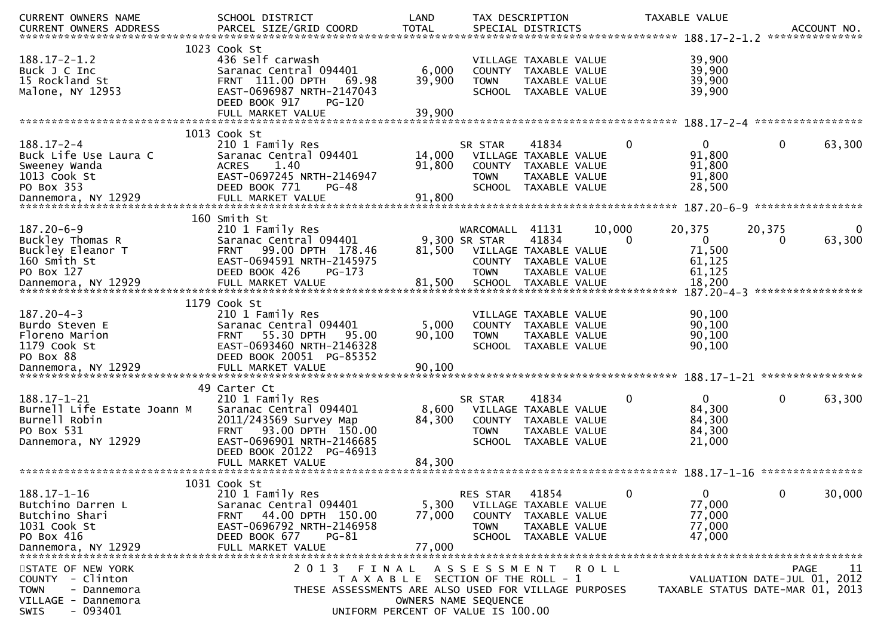| CURRENT OWNERS NAME<br>CURRENT OWNERS ADDRESS | SCHOOL DISTRICT<br>PARCEL SIZE/GRID COORD | LAND<br>TOTAL | TAX DESCRIPTION<br>SPECIAL DISTRICTS | | | TAXABLE VALUE | | ACCOUNT NO. |
|---|---|---|---|---|---|---|---|---|
| **188.17-2-1.2** | 1023 Cook St | | | | | | | |
| 188.17-2-1.2 | 436 Self carwash | | VILLAGE TAXABLE VALUE | | | 39,900 | | |
| Buck J C Inc | Saranac Central 094401 | 6,000 | COUNTY TAXABLE VALUE | | | 39,900 | | |
| 15 Rockland St | FRNT 111.00 DPTH 69.98 | 39,900 | TOWN TAXABLE VALUE | | | 39,900 | | |
| Malone, NY 12953 | EAST-0696987 NRTH-2147043 | | SCHOOL TAXABLE VALUE | | | 39,900 | | |
| | DEED BOOK 917 PG-120 | | | | | | | |
| | FULL MARKET VALUE | 39,900 | | | | | | |
| **188.17-2-4** | 1013 Cook St | | | | | | | |
| 188.17-2-4 | 210 1 Family Res | | SR STAR | 41834 | 0 | 0 | 0 | 63,300 |
| Buck Life Use Laura C | Saranac Central 094401 | 14,000 | VILLAGE TAXABLE VALUE | | | 91,800 | | |
| Sweeney Wanda | ACRES 1.40 | 91,800 | COUNTY TAXABLE VALUE | | | 91,800 | | |
| 1013 Cook St | EAST-0697245 NRTH-2146947 | | TOWN TAXABLE VALUE | | | 91,800 | | |
| PO Box 353 | DEED BOOK 771 PG-48 | | SCHOOL TAXABLE VALUE | | | 28,500 | | |
| Dannemora, NY 12929 | FULL MARKET VALUE | 91,800 | | | | | | |
| **187.20-6-9** | 160 Smith St | | | | | | | |
| 187.20-6-9 | 210 1 Family Res | | WARCOMALL | 41131 | 10,000 | 20,375 | 20,375 | 0 |
| Buckley Thomas R | Saranac Central 094401 | 9,300 | SR STAR | 41834 | 0 | 0 | 0 | 63,300 |
| Buckley Eleanor T | FRNT 99.00 DPTH 178.46 | 81,500 | VILLAGE TAXABLE VALUE | | | 71,500 | | |
| 160 Smith St | EAST-0694591 NRTH-2145975 | | COUNTY TAXABLE VALUE | | | 61,125 | | |
| PO Box 127 | DEED BOOK 426 PG-173 | | TOWN TAXABLE VALUE | | | 61,125 | | |
| Dannemora, NY 12929 | FULL MARKET VALUE | 81,500 | SCHOOL TAXABLE VALUE | | | 18,200 | | |
| **187.20-4-3** | 1179 Cook St | | | | | | | |
| 187.20-4-3 | 210 1 Family Res | | VILLAGE TAXABLE VALUE | | | 90,100 | | |
| Burdo Steven E | Saranac Central 094401 | 5,000 | COUNTY TAXABLE VALUE | | | 90,100 | | |
| Floreno Marion | FRNT 55.30 DPTH 95.00 | 90,100 | TOWN TAXABLE VALUE | | | 90,100 | | |
| 1179 Cook St | EAST-0693460 NRTH-2146328 | | SCHOOL TAXABLE VALUE | | | 90,100 | | |
| PO Box 88 | DEED BOOK 20051 PG-85352 | | | | | | | |
| Dannemora, NY 12929 | FULL MARKET VALUE | 90,100 | | | | | | |
| **188.17-1-21** | 49 Carter Ct | | | | | | | |
| 188.17-1-21 | 210 1 Family Res | | SR STAR | 41834 | 0 | 0 | 0 | 63,300 |
| Burnell Life Estate Joann M | Saranac Central 094401 | 8,600 | VILLAGE TAXABLE VALUE | | | 84,300 | | |
| Burnell Robin | 2011/243569 Survey Map | 84,300 | COUNTY TAXABLE VALUE | | | 84,300 | | |
| PO Box 531 | FRNT 93.00 DPTH 150.00 | | TOWN TAXABLE VALUE | | | 84,300 | | |
| Dannemora, NY 12929 | EAST-0696901 NRTH-2146685 | | SCHOOL TAXABLE VALUE | | | 21,000 | | |
| | DEED BOOK 20122 PG-46913 | | | | | | | |
| | FULL MARKET VALUE | 84,300 | | | | | | |
| **188.17-1-16** | 1031 Cook St | | | | | | | |
| 188.17-1-16 | 210 1 Family Res | | RES STAR | 41854 | 0 | 0 | 0 | 30,000 |
| Butchino Darren L | Saranac Central 094401 | 5,300 | VILLAGE TAXABLE VALUE | | | 77,000 | | |
| Butchino Shari | FRNT 44.00 DPTH 150.00 | 77,000 | COUNTY TAXABLE VALUE | | | 77,000 | | |
| 1031 Cook St | EAST-0696792 NRTH-2146958 | | TOWN TAXABLE VALUE | | | 77,000 | | |
| PO Box 416 | DEED BOOK 677 PG-81 | | SCHOOL TAXABLE VALUE | | | 47,000 | | |
| Dannemora, NY 12929 | FULL MARKET VALUE | 77,000 | | | | | | |

STATE OF NEW YORK
COUNTY - Clinton
TOWN - Dannemora
VILLAGE - Dannemora
SWIS - 093401

2013 FINAL ASSESSMENT ROLL
TAXABLE SECTION OF THE ROLL - 1
THESE ASSESSMENTS ARE ALSO USED FOR VILLAGE PURPOSES
OWNERS NAME SEQUENCE
UNIFORM PERCENT OF VALUE IS 100.00

VALUATION DATE-JUL 01, 2012
TAXABLE STATUS DATE-MAR 01, 2013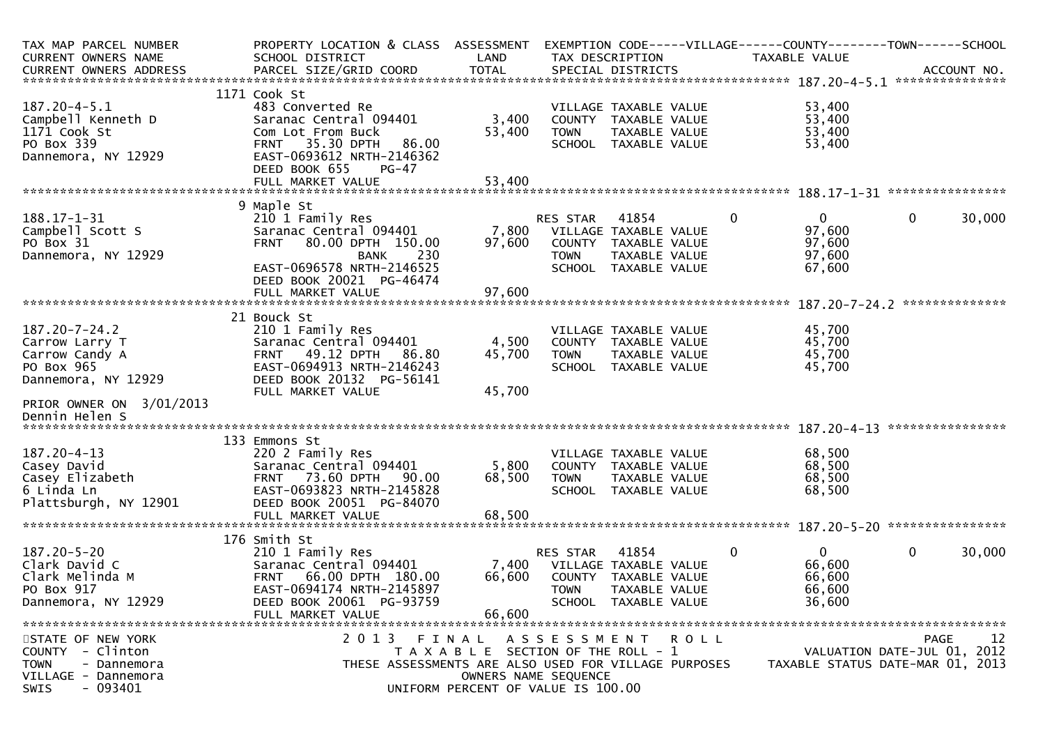| TAX MAP PARCEL NUMBER<br>CURRENT OWNERS NAME<br>CURRENT OWNERS ADDRESS | PROPERTY LOCATION & CLASS<br>SCHOOL DISTRICT<br>PARCEL SIZE/GRID COORD | ASSESSMENT<br>LAND<br>TOTAL | EXEMPTION CODE-----VILLAGE------COUNTY--------TOWN------SCHOOL<br>TAX DESCRIPTION<br>SPECIAL DISTRICTS | TAXABLE VALUE | ACCOUNT NO. |
|---|---|---|---|---|---|
| **187.20-4-5.1** | | | | | |
| | 1171 Cook St | | | | |
| 187.20-4-5.1 | 483 Converted Re | | VILLAGE TAXABLE VALUE | 53,400 | |
| Campbell Kenneth D | Saranac Central 094401 | 3,400 | COUNTY TAXABLE VALUE | 53,400 | |
| 1171 Cook St | Com Lot From Buck | 53,400 | TOWN TAXABLE VALUE | 53,400 | |
| PO Box 339 | FRNT 35.30 DPTH 86.00 | | SCHOOL TAXABLE VALUE | 53,400 | |
| Dannemora, NY 12929 | EAST-0693612 NRTH-2146362 | | | | |
| | DEED BOOK 655 PG-47 | | | | |
| | FULL MARKET VALUE | 53,400 | | | |
| **188.17-1-31** | | | | | |
| | 9 Maple St | | | | |
| 188.17-1-31 | 210 1 Family Res | | RES STAR 41854 | 0 0 0 | 30,000 |
| Campbell Scott S | Saranac Central 094401 | 7,800 | VILLAGE TAXABLE VALUE | 97,600 | |
| PO Box 31 | FRNT 80.00 DPTH 150.00 | 97,600 | COUNTY TAXABLE VALUE | 97,600 | |
| Dannemora, NY 12929 | BANK 230 | | TOWN TAXABLE VALUE | 97,600 | |
| | EAST-0696578 NRTH-2146525 | | SCHOOL TAXABLE VALUE | 67,600 | |
| | DEED BOOK 20021 PG-46474 | | | | |
| | FULL MARKET VALUE | 97,600 | | | |
| **187.20-7-24.2** | | | | | |
| | 21 Bouck St | | | | |
| 187.20-7-24.2 | 210 1 Family Res | | VILLAGE TAXABLE VALUE | 45,700 | |
| Carrow Larry T | Saranac Central 094401 | 4,500 | COUNTY TAXABLE VALUE | 45,700 | |
| Carrow Candy A | FRNT 49.12 DPTH 86.80 | 45,700 | TOWN TAXABLE VALUE | 45,700 | |
| PO Box 965 | EAST-0694913 NRTH-2146243 | | SCHOOL TAXABLE VALUE | 45,700 | |
| Dannemora, NY 12929 | DEED BOOK 20132 PG-56141 | | | | |
| | FULL MARKET VALUE | 45,700 | | | |
| PRIOR OWNER ON 3/01/2013 | | | | | |
| Dennin Helen S | | | | | |
| **187.20-4-13** | | | | | |
| | 133 Emmons St | | | | |
| 187.20-4-13 | 220 2 Family Res | | VILLAGE TAXABLE VALUE | 68,500 | |
| Casey David | Saranac Central 094401 | 5,800 | COUNTY TAXABLE VALUE | 68,500 | |
| Casey Elizabeth | FRNT 73.60 DPTH 90.00 | 68,500 | TOWN TAXABLE VALUE | 68,500 | |
| 6 Linda Ln | EAST-0693823 NRTH-2145828 | | SCHOOL TAXABLE VALUE | 68,500 | |
| Plattsburgh, NY 12901 | DEED BOOK 20051 PG-84070 | | | | |
| | FULL MARKET VALUE | 68,500 | | | |
| **187.20-5-20** | | | | | |
| | 176 Smith St | | | | |
| 187.20-5-20 | 210 1 Family Res | | RES STAR 41854 | 0 0 0 | 30,000 |
| Clark David C | Saranac Central 094401 | 7,400 | VILLAGE TAXABLE VALUE | 66,600 | |
| Clark Melinda M | FRNT 66.00 DPTH 180.00 | 66,600 | COUNTY TAXABLE VALUE | 66,600 | |
| PO Box 917 | EAST-0694174 NRTH-2145897 | | TOWN TAXABLE VALUE | 66,600 | |
| Dannemora, NY 12929 | DEED BOOK 20061 PG-93759 | | SCHOOL TAXABLE VALUE | 36,600 | |
| | FULL MARKET VALUE | 66,600 | | | |

STATE OF NEW YORK
COUNTY - Clinton
TOWN - Dannemora
VILLAGE - Dannemora
SWIS - 093401

2013 FINAL ASSESSMENT ROLL
TAXABLE SECTION OF THE ROLL - 1
THESE ASSESSMENTS ARE ALSO USED FOR VILLAGE PURPOSES
OWNERS NAME SEQUENCE
UNIFORM PERCENT OF VALUE IS 100.00

VALUATION DATE-JUL 01, 2012
TAXABLE STATUS DATE-MAR 01, 2013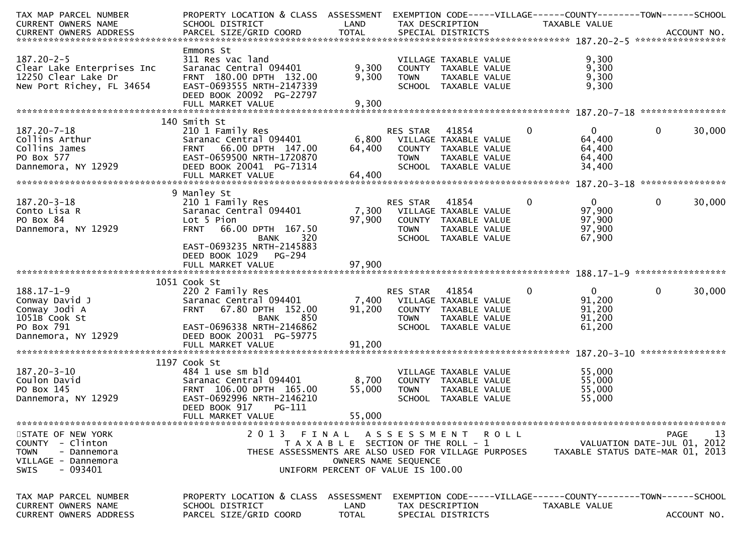| TAX MAP PARCEL NUMBER<br>CURRENT OWNERS NAME<br>CURRENT OWNERS ADDRESS | PROPERTY LOCATION & CLASS<br>SCHOOL DISTRICT<br>PARCEL SIZE/GRID COORD | ASSESSMENT<br>LAND<br>TOTAL | EXEMPTION CODE-----VILLAGE------COUNTY--------TOWN------SCHOOL<br>TAX DESCRIPTION<br>SPECIAL DISTRICTS | TAXABLE VALUE | ACCOUNT NO. |
|---|---|---|---|---|---|
| 187.20-2-5<br>Clear Lake Enterprises Inc<br>12250 Clear Lake Dr<br>New Port Richey, FL 34654 | Emmons St<br>311 Res vac land<br>Saranac Central 094401<br>FRNT 180.00 DPTH 132.00<br>EAST-0693555 NRTH-2147339<br>DEED BOOK 20092 PG-22797<br>FULL MARKET VALUE | <br><br>9,300<br>9,300<br><br><br>9,300 | VILLAGE TAXABLE VALUE<br>COUNTY TAXABLE VALUE<br>TOWN TAXABLE VALUE<br>SCHOOL TAXABLE VALUE | 9,300<br>9,300<br>9,300<br>9,300 | |
| 187.20-7-18<br>Collins Arthur<br>Collins James<br>PO Box 577<br>Dannemora, NY 12929 | 140 Smith St<br>210 1 Family Res<br>Saranac Central 094401<br>FRNT 66.00 DPTH 147.00<br>EAST-0659500 NRTH-1720870<br>DEED BOOK 20041 PG-71314<br>FULL MARKET VALUE | <br><br>6,800<br>64,400<br><br><br>64,400 | RES STAR 41854 0<br>VILLAGE TAXABLE VALUE<br>COUNTY TAXABLE VALUE<br>TOWN TAXABLE VALUE<br>SCHOOL TAXABLE VALUE | 0 0 30,000<br>64,400<br>64,400<br>64,400<br>34,400 | |
| 187.20-3-18<br>Conto Lisa R<br>PO Box 84<br>Dannemora, NY 12929 | 9 Manley St<br>210 1 Family Res<br>Saranac Central 094401<br>Lot 5 Pion<br>FRNT 66.00 DPTH 167.50<br>BANK 320<br>EAST-0693235 NRTH-2145883<br>DEED BOOK 1029 PG-294<br>FULL MARKET VALUE | <br><br>7,300<br>97,900<br><br><br><br><br>97,900 | RES STAR 41854 0<br>VILLAGE TAXABLE VALUE<br>COUNTY TAXABLE VALUE<br>TOWN TAXABLE VALUE<br>SCHOOL TAXABLE VALUE | 0 0 30,000<br>97,900<br>97,900<br>97,900<br>67,900 | |
| 188.17-1-9<br>Conway David J<br>Conway Jodi A<br>1051B Cook St<br>PO Box 791<br>Dannemora, NY 12929 | 1051 Cook St<br>220 2 Family Res<br>Saranac Central 094401<br>FRNT 67.80 DPTH 152.00<br>BANK 850<br>EAST-0696338 NRTH-2146862<br>DEED BOOK 20031 PG-59775<br>FULL MARKET VALUE | <br><br>7,400<br>91,200<br><br><br><br>91,200 | RES STAR 41854 0<br>VILLAGE TAXABLE VALUE<br>COUNTY TAXABLE VALUE<br>TOWN TAXABLE VALUE<br>SCHOOL TAXABLE VALUE | 0 0 30,000<br>91,200<br>91,200<br>91,200<br>61,200 | |
| 187.20-3-10<br>Coulon David<br>PO Box 145<br>Dannemora, NY 12929 | 1197 Cook St<br>484 1 use sm bld<br>Saranac Central 094401<br>FRNT 106.00 DPTH 165.00<br>EAST-0692996 NRTH-2146210<br>DEED BOOK 917 PG-111<br>FULL MARKET VALUE | <br><br>8,700<br>55,000<br><br><br>55,000 | VILLAGE TAXABLE VALUE<br>COUNTY TAXABLE VALUE<br>TOWN TAXABLE VALUE<br>SCHOOL TAXABLE VALUE | 55,000<br>55,000<br>55,000<br>55,000 | |

STATE OF NEW YORK
COUNTY - Clinton
TOWN - Dannemora
VILLAGE - Dannemora
SWIS - 093401

2013 FINAL ASSESSMENT ROLL
TAXABLE SECTION OF THE ROLL - 1
THESE ASSESSMENTS ARE ALSO USED FOR VILLAGE PURPOSES
OWNERS NAME SEQUENCE
UNIFORM PERCENT OF VALUE IS 100.00

VALUATION DATE-JUL 01, 2012
TAXABLE STATUS DATE-MAR 01, 2013

| TAX MAP PARCEL NUMBER<br>CURRENT OWNERS NAME<br>CURRENT OWNERS ADDRESS | PROPERTY LOCATION & CLASS<br>SCHOOL DISTRICT<br>PARCEL SIZE/GRID COORD | ASSESSMENT<br>LAND<br>TOTAL | EXEMPTION CODE-----VILLAGE------COUNTY--------TOWN------SCHOOL<br>TAX DESCRIPTION<br>SPECIAL DISTRICTS | TAXABLE VALUE | ACCOUNT NO. |
|---|---|---|---|---|---|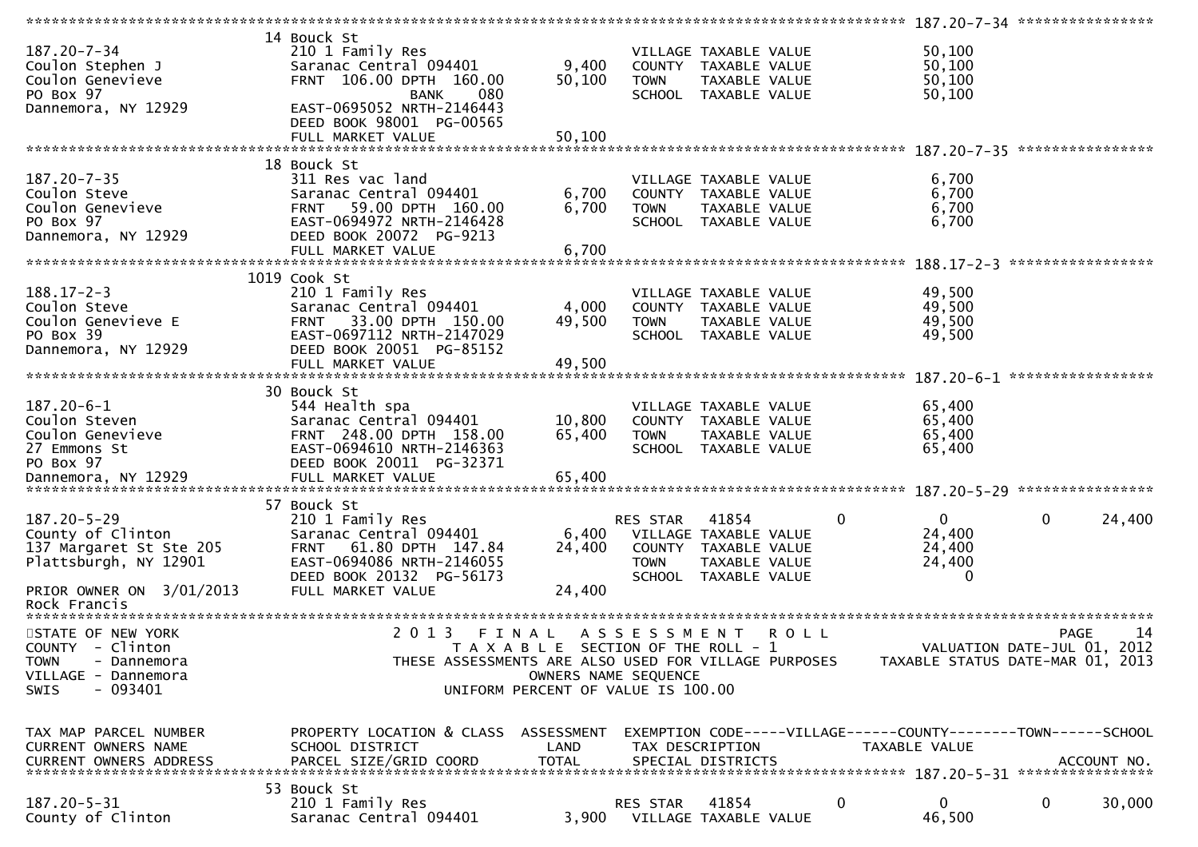```
******************************************************************************************************* 187.20-7-34 ****************
                         14 Bouck St
187.20-7-34              210 1 Family Res                          VILLAGE TAXABLE VALUE             50,100
Coulon Stephen J         Saranac Central 094401       9,400        COUNTY  TAXABLE VALUE             50,100
Coulon Genevieve         FRNT 106.00 DPTH 160.00     50,100        TOWN    TAXABLE VALUE             50,100
PO Box 97                               BANK    080                SCHOOL  TAXABLE VALUE             50,100
Dannemora, NY 12929      EAST-0695052 NRTH-2146443
                         DEED BOOK 98001  PG-00565
                         FULL MARKET VALUE           50,100
******************************************************************************************************* 187.20-7-35 ****************
                         18 Bouck St
187.20-7-35              311 Res vac land                          VILLAGE TAXABLE VALUE              6,700
Coulon Steve             Saranac Central 094401       6,700        COUNTY  TAXABLE VALUE              6,700
Coulon Genevieve         FRNT  59.00 DPTH 160.00      6,700        TOWN    TAXABLE VALUE              6,700
PO Box 97                EAST-0694972 NRTH-2146428                 SCHOOL  TAXABLE VALUE              6,700
Dannemora, NY 12929      DEED BOOK 20072  PG-9213
                         FULL MARKET VALUE            6,700
******************************************************************************************************* 188.17-2-3 *****************
                         1019 Cook St
188.17-2-3               210 1 Family Res                          VILLAGE TAXABLE VALUE             49,500
Coulon Steve             Saranac Central 094401       4,000        COUNTY  TAXABLE VALUE             49,500
Coulon Genevieve E       FRNT  33.00 DPTH 150.00     49,500        TOWN    TAXABLE VALUE             49,500
PO Box 39                EAST-0697112 NRTH-2147029                 SCHOOL  TAXABLE VALUE             49,500
Dannemora, NY 12929      DEED BOOK 20051  PG-85152
                         FULL MARKET VALUE           49,500
******************************************************************************************************* 187.20-6-1 *****************
                         30 Bouck St
187.20-6-1               544 Health spa                            VILLAGE TAXABLE VALUE             65,400
Coulon Steven            Saranac Central 094401      10,800        COUNTY  TAXABLE VALUE             65,400
Coulon Genevieve         FRNT 248.00 DPTH 158.00     65,400        TOWN    TAXABLE VALUE             65,400
27 Emmons St             EAST-0694610 NRTH-2146363                 SCHOOL  TAXABLE VALUE             65,400
PO Box 97                DEED BOOK 20011  PG-32371
Dannemora, NY 12929      FULL MARKET VALUE           65,400
******************************************************************************************************* 187.20-5-29 ****************
                         57 Bouck St
187.20-5-29              210 1 Family Res                          RES STAR   41854          0             0            0       24,400
County of Clinton        Saranac Central 094401       6,400        VILLAGE TAXABLE VALUE             24,400
137 Margaret St Ste 205  FRNT  61.80 DPTH 147.84     24,400        COUNTY  TAXABLE VALUE             24,400
Plattsburgh, NY 12901    EAST-0694086 NRTH-2146055                 TOWN    TAXABLE VALUE             24,400
                         DEED BOOK 20132  PG-56173                 SCHOOL  TAXABLE VALUE                  0
PRIOR OWNER ON 3/01/2013 FULL MARKET VALUE           24,400
Rock Francis
************************************************************************************************************************************
STATE OF NEW YORK                    2 0 1 3   F I N A L   A S S E S S M E N T   R O L L                                  PAGE    14
COUNTY  - Clinton                       T A X A B L E  SECTION OF THE ROLL - 1                        VALUATION DATE-JUL 01, 2012
TOWN    - Dannemora             THESE ASSESSMENTS ARE ALSO USED FOR VILLAGE PURPOSES         TAXABLE STATUS DATE-MAR 01, 2013
VILLAGE - Dannemora                              OWNERS NAME SEQUENCE
SWIS    - 093401                            UNIFORM PERCENT OF VALUE IS 100.00


TAX MAP PARCEL NUMBER    PROPERTY LOCATION & CLASS  ASSESSMENT  EXEMPTION CODE-----VILLAGE------COUNTY--------TOWN------SCHOOL
CURRENT OWNERS NAME      SCHOOL DISTRICT               LAND     TAX DESCRIPTION            TAXABLE VALUE
CURRENT OWNERS ADDRESS   PARCEL SIZE/GRID COORD       TOTAL     SPECIAL DISTRICTS                                      ACCOUNT NO.
******************************************************************************************************* 187.20-5-31 ****************
                         53 Bouck St
187.20-5-31              210 1 Family Res                          RES STAR   41854          0             0            0       30,000
County of Clinton        Saranac Central 094401       3,900        VILLAGE TAXABLE VALUE             46,500
```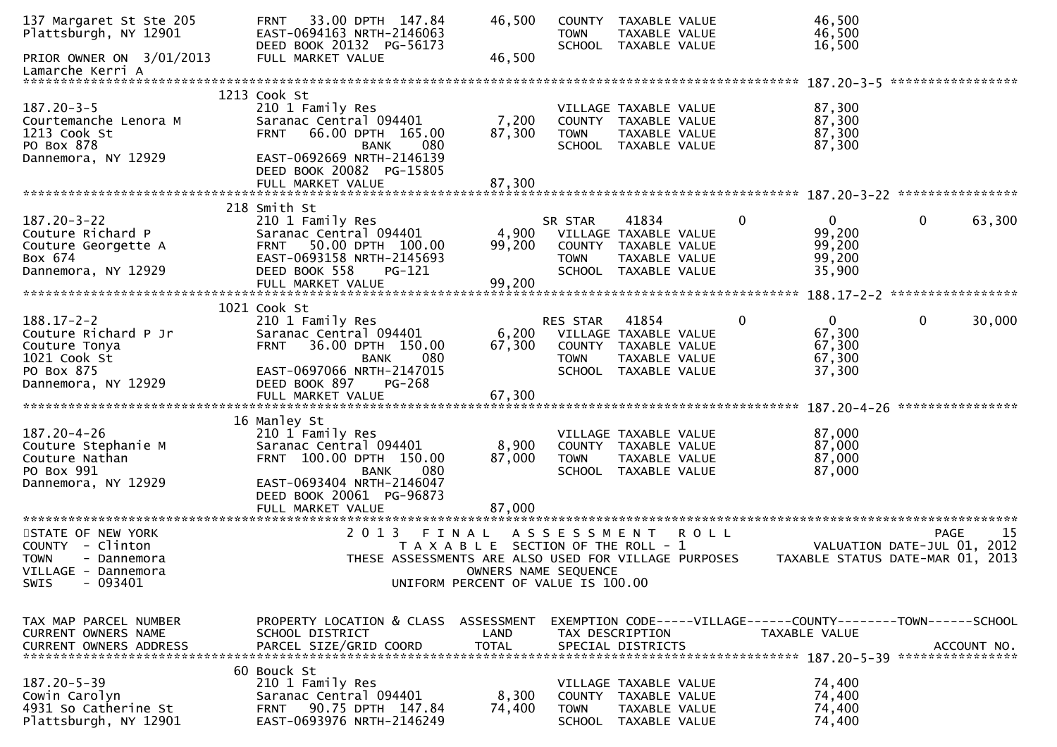```
137 Margaret St Ste 205        FRNT   33.00 DPTH 147.84       46,500    COUNTY  TAXABLE VALUE              46,500
Plattsburgh, NY 12901          EAST-0694163 NRTH-2146063                TOWN    TAXABLE VALUE              46,500
                               DEED BOOK 20132  PG-56173                SCHOOL  TAXABLE VALUE              16,500
PRIOR OWNER ON  3/01/2013      FULL MARKET VALUE               46,500
Lamarche Kerri A
******************************************************************************************************* 187.20-3-5 *****************
                          1213 Cook St
187.20-3-5                     210 1 Family Res                         VILLAGE TAXABLE VALUE              87,300
Courtemanche Lenora M          Saranac Central 094401          7,200    COUNTY  TAXABLE VALUE              87,300
1213 Cook St                   FRNT   66.00 DPTH 165.00       87,300    TOWN    TAXABLE VALUE              87,300
PO Box 878                                  BANK    080                 SCHOOL  TAXABLE VALUE              87,300
Dannemora, NY 12929            EAST-0692669 NRTH-2146139
                               DEED BOOK 20082  PG-15805
                               FULL MARKET VALUE               87,300
******************************************************************************************************* 187.20-3-22 ****************
                          218 Smith St
187.20-3-22                    210 1 Family Res                         SR STAR     41834          0             0             0      63,300
Couture Richard P              Saranac Central 094401          4,900    VILLAGE TAXABLE VALUE              99,200
Couture Georgette A            FRNT   50.00 DPTH 100.00       99,200    COUNTY  TAXABLE VALUE              99,200
Box 674                        EAST-0693158 NRTH-2145693                TOWN    TAXABLE VALUE              99,200
Dannemora, NY 12929            DEED BOOK 558    PG-121                  SCHOOL  TAXABLE VALUE              35,900
                               FULL MARKET VALUE               99,200
******************************************************************************************************* 188.17-2-2 *****************
                          1021 Cook St
188.17-2-2                     210 1 Family Res                         RES STAR    41854          0             0             0      30,000
Couture Richard P Jr           Saranac Central 094401          6,200    VILLAGE TAXABLE VALUE              67,300
Couture Tonya                  FRNT   36.00 DPTH 150.00       67,300    COUNTY  TAXABLE VALUE              67,300
1021 Cook St                                BANK    080                 TOWN    TAXABLE VALUE              67,300
PO Box 875                     EAST-0697066 NRTH-2147015                SCHOOL  TAXABLE VALUE              37,300
Dannemora, NY 12929            DEED BOOK 897    PG-268
                               FULL MARKET VALUE               67,300
******************************************************************************************************* 187.20-4-26 ****************
                          16 Manley St
187.20-4-26                    210 1 Family Res                         VILLAGE TAXABLE VALUE              87,000
Couture Stephanie M            Saranac Central 094401          8,900    COUNTY  TAXABLE VALUE              87,000
Couture Nathan                 FRNT  100.00 DPTH 150.00       87,000    TOWN    TAXABLE VALUE              87,000
PO Box 991                                  BANK    080                 SCHOOL  TAXABLE VALUE              87,000
Dannemora, NY 12929            EAST-0693404 NRTH-2146047
                               DEED BOOK 20061  PG-96873
                               FULL MARKET VALUE               87,000
************************************************************************************************************************************
STATE OF NEW YORK                          2 0 1 3   F I N A L   A S S E S S M E N T   R O L L
COUNTY  - Clinton                            T A X A B L E  SECTION OF THE ROLL - 1                VALUATION DATE-JUL 01, 2012
TOWN    - Dannemora                   THESE ASSESSMENTS ARE ALSO USED FOR VILLAGE PURPOSES     TAXABLE STATUS DATE-MAR 01, 2013
VILLAGE - Dannemora                                  OWNERS NAME SEQUENCE
SWIS    - 093401                              UNIFORM PERCENT OF VALUE IS 100.00


TAX MAP PARCEL NUMBER          PROPERTY LOCATION & CLASS  ASSESSMENT  EXEMPTION CODE-----VILLAGE------COUNTY--------TOWN------SCHOOL
CURRENT OWNERS NAME            SCHOOL DISTRICT               LAND      TAX DESCRIPTION            TAXABLE VALUE
CURRENT OWNERS ADDRESS         PARCEL SIZE/GRID COORD        TOTAL     SPECIAL DISTRICTS                                     ACCOUNT NO.
******************************************************************************************************* 187.20-5-39 ****************
                          60 Bouck St
187.20-5-39                    210 1 Family Res                         VILLAGE TAXABLE VALUE              74,400
Cowin Carolyn                  Saranac Central 094401          8,300    COUNTY  TAXABLE VALUE              74,400
4931 So Catherine St           FRNT   90.75 DPTH 147.84       74,400    TOWN    TAXABLE VALUE              74,400
Plattsburgh, NY 12901          EAST-0693976 NRTH-2146249                SCHOOL  TAXABLE VALUE              74,400
```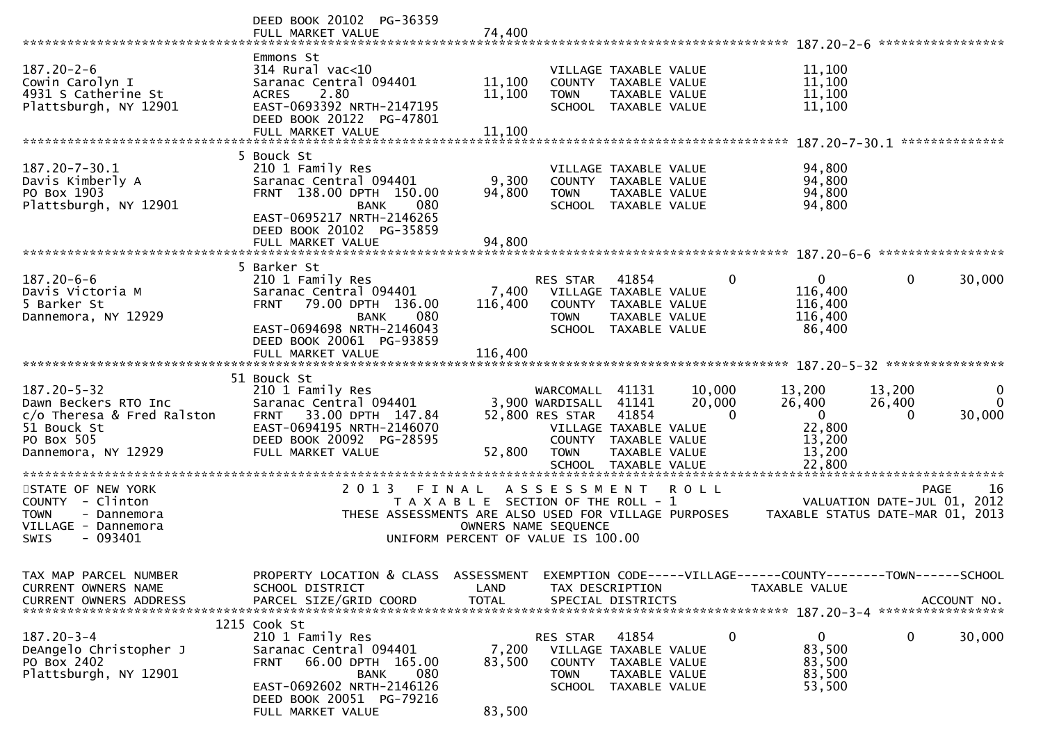```
                              DEED BOOK 20102  PG-36359
                              FULL MARKET VALUE              74,400
******************************************************************************************************* 187.20-2-6 *****************
                              Emmons St
187.20-2-6                    314 Rural vac<10                         VILLAGE TAXABLE VALUE            11,100
Cowin Carolyn I               Saranac Central 094401        11,100     COUNTY  TAXABLE VALUE            11,100
4931 S Catherine St           ACRES     2.80                11,100     TOWN    TAXABLE VALUE            11,100
Plattsburgh, NY 12901         EAST-0693392 NRTH-2147195                SCHOOL  TAXABLE VALUE            11,100
                              DEED BOOK 20122  PG-47801
                              FULL MARKET VALUE              11,100
******************************************************************************************************* 187.20-7-30.1 **************
                            5 Bouck St
187.20-7-30.1                 210 1 Family Res                         VILLAGE TAXABLE VALUE            94,800
Davis Kimberly A              Saranac Central 094401         9,300     COUNTY  TAXABLE VALUE            94,800
PO Box 1903                   FRNT  138.00 DPTH  150.00     94,800     TOWN    TAXABLE VALUE            94,800
Plattsburgh, NY 12901                   BANK     080                   SCHOOL  TAXABLE VALUE            94,800
                              EAST-0695217 NRTH-2146265
                              DEED BOOK 20102  PG-35859
                              FULL MARKET VALUE              94,800
******************************************************************************************************* 187.20-6-6 *****************
                            5 Barker St
187.20-6-6                    210 1 Family Res                         RES STAR   41854          0           0            0       30,000
Davis Victoria M              Saranac Central 094401         7,400     VILLAGE TAXABLE VALUE           116,400
5 Barker St                   FRNT   79.00 DPTH  136.00    116,400     COUNTY  TAXABLE VALUE           116,400
Dannemora, NY 12929                     BANK     080                   TOWN    TAXABLE VALUE           116,400
                              EAST-0694698 NRTH-2146043                SCHOOL  TAXABLE VALUE            86,400
                              DEED BOOK 20061  PG-93859
                              FULL MARKET VALUE             116,400
******************************************************************************************************* 187.20-5-32 ****************
                           51 Bouck St
187.20-5-32                   210 1 Family Res                         WARCOMALL  41131     10,000      13,200       13,200            0
Dawn Beckers RTO Inc          Saranac Central 094401         3,900 WARDISALL  41141     20,000      26,400       26,400            0
c/o Theresa & Fred Ralston    FRNT   33.00 DPTH  147.84     52,800 RES STAR   41854          0           0            0       30,000
51 Bouck St                   EAST-0694195 NRTH-2146070                VILLAGE TAXABLE VALUE            22,800
PO Box 505                    DEED BOOK 20092  PG-28595                COUNTY  TAXABLE VALUE            13,200
Dannemora, NY 12929           FULL MARKET VALUE              52,800    TOWN    TAXABLE VALUE            13,200
                                                                       SCHOOL  TAXABLE VALUE            22,800
************************************************************************************************************************************
STATE OF NEW YORK                         2 0 1 3   F I N A L   A S S E S S M E N T   R O L L                                PAGE    16
COUNTY  - Clinton                            T A X A B L E  SECTION OF THE ROLL - 1                           VALUATION DATE-JUL 01, 2012
TOWN    - Dannemora                  THESE ASSESSMENTS ARE ALSO USED FOR VILLAGE PURPOSES        TAXABLE STATUS DATE-MAR 01, 2013
VILLAGE - Dannemora                                   OWNERS NAME SEQUENCE
SWIS    - 093401                              UNIFORM PERCENT OF VALUE IS 100.00


TAX MAP PARCEL NUMBER         PROPERTY LOCATION & CLASS  ASSESSMENT  EXEMPTION CODE-----VILLAGE------COUNTY--------TOWN------SCHOOL
CURRENT OWNERS NAME           SCHOOL DISTRICT               LAND      TAX DESCRIPTION            TAXABLE VALUE
CURRENT OWNERS ADDRESS        PARCEL SIZE/GRID COORD        TOTAL     SPECIAL DISTRICTS                                    ACCOUNT NO.
******************************************************************************************************* 187.20-3-4 *****************
                         1215 Cook St
187.20-3-4                    210 1 Family Res                         RES STAR   41854          0           0            0       30,000
DeAngelo Christopher J        Saranac Central 094401         7,200     VILLAGE TAXABLE VALUE            83,500
PO Box 2402                   FRNT   66.00 DPTH  165.00     83,500     COUNTY  TAXABLE VALUE            83,500
Plattsburgh, NY 12901                   BANK     080                   TOWN    TAXABLE VALUE            83,500
                              EAST-0692602 NRTH-2146126                SCHOOL  TAXABLE VALUE            53,500
                              DEED BOOK 20051  PG-79216
                              FULL MARKET VALUE              83,500
```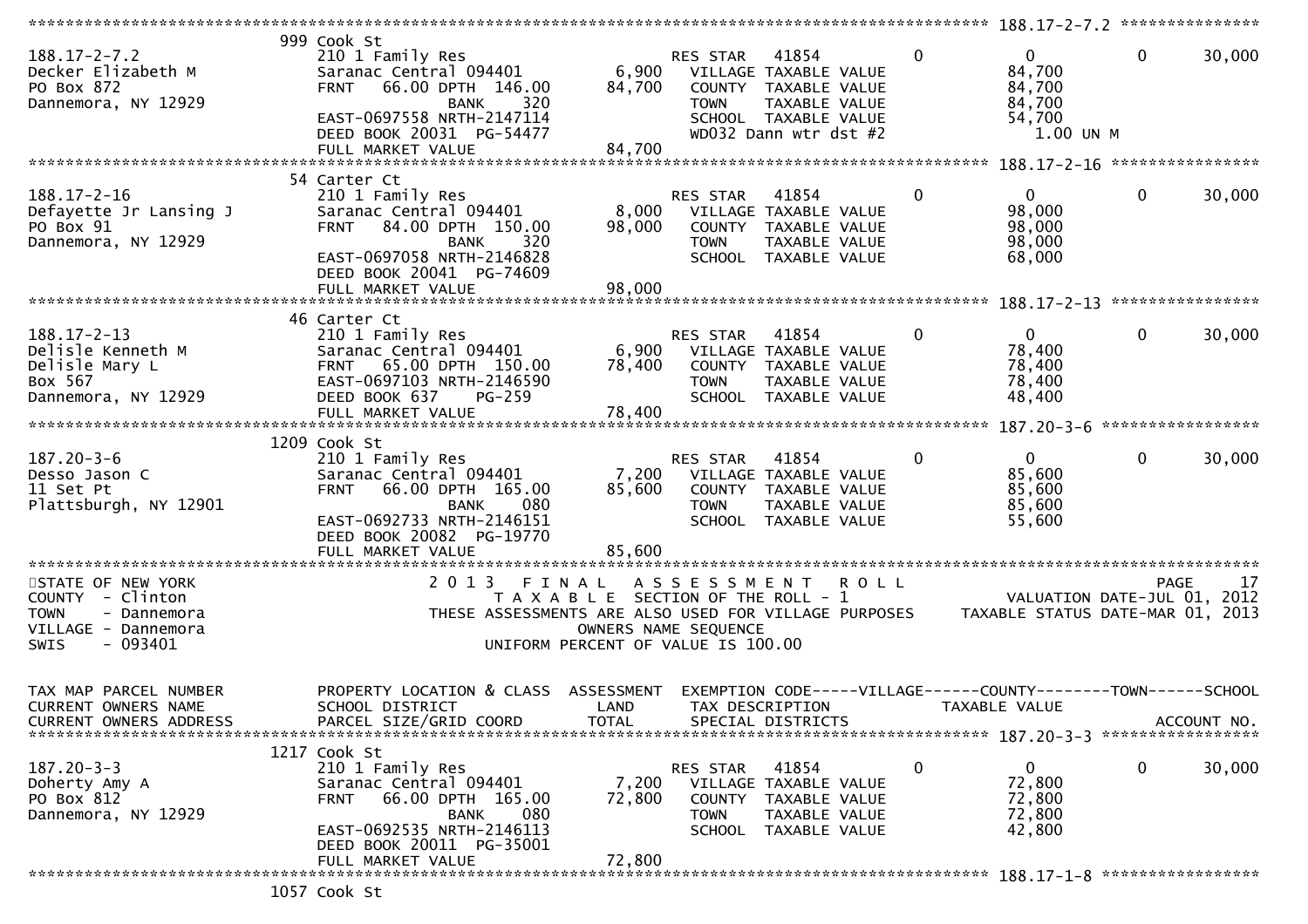```
******************************************************************************************************* 188.17-2-7.2 ****************
                               999 Cook St
188.17-2-7.2                   210 1 Family Res                       RES STAR   41854          0            0            0       30,000
Decker Elizabeth M             Saranac Central 094401         6,900     VILLAGE TAXABLE VALUE                84,700
PO Box 872                     FRNT    66.00 DPTH 146.00     84,700     COUNTY  TAXABLE VALUE                84,700
Dannemora, NY 12929                          BANK     320               TOWN    TAXABLE VALUE                84,700
                               EAST-0697558 NRTH-2147114                SCHOOL  TAXABLE VALUE                54,700
                               DEED BOOK 20031  PG-54477                WD032 Dann wtr dst #2                  1.00 UN M
                               FULL MARKET VALUE             84,700
******************************************************************************************************* 188.17-2-16 *****************
                               54 Carter Ct
188.17-2-16                    210 1 Family Res                       RES STAR   41854          0            0            0       30,000
Defayette Jr Lansing J         Saranac Central 094401         8,000     VILLAGE TAXABLE VALUE                98,000
PO Box 91                      FRNT    84.00 DPTH 150.00     98,000     COUNTY  TAXABLE VALUE                98,000
Dannemora, NY 12929                          BANK     320               TOWN    TAXABLE VALUE                98,000
                               EAST-0697058 NRTH-2146828                SCHOOL  TAXABLE VALUE                68,000
                               DEED BOOK 20041  PG-74609
                               FULL MARKET VALUE             98,000
******************************************************************************************************* 188.17-2-13 *****************
                               46 Carter Ct
188.17-2-13                    210 1 Family Res                       RES STAR   41854          0            0            0       30,000
Delisle Kenneth M              Saranac Central 094401         6,900     VILLAGE TAXABLE VALUE                78,400
Delisle Mary L                 FRNT    65.00 DPTH 150.00     78,400     COUNTY  TAXABLE VALUE                78,400
Box 567                        EAST-0697103 NRTH-2146590                TOWN    TAXABLE VALUE                78,400
Dannemora, NY 12929            DEED BOOK 637    PG-259                  SCHOOL  TAXABLE VALUE                48,400
                               FULL MARKET VALUE             78,400
******************************************************************************************************* 187.20-3-6 ******************
                               1209 Cook St
187.20-3-6                     210 1 Family Res                       RES STAR   41854          0            0            0       30,000
Desso Jason C                  Saranac Central 094401         7,200     VILLAGE TAXABLE VALUE                85,600
11 Set Pt                      FRNT    66.00 DPTH 165.00     85,600     COUNTY  TAXABLE VALUE                85,600
Plattsburgh, NY 12901                        BANK     080               TOWN    TAXABLE VALUE                85,600
                               EAST-0692733 NRTH-2146151                SCHOOL  TAXABLE VALUE                55,600
                               DEED BOOK 20082  PG-19770
                               FULL MARKET VALUE             85,600
*************************************************************************************************************************************
STATE OF NEW YORK                    2 0 1 3   F I N A L   A S S E S S M E N T   R O L L                                  PAGE    17
COUNTY  - Clinton                        T A X A B L E  SECTION OF THE ROLL - 1                       VALUATION DATE-JUL 01, 2012
TOWN    - Dannemora               THESE ASSESSMENTS ARE ALSO USED FOR VILLAGE PURPOSES          TAXABLE STATUS DATE-MAR 01, 2013
VILLAGE - Dannemora                                  OWNERS NAME SEQUENCE
SWIS    - 093401                              UNIFORM PERCENT OF VALUE IS 100.00


TAX MAP PARCEL NUMBER          PROPERTY LOCATION & CLASS  ASSESSMENT  EXEMPTION CODE-----VILLAGE------COUNTY--------TOWN------SCHOOL
CURRENT OWNERS NAME            SCHOOL DISTRICT               LAND      TAX DESCRIPTION            TAXABLE VALUE
CURRENT OWNERS ADDRESS         PARCEL SIZE/GRID COORD        TOTAL     SPECIAL DISTRICTS                                    ACCOUNT NO.
******************************************************************************************************* 187.20-3-3 ******************
                               1217 Cook St
187.20-3-3                     210 1 Family Res                       RES STAR   41854          0            0            0       30,000
Doherty Amy A                  Saranac Central 094401         7,200     VILLAGE TAXABLE VALUE                72,800
PO Box 812                     FRNT    66.00 DPTH 165.00     72,800     COUNTY  TAXABLE VALUE                72,800
Dannemora, NY 12929                          BANK     080               TOWN    TAXABLE VALUE                72,800
                               EAST-0692535 NRTH-2146113                SCHOOL  TAXABLE VALUE                42,800
                               DEED BOOK 20011  PG-35001
                               FULL MARKET VALUE             72,800
******************************************************************************************************* 188.17-1-8 ******************
                               1057 Cook St
```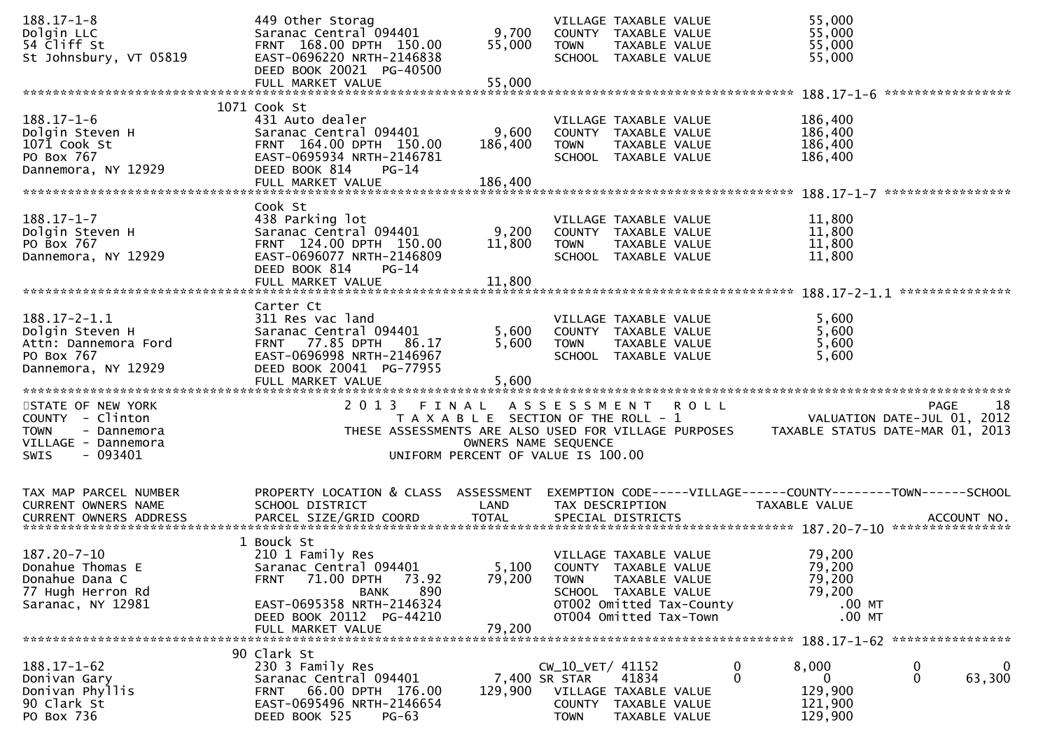```
188.17-1-8                      449 Other Storag                        VILLAGE TAXABLE VALUE            55,000
Dolgin LLC                      Saranac Central 094401        9,700     COUNTY  TAXABLE VALUE            55,000
54 Cliff St                     FRNT  168.00 DPTH  150.00    55,000     TOWN    TAXABLE VALUE            55,000
St Johnsbury, VT 05819          EAST-0696220 NRTH-2146838               SCHOOL  TAXABLE VALUE            55,000
                                DEED BOOK 20021  PG-40500
                                FULL MARKET VALUE             55,000
******************************************************************************************************* 188.17-1-6 *****************
                            1071 Cook St
188.17-1-6                      431 Auto dealer                         VILLAGE TAXABLE VALUE           186,400
Dolgin Steven H                 Saranac Central 094401        9,600     COUNTY  TAXABLE VALUE           186,400
1071 Cook St                    FRNT  164.00 DPTH  150.00   186,400     TOWN    TAXABLE VALUE           186,400
PO Box 767                      EAST-0695934 NRTH-2146781               SCHOOL  TAXABLE VALUE           186,400
Dannemora, NY 12929             DEED BOOK 814    PG-14
                                FULL MARKET VALUE            186,400
******************************************************************************************************* 188.17-1-7 *****************
                                Cook St
188.17-1-7                      438 Parking lot                         VILLAGE TAXABLE VALUE            11,800
Dolgin Steven H                 Saranac Central 094401        9,200     COUNTY  TAXABLE VALUE            11,800
PO Box 767                      FRNT  124.00 DPTH  150.00    11,800     TOWN    TAXABLE VALUE            11,800
Dannemora, NY 12929             EAST-0696077 NRTH-2146809               SCHOOL  TAXABLE VALUE            11,800
                                DEED BOOK 814    PG-14
                                FULL MARKET VALUE             11,800
******************************************************************************************************* 188.17-2-1.1 ***************
                                Carter Ct
188.17-2-1.1                    311 Res vac land                        VILLAGE TAXABLE VALUE             5,600
Dolgin Steven H                 Saranac Central 094401        5,600     COUNTY  TAXABLE VALUE             5,600
Attn: Dannemora Ford            FRNT   77.85 DPTH   86.17     5,600     TOWN    TAXABLE VALUE             5,600
PO Box 767                      EAST-0696998 NRTH-2146967               SCHOOL  TAXABLE VALUE             5,600
Dannemora, NY 12929             DEED BOOK 20041  PG-77955
                                FULL MARKET VALUE              5,600
************************************************************************************************************************************
STATE OF NEW YORK                     2 0 1 3   F I N A L   A S S E S S M E N T   R O L L                              PAGE    18
COUNTY  - Clinton                         T A X A B L E  SECTION OF THE ROLL - 1                      VALUATION DATE-JUL 01, 2012
TOWN    - Dannemora               THESE ASSESSMENTS ARE ALSO USED FOR VILLAGE PURPOSES     TAXABLE STATUS DATE-MAR 01, 2013
VILLAGE - Dannemora                              OWNERS NAME SEQUENCE
SWIS    - 093401                          UNIFORM PERCENT OF VALUE IS 100.00


TAX MAP PARCEL NUMBER           PROPERTY LOCATION & CLASS  ASSESSMENT  EXEMPTION CODE-----VILLAGE------COUNTY--------TOWN------SCHOOL
CURRENT OWNERS NAME             SCHOOL DISTRICT               LAND      TAX DESCRIPTION            TAXABLE VALUE
CURRENT OWNERS ADDRESS          PARCEL SIZE/GRID COORD        TOTAL     SPECIAL DISTRICTS                                ACCOUNT NO.
******************************************************************************************************* 187.20-7-10 ****************
                              1 Bouck St
187.20-7-10                     210 1 Family Res                        VILLAGE TAXABLE VALUE            79,200
Donahue Thomas E                Saranac Central 094401        5,100     COUNTY  TAXABLE VALUE            79,200
Donahue Dana C                  FRNT   71.00 DPTH   73.92    79,200     TOWN    TAXABLE VALUE            79,200
77 Hugh Herron Rd                         BANK     890                  SCHOOL  TAXABLE VALUE            79,200
Saranac, NY 12981               EAST-0695358 NRTH-2146324               OT002 Omitted Tax-County            .00 MT
                                DEED BOOK 20112  PG-44210               OT004 Omitted Tax-Town              .00 MT
                                FULL MARKET VALUE             79,200
******************************************************************************************************* 188.17-1-62 ****************
                             90 Clark St
188.17-1-62                     230 3 Family Res                      CW_10_VET/ 41152          0        8,000            0            0
Donivan Gary                    Saranac Central 094401        7,400 SR STAR      41834          0            0            0       63,300
Donivan Phyllis                 FRNT   66.00 DPTH  176.00   129,900   VILLAGE TAXABLE VALUE             129,900
90 Clark St                     EAST-0695496 NRTH-2146654             COUNTY  TAXABLE VALUE             121,900
PO Box 736                      DEED BOOK 525    PG-63                TOWN    TAXABLE VALUE             129,900
```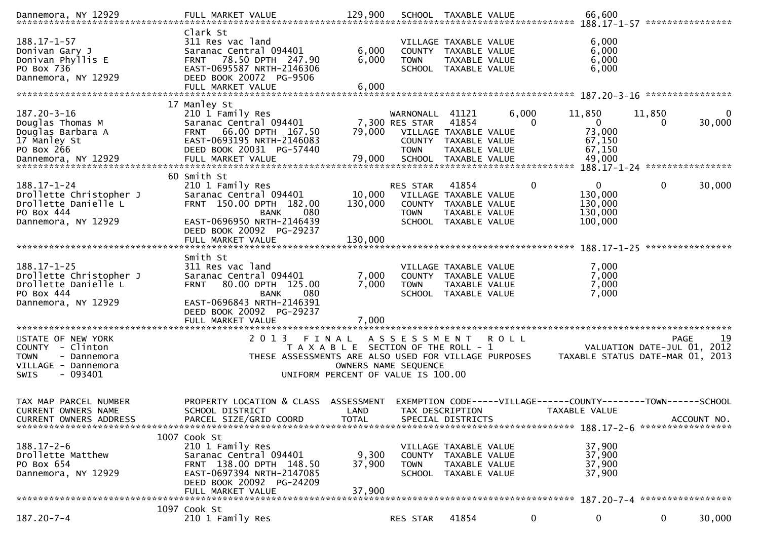```
Dannemora, NY 12929          FULL MARKET VALUE            129,900   SCHOOL  TAXABLE VALUE                 66,600
******************************************************************************************************* 188.17-1-57 *****************
                             Clark St
188.17-1-57                  311 Res vac land                       VILLAGE TAXABLE VALUE                  6,000
Donivan Gary J               Saranac Central 094401         6,000   COUNTY  TAXABLE VALUE                  6,000
Donivan Phyllis E            FRNT   78.50 DPTH  247.90      6,000   TOWN    TAXABLE VALUE                  6,000
PO Box 736                   EAST-0695587 NRTH-2146306              SCHOOL  TAXABLE VALUE                  6,000
Dannemora, NY 12929          DEED BOOK 20072  PG-9506
                             FULL MARKET VALUE              6,000
******************************************************************************************************* 187.20-3-16 *****************
                          17 Manley St
187.20-3-16                  210 1 Family Res                       WARNONALL  41121        6,000     11,850      11,850          0
Douglas Thomas M             Saranac Central 094401         7,300 RES STAR   41854            0          0           0     30,000
Douglas Barbara A            FRNT   66.00 DPTH  167.50     79,000   VILLAGE TAXABLE VALUE                 73,000
17 Manley St                 EAST-0693195 NRTH-2146083              COUNTY  TAXABLE VALUE                 67,150
PO Box 266                   DEED BOOK 20031  PG-57440              TOWN    TAXABLE VALUE                 67,150
Dannemora, NY 12929          FULL MARKET VALUE             79,000   SCHOOL  TAXABLE VALUE                 49,000
******************************************************************************************************* 188.17-1-24 *****************
                          60 Smith St
188.17-1-24                  210 1 Family Res                       RES STAR   41854            0          0           0     30,000
Drollette Christopher J      Saranac Central 094401        10,000   VILLAGE TAXABLE VALUE                130,000
Drollette Danielle L         FRNT  150.00 DPTH  182.00    130,000   COUNTY  TAXABLE VALUE                130,000
PO Box 444                                BANK     080              TOWN    TAXABLE VALUE                130,000
Dannemora, NY 12929          EAST-0696950 NRTH-2146439              SCHOOL  TAXABLE VALUE                100,000
                             DEED BOOK 20092  PG-29237
                             FULL MARKET VALUE            130,000
******************************************************************************************************* 188.17-1-25 *****************
                             Smith St
188.17-1-25                  311 Res vac land                       VILLAGE TAXABLE VALUE                  7,000
Drollette Christopher J      Saranac Central 094401         7,000   COUNTY  TAXABLE VALUE                  7,000
Drollette Danielle L         FRNT   80.00 DPTH  125.00      7,000   TOWN    TAXABLE VALUE                  7,000
PO Box 444                                BANK     080              SCHOOL  TAXABLE VALUE                  7,000
Dannemora, NY 12929          EAST-0696843 NRTH-2146391
                             DEED BOOK 20092  PG-29237
                             FULL MARKET VALUE              7,000
************************************************************************************************************************************
STATE OF NEW YORK                    2 0 1 3   F I N A L   A S S E S S M E N T   R O L L                                 PAGE    19
COUNTY  - Clinton                         T A X A B L E  SECTION OF THE ROLL - 1                      VALUATION DATE-JUL 01, 2012
TOWN    - Dannemora               THESE ASSESSMENTS ARE ALSO USED FOR VILLAGE PURPOSES       TAXABLE STATUS DATE-MAR 01, 2013
VILLAGE - Dannemora                                  OWNERS NAME SEQUENCE
SWIS    - 093401                              UNIFORM PERCENT OF VALUE IS 100.00


TAX MAP PARCEL NUMBER        PROPERTY LOCATION & CLASS  ASSESSMENT  EXEMPTION CODE-----VILLAGE------COUNTY--------TOWN------SCHOOL
CURRENT OWNERS NAME          SCHOOL DISTRICT               LAND      TAX DESCRIPTION            TAXABLE VALUE
CURRENT OWNERS ADDRESS       PARCEL SIZE/GRID COORD        TOTAL     SPECIAL DISTRICTS                                   ACCOUNT NO.
******************************************************************************************************* 188.17-2-6 ******************
                        1007 Cook St
188.17-2-6                   210 1 Family Res                       VILLAGE TAXABLE VALUE                 37,900
Drollette Matthew            Saranac Central 094401         9,300   COUNTY  TAXABLE VALUE                 37,900
PO Box 654                   FRNT  138.00 DPTH  148.50     37,900   TOWN    TAXABLE VALUE                 37,900
Dannemora, NY 12929          EAST-0697394 NRTH-2147085              SCHOOL  TAXABLE VALUE                 37,900
                             DEED BOOK 20092  PG-24209
                             FULL MARKET VALUE             37,900
******************************************************************************************************* 187.20-7-4 ******************
                        1097 Cook St
187.20-7-4                   210 1 Family Res                       RES STAR   41854            0          0           0     30,000
```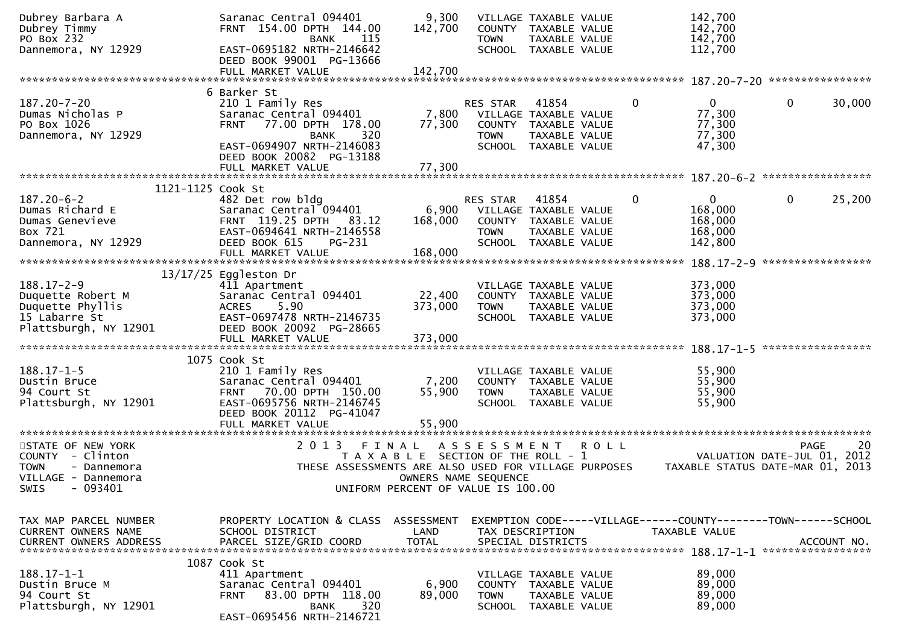```
Dubrey Barbara A              Saranac Central 094401          9,300   VILLAGE TAXABLE VALUE          142,700
Dubrey Timmy                  FRNT  154.00 DPTH  144.00     142,700   COUNTY  TAXABLE VALUE          142,700
PO Box 232                                 BANK     115               TOWN    TAXABLE VALUE          142,700
Dannemora, NY 12929           EAST-0695182 NRTH-2146642               SCHOOL  TAXABLE VALUE          112,700
                              DEED BOOK 99001  PG-13666
                              FULL MARKET VALUE              142,700
******************************************************************************************************* 187.20-7-20 ****************
                          6 Barker St
187.20-7-20                   210 1 Family Res                         RES STAR   41854         0             0           0        30,000
Dumas Nicholas P              Saranac Central 094401          7,800   VILLAGE TAXABLE VALUE           77,300
PO Box 1026                   FRNT   77.00 DPTH  178.00      77,300   COUNTY  TAXABLE VALUE           77,300
Dannemora, NY 12929                        BANK     320               TOWN    TAXABLE VALUE           77,300
                              EAST-0694907 NRTH-2146083               SCHOOL  TAXABLE VALUE           47,300
                              DEED BOOK 20082  PG-13188
                              FULL MARKET VALUE               77,300
******************************************************************************************************* 187.20-6-2 *****************
                  1121-1125 Cook St
187.20-6-2                    482 Det row bldg                         RES STAR   41854         0             0           0        25,200
Dumas Richard E               Saranac Central 094401          6,900   VILLAGE TAXABLE VALUE          168,000
Dumas Genevieve               FRNT  119.25 DPTH   83.12     168,000   COUNTY  TAXABLE VALUE          168,000
Box 721                       EAST-0694641 NRTH-2146558               TOWN    TAXABLE VALUE          168,000
Dannemora, NY 12929           DEED BOOK 615    PG-231                 SCHOOL  TAXABLE VALUE          142,800
                              FULL MARKET VALUE              168,000
******************************************************************************************************* 188.17-2-9 *****************
                   13/17/25 Eggleston Dr
188.17-2-9                    411 Apartment                            VILLAGE TAXABLE VALUE          373,000
Duquette Robert M             Saranac Central 094401         22,400   COUNTY  TAXABLE VALUE          373,000
Duquette Phyllis              ACRES    5.90                 373,000   TOWN    TAXABLE VALUE          373,000
15 Labarre St                 EAST-0697478 NRTH-2146735               SCHOOL  TAXABLE VALUE          373,000
Plattsburgh, NY 12901         DEED BOOK 20092  PG-28665
                              FULL MARKET VALUE              373,000
******************************************************************************************************* 188.17-1-5 *****************
                       1075 Cook St
188.17-1-5                    210 1 Family Res                         VILLAGE TAXABLE VALUE           55,900
Dustin Bruce                  Saranac Central 094401          7,200   COUNTY  TAXABLE VALUE           55,900
94 Court St                   FRNT   70.00 DPTH  150.00      55,900   TOWN    TAXABLE VALUE           55,900
Plattsburgh, NY 12901         EAST-0695756 NRTH-2146745               SCHOOL  TAXABLE VALUE           55,900
                              DEED BOOK 20112  PG-41047
                              FULL MARKET VALUE               55,900
************************************************************************************************************************************
STATE OF NEW YORK                   2 0 1 3   F I N A L   A S S E S S M E N T   R O L L                                  PAGE    20
COUNTY  - Clinton                        T A X A B L E  SECTION OF THE ROLL - 1                      VALUATION DATE-JUL 01, 2012
TOWN    - Dannemora                THESE ASSESSMENTS ARE ALSO USED FOR VILLAGE PURPOSES     TAXABLE STATUS DATE-MAR 01, 2013
VILLAGE - Dannemora                                  OWNERS NAME SEQUENCE
SWIS    - 093401                            UNIFORM PERCENT OF VALUE IS 100.00


TAX MAP PARCEL NUMBER         PROPERTY LOCATION & CLASS  ASSESSMENT  EXEMPTION CODE-----VILLAGE------COUNTY--------TOWN------SCHOOL
CURRENT OWNERS NAME           SCHOOL DISTRICT               LAND      TAX DESCRIPTION            TAXABLE VALUE
CURRENT OWNERS ADDRESS        PARCEL SIZE/GRID COORD        TOTAL     SPECIAL DISTRICTS                                    ACCOUNT NO.
******************************************************************************************************* 188.17-1-1 *****************
                       1087 Cook St
188.17-1-1                    411 Apartment                            VILLAGE TAXABLE VALUE           89,000
Dustin Bruce M                Saranac Central 094401          6,900   COUNTY  TAXABLE VALUE           89,000
94 Court St                   FRNT   83.00 DPTH  118.00      89,000   TOWN    TAXABLE VALUE           89,000
Plattsburgh, NY 12901                      BANK     320               SCHOOL  TAXABLE VALUE           89,000
                              EAST-0695456 NRTH-2146721
```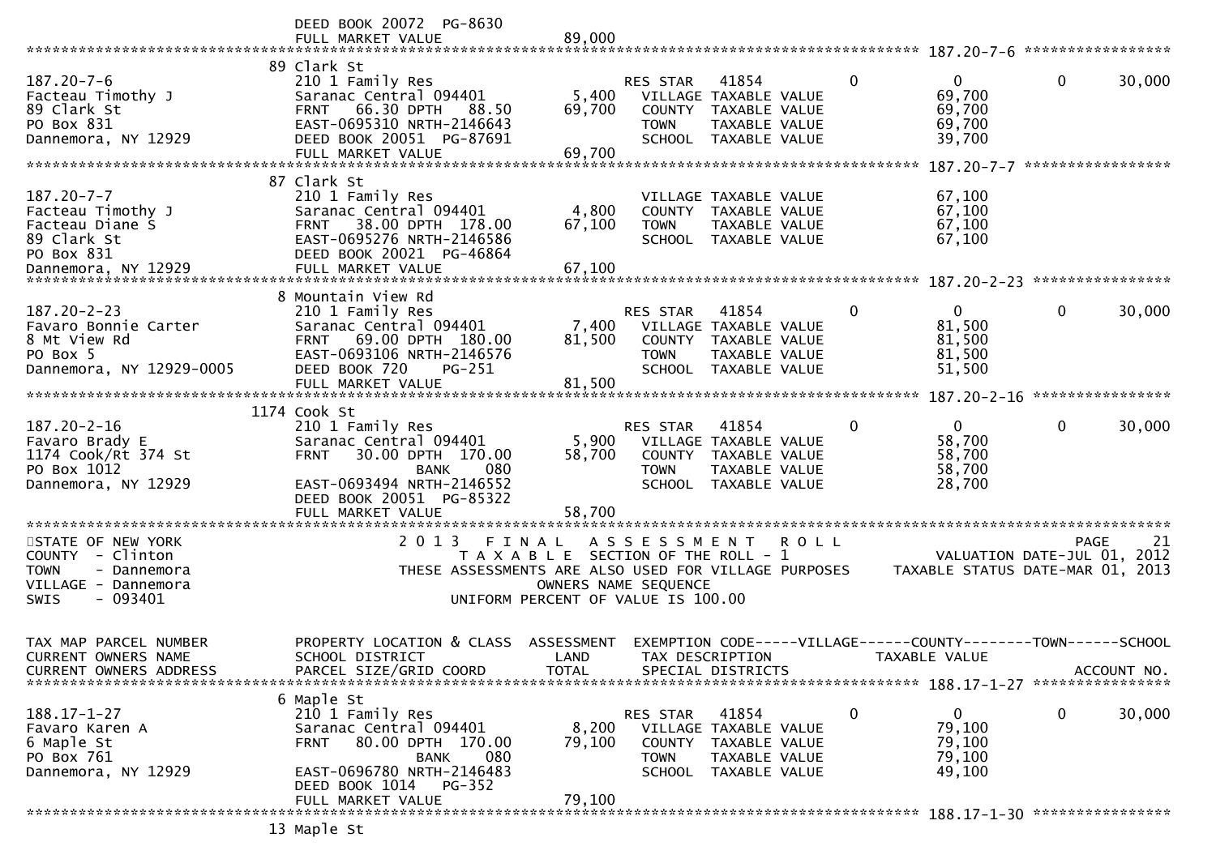```
                           DEED BOOK 20072  PG-8630
                           FULL MARKET VALUE               89,000
******************************************************************************************************* 187.20-7-6 *****************
                     89 Clark St
187.20-7-6                 210 1 Family Res                    RES STAR   41854        0          0            0       30,000
Facteau Timothy J          Saranac Central 094401      5,400   VILLAGE TAXABLE VALUE          69,700
89 Clark St                FRNT   66.30 DPTH   88.50  69,700   COUNTY  TAXABLE VALUE          69,700
PO Box 831                 EAST-0695310 NRTH-2146643           TOWN    TAXABLE VALUE          69,700
Dannemora, NY 12929        DEED BOOK 20051  PG-87691           SCHOOL  TAXABLE VALUE          39,700
                           FULL MARKET VALUE               69,700
******************************************************************************************************* 187.20-7-7 *****************
                     87 Clark St
187.20-7-7                 210 1 Family Res                    VILLAGE TAXABLE VALUE          67,100
Facteau Timothy J          Saranac Central 094401      4,800   COUNTY  TAXABLE VALUE          67,100
Facteau Diane S            FRNT   38.00 DPTH  178.00  67,100   TOWN    TAXABLE VALUE          67,100
89 Clark St                EAST-0695276 NRTH-2146586           SCHOOL  TAXABLE VALUE          67,100
PO Box 831                 DEED BOOK 20021  PG-46864
Dannemora, NY 12929        FULL MARKET VALUE               67,100
******************************************************************************************************* 187.20-2-23 ****************
                     8 Mountain View Rd
187.20-2-23                210 1 Family Res                    RES STAR   41854        0          0            0       30,000
Favaro Bonnie Carter       Saranac Central 094401      7,400   VILLAGE TAXABLE VALUE          81,500
8 Mt View Rd               FRNT   69.00 DPTH  180.00  81,500   COUNTY  TAXABLE VALUE          81,500
PO Box 5                   EAST-0693106 NRTH-2146576           TOWN    TAXABLE VALUE          81,500
Dannemora, NY 12929-0005   DEED BOOK 720     PG-251            SCHOOL  TAXABLE VALUE          51,500
                           FULL MARKET VALUE               81,500
******************************************************************************************************* 187.20-2-16 ****************
                     1174 Cook St
187.20-2-16                210 1 Family Res                    RES STAR   41854        0          0            0       30,000
Favaro Brady E             Saranac Central 094401      5,900   VILLAGE TAXABLE VALUE          58,700
1174 Cook/Rt 374 St        FRNT   30.00 DPTH  170.00  58,700   COUNTY  TAXABLE VALUE          58,700
PO Box 1012                            BANK     080            TOWN    TAXABLE VALUE          58,700
Dannemora, NY 12929        EAST-0693494 NRTH-2146552           SCHOOL  TAXABLE VALUE          28,700
                           DEED BOOK 20051  PG-85322
                           FULL MARKET VALUE               58,700
************************************************************************************************************************************
STATE OF NEW YORK                   2 0 1 3   F I N A L   A S S E S S M E N T   R O L L                                PAGE     21
COUNTY  - Clinton                       T A X A B L E  SECTION OF THE ROLL - 1                      VALUATION DATE-JUL 01, 2012
TOWN    - Dannemora              THESE ASSESSMENTS ARE ALSO USED FOR VILLAGE PURPOSES         TAXABLE STATUS DATE-MAR 01, 2013
VILLAGE - Dannemora                                 OWNERS NAME SEQUENCE
SWIS    - 093401                              UNIFORM PERCENT OF VALUE IS 100.00


TAX MAP PARCEL NUMBER      PROPERTY LOCATION & CLASS  ASSESSMENT  EXEMPTION CODE-----VILLAGE------COUNTY--------TOWN------SCHOOL
CURRENT OWNERS NAME        SCHOOL DISTRICT              LAND      TAX DESCRIPTION             TAXABLE VALUE
CURRENT OWNERS ADDRESS     PARCEL SIZE/GRID COORD       TOTAL     SPECIAL DISTRICTS                                    ACCOUNT NO.
******************************************************************************************************* 188.17-1-27 ****************
                     6 Maple St
188.17-1-27                210 1 Family Res                    RES STAR   41854        0          0            0       30,000
Favaro Karen A             Saranac Central 094401      8,200   VILLAGE TAXABLE VALUE          79,100
6 Maple St                 FRNT   80.00 DPTH  170.00  79,100   COUNTY  TAXABLE VALUE          79,100
PO Box 761                             BANK     080            TOWN    TAXABLE VALUE          79,100
Dannemora, NY 12929        EAST-0696780 NRTH-2146483           SCHOOL  TAXABLE VALUE          49,100
                           DEED BOOK 1014    PG-352
                           FULL MARKET VALUE               79,100
******************************************************************************************************* 188.17-1-30 ****************
                     13 Maple St
```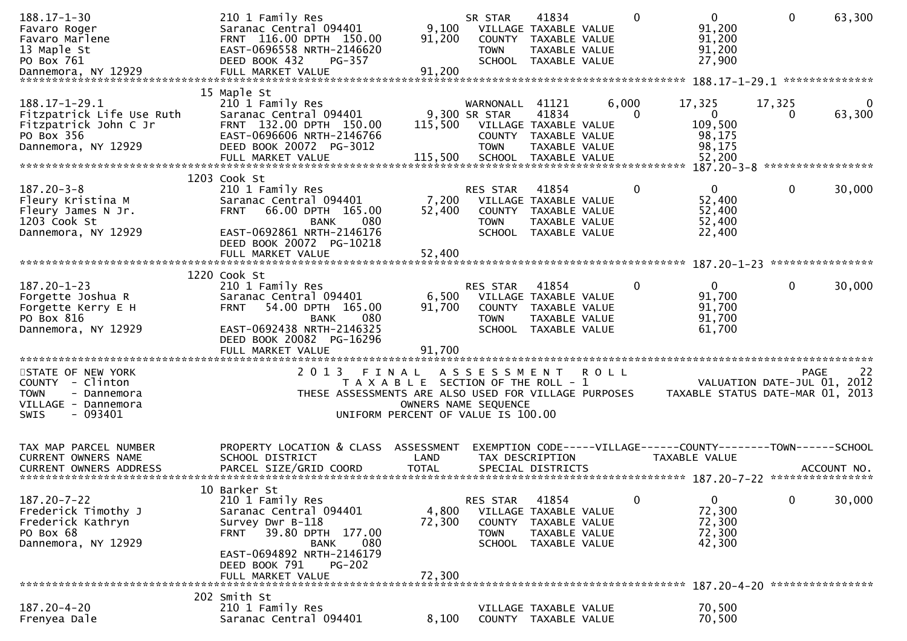```
188.17-1-30                    210 1 Family Res                    SR STAR    41834         0             0             0        63,300
Favaro Roger                   Saranac Central 094401      9,100     VILLAGE TAXABLE VALUE                 91,200
Favaro Marlene                 FRNT  116.00 DPTH  150.00  91,200     COUNTY  TAXABLE VALUE                 91,200
13 Maple St                    EAST-0696558 NRTH-2146620             TOWN    TAXABLE VALUE                 91,200
PO Box 761                     DEED BOOK 432     PG-357              SCHOOL  TAXABLE VALUE                 27,900
Dannemora, NY 12929            FULL MARKET VALUE          91,200
******************************************************************************************************* 188.17-1-29.1 **************
                               15 Maple St
188.17-1-29.1                  210 1 Family Res                    WARNONALL  41121      6,000        17,325        17,325            0
Fitzpatrick Life Use Ruth      Saranac Central 094401      9,300 SR STAR    41834         0             0             0        63,300
Fitzpatrick John C Jr          FRNT  132.00 DPTH  150.00 115,500     VILLAGE TAXABLE VALUE                109,500
PO Box 356                     EAST-0696606 NRTH-2146766             COUNTY  TAXABLE VALUE                 98,175
Dannemora, NY 12929            DEED BOOK 20072  PG-3012              TOWN    TAXABLE VALUE                 98,175
                               FULL MARKET VALUE         115,500     SCHOOL  TAXABLE VALUE                 52,200
******************************************************************************************************* 187.20-3-8 *****************
                               1203 Cook St
187.20-3-8                     210 1 Family Res                    RES STAR   41854         0             0             0        30,000
Fleury Kristina M              Saranac Central 094401      7,200     VILLAGE TAXABLE VALUE                 52,400
Fleury James N Jr.             FRNT   66.00 DPTH  165.00  52,400     COUNTY  TAXABLE VALUE                 52,400
1203 Cook St                                BANK     080             TOWN    TAXABLE VALUE                 52,400
Dannemora, NY 12929            EAST-0692861 NRTH-2146176             SCHOOL  TAXABLE VALUE                 22,400
                               DEED BOOK 20072  PG-10218
                               FULL MARKET VALUE          52,400
******************************************************************************************************* 187.20-1-23 ****************
                               1220 Cook St
187.20-1-23                    210 1 Family Res                    RES STAR   41854         0             0             0        30,000
Forgette Joshua R              Saranac Central 094401      6,500     VILLAGE TAXABLE VALUE                 91,700
Forgette Kerry E H             FRNT   54.00 DPTH  165.00  91,700     COUNTY  TAXABLE VALUE                 91,700
PO Box 816                                  BANK     080             TOWN    TAXABLE VALUE                 91,700
Dannemora, NY 12929            EAST-0692438 NRTH-2146325             SCHOOL  TAXABLE VALUE                 61,700
                               DEED BOOK 20082  PG-16296
                               FULL MARKET VALUE          91,700
************************************************************************************************************************************
STATE OF NEW YORK                      2 0 1 3   F I N A L   A S S E S S M E N T   R O L L                                 PAGE    22
COUNTY  - Clinton                        T A X A B L E  SECTION OF THE ROLL - 1                           VALUATION DATE-JUL 01, 2012
TOWN    - Dannemora                THESE ASSESSMENTS ARE ALSO USED FOR VILLAGE PURPOSES       TAXABLE STATUS DATE-MAR 01, 2013
VILLAGE - Dannemora                                   OWNERS NAME SEQUENCE
SWIS    - 093401                               UNIFORM PERCENT OF VALUE IS 100.00


TAX MAP PARCEL NUMBER          PROPERTY LOCATION & CLASS  ASSESSMENT  EXEMPTION CODE-----VILLAGE------COUNTY--------TOWN------SCHOOL
CURRENT OWNERS NAME            SCHOOL DISTRICT               LAND      TAX DESCRIPTION            TAXABLE VALUE
CURRENT OWNERS ADDRESS         PARCEL SIZE/GRID COORD        TOTAL     SPECIAL DISTRICTS                                     ACCOUNT NO.
******************************************************************************************************* 187.20-7-22 ****************
                               10 Barker St
187.20-7-22                    210 1 Family Res                    RES STAR   41854         0             0             0        30,000
Frederick Timothy J            Saranac Central 094401      4,800     VILLAGE TAXABLE VALUE                 72,300
Frederick Kathryn              Survey Dwr B-118           72,300     COUNTY  TAXABLE VALUE                 72,300
PO Box 68                      FRNT   39.80 DPTH  177.00             TOWN    TAXABLE VALUE                 72,300
Dannemora, NY 12929                         BANK     080             SCHOOL  TAXABLE VALUE                 42,300
                               EAST-0694892 NRTH-2146179
                               DEED BOOK 791     PG-202
                               FULL MARKET VALUE          72,300
******************************************************************************************************* 187.20-4-20 ****************
                               202 Smith St
187.20-4-20                    210 1 Family Res                      VILLAGE TAXABLE VALUE                 70,500
Frenyea Dale                   Saranac Central 094401      8,100     COUNTY  TAXABLE VALUE                 70,500
```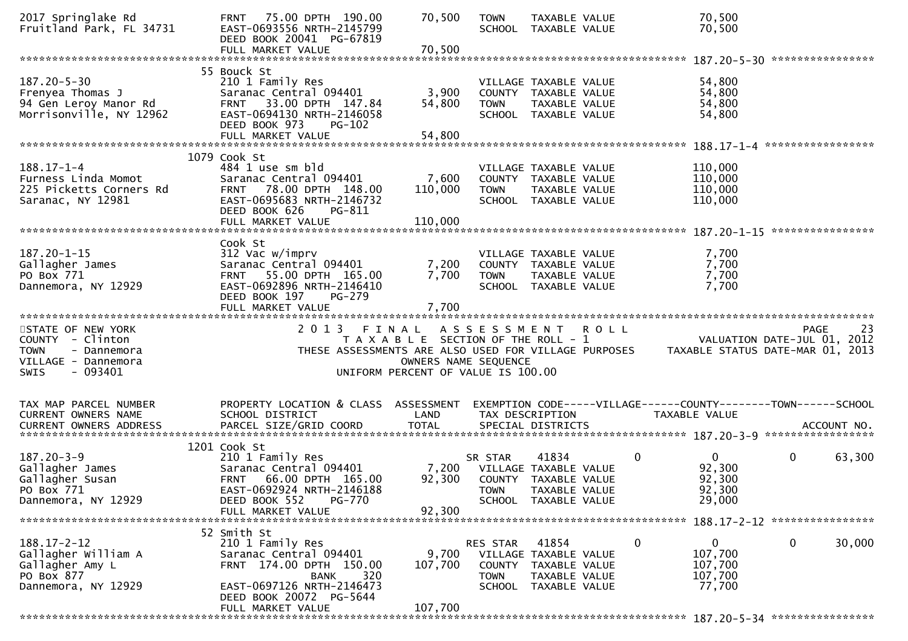```
2017 Springlake Rd            FRNT   75.00 DPTH  190.00       70,500    TOWN    TAXABLE VALUE              70,500
Fruitland Park, FL 34731      EAST-0693556 NRTH-2145799                 SCHOOL  TAXABLE VALUE              70,500
                              DEED BOOK 20041  PG-67819
                              FULL MARKET VALUE                70,500
******************************************************************************************************* 187.20-5-30 ****************
                              55 Bouck St
187.20-5-30                   210 1 Family Res                          VILLAGE TAXABLE VALUE              54,800
Frenyea Thomas J              Saranac Central 094401       3,900        COUNTY  TAXABLE VALUE              54,800
94 Gen Leroy Manor Rd         FRNT   33.00 DPTH  147.84      54,800     TOWN    TAXABLE VALUE              54,800
Morrisonville, NY 12962       EAST-0694130 NRTH-2146058                 SCHOOL  TAXABLE VALUE              54,800
                              DEED BOOK 973    PG-102
                              FULL MARKET VALUE                54,800
******************************************************************************************************* 188.17-1-4 *****************
                              1079 Cook St
188.17-1-4                    484 1 use sm bld                          VILLAGE TAXABLE VALUE             110,000
Furness Linda Momot           Saranac Central 094401       7,600        COUNTY  TAXABLE VALUE             110,000
225 Picketts Corners Rd       FRNT   78.00 DPTH  148.00     110,000     TOWN    TAXABLE VALUE             110,000
Saranac, NY 12981             EAST-0695683 NRTH-2146732                 SCHOOL  TAXABLE VALUE             110,000
                              DEED BOOK 626    PG-811
                              FULL MARKET VALUE               110,000
******************************************************************************************************* 187.20-1-15 ****************
                              Cook St
187.20-1-15                   312 Vac w/imprv                           VILLAGE TAXABLE VALUE               7,700
Gallagher James               Saranac Central 094401       7,200        COUNTY  TAXABLE VALUE               7,700
PO Box 771                    FRNT   55.00 DPTH  165.00       7,700     TOWN    TAXABLE VALUE               7,700
Dannemora, NY 12929           EAST-0692896 NRTH-2146410                 SCHOOL  TAXABLE VALUE               7,700
                              DEED BOOK 197    PG-279
                              FULL MARKET VALUE                 7,700
************************************************************************************************************************************
STATE OF NEW YORK                   2 0 1 3   F I N A L   A S S E S S M E N T   R O L L                                PAGE     23
COUNTY  - Clinton                          T A X A B L E  SECTION OF THE ROLL - 1                      VALUATION DATE-JUL 01, 2012
TOWN    - Dannemora                THESE ASSESSMENTS ARE ALSO USED FOR VILLAGE PURPOSES     TAXABLE STATUS DATE-MAR 01, 2013
VILLAGE - Dannemora                                  OWNERS NAME SEQUENCE
SWIS    - 093401                              UNIFORM PERCENT OF VALUE IS 100.00


TAX MAP PARCEL NUMBER         PROPERTY LOCATION & CLASS  ASSESSMENT  EXEMPTION CODE-----VILLAGE------COUNTY--------TOWN------SCHOOL
CURRENT OWNERS NAME           SCHOOL DISTRICT              LAND      TAX DESCRIPTION             TAXABLE VALUE
CURRENT OWNERS ADDRESS        PARCEL SIZE/GRID COORD       TOTAL     SPECIAL DISTRICTS                                  ACCOUNT NO.
******************************************************************************************************* 187.20-3-9 *****************
                              1201 Cook St
187.20-3-9                    210 1 Family Res                          SR STAR      41834          0              0            0      63,300
Gallagher James               Saranac Central 094401       7,200        VILLAGE TAXABLE VALUE              92,300
Gallagher Susan               FRNT   66.00 DPTH  165.00      92,300     COUNTY  TAXABLE VALUE              92,300
PO Box 771                    EAST-0692924 NRTH-2146188                 TOWN    TAXABLE VALUE              92,300
Dannemora, NY 12929           DEED BOOK 552    PG-770                   SCHOOL  TAXABLE VALUE              29,000
                              FULL MARKET VALUE                92,300
******************************************************************************************************* 188.17-2-12 ****************
                              52 Smith St
188.17-2-12                   210 1 Family Res                          RES STAR     41854          0              0            0      30,000
Gallagher William A           Saranac Central 094401       9,700        VILLAGE TAXABLE VALUE             107,700
Gallagher Amy L               FRNT  174.00 DPTH  150.00     107,700     COUNTY  TAXABLE VALUE             107,700
PO Box 877                                 BANK     320                 TOWN    TAXABLE VALUE             107,700
Dannemora, NY 12929           EAST-0697126 NRTH-2146473                 SCHOOL  TAXABLE VALUE              77,700
                              DEED BOOK 20072  PG-5644
                              FULL MARKET VALUE               107,700
******************************************************************************************************* 187.20-5-34 ****************
```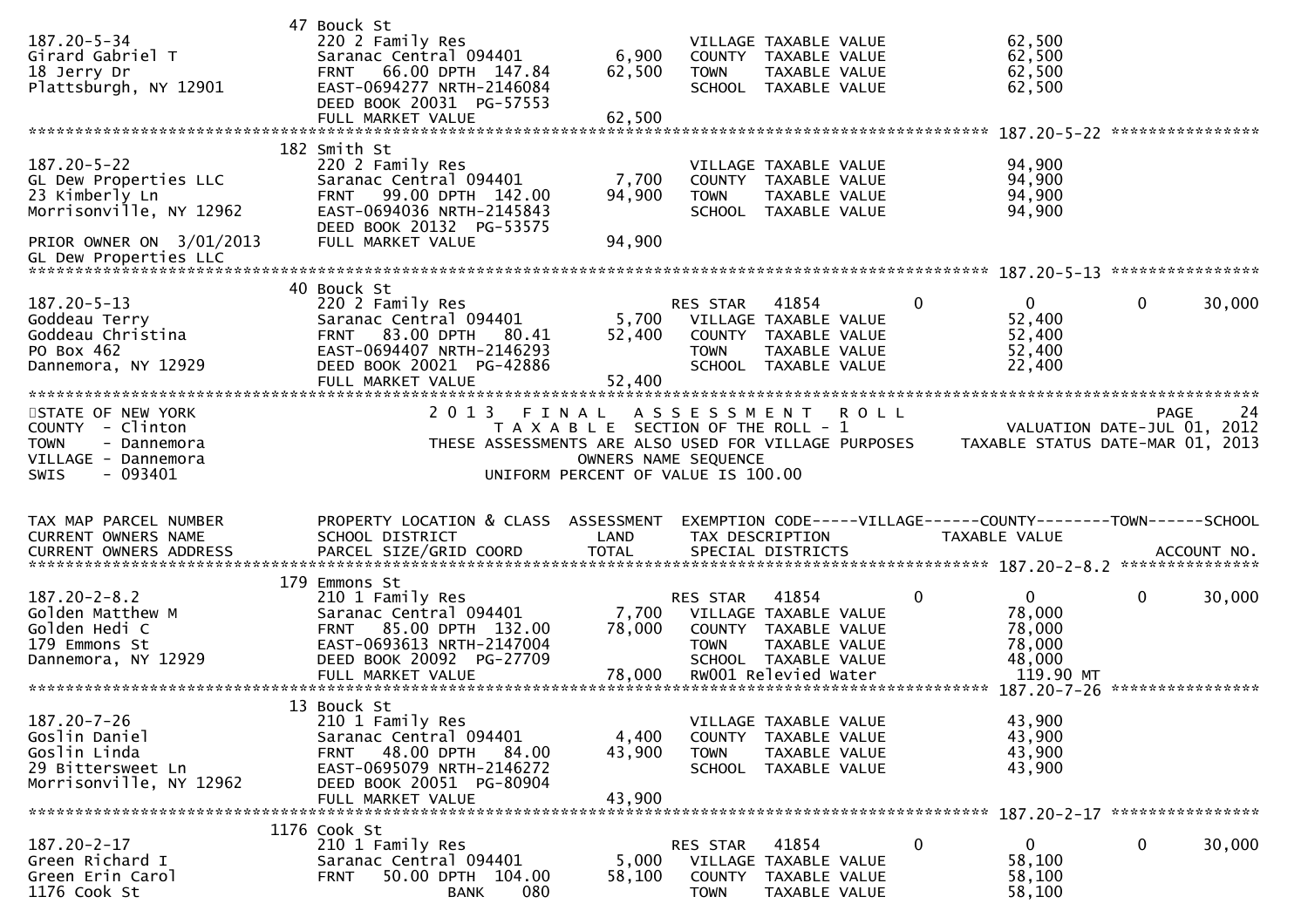| TAX MAP PARCEL NUMBER / CURRENT OWNERS NAME / CURRENT OWNERS ADDRESS | PROPERTY LOCATION & CLASS / SCHOOL DISTRICT / PARCEL SIZE/GRID COORD | ASSESSMENT LAND | TOTAL | EXEMPTION CODE / TAX DESCRIPTION / SPECIAL DISTRICTS | VILLAGE | COUNTY TAXABLE VALUE | TOWN | SCHOOL |
|---|---|---|---|---|---|---|---|---|
| 187.20-5-34 | 47 Bouck St | | | | | | | |
| Girard Gabriel T | 220 2 Family Res | | | VILLAGE TAXABLE VALUE | | 62,500 | | |
| 18 Jerry Dr | Saranac Central 094401 | 6,900 | | COUNTY TAXABLE VALUE | | 62,500 | | |
| Plattsburgh, NY 12901 | FRNT 66.00 DPTH 147.84 | | 62,500 | TOWN TAXABLE VALUE | | 62,500 | | |
| | EAST-0694277 NRTH-2146084 | | | SCHOOL TAXABLE VALUE | | 62,500 | | |
| | DEED BOOK 20031 PG-57553 | | | | | | | |
| | FULL MARKET VALUE | | 62,500 | | | | | |
| 187.20-5-22 | 182 Smith St | | | | | | | |
| GL Dew Properties LLC | 220 2 Family Res | | | VILLAGE TAXABLE VALUE | | 94,900 | | |
| 23 Kimberly Ln | Saranac Central 094401 | 7,700 | | COUNTY TAXABLE VALUE | | 94,900 | | |
| Morrisonville, NY 12962 | FRNT 99.00 DPTH 142.00 | | 94,900 | TOWN TAXABLE VALUE | | 94,900 | | |
| | EAST-0694036 NRTH-2145843 | | | SCHOOL TAXABLE VALUE | | 94,900 | | |
| PRIOR OWNER ON 3/01/2013 | DEED BOOK 20132 PG-53575 | | | | | | | |
| GL Dew Properties LLC | FULL MARKET VALUE | | 94,900 | | | | | |
| 187.20-5-13 | 40 Bouck St | | | | | | | |
| Goddeau Terry | 220 2 Family Res | | | RES STAR 41854 | 0 | 0 | 0 | 30,000 |
| Goddeau Christina | Saranac Central 094401 | 5,700 | | VILLAGE TAXABLE VALUE | | 52,400 | | |
| PO Box 462 | FRNT 83.00 DPTH 80.41 | | 52,400 | COUNTY TAXABLE VALUE | | 52,400 | | |
| Dannemora, NY 12929 | EAST-0694407 NRTH-2146293 | | | TOWN TAXABLE VALUE | | 52,400 | | |
| | DEED BOOK 20021 PG-42886 | | | SCHOOL TAXABLE VALUE | | 22,400 | | |
| | FULL MARKET VALUE | | 52,400 | | | | | |

STATE OF NEW YORK — 2013 FINAL ASSESSMENT ROLL — PAGE 24
COUNTY - Clinton — TAXABLE SECTION OF THE ROLL - 1 — VALUATION DATE-JUL 01, 2012
TOWN - Dannemora — THESE ASSESSMENTS ARE ALSO USED FOR VILLAGE PURPOSES — TAXABLE STATUS DATE-MAR 01, 2013
VILLAGE - Dannemora — OWNERS NAME SEQUENCE
SWIS - 093401 — UNIFORM PERCENT OF VALUE IS 100.00

| TAX MAP PARCEL NUMBER / CURRENT OWNERS NAME / CURRENT OWNERS ADDRESS | PROPERTY LOCATION & CLASS / SCHOOL DISTRICT / PARCEL SIZE/GRID COORD | ASSESSMENT LAND | TOTAL | EXEMPTION CODE / TAX DESCRIPTION / SPECIAL DISTRICTS | VILLAGE | COUNTY TAXABLE VALUE | TOWN | SCHOOL / ACCOUNT NO. |
|---|---|---|---|---|---|---|---|---|
| 187.20-2-8.2 | 179 Emmons St | | | | | | | |
| Golden Matthew M | 210 1 Family Res | | | RES STAR 41854 | 0 | 0 | 0 | 30,000 |
| Golden Hedi C | Saranac Central 094401 | 7,700 | | VILLAGE TAXABLE VALUE | | 78,000 | | |
| 179 Emmons St | FRNT 85.00 DPTH 132.00 | | 78,000 | COUNTY TAXABLE VALUE | | 78,000 | | |
| Dannemora, NY 12929 | EAST-0693613 NRTH-2147004 | | | TOWN TAXABLE VALUE | | 78,000 | | |
| | DEED BOOK 20092 PG-27709 | | | SCHOOL TAXABLE VALUE | | 48,000 | | |
| | FULL MARKET VALUE | | 78,000 | RW001 Relevied Water | | 119.90 MT | | |
| 187.20-7-26 | 13 Bouck St | | | | | | | |
| Goslin Daniel | 210 1 Family Res | | | VILLAGE TAXABLE VALUE | | 43,900 | | |
| Goslin Linda | Saranac Central 094401 | 4,400 | | COUNTY TAXABLE VALUE | | 43,900 | | |
| 29 Bittersweet Ln | FRNT 48.00 DPTH 84.00 | | 43,900 | TOWN TAXABLE VALUE | | 43,900 | | |
| Morrisonville, NY 12962 | EAST-0695079 NRTH-2146272 | | | SCHOOL TAXABLE VALUE | | 43,900 | | |
| | DEED BOOK 20051 PG-80904 | | | | | | | |
| | FULL MARKET VALUE | | 43,900 | | | | | |
| 187.20-2-17 | 1176 Cook St | | | | | | | |
| Green Richard I | 210 1 Family Res | | | RES STAR 41854 | 0 | 0 | 0 | 30,000 |
| Green Erin Carol | Saranac Central 094401 | 5,000 | | VILLAGE TAXABLE VALUE | | 58,100 | | |
| 1176 Cook St | FRNT 50.00 DPTH 104.00 | | 58,100 | COUNTY TAXABLE VALUE | | 58,100 | | |
| | BANK 080 | | | TOWN TAXABLE VALUE | | 58,100 | | |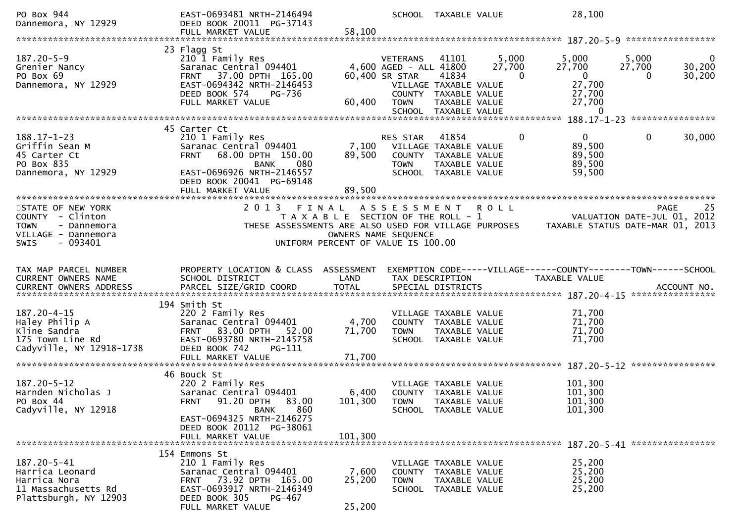```
PO Box 944                         EAST-0693481 NRTH-2146494                  SCHOOL  TAXABLE VALUE              28,100
Dannemora, NY 12929                DEED BOOK 20011  PG-37143
                                   FULL MARKET VALUE              58,100
******************************************************************************************************* 187.20-5-9 *****************
                                23 Flagg St
187.20-5-9                         210 1 Family Res                          VETERANS   41101         5,000         5,000        5,000            0
Grenier Nancy                      Saranac Central 094401          4,600 AGED - ALL 41800        27,700        27,700       27,700       30,200
PO Box 69                          FRNT   37.00 DPTH  165.00      60,400 SR STAR    41834             0             0            0       30,200
Dannemora, NY 12929                EAST-0694342 NRTH-2146453                  VILLAGE TAXABLE VALUE              27,700
                                   DEED BOOK 574     PG-736                   COUNTY  TAXABLE VALUE              27,700
                                   FULL MARKET VALUE              60,400      TOWN    TAXABLE VALUE              27,700
                                                                              SCHOOL  TAXABLE VALUE                   0
******************************************************************************************************* 188.17-1-23 ****************
                                45 Carter Ct
188.17-1-23                        210 1 Family Res                          RES STAR   41854             0             0            0       30,000
Griffin Sean M                     Saranac Central 094401          7,100   VILLAGE TAXABLE VALUE              89,500
45 Carter Ct                       FRNT   68.00 DPTH  150.00      89,500   COUNTY  TAXABLE VALUE              89,500
PO Box 835                                      BANK     080               TOWN    TAXABLE VALUE              89,500
Dannemora, NY 12929                EAST-0696926 NRTH-2146557                SCHOOL  TAXABLE VALUE              59,500
                                   DEED BOOK 20041  PG-69148
                                   FULL MARKET VALUE              89,500
*************************************************************************************************************************************
STATE OF NEW YORK                     2 0 1 3   F I N A L   A S S E S S M E N T   R O L L                                    PAGE    25
COUNTY  - Clinton                          T A X A B L E  SECTION OF THE ROLL - 1                        VALUATION DATE-JUL 01, 2012
TOWN    - Dannemora                THESE ASSESSMENTS ARE ALSO USED FOR VILLAGE PURPOSES     TAXABLE STATUS DATE-MAR 01, 2013
VILLAGE - Dannemora                                 OWNERS NAME SEQUENCE
SWIS    - 093401                             UNIFORM PERCENT OF VALUE IS 100.00


TAX MAP PARCEL NUMBER              PROPERTY LOCATION & CLASS  ASSESSMENT  EXEMPTION CODE-----VILLAGE------COUNTY--------TOWN------SCHOOL
CURRENT OWNERS NAME                SCHOOL DISTRICT               LAND      TAX DESCRIPTION             TAXABLE VALUE
CURRENT OWNERS ADDRESS             PARCEL SIZE/GRID COORD       TOTAL      SPECIAL DISTRICTS                                     ACCOUNT NO.
******************************************************************************************************* 187.20-4-15 ****************
                                194 Smith St
187.20-4-15                        220 2 Family Res                          VILLAGE TAXABLE VALUE              71,700
Haley Philip A                     Saranac Central 094401          4,700     COUNTY  TAXABLE VALUE              71,700
Kline Sandra                       FRNT   83.00 DPTH   52.00      71,700     TOWN    TAXABLE VALUE              71,700
175 Town Line Rd                   EAST-0693780 NRTH-2145758                  SCHOOL  TAXABLE VALUE              71,700
Cadyville, NY 12918-1738           DEED BOOK 742     PG-111
                                   FULL MARKET VALUE              71,700
******************************************************************************************************* 187.20-5-12 ****************
                                46 Bouck St
187.20-5-12                        220 2 Family Res                          VILLAGE TAXABLE VALUE             101,300
Harnden Nicholas J                 Saranac Central 094401          6,400     COUNTY  TAXABLE VALUE             101,300
PO Box 44                          FRNT   91.20 DPTH   83.00     101,300     TOWN    TAXABLE VALUE             101,300
Cadyville, NY 12918                             BANK     860                 SCHOOL  TAXABLE VALUE             101,300
                                   EAST-0694325 NRTH-2146275
                                   DEED BOOK 20112  PG-38061
                                   FULL MARKET VALUE             101,300
******************************************************************************************************* 187.20-5-41 ****************
                                154 Emmons St
187.20-5-41                        210 1 Family Res                          VILLAGE TAXABLE VALUE              25,200
Harrica Leonard                    Saranac Central 094401          7,600     COUNTY  TAXABLE VALUE              25,200
Harrica Nora                       FRNT   73.92 DPTH  165.00      25,200     TOWN    TAXABLE VALUE              25,200
11 Massachusetts Rd                EAST-0693917 NRTH-2146349                  SCHOOL  TAXABLE VALUE              25,200
Plattsburgh, NY 12903              DEED BOOK 305     PG-467
                                   FULL MARKET VALUE              25,200
```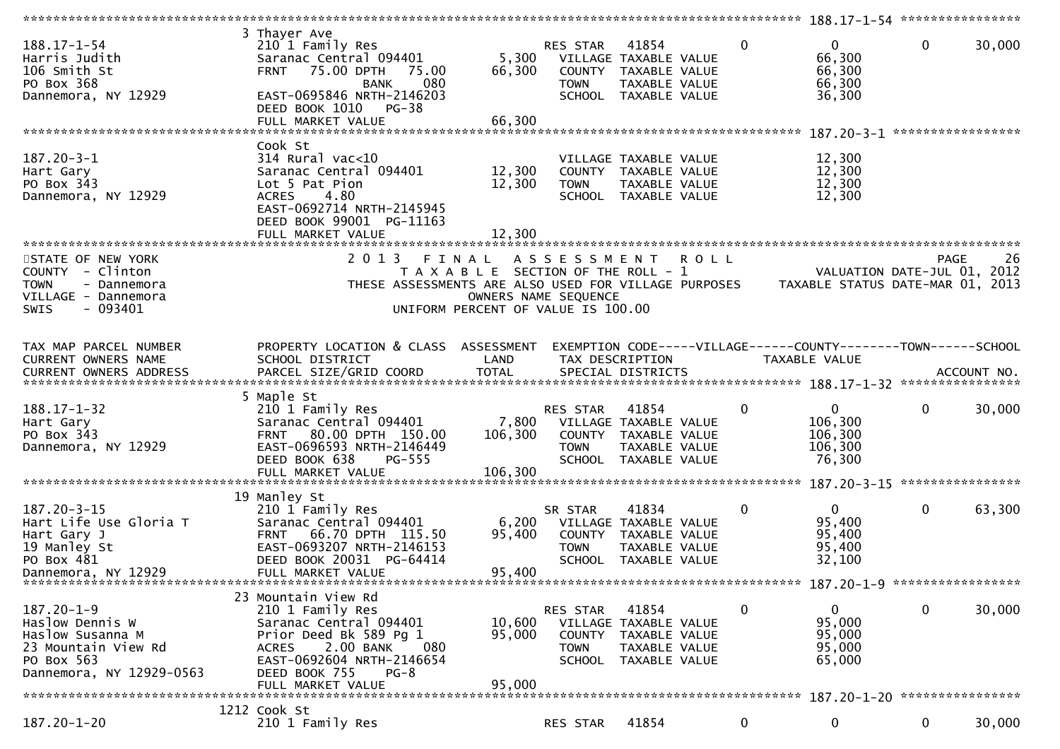| TAX MAP PARCEL NUMBER / CURRENT OWNERS NAME / CURRENT OWNERS ADDRESS | PROPERTY LOCATION & CLASS / SCHOOL DISTRICT / PARCEL SIZE/GRID COORD | ASSESSMENT LAND | TOTAL | EXEMPTION CODE / TAX DESCRIPTION / SPECIAL DISTRICTS | VILLAGE | COUNTY TAXABLE VALUE | TOWN | SCHOOL |
|---|---|---|---|---|---|---|---|---|
| **188.17-1-54** | 3 Thayer Ave | | | | | | | |
| 188.17-1-54 | 210 1 Family Res | | | RES STAR 41854 | 0 | 0 | 0 | 30,000 |
| Harris Judith | Saranac Central 094401 | 5,300 | | VILLAGE TAXABLE VALUE | | 66,300 | | |
| 106 Smith St | FRNT 75.00 DPTH 75.00 | | 66,300 | COUNTY TAXABLE VALUE | | 66,300 | | |
| PO Box 368 | BANK 080 | | | TOWN TAXABLE VALUE | | 66,300 | | |
| Dannemora, NY 12929 | EAST-0695846 NRTH-2146203 | | | SCHOOL TAXABLE VALUE | | 36,300 | | |
| | DEED BOOK 1010 PG-38 | | | | | | | |
| | FULL MARKET VALUE | | 66,300 | | | | | |
| **187.20-3-1** | Cook St | | | | | | | |
| 187.20-3-1 | 314 Rural vac<10 | | | VILLAGE TAXABLE VALUE | | 12,300 | | |
| Hart Gary | Saranac Central 094401 | 12,300 | | COUNTY TAXABLE VALUE | | 12,300 | | |
| PO Box 343 | Lot 5 Pat Pion | | 12,300 | TOWN TAXABLE VALUE | | 12,300 | | |
| Dannemora, NY 12929 | ACRES 4.80 | | | SCHOOL TAXABLE VALUE | | 12,300 | | |
| | EAST-0692714 NRTH-2145945 | | | | | | | |
| | DEED BOOK 99001 PG-11163 | | | | | | | |
| | FULL MARKET VALUE | | 12,300 | | | | | |

STATE OF NEW YORK
COUNTY - Clinton
TOWN - Dannemora
VILLAGE - Dannemora
SWIS - 093401

2 0 1 3 F I N A L A S S E S S M E N T R O L L
T A X A B L E SECTION OF THE ROLL - 1
THESE ASSESSMENTS ARE ALSO USED FOR VILLAGE PURPOSES
OWNERS NAME SEQUENCE
UNIFORM PERCENT OF VALUE IS 100.00

PAGE 26
VALUATION DATE-JUL 01, 2012
TAXABLE STATUS DATE-MAR 01, 2013

| TAX MAP PARCEL NUMBER / CURRENT OWNERS NAME / CURRENT OWNERS ADDRESS | PROPERTY LOCATION & CLASS / SCHOOL DISTRICT / PARCEL SIZE/GRID COORD | ASSESSMENT LAND | TOTAL | EXEMPTION CODE / TAX DESCRIPTION / SPECIAL DISTRICTS | VILLAGE | COUNTY TAXABLE VALUE | TOWN | SCHOOL / ACCOUNT NO. |
|---|---|---|---|---|---|---|---|---|
| **188.17-1-32** | 5 Maple St | | | | | | | |
| 188.17-1-32 | 210 1 Family Res | | | RES STAR 41854 | 0 | 0 | 0 | 30,000 |
| Hart Gary | Saranac Central 094401 | 7,800 | | VILLAGE TAXABLE VALUE | | 106,300 | | |
| PO Box 343 | FRNT 80.00 DPTH 150.00 | | 106,300 | COUNTY TAXABLE VALUE | | 106,300 | | |
| Dannemora, NY 12929 | EAST-0696593 NRTH-2146449 | | | TOWN TAXABLE VALUE | | 106,300 | | |
| | DEED BOOK 638 PG-555 | | | SCHOOL TAXABLE VALUE | | 76,300 | | |
| | FULL MARKET VALUE | | 106,300 | | | | | |
| **187.20-3-15** | 19 Manley St | | | | | | | |
| 187.20-3-15 | 210 1 Family Res | | | SR STAR 41834 | 0 | 0 | 0 | 63,300 |
| Hart Life Use Gloria T | Saranac Central 094401 | 6,200 | | VILLAGE TAXABLE VALUE | | 95,400 | | |
| Hart Gary J | FRNT 66.70 DPTH 115.50 | | 95,400 | COUNTY TAXABLE VALUE | | 95,400 | | |
| 19 Manley St | EAST-0693207 NRTH-2146153 | | | TOWN TAXABLE VALUE | | 95,400 | | |
| PO Box 481 | DEED BOOK 20031 PG-64414 | | | SCHOOL TAXABLE VALUE | | 32,100 | | |
| Dannemora, NY 12929 | FULL MARKET VALUE | | 95,400 | | | | | |
| **187.20-1-9** | 23 Mountain View Rd | | | | | | | |
| 187.20-1-9 | 210 1 Family Res | | | RES STAR 41854 | 0 | 0 | 0 | 30,000 |
| Haslow Dennis W | Saranac Central 094401 | 10,600 | | VILLAGE TAXABLE VALUE | | 95,000 | | |
| Haslow Susanna M | Prior Deed Bk 589 Pg 1 | | 95,000 | COUNTY TAXABLE VALUE | | 95,000 | | |
| 23 Mountain View Rd | ACRES 2.00 BANK 080 | | | TOWN TAXABLE VALUE | | 95,000 | | |
| PO Box 563 | EAST-0692604 NRTH-2146654 | | | SCHOOL TAXABLE VALUE | | 65,000 | | |
| Dannemora, NY 12929-0563 | DEED BOOK 755 PG-8 | | | | | | | |
| | FULL MARKET VALUE | | 95,000 | | | | | |
| **187.20-1-20** | 1212 Cook St | | | | | | | |
| 187.20-1-20 | 210 1 Family Res | | | RES STAR 41854 | 0 | 0 | 0 | 30,000 |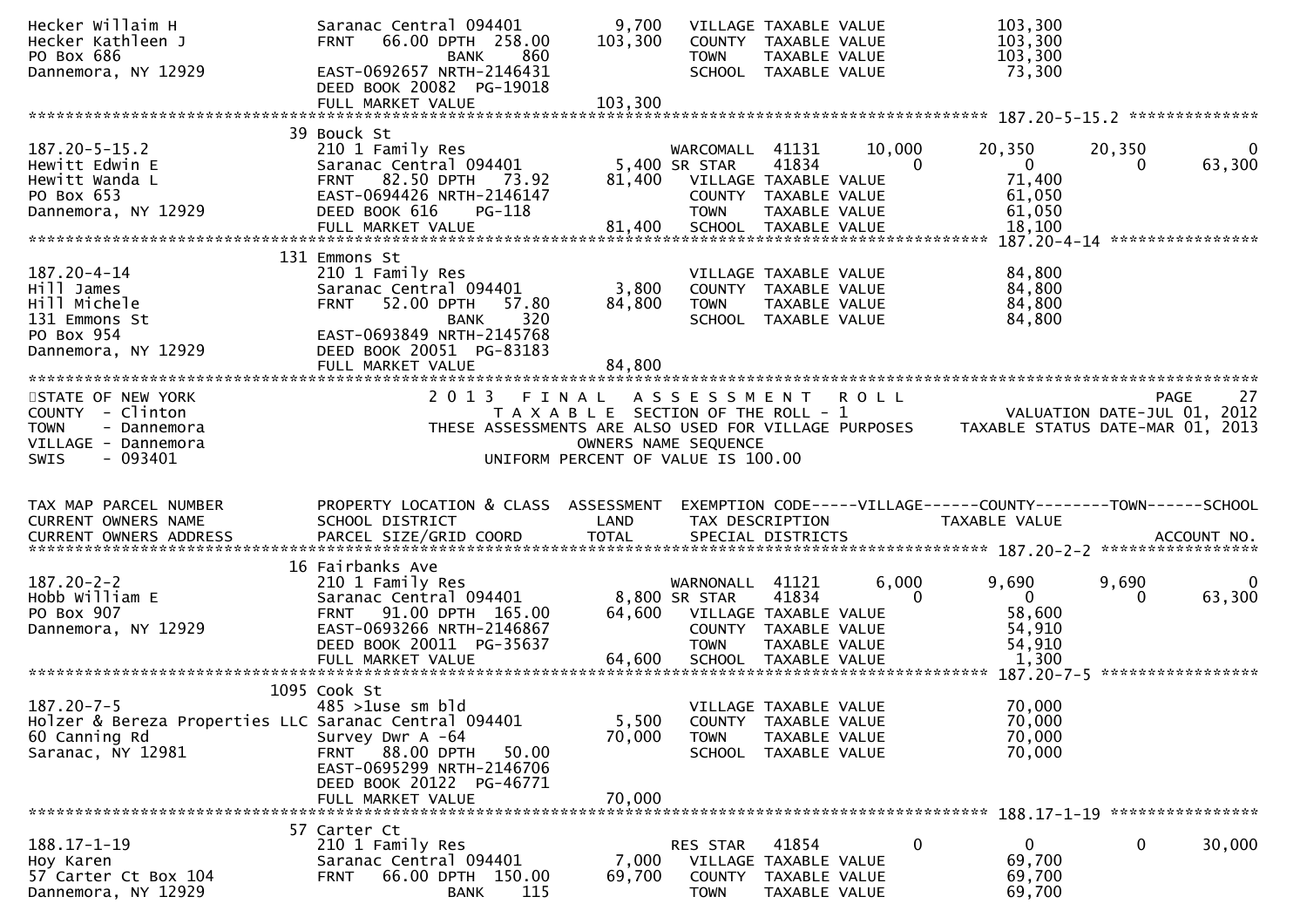```
Hecker Willaim H              Saranac Central 094401        9,700    VILLAGE TAXABLE VALUE             103,300
Hecker Kathleen J             FRNT   66.00 DPTH  258.00   103,300    COUNTY  TAXABLE VALUE             103,300
PO Box 686                                BANK     860               TOWN    TAXABLE VALUE             103,300
Dannemora, NY 12929           EAST-0692657 NRTH-2146431              SCHOOL  TAXABLE VALUE              73,300
                              DEED BOOK 20082  PG-19018
                              FULL MARKET VALUE           103,300
******************************************************************************************************* 187.20-5-15.2 **************
                           39 Bouck St
187.20-5-15.2                 210 1 Family Res                       WARCOMALL  41131     10,000      20,350      20,350            0
Hewitt Edwin E                Saranac Central 094401        5,400 SR STAR   41834          0           0           0       63,300
Hewitt Wanda L                FRNT   82.50 DPTH   73.92    81,400    VILLAGE TAXABLE VALUE              71,400
PO Box 653                    EAST-0694426 NRTH-2146147              COUNTY  TAXABLE VALUE              61,050
Dannemora, NY 12929           DEED BOOK 616    PG-118                TOWN    TAXABLE VALUE              61,050
                              FULL MARKET VALUE            81,400    SCHOOL  TAXABLE VALUE              18,100
******************************************************************************************************* 187.20-4-14 ****************
                          131 Emmons St
187.20-4-14                   210 1 Family Res                       VILLAGE TAXABLE VALUE              84,800
Hill James                    Saranac Central 094401        3,800    COUNTY  TAXABLE VALUE              84,800
Hill Michele                  FRNT   52.00 DPTH   57.80    84,800    TOWN    TAXABLE VALUE              84,800
131 Emmons St                             BANK     320               SCHOOL  TAXABLE VALUE              84,800
PO Box 954                    EAST-0693849 NRTH-2145768
Dannemora, NY 12929           DEED BOOK 20051  PG-83183
                              FULL MARKET VALUE            84,800
************************************************************************************************************************************
STATE OF NEW YORK                   2 0 1 3   F I N A L   A S S E S S M E N T   R O L L                                 PAGE    27
COUNTY  - Clinton                      T A X A B L E  SECTION OF THE ROLL - 1                       VALUATION DATE-JUL 01, 2012
TOWN    - Dannemora              THESE ASSESSMENTS ARE ALSO USED FOR VILLAGE PURPOSES      TAXABLE STATUS DATE-MAR 01, 2013
VILLAGE - Dannemora                               OWNERS NAME SEQUENCE
SWIS    - 093401                          UNIFORM PERCENT OF VALUE IS 100.00


TAX MAP PARCEL NUMBER         PROPERTY LOCATION & CLASS  ASSESSMENT  EXEMPTION CODE-----VILLAGE------COUNTY--------TOWN------SCHOOL
CURRENT OWNERS NAME           SCHOOL DISTRICT               LAND      TAX DESCRIPTION              TAXABLE VALUE
CURRENT OWNERS ADDRESS        PARCEL SIZE/GRID COORD        TOTAL     SPECIAL DISTRICTS                                  ACCOUNT NO.
******************************************************************************************************* 187.20-2-2 *****************
                           16 Fairbanks Ave
187.20-2-2                    210 1 Family Res                       WARNONALL  41121      6,000       9,690       9,690            0
Hobb William E                Saranac Central 094401        8,800 SR STAR   41834          0           0           0       63,300
PO Box 907                    FRNT   91.00 DPTH  165.00    64,600    VILLAGE TAXABLE VALUE              58,600
Dannemora, NY 12929           EAST-0693266 NRTH-2146867              COUNTY  TAXABLE VALUE              54,910
                              DEED BOOK 20011  PG-35637              TOWN    TAXABLE VALUE              54,910
                              FULL MARKET VALUE            64,600    SCHOOL  TAXABLE VALUE               1,300
******************************************************************************************************* 187.20-7-5 *****************
                         1095 Cook St
187.20-7-5                    485 >1use sm bld                       VILLAGE TAXABLE VALUE              70,000
Holzer & Bereza Properties LLC Saranac Central 094401       5,500    COUNTY  TAXABLE VALUE              70,000
60 Canning Rd                 Survey Dwr A -64             70,000    TOWN    TAXABLE VALUE              70,000
Saranac, NY 12981             FRNT   88.00 DPTH   50.00              SCHOOL  TAXABLE VALUE              70,000
                              EAST-0695299 NRTH-2146706
                              DEED BOOK 20122  PG-46771
                              FULL MARKET VALUE            70,000
******************************************************************************************************* 188.17-1-19 ****************
                           57 Carter Ct
188.17-1-19                   210 1 Family Res                       RES STAR   41854          0           0           0       30,000
Hoy Karen                     Saranac Central 094401        7,000    VILLAGE TAXABLE VALUE              69,700
57 Carter Ct Box 104          FRNT   66.00 DPTH  150.00    69,700    COUNTY  TAXABLE VALUE              69,700
Dannemora, NY 12929                       BANK     115               TOWN    TAXABLE VALUE              69,700
```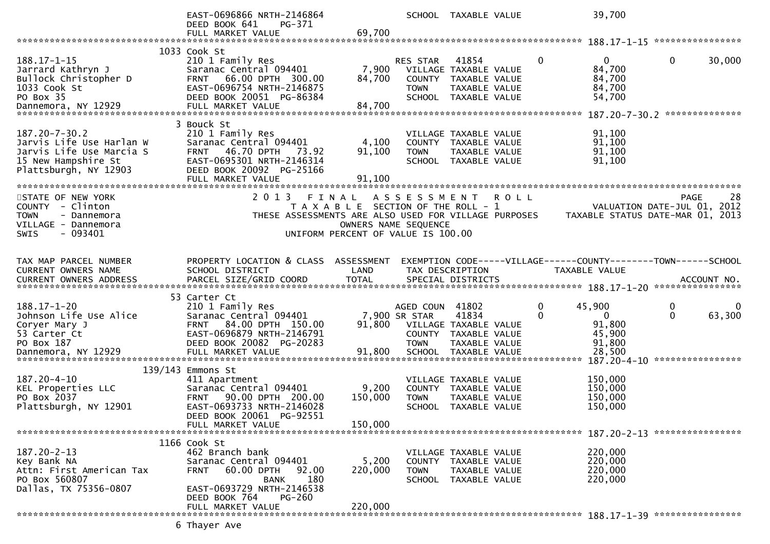```
                              EAST-0696866 NRTH-2146864              SCHOOL  TAXABLE VALUE                 39,700
                              DEED BOOK 641    PG-371
                              FULL MARKET VALUE              69,700
******************************************************************************************************* 188.17-1-15 ****************
                          1033 Cook St
188.17-1-15                   210 1 Family Res                       RES STAR   41854             0          0            0       30,000
Jarrard Kathryn J             Saranac Central 094401         7,900    VILLAGE TAXABLE VALUE               84,700
Bullock Christopher D         FRNT   66.00 DPTH  300.00     84,700    COUNTY  TAXABLE VALUE               84,700
1033 Cook St                  EAST-0696754 NRTH-2146875              TOWN    TAXABLE VALUE               84,700
PO Box 35                     DEED BOOK 20051  PG-86384              SCHOOL  TAXABLE VALUE               54,700
Dannemora, NY 12929           FULL MARKET VALUE              84,700
******************************************************************************************************* 187.20-7-30.2 **************
                             3 Bouck St
187.20-7-30.2                 210 1 Family Res                        VILLAGE TAXABLE VALUE               91,100
Jarvis Life Use Harlan W      Saranac Central 094401         4,100    COUNTY  TAXABLE VALUE               91,100
Jarvis Life Use Marcia S      FRNT   46.70 DPTH   73.92     91,100    TOWN    TAXABLE VALUE               91,100
15 New Hampshire St           EAST-0695301 NRTH-2146314              SCHOOL  TAXABLE VALUE               91,100
Plattsburgh, NY 12903         DEED BOOK 20092  PG-25166
                              FULL MARKET VALUE              91,100
************************************************************************************************************************************
STATE OF NEW YORK                  2 0 1 3   F I N A L   A S S E S S M E N T   R O L L                                   PAGE     28
COUNTY  - Clinton                      T A X A B L E  SECTION OF THE ROLL - 1                           VALUATION DATE-JUL 01, 2012
TOWN    - Dannemora            THESE ASSESSMENTS ARE ALSO USED FOR VILLAGE PURPOSES     TAXABLE STATUS DATE-MAR 01, 2013
VILLAGE - Dannemora                               OWNERS NAME SEQUENCE
SWIS    - 093401                          UNIFORM PERCENT OF VALUE IS 100.00


TAX MAP PARCEL NUMBER         PROPERTY LOCATION & CLASS  ASSESSMENT  EXEMPTION CODE-----VILLAGE------COUNTY--------TOWN------SCHOOL
CURRENT OWNERS NAME           SCHOOL DISTRICT               LAND      TAX DESCRIPTION             TAXABLE VALUE
CURRENT OWNERS ADDRESS        PARCEL SIZE/GRID COORD        TOTAL     SPECIAL DISTRICTS                                   ACCOUNT NO.
******************************************************************************************************* 188.17-1-20 ****************
                           53 Carter Ct
188.17-1-20                   210 1 Family Res                       AGED COUN  41802             0     45,900            0            0
Johnson Life Use Alice        Saranac Central 094401         7,900 SR STAR     41834             0          0            0       63,300
Coryer Mary J                 FRNT   84.00 DPTH  150.00     91,800    VILLAGE TAXABLE VALUE               91,800
53 Carter Ct                  EAST-0696879 NRTH-2146791              COUNTY  TAXABLE VALUE               45,900
PO Box 187                    DEED BOOK 20082  PG-20283              TOWN    TAXABLE VALUE               91,800
Dannemora, NY 12929           FULL MARKET VALUE              91,800   SCHOOL  TAXABLE VALUE               28,500
******************************************************************************************************* 187.20-4-10 ****************
                      139/143 Emmons St
187.20-4-10                   411 Apartment                           VILLAGE TAXABLE VALUE              150,000
KEL Properties LLC            Saranac Central 094401         9,200    COUNTY  TAXABLE VALUE              150,000
PO Box 2037                   FRNT   90.00 DPTH  200.00    150,000    TOWN    TAXABLE VALUE              150,000
Plattsburgh, NY 12901         EAST-0693733 NRTH-2146028              SCHOOL  TAXABLE VALUE              150,000
                              DEED BOOK 20061  PG-92551
                              FULL MARKET VALUE             150,000
******************************************************************************************************* 187.20-2-13 ****************
                          1166 Cook St
187.20-2-13                   462 Branch bank                         VILLAGE TAXABLE VALUE              220,000
Key Bank NA                   Saranac Central 094401         5,200    COUNTY  TAXABLE VALUE              220,000
Attn: First American Tax      FRNT   60.00 DPTH   92.00    220,000    TOWN    TAXABLE VALUE              220,000
PO Box 560807                                BANK    180              SCHOOL  TAXABLE VALUE              220,000
Dallas, TX 75356-0807         EAST-0693729 NRTH-2146538
                              DEED BOOK 764    PG-260
                              FULL MARKET VALUE             220,000
******************************************************************************************************* 188.17-1-39 ****************
                             6 Thayer Ave
```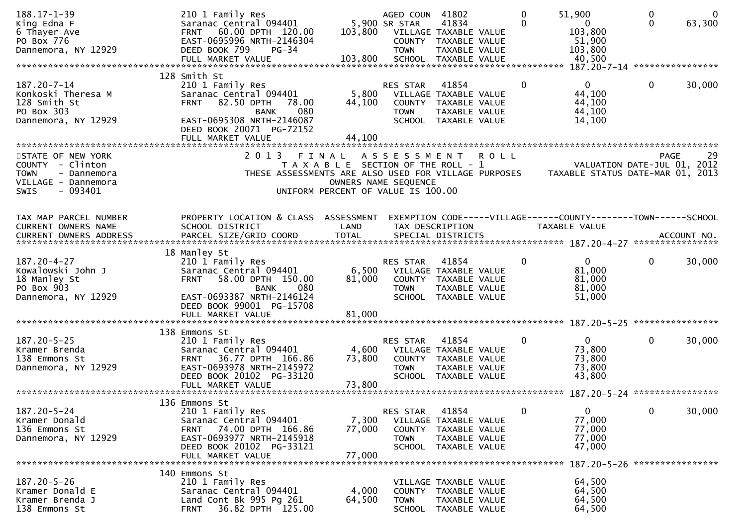```
188.17-1-39                 210 1 Family Res                    AGED COUN  41802           0       51,900           0           0
King Edna F                 Saranac Central 094401       5,900 SR STAR    41834           0            0           0      63,300
6 Thayer Ave                FRNT   60.00 DPTH  120.00  103,800    VILLAGE TAXABLE VALUE              103,800
PO Box 776                  EAST-0695996 NRTH-2146304             COUNTY  TAXABLE VALUE               51,900
Dannemora, NY 12929         DEED BOOK 799     PG-34               TOWN    TAXABLE VALUE              103,800
                            FULL MARKET VALUE            103,800    SCHOOL  TAXABLE VALUE               40,500
******************************************************************************************************* 187.20-7-14 ****************
                        128 Smith St
187.20-7-14                 210 1 Family Res                    RES STAR   41854           0            0           0      30,000
Konkoski Theresa M          Saranac Central 094401       5,800    VILLAGE TAXABLE VALUE               44,100
128 Smith St                FRNT   82.50 DPTH   78.00   44,100    COUNTY  TAXABLE VALUE               44,100
PO Box 303                              BANK     080              TOWN    TAXABLE VALUE               44,100
Dannemora, NY 12929         EAST-0695308 NRTH-2146087             SCHOOL  TAXABLE VALUE               14,100
                            DEED BOOK 20071   PG-72152
                            FULL MARKET VALUE             44,100
************************************************************************************************************************************
STATE OF NEW YORK                 2 0 1 3   F I N A L   A S S E S S M E N T   R O L L                                 PAGE     29
COUNTY  - Clinton                    T A X A B L E  SECTION OF THE ROLL - 1                     VALUATION DATE-JUL 01, 2012
TOWN    - Dannemora           THESE ASSESSMENTS ARE ALSO USED FOR VILLAGE PURPOSES     TAXABLE STATUS DATE-MAR 01, 2013
VILLAGE - Dannemora                            OWNERS NAME SEQUENCE
SWIS    - 093401                        UNIFORM PERCENT OF VALUE IS 100.00


TAX MAP PARCEL NUMBER       PROPERTY LOCATION & CLASS  ASSESSMENT  EXEMPTION CODE-----VILLAGE------COUNTY--------TOWN------SCHOOL
CURRENT OWNERS NAME         SCHOOL DISTRICT               LAND      TAX DESCRIPTION            TAXABLE VALUE
CURRENT OWNERS ADDRESS      PARCEL SIZE/GRID COORD        TOTAL     SPECIAL DISTRICTS                                   ACCOUNT NO.
******************************************************************************************************* 187.20-4-27 ****************
                        18 Manley St
187.20-4-27                 210 1 Family Res                    RES STAR   41854           0            0           0      30,000
Kowalowski John J           Saranac Central 094401       6,500    VILLAGE TAXABLE VALUE               81,000
18 Manley St                FRNT   58.00 DPTH  150.00   81,000    COUNTY  TAXABLE VALUE               81,000
PO Box 903                              BANK     080              TOWN    TAXABLE VALUE               81,000
Dannemora, NY 12929         EAST-0693387 NRTH-2146124             SCHOOL  TAXABLE VALUE               51,000
                            DEED BOOK 99001   PG-15708
                            FULL MARKET VALUE             81,000
******************************************************************************************************* 187.20-5-25 ****************
                        138 Emmons St
187.20-5-25                 210 1 Family Res                    RES STAR   41854           0            0           0      30,000
Kramer Brenda               Saranac Central 094401       4,600    VILLAGE TAXABLE VALUE               73,800
138 Emmons St               FRNT   36.77 DPTH  166.86   73,800    COUNTY  TAXABLE VALUE               73,800
Dannemora, NY 12929         EAST-0693978 NRTH-2145972             TOWN    TAXABLE VALUE               73,800
                            DEED BOOK 20102   PG-33120            SCHOOL  TAXABLE VALUE               43,800
                            FULL MARKET VALUE             73,800
******************************************************************************************************* 187.20-5-24 ****************
                        136 Emmons St
187.20-5-24                 210 1 Family Res                    RES STAR   41854           0            0           0      30,000
Kramer Donald               Saranac Central 094401       7,300    VILLAGE TAXABLE VALUE               77,000
136 Emmons St               FRNT   74.00 DPTH  166.86   77,000    COUNTY  TAXABLE VALUE               77,000
Dannemora, NY 12929         EAST-0693977 NRTH-2145918             TOWN    TAXABLE VALUE               77,000
                            DEED BOOK 20102   PG-33121            SCHOOL  TAXABLE VALUE               47,000
                            FULL MARKET VALUE             77,000
******************************************************************************************************* 187.20-5-26 ****************
                        140 Emmons St
187.20-5-26                 210 1 Family Res                      VILLAGE TAXABLE VALUE               64,500
Kramer Donald E             Saranac Central 094401       4,000    COUNTY  TAXABLE VALUE               64,500
Kramer Brenda J             Land Cont Bk 995 Pg 261     64,500    TOWN    TAXABLE VALUE               64,500
138 Emmons St               FRNT   36.82 DPTH  125.00             SCHOOL  TAXABLE VALUE               64,500
```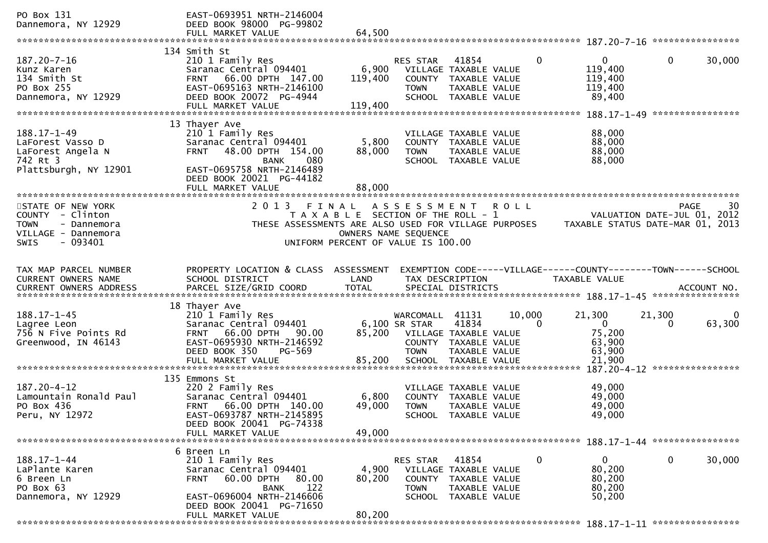```
PO Box 131                    EAST-0693951 NRTH-2146004
Dannemora, NY 12929           DEED BOOK 98000  PG-99802
                              FULL MARKET VALUE              64,500
******************************************************************************************************* 187.20-7-16 *****************
                        134 Smith St
187.20-7-16                   210 1 Family Res                    RES STAR    41854          0           0             0        30,000
Kunz Karen                    Saranac Central 094401      6,900   VILLAGE TAXABLE VALUE             119,400
134 Smith St                  FRNT   66.00 DPTH  147.00  119,400  COUNTY  TAXABLE VALUE             119,400
PO Box 255                    EAST-0695163 NRTH-2146100           TOWN    TAXABLE VALUE             119,400
Dannemora, NY 12929           DEED BOOK 20072  PG-4944            SCHOOL  TAXABLE VALUE              89,400
                              FULL MARKET VALUE             119,400
******************************************************************************************************* 188.17-1-49 *****************
                         13 Thayer Ave
188.17-1-49                   210 1 Family Res                    VILLAGE TAXABLE VALUE              88,000
LaForest Vasso D              Saranac Central 094401      5,800   COUNTY  TAXABLE VALUE              88,000
LaForest Angela N             FRNT   48.00 DPTH  154.00   88,000  TOWN    TAXABLE VALUE              88,000
742 Rt 3                                BANK     080              SCHOOL  TAXABLE VALUE              88,000
Plattsburgh, NY 12901         EAST-0695758 NRTH-2146489
                              DEED BOOK 20021  PG-44182
                              FULL MARKET VALUE              88,000
*******************************************************************************************************************************************
STATE OF NEW YORK                   2 0 1 3   F I N A L   A S S E S S M E N T   R O L L                                  PAGE    30
COUNTY  - Clinton                      T A X A B L E  SECTION OF THE ROLL - 1                          VALUATION DATE-JUL 01, 2012
TOWN    - Dannemora            THESE ASSESSMENTS ARE ALSO USED FOR VILLAGE PURPOSES     TAXABLE STATUS DATE-MAR 01, 2013
VILLAGE - Dannemora                                OWNERS NAME SEQUENCE
SWIS    - 093401                          UNIFORM PERCENT OF VALUE IS 100.00


TAX MAP PARCEL NUMBER         PROPERTY LOCATION & CLASS  ASSESSMENT  EXEMPTION CODE-----VILLAGE------COUNTY--------TOWN------SCHOOL
CURRENT OWNERS NAME           SCHOOL DISTRICT               LAND      TAX DESCRIPTION            TAXABLE VALUE
CURRENT OWNERS ADDRESS        PARCEL SIZE/GRID COORD        TOTAL     SPECIAL DISTRICTS                                   ACCOUNT NO.
******************************************************************************************************* 188.17-1-45 *****************
                         18 Thayer Ave
188.17-1-45                   210 1 Family Res                    WARCOMALL  41131      10,000      21,300      21,300            0
Lagree Leon                   Saranac Central 094401      6,100 SR STAR    41834          0           0            0         63,300
756 N Five Points Rd          FRNT   66.00 DPTH   90.00   85,200   VILLAGE TAXABLE VALUE              75,200
Greenwood, IN 46143           EAST-0695930 NRTH-2146592            COUNTY  TAXABLE VALUE              63,900
                              DEED BOOK 350    PG-569              TOWN    TAXABLE VALUE              63,900
                              FULL MARKET VALUE              85,200  SCHOOL  TAXABLE VALUE              21,900
******************************************************************************************************* 187.20-4-12 *****************
                        135 Emmons St
187.20-4-12                   220 2 Family Res                    VILLAGE TAXABLE VALUE              49,000
Lamountain Ronald Paul        Saranac Central 094401      6,800   COUNTY  TAXABLE VALUE              49,000
PO Box 436                    FRNT   66.00 DPTH  140.00   49,000  TOWN    TAXABLE VALUE              49,000
Peru, NY 12972                EAST-0693787 NRTH-2145895           SCHOOL  TAXABLE VALUE              49,000
                              DEED BOOK 20041  PG-74338
                              FULL MARKET VALUE              49,000
******************************************************************************************************* 188.17-1-44 *****************
                          6 Breen Ln
188.17-1-44                   210 1 Family Res                    RES STAR    41854          0           0             0        30,000
LaPlante Karen                Saranac Central 094401      4,900   VILLAGE TAXABLE VALUE              80,200
6 Breen Ln                    FRNT   60.00 DPTH   80.00   80,200  COUNTY  TAXABLE VALUE              80,200
PO Box 63                               BANK     122              TOWN    TAXABLE VALUE              80,200
Dannemora, NY 12929           EAST-0696004 NRTH-2146606           SCHOOL  TAXABLE VALUE              50,200
                              DEED BOOK 20041  PG-71650
                              FULL MARKET VALUE              80,200
******************************************************************************************************* 188.17-1-11 *****************
```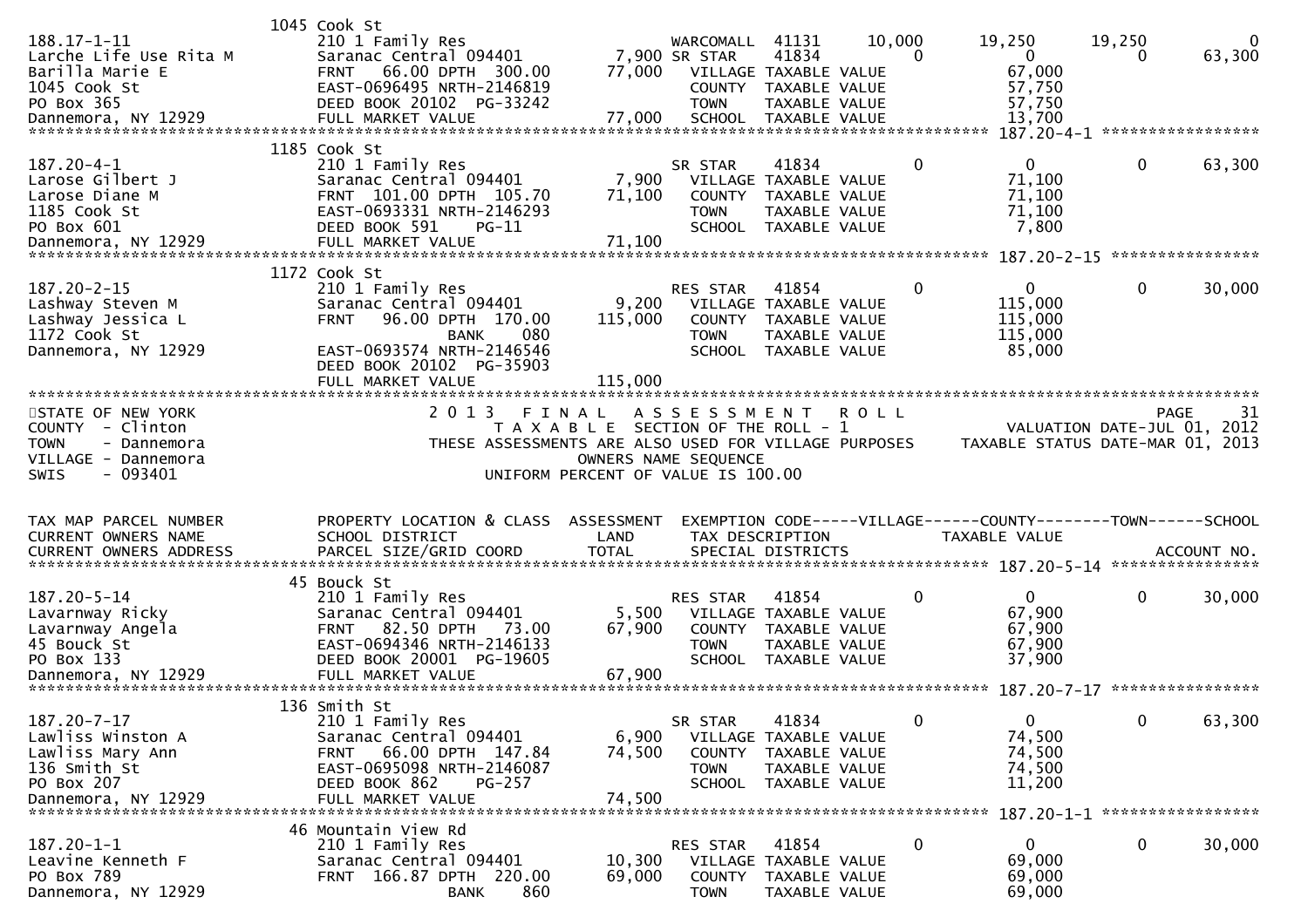```
                              1045 Cook St
188.17-1-11                    210 1 Family Res                      WARCOMALL  41131       10,000        19,250       19,250            0
Larche Life Use Rita M         Saranac Central 094401          7,900 SR STAR    41834            0             0            0       63,300
Barilla Marie E                FRNT   66.00 DPTH  300.00      77,000   VILLAGE TAXABLE VALUE                67,000
1045 Cook St                   EAST-0696495 NRTH-2146819               COUNTY  TAXABLE VALUE                57,750
PO Box 365                     DEED BOOK 20102  PG-33242               TOWN    TAXABLE VALUE                57,750
Dannemora, NY 12929            FULL MARKET VALUE              77,000   SCHOOL  TAXABLE VALUE                13,700
******************************************************************************************************* 187.20-4-1 *****************
                              1185 Cook St
187.20-4-1                     210 1 Family Res                      SR STAR    41834            0             0            0       63,300
Larose Gilbert J               Saranac Central 094401          7,900   VILLAGE TAXABLE VALUE                71,100
Larose Diane M                 FRNT  101.00 DPTH  105.70      71,100   COUNTY  TAXABLE VALUE                71,100
1185 Cook St                   EAST-0693331 NRTH-2146293               TOWN    TAXABLE VALUE                71,100
PO Box 601                     DEED BOOK 591    PG-11                  SCHOOL  TAXABLE VALUE                 7,800
Dannemora, NY 12929            FULL MARKET VALUE              71,100
******************************************************************************************************* 187.20-2-15 ****************
                              1172 Cook St
187.20-2-15                    210 1 Family Res                      RES STAR   41854            0             0            0       30,000
Lashway Steven M               Saranac Central 094401          9,200   VILLAGE TAXABLE VALUE               115,000
Lashway Jessica L              FRNT   96.00 DPTH  170.00     115,000   COUNTY  TAXABLE VALUE               115,000
1172 Cook St                            BANK     080                   TOWN    TAXABLE VALUE               115,000
Dannemora, NY 12929            EAST-0693574 NRTH-2146546               SCHOOL  TAXABLE VALUE                85,000
                               DEED BOOK 20102  PG-35903
                               FULL MARKET VALUE             115,000
************************************************************************************************************************************
STATE OF NEW YORK                     2 0 1 3   F I N A L   A S S E S S M E N T   R O L L                                    PAGE    31
COUNTY  - Clinton                        T A X A B L E  SECTION OF THE ROLL - 1                       VALUATION DATE-JUL 01, 2012
TOWN    - Dannemora               THESE ASSESSMENTS ARE ALSO USED FOR VILLAGE PURPOSES       TAXABLE STATUS DATE-MAR 01, 2013
VILLAGE - Dannemora                               OWNERS NAME SEQUENCE
SWIS    - 093401                           UNIFORM PERCENT OF VALUE IS 100.00


TAX MAP PARCEL NUMBER          PROPERTY LOCATION & CLASS  ASSESSMENT  EXEMPTION CODE-----VILLAGE------COUNTY--------TOWN------SCHOOL
CURRENT OWNERS NAME            SCHOOL DISTRICT               LAND      TAX DESCRIPTION            TAXABLE VALUE
CURRENT OWNERS ADDRESS         PARCEL SIZE/GRID COORD       TOTAL      SPECIAL DISTRICTS                                    ACCOUNT NO.
******************************************************************************************************* 187.20-5-14 ****************
                              45 Bouck St
187.20-5-14                    210 1 Family Res                      RES STAR   41854            0             0            0       30,000
Lavarnway Ricky                Saranac Central 094401          5,500   VILLAGE TAXABLE VALUE                67,900
Lavarnway Angela               FRNT   82.50 DPTH   73.00      67,900   COUNTY  TAXABLE VALUE                67,900
45 Bouck St                    EAST-0694346 NRTH-2146133               TOWN    TAXABLE VALUE                67,900
PO Box 133                     DEED BOOK 20001  PG-19605               SCHOOL  TAXABLE VALUE                37,900
Dannemora, NY 12929            FULL MARKET VALUE              67,900
******************************************************************************************************* 187.20-7-17 ****************
                              136 Smith St
187.20-7-17                    210 1 Family Res                      SR STAR    41834            0             0            0       63,300
Lawliss Winston A              Saranac Central 094401          6,900   VILLAGE TAXABLE VALUE                74,500
Lawliss Mary Ann               FRNT   66.00 DPTH  147.84      74,500   COUNTY  TAXABLE VALUE                74,500
136 Smith St                   EAST-0695098 NRTH-2146087               TOWN    TAXABLE VALUE                74,500
PO Box 207                     DEED BOOK 862    PG-257                 SCHOOL  TAXABLE VALUE                11,200
Dannemora, NY 12929            FULL MARKET VALUE              74,500
******************************************************************************************************* 187.20-1-1 *****************
                              46 Mountain View Rd
187.20-1-1                     210 1 Family Res                      RES STAR   41854            0             0            0       30,000
Leavine Kenneth F              Saranac Central 094401         10,300   VILLAGE TAXABLE VALUE                69,000
PO Box 789                     FRNT  166.87 DPTH  220.00      69,000   COUNTY  TAXABLE VALUE                69,000
Dannemora, NY 12929                     BANK     860                   TOWN    TAXABLE VALUE                69,000
```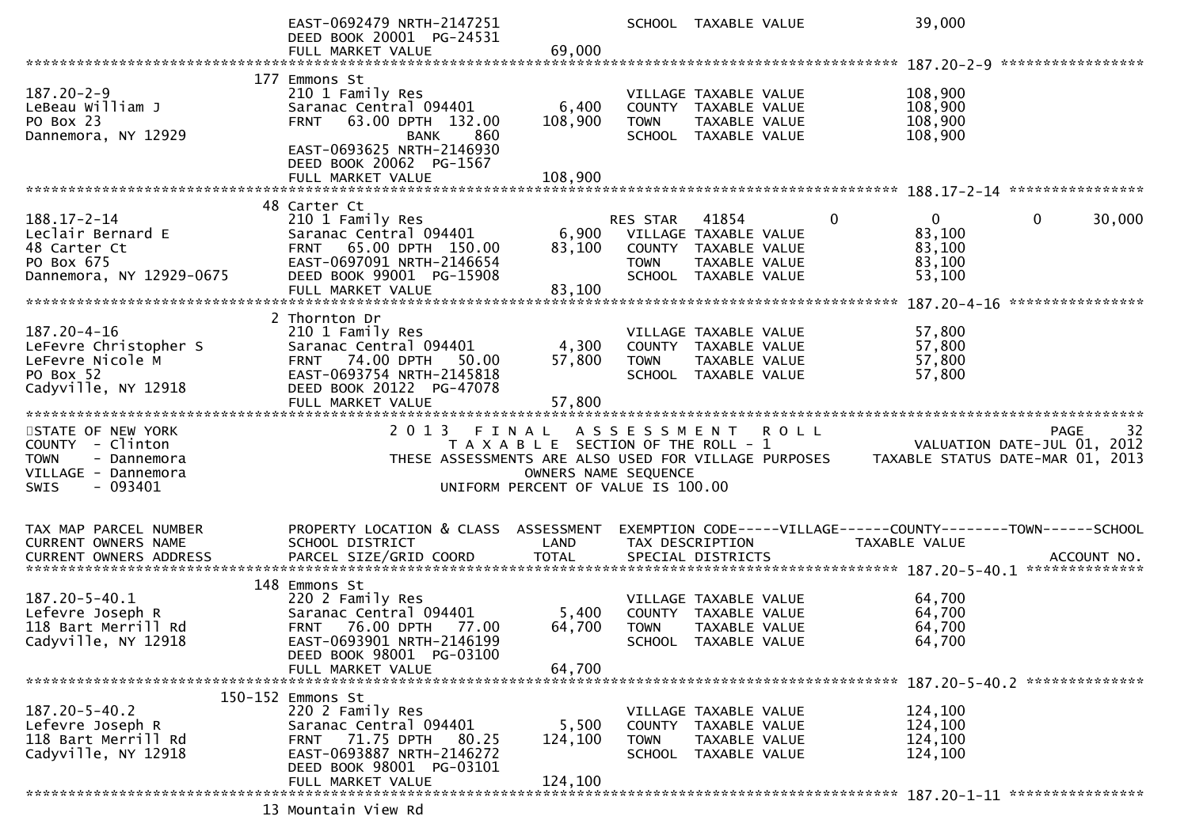```
                                 EAST-0692479 NRTH-2147251                 SCHOOL  TAXABLE VALUE                39,000
                                 DEED BOOK 20001  PG-24531
                                 FULL MARKET VALUE              69,000
******************************************************************************************************* 187.20-2-9 *****************
                             177 Emmons St
187.20-2-9                       210 1 Family Res                          VILLAGE TAXABLE VALUE               108,900
LeBeau William J                 Saranac Central 094401         6,400      COUNTY  TAXABLE VALUE               108,900
PO Box 23                        FRNT   63.00 DPTH  132.00    108,900      TOWN    TAXABLE VALUE               108,900
Dannemora, NY 12929                            BANK     860                SCHOOL  TAXABLE VALUE               108,900
                                 EAST-0693625 NRTH-2146930
                                 DEED BOOK 20062  PG-1567
                                 FULL MARKET VALUE             108,900
******************************************************************************************************* 188.17-2-14 ****************
                              48 Carter Ct
188.17-2-14                      210 1 Family Res                    RES STAR   41854          0            0            0       30,000
Leclair Bernard E                Saranac Central 094401         6,900   VILLAGE TAXABLE VALUE                83,100
48 Carter Ct                     FRNT   65.00 DPTH  150.00     83,100   COUNTY  TAXABLE VALUE                83,100
PO Box 675                       EAST-0697091 NRTH-2146654              TOWN    TAXABLE VALUE                83,100
Dannemora, NY 12929-0675         DEED BOOK 99001  PG-15908              SCHOOL  TAXABLE VALUE                53,100
                                 FULL MARKET VALUE              83,100
******************************************************************************************************* 187.20-4-16 ****************
                               2 Thornton Dr
187.20-4-16                      210 1 Family Res                          VILLAGE TAXABLE VALUE                57,800
LeFevre Christopher S            Saranac Central 094401         4,300      COUNTY  TAXABLE VALUE                57,800
LeFevre Nicole M                 FRNT   74.00 DPTH   50.00     57,800      TOWN    TAXABLE VALUE                57,800
PO Box 52                        EAST-0693754 NRTH-2145818                 SCHOOL  TAXABLE VALUE                57,800
Cadyville, NY 12918              DEED BOOK 20122  PG-47078
                                 FULL MARKET VALUE              57,800
************************************************************************************************************************************
STATE OF NEW YORK                    2 0 1 3   F I N A L   A S S E S S M E N T   R O L L                                PAGE     32
COUNTY  - Clinton                       T A X A B L E  SECTION OF THE ROLL - 1                        VALUATION DATE-JUL 01, 2012
TOWN    - Dannemora              THESE ASSESSMENTS ARE ALSO USED FOR VILLAGE PURPOSES     TAXABLE STATUS DATE-MAR 01, 2013
VILLAGE - Dannemora                                   OWNERS NAME SEQUENCE
SWIS    - 093401                              UNIFORM PERCENT OF VALUE IS 100.00


TAX MAP PARCEL NUMBER            PROPERTY LOCATION & CLASS  ASSESSMENT  EXEMPTION CODE-----VILLAGE------COUNTY--------TOWN------SCHOOL
CURRENT OWNERS NAME              SCHOOL DISTRICT               LAND      TAX DESCRIPTION            TAXABLE VALUE
CURRENT OWNERS ADDRESS           PARCEL SIZE/GRID COORD        TOTAL     SPECIAL DISTRICTS                                  ACCOUNT NO.
******************************************************************************************************* 187.20-5-40.1 **************
                             148 Emmons St
187.20-5-40.1                    220 2 Family Res                          VILLAGE TAXABLE VALUE                64,700
Lefevre Joseph R                 Saranac Central 094401         5,400      COUNTY  TAXABLE VALUE                64,700
118 Bart Merrill Rd              FRNT   76.00 DPTH   77.00     64,700      TOWN    TAXABLE VALUE                64,700
Cadyville, NY 12918              EAST-0693901 NRTH-2146199                 SCHOOL  TAXABLE VALUE                64,700
                                 DEED BOOK 98001  PG-03100
                                 FULL MARKET VALUE              64,700
******************************************************************************************************* 187.20-5-40.2 **************
                         150-152 Emmons St
187.20-5-40.2                    220 2 Family Res                          VILLAGE TAXABLE VALUE               124,100
Lefevre Joseph R                 Saranac Central 094401         5,500      COUNTY  TAXABLE VALUE               124,100
118 Bart Merrill Rd              FRNT   71.75 DPTH   80.25    124,100      TOWN    TAXABLE VALUE               124,100
Cadyville, NY 12918              EAST-0693887 NRTH-2146272                 SCHOOL  TAXABLE VALUE               124,100
                                 DEED BOOK 98001  PG-03101
                                 FULL MARKET VALUE             124,100
******************************************************************************************************* 187.20-1-11 ****************
                              13 Mountain View Rd
```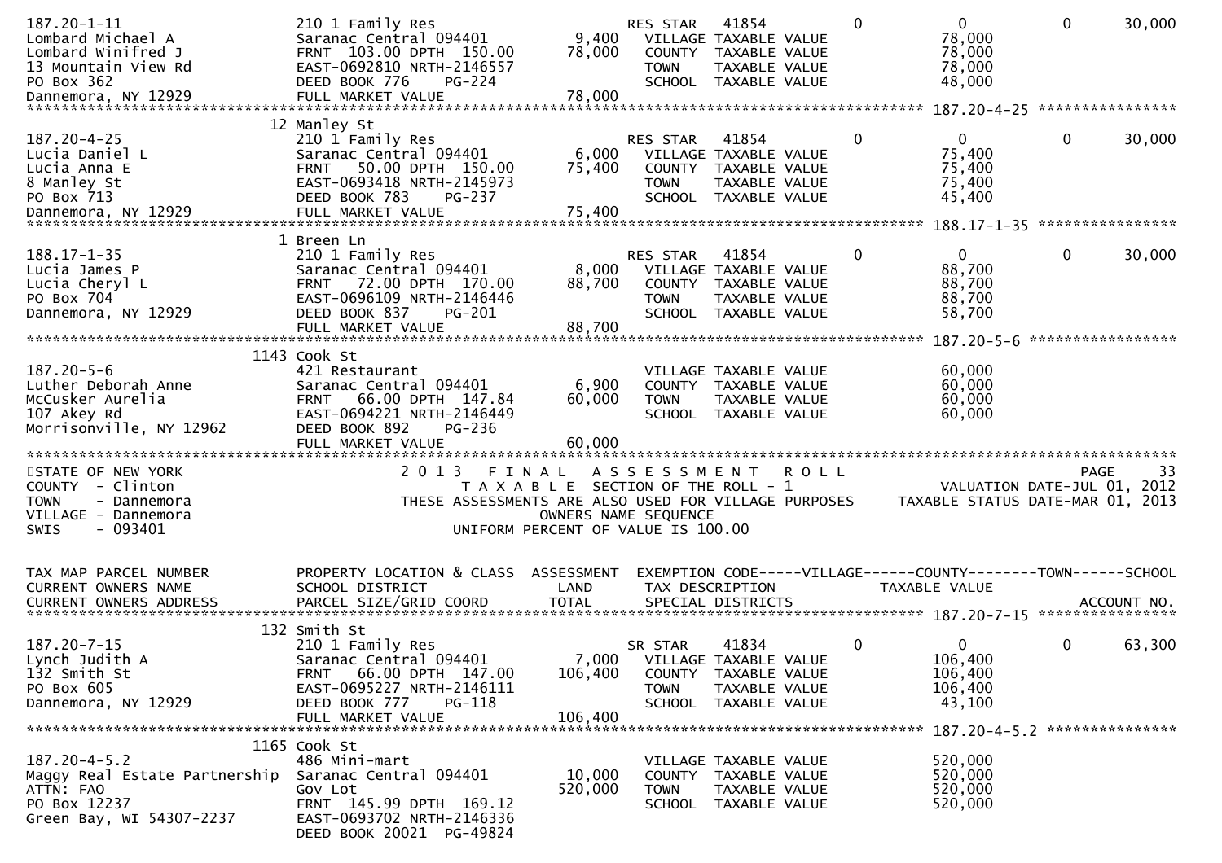```
187.20-1-11                  210 1 Family Res                      RES STAR   41854           0             0             0        30,000
Lombard Michael A            Saranac Central 094401       9,400      VILLAGE  TAXABLE VALUE              78,000
Lombard Winifred J           FRNT  103.00 DPTH  150.00   78,000      COUNTY   TAXABLE VALUE              78,000
13 Mountain View Rd          EAST-0692810 NRTH-2146557               TOWN     TAXABLE VALUE              78,000
PO Box 362                   DEED BOOK 776    PG-224                 SCHOOL   TAXABLE VALUE              48,000
Dannemora, NY 12929          FULL MARKET VALUE           78,000
******************************************************************************************************* 187.20-4-25 ****************
                           12 Manley St
187.20-4-25                  210 1 Family Res                      RES STAR   41854           0             0             0        30,000
Lucia Daniel L               Saranac Central 094401       6,000      VILLAGE  TAXABLE VALUE              75,400
Lucia Anna E                 FRNT   50.00 DPTH  150.00   75,400      COUNTY   TAXABLE VALUE              75,400
8 Manley St                  EAST-0693418 NRTH-2145973               TOWN     TAXABLE VALUE              75,400
PO Box 713                   DEED BOOK 783    PG-237                 SCHOOL   TAXABLE VALUE              45,400
Dannemora, NY 12929          FULL MARKET VALUE           75,400
******************************************************************************************************* 188.17-1-35 ****************
                           1 Breen Ln
188.17-1-35                  210 1 Family Res                      RES STAR   41854           0             0             0        30,000
Lucia James P                Saranac Central 094401       8,000      VILLAGE  TAXABLE VALUE              88,700
Lucia Cheryl L               FRNT   72.00 DPTH  170.00   88,700      COUNTY   TAXABLE VALUE              88,700
PO Box 704                   EAST-0696109 NRTH-2146446               TOWN     TAXABLE VALUE              88,700
Dannemora, NY 12929          DEED BOOK 837    PG-201                 SCHOOL   TAXABLE VALUE              58,700
                             FULL MARKET VALUE           88,700
******************************************************************************************************* 187.20-5-6 *****************
                           1143 Cook St
187.20-5-6                   421 Restaurant                                 VILLAGE  TAXABLE VALUE              60,000
Luther Deborah Anne          Saranac Central 094401       6,900      COUNTY   TAXABLE VALUE              60,000
McCusker Aurelia             FRNT   66.00 DPTH  147.84   60,000      TOWN     TAXABLE VALUE              60,000
107 Akey Rd                  EAST-0694221 NRTH-2146449               SCHOOL   TAXABLE VALUE              60,000
Morrisonville, NY 12962      DEED BOOK 892    PG-236
                             FULL MARKET VALUE           60,000
************************************************************************************************************************************
STATE OF NEW YORK                   2 0 1 3   F I N A L   A S S E S S M E N T   R O L L                                     PAGE    33
COUNTY  - Clinton                        T A X A B L E  SECTION OF THE ROLL - 1                      VALUATION DATE-JUL 01, 2012
TOWN    - Dannemora                 THESE ASSESSMENTS ARE ALSO USED FOR VILLAGE PURPOSES        TAXABLE STATUS DATE-MAR 01, 2013
VILLAGE - Dannemora                                  OWNERS NAME SEQUENCE
SWIS    - 093401                             UNIFORM PERCENT OF VALUE IS 100.00


TAX MAP PARCEL NUMBER          PROPERTY LOCATION & CLASS  ASSESSMENT  EXEMPTION CODE-----VILLAGE------COUNTY--------TOWN------SCHOOL
CURRENT OWNERS NAME            SCHOOL DISTRICT               LAND      TAX DESCRIPTION              TAXABLE VALUE
CURRENT OWNERS ADDRESS         PARCEL SIZE/GRID COORD        TOTAL     SPECIAL DISTRICTS                                    ACCOUNT NO.
******************************************************************************************************* 187.20-7-15 ****************
                           132 Smith St
187.20-7-15                  210 1 Family Res                      SR STAR    41834           0             0             0        63,300
Lynch Judith A               Saranac Central 094401       7,000      VILLAGE  TAXABLE VALUE             106,400
132 Smith St                 FRNT   66.00 DPTH  147.00  106,400      COUNTY   TAXABLE VALUE             106,400
PO Box 605                   EAST-0695227 NRTH-2146111               TOWN     TAXABLE VALUE             106,400
Dannemora, NY 12929          DEED BOOK 777    PG-118                 SCHOOL   TAXABLE VALUE              43,100
                             FULL MARKET VALUE          106,400
******************************************************************************************************* 187.20-4-5.2 ***************
                           1165 Cook St
187.20-4-5.2                 486 Mini-mart                                  VILLAGE  TAXABLE VALUE             520,000
Maggy Real Estate Partnership  Saranac Central 094401    10,000      COUNTY   TAXABLE VALUE             520,000
ATTN: FAO                    Gov Lot                    520,000      TOWN     TAXABLE VALUE             520,000
PO Box 12237                 FRNT  145.99 DPTH  169.12               SCHOOL   TAXABLE VALUE             520,000
Green Bay, WI 54307-2237     EAST-0693702 NRTH-2146336
                             DEED BOOK 20021  PG-49824
```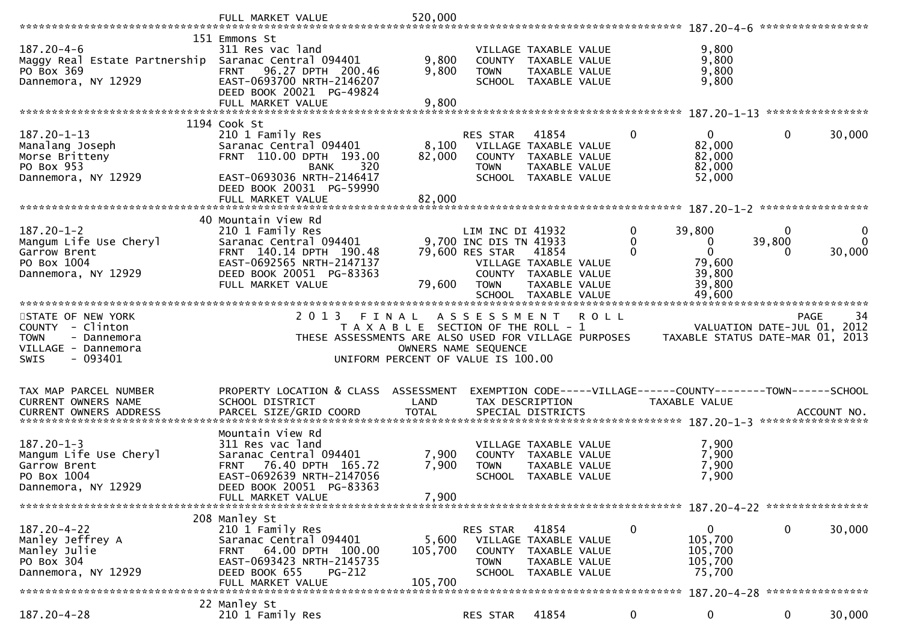```
                                 FULL MARKET VALUE             520,000
******************************************************************************************************* 187.20-4-6 *****************
                              151 Emmons St
187.20-4-6                       311 Res vac land                             VILLAGE TAXABLE VALUE              9,800
Maggy Real Estate Partnership    Saranac Central 094401         9,800         COUNTY  TAXABLE VALUE              9,800
PO Box 369                       FRNT   96.27 DPTH  200.46      9,800         TOWN    TAXABLE VALUE              9,800
Dannemora, NY 12929              EAST-0693700 NRTH-2146207                    SCHOOL  TAXABLE VALUE              9,800
                                 DEED BOOK 20021  PG-49824
                                 FULL MARKET VALUE               9,800
******************************************************************************************************* 187.20-1-13 ****************
                             1194 Cook St
187.20-1-13                      210 1 Family Res                             RES STAR    41854          0            0            0       30,000
Manalang Joseph                  Saranac Central 094401         8,100   VILLAGE TAXABLE VALUE             82,000
Morse Britteny                   FRNT  110.00 DPTH  193.00     82,000   COUNTY  TAXABLE VALUE             82,000
PO Box 953                                   BANK     320                  TOWN    TAXABLE VALUE             82,000
Dannemora, NY 12929              EAST-0693036 NRTH-2146417                    SCHOOL  TAXABLE VALUE             52,000
                                 DEED BOOK 20031  PG-59990
                                 FULL MARKET VALUE              82,000
******************************************************************************************************* 187.20-1-2 *****************
                               40 Mountain View Rd
187.20-1-2                       210 1 Family Res                             LIM INC DI 41932          0       39,800            0            0
Mangum Life Use Cheryl           Saranac Central 094401         9,700 INC DIS TN 41933          0            0       39,800            0
Garrow Brent                     FRNT  140.14 DPTH  190.48     79,600 RES STAR    41854          0            0            0       30,000
PO Box 1004                      EAST-0692565 NRTH-2147137                    VILLAGE TAXABLE VALUE             79,600
Dannemora, NY 12929              DEED BOOK 20051  PG-83363                    COUNTY  TAXABLE VALUE             39,800
                                 FULL MARKET VALUE              79,600   TOWN    TAXABLE VALUE             39,800
                                                                              SCHOOL  TAXABLE VALUE             49,600
************************************************************************************************************************************
STATE OF NEW YORK                       2 0 1 3   F I N A L   A S S E S S M E N T   R O L L                                  PAGE    34
COUNTY  - Clinton                         T A X A B L E  SECTION OF THE ROLL - 1                          VALUATION DATE-JUL 01, 2012
TOWN    - Dannemora                 THESE ASSESSMENTS ARE ALSO USED FOR VILLAGE PURPOSES          TAXABLE STATUS DATE-MAR 01, 2013
VILLAGE - Dannemora                                  OWNERS NAME SEQUENCE
SWIS    - 093401                               UNIFORM PERCENT OF VALUE IS 100.00


TAX MAP PARCEL NUMBER            PROPERTY LOCATION & CLASS  ASSESSMENT  EXEMPTION CODE-----VILLAGE------COUNTY--------TOWN------SCHOOL
CURRENT OWNERS NAME              SCHOOL DISTRICT               LAND      TAX DESCRIPTION             TAXABLE VALUE
CURRENT OWNERS ADDRESS           PARCEL SIZE/GRID COORD        TOTAL     SPECIAL DISTRICTS                                         ACCOUNT NO.
******************************************************************************************************* 187.20-1-3 *****************
                                 Mountain View Rd
187.20-1-3                       311 Res vac land                             VILLAGE TAXABLE VALUE              7,900
Mangum Life Use Cheryl           Saranac Central 094401         7,900         COUNTY  TAXABLE VALUE              7,900
Garrow Brent                     FRNT   76.40 DPTH  165.72      7,900         TOWN    TAXABLE VALUE              7,900
PO Box 1004                      EAST-0692639 NRTH-2147056                    SCHOOL  TAXABLE VALUE              7,900
Dannemora, NY 12929              DEED BOOK 20051  PG-83363
                                 FULL MARKET VALUE               7,900
******************************************************************************************************* 187.20-4-22 ****************
                              208 Manley St
187.20-4-22                      210 1 Family Res                             RES STAR    41854          0            0            0       30,000
Manley Jeffrey A                 Saranac Central 094401         5,600   VILLAGE TAXABLE VALUE            105,700
Manley Julie                     FRNT   64.00 DPTH  100.00    105,700   COUNTY  TAXABLE VALUE            105,700
PO Box 304                       EAST-0693423 NRTH-2145735                    TOWN    TAXABLE VALUE            105,700
Dannemora, NY 12929              DEED BOOK 655    PG-212                      SCHOOL  TAXABLE VALUE             75,700
                                 FULL MARKET VALUE             105,700
******************************************************************************************************* 187.20-4-28 ****************
                               22 Manley St
187.20-4-28                      210 1 Family Res                             RES STAR    41854          0            0            0       30,000
```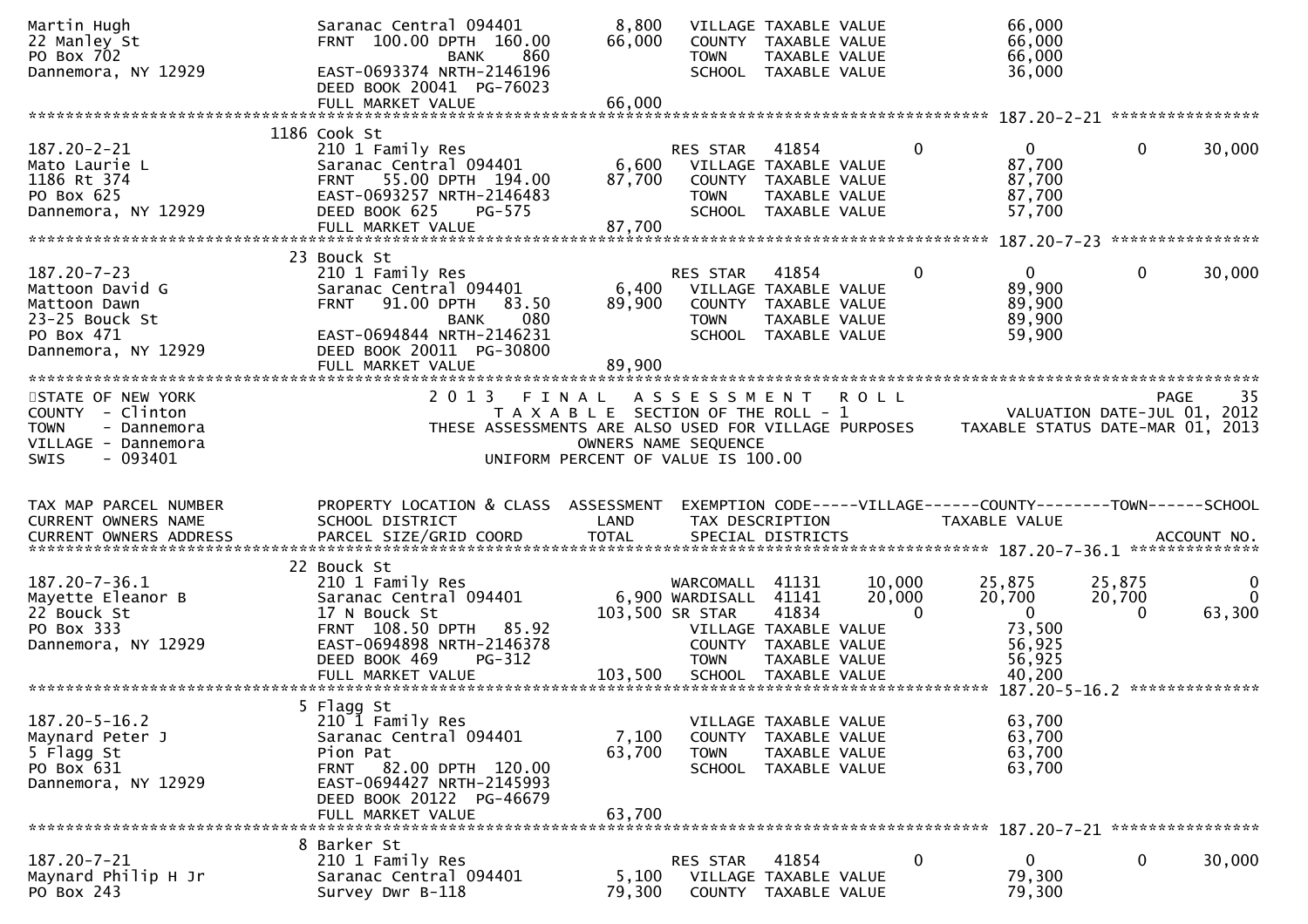```
Martin Hugh                       Saranac Central 094401          8,800    VILLAGE TAXABLE VALUE            66,000
22 Manley St                      FRNT  100.00 DPTH  160.00      66,000    COUNTY  TAXABLE VALUE            66,000
PO Box 702                                    BANK      860                TOWN    TAXABLE VALUE            66,000
Dannemora, NY 12929               EAST-0693374 NRTH-2146196                SCHOOL  TAXABLE VALUE            36,000
                                  DEED BOOK 20041  PG-76023
                                  FULL MARKET VALUE              66,000
******************************************************************************************************* 187.20-2-21 *****************
                               1186 Cook St
187.20-2-21                       210 1 Family Res                         RES STAR   41854          0          0          0      30,000
Mato Laurie L                     Saranac Central 094401          6,600    VILLAGE TAXABLE VALUE            87,700
1186 Rt 374                       FRNT   55.00 DPTH  194.00      87,700    COUNTY  TAXABLE VALUE            87,700
PO Box 625                        EAST-0693257 NRTH-2146483                TOWN    TAXABLE VALUE            87,700
Dannemora, NY 12929               DEED BOOK 625     PG-575                 SCHOOL  TAXABLE VALUE            57,700
                                  FULL MARKET VALUE              87,700
******************************************************************************************************* 187.20-7-23 *****************
                               23 Bouck St
187.20-7-23                       210 1 Family Res                         RES STAR   41854          0          0          0      30,000
Mattoon David G                   Saranac Central 094401          6,400    VILLAGE TAXABLE VALUE            89,900
Mattoon Dawn                      FRNT   91.00 DPTH   83.50      89,900    COUNTY  TAXABLE VALUE            89,900
23-25 Bouck St                                BANK      080                TOWN    TAXABLE VALUE            89,900
PO Box 471                        EAST-0694844 NRTH-2146231                SCHOOL  TAXABLE VALUE            59,900
Dannemora, NY 12929               DEED BOOK 20011  PG-30800
                                  FULL MARKET VALUE              89,900
*************************************************************************************************************************************
STATE OF NEW YORK                 2 0 1 3   F I N A L   A S S E S S M E N T   R O L L                                     PAGE    35
COUNTY  - Clinton                       T A X A B L E  SECTION OF THE ROLL - 1                         VALUATION DATE-JUL 01, 2012
TOWN    - Dannemora               THESE ASSESSMENTS ARE ALSO USED FOR VILLAGE PURPOSES     TAXABLE STATUS DATE-MAR 01, 2013
VILLAGE - Dannemora                                 OWNERS NAME SEQUENCE
SWIS    - 093401                             UNIFORM PERCENT OF VALUE IS 100.00


TAX MAP PARCEL NUMBER             PROPERTY LOCATION & CLASS  ASSESSMENT  EXEMPTION CODE-----VILLAGE------COUNTY--------TOWN------SCHOOL
CURRENT OWNERS NAME               SCHOOL DISTRICT                LAND      TAX DESCRIPTION              TAXABLE VALUE
CURRENT OWNERS ADDRESS            PARCEL SIZE/GRID COORD         TOTAL     SPECIAL DISTRICTS                                   ACCOUNT NO.
******************************************************************************************************* 187.20-7-36.1 ***************
                               22 Bouck St
187.20-7-36.1                     210 1 Family Res                         WARCOMALL  41131     10,000     25,875     25,875           0
Mayette Eleanor B                 Saranac Central 094401          6,900 WARDISALL  41141     20,000     20,700     20,700           0
22 Bouck St                       17 N Bouck St                 103,500 SR STAR    41834          0          0          0      63,300
PO Box 333                        FRNT  108.50 DPTH   85.92                VILLAGE TAXABLE VALUE            73,500
Dannemora, NY 12929               EAST-0694898 NRTH-2146378                COUNTY  TAXABLE VALUE            56,925
                                  DEED BOOK 469     PG-312                 TOWN    TAXABLE VALUE            56,925
                                  FULL MARKET VALUE             103,500    SCHOOL  TAXABLE VALUE            40,200
******************************************************************************************************* 187.20-5-16.2 ***************
                               5 Flagg St
187.20-5-16.2                     210 1 Family Res                         VILLAGE TAXABLE VALUE            63,700
Maynard Peter J                   Saranac Central 094401          7,100    COUNTY  TAXABLE VALUE            63,700
5 Flagg St                        Pion Pat                       63,700    TOWN    TAXABLE VALUE            63,700
PO Box 631                        FRNT   82.00 DPTH  120.00                SCHOOL  TAXABLE VALUE            63,700
Dannemora, NY 12929               EAST-0694427 NRTH-2145993
                                  DEED BOOK 20122  PG-46679
                                  FULL MARKET VALUE              63,700
******************************************************************************************************* 187.20-7-21 *****************
                               8 Barker St
187.20-7-21                       210 1 Family Res                         RES STAR   41854          0          0          0      30,000
Maynard Philip H Jr               Saranac Central 094401          5,100    VILLAGE TAXABLE VALUE            79,300
PO Box 243                        Survey Dwr B-118               79,300    COUNTY  TAXABLE VALUE            79,300
```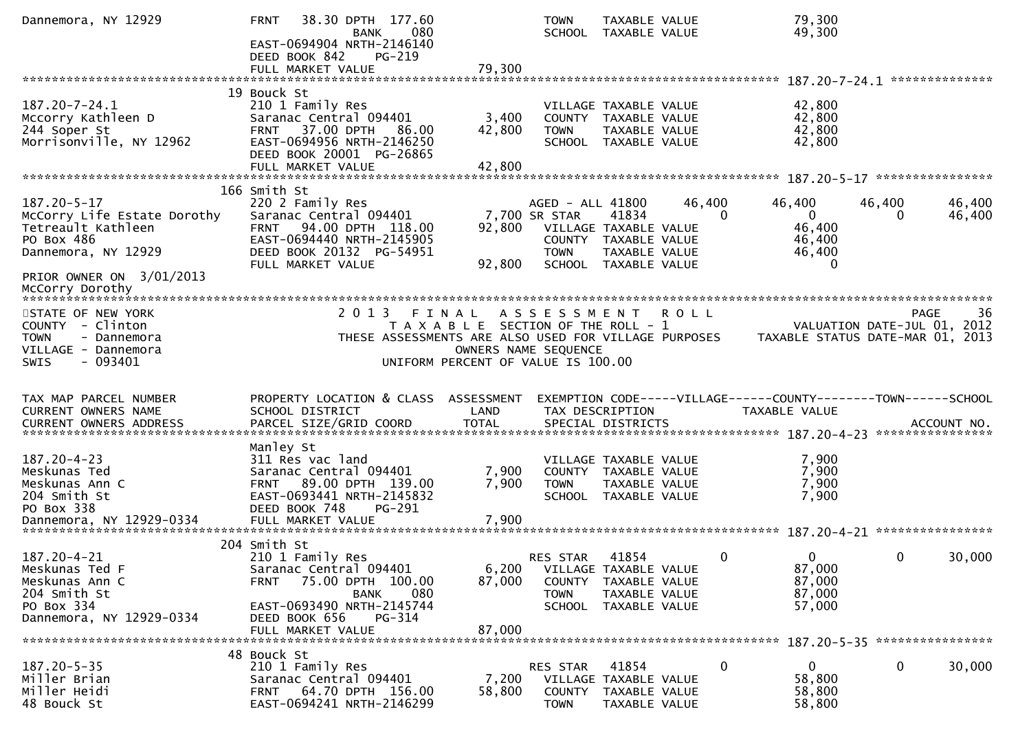```
Dannemora, NY 12929          FRNT   38.30 DPTH  177.60               TOWN    TAXABLE VALUE              79,300
                                         BANK     080                SCHOOL  TAXABLE VALUE              49,300
                             EAST-0694904 NRTH-2146140
                             DEED BOOK 842     PG-219
                             FULL MARKET VALUE              79,300
******************************************************************************************************* 187.20-7-24.1 **************
                          19 Bouck St
187.20-7-24.1                210 1 Family Res                        VILLAGE TAXABLE VALUE              42,800
Mccorry Kathleen D           Saranac Central 094401        3,400     COUNTY  TAXABLE VALUE              42,800
244 Soper St                 FRNT   37.00 DPTH   86.00    42,800     TOWN    TAXABLE VALUE              42,800
Morrisonville, NY 12962      EAST-0694956 NRTH-2146250               SCHOOL  TAXABLE VALUE              42,800
                             DEED BOOK 20001  PG-26865
                             FULL MARKET VALUE              42,800
******************************************************************************************************* 187.20-5-17 ****************
                          166 Smith St
187.20-5-17                  220 2 Family Res                        AGED - ALL 41800      46,400      46,400       46,400      46,400
McCorry Life Estate Dorothy  Saranac Central 094401        7,700 SR STAR     41834          0           0            0        46,400
Tetreault Kathleen           FRNT   94.00 DPTH  118.00    92,800     VILLAGE TAXABLE VALUE              46,400
PO Box 486                   EAST-0694440 NRTH-2145905               COUNTY  TAXABLE VALUE              46,400
Dannemora, NY 12929          DEED BOOK 20132  PG-54951               TOWN    TAXABLE VALUE              46,400
                             FULL MARKET VALUE              92,800   SCHOOL  TAXABLE VALUE                   0
PRIOR OWNER ON  3/01/2013
McCorry Dorothy
************************************************************************************************************************************
STATE OF NEW YORK                  2 0 1 3   F I N A L   A S S E S S M E N T   R O L L                                 PAGE    36
COUNTY  - Clinton                     T A X A B L E  SECTION OF THE ROLL - 1                        VALUATION DATE-JUL 01, 2012
TOWN    - Dannemora            THESE ASSESSMENTS ARE ALSO USED FOR VILLAGE PURPOSES      TAXABLE STATUS DATE-MAR 01, 2013
VILLAGE - Dannemora                              OWNERS NAME SEQUENCE
SWIS    - 093401                           UNIFORM PERCENT OF VALUE IS 100.00


TAX MAP PARCEL NUMBER        PROPERTY LOCATION & CLASS  ASSESSMENT  EXEMPTION CODE-----VILLAGE------COUNTY--------TOWN------SCHOOL
CURRENT OWNERS NAME          SCHOOL DISTRICT               LAND      TAX DESCRIPTION            TAXABLE VALUE
CURRENT OWNERS ADDRESS       PARCEL SIZE/GRID COORD       TOTAL      SPECIAL DISTRICTS                                    ACCOUNT NO.
******************************************************************************************************* 187.20-4-23 ****************
                             Manley St
187.20-4-23                  311 Res vac land                        VILLAGE TAXABLE VALUE               7,900
Meskunas Ted                 Saranac Central 094401        7,900     COUNTY  TAXABLE VALUE               7,900
Meskunas Ann C               FRNT   89.00 DPTH  139.00     7,900     TOWN    TAXABLE VALUE               7,900
204 Smith St                 EAST-0693441 NRTH-2145832               SCHOOL  TAXABLE VALUE               7,900
PO Box 338                   DEED BOOK 748     PG-291
Dannemora, NY 12929-0334     FULL MARKET VALUE               7,900
******************************************************************************************************* 187.20-4-21 ****************
                          204 Smith St
187.20-4-21                  210 1 Family Res                        RES STAR   41854           0           0            0        30,000
Meskunas Ted F               Saranac Central 094401        6,200     VILLAGE TAXABLE VALUE              87,000
Meskunas Ann C               FRNT   75.00 DPTH  100.00    87,000     COUNTY  TAXABLE VALUE              87,000
204 Smith St                             BANK     080                TOWN    TAXABLE VALUE              87,000
PO Box 334                   EAST-0693490 NRTH-2145744               SCHOOL  TAXABLE VALUE              57,000
Dannemora, NY 12929-0334     DEED BOOK 656     PG-314
                             FULL MARKET VALUE              87,000
******************************************************************************************************* 187.20-5-35 ****************
                          48 Bouck St
187.20-5-35                  210 1 Family Res                        RES STAR   41854           0           0            0        30,000
Miller Brian                 Saranac Central 094401        7,200     VILLAGE TAXABLE VALUE              58,800
Miller Heidi                 FRNT   64.70 DPTH  156.00    58,800     COUNTY  TAXABLE VALUE              58,800
48 Bouck St                  EAST-0694241 NRTH-2146299               TOWN    TAXABLE VALUE              58,800
```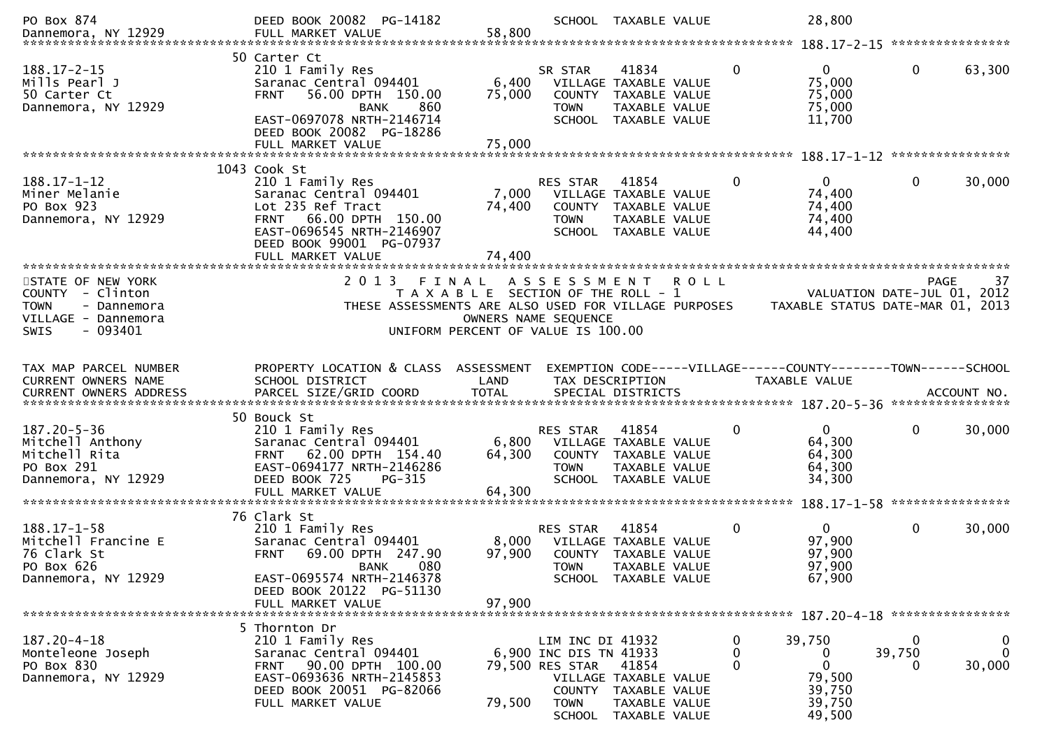PO Box 874 | DEED BOOK 20082 PG-14182 | SCHOOL TAXABLE VALUE 28,800
Dannemora, NY 12929 | FULL MARKET VALUE 58,800

******************************************************** 188.17-2-15 ****************

```
                                  50 Carter Ct
188.17-2-15                       210 1 Family Res                   SR STAR    41834          0          0            0       63,300
Mills Pearl J                     Saranac Central 094401     6,400     VILLAGE TAXABLE VALUE            75,000
50 Carter Ct                      FRNT    56.00 DPTH 150.00  75,000    COUNTY  TAXABLE VALUE            75,000
Dannemora, NY 12929                         BANK     860               TOWN    TAXABLE VALUE            75,000
                                  EAST-0697078 NRTH-2146714            SCHOOL  TAXABLE VALUE            11,700
                                  DEED BOOK 20082  PG-18286
                                  FULL MARKET VALUE          75,000
******************************************************************************************** 188.17-1-12 ****************
                                  1043 Cook St
188.17-1-12                       210 1 Family Res                   RES STAR   41854          0          0            0       30,000
Miner Melanie                     Saranac Central 094401     7,000     VILLAGE TAXABLE VALUE            74,400
PO Box 923                        Lot 235 Ref Tract          74,400    COUNTY  TAXABLE VALUE            74,400
Dannemora, NY 12929               FRNT    66.00 DPTH 150.00            TOWN    TAXABLE VALUE            74,400
                                  EAST-0696545 NRTH-2146907            SCHOOL  TAXABLE VALUE            44,400
                                  DEED BOOK 99001  PG-07937
                                  FULL MARKET VALUE          74,400
********************************************************************************************************************************
```

STATE OF NEW YORK | 2013 FINAL ASSESSMENT ROLL | PAGE 37
COUNTY - Clinton | TAXABLE SECTION OF THE ROLL - 1 | VALUATION DATE-JUL 01, 2012
TOWN - Dannemora | THESE ASSESSMENTS ARE ALSO USED FOR VILLAGE PURPOSES | TAXABLE STATUS DATE-MAR 01, 2013
VILLAGE - Dannemora | OWNERS NAME SEQUENCE
SWIS - 093401 | UNIFORM PERCENT OF VALUE IS 100.00

```
TAX MAP PARCEL NUMBER             PROPERTY LOCATION & CLASS  ASSESSMENT  EXEMPTION CODE-----VILLAGE------COUNTY--------TOWN------SCHOOL
CURRENT OWNERS NAME               SCHOOL DISTRICT            LAND        TAX DESCRIPTION             TAXABLE VALUE
CURRENT OWNERS ADDRESS            PARCEL SIZE/GRID COORD     TOTAL       SPECIAL DISTRICTS                                        ACCOUNT NO.
******************************************************************************************** 187.20-5-36 ****************
                                  50 Bouck St
187.20-5-36                       210 1 Family Res                   RES STAR   41854          0          0            0       30,000
Mitchell Anthony                  Saranac Central 094401     6,800     VILLAGE TAXABLE VALUE            64,300
Mitchell Rita                     FRNT    62.00 DPTH 154.40  64,300    COUNTY  TAXABLE VALUE            64,300
PO Box 291                        EAST-0694177 NRTH-2146286            TOWN    TAXABLE VALUE            64,300
Dannemora, NY 12929               DEED BOOK 725    PG-315              SCHOOL  TAXABLE VALUE            34,300
                                  FULL MARKET VALUE          64,300
******************************************************************************************** 188.17-1-58 ****************
                                  76 Clark St
188.17-1-58                       210 1 Family Res                   RES STAR   41854          0          0            0       30,000
Mitchell Francine E               Saranac Central 094401     8,000     VILLAGE TAXABLE VALUE            97,900
76 Clark St                       FRNT    69.00 DPTH 247.90  97,900    COUNTY  TAXABLE VALUE            97,900
PO Box 626                                  BANK     080               TOWN    TAXABLE VALUE            97,900
Dannemora, NY 12929               EAST-0695574 NRTH-2146378            SCHOOL  TAXABLE VALUE            67,900
                                  DEED BOOK 20122  PG-51130
                                  FULL MARKET VALUE          97,900
******************************************************************************************** 187.20-4-18 ****************
                                  5 Thornton Dr
187.20-4-18                       210 1 Family Res                   LIM INC DI 41932          0     39,750            0            0
Monteleone Joseph                 Saranac Central 094401     6,900 INC DIS TN 41933          0          0       39,750            0
PO Box 830                        FRNT    90.00 DPTH 100.00  79,500 RES STAR   41854          0          0            0       30,000
Dannemora, NY 12929               EAST-0693636 NRTH-2145853            VILLAGE TAXABLE VALUE            79,500
                                  DEED BOOK 20051  PG-82066            COUNTY  TAXABLE VALUE            39,750
                                  FULL MARKET VALUE          79,500    TOWN    TAXABLE VALUE            39,750
                                                                       SCHOOL  TAXABLE VALUE            49,500
```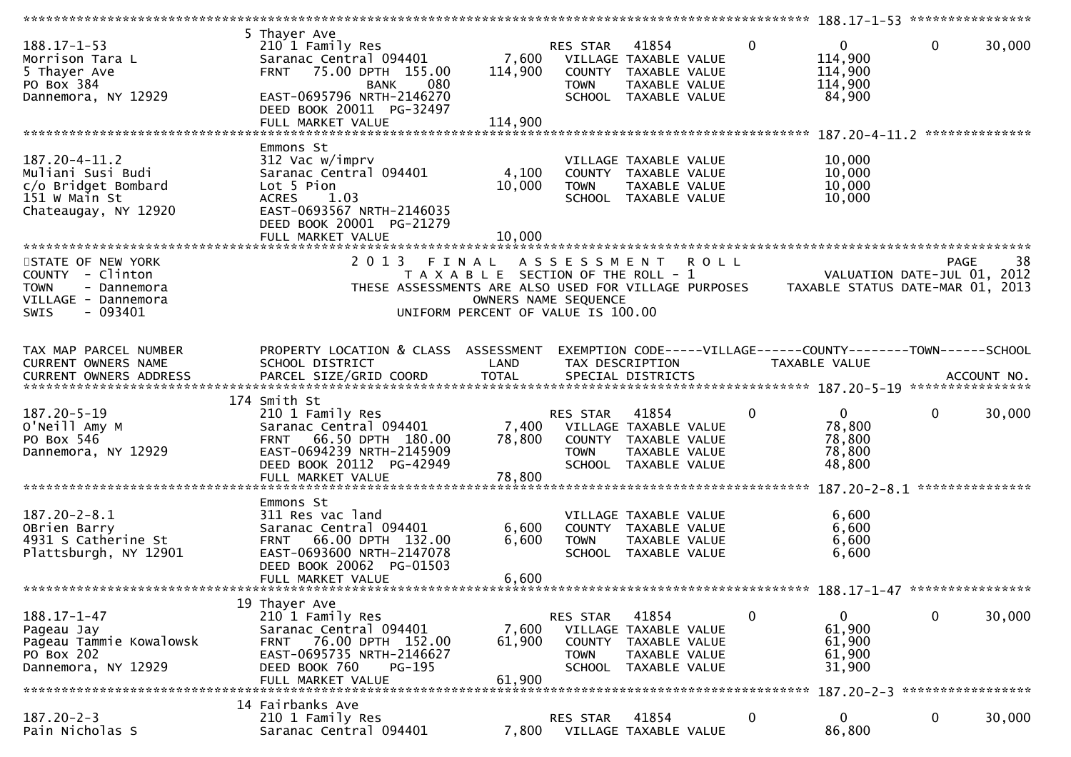```
******************************************************************************************************* 188.17-1-53 ****************
                               5 Thayer Ave
188.17-1-53                    210 1 Family Res                          RES STAR   41854           0               0            0      30,000
Morrison Tara L                Saranac Central 094401          7,600     VILLAGE TAXABLE VALUE               114,900
5 Thayer Ave                   FRNT   75.00 DPTH  155.00     114,900     COUNTY  TAXABLE VALUE               114,900
PO Box 384                                  BANK    080                  TOWN    TAXABLE VALUE               114,900
Dannemora, NY 12929            EAST-0695796 NRTH-2146270                 SCHOOL  TAXABLE VALUE                84,900
                               DEED BOOK 20011  PG-32497
                               FULL MARKET VALUE             114,900
******************************************************************************************************* 187.20-4-11.2 **************
                               Emmons St
187.20-4-11.2                  312 Vac w/imprv                           VILLAGE TAXABLE VALUE                10,000
Muliani Susi Budi              Saranac Central 094401          4,100     COUNTY  TAXABLE VALUE                10,000
c/o Bridget Bombard            Lot 5 Pion                     10,000     TOWN    TAXABLE VALUE                10,000
151 W Main St                  ACRES     1.03                            SCHOOL  TAXABLE VALUE                10,000
Chateaugay, NY 12920           EAST-0693567 NRTH-2146035
                               DEED BOOK 20001  PG-21279
                               FULL MARKET VALUE              10,000
************************************************************************************************************************************
STATE OF NEW YORK                       2 0 1 3   F I N A L   A S S E S S M E N T   R O L L                                   PAGE    38
COUNTY  - Clinton                          T A X A B L E  SECTION OF THE ROLL - 1                          VALUATION DATE-JUL 01, 2012
TOWN    - Dannemora                  THESE ASSESSMENTS ARE ALSO USED FOR VILLAGE PURPOSES            TAXABLE STATUS DATE-MAR 01, 2013
VILLAGE - Dannemora                                    OWNERS NAME SEQUENCE
SWIS    - 093401                               UNIFORM PERCENT OF VALUE IS 100.00


TAX MAP PARCEL NUMBER          PROPERTY LOCATION & CLASS  ASSESSMENT  EXEMPTION CODE-----VILLAGE------COUNTY--------TOWN------SCHOOL
CURRENT OWNERS NAME            SCHOOL DISTRICT                 LAND      TAX DESCRIPTION               TAXABLE VALUE
CURRENT OWNERS ADDRESS         PARCEL SIZE/GRID COORD         TOTAL      SPECIAL DISTRICTS                                   ACCOUNT NO.
******************************************************************************************************* 187.20-5-19 ****************
                               174 Smith St
187.20-5-19                    210 1 Family Res                          RES STAR   41854           0               0            0      30,000
O'Neill Amy M                  Saranac Central 094401          7,400     VILLAGE TAXABLE VALUE                78,800
PO Box 546                     FRNT   66.50 DPTH  180.00      78,800     COUNTY  TAXABLE VALUE                78,800
Dannemora, NY 12929            EAST-0694239 NRTH-2145909                 TOWN    TAXABLE VALUE                78,800
                               DEED BOOK 20112  PG-42949                 SCHOOL  TAXABLE VALUE                48,800
                               FULL MARKET VALUE              78,800
******************************************************************************************************* 187.20-2-8.1 ***************
                               Emmons St
187.20-2-8.1                   311 Res vac land                          VILLAGE TAXABLE VALUE                 6,600
OBrien Barry                   Saranac Central 094401          6,600     COUNTY  TAXABLE VALUE                 6,600
4931 S Catherine St            FRNT   66.00 DPTH  132.00       6,600     TOWN    TAXABLE VALUE                 6,600
Plattsburgh, NY 12901          EAST-0693600 NRTH-2147078                 SCHOOL  TAXABLE VALUE                 6,600
                               DEED BOOK 20062  PG-01503
                               FULL MARKET VALUE               6,600
******************************************************************************************************* 188.17-1-47 ****************
                               19 Thayer Ave
188.17-1-47                    210 1 Family Res                          RES STAR   41854           0               0            0      30,000
Pageau Jay                     Saranac Central 094401          7,600     VILLAGE TAXABLE VALUE                61,900
Pageau Tammie Kowalowsk        FRNT   76.00 DPTH  152.00      61,900     COUNTY  TAXABLE VALUE                61,900
PO Box 202                     EAST-0695735 NRTH-2146627                 TOWN    TAXABLE VALUE                61,900
Dannemora, NY 12929            DEED BOOK 760    PG-195                   SCHOOL  TAXABLE VALUE                31,900
                               FULL MARKET VALUE              61,900
******************************************************************************************************* 187.20-2-3 *****************
                               14 Fairbanks Ave
187.20-2-3                     210 1 Family Res                          RES STAR   41854           0               0            0      30,000
Pain Nicholas S                Saranac Central 094401          7,800     VILLAGE TAXABLE VALUE                86,800
```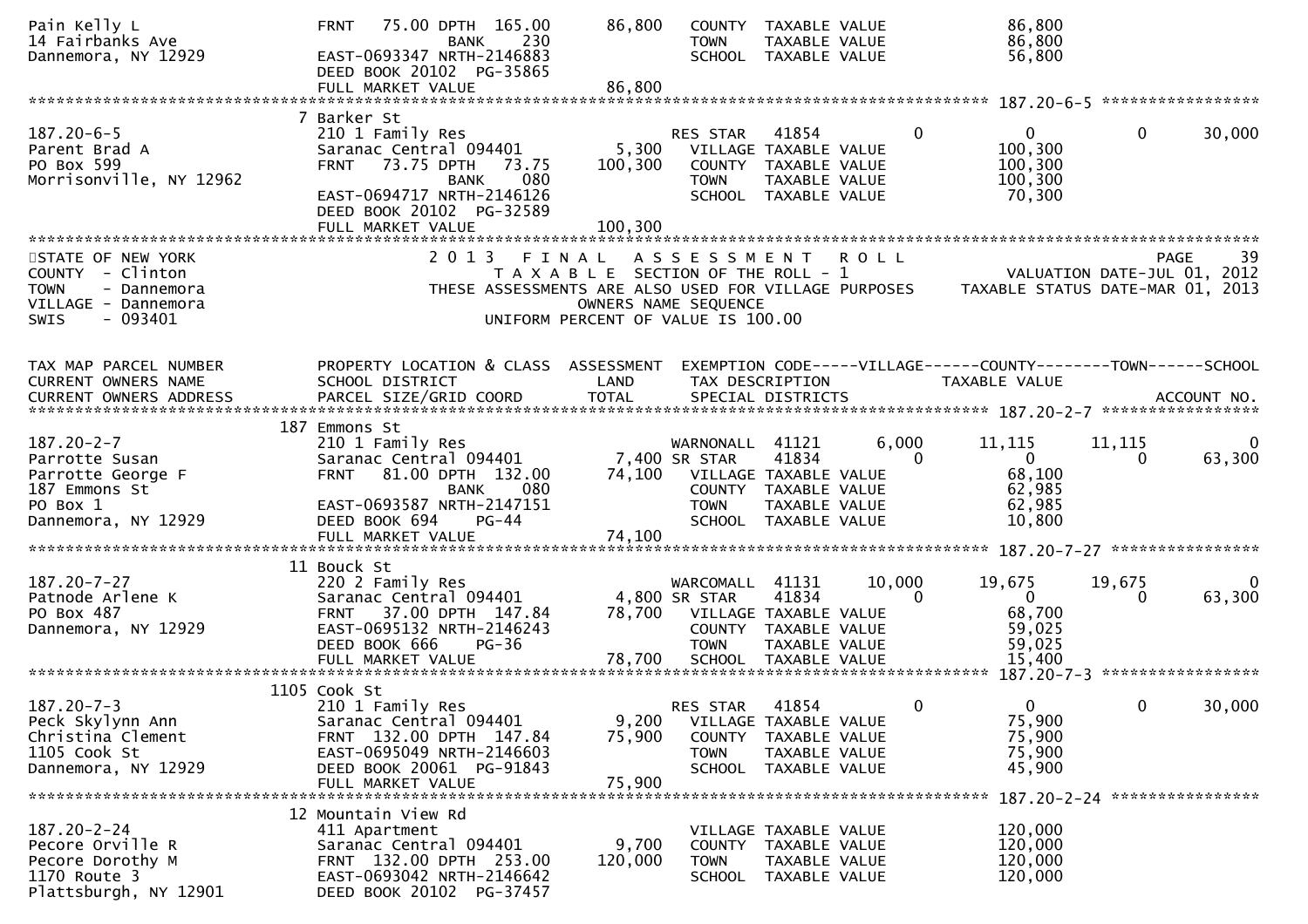```
Pain Kelly L                   FRNT   75.00 DPTH  165.00      86,800   COUNTY  TAXABLE VALUE             86,800
14 Fairbanks Ave                          BANK     230                 TOWN    TAXABLE VALUE             86,800
Dannemora, NY 12929            EAST-0693347 NRTH-2146883               SCHOOL  TAXABLE VALUE             56,800
                               DEED BOOK 20102  PG-35865
                               FULL MARKET VALUE              86,800
******************************************************************************************** 187.20-6-5 *****************
                            7 Barker St
187.20-6-5                     210 1 Family Res                        RES STAR   41854          0            0           0       30,000
Parent Brad A                  Saranac Central 094401          5,300   VILLAGE TAXABLE VALUE            100,300
PO Box 599                     FRNT   73.75 DPTH   73.75     100,300   COUNTY  TAXABLE VALUE            100,300
Morrisonville, NY 12962                   BANK     080                 TOWN    TAXABLE VALUE            100,300
                               EAST-0694717 NRTH-2146126               SCHOOL  TAXABLE VALUE             70,300
                               DEED BOOK 20102  PG-32589
                               FULL MARKET VALUE             100,300
*****************************************************************************************************************************
STATE OF NEW YORK                    2 0 1 3   F I N A L   A S S E S S M E N T   R O L L                              PAGE    39
COUNTY  - Clinton                         T A X A B L E  SECTION OF THE ROLL - 1                      VALUATION DATE-JUL 01, 2012
TOWN    - Dannemora               THESE ASSESSMENTS ARE ALSO USED FOR VILLAGE PURPOSES     TAXABLE STATUS DATE-MAR 01, 2013
VILLAGE - Dannemora                                  OWNERS NAME SEQUENCE
SWIS    - 093401                              UNIFORM PERCENT OF VALUE IS 100.00


TAX MAP PARCEL NUMBER          PROPERTY LOCATION & CLASS  ASSESSMENT  EXEMPTION CODE-----VILLAGE------COUNTY--------TOWN------SCHOOL
CURRENT OWNERS NAME            SCHOOL DISTRICT               LAND      TAX DESCRIPTION            TAXABLE VALUE
CURRENT OWNERS ADDRESS         PARCEL SIZE/GRID COORD       TOTAL      SPECIAL DISTRICTS                                  ACCOUNT NO.
******************************************************************************************** 187.20-2-7 *****************
                          187 Emmons St
187.20-2-7                     210 1 Family Res                        WARNONALL  41121      6,000       11,115      11,115            0
Parrotte Susan                 Saranac Central 094401          7,400 SR STAR     41834          0            0           0       63,300
Parrotte George F              FRNT   81.00 DPTH  132.00      74,100   VILLAGE TAXABLE VALUE             68,100
187 Emmons St                             BANK     080                 COUNTY  TAXABLE VALUE             62,985
PO Box 1                       EAST-0693587 NRTH-2147151               TOWN    TAXABLE VALUE             62,985
Dannemora, NY 12929            DEED BOOK 694    PG-44                  SCHOOL  TAXABLE VALUE             10,800
                               FULL MARKET VALUE              74,100
******************************************************************************************** 187.20-7-27 ****************
                           11 Bouck St
187.20-7-27                    220 2 Family Res                        WARCOMALL  41131     10,000       19,675      19,675            0
Patnode Arlene K               Saranac Central 094401          4,800 SR STAR     41834          0            0           0       63,300
PO Box 487                     FRNT   37.00 DPTH  147.84      78,700   VILLAGE TAXABLE VALUE             68,700
Dannemora, NY 12929            EAST-0695132 NRTH-2146243               COUNTY  TAXABLE VALUE             59,025
                               DEED BOOK 666    PG-36                  TOWN    TAXABLE VALUE             59,025
                               FULL MARKET VALUE              78,700   SCHOOL  TAXABLE VALUE             15,400
******************************************************************************************** 187.20-7-3 *****************
                         1105 Cook St
187.20-7-3                     210 1 Family Res                        RES STAR   41854          0            0           0       30,000
Peck Skylynn Ann               Saranac Central 094401          9,200   VILLAGE TAXABLE VALUE             75,900
Christina Clement              FRNT  132.00 DPTH  147.84      75,900   COUNTY  TAXABLE VALUE             75,900
1105 Cook St                   EAST-0695049 NRTH-2146603               TOWN    TAXABLE VALUE             75,900
Dannemora, NY 12929            DEED BOOK 20061  PG-91843               SCHOOL  TAXABLE VALUE             45,900
                               FULL MARKET VALUE              75,900
******************************************************************************************** 187.20-2-24 ****************
                           12 Mountain View Rd
187.20-2-24                    411 Apartment                           VILLAGE TAXABLE VALUE            120,000
Pecore Orville R               Saranac Central 094401          9,700   COUNTY  TAXABLE VALUE            120,000
Pecore Dorothy M               FRNT  132.00 DPTH  253.00     120,000   TOWN    TAXABLE VALUE            120,000
1170 Route 3                   EAST-0693042 NRTH-2146642               SCHOOL  TAXABLE VALUE            120,000
Plattsburgh, NY 12901          DEED BOOK 20102  PG-37457
```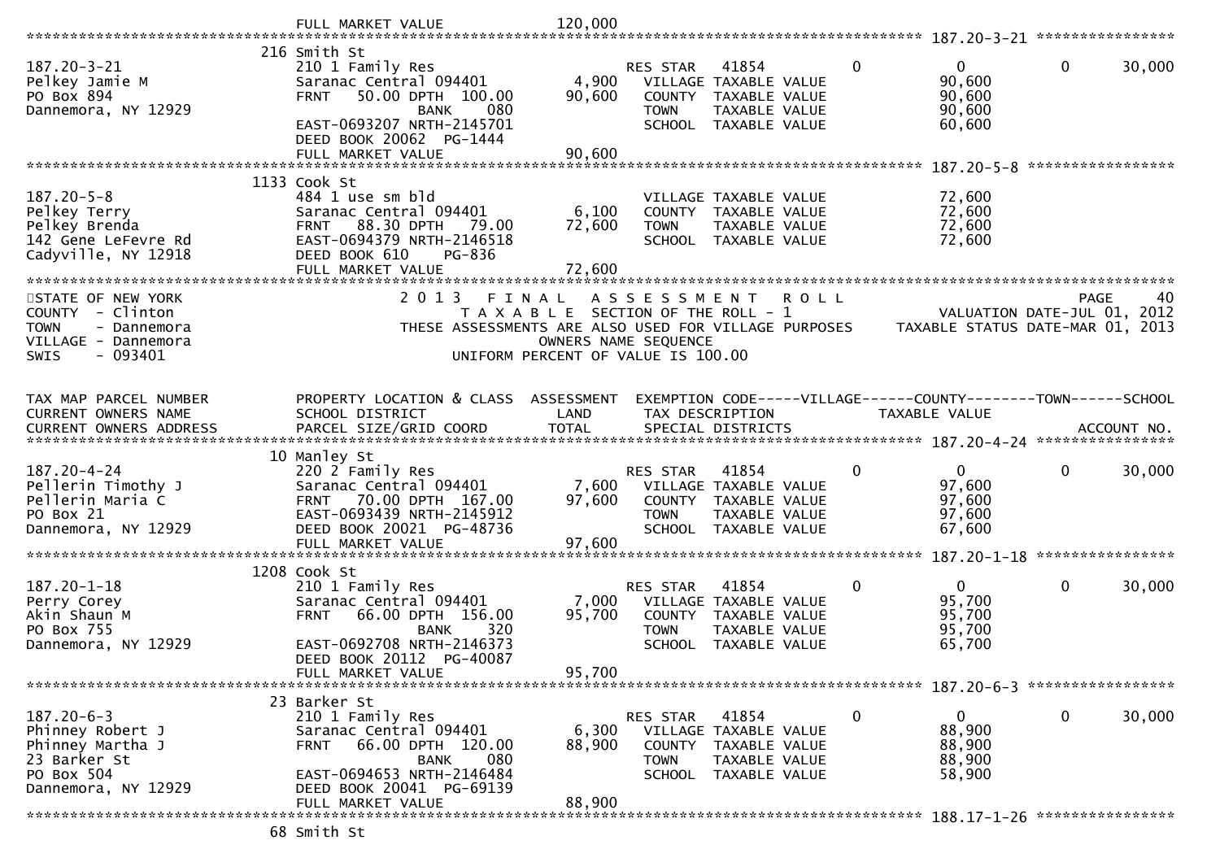FULL MARKET VALUE 120,000

**187.20-3-21**

216 Smith St

| | | | |
|---|---|---|---|
| 187.20-3-21 | 210 1 Family Res | | RES STAR 41854 0 0 0 30,000 |
| Pelkey Jamie M | Saranac Central 094401 | 4,900 | VILLAGE TAXABLE VALUE 90,600 |
| PO Box 894 | FRNT 50.00 DPTH 100.00 | 90,600 | COUNTY TAXABLE VALUE 90,600 |
| Dannemora, NY 12929 | BANK 080 | | TOWN TAXABLE VALUE 90,600 |
| | EAST-0693207 NRTH-2145701 | | SCHOOL TAXABLE VALUE 60,600 |
| | DEED BOOK 20062 PG-1444 | | |
| | FULL MARKET VALUE | 90,600 | |

**187.20-5-8**

1133 Cook St

| | | | |
|---|---|---|---|
| 187.20-5-8 | 484 1 use sm bld | | VILLAGE TAXABLE VALUE 72,600 |
| Pelkey Terry | Saranac Central 094401 | 6,100 | COUNTY TAXABLE VALUE 72,600 |
| Pelkey Brenda | FRNT 88.30 DPTH 79.00 | 72,600 | TOWN TAXABLE VALUE 72,600 |
| 142 Gene LeFevre Rd | EAST-0694379 NRTH-2146518 | | SCHOOL TAXABLE VALUE 72,600 |
| Cadyville, NY 12918 | DEED BOOK 610 PG-836 | | |
| | FULL MARKET VALUE | 72,600 | |

STATE OF NEW YORK
COUNTY - Clinton
TOWN - Dannemora
VILLAGE - Dannemora
SWIS - 093401

2 0 1 3 F I N A L A S S E S S M E N T R O L L
T A X A B L E SECTION OF THE ROLL - 1
THESE ASSESSMENTS ARE ALSO USED FOR VILLAGE PURPOSES
OWNERS NAME SEQUENCE
UNIFORM PERCENT OF VALUE IS 100.00

PAGE 40
VALUATION DATE-JUL 01, 2012
TAXABLE STATUS DATE-MAR 01, 2013

| TAX MAP PARCEL NUMBER / CURRENT OWNERS NAME / CURRENT OWNERS ADDRESS | PROPERTY LOCATION & CLASS / SCHOOL DISTRICT / PARCEL SIZE/GRID COORD | ASSESSMENT LAND / TOTAL | EXEMPTION CODE-----VILLAGE------COUNTY--------TOWN------SCHOOL / TAX DESCRIPTION TAXABLE VALUE / SPECIAL DISTRICTS ACCOUNT NO. |
|---|---|---|---|

**187.20-4-24**

10 Manley St

| | | | |
|---|---|---|---|
| 187.20-4-24 | 220 2 Family Res | | RES STAR 41854 0 0 0 30,000 |
| Pellerin Timothy J | Saranac Central 094401 | 7,600 | VILLAGE TAXABLE VALUE 97,600 |
| Pellerin Maria C | FRNT 70.00 DPTH 167.00 | 97,600 | COUNTY TAXABLE VALUE 97,600 |
| PO Box 21 | EAST-0693439 NRTH-2145912 | | TOWN TAXABLE VALUE 97,600 |
| Dannemora, NY 12929 | DEED BOOK 20021 PG-48736 | | SCHOOL TAXABLE VALUE 67,600 |
| | FULL MARKET VALUE | 97,600 | |

**187.20-1-18**

1208 Cook St

| | | | |
|---|---|---|---|
| 187.20-1-18 | 210 1 Family Res | | RES STAR 41854 0 0 0 30,000 |
| Perry Corey | Saranac Central 094401 | 7,000 | VILLAGE TAXABLE VALUE 95,700 |
| Akin Shaun M | FRNT 66.00 DPTH 156.00 | 95,700 | COUNTY TAXABLE VALUE 95,700 |
| PO Box 755 | BANK 320 | | TOWN TAXABLE VALUE 95,700 |
| Dannemora, NY 12929 | EAST-0692708 NRTH-2146373 | | SCHOOL TAXABLE VALUE 65,700 |
| | DEED BOOK 20112 PG-40087 | | |
| | FULL MARKET VALUE | 95,700 | |

**187.20-6-3**

23 Barker St

| | | | |
|---|---|---|---|
| 187.20-6-3 | 210 1 Family Res | | RES STAR 41854 0 0 0 30,000 |
| Phinney Robert J | Saranac Central 094401 | 6,300 | VILLAGE TAXABLE VALUE 88,900 |
| Phinney Martha J | FRNT 66.00 DPTH 120.00 | 88,900 | COUNTY TAXABLE VALUE 88,900 |
| 23 Barker St | BANK 080 | | TOWN TAXABLE VALUE 88,900 |
| PO Box 504 | EAST-0694653 NRTH-2146484 | | SCHOOL TAXABLE VALUE 58,900 |
| Dannemora, NY 12929 | DEED BOOK 20041 PG-69139 | | |
| | FULL MARKET VALUE | 88,900 | |

**188.17-1-26**

68 Smith St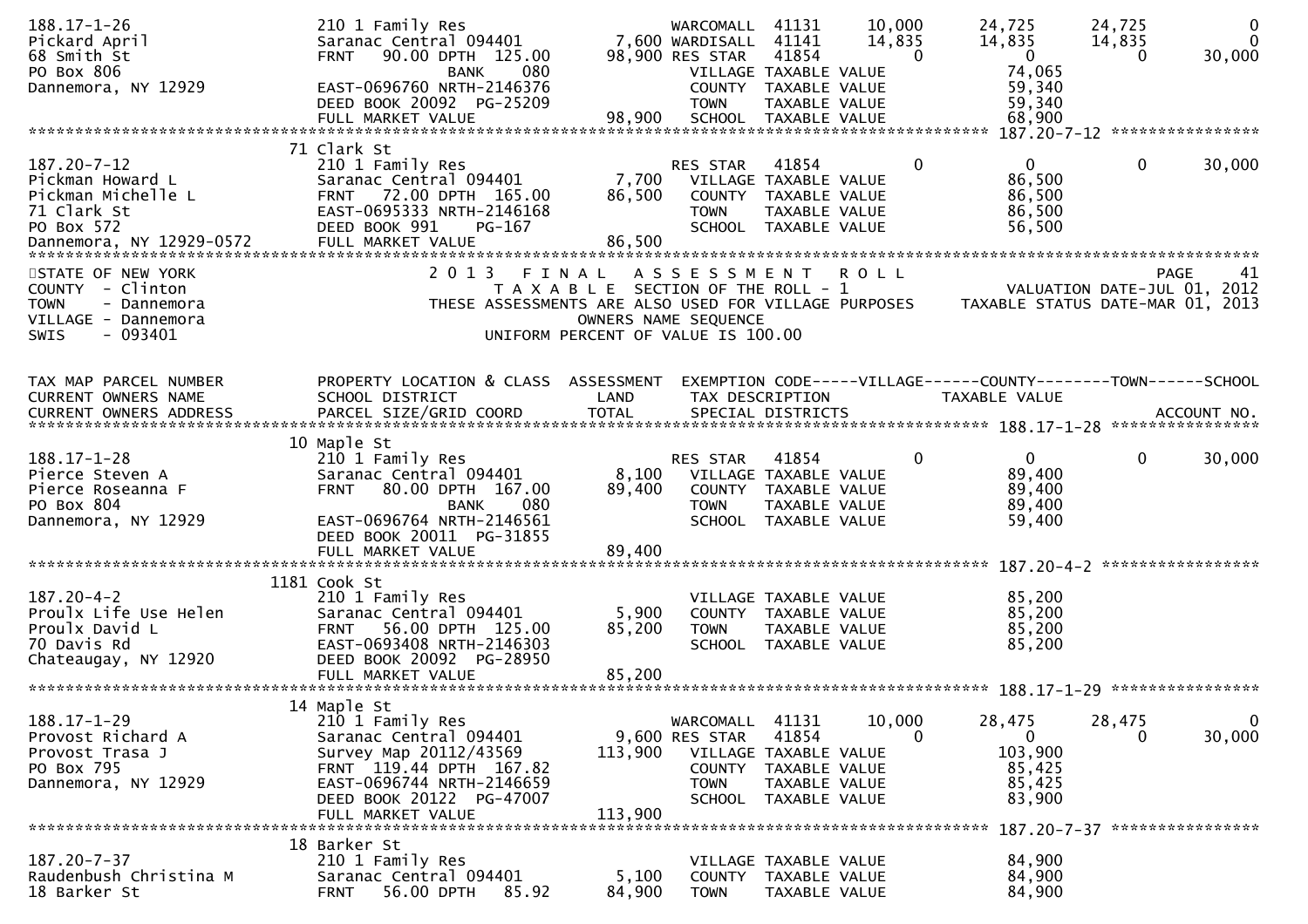```
188.17-1-26                  210 1 Family Res                    WARCOMALL  41131      10,000      24,725      24,725           0
Pickard April                Saranac Central 094401       7,600 WARDISALL  41141      14,835      14,835      14,835           0
68 Smith St                  FRNT    90.00 DPTH  125.00   98,900 RES STAR   41854           0           0           0      30,000
PO Box 806                               BANK    080              VILLAGE TAXABLE VALUE             74,065
Dannemora, NY 12929          EAST-0696760 NRTH-2146376            COUNTY  TAXABLE VALUE             59,340
                             DEED BOOK 20092  PG-25209            TOWN    TAXABLE VALUE             59,340
                             FULL MARKET VALUE           98,900   SCHOOL  TAXABLE VALUE             68,900
******************************************************************************************************* 187.20-7-12 ****************
                          71 Clark St
187.20-7-12                  210 1 Family Res                    RES STAR   41854           0           0           0      30,000
Pickman Howard L             Saranac Central 094401       7,700   VILLAGE TAXABLE VALUE             86,500
Pickman Michelle L           FRNT    72.00 DPTH  165.00  86,500   COUNTY  TAXABLE VALUE             86,500
71 Clark St                  EAST-0695333 NRTH-2146168            TOWN    TAXABLE VALUE             86,500
PO Box 572                   DEED BOOK 991    PG-167              SCHOOL  TAXABLE VALUE             56,500
Dannemora, NY 12929-0572     FULL MARKET VALUE           86,500
************************************************************************************************************************************
STATE OF NEW YORK                 2 0 1 3   F I N A L   A S S E S S M E N T   R O L L                                  PAGE     41
COUNTY  - Clinton                    T A X A B L E  SECTION OF THE ROLL - 1                     VALUATION DATE-JUL 01, 2012
TOWN    - Dannemora            THESE ASSESSMENTS ARE ALSO USED FOR VILLAGE PURPOSES      TAXABLE STATUS DATE-MAR 01, 2013
VILLAGE - Dannemora                             OWNERS NAME SEQUENCE
SWIS    - 093401                         UNIFORM PERCENT OF VALUE IS 100.00


TAX MAP PARCEL NUMBER        PROPERTY LOCATION & CLASS  ASSESSMENT  EXEMPTION CODE-----VILLAGE------COUNTY--------TOWN------SCHOOL
CURRENT OWNERS NAME          SCHOOL DISTRICT              LAND      TAX DESCRIPTION            TAXABLE VALUE
CURRENT OWNERS ADDRESS       PARCEL SIZE/GRID COORD       TOTAL     SPECIAL DISTRICTS                                    ACCOUNT NO.
******************************************************************************************************* 188.17-1-28 ****************
                          10 Maple St
188.17-1-28                  210 1 Family Res                    RES STAR   41854           0           0           0      30,000
Pierce Steven A              Saranac Central 094401       8,100   VILLAGE TAXABLE VALUE             89,400
Pierce Roseanna F            FRNT    80.00 DPTH  167.00  89,400   COUNTY  TAXABLE VALUE             89,400
PO Box 804                               BANK    080              TOWN    TAXABLE VALUE             89,400
Dannemora, NY 12929          EAST-0696764 NRTH-2146561            SCHOOL  TAXABLE VALUE             59,400
                             DEED BOOK 20011  PG-31855
                             FULL MARKET VALUE           89,400
******************************************************************************************************* 187.20-4-2 *****************
                        1181 Cook St
187.20-4-2                   210 1 Family Res                     VILLAGE TAXABLE VALUE             85,200
Proulx Life Use Helen        Saranac Central 094401       5,900   COUNTY  TAXABLE VALUE             85,200
Proulx David L               FRNT    56.00 DPTH  125.00  85,200   TOWN    TAXABLE VALUE             85,200
70 Davis Rd                  EAST-0693408 NRTH-2146303            SCHOOL  TAXABLE VALUE             85,200
Chateaugay, NY 12920         DEED BOOK 20092  PG-28950
                             FULL MARKET VALUE           85,200
******************************************************************************************************* 188.17-1-29 ****************
                          14 Maple St
188.17-1-29                  210 1 Family Res                    WARCOMALL  41131      10,000      28,475      28,475           0
Provost Richard A            Saranac Central 094401       9,600 RES STAR   41854           0           0           0      30,000
Provost Trasa J              Survey Map 20112/43569     113,900   VILLAGE TAXABLE VALUE            103,900
PO Box 795                   FRNT  119.44 DPTH  167.82            COUNTY  TAXABLE VALUE             85,425
Dannemora, NY 12929          EAST-0696744 NRTH-2146659            TOWN    TAXABLE VALUE             85,425
                             DEED BOOK 20122  PG-47007            SCHOOL  TAXABLE VALUE             83,900
                             FULL MARKET VALUE          113,900
******************************************************************************************************* 187.20-7-37 ****************
                          18 Barker St
187.20-7-37                  210 1 Family Res                     VILLAGE TAXABLE VALUE             84,900
Raudenbush Christina M       Saranac Central 094401       5,100   COUNTY  TAXABLE VALUE             84,900
18 Barker St                 FRNT    56.00 DPTH   85.92  84,900   TOWN    TAXABLE VALUE             84,900
```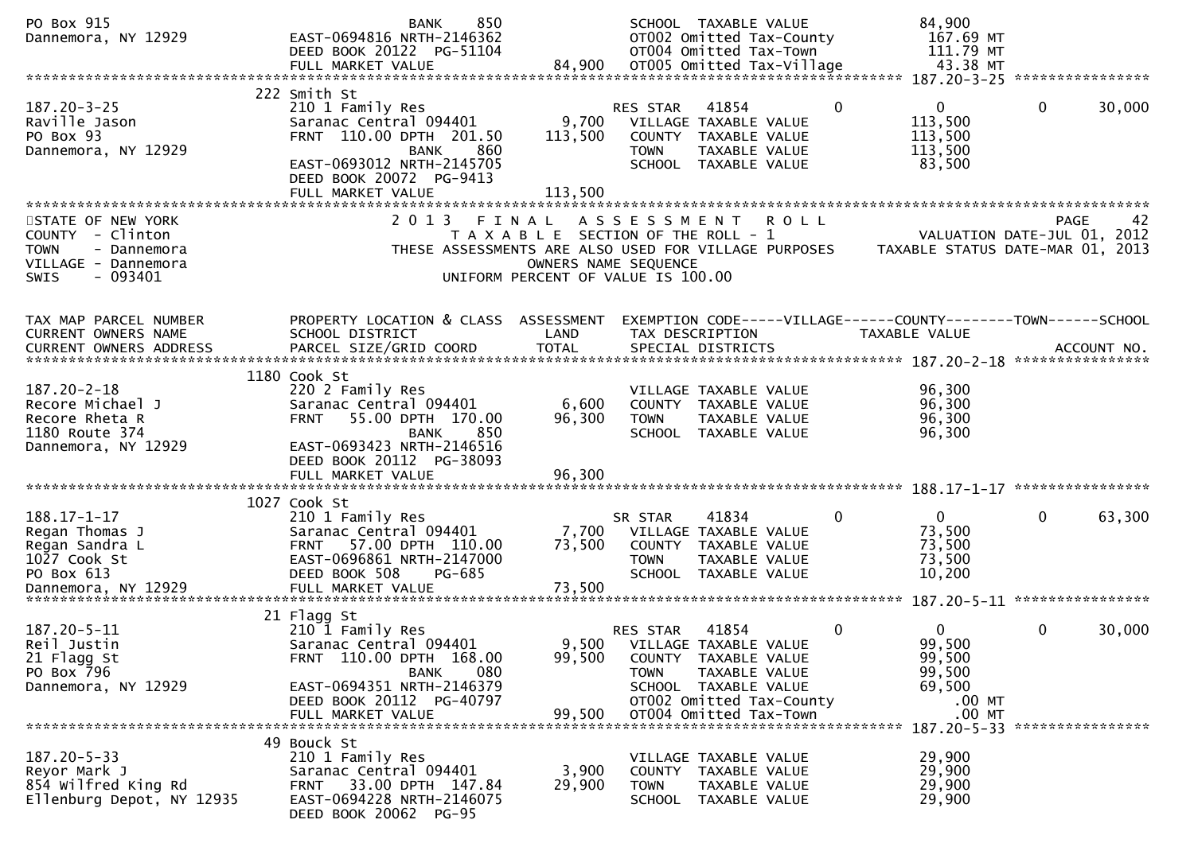```
PO Box 915                         BANK     850                  SCHOOL  TAXABLE VALUE               84,900
Dannemora, NY 12929            EAST-0694816 NRTH-2146362           OT002 Omitted Tax-County           167.69 MT
                               DEED BOOK 20122  PG-51104           OT004 Omitted Tax-Town             111.79 MT
                               FULL MARKET VALUE             84,900  OT005 Omitted Tax-Village           43.38 MT
******************************************************************************************************* 187.20-3-25 ****************
                          222 Smith St
187.20-3-25                    210 1 Family Res                    RES STAR   41854          0              0            0      30,000
Raville Jason                  Saranac Central 094401       9,700   VILLAGE TAXABLE VALUE             113,500
PO Box 93                      FRNT 110.00 DPTH 201.50    113,500   COUNTY  TAXABLE VALUE             113,500
Dannemora, NY 12929                 BANK     860                   TOWN    TAXABLE VALUE             113,500
                               EAST-0693012 NRTH-2145705           SCHOOL  TAXABLE VALUE              83,500
                               DEED BOOK 20072  PG-9413
                               FULL MARKET VALUE            113,500
*************************************************************************************************************************************
STATE OF NEW YORK              2 0 1 3   F I N A L   A S S E S S M E N T   R O L L                                    PAGE    42
COUNTY  - Clinton                 T A X A B L E  SECTION OF THE ROLL - 1                         VALUATION DATE-JUL 01, 2012
TOWN    - Dannemora          THESE ASSESSMENTS ARE ALSO USED FOR VILLAGE PURPOSES     TAXABLE STATUS DATE-MAR 01, 2013
VILLAGE - Dannemora                           OWNERS NAME SEQUENCE
SWIS    - 093401                        UNIFORM PERCENT OF VALUE IS 100.00


TAX MAP PARCEL NUMBER          PROPERTY LOCATION & CLASS  ASSESSMENT  EXEMPTION CODE-----VILLAGE------COUNTY--------TOWN------SCHOOL
CURRENT OWNERS NAME            SCHOOL DISTRICT               LAND      TAX DESCRIPTION            TAXABLE VALUE
CURRENT OWNERS ADDRESS         PARCEL SIZE/GRID COORD        TOTAL     SPECIAL DISTRICTS                                  ACCOUNT NO.
******************************************************************************************************* 187.20-2-18 ****************
                          1180 Cook St
187.20-2-18                    220 2 Family Res                     VILLAGE TAXABLE VALUE              96,300
Recore Michael J               Saranac Central 094401       6,600   COUNTY  TAXABLE VALUE              96,300
Recore Rheta R                 FRNT  55.00 DPTH 170.00     96,300   TOWN    TAXABLE VALUE              96,300
1180 Route 374                      BANK     850                   SCHOOL  TAXABLE VALUE              96,300
Dannemora, NY 12929            EAST-0693423 NRTH-2146516
                               DEED BOOK 20112  PG-38093
                               FULL MARKET VALUE             96,300
******************************************************************************************************* 188.17-1-17 ****************
                          1027 Cook St
188.17-1-17                    210 1 Family Res                    SR STAR    41834          0              0            0      63,300
Regan Thomas J                 Saranac Central 094401       7,700   VILLAGE TAXABLE VALUE              73,500
Regan Sandra L                 FRNT  57.00 DPTH 110.00     73,500   COUNTY  TAXABLE VALUE              73,500
1027 Cook St                   EAST-0696861 NRTH-2147000            TOWN    TAXABLE VALUE              73,500
PO Box 613                     DEED BOOK 508    PG-685              SCHOOL  TAXABLE VALUE              10,200
Dannemora, NY 12929            FULL MARKET VALUE             73,500
******************************************************************************************************* 187.20-5-11 ****************
                          21 Flagg St
187.20-5-11                    210 1 Family Res                    RES STAR   41854          0              0            0      30,000
Reil Justin                    Saranac Central 094401       9,500   VILLAGE TAXABLE VALUE              99,500
21 Flagg St                    FRNT 110.00 DPTH 168.00     99,500   COUNTY  TAXABLE VALUE              99,500
PO Box 796                          BANK     080                   TOWN    TAXABLE VALUE              99,500
Dannemora, NY 12929            EAST-0694351 NRTH-2146379            SCHOOL  TAXABLE VALUE              69,500
                               DEED BOOK 20112  PG-40797            OT002 Omitted Tax-County              .00 MT
                               FULL MARKET VALUE             99,500  OT004 Omitted Tax-Town                .00 MT
******************************************************************************************************* 187.20-5-33 ****************
                          49 Bouck St
187.20-5-33                    210 1 Family Res                     VILLAGE TAXABLE VALUE              29,900
Reyor Mark J                   Saranac Central 094401       3,900   COUNTY  TAXABLE VALUE              29,900
854 Wilfred King Rd            FRNT  33.00 DPTH 147.84     29,900   TOWN    TAXABLE VALUE              29,900
Ellenburg Depot, NY 12935      EAST-0694228 NRTH-2146075            SCHOOL  TAXABLE VALUE              29,900
                               DEED BOOK 20062  PG-95
```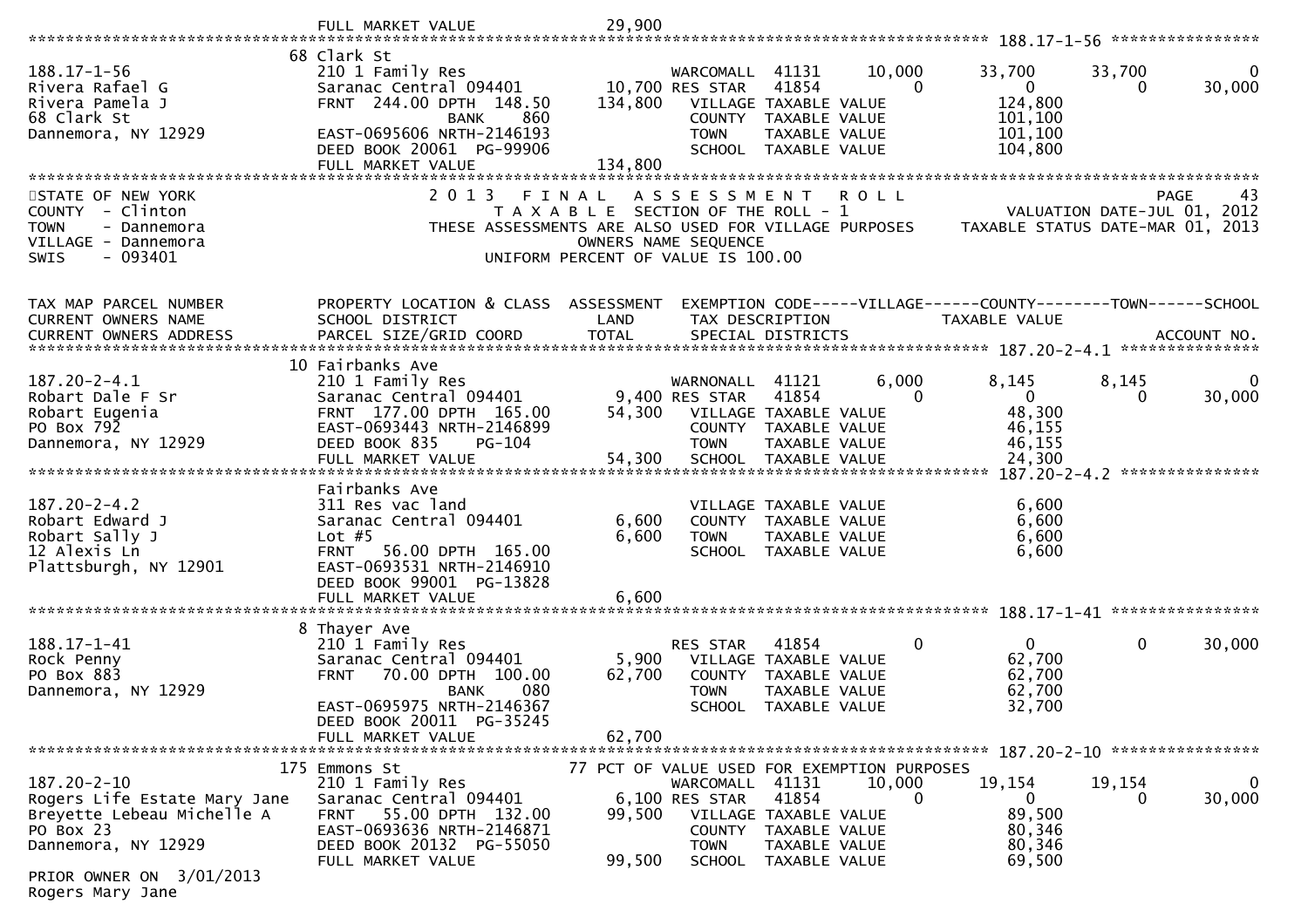FULL MARKET VALUE 29,900

| TAX MAP PARCEL NUMBER / CURRENT OWNERS NAME / CURRENT OWNERS ADDRESS | PROPERTY LOCATION & CLASS / SCHOOL DISTRICT / PARCEL SIZE/GRID COORD | ASSESSMENT LAND / TOTAL | EXEMPTION CODE / TAX DESCRIPTION / SPECIAL DISTRICTS | | VILLAGE | COUNTY / TAXABLE VALUE | TOWN | SCHOOL |
|---|---|---|---|---|---|---|---|---|
| **188.17-1-56** | 68 Clark St | | | | | | | |
| 188.17-1-56 | 210 1 Family Res | | WARCOMALL | 41131 | 10,000 | 33,700 | 33,700 | 0 |
| Rivera Rafael G | Saranac Central 094401 | 10,700 | RES STAR | 41854 | 0 | 0 | 0 | 30,000 |
| Rivera Pamela J | FRNT 244.00 DPTH 148.50 | 134,800 | VILLAGE TAXABLE VALUE | | | 124,800 | | |
| 68 Clark St | BANK 860 | | COUNTY TAXABLE VALUE | | | 101,100 | | |
| Dannemora, NY 12929 | EAST-0695606 NRTH-2146193 | | TOWN TAXABLE VALUE | | | 101,100 | | |
| | DEED BOOK 20061 PG-99906 | | SCHOOL TAXABLE VALUE | | | 104,800 | | |
| | FULL MARKET VALUE | 134,800 | | | | | | |

STATE OF NEW YORK
COUNTY - Clinton
TOWN - Dannemora
VILLAGE - Dannemora
SWIS - 093401

2 0 1 3 F I N A L A S S E S S M E N T R O L L
T A X A B L E SECTION OF THE ROLL - 1
THESE ASSESSMENTS ARE ALSO USED FOR VILLAGE PURPOSES
OWNERS NAME SEQUENCE
UNIFORM PERCENT OF VALUE IS 100.00

PAGE 43
VALUATION DATE-JUL 01, 2012
TAXABLE STATUS DATE-MAR 01, 2013

| TAX MAP PARCEL NUMBER / CURRENT OWNERS NAME / CURRENT OWNERS ADDRESS | PROPERTY LOCATION & CLASS / SCHOOL DISTRICT / PARCEL SIZE/GRID COORD | ASSESSMENT LAND / TOTAL | EXEMPTION CODE / TAX DESCRIPTION / SPECIAL DISTRICTS | | VILLAGE | COUNTY / TAXABLE VALUE | TOWN | SCHOOL / ACCOUNT NO. |
|---|---|---|---|---|---|---|---|---|
| **187.20-2-4.1** | 10 Fairbanks Ave | | | | | | | |
| 187.20-2-4.1 | 210 1 Family Res | | WARNONALL | 41121 | 6,000 | 8,145 | 8,145 | 0 |
| Robart Dale F Sr | Saranac Central 094401 | 9,400 | RES STAR | 41854 | 0 | 0 | 0 | 30,000 |
| Robart Eugenia | FRNT 177.00 DPTH 165.00 | 54,300 | VILLAGE TAXABLE VALUE | | | 48,300 | | |
| PO Box 792 | EAST-0693443 NRTH-2146899 | | COUNTY TAXABLE VALUE | | | 46,155 | | |
| Dannemora, NY 12929 | DEED BOOK 835 PG-104 | | TOWN TAXABLE VALUE | | | 46,155 | | |
| | FULL MARKET VALUE | 54,300 | SCHOOL TAXABLE VALUE | | | 24,300 | | |
| **187.20-2-4.2** | Fairbanks Ave | | | | | | | |
| 187.20-2-4.2 | 311 Res vac land | | VILLAGE TAXABLE VALUE | | | 6,600 | | |
| Robart Edward J | Saranac Central 094401 | 6,600 | COUNTY TAXABLE VALUE | | | 6,600 | | |
| Robart Sally J | Lot #5 | 6,600 | TOWN TAXABLE VALUE | | | 6,600 | | |
| 12 Alexis Ln | FRNT 56.00 DPTH 165.00 | | SCHOOL TAXABLE VALUE | | | 6,600 | | |
| Plattsburgh, NY 12901 | EAST-0693531 NRTH-2146910 | | | | | | | |
| | DEED BOOK 99001 PG-13828 | | | | | | | |
| | FULL MARKET VALUE | 6,600 | | | | | | |
| **188.17-1-41** | 8 Thayer Ave | | | | | | | |
| 188.17-1-41 | 210 1 Family Res | | RES STAR | 41854 | 0 | 0 | 0 | 30,000 |
| Rock Penny | Saranac Central 094401 | 5,900 | VILLAGE TAXABLE VALUE | | | 62,700 | | |
| PO Box 883 | FRNT 70.00 DPTH 100.00 | 62,700 | COUNTY TAXABLE VALUE | | | 62,700 | | |
| Dannemora, NY 12929 | BANK 080 | | TOWN TAXABLE VALUE | | | 62,700 | | |
| | EAST-0695975 NRTH-2146367 | | SCHOOL TAXABLE VALUE | | | 32,700 | | |
| | DEED BOOK 20011 PG-35245 | | | | | | | |
| | FULL MARKET VALUE | 62,700 | | | | | | |
| **187.20-2-10** | 175 Emmons St | | 77 PCT OF VALUE USED FOR EXEMPTION PURPOSES | | | | | |
| 187.20-2-10 | 210 1 Family Res | | WARCOMALL | 41131 | 10,000 | 19,154 | 19,154 | 0 |
| Rogers Life Estate Mary Jane | Saranac Central 094401 | 6,100 | RES STAR | 41854 | 0 | 0 | 0 | 30,000 |
| Breyette Lebeau Michelle A | FRNT 55.00 DPTH 132.00 | 99,500 | VILLAGE TAXABLE VALUE | | | 89,500 | | |
| PO Box 23 | EAST-0693636 NRTH-2146871 | | COUNTY TAXABLE VALUE | | | 80,346 | | |
| Dannemora, NY 12929 | DEED BOOK 20132 PG-55050 | | TOWN TAXABLE VALUE | | | 80,346 | | |
| | FULL MARKET VALUE | 99,500 | SCHOOL TAXABLE VALUE | | | 69,500 | | |
| PRIOR OWNER ON 3/01/2013 | | | | | | | | |
| Rogers Mary Jane | | | | | | | | |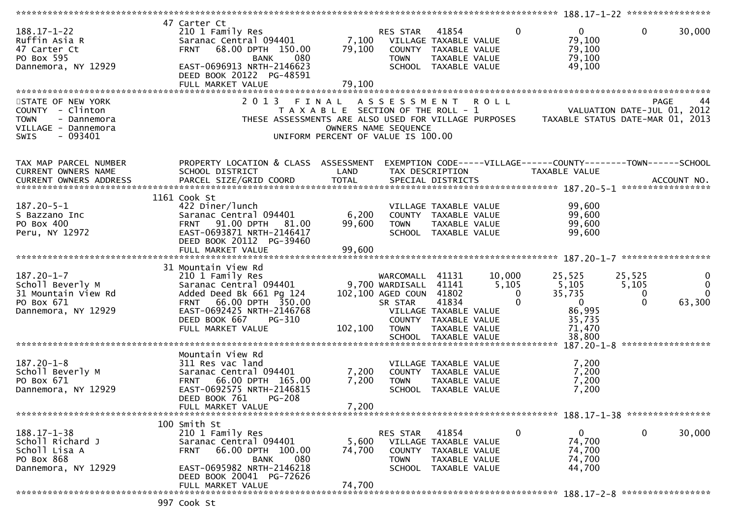```
******************************************************************************************************* 188.17-1-22 ****************
                    47 Carter Ct
188.17-1-22         210 1 Family Res                       RES STAR   41854           0            0            0        30,000
Ruffin Asia R       Saranac Central 094401        7,100    VILLAGE TAXABLE VALUE               79,100
47 Carter Ct        FRNT   68.00 DPTH  150.00    79,100    COUNTY  TAXABLE VALUE               79,100
PO Box 595                    BANK     080                 TOWN    TAXABLE VALUE               79,100
Dannemora, NY 12929 EAST-0696913 NRTH-2146623              SCHOOL  TAXABLE VALUE               49,100
                    DEED BOOK 20122  PG-48591
                    FULL MARKET VALUE            79,100
************************************************************************************************************************************
STATE OF NEW YORK              2 0 1 3   F I N A L   A S S E S S M E N T   R O L L                                    PAGE    44
COUNTY  - Clinton                 T A X A B L E  SECTION OF THE ROLL - 1                           VALUATION DATE-JUL 01, 2012
TOWN    - Dannemora         THESE ASSESSMENTS ARE ALSO USED FOR VILLAGE PURPOSES          TAXABLE STATUS DATE-MAR 01, 2013
VILLAGE - Dannemora                            OWNERS NAME SEQUENCE
SWIS    - 093401                        UNIFORM PERCENT OF VALUE IS 100.00


TAX MAP PARCEL NUMBER          PROPERTY LOCATION & CLASS  ASSESSMENT  EXEMPTION CODE-----VILLAGE------COUNTY--------TOWN------SCHOOL
CURRENT OWNERS NAME            SCHOOL DISTRICT               LAND      TAX DESCRIPTION            TAXABLE VALUE
CURRENT OWNERS ADDRESS         PARCEL SIZE/GRID COORD       TOTAL      SPECIAL DISTRICTS                                 ACCOUNT NO.
******************************************************************************************************* 187.20-5-1 *****************
                    1161 Cook St
187.20-5-1          422 Diner/lunch                                VILLAGE TAXABLE VALUE               99,600
S Bazzano Inc       Saranac Central 094401        6,200    COUNTY  TAXABLE VALUE               99,600
PO Box 400          FRNT   91.00 DPTH   81.00    99,600    TOWN    TAXABLE VALUE               99,600
Peru, NY 12972      EAST-0693871 NRTH-2146417              SCHOOL  TAXABLE VALUE               99,600
                    DEED BOOK 20112  PG-39460
                    FULL MARKET VALUE            99,600
******************************************************************************************************* 187.20-1-7 *****************
                    31 Mountain View Rd
187.20-1-7          210 1 Family Res                       WARCOMALL  41131      10,000       25,525       25,525             0
Scholl Beverly M    Saranac Central 094401        9,700 WARDISALL  41141       5,105        5,105        5,105             0
31 Mountain View Rd Added Deed Bk 661 Pg 124    102,100 AGED COUN  41802           0       35,735            0             0
PO Box 671          FRNT   66.00 DPTH  350.00          SR STAR    41834           0            0            0        63,300
Dannemora, NY 12929 EAST-0692425 NRTH-2146768              VILLAGE TAXABLE VALUE               86,995
                    DEED BOOK 667    PG-310                COUNTY  TAXABLE VALUE               35,735
                    FULL MARKET VALUE           102,100    TOWN    TAXABLE VALUE               71,470
                                                           SCHOOL  TAXABLE VALUE               38,800
******************************************************************************************************* 187.20-1-8 *****************
                    Mountain View Rd
187.20-1-8          311 Res vac land                               VILLAGE TAXABLE VALUE                7,200
Scholl Beverly M    Saranac Central 094401        7,200    COUNTY  TAXABLE VALUE                7,200
PO Box 671          FRNT   66.00 DPTH  165.00     7,200    TOWN    TAXABLE VALUE                7,200
Dannemora, NY 12929 EAST-0692575 NRTH-2146815              SCHOOL  TAXABLE VALUE                7,200
                    DEED BOOK 761    PG-208
                    FULL MARKET VALUE             7,200
******************************************************************************************************* 188.17-1-38 ****************
                    100 Smith St
188.17-1-38         210 1 Family Res                       RES STAR   41854           0            0            0        30,000
Scholl Richard J    Saranac Central 094401        5,600    VILLAGE TAXABLE VALUE               74,700
Scholl Lisa A       FRNT   66.00 DPTH  100.00    74,700    COUNTY  TAXABLE VALUE               74,700
PO Box 868                    BANK     080                 TOWN    TAXABLE VALUE               74,700
Dannemora, NY 12929 EAST-0695982 NRTH-2146218              SCHOOL  TAXABLE VALUE               44,700
                    DEED BOOK 20041  PG-72626
                    FULL MARKET VALUE            74,700
******************************************************************************************************* 188.17-2-8 *****************
                    997 Cook St
```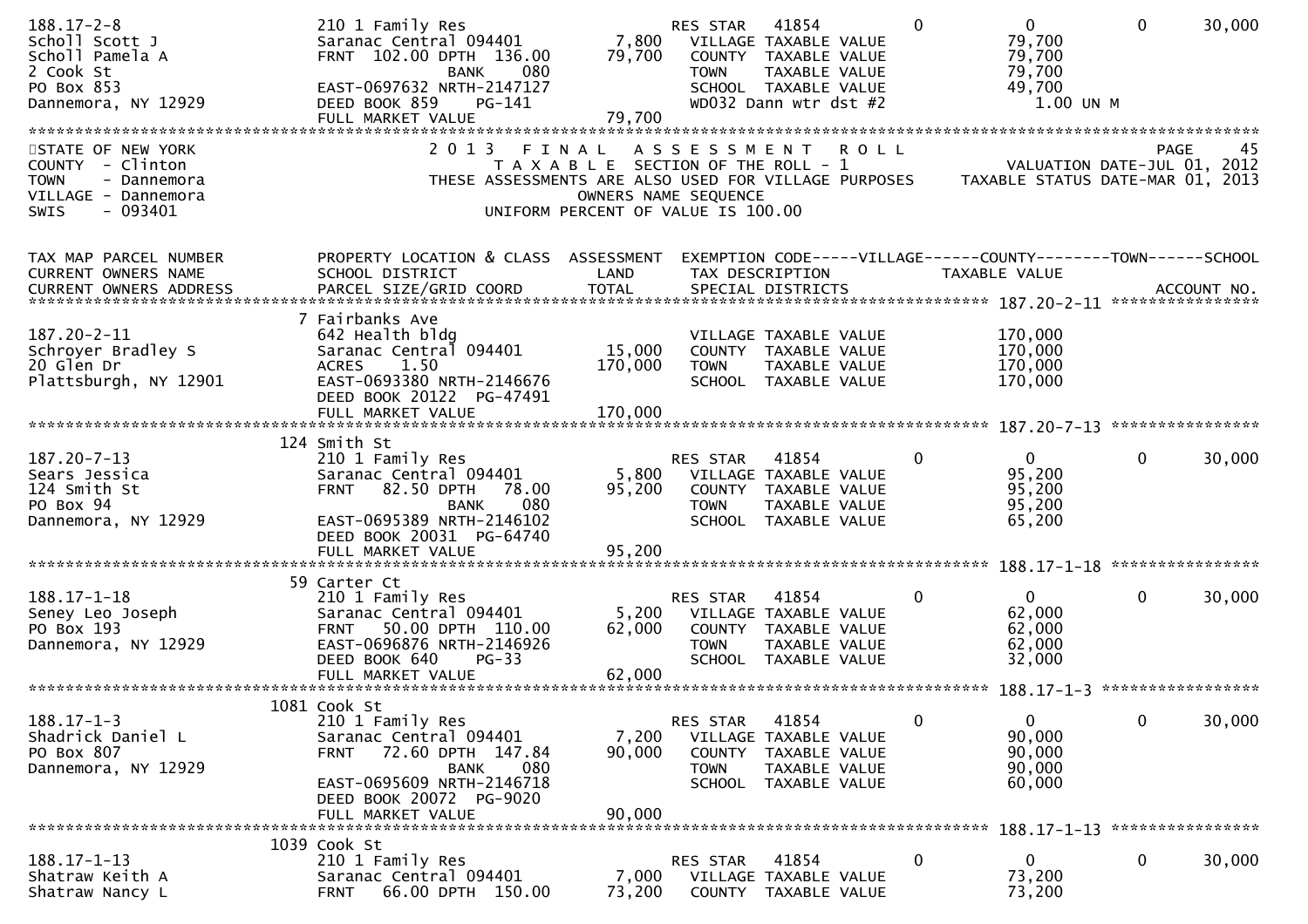```
188.17-2-8                    210 1 Family Res                    RES STAR   41854           0           0           0      30,000
Scholl Scott J                Saranac Central 094401      7,800     VILLAGE TAXABLE VALUE             79,700
Scholl Pamela A               FRNT  102.00 DPTH  136.00  79,700     COUNTY  TAXABLE VALUE             79,700
2 Cook St                                 BANK     080              TOWN    TAXABLE VALUE             79,700
PO Box 853                    EAST-0697632 NRTH-2147127             SCHOOL  TAXABLE VALUE             49,700
Dannemora, NY 12929           DEED BOOK 859    PG-141               WD032 Dann wtr dst #2              1.00 UN M
                              FULL MARKET VALUE          79,700
```

STATE OF NEW YORK — 2 0 1 3 FINAL ASSESSMENT ROLL — PAGE 45
COUNTY - Clinton — TAXABLE SECTION OF THE ROLL - 1 — VALUATION DATE-JUL 01, 2012
TOWN - Dannemora — THESE ASSESSMENTS ARE ALSO USED FOR VILLAGE PURPOSES — TAXABLE STATUS DATE-MAR 01, 2013
VILLAGE - Dannemora — OWNERS NAME SEQUENCE
SWIS - 093401 — UNIFORM PERCENT OF VALUE IS 100.00

```
TAX MAP PARCEL NUMBER         PROPERTY LOCATION & CLASS  ASSESSMENT  EXEMPTION CODE-----VILLAGE------COUNTY--------TOWN------SCHOOL
CURRENT OWNERS NAME           SCHOOL DISTRICT               LAND      TAX DESCRIPTION            TAXABLE VALUE
CURRENT OWNERS ADDRESS        PARCEL SIZE/GRID COORD        TOTAL     SPECIAL DISTRICTS                                   ACCOUNT NO.
******************************************************************************************** 187.20-2-11 *****************
                            7 Fairbanks Ave
187.20-2-11                   642 Health bldg                        VILLAGE TAXABLE VALUE            170,000
Schroyer Bradley S            Saranac Central 094401     15,000     COUNTY  TAXABLE VALUE            170,000
20 Glen Dr                    ACRES     1.50            170,000     TOWN    TAXABLE VALUE            170,000
Plattsburgh, NY 12901         EAST-0693380 NRTH-2146676             SCHOOL  TAXABLE VALUE            170,000
                              DEED BOOK 20122  PG-47491
                              FULL MARKET VALUE         170,000
******************************************************************************************** 187.20-7-13 *****************
                          124 Smith St
187.20-7-13                   210 1 Family Res                    RES STAR   41854           0           0           0      30,000
Sears Jessica                 Saranac Central 094401      5,800     VILLAGE TAXABLE VALUE             95,200
124 Smith St                  FRNT   82.50 DPTH   78.00  95,200     COUNTY  TAXABLE VALUE             95,200
PO Box 94                                 BANK     080              TOWN    TAXABLE VALUE             95,200
Dannemora, NY 12929           EAST-0695389 NRTH-2146102             SCHOOL  TAXABLE VALUE             65,200
                              DEED BOOK 20031  PG-64740
                              FULL MARKET VALUE          95,200
******************************************************************************************** 188.17-1-18 *****************
                           59 Carter Ct
188.17-1-18                   210 1 Family Res                    RES STAR   41854           0           0           0      30,000
Seney Leo Joseph              Saranac Central 094401      5,200     VILLAGE TAXABLE VALUE             62,000
PO Box 193                    FRNT   50.00 DPTH  110.00  62,000     COUNTY  TAXABLE VALUE             62,000
Dannemora, NY 12929           EAST-0696876 NRTH-2146926             TOWN    TAXABLE VALUE             62,000
                              DEED BOOK 640    PG-33                SCHOOL  TAXABLE VALUE             32,000
                              FULL MARKET VALUE          62,000
******************************************************************************************** 188.17-1-3 ******************
                         1081 Cook St
188.17-1-3                    210 1 Family Res                    RES STAR   41854           0           0           0      30,000
Shadrick Daniel L             Saranac Central 094401      7,200     VILLAGE TAXABLE VALUE             90,000
PO Box 807                    FRNT   72.60 DPTH  147.84  90,000     COUNTY  TAXABLE VALUE             90,000
Dannemora, NY 12929                       BANK     080              TOWN    TAXABLE VALUE             90,000
                              EAST-0695609 NRTH-2146718             SCHOOL  TAXABLE VALUE             60,000
                              DEED BOOK 20072  PG-9020
                              FULL MARKET VALUE          90,000
******************************************************************************************** 188.17-1-13 *****************
                         1039 Cook St
188.17-1-13                   210 1 Family Res                    RES STAR   41854           0           0           0      30,000
Shatraw Keith A               Saranac Central 094401      7,000     VILLAGE TAXABLE VALUE             73,200
Shatraw Nancy L               FRNT   66.00 DPTH  150.00  73,200     COUNTY  TAXABLE VALUE             73,200
```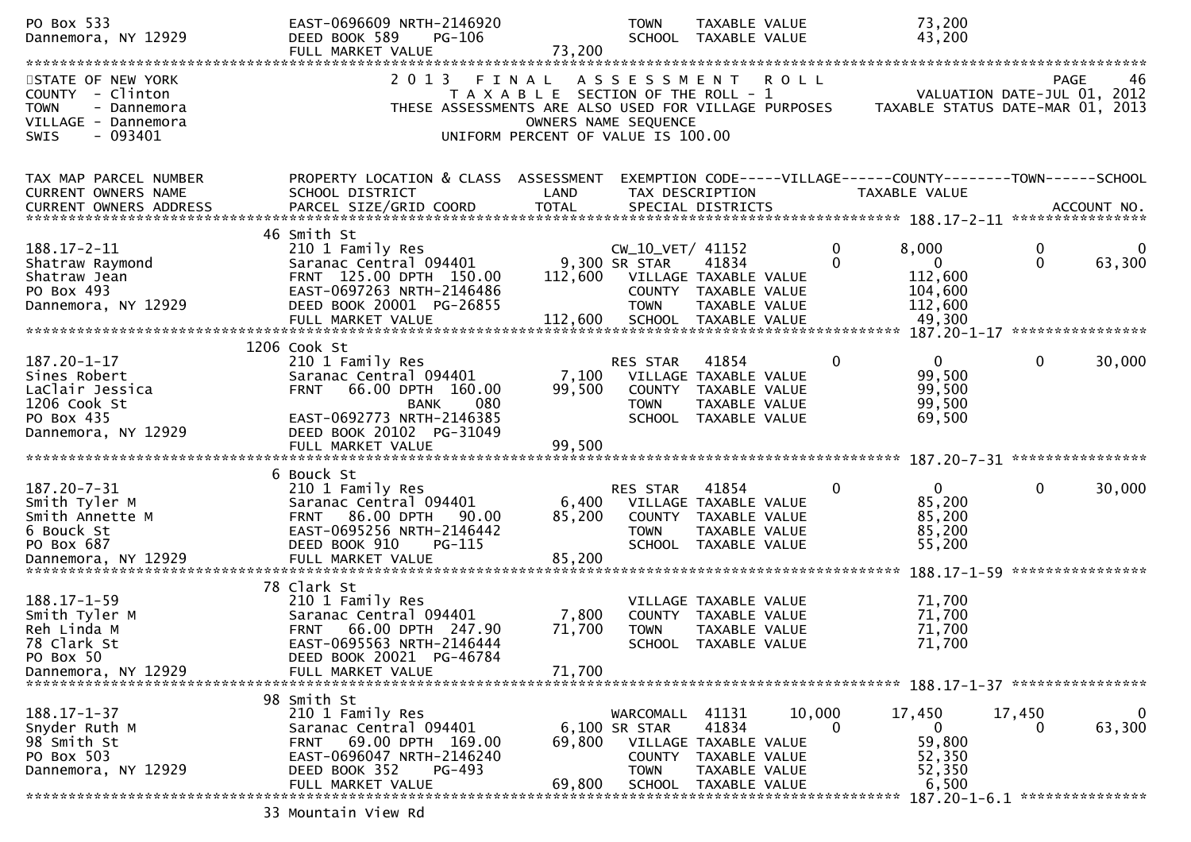```
PO Box 533                        EAST-0696609 NRTH-2146920               TOWN     TAXABLE VALUE                73,200
Dannemora, NY 12929               DEED BOOK 589     PG-106                SCHOOL   TAXABLE VALUE                43,200
                                  FULL MARKET VALUE              73,200
******************************************************************************************************************************
STATE OF NEW YORK                 2 0 1 3   F I N A L   A S S E S S M E N T   R O L L                                 PAGE    46
COUNTY  - Clinton                         T A X A B L E  SECTION OF THE ROLL - 1                      VALUATION DATE-JUL 01, 2012
TOWN    - Dannemora               THESE ASSESSMENTS ARE ALSO USED FOR VILLAGE PURPOSES         TAXABLE STATUS DATE-MAR 01, 2013
VILLAGE - Dannemora                                 OWNERS NAME SEQUENCE
SWIS    - 093401                              UNIFORM PERCENT OF VALUE IS 100.00


TAX MAP PARCEL NUMBER             PROPERTY LOCATION & CLASS  ASSESSMENT  EXEMPTION CODE-----VILLAGE------COUNTY--------TOWN------SCHOOL
CURRENT OWNERS NAME               SCHOOL DISTRICT               LAND      TAX DESCRIPTION            TAXABLE VALUE
CURRENT OWNERS ADDRESS            PARCEL SIZE/GRID COORD        TOTAL     SPECIAL DISTRICTS                                   ACCOUNT NO.
****************************************************************************************************** 188.17-2-11 *****************
                                  46 Smith St
188.17-2-11                       210 1 Family Res                        CW_10_VET/ 41152           0        8,000            0             0
Shatraw Raymond                   Saranac Central 094401       9,300 SR STAR       41834             0            0            0        63,300
Shatraw Jean                      FRNT  125.00 DPTH  150.00  112,600    VILLAGE TAXABLE VALUE                112,600
PO Box 493                        EAST-0697263 NRTH-2146486               COUNTY   TAXABLE VALUE                104,600
Dannemora, NY 12929               DEED BOOK 20001  PG-26855               TOWN     TAXABLE VALUE                112,600
                                  FULL MARKET VALUE             112,600   SCHOOL   TAXABLE VALUE                 49,300
****************************************************************************************************** 187.20-1-17 *****************
                                  1206 Cook St
187.20-1-17                       210 1 Family Res                        RES STAR     41854         0            0            0        30,000
Sines Robert                      Saranac Central 094401       7,100    VILLAGE TAXABLE VALUE                 99,500
LaClair Jessica                   FRNT   66.00 DPTH  160.00   99,500    COUNTY   TAXABLE VALUE                 99,500
1206 Cook St                                    BANK     080              TOWN     TAXABLE VALUE                 99,500
PO Box 435                        EAST-0692773 NRTH-2146385               SCHOOL   TAXABLE VALUE                 69,500
Dannemora, NY 12929               DEED BOOK 20102  PG-31049
                                  FULL MARKET VALUE              99,500
****************************************************************************************************** 187.20-7-31 *****************
                                  6 Bouck St
187.20-7-31                       210 1 Family Res                        RES STAR     41854         0            0            0        30,000
Smith Tyler M                     Saranac Central 094401       6,400    VILLAGE TAXABLE VALUE                 85,200
Smith Annette M                   FRNT   86.00 DPTH   90.00   85,200    COUNTY   TAXABLE VALUE                 85,200
6 Bouck St                        EAST-0695256 NRTH-2146442               TOWN     TAXABLE VALUE                 85,200
PO Box 687                        DEED BOOK 910     PG-115                SCHOOL   TAXABLE VALUE                 55,200
Dannemora, NY 12929               FULL MARKET VALUE              85,200
****************************************************************************************************** 188.17-1-59 *****************
                                  78 Clark St
188.17-1-59                       210 1 Family Res                        VILLAGE TAXABLE VALUE                 71,700
Smith Tyler M                     Saranac Central 094401       7,800    COUNTY   TAXABLE VALUE                 71,700
Reh Linda M                       FRNT   66.00 DPTH  247.90   71,700    TOWN     TAXABLE VALUE                 71,700
78 Clark St                       EAST-0695563 NRTH-2146444               SCHOOL   TAXABLE VALUE                 71,700
PO Box 50                         DEED BOOK 20021  PG-46784
Dannemora, NY 12929               FULL MARKET VALUE              71,700
****************************************************************************************************** 188.17-1-37 *****************
                                  98 Smith St
188.17-1-37                       210 1 Family Res                        WARCOMALL    41131    10,000       17,450       17,450             0
Snyder Ruth M                     Saranac Central 094401       6,100 SR STAR       41834             0            0            0        63,300
98 Smith St                       FRNT   69.00 DPTH  169.00   69,800    VILLAGE TAXABLE VALUE                 59,800
PO Box 503                        EAST-0696047 NRTH-2146240               COUNTY   TAXABLE VALUE                 52,350
Dannemora, NY 12929               DEED BOOK 352     PG-493                TOWN     TAXABLE VALUE                 52,350
                                  FULL MARKET VALUE              69,800   SCHOOL   TAXABLE VALUE                  6,500
****************************************************************************************************** 187.20-1-6.1 ****************
                                  33 Mountain View Rd
```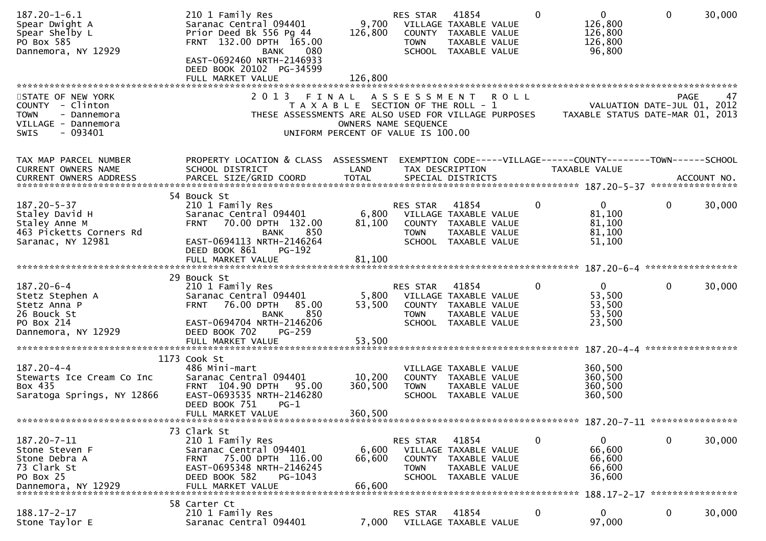```
187.20-1-6.1                 210 1 Family Res                      RES STAR    41854          0             0             0        30,000
Spear Dwight A               Saranac Central 094401       9,700       VILLAGE  TAXABLE VALUE             126,800
Spear Shelby L               Prior Deed Bk 556 Pg 44    126,800       COUNTY   TAXABLE VALUE             126,800
PO Box 585                   FRNT  132.00 DPTH  165.00                TOWN     TAXABLE VALUE             126,800
Dannemora, NY 12929                        BANK     080               SCHOOL   TAXABLE VALUE              96,800
                             EAST-0692460 NRTH-2146933
                             DEED BOOK 20102  PG-34599
                             FULL MARKET VALUE          126,800
******************************************************************************************************************************************
STATE OF NEW YORK                  2 0 1 3   F I N A L   A S S E S S M E N T   R O L L                                     PAGE     47
COUNTY  - Clinton                      T A X A B L E  SECTION OF THE ROLL - 1                             VALUATION DATE-JUL 01, 2012
TOWN    - Dannemora             THESE ASSESSMENTS ARE ALSO USED FOR VILLAGE PURPOSES         TAXABLE STATUS DATE-MAR 01, 2013
VILLAGE - Dannemora                                   OWNERS NAME SEQUENCE
SWIS    - 093401                              UNIFORM PERCENT OF VALUE IS 100.00


TAX MAP PARCEL NUMBER          PROPERTY LOCATION & CLASS  ASSESSMENT  EXEMPTION CODE-----VILLAGE------COUNTY--------TOWN------SCHOOL
CURRENT OWNERS NAME            SCHOOL DISTRICT               LAND      TAX DESCRIPTION            TAXABLE VALUE
CURRENT OWNERS ADDRESS         PARCEL SIZE/GRID COORD        TOTAL     SPECIAL DISTRICTS                                   ACCOUNT NO.
*************************************************************************************************** 187.20-5-37 *****************
                           54 Bouck St
187.20-5-37                  210 1 Family Res                      RES STAR    41854          0             0             0        30,000
Staley David H               Saranac Central 094401       6,800       VILLAGE  TAXABLE VALUE              81,100
Staley Anne M                FRNT   70.00 DPTH  132.00   81,100       COUNTY   TAXABLE VALUE              81,100
463 Picketts Corners Rd                    BANK     850               TOWN     TAXABLE VALUE              81,100
Saranac, NY 12981            EAST-0694113 NRTH-2146264                SCHOOL   TAXABLE VALUE              51,100
                             DEED BOOK 861    PG-192
                             FULL MARKET VALUE           81,100
*************************************************************************************************** 187.20-6-4 ******************
                           29 Bouck St
187.20-6-4                   210 1 Family Res                      RES STAR    41854          0             0             0        30,000
Stetz Stephen A              Saranac Central 094401       5,800       VILLAGE  TAXABLE VALUE              53,500
Stetz Anna P                 FRNT   76.00 DPTH   85.00   53,500       COUNTY   TAXABLE VALUE              53,500
26 Bouck St                                BANK     850               TOWN     TAXABLE VALUE              53,500
PO Box 214                   EAST-0694704 NRTH-2146206                SCHOOL   TAXABLE VALUE              23,500
Dannemora, NY 12929          DEED BOOK 702    PG-259
                             FULL MARKET VALUE           53,500
*************************************************************************************************** 187.20-4-4 ******************
                         1173 Cook St
187.20-4-4                   486 Mini-mart                                 VILLAGE  TAXABLE VALUE             360,500
Stewarts Ice Cream Co Inc    Saranac Central 094401      10,200       COUNTY   TAXABLE VALUE             360,500
Box 435                      FRNT  104.90 DPTH   95.00  360,500       TOWN     TAXABLE VALUE             360,500
Saratoga Springs, NY 12866   EAST-0693535 NRTH-2146280                SCHOOL   TAXABLE VALUE             360,500
                             DEED BOOK 751    PG-1
                             FULL MARKET VALUE          360,500
*************************************************************************************************** 187.20-7-11 *****************
                           73 Clark St
187.20-7-11                  210 1 Family Res                      RES STAR    41854          0             0             0        30,000
Stone Steven F               Saranac Central 094401       6,600       VILLAGE  TAXABLE VALUE              66,600
Stone Debra A                FRNT   75.00 DPTH  116.00   66,600       COUNTY   TAXABLE VALUE              66,600
73 Clark St                  EAST-0695348 NRTH-2146245                TOWN     TAXABLE VALUE              66,600
PO Box 25                    DEED BOOK 582    PG-1043                 SCHOOL   TAXABLE VALUE              36,600
Dannemora, NY 12929          FULL MARKET VALUE           66,600
*************************************************************************************************** 188.17-2-17 *****************
                           58 Carter Ct
188.17-2-17                  210 1 Family Res                      RES STAR    41854          0             0             0        30,000
Stone Taylor E               Saranac Central 094401       7,000       VILLAGE  TAXABLE VALUE              97,000
```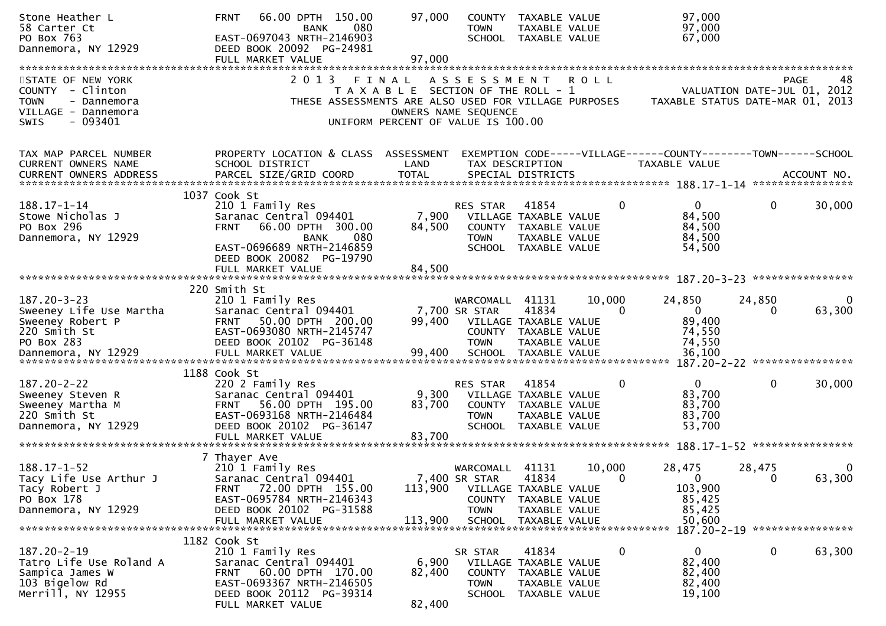| | | | | |
|---|---|---|---|---|
| Stone Heather L<br>58 Carter Ct<br>PO Box 763<br>Dannemora, NY 12929 | FRNT 66.00 DPTH 150.00<br>BANK 080<br>EAST-0697043 NRTH-2146903<br>DEED BOOK 20092 PG-24981<br>FULL MARKET VALUE | 97,000<br><br><br><br>97,000 | COUNTY TAXABLE VALUE<br>TOWN TAXABLE VALUE<br>SCHOOL TAXABLE VALUE | 97,000<br>97,000<br>67,000 |

STATE OF NEW YORK
COUNTY - Clinton
TOWN - Dannemora
VILLAGE - Dannemora
SWIS - 093401

2013 FINAL ASSESSMENT ROLL
TAXABLE SECTION OF THE ROLL - 1
THESE ASSESSMENTS ARE ALSO USED FOR VILLAGE PURPOSES
OWNERS NAME SEQUENCE
UNIFORM PERCENT OF VALUE IS 100.00

VALUATION DATE-JUL 01, 2012
TAXABLE STATUS DATE-MAR 01, 2013

| TAX MAP PARCEL NUMBER<br>CURRENT OWNERS NAME<br>CURRENT OWNERS ADDRESS | PROPERTY LOCATION & CLASS<br>SCHOOL DISTRICT<br>PARCEL SIZE/GRID COORD | ASSESSMENT<br>LAND<br>TOTAL | EXEMPTION CODE<br>TAX DESCRIPTION<br>SPECIAL DISTRICTS | VILLAGE | COUNTY<br>TAXABLE VALUE | TOWN | SCHOOL<br><br>ACCOUNT NO. |
|---|---|---|---|---|---|---|---|
| **188.17-1-14** | 1037 Cook St | | | | | | |
| 188.17-1-14 | 210 1 Family Res | | RES STAR 41854 | 0 | 0 | 0 | 30,000 |
| Stowe Nicholas J | Saranac Central 094401 | 7,900 | VILLAGE TAXABLE VALUE | | 84,500 | | |
| PO Box 296 | FRNT 66.00 DPTH 300.00 | 84,500 | COUNTY TAXABLE VALUE | | 84,500 | | |
| Dannemora, NY 12929 | BANK 080 | | TOWN TAXABLE VALUE | | 84,500 | | |
| | EAST-0696689 NRTH-2146859 | | SCHOOL TAXABLE VALUE | | 54,500 | | |
| | DEED BOOK 20082 PG-19790 | | | | | | |
| | FULL MARKET VALUE | 84,500 | | | | | |
| **187.20-3-23** | 220 Smith St | | | | | | |
| 187.20-3-23 | 210 1 Family Res | | WARCOMALL 41131 | 10,000 | 24,850 | 24,850 | 0 |
| Sweeney Life Use Martha | Saranac Central 094401 | 7,700 | SR STAR 41834 | 0 | 0 | 0 | 63,300 |
| Sweeney Robert P | FRNT 50.00 DPTH 200.00 | 99,400 | VILLAGE TAXABLE VALUE | | 89,400 | | |
| 220 Smith St | EAST-0693080 NRTH-2145747 | | COUNTY TAXABLE VALUE | | 74,550 | | |
| PO Box 283 | DEED BOOK 20102 PG-36148 | | TOWN TAXABLE VALUE | | 74,550 | | |
| Dannemora, NY 12929 | FULL MARKET VALUE | 99,400 | SCHOOL TAXABLE VALUE | | 36,100 | | |
| **187.20-2-22** | 1188 Cook St | | | | | | |
| 187.20-2-22 | 220 2 Family Res | | RES STAR 41854 | 0 | 0 | 0 | 30,000 |
| Sweeney Steven R | Saranac Central 094401 | 9,300 | VILLAGE TAXABLE VALUE | | 83,700 | | |
| Sweeney Martha M | FRNT 56.00 DPTH 195.00 | 83,700 | COUNTY TAXABLE VALUE | | 83,700 | | |
| 220 Smith St | EAST-0693168 NRTH-2146484 | | TOWN TAXABLE VALUE | | 83,700 | | |
| Dannemora, NY 12929 | DEED BOOK 20102 PG-36147 | | SCHOOL TAXABLE VALUE | | 53,700 | | |
| | FULL MARKET VALUE | 83,700 | | | | | |
| **188.17-1-52** | 7 Thayer Ave | | | | | | |
| 188.17-1-52 | 210 1 Family Res | | WARCOMALL 41131 | 10,000 | 28,475 | 28,475 | 0 |
| Tacy Life Use Arthur J | Saranac Central 094401 | 7,400 | SR STAR 41834 | 0 | 0 | 0 | 63,300 |
| Tacy Robert J | FRNT 72.00 DPTH 155.00 | 113,900 | VILLAGE TAXABLE VALUE | | 103,900 | | |
| PO Box 178 | EAST-0695784 NRTH-2146343 | | COUNTY TAXABLE VALUE | | 85,425 | | |
| Dannemora, NY 12929 | DEED BOOK 20102 PG-31588 | | TOWN TAXABLE VALUE | | 85,425 | | |
| | FULL MARKET VALUE | 113,900 | SCHOOL TAXABLE VALUE | | 50,600 | | |
| **187.20-2-19** | 1182 Cook St | | | | | | |
| 187.20-2-19 | 210 1 Family Res | | SR STAR 41834 | 0 | 0 | 0 | 63,300 |
| Tatro Life Use Roland A | Saranac Central 094401 | 6,900 | VILLAGE TAXABLE VALUE | | 82,400 | | |
| Sampica James W | FRNT 60.00 DPTH 170.00 | 82,400 | COUNTY TAXABLE VALUE | | 82,400 | | |
| 103 Bigelow Rd | EAST-0693367 NRTH-2146505 | | TOWN TAXABLE VALUE | | 82,400 | | |
| Merrill, NY 12955 | DEED BOOK 20112 PG-39314 | | SCHOOL TAXABLE VALUE | | 19,100 | | |
| | FULL MARKET VALUE | 82,400 | | | | | |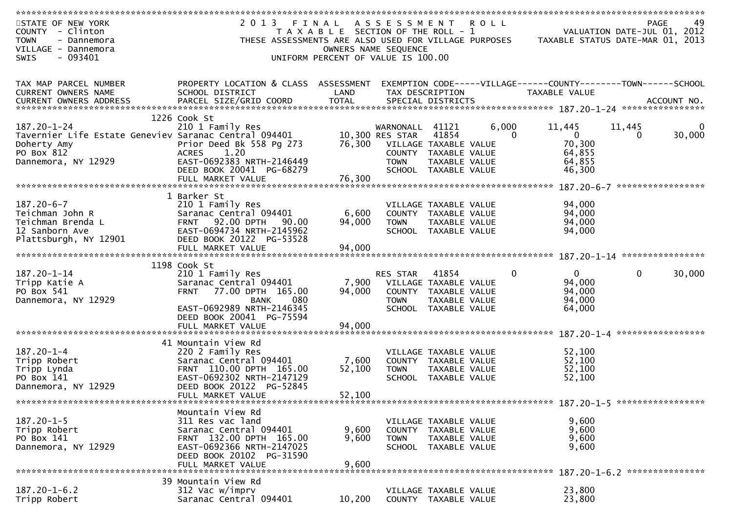STATE OF NEW YORK
COUNTY - Clinton
TOWN - Dannemora
VILLAGE - Dannemora
SWIS - 093401

**2013 FINAL ASSESSMENT ROLL**
TAXABLE SECTION OF THE ROLL - 1
THESE ASSESSMENTS ARE ALSO USED FOR VILLAGE PURPOSES
OWNERS NAME SEQUENCE
UNIFORM PERCENT OF VALUE IS 100.00

VALUATION DATE-JUL 01, 2012
TAXABLE STATUS DATE-MAR 01, 2013

| TAX MAP PARCEL NUMBER / CURRENT OWNERS NAME / CURRENT OWNERS ADDRESS | PROPERTY LOCATION & CLASS / SCHOOL DISTRICT / PARCEL SIZE/GRID COORD | ASSESSMENT LAND / TOTAL | EXEMPTION CODE / TAX DESCRIPTION / SPECIAL DISTRICTS | VILLAGE | COUNTY | TOWN | SCHOOL |
|---|---|---|---|---|---|---|---|
| **187.20-1-24** | 1226 Cook St | | | | | | |
| 187.20-1-24 | 210 1 Family Res | | WARNONALL 41121 | 6,000 | 11,445 | 11,445 | 0 |
| Tavernier Life Estate Geneviev | Saranac Central 094401 | 10,300 | RES STAR 41854 | 0 | 0 | 0 | 30,000 |
| Doherty Amy | Prior Deed Bk 558 Pg 273 | 76,300 | VILLAGE TAXABLE VALUE | | 70,300 | | |
| PO Box 812 | ACRES 1.20 | | COUNTY TAXABLE VALUE | | 64,855 | | |
| Dannemora, NY 12929 | EAST-0692383 NRTH-2146449 | | TOWN TAXABLE VALUE | | 64,855 | | |
| | DEED BOOK 20041 PG-68279 | | SCHOOL TAXABLE VALUE | | 46,300 | | |
| | FULL MARKET VALUE | 76,300 | | | | | |
| **187.20-6-7** | 1 Barker St | | | | | | |
| 187.20-6-7 | 210 1 Family Res | | VILLAGE TAXABLE VALUE | | 94,000 | | |
| Teichman John R | Saranac Central 094401 | 6,600 | COUNTY TAXABLE VALUE | | 94,000 | | |
| Teichman Brenda L | FRNT 92.00 DPTH 90.00 | 94,000 | TOWN TAXABLE VALUE | | 94,000 | | |
| 12 Sanborn Ave | EAST-0694734 NRTH-2145962 | | SCHOOL TAXABLE VALUE | | 94,000 | | |
| Plattsburgh, NY 12901 | DEED BOOK 20122 PG-53528 | | | | | | |
| | FULL MARKET VALUE | 94,000 | | | | | |
| **187.20-1-14** | 1198 Cook St | | | | | | |
| 187.20-1-14 | 210 1 Family Res | | RES STAR 41854 | 0 | 0 | 0 | 30,000 |
| Tripp Katie A | Saranac Central 094401 | 7,900 | VILLAGE TAXABLE VALUE | | 94,000 | | |
| PO Box 541 | FRNT 77.00 DPTH 165.00 | 94,000 | COUNTY TAXABLE VALUE | | 94,000 | | |
| Dannemora, NY 12929 | BANK 080 | | TOWN TAXABLE VALUE | | 94,000 | | |
| | EAST-0692989 NRTH-2146345 | | SCHOOL TAXABLE VALUE | | 64,000 | | |
| | DEED BOOK 20041 PG-75594 | | | | | | |
| | FULL MARKET VALUE | 94,000 | | | | | |
| **187.20-1-4** | 41 Mountain View Rd | | | | | | |
| 187.20-1-4 | 220 2 Family Res | | VILLAGE TAXABLE VALUE | | 52,100 | | |
| Tripp Robert | Saranac Central 094401 | 7,600 | COUNTY TAXABLE VALUE | | 52,100 | | |
| Tripp Lynda | FRNT 110.00 DPTH 165.00 | 52,100 | TOWN TAXABLE VALUE | | 52,100 | | |
| PO Box 141 | EAST-0692302 NRTH-2147129 | | SCHOOL TAXABLE VALUE | | 52,100 | | |
| Dannemora, NY 12929 | DEED BOOK 20122 PG-52845 | | | | | | |
| | FULL MARKET VALUE | 52,100 | | | | | |
| **187.20-1-5** | Mountain View Rd | | | | | | |
| 187.20-1-5 | 311 Res vac land | | VILLAGE TAXABLE VALUE | | 9,600 | | |
| Tripp Robert | Saranac Central 094401 | 9,600 | COUNTY TAXABLE VALUE | | 9,600 | | |
| PO Box 141 | FRNT 132.00 DPTH 165.00 | 9,600 | TOWN TAXABLE VALUE | | 9,600 | | |
| Dannemora, NY 12929 | EAST-0692366 NRTH-2147025 | | SCHOOL TAXABLE VALUE | | 9,600 | | |
| | DEED BOOK 20102 PG-31590 | | | | | | |
| | FULL MARKET VALUE | 9,600 | | | | | |
| **187.20-1-6.2** | 39 Mountain View Rd | | | | | | |
| 187.20-1-6.2 | 312 Vac w/imprv | | VILLAGE TAXABLE VALUE | | 23,800 | | |
| Tripp Robert | Saranac Central 094401 | 10,200 | COUNTY TAXABLE VALUE | | 23,800 | | |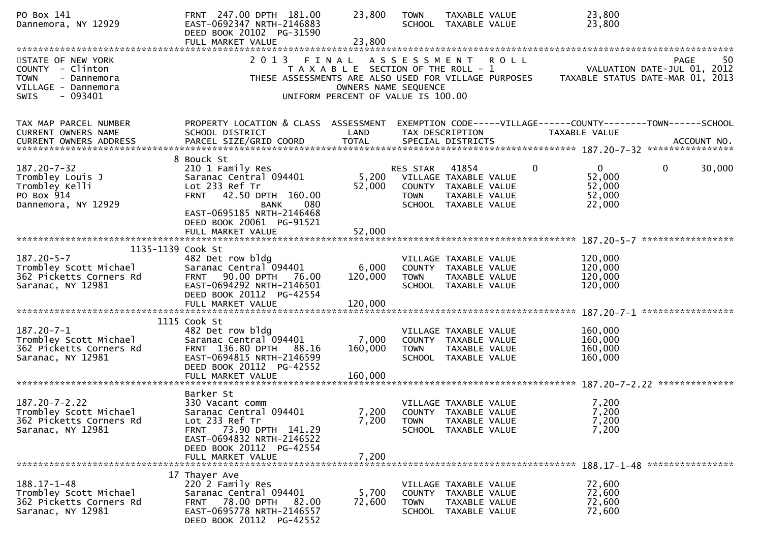```
PO Box 141                     FRNT 247.00 DPTH 181.00        23,800   TOWN     TAXABLE VALUE              23,800
Dannemora, NY 12929            EAST-0692347 NRTH-2146883               SCHOOL   TAXABLE VALUE              23,800
                               DEED BOOK 20102  PG-31590
                               FULL MARKET VALUE               23,800
******************************************************************************************************************************
STATE OF NEW YORK                 2 0 1 3   F I N A L   A S S E S S M E N T   R O L L                            PAGE    50
COUNTY  - Clinton                    T A X A B L E  SECTION OF THE ROLL - 1                       VALUATION DATE-JUL 01, 2012
TOWN    - Dannemora            THESE ASSESSMENTS ARE ALSO USED FOR VILLAGE PURPOSES      TAXABLE STATUS DATE-MAR 01, 2013
VILLAGE - Dannemora                          OWNERS NAME SEQUENCE
SWIS    - 093401                      UNIFORM PERCENT OF VALUE IS 100.00


TAX MAP PARCEL NUMBER          PROPERTY LOCATION & CLASS  ASSESSMENT  EXEMPTION CODE-----VILLAGE------COUNTY--------TOWN------SCHOOL
CURRENT OWNERS NAME            SCHOOL DISTRICT               LAND      TAX DESCRIPTION              TAXABLE VALUE
CURRENT OWNERS ADDRESS         PARCEL SIZE/GRID COORD        TOTAL     SPECIAL DISTRICTS                                    ACCOUNT NO.
******************************************************************************************************* 187.20-7-32 ****************
                             8 Bouck St
187.20-7-32                    210 1 Family Res                        RES STAR   41854          0            0          0      30,000
Trombley Louis J               Saranac Central 094401          5,200   VILLAGE TAXABLE VALUE              52,000
Trombley Kelli                 Lot 233 Ref Tr                 52,000   COUNTY  TAXABLE VALUE              52,000
PO Box 914                     FRNT   42.50 DPTH 160.00                TOWN    TAXABLE VALUE              52,000
Dannemora, NY 12929                      BANK     080                  SCHOOL  TAXABLE VALUE              22,000
                               EAST-0695185 NRTH-2146468
                               DEED BOOK 20061  PG-91521
                               FULL MARKET VALUE               52,000
******************************************************************************************************* 187.20-5-7 *****************
                     1135-1139 Cook St
187.20-5-7                     482 Det row bldg                        VILLAGE TAXABLE VALUE             120,000
Trombley Scott Michael         Saranac Central 094401          6,000   COUNTY  TAXABLE VALUE             120,000
362 Picketts Corners Rd        FRNT   90.00 DPTH  76.00      120,000   TOWN    TAXABLE VALUE             120,000
Saranac, NY 12981              EAST-0694292 NRTH-2146501               SCHOOL  TAXABLE VALUE             120,000
                               DEED BOOK 20112  PG-42554
                               FULL MARKET VALUE              120,000
******************************************************************************************************* 187.20-7-1 *****************
                          1115 Cook St
187.20-7-1                     482 Det row bldg                        VILLAGE TAXABLE VALUE             160,000
Trombley Scott Michael         Saranac Central 094401          7,000   COUNTY  TAXABLE VALUE             160,000
362 Picketts Corners Rd        FRNT  136.80 DPTH  88.16      160,000   TOWN    TAXABLE VALUE             160,000
Saranac, NY 12981              EAST-0694815 NRTH-2146599               SCHOOL  TAXABLE VALUE             160,000
                               DEED BOOK 20112  PG-42552
                               FULL MARKET VALUE              160,000
******************************************************************************************************* 187.20-7-2.22 **************
                               Barker St
187.20-7-2.22                  330 Vacant comm                         VILLAGE TAXABLE VALUE               7,200
Trombley Scott Michael         Saranac Central 094401          7,200   COUNTY  TAXABLE VALUE               7,200
362 Picketts Corners Rd        Lot 233 Ref Tr                  7,200   TOWN    TAXABLE VALUE               7,200
Saranac, NY 12981              FRNT   73.90 DPTH 141.29                SCHOOL  TAXABLE VALUE               7,200
                               EAST-0694832 NRTH-2146522
                               DEED BOOK 20112  PG-42554
                               FULL MARKET VALUE                7,200
******************************************************************************************************* 188.17-1-48 ****************
                            17 Thayer Ave
188.17-1-48                    220 2 Family Res                        VILLAGE TAXABLE VALUE              72,600
Trombley Scott Michael         Saranac Central 094401          5,700   COUNTY  TAXABLE VALUE              72,600
362 Picketts Corners Rd        FRNT   78.00 DPTH  82.00       72,600   TOWN    TAXABLE VALUE              72,600
Saranac, NY 12981              EAST-0695778 NRTH-2146557               SCHOOL  TAXABLE VALUE              72,600
                               DEED BOOK 20112  PG-42552
```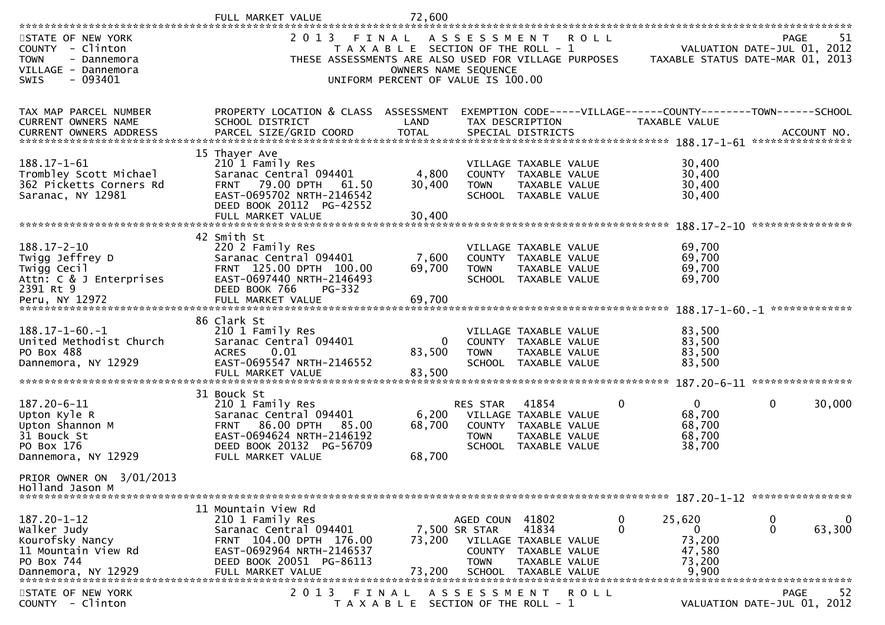FULL MARKET VALUE 72,600

STATE OF NEW YORK
COUNTY - Clinton
TOWN - Dannemora
VILLAGE - Dannemora
SWIS - 093401

2013 FINAL ASSESSMENT ROLL
TAXABLE SECTION OF THE ROLL - 1
THESE ASSESSMENTS ARE ALSO USED FOR VILLAGE PURPOSES
OWNERS NAME SEQUENCE
UNIFORM PERCENT OF VALUE IS 100.00

VALUATION DATE-JUL 01, 2012
TAXABLE STATUS DATE-MAR 01, 2013

| TAX MAP PARCEL NUMBER / CURRENT OWNERS NAME / CURRENT OWNERS ADDRESS | PROPERTY LOCATION & CLASS / SCHOOL DISTRICT / PARCEL SIZE/GRID COORD | ASSESSMENT LAND | ASSESSMENT TOTAL | EXEMPTION CODE / TAX DESCRIPTION / SPECIAL DISTRICTS | VILLAGE | COUNTY | TOWN | SCHOOL |
|---|---|---|---|---|---|---|---|---|
| **188.17-1-61** | 15 Thayer Ave | | | | | | | |
| 188.17-1-61 | 210 1 Family Res | | | VILLAGE TAXABLE VALUE | 30,400 | | | |
| Trombley Scott Michael | Saranac Central 094401 | 4,800 | | COUNTY TAXABLE VALUE | | 30,400 | | |
| 362 Picketts Corners Rd | FRNT 79.00 DPTH 61.50 | | 30,400 | TOWN TAXABLE VALUE | | | 30,400 | |
| Saranac, NY 12981 | EAST-0695702 NRTH-2146542 | | | SCHOOL TAXABLE VALUE | | | | 30,400 |
| | DEED BOOK 20112 PG-42552 | | | | | | | |
| | FULL MARKET VALUE | | 30,400 | | | | | |
| **188.17-2-10** | 42 Smith St | | | | | | | |
| 188.17-2-10 | 220 2 Family Res | | | VILLAGE TAXABLE VALUE | 69,700 | | | |
| Twigg Jeffrey D | Saranac Central 094401 | 7,600 | | COUNTY TAXABLE VALUE | | 69,700 | | |
| Twigg Cecil | FRNT 125.00 DPTH 100.00 | | 69,700 | TOWN TAXABLE VALUE | | | 69,700 | |
| Attn: C & J Enterprises | EAST-0697440 NRTH-2146493 | | | SCHOOL TAXABLE VALUE | | | | 69,700 |
| 2391 Rt 9 | DEED BOOK 766 PG-332 | | | | | | | |
| Peru, NY 12972 | FULL MARKET VALUE | | 69,700 | | | | | |
| **188.17-1-60.-1** | 86 Clark St | | | | | | | |
| 188.17-1-60.-1 | 210 1 Family Res | | | VILLAGE TAXABLE VALUE | 83,500 | | | |
| United Methodist Church | Saranac Central 094401 | 0 | | COUNTY TAXABLE VALUE | | 83,500 | | |
| PO Box 488 | ACRES 0.01 | | 83,500 | TOWN TAXABLE VALUE | | | 83,500 | |
| Dannemora, NY 12929 | EAST-0695547 NRTH-2146552 | | | SCHOOL TAXABLE VALUE | | | | 83,500 |
| | FULL MARKET VALUE | | 83,500 | | | | | |
| **187.20-6-11** | 31 Bouck St | | | | | | | |
| 187.20-6-11 | 210 1 Family Res | | | RES STAR 41854 | 0 | 0 | 0 | 30,000 |
| Upton Kyle R | Saranac Central 094401 | 6,200 | | VILLAGE TAXABLE VALUE | 68,700 | | | |
| Upton Shannon M | FRNT 86.00 DPTH 85.00 | | 68,700 | COUNTY TAXABLE VALUE | | 68,700 | | |
| 31 Bouck St | EAST-0694624 NRTH-2146192 | | | TOWN TAXABLE VALUE | | | 68,700 | |
| PO Box 176 | DEED BOOK 20132 PG-56709 | | | SCHOOL TAXABLE VALUE | | | | 38,700 |
| Dannemora, NY 12929 | FULL MARKET VALUE | | 68,700 | | | | | |
| PRIOR OWNER ON 3/01/2013 | | | | | | | | |
| Holland Jason M | | | | | | | | |
| **187.20-1-12** | 11 Mountain View Rd | | | | | | | |
| 187.20-1-12 | 210 1 Family Res | | | AGED COUN 41802 | 0 | 25,620 | 0 | 0 |
| Walker Judy | Saranac Central 094401 | 7,500 | | SR STAR 41834 | 0 | 0 | 0 | 63,300 |
| Kourofsky Nancy | FRNT 104.00 DPTH 176.00 | | 73,200 | VILLAGE TAXABLE VALUE | 73,200 | | | |
| 11 Mountain View Rd | EAST-0692964 NRTH-2146537 | | | COUNTY TAXABLE VALUE | | 47,580 | | |
| PO Box 744 | DEED BOOK 20051 PG-86113 | | | TOWN TAXABLE VALUE | | | 73,200 | |
| Dannemora, NY 12929 | FULL MARKET VALUE | | 73,200 | SCHOOL TAXABLE VALUE | | | | 9,900 |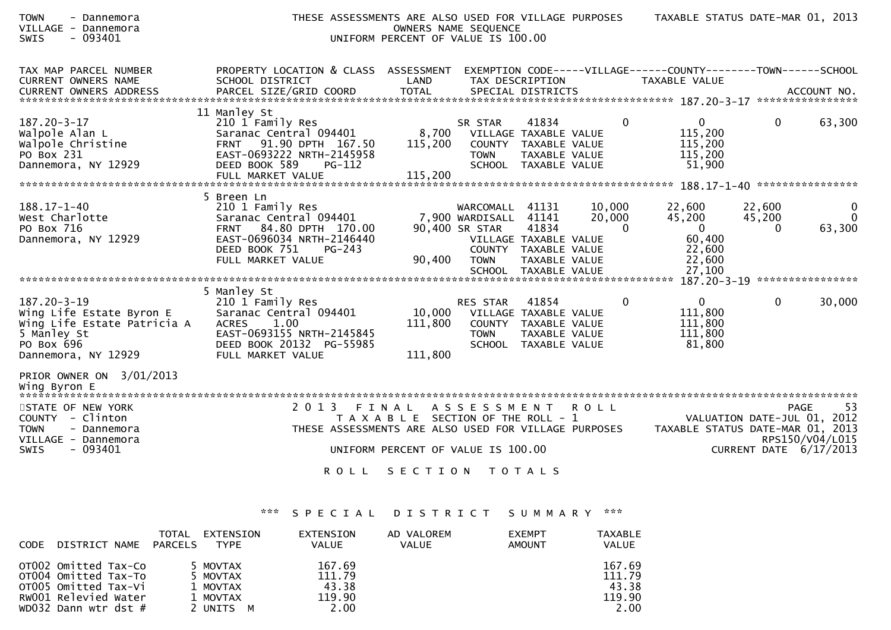TOWN - Dannemora
VILLAGE - Dannemora
SWIS - 093401

THESE ASSESSMENTS ARE ALSO USED FOR VILLAGE PURPOSES
OWNERS NAME SEQUENCE
UNIFORM PERCENT OF VALUE IS 100.00

TAXABLE STATUS DATE-MAR 01, 2013

| TAX MAP PARCEL NUMBER / CURRENT OWNERS NAME / CURRENT OWNERS ADDRESS | PROPERTY LOCATION & CLASS / SCHOOL DISTRICT / PARCEL SIZE/GRID COORD | ASSESSMENT LAND / TOTAL | EXEMPTION CODE / TAX DESCRIPTION / SPECIAL DISTRICTS | | VILLAGE | COUNTY / TAXABLE VALUE | TOWN | SCHOOL / ACCOUNT NO. |
|---|---|---|---|---|---|---|---|---|
| **187.20-3-17** | 11 Manley St | | | | | | | |
| 187.20-3-17 | 210 1 Family Res | | SR STAR | 41834 | 0 | 0 | 0 | 63,300 |
| Walpole Alan L | Saranac Central 094401 | 8,700 | VILLAGE TAXABLE VALUE | | | 115,200 | | |
| Walpole Christine | FRNT 91.90 DPTH 167.50 | 115,200 | COUNTY TAXABLE VALUE | | | 115,200 | | |
| PO Box 231 | EAST-0693222 NRTH-2145958 | | TOWN TAXABLE VALUE | | | 115,200 | | |
| Dannemora, NY 12929 | DEED BOOK 589 PG-112 | | SCHOOL TAXABLE VALUE | | | 51,900 | | |
| | FULL MARKET VALUE | 115,200 | | | | | | |
| **188.17-1-40** | 5 Breen Ln | | | | | | | |
| 188.17-1-40 | 210 1 Family Res | | WARCOMALL | 41131 | 10,000 | 22,600 | 22,600 | 0 |
| West Charlotte | Saranac Central 094401 | 7,900 | WARDISALL | 41141 | 20,000 | 45,200 | 45,200 | 0 |
| PO Box 716 | FRNT 84.80 DPTH 170.00 | 90,400 | SR STAR | 41834 | 0 | 0 | 0 | 63,300 |
| Dannemora, NY 12929 | EAST-0696034 NRTH-2146440 | | VILLAGE TAXABLE VALUE | | | 60,400 | | |
| | DEED BOOK 751 PG-243 | | COUNTY TAXABLE VALUE | | | 22,600 | | |
| | FULL MARKET VALUE | 90,400 | TOWN TAXABLE VALUE | | | 22,600 | | |
| | | | SCHOOL TAXABLE VALUE | | | 27,100 | | |
| **187.20-3-19** | 5 Manley St | | | | | | | |
| 187.20-3-19 | 210 1 Family Res | | RES STAR | 41854 | 0 | 0 | 0 | 30,000 |
| Wing Life Estate Byron E | Saranac Central 094401 | 10,000 | VILLAGE TAXABLE VALUE | | | 111,800 | | |
| Wing Life Estate Patricia A | ACRES 1.00 | 111,800 | COUNTY TAXABLE VALUE | | | 111,800 | | |
| 5 Manley St | EAST-0693155 NRTH-2145845 | | TOWN TAXABLE VALUE | | | 111,800 | | |
| PO Box 696 | DEED BOOK 20132 PG-55985 | | SCHOOL TAXABLE VALUE | | | 81,800 | | |
| Dannemora, NY 12929 | FULL MARKET VALUE | 111,800 | | | | | | |

PRIOR OWNER ON 3/01/2013
Wing Byron E

STATE OF NEW YORK
COUNTY - Clinton
TOWN - Dannemora
VILLAGE - Dannemora
SWIS - 093401

2 0 1 3 F I N A L A S S E S S M E N T R O L L
T A X A B L E SECTION OF THE ROLL - 1
THESE ASSESSMENTS ARE ALSO USED FOR VILLAGE PURPOSES
UNIFORM PERCENT OF VALUE IS 100.00

VALUATION DATE-JUL 01, 2012
TAXABLE STATUS DATE-MAR 01, 2013
RPS150/V04/L015
CURRENT DATE 6/17/2013

R O L L S E C T I O N T O T A L S

*** S P E C I A L D I S T R I C T S U M M A R Y ***

| CODE | DISTRICT NAME | TOTAL PARCELS | EXTENSION TYPE | EXTENSION VALUE | AD VALOREM VALUE | EXEMPT AMOUNT | TAXABLE VALUE |
|---|---|---|---|---|---|---|---|
| OT002 | Omitted Tax-Co | 5 | MOVTAX | 167.69 | | | 167.69 |
| OT004 | Omitted Tax-To | 5 | MOVTAX | 111.79 | | | 111.79 |
| OT005 | Omitted Tax-Vi | 1 | MOVTAX | 43.38 | | | 43.38 |
| RW001 | Relevied Water | 1 | MOVTAX | 119.90 | | | 119.90 |
| WD032 | Dann wtr dst # | 2 | UNITS M | 2.00 | | | 2.00 |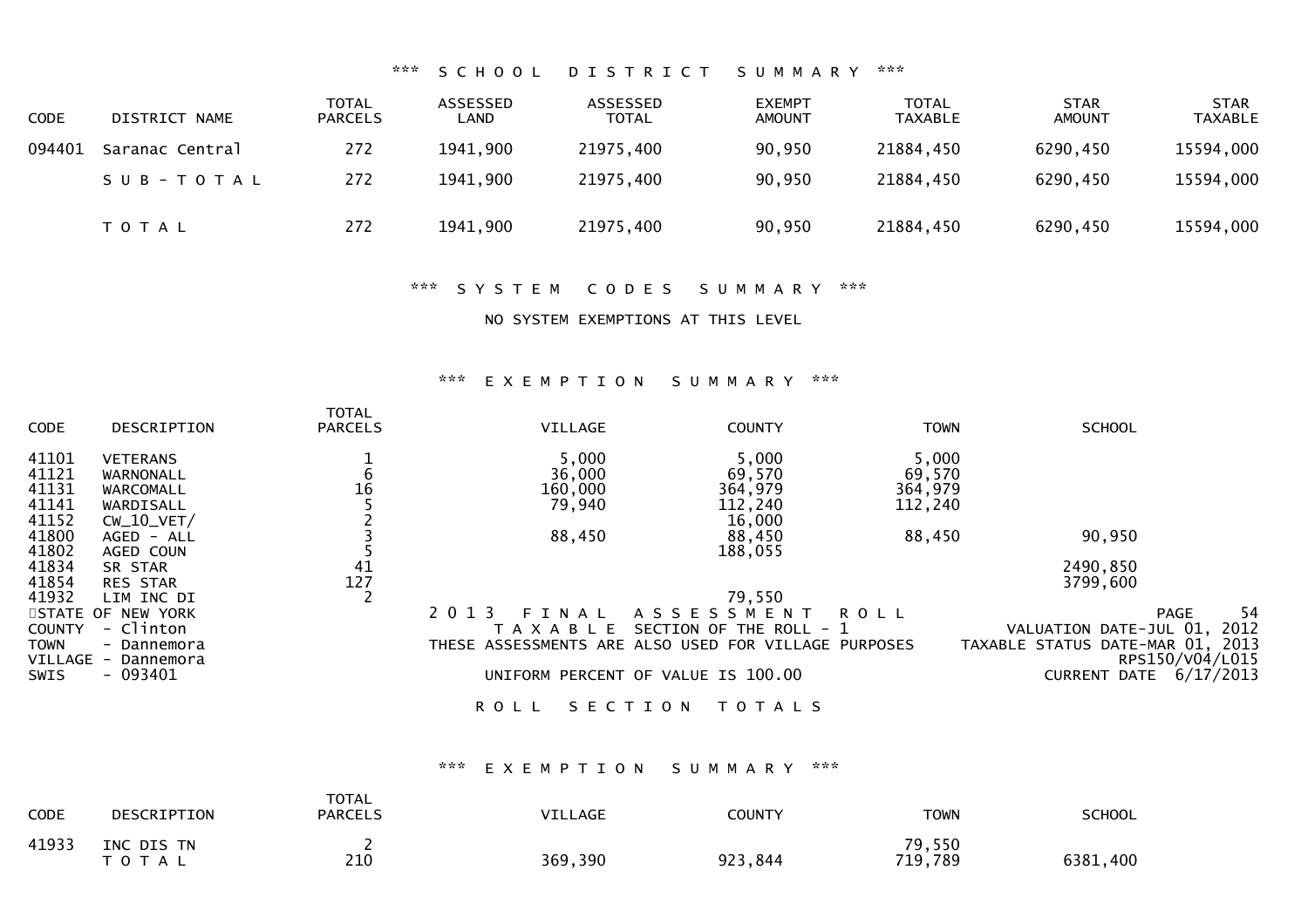### *** SCHOOL DISTRICT SUMMARY ***

| CODE | DISTRICT NAME | TOTAL PARCELS | ASSESSED LAND | ASSESSED TOTAL | EXEMPT AMOUNT | TOTAL TAXABLE | STAR AMOUNT | STAR TAXABLE |
|---|---|---|---|---|---|---|---|---|
| 094401 | Saranac Central | 272 | 1941,900 | 21975,400 | 90,950 | 21884,450 | 6290,450 | 15594,000 |
| | S U B - T O T A L | 272 | 1941,900 | 21975,400 | 90,950 | 21884,450 | 6290,450 | 15594,000 |
| | T O T A L | 272 | 1941,900 | 21975,400 | 90,950 | 21884,450 | 6290,450 | 15594,000 |

### *** SYSTEM CODES SUMMARY ***

NO SYSTEM EXEMPTIONS AT THIS LEVEL

### *** EXEMPTION SUMMARY ***

| CODE | DESCRIPTION | TOTAL PARCELS | VILLAGE | COUNTY | TOWN | SCHOOL |
|---|---|---|---|---|---|---|
| 41101 | VETERANS | 1 | 5,000 | 5,000 | 5,000 | |
| 41121 | WARNONALL | 6 | 36,000 | 69,570 | 69,570 | |
| 41131 | WARCOMALL | 16 | 160,000 | 364,979 | 364,979 | |
| 41141 | WARDISALL | 5 | 79,940 | 112,240 | 112,240 | |
| 41152 | CW_10_VET/ | 2 | | 16,000 | | |
| 41800 | AGED - ALL | 3 | 88,450 | 88,450 | 88,450 | 90,950 |
| 41802 | AGED COUN | 5 | | 188,055 | | |
| 41834 | SR STAR | 41 | | | | 2490,850 |
| 41854 | RES STAR | 127 | | | | 3799,600 |
| 41932 | LIM INC DI | 2 | | 79,550 | | |

STATE OF NEW YORK
COUNTY - Clinton
TOWN - Dannemora
VILLAGE - Dannemora
SWIS - 093401

2 0 1 3 F I N A L A S S E S S M E N T R O L L
T A X A B L E SECTION OF THE ROLL - 1
THESE ASSESSMENTS ARE ALSO USED FOR VILLAGE PURPOSES
UNIFORM PERCENT OF VALUE IS 100.00

VALUATION DATE-JUL 01, 2012
TAXABLE STATUS DATE-MAR 01, 2013
RPS150/V04/L015
CURRENT DATE 6/17/2013

## R O L L S E C T I O N T O T A L S

### *** EXEMPTION SUMMARY ***

| CODE | DESCRIPTION | TOTAL PARCELS | VILLAGE | COUNTY | TOWN | SCHOOL |
|---|---|---|---|---|---|---|
| 41933 | INC DIS TN | 2 | | | 79,550 | |
| | T O T A L | 210 | 369,390 | 923,844 | 719,789 | 6381,400 |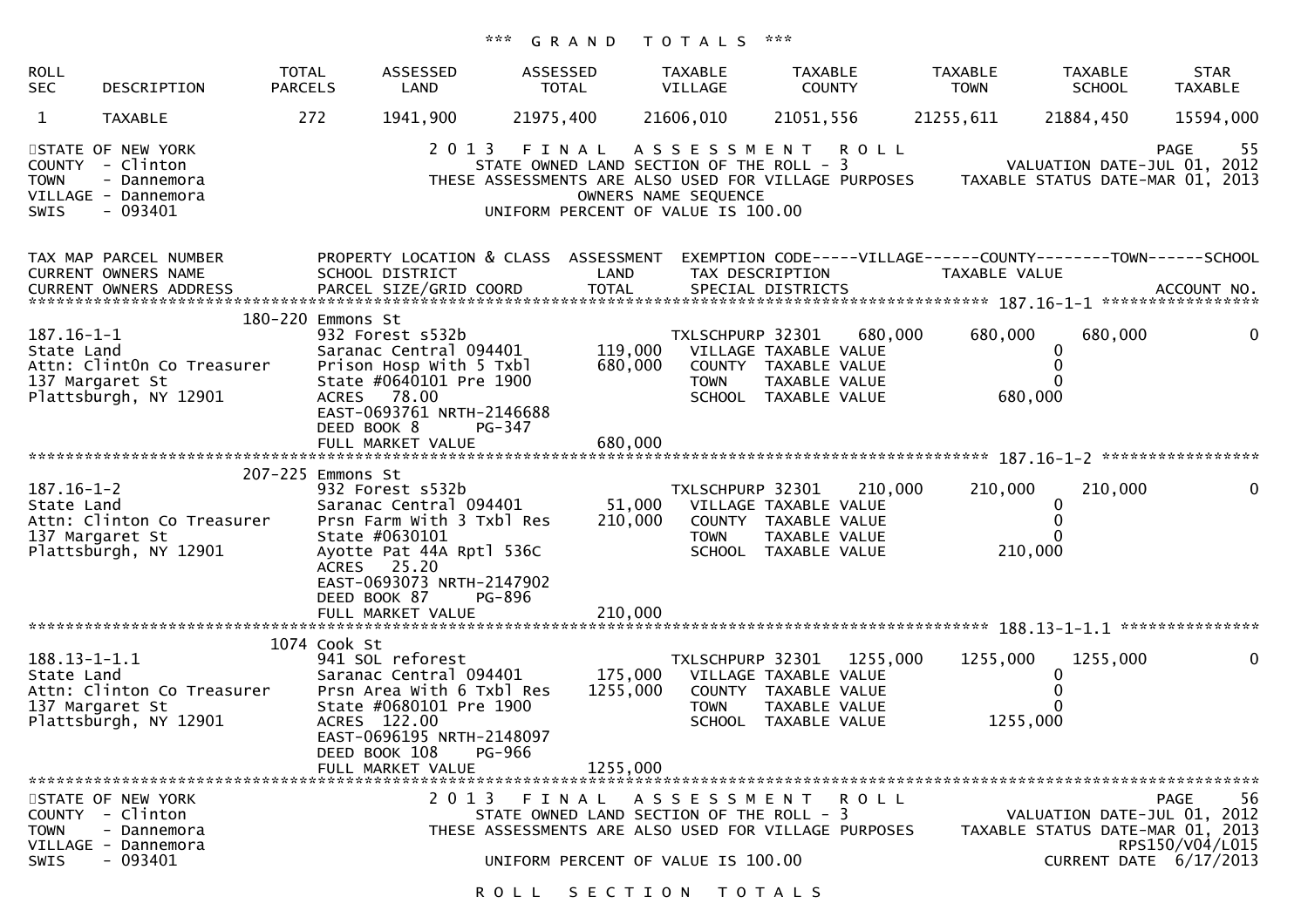*** GRAND TOTALS ***

| ROLL SEC | DESCRIPTION | TOTAL PARCELS | ASSESSED LAND | ASSESSED TOTAL | TAXABLE VILLAGE | TAXABLE COUNTY | TAXABLE TOWN | TAXABLE SCHOOL | STAR TAXABLE |
|---|---|---|---|---|---|---|---|---|---|
| 1 | TAXABLE | 272 | 1941,900 | 21975,400 | 21606,010 | 21051,556 | 21255,611 | 21884,450 | 15594,000 |

STATE OF NEW YORK
COUNTY - Clinton
TOWN - Dannemora
VILLAGE - Dannemora
SWIS - 093401

2013 FINAL ASSESSMENT ROLL
STATE OWNED LAND SECTION OF THE ROLL - 3
THESE ASSESSMENTS ARE ALSO USED FOR VILLAGE PURPOSES
OWNERS NAME SEQUENCE
UNIFORM PERCENT OF VALUE IS 100.00

PAGE 55
VALUATION DATE-JUL 01, 2012
TAXABLE STATUS DATE-MAR 01, 2013

| TAX MAP PARCEL NUMBER / CURRENT OWNERS NAME / CURRENT OWNERS ADDRESS | PROPERTY LOCATION & CLASS / SCHOOL DISTRICT / PARCEL SIZE/GRID COORD | ASSESSMENT LAND / TOTAL | EXEMPTION CODE-----VILLAGE------COUNTY--------TOWN------SCHOOL / TAX DESCRIPTION / SPECIAL DISTRICTS | TAXABLE VALUE | ACCOUNT NO. |
|---|---|---|---|---|---|
| **187.16-1-1** | 180-220 Emmons St | | | | |
| 187.16-1-1 | 932 Forest s532b | | TXLSCHPURP 32301 680,000 | 680,000 680,000 | 0 |
| State Land | Saranac Central 094401 | 119,000 | VILLAGE TAXABLE VALUE | 0 | |
| Attn: ClintOn Co Treasurer | Prison Hosp With 5 Txbl | 680,000 | COUNTY TAXABLE VALUE | 0 | |
| 137 Margaret St | State #0640101 Pre 1900 | | TOWN TAXABLE VALUE | 0 | |
| Plattsburgh, NY 12901 | ACRES 78.00 | | SCHOOL TAXABLE VALUE | 680,000 | |
| | EAST-0693761 NRTH-2146688 | | | | |
| | DEED BOOK 8 PG-347 | | | | |
| | FULL MARKET VALUE | 680,000 | | | |
| **187.16-1-2** | 207-225 Emmons St | | | | |
| 187.16-1-2 | 932 Forest s532b | | TXLSCHPURP 32301 210,000 | 210,000 210,000 | 0 |
| State Land | Saranac Central 094401 | 51,000 | VILLAGE TAXABLE VALUE | 0 | |
| Attn: Clinton Co Treasurer | Prsn Farm With 3 Txbl Res | 210,000 | COUNTY TAXABLE VALUE | 0 | |
| 137 Margaret St | State #0630101 | | TOWN TAXABLE VALUE | 0 | |
| Plattsburgh, NY 12901 | Ayotte Pat 44A Rptl 536C | | SCHOOL TAXABLE VALUE | 210,000 | |
| | ACRES 25.20 | | | | |
| | EAST-0693073 NRTH-2147902 | | | | |
| | DEED BOOK 87 PG-896 | | | | |
| | FULL MARKET VALUE | 210,000 | | | |
| **188.13-1-1.1** | 1074 Cook St | | | | |
| 188.13-1-1.1 | 941 SOL reforest | | TXLSCHPURP 32301 1255,000 | 1255,000 1255,000 | 0 |
| State Land | Saranac Central 094401 | 175,000 | VILLAGE TAXABLE VALUE | 0 | |
| Attn: Clinton Co Treasurer | Prsn Area With 6 Txbl Res | 1255,000 | COUNTY TAXABLE VALUE | 0 | |
| 137 Margaret St | State #0680101 Pre 1900 | | TOWN TAXABLE VALUE | 0 | |
| Plattsburgh, NY 12901 | ACRES 122.00 | | SCHOOL TAXABLE VALUE | 1255,000 | |
| | EAST-0696195 NRTH-2148097 | | | | |
| | DEED BOOK 108 PG-966 | | | | |
| | FULL MARKET VALUE | 1255,000 | | | |

STATE OF NEW YORK
COUNTY - Clinton
TOWN - Dannemora
VILLAGE - Dannemora
SWIS - 093401

2013 FINAL ASSESSMENT ROLL
STATE OWNED LAND SECTION OF THE ROLL - 3
THESE ASSESSMENTS ARE ALSO USED FOR VILLAGE PURPOSES
UNIFORM PERCENT OF VALUE IS 100.00

PAGE 56
VALUATION DATE-JUL 01, 2012
TAXABLE STATUS DATE-MAR 01, 2013
RPS150/V04/L015
CURRENT DATE 6/17/2013

ROLL SECTION TOTALS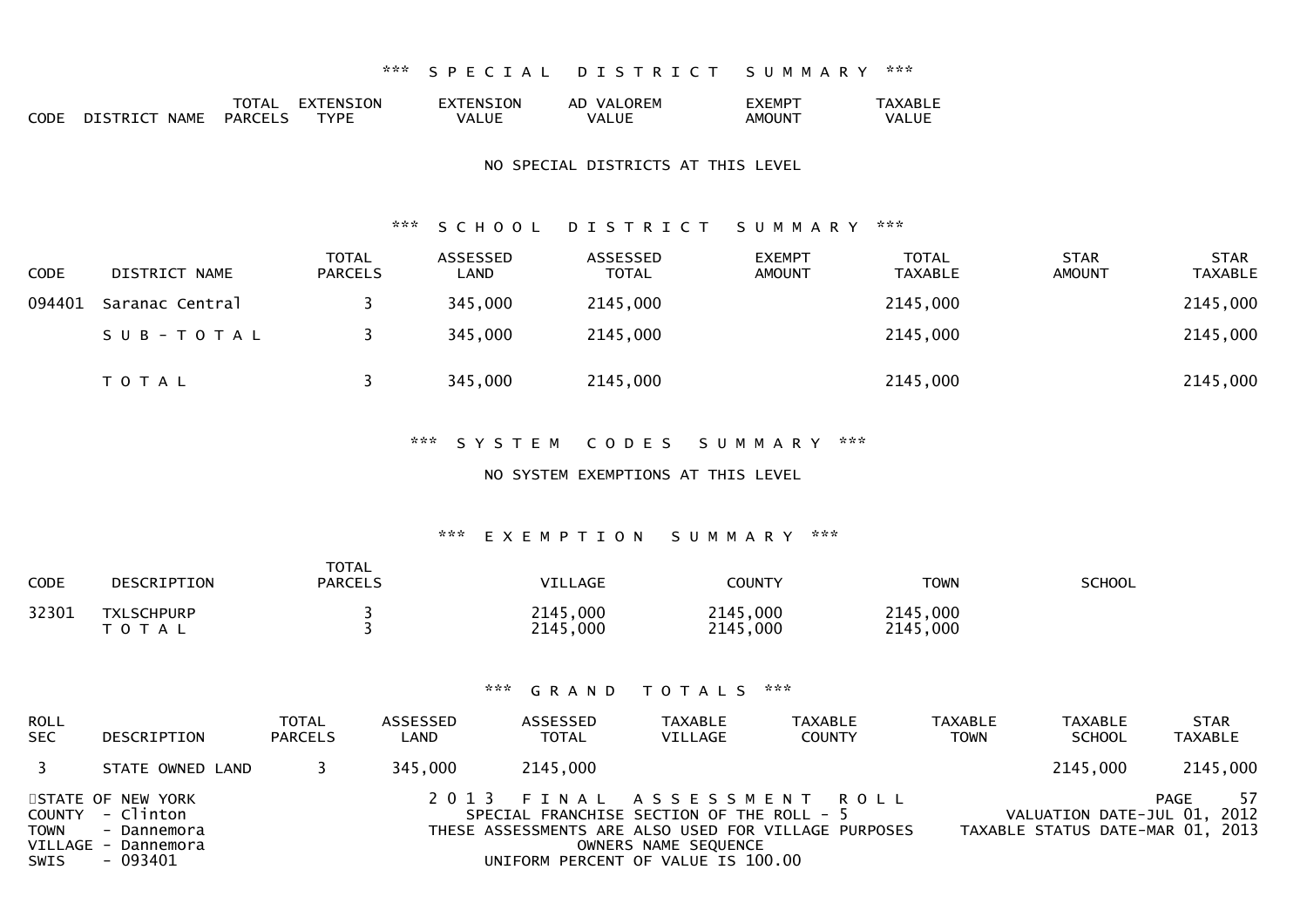### *** SPECIAL DISTRICT SUMMARY ***

| CODE | DISTRICT NAME | TOTAL PARCELS | EXTENSION TYPE | EXTENSION VALUE | AD VALOREM VALUE | EXEMPT AMOUNT | TAXABLE VALUE |
|---|---|---|---|---|---|---|---|

NO SPECIAL DISTRICTS AT THIS LEVEL

### *** SCHOOL DISTRICT SUMMARY ***

| CODE | DISTRICT NAME | TOTAL PARCELS | ASSESSED LAND | ASSESSED TOTAL | EXEMPT AMOUNT | TOTAL TAXABLE | STAR AMOUNT | STAR TAXABLE |
|---|---|---|---|---|---|---|---|---|
| 094401 | Saranac Central | 3 | 345,000 | 2145,000 | | 2145,000 | | 2145,000 |
| | S U B - T O T A L | 3 | 345,000 | 2145,000 | | 2145,000 | | 2145,000 |
| | T O T A L | 3 | 345,000 | 2145,000 | | 2145,000 | | 2145,000 |

### *** SYSTEM CODES SUMMARY ***

NO SYSTEM EXEMPTIONS AT THIS LEVEL

### *** EXEMPTION SUMMARY ***

| CODE | DESCRIPTION | TOTAL PARCELS | VILLAGE | COUNTY | TOWN | SCHOOL |
|---|---|---|---|---|---|---|
| 32301 | TXLSCHPURP | 3 | 2145,000 | 2145,000 | 2145,000 | |
| | T O T A L | 3 | 2145,000 | 2145,000 | 2145,000 | |

### *** GRAND TOTALS ***

| ROLL SEC | DESCRIPTION | TOTAL PARCELS | ASSESSED LAND | ASSESSED TOTAL | TAXABLE VILLAGE | TAXABLE COUNTY | TAXABLE TOWN | TAXABLE SCHOOL | STAR TAXABLE |
|---|---|---|---|---|---|---|---|---|---|
| 3 | STATE OWNED LAND | 3 | 345,000 | 2145,000 | | | | 2145,000 | 2145,000 |

STATE OF NEW YORK
COUNTY - Clinton
TOWN - Dannemora
VILLAGE - Dannemora
SWIS - 093401

2 0 1 3 F I N A L A S S E S S M E N T R O L L
SPECIAL FRANCHISE SECTION OF THE ROLL - 5
THESE ASSESSMENTS ARE ALSO USED FOR VILLAGE PURPOSES
OWNERS NAME SEQUENCE
UNIFORM PERCENT OF VALUE IS 100.00

VALUATION DATE-JUL 01, 2012
TAXABLE STATUS DATE-MAR 01, 2013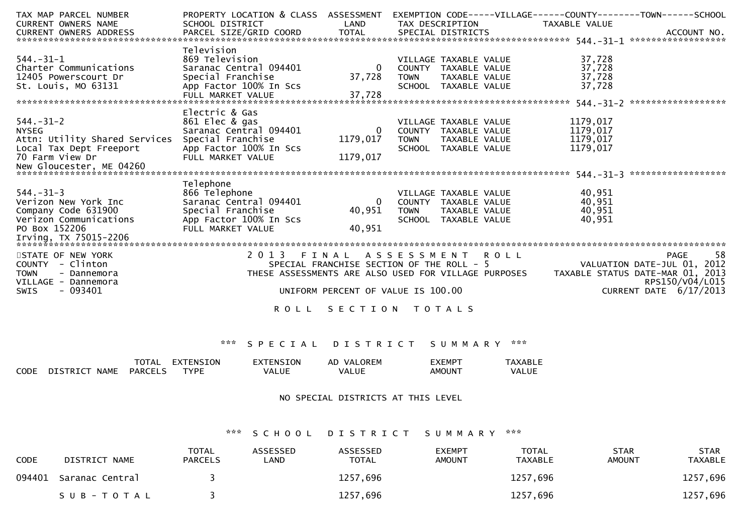| TAX MAP PARCEL NUMBER<br>CURRENT OWNERS NAME<br>CURRENT OWNERS ADDRESS | PROPERTY LOCATION & CLASS<br>SCHOOL DISTRICT<br>PARCEL SIZE/GRID COORD | ASSESSMENT<br>LAND<br>TOTAL | EXEMPTION CODE-----VILLAGE------COUNTY--------TOWN------SCHOOL<br>TAX DESCRIPTION<br>SPECIAL DISTRICTS | TAXABLE VALUE | ACCOUNT NO. |
|---|---|---|---|---|---|
| **544.-31-1** | Television | | | | |
| 544.-31-1 | 869 Television | | VILLAGE TAXABLE VALUE | 37,728 | |
| Charter Communications | Saranac Central 094401 | 0 | COUNTY TAXABLE VALUE | 37,728 | |
| 12405 Powerscourt Dr | Special Franchise | 37,728 | TOWN TAXABLE VALUE | 37,728 | |
| St. Louis, MO 63131 | App Factor 100% In Scs | | SCHOOL TAXABLE VALUE | 37,728 | |
| | FULL MARKET VALUE | 37,728 | | | |
| **544.-31-2** | Electric & Gas | | | | |
| 544.-31-2 | 861 Elec & gas | | VILLAGE TAXABLE VALUE | 1179,017 | |
| NYSEG | Saranac Central 094401 | 0 | COUNTY TAXABLE VALUE | 1179,017 | |
| Attn: Utility Shared Services | Special Franchise | 1179,017 | TOWN TAXABLE VALUE | 1179,017 | |
| Local Tax Dept Freeport | App Factor 100% In Scs | | SCHOOL TAXABLE VALUE | 1179,017 | |
| 70 Farm View Dr | FULL MARKET VALUE | 1179,017 | | | |
| New Gloucester, ME 04260 | | | | | |
| **544.-31-3** | Telephone | | | | |
| 544.-31-3 | 866 Telephone | | VILLAGE TAXABLE VALUE | 40,951 | |
| Verizon New York Inc | Saranac Central 094401 | 0 | COUNTY TAXABLE VALUE | 40,951 | |
| Company Code 631900 | Special Franchise | 40,951 | TOWN TAXABLE VALUE | 40,951 | |
| Verizon Communications | App Factor 100% In Scs | | SCHOOL TAXABLE VALUE | 40,951 | |
| PO Box 152206 | FULL MARKET VALUE | 40,951 | | | |
| Irving, TX 75015-2206 | | | | | |

STATE OF NEW YORK
COUNTY - Clinton
TOWN - Dannemora
VILLAGE - Dannemora
SWIS - 093401

2013 FINAL ASSESSMENT ROLL
SPECIAL FRANCHISE SECTION OF THE ROLL - 5
THESE ASSESSMENTS ARE ALSO USED FOR VILLAGE PURPOSES
UNIFORM PERCENT OF VALUE IS 100.00

VALUATION DATE-JUL 01, 2012
TAXABLE STATUS DATE-MAR 01, 2013
RPS150/V04/L015
CURRENT DATE 6/17/2013

## ROLL SECTION TOTALS

### *** SPECIAL DISTRICT SUMMARY ***

| CODE | DISTRICT NAME | TOTAL PARCELS | EXTENSION TYPE | EXTENSION VALUE | AD VALOREM VALUE | EXEMPT AMOUNT | TAXABLE VALUE |
|---|---|---|---|---|---|---|---|

NO SPECIAL DISTRICTS AT THIS LEVEL

### *** SCHOOL DISTRICT SUMMARY ***

| CODE | DISTRICT NAME | TOTAL PARCELS | ASSESSED LAND | ASSESSED TOTAL | EXEMPT AMOUNT | TOTAL TAXABLE | STAR AMOUNT | STAR TAXABLE |
|---|---|---|---|---|---|---|---|---|
| 094401 | Saranac Central | 3 | | 1257,696 | | 1257,696 | | 1257,696 |
| | SUB-TOTAL | 3 | | 1257,696 | | 1257,696 | | 1257,696 |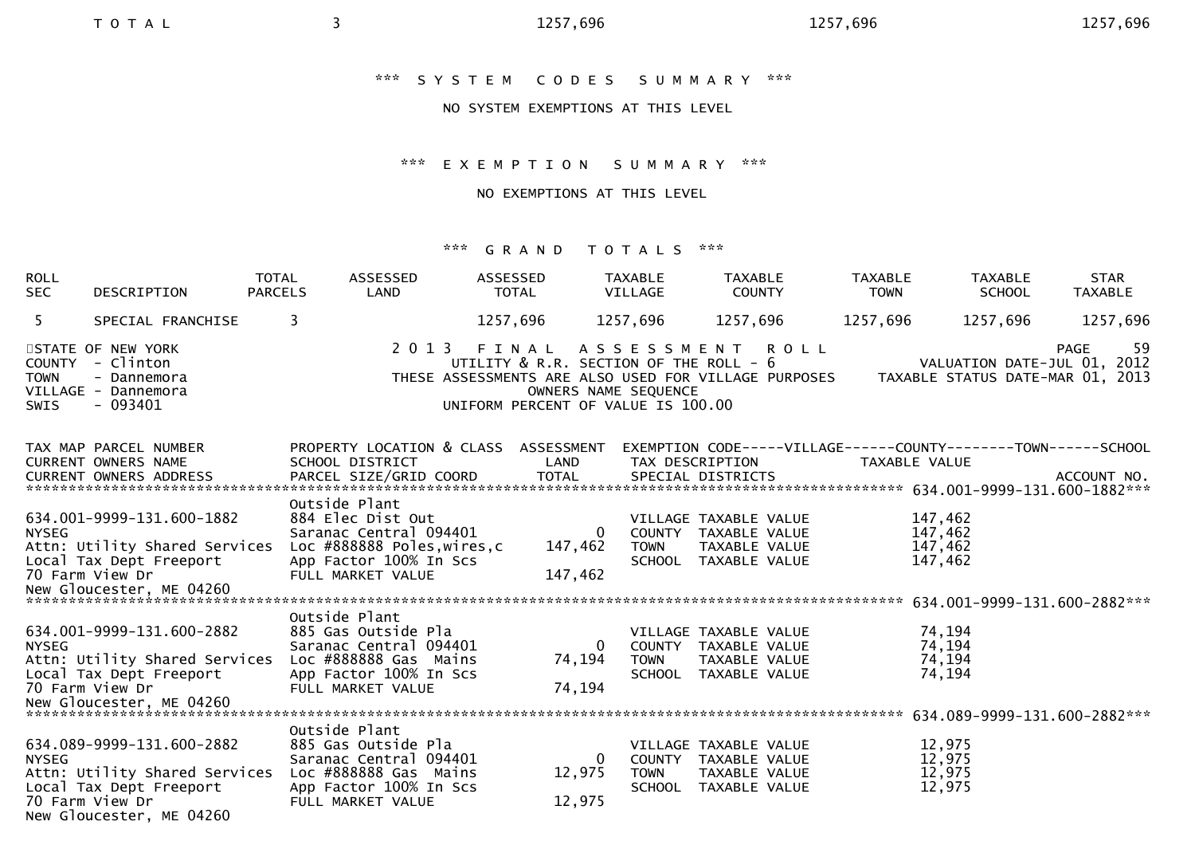| TOTAL | 3 | 1257,696 | 1257,696 | 1257,696 |
|---|---|---|---|---|

\*\*\* SYSTEM CODES SUMMARY \*\*\*

NO SYSTEM EXEMPTIONS AT THIS LEVEL

\*\*\* EXEMPTION SUMMARY \*\*\*

NO EXEMPTIONS AT THIS LEVEL

\*\*\* GRAND TOTALS \*\*\*

| ROLL SEC | DESCRIPTION | TOTAL PARCELS | ASSESSED LAND | ASSESSED TOTAL | TAXABLE VILLAGE | TAXABLE COUNTY | TAXABLE TOWN | TAXABLE SCHOOL | STAR TAXABLE |
|---|---|---|---|---|---|---|---|---|---|
| 5 | SPECIAL FRANCHISE | 3 | | 1257,696 | 1257,696 | 1257,696 | 1257,696 | 1257,696 | 1257,696 |

STATE OF NEW YORK
COUNTY - Clinton
TOWN - Dannemora
VILLAGE - Dannemora
SWIS - 093401

2013 FINAL ASSESSMENT ROLL
UTILITY & R.R. SECTION OF THE ROLL - 6
THESE ASSESSMENTS ARE ALSO USED FOR VILLAGE PURPOSES
OWNERS NAME SEQUENCE
UNIFORM PERCENT OF VALUE IS 100.00

PAGE 59
VALUATION DATE-JUL 01, 2012
TAXABLE STATUS DATE-MAR 01, 2013

| TAX MAP PARCEL NUMBER / CURRENT OWNERS NAME / CURRENT OWNERS ADDRESS | PROPERTY LOCATION & CLASS / SCHOOL DISTRICT / PARCEL SIZE/GRID COORD | ASSESSMENT LAND / TOTAL | EXEMPTION CODE / TAX DESCRIPTION / SPECIAL DISTRICTS | TAXABLE VALUE | ACCOUNT NO. |
|---|---|---|---|---|---|
| **634.001-9999-131.600-1882** | Outside Plant | | | | |
| 634.001-9999-131.600-1882 | 884 Elec Dist Out | | VILLAGE TAXABLE VALUE | 147,462 | |
| NYSEG | Saranac Central 094401 | 0 | COUNTY TAXABLE VALUE | 147,462 | |
| Attn: Utility Shared Services | Loc #888888 Poles,wires,c | 147,462 | TOWN TAXABLE VALUE | 147,462 | |
| Local Tax Dept Freeport | App Factor 100% In Scs | | SCHOOL TAXABLE VALUE | 147,462 | |
| 70 Farm View Dr | FULL MARKET VALUE | 147,462 | | | |
| New Gloucester, ME 04260 | | | | | |
| **634.001-9999-131.600-2882** | Outside Plant | | | | |
| 634.001-9999-131.600-2882 | 885 Gas Outside Pla | | VILLAGE TAXABLE VALUE | 74,194 | |
| NYSEG | Saranac Central 094401 | 0 | COUNTY TAXABLE VALUE | 74,194 | |
| Attn: Utility Shared Services | Loc #888888 Gas Mains | 74,194 | TOWN TAXABLE VALUE | 74,194 | |
| Local Tax Dept Freeport | App Factor 100% In Scs | | SCHOOL TAXABLE VALUE | 74,194 | |
| 70 Farm View Dr | FULL MARKET VALUE | 74,194 | | | |
| New Gloucester, ME 04260 | | | | | |
| **634.089-9999-131.600-2882** | Outside Plant | | | | |
| 634.089-9999-131.600-2882 | 885 Gas Outside Pla | | VILLAGE TAXABLE VALUE | 12,975 | |
| NYSEG | Saranac Central 094401 | 0 | COUNTY TAXABLE VALUE | 12,975 | |
| Attn: Utility Shared Services | Loc #888888 Gas Mains | 12,975 | TOWN TAXABLE VALUE | 12,975 | |
| Local Tax Dept Freeport | App Factor 100% In Scs | | SCHOOL TAXABLE VALUE | 12,975 | |
| 70 Farm View Dr | FULL MARKET VALUE | 12,975 | | | |
| New Gloucester, ME 04260 | | | | | |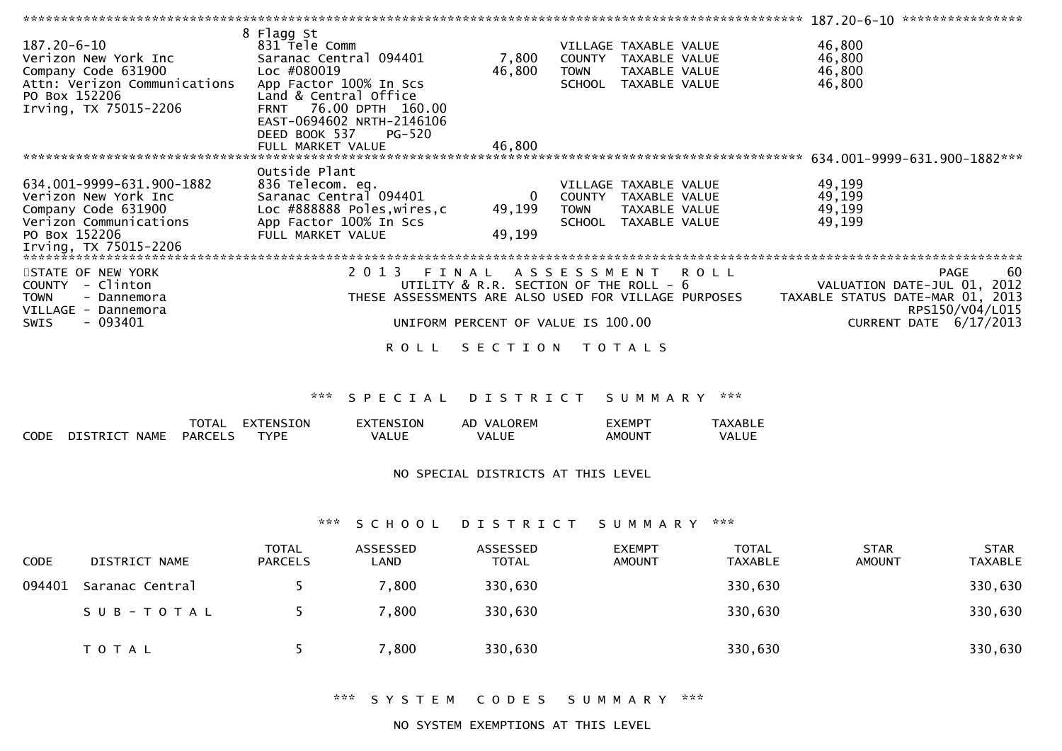187.20-6-10

| | | | | |
|---|---|---|---|---|
| 187.20-6-10 | 8 Flagg St | | VILLAGE TAXABLE VALUE | 46,800 |
| Verizon New York Inc | 831 Tele Comm | | COUNTY TAXABLE VALUE | 46,800 |
| Company Code 631900 | Saranac Central 094401 | 7,800 | TOWN TAXABLE VALUE | 46,800 |
| Attn: Verizon Communications | Loc #080019 | 46,800 | SCHOOL TAXABLE VALUE | 46,800 |
| PO Box 152206 | App Factor 100% In Scs | | | |
| Irving, TX 75015-2206 | Land & Central Office | | | |
| | FRNT 76.00 DPTH 160.00 | | | |
| | EAST-0694602 NRTH-2146106 | | | |
| | DEED BOOK 537 PG-520 | | | |
| | FULL MARKET VALUE | 46,800 | | |

634.001-9999-631.900-1882

| | | | | |
|---|---|---|---|---|
| 634.001-9999-631.900-1882 | Outside Plant | | VILLAGE TAXABLE VALUE | 49,199 |
| Verizon New York Inc | 836 Telecom. eq. | | COUNTY TAXABLE VALUE | 49,199 |
| Company Code 631900 | Saranac Central 094401 | 0 | TOWN TAXABLE VALUE | 49,199 |
| Verizon Communications | Loc #888888 Poles,wires,c | 49,199 | SCHOOL TAXABLE VALUE | 49,199 |
| PO Box 152206 | App Factor 100% In Scs | | | |
| Irving, TX 75015-2206 | FULL MARKET VALUE | 49,199 | | |

STATE OF NEW YORK
COUNTY - Clinton
TOWN - Dannemora
VILLAGE - Dannemora
SWIS - 093401

2 0 1 3 F I N A L A S S E S S M E N T R O L L
UTILITY & R.R. SECTION OF THE ROLL - 6
THESE ASSESSMENTS ARE ALSO USED FOR VILLAGE PURPOSES

UNIFORM PERCENT OF VALUE IS 100.00

PAGE 60
VALUATION DATE-JUL 01, 2012
TAXABLE STATUS DATE-MAR 01, 2013
RPS150/V04/L015
CURRENT DATE 6/17/2013

## R O L L S E C T I O N T O T A L S

### *** S P E C I A L D I S T R I C T S U M M A R Y ***

| CODE | DISTRICT NAME | TOTAL PARCELS | EXTENSION TYPE | EXTENSION VALUE | AD VALOREM VALUE | EXEMPT AMOUNT | TAXABLE VALUE |
|---|---|---|---|---|---|---|---|

NO SPECIAL DISTRICTS AT THIS LEVEL

### *** S C H O O L D I S T R I C T S U M M A R Y ***

| CODE | DISTRICT NAME | TOTAL PARCELS | ASSESSED LAND | ASSESSED TOTAL | EXEMPT AMOUNT | TOTAL TAXABLE | STAR AMOUNT | STAR TAXABLE |
|---|---|---|---|---|---|---|---|---|
| 094401 | Saranac Central | 5 | 7,800 | 330,630 | | 330,630 | | 330,630 |
| | S U B - T O T A L | 5 | 7,800 | 330,630 | | 330,630 | | 330,630 |
| | T O T A L | 5 | 7,800 | 330,630 | | 330,630 | | 330,630 |

### *** S Y S T E M C O D E S S U M M A R Y ***

NO SYSTEM EXEMPTIONS AT THIS LEVEL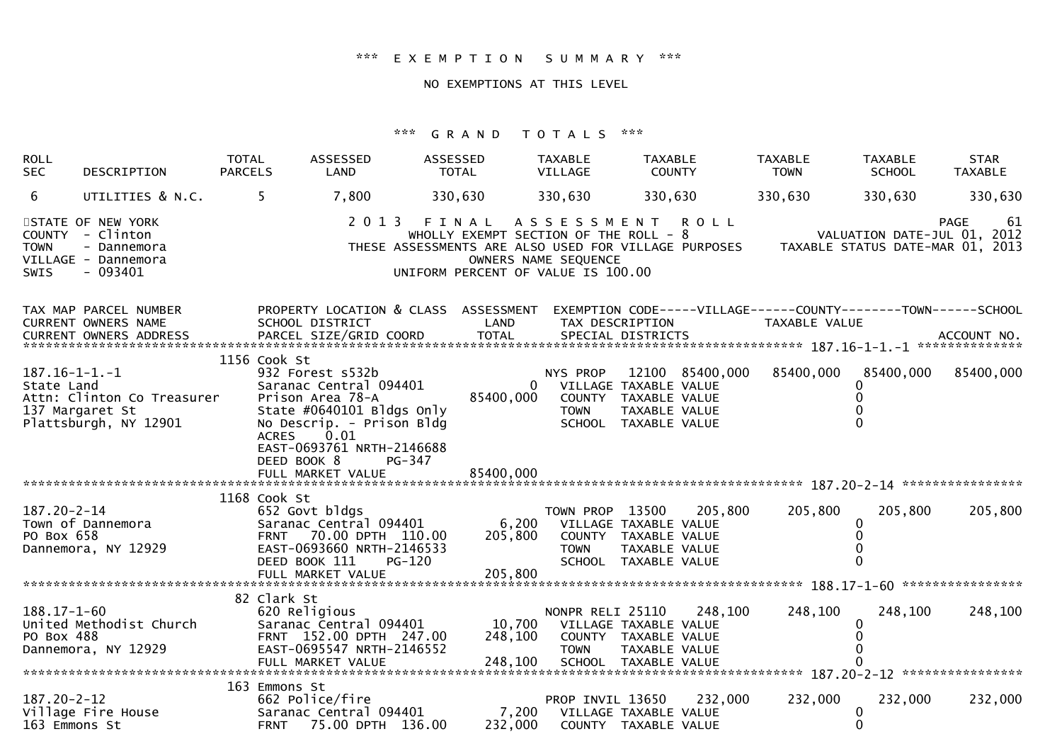*** EXEMPTION SUMMARY ***

NO EXEMPTIONS AT THIS LEVEL

*** GRAND TOTALS ***

| ROLL SEC | DESCRIPTION | TOTAL PARCELS | ASSESSED LAND | ASSESSED TOTAL | TAXABLE VILLAGE | TAXABLE COUNTY | TAXABLE TOWN | TAXABLE SCHOOL | STAR TAXABLE |
|---|---|---|---|---|---|---|---|---|---|
| 6 | UTILITIES & N.C. | 5 | 7,800 | 330,630 | 330,630 | 330,630 | 330,630 | 330,630 | 330,630 |

STATE OF NEW YORK
COUNTY - Clinton
TOWN - Dannemora
VILLAGE - Dannemora
SWIS - 093401

2013 FINAL ASSESSMENT ROLL
WHOLLY EXEMPT SECTION OF THE ROLL - 8
THESE ASSESSMENTS ARE ALSO USED FOR VILLAGE PURPOSES
OWNERS NAME SEQUENCE
UNIFORM PERCENT OF VALUE IS 100.00

PAGE 61
VALUATION DATE-JUL 01, 2012
TAXABLE STATUS DATE-MAR 01, 2013

```
TAX MAP PARCEL NUMBER          PROPERTY LOCATION & CLASS  ASSESSMENT  EXEMPTION CODE-----VILLAGE------COUNTY--------TOWN------SCHOOL
CURRENT OWNERS NAME            SCHOOL DISTRICT               LAND      TAX DESCRIPTION            TAXABLE VALUE
CURRENT OWNERS ADDRESS         PARCEL SIZE/GRID COORD        TOTAL     SPECIAL DISTRICTS                                      ACCOUNT NO.
******************************************************************************************************* 187.16-1-1.-1 **************
                               1156 Cook St
187.16-1-1.-1                  932 Forest s532b                         NYS PROP   12100 85400,000   85400,000  85400,000   85400,000
State Land                     Saranac Central 094401         0         VILLAGE TAXABLE VALUE                    0
Attn: Clinton Co Treasurer     Prison Area 78-A           85400,000     COUNTY  TAXABLE VALUE                    0
137 Margaret St                State #0640101 Bldgs Only                TOWN    TAXABLE VALUE                    0
Plattsburgh, NY 12901          No Descrip. - Prison Bldg                SCHOOL  TAXABLE VALUE                    0
                               ACRES     0.01
                               EAST-0693761 NRTH-2146688
                               DEED BOOK 8       PG-347
                               FULL MARKET VALUE          85400,000
******************************************************************************************************* 187.20-2-14 ****************
                               1168 Cook St
187.20-2-14                    652 Govt bldgs                           TOWN PROP  13500    205,800     205,800     205,800     205,800
Town of Dannemora              Saranac Central 094401      6,200        VILLAGE TAXABLE VALUE                    0
PO Box 658                     FRNT   70.00 DPTH  110.00 205,800        COUNTY  TAXABLE VALUE                    0
Dannemora, NY 12929            EAST-0693660 NRTH-2146533                TOWN    TAXABLE VALUE                    0
                               DEED BOOK 111     PG-120                 SCHOOL  TAXABLE VALUE                    0
                               FULL MARKET VALUE          205,800
******************************************************************************************************* 188.17-1-60 ****************
                               82 Clark St
188.17-1-60                    620 Religious                            NONPR RELI 25110    248,100     248,100     248,100     248,100
United Methodist Church        Saranac Central 094401     10,700        VILLAGE TAXABLE VALUE                    0
PO Box 488                     FRNT  152.00 DPTH  247.00 248,100        COUNTY  TAXABLE VALUE                    0
Dannemora, NY 12929            EAST-0695547 NRTH-2146552                TOWN    TAXABLE VALUE                    0
                               FULL MARKET VALUE          248,100       SCHOOL  TAXABLE VALUE                    0
******************************************************************************************************* 187.20-2-12 ****************
                               163 Emmons St
187.20-2-12                    662 Police/fire                          PROP INVIL 13650    232,000     232,000     232,000     232,000
Village Fire House             Saranac Central 094401      7,200        VILLAGE TAXABLE VALUE                    0
163 Emmons St                  FRNT   75.00 DPTH  136.00 232,000        COUNTY  TAXABLE VALUE                    0
```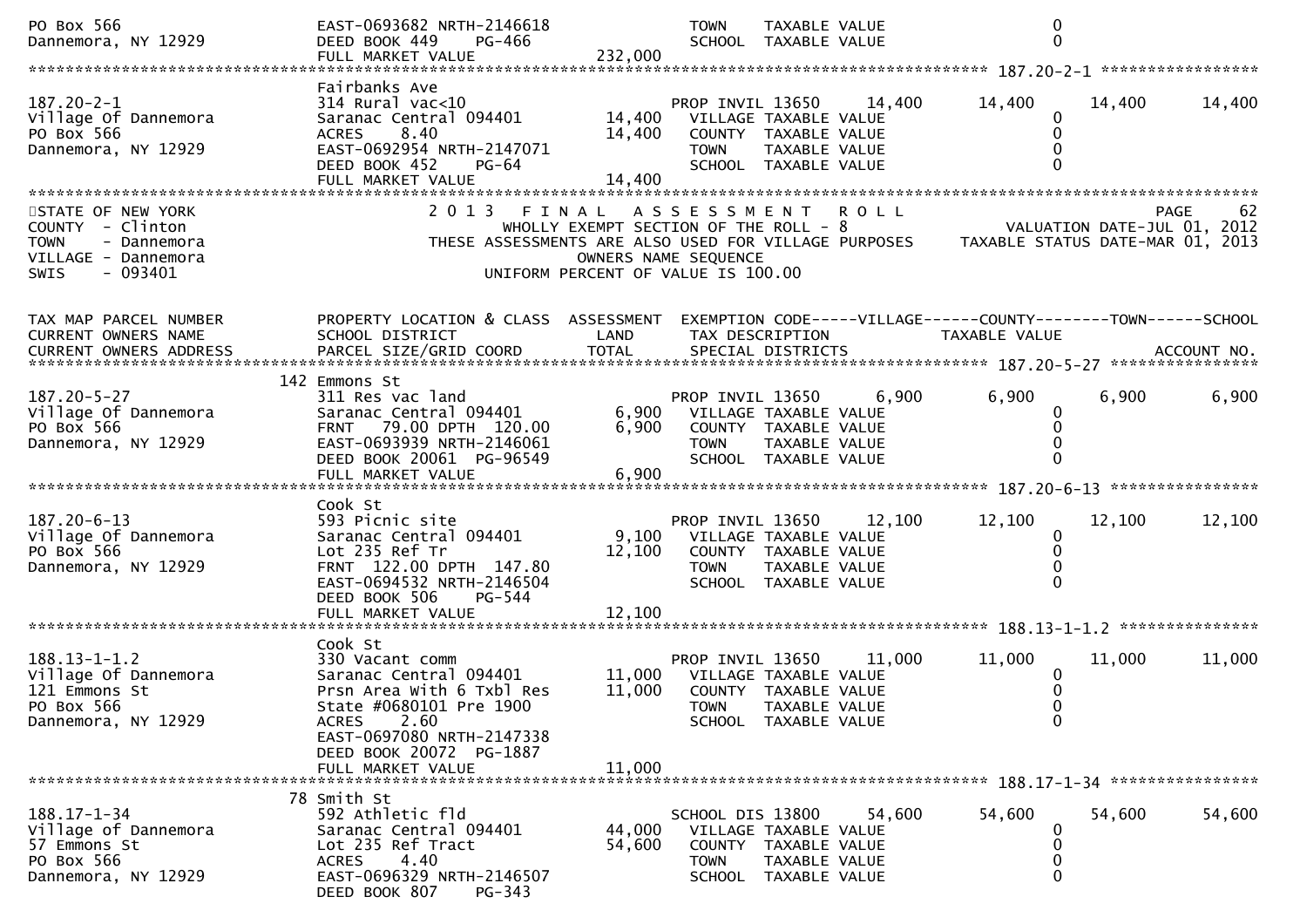```
PO Box 566                     EAST-0693682 NRTH-2146618               TOWN     TAXABLE VALUE                   0
Dannemora, NY 12929            DEED BOOK 449    PG-466                 SCHOOL   TAXABLE VALUE                   0
                               FULL MARKET VALUE             232,000
******************************************************************************************************* 187.20-2-1 *****************
                               Fairbanks Ave
187.20-2-1                     314 Rural vac<10                        PROP INVIL 13650     14,400      14,400      14,400      14,400
Village Of Dannemora           Saranac Central 094401        14,400      VILLAGE TAXABLE VALUE                 0
PO Box 566                     ACRES    8.40                 14,400      COUNTY  TAXABLE VALUE                 0
Dannemora, NY 12929            EAST-0692954 NRTH-2147071               TOWN     TAXABLE VALUE                   0
                               DEED BOOK 452    PG-64                  SCHOOL   TAXABLE VALUE                   0
                               FULL MARKET VALUE              14,400
************************************************************************************************************************************
STATE OF NEW YORK                  2 0 1 3   F I N A L   A S S E S S M E N T   R O L L                                PAGE     62
COUNTY  - Clinton                       WHOLLY EXEMPT SECTION OF THE ROLL - 8                     VALUATION DATE-JUL 01, 2012
TOWN    - Dannemora            THESE ASSESSMENTS ARE ALSO USED FOR VILLAGE PURPOSES     TAXABLE STATUS DATE-MAR 01, 2013
VILLAGE - Dannemora                              OWNERS NAME SEQUENCE
SWIS    - 093401                         UNIFORM PERCENT OF VALUE IS 100.00


TAX MAP PARCEL NUMBER          PROPERTY LOCATION & CLASS  ASSESSMENT  EXEMPTION CODE-----VILLAGE------COUNTY--------TOWN------SCHOOL
CURRENT OWNERS NAME            SCHOOL DISTRICT               LAND      TAX DESCRIPTION            TAXABLE VALUE
CURRENT OWNERS ADDRESS         PARCEL SIZE/GRID COORD       TOTAL      SPECIAL DISTRICTS                                  ACCOUNT NO.
******************************************************************************************************* 187.20-5-27 *****************
                           142 Emmons St
187.20-5-27                    311 Res vac land                        PROP INVIL 13650      6,900       6,900       6,900       6,900
Village Of Dannemora           Saranac Central 094401         6,900      VILLAGE TAXABLE VALUE                 0
PO Box 566                     FRNT   79.00 DPTH  120.00      6,900      COUNTY  TAXABLE VALUE                 0
Dannemora, NY 12929            EAST-0693939 NRTH-2146061               TOWN     TAXABLE VALUE                   0
                               DEED BOOK 20061  PG-96549               SCHOOL   TAXABLE VALUE                   0
                               FULL MARKET VALUE               6,900
******************************************************************************************************* 187.20-6-13 *****************
                               Cook St
187.20-6-13                    593 Picnic site                         PROP INVIL 13650     12,100      12,100      12,100      12,100
Village Of Dannemora           Saranac Central 094401         9,100      VILLAGE TAXABLE VALUE                 0
PO Box 566                     Lot 235 Ref Tr                12,100      COUNTY  TAXABLE VALUE                 0
Dannemora, NY 12929            FRNT  122.00 DPTH  147.80               TOWN     TAXABLE VALUE                   0
                               EAST-0694532 NRTH-2146504               SCHOOL   TAXABLE VALUE                   0
                               DEED BOOK 506    PG-544
                               FULL MARKET VALUE              12,100
******************************************************************************************************* 188.13-1-1.2 ***************
                               Cook St
188.13-1-1.2                   330 Vacant comm                         PROP INVIL 13650     11,000      11,000      11,000      11,000
Village Of Dannemora           Saranac Central 094401        11,000      VILLAGE TAXABLE VALUE                 0
121 Emmons St                  Prsn Area With 6 Txbl Res     11,000      COUNTY  TAXABLE VALUE                 0
PO Box 566                     State #0680101 Pre 1900                 TOWN     TAXABLE VALUE                   0
Dannemora, NY 12929            ACRES    2.60                           SCHOOL   TAXABLE VALUE                   0
                               EAST-0697080 NRTH-2147338
                               DEED BOOK 20072  PG-1887
                               FULL MARKET VALUE              11,000
******************************************************************************************************* 188.17-1-34 ****************
                            78 Smith St
188.17-1-34                    592 Athletic fld                        SCHOOL DIS 13800     54,600      54,600      54,600      54,600
Village of Dannemora           Saranac Central 094401        44,000      VILLAGE TAXABLE VALUE                 0
57 Emmons St                   Lot 235 Ref Tract             54,600      COUNTY  TAXABLE VALUE                 0
PO Box 566                     ACRES    4.40                           TOWN     TAXABLE VALUE                   0
Dannemora, NY 12929            EAST-0696329 NRTH-2146507               SCHOOL   TAXABLE VALUE                   0
                               DEED BOOK 807    PG-343
```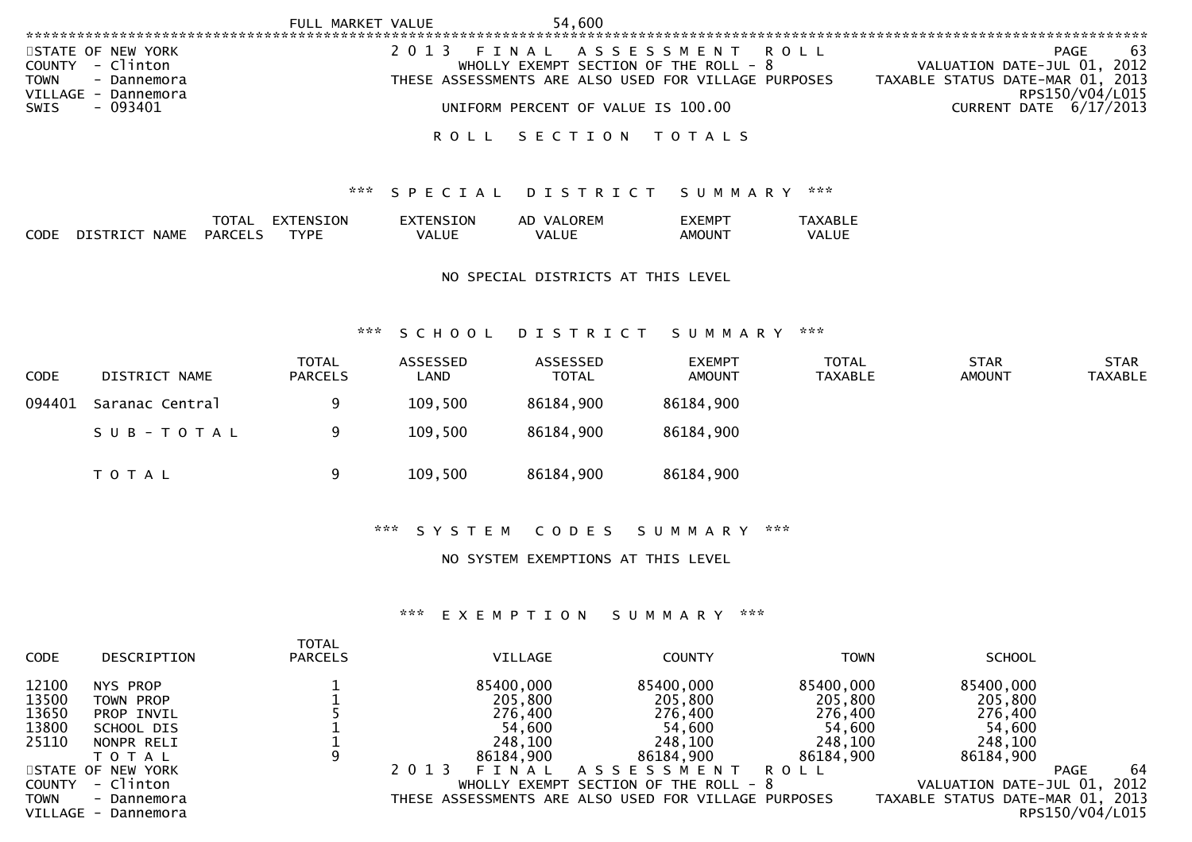FULL MARKET VALUE 54,600

STATE OF NEW YORK
COUNTY - Clinton
TOWN - Dannemora
VILLAGE - Dannemora
SWIS - 093401

2013 FINAL ASSESSMENT ROLL
WHOLLY EXEMPT SECTION OF THE ROLL - 8
THESE ASSESSMENTS ARE ALSO USED FOR VILLAGE PURPOSES
UNIFORM PERCENT OF VALUE IS 100.00

PAGE 63
VALUATION DATE-JUL 01, 2012
TAXABLE STATUS DATE-MAR 01, 2013
RPS150/V04/L015
CURRENT DATE 6/17/2013

# ROLL SECTION TOTALS

## *** SPECIAL DISTRICT SUMMARY ***

| CODE | DISTRICT NAME | TOTAL PARCELS | EXTENSION TYPE | EXTENSION VALUE | AD VALOREM VALUE | EXEMPT AMOUNT | TAXABLE VALUE |
|---|---|---|---|---|---|---|---|

NO SPECIAL DISTRICTS AT THIS LEVEL

## *** SCHOOL DISTRICT SUMMARY ***

| CODE | DISTRICT NAME | TOTAL PARCELS | ASSESSED LAND | ASSESSED TOTAL | EXEMPT AMOUNT | TOTAL TAXABLE | STAR AMOUNT | STAR TAXABLE |
|---|---|---|---|---|---|---|---|---|
| 094401 | Saranac Central | 9 | 109,500 | 86184,900 | 86184,900 | | | |
| | S U B - T O T A L | 9 | 109,500 | 86184,900 | 86184,900 | | | |
| | T O T A L | 9 | 109,500 | 86184,900 | 86184,900 | | | |

## *** SYSTEM CODES SUMMARY ***

NO SYSTEM EXEMPTIONS AT THIS LEVEL

## *** EXEMPTION SUMMARY ***

| CODE | DESCRIPTION | TOTAL PARCELS | VILLAGE | COUNTY | TOWN | SCHOOL |
|---|---|---|---|---|---|---|
| 12100 | NYS PROP | 1 | 85400,000 | 85400,000 | 85400,000 | 85400,000 |
| 13500 | TOWN PROP | 1 | 205,800 | 205,800 | 205,800 | 205,800 |
| 13650 | PROP INVIL | 5 | 276,400 | 276,400 | 276,400 | 276,400 |
| 13800 | SCHOOL DIS | 1 | 54,600 | 54,600 | 54,600 | 54,600 |
| 25110 | NONPR RELI | 1 | 248,100 | 248,100 | 248,100 | 248,100 |
| | T O T A L | 9 | 86184,900 | 86184,900 | 86184,900 | 86184,900 |

STATE OF NEW YORK
COUNTY - Clinton
TOWN - Dannemora
VILLAGE - Dannemora

2013 FINAL ASSESSMENT ROLL
WHOLLY EXEMPT SECTION OF THE ROLL - 8
THESE ASSESSMENTS ARE ALSO USED FOR VILLAGE PURPOSES

PAGE 64
VALUATION DATE-JUL 01, 2012
TAXABLE STATUS DATE-MAR 01, 2013
RPS150/V04/L015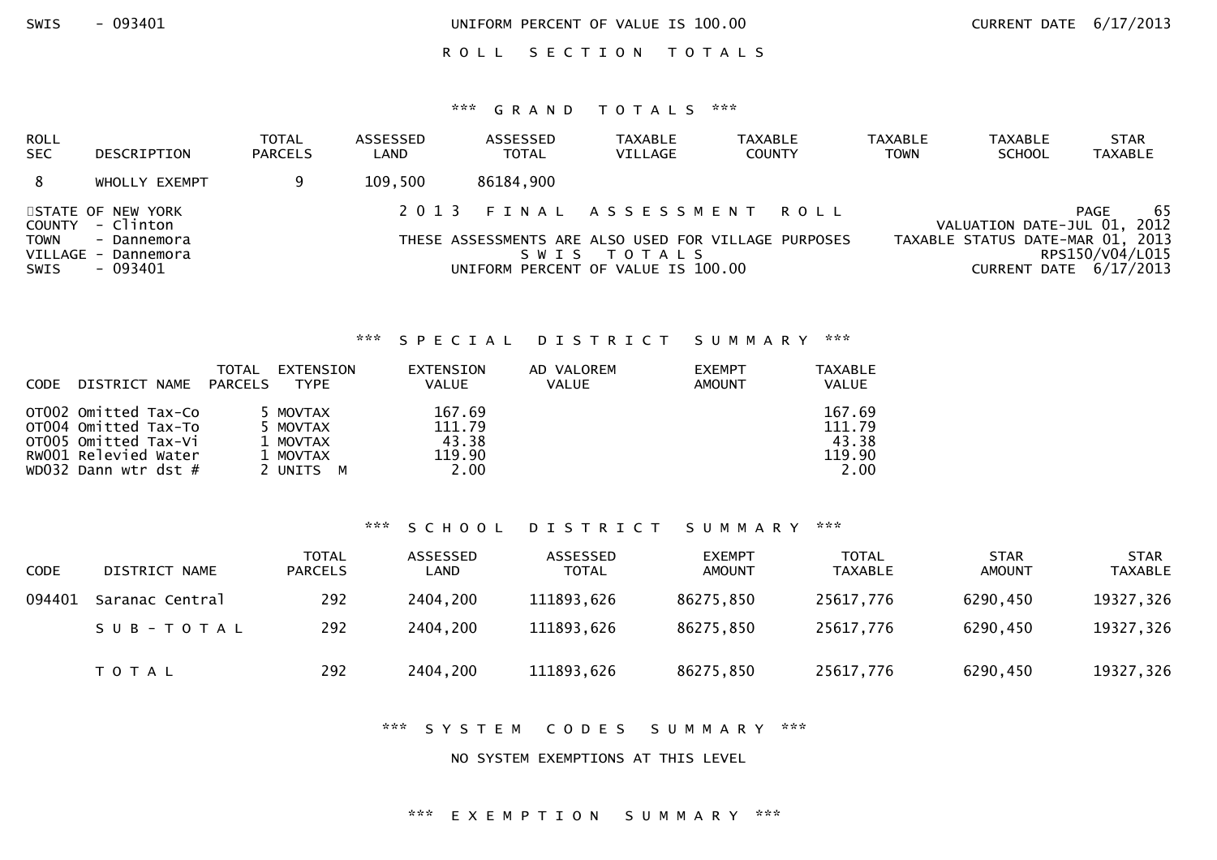ROLL SECTION TOTALS

*** GRAND TOTALS ***

| ROLL SEC | DESCRIPTION | TOTAL PARCELS | ASSESSED LAND | ASSESSED TOTAL | TAXABLE VILLAGE | TAXABLE COUNTY | TAXABLE TOWN | TAXABLE SCHOOL | STAR TAXABLE |
|---|---|---|---|---|---|---|---|---|---|
| 8 | WHOLLY EXEMPT | 9 | 109,500 | 86184,900 | | | | | |

STATE OF NEW YORK
COUNTY - Clinton
TOWN - Dannemora
VILLAGE - Dannemora
SWIS - 093401

2013 FINAL ASSESSMENT ROLL
THESE ASSESSMENTS ARE ALSO USED FOR VILLAGE PURPOSES
SWIS TOTALS
UNIFORM PERCENT OF VALUE IS 100.00

VALUATION DATE-JUL 01, 2012
TAXABLE STATUS DATE-MAR 01, 2013
RPS150/V04/L015
CURRENT DATE 6/17/2013

*** SPECIAL DISTRICT SUMMARY ***

| CODE | DISTRICT NAME | TOTAL PARCELS | EXTENSION TYPE | EXTENSION VALUE | AD VALOREM VALUE | EXEMPT AMOUNT | TAXABLE VALUE |
|---|---|---|---|---|---|---|---|
| OT002 | Omitted Tax-Co | 5 | MOVTAX | 167.69 | | | 167.69 |
| OT004 | Omitted Tax-To | 5 | MOVTAX | 111.79 | | | 111.79 |
| OT005 | Omitted Tax-Vi | 1 | MOVTAX | 43.38 | | | 43.38 |
| RW001 | Relevied Water | 1 | MOVTAX | 119.90 | | | 119.90 |
| WD032 | Dann wtr dst # | 2 | UNITS M | 2.00 | | | 2.00 |

*** SCHOOL DISTRICT SUMMARY ***

| CODE | DISTRICT NAME | TOTAL PARCELS | ASSESSED LAND | ASSESSED TOTAL | EXEMPT AMOUNT | TOTAL TAXABLE | STAR AMOUNT | STAR TAXABLE |
|---|---|---|---|---|---|---|---|---|
| 094401 | Saranac Central | 292 | 2404,200 | 111893,626 | 86275,850 | 25617,776 | 6290,450 | 19327,326 |
| | SUB-TOTAL | 292 | 2404,200 | 111893,626 | 86275,850 | 25617,776 | 6290,450 | 19327,326 |
| | TOTAL | 292 | 2404,200 | 111893,626 | 86275,850 | 25617,776 | 6290,450 | 19327,326 |

*** SYSTEM CODES SUMMARY ***

NO SYSTEM EXEMPTIONS AT THIS LEVEL

*** EXEMPTION SUMMARY ***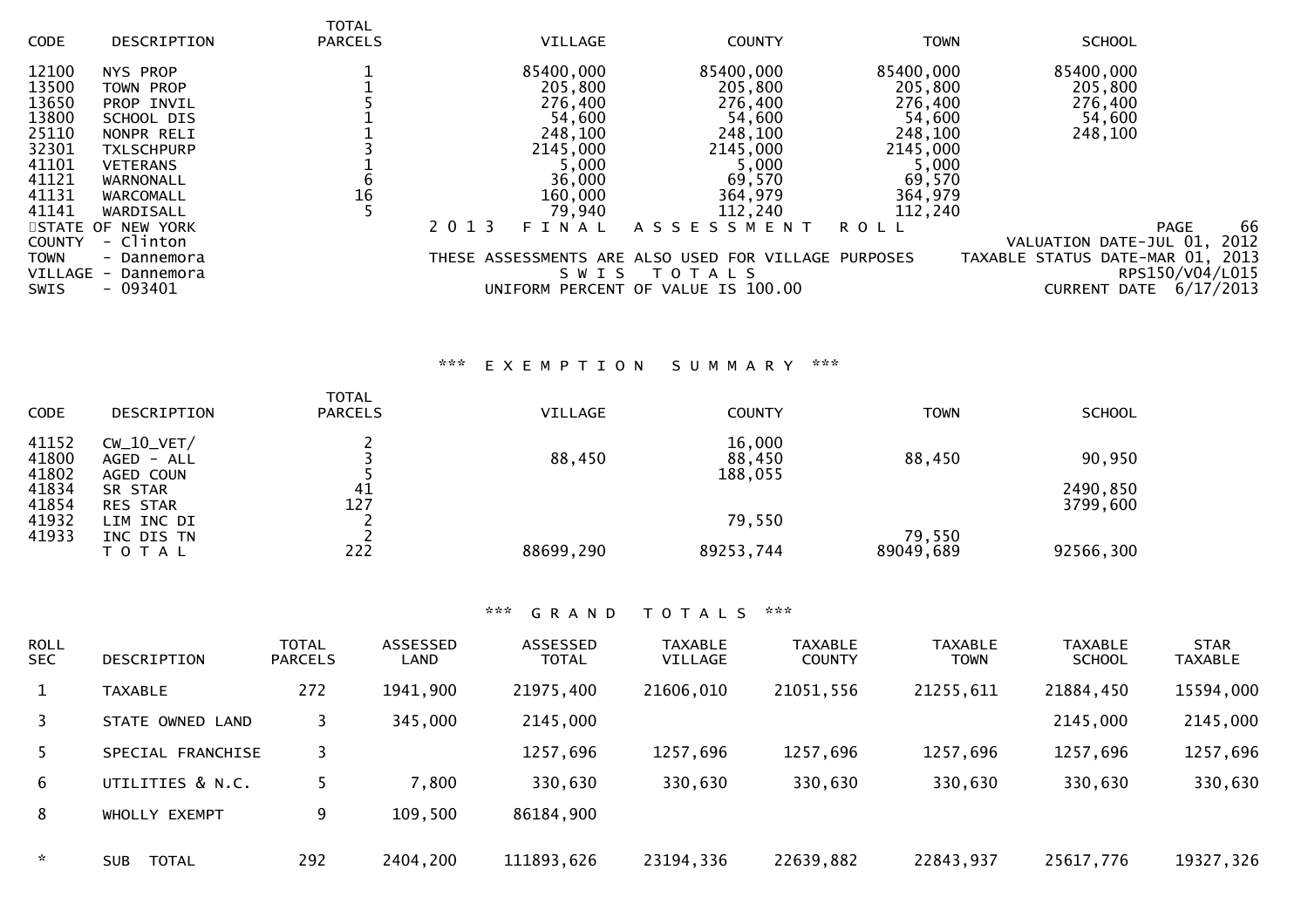| CODE | DESCRIPTION | TOTAL PARCELS | VILLAGE | COUNTY | TOWN | SCHOOL |
|---|---|---|---|---|---|---|
| 12100 | NYS PROP | 1 | 85400,000 | 85400,000 | 85400,000 | 85400,000 |
| 13500 | TOWN PROP | 1 | 205,800 | 205,800 | 205,800 | 205,800 |
| 13650 | PROP INVIL | 5 | 276,400 | 276,400 | 276,400 | 276,400 |
| 13800 | SCHOOL DIS | 1 | 54,600 | 54,600 | 54,600 | 54,600 |
| 25110 | NONPR RELI | 1 | 248,100 | 248,100 | 248,100 | 248,100 |
| 32301 | TXLSCHPURP | 3 | 2145,000 | 2145,000 | 2145,000 | |
| 41101 | VETERANS | 1 | 5,000 | 5,000 | 5,000 | |
| 41121 | WARNONALL | 6 | 36,000 | 69,570 | 69,570 | |
| 41131 | WARCOMALL | 16 | 160,000 | 364,979 | 364,979 | |
| 41141 | WARDISALL | 5 | 79,940 | 112,240 | 112,240 | |

STATE OF NEW YORK
COUNTY - Clinton
TOWN - Dannemora
VILLAGE - Dannemora
SWIS - 093401

2 0 1 3 F I N A L A S S E S S M E N T R O L L
THESE ASSESSMENTS ARE ALSO USED FOR VILLAGE PURPOSES
S W I S T O T A L S
UNIFORM PERCENT OF VALUE IS 100.00

PAGE 66
VALUATION DATE-JUL 01, 2012
TAXABLE STATUS DATE-MAR 01, 2013
RPS150/V04/L015
CURRENT DATE 6/17/2013

### *** E X E M P T I O N S U M M A R Y ***

| CODE | DESCRIPTION | TOTAL PARCELS | VILLAGE | COUNTY | TOWN | SCHOOL |
|---|---|---|---|---|---|---|
| 41152 | CW_10_VET/ | 2 | | 16,000 | | |
| 41800 | AGED - ALL | 3 | 88,450 | 88,450 | 88,450 | 90,950 |
| 41802 | AGED COUN | 5 | | 188,055 | | |
| 41834 | SR STAR | 41 | | | | 2490,850 |
| 41854 | RES STAR | 127 | | | | 3799,600 |
| 41932 | LIM INC DI | 2 | | 79,550 | | |
| 41933 | INC DIS TN | 2 | | | 79,550 | |
| | T O T A L | 222 | 88699,290 | 89253,744 | 89049,689 | 92566,300 |

### *** G R A N D T O T A L S ***

| ROLL SEC | DESCRIPTION | TOTAL PARCELS | ASSESSED LAND | ASSESSED TOTAL | TAXABLE VILLAGE | TAXABLE COUNTY | TAXABLE TOWN | TAXABLE SCHOOL | STAR TAXABLE |
|---|---|---|---|---|---|---|---|---|---|
| 1 | TAXABLE | 272 | 1941,900 | 21975,400 | 21606,010 | 21051,556 | 21255,611 | 21884,450 | 15594,000 |
| 3 | STATE OWNED LAND | 3 | 345,000 | 2145,000 | | | | 2145,000 | 2145,000 |
| 5 | SPECIAL FRANCHISE | 3 | | 1257,696 | 1257,696 | 1257,696 | 1257,696 | 1257,696 | 1257,696 |
| 6 | UTILITIES & N.C. | 5 | 7,800 | 330,630 | 330,630 | 330,630 | 330,630 | 330,630 | 330,630 |
| 8 | WHOLLY EXEMPT | 9 | 109,500 | 86184,900 | | | | | |
| * | SUB TOTAL | 292 | 2404,200 | 111893,626 | 23194,336 | 22639,882 | 22843,937 | 25617,776 | 19327,326 |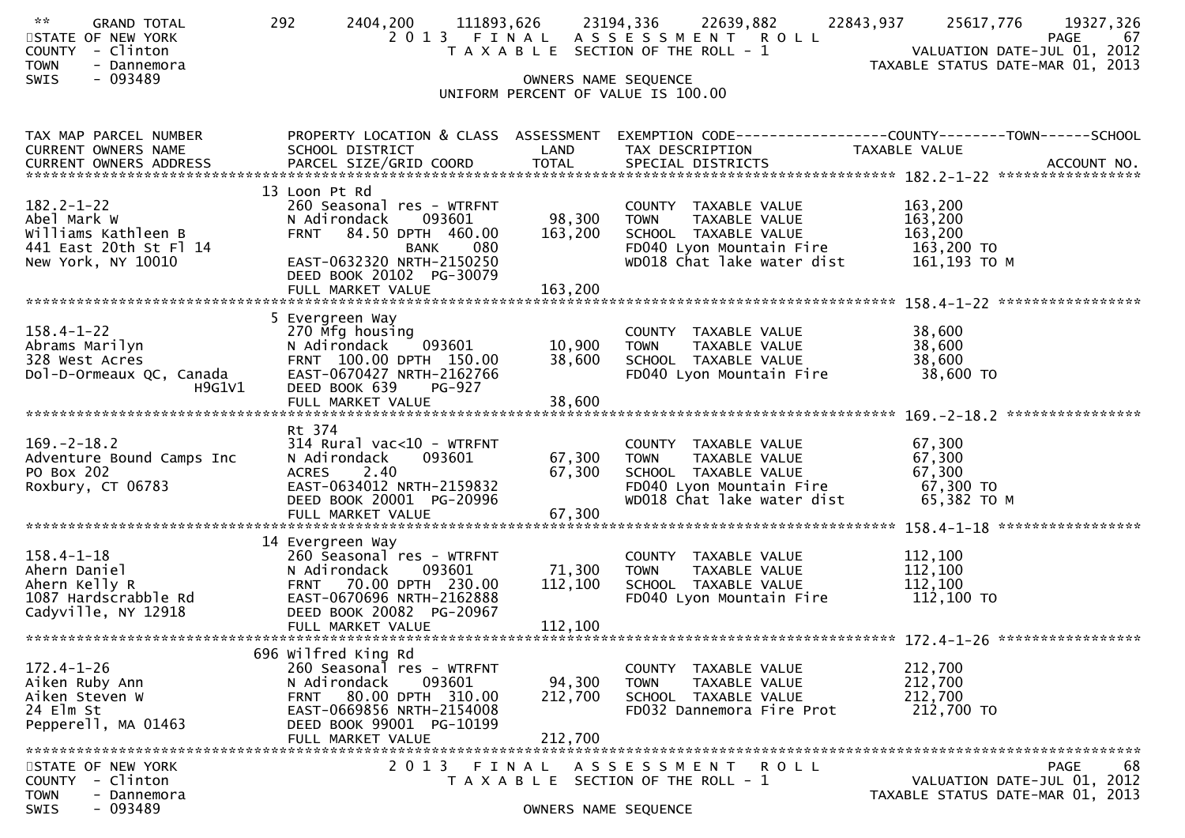** GRAND TOTAL 292 2404,200 111893,626 23194,336 22639,882 22843,937 25617,776 19327,326

STATE OF NEW YORK — 2013 FINAL ASSESSMENT ROLL — PAGE 67
COUNTY - Clinton — TAXABLE SECTION OF THE ROLL - 1 — VALUATION DATE-JUL 01, 2012
TOWN - Dannemora — TAXABLE STATUS DATE-MAR 01, 2013
SWIS - 093489 — OWNERS NAME SEQUENCE
UNIFORM PERCENT OF VALUE IS 100.00

| TAX MAP PARCEL NUMBER / CURRENT OWNERS NAME / CURRENT OWNERS ADDRESS | PROPERTY LOCATION & CLASS / SCHOOL DISTRICT / PARCEL SIZE/GRID COORD | ASSESSMENT LAND / TOTAL | EXEMPTION CODE / TAX DESCRIPTION / SPECIAL DISTRICTS | TAXABLE VALUE (COUNTY / TOWN / SCHOOL) | ACCOUNT NO. |
|---|---|---|---|---|---|
| **182.2-1-22** | 13 Loon Pt Rd | | | | |
| 182.2-1-22 | 260 Seasonal res - WTRFNT | | COUNTY TAXABLE VALUE | 163,200 | |
| Abel Mark W | N Adirondack 093601 | 98,300 | TOWN TAXABLE VALUE | 163,200 | |
| Williams Kathleen B | FRNT 84.50 DPTH 460.00 | 163,200 | SCHOOL TAXABLE VALUE | 163,200 | |
| 441 East 20th St Fl 14 | BANK 080 | | FD040 Lyon Mountain Fire | 163,200 TO | |
| New York, NY 10010 | EAST-0632320 NRTH-2150250 | | WD018 Chat lake water dist | 161,193 TO M | |
| | DEED BOOK 20102 PG-30079 | | | | |
| | FULL MARKET VALUE | 163,200 | | | |
| **158.4-1-22** | 5 Evergreen Way | | | | |
| 158.4-1-22 | 270 Mfg housing | | COUNTY TAXABLE VALUE | 38,600 | |
| Abrams Marilyn | N Adirondack 093601 | 10,900 | TOWN TAXABLE VALUE | 38,600 | |
| 328 West Acres | FRNT 100.00 DPTH 150.00 | 38,600 | SCHOOL TAXABLE VALUE | 38,600 | |
| Dol-D-Ormeaux QC, Canada | EAST-0670427 NRTH-2162766 | | FD040 Lyon Mountain Fire | 38,600 TO | |
| H9G1V1 | DEED BOOK 639 PG-927 | | | | |
| | FULL MARKET VALUE | 38,600 | | | |
| **169.-2-18.2** | Rt 374 | | | | |
| 169.-2-18.2 | 314 Rural vac<10 - WTRFNT | | COUNTY TAXABLE VALUE | 67,300 | |
| Adventure Bound Camps Inc | N Adirondack 093601 | 67,300 | TOWN TAXABLE VALUE | 67,300 | |
| PO Box 202 | ACRES 2.40 | 67,300 | SCHOOL TAXABLE VALUE | 67,300 | |
| Roxbury, CT 06783 | EAST-0634012 NRTH-2159832 | | FD040 Lyon Mountain Fire | 67,300 TO | |
| | DEED BOOK 20001 PG-20996 | | WD018 Chat lake water dist | 65,382 TO M | |
| | FULL MARKET VALUE | 67,300 | | | |
| **158.4-1-18** | 14 Evergreen Way | | | | |
| 158.4-1-18 | 260 Seasonal res - WTRFNT | | COUNTY TAXABLE VALUE | 112,100 | |
| Ahern Daniel | N Adirondack 093601 | 71,300 | TOWN TAXABLE VALUE | 112,100 | |
| Ahern Kelly R | FRNT 70.00 DPTH 230.00 | 112,100 | SCHOOL TAXABLE VALUE | 112,100 | |
| 1087 Hardscrabble Rd | EAST-0670696 NRTH-2162888 | | FD040 Lyon Mountain Fire | 112,100 TO | |
| Cadyville, NY 12918 | DEED BOOK 20082 PG-20967 | | | | |
| | FULL MARKET VALUE | 112,100 | | | |
| **172.4-1-26** | 696 Wilfred King Rd | | | | |
| 172.4-1-26 | 260 Seasonal res - WTRFNT | | COUNTY TAXABLE VALUE | 212,700 | |
| Aiken Ruby Ann | N Adirondack 093601 | 94,300 | TOWN TAXABLE VALUE | 212,700 | |
| Aiken Steven W | FRNT 80.00 DPTH 310.00 | 212,700 | SCHOOL TAXABLE VALUE | 212,700 | |
| 24 Elm St | EAST-0669856 NRTH-2154008 | | FD032 Dannemora Fire Prot | 212,700 TO | |
| Pepperell, MA 01463 | DEED BOOK 99001 PG-10199 | | | | |
| | FULL MARKET VALUE | 212,700 | | | |

STATE OF NEW YORK — 2013 FINAL ASSESSMENT ROLL — PAGE 68
COUNTY - Clinton — TAXABLE SECTION OF THE ROLL - 1 — VALUATION DATE-JUL 01, 2012
TOWN - Dannemora — TAXABLE STATUS DATE-MAR 01, 2013
SWIS - 093489 — OWNERS NAME SEQUENCE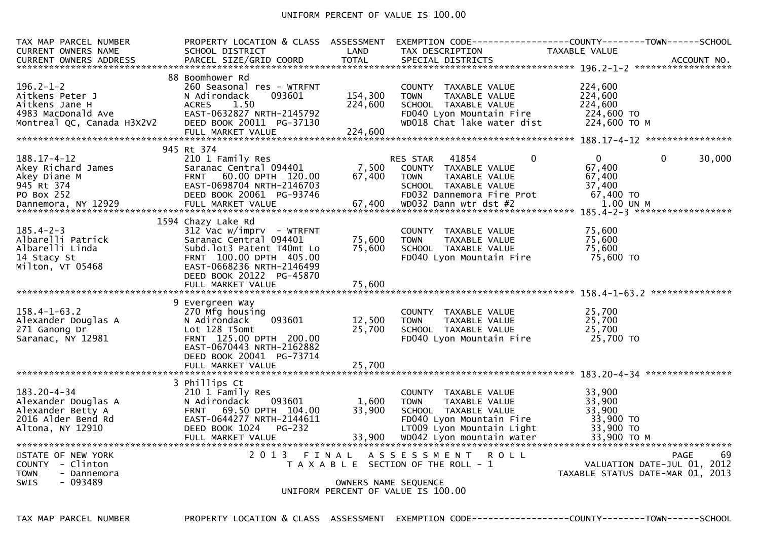UNIFORM PERCENT OF VALUE IS 100.00

| TAX MAP PARCEL NUMBER / CURRENT OWNERS NAME / CURRENT OWNERS ADDRESS | PROPERTY LOCATION & CLASS / SCHOOL DISTRICT / PARCEL SIZE/GRID COORD | ASSESSMENT LAND | TOTAL | EXEMPTION CODE / TAX DESCRIPTION / SPECIAL DISTRICTS | COUNTY TAXABLE VALUE | TOWN | SCHOOL |
|---|---|---|---|---|---|---|---|
| **196.2-1-2** | 88 Boomhower Rd | | | | | | |
| 196.2-1-2 | 260 Seasonal res - WTRFNT | | | COUNTY TAXABLE VALUE | 224,600 | | |
| Aitkens Peter J | N Adirondack 093601 | 154,300 | | TOWN TAXABLE VALUE | 224,600 | | |
| Aitkens Jane H | ACRES 1.50 | | 224,600 | SCHOOL TAXABLE VALUE | 224,600 | | |
| 4983 MacDonald Ave | EAST-0632827 NRTH-2145792 | | | FD040 Lyon Mountain Fire | 224,600 TO | | |
| Montreal QC, Canada H3X2V2 | DEED BOOK 20011 PG-37130 | | | WD018 Chat lake water dist | 224,600 TO M | | |
| | FULL MARKET VALUE | | 224,600 | | | | |
| **188.17-4-12** | 945 Rt 374 | | | | | | |
| 188.17-4-12 | 210 1 Family Res | | | RES STAR 41854 | 0 | 0 | 30,000 |
| Akey Richard James | Saranac Central 094401 | 7,500 | | COUNTY TAXABLE VALUE | 67,400 | | |
| Akey Diane M | FRNT 60.00 DPTH 120.00 | | 67,400 | TOWN TAXABLE VALUE | 67,400 | | |
| 945 Rt 374 | EAST-0698704 NRTH-2146703 | | | SCHOOL TAXABLE VALUE | 37,400 | | |
| PO Box 252 | DEED BOOK 20061 PG-93746 | | | FD032 Dannemora Fire Prot | 67,400 TO | | |
| Dannemora, NY 12929 | FULL MARKET VALUE | | 67,400 | WD032 Dann wtr dst #2 | 1.00 UN M | | |
| **185.4-2-3** | 1594 Chazy Lake Rd | | | | | | |
| 185.4-2-3 | 312 Vac w/imprv - WTRFNT | | | COUNTY TAXABLE VALUE | 75,600 | | |
| Albarelli Patrick | Saranac Central 094401 | 75,600 | | TOWN TAXABLE VALUE | 75,600 | | |
| Albarelli Linda | Subd.lot3 Patent T40mt Lo | | 75,600 | SCHOOL TAXABLE VALUE | 75,600 | | |
| 14 Stacy St | FRNT 100.00 DPTH 405.00 | | | FD040 Lyon Mountain Fire | 75,600 TO | | |
| Milton, VT 05468 | EAST-0668236 NRTH-2146499 | | | | | | |
| | DEED BOOK 20122 PG-45870 | | | | | | |
| | FULL MARKET VALUE | | 75,600 | | | | |
| **158.4-1-63.2** | 9 Evergreen Way | | | | | | |
| 158.4-1-63.2 | 270 Mfg housing | | | COUNTY TAXABLE VALUE | 25,700 | | |
| Alexander Douglas A | N Adirondack 093601 | 12,500 | | TOWN TAXABLE VALUE | 25,700 | | |
| 271 Ganong Dr | Lot 128 T5omt | | 25,700 | SCHOOL TAXABLE VALUE | 25,700 | | |
| Saranac, NY 12981 | FRNT 125.00 DPTH 200.00 | | | FD040 Lyon Mountain Fire | 25,700 TO | | |
| | EAST-0670443 NRTH-2162882 | | | | | | |
| | DEED BOOK 20041 PG-73714 | | | | | | |
| | FULL MARKET VALUE | | 25,700 | | | | |
| **183.20-4-34** | 3 Phillips Ct | | | | | | |
| 183.20-4-34 | 210 1 Family Res | | | COUNTY TAXABLE VALUE | 33,900 | | |
| Alexander Douglas A | N Adirondack 093601 | 1,600 | | TOWN TAXABLE VALUE | 33,900 | | |
| Alexander Betty A | FRNT 69.50 DPTH 104.00 | | 33,900 | SCHOOL TAXABLE VALUE | 33,900 | | |
| 2016 Alder Bend Rd | EAST-0644277 NRTH-2144611 | | | FD040 Lyon Mountain Fire | 33,900 TO | | |
| Altona, NY 12910 | DEED BOOK 1024 PG-232 | | | LT009 Lyon Mountain Light | 33,900 TO | | |
| | FULL MARKET VALUE | | 33,900 | WD042 Lyon mountain water | 33,900 TO M | | |

STATE OF NEW YORK
COUNTY - Clinton
TOWN - Dannemora
SWIS - 093489

2 0 1 3 F I N A L A S S E S S M E N T R O L L
T A X A B L E SECTION OF THE ROLL - 1
OWNERS NAME SEQUENCE
UNIFORM PERCENT OF VALUE IS 100.00

VALUATION DATE-JUL 01, 2012
TAXABLE STATUS DATE-MAR 01, 2013

TAX MAP PARCEL NUMBER PROPERTY LOCATION & CLASS ASSESSMENT EXEMPTION CODE------------------COUNTY--------TOWN------SCHOOL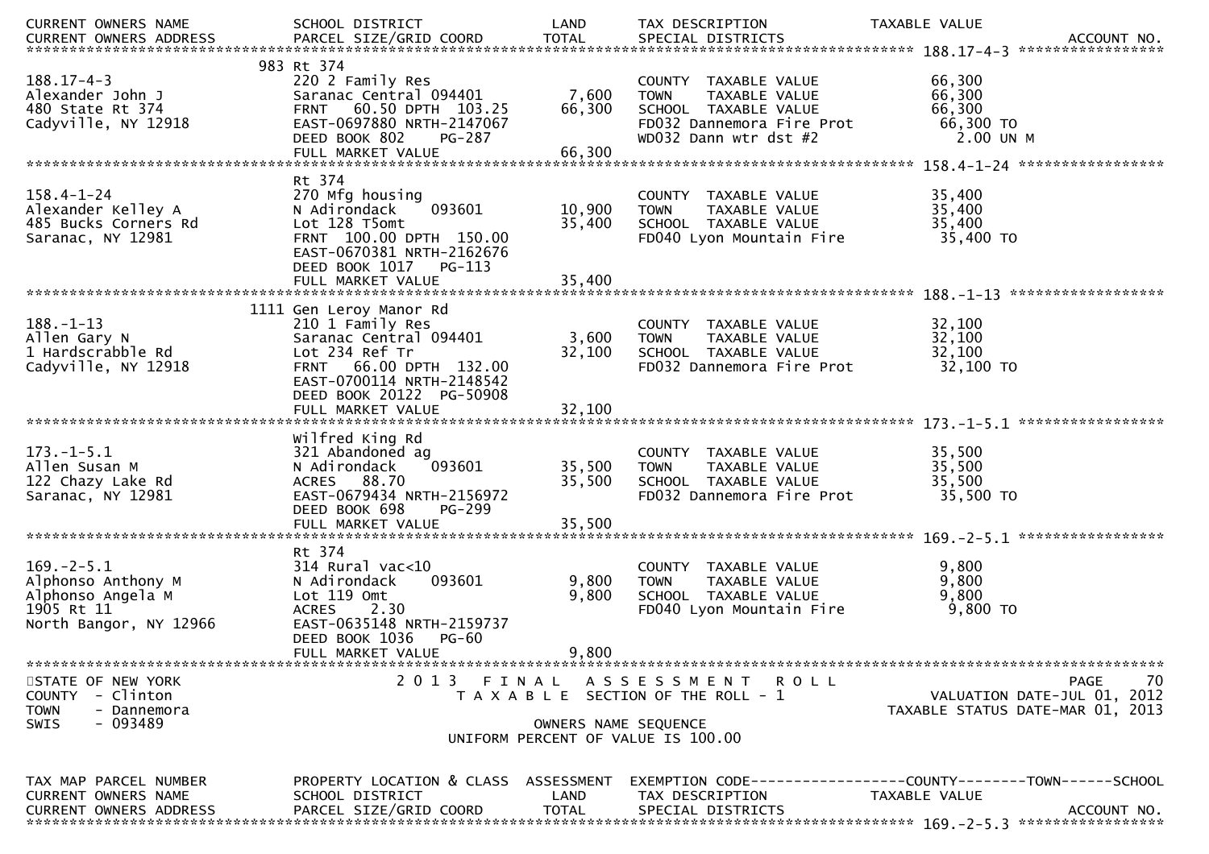| CURRENT OWNERS NAME | SCHOOL DISTRICT | LAND | TAX DESCRIPTION | TAXABLE VALUE |
|---|---|---|---|---|
| CURRENT OWNERS ADDRESS | PARCEL SIZE/GRID COORD | TOTAL | SPECIAL DISTRICTS | ACCOUNT NO. |

******************** 188.17-4-3 ********************

| | | | | |
|---|---|---|---|---|
| | 983 Rt 374 | | | |
| 188.17-4-3 | 220 2 Family Res | | COUNTY TAXABLE VALUE | 66,300 |
| Alexander John J | Saranac Central 094401 | 7,600 | TOWN TAXABLE VALUE | 66,300 |
| 480 State Rt 374 | FRNT 60.50 DPTH 103.25 | 66,300 | SCHOOL TAXABLE VALUE | 66,300 |
| Cadyville, NY 12918 | EAST-0697880 NRTH-2147067 | | FD032 Dannemora Fire Prot | 66,300 TO |
| | DEED BOOK 802 PG-287 | | WD032 Dann wtr dst #2 | 2.00 UN M |
| | FULL MARKET VALUE | 66,300 | | |

******************** 158.4-1-24 ********************

| | | | | |
|---|---|---|---|---|
| | Rt 374 | | | |
| 158.4-1-24 | 270 Mfg housing | | COUNTY TAXABLE VALUE | 35,400 |
| Alexander Kelley A | N Adirondack 093601 | 10,900 | TOWN TAXABLE VALUE | 35,400 |
| 485 Bucks Corners Rd | Lot 128 T5omt | 35,400 | SCHOOL TAXABLE VALUE | 35,400 |
| Saranac, NY 12981 | FRNT 100.00 DPTH 150.00 | | FD040 Lyon Mountain Fire | 35,400 TO |
| | EAST-0670381 NRTH-2162676 | | | |
| | DEED BOOK 1017 PG-113 | | | |
| | FULL MARKET VALUE | 35,400 | | |

******************** 188.-1-13 ********************

| | | | | |
|---|---|---|---|---|
| | 1111 Gen Leroy Manor Rd | | | |
| 188.-1-13 | 210 1 Family Res | | COUNTY TAXABLE VALUE | 32,100 |
| Allen Gary N | Saranac Central 094401 | 3,600 | TOWN TAXABLE VALUE | 32,100 |
| 1 Hardscrabble Rd | Lot 234 Ref Tr | 32,100 | SCHOOL TAXABLE VALUE | 32,100 |
| Cadyville, NY 12918 | FRNT 66.00 DPTH 132.00 | | FD032 Dannemora Fire Prot | 32,100 TO |
| | EAST-0700114 NRTH-2148542 | | | |
| | DEED BOOK 20122 PG-50908 | | | |
| | FULL MARKET VALUE | 32,100 | | |

******************** 173.-1-5.1 ********************

| | | | | |
|---|---|---|---|---|
| | Wilfred King Rd | | | |
| 173.-1-5.1 | 321 Abandoned ag | | COUNTY TAXABLE VALUE | 35,500 |
| Allen Susan M | N Adirondack 093601 | 35,500 | TOWN TAXABLE VALUE | 35,500 |
| 122 Chazy Lake Rd | ACRES 88.70 | 35,500 | SCHOOL TAXABLE VALUE | 35,500 |
| Saranac, NY 12981 | EAST-0679434 NRTH-2156972 | | FD032 Dannemora Fire Prot | 35,500 TO |
| | DEED BOOK 698 PG-299 | | | |
| | FULL MARKET VALUE | 35,500 | | |

******************** 169.-2-5.1 ********************

| | | | | |
|---|---|---|---|---|
| | Rt 374 | | | |
| 169.-2-5.1 | 314 Rural vac<10 | | COUNTY TAXABLE VALUE | 9,800 |
| Alphonso Anthony M | N Adirondack 093601 | 9,800 | TOWN TAXABLE VALUE | 9,800 |
| Alphonso Angela M | Lot 119 Omt | 9,800 | SCHOOL TAXABLE VALUE | 9,800 |
| 1905 Rt 11 | ACRES 2.30 | | FD040 Lyon Mountain Fire | 9,800 TO |
| North Bangor, NY 12966 | EAST-0635148 NRTH-2159737 | | | |
| | DEED BOOK 1036 PG-60 | | | |
| | FULL MARKET VALUE | 9,800 | | |

STATE OF NEW YORK — 2013 FINAL ASSESSMENT ROLL
COUNTY - Clinton — TAXABLE SECTION OF THE ROLL - 1 — VALUATION DATE-JUL 01, 2012
TOWN - Dannemora — TAXABLE STATUS DATE-MAR 01, 2013
SWIS - 093489 — OWNERS NAME SEQUENCE
UNIFORM PERCENT OF VALUE IS 100.00

| TAX MAP PARCEL NUMBER | PROPERTY LOCATION & CLASS | ASSESSMENT | EXEMPTION CODE------COUNTY------TOWN------SCHOOL | |
|---|---|---|---|---|
| CURRENT OWNERS NAME | SCHOOL DISTRICT | LAND | TAX DESCRIPTION | TAXABLE VALUE |
| CURRENT OWNERS ADDRESS | PARCEL SIZE/GRID COORD | TOTAL | SPECIAL DISTRICTS | ACCOUNT NO. |

******************** 169.-2-5.3 ********************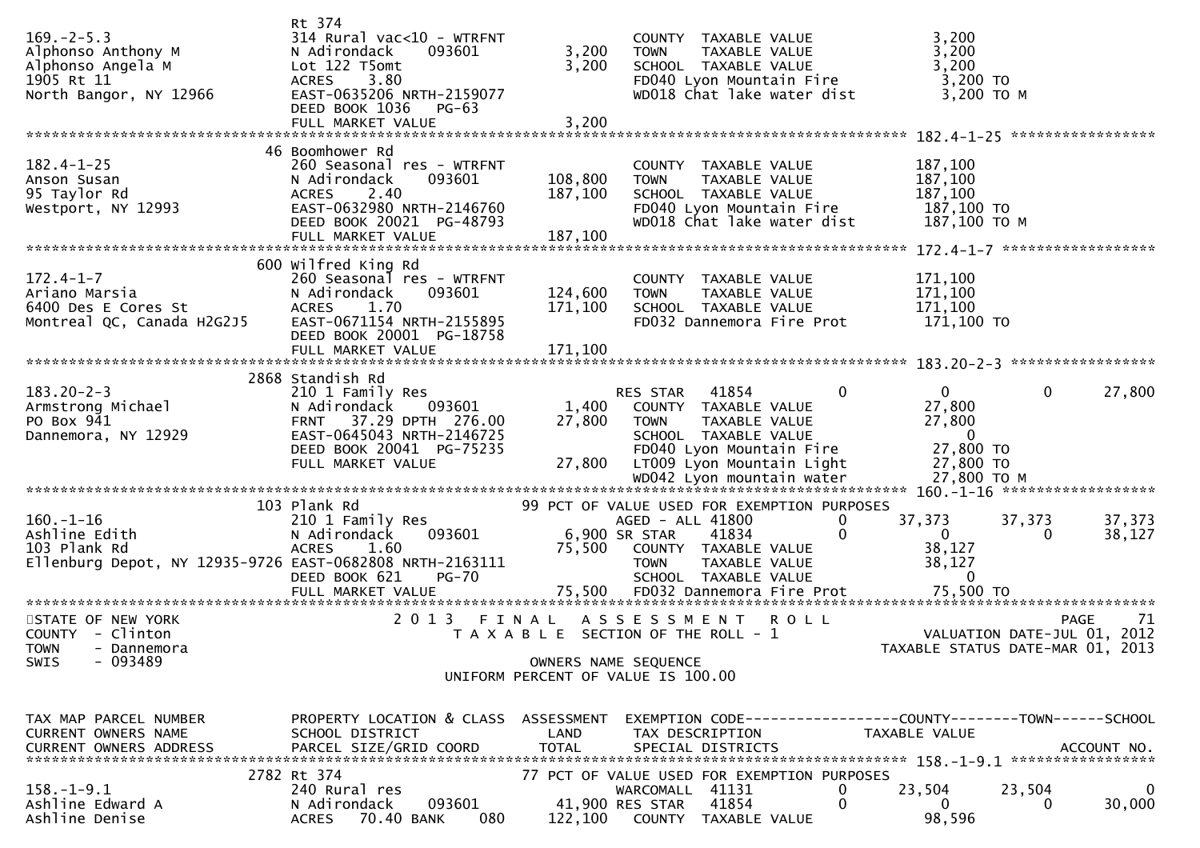```
                              Rt 374
169.-2-5.3                    314 Rural vac<10 - WTRFNT               COUNTY  TAXABLE VALUE               3,200
Alphonso Anthony M            N Adirondack     093601        3,200    TOWN    TAXABLE VALUE               3,200
Alphonso Angela M             Lot 122 T5omt                  3,200    SCHOOL  TAXABLE VALUE               3,200
1905 Rt 11                    ACRES    3.80                           FD040 Lyon Mountain Fire             3,200 TO
North Bangor, NY 12966        EAST-0635206 NRTH-2159077               WD018 Chat lake water dist           3,200 TO M
                              DEED BOOK 1036   PG-63
                              FULL MARKET VALUE              3,200
******************************************************************************************************* 182.4-1-25 *****************
                           46 Boomhower Rd
182.4-1-25                    260 Seasonal res - WTRFNT               COUNTY  TAXABLE VALUE             187,100
Anson Susan                   N Adirondack     093601      108,800    TOWN    TAXABLE VALUE             187,100
95 Taylor Rd                  ACRES    2.40              187,100    SCHOOL  TAXABLE VALUE             187,100
Westport, NY 12993            EAST-0632980 NRTH-2146760               FD040 Lyon Mountain Fire           187,100 TO
                              DEED BOOK 20021  PG-48793               WD018 Chat lake water dist         187,100 TO M
                              FULL MARKET VALUE            187,100
******************************************************************************************************* 172.4-1-7 ******************
                          600 Wilfred King Rd
172.4-1-7                     260 Seasonal res - WTRFNT               COUNTY  TAXABLE VALUE             171,100
Ariano Marsia                 N Adirondack     093601      124,600    TOWN    TAXABLE VALUE             171,100
6400 Des E Cores St           ACRES    1.70              171,100    SCHOOL  TAXABLE VALUE             171,100
Montreal QC, Canada H2G2J5    EAST-0671154 NRTH-2155895               FD032 Dannemora Fire Prot          171,100 TO
                              DEED BOOK 20001  PG-18758
                              FULL MARKET VALUE            171,100
******************************************************************************************************* 183.20-2-3 *****************
                         2868 Standish Rd
183.20-2-3                    210 1 Family Res                        RES STAR   41854          0          0            0       27,800
Armstrong Michael             N Adirondack     093601        1,400    COUNTY  TAXABLE VALUE              27,800
PO Box 941                    FRNT    37.29 DPTH 276.00     27,800    TOWN    TAXABLE VALUE              27,800
Dannemora, NY 12929           EAST-0645043 NRTH-2146725               SCHOOL  TAXABLE VALUE                   0
                              DEED BOOK 20041  PG-75235               FD040 Lyon Mountain Fire            27,800 TO
                              FULL MARKET VALUE             27,800    LT009 Lyon Mountain Light           27,800 TO
                                                                      WD042 Lyon mountain water           27,800 TO M
******************************************************************************************************* 160.-1-16 ******************
                          103 Plank Rd                     99 PCT OF VALUE USED FOR EXEMPTION PURPOSES
160.-1-16                     210 1 Family Res                        AGED - ALL 41800          0     37,373       37,373       37,373
Ashline Edith                 N Adirondack     093601        6,900 SR STAR    41834          0          0            0       38,127
103 Plank Rd                  ACRES    1.60                 75,500    COUNTY  TAXABLE VALUE              38,127
Ellenburg Depot, NY 12935-9726 EAST-0682808 NRTH-2163111              TOWN    TAXABLE VALUE              38,127
                              DEED BOOK 621    PG-70                  SCHOOL  TAXABLE VALUE                   0
                              FULL MARKET VALUE             75,500    FD032 Dannemora Fire Prot           75,500 TO
************************************************************************************************************************************
STATE OF NEW YORK                 2 0 1 3   F I N A L   A S S E S S M E N T   R O L L                              PAGE    71
COUNTY  - Clinton                    T A X A B L E  SECTION OF THE ROLL - 1                      VALUATION DATE-JUL 01, 2012
TOWN    - Dannemora                                                                         TAXABLE STATUS DATE-MAR 01, 2013
SWIS    - 093489                                      OWNERS NAME SEQUENCE
                                             UNIFORM PERCENT OF VALUE IS 100.00


TAX MAP PARCEL NUMBER         PROPERTY LOCATION & CLASS  ASSESSMENT  EXEMPTION CODE------------------COUNTY--------TOWN------SCHOOL
CURRENT OWNERS NAME           SCHOOL DISTRICT               LAND      TAX DESCRIPTION            TAXABLE VALUE
CURRENT OWNERS ADDRESS        PARCEL SIZE/GRID COORD       TOTAL      SPECIAL DISTRICTS                                  ACCOUNT NO.
******************************************************************************************************* 158.-1-9.1 *****************
                         2782 Rt 374                       77 PCT OF VALUE USED FOR EXEMPTION PURPOSES
158.-1-9.1                    240 Rural res                           WARCOMALL  41131          0     23,504       23,504            0
Ashline Edward A              N Adirondack     093601       41,900 RES STAR   41854          0          0            0       30,000
Ashline Denise                ACRES   70.40 BANK     080   122,100    COUNTY  TAXABLE VALUE              98,596
```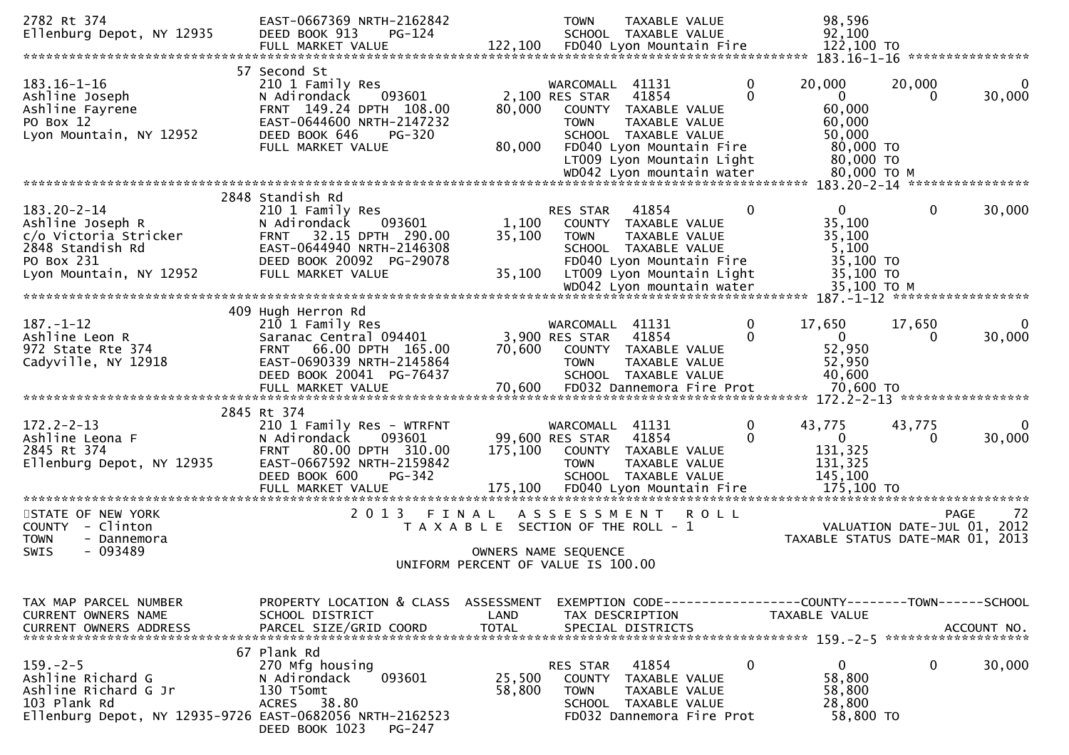```
2782 Rt 374                        EAST-0667369 NRTH-2162842                 TOWN    TAXABLE VALUE                98,596
Ellenburg Depot, NY 12935          DEED BOOK 913     PG-124                  SCHOOL  TAXABLE VALUE                92,100
                                   FULL MARKET VALUE                122,100  FD040 Lyon Mountain Fire             122,100 TO
************************************************************************************************************ 183.16-1-16 *****************
                                57 Second St
183.16-1-16                        210 1 Family Res                          WARCOMALL  41131            0        20,000      20,000          0
Ashline Joseph                     N Adirondack      093601          2,100 RES STAR   41854            0             0           0     30,000
Ashline Fayrene                    FRNT 149.24 DPTH 108.00          80,000   COUNTY  TAXABLE VALUE                60,000
PO Box 12                          EAST-0644600 NRTH-2147232                 TOWN    TAXABLE VALUE                60,000
Lyon Mountain, NY 12952            DEED BOOK 646     PG-320                  SCHOOL  TAXABLE VALUE                50,000
                                   FULL MARKET VALUE                 80,000  FD040 Lyon Mountain Fire              80,000 TO
                                                                             LT009 Lyon Mountain Light             80,000 TO
                                                                             WD042 Lyon mountain water             80,000 TO M
************************************************************************************************************ 183.20-2-14 *****************
                                2848 Standish Rd
183.20-2-14                        210 1 Family Res                          RES STAR   41854            0             0           0     30,000
Ashline Joseph R                   N Adirondack      093601          1,100   COUNTY  TAXABLE VALUE                35,100
c/o Victoria Stricker              FRNT  32.15 DPTH 290.00          35,100   TOWN    TAXABLE VALUE                35,100
2848 Standish Rd                   EAST-0644940 NRTH-2146308                 SCHOOL  TAXABLE VALUE                 5,100
PO Box 231                         DEED BOOK 20092  PG-29078                 FD040 Lyon Mountain Fire              35,100 TO
Lyon Mountain, NY 12952            FULL MARKET VALUE                 35,100  LT009 Lyon Mountain Light             35,100 TO
                                                                             WD042 Lyon mountain water             35,100 TO M
************************************************************************************************************ 187.-1-12 *******************
                                409 Hugh Herron Rd
187.-1-12                          210 1 Family Res                          WARCOMALL  41131            0        17,650      17,650          0
Ashline Leon R                     Saranac Central 094401            3,900 RES STAR   41854            0             0           0     30,000
972 State Rte 374                  FRNT  66.00 DPTH 165.00          70,600   COUNTY  TAXABLE VALUE                52,950
Cadyville, NY 12918                EAST-0690339 NRTH-2145864                 TOWN    TAXABLE VALUE                52,950
                                   DEED BOOK 20041  PG-76437                 SCHOOL  TAXABLE VALUE                40,600
                                   FULL MARKET VALUE                 70,600  FD032 Dannemora Fire Prot             70,600 TO
************************************************************************************************************ 172.2-2-13 ******************
                                2845 Rt 374
172.2-2-13                         210 1 Family Res - WTRFNT                 WARCOMALL  41131            0        43,775      43,775          0
Ashline Leona F                    N Adirondack      093601         99,600 RES STAR   41854            0             0           0     30,000
2845 Rt 374                        FRNT  80.00 DPTH 310.00         175,100   COUNTY  TAXABLE VALUE               131,325
Ellenburg Depot, NY 12935          EAST-0667592 NRTH-2159842                 TOWN    TAXABLE VALUE               131,325
                                   DEED BOOK 600     PG-342                  SCHOOL  TAXABLE VALUE               145,100
                                   FULL MARKET VALUE                175,100  FD040 Lyon Mountain Fire             175,100 TO
**********************************************************************************************************************************************
STATE OF NEW YORK                  2 0 1 3   F I N A L   A S S E S S M E N T   R O L L                                     PAGE     72
COUNTY  - Clinton                       T A X A B L E  SECTION OF THE ROLL - 1                       VALUATION DATE-JUL 01, 2012
TOWN    - Dannemora                                                                              TAXABLE STATUS DATE-MAR 01, 2013
SWIS    - 093489                                        OWNERS NAME SEQUENCE
                                                  UNIFORM PERCENT OF VALUE IS 100.00


TAX MAP PARCEL NUMBER              PROPERTY LOCATION & CLASS  ASSESSMENT  EXEMPTION CODE------------------COUNTY--------TOWN------SCHOOL
CURRENT OWNERS NAME                SCHOOL DISTRICT               LAND     TAX DESCRIPTION             TAXABLE VALUE
CURRENT OWNERS ADDRESS             PARCEL SIZE/GRID COORD        TOTAL    SPECIAL DISTRICTS                                     ACCOUNT NO.
************************************************************************************************************ 159.-2-5 ********************
                                67 Plank Rd
159.-2-5                           270 Mfg housing                           RES STAR   41854            0             0           0     30,000
Ashline Richard G                  N Adirondack      093601         25,500   COUNTY  TAXABLE VALUE                58,800
Ashline Richard G Jr               130 T5omt                        58,800   TOWN    TAXABLE VALUE                58,800
103 Plank Rd                       ACRES   38.80                             SCHOOL  TAXABLE VALUE                28,800
Ellenburg Depot, NY 12935-9726 EAST-0682056 NRTH-2162523                     FD032 Dannemora Fire Prot             58,800 TO
                                   DEED BOOK 1023    PG-247
```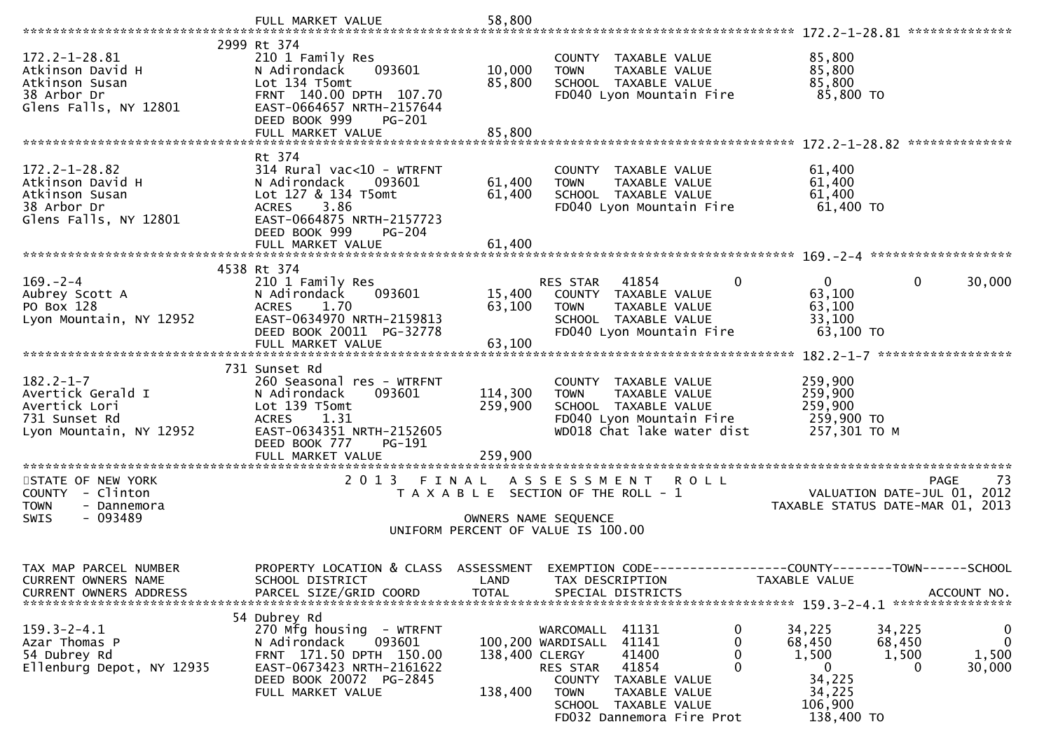FULL MARKET VALUE 58,800

```
******************************************************************************************************* 172.2-1-28.81 **************
                            2999 Rt 374
172.2-1-28.81               210 1 Family Res                               COUNTY  TAXABLE VALUE            85,800
Atkinson David H            N Adirondack     093601        10,000   TOWN    TAXABLE VALUE            85,800
Atkinson Susan              Lot 134 T5omt                  85,800   SCHOOL  TAXABLE VALUE            85,800
38 Arbor Dr                 FRNT 140.00 DPTH 107.70                 FD040 Lyon Mountain Fire          85,800 TO
Glens Falls, NY 12801       EAST-0664657 NRTH-2157644
                            DEED BOOK 999     PG-201
                            FULL MARKET VALUE              85,800
******************************************************************************************************* 172.2-1-28.82 **************
                            Rt 374
172.2-1-28.82               314 Rural vac<10 - WTRFNT                      COUNTY  TAXABLE VALUE            61,400
Atkinson David H            N Adirondack     093601        61,400   TOWN    TAXABLE VALUE            61,400
Atkinson Susan              Lot 127 & 134 T5omt            61,400   SCHOOL  TAXABLE VALUE            61,400
38 Arbor Dr                 ACRES     3.86                          FD040 Lyon Mountain Fire          61,400 TO
Glens Falls, NY 12801       EAST-0664875 NRTH-2157723
                            DEED BOOK 999     PG-204
                            FULL MARKET VALUE              61,400
******************************************************************************************************* 169.-2-4 *******************
                            4538 Rt 374
169.-2-4                    210 1 Family Res                        RES STAR   41854          0            0            0       30,000
Aubrey Scott A              N Adirondack     093601        15,400     COUNTY  TAXABLE VALUE            63,100
PO Box 128                  ACRES     1.70                 63,100     TOWN    TAXABLE VALUE            63,100
Lyon Mountain, NY 12952     EAST-0634970 NRTH-2159813                 SCHOOL  TAXABLE VALUE            33,100
                            DEED BOOK 20011  PG-32778                 FD040 Lyon Mountain Fire          63,100 TO
                            FULL MARKET VALUE              63,100
******************************************************************************************************* 182.2-1-7 ******************
                            731 Sunset Rd
182.2-1-7                   260 Seasonal res - WTRFNT                      COUNTY  TAXABLE VALUE           259,900
Avertick Gerald I           N Adirondack     093601       114,300   TOWN    TAXABLE VALUE           259,900
Avertick Lori               Lot 139 T5omt                 259,900   SCHOOL  TAXABLE VALUE           259,900
731 Sunset Rd               ACRES     1.31                          FD040 Lyon Mountain Fire         259,900 TO
Lyon Mountain, NY 12952     EAST-0634351 NRTH-2152605               WD018 Chat lake water dist        257,301 TO M
                            DEED BOOK 777     PG-191
                            FULL MARKET VALUE             259,900
************************************************************************************************************************************
```

STATE OF NEW YORK — 2 0 1 3 F I N A L A S S E S S M E N T R O L L — PAGE 73
COUNTY - Clinton — T A X A B L E SECTION OF THE ROLL - 1 — VALUATION DATE-JUL 01, 2012
TOWN - Dannemora — TAXABLE STATUS DATE-MAR 01, 2013
SWIS - 093489 — OWNERS NAME SEQUENCE
UNIFORM PERCENT OF VALUE IS 100.00

```
TAX MAP PARCEL NUMBER        PROPERTY LOCATION & CLASS  ASSESSMENT  EXEMPTION CODE------------------COUNTY--------TOWN------SCHOOL
CURRENT OWNERS NAME          SCHOOL DISTRICT               LAND     TAX DESCRIPTION              TAXABLE VALUE
CURRENT OWNERS ADDRESS       PARCEL SIZE/GRID COORD        TOTAL    SPECIAL DISTRICTS                                      ACCOUNT NO.
******************************************************************************************************* 159.3-2-4.1 ****************
                            54 Dubrey Rd
159.3-2-4.1                 270 Mfg housing  - WTRFNT                 WARCOMALL  41131          0         34,225       34,225            0
Azar Thomas P               N Adirondack     093601       100,200   WARDISALL  41141          0         68,450       68,450            0
54 Dubrey Rd                FRNT 171.50 DPTH 150.00       138,400   CLERGY     41400          0          1,500        1,500        1,500
Ellenburg Depot, NY 12935   EAST-0673423 NRTH-2161622               RES STAR   41854          0              0            0       30,000
                            DEED BOOK 20072  PG-2845                  COUNTY  TAXABLE VALUE            34,225
                            FULL MARKET VALUE             138,400     TOWN    TAXABLE VALUE            34,225
                                                                      SCHOOL  TAXABLE VALUE           106,900
                                                                      FD032 Dannemora Fire Prot        138,400 TO
```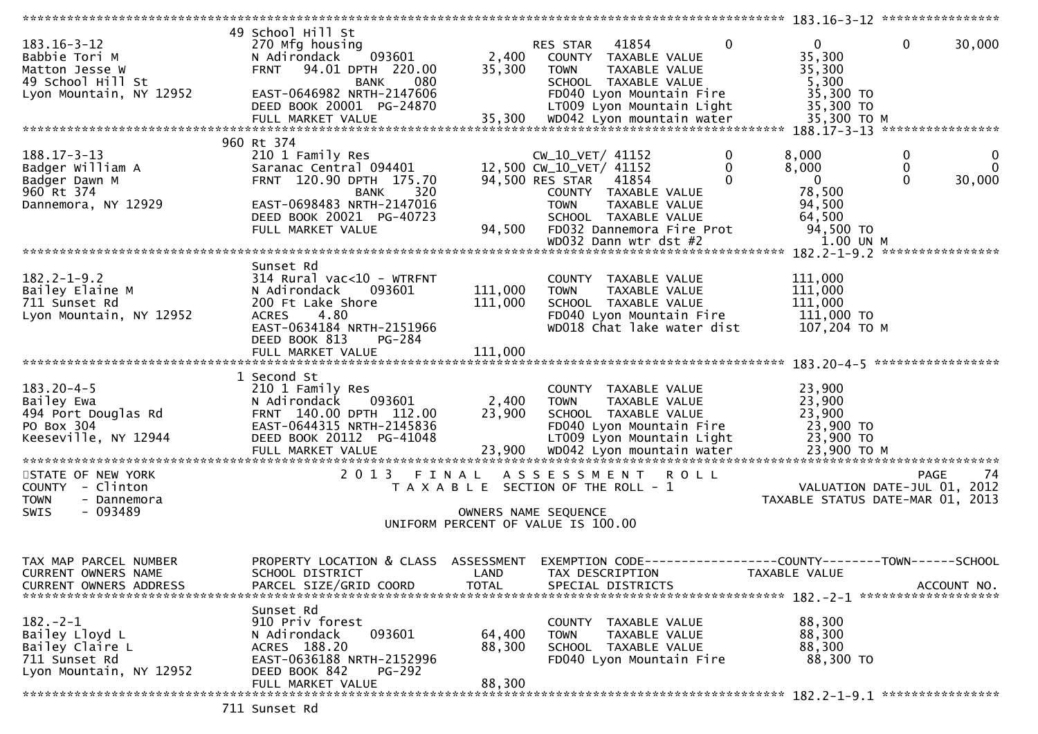```
******************************************************************************************************* 183.16-3-12 ****************
                          49 School Hill St
183.16-3-12               270 Mfg housing                       RES STAR   41854          0            0            0       30,000
Babbie Tori M             N Adirondack    093601      2,400    COUNTY  TAXABLE VALUE              35,300
Matton Jesse W            FRNT   94.01 DPTH  220.00  35,300    TOWN    TAXABLE VALUE              35,300
49 School Hill St                        BANK     080          SCHOOL  TAXABLE VALUE               5,300
Lyon Mountain, NY 12952   EAST-0646982 NRTH-2147606            FD040 Lyon Mountain Fire           35,300 TO
                          DEED BOOK 20001  PG-24870            LT009 Lyon Mountain Light          35,300 TO
                          FULL MARKET VALUE          35,300    WD042 Lyon mountain water          35,300 TO M
******************************************************************************************************* 188.17-3-13 ****************
                          960 Rt 374
188.17-3-13               210 1 Family Res                     CW_10_VET/ 41152           0        8,000            0            0
Badger William A          Saranac Central 094401     12,500 CW_10_VET/ 41152              0        8,000            0            0
Badger Dawn M             FRNT  120.90 DPTH  175.70  94,500 RES STAR   41854              0            0            0       30,000
960 Rt 374                               BANK     320          COUNTY  TAXABLE VALUE              78,500
Dannemora, NY 12929       EAST-0698483 NRTH-2147016            TOWN    TAXABLE VALUE              94,500
                          DEED BOOK 20021  PG-40723            SCHOOL  TAXABLE VALUE              64,500
                          FULL MARKET VALUE          94,500    FD032 Dannemora Fire Prot          94,500 TO
                                                               WD032 Dann wtr dst #2                1.00 UN M
******************************************************************************************************* 182.2-1-9.2 ****************
                          Sunset Rd
182.2-1-9.2               314 Rural vac<10 - WTRFNT            COUNTY  TAXABLE VALUE             111,000
Bailey Elaine M           N Adirondack    093601    111,000    TOWN    TAXABLE VALUE             111,000
711 Sunset Rd             200 Ft Lake Shore         111,000    SCHOOL  TAXABLE VALUE             111,000
Lyon Mountain, NY 12952   ACRES    4.80                        FD040 Lyon Mountain Fire          111,000 TO
                          EAST-0634184 NRTH-2151966            WD018 Chat lake water dist        107,204 TO M
                          DEED BOOK 813    PG-284
                          FULL MARKET VALUE         111,000
******************************************************************************************************* 183.20-4-5 *****************
                          1 Second St
183.20-4-5                210 1 Family Res                     COUNTY  TAXABLE VALUE              23,900
Bailey Ewa                N Adirondack    093601      2,400    TOWN    TAXABLE VALUE              23,900
494 Port Douglas Rd       FRNT  140.00 DPTH  112.00  23,900    SCHOOL  TAXABLE VALUE              23,900
PO Box 304                EAST-0644315 NRTH-2145836            FD040 Lyon Mountain Fire           23,900 TO
Keeseville, NY 12944      DEED BOOK 20112  PG-41048            LT009 Lyon Mountain Light          23,900 TO
                          FULL MARKET VALUE          23,900    WD042 Lyon mountain water          23,900 TO M
************************************************************************************************************************************
STATE OF NEW YORK                 2 0 1 3   F I N A L   A S S E S S M E N T   R O L L                              PAGE     74
COUNTY  - Clinton                     T A X A B L E  SECTION OF THE ROLL - 1                     VALUATION DATE-JUL 01, 2012
TOWN    - Dannemora                                                                           TAXABLE STATUS DATE-MAR 01, 2013
SWIS    - 093489                                   OWNERS NAME SEQUENCE
                                          UNIFORM PERCENT OF VALUE IS 100.00


TAX MAP PARCEL NUMBER     PROPERTY LOCATION & CLASS  ASSESSMENT  EXEMPTION CODE------------------COUNTY--------TOWN------SCHOOL
CURRENT OWNERS NAME       SCHOOL DISTRICT               LAND     TAX DESCRIPTION             TAXABLE VALUE
CURRENT OWNERS ADDRESS    PARCEL SIZE/GRID COORD       TOTAL     SPECIAL DISTRICTS                                    ACCOUNT NO.
******************************************************************************************************* 182.-2-1 *******************
                          Sunset Rd
182.-2-1                  910 Priv forest                      COUNTY  TAXABLE VALUE              88,300
Bailey Lloyd L            N Adirondack    093601     64,400    TOWN    TAXABLE VALUE              88,300
Bailey Claire L           ACRES  188.20              88,300    SCHOOL  TAXABLE VALUE              88,300
711 Sunset Rd             EAST-0636188 NRTH-2152996            FD040 Lyon Mountain Fire           88,300 TO
Lyon Mountain, NY 12952   DEED BOOK 842    PG-292
                          FULL MARKET VALUE          88,300
******************************************************************************************************* 182.2-1-9.1 ****************
                          711 Sunset Rd
```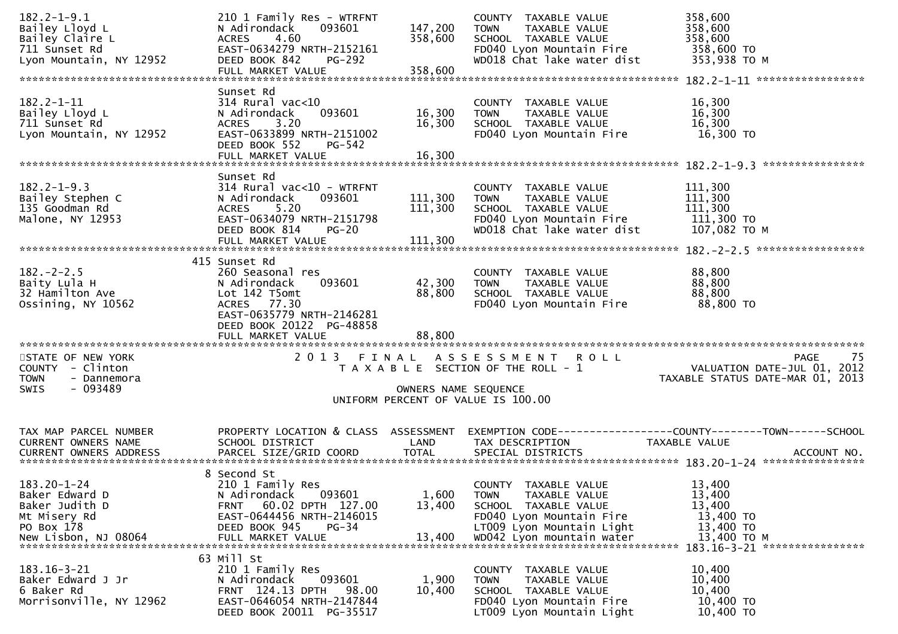```
182.2-1-9.1                    210 1 Family Res - WTRFNT              COUNTY  TAXABLE VALUE          358,600
Bailey Lloyd L                 N Adirondack    093601       147,200   TOWN    TAXABLE VALUE          358,600
Bailey Claire L                ACRES    4.60                358,600   SCHOOL  TAXABLE VALUE          358,600
711 Sunset Rd                  EAST-0634279 NRTH-2152161              FD040 Lyon Mountain Fire        358,600 TO
Lyon Mountain, NY 12952        DEED BOOK 842    PG-292                WD018 Chat lake water dist      353,938 TO M
                               FULL MARKET VALUE            358,600
******************************************************************************************************* 182.2-1-11 *****************
                               Sunset Rd
182.2-1-11                     314 Rural vac<10                       COUNTY  TAXABLE VALUE           16,300
Bailey Lloyd L                 N Adirondack    093601        16,300   TOWN    TAXABLE VALUE           16,300
711 Sunset Rd                  ACRES    3.20                 16,300   SCHOOL  TAXABLE VALUE           16,300
Lyon Mountain, NY 12952        EAST-0633899 NRTH-2151002              FD040 Lyon Mountain Fire         16,300 TO
                               DEED BOOK 552    PG-542
                               FULL MARKET VALUE             16,300
******************************************************************************************************* 182.2-1-9.3 ****************
                               Sunset Rd
182.2-1-9.3                    314 Rural vac<10 - WTRFNT              COUNTY  TAXABLE VALUE          111,300
Bailey Stephen C               N Adirondack    093601       111,300   TOWN    TAXABLE VALUE          111,300
135 Goodman Rd                 ACRES    5.20                111,300   SCHOOL  TAXABLE VALUE          111,300
Malone, NY 12953               EAST-0634079 NRTH-2151798              FD040 Lyon Mountain Fire        111,300 TO
                               DEED BOOK 814    PG-20                 WD018 Chat lake water dist      107,082 TO M
                               FULL MARKET VALUE            111,300
******************************************************************************************************* 182.-2-2.5 *****************
                           415 Sunset Rd
182.-2-2.5                     260 Seasonal res                       COUNTY  TAXABLE VALUE           88,800
Baity Lula H                   N Adirondack    093601        42,300   TOWN    TAXABLE VALUE           88,800
32 Hamilton Ave                Lot 142 T5omt                 88,800   SCHOOL  TAXABLE VALUE           88,800
Ossining, NY 10562             ACRES   77.30                          FD040 Lyon Mountain Fire         88,800 TO
                               EAST-0635779 NRTH-2146281
                               DEED BOOK 20122  PG-48858
                               FULL MARKET VALUE             88,800
************************************************************************************************************************************
STATE OF NEW YORK                  2 0 1 3   F I N A L   A S S E S S M E N T   R O L L                                   PAGE    75
COUNTY  - Clinton                     T A X A B L E  SECTION OF THE ROLL - 1                          VALUATION DATE-JUL 01, 2012
TOWN    - Dannemora                                                                                 TAXABLE STATUS DATE-MAR 01, 2013
SWIS    - 093489                                        OWNERS NAME SEQUENCE
                                                  UNIFORM PERCENT OF VALUE IS 100.00


TAX MAP PARCEL NUMBER          PROPERTY LOCATION & CLASS  ASSESSMENT  EXEMPTION CODE------------------COUNTY--------TOWN------SCHOOL
CURRENT OWNERS NAME            SCHOOL DISTRICT               LAND     TAX DESCRIPTION             TAXABLE VALUE
CURRENT OWNERS ADDRESS         PARCEL SIZE/GRID COORD        TOTAL    SPECIAL DISTRICTS                                   ACCOUNT NO.
******************************************************************************************************* 183.20-1-24 ****************
                             8 Second St
183.20-1-24                    210 1 Family Res                       COUNTY  TAXABLE VALUE           13,400
Baker Edward D                 N Adirondack    093601         1,600   TOWN    TAXABLE VALUE           13,400
Baker Judith D                 FRNT   60.02 DPTH  127.00     13,400   SCHOOL  TAXABLE VALUE           13,400
Mt Misery Rd                   EAST-0644456 NRTH-2146015              FD040 Lyon Mountain Fire         13,400 TO
PO Box 178                     DEED BOOK 945    PG-34                 LT009 Lyon Mountain Light        13,400 TO
New Lisbon, NJ 08064           FULL MARKET VALUE             13,400   WD042 Lyon mountain water        13,400 TO M
******************************************************************************************************* 183.16-3-21 ****************
                            63 Mill St
183.16-3-21                    210 1 Family Res                       COUNTY  TAXABLE VALUE           10,400
Baker Edward J Jr              N Adirondack    093601         1,900   TOWN    TAXABLE VALUE           10,400
6 Baker Rd                     FRNT  124.13 DPTH   98.00     10,400   SCHOOL  TAXABLE VALUE           10,400
Morrisonville, NY 12962        EAST-0646054 NRTH-2147844              FD040 Lyon Mountain Fire         10,400 TO
                               DEED BOOK 20011  PG-35517              LT009 Lyon Mountain Light        10,400 TO
```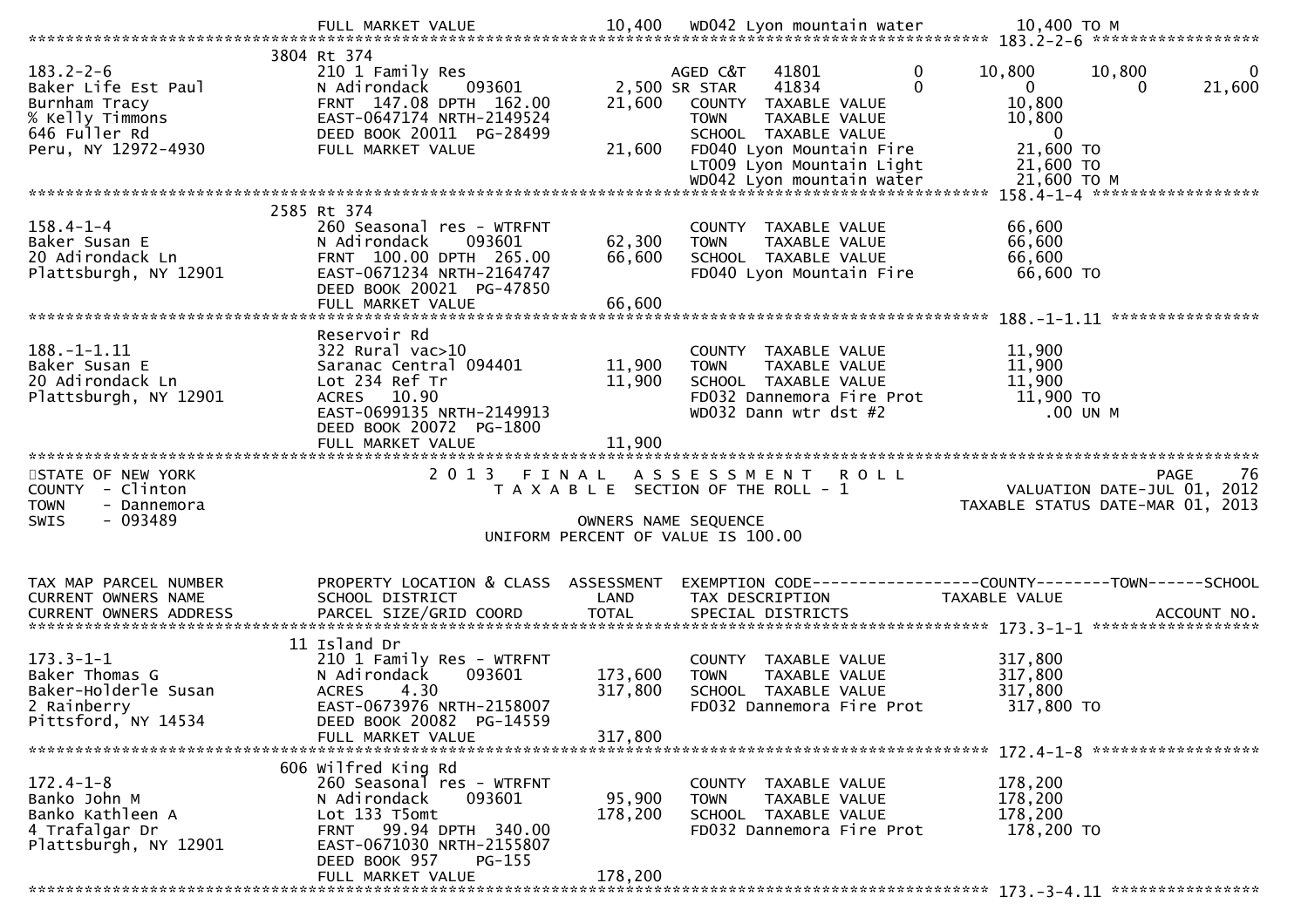FULL MARKET VALUE 10,400 WD042 Lyon mountain water 10,400 TO M

******************************************************************************************************* 183.2-2-6 *****************

3804 Rt 374

| | | | | | | | |
|---|---|---|---|---|---|---|---|
| 183.2-2-6 | 210 1 Family Res | | AGED C&T 41801 | 0 | 10,800 | 10,800 | 0 |
| Baker Life Est Paul | N Adirondack 093601 | 2,500 | SR STAR 41834 | 0 | 0 | 0 | 21,600 |
| Burnham Tracy | FRNT 147.08 DPTH 162.00 | 21,600 | COUNTY TAXABLE VALUE | | 10,800 | | |
| % Kelly Timmons | EAST-0647174 NRTH-2149524 | | TOWN TAXABLE VALUE | | 10,800 | | |
| 646 Fuller Rd | DEED BOOK 20011 PG-28499 | | SCHOOL TAXABLE VALUE | | 0 | | |
| Peru, NY 12972-4930 | FULL MARKET VALUE | 21,600 | FD040 Lyon Mountain Fire | | 21,600 TO | | |
| | | | LT009 Lyon Mountain Light | | 21,600 TO | | |
| | | | WD042 Lyon mountain water | | 21,600 TO M | | |

******************************************************************************************************* 158.4-1-4 *****************

2585 Rt 374

| | | | | |
|---|---|---|---|---|
| 158.4-1-4 | 260 Seasonal res - WTRFNT | | COUNTY TAXABLE VALUE | 66,600 |
| Baker Susan E | N Adirondack 093601 | 62,300 | TOWN TAXABLE VALUE | 66,600 |
| 20 Adirondack Ln | FRNT 100.00 DPTH 265.00 | 66,600 | SCHOOL TAXABLE VALUE | 66,600 |
| Plattsburgh, NY 12901 | EAST-0671234 NRTH-2164747 | | FD040 Lyon Mountain Fire | 66,600 TO |
| | DEED BOOK 20021 PG-47850 | | | |
| | FULL MARKET VALUE | 66,600 | | |

******************************************************************************************************* 188.-1-1.11 ***************

Reservoir Rd

| | | | | |
|---|---|---|---|---|
| 188.-1-1.11 | 322 Rural vac>10 | | COUNTY TAXABLE VALUE | 11,900 |
| Baker Susan E | Saranac Central 094401 | 11,900 | TOWN TAXABLE VALUE | 11,900 |
| 20 Adirondack Ln | Lot 234 Ref Tr | 11,900 | SCHOOL TAXABLE VALUE | 11,900 |
| Plattsburgh, NY 12901 | ACRES 10.90 | | FD032 Dannemora Fire Prot | 11,900 TO |
| | EAST-0699135 NRTH-2149913 | | WD032 Dann wtr dst #2 | .00 UN M |
| | DEED BOOK 20072 PG-1800 | | | |
| | FULL MARKET VALUE | 11,900 | | |

*******************************************************************************************************************************

STATE OF NEW YORK — 2013 FINAL ASSESSMENT ROLL — PAGE 76
COUNTY - Clinton — TAXABLE SECTION OF THE ROLL - 1 — VALUATION DATE-JUL 01, 2012
TOWN - Dannemora — TAXABLE STATUS DATE-MAR 01, 2013
SWIS - 093489 — OWNERS NAME SEQUENCE
UNIFORM PERCENT OF VALUE IS 100.00

| TAX MAP PARCEL NUMBER / CURRENT OWNERS NAME / CURRENT OWNERS ADDRESS | PROPERTY LOCATION & CLASS / SCHOOL DISTRICT / PARCEL SIZE/GRID COORD | ASSESSMENT LAND / TOTAL | EXEMPTION CODE / TAX DESCRIPTION / SPECIAL DISTRICTS | COUNTY--------TOWN------SCHOOL TAXABLE VALUE / ACCOUNT NO. |
|---|---|---|---|---|

******************************************************************************************************* 173.3-1-1 *****************

11 Island Dr

| | | | | |
|---|---|---|---|---|
| 173.3-1-1 | 210 1 Family Res - WTRFNT | | COUNTY TAXABLE VALUE | 317,800 |
| Baker Thomas G | N Adirondack 093601 | 173,600 | TOWN TAXABLE VALUE | 317,800 |
| Baker-Holderle Susan | ACRES 4.30 | 317,800 | SCHOOL TAXABLE VALUE | 317,800 |
| 2 Rainberry | EAST-0673976 NRTH-2158007 | | FD032 Dannemora Fire Prot | 317,800 TO |
| Pittsford, NY 14534 | DEED BOOK 20082 PG-14559 | | | |
| | FULL MARKET VALUE | 317,800 | | |

******************************************************************************************************* 172.4-1-8 *****************

606 Wilfred King Rd

| | | | | |
|---|---|---|---|---|
| 172.4-1-8 | 260 Seasonal res - WTRFNT | | COUNTY TAXABLE VALUE | 178,200 |
| Banko John M | N Adirondack 093601 | 95,900 | TOWN TAXABLE VALUE | 178,200 |
| Banko Kathleen A | Lot 133 T5omt | 178,200 | SCHOOL TAXABLE VALUE | 178,200 |
| 4 Trafalgar Dr | FRNT 99.94 DPTH 340.00 | | FD032 Dannemora Fire Prot | 178,200 TO |
| Plattsburgh, NY 12901 | EAST-0671030 NRTH-2155807 | | | |
| | DEED BOOK 957 PG-155 | | | |
| | FULL MARKET VALUE | 178,200 | | |

******************************************************************************************************* 173.-3-4.11 ***************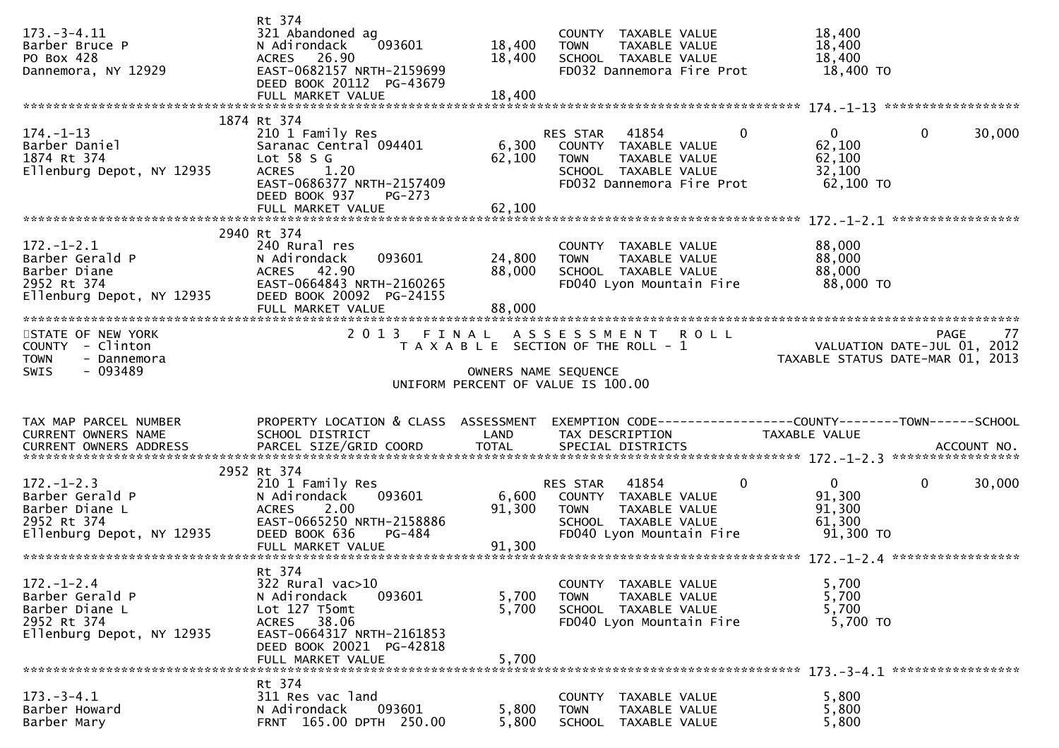```
                                Rt 374
173.-3-4.11                     321 Abandoned ag                           COUNTY  TAXABLE VALUE              18,400
Barber Bruce P                  N Adirondack    093601         18,400      TOWN    TAXABLE VALUE              18,400
PO Box 428                      ACRES   26.90                  18,400      SCHOOL  TAXABLE VALUE              18,400
Dannemora, NY 12929             EAST-0682157 NRTH-2159699                  FD032 Dannemora Fire Prot           18,400 TO
                                DEED BOOK 20112  PG-43679
                                FULL MARKET VALUE              18,400
******************************************************************************************************* 174.-1-13 ******************
                           1874 Rt 374
174.-1-13                       210 1 Family Res                           RES STAR   41854         0            0            0     30,000
Barber Daniel                   Saranac Central 094401          6,300      COUNTY  TAXABLE VALUE              62,100
1874 Rt 374                     Lot 58 S G                     62,100      TOWN    TAXABLE VALUE              62,100
Ellenburg Depot, NY 12935       ACRES    1.20                              SCHOOL  TAXABLE VALUE              32,100
                                EAST-0686377 NRTH-2157409                  FD032 Dannemora Fire Prot           62,100 TO
                                DEED BOOK 937     PG-273
                                FULL MARKET VALUE              62,100
******************************************************************************************************* 172.-1-2.1 *****************
                           2940 Rt 374
172.-1-2.1                      240 Rural res                              COUNTY  TAXABLE VALUE              88,000
Barber Gerald P                 N Adirondack    093601         24,800      TOWN    TAXABLE VALUE              88,000
Barber Diane                    ACRES   42.90                  88,000      SCHOOL  TAXABLE VALUE              88,000
2952 Rt 374                     EAST-0664843 NRTH-2160265                  FD040 Lyon Mountain Fire            88,000 TO
Ellenburg Depot, NY 12935       DEED BOOK 20092  PG-24155
                                FULL MARKET VALUE              88,000
************************************************************************************************************************************
STATE OF NEW YORK                    2 0 1 3   F I N A L   A S S E S S M E N T   R O L L                                  PAGE    77
COUNTY  - Clinton                       T A X A B L E  SECTION OF THE ROLL - 1                          VALUATION DATE-JUL 01, 2012
TOWN    - Dannemora                                                                                 TAXABLE STATUS DATE-MAR 01, 2013
SWIS    - 093489                                        OWNERS NAME SEQUENCE
                                                 UNIFORM PERCENT OF VALUE IS 100.00


TAX MAP PARCEL NUMBER           PROPERTY LOCATION & CLASS  ASSESSMENT  EXEMPTION CODE------------------COUNTY--------TOWN------SCHOOL
CURRENT OWNERS NAME             SCHOOL DISTRICT               LAND      TAX DESCRIPTION                TAXABLE VALUE
CURRENT OWNERS ADDRESS          PARCEL SIZE/GRID COORD        TOTAL     SPECIAL DISTRICTS                                      ACCOUNT NO.
******************************************************************************************************* 172.-1-2.3 *****************
                           2952 Rt 374
172.-1-2.3                      210 1 Family Res                           RES STAR   41854         0            0            0     30,000
Barber Gerald P                 N Adirondack    093601          6,600      COUNTY  TAXABLE VALUE              91,300
Barber Diane L                  ACRES    2.00                  91,300      TOWN    TAXABLE VALUE              91,300
2952 Rt 374                     EAST-0665250 NRTH-2158886                  SCHOOL  TAXABLE VALUE              61,300
Ellenburg Depot, NY 12935       DEED BOOK 636     PG-484                   FD040 Lyon Mountain Fire            91,300 TO
                                FULL MARKET VALUE              91,300
******************************************************************************************************* 172.-1-2.4 *****************
                                Rt 374
172.-1-2.4                      322 Rural vac>10                           COUNTY  TAXABLE VALUE               5,700
Barber Gerald P                 N Adirondack    093601          5,700      TOWN    TAXABLE VALUE               5,700
Barber Diane L                  Lot 127 T5omt                   5,700      SCHOOL  TAXABLE VALUE               5,700
2952 Rt 374                     ACRES   38.06                              FD040 Lyon Mountain Fire             5,700 TO
Ellenburg Depot, NY 12935       EAST-0664317 NRTH-2161853
                                DEED BOOK 20021  PG-42818
                                FULL MARKET VALUE               5,700
******************************************************************************************************* 173.-3-4.1 *****************
                                Rt 374
173.-3-4.1                      311 Res vac land                           COUNTY  TAXABLE VALUE               5,800
Barber Howard                   N Adirondack    093601          5,800      TOWN    TAXABLE VALUE               5,800
Barber Mary                     FRNT 165.00 DPTH 250.00         5,800      SCHOOL  TAXABLE VALUE               5,800
```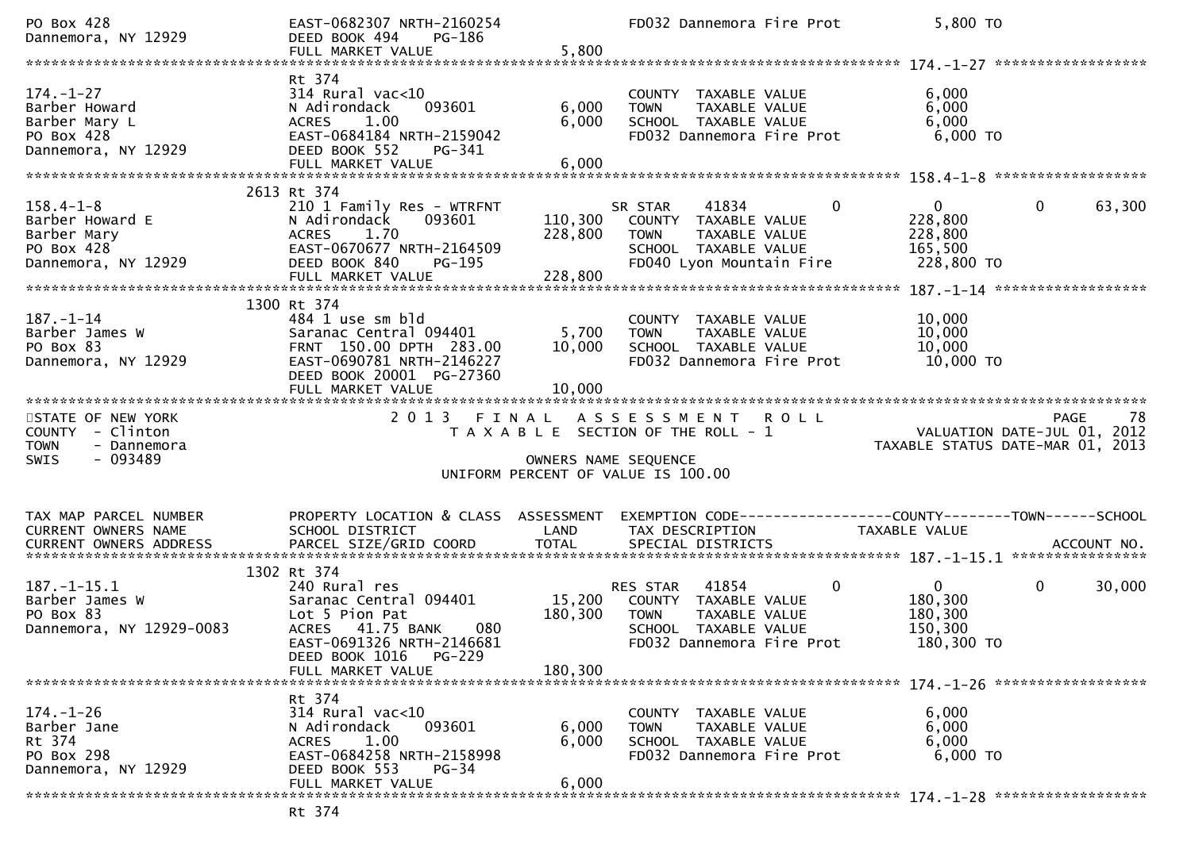```
PO Box 428                      EAST-0682307 NRTH-2160254                  FD032 Dannemora Fire Prot            5,800 TO
Dannemora, NY 12929             DEED BOOK 494    PG-186
                                FULL MARKET VALUE              5,800
******************************************************************************************************* 174.-1-27 ******************
                                Rt 374
174.-1-27                       314 Rural vac<10                           COUNTY  TAXABLE VALUE                6,000
Barber Howard                   N Adirondack     093601        6,000       TOWN    TAXABLE VALUE                6,000
Barber Mary L                   ACRES    1.00                  6,000       SCHOOL  TAXABLE VALUE                6,000
PO Box 428                      EAST-0684184 NRTH-2159042                  FD032 Dannemora Fire Prot            6,000 TO
Dannemora, NY 12929             DEED BOOK 552    PG-341
                                FULL MARKET VALUE              6,000
******************************************************************************************************* 158.4-1-8 ******************
                           2613 Rt 374
158.4-1-8                       210 1 Family Res - WTRFNT                  SR STAR    41834           0             0          0      63,300
Barber Howard E                 N Adirondack     093601      110,300       COUNTY  TAXABLE VALUE              228,800
Barber Mary                     ACRES    1.70                228,800       TOWN    TAXABLE VALUE              228,800
PO Box 428                      EAST-0670677 NRTH-2164509                  SCHOOL  TAXABLE VALUE              165,500
Dannemora, NY 12929             DEED BOOK 840    PG-195                    FD040 Lyon Mountain Fire           228,800 TO
                                FULL MARKET VALUE            228,800
******************************************************************************************************* 187.-1-14 ******************
                           1300 Rt 374
187.-1-14                       484 1 use sm bld                           COUNTY  TAXABLE VALUE               10,000
Barber James W                  Saranac Central 094401         5,700       TOWN    TAXABLE VALUE               10,000
PO Box 83                       FRNT  150.00 DPTH  283.00     10,000       SCHOOL  TAXABLE VALUE               10,000
Dannemora, NY 12929             EAST-0690781 NRTH-2146227                  FD032 Dannemora Fire Prot           10,000 TO
                                DEED BOOK 20001  PG-27360
                                FULL MARKET VALUE             10,000
************************************************************************************************************************************
STATE OF NEW YORK                  2 0 1 3   F I N A L   A S S E S S M E N T   R O L L                                  PAGE    78
COUNTY  - Clinton                     T A X A B L E  SECTION OF THE ROLL - 1                          VALUATION DATE-JUL 01, 2012
TOWN    - Dannemora                                                                                 TAXABLE STATUS DATE-MAR 01, 2013
SWIS    - 093489                                          OWNERS NAME SEQUENCE
                                                 UNIFORM PERCENT OF VALUE IS 100.00


TAX MAP PARCEL NUMBER           PROPERTY LOCATION & CLASS  ASSESSMENT  EXEMPTION CODE------------------COUNTY--------TOWN------SCHOOL
CURRENT OWNERS NAME             SCHOOL DISTRICT               LAND     TAX DESCRIPTION              TAXABLE VALUE
CURRENT OWNERS ADDRESS          PARCEL SIZE/GRID COORD       TOTAL     SPECIAL DISTRICTS                                   ACCOUNT NO.
******************************************************************************************************* 187.-1-15.1 ****************
                           1302 Rt 374
187.-1-15.1                     240 Rural res                              RES STAR   41854           0             0          0      30,000
Barber James W                  Saranac Central 094401        15,200       COUNTY  TAXABLE VALUE              180,300
PO Box 83                       Lot 5 Pion Pat               180,300       TOWN    TAXABLE VALUE              180,300
Dannemora, NY 12929-0083        ACRES   41.75 BANK     080                 SCHOOL  TAXABLE VALUE              150,300
                                EAST-0691326 NRTH-2146681                  FD032 Dannemora Fire Prot          180,300 TO
                                DEED BOOK 1016   PG-229
                                FULL MARKET VALUE            180,300
******************************************************************************************************* 174.-1-26 ******************
                                Rt 374
174.-1-26                       314 Rural vac<10                           COUNTY  TAXABLE VALUE                6,000
Barber Jane                     N Adirondack     093601        6,000       TOWN    TAXABLE VALUE                6,000
Rt 374                          ACRES    1.00                  6,000       SCHOOL  TAXABLE VALUE                6,000
PO Box 298                      EAST-0684258 NRTH-2158998                  FD032 Dannemora Fire Prot            6,000 TO
Dannemora, NY 12929             DEED BOOK 553    PG-34
                                FULL MARKET VALUE              6,000
******************************************************************************************************* 174.-1-28 ******************
                                Rt 374
```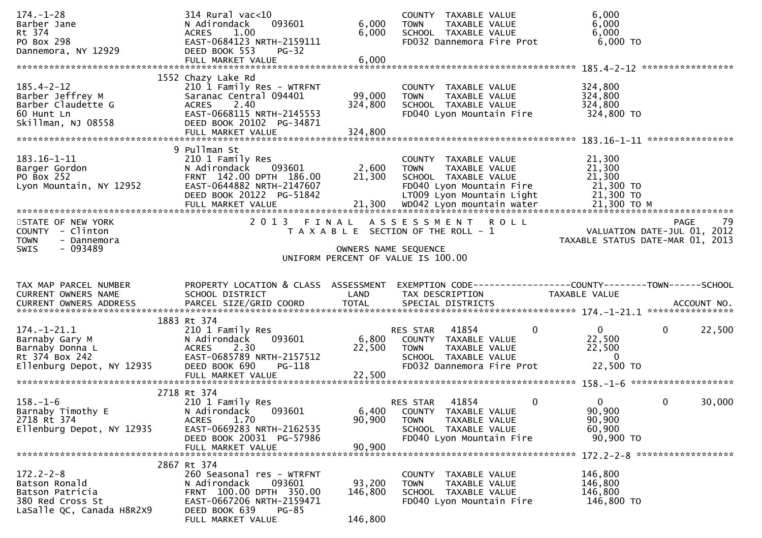```
174.-1-28                      314 Rural vac<10                          COUNTY  TAXABLE VALUE               6,000
Barber Jane                    N Adirondack    093601       6,000        TOWN    TAXABLE VALUE               6,000
Rt 374                         ACRES    1.00                6,000        SCHOOL  TAXABLE VALUE               6,000
PO Box 298                     EAST-0684123 NRTH-2159111                 FD032 Dannemora Fire Prot           6,000 TO
Dannemora, NY 12929            DEED BOOK 553    PG-32
                               FULL MARKET VALUE            6,000
******************************************************************************************************* 185.4-2-12 *****************
                             1552 Chazy Lake Rd
185.4-2-12                     210 1 Family Res - WTRFNT                 COUNTY  TAXABLE VALUE             324,800
Barber Jeffrey M               Saranac Central 094401      99,000        TOWN    TAXABLE VALUE             324,800
Barber Claudette G             ACRES    2.40              324,800        SCHOOL  TAXABLE VALUE             324,800
60 Hunt Ln                     EAST-0668115 NRTH-2145553                 FD040 Lyon Mountain Fire          324,800 TO
Skillman, NJ 08558             DEED BOOK 20102  PG-34871
                               FULL MARKET VALUE          324,800
******************************************************************************************************* 183.16-1-11 ****************
                             9 Pullman St
183.16-1-11                    210 1 Family Res                          COUNTY  TAXABLE VALUE              21,300
Barger Gordon                  N Adirondack    093601       2,600        TOWN    TAXABLE VALUE              21,300
PO Box 252                     FRNT 142.00 DPTH 186.00     21,300        SCHOOL  TAXABLE VALUE              21,300
Lyon Mountain, NY 12952        EAST-0644882 NRTH-2147607                 FD040 Lyon Mountain Fire           21,300 TO
                               DEED BOOK 20122  PG-51842                 LT009 Lyon Mountain Light          21,300 TO
                               FULL MARKET VALUE           21,300        WD042 Lyon mountain water          21,300 TO M
************************************************************************************************************************************
STATE OF NEW YORK                          2 0 1 3   F I N A L   A S S E S S M E N T   R O L L                              PAGE    79
COUNTY  - Clinton                              T A X A B L E  SECTION OF THE ROLL - 1                      VALUATION DATE-JUL 01, 2012
TOWN    - Dannemora                                                                                  TAXABLE STATUS DATE-MAR 01, 2013
SWIS    - 093489                                            OWNERS NAME SEQUENCE
                                                    UNIFORM PERCENT OF VALUE IS 100.00


TAX MAP PARCEL NUMBER          PROPERTY LOCATION & CLASS  ASSESSMENT  EXEMPTION CODE------------------COUNTY--------TOWN------SCHOOL
CURRENT OWNERS NAME            SCHOOL DISTRICT               LAND      TAX DESCRIPTION              TAXABLE VALUE
CURRENT OWNERS ADDRESS         PARCEL SIZE/GRID COORD        TOTAL     SPECIAL DISTRICTS                                  ACCOUNT NO.
******************************************************************************************************* 174.-1-21.1 ****************
                             1883 Rt 374
174.-1-21.1                    210 1 Family Res                          RES STAR   41854          0            0           0      22,500
Barnaby Gary M                 N Adirondack    093601       6,800        COUNTY  TAXABLE VALUE              22,500
Barnaby Donna L                ACRES    2.30               22,500        TOWN    TAXABLE VALUE              22,500
Rt 374 Box 242                 EAST-0685789 NRTH-2157512                 SCHOOL  TAXABLE VALUE                   0
Ellenburg Depot, NY 12935      DEED BOOK 690    PG-118                   FD032 Dannemora Fire Prot          22,500 TO
                               FULL MARKET VALUE           22,500
******************************************************************************************************* 158.-1-6 *******************
                             2718 Rt 374
158.-1-6                       210 1 Family Res                          RES STAR   41854          0            0           0      30,000
Barnaby Timothy E              N Adirondack    093601       6,400        COUNTY  TAXABLE VALUE              90,900
2718 Rt 374                    ACRES    1.70               90,900        TOWN    TAXABLE VALUE              90,900
Ellenburg Depot, NY 12935      EAST-0669283 NRTH-2162535                 SCHOOL  TAXABLE VALUE              60,900
                               DEED BOOK 20031  PG-57986                 FD040 Lyon Mountain Fire           90,900 TO
                               FULL MARKET VALUE           90,900
******************************************************************************************************* 172.2-2-8 ******************
                             2867 Rt 374
172.2-2-8                      260 Seasonal res - WTRFNT                 COUNTY  TAXABLE VALUE             146,800
Batson Ronald                  N Adirondack    093601      93,200        TOWN    TAXABLE VALUE             146,800
Batson Patricia                FRNT 100.00 DPTH 350.00    146,800        SCHOOL  TAXABLE VALUE             146,800
380 Red Cross St               EAST-0667206 NRTH-2159471                 FD040 Lyon Mountain Fire          146,800 TO
LaSalle QC, Canada H8R2X9      DEED BOOK 639    PG-85
                               FULL MARKET VALUE          146,800
```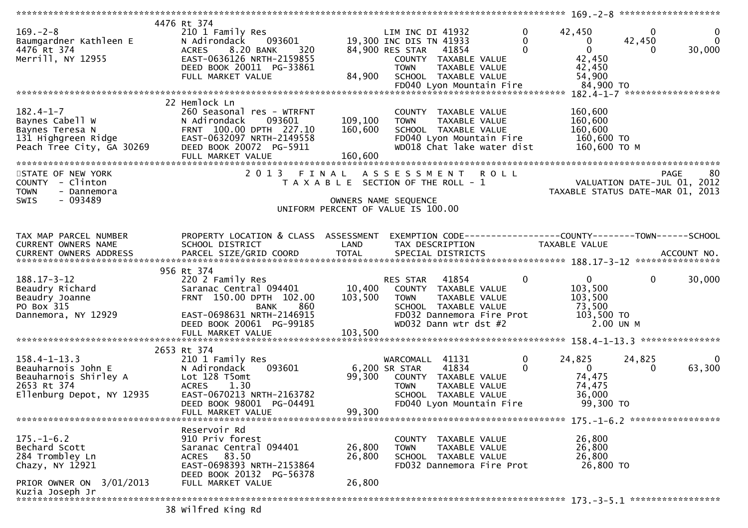```
******************************************************************************************************* 169.-2-8 *******************
                          4476 Rt 374
169.-2-8                         210 1 Family Res                      LIM INC DI 41932          0        42,450           0             0
Baumgardner Kathleen E           N Adirondack     093601         19,300 INC DIS TN 41933          0             0      42,450             0
4476 Rt 374                      ACRES     8.20 BANK     320     84,900 RES STAR   41854          0             0           0        30,000
Merrill, NY 12955                EAST-0636126 NRTH-2159855               COUNTY  TAXABLE VALUE               42,450
                                 DEED BOOK 20011  PG-33861               TOWN    TAXABLE VALUE               42,450
                                 FULL MARKET VALUE              84,900   SCHOOL  TAXABLE VALUE               54,900
                                                                         FD040 Lyon Mountain Fire             84,900 TO
******************************************************************************************************* 182.4-1-7 ******************
                          22 Hemlock Ln
182.4-1-7                        260 Seasonal res - WTRFNT               COUNTY  TAXABLE VALUE              160,600
Baynes Cabell W                  N Adirondack     093601        109,100  TOWN    TAXABLE VALUE              160,600
Baynes Teresa N                  FRNT  100.00 DPTH  227.10      160,600  SCHOOL  TAXABLE VALUE              160,600
131 Highgreen Ridge              EAST-0632097 NRTH-2149558               FD040 Lyon Mountain Fire            160,600 TO
Peach Tree City, GA 30269        DEED BOOK 20072  PG-5911                WD018 Chat lake water dist          160,600 TO M
                                 FULL MARKET VALUE             160,600
************************************************************************************************************************************
STATE OF NEW YORK                    2 0 1 3   F I N A L   A S S E S S M E N T   R O L L                                 PAGE    80
COUNTY  - Clinton                       T A X A B L E  SECTION OF THE ROLL - 1                          VALUATION DATE-JUL 01, 2012
TOWN    - Dannemora                                                                                 TAXABLE STATUS DATE-MAR 01, 2013
SWIS    - 093489                                         OWNERS NAME SEQUENCE
                                                  UNIFORM PERCENT OF VALUE IS 100.00


TAX MAP PARCEL NUMBER            PROPERTY LOCATION & CLASS  ASSESSMENT  EXEMPTION CODE------------------COUNTY--------TOWN------SCHOOL
CURRENT OWNERS NAME              SCHOOL DISTRICT              LAND      TAX DESCRIPTION             TAXABLE VALUE
CURRENT OWNERS ADDRESS           PARCEL SIZE/GRID COORD       TOTAL     SPECIAL DISTRICTS                                 ACCOUNT NO.
******************************************************************************************************* 188.17-3-12 ****************
                          956 Rt 374
188.17-3-12                      220 2 Family Res                       RES STAR   41854          0             0           0        30,000
Beaudry Richard                  Saranac Central 094401         10,400   COUNTY  TAXABLE VALUE              103,500
Beaudry Joanne                   FRNT  150.00 DPTH  102.00      103,500  TOWN    TAXABLE VALUE              103,500
PO Box 315                                        BANK     860           SCHOOL  TAXABLE VALUE               73,500
Dannemora, NY 12929              EAST-0698631 NRTH-2146915               FD032 Dannemora Fire Prot           103,500 TO
                                 DEED BOOK 20061  PG-99185               WD032 Dann wtr dst #2                  2.00 UN M
                                 FULL MARKET VALUE             103,500
******************************************************************************************************* 158.4-1-13.3 ***************
                          2653 Rt 374
158.4-1-13.3                     210 1 Family Res                      WARCOMALL  41131          0        24,825      24,825             0
Beauharnois John E               N Adirondack     093601          6,200 SR STAR    41834          0             0           0        63,300
Beauharnois Shirley A            Lot 128 T5omt                   99,300   COUNTY  TAXABLE VALUE               74,475
2653 Rt 374                      ACRES     1.30                           TOWN    TAXABLE VALUE               74,475
Ellenburg Depot, NY 12935        EAST-0670213 NRTH-2163782               SCHOOL  TAXABLE VALUE               36,000
                                 DEED BOOK 98001  PG-04491               FD040 Lyon Mountain Fire             99,300 TO
                                 FULL MARKET VALUE              99,300
******************************************************************************************************* 175.-1-6.2 *****************
                          Reservoir Rd
175.-1-6.2                       910 Priv forest                         COUNTY  TAXABLE VALUE               26,800
Bechard Scott                    Saranac Central 094401         26,800   TOWN    TAXABLE VALUE               26,800
284 Trombley Ln                  ACRES    83.50                  26,800   SCHOOL  TAXABLE VALUE               26,800
Chazy, NY 12921                  EAST-0698393 NRTH-2153864               FD032 Dannemora Fire Prot            26,800 TO
                                 DEED BOOK 20132  PG-56378
PRIOR OWNER ON  3/01/2013        FULL MARKET VALUE              26,800
Kuzia Joseph Jr
******************************************************************************************************* 173.-3-5.1 *****************
                          38 Wilfred King Rd
```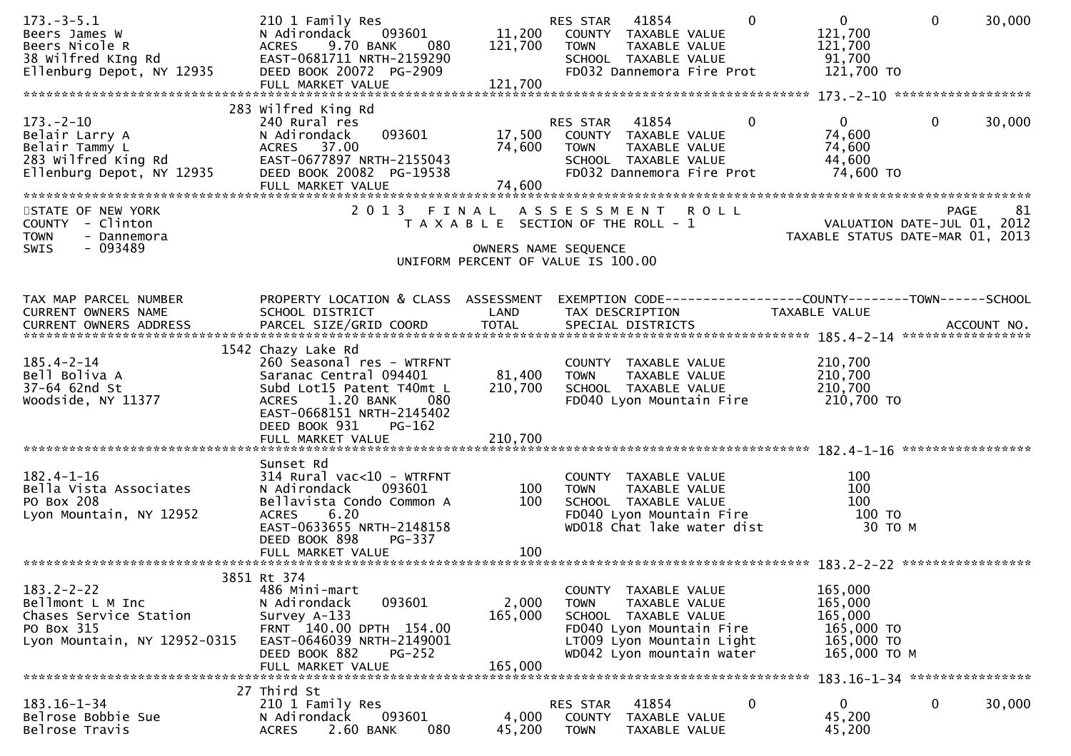```
173.-3-5.1                   210 1 Family Res                         RES STAR    41854             0              0             0        30,000
Beers James W                N Adirondack      093601       11,200     COUNTY  TAXABLE VALUE                  121,700
Beers Nicole R               ACRES     9.70 BANK      080   121,700     TOWN    TAXABLE VALUE                  121,700
38 Wilfred KIng Rd           EAST-0681711 NRTH-2159290                 SCHOOL  TAXABLE VALUE                   91,700
Ellenburg Depot, NY 12935    DEED BOOK 20072  PG-2909                  FD032 Dannemora Fire Prot            121,700 TO
                             FULL MARKET VALUE             121,700
******************************************************************************************************* 173.-2-10 ******************
                        283 Wilfred King Rd
173.-2-10                    240 Rural res                            RES STAR    41854             0              0             0        30,000
Belair Larry A               N Adirondack      093601       17,500     COUNTY  TAXABLE VALUE                   74,600
Belair Tammy L               ACRES    37.00                 74,600     TOWN    TAXABLE VALUE                   74,600
283 Wilfred King Rd          EAST-0677897 NRTH-2155043                 SCHOOL  TAXABLE VALUE                   44,600
Ellenburg Depot, NY 12935    DEED BOOK 20082  PG-19538                 FD032 Dannemora Fire Prot             74,600 TO
                             FULL MARKET VALUE              74,600
************************************************************************************************************************************
STATE OF NEW YORK                      2 0 1 3   F I N A L   A S S E S S M E N T   R O L L                                 PAGE    81
COUNTY  - Clinton                         T A X A B L E  SECTION OF THE ROLL - 1                           VALUATION DATE-JUL 01, 2012
TOWN    - Dannemora                                                                                 TAXABLE STATUS DATE-MAR 01, 2013
SWIS    - 093489                                          OWNERS NAME SEQUENCE
                                                    UNIFORM PERCENT OF VALUE IS 100.00


TAX MAP PARCEL NUMBER        PROPERTY LOCATION & CLASS  ASSESSMENT  EXEMPTION CODE------------------COUNTY--------TOWN------SCHOOL
CURRENT OWNERS NAME          SCHOOL DISTRICT               LAND      TAX DESCRIPTION             TAXABLE VALUE
CURRENT OWNERS ADDRESS       PARCEL SIZE/GRID COORD        TOTAL     SPECIAL DISTRICTS                                      ACCOUNT NO.
******************************************************************************************************* 185.4-2-14 *****************
                       1542 Chazy Lake Rd
185.4-2-14                   260 Seasonal res - WTRFNT                 COUNTY  TAXABLE VALUE                  210,700
Bell Boliva A                Saranac Central 094401        81,400     TOWN    TAXABLE VALUE                  210,700
37-64 62nd St                Subd Lot15 Patent T40mt L    210,700     SCHOOL  TAXABLE VALUE                  210,700
Woodside, NY 11377           ACRES     1.20 BANK      080              FD040 Lyon Mountain Fire             210,700 TO
                             EAST-0668151 NRTH-2145402
                             DEED BOOK 931    PG-162
                             FULL MARKET VALUE             210,700
******************************************************************************************************* 182.4-1-16 *****************
                             Sunset Rd
182.4-1-16                   314 Rural vac<10 - WTRFNT                 COUNTY  TAXABLE VALUE                      100
Bella Vista Associates       N Adirondack      093601          100     TOWN    TAXABLE VALUE                      100
PO Box 208                   Bellavista Condo Common A         100     SCHOOL  TAXABLE VALUE                      100
Lyon Mountain, NY 12952      ACRES     6.20                            FD040 Lyon Mountain Fire                 100 TO
                             EAST-0633655 NRTH-2148158                 WD018 Chat lake water dist                30 TO M
                             DEED BOOK 898    PG-337
                             FULL MARKET VALUE                 100
******************************************************************************************************* 183.2-2-22 *****************
                       3851 Rt 374
183.2-2-22                   486 Mini-mart                             COUNTY  TAXABLE VALUE                  165,000
Bellmont L M Inc             N Adirondack      093601        2,000     TOWN    TAXABLE VALUE                  165,000
Chases Service Station       Survey A-133                  165,000     SCHOOL  TAXABLE VALUE                  165,000
PO Box 315                   FRNT  140.00 DPTH  154.00                 FD040 Lyon Mountain Fire             165,000 TO
Lyon Mountain, NY 12952-0315 EAST-0646039 NRTH-2149001                 LT009 Lyon Mountain Light            165,000 TO
                             DEED BOOK 882    PG-252                   WD042 Lyon mountain water            165,000 TO M
                             FULL MARKET VALUE             165,000
******************************************************************************************************* 183.16-1-34 ****************
                         27 Third St
183.16-1-34                  210 1 Family Res                         RES STAR    41854             0              0             0        30,000
Belrose Bobbie Sue           N Adirondack      093601        4,000     COUNTY  TAXABLE VALUE                   45,200
Belrose Travis               ACRES     2.60 BANK      080    45,200     TOWN    TAXABLE VALUE                   45,200
```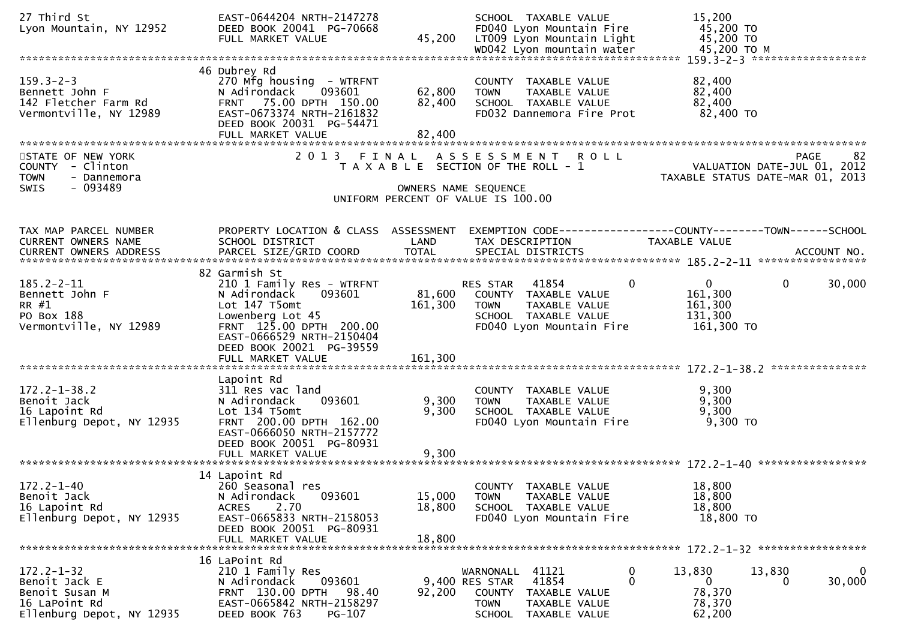```
27 Third St                  EAST-0644204 NRTH-2147278             SCHOOL  TAXABLE VALUE            15,200
Lyon Mountain, NY 12952      DEED BOOK 20041  PG-70668             FD040 Lyon Mountain Fire          45,200 TO
                             FULL MARKET VALUE            45,200   LT009 Lyon Mountain Light         45,200 TO
                                                                   WD042 Lyon mountain water         45,200 TO M
******************************************************************************************************* 159.3-2-3 *****************
                             46 Dubrey Rd
159.3-2-3                    270 Mfg housing  - WTRFNT             COUNTY  TAXABLE VALUE            82,400
Bennett John F               N Adirondack     093601      62,800   TOWN    TAXABLE VALUE            82,400
142 Fletcher Farm Rd         FRNT   75.00 DPTH  150.00    82,400   SCHOOL  TAXABLE VALUE            82,400
Vermontville, NY 12989       EAST-0673374 NRTH-2161832             FD032 Dannemora Fire Prot         82,400 TO
                             DEED BOOK 20031  PG-54471
                             FULL MARKET VALUE            82,400
************************************************************************************************************************************
STATE OF NEW YORK                  2 0 1 3   F I N A L   A S S E S S M E N T   R O L L                                PAGE    82
COUNTY  - Clinton                     T A X A B L E  SECTION OF THE ROLL - 1                      VALUATION DATE-JUL 01, 2012
TOWN    - Dannemora                                                                          TAXABLE STATUS DATE-MAR 01, 2013
SWIS    - 093489                                        OWNERS NAME SEQUENCE
                                              UNIFORM PERCENT OF VALUE IS 100.00


TAX MAP PARCEL NUMBER        PROPERTY LOCATION & CLASS  ASSESSMENT  EXEMPTION CODE------------------COUNTY--------TOWN------SCHOOL
CURRENT OWNERS NAME          SCHOOL DISTRICT              LAND      TAX DESCRIPTION              TAXABLE VALUE
CURRENT OWNERS ADDRESS       PARCEL SIZE/GRID COORD       TOTAL     SPECIAL DISTRICTS                                    ACCOUNT NO.
******************************************************************************************************* 185.2-2-11 *****************
                             82 Garmish St
185.2-2-11                   210 1 Family Res - WTRFNT             RES STAR    41854          0           0          0       30,000
Bennett John F               N Adirondack     093601      81,600   COUNTY  TAXABLE VALUE           161,300
RR #1                        Lot 147 T5omt               161,300   TOWN    TAXABLE VALUE           161,300
PO Box 188                   Lowenberg Lot 45                      SCHOOL  TAXABLE VALUE           131,300
Vermontville, NY 12989       FRNT  125.00 DPTH  200.00             FD040 Lyon Mountain Fire         161,300 TO
                             EAST-0666529 NRTH-2150404
                             DEED BOOK 20021  PG-39559
                             FULL MARKET VALUE           161,300
******************************************************************************************************* 172.2-1-38.2 ***************
                             Lapoint Rd
172.2-1-38.2                 311 Res vac land                      COUNTY  TAXABLE VALUE             9,300
Benoit Jack                  N Adirondack     093601       9,300   TOWN    TAXABLE VALUE             9,300
16 Lapoint Rd                Lot 134 T5omt                 9,300   SCHOOL  TAXABLE VALUE             9,300
Ellenburg Depot, NY 12935    FRNT  200.00 DPTH  162.00             FD040 Lyon Mountain Fire           9,300 TO
                             EAST-0666050 NRTH-2157772
                             DEED BOOK 20051  PG-80931
                             FULL MARKET VALUE             9,300
******************************************************************************************************* 172.2-1-40 *****************
                             14 Lapoint Rd
172.2-1-40                   260 Seasonal res                      COUNTY  TAXABLE VALUE            18,800
Benoit Jack                  N Adirondack     093601      15,000   TOWN    TAXABLE VALUE            18,800
16 Lapoint Rd                ACRES     2.70               18,800   SCHOOL  TAXABLE VALUE            18,800
Ellenburg Depot, NY 12935    EAST-0665833 NRTH-2158053             FD040 Lyon Mountain Fire          18,800 TO
                             DEED BOOK 20051  PG-80931
                             FULL MARKET VALUE            18,800
******************************************************************************************************* 172.2-1-32 *****************
                             16 LaPoint Rd
172.2-1-32                   210 1 Family Res                      WARNONALL   41121          0      13,830     13,830            0
Benoit Jack E                N Adirondack     093601       9,400   RES STAR    41854          0           0          0       30,000
Benoit Susan M               FRNT  130.00 DPTH   98.40    92,200   COUNTY  TAXABLE VALUE            78,370
16 LaPoint Rd                EAST-0665842 NRTH-2158297             TOWN    TAXABLE VALUE            78,370
Ellenburg Depot, NY 12935    DEED BOOK 763     PG-107              SCHOOL  TAXABLE VALUE            62,200
```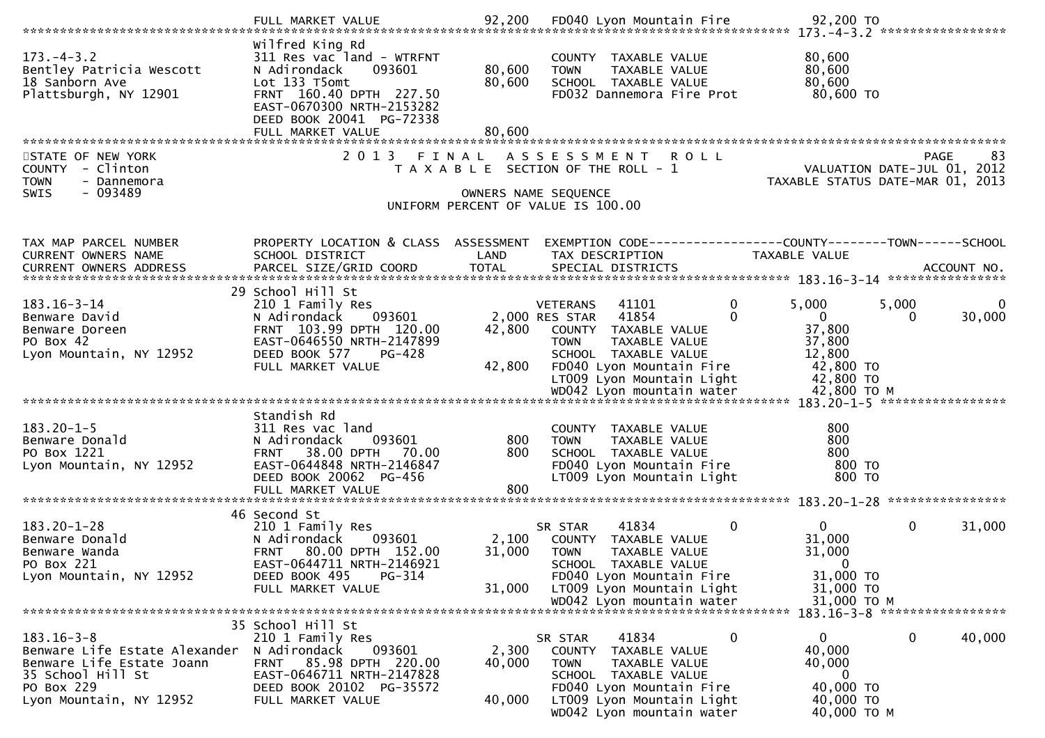```
                              FULL MARKET VALUE              92,200   FD040 Lyon Mountain Fire             92,200 TO
******************************************************************************************************* 173.-4-3.2 *****************
                              Wilfred King Rd
173.-4-3.2                    311 Res vac land - WTRFNT               COUNTY  TAXABLE VALUE            80,600
Bentley Patricia Wescott      N Adirondack     093601        80,600   TOWN    TAXABLE VALUE            80,600
18 Sanborn Ave                Lot 133 T5omt                  80,600   SCHOOL  TAXABLE VALUE            80,600
Plattsburgh, NY 12901         FRNT  160.40 DPTH  227.50               FD032 Dannemora Fire Prot         80,600 TO
                              EAST-0670300 NRTH-2153282
                              DEED BOOK 20041  PG-72338
                              FULL MARKET VALUE              80,600
************************************************************************************************************************************
STATE OF NEW YORK                  2 0 1 3   F I N A L   A S S E S S M E N T   R O L L                                PAGE     83
COUNTY  - Clinton                     T A X A B L E  SECTION OF THE ROLL - 1                        VALUATION DATE-JUL 01, 2012
TOWN    - Dannemora                                                                              TAXABLE STATUS DATE-MAR 01, 2013
SWIS    - 093489                                        OWNERS NAME SEQUENCE
                                                 UNIFORM PERCENT OF VALUE IS 100.00


TAX MAP PARCEL NUMBER         PROPERTY LOCATION & CLASS  ASSESSMENT  EXEMPTION CODE------------------COUNTY--------TOWN------SCHOOL
CURRENT OWNERS NAME           SCHOOL DISTRICT               LAND      TAX DESCRIPTION            TAXABLE VALUE
CURRENT OWNERS ADDRESS        PARCEL SIZE/GRID COORD        TOTAL     SPECIAL DISTRICTS                                ACCOUNT NO.
******************************************************************************************************* 183.16-3-14 ****************
                              29 School Hill St
183.16-3-14                   210 1 Family Res                        VETERANS   41101          0        5,000       5,000          0
Benware David                 N Adirondack     093601         2,000 RES STAR   41854          0            0           0     30,000
Benware Doreen                FRNT  103.99 DPTH  120.00      42,800   COUNTY  TAXABLE VALUE            37,800
PO Box 42                     EAST-0646550 NRTH-2147899               TOWN    TAXABLE VALUE            37,800
Lyon Mountain, NY 12952       DEED BOOK 577     PG-428                SCHOOL  TAXABLE VALUE            12,800
                              FULL MARKET VALUE              42,800   FD040 Lyon Mountain Fire          42,800 TO
                                                                      LT009 Lyon Mountain Light         42,800 TO
                                                                      WD042 Lyon mountain water         42,800 TO M
******************************************************************************************************* 183.20-1-5 *****************
                              Standish Rd
183.20-1-5                    311 Res vac land                        COUNTY  TAXABLE VALUE               800
Benware Donald                N Adirondack     093601           800   TOWN    TAXABLE VALUE               800
PO Box 1221                   FRNT   38.00 DPTH   70.00         800   SCHOOL  TAXABLE VALUE               800
Lyon Mountain, NY 12952       EAST-0644848 NRTH-2146847               FD040 Lyon Mountain Fire             800 TO
                              DEED BOOK 20062  PG-456                 LT009 Lyon Mountain Light            800 TO
                              FULL MARKET VALUE                 800
******************************************************************************************************* 183.20-1-28 ****************
                              46 Second St
183.20-1-28                   210 1 Family Res                        SR STAR    41834          0            0           0     31,000
Benware Donald                N Adirondack     093601         2,100   COUNTY  TAXABLE VALUE            31,000
Benware Wanda                 FRNT   80.00 DPTH  152.00      31,000   TOWN    TAXABLE VALUE            31,000
PO Box 221                    EAST-0644711 NRTH-2146921               SCHOOL  TAXABLE VALUE                 0
Lyon Mountain, NY 12952       DEED BOOK 495     PG-314                FD040 Lyon Mountain Fire          31,000 TO
                              FULL MARKET VALUE              31,000   LT009 Lyon Mountain Light         31,000 TO
                                                                      WD042 Lyon mountain water         31,000 TO M
******************************************************************************************************* 183.16-3-8 *****************
                              35 School Hill St
183.16-3-8                    210 1 Family Res                        SR STAR    41834          0            0           0     40,000
Benware Life Estate Alexander N Adirondack     093601         2,300   COUNTY  TAXABLE VALUE            40,000
Benware Life Estate Joann     FRNT   85.98 DPTH  220.00      40,000   TOWN    TAXABLE VALUE            40,000
35 School Hill St             EAST-0646711 NRTH-2147828               SCHOOL  TAXABLE VALUE                 0
PO Box 229                    DEED BOOK 20102  PG-35572               FD040 Lyon Mountain Fire          40,000 TO
Lyon Mountain, NY 12952       FULL MARKET VALUE              40,000   LT009 Lyon Mountain Light         40,000 TO
                                                                      WD042 Lyon mountain water         40,000 TO M
```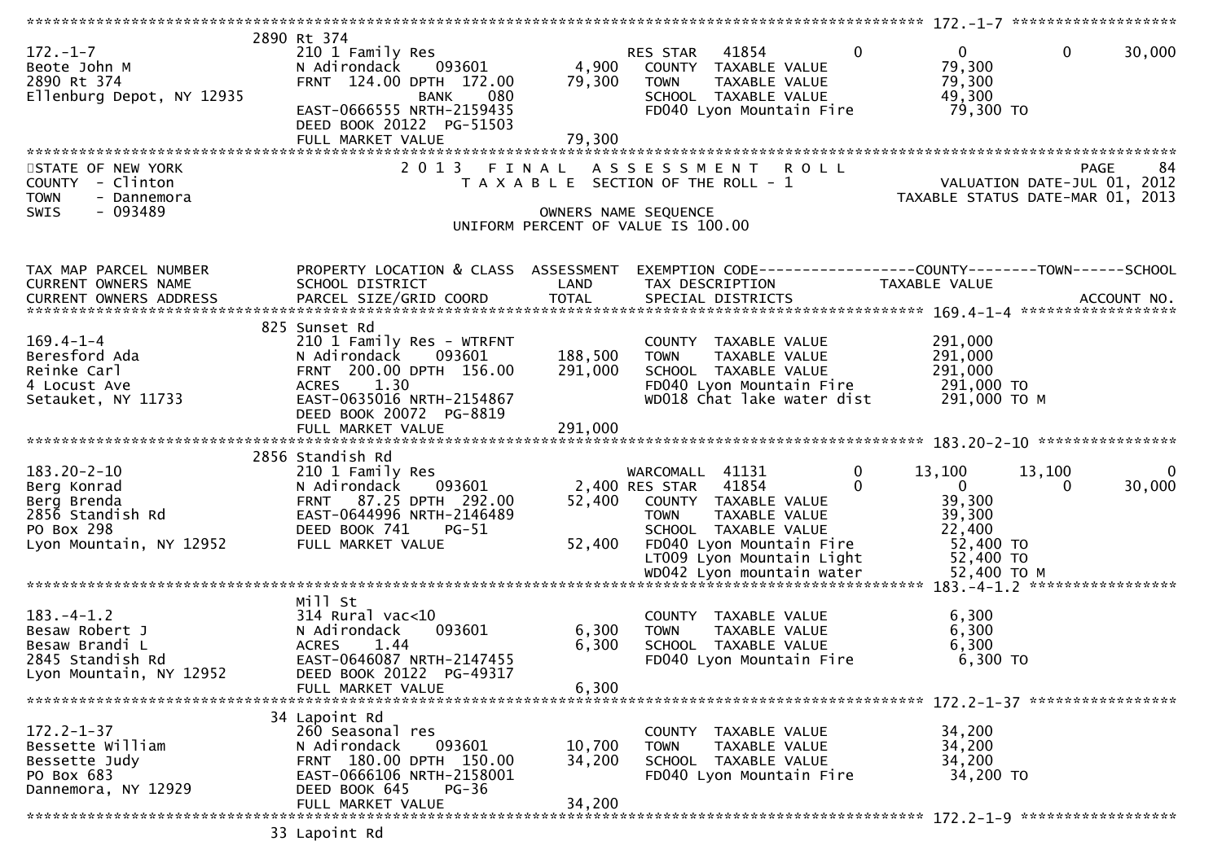**172.-1-7**

| | | | | | | | |
|---|---|---|---|---|---|---|---|
| 2890 Rt 374 | | | | | | | |
| 172.-1-7 | 210 1 Family Res | | RES STAR 41854 | 0 | 0 | 0 | 30,000 |
| Beote John M | N Adirondack 093601 | 4,900 | COUNTY TAXABLE VALUE | | 79,300 | | |
| 2890 Rt 374 | FRNT 124.00 DPTH 172.00 | 79,300 | TOWN TAXABLE VALUE | | 79,300 | | |
| Ellenburg Depot, NY 12935 | BANK 080 | | SCHOOL TAXABLE VALUE | | 49,300 | | |
| | EAST-0666555 NRTH-2159435 | | FD040 Lyon Mountain Fire | | 79,300 TO | | |
| | DEED BOOK 20122 PG-51503 | | | | | | |
| | FULL MARKET VALUE | 79,300 | | | | | |

STATE OF NEW YORK
COUNTY - Clinton
TOWN - Dannemora
SWIS - 093489

2013 FINAL ASSESSMENT ROLL
TAXABLE SECTION OF THE ROLL - 1

OWNERS NAME SEQUENCE
UNIFORM PERCENT OF VALUE IS 100.00

PAGE 84
VALUATION DATE-JUL 01, 2012
TAXABLE STATUS DATE-MAR 01, 2013

| TAX MAP PARCEL NUMBER / CURRENT OWNERS NAME / CURRENT OWNERS ADDRESS | PROPERTY LOCATION & CLASS / SCHOOL DISTRICT / PARCEL SIZE/GRID COORD | ASSESSMENT LAND / TOTAL | EXEMPTION CODE / TAX DESCRIPTION / SPECIAL DISTRICTS | | COUNTY TAXABLE VALUE | TOWN | SCHOOL ACCOUNT NO. |
|---|---|---|---|---|---|---|---|
| **169.4-1-4** | | | | | | | |
| | 825 Sunset Rd | | | | | | |
| 169.4-1-4 | 210 1 Family Res - WTRFNT | | COUNTY TAXABLE VALUE | | 291,000 | | |
| Beresford Ada | N Adirondack 093601 | 188,500 | TOWN TAXABLE VALUE | | 291,000 | | |
| Reinke Carl | FRNT 200.00 DPTH 156.00 | 291,000 | SCHOOL TAXABLE VALUE | | 291,000 | | |
| 4 Locust Ave | ACRES 1.30 | | FD040 Lyon Mountain Fire | | 291,000 TO | | |
| Setauket, NY 11733 | EAST-0635016 NRTH-2154867 | | WD018 Chat lake water dist | | 291,000 TO M | | |
| | DEED BOOK 20072 PG-8819 | | | | | | |
| | FULL MARKET VALUE | 291,000 | | | | | |
| **183.20-2-10** | | | | | | | |
| | 2856 Standish Rd | | | | | | |
| 183.20-2-10 | 210 1 Family Res | | WARCOMALL 41131 | 0 | 13,100 | 13,100 | 0 |
| Berg Konrad | N Adirondack 093601 | 2,400 | RES STAR 41854 | 0 | 0 | 0 | 30,000 |
| Berg Brenda | FRNT 87.25 DPTH 292.00 | 52,400 | COUNTY TAXABLE VALUE | | 39,300 | | |
| 2856 Standish Rd | EAST-0644996 NRTH-2146489 | | TOWN TAXABLE VALUE | | 39,300 | | |
| PO Box 298 | DEED BOOK 741 PG-51 | | SCHOOL TAXABLE VALUE | | 22,400 | | |
| Lyon Mountain, NY 12952 | FULL MARKET VALUE | 52,400 | FD040 Lyon Mountain Fire | | 52,400 TO | | |
| | | | LT009 Lyon Mountain Light | | 52,400 TO | | |
| | | | WD042 Lyon mountain water | | 52,400 TO M | | |
| **183.-4-1.2** | | | | | | | |
| | Mill St | | | | | | |
| 183.-4-1.2 | 314 Rural vac<10 | | COUNTY TAXABLE VALUE | | 6,300 | | |
| Besaw Robert J | N Adirondack 093601 | 6,300 | TOWN TAXABLE VALUE | | 6,300 | | |
| Besaw Brandi L | ACRES 1.44 | 6,300 | SCHOOL TAXABLE VALUE | | 6,300 | | |
| 2845 Standish Rd | EAST-0646087 NRTH-2147455 | | FD040 Lyon Mountain Fire | | 6,300 TO | | |
| Lyon Mountain, NY 12952 | DEED BOOK 20122 PG-49317 | | | | | | |
| | FULL MARKET VALUE | 6,300 | | | | | |
| **172.2-1-37** | | | | | | | |
| | 34 Lapoint Rd | | | | | | |
| 172.2-1-37 | 260 Seasonal res | | COUNTY TAXABLE VALUE | | 34,200 | | |
| Bessette William | N Adirondack 093601 | 10,700 | TOWN TAXABLE VALUE | | 34,200 | | |
| Bessette Judy | FRNT 180.00 DPTH 150.00 | 34,200 | SCHOOL TAXABLE VALUE | | 34,200 | | |
| PO Box 683 | EAST-0666106 NRTH-2158001 | | FD040 Lyon Mountain Fire | | 34,200 TO | | |
| Dannemora, NY 12929 | DEED BOOK 645 PG-36 | | | | | | |
| | FULL MARKET VALUE | 34,200 | | | | | |
| **172.2-1-9** | | | | | | | |
| | 33 Lapoint Rd | | | | | | |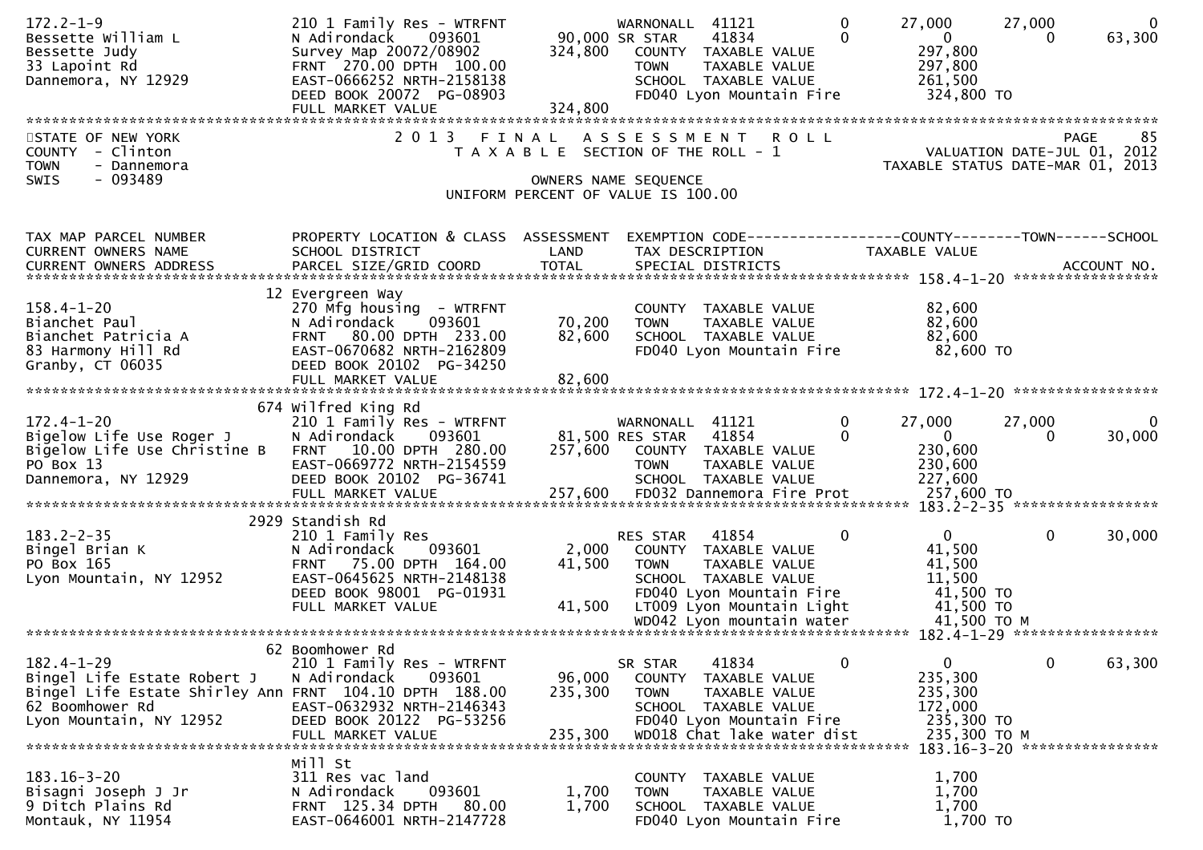```
172.2-1-9                      210 1 Family Res - WTRFNT            WARNONALL  41121          0       27,000      27,000           0
Bessette William L             N Adirondack    093601         90,000 SR STAR    41834          0            0           0      63,300
Bessette Judy                  Survey Map 20072/08902        324,800   COUNTY  TAXABLE VALUE              297,800
33 Lapoint Rd                  FRNT  270.00 DPTH  100.00                TOWN    TAXABLE VALUE              297,800
Dannemora, NY 12929            EAST-0666252 NRTH-2158138                SCHOOL  TAXABLE VALUE              261,500
                               DEED BOOK 20072  PG-08903                FD040 Lyon Mountain Fire           324,800 TO
                               FULL MARKET VALUE             324,800
******************************************************************************************************************************
```

STATE OF NEW YORK — 2013 FINAL ASSESSMENT ROLL — PAGE 85
COUNTY - Clinton — TAXABLE SECTION OF THE ROLL - 1 — VALUATION DATE-JUL 01, 2012
TOWN - Dannemora — TAXABLE STATUS DATE-MAR 01, 2013
SWIS - 093489 — OWNERS NAME SEQUENCE
UNIFORM PERCENT OF VALUE IS 100.00

```
TAX MAP PARCEL NUMBER          PROPERTY LOCATION & CLASS  ASSESSMENT  EXEMPTION CODE------------------COUNTY--------TOWN------SCHOOL
CURRENT OWNERS NAME            SCHOOL DISTRICT               LAND      TAX DESCRIPTION            TAXABLE VALUE
CURRENT OWNERS ADDRESS         PARCEL SIZE/GRID COORD        TOTAL     SPECIAL DISTRICTS                                  ACCOUNT NO.
******************************************************************************************* 158.4-1-20 *****************
                            12 Evergreen Way
158.4-1-20                     270 Mfg housing  - WTRFNT                COUNTY  TAXABLE VALUE               82,600
Bianchet Paul                  N Adirondack    093601         70,200   TOWN    TAXABLE VALUE               82,600
Bianchet Patricia A            FRNT   80.00 DPTH  233.00      82,600   SCHOOL  TAXABLE VALUE               82,600
83 Harmony Hill Rd             EAST-0670682 NRTH-2162809                FD040 Lyon Mountain Fire            82,600 TO
Granby, CT 06035               DEED BOOK 20102  PG-34250
                               FULL MARKET VALUE              82,600
******************************************************************************************* 172.4-1-20 *****************
                           674 Wilfred King Rd
172.4-1-20                     210 1 Family Res - WTRFNT            WARNONALL  41121          0       27,000      27,000           0
Bigelow Life Use Roger J       N Adirondack    093601         81,500 RES STAR   41854          0            0           0      30,000
Bigelow Life Use Christine B   FRNT   10.00 DPTH  280.00     257,600   COUNTY  TAXABLE VALUE              230,600
PO Box 13                      EAST-0669772 NRTH-2154559                TOWN    TAXABLE VALUE              230,600
Dannemora, NY 12929            DEED BOOK 20102  PG-36741                SCHOOL  TAXABLE VALUE              227,600
                               FULL MARKET VALUE             257,600   FD032 Dannemora Fire Prot          257,600 TO
******************************************************************************************* 183.2-2-35 *****************
                          2929 Standish Rd
183.2-2-35                     210 1 Family Res                        RES STAR   41854          0            0           0      30,000
Bingel Brian K                 N Adirondack    093601          2,000   COUNTY  TAXABLE VALUE               41,500
PO Box 165                     FRNT   75.00 DPTH  164.00      41,500   TOWN    TAXABLE VALUE               41,500
Lyon Mountain, NY 12952        EAST-0645625 NRTH-2148138                SCHOOL  TAXABLE VALUE               11,500
                               DEED BOOK 98001  PG-01931                FD040 Lyon Mountain Fire            41,500 TO
                               FULL MARKET VALUE              41,500   LT009 Lyon Mountain Light           41,500 TO
                                                                       WD042 Lyon mountain water           41,500 TO M
******************************************************************************************* 182.4-1-29 *****************
                            62 Boomhower Rd
182.4-1-29                     210 1 Family Res - WTRFNT            SR STAR    41834          0            0           0      63,300
Bingel Life Estate Robert J    N Adirondack    093601         96,000   COUNTY  TAXABLE VALUE              235,300
Bingel Life Estate Shirley Ann FRNT  104.10 DPTH  188.00     235,300   TOWN    TAXABLE VALUE              235,300
62 Boomhower Rd                EAST-0632932 NRTH-2146343                SCHOOL  TAXABLE VALUE              172,000
Lyon Mountain, NY 12952        DEED BOOK 20122  PG-53256                FD040 Lyon Mountain Fire           235,300 TO
                               FULL MARKET VALUE             235,300   WD018 Chat lake water dist         235,300 TO M
******************************************************************************************* 183.16-3-20 ****************
                               Mill St
183.16-3-20                    311 Res vac land                        COUNTY  TAXABLE VALUE                1,700
Bisagni Joseph J Jr            N Adirondack    093601          1,700   TOWN    TAXABLE VALUE                1,700
9 Ditch Plains Rd              FRNT  125.34 DPTH   80.00       1,700   SCHOOL  TAXABLE VALUE                1,700
Montauk, NY 11954              EAST-0646001 NRTH-2147728                FD040 Lyon Mountain Fire             1,700 TO
```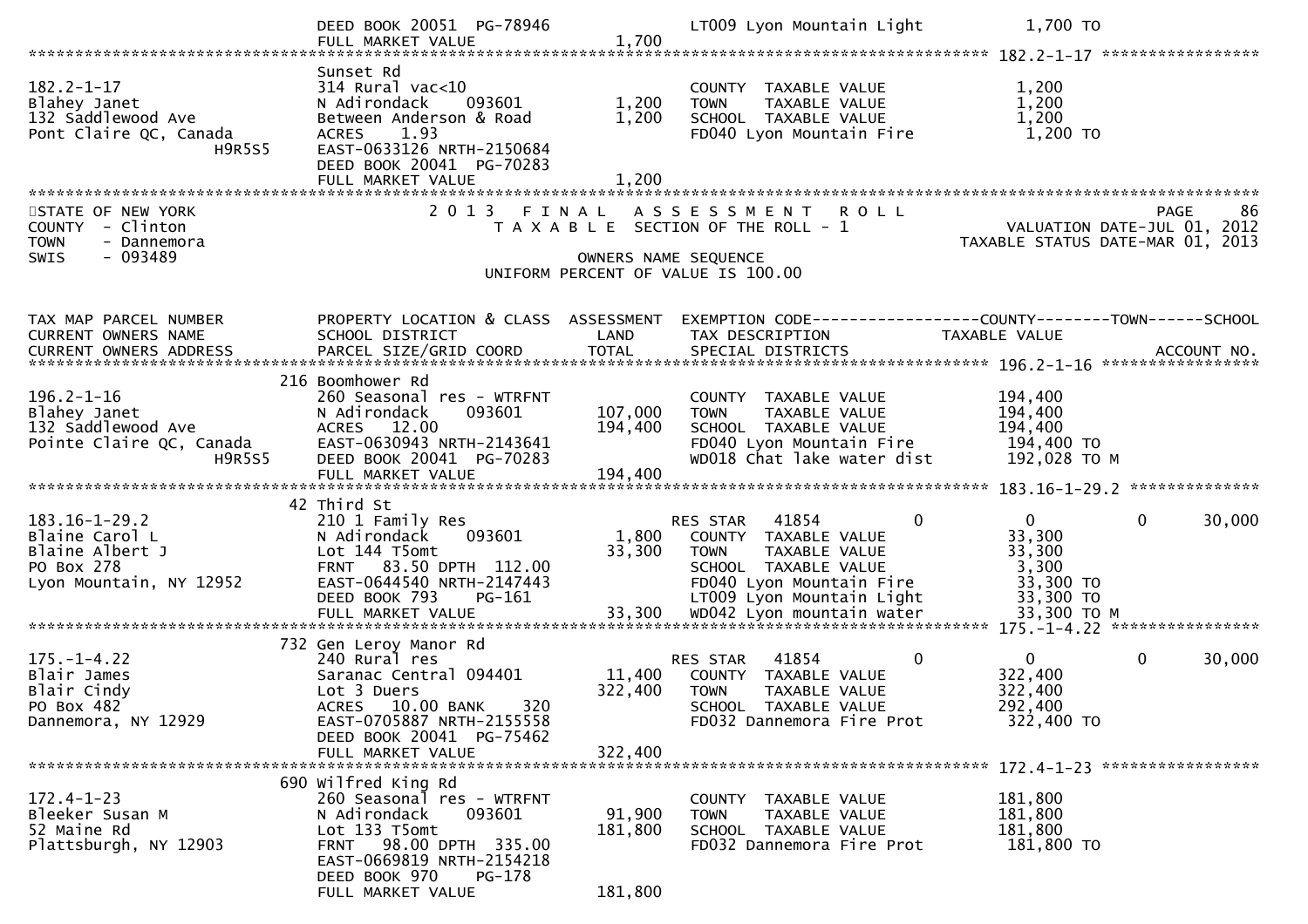```
                              DEED BOOK 20051  PG-78946                    LT009 Lyon Mountain Light          1,700 TO
                              FULL MARKET VALUE              1,700
******************************************************************************************************* 182.2-1-17 *****************
                              Sunset Rd
182.2-1-17                    314 Rural vac<10                             COUNTY  TAXABLE VALUE              1,200
Blahey Janet                  N Adirondack     093601        1,200        TOWN    TAXABLE VALUE              1,200
132 Saddlewood Ave            Between Anderson & Road        1,200        SCHOOL  TAXABLE VALUE              1,200
Pont Claire QC, Canada        ACRES    1.93                               FD040 Lyon Mountain Fire            1,200 TO
                     H9R5S5   EAST-0633126 NRTH-2150684
                              DEED BOOK 20041  PG-70283
                              FULL MARKET VALUE              1,200
*************************************************************************************************************************************
```

STATE OF NEW YORK — 2013 FINAL ASSESSMENT ROLL — PAGE 86
COUNTY - Clinton — TAXABLE SECTION OF THE ROLL - 1 — VALUATION DATE-JUL 01, 2012
TOWN - Dannemora — TAXABLE STATUS DATE-MAR 01, 2013
SWIS - 093489 — OWNERS NAME SEQUENCE
UNIFORM PERCENT OF VALUE IS 100.00

```
TAX MAP PARCEL NUMBER          PROPERTY LOCATION & CLASS  ASSESSMENT  EXEMPTION CODE------------------COUNTY--------TOWN------SCHOOL
CURRENT OWNERS NAME            SCHOOL DISTRICT               LAND      TAX DESCRIPTION            TAXABLE VALUE
CURRENT OWNERS ADDRESS         PARCEL SIZE/GRID COORD        TOTAL     SPECIAL DISTRICTS                                   ACCOUNT NO.
******************************************************************************************************* 196.2-1-16 *****************
                             216 Boomhower Rd
196.2-1-16                    260 Seasonal res - WTRFNT                    COUNTY  TAXABLE VALUE            194,400
Blahey Janet                  N Adirondack     093601      107,000        TOWN    TAXABLE VALUE            194,400
132 Saddlewood Ave            ACRES   12.00                194,400        SCHOOL  TAXABLE VALUE            194,400
Pointe Claire QC, Canada      EAST-0630943 NRTH-2143641                    FD040 Lyon Mountain Fire          194,400 TO
                     H9R5S5   DEED BOOK 20041  PG-70283                    WD018 Chat lake water dist        192,028 TO M
                              FULL MARKET VALUE            194,400
******************************************************************************************************* 183.16-1-29.2 **************
                             42 Third St
183.16-1-29.2                 210 1 Family Res                             RES STAR   41854          0          0           0      30,000
Blaine Carol L                N Adirondack     093601        1,800        COUNTY  TAXABLE VALUE             33,300
Blaine Albert J               Lot 144 T5omt                 33,300        TOWN    TAXABLE VALUE             33,300
PO Box 278                    FRNT   83.50 DPTH  112.00                    SCHOOL  TAXABLE VALUE              3,300
Lyon Mountain, NY 12952       EAST-0644540 NRTH-2147443                    FD040 Lyon Mountain Fire           33,300 TO
                              DEED BOOK 793     PG-161                     LT009 Lyon Mountain Light          33,300 TO
                              FULL MARKET VALUE             33,300        WD042 Lyon mountain water          33,300 TO M
******************************************************************************************************* 175.-1-4.22 ****************
                             732 Gen Leroy Manor Rd
175.-1-4.22                   240 Rural res                                RES STAR   41854          0          0           0      30,000
Blair James                   Saranac Central 094401       11,400         COUNTY  TAXABLE VALUE            322,400
Blair Cindy                   Lot 3 Duers                 322,400         TOWN    TAXABLE VALUE            322,400
PO Box 482                    ACRES   10.00 BANK     320                   SCHOOL  TAXABLE VALUE            292,400
Dannemora, NY 12929           EAST-0705887 NRTH-2155558                    FD032 Dannemora Fire Prot         322,400 TO
                              DEED BOOK 20041  PG-75462
                              FULL MARKET VALUE           322,400
******************************************************************************************************* 172.4-1-23 *****************
                             690 Wilfred King Rd
172.4-1-23                    260 Seasonal res - WTRFNT                    COUNTY  TAXABLE VALUE            181,800
Bleeker Susan M               N Adirondack     093601       91,900        TOWN    TAXABLE VALUE            181,800
52 Maine Rd                   Lot 133 T5omt               181,800         SCHOOL  TAXABLE VALUE            181,800
Plattsburgh, NY 12903         FRNT   98.00 DPTH  335.00                    FD032 Dannemora Fire Prot         181,800 TO
                              EAST-0669819 NRTH-2154218
                              DEED BOOK 970     PG-178
                              FULL MARKET VALUE           181,800
```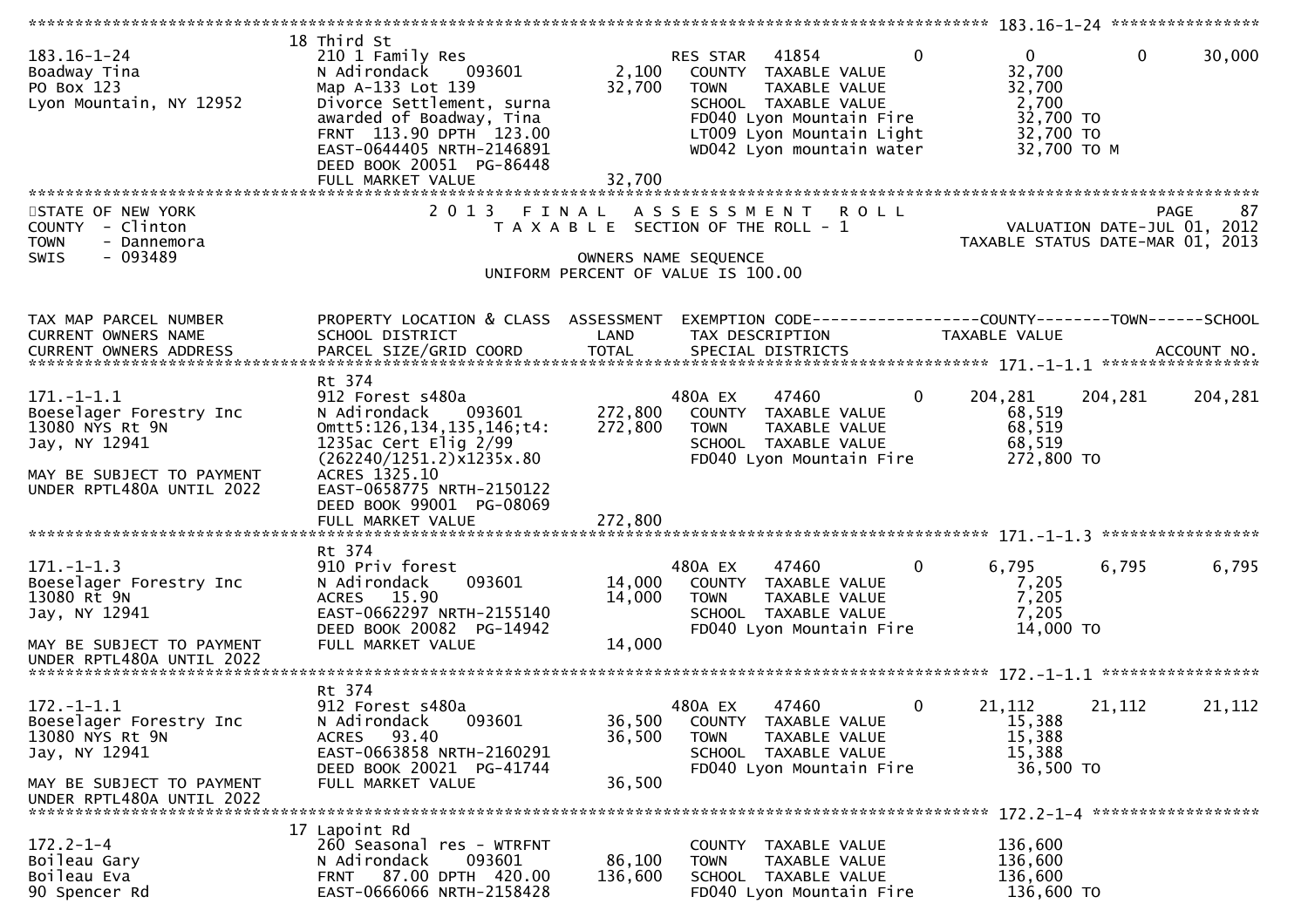```
******************************************************************************************************* 183.16-1-24 ****************
                              18 Third St
183.16-1-24                   210 1 Family Res                          RES STAR   41854          0              0            0        30,000
Boadway Tina                  N Adirondack     093601           2,100    COUNTY  TAXABLE VALUE                32,700
PO Box 123                    Map A-133 Lot 139                32,700    TOWN    TAXABLE VALUE                32,700
Lyon Mountain, NY 12952       Divorce Settlement, surna                  SCHOOL  TAXABLE VALUE                 2,700
                              awarded of Boadway, Tina                   FD040 Lyon Mountain Fire             32,700 TO
                              FRNT 113.90 DPTH 123.00                    LT009 Lyon Mountain Light            32,700 TO
                              EAST-0644405 NRTH-2146891                  WD042 Lyon mountain water            32,700 TO M
                              DEED BOOK 20051 PG-86448
                              FULL MARKET VALUE                32,700
*******************************************************************************************************************************************
STATE OF NEW YORK                   2 0 1 3   F I N A L   A S S E S S M E N T   R O L L                                   PAGE     87
COUNTY  - Clinton                      T A X A B L E  SECTION OF THE ROLL - 1                             VALUATION DATE-JUL 01, 2012
TOWN    - Dannemora                                                                                  TAXABLE STATUS DATE-MAR 01, 2013
SWIS    - 093489                                      OWNERS NAME SEQUENCE
                                                UNIFORM PERCENT OF VALUE IS 100.00


TAX MAP PARCEL NUMBER         PROPERTY LOCATION & CLASS  ASSESSMENT  EXEMPTION CODE------------------COUNTY--------TOWN------SCHOOL
CURRENT OWNERS NAME           SCHOOL DISTRICT               LAND      TAX DESCRIPTION            TAXABLE VALUE
CURRENT OWNERS ADDRESS        PARCEL SIZE/GRID COORD        TOTAL     SPECIAL DISTRICTS                                       ACCOUNT NO.
******************************************************************************************************* 171.-1-1.1 *****************
                              Rt 374
171.-1-1.1                    912 Forest s480a                          480A EX    47460          0        204,281      204,281      204,281
Boeselager Forestry Inc       N Adirondack     093601         272,800    COUNTY  TAXABLE VALUE                68,519
13080 NYS Rt 9N               Omtt5:126,134,135,146;t4:       272,800    TOWN    TAXABLE VALUE                68,519
Jay, NY 12941                 1235ac Cert Elig 2/99                      SCHOOL  TAXABLE VALUE                68,519
                              (262240/1251.2)x1235x.80                   FD040 Lyon Mountain Fire            272,800 TO
MAY BE SUBJECT TO PAYMENT     ACRES 1325.10
UNDER RPTL480A UNTIL 2022     EAST-0658775 NRTH-2150122
                              DEED BOOK 99001 PG-08069
                              FULL MARKET VALUE               272,800
******************************************************************************************************* 171.-1-1.3 *****************
                              Rt 374
171.-1-1.3                    910 Priv forest                           480A EX    47460          0          6,795        6,795        6,795
Boeselager Forestry Inc       N Adirondack     093601          14,000    COUNTY  TAXABLE VALUE                 7,205
13080 Rt 9N                   ACRES   15.90                    14,000    TOWN    TAXABLE VALUE                 7,205
Jay, NY 12941                 EAST-0662297 NRTH-2155140                  SCHOOL  TAXABLE VALUE                 7,205
                              DEED BOOK 20082 PG-14942                   FD040 Lyon Mountain Fire             14,000 TO
MAY BE SUBJECT TO PAYMENT     FULL MARKET VALUE                14,000
UNDER RPTL480A UNTIL 2022
******************************************************************************************************* 172.-1-1.1 *****************
                              Rt 374
172.-1-1.1                    912 Forest s480a                          480A EX    47460          0         21,112       21,112       21,112
Boeselager Forestry Inc       N Adirondack     093601          36,500    COUNTY  TAXABLE VALUE                15,388
13080 NYS Rt 9N               ACRES   93.40                    36,500    TOWN    TAXABLE VALUE                15,388
Jay, NY 12941                 EAST-0663858 NRTH-2160291                  SCHOOL  TAXABLE VALUE                15,388
                              DEED BOOK 20021 PG-41744                   FD040 Lyon Mountain Fire             36,500 TO
MAY BE SUBJECT TO PAYMENT     FULL MARKET VALUE                36,500
UNDER RPTL480A UNTIL 2022
******************************************************************************************************* 172.2-1-4 ******************
                              17 Lapoint Rd
172.2-1-4                     260 Seasonal res - WTRFNT                  COUNTY  TAXABLE VALUE               136,600
Boileau Gary                  N Adirondack     093601          86,100    TOWN    TAXABLE VALUE               136,600
Boileau Eva                   FRNT  87.00 DPTH 420.00         136,600    SCHOOL  TAXABLE VALUE               136,600
90 Spencer Rd                 EAST-0666066 NRTH-2158428                  FD040 Lyon Mountain Fire            136,600 TO
```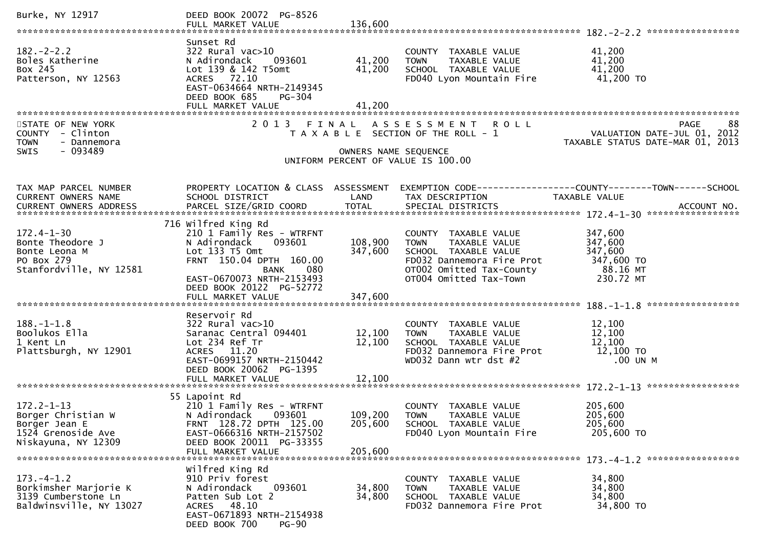```
Burke, NY 12917                    DEED BOOK 20072  PG-8526
                                   FULL MARKET VALUE             136,600
******************************************************************************************************* 182.-2-2.2 *****************
                                   Sunset Rd
182.-2-2.2                         322 Rural vac>10                           COUNTY  TAXABLE VALUE             41,200
Boles Katherine                    N Adirondack     093601         41,200     TOWN    TAXABLE VALUE             41,200
Box 245                            Lot 139 & 142 T5omt             41,200     SCHOOL  TAXABLE VALUE             41,200
Patterson, NY 12563                ACRES   72.10                              FD040 Lyon Mountain Fire           41,200 TO
                                   EAST-0634664 NRTH-2149345
                                   DEED BOOK 685    PG-304
                                   FULL MARKET VALUE              41,200
************************************************************************************************************************************
STATE OF NEW YORK                  2 0 1 3   F I N A L   A S S E S S M E N T   R O L L                                   PAGE     88
COUNTY  - Clinton                     T A X A B L E  SECTION OF THE ROLL - 1                      VALUATION DATE-JUL 01, 2012
TOWN    - Dannemora                                                                          TAXABLE STATUS DATE-MAR 01, 2013
SWIS    - 093489                                      OWNERS NAME SEQUENCE
                                              UNIFORM PERCENT OF VALUE IS 100.00


TAX MAP PARCEL NUMBER              PROPERTY LOCATION & CLASS  ASSESSMENT  EXEMPTION CODE------------------COUNTY--------TOWN------SCHOOL
CURRENT OWNERS NAME                SCHOOL DISTRICT               LAND      TAX DESCRIPTION             TAXABLE VALUE
CURRENT OWNERS ADDRESS             PARCEL SIZE/GRID COORD       TOTAL      SPECIAL DISTRICTS                                ACCOUNT NO.
******************************************************************************************************* 172.4-1-30 *****************
                              716 Wilfred King Rd
172.4-1-30                         210 1 Family Res - WTRFNT                  COUNTY  TAXABLE VALUE            347,600
Bonte Theodore J                   N Adirondack     093601        108,900     TOWN    TAXABLE VALUE            347,600
Bonte Leona M                      Lot 133 T5 Omt                 347,600     SCHOOL  TAXABLE VALUE            347,600
PO Box 279                         FRNT  150.04 DPTH  160.00                  FD032 Dannemora Fire Prot         347,600 TO
Stanfordville, NY 12581                          BANK     080                 OT002 Omitted Tax-County            88.16 MT
                                   EAST-0670073 NRTH-2153493                  OT004 Omitted Tax-Town             230.72 MT
                                   DEED BOOK 20122  PG-52772
                                   FULL MARKET VALUE             347,600
******************************************************************************************************* 188.-1-1.8 *****************
                                   Reservoir Rd
188.-1-1.8                         322 Rural vac>10                           COUNTY  TAXABLE VALUE             12,100
Boolukos Ella                      Saranac Central 094401          12,100     TOWN    TAXABLE VALUE             12,100
1 Kent Ln                          Lot 234 Ref Tr                  12,100     SCHOOL  TAXABLE VALUE             12,100
Plattsburgh, NY 12901              ACRES   11.20                              FD032 Dannemora Fire Prot          12,100 TO
                                   EAST-0699157 NRTH-2150442                  WD032 Dann wtr dst #2                 .00 UN M
                                   DEED BOOK 20062  PG-1395
                                   FULL MARKET VALUE              12,100
******************************************************************************************************* 172.2-1-13 *****************
                              55 Lapoint Rd
172.2-1-13                         210 1 Family Res - WTRFNT                  COUNTY  TAXABLE VALUE            205,600
Borger Christian W                 N Adirondack     093601        109,200     TOWN    TAXABLE VALUE            205,600
Borger Jean E                      FRNT  128.72 DPTH  125.00      205,600     SCHOOL  TAXABLE VALUE            205,600
1524 Grenoside Ave                 EAST-0666316 NRTH-2157502                  FD040 Lyon Mountain Fire          205,600 TO
Niskayuna, NY 12309                DEED BOOK 20011  PG-33355
                                   FULL MARKET VALUE             205,600
******************************************************************************************************* 173.-4-1.2 *****************
                                   Wilfred King Rd
173.-4-1.2                         910 Priv forest                            COUNTY  TAXABLE VALUE             34,800
Borkimsher Marjorie K              N Adirondack     093601         34,800     TOWN    TAXABLE VALUE             34,800
3139 Cumberstone Ln                Patten Sub Lot 2                34,800     SCHOOL  TAXABLE VALUE             34,800
Baldwinsville, NY 13027            ACRES   48.10                              FD032 Dannemora Fire Prot          34,800 TO
                                   EAST-0671893 NRTH-2154938
                                   DEED BOOK 700    PG-90
```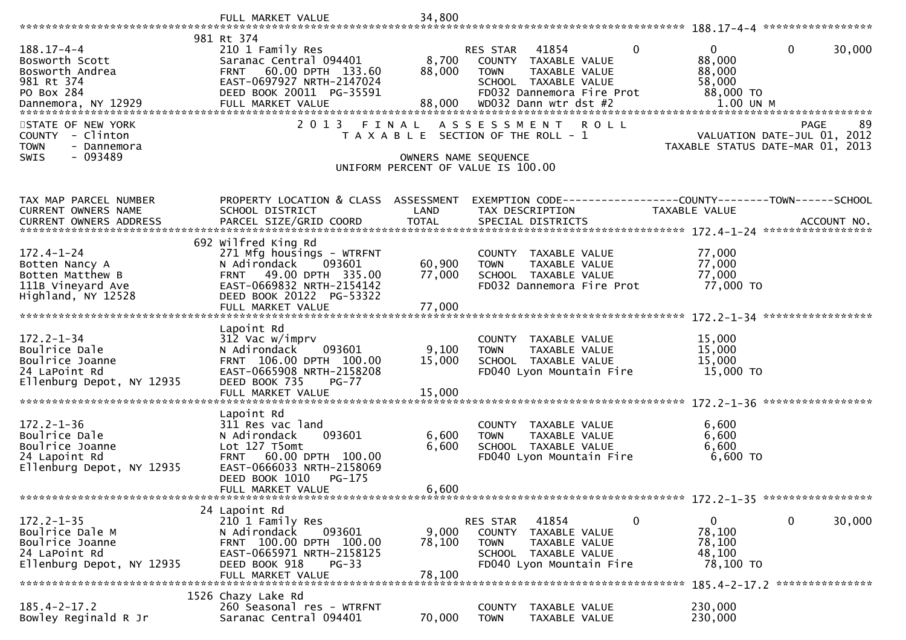| | FULL MARKET VALUE | 34,800 | | |
|---|---|---|---|---|

**188.17-4-4**

| | 981 Rt 374 | | | |
|---|---|---|---|---|
| 188.17-4-4 | 210 1 Family Res | | RES STAR 41854 0 0 0 | 30,000 |
| Bosworth Scott | Saranac Central 094401 | 8,700 | COUNTY TAXABLE VALUE | 88,000 |
| Bosworth Andrea | FRNT 60.00 DPTH 133.60 | 88,000 | TOWN TAXABLE VALUE | 88,000 |
| 981 Rt 374 | EAST-0697927 NRTH-2147024 | | SCHOOL TAXABLE VALUE | 58,000 |
| PO Box 284 | DEED BOOK 20011 PG-35591 | | FD032 Dannemora Fire Prot | 88,000 TO |
| Dannemora, NY 12929 | FULL MARKET VALUE | 88,000 | WD032 Dann wtr dst #2 | 1.00 UN M |

STATE OF NEW YORK
COUNTY - Clinton
TOWN - Dannemora
SWIS - 093489

2013 FINAL ASSESSMENT ROLL
TAXABLE SECTION OF THE ROLL - 1
OWNERS NAME SEQUENCE
UNIFORM PERCENT OF VALUE IS 100.00

VALUATION DATE-JUL 01, 2012
TAXABLE STATUS DATE-MAR 01, 2013

| TAX MAP PARCEL NUMBER / CURRENT OWNERS NAME / CURRENT OWNERS ADDRESS | PROPERTY LOCATION & CLASS / SCHOOL DISTRICT / PARCEL SIZE/GRID COORD | ASSESSMENT LAND / TOTAL | EXEMPTION CODE / TAX DESCRIPTION / SPECIAL DISTRICTS | COUNTY--------TOWN------SCHOOL TAXABLE VALUE / ACCOUNT NO. |
|---|---|---|---|---|
| **172.4-1-24** | | | | |
| | 692 Wilfred King Rd | | | |
| 172.4-1-24 | 271 Mfg housings - WTRFNT | | COUNTY TAXABLE VALUE | 77,000 |
| Botten Nancy A | N Adirondack 093601 | 60,900 | TOWN TAXABLE VALUE | 77,000 |
| Botten Matthew B | FRNT 49.00 DPTH 335.00 | 77,000 | SCHOOL TAXABLE VALUE | 77,000 |
| 111B Vineyard Ave | EAST-0669832 NRTH-2154142 | | FD032 Dannemora Fire Prot | 77,000 TO |
| Highland, NY 12528 | DEED BOOK 20122 PG-53322 | | | |
| | FULL MARKET VALUE | 77,000 | | |
| **172.2-1-34** | | | | |
| | Lapoint Rd | | | |
| 172.2-1-34 | 312 Vac w/imprv | | COUNTY TAXABLE VALUE | 15,000 |
| Boulrice Dale | N Adirondack 093601 | 9,100 | TOWN TAXABLE VALUE | 15,000 |
| Boulrice Joanne | FRNT 106.00 DPTH 100.00 | 15,000 | SCHOOL TAXABLE VALUE | 15,000 |
| 24 LaPoint Rd | EAST-0665908 NRTH-2158208 | | FD040 Lyon Mountain Fire | 15,000 TO |
| Ellenburg Depot, NY 12935 | DEED BOOK 735 PG-77 | | | |
| | FULL MARKET VALUE | 15,000 | | |
| **172.2-1-36** | | | | |
| | Lapoint Rd | | | |
| 172.2-1-36 | 311 Res vac land | | COUNTY TAXABLE VALUE | 6,600 |
| Boulrice Dale | N Adirondack 093601 | 6,600 | TOWN TAXABLE VALUE | 6,600 |
| Boulrice Joanne | Lot 127 T5omt | 6,600 | SCHOOL TAXABLE VALUE | 6,600 |
| 24 Lapoint Rd | FRNT 60.00 DPTH 100.00 | | FD040 Lyon Mountain Fire | 6,600 TO |
| Ellenburg Depot, NY 12935 | EAST-0666033 NRTH-2158069 | | | |
| | DEED BOOK 1010 PG-175 | | | |
| | FULL MARKET VALUE | 6,600 | | |
| **172.2-1-35** | | | | |
| | 24 Lapoint Rd | | | |
| 172.2-1-35 | 210 1 Family Res | | RES STAR 41854 0 0 0 | 30,000 |
| Boulrice Dale M | N Adirondack 093601 | 9,000 | COUNTY TAXABLE VALUE | 78,100 |
| Boulrice Joanne | FRNT 100.00 DPTH 100.00 | 78,100 | TOWN TAXABLE VALUE | 78,100 |
| 24 LaPoint Rd | EAST-0665971 NRTH-2158125 | | SCHOOL TAXABLE VALUE | 48,100 |
| Ellenburg Depot, NY 12935 | DEED BOOK 918 PG-33 | | FD040 Lyon Mountain Fire | 78,100 TO |
| | FULL MARKET VALUE | 78,100 | | |
| **185.4-2-17.2** | | | | |
| | 1526 Chazy Lake Rd | | | |
| 185.4-2-17.2 | 260 Seasonal res - WTRFNT | | COUNTY TAXABLE VALUE | 230,000 |
| Bowley Reginald R Jr | Saranac Central 094401 | 70,000 | TOWN TAXABLE VALUE | 230,000 |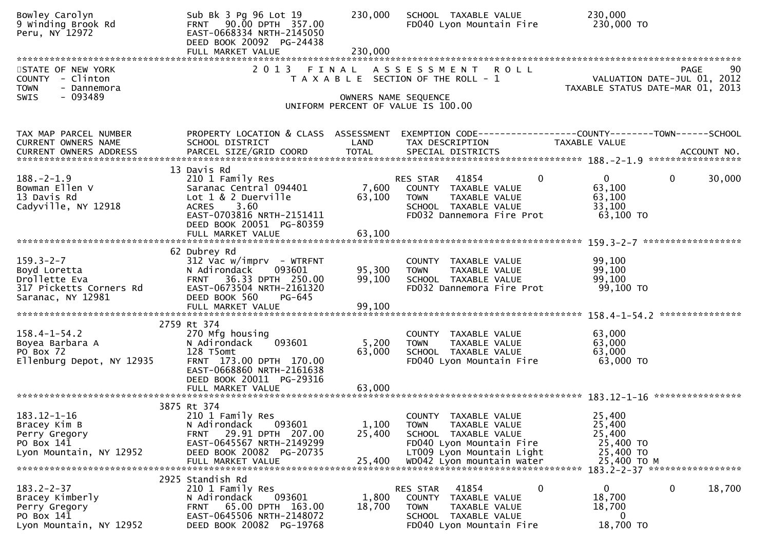```
Bowley Carolyn                Sub Bk 3 Pg 96 Lot 19          230,000   SCHOOL  TAXABLE VALUE             230,000
9 Winding Brook Rd            FRNT   90.00 DPTH  357.00                FD040 Lyon Mountain Fire           230,000 TO
Peru, NY 12972                EAST-0668334 NRTH-2145050
                              DEED BOOK 20092  PG-24438
                              FULL MARKET VALUE              230,000
******************************************************************************************************************************************
```

STATE OF NEW YORK
COUNTY - Clinton
TOWN - Dannemora
SWIS - 093489

2 0 1 3 F I N A L A S S E S S M E N T R O L L
T A X A B L E SECTION OF THE ROLL - 1
OWNERS NAME SEQUENCE
UNIFORM PERCENT OF VALUE IS 100.00

PAGE 90
VALUATION DATE-JUL 01, 2012
TAXABLE STATUS DATE-MAR 01, 2013

```
TAX MAP PARCEL NUMBER         PROPERTY LOCATION & CLASS  ASSESSMENT  EXEMPTION CODE------------------COUNTY--------TOWN------SCHOOL
CURRENT OWNERS NAME           SCHOOL DISTRICT               LAND      TAX DESCRIPTION              TAXABLE VALUE
CURRENT OWNERS ADDRESS        PARCEL SIZE/GRID COORD        TOTAL     SPECIAL DISTRICTS                                    ACCOUNT NO.
******************************************************************************************************** 188.-2-1.9 *****************
                              13 Davis Rd
188.-2-1.9                    210 1 Family Res                        RES STAR   41854          0             0          0      30,000
Bowman Ellen V                Saranac Central 094401          7,600   COUNTY  TAXABLE VALUE              63,100
13 Davis Rd                   Lot 1 & 2 Duerville            63,100   TOWN    TAXABLE VALUE              63,100
Cadyville, NY 12918           ACRES    3.60                           SCHOOL  TAXABLE VALUE              33,100
                              EAST-0703816 NRTH-2151411               FD032 Dannemora Fire Prot           63,100 TO
                              DEED BOOK 20051  PG-80359
                              FULL MARKET VALUE              63,100
******************************************************************************************************** 159.3-2-7 ******************
                              62 Dubrey Rd
159.3-2-7                     312 Vac w/imprv  - WTRFNT               COUNTY  TAXABLE VALUE              99,100
Boyd Loretta                  N Adirondack     093601        95,300   TOWN    TAXABLE VALUE              99,100
Drollette Eva                 FRNT   36.33 DPTH  250.00      99,100   SCHOOL  TAXABLE VALUE              99,100
317 Picketts Corners Rd       EAST-0673504 NRTH-2161320               FD032 Dannemora Fire Prot           99,100 TO
Saranac, NY 12981             DEED BOOK 560     PG-645
                              FULL MARKET VALUE              99,100
******************************************************************************************************** 158.4-1-54.2 ***************
                              2759 Rt 374
158.4-1-54.2                  270 Mfg housing                         COUNTY  TAXABLE VALUE              63,000
Boyea Barbara A               N Adirondack     093601         5,200   TOWN    TAXABLE VALUE              63,000
PO Box 72                     128 T5omt                      63,000   SCHOOL  TAXABLE VALUE              63,000
Ellenburg Depot, NY 12935     FRNT  173.00 DPTH  170.00               FD040 Lyon Mountain Fire            63,000 TO
                              EAST-0668860 NRTH-2161638
                              DEED BOOK 20011  PG-29316
                              FULL MARKET VALUE              63,000
******************************************************************************************************** 183.12-1-16 ****************
                              3875 Rt 374
183.12-1-16                   210 1 Family Res                        COUNTY  TAXABLE VALUE              25,400
Bracey Kim B                  N Adirondack     093601         1,100   TOWN    TAXABLE VALUE              25,400
Perry Gregory                 FRNT   29.91 DPTH  207.00      25,400   SCHOOL  TAXABLE VALUE              25,400
PO Box 141                    EAST-0645567 NRTH-2149299               FD040 Lyon Mountain Fire            25,400 TO
Lyon Mountain, NY 12952       DEED BOOK 20082  PG-20735               LT009 Lyon Mountain Light           25,400 TO
                              FULL MARKET VALUE              25,400   WD042 Lyon mountain water           25,400 TO M
******************************************************************************************************** 183.2-2-37 *****************
                              2925 Standish Rd
183.2-2-37                    210 1 Family Res                        RES STAR   41854          0             0          0      18,700
Bracey Kimberly               N Adirondack     093601         1,800   COUNTY  TAXABLE VALUE              18,700
Perry Gregory                 FRNT   65.00 DPTH  163.00      18,700   TOWN    TAXABLE VALUE              18,700
PO Box 141                    EAST-0645506 NRTH-2148072               SCHOOL  TAXABLE VALUE                   0
Lyon Mountain, NY 12952       DEED BOOK 20082  PG-19768               FD040 Lyon Mountain Fire            18,700 TO
```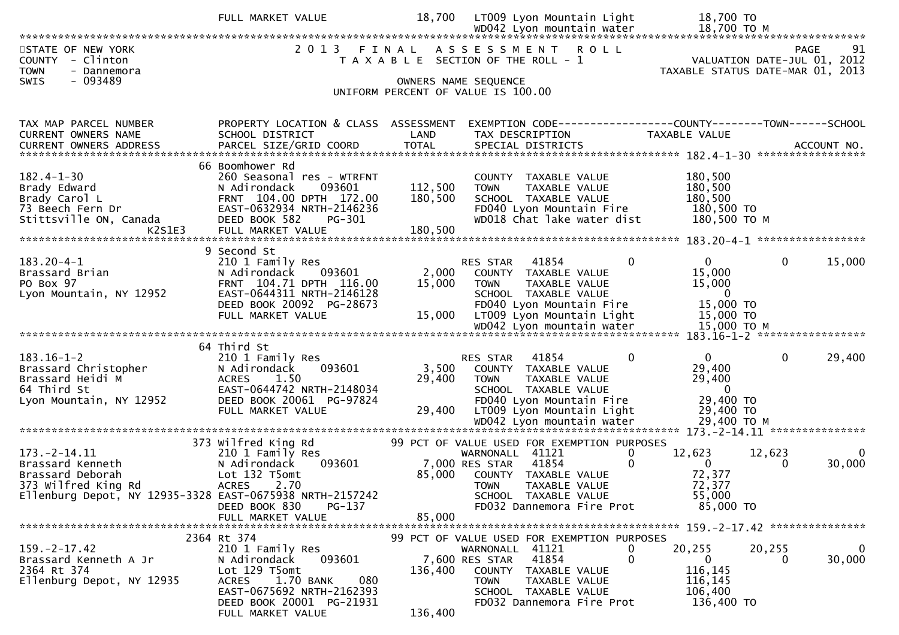```
                    FULL MARKET VALUE              18,700   LT009 Lyon Mountain Light         18,700 TO
                                                            WD042 Lyon mountain water         18,700 TO M
******************************************************************************************************************************************
STATE OF NEW YORK                    2 0 1 3   F I N A L   A S S E S S M E N T   R O L L                                  PAGE    91
COUNTY  - Clinton                        T A X A B L E  SECTION OF THE ROLL - 1                          VALUATION DATE-JUL 01, 2012
TOWN    - Dannemora                                                                                  TAXABLE STATUS DATE-MAR 01, 2013
SWIS    - 093489                                      OWNERS NAME SEQUENCE
                                                UNIFORM PERCENT OF VALUE IS 100.00


TAX MAP PARCEL NUMBER          PROPERTY LOCATION & CLASS  ASSESSMENT  EXEMPTION CODE------------------COUNTY--------TOWN------SCHOOL
CURRENT OWNERS NAME            SCHOOL DISTRICT               LAND     TAX DESCRIPTION              TAXABLE VALUE
CURRENT OWNERS ADDRESS         PARCEL SIZE/GRID COORD        TOTAL    SPECIAL DISTRICTS                                    ACCOUNT NO.
******************************************************************************************************* 182.4-1-30 *****************
                           66 Boomhower Rd
182.4-1-30                     260 Seasonal res - WTRFNT              COUNTY  TAXABLE VALUE           180,500
Brady Edward                   N Adirondack    093601      112,500    TOWN    TAXABLE VALUE           180,500
Brady Carol L                  FRNT  104.00 DPTH  172.00   180,500    SCHOOL  TAXABLE VALUE           180,500
73 Beech Fern Dr               EAST-0632934 NRTH-2146236              FD040 Lyon Mountain Fire         180,500 TO
Stittsville ON, Canada         DEED BOOK 582    PG-301                WD018 Chat lake water dist       180,500 TO M
                       K2S1E3  FULL MARKET VALUE           180,500
******************************************************************************************************* 183.20-4-1 *****************
                            9 Second St
183.20-4-1                     210 1 Family Res                       RES STAR    41854        0            0            0      15,000
Brassard Brian                 N Adirondack    093601        2,000    COUNTY  TAXABLE VALUE            15,000
PO Box 97                      FRNT  104.71 DPTH  116.00    15,000    TOWN    TAXABLE VALUE            15,000
Lyon Mountain, NY 12952        EAST-0644311 NRTH-2146128              SCHOOL  TAXABLE VALUE                 0
                               DEED BOOK 20092  PG-28673              FD040 Lyon Mountain Fire          15,000 TO
                               FULL MARKET VALUE            15,000    LT009 Lyon Mountain Light         15,000 TO
                                                                      WD042 Lyon mountain water         15,000 TO M
******************************************************************************************************* 183.16-1-2 *****************
                           64 Third St
183.16-1-2                     210 1 Family Res                       RES STAR    41854        0            0            0      29,400
Brassard Christopher           N Adirondack    093601        3,500    COUNTY  TAXABLE VALUE            29,400
Brassard Heidi M               ACRES     1.50               29,400    TOWN    TAXABLE VALUE            29,400
64 Third St                    EAST-0644742 NRTH-2148034              SCHOOL  TAXABLE VALUE                 0
Lyon Mountain, NY 12952        DEED BOOK 20061  PG-97824              FD040 Lyon Mountain Fire          29,400 TO
                               FULL MARKET VALUE            29,400    LT009 Lyon Mountain Light         29,400 TO
                                                                      WD042 Lyon mountain water         29,400 TO M
******************************************************************************************************* 173.-2-14.11 ***************
                          373 Wilfred King Rd           99 PCT OF VALUE USED FOR EXEMPTION PURPOSES
173.-2-14.11                   210 1 Family Res                       WARNONALL   41121        0       12,623       12,623           0
Brassard Kenneth               N Adirondack    093601        7,000 RES STAR    41854        0            0            0      30,000
Brassard Deborah               Lot 132 T5omt                85,000    COUNTY  TAXABLE VALUE            72,377
373 Wilfred King Rd            ACRES     2.70                         TOWN    TAXABLE VALUE            72,377
Ellenburg Depot, NY 12935-3328 EAST-0675938 NRTH-2157242              SCHOOL  TAXABLE VALUE            55,000
                               DEED BOOK 830    PG-137                FD032 Dannemora Fire Prot         85,000 TO
                               FULL MARKET VALUE            85,000
******************************************************************************************************* 159.-2-17.42 ***************
                         2364 Rt 374                    99 PCT OF VALUE USED FOR EXEMPTION PURPOSES
159.-2-17.42                   210 1 Family Res                       WARNONALL   41121        0       20,255       20,255           0
Brassard Kenneth A Jr          N Adirondack    093601        7,600 RES STAR    41854        0            0            0      30,000
2364 Rt 374                    Lot 129 T5omt               136,400    COUNTY  TAXABLE VALUE           116,145
Ellenburg Depot, NY 12935      ACRES     1.70 BANK     080            TOWN    TAXABLE VALUE           116,145
                               EAST-0675692 NRTH-2162393              SCHOOL  TAXABLE VALUE           106,400
                               DEED BOOK 20001  PG-21931              FD032 Dannemora Fire Prot        136,400 TO
                               FULL MARKET VALUE           136,400
```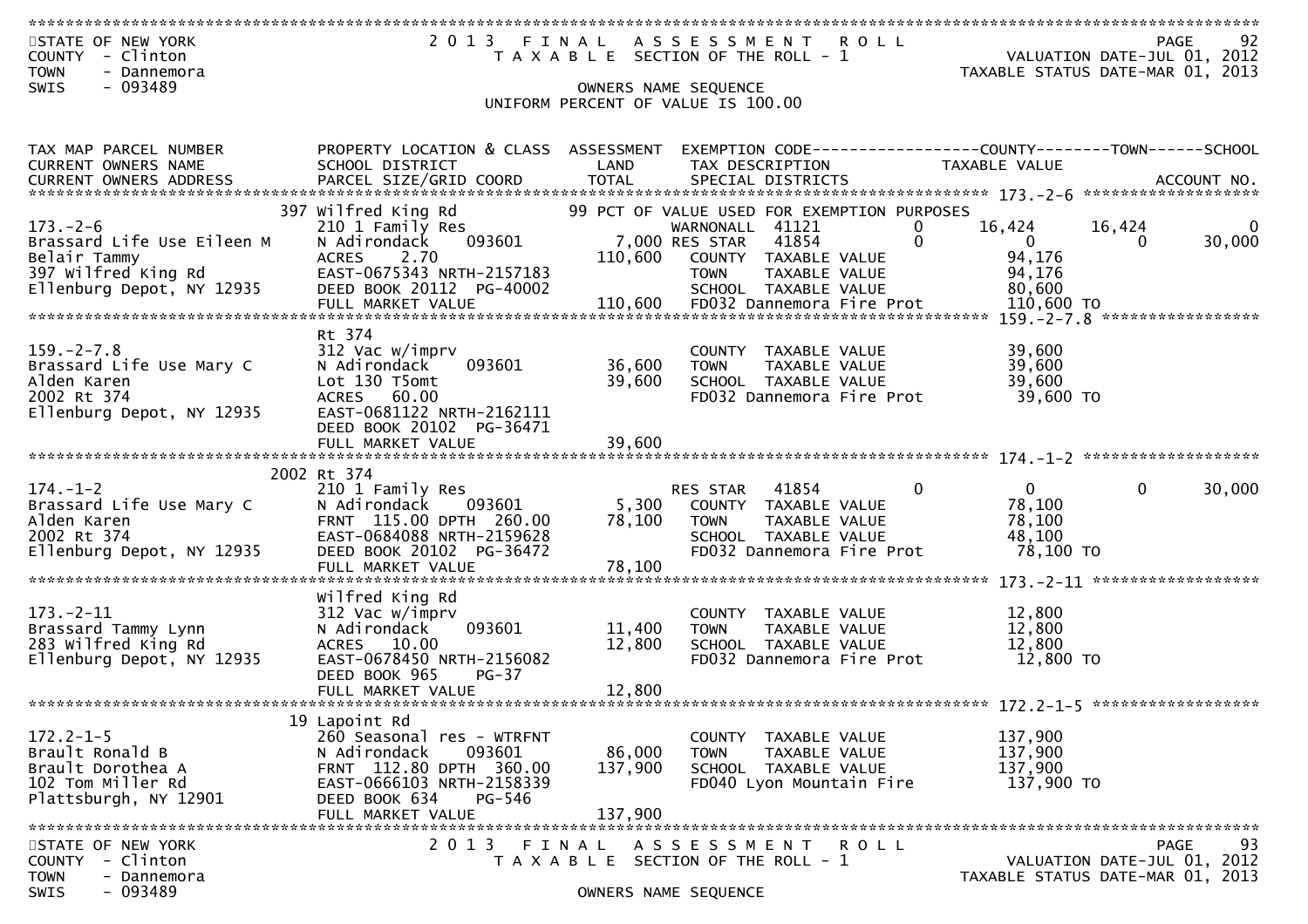STATE OF NEW YORK
COUNTY - Clinton
TOWN - Dannemora
SWIS - 093489

2013 FINAL ASSESSMENT ROLL
TAXABLE SECTION OF THE ROLL - 1
OWNERS NAME SEQUENCE
UNIFORM PERCENT OF VALUE IS 100.00

VALUATION DATE-JUL 01, 2012
TAXABLE STATUS DATE-MAR 01, 2013

| TAX MAP PARCEL NUMBER / CURRENT OWNERS NAME / CURRENT OWNERS ADDRESS | PROPERTY LOCATION & CLASS / SCHOOL DISTRICT / PARCEL SIZE/GRID COORD | ASSESSMENT LAND / TOTAL | EXEMPTION CODE / TAX DESCRIPTION / SPECIAL DISTRICTS | COUNTY TAXABLE VALUE | TOWN | SCHOOL | ACCOUNT NO. |
|---|---|---|---|---|---|---|---|
| **173.-2-6** | 397 Wilfred King Rd | | 99 PCT OF VALUE USED FOR EXEMPTION PURPOSES | | | | |
| 173.-2-6 | 210 1 Family Res | | WARNONALL 41121 0 | 16,424 | 16,424 | 0 | |
| Brassard Life Use Eileen M | N Adirondack 093601 | 7,000 | RES STAR 41854 0 | 0 | 0 | 30,000 | |
| Belair Tammy | ACRES 2.70 | 110,600 | COUNTY TAXABLE VALUE | 94,176 | | | |
| 397 Wilfred King Rd | EAST-0675343 NRTH-2157183 | | TOWN TAXABLE VALUE | 94,176 | | | |
| Ellenburg Depot, NY 12935 | DEED BOOK 20112 PG-40002 | | SCHOOL TAXABLE VALUE | 80,600 | | | |
| | FULL MARKET VALUE | 110,600 | FD032 Dannemora Fire Prot | 110,600 TO | | | |
| **159.-2-7.8** | Rt 374 | | | | | | |
| 159.-2-7.8 | 312 Vac w/imprv | | COUNTY TAXABLE VALUE | 39,600 | | | |
| Brassard Life Use Mary C | N Adirondack 093601 | 36,600 | TOWN TAXABLE VALUE | 39,600 | | | |
| Alden Karen | Lot 130 T5omt | 39,600 | SCHOOL TAXABLE VALUE | 39,600 | | | |
| 2002 Rt 374 | ACRES 60.00 | | FD032 Dannemora Fire Prot | 39,600 TO | | | |
| Ellenburg Depot, NY 12935 | EAST-0681122 NRTH-2162111 | | | | | | |
| | DEED BOOK 20102 PG-36471 | | | | | | |
| | FULL MARKET VALUE | 39,600 | | | | | |
| **174.-1-2** | 2002 Rt 374 | | | | | | |
| 174.-1-2 | 210 1 Family Res | | RES STAR 41854 0 | 0 | 0 | 30,000 | |
| Brassard Life Use Mary C | N Adirondack 093601 | 5,300 | COUNTY TAXABLE VALUE | 78,100 | | | |
| Alden Karen | FRNT 115.00 DPTH 260.00 | 78,100 | TOWN TAXABLE VALUE | 78,100 | | | |
| 2002 Rt 374 | EAST-0684088 NRTH-2159628 | | SCHOOL TAXABLE VALUE | 48,100 | | | |
| Ellenburg Depot, NY 12935 | DEED BOOK 20102 PG-36472 | | FD032 Dannemora Fire Prot | 78,100 TO | | | |
| | FULL MARKET VALUE | 78,100 | | | | | |
| **173.-2-11** | Wilfred King Rd | | | | | | |
| 173.-2-11 | 312 Vac w/imprv | | COUNTY TAXABLE VALUE | 12,800 | | | |
| Brassard Tammy Lynn | N Adirondack 093601 | 11,400 | TOWN TAXABLE VALUE | 12,800 | | | |
| 283 Wilfred King Rd | ACRES 10.00 | 12,800 | SCHOOL TAXABLE VALUE | 12,800 | | | |
| Ellenburg Depot, NY 12935 | EAST-0678450 NRTH-2156082 | | FD032 Dannemora Fire Prot | 12,800 TO | | | |
| | DEED BOOK 965 PG-37 | | | | | | |
| | FULL MARKET VALUE | 12,800 | | | | | |
| **172.2-1-5** | 19 Lapoint Rd | | | | | | |
| 172.2-1-5 | 260 Seasonal res - WTRFNT | | COUNTY TAXABLE VALUE | 137,900 | | | |
| Brault Ronald B | N Adirondack 093601 | 86,000 | TOWN TAXABLE VALUE | 137,900 | | | |
| Brault Dorothea A | FRNT 112.80 DPTH 360.00 | 137,900 | SCHOOL TAXABLE VALUE | 137,900 | | | |
| 102 Tom Miller Rd | EAST-0666103 NRTH-2158339 | | FD040 Lyon Mountain Fire | 137,900 TO | | | |
| Plattsburgh, NY 12901 | DEED BOOK 634 PG-546 | | | | | | |
| | FULL MARKET VALUE | 137,900 | | | | | |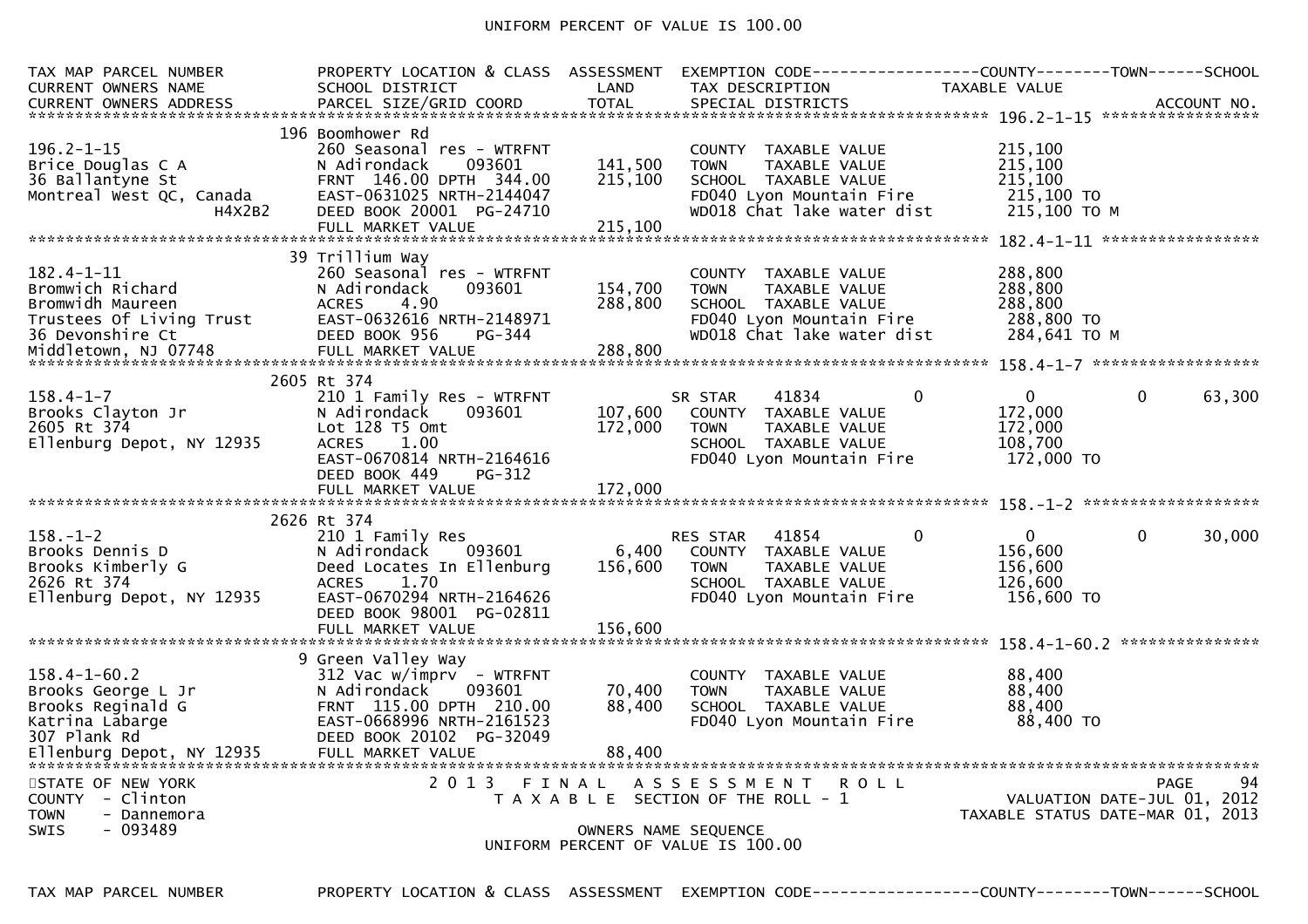UNIFORM PERCENT OF VALUE IS 100.00

```
TAX MAP PARCEL NUMBER          PROPERTY LOCATION & CLASS  ASSESSMENT  EXEMPTION CODE------------------COUNTY--------TOWN------SCHOOL
CURRENT OWNERS NAME            SCHOOL DISTRICT               LAND      TAX DESCRIPTION            TAXABLE VALUE
CURRENT OWNERS ADDRESS         PARCEL SIZE/GRID COORD        TOTAL     SPECIAL DISTRICTS                                    ACCOUNT NO.
******************************************************************************************************* 196.2-1-15 *****************
                               196 Boomhower Rd
196.2-1-15                     260 Seasonal res - WTRFNT               COUNTY  TAXABLE VALUE          215,100
Brice Douglas C A              N Adirondack    093601      141,500     TOWN    TAXABLE VALUE          215,100
36 Ballantyne St               FRNT 146.00 DPTH 344.00     215,100     SCHOOL  TAXABLE VALUE          215,100
Montreal West QC, Canada       EAST-0631025 NRTH-2144047               FD040 Lyon Mountain Fire        215,100 TO
                  H4X2B2       DEED BOOK 20001  PG-24710               WD018 Chat lake water dist      215,100 TO M
                               FULL MARKET VALUE           215,100
******************************************************************************************************* 182.4-1-11 *****************
                               39 Trillium Way
182.4-1-11                     260 Seasonal res - WTRFNT               COUNTY  TAXABLE VALUE          288,800
Bromwich Richard               N Adirondack    093601      154,700     TOWN    TAXABLE VALUE          288,800
Bromwidh Maureen               ACRES    4.90               288,800     SCHOOL  TAXABLE VALUE          288,800
Trustees Of Living Trust       EAST-0632616 NRTH-2148971               FD040 Lyon Mountain Fire        288,800 TO
36 Devonshire Ct               DEED BOOK 956    PG-344                 WD018 Chat lake water dist      284,641 TO M
Middletown, NJ 07748           FULL MARKET VALUE           288,800
******************************************************************************************************* 158.4-1-7 ******************
                               2605 Rt 374
158.4-1-7                      210 1 Family Res - WTRFNT               SR STAR     41834           0           0          0     63,300
Brooks Clayton Jr              N Adirondack    093601      107,600     COUNTY  TAXABLE VALUE          172,000
2605 Rt 374                    Lot 128 T5 Omt              172,000     TOWN    TAXABLE VALUE          172,000
Ellenburg Depot, NY 12935      ACRES    1.00                           SCHOOL  TAXABLE VALUE          108,700
                               EAST-0670814 NRTH-2164616               FD040 Lyon Mountain Fire        172,000 TO
                               DEED BOOK 449    PG-312
                               FULL MARKET VALUE           172,000
******************************************************************************************************* 158.-1-2 *******************
                               2626 Rt 374
158.-1-2                       210 1 Family Res                        RES STAR    41854           0           0          0     30,000
Brooks Dennis D                N Adirondack    093601        6,400     COUNTY  TAXABLE VALUE          156,600
Brooks Kimberly G              Deed Locates In Ellenburg   156,600     TOWN    TAXABLE VALUE          156,600
2626 Rt 374                    ACRES    1.70                           SCHOOL  TAXABLE VALUE          126,600
Ellenburg Depot, NY 12935      EAST-0670294 NRTH-2164626               FD040 Lyon Mountain Fire        156,600 TO
                               DEED BOOK 98001  PG-02811
                               FULL MARKET VALUE           156,600
******************************************************************************************************* 158.4-1-60.2 ***************
                               9 Green Valley Way
158.4-1-60.2                   312 Vac w/imprv  - WTRFNT               COUNTY  TAXABLE VALUE           88,400
Brooks George L Jr             N Adirondack    093601       70,400     TOWN    TAXABLE VALUE           88,400
Brooks Reginald G              FRNT 115.00 DPTH 210.00      88,400     SCHOOL  TAXABLE VALUE           88,400
Katrina Labarge                EAST-0668996 NRTH-2161523               FD040 Lyon Mountain Fire         88,400 TO
307 Plank Rd                   DEED BOOK 20102  PG-32049
Ellenburg Depot, NY 12935      FULL MARKET VALUE            88,400
************************************************************************************************************************************
```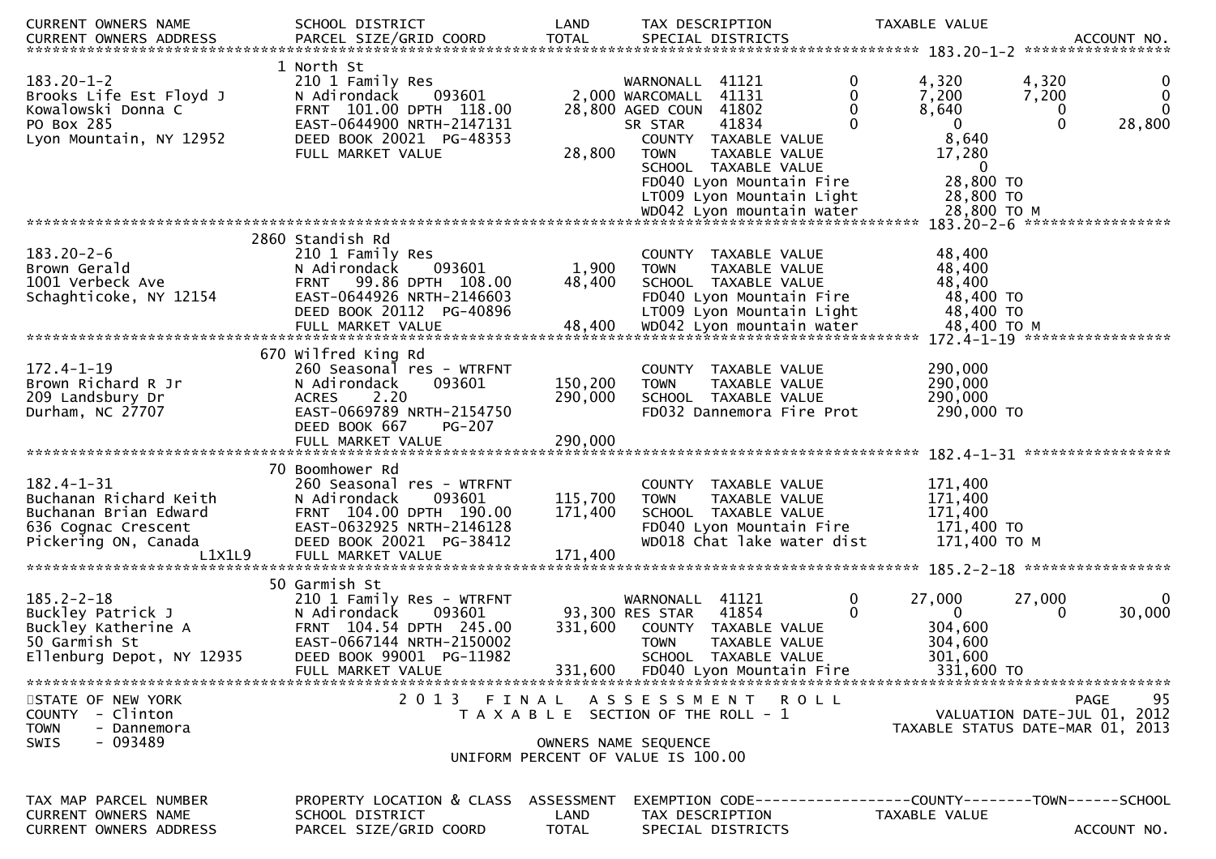| CURRENT OWNERS NAME / CURRENT OWNERS ADDRESS | SCHOOL DISTRICT / PARCEL SIZE/GRID COORD | LAND / TOTAL | TAX DESCRIPTION / SPECIAL DISTRICTS | | COUNTY TAXABLE VALUE | TOWN | SCHOOL / ACCOUNT NO. |
|---|---|---|---|---|---|---|---|
| **183.20-1-2** | 1 North St | | | | | | |
| 183.20-1-2 | 210 1 Family Res | | WARNONALL 41121 | 0 | 4,320 | 4,320 | 0 |
| Brooks Life Est Floyd J | N Adirondack 093601 | 2,000 | WARCOMALL 41131 | 0 | 7,200 | 7,200 | 0 |
| Kowalowski Donna C | FRNT 101.00 DPTH 118.00 | 28,800 | AGED COUN 41802 | 0 | 8,640 | 0 | 0 |
| PO Box 285 | EAST-0644900 NRTH-2147131 | | SR STAR 41834 | 0 | 0 | 0 | 28,800 |
| Lyon Mountain, NY 12952 | DEED BOOK 20021 PG-48353 | | COUNTY TAXABLE VALUE | | 8,640 | | |
| | FULL MARKET VALUE | 28,800 | TOWN TAXABLE VALUE | | 17,280 | | |
| | | | SCHOOL TAXABLE VALUE | | 0 | | |
| | | | FD040 Lyon Mountain Fire | | 28,800 TO | | |
| | | | LT009 Lyon Mountain Light | | 28,800 TO | | |
| | | | WD042 Lyon mountain water | | 28,800 TO M | | |
| **183.20-2-6** | 2860 Standish Rd | | | | | | |
| 183.20-2-6 | 210 1 Family Res | | COUNTY TAXABLE VALUE | | 48,400 | | |
| Brown Gerald | N Adirondack 093601 | 1,900 | TOWN TAXABLE VALUE | | 48,400 | | |
| 1001 Verbeck Ave | FRNT 99.86 DPTH 108.00 | 48,400 | SCHOOL TAXABLE VALUE | | 48,400 | | |
| Schaghticoke, NY 12154 | EAST-0644926 NRTH-2146603 | | FD040 Lyon Mountain Fire | | 48,400 TO | | |
| | DEED BOOK 20112 PG-40896 | | LT009 Lyon Mountain Light | | 48,400 TO | | |
| | FULL MARKET VALUE | 48,400 | WD042 Lyon mountain water | | 48,400 TO M | | |
| **172.4-1-19** | 670 Wilfred King Rd | | | | | | |
| 172.4-1-19 | 260 Seasonal res - WTRFNT | | COUNTY TAXABLE VALUE | | 290,000 | | |
| Brown Richard R Jr | N Adirondack 093601 | 150,200 | TOWN TAXABLE VALUE | | 290,000 | | |
| 209 Landsbury Dr | ACRES 2.20 | 290,000 | SCHOOL TAXABLE VALUE | | 290,000 | | |
| Durham, NC 27707 | EAST-0669789 NRTH-2154750 | | FD032 Dannemora Fire Prot | | 290,000 TO | | |
| | DEED BOOK 667 PG-207 | | | | | | |
| | FULL MARKET VALUE | 290,000 | | | | | |
| **182.4-1-31** | 70 Boomhower Rd | | | | | | |
| 182.4-1-31 | 260 Seasonal res - WTRFNT | | COUNTY TAXABLE VALUE | | 171,400 | | |
| Buchanan Richard Keith | N Adirondack 093601 | 115,700 | TOWN TAXABLE VALUE | | 171,400 | | |
| Buchanan Brian Edward | FRNT 104.00 DPTH 190.00 | 171,400 | SCHOOL TAXABLE VALUE | | 171,400 | | |
| 636 Cognac Crescent | EAST-0632925 NRTH-2146128 | | FD040 Lyon Mountain Fire | | 171,400 TO | | |
| Pickering ON, Canada L1X1L9 | DEED BOOK 20021 PG-38412 | | WD018 Chat lake water dist | | 171,400 TO M | | |
| | FULL MARKET VALUE | 171,400 | | | | | |
| **185.2-2-18** | 50 Garmish St | | | | | | |
| 185.2-2-18 | 210 1 Family Res - WTRFNT | | WARNONALL 41121 | 0 | 27,000 | 27,000 | 0 |
| Buckley Patrick J | N Adirondack 093601 | 93,300 | RES STAR 41854 | 0 | 0 | 0 | 30,000 |
| Buckley Katherine A | FRNT 104.54 DPTH 245.00 | 331,600 | COUNTY TAXABLE VALUE | | 304,600 | | |
| 50 Garmish St | EAST-0667144 NRTH-2150002 | | TOWN TAXABLE VALUE | | 304,600 | | |
| Ellenburg Depot, NY 12935 | DEED BOOK 99001 PG-11982 | | SCHOOL TAXABLE VALUE | | 301,600 | | |
| | FULL MARKET VALUE | 331,600 | FD040 Lyon Mountain Fire | | 331,600 TO | | |

STATE OF NEW YORK — 2013 FINAL ASSESSMENT ROLL — PAGE 95
COUNTY - Clinton — TAXABLE SECTION OF THE ROLL - 1 — VALUATION DATE-JUL 01, 2012
TOWN - Dannemora — TAXABLE STATUS DATE-MAR 01, 2013
SWIS - 093489 — OWNERS NAME SEQUENCE
UNIFORM PERCENT OF VALUE IS 100.00

| TAX MAP PARCEL NUMBER | PROPERTY LOCATION & CLASS | ASSESSMENT | EXEMPTION CODE | COUNTY | TOWN | SCHOOL |
|---|---|---|---|---|---|---|
| CURRENT OWNERS NAME | SCHOOL DISTRICT | LAND | TAX DESCRIPTION | TAXABLE VALUE | | |
| CURRENT OWNERS ADDRESS | PARCEL SIZE/GRID COORD | TOTAL | SPECIAL DISTRICTS | | | ACCOUNT NO. |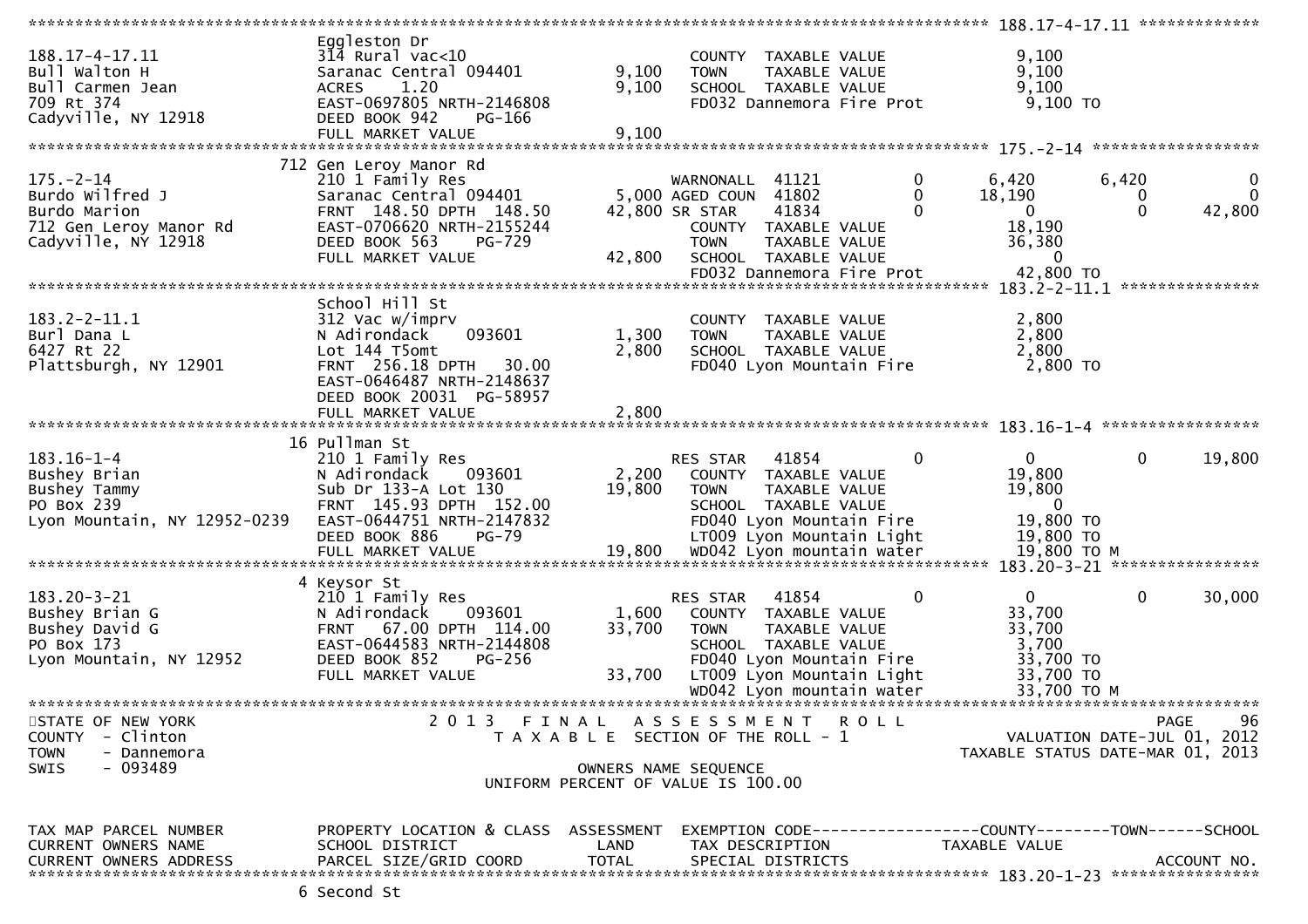```
******************************************************************************************************* 188.17-4-17.11 *************
                              Eggleston Dr
188.17-4-17.11                314 Rural vac<10                        COUNTY  TAXABLE VALUE              9,100
Bull Walton H                 Saranac Central 094401         9,100    TOWN    TAXABLE VALUE              9,100
Bull Carmen Jean              ACRES     1.20                 9,100    SCHOOL  TAXABLE VALUE              9,100
709 Rt 374                    EAST-0697805 NRTH-2146808               FD032 Dannemora Fire Prot          9,100 TO
Cadyville, NY 12918           DEED BOOK 942     PG-166
                              FULL MARKET VALUE              9,100
******************************************************************************************************* 175.-2-14 ******************
                          712 Gen Leroy Manor Rd
175.-2-14                     210 1 Family Res                        WARNONALL  41121          0      6,420       6,420           0
Burdo Wilfred J               Saranac Central 094401         5,000 AGED COUN  41802          0     18,190           0           0
Burdo Marion                  FRNT  148.50 DPTH  148.50     42,800 SR STAR    41834          0          0           0      42,800
712 Gen Leroy Manor Rd        EAST-0706620 NRTH-2155244               COUNTY  TAXABLE VALUE             18,190
Cadyville, NY 12918           DEED BOOK 563     PG-729                TOWN    TAXABLE VALUE             36,380
                              FULL MARKET VALUE             42,800    SCHOOL  TAXABLE VALUE                  0
                                                                      FD032 Dannemora Fire Prot         42,800 TO
******************************************************************************************************* 183.2-2-11.1 ***************
                              School Hill St
183.2-2-11.1                  312 Vac w/imprv                         COUNTY  TAXABLE VALUE              2,800
Burl Dana L                   N Adirondack     093601        1,300    TOWN    TAXABLE VALUE              2,800
6427 Rt 22                    Lot 144 T5omt                  2,800    SCHOOL  TAXABLE VALUE              2,800
Plattsburgh, NY 12901         FRNT  256.18 DPTH   30.00               FD040 Lyon Mountain Fire           2,800 TO
                              EAST-0646487 NRTH-2148637
                              DEED BOOK 20031  PG-58957
                              FULL MARKET VALUE              2,800
******************************************************************************************************* 183.16-1-4 *****************
                           16 Pullman St
183.16-1-4                    210 1 Family Res                        RES STAR   41854          0          0           0      19,800
Bushey Brian                  N Adirondack     093601        2,200    COUNTY  TAXABLE VALUE             19,800
Bushey Tammy                  Sub Dr 133-A Lot 130          19,800    TOWN    TAXABLE VALUE             19,800
PO Box 239                    FRNT  145.93 DPTH  152.00               SCHOOL  TAXABLE VALUE                  0
Lyon Mountain, NY 12952-0239  EAST-0644751 NRTH-2147832               FD040 Lyon Mountain Fire          19,800 TO
                              DEED BOOK 886     PG-79                 LT009 Lyon Mountain Light         19,800 TO
                              FULL MARKET VALUE             19,800    WD042 Lyon mountain water         19,800 TO M
******************************************************************************************************* 183.20-3-21 ****************
                            4 Keysor St
183.20-3-21                   210 1 Family Res                        RES STAR   41854          0          0           0      30,000
Bushey Brian G                N Adirondack     093601        1,600    COUNTY  TAXABLE VALUE             33,700
Bushey David G                FRNT   67.00 DPTH  114.00     33,700    TOWN    TAXABLE VALUE             33,700
PO Box 173                    EAST-0644583 NRTH-2144808               SCHOOL  TAXABLE VALUE              3,700
Lyon Mountain, NY 12952       DEED BOOK 852     PG-256                FD040 Lyon Mountain Fire          33,700 TO
                              FULL MARKET VALUE             33,700    LT009 Lyon Mountain Light         33,700 TO
                                                                      WD042 Lyon mountain water         33,700 TO M
************************************************************************************************************************************
STATE OF NEW YORK                      2 0 1 3   F I N A L   A S S E S S M E N T   R O L L                              PAGE    96
COUNTY  - Clinton                         T A X A B L E  SECTION OF THE ROLL - 1                     VALUATION DATE-JUL 01, 2012
TOWN    - Dannemora                                                                               TAXABLE STATUS DATE-MAR 01, 2013
SWIS    - 093489                                        OWNERS NAME SEQUENCE
                                                   UNIFORM PERCENT OF VALUE IS 100.00


TAX MAP PARCEL NUMBER         PROPERTY LOCATION & CLASS  ASSESSMENT  EXEMPTION CODE------------------COUNTY--------TOWN------SCHOOL
CURRENT OWNERS NAME           SCHOOL DISTRICT               LAND      TAX DESCRIPTION            TAXABLE VALUE
CURRENT OWNERS ADDRESS        PARCEL SIZE/GRID COORD       TOTAL      SPECIAL DISTRICTS                                  ACCOUNT NO.
******************************************************************************************************* 183.20-1-23 ****************
                            6 Second St
```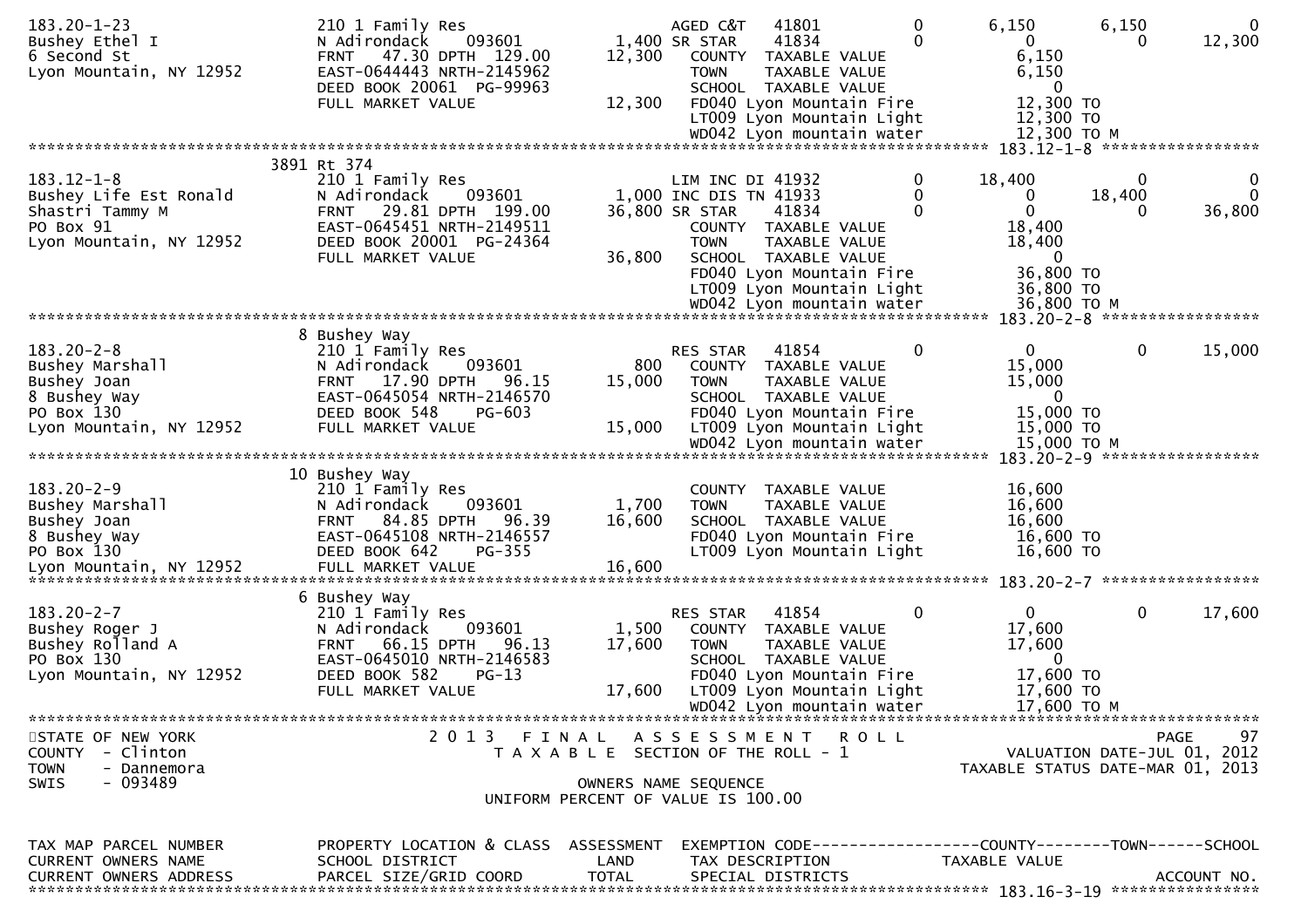```
183.20-1-23                 210 1 Family Res                    AGED C&T    41801          0        6,150      6,150          0
Bushey Ethel I              N Adirondack     093601      1,400 SR STAR     41834          0            0          0     12,300
6 Second St                 FRNT   47.30 DPTH  129.00   12,300    COUNTY  TAXABLE VALUE             6,150
Lyon Mountain, NY 12952     EAST-0644443 NRTH-2145962             TOWN    TAXABLE VALUE             6,150
                            DEED BOOK 20061  PG-99963             SCHOOL  TAXABLE VALUE                 0
                            FULL MARKET VALUE          12,300    FD040 Lyon Mountain Fire          12,300 TO
                                                                 LT009 Lyon Mountain Light         12,300 TO
                                                                 WD042 Lyon mountain water         12,300 TO M
******************************************************************************************************* 183.12-1-8 *****************
                            3891 Rt 374
183.12-1-8                  210 1 Family Res                    LIM INC DI 41932          0       18,400          0          0
Bushey Life Est Ronald      N Adirondack     093601      1,000 INC DIS TN 41933          0            0     18,400          0
Shastri Tammy M             FRNT   29.81 DPTH  199.00   36,800 SR STAR     41834          0            0          0     36,800
PO Box 91                   EAST-0645451 NRTH-2149511             COUNTY  TAXABLE VALUE            18,400
Lyon Mountain, NY 12952     DEED BOOK 20001  PG-24364             TOWN    TAXABLE VALUE            18,400
                            FULL MARKET VALUE          36,800    SCHOOL  TAXABLE VALUE                 0
                                                                 FD040 Lyon Mountain Fire          36,800 TO
                                                                 LT009 Lyon Mountain Light         36,800 TO
                                                                 WD042 Lyon mountain water         36,800 TO M
******************************************************************************************************* 183.20-2-8 *****************
                            8 Bushey Way
183.20-2-8                  210 1 Family Res                    RES STAR    41854          0            0          0     15,000
Bushey Marshall             N Adirondack     093601        800    COUNTY  TAXABLE VALUE            15,000
Bushey Joan                 FRNT   17.90 DPTH   96.15   15,000    TOWN    TAXABLE VALUE            15,000
8 Bushey Way                EAST-0645054 NRTH-2146570             SCHOOL  TAXABLE VALUE                 0
PO Box 130                  DEED BOOK 548    PG-603              FD040 Lyon Mountain Fire          15,000 TO
Lyon Mountain, NY 12952     FULL MARKET VALUE          15,000    LT009 Lyon Mountain Light         15,000 TO
                                                                 WD042 Lyon mountain water         15,000 TO M
******************************************************************************************************* 183.20-2-9 *****************
                            10 Bushey Way
183.20-2-9                  210 1 Family Res                    COUNTY  TAXABLE VALUE            16,600
Bushey Marshall             N Adirondack     093601      1,700   TOWN    TAXABLE VALUE            16,600
Bushey Joan                 FRNT   84.85 DPTH   96.39   16,600   SCHOOL  TAXABLE VALUE            16,600
8 Bushey Way                EAST-0645108 NRTH-2146557            FD040 Lyon Mountain Fire          16,600 TO
PO Box 130                  DEED BOOK 642    PG-355              LT009 Lyon Mountain Light         16,600 TO
Lyon Mountain, NY 12952     FULL MARKET VALUE          16,600
******************************************************************************************************* 183.20-2-7 *****************
                            6 Bushey Way
183.20-2-7                  210 1 Family Res                    RES STAR    41854          0            0          0     17,600
Bushey Roger J              N Adirondack     093601      1,500    COUNTY  TAXABLE VALUE            17,600
Bushey Rolland A            FRNT   66.15 DPTH   96.13   17,600    TOWN    TAXABLE VALUE            17,600
PO Box 130                  EAST-0645010 NRTH-2146583             SCHOOL  TAXABLE VALUE                 0
Lyon Mountain, NY 12952     DEED BOOK 582    PG-13               FD040 Lyon Mountain Fire          17,600 TO
                            FULL MARKET VALUE          17,600    LT009 Lyon Mountain Light         17,600 TO
                                                                 WD042 Lyon mountain water         17,600 TO M
************************************************************************************************************************************
STATE OF NEW YORK                2013  FINAL  ASSESSMENT  ROLL                                                   PAGE     97
COUNTY   - Clinton                  TAXABLE SECTION OF THE ROLL - 1                              VALUATION DATE-JUL 01, 2012
TOWN     - Dannemora                                                                        TAXABLE STATUS DATE-MAR 01, 2013
SWIS     - 093489                          OWNERS NAME SEQUENCE
                                    UNIFORM PERCENT OF VALUE IS 100.00


TAX MAP PARCEL NUMBER       PROPERTY LOCATION & CLASS  ASSESSMENT  EXEMPTION CODE------------------COUNTY--------TOWN------SCHOOL
CURRENT OWNERS NAME         SCHOOL DISTRICT               LAND     TAX DESCRIPTION             TAXABLE VALUE
CURRENT OWNERS ADDRESS      PARCEL SIZE/GRID COORD        TOTAL    SPECIAL DISTRICTS                                   ACCOUNT NO.
******************************************************************************************************* 183.16-3-19 ****************
```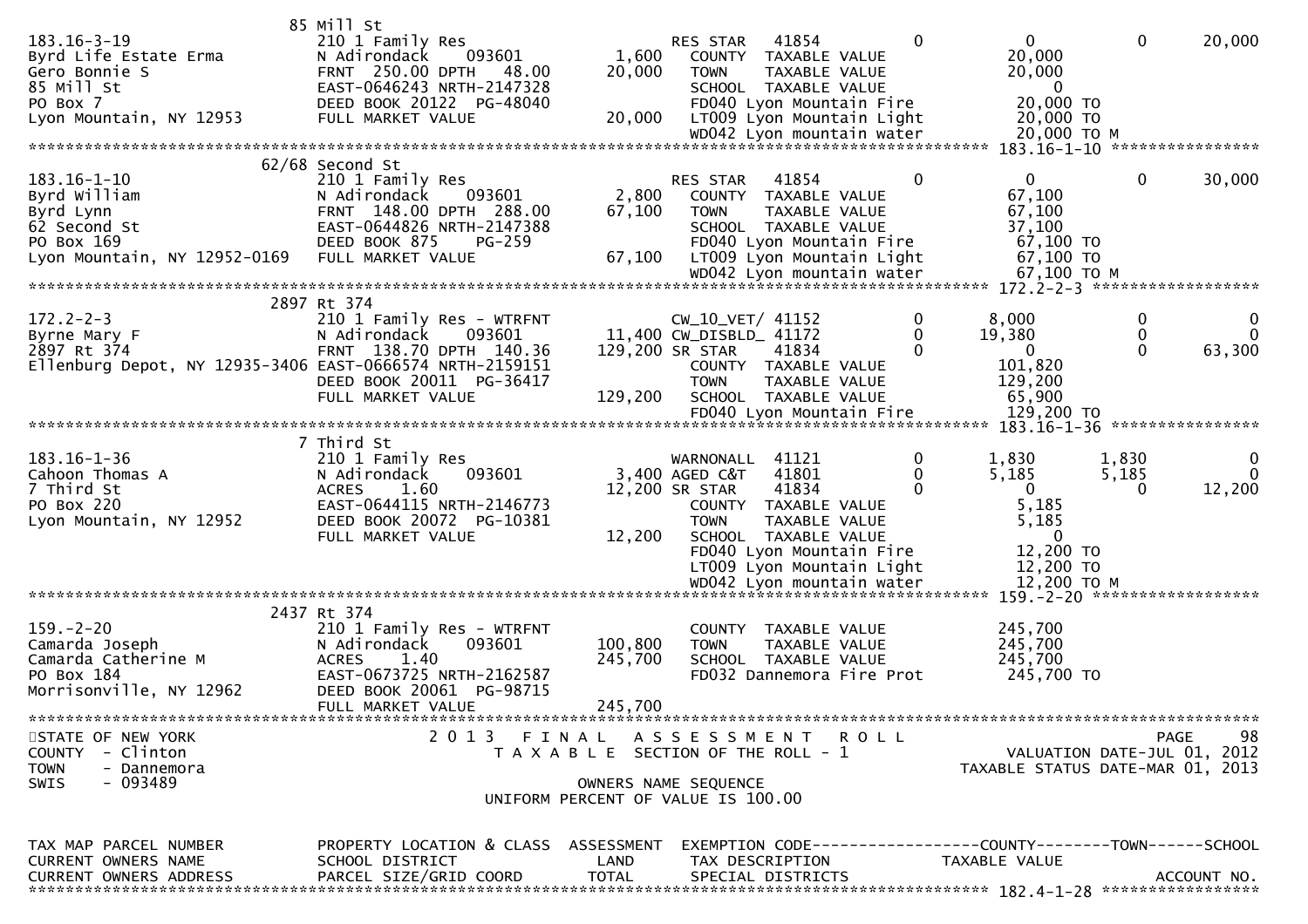```
                            85 Mill St
183.16-3-19                 210 1 Family Res                      RES STAR   41854          0             0            0        20,000
Byrd Life Estate Erma       N Adirondack      093601       1,600    COUNTY  TAXABLE VALUE              20,000
Gero Bonnie S               FRNT 250.00 DPTH   48.00      20,000    TOWN    TAXABLE VALUE              20,000
85 Mill St                  EAST-0646243 NRTH-2147328               SCHOOL  TAXABLE VALUE                   0
PO Box 7                    DEED BOOK 20122  PG-48040               FD040 Lyon Mountain Fire           20,000 TO
Lyon Mountain, NY 12953     FULL MARKET VALUE             20,000    LT009 Lyon Mountain Light          20,000 TO
                                                                    WD042 Lyon mountain water          20,000 TO M
******************************************************************************************************* 183.16-1-10 ****************
                            62/68 Second St
183.16-1-10                 210 1 Family Res                      RES STAR   41854          0             0            0        30,000
Byrd William                N Adirondack      093601       2,800    COUNTY  TAXABLE VALUE              67,100
Byrd Lynn                   FRNT 148.00 DPTH 288.00       67,100    TOWN    TAXABLE VALUE              67,100
62 Second St                EAST-0644826 NRTH-2147388               SCHOOL  TAXABLE VALUE              37,100
PO Box 169                  DEED BOOK 875     PG-259                FD040 Lyon Mountain Fire           67,100 TO
Lyon Mountain, NY 12952-0169  FULL MARKET VALUE           67,100    LT009 Lyon Mountain Light          67,100 TO
                                                                    WD042 Lyon mountain water          67,100 TO M
******************************************************************************************************* 172.2-2-3 ******************
                            2897 Rt 374
172.2-2-3                   210 1 Family Res - WTRFNT             CW_10_VET/ 41152          0         8,000            0             0
Byrne Mary F                N Adirondack      093601      11,400 CW_DISBLD_ 41172           0        19,380            0             0
2897 Rt 374                 FRNT 138.70 DPTH 140.36      129,200 SR STAR    41834           0             0            0        63,300
Ellenburg Depot, NY 12935-3406 EAST-0666574 NRTH-2159151            COUNTY  TAXABLE VALUE             101,820
                            DEED BOOK 20011  PG-36417               TOWN    TAXABLE VALUE             129,200
                            FULL MARKET VALUE            129,200    SCHOOL  TAXABLE VALUE              65,900
                                                                    FD040 Lyon Mountain Fire          129,200 TO
******************************************************************************************************* 183.16-1-36 ****************
                            7 Third St
183.16-1-36                 210 1 Family Res                      WARNONALL  41121          0         1,830        1,830             0
Cahoon Thomas A             N Adirondack      093601       3,400 AGED C&T   41801           0         5,185        5,185             0
7 Third St                  ACRES    1.60                 12,200 SR STAR    41834           0             0            0        12,200
PO Box 220                  EAST-0644115 NRTH-2146773               COUNTY  TAXABLE VALUE               5,185
Lyon Mountain, NY 12952     DEED BOOK 20072  PG-10381               TOWN    TAXABLE VALUE               5,185
                            FULL MARKET VALUE             12,200    SCHOOL  TAXABLE VALUE                   0
                                                                    FD040 Lyon Mountain Fire           12,200 TO
                                                                    LT009 Lyon Mountain Light          12,200 TO
                                                                    WD042 Lyon mountain water          12,200 TO M
******************************************************************************************************* 159.-2-20 ******************
                            2437 Rt 374
159.-2-20                   210 1 Family Res - WTRFNT               COUNTY  TAXABLE VALUE             245,700
Camarda Joseph              N Adirondack      093601     100,800    TOWN    TAXABLE VALUE             245,700
Camarda Catherine M         ACRES    1.40                245,700    SCHOOL  TAXABLE VALUE             245,700
PO Box 184                  EAST-0673725 NRTH-2162587               FD032 Dannemora Fire Prot         245,700 TO
Morrisonville, NY 12962     DEED BOOK 20061  PG-98715
                            FULL MARKET VALUE            245,700
************************************************************************************************************************************
STATE OF NEW YORK                 2 0 1 3   F I N A L   A S S E S S M E N T   R O L L                                       PAGE    98
COUNTY  - Clinton                     T A X A B L E  SECTION OF THE ROLL - 1                       VALUATION DATE-JUL 01, 2012
TOWN    - Dannemora                                                                           TAXABLE STATUS DATE-MAR 01, 2013
SWIS    - 093489                               OWNERS NAME SEQUENCE
                                        UNIFORM PERCENT OF VALUE IS 100.00


TAX MAP PARCEL NUMBER         PROPERTY LOCATION & CLASS  ASSESSMENT  EXEMPTION CODE------------------COUNTY--------TOWN------SCHOOL
CURRENT OWNERS NAME           SCHOOL DISTRICT               LAND      TAX DESCRIPTION            TAXABLE VALUE
CURRENT OWNERS ADDRESS        PARCEL SIZE/GRID COORD        TOTAL     SPECIAL DISTRICTS                                  ACCOUNT NO.
******************************************************************************************************* 182.4-1-28 *****************
```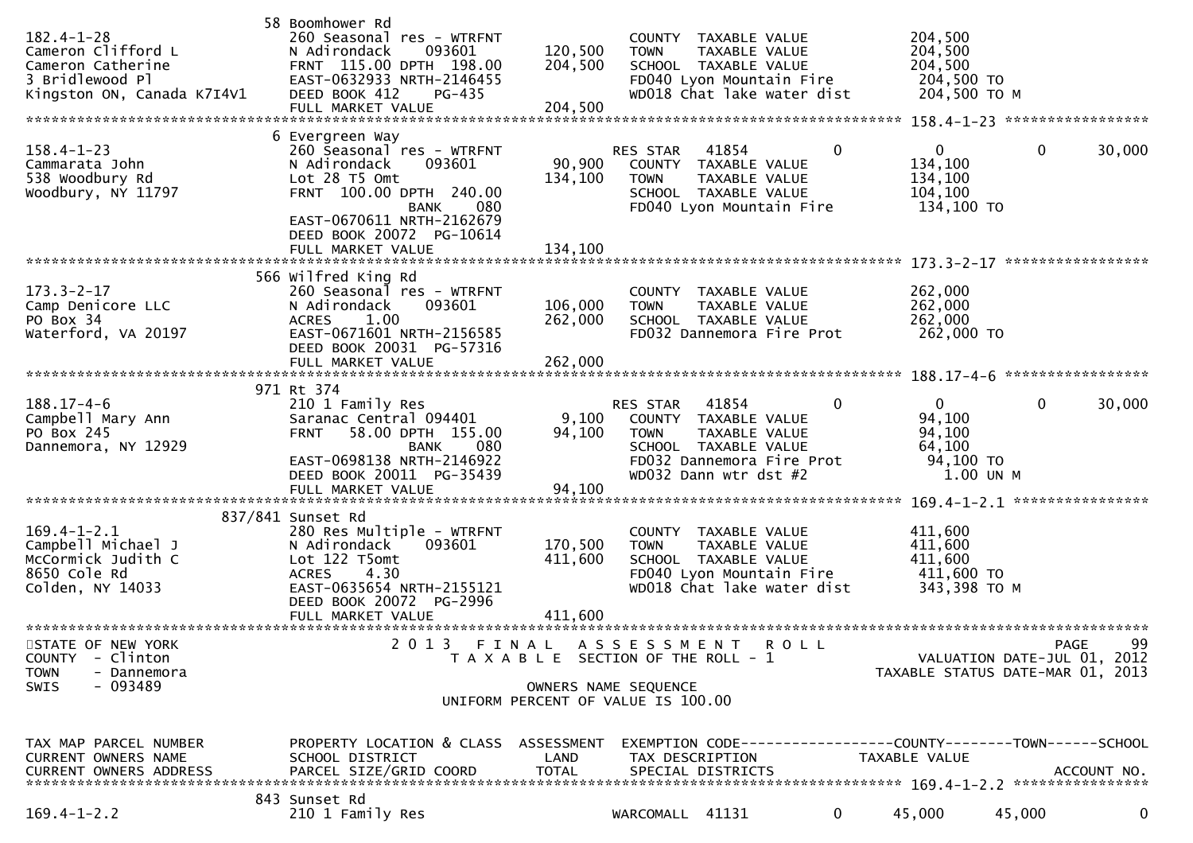```
                              58 Boomhower Rd
182.4-1-28                     260 Seasonal res - WTRFNT                    COUNTY  TAXABLE VALUE           204,500
Cameron Clifford L             N Adirondack    093601      120,500   TOWN    TAXABLE VALUE           204,500
Cameron Catherine              FRNT  115.00 DPTH  198.00   204,500   SCHOOL  TAXABLE VALUE           204,500
3 Bridlewood Pl                EAST-0632933 NRTH-2146455             FD040 Lyon Mountain Fire         204,500 TO
Kingston ON, Canada K7I4V1     DEED BOOK 412    PG-435               WD018 Chat lake water dist       204,500 TO M
                               FULL MARKET VALUE           204,500
******************************************************************************************************* 158.4-1-23 *****************
                              6 Evergreen Way
158.4-1-23                     260 Seasonal res - WTRFNT            RES STAR   41854           0          0          0      30,000
Cammarata John                 N Adirondack    093601       90,900   COUNTY  TAXABLE VALUE           134,100
538 Woodbury Rd                Lot 28 T5 Omt               134,100   TOWN    TAXABLE VALUE           134,100
Woodbury, NY 11797             FRNT  100.00 DPTH  240.00             SCHOOL  TAXABLE VALUE           104,100
                                              BANK    080            FD040 Lyon Mountain Fire         134,100 TO
                               EAST-0670611 NRTH-2162679
                               DEED BOOK 20072  PG-10614
                               FULL MARKET VALUE           134,100
******************************************************************************************************* 173.3-2-17 *****************
                              566 Wilfred King Rd
173.3-2-17                     260 Seasonal res - WTRFNT                    COUNTY  TAXABLE VALUE           262,000
Camp Denicore LLC              N Adirondack    093601      106,000   TOWN    TAXABLE VALUE           262,000
PO Box 34                      ACRES     1.00              262,000   SCHOOL  TAXABLE VALUE           262,000
Waterford, VA 20197            EAST-0671601 NRTH-2156585             FD032 Dannemora Fire Prot        262,000 TO
                               DEED BOOK 20031  PG-57316
                               FULL MARKET VALUE           262,000
******************************************************************************************************* 188.17-4-6 *****************
                              971 Rt 374
188.17-4-6                     210 1 Family Res                     RES STAR   41854           0          0          0      30,000
Campbell Mary Ann              Saranac Central 094401        9,100   COUNTY  TAXABLE VALUE            94,100
PO Box 245                     FRNT   58.00 DPTH  155.00    94,100   TOWN    TAXABLE VALUE            94,100
Dannemora, NY 12929                           BANK    080            SCHOOL  TAXABLE VALUE            64,100
                               EAST-0698138 NRTH-2146922             FD032 Dannemora Fire Prot         94,100 TO
                               DEED BOOK 20011  PG-35439             WD032 Dann wtr dst #2               1.00 UN M
                               FULL MARKET VALUE            94,100
******************************************************************************************************* 169.4-1-2.1 ****************
                              837/841 Sunset Rd
169.4-1-2.1                    280 Res Multiple - WTRFNT                    COUNTY  TAXABLE VALUE           411,600
Campbell Michael J             N Adirondack    093601      170,500   TOWN    TAXABLE VALUE           411,600
McCormick Judith C             Lot 122 T5omt               411,600   SCHOOL  TAXABLE VALUE           411,600
8650 Cole Rd                   ACRES     4.30                        FD040 Lyon Mountain Fire         411,600 TO
Colden, NY 14033               EAST-0635654 NRTH-2155121             WD018 Chat lake water dist       343,398 TO M
                               DEED BOOK 20072  PG-2996
                               FULL MARKET VALUE           411,600
************************************************************************************************************************************
STATE OF NEW YORK                    2 0 1 3   F I N A L   A S S E S S M E N T   R O L L                                PAGE    99
COUNTY  - Clinton                         T A X A B L E  SECTION OF THE ROLL - 1                         VALUATION DATE-JUL 01, 2012
TOWN    - Dannemora                                                                               TAXABLE STATUS DATE-MAR 01, 2013
SWIS    - 093489                                        OWNERS NAME SEQUENCE
                                                 UNIFORM PERCENT OF VALUE IS 100.00


TAX MAP PARCEL NUMBER          PROPERTY LOCATION & CLASS  ASSESSMENT  EXEMPTION CODE------------------COUNTY--------TOWN------SCHOOL
CURRENT OWNERS NAME            SCHOOL DISTRICT               LAND      TAX DESCRIPTION              TAXABLE VALUE
CURRENT OWNERS ADDRESS         PARCEL SIZE/GRID COORD        TOTAL     SPECIAL DISTRICTS                                ACCOUNT NO.
******************************************************************************************************* 169.4-1-2.2 ****************
                              843 Sunset Rd
169.4-1-2.2                    210 1 Family Res                     WARCOMALL  41131           0     45,000     45,000           0
```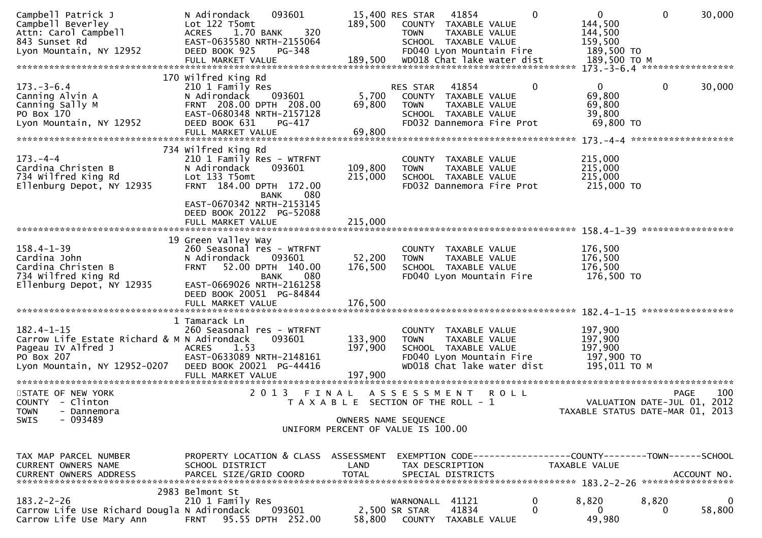```
Campbell Patrick J              N Adirondack    093601        15,400 RES STAR   41854            0           0            0        30,000
Campbell Beverley               Lot 122 T5omt                189,500   COUNTY  TAXABLE VALUE             144,500
Attn: Carol Campbell            ACRES    1.70 BANK    320               TOWN    TAXABLE VALUE             144,500
843 Sunset Rd                   EAST-0635580 NRTH-2155064               SCHOOL  TAXABLE VALUE             159,500
Lyon Mountain, NY 12952         DEED BOOK 925     PG-348                FD040 Lyon Mountain Fire          189,500 TO
                                FULL MARKET VALUE            189,500   WD018 Chat lake water dist        189,500 TO M
******************************************************************************************************* 173.-3-6.4 *****************
                              170 Wilfred King Rd
173.-3-6.4                      210 1 Family Res                       RES STAR   41854            0           0            0        30,000
Canning Alvin A                 N Adirondack    093601         5,700   COUNTY  TAXABLE VALUE              69,800
Canning Sally M                 FRNT  208.00 DPTH  208.00     69,800   TOWN    TAXABLE VALUE              69,800
PO Box 170                      EAST-0680348 NRTH-2157128               SCHOOL  TAXABLE VALUE              39,800
Lyon Mountain, NY 12952         DEED BOOK 631     PG-417                FD032 Dannemora Fire Prot          69,800 TO
                                FULL MARKET VALUE             69,800
******************************************************************************************************* 173.-4-4 *******************
                              734 Wilfred King Rd
173.-4-4                        210 1 Family Res - WTRFNT               COUNTY  TAXABLE VALUE             215,000
Cardina Christen B              N Adirondack    093601       109,800   TOWN    TAXABLE VALUE             215,000
734 Wilfred King Rd             Lot 133 T5omt                215,000   SCHOOL  TAXABLE VALUE             215,000
Ellenburg Depot, NY 12935       FRNT  184.00 DPTH  172.00              FD032 Dannemora Fire Prot         215,000 TO
                                              BANK    080
                                EAST-0670342 NRTH-2153145
                                DEED BOOK 20122  PG-52088
                                FULL MARKET VALUE            215,000
******************************************************************************************************* 158.4-1-39 *****************
                               19 Green Valley Way
158.4-1-39                      260 Seasonal res - WTRFNT               COUNTY  TAXABLE VALUE             176,500
Cardina John                    N Adirondack    093601        52,200   TOWN    TAXABLE VALUE             176,500
Cardina Christen B              FRNT   52.00 DPTH  140.00    176,500   SCHOOL  TAXABLE VALUE             176,500
734 Wilfred King Rd                           BANK    080              FD040 Lyon Mountain Fire          176,500 TO
Ellenburg Depot, NY 12935       EAST-0669026 NRTH-2161258
                                DEED BOOK 20051  PG-84844
                                FULL MARKET VALUE            176,500
******************************************************************************************************* 182.4-1-15 *****************
                                1 Tamarack Ln
182.4-1-15                      260 Seasonal res - WTRFNT               COUNTY  TAXABLE VALUE             197,900
Carrow Life Estate Richard & M N Adirondack    093601       133,900   TOWN    TAXABLE VALUE             197,900
Pageau IV Alfred J              ACRES    1.53                197,900   SCHOOL  TAXABLE VALUE             197,900
PO Box 207                      EAST-0633089 NRTH-2148161               FD040 Lyon Mountain Fire          197,900 TO
Lyon Mountain, NY 12952-0207    DEED BOOK 20021  PG-44416               WD018 Chat lake water dist        195,011 TO M
                                FULL MARKET VALUE            197,900
************************************************************************************************************************************
STATE OF NEW YORK                       2 0 1 3   F I N A L   A S S E S S M E N T   R O L L                              PAGE    100
COUNTY  - Clinton                          T A X A B L E  SECTION OF THE ROLL - 1                         VALUATION DATE-JUL 01, 2012
TOWN    - Dannemora                                                                                     TAXABLE STATUS DATE-MAR 01, 2013
SWIS    - 093489                                         OWNERS NAME SEQUENCE
                                                  UNIFORM PERCENT OF VALUE IS 100.00


TAX MAP PARCEL NUMBER           PROPERTY LOCATION & CLASS  ASSESSMENT  EXEMPTION CODE------------------COUNTY--------TOWN------SCHOOL
CURRENT OWNERS NAME             SCHOOL DISTRICT               LAND      TAX DESCRIPTION            TAXABLE VALUE
CURRENT OWNERS ADDRESS          PARCEL SIZE/GRID COORD        TOTAL     SPECIAL DISTRICTS                                  ACCOUNT NO.
******************************************************************************************************* 183.2-2-26 *****************
                             2983 Belmont St
183.2-2-26                      210 1 Family Res                       WARNONALL  41121            0        8,820        8,820            0
Carrow Life Use Richard Dougla N Adirondack    093601         2,500 SR STAR    41834            0            0            0        58,800
Carrow Life Use Mary Ann        FRNT   95.55 DPTH  252.00     58,800   COUNTY  TAXABLE VALUE              49,980
```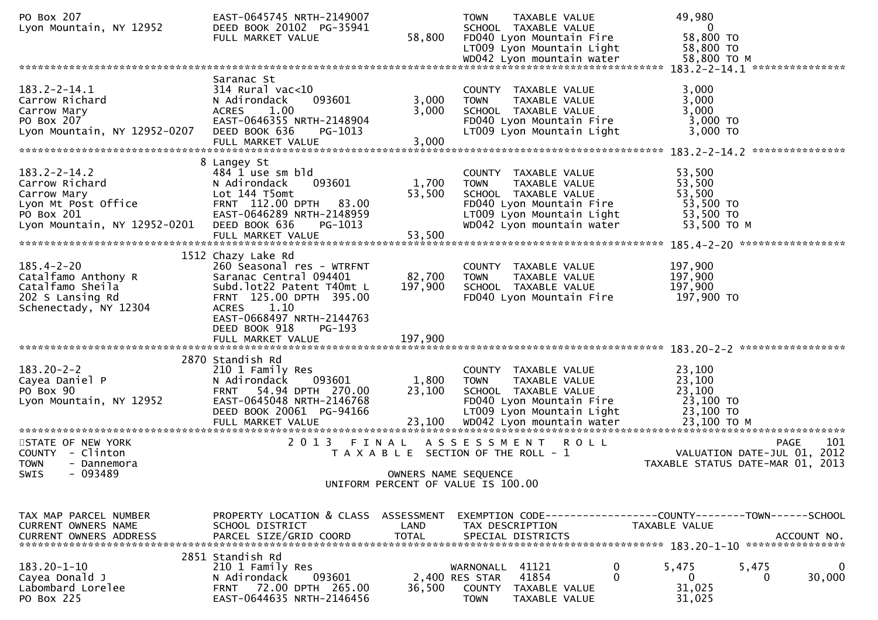```
PO Box 207                     EAST-0645745 NRTH-2149007                TOWN    TAXABLE VALUE               49,980
Lyon Mountain, NY 12952        DEED BOOK 20102  PG-35941                SCHOOL  TAXABLE VALUE                    0
                               FULL MARKET VALUE               58,800   FD040 Lyon Mountain Fire            58,800 TO
                                                                        LT009 Lyon Mountain Light           58,800 TO
                                                                        WD042 Lyon mountain water           58,800 TO M
******************************************************************************************************* 183.2-2-14.1 ***************
                               Saranac St
183.2-2-14.1                   314 Rural vac<10                         COUNTY  TAXABLE VALUE                3,000
Carrow Richard                 N Adirondack      093601         3,000   TOWN    TAXABLE VALUE                3,000
Carrow Mary                    ACRES     1.00                   3,000   SCHOOL  TAXABLE VALUE                3,000
PO Box 207                     EAST-0646355 NRTH-2148904                FD040 Lyon Mountain Fire             3,000 TO
Lyon Mountain, NY 12952-0207   DEED BOOK 636    PG-1013                 LT009 Lyon Mountain Light            3,000 TO
                               FULL MARKET VALUE                3,000
******************************************************************************************************* 183.2-2-14.2 ***************
                             8 Langey St
183.2-2-14.2                   484 1 use sm bld                         COUNTY  TAXABLE VALUE               53,500
Carrow Richard                 N Adirondack      093601         1,700   TOWN    TAXABLE VALUE               53,500
Carrow Mary                    Lot 144 T5omt                   53,500   SCHOOL  TAXABLE VALUE               53,500
Lyon Mt Post Office            FRNT  112.00 DPTH   83.00                FD040 Lyon Mountain Fire            53,500 TO
PO Box 201                     EAST-0646289 NRTH-2148959                LT009 Lyon Mountain Light           53,500 TO
Lyon Mountain, NY 12952-0201   DEED BOOK 636    PG-1013                 WD042 Lyon mountain water           53,500 TO M
                               FULL MARKET VALUE               53,500
******************************************************************************************************* 185.4-2-20 *****************
                          1512 Chazy Lake Rd
185.4-2-20                     260 Seasonal res - WTRFNT                COUNTY  TAXABLE VALUE              197,900
Catalfamo Anthony R            Saranac Central 094401          82,700   TOWN    TAXABLE VALUE              197,900
Catalfamo Sheila               Subd.lot22 Patent T40mt L      197,900   SCHOOL  TAXABLE VALUE              197,900
202 S Lansing Rd               FRNT  125.00 DPTH  395.00                FD040 Lyon Mountain Fire           197,900 TO
Schenectady, NY 12304          ACRES     1.10
                               EAST-0668497 NRTH-2144763
                               DEED BOOK 918    PG-193
                               FULL MARKET VALUE              197,900
******************************************************************************************************* 183.20-2-2 *****************
                          2870 Standish Rd
183.20-2-2                     210 1 Family Res                         COUNTY  TAXABLE VALUE               23,100
Cayea Daniel P                 N Adirondack      093601         1,800   TOWN    TAXABLE VALUE               23,100
PO Box 90                      FRNT   54.94 DPTH  270.00       23,100   SCHOOL  TAXABLE VALUE               23,100
Lyon Mountain, NY 12952        EAST-0645048 NRTH-2146768                FD040 Lyon Mountain Fire            23,100 TO
                               DEED BOOK 20061  PG-94166                LT009 Lyon Mountain Light           23,100 TO
                               FULL MARKET VALUE               23,100   WD042 Lyon mountain water           23,100 TO M
**************************************************************************************************************************************
STATE OF NEW YORK                  2 0 1 3   F I N A L   A S S E S S M E N T   R O L L                                PAGE    101
COUNTY  - Clinton                     T A X A B L E  SECTION OF THE ROLL - 1                           VALUATION DATE-JUL 01, 2012
TOWN    - Dannemora                                                                                TAXABLE STATUS DATE-MAR 01, 2013
SWIS    - 093489                                        OWNERS NAME SEQUENCE
                                                UNIFORM PERCENT OF VALUE IS 100.00


TAX MAP PARCEL NUMBER          PROPERTY LOCATION & CLASS  ASSESSMENT  EXEMPTION CODE------------------COUNTY--------TOWN------SCHOOL
CURRENT OWNERS NAME            SCHOOL DISTRICT               LAND      TAX DESCRIPTION            TAXABLE VALUE
CURRENT OWNERS ADDRESS         PARCEL SIZE/GRID COORD       TOTAL      SPECIAL DISTRICTS                                   ACCOUNT NO.
******************************************************************************************************* 183.20-1-10 ****************
                          2851 Standish Rd
183.20-1-10                    210 1 Family Res                      WARNONALL  41121        0        5,475       5,475            0
Cayea Donald J                 N Adirondack      093601         2,400 RES STAR   41854        0            0           0       30,000
Labombard Lorelee              FRNT   72.00 DPTH  265.00       36,500   COUNTY  TAXABLE VALUE               31,025
PO Box 225                     EAST-0644635 NRTH-2146456                TOWN    TAXABLE VALUE               31,025
```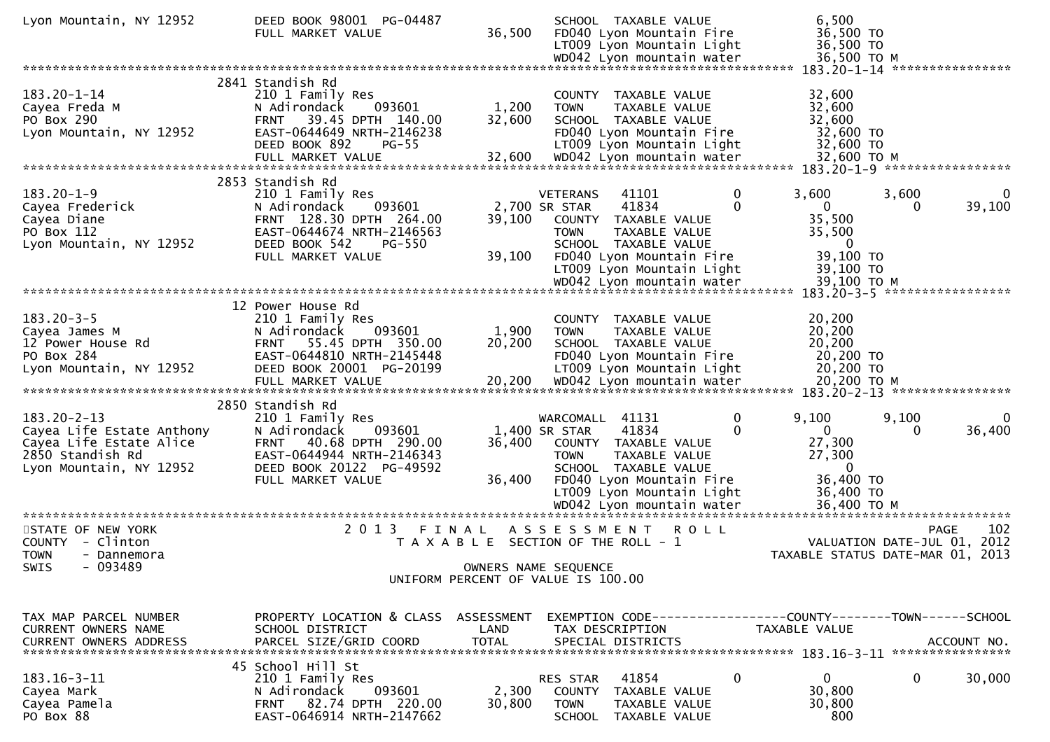```
Lyon Mountain, NY 12952        DEED BOOK 98001  PG-04487              SCHOOL  TAXABLE VALUE                6,500
                               FULL MARKET VALUE           36,500     FD040 Lyon Mountain Fire            36,500 TO
                                                                      LT009 Lyon Mountain Light           36,500 TO
                                                                      WD042 Lyon mountain water           36,500 TO M
******************************************************************************************************* 183.20-1-14 *****************
                               2841 Standish Rd
183.20-1-14                    210 1 Family Res                       COUNTY  TAXABLE VALUE               32,600
Cayea Freda M                  N Adirondack      093601     1,200     TOWN    TAXABLE VALUE               32,600
PO Box 290                     FRNT   39.45 DPTH  140.00   32,600     SCHOOL  TAXABLE VALUE               32,600
Lyon Mountain, NY 12952        EAST-0644649 NRTH-2146238              FD040 Lyon Mountain Fire            32,600 TO
                               DEED BOOK 892     PG-55                LT009 Lyon Mountain Light           32,600 TO
                               FULL MARKET VALUE           32,600     WD042 Lyon mountain water           32,600 TO M
******************************************************************************************************* 183.20-1-9 ******************
                               2853 Standish Rd
183.20-1-9                     210 1 Family Res                       VETERANS   41101          0        3,600          3,600            0
Cayea Frederick                N Adirondack      093601     2,700 SR STAR    41834          0            0              0       39,100
Cayea Diane                    FRNT  128.30 DPTH  264.00   39,100     COUNTY  TAXABLE VALUE               35,500
PO Box 112                     EAST-0644674 NRTH-2146563              TOWN    TAXABLE VALUE               35,500
Lyon Mountain, NY 12952        DEED BOOK 542     PG-550               SCHOOL  TAXABLE VALUE                    0
                               FULL MARKET VALUE           39,100     FD040 Lyon Mountain Fire            39,100 TO
                                                                      LT009 Lyon Mountain Light           39,100 TO
                                                                      WD042 Lyon mountain water           39,100 TO M
******************************************************************************************************* 183.20-3-5 ******************
                               12 Power House Rd
183.20-3-5                     210 1 Family Res                       COUNTY  TAXABLE VALUE               20,200
Cayea James M                  N Adirondack      093601     1,900     TOWN    TAXABLE VALUE               20,200
12 Power House Rd              FRNT   55.45 DPTH  350.00   20,200     SCHOOL  TAXABLE VALUE               20,200
PO Box 284                     EAST-0644810 NRTH-2145448              FD040 Lyon Mountain Fire            20,200 TO
Lyon Mountain, NY 12952        DEED BOOK 20001  PG-20199              LT009 Lyon Mountain Light           20,200 TO
                               FULL MARKET VALUE           20,200     WD042 Lyon mountain water           20,200 TO M
******************************************************************************************************* 183.20-2-13 *****************
                               2850 Standish Rd
183.20-2-13                    210 1 Family Res                       WARCOMALL  41131          0        9,100          9,100            0
Cayea Life Estate Anthony      N Adirondack      093601     1,400 SR STAR    41834          0            0              0       36,400
Cayea Life Estate Alice        FRNT   40.68 DPTH  290.00   36,400     COUNTY  TAXABLE VALUE               27,300
2850 Standish Rd               EAST-0644944 NRTH-2146343              TOWN    TAXABLE VALUE               27,300
Lyon Mountain, NY 12952        DEED BOOK 20122  PG-49592              SCHOOL  TAXABLE VALUE                    0
                               FULL MARKET VALUE           36,400     FD040 Lyon Mountain Fire            36,400 TO
                                                                      LT009 Lyon Mountain Light           36,400 TO
                                                                      WD042 Lyon mountain water           36,400 TO M
***************************************************************************************************************************************
STATE OF NEW YORK                          2 0 1 3   F I N A L   A S S E S S M E N T   R O L L                           PAGE     102
COUNTY  - Clinton                              T A X A B L E  SECTION OF THE ROLL - 1                       VALUATION DATE-JUL 01, 2012
TOWN    - Dannemora                                                                                      TAXABLE STATUS DATE-MAR 01, 2013
SWIS    - 093489                                           OWNERS NAME SEQUENCE
                                                 UNIFORM PERCENT OF VALUE IS 100.00


TAX MAP PARCEL NUMBER          PROPERTY LOCATION & CLASS  ASSESSMENT  EXEMPTION CODE------------------COUNTY--------TOWN------SCHOOL
CURRENT OWNERS NAME            SCHOOL DISTRICT               LAND      TAX DESCRIPTION            TAXABLE VALUE
CURRENT OWNERS ADDRESS         PARCEL SIZE/GRID COORD       TOTAL      SPECIAL DISTRICTS                                  ACCOUNT NO.
******************************************************************************************************* 183.16-3-11 *****************
                               45 School Hill St
183.16-3-11                    210 1 Family Res                       RES STAR   41854          0            0              0       30,000
Cayea Mark                     N Adirondack      093601     2,300     COUNTY  TAXABLE VALUE               30,800
Cayea Pamela                   FRNT   82.74 DPTH  220.00   30,800     TOWN    TAXABLE VALUE               30,800
PO Box 88                      EAST-0646914 NRTH-2147662              SCHOOL  TAXABLE VALUE                  800
```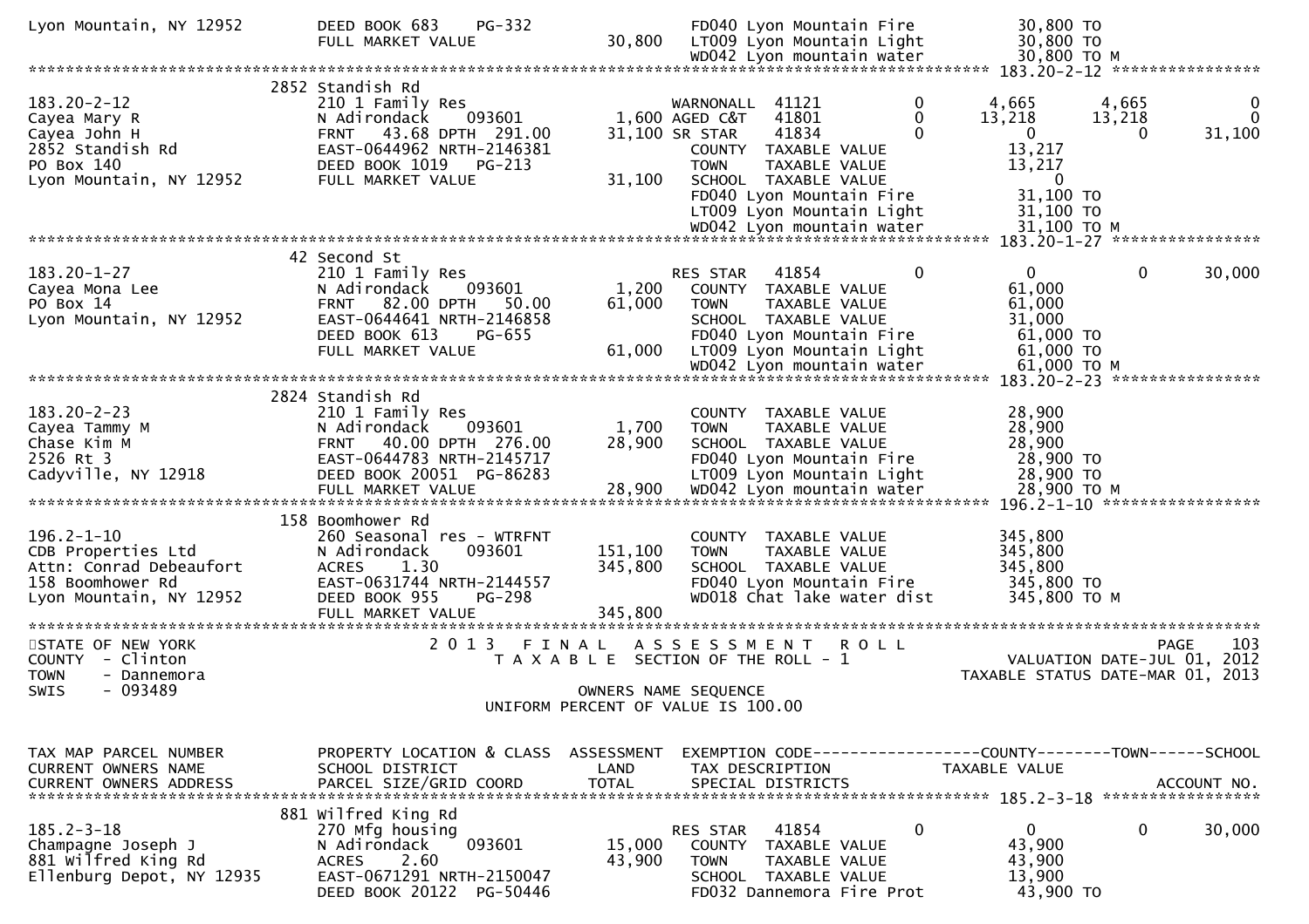```
Lyon Mountain, NY 12952        DEED BOOK 683    PG-332               FD040 Lyon Mountain Fire             30,800 TO
                               FULL MARKET VALUE            30,800   LT009 Lyon Mountain Light            30,800 TO
                                                                     WD042 Lyon mountain water            30,800 TO M
******************************************************************************************************* 183.20-2-12 ****************
                              2852 Standish Rd
183.20-2-12                    210 1 Family Res                      WARNONALL  41121          0         4,665         4,665            0
Cayea Mary R                   N Adirondack      093601       1,600 AGED C&T   41801          0        13,218        13,218            0
Cayea John H                   FRNT   43.68 DPTH  291.00      31,100 SR STAR    41834          0             0             0       31,100
2852 Standish Rd               EAST-0644962 NRTH-2146381             COUNTY  TAXABLE VALUE                13,217
PO Box 140                     DEED BOOK 1019    PG-213              TOWN    TAXABLE VALUE                13,217
Lyon Mountain, NY 12952        FULL MARKET VALUE            31,100   SCHOOL  TAXABLE VALUE                     0
                                                                     FD040 Lyon Mountain Fire             31,100 TO
                                                                     LT009 Lyon Mountain Light            31,100 TO
                                                                     WD042 Lyon mountain water            31,100 TO M
******************************************************************************************************* 183.20-1-27 ****************
                              42 Second St
183.20-1-27                    210 1 Family Res                      RES STAR   41854          0             0             0       30,000
Cayea Mona Lee                 N Adirondack      093601       1,200   COUNTY  TAXABLE VALUE                61,000
PO Box 14                      FRNT   82.00 DPTH   50.00      61,000   TOWN    TAXABLE VALUE                61,000
Lyon Mountain, NY 12952        EAST-0644641 NRTH-2146858             SCHOOL  TAXABLE VALUE                31,000
                               DEED BOOK 613     PG-655              FD040 Lyon Mountain Fire             61,000 TO
                               FULL MARKET VALUE            61,000   LT009 Lyon Mountain Light            61,000 TO
                                                                     WD042 Lyon mountain water            61,000 TO M
******************************************************************************************************* 183.20-2-23 ****************
                              2824 Standish Rd
183.20-2-23                    210 1 Family Res                      COUNTY  TAXABLE VALUE                28,900
Cayea Tammy M                  N Adirondack      093601       1,700   TOWN    TAXABLE VALUE                28,900
Chase Kim M                    FRNT   40.00 DPTH  276.00      28,900   SCHOOL  TAXABLE VALUE                28,900
2526 Rt 3                      EAST-0644783 NRTH-2145717             FD040 Lyon Mountain Fire             28,900 TO
Cadyville, NY 12918            DEED BOOK 20051   PG-86283            LT009 Lyon Mountain Light            28,900 TO
                               FULL MARKET VALUE            28,900   WD042 Lyon mountain water            28,900 TO M
******************************************************************************************************* 196.2-1-10 *****************
                              158 Boomhower Rd
196.2-1-10                     260 Seasonal res - WTRFNT             COUNTY  TAXABLE VALUE               345,800
CDB Properties Ltd             N Adirondack      093601     151,100   TOWN    TAXABLE VALUE               345,800
Attn: Conrad Debeaufort        ACRES     1.30               345,800   SCHOOL  TAXABLE VALUE               345,800
158 Boomhower Rd               EAST-0631744 NRTH-2144557             FD040 Lyon Mountain Fire            345,800 TO
Lyon Mountain, NY 12952        DEED BOOK 955     PG-298              WD018 Chat lake water dist          345,800 TO M
                               FULL MARKET VALUE           345,800
************************************************************************************************************************************
STATE OF NEW YORK                          2 0 1 3   F I N A L   A S S E S S M E N T   R O L L                                PAGE    103
COUNTY  - Clinton                             T A X A B L E  SECTION OF THE ROLL - 1                      VALUATION DATE-JUL 01, 2012
TOWN    - Dannemora                                                                                  TAXABLE STATUS DATE-MAR 01, 2013
SWIS    - 093489                                        OWNERS NAME SEQUENCE
                                                   UNIFORM PERCENT OF VALUE IS 100.00


TAX MAP PARCEL NUMBER          PROPERTY LOCATION & CLASS  ASSESSMENT  EXEMPTION CODE------------------COUNTY--------TOWN------SCHOOL
CURRENT OWNERS NAME            SCHOOL DISTRICT               LAND      TAX DESCRIPTION            TAXABLE VALUE
CURRENT OWNERS ADDRESS         PARCEL SIZE/GRID COORD        TOTAL     SPECIAL DISTRICTS                                     ACCOUNT NO.
******************************************************************************************************* 185.2-3-18 *****************
                              881 Wilfred King Rd
185.2-3-18                     270 Mfg housing                       RES STAR   41854          0             0             0       30,000
Champagne Joseph J             N Adirondack      093601      15,000   COUNTY  TAXABLE VALUE                43,900
881 Wilfred King Rd            ACRES     2.60                43,900   TOWN    TAXABLE VALUE                43,900
Ellenburg Depot, NY 12935      EAST-0671291 NRTH-2150047             SCHOOL  TAXABLE VALUE                13,900
                               DEED BOOK 20122   PG-50446            FD032 Dannemora Fire Prot            43,900 TO
```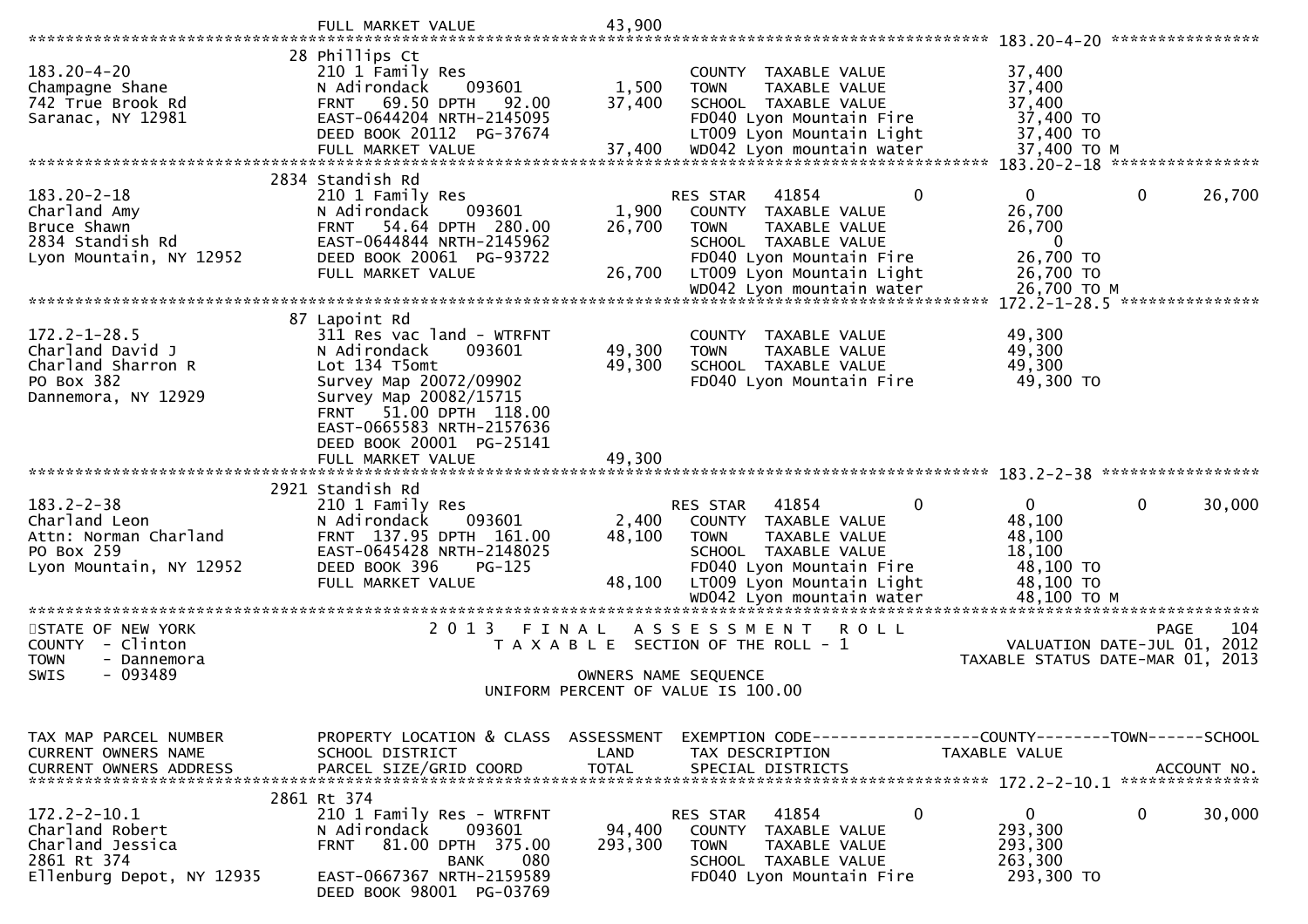```
                                 FULL MARKET VALUE               43,900
******************************************************************************************************* 183.20-4-20 *****************
                                28 Phillips Ct
183.20-4-20                      210 1 Family Res                         COUNTY  TAXABLE VALUE              37,400
Champagne Shane                  N Adirondack     093601        1,500     TOWN    TAXABLE VALUE              37,400
742 True Brook Rd                FRNT   69.50 DPTH   92.00     37,400     SCHOOL  TAXABLE VALUE              37,400
Saranac, NY 12981                EAST-0644204 NRTH-2145095                FD040 Lyon Mountain Fire            37,400 TO
                                 DEED BOOK 20112  PG-37674                LT009 Lyon Mountain Light           37,400 TO
                                 FULL MARKET VALUE             37,400     WD042 Lyon mountain water           37,400 TO M
******************************************************************************************************* 183.20-2-18 *****************
                                2834 Standish Rd
183.20-2-18                      210 1 Family Res                         RES STAR   41854           0           0            0      26,700
Charland Amy                     N Adirondack     093601        1,900     COUNTY  TAXABLE VALUE              26,700
Bruce Shawn                      FRNT   54.64 DPTH  280.00     26,700     TOWN    TAXABLE VALUE              26,700
2834 Standish Rd                 EAST-0644844 NRTH-2145962                SCHOOL  TAXABLE VALUE                   0
Lyon Mountain, NY 12952          DEED BOOK 20061  PG-93722                FD040 Lyon Mountain Fire            26,700 TO
                                 FULL MARKET VALUE             26,700     LT009 Lyon Mountain Light           26,700 TO
                                                                          WD042 Lyon mountain water           26,700 TO M
******************************************************************************************************* 172.2-1-28.5 ****************
                                87 Lapoint Rd
172.2-1-28.5                     311 Res vac land - WTRFNT                COUNTY  TAXABLE VALUE              49,300
Charland David J                 N Adirondack     093601       49,300     TOWN    TAXABLE VALUE              49,300
Charland Sharron R               Lot 134 T5omt                 49,300     SCHOOL  TAXABLE VALUE              49,300
PO Box 382                       Survey Map 20072/09902                   FD040 Lyon Mountain Fire            49,300 TO
Dannemora, NY 12929              Survey Map 20082/15715
                                 FRNT   51.00 DPTH  118.00
                                 EAST-0665583 NRTH-2157636
                                 DEED BOOK 20001  PG-25141
                                 FULL MARKET VALUE             49,300
******************************************************************************************************* 183.2-2-38 ******************
                                2921 Standish Rd
183.2-2-38                       210 1 Family Res                         RES STAR   41854           0           0            0      30,000
Charland Leon                    N Adirondack     093601        2,400     COUNTY  TAXABLE VALUE              48,100
Attn: Norman Charland            FRNT  137.95 DPTH  161.00     48,100     TOWN    TAXABLE VALUE              48,100
PO Box 259                       EAST-0645428 NRTH-2148025                SCHOOL  TAXABLE VALUE              18,100
Lyon Mountain, NY 12952          DEED BOOK 396    PG-125                  FD040 Lyon Mountain Fire            48,100 TO
                                 FULL MARKET VALUE             48,100     LT009 Lyon Mountain Light           48,100 TO
                                                                          WD042 Lyon mountain water           48,100 TO M
*************************************************************************************************************************************
STATE OF NEW YORK                    2 0 1 3   F I N A L   A S S E S S M E N T   R O L L                                PAGE    104
COUNTY  - Clinton                         T A X A B L E  SECTION OF THE ROLL - 1                        VALUATION DATE-JUL 01, 2012
TOWN    - Dannemora                                                                                   TAXABLE STATUS DATE-MAR 01, 2013
SWIS    - 093489                                       OWNERS NAME SEQUENCE
                                              UNIFORM PERCENT OF VALUE IS 100.00


TAX MAP PARCEL NUMBER            PROPERTY LOCATION & CLASS  ASSESSMENT  EXEMPTION CODE------------------COUNTY--------TOWN------SCHOOL
CURRENT OWNERS NAME              SCHOOL DISTRICT               LAND     TAX DESCRIPTION              TAXABLE VALUE
CURRENT OWNERS ADDRESS           PARCEL SIZE/GRID COORD        TOTAL    SPECIAL DISTRICTS                                 ACCOUNT NO.
******************************************************************************************************* 172.2-2-10.1 ****************
                                2861 Rt 374
172.2-2-10.1                     210 1 Family Res - WTRFNT                RES STAR   41854           0           0            0      30,000
Charland Robert                  N Adirondack     093601       94,400     COUNTY  TAXABLE VALUE             293,300
Charland Jessica                 FRNT   81.00 DPTH  375.00    293,300     TOWN    TAXABLE VALUE             293,300
2861 Rt 374                                     BANK     080              SCHOOL  TAXABLE VALUE             263,300
Ellenburg Depot, NY 12935        EAST-0667367 NRTH-2159589                FD040 Lyon Mountain Fire           293,300 TO
                                 DEED BOOK 98001  PG-03769
```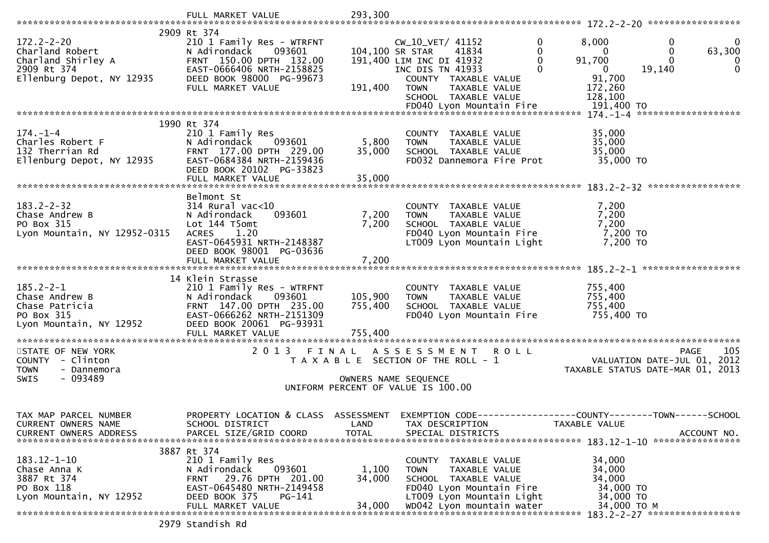```
                               FULL MARKET VALUE             293,300
******************************************************************************************************* 172.2-2-20 *****************
                            2909 Rt 374
172.2-2-20                     210 1 Family Res - WTRFNT            CW_10_VET/ 41152           0        8,000           0            0
Charland Robert                N Adirondack      093601     104,100 SR STAR      41834         0            0           0       63,300
Charland Shirley A             FRNT  150.00 DPTH  132.00    191,400 LIM INC DI 41932           0       91,700           0            0
2909 Rt 374                    EAST-0666406 NRTH-2158825            INC DIS TN 41933           0            0      19,140            0
Ellenburg Depot, NY 12935      DEED BOOK 98000  PG-99673              COUNTY  TAXABLE VALUE           91,700
                               FULL MARKET VALUE            191,400   TOWN    TAXABLE VALUE          172,260
                                                                      SCHOOL  TAXABLE VALUE          128,100
                                                                      FD040 Lyon Mountain Fire        191,400 TO
******************************************************************************************************* 174.-1-4 *******************
                            1990 Rt 374
174.-1-4                       210 1 Family Res                       COUNTY  TAXABLE VALUE           35,000
Charles Robert F               N Adirondack      093601       5,800   TOWN    TAXABLE VALUE           35,000
132 Therrian Rd                FRNT  177.00 DPTH  229.00     35,000   SCHOOL  TAXABLE VALUE           35,000
Ellenburg Depot, NY 12935      EAST-0684384 NRTH-2159436              FD032 Dannemora Fire Prot        35,000 TO
                               DEED BOOK 20102  PG-33823
                               FULL MARKET VALUE             35,000
******************************************************************************************************* 183.2-2-32 *****************
                               Belmont St
183.2-2-32                     314 Rural vac<10                       COUNTY  TAXABLE VALUE            7,200
Chase Andrew B                 N Adirondack      093601       7,200   TOWN    TAXABLE VALUE            7,200
PO Box 315                     Lot 144 T5omt                  7,200   SCHOOL  TAXABLE VALUE            7,200
Lyon Mountain, NY 12952-0315   ACRES     1.20                         FD040 Lyon Mountain Fire          7,200 TO
                               EAST-0645931 NRTH-2148387              LT009 Lyon Mountain Light         7,200 TO
                               DEED BOOK 98001  PG-03636
                               FULL MARKET VALUE              7,200
******************************************************************************************************* 185.2-2-1 ******************
                            14 Klein Strasse
185.2-2-1                      210 1 Family Res - WTRFNT              COUNTY  TAXABLE VALUE          755,400
Chase Andrew B                 N Adirondack      093601     105,900   TOWN    TAXABLE VALUE          755,400
Chase Patricia                 FRNT  147.00 DPTH  235.00    755,400   SCHOOL  TAXABLE VALUE          755,400
PO Box 315                     EAST-0666262 NRTH-2151309              FD040 Lyon Mountain Fire        755,400 TO
Lyon Mountain, NY 12952        DEED BOOK 20061  PG-93931
                               FULL MARKET VALUE            755,400
************************************************************************************************************************************
STATE OF NEW YORK                 2 0 1 3   F I N A L   A S S E S S M E N T   R O L L                                 PAGE    105
COUNTY  - Clinton                       T A X A B L E  SECTION OF THE ROLL - 1                        VALUATION DATE-JUL 01, 2012
TOWN    - Dannemora                                                                                  TAXABLE STATUS DATE-MAR 01, 2013
SWIS    - 093489                                           OWNERS NAME SEQUENCE
                                                  UNIFORM PERCENT OF VALUE IS 100.00


TAX MAP PARCEL NUMBER          PROPERTY LOCATION & CLASS  ASSESSMENT  EXEMPTION CODE------------------COUNTY--------TOWN------SCHOOL
CURRENT OWNERS NAME            SCHOOL DISTRICT               LAND      TAX DESCRIPTION             TAXABLE VALUE
CURRENT OWNERS ADDRESS         PARCEL SIZE/GRID COORD        TOTAL     SPECIAL DISTRICTS                                    ACCOUNT NO.
******************************************************************************************************* 183.12-1-10 ****************
                            3887 Rt 374
183.12-1-10                    210 1 Family Res                       COUNTY  TAXABLE VALUE           34,000
Chase Anna K                   N Adirondack      093601       1,100   TOWN    TAXABLE VALUE           34,000
3887 Rt 374                    FRNT   29.76 DPTH  201.00     34,000   SCHOOL  TAXABLE VALUE           34,000
PO Box 118                     EAST-0645480 NRTH-2149458              FD040 Lyon Mountain Fire         34,000 TO
Lyon Mountain, NY 12952        DEED BOOK 375    PG-141                LT009 Lyon Mountain Light        34,000 TO
                               FULL MARKET VALUE             34,000   WD042 Lyon mountain water        34,000 TO M
******************************************************************************************************* 183.2-2-27 *****************
                            2979 Standish Rd
```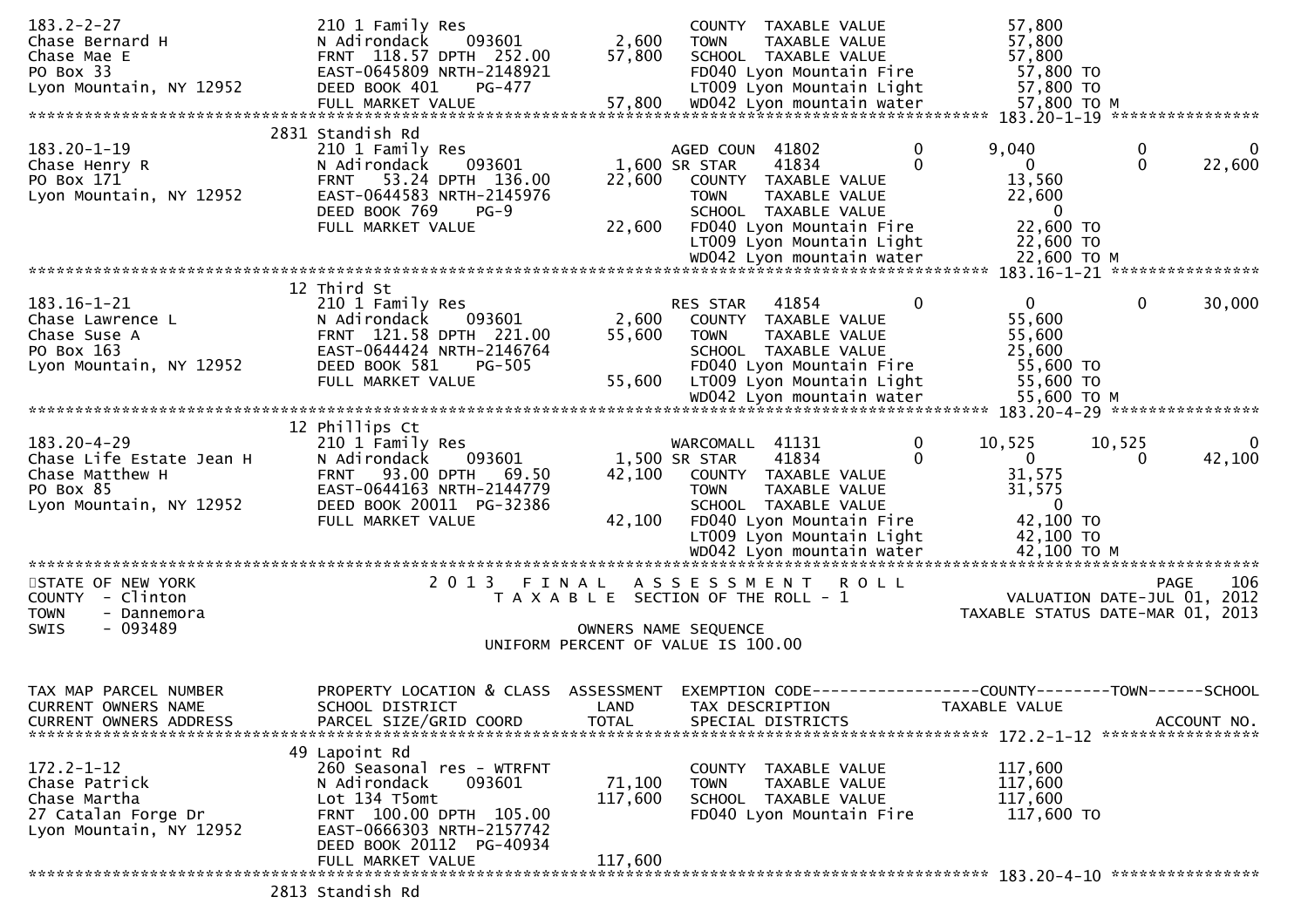```
183.2-2-27                    210 1 Family Res                        COUNTY  TAXABLE VALUE             57,800
Chase Bernard H               N Adirondack     093601       2,600     TOWN    TAXABLE VALUE             57,800
Chase Mae E                   FRNT  118.57 DPTH  252.00    57,800     SCHOOL  TAXABLE VALUE             57,800
PO Box 33                     EAST-0645809 NRTH-2148921               FD040 Lyon Mountain Fire           57,800 TO
Lyon Mountain, NY 12952       DEED BOOK 401     PG-477                LT009 Lyon Mountain Light          57,800 TO
                              FULL MARKET VALUE            57,800     WD042 Lyon mountain water          57,800 TO M
******************************************************************************************************* 183.20-1-19 ****************
                           2831 Standish Rd
183.20-1-19                   210 1 Family Res                        AGED COUN  41802            0      9,040            0           0
Chase Henry R                 N Adirondack     093601       1,600 SR STAR    41834            0          0            0      22,600
PO Box 171                    FRNT   53.24 DPTH  136.00    22,600     COUNTY  TAXABLE VALUE             13,560
Lyon Mountain, NY 12952       EAST-0644583 NRTH-2145976               TOWN    TAXABLE VALUE             22,600
                              DEED BOOK 769     PG-9                  SCHOOL  TAXABLE VALUE                  0
                              FULL MARKET VALUE            22,600     FD040 Lyon Mountain Fire           22,600 TO
                                                                      LT009 Lyon Mountain Light          22,600 TO
                                                                      WD042 Lyon mountain water          22,600 TO M
******************************************************************************************************* 183.16-1-21 ****************
                           12 Third St
183.16-1-21                   210 1 Family Res                        RES STAR   41854            0          0            0      30,000
Chase Lawrence L              N Adirondack     093601       2,600     COUNTY  TAXABLE VALUE             55,600
Chase Suse A                  FRNT  121.58 DPTH  221.00    55,600     TOWN    TAXABLE VALUE             55,600
PO Box 163                    EAST-0644424 NRTH-2146764               SCHOOL  TAXABLE VALUE             25,600
Lyon Mountain, NY 12952       DEED BOOK 581     PG-505                FD040 Lyon Mountain Fire           55,600 TO
                              FULL MARKET VALUE            55,600     LT009 Lyon Mountain Light          55,600 TO
                                                                      WD042 Lyon mountain water          55,600 TO M
******************************************************************************************************* 183.20-4-29 ****************
                           12 Phillips Ct
183.20-4-29                   210 1 Family Res                        WARCOMALL  41131            0     10,525       10,525           0
Chase Life Estate Jean H      N Adirondack     093601       1,500 SR STAR    41834            0          0            0      42,100
Chase Matthew H               FRNT   93.00 DPTH   69.50    42,100     COUNTY  TAXABLE VALUE             31,575
PO Box 85                     EAST-0644163 NRTH-2144779               TOWN    TAXABLE VALUE             31,575
Lyon Mountain, NY 12952       DEED BOOK 20011  PG-32386               SCHOOL  TAXABLE VALUE                  0
                              FULL MARKET VALUE            42,100     FD040 Lyon Mountain Fire           42,100 TO
                                                                      LT009 Lyon Mountain Light          42,100 TO
                                                                      WD042 Lyon mountain water          42,100 TO M
************************************************************************************************************************************
STATE OF NEW YORK                   2 0 1 3   F I N A L   A S S E S S M E N T   R O L L                                PAGE    106
COUNTY  - Clinton                       T A X A B L E  SECTION OF THE ROLL - 1                          VALUATION DATE-JUL 01, 2012
TOWN    - Dannemora                                                                                 TAXABLE STATUS DATE-MAR 01, 2013
SWIS    - 093489                                        OWNERS NAME SEQUENCE
                                                UNIFORM PERCENT OF VALUE IS 100.00


TAX MAP PARCEL NUMBER         PROPERTY LOCATION & CLASS  ASSESSMENT  EXEMPTION CODE------------------COUNTY--------TOWN------SCHOOL
CURRENT OWNERS NAME           SCHOOL DISTRICT               LAND      TAX DESCRIPTION             TAXABLE VALUE
CURRENT OWNERS ADDRESS        PARCEL SIZE/GRID COORD        TOTAL     SPECIAL DISTRICTS                                   ACCOUNT NO.
******************************************************************************************************* 172.2-1-12 *****************
                           49 Lapoint Rd
172.2-1-12                    260 Seasonal res - WTRFNT               COUNTY  TAXABLE VALUE            117,600
Chase Patrick                 N Adirondack     093601      71,100     TOWN    TAXABLE VALUE            117,600
Chase Martha                  Lot 134 T5omt               117,600     SCHOOL  TAXABLE VALUE            117,600
27 Catalan Forge Dr           FRNT  100.00 DPTH  105.00               FD040 Lyon Mountain Fire          117,600 TO
Lyon Mountain, NY 12952       EAST-0666303 NRTH-2157742
                              DEED BOOK 20112  PG-40934
                              FULL MARKET VALUE           117,600
******************************************************************************************************* 183.20-4-10 ****************
                           2813 Standish Rd
```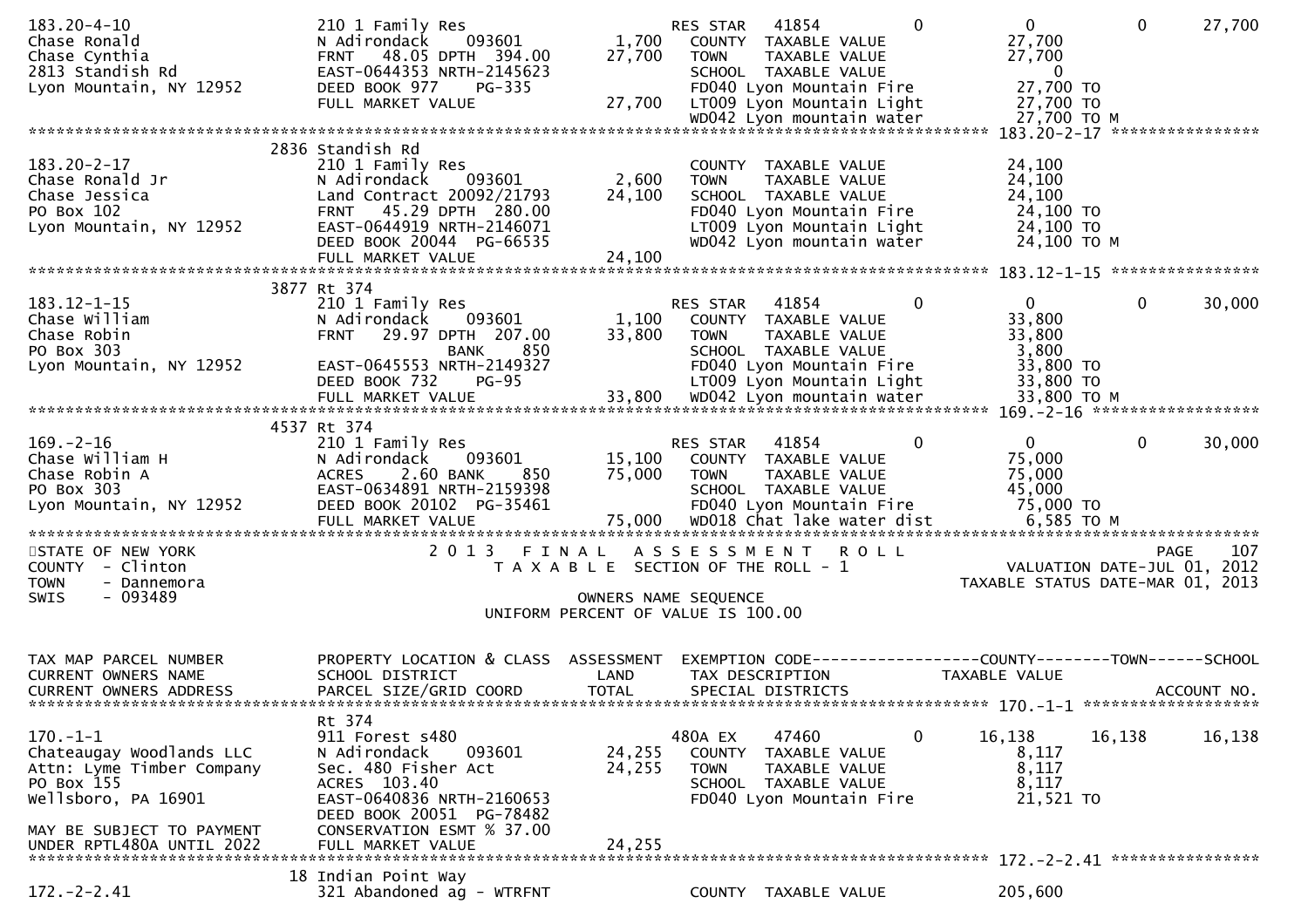```
183.20-4-10                    210 1 Family Res                     RES STAR   41854          0            0            0      27,700
Chase Ronald                   N Adirondack     093601      1,700   COUNTY  TAXABLE VALUE            27,700
Chase Cynthia                  FRNT   48.05 DPTH  394.00   27,700   TOWN    TAXABLE VALUE            27,700
2813 Standish Rd               EAST-0644353 NRTH-2145623            SCHOOL  TAXABLE VALUE                 0
Lyon Mountain, NY 12952        DEED BOOK 977    PG-335              FD040 Lyon Mountain Fire         27,700 TO
                               FULL MARKET VALUE           27,700   LT009 Lyon Mountain Light        27,700 TO
                                                                    WD042 Lyon mountain water        27,700 TO M
******************************************************************************************************* 183.20-2-17 ****************
                               2836 Standish Rd
183.20-2-17                    210 1 Family Res                     COUNTY  TAXABLE VALUE            24,100
Chase Ronald Jr                N Adirondack     093601      2,600   TOWN    TAXABLE VALUE            24,100
Chase Jessica                  Land Contract 20092/21793   24,100   SCHOOL  TAXABLE VALUE            24,100
PO Box 102                     FRNT   45.29 DPTH  280.00            FD040 Lyon Mountain Fire         24,100 TO
Lyon Mountain, NY 12952        EAST-0644919 NRTH-2146071            LT009 Lyon Mountain Light        24,100 TO
                               DEED BOOK 20044  PG-66535            WD042 Lyon mountain water        24,100 TO M
                               FULL MARKET VALUE           24,100
******************************************************************************************************* 183.12-1-15 ****************
                               3877 Rt 374
183.12-1-15                    210 1 Family Res                     RES STAR   41854          0            0            0      30,000
Chase William                  N Adirondack     093601      1,100   COUNTY  TAXABLE VALUE            33,800
Chase Robin                    FRNT   29.97 DPTH  207.00   33,800   TOWN    TAXABLE VALUE            33,800
PO Box 303                                   BANK     850           SCHOOL  TAXABLE VALUE             3,800
Lyon Mountain, NY 12952        EAST-0645553 NRTH-2149327            FD040 Lyon Mountain Fire         33,800 TO
                               DEED BOOK 732    PG-95               LT009 Lyon Mountain Light        33,800 TO
                               FULL MARKET VALUE           33,800   WD042 Lyon mountain water        33,800 TO M
******************************************************************************************************* 169.-2-16 ******************
                               4537 Rt 374
169.-2-16                      210 1 Family Res                     RES STAR   41854          0            0            0      30,000
Chase William H                N Adirondack     093601     15,100   COUNTY  TAXABLE VALUE            75,000
Chase Robin A                  ACRES    2.60 BANK     850  75,000   TOWN    TAXABLE VALUE            75,000
PO Box 303                     EAST-0634891 NRTH-2159398            SCHOOL  TAXABLE VALUE            45,000
Lyon Mountain, NY 12952        DEED BOOK 20102  PG-35461            FD040 Lyon Mountain Fire         75,000 TO
                               FULL MARKET VALUE           75,000   WD018 Chat lake water dist        6,585 TO M
************************************************************************************************************************************
STATE OF NEW YORK                  2 0 1 3   F I N A L   A S S E S S M E N T   R O L L                                 PAGE     107
COUNTY  - Clinton                     T A X A B L E  SECTION OF THE ROLL - 1                      VALUATION DATE-JUL 01, 2012
TOWN    - Dannemora                                                                              TAXABLE STATUS DATE-MAR 01, 2013
SWIS    - 093489                                      OWNERS NAME SEQUENCE
                                              UNIFORM PERCENT OF VALUE IS 100.00

TAX MAP PARCEL NUMBER          PROPERTY LOCATION & CLASS  ASSESSMENT  EXEMPTION CODE------------------COUNTY--------TOWN------SCHOOL
CURRENT OWNERS NAME            SCHOOL DISTRICT               LAND     TAX DESCRIPTION             TAXABLE VALUE
CURRENT OWNERS ADDRESS         PARCEL SIZE/GRID COORD        TOTAL    SPECIAL DISTRICTS                                  ACCOUNT NO.
******************************************************************************************************* 170.-1-1 *******************
                               Rt 374
170.-1-1                       911 Forest s480                      480A EX    47460          0       16,138       16,138      16,138
Chateaugay Woodlands LLC       N Adirondack     093601     24,255   COUNTY  TAXABLE VALUE             8,117
Attn: Lyme Timber Company      Sec. 480 Fisher Act         24,255   TOWN    TAXABLE VALUE             8,117
PO Box 155                     ACRES  103.40                        SCHOOL  TAXABLE VALUE             8,117
Wellsboro, PA 16901            EAST-0640836 NRTH-2160653            FD040 Lyon Mountain Fire         21,521 TO
                               DEED BOOK 20051  PG-78482
MAY BE SUBJECT TO PAYMENT      CONSERVATION ESMT % 37.00
UNDER RPTL480A UNTIL 2022      FULL MARKET VALUE           24,255
******************************************************************************************************* 172.-2-2.41 ****************
                               18 Indian Point Way
172.-2-2.41                    321 Abandoned ag - WTRFNT            COUNTY  TAXABLE VALUE           205,600
```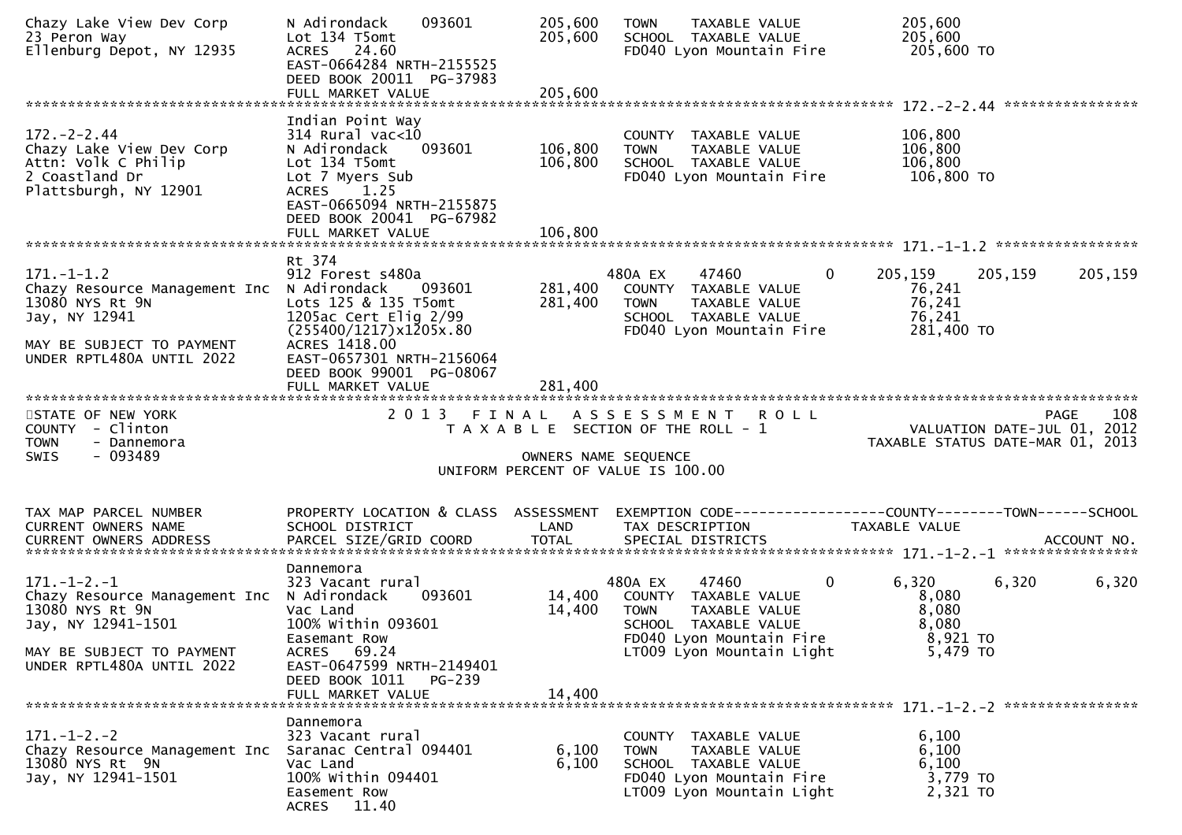```
Chazy Lake View Dev Corp       N Adirondack     093601        205,600    TOWN    TAXABLE VALUE             205,600
23 Peron Way                   Lot 134 T5omt                  205,600    SCHOOL  TAXABLE VALUE             205,600
Ellenburg Depot, NY 12935      ACRES   24.60                             FD040 Lyon Mountain Fire           205,600 TO
                               EAST-0664284 NRTH-2155525
                               DEED BOOK 20011  PG-37983
                               FULL MARKET VALUE              205,600
******************************************************************************************************* 172.-2-2.44 ****************
                               Indian Point Way
172.-2-2.44                    314 Rural vac<10                          COUNTY  TAXABLE VALUE             106,800
Chazy Lake View Dev Corp       N Adirondack     093601        106,800    TOWN    TAXABLE VALUE             106,800
Attn: Volk C Philip            Lot 134 T5omt                  106,800    SCHOOL  TAXABLE VALUE             106,800
2 Coastland Dr                 Lot 7 Myers Sub                           FD040 Lyon Mountain Fire           106,800 TO
Plattsburgh, NY 12901          ACRES    1.25
                               EAST-0665094 NRTH-2155875
                               DEED BOOK 20041  PG-67982
                               FULL MARKET VALUE              106,800
******************************************************************************************************* 171.-1-1.2 *****************
                               Rt 374
171.-1-1.2                     912 Forest s480a                          480A EX     47460          0     205,159    205,159     205,159
Chazy Resource Management Inc  N Adirondack     093601        281,400    COUNTY  TAXABLE VALUE              76,241
13080 NYS Rt 9N                Lots 125 & 135 T5omt           281,400    TOWN    TAXABLE VALUE              76,241
Jay, NY 12941                  1205ac Cert Elig 2/99                     SCHOOL  TAXABLE VALUE              76,241
                               (255400/1217)x1205x.80                    FD040 Lyon Mountain Fire           281,400 TO
MAY BE SUBJECT TO PAYMENT      ACRES 1418.00
UNDER RPTL480A UNTIL 2022      EAST-0657301 NRTH-2156064
                               DEED BOOK 99001  PG-08067
                               FULL MARKET VALUE              281,400
************************************************************************************************************************************
STATE OF NEW YORK                    2 0 1 3   F I N A L   A S S E S S M E N T   R O L L                                  PAGE    108
COUNTY  - Clinton                        T A X A B L E  SECTION OF THE ROLL - 1                          VALUATION DATE-JUL 01, 2012
TOWN    - Dannemora                                                                                 TAXABLE STATUS DATE-MAR 01, 2013
SWIS    - 093489                                         OWNERS NAME SEQUENCE
                                                  UNIFORM PERCENT OF VALUE IS 100.00


TAX MAP PARCEL NUMBER          PROPERTY LOCATION & CLASS  ASSESSMENT  EXEMPTION CODE------------------COUNTY--------TOWN------SCHOOL
CURRENT OWNERS NAME            SCHOOL DISTRICT               LAND      TAX DESCRIPTION            TAXABLE VALUE
CURRENT OWNERS ADDRESS         PARCEL SIZE/GRID COORD        TOTAL     SPECIAL DISTRICTS                                  ACCOUNT NO.
******************************************************************************************************* 171.-1-2.-1 ****************
                               Dannemora
171.-1-2.-1                    323 Vacant rural                          480A EX     47460          0       6,320      6,320       6,320
Chazy Resource Management Inc  N Adirondack     093601         14,400    COUNTY  TAXABLE VALUE               8,080
13080 NYS Rt 9N                Vac Land                        14,400    TOWN    TAXABLE VALUE               8,080
Jay, NY 12941-1501             100% Within 093601                        SCHOOL  TAXABLE VALUE               8,080
                               Easemant Row                              FD040 Lyon Mountain Fire             8,921 TO
MAY BE SUBJECT TO PAYMENT      ACRES   69.24                             LT009 Lyon Mountain Light            5,479 TO
UNDER RPTL480A UNTIL 2022      EAST-0647599 NRTH-2149401
                               DEED BOOK 1011    PG-239
                               FULL MARKET VALUE               14,400
******************************************************************************************************* 171.-1-2.-2 ****************
                               Dannemora
171.-1-2.-2                    323 Vacant rural                          COUNTY  TAXABLE VALUE               6,100
Chazy Resource Management Inc  Saranac Central 094401           6,100    TOWN    TAXABLE VALUE               6,100
13080 NYS Rt  9N               Vac Land                         6,100    SCHOOL  TAXABLE VALUE               6,100
Jay, NY 12941-1501             100% Within 094401                        FD040 Lyon Mountain Fire             3,779 TO
                               Easement Row                              LT009 Lyon Mountain Light            2,321 TO
                               ACRES   11.40
```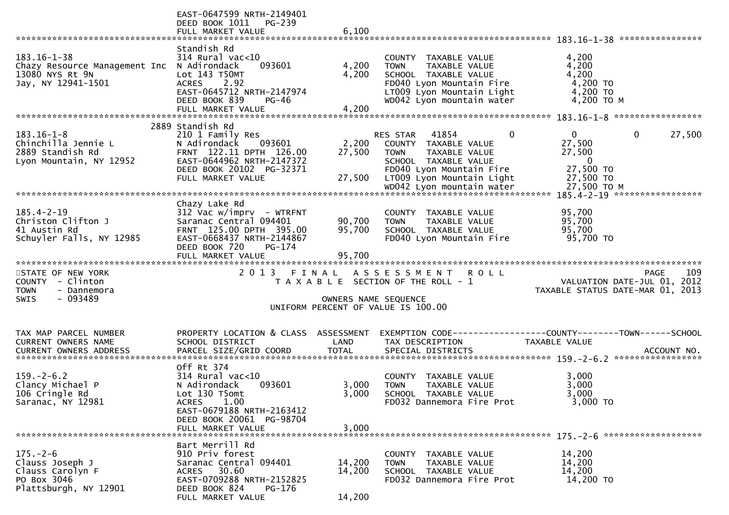```
                              EAST-0647599 NRTH-2149401
                              DEED BOOK 1011   PG-239
                              FULL MARKET VALUE              6,100
******************************************************************************************************* 183.16-1-38 ****************
                              Standish Rd
183.16-1-38                   314 Rural vac<10                         COUNTY  TAXABLE VALUE              4,200
Chazy Resource Management Inc N Adirondack     093601        4,200     TOWN    TAXABLE VALUE              4,200
13080 NYS Rt 9N               Lot 143 T50MT                  4,200     SCHOOL  TAXABLE VALUE              4,200
Jay, NY 12941-1501            ACRES    2.92                            FD040 Lyon Mountain Fire            4,200 TO
                              EAST-0645712 NRTH-2147974                LT009 Lyon Mountain Light           4,200 TO
                              DEED BOOK 839    PG-46                   WD042 Lyon mountain water           4,200 TO M
                              FULL MARKET VALUE              4,200
******************************************************************************************************* 183.16-1-8 *****************
                         2889 Standish Rd
183.16-1-8                    210 1 Family Res                       RES STAR   41854            0          0            0      27,500
Chinchilla Jennie L           N Adirondack     093601        2,200     COUNTY  TAXABLE VALUE             27,500
2889 Standish Rd              FRNT  122.11 DPTH  126.00     27,500     TOWN    TAXABLE VALUE             27,500
Lyon Mountain, NY 12952       EAST-0644962 NRTH-2147372                SCHOOL  TAXABLE VALUE                  0
                              DEED BOOK 20102  PG-32371                FD040 Lyon Mountain Fire           27,500 TO
                              FULL MARKET VALUE             27,500     LT009 Lyon Mountain Light          27,500 TO
                                                                       WD042 Lyon mountain water          27,500 TO M
******************************************************************************************************* 185.4-2-19 *****************
                              Chazy Lake Rd
185.4-2-19                    312 Vac w/imprv  - WTRFNT                COUNTY  TAXABLE VALUE             95,700
Christon Clifton J            Saranac Central 094401        90,700     TOWN    TAXABLE VALUE             95,700
41 Austin Rd                  FRNT  125.00 DPTH  395.00     95,700     SCHOOL  TAXABLE VALUE             95,700
Schuyler Falls, NY 12985      EAST-0668437 NRTH-2144867                FD040 Lyon Mountain Fire           95,700 TO
                              DEED BOOK 720    PG-174
                              FULL MARKET VALUE             95,700
*************************************************************************************************************************************
STATE OF NEW YORK                2 0 1 3   F I N A L   A S S E S S M E N T   R O L L                                  PAGE    109
COUNTY  - Clinton                    T A X A B L E  SECTION OF THE ROLL - 1                          VALUATION DATE-JUL 01, 2012
TOWN    - Dannemora                                                                                TAXABLE STATUS DATE-MAR 01, 2013
SWIS    - 093489                                        OWNERS NAME SEQUENCE
                                                  UNIFORM PERCENT OF VALUE IS 100.00


TAX MAP PARCEL NUMBER         PROPERTY LOCATION & CLASS  ASSESSMENT  EXEMPTION CODE------------------COUNTY--------TOWN------SCHOOL
CURRENT OWNERS NAME           SCHOOL DISTRICT               LAND      TAX DESCRIPTION            TAXABLE VALUE
CURRENT OWNERS ADDRESS        PARCEL SIZE/GRID COORD        TOTAL     SPECIAL DISTRICTS                                   ACCOUNT NO.
******************************************************************************************************* 159.-2-6.2 *****************
                              Off Rt 374
159.-2-6.2                    314 Rural vac<10                         COUNTY  TAXABLE VALUE              3,000
Clancy Michael P              N Adirondack     093601        3,000     TOWN    TAXABLE VALUE              3,000
106 Cringle Rd                Lot 130 T5omt                  3,000     SCHOOL  TAXABLE VALUE              3,000
Saranac, NY 12981             ACRES    1.00                            FD032 Dannemora Fire Prot           3,000 TO
                              EAST-0679188 NRTH-2163412
                              DEED BOOK 20061  PG-98704
                              FULL MARKET VALUE              3,000
******************************************************************************************************* 175.-2-6 *******************
                              Bart Merrill Rd
175.-2-6                      910 Priv forest                          COUNTY  TAXABLE VALUE             14,200
Clauss Joseph J               Saranac Central 094401        14,200     TOWN    TAXABLE VALUE             14,200
Clauss Carolyn F              ACRES   30.60                 14,200     SCHOOL  TAXABLE VALUE             14,200
PO Box 3046                   EAST-0709288 NRTH-2152825                FD032 Dannemora Fire Prot          14,200 TO
Plattsburgh, NY 12901         DEED BOOK 824    PG-176
                              FULL MARKET VALUE             14,200
```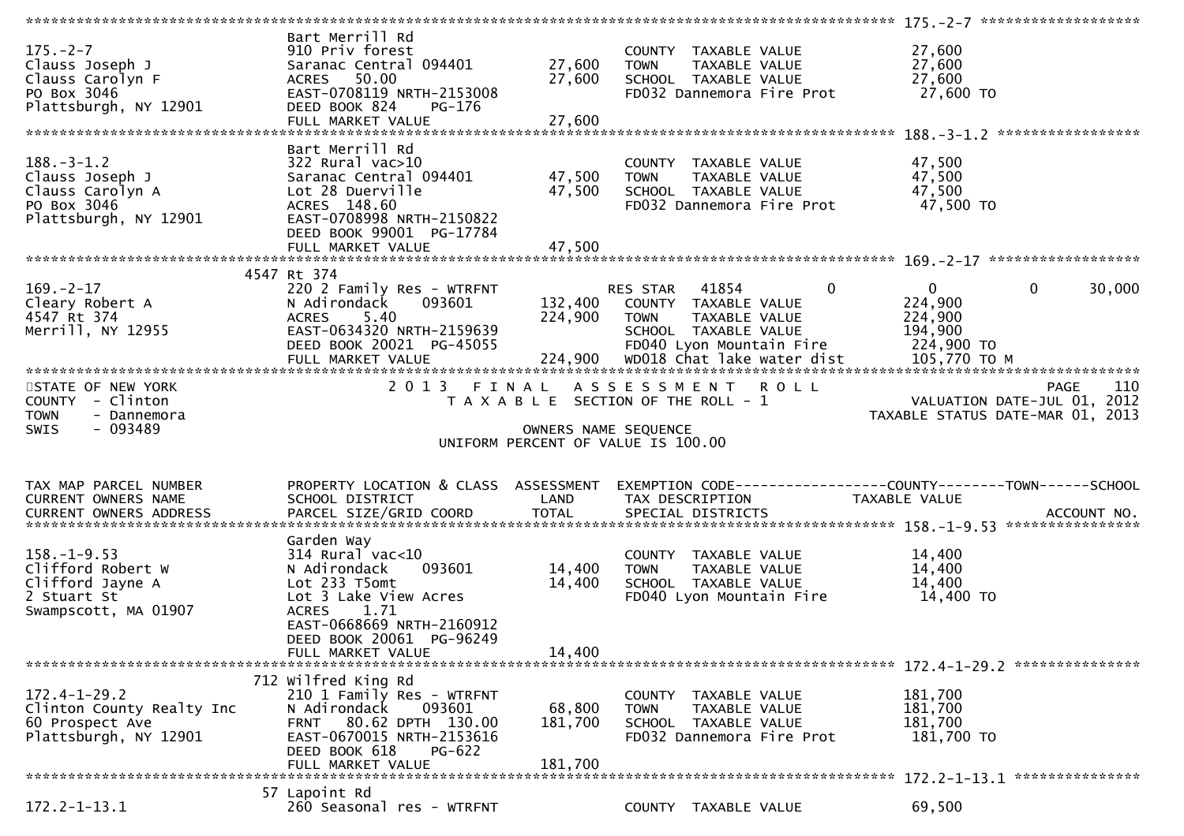```
******************************************************************************************************* 175.-2-7 ******************
                                Bart Merrill Rd
175.-2-7                        910 Priv forest                         COUNTY  TAXABLE VALUE           27,600
Clauss Joseph J                 Saranac Central 094401      27,600      TOWN    TAXABLE VALUE           27,600
Clauss Carolyn F                ACRES   50.00               27,600      SCHOOL  TAXABLE VALUE           27,600
PO Box 3046                     EAST-0708119 NRTH-2153008               FD032 Dannemora Fire Prot        27,600 TO
Plattsburgh, NY 12901           DEED BOOK 824    PG-176
                                FULL MARKET VALUE           27,600
******************************************************************************************************* 188.-3-1.2 ****************
                                Bart Merrill Rd
188.-3-1.2                      322 Rural vac>10                        COUNTY  TAXABLE VALUE           47,500
Clauss Joseph J                 Saranac Central 094401      47,500      TOWN    TAXABLE VALUE           47,500
Clauss Carolyn A                Lot 28 Duerville            47,500      SCHOOL  TAXABLE VALUE           47,500
PO Box 3046                     ACRES  148.60                           FD032 Dannemora Fire Prot        47,500 TO
Plattsburgh, NY 12901           EAST-0708998 NRTH-2150822
                                DEED BOOK 99001  PG-17784
                                FULL MARKET VALUE           47,500
******************************************************************************************************* 169.-2-17 *****************
                           4547 Rt 374
169.-2-17                       220 2 Family Res - WTRFNT               RES STAR   41854           0            0          0      30,000
Cleary Robert A                 N Adirondack     093601    132,400      COUNTY  TAXABLE VALUE          224,900
4547 Rt 374                     ACRES    5.40              224,900      TOWN    TAXABLE VALUE          224,900
Merrill, NY 12955               EAST-0634320 NRTH-2159639               SCHOOL  TAXABLE VALUE          194,900
                                DEED BOOK 20021  PG-45055               FD040 Lyon Mountain Fire        224,900 TO
                                FULL MARKET VALUE          224,900      WD018 Chat lake water dist      105,770 TO M
************************************************************************************************************************************
STATE OF NEW YORK                    2 0 1 3   F I N A L   A S S E S S M E N T   R O L L                               PAGE    110
COUNTY  - Clinton                       T A X A B L E  SECTION OF THE ROLL - 1                     VALUATION DATE-JUL 01, 2012
TOWN    - Dannemora                                                                            TAXABLE STATUS DATE-MAR 01, 2013
SWIS    - 093489                                        OWNERS NAME SEQUENCE
                                                 UNIFORM PERCENT OF VALUE IS 100.00


TAX MAP PARCEL NUMBER           PROPERTY LOCATION & CLASS  ASSESSMENT  EXEMPTION CODE------------------COUNTY--------TOWN------SCHOOL
CURRENT OWNERS NAME             SCHOOL DISTRICT               LAND      TAX DESCRIPTION             TAXABLE VALUE
CURRENT OWNERS ADDRESS          PARCEL SIZE/GRID COORD        TOTAL     SPECIAL DISTRICTS                                 ACCOUNT NO.
******************************************************************************************************* 158.-1-9.53 ***************
                                Garden Way
158.-1-9.53                     314 Rural vac<10                        COUNTY  TAXABLE VALUE           14,400
Clifford Robert W               N Adirondack     093601     14,400      TOWN    TAXABLE VALUE           14,400
Clifford Jayne A                Lot 233 T5omt               14,400      SCHOOL  TAXABLE VALUE           14,400
2 Stuart St                     Lot 3 Lake View Acres                   FD040 Lyon Mountain Fire         14,400 TO
Swampscott, MA 01907            ACRES    1.71
                                EAST-0668669 NRTH-2160912
                                DEED BOOK 20061  PG-96249
                                FULL MARKET VALUE           14,400
******************************************************************************************************* 172.4-1-29.2 **************
                            712 Wilfred King Rd
172.4-1-29.2                    210 1 Family Res - WTRFNT               COUNTY  TAXABLE VALUE          181,700
Clinton County Realty Inc       N Adirondack     093601     68,800      TOWN    TAXABLE VALUE          181,700
60 Prospect Ave                 FRNT   80.62 DPTH 130.00   181,700      SCHOOL  TAXABLE VALUE          181,700
Plattsburgh, NY 12901           EAST-0670015 NRTH-2153616               FD032 Dannemora Fire Prot       181,700 TO
                                DEED BOOK 618    PG-622
                                FULL MARKET VALUE          181,700
******************************************************************************************************* 172.2-1-13.1 **************
                             57 Lapoint Rd
172.2-1-13.1                    260 Seasonal res - WTRFNT               COUNTY  TAXABLE VALUE           69,500
```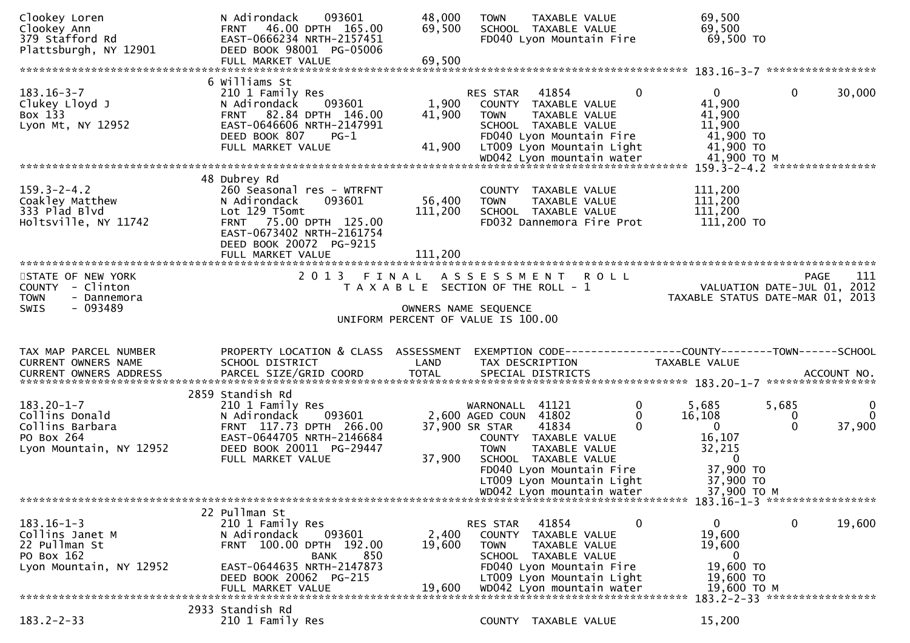```
Clookey Loren                  N Adirondack    093601          48,000   TOWN    TAXABLE VALUE              69,500
Clookey Ann                    FRNT  46.00 DPTH 165.00         69,500   SCHOOL  TAXABLE VALUE              69,500
379 Stafford Rd                EAST-0666234 NRTH-2157451                FD040 Lyon Mountain Fire            69,500 TO
Plattsburgh, NY 12901          DEED BOOK 98001  PG-05006
                               FULL MARKET VALUE               69,500
******************************************************************************************************* 183.16-3-7 *****************
                              6 Williams St
183.16-3-7                     210 1 Family Res                         RES STAR    41854          0           0           0      30,000
Clukey Lloyd J                 N Adirondack    093601           1,900   COUNTY  TAXABLE VALUE              41,900
Box 133                        FRNT  82.84 DPTH 146.00         41,900   TOWN    TAXABLE VALUE              41,900
Lyon Mt, NY 12952              EAST-0646606 NRTH-2147991                SCHOOL  TAXABLE VALUE              11,900
                               DEED BOOK 807    PG-1                    FD040 Lyon Mountain Fire            41,900 TO
                               FULL MARKET VALUE               41,900   LT009 Lyon Mountain Light           41,900 TO
                                                                        WD042 Lyon mountain water           41,900 TO M
******************************************************************************************************* 159.3-2-4.2 ****************
                              48 Dubrey Rd
159.3-2-4.2                    260 Seasonal res - WTRFNT                COUNTY  TAXABLE VALUE             111,200
Coakley Matthew                N Adirondack    093601          56,400   TOWN    TAXABLE VALUE             111,200
333 Plad Blvd                  Lot 129 T5omt                  111,200   SCHOOL  TAXABLE VALUE             111,200
Holtsville, NY 11742           FRNT  75.00 DPTH 125.00                  FD032 Dannemora Fire Prot          111,200 TO
                               EAST-0673402 NRTH-2161754
                               DEED BOOK 20072  PG-9215
                               FULL MARKET VALUE              111,200
************************************************************************************************************************************
STATE OF NEW YORK                    2 0 1 3   F I N A L   A S S E S S M E N T   R O L L                                 PAGE    111
COUNTY  - Clinton                       T A X A B L E  SECTION OF THE ROLL - 1                      VALUATION DATE-JUL 01, 2012
TOWN    - Dannemora                                                                              TAXABLE STATUS DATE-MAR 01, 2013
SWIS    - 093489                                        OWNERS NAME SEQUENCE
                                                 UNIFORM PERCENT OF VALUE IS 100.00


TAX MAP PARCEL NUMBER          PROPERTY LOCATION & CLASS  ASSESSMENT  EXEMPTION CODE------------------COUNTY--------TOWN------SCHOOL
CURRENT OWNERS NAME            SCHOOL DISTRICT               LAND      TAX DESCRIPTION            TAXABLE VALUE
CURRENT OWNERS ADDRESS         PARCEL SIZE/GRID COORD        TOTAL     SPECIAL DISTRICTS                                    ACCOUNT NO.
******************************************************************************************************* 183.20-1-7 *****************
                            2859 Standish Rd
183.20-1-7                     210 1 Family Res                         WARNONALL   41121          0       5,685       5,685           0
Collins Donald                 N Adirondack    093601           2,600   AGED COUN   41802          0      16,108           0           0
Collins Barbara                FRNT 117.73 DPTH 266.00         37,900   SR STAR     41834          0           0           0      37,900
PO Box 264                     EAST-0644705 NRTH-2146684                COUNTY  TAXABLE VALUE              16,107
Lyon Mountain, NY 12952        DEED BOOK 20011  PG-29447                TOWN    TAXABLE VALUE              32,215
                               FULL MARKET VALUE               37,900   SCHOOL  TAXABLE VALUE                   0
                                                                        FD040 Lyon Mountain Fire            37,900 TO
                                                                        LT009 Lyon Mountain Light           37,900 TO
                                                                        WD042 Lyon mountain water           37,900 TO M
******************************************************************************************************* 183.16-1-3 *****************
                              22 Pullman St
183.16-1-3                     210 1 Family Res                         RES STAR    41854          0           0           0      19,600
Collins Janet M                N Adirondack    093601           2,400   COUNTY  TAXABLE VALUE              19,600
22 Pullman St                  FRNT 100.00 DPTH 192.00         19,600   TOWN    TAXABLE VALUE              19,600
PO Box 162                                  BANK     850                SCHOOL  TAXABLE VALUE                   0
Lyon Mountain, NY 12952        EAST-0644635 NRTH-2147873                FD040 Lyon Mountain Fire            19,600 TO
                               DEED BOOK 20062  PG-215                  LT009 Lyon Mountain Light           19,600 TO
                               FULL MARKET VALUE               19,600   WD042 Lyon mountain water           19,600 TO M
******************************************************************************************************* 183.2-2-33 *****************
                            2933 Standish Rd
183.2-2-33                     210 1 Family Res                         COUNTY  TAXABLE VALUE              15,200
```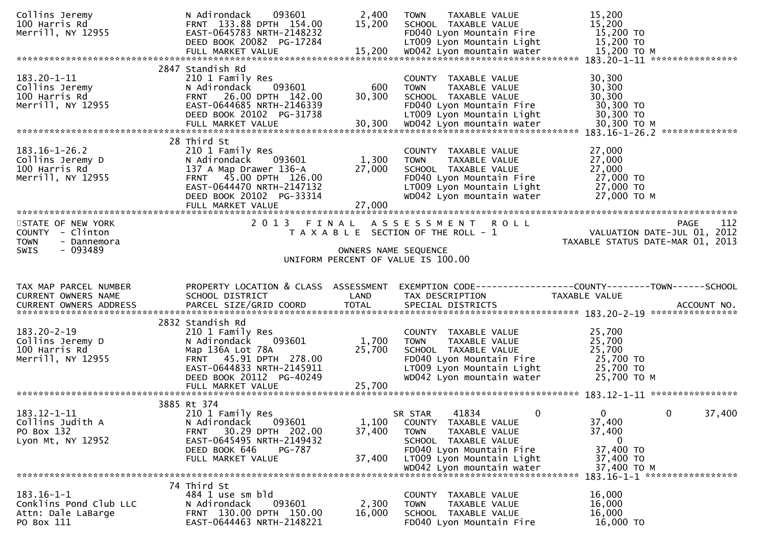```
Collins Jeremy                 N Adirondack    093601          2,400   TOWN    TAXABLE VALUE              15,200
100 Harris Rd                  FRNT 133.88 DPTH 154.00        15,200   SCHOOL  TAXABLE VALUE              15,200
Merrill, NY 12955              EAST-0645783 NRTH-2148232               FD040 Lyon Mountain Fire            15,200 TO
                               DEED BOOK 20082  PG-17284               LT009 Lyon Mountain Light           15,200 TO
                               FULL MARKET VALUE              15,200   WD042 Lyon mountain water           15,200 TO M
******************************************************************************************************* 183.20-1-11 ****************
                            2847 Standish Rd
183.20-1-11                    210 1 Family Res                        COUNTY  TAXABLE VALUE              30,300
Collins Jeremy                 N Adirondack    093601            600   TOWN    TAXABLE VALUE              30,300
100 Harris Rd                  FRNT  26.00 DPTH 142.00        30,300   SCHOOL  TAXABLE VALUE              30,300
Merrill, NY 12955              EAST-0644685 NRTH-2146339               FD040 Lyon Mountain Fire            30,300 TO
                               DEED BOOK 20102  PG-31738               LT009 Lyon Mountain Light           30,300 TO
                               FULL MARKET VALUE              30,300   WD042 Lyon mountain water           30,300 TO M
******************************************************************************************************* 183.16-1-26.2 **************
                            28 Third St
183.16-1-26.2                  210 1 Family Res                        COUNTY  TAXABLE VALUE              27,000
Collins Jeremy D               N Adirondack    093601          1,300   TOWN    TAXABLE VALUE              27,000
100 Harris Rd                  137 A Map Drawer 136-A         27,000   SCHOOL  TAXABLE VALUE              27,000
Merrill, NY 12955              FRNT  45.00 DPTH 126.00                 FD040 Lyon Mountain Fire            27,000 TO
                               EAST-0644470 NRTH-2147132               LT009 Lyon Mountain Light           27,000 TO
                               DEED BOOK 20102  PG-33314               WD042 Lyon mountain water           27,000 TO M
                               FULL MARKET VALUE              27,000
************************************************************************************************************************************
STATE OF NEW YORK                    2 0 1 3   F I N A L   A S S E S S M E N T   R O L L                                 PAGE    112
COUNTY  - Clinton                      T A X A B L E  SECTION OF THE ROLL - 1                         VALUATION DATE-JUL 01, 2012
TOWN    - Dannemora                                                                               TAXABLE STATUS DATE-MAR 01, 2013
SWIS    - 093489                                        OWNERS NAME SEQUENCE
                                              UNIFORM PERCENT OF VALUE IS 100.00


TAX MAP PARCEL NUMBER          PROPERTY LOCATION & CLASS  ASSESSMENT  EXEMPTION CODE------------------COUNTY--------TOWN------SCHOOL
CURRENT OWNERS NAME            SCHOOL DISTRICT               LAND      TAX DESCRIPTION            TAXABLE VALUE
CURRENT OWNERS ADDRESS         PARCEL SIZE/GRID COORD        TOTAL     SPECIAL DISTRICTS                                 ACCOUNT NO.
******************************************************************************************************* 183.20-2-19 ****************
                            2832 Standish Rd
183.20-2-19                    210 1 Family Res                        COUNTY  TAXABLE VALUE              25,700
Collins Jeremy D               N Adirondack    093601          1,700   TOWN    TAXABLE VALUE              25,700
100 Harris Rd                  Map 136A Lot 78A               25,700   SCHOOL  TAXABLE VALUE              25,700
Merrill, NY 12955              FRNT  45.91 DPTH 278.00                 FD040 Lyon Mountain Fire            25,700 TO
                               EAST-0644833 NRTH-2145911               LT009 Lyon Mountain Light           25,700 TO
                               DEED BOOK 20112  PG-40249               WD042 Lyon mountain water           25,700 TO M
                               FULL MARKET VALUE              25,700
******************************************************************************************************* 183.12-1-11 ****************
                            3885 Rt 374
183.12-1-11                    210 1 Family Res                     SR STAR     41834            0             0            0       37,400
Collins Judith A               N Adirondack    093601          1,100   COUNTY  TAXABLE VALUE              37,400
PO Box 132                     FRNT  30.29 DPTH 202.00        37,400   TOWN    TAXABLE VALUE              37,400
Lyon Mt, NY 12952              EAST-0645495 NRTH-2149432               SCHOOL  TAXABLE VALUE                   0
                               DEED BOOK 646    PG-787                 FD040 Lyon Mountain Fire            37,400 TO
                               FULL MARKET VALUE              37,400   LT009 Lyon Mountain Light           37,400 TO
                                                                       WD042 Lyon mountain water           37,400 TO M
******************************************************************************************************* 183.16-1-1 *****************
                            74 Third St
183.16-1-1                     484 1 use sm bld                        COUNTY  TAXABLE VALUE              16,000
Conklins Pond Club LLC         N Adirondack    093601          2,300   TOWN    TAXABLE VALUE              16,000
Attn: Dale LaBarge             FRNT 130.00 DPTH 150.00        16,000   SCHOOL  TAXABLE VALUE              16,000
PO Box 111                     EAST-0644463 NRTH-2148221               FD040 Lyon Mountain Fire            16,000 TO
```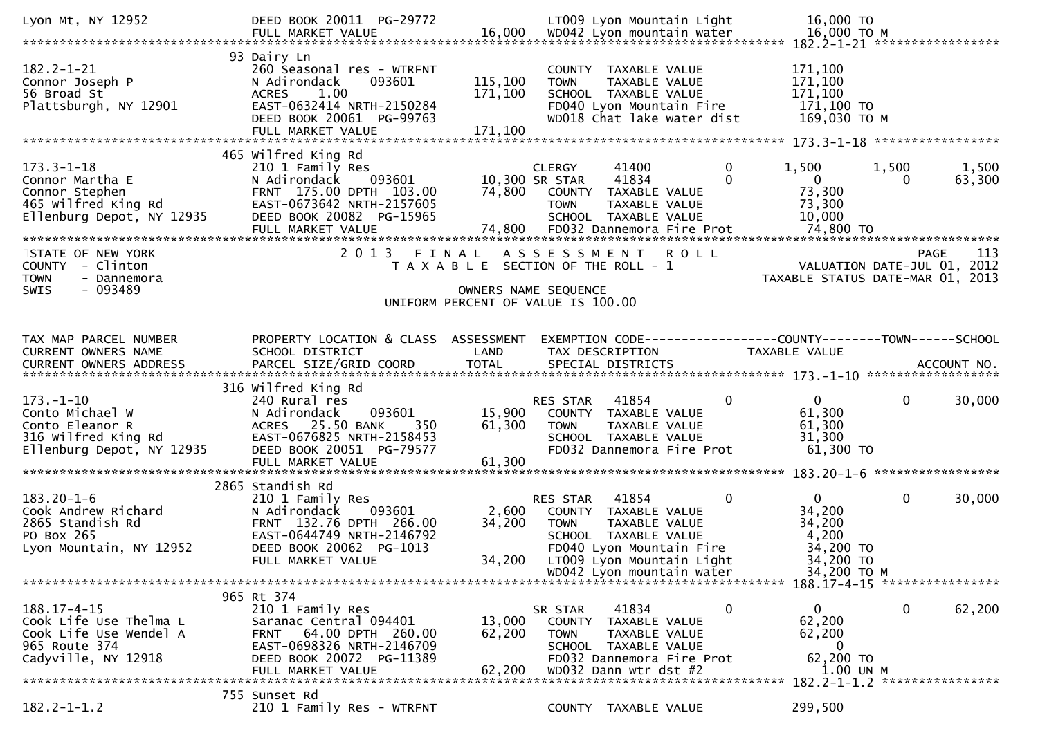```
Lyon Mt, NY 12952          DEED BOOK 20011  PG-29772              LT009 Lyon Mountain Light          16,000 TO
                           FULL MARKET VALUE              16,000  WD042 Lyon mountain water          16,000 TO M
******************************************************************************************************* 182.2-1-21 *****************
                          93 Dairy Ln
182.2-1-21                 260 Seasonal res - WTRFNT             COUNTY  TAXABLE VALUE           171,100
Connor Joseph P            N Adirondack    093601       115,100  TOWN    TAXABLE VALUE           171,100
56 Broad St                ACRES    1.00                171,100  SCHOOL  TAXABLE VALUE           171,100
Plattsburgh, NY 12901      EAST-0632414 NRTH-2150284             FD040 Lyon Mountain Fire         171,100 TO
                           DEED BOOK 20061  PG-99763             WD018 Chat lake water dist       169,030 TO M
                           FULL MARKET VALUE             171,100
******************************************************************************************************* 173.3-1-18 *****************
                          465 Wilfred King Rd
173.3-1-18                 210 1 Family Res                       CLERGY      41400        0       1,500        1,500        1,500
Connor Martha E            N Adirondack    093601        10,300 SR STAR     41834        0           0            0       63,300
Connor Stephen             FRNT  175.00 DPTH  103.00      74,800   COUNTY  TAXABLE VALUE            73,300
465 Wilfred King Rd        EAST-0673642 NRTH-2157605               TOWN    TAXABLE VALUE            73,300
Ellenburg Depot, NY 12935  DEED BOOK 20082  PG-15965               SCHOOL  TAXABLE VALUE            10,000
                           FULL MARKET VALUE              74,800   FD032 Dannemora Fire Prot         74,800 TO
*************************************************************************************************************************************
STATE OF NEW YORK                    2 0 1 3   F I N A L   A S S E S S M E N T   R O L L                              PAGE    113
COUNTY  - Clinton                       T A X A B L E  SECTION OF THE ROLL - 1                      VALUATION DATE-JUL 01, 2012
TOWN    - Dannemora                                                                               TAXABLE STATUS DATE-MAR 01, 2013
SWIS    - 093489                                       OWNERS NAME SEQUENCE
                                              UNIFORM PERCENT OF VALUE IS 100.00


TAX MAP PARCEL NUMBER          PROPERTY LOCATION & CLASS  ASSESSMENT  EXEMPTION CODE-----------------COUNTY--------TOWN------SCHOOL
CURRENT OWNERS NAME            SCHOOL DISTRICT               LAND      TAX DESCRIPTION            TAXABLE VALUE
CURRENT OWNERS ADDRESS         PARCEL SIZE/GRID COORD        TOTAL     SPECIAL DISTRICTS                                   ACCOUNT NO.
******************************************************************************************************* 173.-1-10 ******************
                          316 Wilfred King Rd
173.-1-10                  240 Rural res                          RES STAR    41854        0           0            0       30,000
Conto Michael W            N Adirondack    093601        15,900   COUNTY  TAXABLE VALUE            61,300
Conto Eleanor R            ACRES   25.50 BANK      350    61,300   TOWN    TAXABLE VALUE            61,300
316 Wilfred King Rd        EAST-0676825 NRTH-2158453               SCHOOL  TAXABLE VALUE            31,300
Ellenburg Depot, NY 12935  DEED BOOK 20051  PG-79577               FD032 Dannemora Fire Prot         61,300 TO
                           FULL MARKET VALUE              61,300
******************************************************************************************************* 183.20-1-6 *****************
                          2865 Standish Rd
183.20-1-6                 210 1 Family Res                       RES STAR    41854        0           0            0       30,000
Cook Andrew Richard        N Adirondack    093601         2,600   COUNTY  TAXABLE VALUE            34,200
2865 Standish Rd           FRNT  132.76 DPTH  266.00      34,200   TOWN    TAXABLE VALUE            34,200
PO Box 265                 EAST-0644749 NRTH-2146792               SCHOOL  TAXABLE VALUE             4,200
Lyon Mountain, NY 12952    DEED BOOK 20062  PG-1013                FD040 Lyon Mountain Fire          34,200 TO
                           FULL MARKET VALUE              34,200   LT009 Lyon Mountain Light         34,200 TO
                                                                   WD042 Lyon mountain water         34,200 TO M
******************************************************************************************************* 188.17-4-15 ****************
                          965 Rt 374
188.17-4-15                210 1 Family Res                       SR STAR     41834        0           0            0       62,200
Cook Life Use Thelma L     Saranac Central 094401        13,000   COUNTY  TAXABLE VALUE            62,200
Cook Life Use Wendel A     FRNT   64.00 DPTH  260.00      62,200   TOWN    TAXABLE VALUE            62,200
965 Route 374              EAST-0698326 NRTH-2146709               SCHOOL  TAXABLE VALUE                 0
Cadyville, NY 12918        DEED BOOK 20072  PG-11389               FD032 Dannemora Fire Prot         62,200 TO
                           FULL MARKET VALUE              62,200   WD032 Dann wtr dst #2               1.00 UN M
******************************************************************************************************* 182.2-1-1.2 ****************
                          755 Sunset Rd
182.2-1-1.2                210 1 Family Res - WTRFNT              COUNTY  TAXABLE VALUE           299,500
```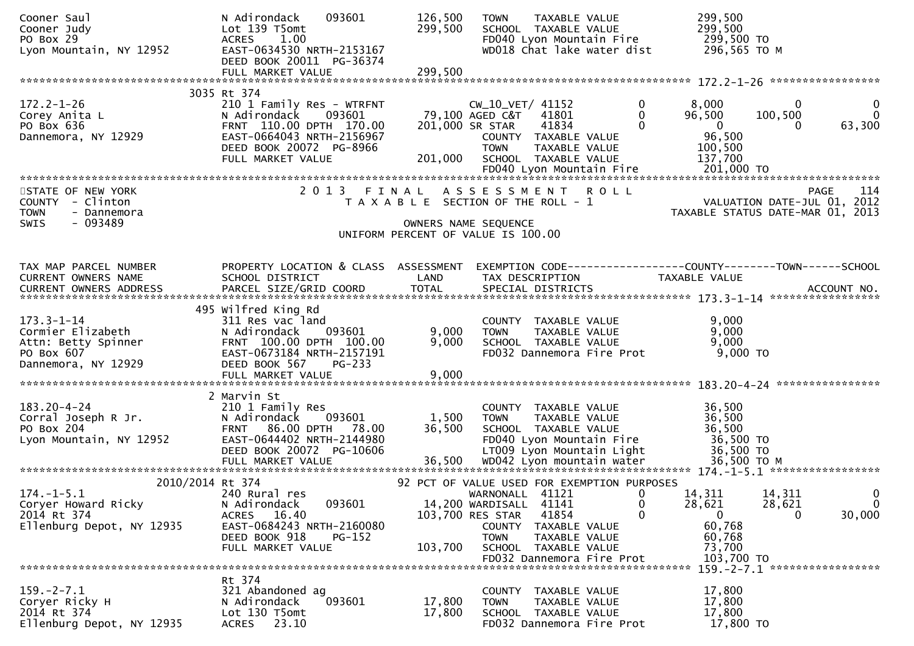```
Cooner Saul                    N Adirondack     093601        126,500   TOWN    TAXABLE VALUE              299,500
Cooner Judy                    Lot 139 T5omt                  299,500   SCHOOL  TAXABLE VALUE              299,500
PO Box 29                      ACRES    1.00                            FD040 Lyon Mountain Fire            299,500 TO
Lyon Mountain, NY 12952        EAST-0634530 NRTH-2153167                WD018 Chat lake water dist          296,565 TO M
                               DEED BOOK 20011  PG-36374
                               FULL MARKET VALUE              299,500
******************************************************************************************************* 172.2-1-26 *****************
                          3035 Rt 374
172.2-1-26                     210 1 Family Res - WTRFNT             CW_10_VET/ 41152         0        8,000          0             0
Corey Anita L                  N Adirondack     093601         79,100 AGED C&T   41801         0       96,500    100,500             0
PO Box 636                     FRNT  110.00 DPTH  170.00      201,000 SR STAR    41834         0            0          0        63,300
Dannemora, NY 12929            EAST-0664043 NRTH-2156967                COUNTY  TAXABLE VALUE               96,500
                               DEED BOOK 20072  PG-8966                 TOWN    TAXABLE VALUE              100,500
                               FULL MARKET VALUE              201,000   SCHOOL  TAXABLE VALUE              137,700
                                                                        FD040 Lyon Mountain Fire            201,000 TO
************************************************************************************************************************************
STATE OF NEW YORK                    2 0 1 3   F I N A L   A S S E S S M E N T   R O L L                                PAGE   114
COUNTY  - Clinton                       T A X A B L E  SECTION OF THE ROLL - 1                          VALUATION DATE-JUL 01, 2012
TOWN    - Dannemora                                                                                  TAXABLE STATUS DATE-MAR 01, 2013
SWIS    - 093489                                          OWNERS NAME SEQUENCE
                                                  UNIFORM PERCENT OF VALUE IS 100.00


TAX MAP PARCEL NUMBER          PROPERTY LOCATION & CLASS  ASSESSMENT  EXEMPTION CODE------------------COUNTY--------TOWN------SCHOOL
CURRENT OWNERS NAME            SCHOOL DISTRICT                LAND      TAX DESCRIPTION            TAXABLE VALUE
CURRENT OWNERS ADDRESS         PARCEL SIZE/GRID COORD         TOTAL     SPECIAL DISTRICTS                                ACCOUNT NO.
******************************************************************************************************* 173.3-1-14 *****************
                           495 Wilfred King Rd
173.3-1-14                     311 Res vac land                         COUNTY  TAXABLE VALUE                9,000
Cormier Elizabeth              N Adirondack     093601          9,000   TOWN    TAXABLE VALUE                9,000
Attn: Betty Spinner            FRNT  100.00 DPTH  100.00        9,000   SCHOOL  TAXABLE VALUE                9,000
PO Box 607                     EAST-0673184 NRTH-2157191                FD032 Dannemora Fire Prot             9,000 TO
Dannemora, NY 12929            DEED BOOK 567    PG-233
                               FULL MARKET VALUE                9,000
******************************************************************************************************* 183.20-4-24 ****************
                             2 Marvin St
183.20-4-24                    210 1 Family Res                         COUNTY  TAXABLE VALUE               36,500
Corral Joseph R Jr.            N Adirondack     093601          1,500   TOWN    TAXABLE VALUE               36,500
PO Box 204                     FRNT   86.00 DPTH   78.00       36,500   SCHOOL  TAXABLE VALUE               36,500
Lyon Mountain, NY 12952        EAST-0644402 NRTH-2144980                FD040 Lyon Mountain Fire             36,500 TO
                               DEED BOOK 20072  PG-10606                LT009 Lyon Mountain Light            36,500 TO
                               FULL MARKET VALUE               36,500   WD042 Lyon mountain water            36,500 TO M
******************************************************************************************************* 174.-1-5.1 *****************
                     2010/2014 Rt 374                          92 PCT OF VALUE USED FOR EXEMPTION PURPOSES
174.-1-5.1                     240 Rural res                            WARNONALL  41121         0       14,311     14,311             0
Coryer Howard Ricky            N Adirondack     093601         14,200 WARDISALL  41141         0       28,621     28,621             0
2014 Rt 374                    ACRES   16.40                  103,700 RES STAR   41854         0            0          0        30,000
Ellenburg Depot, NY 12935      EAST-0684243 NRTH-2160080                COUNTY  TAXABLE VALUE               60,768
                               DEED BOOK 918    PG-152                  TOWN    TAXABLE VALUE               60,768
                               FULL MARKET VALUE              103,700   SCHOOL  TAXABLE VALUE               73,700
                                                                        FD032 Dannemora Fire Prot           103,700 TO
******************************************************************************************************* 159.-2-7.1 *****************
                               Rt 374
159.-2-7.1                     321 Abandoned ag                         COUNTY  TAXABLE VALUE               17,800
Coryer Ricky H                 N Adirondack     093601         17,800   TOWN    TAXABLE VALUE               17,800
2014 Rt 374                    Lot 130 T5omt                   17,800   SCHOOL  TAXABLE VALUE               17,800
Ellenburg Depot, NY 12935      ACRES   23.10                            FD032 Dannemora Fire Prot            17,800 TO
```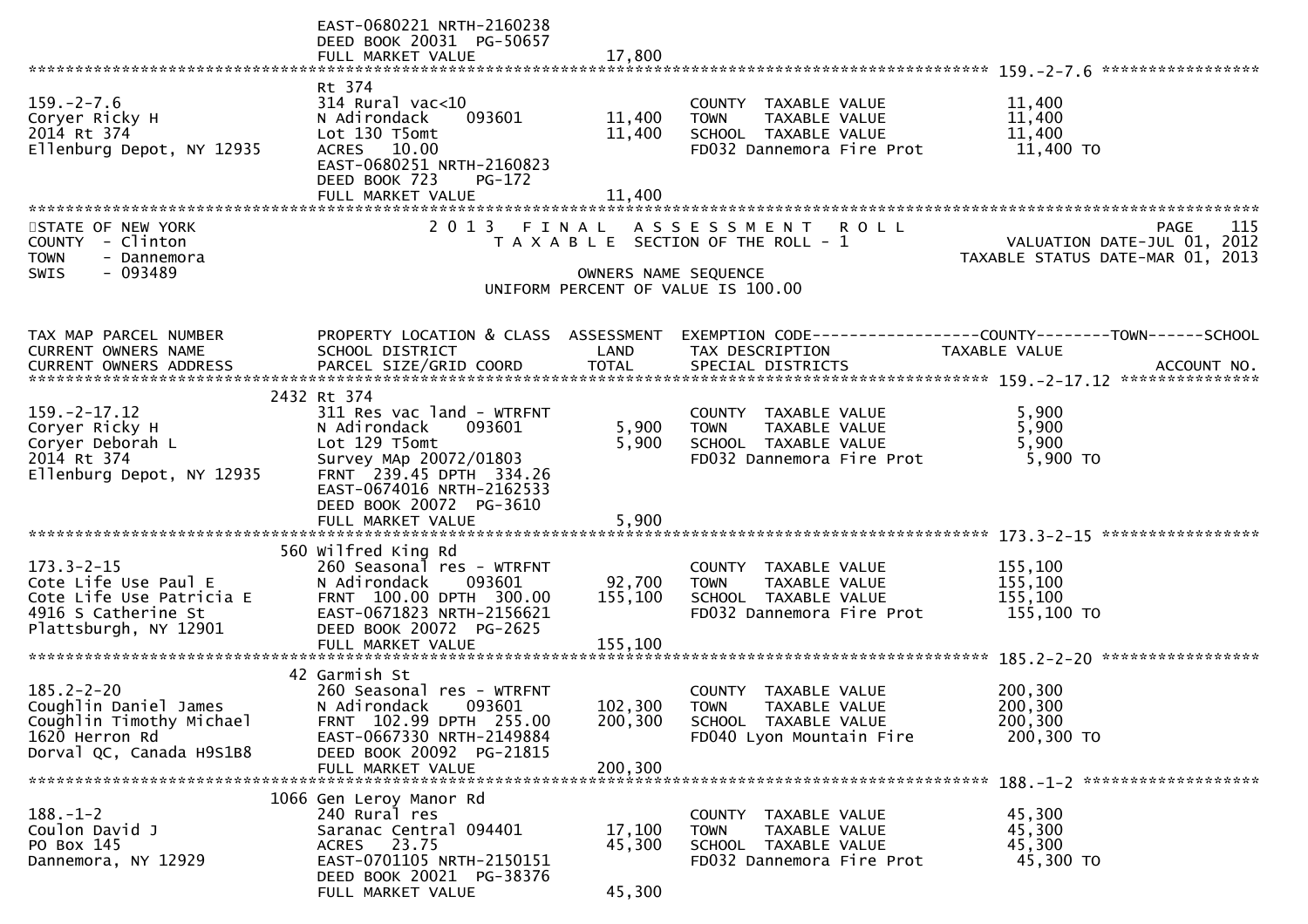EAST-0680221 NRTH-2160238
DEED BOOK 20031 PG-50657
FULL MARKET VALUE 17,800

******************************************************************************************************* 159.-2-7.6 *****************

| | | | | |
|---|---|---|---|---|
| 159.-2-7.6 | Rt 374 | | | |
| Coryer Ricky H | 314 Rural vac<10 | | COUNTY TAXABLE VALUE | 11,400 |
| 2014 Rt 374 | N Adirondack 093601 | 11,400 | TOWN TAXABLE VALUE | 11,400 |
| Ellenburg Depot, NY 12935 | Lot 130 T5omt | 11,400 | SCHOOL TAXABLE VALUE | 11,400 |
| | ACRES 10.00 | | FD032 Dannemora Fire Prot | 11,400 TO |
| | EAST-0680251 NRTH-2160823 | | | |
| | DEED BOOK 723 PG-172 | | | |
| | FULL MARKET VALUE | 11,400 | | |

STATE OF NEW YORK
COUNTY - Clinton
TOWN - Dannemora
SWIS - 093489

2013 FINAL ASSESSMENT ROLL
TAXABLE SECTION OF THE ROLL - 1
OWNERS NAME SEQUENCE
UNIFORM PERCENT OF VALUE IS 100.00

PAGE 115
VALUATION DATE-JUL 01, 2012
TAXABLE STATUS DATE-MAR 01, 2013

| TAX MAP PARCEL NUMBER / CURRENT OWNERS NAME / CURRENT OWNERS ADDRESS | PROPERTY LOCATION & CLASS / SCHOOL DISTRICT / PARCEL SIZE/GRID COORD | ASSESSMENT LAND / TOTAL | EXEMPTION CODE / TAX DESCRIPTION / SPECIAL DISTRICTS | COUNTY--------TOWN------SCHOOL TAXABLE VALUE / ACCOUNT NO. |
|---|---|---|---|---|
| **159.-2-17.12** | 2432 Rt 374 | | | |
| 159.-2-17.12 | 311 Res vac land - WTRFNT | | COUNTY TAXABLE VALUE | 5,900 |
| Coryer Ricky H | N Adirondack 093601 | 5,900 | TOWN TAXABLE VALUE | 5,900 |
| Coryer Deborah L | Lot 129 T5omt | 5,900 | SCHOOL TAXABLE VALUE | 5,900 |
| 2014 Rt 374 | Survey MAp 20072/01803 | | FD032 Dannemora Fire Prot | 5,900 TO |
| Ellenburg Depot, NY 12935 | FRNT 239.45 DPTH 334.26 | | | |
| | EAST-0674016 NRTH-2162533 | | | |
| | DEED BOOK 20072 PG-3610 | | | |
| | FULL MARKET VALUE | 5,900 | | |
| **173.3-2-15** | 560 Wilfred King Rd | | | |
| 173.3-2-15 | 260 Seasonal res - WTRFNT | | COUNTY TAXABLE VALUE | 155,100 |
| Cote Life Use Paul E | N Adirondack 093601 | 92,700 | TOWN TAXABLE VALUE | 155,100 |
| Cote Life Use Patricia E | FRNT 100.00 DPTH 300.00 | 155,100 | SCHOOL TAXABLE VALUE | 155,100 |
| 4916 S Catherine St | EAST-0671823 NRTH-2156621 | | FD032 Dannemora Fire Prot | 155,100 TO |
| Plattsburgh, NY 12901 | DEED BOOK 20072 PG-2625 | | | |
| | FULL MARKET VALUE | 155,100 | | |
| **185.2-2-20** | 42 Garmish St | | | |
| 185.2-2-20 | 260 Seasonal res - WTRFNT | | COUNTY TAXABLE VALUE | 200,300 |
| Coughlin Daniel James | N Adirondack 093601 | 102,300 | TOWN TAXABLE VALUE | 200,300 |
| Coughlin Timothy Michael | FRNT 102.99 DPTH 255.00 | 200,300 | SCHOOL TAXABLE VALUE | 200,300 |
| 1620 Herron Rd | EAST-0667330 NRTH-2149884 | | FD040 Lyon Mountain Fire | 200,300 TO |
| Dorval QC, Canada H9S1B8 | DEED BOOK 20092 PG-21815 | | | |
| | FULL MARKET VALUE | 200,300 | | |
| **188.-1-2** | 1066 Gen Leroy Manor Rd | | | |
| 188.-1-2 | 240 Rural res | | COUNTY TAXABLE VALUE | 45,300 |
| Coulon David J | Saranac Central 094401 | 17,100 | TOWN TAXABLE VALUE | 45,300 |
| PO Box 145 | ACRES 23.75 | 45,300 | SCHOOL TAXABLE VALUE | 45,300 |
| Dannemora, NY 12929 | EAST-0701105 NRTH-2150151 | | FD032 Dannemora Fire Prot | 45,300 TO |
| | DEED BOOK 20021 PG-38376 | | | |
| | FULL MARKET VALUE | 45,300 | | |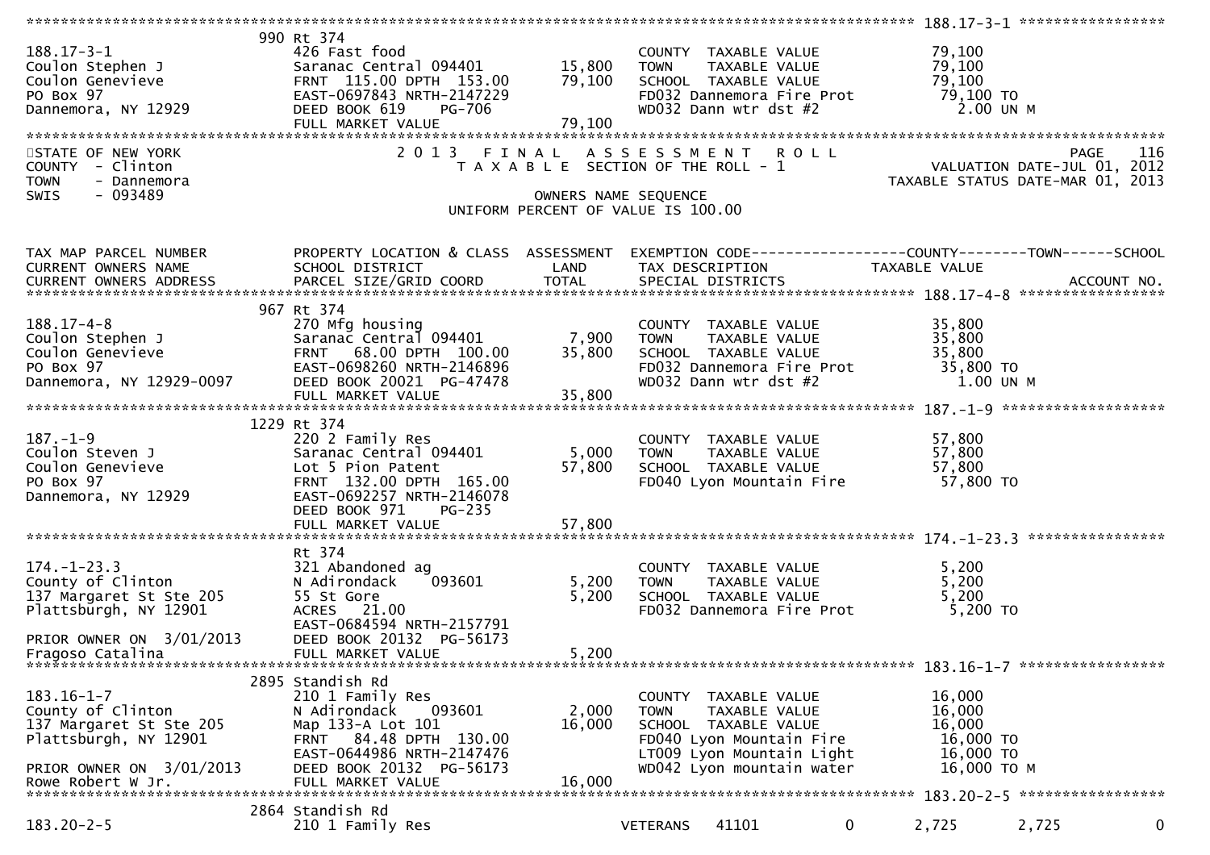```
******************************************************************************************************* 188.17-3-1 ******************
                    990 Rt 374
188.17-3-1          426 Fast food                           COUNTY  TAXABLE VALUE            79,100
Coulon Stephen J    Saranac Central 094401      15,800      TOWN    TAXABLE VALUE            79,100
Coulon Genevieve    FRNT 115.00 DPTH 153.00     79,100      SCHOOL  TAXABLE VALUE            79,100
PO Box 97           EAST-0697843 NRTH-2147229               FD032 Dannemora Fire Prot         79,100 TO
Dannemora, NY 12929 DEED BOOK 619    PG-706                 WD032 Dann wtr dst #2              2.00 UN M
                    FULL MARKET VALUE           79,100
************************************************************************************************************************************
```

STATE OF NEW YORK — 2013 FINAL ASSESSMENT ROLL — PAGE 116
COUNTY - Clinton — TAXABLE SECTION OF THE ROLL - 1 — VALUATION DATE-JUL 01, 2012
TOWN - Dannemora — TAXABLE STATUS DATE-MAR 01, 2013
SWIS - 093489 — OWNERS NAME SEQUENCE
UNIFORM PERCENT OF VALUE IS 100.00

```
TAX MAP PARCEL NUMBER     PROPERTY LOCATION & CLASS  ASSESSMENT  EXEMPTION CODE------------------COUNTY--------TOWN------SCHOOL
CURRENT OWNERS NAME       SCHOOL DISTRICT               LAND      TAX DESCRIPTION            TAXABLE VALUE
CURRENT OWNERS ADDRESS    PARCEL SIZE/GRID COORD       TOTAL      SPECIAL DISTRICTS                                   ACCOUNT NO.
******************************************************************************************************* 188.17-4-8 ******************
                          967 Rt 374
188.17-4-8                270 Mfg housing                         COUNTY  TAXABLE VALUE            35,800
Coulon Stephen J          Saranac Central 094401       7,900      TOWN    TAXABLE VALUE            35,800
Coulon Genevieve          FRNT  68.00 DPTH 100.00     35,800      SCHOOL  TAXABLE VALUE            35,800
PO Box 97                 EAST-0698260 NRTH-2146896               FD032 Dannemora Fire Prot         35,800 TO
Dannemora, NY 12929-0097  DEED BOOK 20021 PG-47478                WD032 Dann wtr dst #2              1.00 UN M
                          FULL MARKET VALUE           35,800
******************************************************************************************************* 187.-1-9 ********************
                          1229 Rt 374
187.-1-9                  220 2 Family Res                        COUNTY  TAXABLE VALUE            57,800
Coulon Steven J           Saranac Central 094401       5,000      TOWN    TAXABLE VALUE            57,800
Coulon Genevieve          Lot 5 Pion Patent           57,800      SCHOOL  TAXABLE VALUE            57,800
PO Box 97                 FRNT 132.00 DPTH 165.00                 FD040 Lyon Mountain Fire          57,800 TO
Dannemora, NY 12929       EAST-0692257 NRTH-2146078
                          DEED BOOK 971    PG-235
                          FULL MARKET VALUE           57,800
******************************************************************************************************* 174.-1-23.3 *****************
                          Rt 374
174.-1-23.3               321 Abandoned ag                        COUNTY  TAXABLE VALUE             5,200
County of Clinton         N Adirondack    093601       5,200      TOWN    TAXABLE VALUE             5,200
137 Margaret St Ste 205   55 St Gore                   5,200      SCHOOL  TAXABLE VALUE             5,200
Plattsburgh, NY 12901     ACRES  21.00                            FD032 Dannemora Fire Prot          5,200 TO
                          EAST-0684594 NRTH-2157791
PRIOR OWNER ON 3/01/2013  DEED BOOK 20132 PG-56173
Fragoso Catalina          FULL MARKET VALUE            5,200
******************************************************************************************************* 183.16-1-7 ******************
                          2895 Standish Rd
183.16-1-7                210 1 Family Res                        COUNTY  TAXABLE VALUE            16,000
County of Clinton         N Adirondack    093601       2,000      TOWN    TAXABLE VALUE            16,000
137 Margaret St Ste 205   Map 133-A Lot 101           16,000      SCHOOL  TAXABLE VALUE            16,000
Plattsburgh, NY 12901     FRNT  84.48 DPTH 130.00                 FD040 Lyon Mountain Fire          16,000 TO
                          EAST-0644986 NRTH-2147476               LT009 Lyon Mountain Light         16,000 TO
PRIOR OWNER ON 3/01/2013  DEED BOOK 20132 PG-56173                WD042 Lyon mountain water         16,000 TO M
Rowe Robert W Jr.         FULL MARKET VALUE           16,000
******************************************************************************************************* 183.20-2-5 ******************
                          2864 Standish Rd
183.20-2-5                210 1 Family Res                        VETERANS   41101         0      2,725      2,725          0
```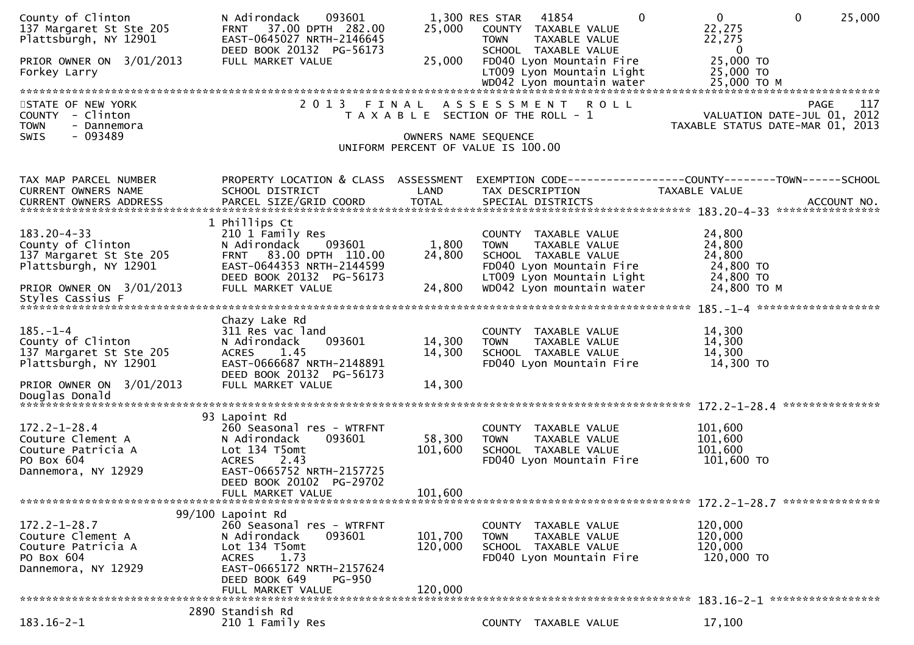```
County of Clinton             N Adirondack     093601        1,300 RES STAR   41854             0           0           0       25,000
137 Margaret St Ste 205       FRNT   37.00 DPTH  282.00     25,000   COUNTY  TAXABLE VALUE              22,275
Plattsburgh, NY 12901         EAST-0645027 NRTH-2146645              TOWN    TAXABLE VALUE              22,275
                              DEED BOOK 20132  PG-56173              SCHOOL  TAXABLE VALUE                   0
PRIOR OWNER ON  3/01/2013     FULL MARKET VALUE             25,000   FD040 Lyon Mountain Fire           25,000 TO
Forkey Larry                                                         LT009 Lyon Mountain Light          25,000 TO
                                                                     WD042 Lyon mountain water          25,000 TO M
******************************************************************************************************************************************
STATE OF NEW YORK                 2 0 1 3   F I N A L   A S S E S S M E N T   R O L L                                         PAGE   117
COUNTY  - Clinton                    T A X A B L E  SECTION OF THE ROLL - 1                              VALUATION DATE-JUL 01, 2012
TOWN    - Dannemora                                                                                  TAXABLE STATUS DATE-MAR 01, 2013
SWIS    - 093489                                        OWNERS NAME SEQUENCE
                                                 UNIFORM PERCENT OF VALUE IS 100.00


TAX MAP PARCEL NUMBER         PROPERTY LOCATION & CLASS  ASSESSMENT  EXEMPTION CODE------------------COUNTY--------TOWN------SCHOOL
CURRENT OWNERS NAME           SCHOOL DISTRICT                LAND    TAX DESCRIPTION              TAXABLE VALUE
CURRENT OWNERS ADDRESS        PARCEL SIZE/GRID COORD         TOTAL   SPECIAL DISTRICTS                                       ACCOUNT NO.
******************************************************************************************************* 183.20-4-33 *****************
                            1 Phillips Ct
183.20-4-33                   210 1 Family Res                       COUNTY  TAXABLE VALUE              24,800
County of Clinton             N Adirondack     093601        1,800   TOWN    TAXABLE VALUE              24,800
137 Margaret St Ste 205       FRNT   83.00 DPTH  110.00     24,800   SCHOOL  TAXABLE VALUE              24,800
Plattsburgh, NY 12901         EAST-0644353 NRTH-2144599              FD040 Lyon Mountain Fire           24,800 TO
                              DEED BOOK 20132  PG-56173              LT009 Lyon Mountain Light          24,800 TO
PRIOR OWNER ON  3/01/2013     FULL MARKET VALUE             24,800   WD042 Lyon mountain water          24,800 TO M
Styles Cassius F
******************************************************************************************************* 185.-1-4 ********************
                              Chazy Lake Rd
185.-1-4                      311 Res vac land                       COUNTY  TAXABLE VALUE              14,300
County of Clinton             N Adirondack     093601       14,300   TOWN    TAXABLE VALUE              14,300
137 Margaret St Ste 205       ACRES    1.45                 14,300   SCHOOL  TAXABLE VALUE              14,300
Plattsburgh, NY 12901         EAST-0666687 NRTH-2148891              FD040 Lyon Mountain Fire           14,300 TO
                              DEED BOOK 20132  PG-56173
PRIOR OWNER ON  3/01/2013     FULL MARKET VALUE             14,300
Douglas Donald
******************************************************************************************************* 172.2-1-28.4 ****************
                           93 Lapoint Rd
172.2-1-28.4                  260 Seasonal res - WTRFNT              COUNTY  TAXABLE VALUE             101,600
Couture Clement A             N Adirondack     093601       58,300   TOWN    TAXABLE VALUE             101,600
Couture Patricia A            Lot 134 T5omt                101,600   SCHOOL  TAXABLE VALUE             101,600
PO Box 604                    ACRES    2.43                          FD040 Lyon Mountain Fire          101,600 TO
Dannemora, NY 12929           EAST-0665752 NRTH-2157725
                              DEED BOOK 20102  PG-29702
                              FULL MARKET VALUE            101,600
******************************************************************************************************* 172.2-1-28.7 ****************
                        99/100 Lapoint Rd
172.2-1-28.7                  260 Seasonal res - WTRFNT              COUNTY  TAXABLE VALUE             120,000
Couture Clement A             N Adirondack     093601      101,700   TOWN    TAXABLE VALUE             120,000
Couture Patricia A            Lot 134 T5omt                120,000   SCHOOL  TAXABLE VALUE             120,000
PO Box 604                    ACRES    1.73                          FD040 Lyon Mountain Fire          120,000 TO
Dannemora, NY 12929           EAST-0665172 NRTH-2157624
                              DEED BOOK 649    PG-950
                              FULL MARKET VALUE            120,000
******************************************************************************************************* 183.16-2-1 ******************
                         2890 Standish Rd
183.16-2-1                    210 1 Family Res                       COUNTY  TAXABLE VALUE              17,100
```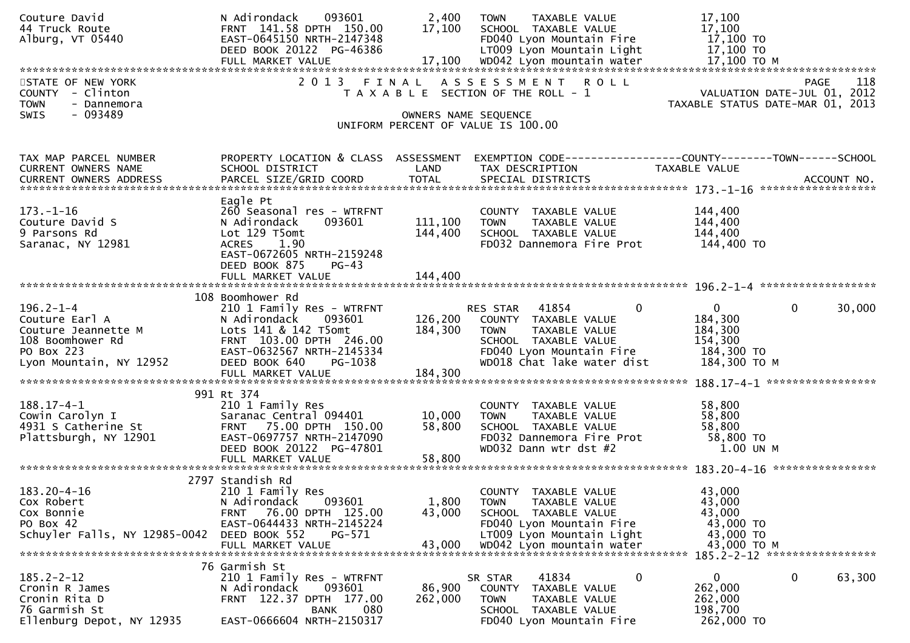```
Couture David                  N Adirondack     093601          2,400   TOWN     TAXABLE VALUE               17,100
44 Truck Route                 FRNT 141.58 DPTH 150.00         17,100   SCHOOL  TAXABLE VALUE                17,100
Alburg, VT 05440               EAST-0645150 NRTH-2147348                FD040 Lyon Mountain Fire              17,100 TO
                               DEED BOOK 20122  PG-46386                LT009 Lyon Mountain Light             17,100 TO
                               FULL MARKET VALUE               17,100   WD042 Lyon mountain water             17,100 TO M
******************************************************************************************************************************
STATE OF NEW YORK                  2 0 1 3   F I N A L   A S S E S S M E N T   R O L L                              PAGE    118
COUNTY  - Clinton                     T A X A B L E  SECTION OF THE ROLL - 1                        VALUATION DATE-JUL 01, 2012
TOWN    - Dannemora                                                                          TAXABLE STATUS DATE-MAR 01, 2013
SWIS    - 093489                                          OWNERS NAME SEQUENCE
                                                 UNIFORM PERCENT OF VALUE IS 100.00


TAX MAP PARCEL NUMBER          PROPERTY LOCATION & CLASS  ASSESSMENT  EXEMPTION CODE------------------COUNTY--------TOWN------SCHOOL
CURRENT OWNERS NAME            SCHOOL DISTRICT               LAND      TAX DESCRIPTION              TAXABLE VALUE
CURRENT OWNERS ADDRESS         PARCEL SIZE/GRID COORD       TOTAL      SPECIAL DISTRICTS                                ACCOUNT NO.
******************************************************************************************************* 173.-1-16 ******************
                               Eagle Pt
173.-1-16                      260 Seasonal res - WTRFNT                COUNTY  TAXABLE VALUE              144,400
Couture David S                N Adirondack     093601        111,100   TOWN     TAXABLE VALUE             144,400
9 Parsons Rd                   Lot 129 T5omt                  144,400   SCHOOL  TAXABLE VALUE              144,400
Saranac, NY 12981              ACRES    1.90                            FD032 Dannemora Fire Prot           144,400 TO
                               EAST-0672605 NRTH-2159248
                               DEED BOOK 875    PG-43
                               FULL MARKET VALUE              144,400
******************************************************************************************************* 196.2-1-4 ******************
                           108 Boomhower Rd
196.2-1-4                      210 1 Family Res - WTRFNT                RES STAR  41854         0             0             0      30,000
Couture Earl A                 N Adirondack     093601        126,200   COUNTY  TAXABLE VALUE              184,300
Couture Jeannette M            Lots 141 & 142 T5omt           184,300   TOWN     TAXABLE VALUE             184,300
108 Boomhower Rd               FRNT 103.00 DPTH 246.00                  SCHOOL  TAXABLE VALUE              154,300
PO Box 223                     EAST-0632567 NRTH-2145334                FD040 Lyon Mountain Fire            184,300 TO
Lyon Mountain, NY 12952        DEED BOOK 640    PG-1038                 WD018 Chat lake water dist          184,300 TO M
                               FULL MARKET VALUE              184,300
******************************************************************************************************* 188.17-4-1 *****************
                           991 Rt 374
188.17-4-1                     210 1 Family Res                         COUNTY  TAXABLE VALUE               58,800
Cowin Carolyn I                Saranac Central 094401          10,000   TOWN     TAXABLE VALUE              58,800
4931 S Catherine St            FRNT  75.00 DPTH 150.00         58,800   SCHOOL  TAXABLE VALUE               58,800
Plattsburgh, NY 12901          EAST-0697757 NRTH-2147090                FD032 Dannemora Fire Prot            58,800 TO
                               DEED BOOK 20122  PG-47801                WD032 Dann wtr dst #2                  1.00 UN M
                               FULL MARKET VALUE               58,800
******************************************************************************************************* 183.20-4-16 ****************
                          2797 Standish Rd
183.20-4-16                    210 1 Family Res                         COUNTY  TAXABLE VALUE               43,000
Cox Robert                     N Adirondack     093601          1,800   TOWN     TAXABLE VALUE              43,000
Cox Bonnie                     FRNT  76.00 DPTH 125.00         43,000   SCHOOL  TAXABLE VALUE               43,000
PO Box 42                      EAST-0644433 NRTH-2145224                FD040 Lyon Mountain Fire             43,000 TO
Schuyler Falls, NY 12985-0042  DEED BOOK 552    PG-571                  LT009 Lyon Mountain Light            43,000 TO
                               FULL MARKET VALUE               43,000   WD042 Lyon mountain water            43,000 TO M
******************************************************************************************************* 185.2-2-12 *****************
                            76 Garmish St
185.2-2-12                     210 1 Family Res - WTRFNT                SR STAR   41834         0             0             0      63,300
Cronin R James                 N Adirondack     093601         86,900   COUNTY  TAXABLE VALUE              262,000
Cronin Rita D                  FRNT 122.37 DPTH 177.00        262,000   TOWN     TAXABLE VALUE             262,000
76 Garmish St                                 BANK     080              SCHOOL  TAXABLE VALUE              198,700
Ellenburg Depot, NY 12935      EAST-0666604 NRTH-2150317                FD040 Lyon Mountain Fire            262,000 TO
```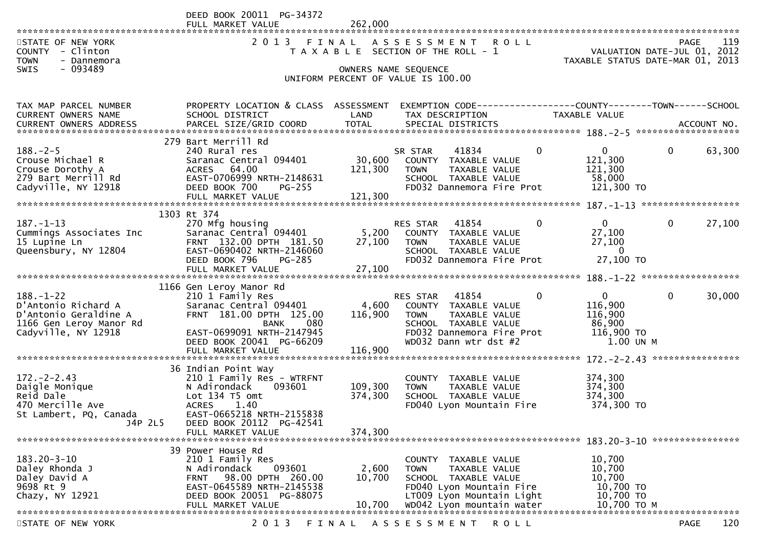DEED BOOK 20011 PG-34372
FULL MARKET VALUE 262,000

STATE OF NEW YORK
COUNTY - Clinton
TOWN - Dannemora
SWIS - 093489

# 2013 FINAL ASSESSMENT ROLL

TAXABLE SECTION OF THE ROLL - 1

OWNERS NAME SEQUENCE

UNIFORM PERCENT OF VALUE IS 100.00

VALUATION DATE-JUL 01, 2012
TAXABLE STATUS DATE-MAR 01, 2013

| TAX MAP PARCEL NUMBER / CURRENT OWNERS NAME / CURRENT OWNERS ADDRESS | PROPERTY LOCATION & CLASS / SCHOOL DISTRICT / PARCEL SIZE/GRID COORD | ASSESSMENT LAND / TOTAL | EXEMPTION CODE / TAX DESCRIPTION / SPECIAL DISTRICTS | COUNTY TAXABLE VALUE | TOWN | SCHOOL |
|---|---|---|---|---|---|---|
| 188.-2-5 | 279 Bart Merrill Rd | | | | | |
| 188.-2-5 | 240 Rural res | | SR STAR 41834 | 0 | 0 | 63,300 |
| Crouse Michael R | Saranac Central 094401 | 30,600 | COUNTY TAXABLE VALUE | 121,300 | | |
| Crouse Dorothy A | ACRES 64.00 | 121,300 | TOWN TAXABLE VALUE | 121,300 | | |
| 279 Bart Merrill Rd | EAST-0706999 NRTH-2148631 | | SCHOOL TAXABLE VALUE | 58,000 | | |
| Cadyville, NY 12918 | DEED BOOK 700 PG-255 | | FD032 Dannemora Fire Prot | 121,300 TO | | |
| | FULL MARKET VALUE | 121,300 | | | | |
| 187.-1-13 | 1303 Rt 374 | | | | | |
| 187.-1-13 | 270 Mfg housing | | RES STAR 41854 | 0 | 0 | 27,100 |
| Cummings Associates Inc | Saranac Central 094401 | 5,200 | COUNTY TAXABLE VALUE | 27,100 | | |
| 15 Lupine Ln | FRNT 132.00 DPTH 181.50 | 27,100 | TOWN TAXABLE VALUE | 27,100 | | |
| Queensbury, NY 12804 | EAST-0690402 NRTH-2146060 | | SCHOOL TAXABLE VALUE | 0 | | |
| | DEED BOOK 796 PG-285 | | FD032 Dannemora Fire Prot | 27,100 TO | | |
| | FULL MARKET VALUE | 27,100 | | | | |
| 188.-1-22 | 1166 Gen Leroy Manor Rd | | | | | |
| 188.-1-22 | 210 1 Family Res | | RES STAR 41854 | 0 | 0 | 30,000 |
| D'Antonio Richard A | Saranac Central 094401 | 4,600 | COUNTY TAXABLE VALUE | 116,900 | | |
| D'Antonio Geraldine A | FRNT 181.00 DPTH 125.00 | 116,900 | TOWN TAXABLE VALUE | 116,900 | | |
| 1166 Gen Leroy Manor Rd | BANK 080 | | SCHOOL TAXABLE VALUE | 86,900 | | |
| Cadyville, NY 12918 | EAST-0699091 NRTH-2147945 | | FD032 Dannemora Fire Prot | 116,900 TO | | |
| | DEED BOOK 20041 PG-66209 | | WD032 Dann wtr dst #2 | 1.00 UN M | | |
| | FULL MARKET VALUE | 116,900 | | | | |
| 172.-2-2.43 | 36 Indian Point Way | | | | | |
| 172.-2-2.43 | 210 1 Family Res - WTRFNT | | COUNTY TAXABLE VALUE | 374,300 | | |
| Daigle Monique | N Adirondack 093601 | 109,300 | TOWN TAXABLE VALUE | 374,300 | | |
| Reid Dale | Lot 134 T5 omt | 374,300 | SCHOOL TAXABLE VALUE | 374,300 | | |
| 470 Mercille Ave | ACRES 1.40 | | FD040 Lyon Mountain Fire | 374,300 TO | | |
| St Lambert, PQ, Canada J4P 2L5 | EAST-0665218 NRTH-2155838 | | | | | |
| | DEED BOOK 20112 PG-42541 | | | | | |
| | FULL MARKET VALUE | 374,300 | | | | |
| 183.20-3-10 | 39 Power House Rd | | | | | |
| 183.20-3-10 | 210 1 Family Res | | COUNTY TAXABLE VALUE | 10,700 | | |
| Daley Rhonda J | N Adirondack 093601 | 2,600 | TOWN TAXABLE VALUE | 10,700 | | |
| Daley David A | FRNT 98.00 DPTH 260.00 | 10,700 | SCHOOL TAXABLE VALUE | 10,700 | | |
| 9698 Rt 9 | EAST-0645589 NRTH-2145538 | | FD040 Lyon Mountain Fire | 10,700 TO | | |
| Chazy, NY 12921 | DEED BOOK 20051 PG-88075 | | LT009 Lyon Mountain Light | 10,700 TO | | |
| | FULL MARKET VALUE | 10,700 | WD042 Lyon mountain water | 10,700 TO M | | |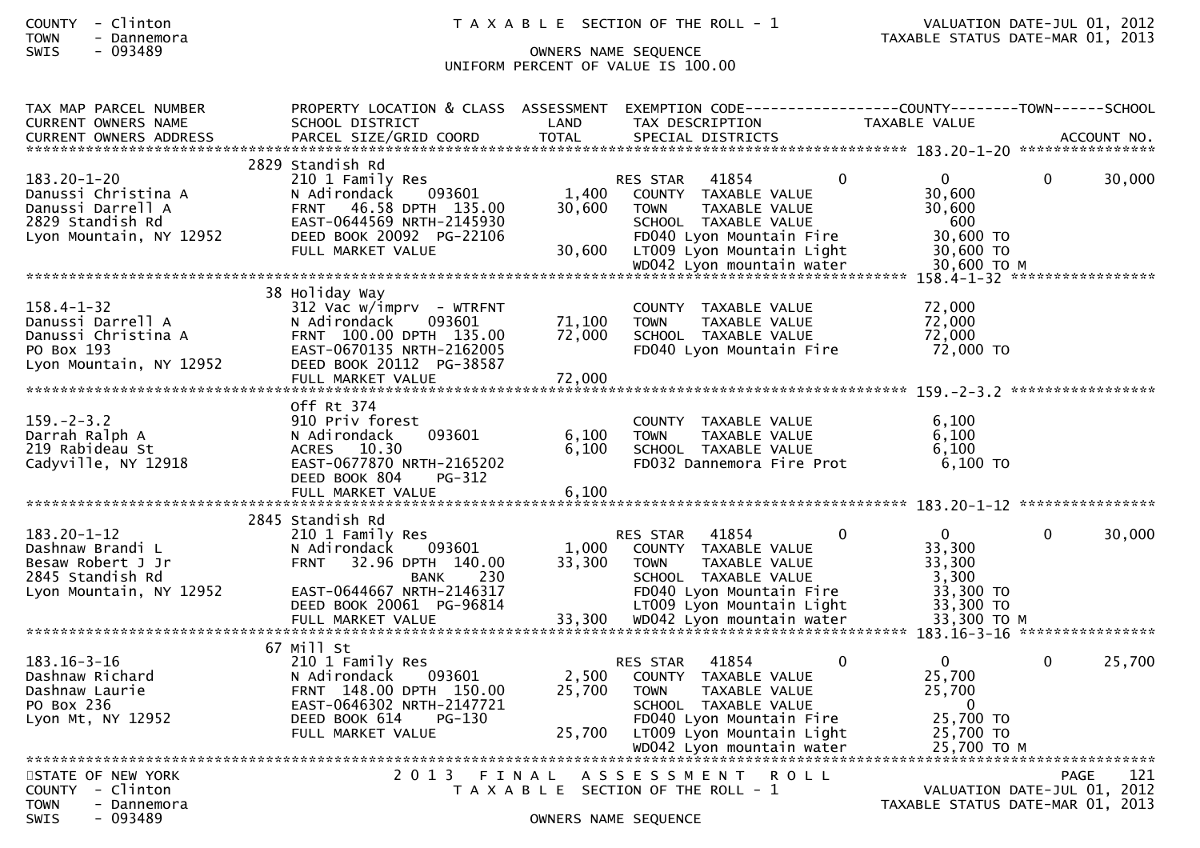| TAX MAP PARCEL NUMBER<br>CURRENT OWNERS NAME<br>CURRENT OWNERS ADDRESS | PROPERTY LOCATION & CLASS<br>SCHOOL DISTRICT<br>PARCEL SIZE/GRID COORD | ASSESSMENT<br>LAND<br>TOTAL | EXEMPTION CODE<br>TAX DESCRIPTION<br>SPECIAL DISTRICTS | COUNTY | TOWN | SCHOOL<br>TAXABLE VALUE<br>ACCOUNT NO. |
|---|---|---|---|---|---|---|
| **183.20-1-20** | 2829 Standish Rd | | | | | |
| 183.20-1-20 | 210 1 Family Res | | RES STAR 41854 | 0 | 0 | 0 30,000 |
| Danussi Christina A | N Adirondack 093601 | 1,400 | COUNTY TAXABLE VALUE | | 30,600 | |
| Danussi Darrell A | FRNT 46.58 DPTH 135.00 | 30,600 | TOWN TAXABLE VALUE | | 30,600 | |
| 2829 Standish Rd | EAST-0644569 NRTH-2145930 | | SCHOOL TAXABLE VALUE | | 600 | |
| Lyon Mountain, NY 12952 | DEED BOOK 20092 PG-22106 | | FD040 Lyon Mountain Fire | | 30,600 TO | |
| | FULL MARKET VALUE | 30,600 | LT009 Lyon Mountain Light | | 30,600 TO | |
| | | | WD042 Lyon mountain water | | 30,600 TO M | |
| **158.4-1-32** | 38 Holiday Way | | | | | |
| 158.4-1-32 | 312 Vac w/imprv - WTRFNT | | COUNTY TAXABLE VALUE | | 72,000 | |
| Danussi Darrell A | N Adirondack 093601 | 71,100 | TOWN TAXABLE VALUE | | 72,000 | |
| Danussi Christina A | FRNT 100.00 DPTH 135.00 | 72,000 | SCHOOL TAXABLE VALUE | | 72,000 | |
| PO Box 193 | EAST-0670135 NRTH-2162005 | | FD040 Lyon Mountain Fire | | 72,000 TO | |
| Lyon Mountain, NY 12952 | DEED BOOK 20112 PG-38587 | | | | | |
| | FULL MARKET VALUE | 72,000 | | | | |
| **159.-2-3.2** | Off Rt 374 | | | | | |
| 159.-2-3.2 | 910 Priv forest | | COUNTY TAXABLE VALUE | | 6,100 | |
| Darrah Ralph A | N Adirondack 093601 | 6,100 | TOWN TAXABLE VALUE | | 6,100 | |
| 219 Rabideau St | ACRES 10.30 | 6,100 | SCHOOL TAXABLE VALUE | | 6,100 | |
| Cadyville, NY 12918 | EAST-0677870 NRTH-2165202 | | FD032 Dannemora Fire Prot | | 6,100 TO | |
| | DEED BOOK 804 PG-312 | | | | | |
| | FULL MARKET VALUE | 6,100 | | | | |
| **183.20-1-12** | 2845 Standish Rd | | | | | |
| 183.20-1-12 | 210 1 Family Res | | RES STAR 41854 | 0 | 0 | 0 30,000 |
| Dashnaw Brandi L | N Adirondack 093601 | 1,000 | COUNTY TAXABLE VALUE | | 33,300 | |
| Besaw Robert J Jr | FRNT 32.96 DPTH 140.00 | 33,300 | TOWN TAXABLE VALUE | | 33,300 | |
| 2845 Standish Rd | BANK 230 | | SCHOOL TAXABLE VALUE | | 3,300 | |
| Lyon Mountain, NY 12952 | EAST-0644667 NRTH-2146317 | | FD040 Lyon Mountain Fire | | 33,300 TO | |
| | DEED BOOK 20061 PG-96814 | | LT009 Lyon Mountain Light | | 33,300 TO | |
| | FULL MARKET VALUE | 33,300 | WD042 Lyon mountain water | | 33,300 TO M | |
| **183.16-3-16** | 67 Mill St | | | | | |
| 183.16-3-16 | 210 1 Family Res | | RES STAR 41854 | 0 | 0 | 0 25,700 |
| Dashnaw Richard | N Adirondack 093601 | 2,500 | COUNTY TAXABLE VALUE | | 25,700 | |
| Dashnaw Laurie | FRNT 148.00 DPTH 150.00 | 25,700 | TOWN TAXABLE VALUE | | 25,700 | |
| PO Box 236 | EAST-0646302 NRTH-2147721 | | SCHOOL TAXABLE VALUE | | 0 | |
| Lyon Mt, NY 12952 | DEED BOOK 614 PG-130 | | FD040 Lyon Mountain Fire | | 25,700 TO | |
| | FULL MARKET VALUE | 25,700 | LT009 Lyon Mountain Light | | 25,700 TO | |
| | | | WD042 Lyon mountain water | | 25,700 TO M | |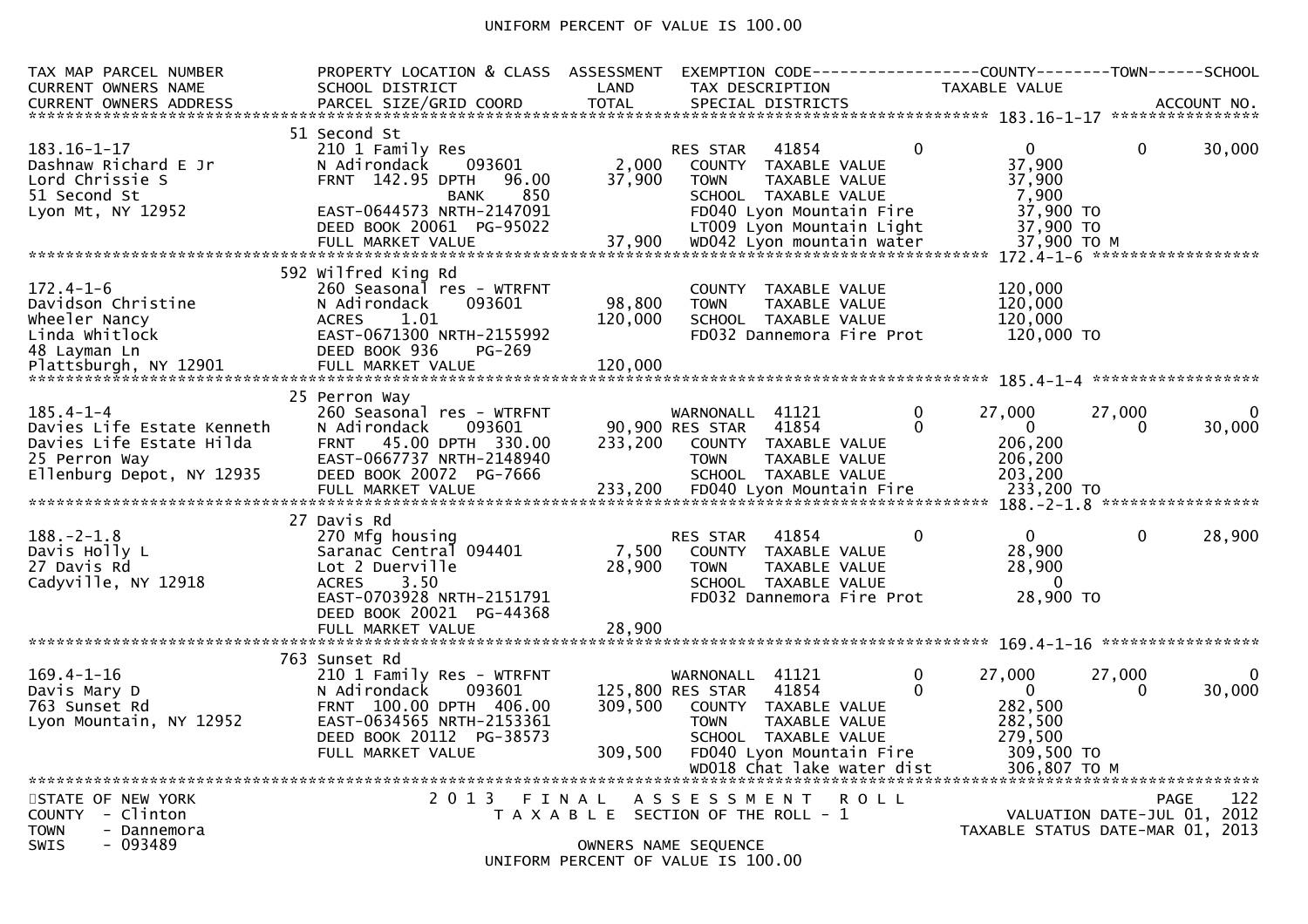UNIFORM PERCENT OF VALUE IS 100.00

```
TAX MAP PARCEL NUMBER          PROPERTY LOCATION & CLASS  ASSESSMENT  EXEMPTION CODE------------------COUNTY--------TOWN------SCHOOL
CURRENT OWNERS NAME            SCHOOL DISTRICT              LAND      TAX DESCRIPTION            TAXABLE VALUE
CURRENT OWNERS ADDRESS         PARCEL SIZE/GRID COORD       TOTAL     SPECIAL DISTRICTS                                     ACCOUNT NO.
******************************************************************************************************* 183.16-1-17 *****************
                               51 Second St
183.16-1-17                    210 1 Family Res                       RES STAR   41854          0          0            0      30,000
Dashnaw Richard E Jr           N Adirondack    093601       2,000     COUNTY  TAXABLE VALUE             37,900
Lord Chrissie S                FRNT  142.95 DPTH   96.00   37,900     TOWN    TAXABLE VALUE             37,900
51 Second St                                BANK     850              SCHOOL  TAXABLE VALUE              7,900
Lyon Mt, NY 12952              EAST-0644573 NRTH-2147091              FD040 Lyon Mountain Fire          37,900 TO
                               DEED BOOK 20061  PG-95022              LT009 Lyon Mountain Light         37,900 TO
                               FULL MARKET VALUE           37,900     WD042 Lyon mountain water         37,900 TO M
******************************************************************************************************* 172.4-1-6 *******************
                               592 Wilfred King Rd
172.4-1-6                      260 Seasonal res - WTRFNT              COUNTY  TAXABLE VALUE            120,000
Davidson Christine             N Adirondack    093601      98,800     TOWN    TAXABLE VALUE            120,000
Wheeler Nancy                  ACRES     1.01             120,000     SCHOOL  TAXABLE VALUE            120,000
Linda Whitlock                 EAST-0671300 NRTH-2155992              FD032 Dannemora Fire Prot        120,000 TO
48 Layman Ln                   DEED BOOK 936     PG-269
Plattsburgh, NY 12901          FULL MARKET VALUE          120,000
******************************************************************************************************* 185.4-1-4 *******************
                               25 Perron Way
185.4-1-4                      260 Seasonal res - WTRFNT              WARNONALL  41121          0     27,000       27,000           0
Davies Life Estate Kenneth     N Adirondack    093601      90,900 RES STAR   41854          0          0            0      30,000
Davies Life Estate Hilda       FRNT   45.00 DPTH  330.00  233,200     COUNTY  TAXABLE VALUE            206,200
25 Perron Way                  EAST-0667737 NRTH-2148940              TOWN    TAXABLE VALUE            206,200
Ellenburg Depot, NY 12935      DEED BOOK 20072  PG-7666               SCHOOL  TAXABLE VALUE            203,200
                               FULL MARKET VALUE          233,200     FD040 Lyon Mountain Fire         233,200 TO
******************************************************************************************************* 188.-2-1.8 ******************
                               27 Davis Rd
188.-2-1.8                     270 Mfg housing                        RES STAR   41854          0          0            0      28,900
Davis Holly L                  Saranac Central 094401       7,500     COUNTY  TAXABLE VALUE             28,900
27 Davis Rd                    Lot 2 Duerville             28,900     TOWN    TAXABLE VALUE             28,900
Cadyville, NY 12918            ACRES     3.50                         SCHOOL  TAXABLE VALUE                  0
                               EAST-0703928 NRTH-2151791              FD032 Dannemora Fire Prot         28,900 TO
                               DEED BOOK 20021  PG-44368
                               FULL MARKET VALUE           28,900
******************************************************************************************************* 169.4-1-16 ******************
                               763 Sunset Rd
169.4-1-16                     210 1 Family Res - WTRFNT              WARNONALL  41121          0     27,000       27,000           0
Davis Mary D                   N Adirondack    093601     125,800 RES STAR   41854          0          0            0      30,000
763 Sunset Rd                  FRNT  100.00 DPTH  406.00  309,500     COUNTY  TAXABLE VALUE            282,500
Lyon Mountain, NY 12952        EAST-0634565 NRTH-2153361              TOWN    TAXABLE VALUE            282,500
                               DEED BOOK 20112  PG-38573              SCHOOL  TAXABLE VALUE            279,500
                               FULL MARKET VALUE          309,500     FD040 Lyon Mountain Fire         309,500 TO
                                                                      WD018 Chat lake water dist       306,807 TO M
*************************************************************************************************************************************
STATE OF NEW YORK                     2 0 1 3   F I N A L   A S S E S S M E N T   R O L L                                   PAGE   122
COUNTY  - Clinton                        T A X A B L E  SECTION OF THE ROLL - 1                       VALUATION DATE-JUL 01, 2012
TOWN    - Dannemora                                                                                 TAXABLE STATUS DATE-MAR 01, 2013
SWIS    - 093489                                      OWNERS NAME SEQUENCE
                                               UNIFORM PERCENT OF VALUE IS 100.00
```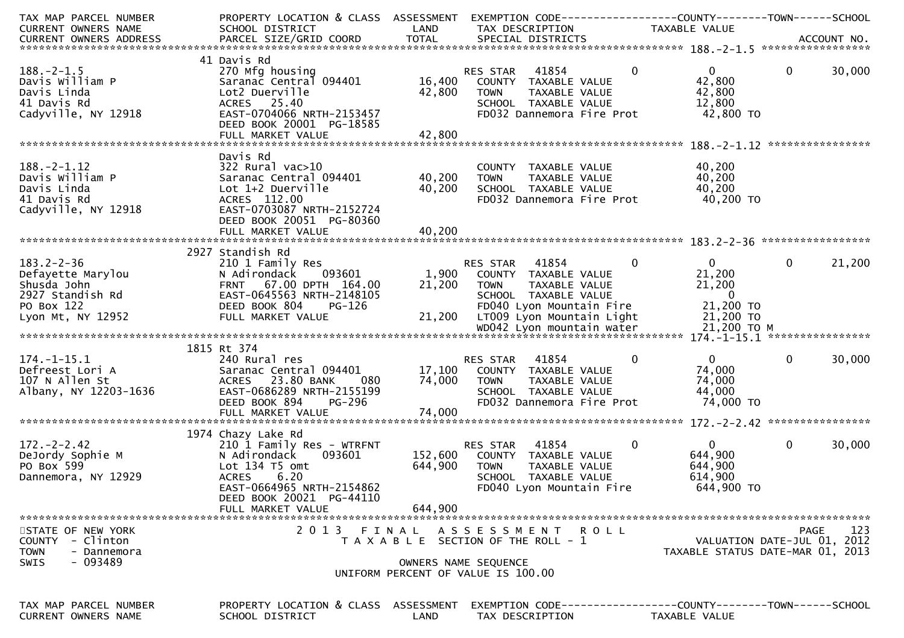| TAX MAP PARCEL NUMBER<br>CURRENT OWNERS NAME<br>CURRENT OWNERS ADDRESS | PROPERTY LOCATION & CLASS<br>SCHOOL DISTRICT<br>PARCEL SIZE/GRID COORD | ASSESSMENT<br>LAND<br>TOTAL | EXEMPTION CODE<br>TAX DESCRIPTION<br>SPECIAL DISTRICTS | COUNTY<br>TAXABLE VALUE | TOWN | SCHOOL<br><br>ACCOUNT NO. |
|---|---|---|---|---|---|---|
| **188.-2-1.5** | | | | | | |
| 188.-2-1.5 | 41 Davis Rd | | | | | |
| Davis William P | 270 Mfg housing | | RES STAR 41854 | 0 | 0 | 0 30,000 |
| Davis Linda | Saranac Central 094401 | 16,400 | COUNTY TAXABLE VALUE | 42,800 | | |
| 41 Davis Rd | Lot2 Duerville | 42,800 | TOWN TAXABLE VALUE | 42,800 | | |
| Cadyville, NY 12918 | ACRES 25.40 | | SCHOOL TAXABLE VALUE | 12,800 | | |
| | EAST-0704066 NRTH-2153457 | | FD032 Dannemora Fire Prot | 42,800 TO | | |
| | DEED BOOK 20001 PG-18585 | | | | | |
| | FULL MARKET VALUE | 42,800 | | | | |
| **188.-2-1.12** | | | | | | |
| 188.-2-1.12 | Davis Rd | | | | | |
| Davis William P | 322 Rural vac>10 | | COUNTY TAXABLE VALUE | 40,200 | | |
| Davis Linda | Saranac Central 094401 | 40,200 | TOWN TAXABLE VALUE | 40,200 | | |
| 41 Davis Rd | Lot 1+2 Duerville | 40,200 | SCHOOL TAXABLE VALUE | 40,200 | | |
| Cadyville, NY 12918 | ACRES 112.00 | | FD032 Dannemora Fire Prot | 40,200 TO | | |
| | EAST-0703087 NRTH-2152724 | | | | | |
| | DEED BOOK 20051 PG-80360 | | | | | |
| | FULL MARKET VALUE | 40,200 | | | | |
| **183.2-2-36** | | | | | | |
| 183.2-2-36 | 2927 Standish Rd | | | | | |
| Defayette Marylou | 210 1 Family Res | | RES STAR 41854 | 0 | 0 | 0 21,200 |
| Shusda John | N Adirondack 093601 | 1,900 | COUNTY TAXABLE VALUE | 21,200 | | |
| 2927 Standish Rd | FRNT 67.00 DPTH 164.00 | 21,200 | TOWN TAXABLE VALUE | 21,200 | | |
| PO Box 122 | EAST-0645563 NRTH-2148105 | | SCHOOL TAXABLE VALUE | 0 | | |
| Lyon Mt, NY 12952 | DEED BOOK 804 PG-126 | | FD040 Lyon Mountain Fire | 21,200 TO | | |
| | FULL MARKET VALUE | 21,200 | LT009 Lyon Mountain Light | 21,200 TO | | |
| | | | WD042 Lyon mountain water | 21,200 TO M | | |
| **174.-1-15.1** | | | | | | |
| 174.-1-15.1 | 1815 Rt 374 | | | | | |
| Defreest Lori A | 240 Rural res | | RES STAR 41854 | 0 | 0 | 0 30,000 |
| 107 N Allen St | Saranac Central 094401 | 17,100 | COUNTY TAXABLE VALUE | 74,000 | | |
| Albany, NY 12203-1636 | ACRES 23.80 BANK 080 | 74,000 | TOWN TAXABLE VALUE | 74,000 | | |
| | EAST-0686289 NRTH-2155199 | | SCHOOL TAXABLE VALUE | 44,000 | | |
| | DEED BOOK 894 PG-296 | | FD032 Dannemora Fire Prot | 74,000 TO | | |
| | FULL MARKET VALUE | 74,000 | | | | |
| **172.-2-2.42** | | | | | | |
| 172.-2-2.42 | 1974 Chazy Lake Rd | | | | | |
| DeJordy Sophie M | 210 1 Family Res - WTRFNT | | RES STAR 41854 | 0 | 0 | 0 30,000 |
| PO Box 599 | N Adirondack 093601 | 152,600 | COUNTY TAXABLE VALUE | 644,900 | | |
| Dannemora, NY 12929 | Lot 134 T5 omt | 644,900 | TOWN TAXABLE VALUE | 644,900 | | |
| | ACRES 6.20 | | SCHOOL TAXABLE VALUE | 614,900 | | |
| | EAST-0664965 NRTH-2154862 | | FD040 Lyon Mountain Fire | 644,900 TO | | |
| | DEED BOOK 20021 PG-44110 | | | | | |
| | FULL MARKET VALUE | 644,900 | | | | |

STATE OF NEW YORK
COUNTY - Clinton
TOWN - Dannemora
SWIS - 093489

2013 FINAL ASSESSMENT ROLL
TAXABLE SECTION OF THE ROLL - 1
OWNERS NAME SEQUENCE
UNIFORM PERCENT OF VALUE IS 100.00

VALUATION DATE-JUL 01, 2012
TAXABLE STATUS DATE-MAR 01, 2013

TAX MAP PARCEL NUMBER | PROPERTY LOCATION & CLASS | ASSESSMENT | EXEMPTION CODE------COUNTY--------TOWN------SCHOOL
CURRENT OWNERS NAME | SCHOOL DISTRICT | LAND | TAX DESCRIPTION | TAXABLE VALUE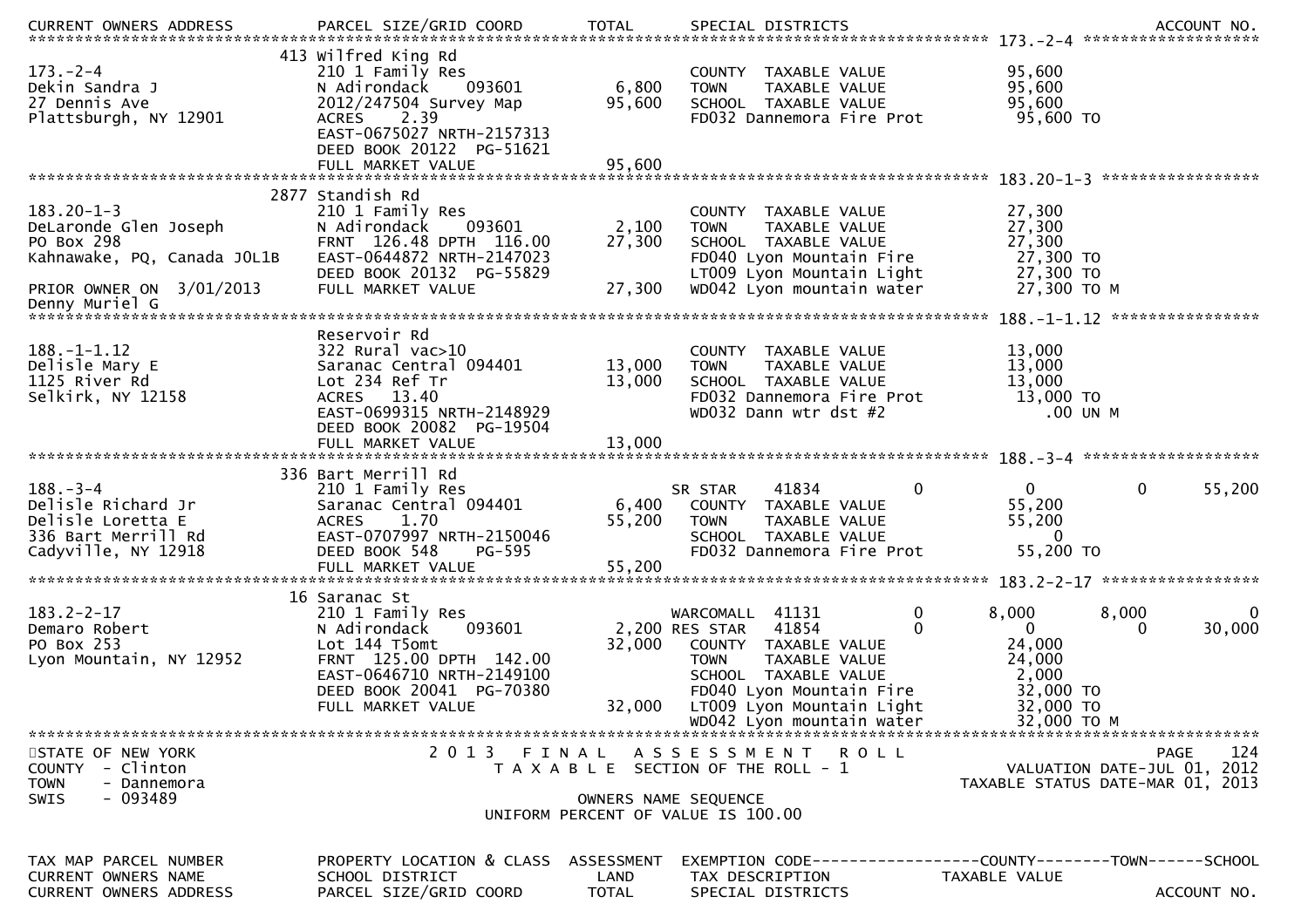| CURRENT OWNERS ADDRESS | PARCEL SIZE/GRID COORD | TOTAL | SPECIAL DISTRICTS | | | | ACCOUNT NO. |
|---|---|---|---|---|---|---|---|
| | | | | | | | 173.-2-4 |
| | 413 Wilfred King Rd | | | | | | |
| 173.-2-4 | 210 1 Family Res | | COUNTY TAXABLE VALUE | | 95,600 | | |
| Dekin Sandra J | N Adirondack 093601 | 6,800 | TOWN TAXABLE VALUE | | 95,600 | | |
| 27 Dennis Ave | 2012/247504 Survey Map | 95,600 | SCHOOL TAXABLE VALUE | | 95,600 | | |
| Plattsburgh, NY 12901 | ACRES 2.39 | | FD032 Dannemora Fire Prot | | 95,600 TO | | |
| | EAST-0675027 NRTH-2157313 | | | | | | |
| | DEED BOOK 20122 PG-51621 | | | | | | |
| | FULL MARKET VALUE | 95,600 | | | | | |
| | | | | | | | 183.20-1-3 |
| | 2877 Standish Rd | | | | | | |
| 183.20-1-3 | 210 1 Family Res | | COUNTY TAXABLE VALUE | | 27,300 | | |
| DeLaronde Glen Joseph | N Adirondack 093601 | 2,100 | TOWN TAXABLE VALUE | | 27,300 | | |
| PO Box 298 | FRNT 126.48 DPTH 116.00 | 27,300 | SCHOOL TAXABLE VALUE | | 27,300 | | |
| Kahnawake, PQ, Canada J0L1B | EAST-0644872 NRTH-2147023 | | FD040 Lyon Mountain Fire | | 27,300 TO | | |
| | DEED BOOK 20132 PG-55829 | | LT009 Lyon Mountain Light | | 27,300 TO | | |
| PRIOR OWNER ON 3/01/2013 | FULL MARKET VALUE | 27,300 | WD042 Lyon mountain water | | 27,300 TO M | | |
| Denny Muriel G | | | | | | | |
| | | | | | | | 188.-1-1.12 |
| | Reservoir Rd | | | | | | |
| 188.-1-1.12 | 322 Rural vac>10 | | COUNTY TAXABLE VALUE | | 13,000 | | |
| Delisle Mary E | Saranac Central 094401 | 13,000 | TOWN TAXABLE VALUE | | 13,000 | | |
| 1125 River Rd | Lot 234 Ref Tr | 13,000 | SCHOOL TAXABLE VALUE | | 13,000 | | |
| Selkirk, NY 12158 | ACRES 13.40 | | FD032 Dannemora Fire Prot | | 13,000 TO | | |
| | EAST-0699315 NRTH-2148929 | | WD032 Dann wtr dst #2 | | .00 UN M | | |
| | DEED BOOK 20082 PG-19504 | | | | | | |
| | FULL MARKET VALUE | 13,000 | | | | | |
| | | | | | | | 188.-3-4 |
| | 336 Bart Merrill Rd | | | | | | |
| 188.-3-4 | 210 1 Family Res | | SR STAR 41834 | 0 | 0 | 0 | 55,200 |
| Delisle Richard Jr | Saranac Central 094401 | 6,400 | COUNTY TAXABLE VALUE | | 55,200 | | |
| Delisle Loretta E | ACRES 1.70 | 55,200 | TOWN TAXABLE VALUE | | 55,200 | | |
| 336 Bart Merrill Rd | EAST-0707997 NRTH-2150046 | | SCHOOL TAXABLE VALUE | | 0 | | |
| Cadyville, NY 12918 | DEED BOOK 548 PG-595 | | FD032 Dannemora Fire Prot | | 55,200 TO | | |
| | FULL MARKET VALUE | 55,200 | | | | | |
| | | | | | | | 183.2-2-17 |
| | 16 Saranac St | | | | | | |
| 183.2-2-17 | 210 1 Family Res | | WARCOMALL 41131 | 0 | 8,000 | 8,000 | 0 |
| Demaro Robert | N Adirondack 093601 | 2,200 | RES STAR 41854 | 0 | 0 | 0 | 30,000 |
| PO Box 253 | Lot 144 T5omt | 32,000 | COUNTY TAXABLE VALUE | | 24,000 | | |
| Lyon Mountain, NY 12952 | FRNT 125.00 DPTH 142.00 | | TOWN TAXABLE VALUE | | 24,000 | | |
| | EAST-0646710 NRTH-2149100 | | SCHOOL TAXABLE VALUE | | 2,000 | | |
| | DEED BOOK 20041 PG-70380 | | FD040 Lyon Mountain Fire | | 32,000 TO | | |
| | FULL MARKET VALUE | 32,000 | LT009 Lyon Mountain Light | | 32,000 TO | | |
| | | | WD042 Lyon mountain water | | 32,000 TO M | | |

STATE OF NEW YORK
COUNTY - Clinton
TOWN - Dannemora
SWIS - 093489

2 0 1 3 F I N A L A S S E S S M E N T R O L L
T A X A B L E SECTION OF THE ROLL - 1

VALUATION DATE-JUL 01, 2012
TAXABLE STATUS DATE-MAR 01, 2013

OWNERS NAME SEQUENCE
UNIFORM PERCENT OF VALUE IS 100.00

| TAX MAP PARCEL NUMBER | PROPERTY LOCATION & CLASS | ASSESSMENT | EXEMPTION CODE | COUNTY | TOWN | SCHOOL |
|---|---|---|---|---|---|---|
| CURRENT OWNERS NAME | SCHOOL DISTRICT | LAND | TAX DESCRIPTION | TAXABLE VALUE | | |
| CURRENT OWNERS ADDRESS | PARCEL SIZE/GRID COORD | TOTAL | SPECIAL DISTRICTS | | | ACCOUNT NO. |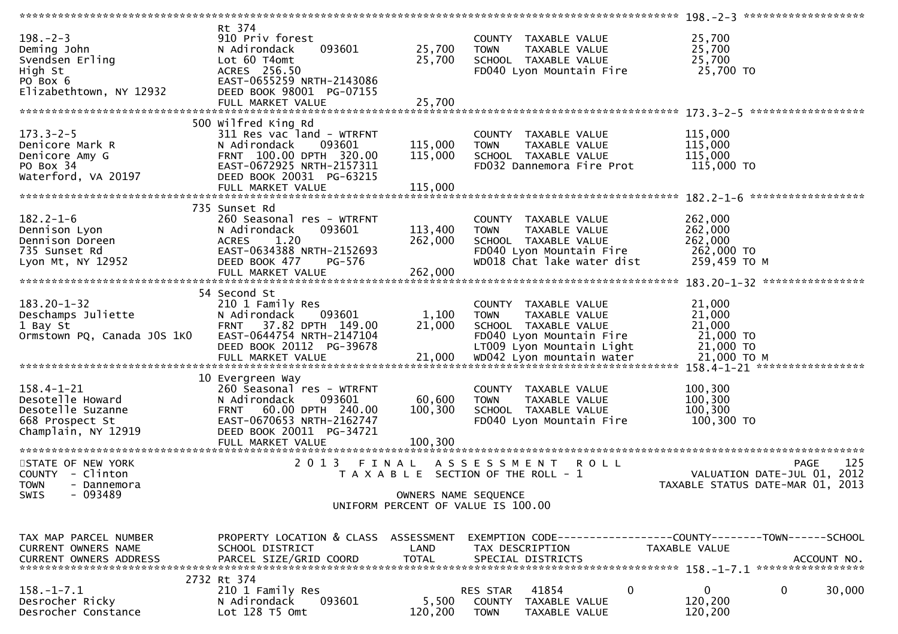```
******************************************************************************************************* 198.-2-3 ********************
                               Rt 374
198.-2-3                       910 Priv forest                        COUNTY  TAXABLE VALUE             25,700
Deming John                    N Adirondack      093601      25,700   TOWN    TAXABLE VALUE             25,700
Svendsen Erling                Lot 60 T4omt                  25,700   SCHOOL  TAXABLE VALUE             25,700
High St                        ACRES  256.50                          FD040 Lyon Mountain Fire           25,700 TO
PO Box 6                       EAST-0655259 NRTH-2143086
Elizabethtown, NY 12932        DEED BOOK 98001  PG-07155
                               FULL MARKET VALUE             25,700
******************************************************************************************************* 173.3-2-5 *******************
                           500 Wilfred King Rd
173.3-2-5                      311 Res vac land - WTRFNT              COUNTY  TAXABLE VALUE            115,000
Denicore Mark R                N Adirondack      093601     115,000   TOWN    TAXABLE VALUE            115,000
Denicore Amy G                 FRNT  100.00 DPTH  320.00    115,000   SCHOOL  TAXABLE VALUE            115,000
PO Box 34                      EAST-0672925 NRTH-2157311              FD032 Dannemora Fire Prot          115,000 TO
Waterford, VA 20197            DEED BOOK 20031  PG-63215
                               FULL MARKET VALUE            115,000
******************************************************************************************************* 182.2-1-6 *******************
                           735 Sunset Rd
182.2-1-6                      260 Seasonal res - WTRFNT              COUNTY  TAXABLE VALUE            262,000
Dennison Lyon                  N Adirondack      093601     113,400   TOWN    TAXABLE VALUE            262,000
Dennison Doreen                ACRES    1.20                262,000   SCHOOL  TAXABLE VALUE            262,000
735 Sunset Rd                  EAST-0634388 NRTH-2152693              FD040 Lyon Mountain Fire           262,000 TO
Lyon Mt, NY 12952              DEED BOOK 477     PG-576               WD018 Chat lake water dist         259,459 TO M
                               FULL MARKET VALUE            262,000
******************************************************************************************************* 183.20-1-32 *****************
                            54 Second St
183.20-1-32                    210 1 Family Res                       COUNTY  TAXABLE VALUE             21,000
Deschamps Juliette             N Adirondack      093601       1,100   TOWN    TAXABLE VALUE             21,000
1 Bay St                       FRNT   37.82 DPTH  149.00     21,000   SCHOOL  TAXABLE VALUE             21,000
Ormstown PQ, Canada J0S 1K0    EAST-0644754 NRTH-2147104              FD040 Lyon Mountain Fire            21,000 TO
                               DEED BOOK 20112  PG-39678              LT009 Lyon Mountain Light           21,000 TO
                               FULL MARKET VALUE             21,000   WD042 Lyon mountain water           21,000 TO M
******************************************************************************************************* 158.4-1-21 ******************
                            10 Evergreen Way
158.4-1-21                     260 Seasonal res - WTRFNT              COUNTY  TAXABLE VALUE            100,300
Desotelle Howard               N Adirondack      093601      60,600   TOWN    TAXABLE VALUE            100,300
Desotelle Suzanne              FRNT   60.00 DPTH  240.00    100,300   SCHOOL  TAXABLE VALUE            100,300
668 Prospect St                EAST-0670653 NRTH-2162747              FD040 Lyon Mountain Fire           100,300 TO
Champlain, NY 12919            DEED BOOK 20011  PG-34721
                               FULL MARKET VALUE            100,300
************************************************************************************************************************************
STATE OF NEW YORK                2 0 1 3   F I N A L   A S S E S S M E N T   R O L L                                 PAGE    125
COUNTY  - Clinton                    T A X A B L E  SECTION OF THE ROLL - 1                          VALUATION DATE-JUL 01, 2012
TOWN    - Dannemora                                                                             TAXABLE STATUS DATE-MAR 01, 2013
SWIS    - 093489                                      OWNERS NAME SEQUENCE
                                              UNIFORM PERCENT OF VALUE IS 100.00


TAX MAP PARCEL NUMBER          PROPERTY LOCATION & CLASS  ASSESSMENT  EXEMPTION CODE------------------COUNTY--------TOWN------SCHOOL
CURRENT OWNERS NAME            SCHOOL DISTRICT               LAND      TAX DESCRIPTION             TAXABLE VALUE
CURRENT OWNERS ADDRESS         PARCEL SIZE/GRID COORD        TOTAL     SPECIAL DISTRICTS                                  ACCOUNT NO.
******************************************************************************************************* 158.-1-7.1 ******************
                          2732 Rt 374
158.-1-7.1                     210 1 Family Res                       RES STAR   41854           0            0          0     30,000
Desrocher Ricky                N Adirondack      093601       5,500   COUNTY  TAXABLE VALUE            120,200
Desrocher Constance            Lot 128 T5 Omt               120,200   TOWN    TAXABLE VALUE            120,200
```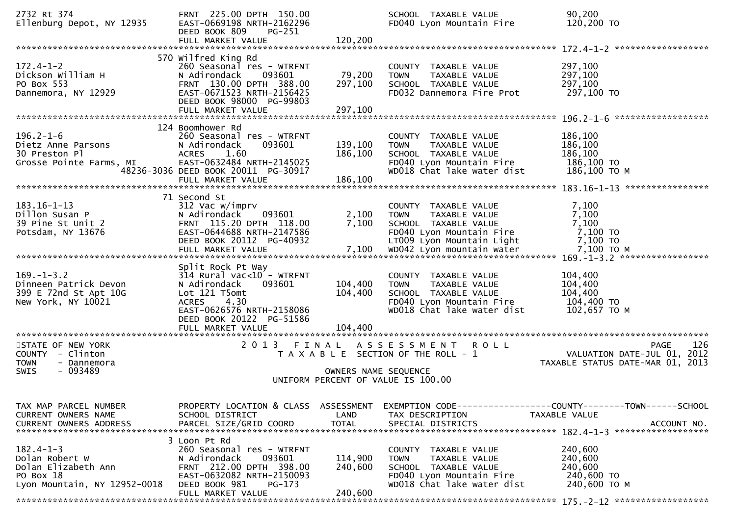```
2732 Rt 374                       FRNT 225.00 DPTH 150.00                SCHOOL  TAXABLE VALUE            90,200
Ellenburg Depot, NY 12935         EAST-0669198 NRTH-2162296               FD040 Lyon Mountain Fire         120,200 TO
                                  DEED BOOK 809     PG-251
                                  FULL MARKET VALUE             120,200
******************************************************************************************************* 172.4-1-2 ******************
                              570 Wilfred King Rd
172.4-1-2                         260 Seasonal res - WTRFNT               COUNTY  TAXABLE VALUE            297,100
Dickson William H                 N Adirondack      093601       79,200   TOWN    TAXABLE VALUE            297,100
PO Box 553                        FRNT 130.00 DPTH 388.00       297,100   SCHOOL  TAXABLE VALUE            297,100
Dannemora, NY 12929               EAST-0671523 NRTH-2156425               FD032 Dannemora Fire Prot        297,100 TO
                                  DEED BOOK 98000  PG-99803
                                  FULL MARKET VALUE             297,100
******************************************************************************************************* 196.2-1-6 ******************
                              124 Boomhower Rd
196.2-1-6                         260 Seasonal res - WTRFNT               COUNTY  TAXABLE VALUE            186,100
Dietz Anne Parsons                N Adirondack      093601      139,100   TOWN    TAXABLE VALUE            186,100
30 Preston Pl                     ACRES     1.60                186,100   SCHOOL  TAXABLE VALUE            186,100
Grosse Pointe Farms, MI           EAST-0632484 NRTH-2145025               FD040 Lyon Mountain Fire         186,100 TO
                       48236-3036 DEED BOOK 20011  PG-30917               WD018 Chat lake water dist       186,100 TO M
                                  FULL MARKET VALUE             186,100
******************************************************************************************************* 183.16-1-13 ****************
                              71 Second St
183.16-1-13                       312 Vac w/imprv                         COUNTY  TAXABLE VALUE              7,100
Dillon Susan P                    N Adirondack      093601        2,100   TOWN    TAXABLE VALUE              7,100
39 Pine St Unit 2                 FRNT 115.20 DPTH 118.00         7,100   SCHOOL  TAXABLE VALUE              7,100
Potsdam, NY 13676                 EAST-0644688 NRTH-2147586               FD040 Lyon Mountain Fire           7,100 TO
                                  DEED BOOK 20112  PG-40932               LT009 Lyon Mountain Light          7,100 TO
                                  FULL MARKET VALUE               7,100   WD042 Lyon mountain water          7,100 TO M
******************************************************************************************************* 169.-1-3.2 *****************
                                  Split Rock Pt Way
169.-1-3.2                        314 Rural vac<10 - WTRFNT               COUNTY  TAXABLE VALUE            104,400
Dinneen Patrick Devon             N Adirondack      093601      104,400   TOWN    TAXABLE VALUE            104,400
399 E 72nd St Apt 10G             Lot 121 T5omt                 104,400   SCHOOL  TAXABLE VALUE            104,400
New York, NY 10021                ACRES     4.30                          FD040 Lyon Mountain Fire         104,400 TO
                                  EAST-0626576 NRTH-2158086               WD018 Chat lake water dist       102,657 TO M
                                  DEED BOOK 20122  PG-51586
                                  FULL MARKET VALUE             104,400
************************************************************************************************************************************
STATE OF NEW YORK                 2 0 1 3   F I N A L   A S S E S S M E N T   R O L L                               PAGE     126
COUNTY  - Clinton                     T A X A B L E  SECTION OF THE ROLL - 1                       VALUATION DATE-JUL 01, 2012
TOWN    - Dannemora                                                                              TAXABLE STATUS DATE-MAR 01, 2013
SWIS    - 093489                                      OWNERS NAME SEQUENCE
                                            UNIFORM PERCENT OF VALUE IS 100.00

TAX MAP PARCEL NUMBER             PROPERTY LOCATION & CLASS  ASSESSMENT  EXEMPTION CODE------------------COUNTY--------TOWN------SCHOOL
CURRENT OWNERS NAME               SCHOOL DISTRICT               LAND      TAX DESCRIPTION              TAXABLE VALUE
CURRENT OWNERS ADDRESS            PARCEL SIZE/GRID COORD       TOTAL      SPECIAL DISTRICTS                                  ACCOUNT NO.
******************************************************************************************************* 182.4-1-3 ******************
                              3 Loon Pt Rd
182.4-1-3                         260 Seasonal res - WTRFNT               COUNTY  TAXABLE VALUE            240,600
Dolan Robert W                    N Adirondack      093601      114,900   TOWN    TAXABLE VALUE            240,600
Dolan Elizabeth Ann               FRNT 212.00 DPTH 398.00       240,600   SCHOOL  TAXABLE VALUE            240,600
PO Box 18                         EAST-0632082 NRTH-2150093               FD040 Lyon Mountain Fire         240,600 TO
Lyon Mountain, NY 12952-0018      DEED BOOK 981     PG-173                WD018 Chat lake water dist       240,600 TO M
                                  FULL MARKET VALUE             240,600
******************************************************************************************************* 175.-2-12 ******************
```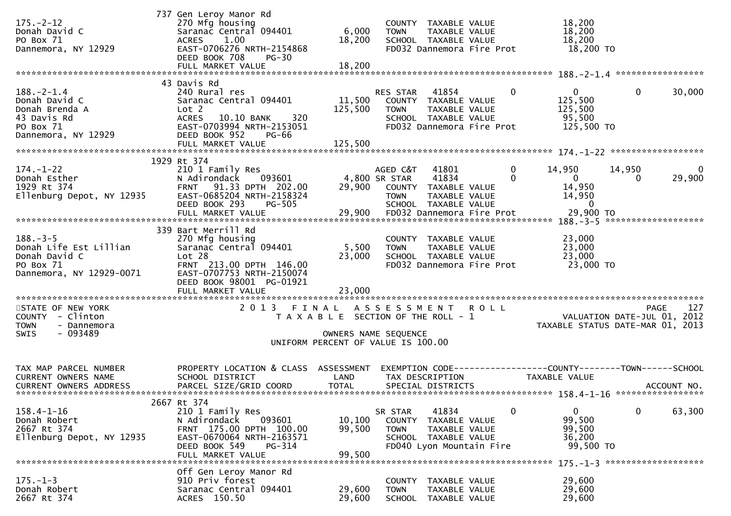```
                          737 Gen Leroy Manor Rd
175.-2-12                   270 Mfg housing                          COUNTY  TAXABLE VALUE             18,200
Donah David C               Saranac Central 094401        6,000      TOWN    TAXABLE VALUE             18,200
PO Box 71                   ACRES     1.00               18,200      SCHOOL  TAXABLE VALUE             18,200
Dannemora, NY 12929         EAST-0706276 NRTH-2154868                FD032 Dannemora Fire Prot          18,200 TO
                            DEED BOOK 708     PG-30
                            FULL MARKET VALUE            18,200
******************************************************************************************************* 188.-2-1.4 *****************
                          43 Davis Rd
188.-2-1.4                  240 Rural res                            RES STAR    41854          0           0           0       30,000
Donah David C               Saranac Central 094401       11,500      COUNTY  TAXABLE VALUE            125,500
Donah Brenda A              Lot 2                       125,500      TOWN    TAXABLE VALUE            125,500
43 Davis Rd                 ACRES    10.10 BANK     320              SCHOOL  TAXABLE VALUE             95,500
PO Box 71                   EAST-0703994 NRTH-2153051                FD032 Dannemora Fire Prot         125,500 TO
Dannemora, NY 12929         DEED BOOK 952     PG-66
                            FULL MARKET VALUE           125,500
******************************************************************************************************* 174.-1-22 ******************
                          1929 Rt 374
174.-1-22                   210 1 Family Res                         AGED C&T    41801          0      14,950      14,950            0
Donah Esther                N Adirondack     093601        4,800 SR STAR     41834          0           0           0       29,900
1929 Rt 374                 FRNT    91.33 DPTH  202.00   29,900      COUNTY  TAXABLE VALUE             14,950
Ellenburg Depot, NY 12935   EAST-0685204 NRTH-2158324                TOWN    TAXABLE VALUE             14,950
                            DEED BOOK 293     PG-505                 SCHOOL  TAXABLE VALUE                  0
                            FULL MARKET VALUE            29,900      FD032 Dannemora Fire Prot          29,900 TO
******************************************************************************************************* 188.-3-5 *******************
                          339 Bart Merrill Rd
188.-3-5                    270 Mfg housing                          COUNTY  TAXABLE VALUE             23,000
Donah Life Est Lillian      Saranac Central 094401        5,500      TOWN    TAXABLE VALUE             23,000
Donah David C               Lot 28                       23,000      SCHOOL  TAXABLE VALUE             23,000
PO Box 71                   FRNT  213.00 DPTH  146.00                FD032 Dannemora Fire Prot          23,000 TO
Dannemora, NY 12929-0071    EAST-0707753 NRTH-2150074
                            DEED BOOK 98001  PG-01921
                            FULL MARKET VALUE            23,000
************************************************************************************************************************************
STATE OF NEW YORK                  2 0 1 3   F I N A L   A S S E S S M E N T   R O L L                                 PAGE   127
COUNTY  - Clinton                     T A X A B L E  SECTION OF THE ROLL - 1                     VALUATION DATE-JUL 01, 2012
TOWN    - Dannemora                                                                            TAXABLE STATUS DATE-MAR 01, 2013
SWIS    - 093489                                         OWNERS NAME SEQUENCE
                                                  UNIFORM PERCENT OF VALUE IS 100.00


TAX MAP PARCEL NUMBER          PROPERTY LOCATION & CLASS  ASSESSMENT  EXEMPTION CODE------------------COUNTY--------TOWN------SCHOOL
CURRENT OWNERS NAME            SCHOOL DISTRICT               LAND      TAX DESCRIPTION            TAXABLE VALUE
CURRENT OWNERS ADDRESS         PARCEL SIZE/GRID COORD       TOTAL      SPECIAL DISTRICTS                                  ACCOUNT NO.
******************************************************************************************************* 158.4-1-16 *****************
                          2667 Rt 374
158.4-1-16                  210 1 Family Res                         SR STAR     41834          0           0           0       63,300
Donah Robert                N Adirondack     093601       10,100     COUNTY  TAXABLE VALUE             99,500
2667 Rt 374                 FRNT  175.00 DPTH  100.00     99,500     TOWN    TAXABLE VALUE             99,500
Ellenburg Depot, NY 12935   EAST-0670064 NRTH-2163571                SCHOOL  TAXABLE VALUE             36,200
                            DEED BOOK 549     PG-314                 FD040 Lyon Mountain Fire           99,500 TO
                            FULL MARKET VALUE            99,500
******************************************************************************************************* 175.-1-3 *******************
                            Off Gen Leroy Manor Rd
175.-1-3                    910 Priv forest                          COUNTY  TAXABLE VALUE             29,600
Donah Robert                Saranac Central 094401       29,600      TOWN    TAXABLE VALUE             29,600
2667 Rt 374                 ACRES   150.50               29,600      SCHOOL  TAXABLE VALUE             29,600
```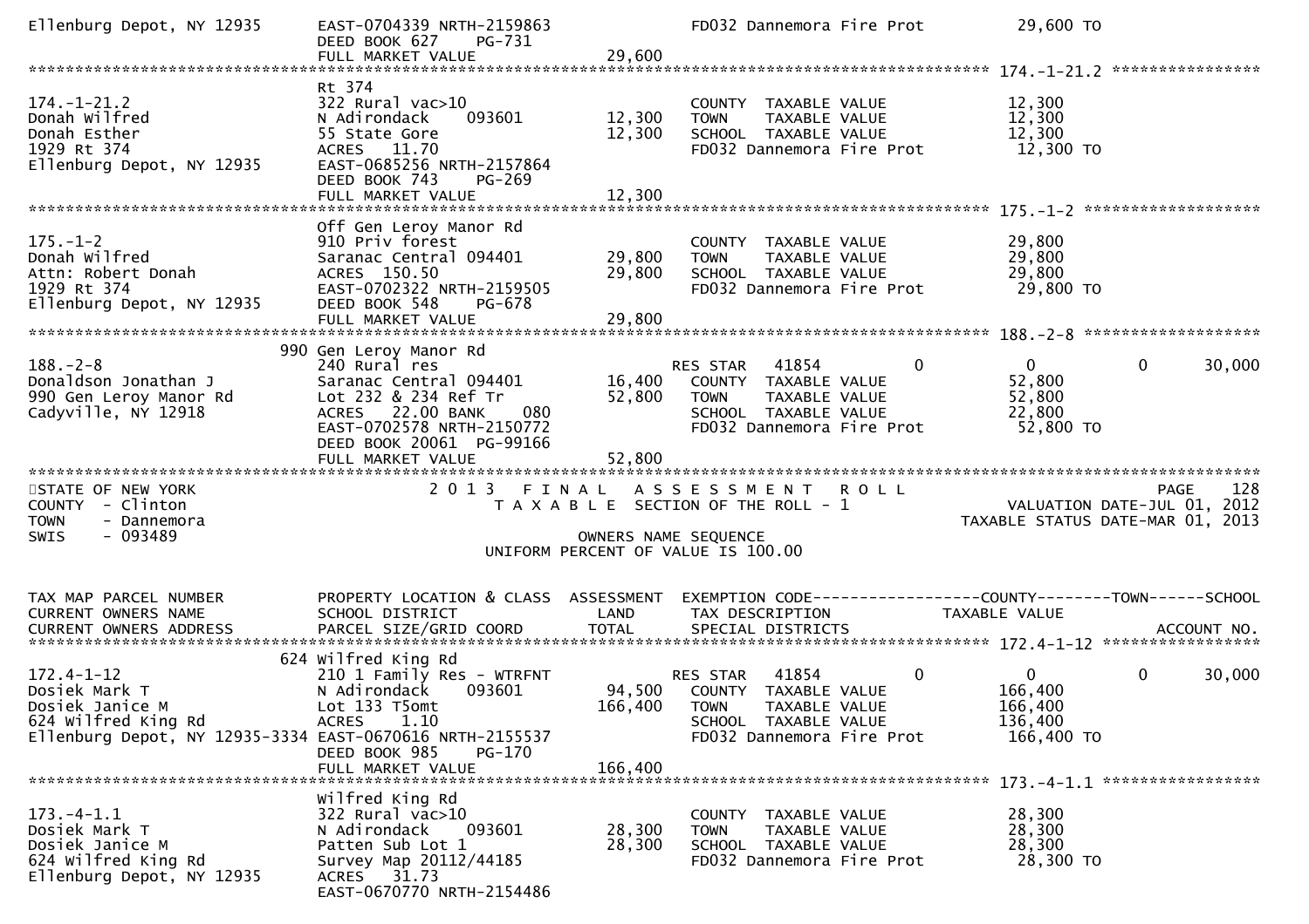```
Ellenburg Depot, NY 12935      EAST-0704339 NRTH-2159863                FD032 Dannemora Fire Prot          29,600 TO
                               DEED BOOK 627    PG-731
                               FULL MARKET VALUE              29,600
******************************************************************************************************* 174.-1-21.2 ****************
                               Rt 374
174.-1-21.2                    322 Rural vac>10                         COUNTY  TAXABLE VALUE              12,300
Donah Wilfred                  N Adirondack     093601        12,300    TOWN    TAXABLE VALUE              12,300
Donah Esther                   55 State Gore                  12,300    SCHOOL  TAXABLE VALUE              12,300
1929 Rt 374                    ACRES   11.70                            FD032 Dannemora Fire Prot          12,300 TO
Ellenburg Depot, NY 12935      EAST-0685256 NRTH-2157864
                               DEED BOOK 743    PG-269
                               FULL MARKET VALUE              12,300
******************************************************************************************************* 175.-1-2 *******************
                               Off Gen Leroy Manor Rd
175.-1-2                       910 Priv forest                          COUNTY  TAXABLE VALUE              29,800
Donah Wilfred                  Saranac Central 094401         29,800    TOWN    TAXABLE VALUE              29,800
Attn: Robert Donah             ACRES  150.50                  29,800    SCHOOL  TAXABLE VALUE              29,800
1929 Rt 374                    EAST-0702322 NRTH-2159505                FD032 Dannemora Fire Prot          29,800 TO
Ellenburg Depot, NY 12935      DEED BOOK 548    PG-678
                               FULL MARKET VALUE              29,800
******************************************************************************************************* 188.-2-8 *******************
                           990 Gen Leroy Manor Rd
188.-2-8                       240 Rural res                            RES STAR   41854          0          0          0      30,000
Donaldson Jonathan J           Saranac Central 094401         16,400    COUNTY  TAXABLE VALUE              52,800
990 Gen Leroy Manor Rd         Lot 232 & 234 Ref Tr           52,800    TOWN    TAXABLE VALUE              52,800
Cadyville, NY 12918            ACRES   22.00 BANK     080               SCHOOL  TAXABLE VALUE              22,800
                               EAST-0702578 NRTH-2150772                FD032 Dannemora Fire Prot          52,800 TO
                               DEED BOOK 20061  PG-99166
                               FULL MARKET VALUE              52,800
************************************************************************************************************************************
STATE OF NEW YORK                  2 0 1 3   F I N A L   A S S E S S M E N T   R O L L                                  PAGE    128
COUNTY  - Clinton                     T A X A B L E  SECTION OF THE ROLL - 1                          VALUATION DATE-JUL 01, 2012
TOWN    - Dannemora                                                                                TAXABLE STATUS DATE-MAR 01, 2013
SWIS    - 093489                                      OWNERS NAME SEQUENCE
                                               UNIFORM PERCENT OF VALUE IS 100.00


TAX MAP PARCEL NUMBER          PROPERTY LOCATION & CLASS  ASSESSMENT  EXEMPTION CODE------------------COUNTY--------TOWN------SCHOOL
CURRENT OWNERS NAME            SCHOOL DISTRICT               LAND      TAX DESCRIPTION             TAXABLE VALUE
CURRENT OWNERS ADDRESS         PARCEL SIZE/GRID COORD        TOTAL     SPECIAL DISTRICTS                                 ACCOUNT NO.
******************************************************************************************************* 172.4-1-12 *****************
                           624 Wilfred King Rd
172.4-1-12                     210 1 Family Res - WTRFNT                RES STAR   41854          0          0          0      30,000
Dosiek Mark T                  N Adirondack     093601        94,500    COUNTY  TAXABLE VALUE             166,400
Dosiek Janice M                Lot 133 T5omt                 166,400    TOWN    TAXABLE VALUE             166,400
624 Wilfred King Rd            ACRES    1.10                            SCHOOL  TAXABLE VALUE             136,400
Ellenburg Depot, NY 12935-3334 EAST-0670616 NRTH-2155537                FD032 Dannemora Fire Prot         166,400 TO
                               DEED BOOK 985    PG-170
                               FULL MARKET VALUE             166,400
******************************************************************************************************* 173.-4-1.1 *****************
                               Wilfred King Rd
173.-4-1.1                     322 Rural vac>10                         COUNTY  TAXABLE VALUE              28,300
Dosiek Mark T                  N Adirondack     093601        28,300    TOWN    TAXABLE VALUE              28,300
Dosiek Janice M                Patten Sub Lot 1               28,300    SCHOOL  TAXABLE VALUE              28,300
624 Wilfred King Rd            Survey Map 20112/44185                   FD032 Dannemora Fire Prot          28,300 TO
Ellenburg Depot, NY 12935      ACRES   31.73
                               EAST-0670770 NRTH-2154486
```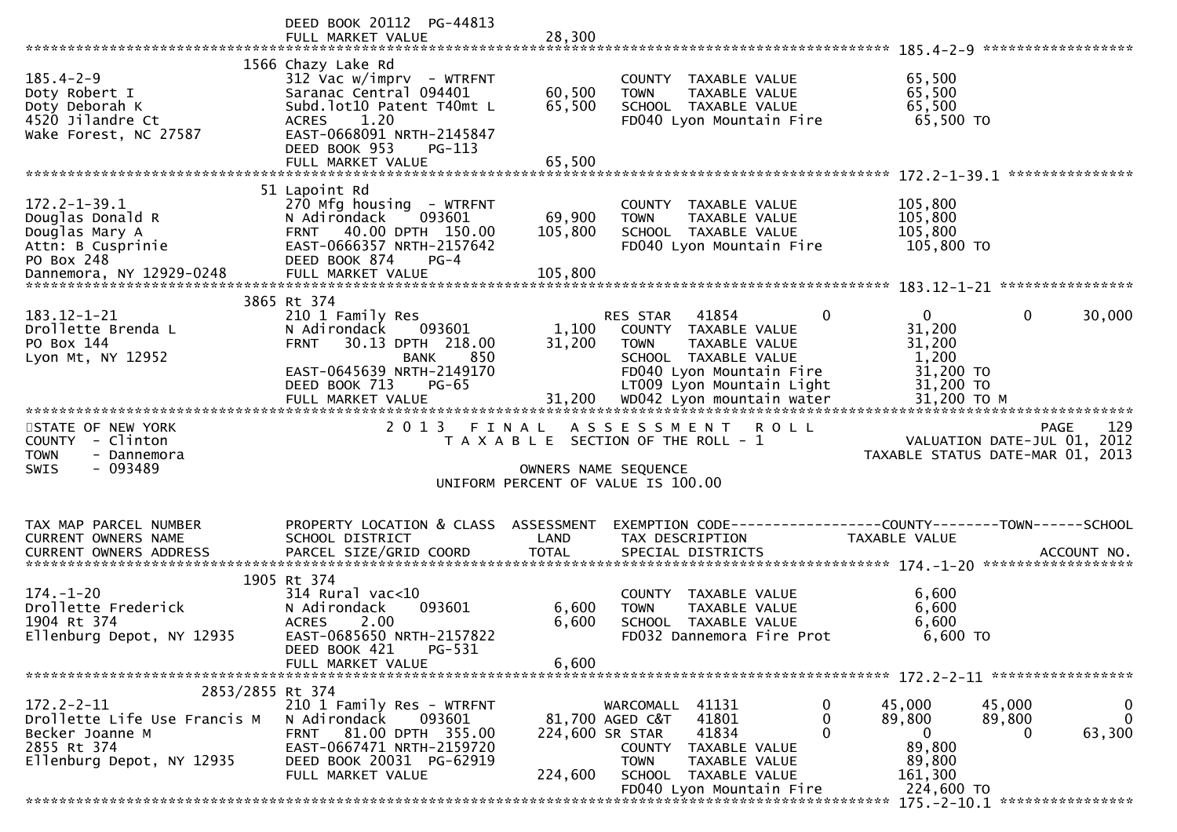DEED BOOK 20112 PG-44813
FULL MARKET VALUE 28,300

---

**185.4-2-9**

| Field | Value |
|---|---|
| Property location | 1566 Chazy Lake Rd |
| Tax map parcel number | 185.4-2-9 |
| Owners | Doty Robert I; Doty Deborah K |
| Address | 4520 Jilandre Ct, Wake Forest, NC 27587 |
| Class | 312 Vac w/imprv - WTRFNT |
| School district | Saranac Central 094401 |
| Land | 60,500 |
| Total | 65,500 |
| Description | Subd.lot10 Patent T40mt L |
| Acres | 1.20 |
| Grid coord | EAST-0668091 NRTH-2145847 |
| Deed | DEED BOOK 953 PG-113 |
| Full market value | 65,500 |
| COUNTY TAXABLE VALUE | 65,500 |
| TOWN TAXABLE VALUE | 65,500 |
| SCHOOL TAXABLE VALUE | 65,500 |
| FD040 Lyon Mountain Fire | 65,500 TO |

---

**172.2-1-39.1**

| Field | Value |
|---|---|
| Property location | 51 Lapoint Rd |
| Tax map parcel number | 172.2-1-39.1 |
| Owners | Douglas Donald R; Douglas Mary A |
| Address | Attn: B Cusprinie, PO Box 248, Dannemora, NY 12929-0248 |
| Class | 270 Mfg housing - WTRFNT |
| School district | N Adirondack 093601 |
| Land | 69,900 |
| Total | 105,800 |
| Parcel size | FRNT 40.00 DPTH 150.00 |
| Grid coord | EAST-0666357 NRTH-2157642 |
| Deed | DEED BOOK 874 PG-4 |
| Full market value | 105,800 |
| COUNTY TAXABLE VALUE | 105,800 |
| TOWN TAXABLE VALUE | 105,800 |
| SCHOOL TAXABLE VALUE | 105,800 |
| FD040 Lyon Mountain Fire | 105,800 TO |

---

**183.12-1-21**

| Field | Value |
|---|---|
| Property location | 3865 Rt 374 |
| Tax map parcel number | 183.12-1-21 |
| Owner | Drollette Brenda L |
| Address | PO Box 144, Lyon Mt, NY 12952 |
| Class | 210 1 Family Res |
| School district | N Adirondack 093601 |
| Land | 1,100 |
| Total | 31,200 |
| Parcel size | FRNT 30.13 DPTH 218.00 |
| Bank | 850 |
| Grid coord | EAST-0645639 NRTH-2149170 |
| Deed | DEED BOOK 713 PG-65 |
| Full market value | 31,200 |

| Exemption / Tax description | Code | County | Town | School |
|---|---|---|---|---|
| RES STAR | 41854 | 0 | 0 | 30,000 |
| COUNTY TAXABLE VALUE | | 31,200 | | |
| TOWN TAXABLE VALUE | | | 31,200 | |
| SCHOOL TAXABLE VALUE | | | | 1,200 |
| FD040 Lyon Mountain Fire | | 31,200 TO | | |
| LT009 Lyon Mountain Light | | 31,200 TO | | |
| WD042 Lyon mountain water | | 31,200 TO M | | |

---

STATE OF NEW YORK
COUNTY - Clinton
TOWN - Dannemora
SWIS - 093489

2 0 1 3 F I N A L A S S E S S M E N T R O L L
T A X A B L E SECTION OF THE ROLL - 1
OWNERS NAME SEQUENCE
UNIFORM PERCENT OF VALUE IS 100.00

VALUATION DATE-JUL 01, 2012
TAXABLE STATUS DATE-MAR 01, 2013

| TAX MAP PARCEL NUMBER / CURRENT OWNERS NAME / CURRENT OWNERS ADDRESS | PROPERTY LOCATION & CLASS / SCHOOL DISTRICT / PARCEL SIZE/GRID COORD | ASSESSMENT LAND / TOTAL | EXEMPTION CODE / TAX DESCRIPTION / SPECIAL DISTRICTS | COUNTY TAXABLE VALUE | TOWN | SCHOOL / ACCOUNT NO. |
|---|---|---|---|---|---|---|

---

**174.-1-20**

| Field | Value |
|---|---|
| Property location | 1905 Rt 374 |
| Tax map parcel number | 174.-1-20 |
| Owner | Drollette Frederick |
| Address | 1904 Rt 374, Ellenburg Depot, NY 12935 |
| Class | 314 Rural vac<10 |
| School district | N Adirondack 093601 |
| Land | 6,600 |
| Total | 6,600 |
| Acres | 2.00 |
| Grid coord | EAST-0685650 NRTH-2157822 |
| Deed | DEED BOOK 421 PG-531 |
| Full market value | 6,600 |
| COUNTY TAXABLE VALUE | 6,600 |
| TOWN TAXABLE VALUE | 6,600 |
| SCHOOL TAXABLE VALUE | 6,600 |
| FD032 Dannemora Fire Prot | 6,600 TO |

---

**172.2-2-11**

| Field | Value |
|---|---|
| Property location | 2853/2855 Rt 374 |
| Tax map parcel number | 172.2-2-11 |
| Owners | Drollette Life Use Francis M; Becker Joanne M |
| Address | 2855 Rt 374, Ellenburg Depot, NY 12935 |
| Class | 210 1 Family Res - WTRFNT |
| School district | N Adirondack 093601 |
| Land | 81,700 |
| Total | 224,600 |
| Parcel size | FRNT 81.00 DPTH 355.00 |
| Grid coord | EAST-0667471 NRTH-2159720 |
| Deed | DEED BOOK 20031 PG-62919 |
| Full market value | 224,600 |

| Exemption / Tax description | Code | County | Town | School |
|---|---|---|---|---|
| WARCOMALL | 41131 | 45,000 | 45,000 | 0 |
| AGED C&T | 41801 | 89,800 | 89,800 | 0 |
| SR STAR | 41834 | 0 | 0 | 63,300 |
| COUNTY TAXABLE VALUE | | 89,800 | | |
| TOWN TAXABLE VALUE | | | 89,800 | |
| SCHOOL TAXABLE VALUE | | | | 161,300 |
| FD040 Lyon Mountain Fire | | 224,600 TO | | |

---

175.-2-10.1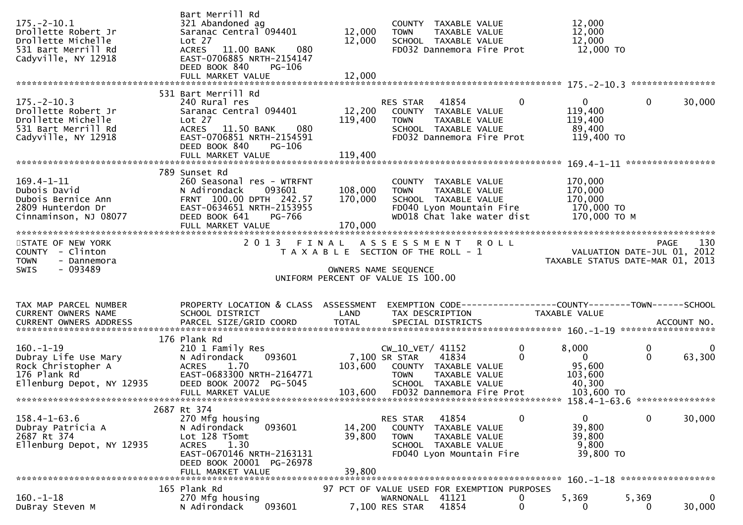```
                                 Bart Merrill Rd
175.-2-10.1                      321 Abandoned ag                         COUNTY  TAXABLE VALUE              12,000
Drollette Robert Jr              Saranac Central 094401        12,000     TOWN    TAXABLE VALUE              12,000
Drollette Michelle               Lot 27                        12,000     SCHOOL  TAXABLE VALUE              12,000
531 Bart Merrill Rd              ACRES    11.00 BANK    080               FD032 Dannemora Fire Prot           12,000 TO
Cadyville, NY 12918              EAST-0706885 NRTH-2154147
                                 DEED BOOK 840     PG-106
                                 FULL MARKET VALUE             12,000
******************************************************************************************************* 175.-2-10.3 ****************
                             531 Bart Merrill Rd
175.-2-10.3                      240 Rural res                            RES STAR   41854            0           0          0      30,000
Drollette Robert Jr              Saranac Central 094401        12,200     COUNTY  TAXABLE VALUE             119,400
Drollette Michelle               Lot 27                       119,400     TOWN    TAXABLE VALUE             119,400
531 Bart Merrill Rd              ACRES    11.50 BANK    080               SCHOOL  TAXABLE VALUE              89,400
Cadyville, NY 12918              EAST-0706851 NRTH-2154591                FD032 Dannemora Fire Prot          119,400 TO
                                 DEED BOOK 840     PG-106
                                 FULL MARKET VALUE            119,400
******************************************************************************************************* 169.4-1-11 *****************
                             789 Sunset Rd
169.4-1-11                       260 Seasonal res - WTRFNT                COUNTY  TAXABLE VALUE             170,000
Dubois David                     N Adirondack     093601      108,000     TOWN    TAXABLE VALUE             170,000
Dubois Bernice Ann               FRNT  100.00 DPTH  242.57    170,000     SCHOOL  TAXABLE VALUE             170,000
2809 Hunterdon Dr                EAST-0634651 NRTH-2153955                FD040 Lyon Mountain Fire           170,000 TO
Cinnaminson, NJ 08077            DEED BOOK 641     PG-766                 WD018 Chat lake water dist         170,000 TO M
                                 FULL MARKET VALUE            170,000
************************************************************************************************************************************
STATE OF NEW YORK                    2 0 1 3   F I N A L   A S S E S S M E N T   R O L L                              PAGE    130
COUNTY  - Clinton                       T A X A B L E  SECTION OF THE ROLL - 1                       VALUATION DATE-JUL 01, 2012
TOWN    - Dannemora                                                                           TAXABLE STATUS DATE-MAR 01, 2013
SWIS    - 093489                                       OWNERS NAME SEQUENCE
                                                UNIFORM PERCENT OF VALUE IS 100.00


TAX MAP PARCEL NUMBER            PROPERTY LOCATION & CLASS  ASSESSMENT  EXEMPTION CODE------------------COUNTY--------TOWN------SCHOOL
CURRENT OWNERS NAME              SCHOOL DISTRICT               LAND      TAX DESCRIPTION               TAXABLE VALUE
CURRENT OWNERS ADDRESS           PARCEL SIZE/GRID COORD        TOTAL     SPECIAL DISTRICTS                                ACCOUNT NO.
******************************************************************************************************* 160.-1-19 ******************
                             176 Plank Rd
160.-1-19                        210 1 Family Res                         CW_10_VET/ 41152            0       8,000          0           0
Dubray Life Use Mary             N Adirondack     093601        7,100 SR STAR    41834            0           0          0      63,300
Rock Christopher A               ACRES     1.70               103,600     COUNTY  TAXABLE VALUE              95,600
176 Plank Rd                     EAST-0683300 NRTH-2164771                TOWN    TAXABLE VALUE             103,600
Ellenburg Depot, NY 12935        DEED BOOK 20072  PG-5045                 SCHOOL  TAXABLE VALUE              40,300
                                 FULL MARKET VALUE            103,600     FD032 Dannemora Fire Prot          103,600 TO
******************************************************************************************************* 158.4-1-63.6 ***************
                             2687 Rt 374
158.4-1-63.6                     270 Mfg housing                          RES STAR   41854            0           0          0      30,000
Dubray Patricia A                N Adirondack     093601       14,200     COUNTY  TAXABLE VALUE              39,800
2687 Rt 374                      Lot 128 T5omt                 39,800     TOWN    TAXABLE VALUE              39,800
Ellenburg Depot, NY 12935        ACRES     1.30                           SCHOOL  TAXABLE VALUE               9,800
                                 EAST-0670146 NRTH-2163131                FD040 Lyon Mountain Fire            39,800 TO
                                 DEED BOOK 20001  PG-26978
                                 FULL MARKET VALUE             39,800
******************************************************************************************************* 160.-1-18 ******************
                             165 Plank Rd                      97 PCT OF VALUE USED FOR EXEMPTION PURPOSES
160.-1-18                        270 Mfg housing                          WARNONALL  41121            0       5,369      5,369           0
DuBray Steven M                  N Adirondack     093601        7,100 RES STAR   41854            0           0          0      30,000
```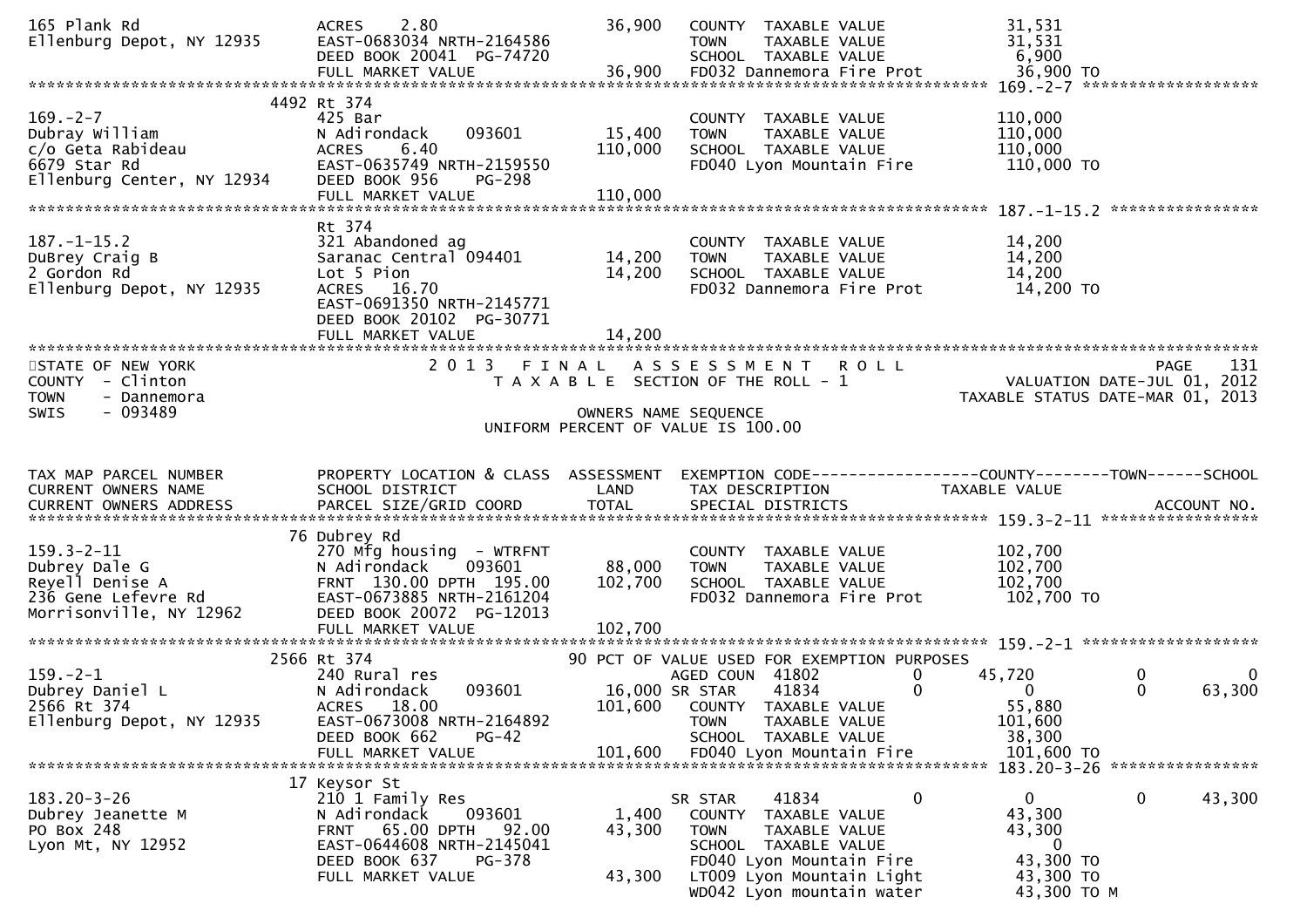```
165 Plank Rd                    ACRES     2.80                36,900   COUNTY  TAXABLE VALUE             31,531
Ellenburg Depot, NY 12935       EAST-0683034 NRTH-2164586              TOWN    TAXABLE VALUE             31,531
                                DEED BOOK 20041  PG-74720              SCHOOL  TAXABLE VALUE              6,900
                                FULL MARKET VALUE             36,900   FD032 Dannemora Fire Prot         36,900 TO
******************************************************************************************************* 169.-2-7 ******************
                         4492 Rt 374
169.-2-7                        425 Bar                                COUNTY  TAXABLE VALUE            110,000
Dubray William                  N Adirondack     093601       15,400   TOWN    TAXABLE VALUE            110,000
c/o Geta Rabideau               ACRES     6.40               110,000   SCHOOL  TAXABLE VALUE            110,000
6679 Star Rd                    EAST-0635749 NRTH-2159550              FD040 Lyon Mountain Fire         110,000 TO
Ellenburg Center, NY 12934      DEED BOOK 956    PG-298
                                FULL MARKET VALUE            110,000
******************************************************************************************************* 187.-1-15.2 ****************
                                Rt 374
187.-1-15.2                     321 Abandoned ag                       COUNTY  TAXABLE VALUE             14,200
DuBrey Craig B                  Saranac Central 094401        14,200   TOWN    TAXABLE VALUE             14,200
2 Gordon Rd                     Lot 5 Pion                    14,200   SCHOOL  TAXABLE VALUE             14,200
Ellenburg Depot, NY 12935       ACRES    16.70                         FD032 Dannemora Fire Prot         14,200 TO
                                EAST-0691350 NRTH-2145771
                                DEED BOOK 20102  PG-30771
                                FULL MARKET VALUE             14,200
************************************************************************************************************************************
STATE OF NEW YORK                    2 0 1 3   F I N A L   A S S E S S M E N T   R O L L                               PAGE    131
COUNTY  - Clinton                       T A X A B L E  SECTION OF THE ROLL - 1                        VALUATION DATE-JUL 01, 2012
TOWN    - Dannemora                                                                                TAXABLE STATUS DATE-MAR 01, 2013
SWIS    - 093489                                         OWNERS NAME SEQUENCE
                                                 UNIFORM PERCENT OF VALUE IS 100.00


TAX MAP PARCEL NUMBER           PROPERTY LOCATION & CLASS  ASSESSMENT  EXEMPTION CODE------------------COUNTY--------TOWN------SCHOOL
CURRENT OWNERS NAME             SCHOOL DISTRICT               LAND     TAX DESCRIPTION              TAXABLE VALUE
CURRENT OWNERS ADDRESS          PARCEL SIZE/GRID COORD        TOTAL    SPECIAL DISTRICTS                                 ACCOUNT NO.
******************************************************************************************************* 159.3-2-11 *****************
                           76 Dubrey Rd
159.3-2-11                      270 Mfg housing  - WTRFNT              COUNTY  TAXABLE VALUE            102,700
Dubrey Dale G                   N Adirondack     093601       88,000   TOWN    TAXABLE VALUE            102,700
Reyell Denise A                 FRNT  130.00 DPTH  195.00    102,700   SCHOOL  TAXABLE VALUE            102,700
236 Gene Lefevre Rd             EAST-0673885 NRTH-2161204              FD032 Dannemora Fire Prot        102,700 TO
Morrisonville, NY 12962         DEED BOOK 20072  PG-12013
                                FULL MARKET VALUE            102,700
******************************************************************************************************* 159.-2-1 *******************
                         2566 Rt 374                          90 PCT OF VALUE USED FOR EXEMPTION PURPOSES
159.-2-1                        240 Rural res                          AGED COUN  41802            0       45,720           0            0
Dubrey Daniel L                 N Adirondack     093601       16,000 SR STAR    41834            0            0           0       63,300
2566 Rt 374                     ACRES    18.00               101,600   COUNTY  TAXABLE VALUE             55,880
Ellenburg Depot, NY 12935       EAST-0673008 NRTH-2164892              TOWN    TAXABLE VALUE            101,600
                                DEED BOOK 662    PG-42                 SCHOOL  TAXABLE VALUE             38,300
                                FULL MARKET VALUE            101,600   FD040 Lyon Mountain Fire         101,600 TO
******************************************************************************************************* 183.20-3-26 ****************
                           17 Keysor St
183.20-3-26                     210 1 Family Res                       SR STAR    41834            0            0           0       43,300
Dubrey Jeanette M               N Adirondack     093601        1,400   COUNTY  TAXABLE VALUE             43,300
PO Box 248                      FRNT   65.00 DPTH   92.00     43,300   TOWN    TAXABLE VALUE             43,300
Lyon Mt, NY 12952               EAST-0644608 NRTH-2145041              SCHOOL  TAXABLE VALUE                  0
                                DEED BOOK 637    PG-378                FD040 Lyon Mountain Fire          43,300 TO
                                FULL MARKET VALUE             43,300   LT009 Lyon Mountain Light         43,300 TO
                                                                       WD042 Lyon mountain water         43,300 TO M
```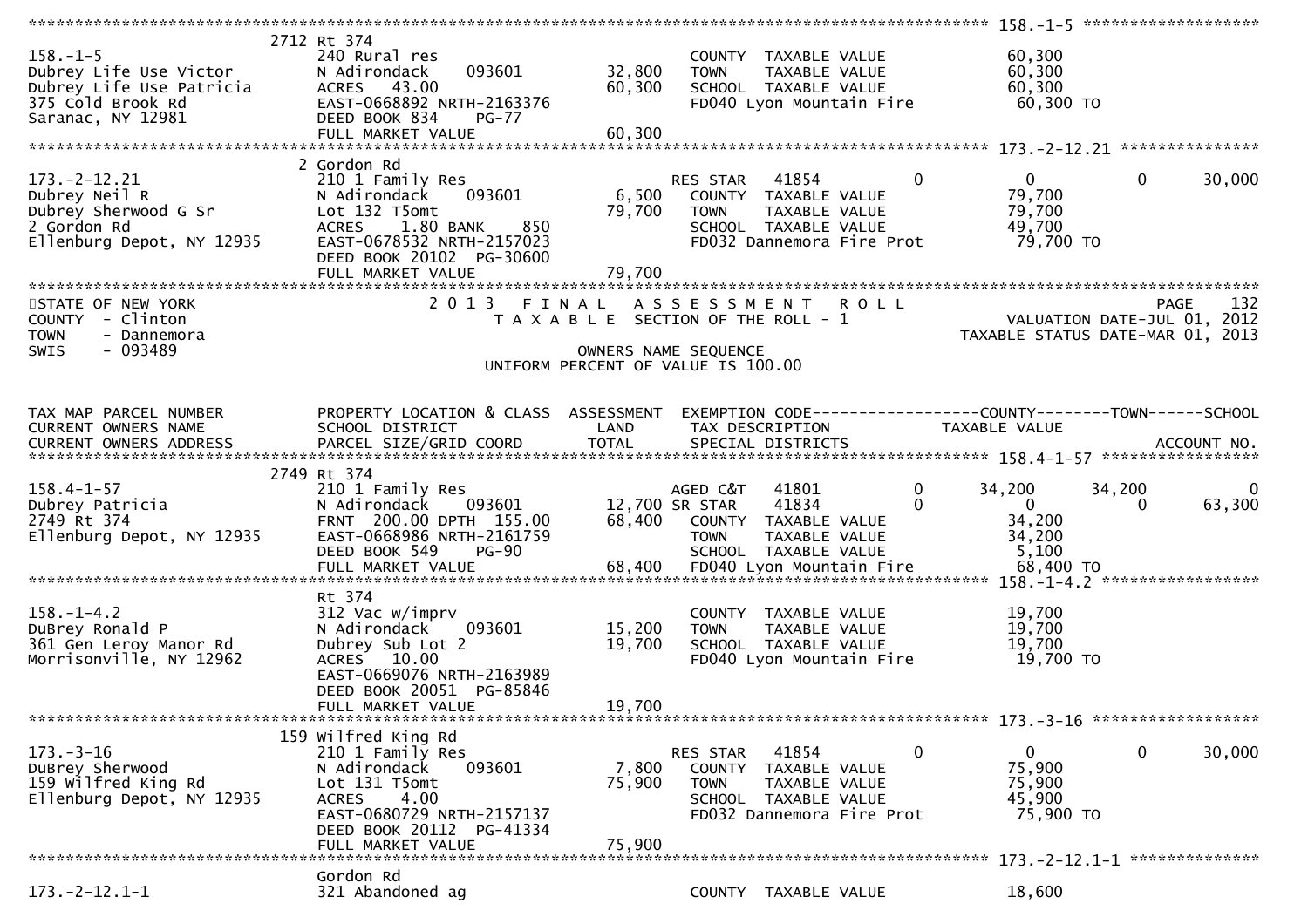```
******************************************************************************************************* 158.-1-5 ********************
                    2712 Rt 374
158.-1-5                         240 Rural res                          COUNTY  TAXABLE VALUE            60,300
Dubrey Life Use Victor           N Adirondack     093601      32,800    TOWN    TAXABLE VALUE            60,300
Dubrey Life Use Patricia         ACRES  43.00                 60,300    SCHOOL  TAXABLE VALUE            60,300
375 Cold Brook Rd                EAST-0668892 NRTH-2163376              FD040 Lyon Mountain Fire          60,300 TO
Saranac, NY 12981                DEED BOOK 834    PG-77
                                 FULL MARKET VALUE            60,300
******************************************************************************************************* 173.-2-12.21 ****************
                    2 Gordon Rd
173.-2-12.21                     210 1 Family Res                       RES STAR   41854          0           0           0      30,000
Dubrey Neil R                    N Adirondack     093601       6,500    COUNTY  TAXABLE VALUE            79,700
Dubrey Sherwood G Sr             Lot 132 T5omt                79,700    TOWN    TAXABLE VALUE            79,700
2 Gordon Rd                      ACRES   1.80 BANK    850               SCHOOL  TAXABLE VALUE            49,700
Ellenburg Depot, NY 12935        EAST-0678532 NRTH-2157023              FD032 Dannemora Fire Prot         79,700 TO
                                 DEED BOOK 20102  PG-30600
                                 FULL MARKET VALUE            79,700
************************************************************************************************************************************
STATE OF NEW YORK                   2 0 1 3   F I N A L   A S S E S S M E N T   R O L L                                    PAGE   132
COUNTY  - Clinton                      T A X A B L E  SECTION OF THE ROLL - 1                          VALUATION DATE-JUL 01, 2012
TOWN    - Dannemora                                                                                TAXABLE STATUS DATE-MAR 01, 2013
SWIS    - 093489                                          OWNERS NAME SEQUENCE
                                                 UNIFORM PERCENT OF VALUE IS 100.00


TAX MAP PARCEL NUMBER            PROPERTY LOCATION & CLASS  ASSESSMENT  EXEMPTION CODE------------------COUNTY--------TOWN------SCHOOL
CURRENT OWNERS NAME              SCHOOL DISTRICT               LAND      TAX DESCRIPTION             TAXABLE VALUE
CURRENT OWNERS ADDRESS           PARCEL SIZE/GRID COORD       TOTAL      SPECIAL DISTRICTS                                    ACCOUNT NO.
******************************************************************************************************* 158.4-1-57 ******************
                    2749 Rt 374
158.4-1-57                       210 1 Family Res                       AGED C&T   41801          0      34,200      34,200           0
Dubrey Patricia                  N Adirondack     093601      12,700 SR STAR   41834          0           0           0      63,300
2749 Rt 374                      FRNT 200.00 DPTH 155.00      68,400    COUNTY  TAXABLE VALUE            34,200
Ellenburg Depot, NY 12935        EAST-0668986 NRTH-2161759              TOWN    TAXABLE VALUE            34,200
                                 DEED BOOK 549    PG-90                 SCHOOL  TAXABLE VALUE             5,100
                                 FULL MARKET VALUE            68,400    FD040 Lyon Mountain Fire          68,400 TO
******************************************************************************************************* 158.-1-4.2 ******************
                    Rt 374
158.-1-4.2                       312 Vac w/imprv                        COUNTY  TAXABLE VALUE            19,700
DuBrey Ronald P                  N Adirondack     093601      15,200    TOWN    TAXABLE VALUE            19,700
361 Gen Leroy Manor Rd           Dubrey Sub Lot 2             19,700    SCHOOL  TAXABLE VALUE            19,700
Morrisonville, NY 12962          ACRES  10.00                           FD040 Lyon Mountain Fire          19,700 TO
                                 EAST-0669076 NRTH-2163989
                                 DEED BOOK 20051  PG-85846
                                 FULL MARKET VALUE            19,700
******************************************************************************************************* 173.-3-16 *******************
                    159 Wilfred King Rd
173.-3-16                        210 1 Family Res                       RES STAR   41854          0           0           0      30,000
DuBrey Sherwood                  N Adirondack     093601       7,800    COUNTY  TAXABLE VALUE            75,900
159 Wilfred King Rd              Lot 131 T5omt                75,900    TOWN    TAXABLE VALUE            75,900
Ellenburg Depot, NY 12935        ACRES   4.00                           SCHOOL  TAXABLE VALUE            45,900
                                 EAST-0680729 NRTH-2157137              FD032 Dannemora Fire Prot         75,900 TO
                                 DEED BOOK 20112  PG-41334
                                 FULL MARKET VALUE            75,900
******************************************************************************************************* 173.-2-12.1-1 ***************
                    Gordon Rd
173.-2-12.1-1                    321 Abandoned ag                       COUNTY  TAXABLE VALUE            18,600
```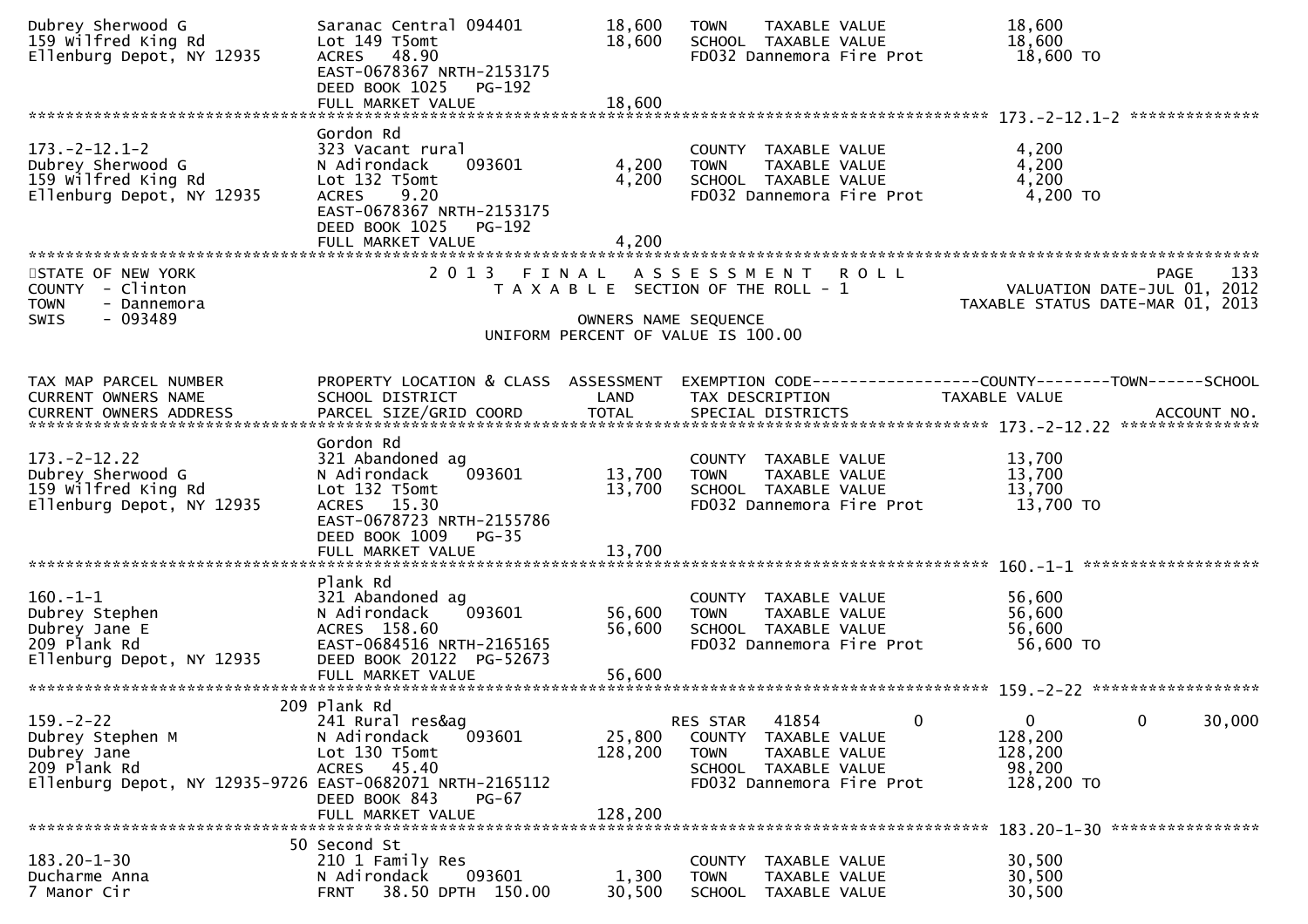```
Dubrey Sherwood G              Saranac Central 094401       18,600   TOWN    TAXABLE VALUE              18,600
159 Wilfred King Rd            Lot 149 T5omt                18,600   SCHOOL  TAXABLE VALUE              18,600
Ellenburg Depot, NY 12935      ACRES   48.90                         FD032 Dannemora Fire Prot          18,600 TO
                               EAST-0678367 NRTH-2153175
                               DEED BOOK 1025    PG-192
                               FULL MARKET VALUE            18,600
******************************************************************************************************* 173.-2-12.1-2 **************
                               Gordon Rd
173.-2-12.1-2                  323 Vacant rural                      COUNTY  TAXABLE VALUE               4,200
Dubrey Sherwood G              N Adirondack     093601       4,200   TOWN    TAXABLE VALUE               4,200
159 Wilfred King Rd            Lot 132 T5omt                 4,200   SCHOOL  TAXABLE VALUE               4,200
Ellenburg Depot, NY 12935      ACRES    9.20                         FD032 Dannemora Fire Prot           4,200 TO
                               EAST-0678367 NRTH-2153175
                               DEED BOOK 1025    PG-192
                               FULL MARKET VALUE             4,200
************************************************************************************************************************************
STATE OF NEW YORK                    2 0 1 3   F I N A L   A S S E S S M E N T   R O L L                              PAGE    133
COUNTY  - Clinton                      T A X A B L E  SECTION OF THE ROLL - 1                        VALUATION DATE-JUL 01, 2012
TOWN    - Dannemora                                                                               TAXABLE STATUS DATE-MAR 01, 2013
SWIS    - 093489                                        OWNERS NAME SEQUENCE
                                             UNIFORM PERCENT OF VALUE IS 100.00


TAX MAP PARCEL NUMBER          PROPERTY LOCATION & CLASS  ASSESSMENT  EXEMPTION CODE------------------COUNTY--------TOWN------SCHOOL
CURRENT OWNERS NAME            SCHOOL DISTRICT               LAND      TAX DESCRIPTION            TAXABLE VALUE
CURRENT OWNERS ADDRESS         PARCEL SIZE/GRID COORD       TOTAL      SPECIAL DISTRICTS                                     ACCOUNT NO.
******************************************************************************************************* 173.-2-12.22 ***************
                               Gordon Rd
173.-2-12.22                   321 Abandoned ag                      COUNTY  TAXABLE VALUE              13,700
Dubrey Sherwood G              N Adirondack     093601      13,700   TOWN    TAXABLE VALUE              13,700
159 Wilfred King Rd            Lot 132 T5omt                13,700   SCHOOL  TAXABLE VALUE              13,700
Ellenburg Depot, NY 12935      ACRES   15.30                         FD032 Dannemora Fire Prot          13,700 TO
                               EAST-0678723 NRTH-2155786
                               DEED BOOK 1009    PG-35
                               FULL MARKET VALUE            13,700
******************************************************************************************************* 160.-1-1 *******************
                               Plank Rd
160.-1-1                       321 Abandoned ag                      COUNTY  TAXABLE VALUE              56,600
Dubrey Stephen                 N Adirondack     093601      56,600   TOWN    TAXABLE VALUE              56,600
Dubrey Jane E                  ACRES  158.60                56,600   SCHOOL  TAXABLE VALUE              56,600
209 Plank Rd                   EAST-0684516 NRTH-2165165             FD032 Dannemora Fire Prot          56,600 TO
Ellenburg Depot, NY 12935      DEED BOOK 20122   PG-52673
                               FULL MARKET VALUE            56,600
******************************************************************************************************* 159.-2-22 ******************
                           209 Plank Rd
159.-2-22                      241 Rural res&ag                      RES STAR   41854           0             0            0     30,000
Dubrey Stephen M               N Adirondack     093601      25,800   COUNTY  TAXABLE VALUE             128,200
Dubrey Jane                    Lot 130 T5omt               128,200   TOWN    TAXABLE VALUE             128,200
209 Plank Rd                   ACRES   45.40                         SCHOOL  TAXABLE VALUE              98,200
Ellenburg Depot, NY 12935-9726 EAST-0682071 NRTH-2165112             FD032 Dannemora Fire Prot         128,200 TO
                               DEED BOOK 843     PG-67
                               FULL MARKET VALUE           128,200
******************************************************************************************************* 183.20-1-30 ****************
                            50 Second St
183.20-1-30                    210 1 Family Res                      COUNTY  TAXABLE VALUE              30,500
Ducharme Anna                  N Adirondack     093601       1,300   TOWN    TAXABLE VALUE              30,500
7 Manor Cir                    FRNT    38.50 DPTH  150.00   30,500   SCHOOL  TAXABLE VALUE              30,500
```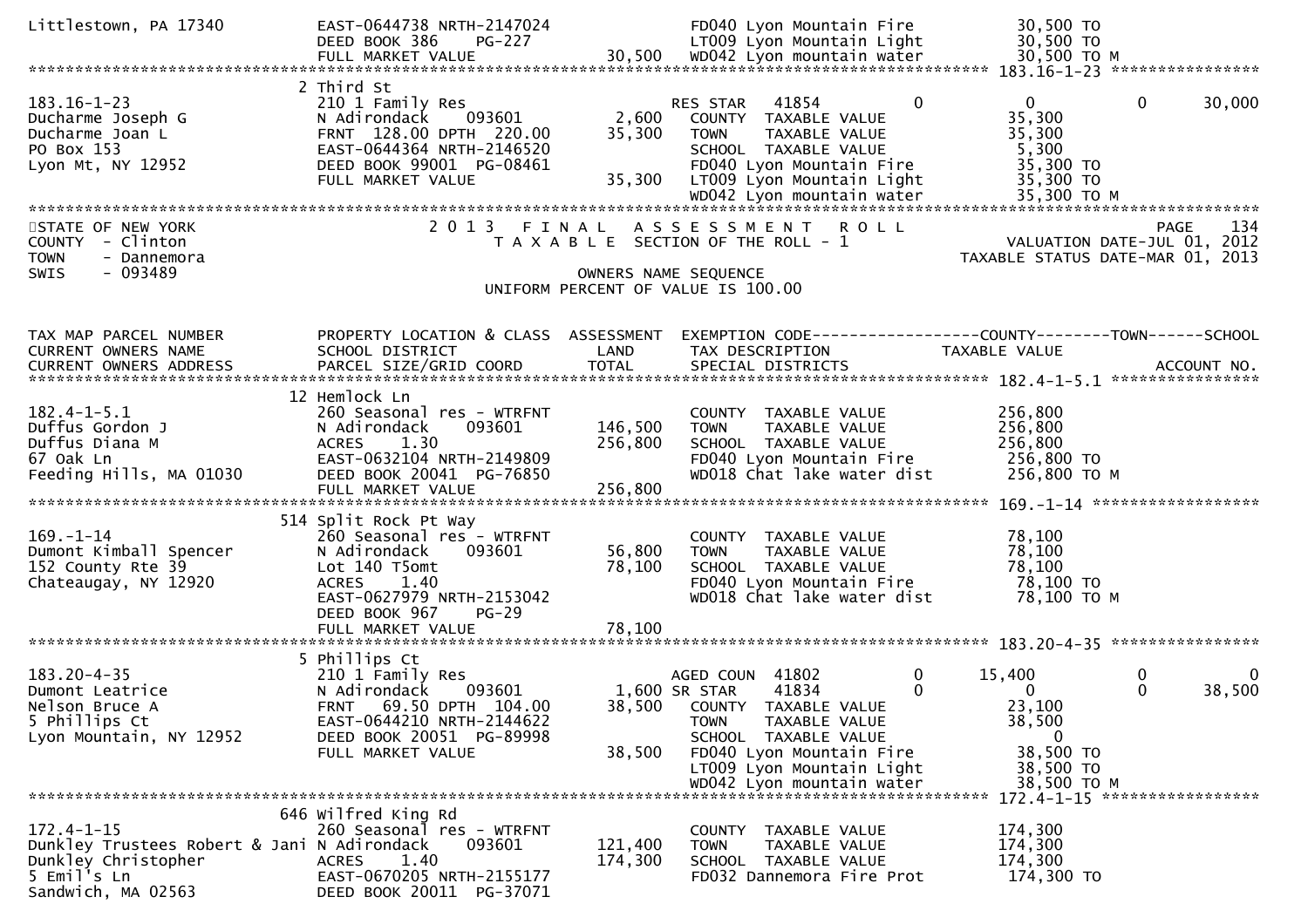```
Littlestown, PA 17340          EAST-0644738 NRTH-2147024              FD040 Lyon Mountain Fire           30,500 TO
                               DEED BOOK 386    PG-227                LT009 Lyon Mountain Light          30,500 TO
                               FULL MARKET VALUE              30,500  WD042 Lyon mountain water          30,500 TO M
******************************************************************************************************* 183.16-1-23 ****************
                               2 Third St
183.16-1-23                    210 1 Family Res                       RES STAR   41854          0          0          0      30,000
Ducharme Joseph G              N Adirondack     093601       2,600    COUNTY  TAXABLE VALUE              35,300
Ducharme Joan L                FRNT 128.00 DPTH 220.00      35,300    TOWN    TAXABLE VALUE              35,300
PO Box 153                     EAST-0644364 NRTH-2146520              SCHOOL  TAXABLE VALUE               5,300
Lyon Mt, NY 12952              DEED BOOK 99001 PG-08461               FD040 Lyon Mountain Fire           35,300 TO
                               FULL MARKET VALUE              35,300  LT009 Lyon Mountain Light          35,300 TO
                                                                      WD042 Lyon mountain water          35,300 TO M
************************************************************************************************************************************
STATE OF NEW YORK                     2 0 1 3   F I N A L   A S S E S S M E N T   R O L L                                 PAGE   134
COUNTY  - Clinton                        T A X A B L E  SECTION OF THE ROLL - 1                       VALUATION DATE-JUL 01, 2012
TOWN    - Dannemora                                                                                TAXABLE STATUS DATE-MAR 01, 2013
SWIS    - 093489                                          OWNERS NAME SEQUENCE
                                                   UNIFORM PERCENT OF VALUE IS 100.00


TAX MAP PARCEL NUMBER          PROPERTY LOCATION & CLASS  ASSESSMENT  EXEMPTION CODE------------------COUNTY--------TOWN------SCHOOL
CURRENT OWNERS NAME            SCHOOL DISTRICT               LAND      TAX DESCRIPTION            TAXABLE VALUE
CURRENT OWNERS ADDRESS         PARCEL SIZE/GRID COORD        TOTAL     SPECIAL DISTRICTS                                  ACCOUNT NO.
******************************************************************************************************* 182.4-1-5.1 ****************
                               12 Hemlock Ln
182.4-1-5.1                    260 Seasonal res - WTRFNT              COUNTY  TAXABLE VALUE             256,800
Duffus Gordon J                N Adirondack     093601     146,500    TOWN    TAXABLE VALUE             256,800
Duffus Diana M                 ACRES    1.30               256,800    SCHOOL  TAXABLE VALUE             256,800
67 Oak Ln                      EAST-0632104 NRTH-2149809              FD040 Lyon Mountain Fire          256,800 TO
Feeding Hills, MA 01030        DEED BOOK 20041  PG-76850              WD018 Chat lake water dist        256,800 TO M
                               FULL MARKET VALUE             256,800
******************************************************************************************************* 169.-1-14 ******************
                               514 Split Rock Pt Way
169.-1-14                      260 Seasonal res - WTRFNT              COUNTY  TAXABLE VALUE              78,100
Dumont Kimball Spencer         N Adirondack     093601      56,800    TOWN    TAXABLE VALUE              78,100
152 County Rte 39              Lot 140 T5omt                78,100    SCHOOL  TAXABLE VALUE              78,100
Chateaugay, NY 12920           ACRES    1.40                          FD040 Lyon Mountain Fire           78,100 TO
                               EAST-0627979 NRTH-2153042              WD018 Chat lake water dist         78,100 TO M
                               DEED BOOK 967    PG-29
                               FULL MARKET VALUE              78,100
******************************************************************************************************* 183.20-4-35 ****************
                               5 Phillips Ct
183.20-4-35                    210 1 Family Res                       AGED COUN  41802          0     15,400          0           0
Dumont Leatrice                N Adirondack     093601       1,600 SR STAR    41834          0          0          0      38,500
Nelson Bruce A                 FRNT  69.50 DPTH 104.00      38,500    COUNTY  TAXABLE VALUE              23,100
5 Phillips Ct                  EAST-0644210 NRTH-2144622              TOWN    TAXABLE VALUE              38,500
Lyon Mountain, NY 12952        DEED BOOK 20051  PG-89998              SCHOOL  TAXABLE VALUE                   0
                               FULL MARKET VALUE              38,500  FD040 Lyon Mountain Fire           38,500 TO
                                                                      LT009 Lyon Mountain Light          38,500 TO
                                                                      WD042 Lyon mountain water          38,500 TO M
******************************************************************************************************* 172.4-1-15 *****************
                               646 Wilfred King Rd
172.4-1-15                     260 Seasonal res - WTRFNT              COUNTY  TAXABLE VALUE             174,300
Dunkley Trustees Robert & Jani N Adirondack     093601     121,400    TOWN    TAXABLE VALUE             174,300
Dunkley Christopher            ACRES    1.40               174,300    SCHOOL  TAXABLE VALUE             174,300
5 Emil's Ln                    EAST-0670205 NRTH-2155177              FD032 Dannemora Fire Prot         174,300 TO
Sandwich, MA 02563             DEED BOOK 20011  PG-37071
```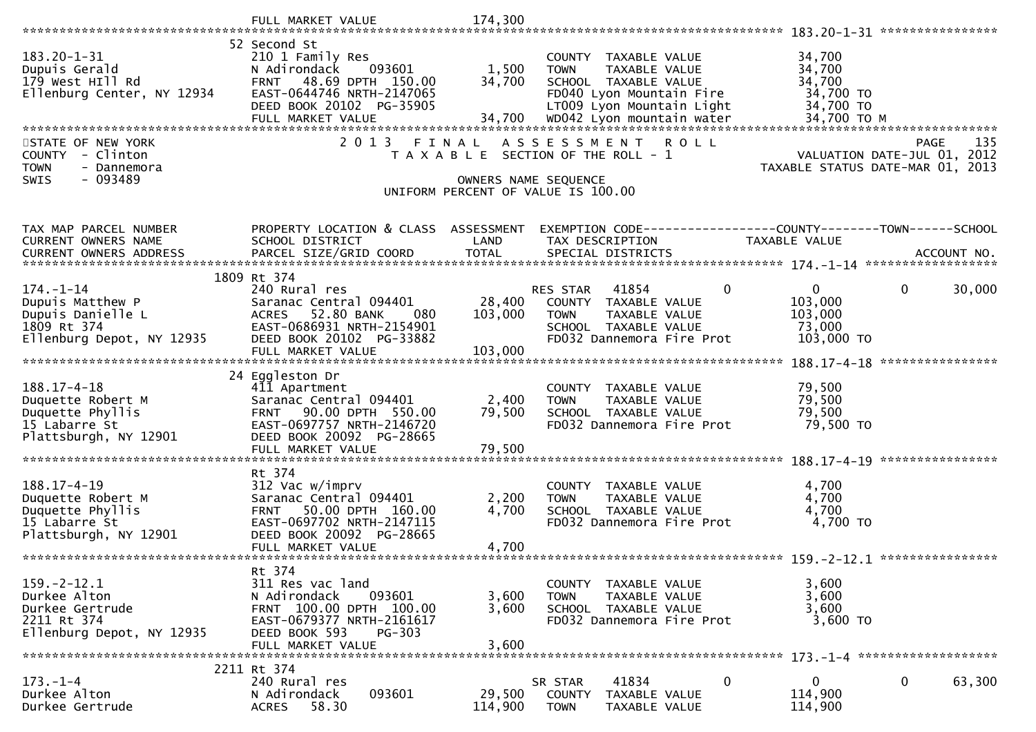```
                              FULL MARKET VALUE              174,300
******************************************************************************************************* 183.20-1-31 ****************
                              52 Second St
183.20-1-31                   210 1 Family Res                         COUNTY  TAXABLE VALUE             34,700
Dupuis Gerald                 N Adirondack     093601         1,500    TOWN    TAXABLE VALUE             34,700
179 West HIll Rd              FRNT   48.69 DPTH  150.00      34,700    SCHOOL  TAXABLE VALUE             34,700
Ellenburg Center, NY 12934    EAST-0644746 NRTH-2147065                FD040 Lyon Mountain Fire          34,700 TO
                              DEED BOOK 20102  PG-35905                LT009 Lyon Mountain Light         34,700 TO
                              FULL MARKET VALUE              34,700    WD042 Lyon mountain water         34,700 TO M
*******************************************************************************************************************************
STATE OF NEW YORK                   2 0 1 3   F I N A L   A S S E S S M E N T   R O L L                            PAGE    135
COUNTY  - Clinton                      T A X A B L E  SECTION OF THE ROLL - 1                    VALUATION DATE-JUL 01, 2012
TOWN    - Dannemora                                                                              TAXABLE STATUS DATE-MAR 01, 2013
SWIS    - 093489                                      OWNERS NAME SEQUENCE
                                             UNIFORM PERCENT OF VALUE IS 100.00


TAX MAP PARCEL NUMBER         PROPERTY LOCATION & CLASS  ASSESSMENT  EXEMPTION CODE------------------COUNTY--------TOWN------SCHOOL
CURRENT OWNERS NAME           SCHOOL DISTRICT               LAND      TAX DESCRIPTION            TAXABLE VALUE
CURRENT OWNERS ADDRESS        PARCEL SIZE/GRID COORD        TOTAL     SPECIAL DISTRICTS                                  ACCOUNT NO.
******************************************************************************************************* 174.-1-14 ******************
                         1809 Rt 374
174.-1-14                     240 Rural res                            RES STAR   41854         0            0          0     30,000
Dupuis Matthew P              Saranac Central 094401         28,400    COUNTY  TAXABLE VALUE            103,000
Dupuis Danielle L             ACRES   52.80 BANK     080    103,000    TOWN    TAXABLE VALUE            103,000
1809 Rt 374                   EAST-0686931 NRTH-2154901                SCHOOL  TAXABLE VALUE             73,000
Ellenburg Depot, NY 12935     DEED BOOK 20102  PG-33882                FD032 Dannemora Fire Prot        103,000 TO
                              FULL MARKET VALUE             103,000
******************************************************************************************************* 188.17-4-18 ****************
                              24 Eggleston Dr
188.17-4-18                   411 Apartment                            COUNTY  TAXABLE VALUE             79,500
Duquette Robert M             Saranac Central 094401          2,400    TOWN    TAXABLE VALUE             79,500
Duquette Phyllis              FRNT   90.00 DPTH  550.00      79,500    SCHOOL  TAXABLE VALUE             79,500
15 Labarre St                 EAST-0697757 NRTH-2146720                FD032 Dannemora Fire Prot         79,500 TO
Plattsburgh, NY 12901         DEED BOOK 20092  PG-28665
                              FULL MARKET VALUE              79,500
******************************************************************************************************* 188.17-4-19 ****************
                              Rt 374
188.17-4-19                   312 Vac w/imprv                          COUNTY  TAXABLE VALUE              4,700
Duquette Robert M             Saranac Central 094401          2,200    TOWN    TAXABLE VALUE              4,700
Duquette Phyllis              FRNT   50.00 DPTH  160.00       4,700    SCHOOL  TAXABLE VALUE              4,700
15 Labarre St                 EAST-0697702 NRTH-2147115                FD032 Dannemora Fire Prot          4,700 TO
Plattsburgh, NY 12901         DEED BOOK 20092  PG-28665
                              FULL MARKET VALUE               4,700
******************************************************************************************************* 159.-2-12.1 ****************
                              Rt 374
159.-2-12.1                   311 Res vac land                         COUNTY  TAXABLE VALUE              3,600
Durkee Alton                  N Adirondack     093601         3,600    TOWN    TAXABLE VALUE              3,600
Durkee Gertrude               FRNT  100.00 DPTH  100.00       3,600    SCHOOL  TAXABLE VALUE              3,600
2211 Rt 374                   EAST-0679377 NRTH-2161617                FD032 Dannemora Fire Prot          3,600 TO
Ellenburg Depot, NY 12935     DEED BOOK 593    PG-303
                              FULL MARKET VALUE               3,600
******************************************************************************************************* 173.-1-4 *******************
                         2211 Rt 374
173.-1-4                      240 Rural res                            SR STAR    41834         0            0          0     63,300
Durkee Alton                  N Adirondack     093601        29,500    COUNTY  TAXABLE VALUE            114,900
Durkee Gertrude               ACRES   58.30                 114,900    TOWN    TAXABLE VALUE            114,900
```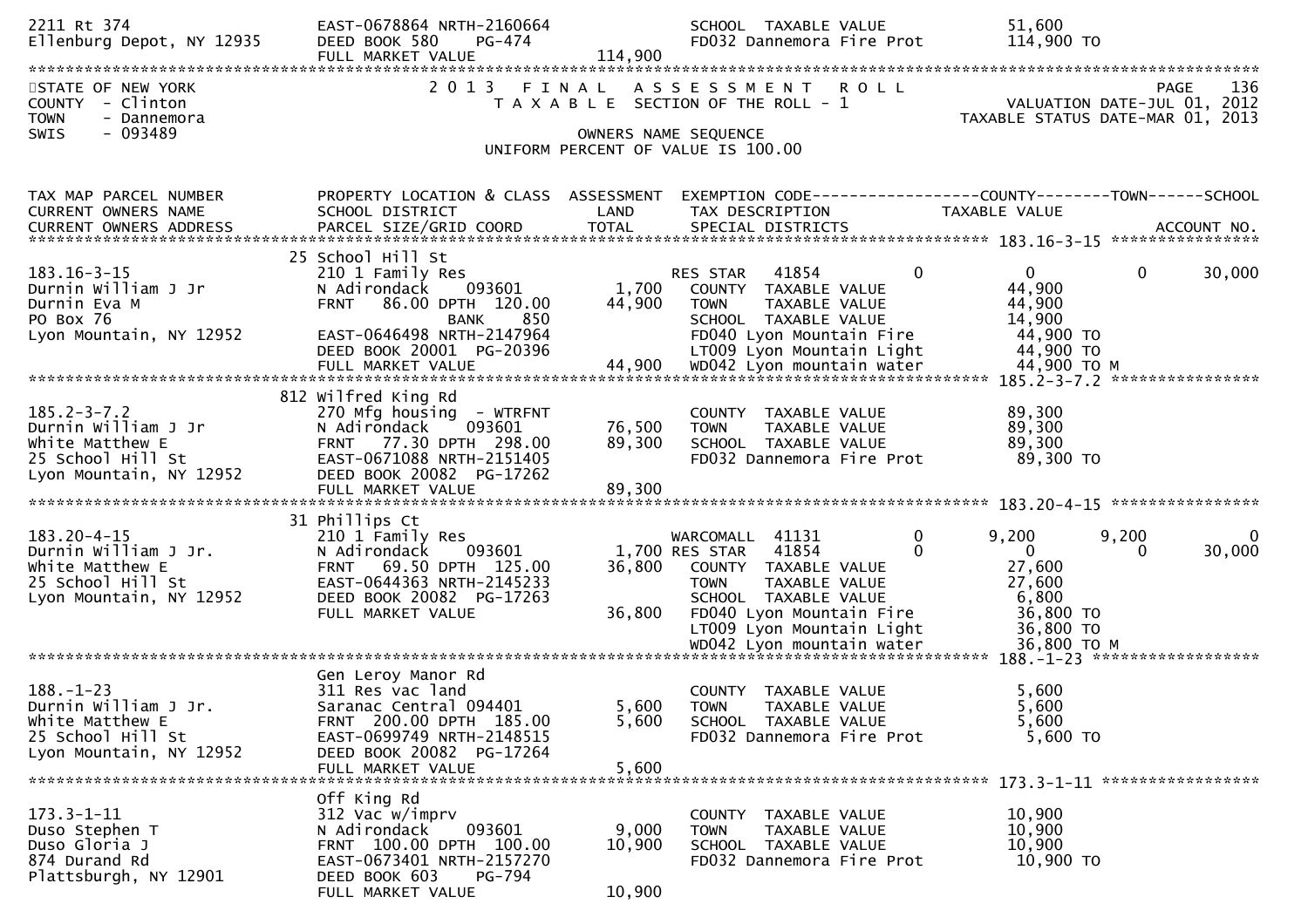```
2211 Rt 374                    EAST-0678864 NRTH-2160664           SCHOOL  TAXABLE VALUE            51,600
Ellenburg Depot, NY 12935      DEED BOOK 580    PG-474             FD032 Dannemora Fire Prot        114,900 TO
                               FULL MARKET VALUE           114,900
******************************************************************************************************************************
STATE OF NEW YORK                  2 0 1 3   F I N A L   A S S E S S M E N T   R O L L                              PAGE    136
COUNTY  - Clinton                     T A X A B L E  SECTION OF THE ROLL - 1                        VALUATION DATE-JUL 01, 2012
TOWN    - Dannemora                                                                              TAXABLE STATUS DATE-MAR 01, 2013
SWIS    - 093489                                         OWNERS NAME SEQUENCE
                                                   UNIFORM PERCENT OF VALUE IS 100.00


TAX MAP PARCEL NUMBER          PROPERTY LOCATION & CLASS  ASSESSMENT  EXEMPTION CODE------------------COUNTY--------TOWN------SCHOOL
CURRENT OWNERS NAME            SCHOOL DISTRICT               LAND      TAX DESCRIPTION             TAXABLE VALUE
CURRENT OWNERS ADDRESS         PARCEL SIZE/GRID COORD        TOTAL     SPECIAL DISTRICTS                                  ACCOUNT NO.
****************************************************************************************************** 183.16-3-15 *****************
                               25 School Hill St
183.16-3-15                    210 1 Family Res                       RES STAR   41854            0           0           0       30,000
Durnin William J Jr            N Adirondack     093601       1,700    COUNTY  TAXABLE VALUE            44,900
Durnin Eva M                   FRNT   86.00 DPTH 120.00     44,900    TOWN    TAXABLE VALUE            44,900
PO Box 76                                    BANK     850             SCHOOL  TAXABLE VALUE            14,900
Lyon Mountain, NY 12952        EAST-0646498 NRTH-2147964              FD040 Lyon Mountain Fire          44,900 TO
                               DEED BOOK 20001  PG-20396              LT009 Lyon Mountain Light         44,900 TO
                               FULL MARKET VALUE            44,900    WD042 Lyon mountain water         44,900 TO M
****************************************************************************************************** 185.2-3-7.2 *****************
                               812 Wilfred King Rd
185.2-3-7.2                    270 Mfg housing  - WTRFNT              COUNTY  TAXABLE VALUE            89,300
Durnin William J Jr            N Adirondack     093601      76,500    TOWN    TAXABLE VALUE            89,300
White Matthew E                FRNT   77.30 DPTH 298.00     89,300    SCHOOL  TAXABLE VALUE            89,300
25 School Hill St              EAST-0671088 NRTH-2151405              FD032 Dannemora Fire Prot         89,300 TO
Lyon Mountain, NY 12952        DEED BOOK 20082  PG-17262
                               FULL MARKET VALUE            89,300
****************************************************************************************************** 183.20-4-15 *****************
                               31 Phillips Ct
183.20-4-15                    210 1 Family Res                       WARCOMALL  41131            0       9,200       9,200            0
Durnin William J Jr.           N Adirondack     093601       1,700 RES STAR   41854            0           0           0       30,000
White Matthew E                FRNT   69.50 DPTH 125.00     36,800    COUNTY  TAXABLE VALUE            27,600
25 School Hill St              EAST-0644363 NRTH-2145233              TOWN    TAXABLE VALUE            27,600
Lyon Mountain, NY 12952        DEED BOOK 20082  PG-17263              SCHOOL  TAXABLE VALUE             6,800
                               FULL MARKET VALUE            36,800    FD040 Lyon Mountain Fire          36,800 TO
                                                                      LT009 Lyon Mountain Light         36,800 TO
                                                                      WD042 Lyon mountain water         36,800 TO M
****************************************************************************************************** 188.-1-23 *******************
                               Gen Leroy Manor Rd
188.-1-23                      311 Res vac land                       COUNTY  TAXABLE VALUE             5,600
Durnin William J Jr.           Saranac Central 094401        5,600    TOWN    TAXABLE VALUE             5,600
White Matthew E                FRNT  200.00 DPTH 185.00      5,600    SCHOOL  TAXABLE VALUE             5,600
25 School Hill St              EAST-0699749 NRTH-2148515              FD032 Dannemora Fire Prot          5,600 TO
Lyon Mountain, NY 12952        DEED BOOK 20082  PG-17264
                               FULL MARKET VALUE             5,600
****************************************************************************************************** 173.3-1-11 ******************
                               Off King Rd
173.3-1-11                     312 Vac w/imprv                        COUNTY  TAXABLE VALUE            10,900
Duso Stephen T                 N Adirondack     093601       9,000    TOWN    TAXABLE VALUE            10,900
Duso Gloria J                  FRNT  100.00 DPTH 100.00     10,900    SCHOOL  TAXABLE VALUE            10,900
874 Durand Rd                  EAST-0673401 NRTH-2157270              FD032 Dannemora Fire Prot         10,900 TO
Plattsburgh, NY 12901          DEED BOOK 603    PG-794
                               FULL MARKET VALUE            10,900
```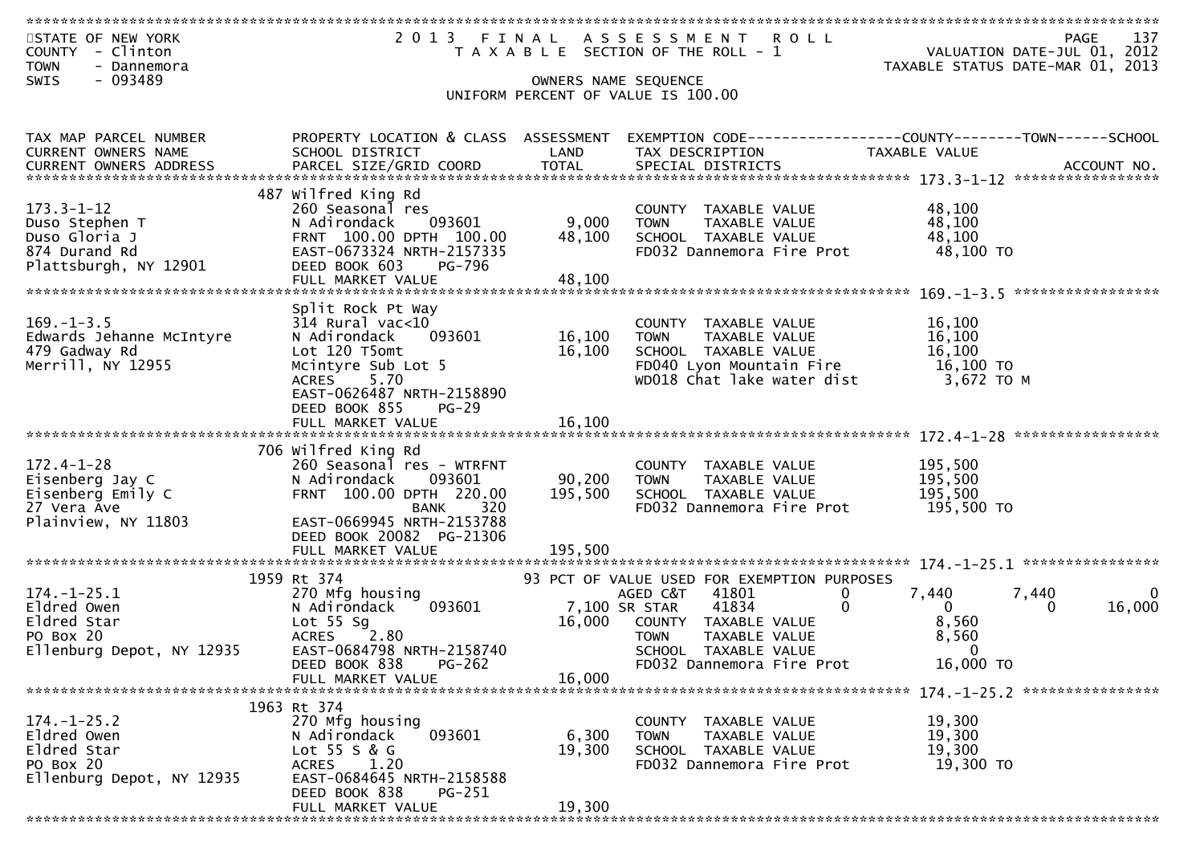STATE OF NEW YORK
COUNTY - Clinton
TOWN - Dannemora
SWIS - 093489

2 0 1 3 F I N A L A S S E S S M E N T R O L L
T A X A B L E SECTION OF THE ROLL - 1

VALUATION DATE-JUL 01, 2012
TAXABLE STATUS DATE-MAR 01, 2013

OWNERS NAME SEQUENCE
UNIFORM PERCENT OF VALUE IS 100.00

| TAX MAP PARCEL NUMBER / CURRENT OWNERS NAME / CURRENT OWNERS ADDRESS | PROPERTY LOCATION & CLASS / SCHOOL DISTRICT / PARCEL SIZE/GRID COORD | ASSESSMENT LAND / TOTAL | EXEMPTION CODE / TAX DESCRIPTION / SPECIAL DISTRICTS | COUNTY TAXABLE VALUE | TOWN | SCHOOL | ACCOUNT NO. |
|---|---|---|---|---|---|---|---|
| **173.3-1-12** | 487 Wilfred King Rd | | | | | | |
| 173.3-1-12 | 260 Seasonal res | | COUNTY TAXABLE VALUE | 48,100 | | | |
| Duso Stephen T | N Adirondack 093601 | 9,000 | TOWN TAXABLE VALUE | 48,100 | | | |
| Duso Gloria J | FRNT 100.00 DPTH 100.00 | 48,100 | SCHOOL TAXABLE VALUE | 48,100 | | | |
| 874 Durand Rd | EAST-0673324 NRTH-2157335 | | FD032 Dannemora Fire Prot | 48,100 TO | | | |
| Plattsburgh, NY 12901 | DEED BOOK 603 PG-796 | | | | | | |
| | FULL MARKET VALUE | 48,100 | | | | | |
| **169.-1-3.5** | Split Rock Pt Way | | | | | | |
| 169.-1-3.5 | 314 Rural vac<10 | | COUNTY TAXABLE VALUE | 16,100 | | | |
| Edwards Jehanne McIntyre | N Adirondack 093601 | 16,100 | TOWN TAXABLE VALUE | 16,100 | | | |
| 479 Gadway Rd | Lot 120 T5omt | 16,100 | SCHOOL TAXABLE VALUE | 16,100 | | | |
| Merrill, NY 12955 | Mcintyre Sub Lot 5 | | FD040 Lyon Mountain Fire | 16,100 TO | | | |
| | ACRES 5.70 | | WD018 Chat lake water dist | 3,672 TO M | | | |
| | EAST-0626487 NRTH-2158890 | | | | | | |
| | DEED BOOK 855 PG-29 | | | | | | |
| | FULL MARKET VALUE | 16,100 | | | | | |
| **172.4-1-28** | 706 Wilfred King Rd | | | | | | |
| 172.4-1-28 | 260 Seasonal res - WTRFNT | | COUNTY TAXABLE VALUE | 195,500 | | | |
| Eisenberg Jay C | N Adirondack 093601 | 90,200 | TOWN TAXABLE VALUE | 195,500 | | | |
| Eisenberg Emily C | FRNT 100.00 DPTH 220.00 | 195,500 | SCHOOL TAXABLE VALUE | 195,500 | | | |
| 27 Vera Ave | BANK 320 | | FD032 Dannemora Fire Prot | 195,500 TO | | | |
| Plainview, NY 11803 | EAST-0669945 NRTH-2153788 | | | | | | |
| | DEED BOOK 20082 PG-21306 | | | | | | |
| | FULL MARKET VALUE | 195,500 | | | | | |
| **174.-1-25.1** | 1959 Rt 374 | | 93 PCT OF VALUE USED FOR EXEMPTION PURPOSES | | | | |
| 174.-1-25.1 | 270 Mfg housing | | AGED C&T 41801 0 | 7,440 | 7,440 | 0 | |
| Eldred Owen | N Adirondack 093601 | 7,100 | SR STAR 41834 0 | 0 | 0 | 16,000 | |
| Eldred Star | Lot 55 Sg | 16,000 | COUNTY TAXABLE VALUE | 8,560 | | | |
| PO Box 20 | ACRES 2.80 | | TOWN TAXABLE VALUE | 8,560 | | | |
| Ellenburg Depot, NY 12935 | EAST-0684798 NRTH-2158740 | | SCHOOL TAXABLE VALUE | 0 | | | |
| | DEED BOOK 838 PG-262 | | FD032 Dannemora Fire Prot | 16,000 TO | | | |
| | FULL MARKET VALUE | 16,000 | | | | | |
| **174.-1-25.2** | 1963 Rt 374 | | | | | | |
| 174.-1-25.2 | 270 Mfg housing | | COUNTY TAXABLE VALUE | 19,300 | | | |
| Eldred Owen | N Adirondack 093601 | 6,300 | TOWN TAXABLE VALUE | 19,300 | | | |
| Eldred Star | Lot 55 S & G | 19,300 | SCHOOL TAXABLE VALUE | 19,300 | | | |
| PO Box 20 | ACRES 1.20 | | FD032 Dannemora Fire Prot | 19,300 TO | | | |
| Ellenburg Depot, NY 12935 | EAST-0684645 NRTH-2158588 | | | | | | |
| | DEED BOOK 838 PG-251 | | | | | | |
| | FULL MARKET VALUE | 19,300 | | | | | |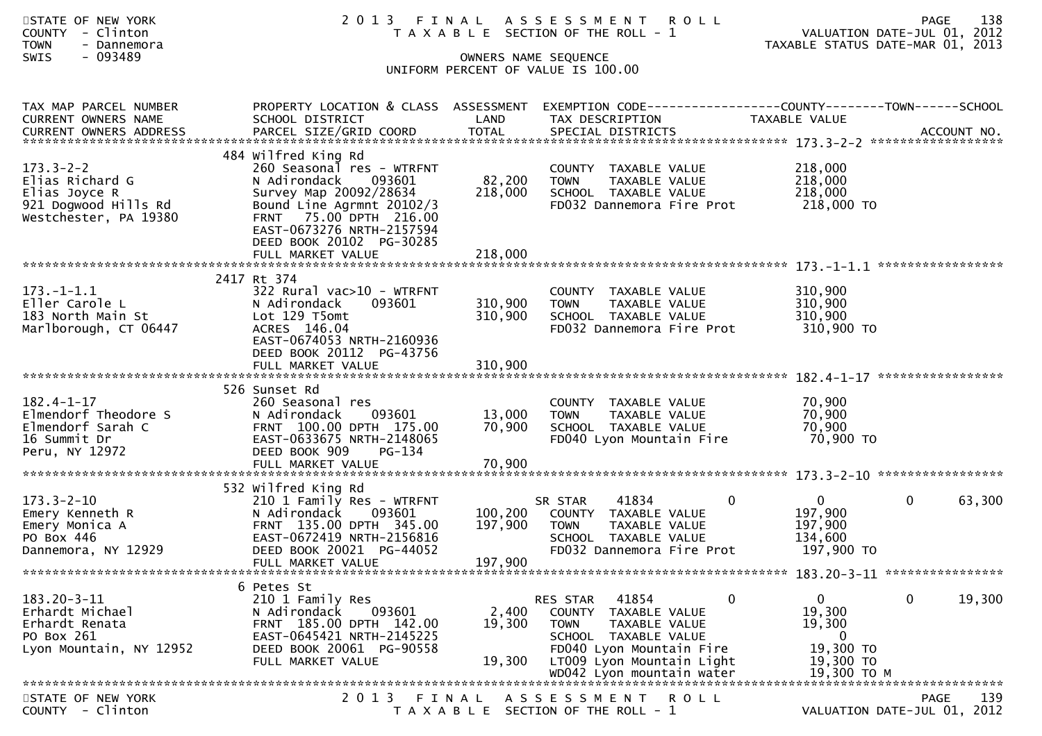STATE OF NEW YORK
COUNTY - Clinton
TOWN - Dannemora
SWIS - 093489

# 2013 FINAL ASSESSMENT ROLL

TAXABLE SECTION OF THE ROLL - 1

VALUATION DATE-JUL 01, 2012
TAXABLE STATUS DATE-MAR 01, 2013

OWNERS NAME SEQUENCE
UNIFORM PERCENT OF VALUE IS 100.00

| TAX MAP PARCEL NUMBER / CURRENT OWNERS NAME / CURRENT OWNERS ADDRESS | PROPERTY LOCATION & CLASS / SCHOOL DISTRICT / PARCEL SIZE/GRID COORD | ASSESSMENT LAND | TOTAL | EXEMPTION CODE / TAX DESCRIPTION / SPECIAL DISTRICTS | COUNTY | TOWN | SCHOOL |
|---|---|---|---|---|---|---|---|
| **173.3-2-2** | 484 Wilfred King Rd | | | | | | |
| 173.3-2-2 | 260 Seasonal res - WTRFNT | | | COUNTY TAXABLE VALUE | 218,000 | | |
| Elias Richard G | N Adirondack 093601 | 82,200 | | TOWN TAXABLE VALUE | 218,000 | | |
| Elias Joyce R | Survey Map 20092/28634 | | 218,000 | SCHOOL TAXABLE VALUE | 218,000 | | |
| 921 Dogwood Hills Rd | Bound Line Agrmnt 20102/3 | | | FD032 Dannemora Fire Prot | 218,000 TO | | |
| Westchester, PA 19380 | FRNT 75.00 DPTH 216.00 | | | | | | |
| | EAST-0673276 NRTH-2157594 | | | | | | |
| | DEED BOOK 20102 PG-30285 | | | | | | |
| | FULL MARKET VALUE | | 218,000 | | | | |
| **173.-1-1.1** | 2417 Rt 374 | | | | | | |
| 173.-1-1.1 | 322 Rural vac>10 - WTRFNT | | | COUNTY TAXABLE VALUE | 310,900 | | |
| Eller Carole L | N Adirondack 093601 | 310,900 | | TOWN TAXABLE VALUE | 310,900 | | |
| 183 North Main St | Lot 129 T5omt | | 310,900 | SCHOOL TAXABLE VALUE | 310,900 | | |
| Marlborough, CT 06447 | ACRES 146.04 | | | FD032 Dannemora Fire Prot | 310,900 TO | | |
| | EAST-0674053 NRTH-2160936 | | | | | | |
| | DEED BOOK 20112 PG-43756 | | | | | | |
| | FULL MARKET VALUE | | 310,900 | | | | |
| **182.4-1-17** | 526 Sunset Rd | | | | | | |
| 182.4-1-17 | 260 Seasonal res | | | COUNTY TAXABLE VALUE | 70,900 | | |
| Elmendorf Theodore S | N Adirondack 093601 | 13,000 | | TOWN TAXABLE VALUE | 70,900 | | |
| Elmendorf Sarah C | FRNT 100.00 DPTH 175.00 | | 70,900 | SCHOOL TAXABLE VALUE | 70,900 | | |
| 16 Summit Dr | EAST-0633675 NRTH-2148065 | | | FD040 Lyon Mountain Fire | 70,900 TO | | |
| Peru, NY 12972 | DEED BOOK 909 PG-134 | | | | | | |
| | FULL MARKET VALUE | | 70,900 | | | | |
| **173.3-2-10** | 532 Wilfred King Rd | | | | | | |
| 173.3-2-10 | 210 1 Family Res - WTRFNT | | | SR STAR 41834 | 0 | 0 | 63,300 |
| Emery Kenneth R | N Adirondack 093601 | 100,200 | | COUNTY TAXABLE VALUE | 197,900 | | |
| Emery Monica A | FRNT 135.00 DPTH 345.00 | | 197,900 | TOWN TAXABLE VALUE | 197,900 | | |
| PO Box 446 | EAST-0672419 NRTH-2156816 | | | SCHOOL TAXABLE VALUE | 134,600 | | |
| Dannemora, NY 12929 | DEED BOOK 20021 PG-44052 | | | FD032 Dannemora Fire Prot | 197,900 TO | | |
| | FULL MARKET VALUE | | 197,900 | | | | |
| **183.20-3-11** | 6 Petes St | | | | | | |
| 183.20-3-11 | 210 1 Family Res | | | RES STAR 41854 | 0 | 0 | 19,300 |
| Erhardt Michael | N Adirondack 093601 | 2,400 | | COUNTY TAXABLE VALUE | 19,300 | | |
| Erhardt Renata | FRNT 185.00 DPTH 142.00 | | 19,300 | TOWN TAXABLE VALUE | 19,300 | | |
| PO Box 261 | EAST-0645421 NRTH-2145225 | | | SCHOOL TAXABLE VALUE | 0 | | |
| Lyon Mountain, NY 12952 | DEED BOOK 20061 PG-90558 | | | FD040 Lyon Mountain Fire | 19,300 TO | | |
| | FULL MARKET VALUE | | 19,300 | LT009 Lyon Mountain Light | 19,300 TO | | |
| | | | | WD042 Lyon mountain water | 19,300 TO M | | |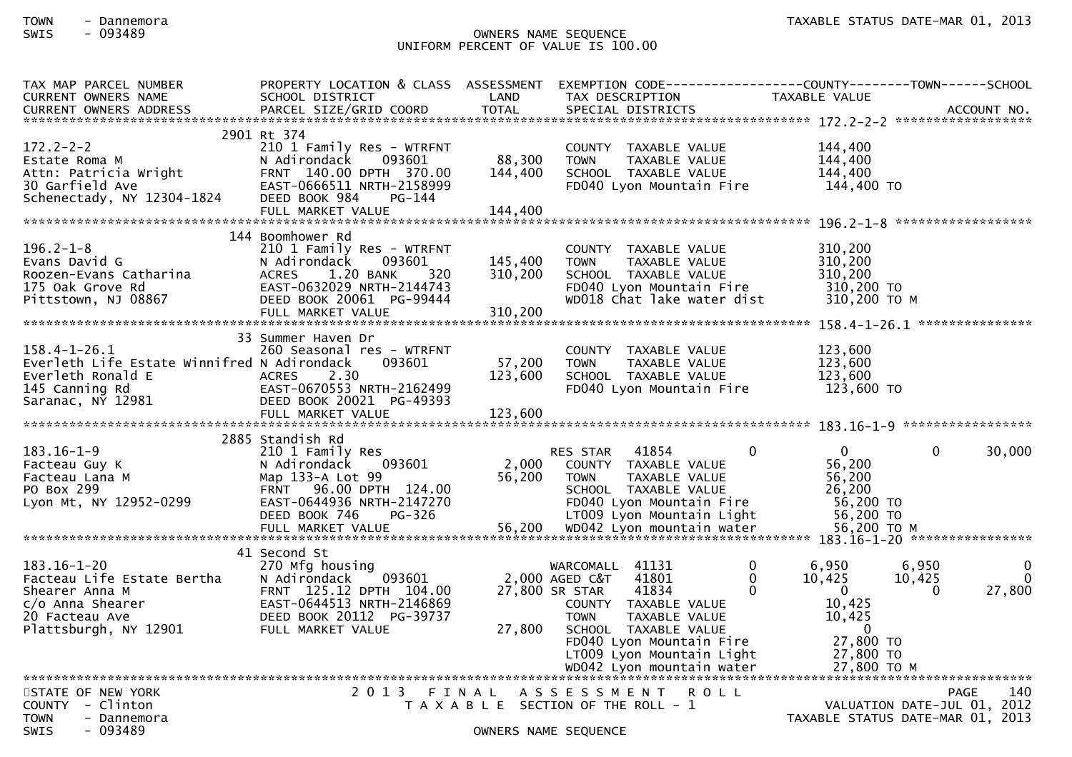TOWN - Dannemora
SWIS - 093489

OWNERS NAME SEQUENCE
UNIFORM PERCENT OF VALUE IS 100.00

TAXABLE STATUS DATE-MAR 01, 2013

| TAX MAP PARCEL NUMBER / CURRENT OWNERS NAME / CURRENT OWNERS ADDRESS | PROPERTY LOCATION & CLASS / SCHOOL DISTRICT / PARCEL SIZE/GRID COORD | ASSESSMENT LAND / TOTAL | EXEMPTION CODE / TAX DESCRIPTION / SPECIAL DISTRICTS | COUNTY TAXABLE VALUE | TOWN | SCHOOL | ACCOUNT NO. |
|---|---|---|---|---|---|---|---|
| **172.2-2-2** | 2901 Rt 374 | | | | | | |
| 172.2-2-2 | 210 1 Family Res - WTRFNT | | COUNTY TAXABLE VALUE | 144,400 | | | |
| Estate Roma M | N Adirondack 093601 | 88,300 | TOWN TAXABLE VALUE | 144,400 | | | |
| Attn: Patricia Wright | FRNT 140.00 DPTH 370.00 | 144,400 | SCHOOL TAXABLE VALUE | 144,400 | | | |
| 30 Garfield Ave | EAST-0666511 NRTH-2158999 | | FD040 Lyon Mountain Fire | 144,400 TO | | | |
| Schenectady, NY 12304-1824 | DEED BOOK 984 PG-144 | | | | | | |
| | FULL MARKET VALUE | 144,400 | | | | | |
| **196.2-1-8** | 144 Boomhower Rd | | | | | | |
| 196.2-1-8 | 210 1 Family Res - WTRFNT | | COUNTY TAXABLE VALUE | 310,200 | | | |
| Evans David G | N Adirondack 093601 | 145,400 | TOWN TAXABLE VALUE | 310,200 | | | |
| Roozen-Evans Catharina | ACRES 1.20 BANK 320 | 310,200 | SCHOOL TAXABLE VALUE | 310,200 | | | |
| 175 Oak Grove Rd | EAST-0632029 NRTH-2144743 | | FD040 Lyon Mountain Fire | 310,200 TO | | | |
| Pittstown, NJ 08867 | DEED BOOK 20061 PG-99444 | | WD018 Chat lake water dist | 310,200 TO M | | | |
| | FULL MARKET VALUE | 310,200 | | | | | |
| **158.4-1-26.1** | 33 Summer Haven Dr | | | | | | |
| 158.4-1-26.1 | 260 Seasonal res - WTRFNT | | COUNTY TAXABLE VALUE | 123,600 | | | |
| Everleth Life Estate Winnifred | N Adirondack 093601 | 57,200 | TOWN TAXABLE VALUE | 123,600 | | | |
| Everleth Ronald E | ACRES 2.30 | 123,600 | SCHOOL TAXABLE VALUE | 123,600 | | | |
| 145 Canning Rd | EAST-0670553 NRTH-2162499 | | FD040 Lyon Mountain Fire | 123,600 TO | | | |
| Saranac, NY 12981 | DEED BOOK 20021 PG-49393 | | | | | | |
| | FULL MARKET VALUE | 123,600 | | | | | |
| **183.16-1-9** | 2885 Standish Rd | | | | | | |
| 183.16-1-9 | 210 1 Family Res | | RES STAR 41854 0 | 0 | 0 | 30,000 | |
| Facteau Guy K | N Adirondack 093601 | 2,000 | COUNTY TAXABLE VALUE | 56,200 | | | |
| Facteau Lana M | Map 133-A Lot 99 | 56,200 | TOWN TAXABLE VALUE | 56,200 | | | |
| PO Box 299 | FRNT 96.00 DPTH 124.00 | | SCHOOL TAXABLE VALUE | 26,200 | | | |
| Lyon Mt, NY 12952-0299 | EAST-0644936 NRTH-2147270 | | FD040 Lyon Mountain Fire | 56,200 TO | | | |
| | DEED BOOK 746 PG-326 | | LT009 Lyon Mountain Light | 56,200 TO | | | |
| | FULL MARKET VALUE | 56,200 | WD042 Lyon mountain water | 56,200 TO M | | | |
| **183.16-1-20** | 41 Second St | | | | | | |
| 183.16-1-20 | 270 Mfg housing | | WARCOMALL 41131 0 | 6,950 | 6,950 | 0 | |
| Facteau Life Estate Bertha | N Adirondack 093601 | 2,000 | AGED C&T 41801 0 | 10,425 | 10,425 | 0 | |
| Shearer Anna M | FRNT 125.12 DPTH 104.00 | 27,800 | SR STAR 41834 0 | 0 | 0 | 27,800 | |
| c/o Anna Shearer | EAST-0644513 NRTH-2146869 | | COUNTY TAXABLE VALUE | 10,425 | | | |
| 20 Facteau Ave | DEED BOOK 20112 PG-39737 | | TOWN TAXABLE VALUE | 10,425 | | | |
| Plattsburgh, NY 12901 | FULL MARKET VALUE | 27,800 | SCHOOL TAXABLE VALUE | 0 | | | |
| | | | FD040 Lyon Mountain Fire | 27,800 TO | | | |
| | | | LT009 Lyon Mountain Light | 27,800 TO | | | |
| | | | WD042 Lyon mountain water | 27,800 TO M | | | |

STATE OF NEW YORK
COUNTY - Clinton
TOWN - Dannemora
SWIS - 093489

2013 FINAL ASSESSMENT ROLL
TAXABLE SECTION OF THE ROLL - 1
OWNERS NAME SEQUENCE

VALUATION DATE-JUL 01, 2012
TAXABLE STATUS DATE-MAR 01, 2013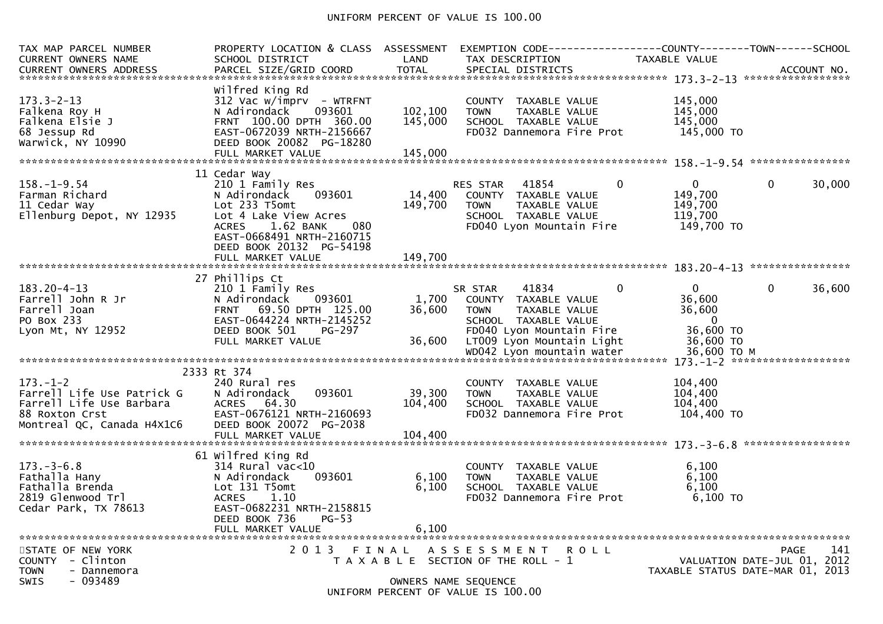UNIFORM PERCENT OF VALUE IS 100.00

| TAX MAP PARCEL NUMBER / CURRENT OWNERS NAME / CURRENT OWNERS ADDRESS | PROPERTY LOCATION & CLASS / SCHOOL DISTRICT / PARCEL SIZE/GRID COORD | ASSESSMENT LAND / TOTAL | EXEMPTION CODE / TAX DESCRIPTION / SPECIAL DISTRICTS | COUNTY TAXABLE VALUE | TOWN | SCHOOL | ACCOUNT NO. |
|---|---|---|---|---|---|---|---|
| **173.3-2-13** | Wilfred King Rd | | | | | | |
| 173.3-2-13 | 312 Vac w/imprv - WTRFNT | | COUNTY TAXABLE VALUE | 145,000 | | | |
| Falkena Roy H | N Adirondack 093601 | 102,100 | TOWN TAXABLE VALUE | 145,000 | | | |
| Falkena Elsie J | FRNT 100.00 DPTH 360.00 | 145,000 | SCHOOL TAXABLE VALUE | 145,000 | | | |
| 68 Jessup Rd | EAST-0672039 NRTH-2156667 | | FD032 Dannemora Fire Prot | 145,000 TO | | | |
| Warwick, NY 10990 | DEED BOOK 20082 PG-18280 | | | | | | |
| | FULL MARKET VALUE | 145,000 | | | | | |
| **158.-1-9.54** | 11 Cedar Way | | | | | | |
| 158.-1-9.54 | 210 1 Family Res | | RES STAR 41854 | 0 | 0 | 0 | 30,000 |
| Farman Richard | N Adirondack 093601 | 14,400 | COUNTY TAXABLE VALUE | 149,700 | | | |
| 11 Cedar Way | Lot 233 T5omt | 149,700 | TOWN TAXABLE VALUE | 149,700 | | | |
| Ellenburg Depot, NY 12935 | Lot 4 Lake View Acres | | SCHOOL TAXABLE VALUE | 119,700 | | | |
| | ACRES 1.62 BANK 080 | | FD040 Lyon Mountain Fire | 149,700 TO | | | |
| | EAST-0668491 NRTH-2160715 | | | | | | |
| | DEED BOOK 20132 PG-54198 | | | | | | |
| | FULL MARKET VALUE | 149,700 | | | | | |
| **183.20-4-13** | 27 Phillips Ct | | | | | | |
| 183.20-4-13 | 210 1 Family Res | | SR STAR 41834 | 0 | 0 | 0 | 36,600 |
| Farrell John R Jr | N Adirondack 093601 | 1,700 | COUNTY TAXABLE VALUE | 36,600 | | | |
| Farrell Joan | FRNT 69.50 DPTH 125.00 | 36,600 | TOWN TAXABLE VALUE | 36,600 | | | |
| PO Box 233 | EAST-0644224 NRTH-2145252 | | SCHOOL TAXABLE VALUE | 0 | | | |
| Lyon Mt, NY 12952 | DEED BOOK 501 PG-297 | | FD040 Lyon Mountain Fire | 36,600 TO | | | |
| | FULL MARKET VALUE | 36,600 | LT009 Lyon Mountain Light | 36,600 TO | | | |
| | | | WD042 Lyon mountain water | 36,600 TO M | | | |
| **173.-1-2** | 2333 Rt 374 | | | | | | |
| 173.-1-2 | 240 Rural res | | COUNTY TAXABLE VALUE | 104,400 | | | |
| Farrell Life Use Patrick G | N Adirondack 093601 | 39,300 | TOWN TAXABLE VALUE | 104,400 | | | |
| Farrell Life Use Barbara | ACRES 64.30 | 104,400 | SCHOOL TAXABLE VALUE | 104,400 | | | |
| 88 Roxton Crst | EAST-0676121 NRTH-2160693 | | FD032 Dannemora Fire Prot | 104,400 TO | | | |
| Montreal QC, Canada H4X1C6 | DEED BOOK 20072 PG-2038 | | | | | | |
| | FULL MARKET VALUE | 104,400 | | | | | |
| **173.-3-6.8** | 61 Wilfred King Rd | | | | | | |
| 173.-3-6.8 | 314 Rural vac<10 | | COUNTY TAXABLE VALUE | 6,100 | | | |
| Fathalla Hany | N Adirondack 093601 | 6,100 | TOWN TAXABLE VALUE | 6,100 | | | |
| Fathalla Brenda | Lot 131 T5omt | 6,100 | SCHOOL TAXABLE VALUE | 6,100 | | | |
| 2819 Glenwood Trl | ACRES 1.10 | | FD032 Dannemora Fire Prot | 6,100 TO | | | |
| Cedar Park, TX 78613 | EAST-0682231 NRTH-2158815 | | | | | | |
| | DEED BOOK 736 PG-53 | | | | | | |
| | FULL MARKET VALUE | 6,100 | | | | | |

STATE OF NEW YORK
COUNTY - Clinton
TOWN - Dannemora
SWIS - 093489

2013 FINAL ASSESSMENT ROLL
TAXABLE SECTION OF THE ROLL - 1

VALUATION DATE-JUL 01, 2012
TAXABLE STATUS DATE-MAR 01, 2013

OWNERS NAME SEQUENCE
UNIFORM PERCENT OF VALUE IS 100.00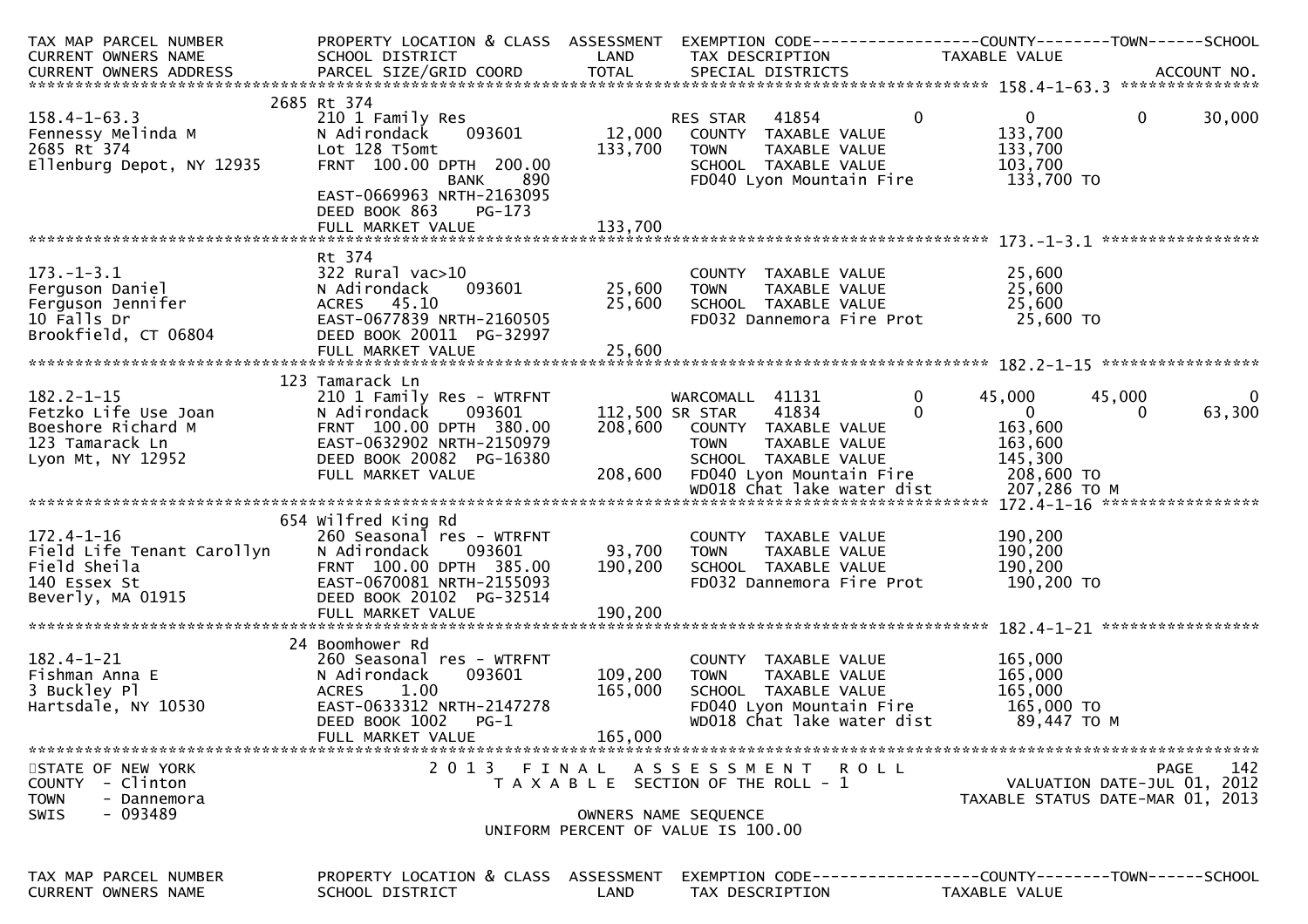| TAX MAP PARCEL NUMBER<br>CURRENT OWNERS NAME<br>CURRENT OWNERS ADDRESS | PROPERTY LOCATION & CLASS<br>SCHOOL DISTRICT<br>PARCEL SIZE/GRID COORD | ASSESSMENT<br>LAND<br>TOTAL | EXEMPTION CODE<br>TAX DESCRIPTION<br>SPECIAL DISTRICTS | COUNTY<br>TAXABLE VALUE | TOWN | SCHOOL<br>ACCOUNT NO. |
|---|---|---|---|---|---|---|
| **158.4-1-63.3** | 2685 Rt 374 | | | | | |
| 158.4-1-63.3 | 210 1 Family Res | | RES STAR 41854 0 | 0 | 0 | 30,000 |
| Fennessy Melinda M | N Adirondack 093601 | 12,000 | COUNTY TAXABLE VALUE | 133,700 | | |
| 2685 Rt 374 | Lot 128 T5omt | 133,700 | TOWN TAXABLE VALUE | 133,700 | | |
| Ellenburg Depot, NY 12935 | FRNT 100.00 DPTH 200.00 | | SCHOOL TAXABLE VALUE | 103,700 | | |
| | BANK 890 | | FD040 Lyon Mountain Fire | 133,700 TO | | |
| | EAST-0669963 NRTH-2163095 | | | | | |
| | DEED BOOK 863 PG-173 | | | | | |
| | FULL MARKET VALUE | 133,700 | | | | |
| **173.-1-3.1** | Rt 374 | | | | | |
| 173.-1-3.1 | 322 Rural vac>10 | | COUNTY TAXABLE VALUE | 25,600 | | |
| Ferguson Daniel | N Adirondack 093601 | 25,600 | TOWN TAXABLE VALUE | 25,600 | | |
| Ferguson Jennifer | ACRES 45.10 | 25,600 | SCHOOL TAXABLE VALUE | 25,600 | | |
| 10 Falls Dr | EAST-0677839 NRTH-2160505 | | FD032 Dannemora Fire Prot | 25,600 TO | | |
| Brookfield, CT 06804 | DEED BOOK 20011 PG-32997 | | | | | |
| | FULL MARKET VALUE | 25,600 | | | | |
| **182.2-1-15** | 123 Tamarack Ln | | | | | |
| 182.2-1-15 | 210 1 Family Res - WTRFNT | | WARCOMALL 41131 0 | 45,000 | 45,000 | 0 |
| Fetzko Life Use Joan | N Adirondack 093601 | 112,500 | SR STAR 41834 0 | 0 | 0 | 63,300 |
| Boeshore Richard M | FRNT 100.00 DPTH 380.00 | 208,600 | COUNTY TAXABLE VALUE | 163,600 | | |
| 123 Tamarack Ln | EAST-0632902 NRTH-2150979 | | TOWN TAXABLE VALUE | 163,600 | | |
| Lyon Mt, NY 12952 | DEED BOOK 20082 PG-16380 | | SCHOOL TAXABLE VALUE | 145,300 | | |
| | FULL MARKET VALUE | 208,600 | FD040 Lyon Mountain Fire | 208,600 TO | | |
| | | | WD018 Chat lake water dist | 207,286 TO M | | |
| **172.4-1-16** | 654 Wilfred King Rd | | | | | |
| 172.4-1-16 | 260 Seasonal res - WTRFNT | | COUNTY TAXABLE VALUE | 190,200 | | |
| Field Life Tenant Carollyn | N Adirondack 093601 | 93,700 | TOWN TAXABLE VALUE | 190,200 | | |
| Field Sheila | FRNT 100.00 DPTH 385.00 | 190,200 | SCHOOL TAXABLE VALUE | 190,200 | | |
| 140 Essex St | EAST-0670081 NRTH-2155093 | | FD032 Dannemora Fire Prot | 190,200 TO | | |
| Beverly, MA 01915 | DEED BOOK 20102 PG-32514 | | | | | |
| | FULL MARKET VALUE | 190,200 | | | | |
| **182.4-1-21** | 24 Boomhower Rd | | | | | |
| 182.4-1-21 | 260 Seasonal res - WTRFNT | | COUNTY TAXABLE VALUE | 165,000 | | |
| Fishman Anna E | N Adirondack 093601 | 109,200 | TOWN TAXABLE VALUE | 165,000 | | |
| 3 Buckley Pl | ACRES 1.00 | 165,000 | SCHOOL TAXABLE VALUE | 165,000 | | |
| Hartsdale, NY 10530 | EAST-0633312 NRTH-2147278 | | FD040 Lyon Mountain Fire | 165,000 TO | | |
| | DEED BOOK 1002 PG-1 | | WD018 Chat lake water dist | 89,447 TO M | | |
| | FULL MARKET VALUE | 165,000 | | | | |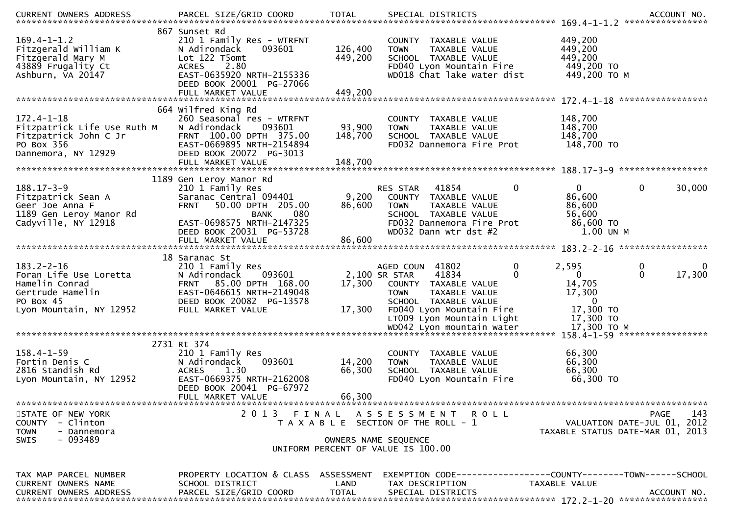```
CURRENT OWNERS ADDRESS          PARCEL SIZE/GRID COORD        TOTAL       SPECIAL DISTRICTS                                          ACCOUNT NO.
******************************************************************************************************* 169.4-1-1.2 *****************
                              867 Sunset Rd
169.4-1-1.2                    210 1 Family Res - WTRFNT              COUNTY  TAXABLE VALUE             449,200
Fitzgerald William K           N Adirondack     093601     126,400    TOWN    TAXABLE VALUE             449,200
Fitzgerald Mary M              Lot 122 T5omt              449,200    SCHOOL  TAXABLE VALUE             449,200
43889 Frugality Ct             ACRES    2.80                          FD040 Lyon Mountain Fire          449,200 TO
Ashburn, VA 20147              EAST-0635920 NRTH-2155336              WD018 Chat lake water dist        449,200 TO M
                               DEED BOOK 20001  PG-27066
                               FULL MARKET VALUE          449,200
******************************************************************************************************* 172.4-1-18 *****************
                              664 Wilfred King Rd
172.4-1-18                     260 Seasonal res - WTRFNT              COUNTY  TAXABLE VALUE             148,700
Fitzpatrick Life Use Ruth M    N Adirondack     093601      93,900    TOWN    TAXABLE VALUE             148,700
Fitzpatrick John C Jr          FRNT  100.00 DPTH  375.00  148,700    SCHOOL  TAXABLE VALUE             148,700
PO Box 356                     EAST-0669895 NRTH-2154894              FD032 Dannemora Fire Prot         148,700 TO
Dannemora, NY 12929            DEED BOOK 20072  PG-3013
                               FULL MARKET VALUE          148,700
******************************************************************************************************* 188.17-3-9 *****************
                              1189 Gen Leroy Manor Rd
188.17-3-9                     210 1 Family Res                       RES STAR   41854          0            0             0        30,000
Fitzpatrick Sean A             Saranac Central 094401       9,200    COUNTY  TAXABLE VALUE              86,600
Geer Joe Anna F                FRNT   50.00 DPTH  205.00   86,600    TOWN    TAXABLE VALUE              86,600
1189 Gen Leroy Manor Rd                    BANK     080               SCHOOL  TAXABLE VALUE              56,600
Cadyville, NY 12918            EAST-0698575 NRTH-2147325              FD032 Dannemora Fire Prot          86,600 TO
                               DEED BOOK 20031  PG-53728              WD032 Dann wtr dst #2                1.00 UN M
                               FULL MARKET VALUE           86,600
******************************************************************************************************* 183.2-2-16 *****************
                              18 Saranac St
183.2-2-16                     210 1 Family Res                       AGED COUN  41802          0        2,595             0             0
Foran Life Use Loretta         N Adirondack     093601       2,100 SR STAR    41834          0            0             0        17,300
Hamelin Conrad                 FRNT   85.00 DPTH  168.00   17,300    COUNTY  TAXABLE VALUE              14,705
Gertrude Hamelin               EAST-0646615 NRTH-2149048              TOWN    TAXABLE VALUE              17,300
PO Box 45                      DEED BOOK 20082  PG-13578              SCHOOL  TAXABLE VALUE                   0
Lyon Mountain, NY 12952        FULL MARKET VALUE           17,300    FD040 Lyon Mountain Fire           17,300 TO
                                                                      LT009 Lyon Mountain Light          17,300 TO
                                                                      WD042 Lyon mountain water          17,300 TO M
******************************************************************************************************* 158.4-1-59 *****************
                              2731 Rt 374
158.4-1-59                     210 1 Family Res                       COUNTY  TAXABLE VALUE              66,300
Fortin Denis C                 N Adirondack     093601      14,200    TOWN    TAXABLE VALUE              66,300
2816 Standish Rd               ACRES    1.30               66,300    SCHOOL  TAXABLE VALUE              66,300
Lyon Mountain, NY 12952        EAST-0669375 NRTH-2162008              FD040 Lyon Mountain Fire           66,300 TO
                               DEED BOOK 20041  PG-67972
                               FULL MARKET VALUE           66,300
************************************************************************************************************************************
STATE OF NEW YORK                     2 0 1 3   F I N A L   A S S E S S M E N T   R O L L                                 PAGE   143
COUNTY  - Clinton                         T A X A B L E  SECTION OF THE ROLL - 1                        VALUATION DATE-JUL 01, 2012
TOWN    - Dannemora                                                                               TAXABLE STATUS DATE-MAR 01, 2013
SWIS    - 093489                                    OWNERS NAME SEQUENCE
                                             UNIFORM PERCENT OF VALUE IS 100.00


TAX MAP PARCEL NUMBER           PROPERTY LOCATION & CLASS  ASSESSMENT  EXEMPTION CODE------------------COUNTY--------TOWN------SCHOOL
CURRENT OWNERS NAME             SCHOOL DISTRICT               LAND      TAX DESCRIPTION              TAXABLE VALUE
CURRENT OWNERS ADDRESS          PARCEL SIZE/GRID COORD        TOTAL     SPECIAL DISTRICTS                                          ACCOUNT NO.
******************************************************************************************************* 172.2-1-20 *****************
```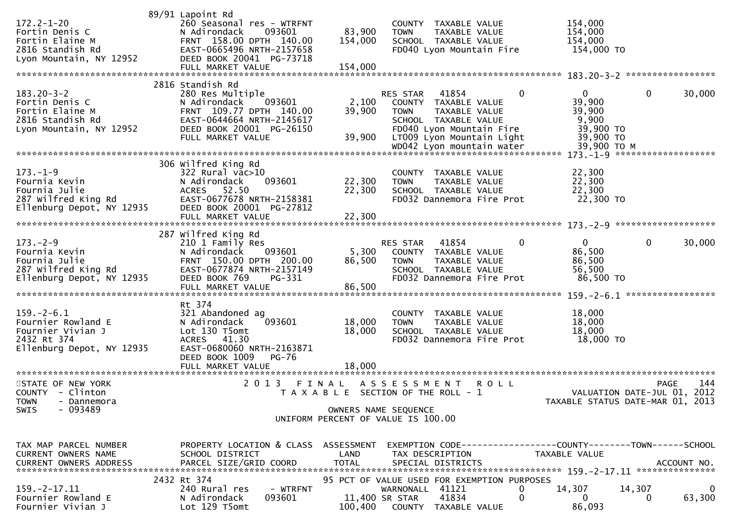```
                          89/91 Lapoint Rd
172.2-1-20                 260 Seasonal res - WTRFNT              COUNTY  TAXABLE VALUE            154,000
Fortin Denis C             N Adirondack    093601     83,900      TOWN    TAXABLE VALUE            154,000
Fortin Elaine M            FRNT 158.00 DPTH 140.00   154,000      SCHOOL  TAXABLE VALUE            154,000
2816 Standish Rd           EAST-0665496 NRTH-2157658              FD040 Lyon Mountain Fire          154,000 TO
Lyon Mountain, NY 12952    DEED BOOK 20041  PG-73718
                           FULL MARKET VALUE         154,000
******************************************************************************************************* 183.20-3-2 *****************
                          2816 Standish Rd
183.20-3-2                 280 Res Multiple                       RES STAR   41854        0          0            0       30,000
Fortin Denis C             N Adirondack    093601      2,100      COUNTY  TAXABLE VALUE             39,900
Fortin Elaine M            FRNT 109.77 DPTH 140.00    39,900      TOWN    TAXABLE VALUE             39,900
2816 Standish Rd           EAST-0644664 NRTH-2145617              SCHOOL  TAXABLE VALUE              9,900
Lyon Mountain, NY 12952    DEED BOOK 20001  PG-26150              FD040 Lyon Mountain Fire           39,900 TO
                           FULL MARKET VALUE          39,900      LT009 Lyon Mountain Light          39,900 TO
                                                                  WD042 Lyon mountain water          39,900 TO M
******************************************************************************************************* 173.-1-9 *******************
                          306 Wilfred King Rd
173.-1-9                   322 Rural vac>10                       COUNTY  TAXABLE VALUE             22,300
Fournia Kevin              N Adirondack    093601     22,300      TOWN    TAXABLE VALUE             22,300
Fournia Julie              ACRES   52.50              22,300      SCHOOL  TAXABLE VALUE             22,300
287 Wilfred King Rd        EAST-0677678 NRTH-2158381              FD032 Dannemora Fire Prot          22,300 TO
Ellenburg Depot, NY 12935  DEED BOOK 20001  PG-27812
                           FULL MARKET VALUE          22,300
******************************************************************************************************* 173.-2-9 *******************
                          287 Wilfred King Rd
173.-2-9                   210 1 Family Res                       RES STAR   41854        0          0            0       30,000
Fournia Kevin              N Adirondack    093601      5,300      COUNTY  TAXABLE VALUE             86,500
Fournia Julie              FRNT 150.00 DPTH 200.00    86,500      TOWN    TAXABLE VALUE             86,500
287 Wilfred King Rd        EAST-0677874 NRTH-2157149              SCHOOL  TAXABLE VALUE             56,500
Ellenburg Depot, NY 12935  DEED BOOK 769    PG-331                FD032 Dannemora Fire Prot          86,500 TO
                           FULL MARKET VALUE          86,500
******************************************************************************************************* 159.-2-6.1 *****************
                          Rt 374
159.-2-6.1                 321 Abandoned ag                       COUNTY  TAXABLE VALUE             18,000
Fournier Rowland E         N Adirondack    093601     18,000      TOWN    TAXABLE VALUE             18,000
Fournier Vivian J          Lot 130 T5omt              18,000      SCHOOL  TAXABLE VALUE             18,000
2432 Rt 374                ACRES   41.30                          FD032 Dannemora Fire Prot          18,000 TO
Ellenburg Depot, NY 12935  EAST-0680060 NRTH-2163871
                           DEED BOOK 1009   PG-76
                           FULL MARKET VALUE          18,000
************************************************************************************************************************************
STATE OF NEW YORK                    2 0 1 3   F I N A L   A S S E S S M E N T   R O L L                               PAGE    144
COUNTY  - Clinton                       T A X A B L E  SECTION OF THE ROLL - 1                       VALUATION DATE-JUL 01, 2012
TOWN    - Dannemora                                                                           TAXABLE STATUS DATE-MAR 01, 2013
SWIS    - 093489                                     OWNERS NAME SEQUENCE
                                             UNIFORM PERCENT OF VALUE IS 100.00


TAX MAP PARCEL NUMBER      PROPERTY LOCATION & CLASS  ASSESSMENT  EXEMPTION CODE------------------COUNTY--------TOWN------SCHOOL
CURRENT OWNERS NAME        SCHOOL DISTRICT              LAND      TAX DESCRIPTION            TAXABLE VALUE
CURRENT OWNERS ADDRESS     PARCEL SIZE/GRID COORD      TOTAL      SPECIAL DISTRICTS                                    ACCOUNT NO.
******************************************************************************************************* 159.-2-17.11 ***************
                          2432 Rt 374                       95 PCT OF VALUE USED FOR EXEMPTION PURPOSES
159.-2-17.11               240 Rural res     - WTRFNT             WARNONALL  41121        0     14,307       14,307            0
Fournier Rowland E         N Adirondack    093601        11,400 SR STAR    41834        0          0            0       63,300
Fournier Vivian J          Lot 129 T5omt             100,400      COUNTY  TAXABLE VALUE             86,093
```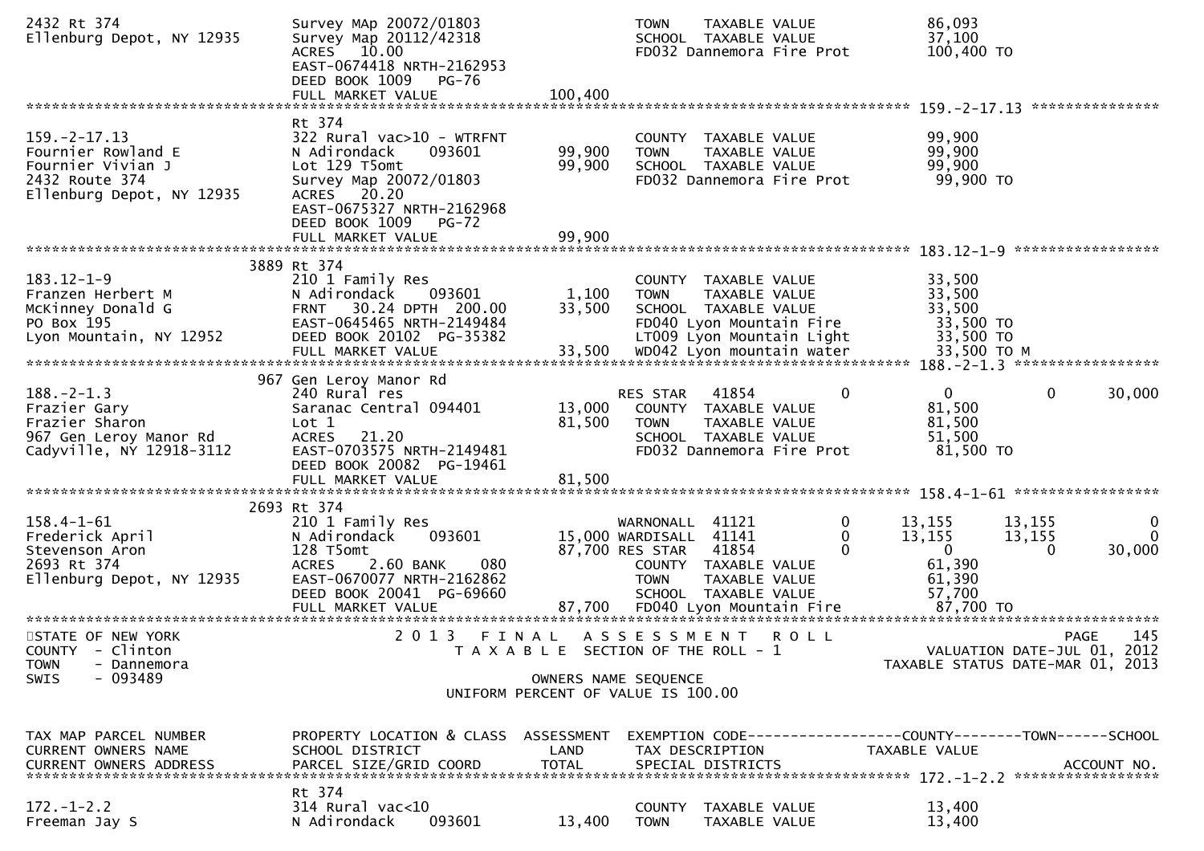```
2432 Rt 374                    Survey MAp 20072/01803                  TOWN    TAXABLE VALUE              86,093
Ellenburg Depot, NY 12935      Survey Map 20112/42318                  SCHOOL  TAXABLE VALUE              37,100
                               ACRES  10.00                            FD032 Dannemora Fire Prot         100,400 TO
                               EAST-0674418 NRTH-2162953
                               DEED BOOK 1009   PG-76
                               FULL MARKET VALUE             100,400
******************************************************************************************************* 159.-2-17.13 ***************
                               Rt 374
159.-2-17.13                   322 Rural vac>10 - WTRFNT               COUNTY  TAXABLE VALUE              99,900
Fournier Rowland E             N Adirondack     093601        99,900   TOWN    TAXABLE VALUE              99,900
Fournier Vivian J              Lot 129 T5omt                  99,900   SCHOOL  TAXABLE VALUE              99,900
2432 Route 374                 Survey Map 20072/01803                  FD032 Dannemora Fire Prot          99,900 TO
Ellenburg Depot, NY 12935      ACRES  20.20
                               EAST-0675327 NRTH-2162968
                               DEED BOOK 1009   PG-72
                               FULL MARKET VALUE              99,900
******************************************************************************************************* 183.12-1-9 *****************
                          3889 Rt 374
183.12-1-9                     210 1 Family Res                        COUNTY  TAXABLE VALUE              33,500
Franzen Herbert M              N Adirondack     093601         1,100   TOWN    TAXABLE VALUE              33,500
McKinney Donald G              FRNT   30.24 DPTH  200.00      33,500   SCHOOL  TAXABLE VALUE              33,500
PO Box 195                     EAST-0645465 NRTH-2149484               FD040 Lyon Mountain Fire           33,500 TO
Lyon Mountain, NY 12952        DEED BOOK 20102  PG-35382               LT009 Lyon Mountain Light          33,500 TO
                               FULL MARKET VALUE              33,500   WD042 Lyon mountain water          33,500 TO M
******************************************************************************************************* 188.-2-1.3 *****************
                           967 Gen Leroy Manor Rd
188.-2-1.3                     240 Rural res                           RES STAR   41854           0            0            0      30,000
Frazier Gary                   Saranac Central 094401         13,000   COUNTY  TAXABLE VALUE              81,500
Frazier Sharon                 Lot 1                          81,500   TOWN    TAXABLE VALUE              81,500
967 Gen Leroy Manor Rd         ACRES  21.20                            SCHOOL  TAXABLE VALUE              51,500
Cadyville, NY 12918-3112       EAST-0703575 NRTH-2149481               FD032 Dannemora Fire Prot          81,500 TO
                               DEED BOOK 20082  PG-19461
                               FULL MARKET VALUE              81,500
******************************************************************************************************* 158.4-1-61 *****************
                          2693 Rt 374
158.4-1-61                     210 1 Family Res                        WARNONALL  41121           0       13,155       13,155           0
Frederick April                N Adirondack     093601        15,000   WARDISALL  41141           0       13,155       13,155           0
Stevenson Aron                 128 T5omt                      87,700   RES STAR   41854           0            0            0      30,000
2693 Rt 374                    ACRES   2.60 BANK     080               COUNTY  TAXABLE VALUE              61,390
Ellenburg Depot, NY 12935      EAST-0670077 NRTH-2162862               TOWN    TAXABLE VALUE              61,390
                               DEED BOOK 20041  PG-69660               SCHOOL  TAXABLE VALUE              57,700
                               FULL MARKET VALUE              87,700   FD040 Lyon Mountain Fire           87,700 TO
************************************************************************************************************************************
STATE OF NEW YORK                 2 0 1 3   F I N A L   A S S E S S M E N T   R O L L                                    PAGE   145
COUNTY  - Clinton                  T A X A B L E  SECTION OF THE ROLL - 1                          VALUATION DATE-JUL 01, 2012
TOWN    - Dannemora                                                                              TAXABLE STATUS DATE-MAR 01, 2013
SWIS    - 093489                                    OWNERS NAME SEQUENCE
                                             UNIFORM PERCENT OF VALUE IS 100.00


TAX MAP PARCEL NUMBER          PROPERTY LOCATION & CLASS  ASSESSMENT  EXEMPTION CODE------------------COUNTY--------TOWN------SCHOOL
CURRENT OWNERS NAME            SCHOOL DISTRICT               LAND      TAX DESCRIPTION            TAXABLE VALUE
CURRENT OWNERS ADDRESS         PARCEL SIZE/GRID COORD        TOTAL     SPECIAL DISTRICTS                                 ACCOUNT NO.
******************************************************************************************************* 172.-1-2.2 *****************
                               Rt 374
172.-1-2.2                     314 Rural vac<10                        COUNTY  TAXABLE VALUE              13,400
Freeman Jay S                  N Adirondack     093601        13,400   TOWN    TAXABLE VALUE              13,400
```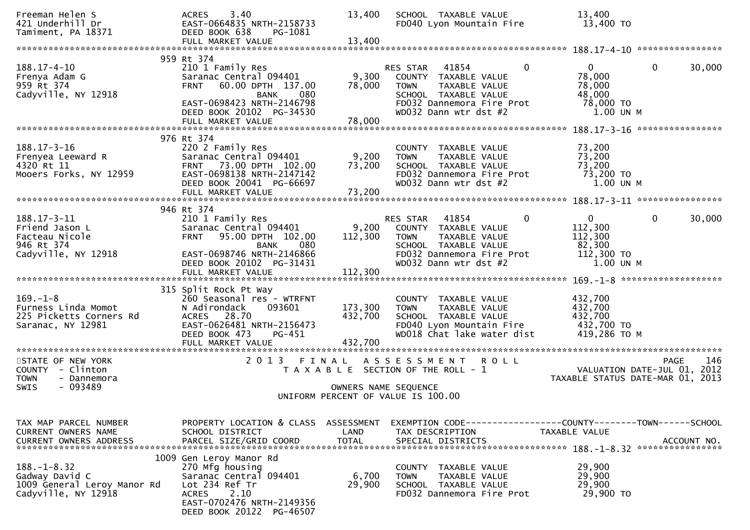```
Freeman Helen S               ACRES    3.40                    13,400   SCHOOL  TAXABLE VALUE             13,400
421 Underhill Dr              EAST-0664835 NRTH-2158733                 FD040 Lyon Mountain Fire           13,400 TO
Tamiment, PA 18371            DEED BOOK 638    PG-1081
                              FULL MARKET VALUE                13,400
******************************************************************************************************* 188.17-4-10 ****************
                          959 Rt 374
188.17-4-10                   210 1 Family Res                          RES STAR   41854           0           0          0      30,000
Frenya Adam G                 Saranac Central 094401            9,300   COUNTY  TAXABLE VALUE             78,000
959 Rt 374                    FRNT    60.00 DPTH  137.00       78,000   TOWN    TAXABLE VALUE             78,000
Cadyville, NY 12918                          BANK    080                SCHOOL  TAXABLE VALUE             48,000
                              EAST-0698423 NRTH-2146798                 FD032 Dannemora Fire Prot          78,000 TO
                              DEED BOOK 20102  PG-34530                 WD032 Dann wtr dst #2               1.00 UN M
                              FULL MARKET VALUE                78,000
******************************************************************************************************* 188.17-3-16 ****************
                          976 Rt 374
188.17-3-16                   220 2 Family Res                          COUNTY  TAXABLE VALUE             73,200
Frenyea Leeward R             Saranac Central 094401            9,200   TOWN    TAXABLE VALUE             73,200
4320 Rt 11                    FRNT    73.00 DPTH  102.00       73,200   SCHOOL  TAXABLE VALUE             73,200
Mooers Forks, NY 12959        EAST-0698138 NRTH-2147142                 FD032 Dannemora Fire Prot          73,200 TO
                              DEED BOOK 20041  PG-66697                 WD032 Dann wtr dst #2               1.00 UN M
                              FULL MARKET VALUE                73,200
******************************************************************************************************* 188.17-3-11 ****************
                          946 Rt 374
188.17-3-11                   210 1 Family Res                          RES STAR   41854           0           0          0      30,000
Friend Jason L                Saranac Central 094401            9,200   COUNTY  TAXABLE VALUE            112,300
Facteau Nicole                FRNT    95.00 DPTH  102.00      112,300   TOWN    TAXABLE VALUE            112,300
946 Rt 374                                   BANK    080                SCHOOL  TAXABLE VALUE             82,300
Cadyville, NY 12918           EAST-0698746 NRTH-2146866                 FD032 Dannemora Fire Prot         112,300 TO
                              DEED BOOK 20102  PG-31431                 WD032 Dann wtr dst #2               1.00 UN M
                              FULL MARKET VALUE               112,300
******************************************************************************************************* 169.-1-8 *******************
                          315 Split Rock Pt Way
169.-1-8                      260 Seasonal res - WTRFNT                 COUNTY  TAXABLE VALUE            432,700
Furness Linda Momot           N Adirondack    093601          173,300   TOWN    TAXABLE VALUE            432,700
225 Picketts Corners Rd       ACRES   28.70                   432,700   SCHOOL  TAXABLE VALUE            432,700
Saranac, NY 12981             EAST-0626481 NRTH-2156473                 FD040 Lyon Mountain Fire          432,700 TO
                              DEED BOOK 473    PG-451                   WD018 Chat lake water dist        419,286 TO M
                              FULL MARKET VALUE               432,700
************************************************************************************************************************************
STATE OF NEW YORK                  2 0 1 3   F I N A L   A S S E S S M E N T   R O L L                                 PAGE    146
COUNTY  - Clinton                     T A X A B L E  SECTION OF THE ROLL - 1                        VALUATION DATE-JUL 01, 2012
TOWN    - Dannemora                                                                              TAXABLE STATUS DATE-MAR 01, 2013
SWIS    - 093489                                        OWNERS NAME SEQUENCE
                                              UNIFORM PERCENT OF VALUE IS 100.00


TAX MAP PARCEL NUMBER         PROPERTY LOCATION & CLASS  ASSESSMENT  EXEMPTION CODE------------------COUNTY--------TOWN------SCHOOL
CURRENT OWNERS NAME           SCHOOL DISTRICT               LAND     TAX DESCRIPTION              TAXABLE VALUE
CURRENT OWNERS ADDRESS        PARCEL SIZE/GRID COORD        TOTAL    SPECIAL DISTRICTS                                    ACCOUNT NO.
******************************************************************************************************* 188.-1-8.32 ****************
                         1009 Gen Leroy Manor Rd
188.-1-8.32                   270 Mfg housing                           COUNTY  TAXABLE VALUE             29,900
Gadway David C                Saranac Central 094401            6,700   TOWN    TAXABLE VALUE             29,900
1009 General Leroy Manor Rd   Lot 234 Ref Tr                   29,900   SCHOOL  TAXABLE VALUE             29,900
Cadyville, NY 12918           ACRES    2.10                             FD032 Dannemora Fire Prot          29,900 TO
                              EAST-0702476 NRTH-2149356
                              DEED BOOK 20122  PG-46507
```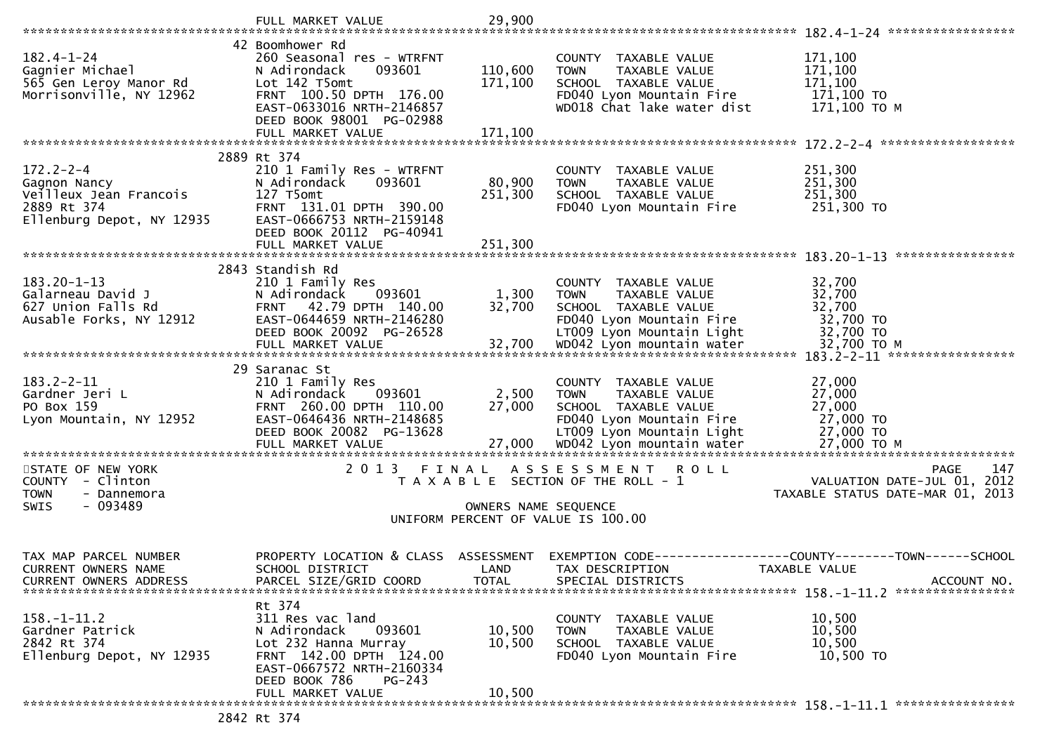FULL MARKET VALUE 29,900

## 182.4-1-24

| Parcel / Owner | Property Location & Class / School District / Parcel Size | Land / Total | Tax Description / Special Districts | Taxable Value |
|---|---|---|---|---|
| 182.4-1-24 | 42 Boomhower Rd | | | |
| Gagnier Michael | 260 Seasonal res - WTRFNT | | COUNTY TAXABLE VALUE | 171,100 |
| 565 Gen Leroy Manor Rd | N Adirondack 093601 | 110,600 | TOWN TAXABLE VALUE | 171,100 |
| Morrisonville, NY 12962 | Lot 142 T5omt | 171,100 | SCHOOL TAXABLE VALUE | 171,100 |
| | FRNT 100.50 DPTH 176.00 | | FD040 Lyon Mountain Fire | 171,100 TO |
| | EAST-0633016 NRTH-2146857 | | WD018 Chat lake water dist | 171,100 TO M |
| | DEED BOOK 98001 PG-02988 | | | |
| | FULL MARKET VALUE | 171,100 | | |

## 172.2-2-4

| Parcel / Owner | Property Location & Class / School District / Parcel Size | Land / Total | Tax Description / Special Districts | Taxable Value |
|---|---|---|---|---|
| 172.2-2-4 | 2889 Rt 374 | | | |
| Gagnon Nancy | 210 1 Family Res - WTRFNT | | COUNTY TAXABLE VALUE | 251,300 |
| Veilleux Jean Francois | N Adirondack 093601 | 80,900 | TOWN TAXABLE VALUE | 251,300 |
| 2889 Rt 374 | 127 T5omt | 251,300 | SCHOOL TAXABLE VALUE | 251,300 |
| Ellenburg Depot, NY 12935 | FRNT 131.01 DPTH 390.00 | | FD040 Lyon Mountain Fire | 251,300 TO |
| | EAST-0666753 NRTH-2159148 | | | |
| | DEED BOOK 20112 PG-40941 | | | |
| | FULL MARKET VALUE | 251,300 | | |

## 183.20-1-13

| Parcel / Owner | Property Location & Class / School District / Parcel Size | Land / Total | Tax Description / Special Districts | Taxable Value |
|---|---|---|---|---|
| 183.20-1-13 | 2843 Standish Rd | | | |
| Galarneau David J | 210 1 Family Res | | COUNTY TAXABLE VALUE | 32,700 |
| 627 Union Falls Rd | N Adirondack 093601 | 1,300 | TOWN TAXABLE VALUE | 32,700 |
| Ausable Forks, NY 12912 | FRNT 42.79 DPTH 140.00 | 32,700 | SCHOOL TAXABLE VALUE | 32,700 |
| | EAST-0644659 NRTH-2146280 | | FD040 Lyon Mountain Fire | 32,700 TO |
| | DEED BOOK 20092 PG-26528 | | LT009 Lyon Mountain Light | 32,700 TO |
| | FULL MARKET VALUE | 32,700 | WD042 Lyon mountain water | 32,700 TO M |

## 183.2-2-11

| Parcel / Owner | Property Location & Class / School District / Parcel Size | Land / Total | Tax Description / Special Districts | Taxable Value |
|---|---|---|---|---|
| 183.2-2-11 | 29 Saranac St | | | |
| Gardner Jeri L | 210 1 Family Res | | COUNTY TAXABLE VALUE | 27,000 |
| PO Box 159 | N Adirondack 093601 | 2,500 | TOWN TAXABLE VALUE | 27,000 |
| Lyon Mountain, NY 12952 | FRNT 260.00 DPTH 110.00 | 27,000 | SCHOOL TAXABLE VALUE | 27,000 |
| | EAST-0646436 NRTH-2148685 | | FD040 Lyon Mountain Fire | 27,000 TO |
| | DEED BOOK 20082 PG-13628 | | LT009 Lyon Mountain Light | 27,000 TO |
| | FULL MARKET VALUE | 27,000 | WD042 Lyon mountain water | 27,000 TO M |

STATE OF NEW YORK — 2013 FINAL ASSESSMENT ROLL — PAGE 147
COUNTY - Clinton — TAXABLE SECTION OF THE ROLL - 1 — VALUATION DATE-JUL 01, 2012
TOWN - Dannemora — TAXABLE STATUS DATE-MAR 01, 2013
SWIS - 093489 — OWNERS NAME SEQUENCE
UNIFORM PERCENT OF VALUE IS 100.00

| TAX MAP PARCEL NUMBER / CURRENT OWNERS NAME / CURRENT OWNERS ADDRESS | PROPERTY LOCATION & CLASS / SCHOOL DISTRICT / PARCEL SIZE/GRID COORD | ASSESSMENT LAND / TOTAL | EXEMPTION CODE / TAX DESCRIPTION / SPECIAL DISTRICTS | COUNTY--------TOWN------SCHOOL TAXABLE VALUE / ACCOUNT NO. |
|---|---|---|---|---|

## 158.-1-11.2

| Parcel / Owner | Property Location & Class / School District / Parcel Size | Land / Total | Tax Description / Special Districts | Taxable Value |
|---|---|---|---|---|
| 158.-1-11.2 | Rt 374 | | | |
| Gardner Patrick | 311 Res vac land | | COUNTY TAXABLE VALUE | 10,500 |
| 2842 Rt 374 | N Adirondack 093601 | 10,500 | TOWN TAXABLE VALUE | 10,500 |
| Ellenburg Depot, NY 12935 | Lot 232 Hanna Murray | 10,500 | SCHOOL TAXABLE VALUE | 10,500 |
| | FRNT 142.00 DPTH 124.00 | | FD040 Lyon Mountain Fire | 10,500 TO |
| | EAST-0667572 NRTH-2160334 | | | |
| | DEED BOOK 786 PG-243 | | | |
| | FULL MARKET VALUE | 10,500 | | |

## 158.-1-11.1

2842 Rt 374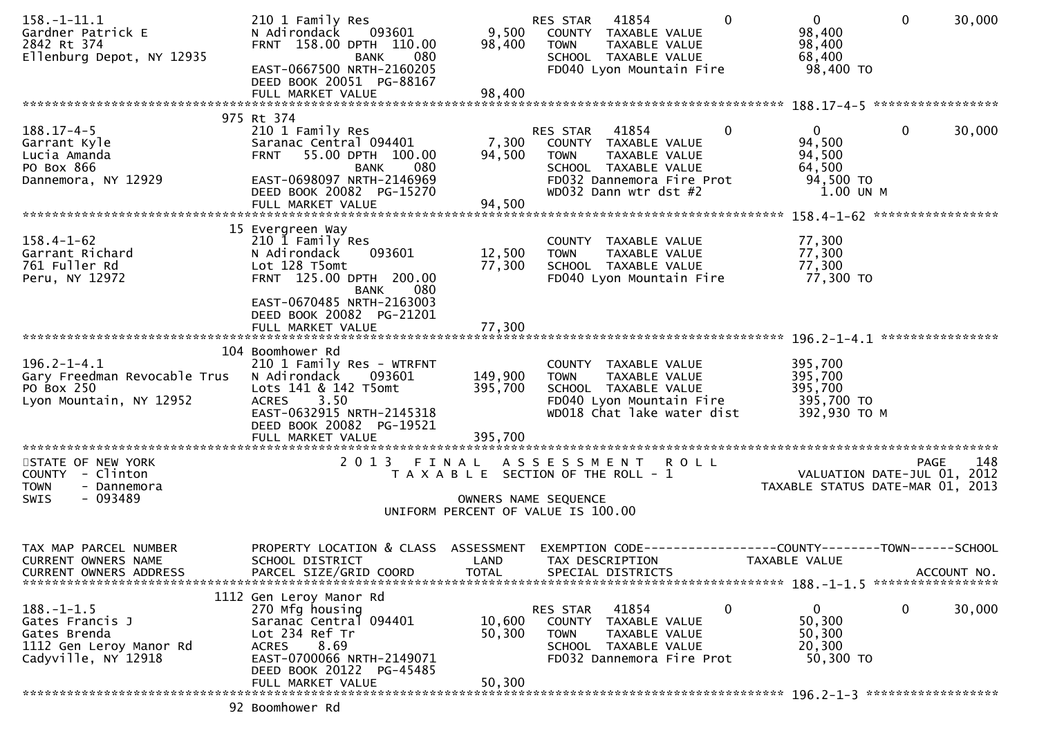```
158.-1-11.1                    210 1 Family Res                  RES STAR   41854           0          0          0      30,000
Gardner Patrick E              N Adirondack    093601      9,500   COUNTY  TAXABLE VALUE             98,400
2842 Rt 374                    FRNT 158.00 DPTH 110.00    98,400   TOWN    TAXABLE VALUE             98,400
Ellenburg Depot, NY 12935                  BANK    080             SCHOOL  TAXABLE VALUE             68,400
                               EAST-0667500 NRTH-2160205           FD040 Lyon Mountain Fire          98,400 TO
                               DEED BOOK 20051  PG-88167
                               FULL MARKET VALUE          98,400
******************************************************************************************************* 188.17-4-5 *****************
                            975 Rt 374
188.17-4-5                     210 1 Family Res                  RES STAR   41854           0          0          0      30,000
Garrant Kyle                   Saranac Central 094401      7,300   COUNTY  TAXABLE VALUE             94,500
Lucia Amanda                   FRNT  55.00 DPTH 100.00    94,500   TOWN    TAXABLE VALUE             94,500
PO Box 866                                 BANK    080             SCHOOL  TAXABLE VALUE             64,500
Dannemora, NY 12929            EAST-0698097 NRTH-2146969           FD032 Dannemora Fire Prot         94,500 TO
                               DEED BOOK 20082  PG-15270           WD032 Dann wtr dst #2              1.00 UN M
                               FULL MARKET VALUE          94,500
******************************************************************************************************* 158.4-1-62 *****************
                            15 Evergreen Way
158.4-1-62                     210 1 Family Res                    COUNTY  TAXABLE VALUE             77,300
Garrant Richard                N Adirondack    093601     12,500   TOWN    TAXABLE VALUE             77,300
761 Fuller Rd                  Lot 128 T5omt              77,300   SCHOOL  TAXABLE VALUE             77,300
Peru, NY 12972                 FRNT 125.00 DPTH 200.00             FD040 Lyon Mountain Fire          77,300 TO
                                           BANK    080
                               EAST-0670485 NRTH-2163003
                               DEED BOOK 20082  PG-21201
                               FULL MARKET VALUE          77,300
******************************************************************************************************* 196.2-1-4.1 ****************
                            104 Boomhower Rd
196.2-1-4.1                    210 1 Family Res - WTRFNT           COUNTY  TAXABLE VALUE            395,700
Gary Freedman Revocable Trus   N Adirondack    093601    149,900   TOWN    TAXABLE VALUE            395,700
PO Box 250                     Lots 141 & 142 T5omt      395,700   SCHOOL  TAXABLE VALUE            395,700
Lyon Mountain, NY 12952        ACRES     3.50                      FD040 Lyon Mountain Fire         395,700 TO
                               EAST-0632915 NRTH-2145318           WD018 Chat lake water dist       392,930 TO M
                               DEED BOOK 20082  PG-19521
                               FULL MARKET VALUE         395,700
************************************************************************************************************************************
STATE OF NEW YORK                       2 0 1 3   F I N A L   A S S E S S M E N T   R O L L                               PAGE   148
COUNTY  - Clinton                          T A X A B L E  SECTION OF THE ROLL - 1                          VALUATION DATE-JUL 01, 2012
TOWN    - Dannemora                                                                                  TAXABLE STATUS DATE-MAR 01, 2013
SWIS    - 093489                                        OWNERS NAME SEQUENCE
                                                 UNIFORM PERCENT OF VALUE IS 100.00


TAX MAP PARCEL NUMBER          PROPERTY LOCATION & CLASS  ASSESSMENT  EXEMPTION CODE------------------COUNTY--------TOWN------SCHOOL
CURRENT OWNERS NAME            SCHOOL DISTRICT               LAND      TAX DESCRIPTION            TAXABLE VALUE
CURRENT OWNERS ADDRESS         PARCEL SIZE/GRID COORD        TOTAL     SPECIAL DISTRICTS                                 ACCOUNT NO.
******************************************************************************************************* 188.-1-1.5 *****************
                           1112 Gen Leroy Manor Rd
188.-1-1.5                     270 Mfg housing                   RES STAR   41854           0          0          0      30,000
Gates Francis J                Saranac Central 094401     10,600   COUNTY  TAXABLE VALUE             50,300
Gates Brenda                   Lot 234 Ref Tr             50,300   TOWN    TAXABLE VALUE             50,300
1112 Gen Leroy Manor Rd        ACRES     8.69                      SCHOOL  TAXABLE VALUE             20,300
Cadyville, NY 12918            EAST-0700066 NRTH-2149071           FD032 Dannemora Fire Prot         50,300 TO
                               DEED BOOK 20122  PG-45485
                               FULL MARKET VALUE          50,300
******************************************************************************************************* 196.2-1-3 ******************
                            92 Boomhower Rd
```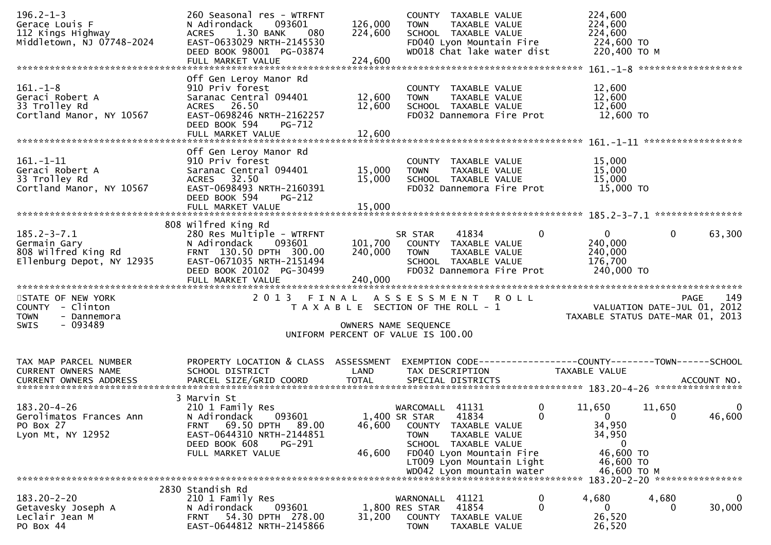```
196.2-1-3                       260 Seasonal res - WTRFNT               COUNTY  TAXABLE VALUE            224,600
Gerace Louis F                  N Adirondack     093601      126,000    TOWN    TAXABLE VALUE            224,600
112 Kings Highway               ACRES    1.30 BANK     080   224,600    SCHOOL  TAXABLE VALUE            224,600
Middletown, NJ 07748-2024       EAST-0633029 NRTH-2145530               FD040 Lyon Mountain Fire          224,600 TO
                                DEED BOOK 98001  PG-03874               WD018 Chat lake water dist        220,400 TO M
                                FULL MARKET VALUE            224,600
******************************************************************************************************* 161.-1-8 ******************
                                Off Gen Leroy Manor Rd
161.-1-8                        910 Priv forest                         COUNTY  TAXABLE VALUE             12,600
Geraci Robert A                 Saranac Central 094401        12,600    TOWN    TAXABLE VALUE             12,600
33 Trolley Rd                   ACRES   26.50                 12,600    SCHOOL  TAXABLE VALUE             12,600
Cortland Manor, NY 10567        EAST-0698246 NRTH-2162257               FD032 Dannemora Fire Prot          12,600 TO
                                DEED BOOK 594    PG-712
                                FULL MARKET VALUE             12,600
******************************************************************************************************* 161.-1-11 *****************
                                Off Gen Leroy Manor Rd
161.-1-11                       910 Priv forest                         COUNTY  TAXABLE VALUE             15,000
Geraci Robert A                 Saranac Central 094401        15,000    TOWN    TAXABLE VALUE             15,000
33 Trolley Rd                   ACRES   32.50                 15,000    SCHOOL  TAXABLE VALUE             15,000
Cortland Manor, NY 10567        EAST-0698493 NRTH-2160391               FD032 Dannemora Fire Prot          15,000 TO
                                DEED BOOK 594    PG-212
                                FULL MARKET VALUE             15,000
******************************************************************************************************* 185.2-3-7.1 ***************
                            808 Wilfred King Rd
185.2-3-7.1                     280 Res Multiple - WTRFNT              SR STAR     41834         0              0           0      63,300
Germain Gary                    N Adirondack     093601      101,700    COUNTY  TAXABLE VALUE            240,000
808 Wilfred King Rd             FRNT  130.50 DPTH  300.00    240,000    TOWN    TAXABLE VALUE            240,000
Ellenburg Depot, NY 12935       EAST-0671035 NRTH-2151494               SCHOOL  TAXABLE VALUE            176,700
                                DEED BOOK 20102  PG-30499               FD032 Dannemora Fire Prot         240,000 TO
                                FULL MARKET VALUE            240,000
************************************************************************************************************************************
STATE OF NEW YORK                    2 0 1 3   F I N A L   A S S E S S M E N T   R O L L                              PAGE    149
COUNTY  - Clinton                        T A X A B L E  SECTION OF THE ROLL - 1                          VALUATION DATE-JUL 01, 2012
TOWN    - Dannemora                                                                                    TAXABLE STATUS DATE-MAR 01, 2013
SWIS    - 093489                                     OWNERS NAME SEQUENCE
                                               UNIFORM PERCENT OF VALUE IS 100.00


TAX MAP PARCEL NUMBER           PROPERTY LOCATION & CLASS  ASSESSMENT  EXEMPTION CODE------------------COUNTY--------TOWN------SCHOOL
CURRENT OWNERS NAME             SCHOOL DISTRICT               LAND      TAX DESCRIPTION            TAXABLE VALUE
CURRENT OWNERS ADDRESS          PARCEL SIZE/GRID COORD        TOTAL     SPECIAL DISTRICTS                                 ACCOUNT NO.
******************************************************************************************************* 183.20-4-26 ***************
                              3 Marvin St
183.20-4-26                     210 1 Family Res                        WARCOMALL  41131         0         11,650      11,650           0
Gerolimatos Frances Ann         N Adirondack     093601        1,400 SR STAR    41834         0              0           0      46,600
PO Box 27                       FRNT   69.50 DPTH   89.00     46,600    COUNTY  TAXABLE VALUE             34,950
Lyon Mt, NY 12952               EAST-0644310 NRTH-2144851               TOWN    TAXABLE VALUE             34,950
                                DEED BOOK 608    PG-291                 SCHOOL  TAXABLE VALUE                  0
                                FULL MARKET VALUE             46,600    FD040 Lyon Mountain Fire           46,600 TO
                                                                        LT009 Lyon Mountain Light          46,600 TO
                                                                        WD042 Lyon mountain water          46,600 TO M
******************************************************************************************************* 183.20-2-20 ***************
                           2830 Standish Rd
183.20-2-20                     210 1 Family Res                        WARNONALL  41121         0          4,680       4,680           0
Getavesky Joseph A              N Adirondack     093601        1,800 RES STAR   41854         0              0           0      30,000
Leclair Jean M                  FRNT   54.30 DPTH  278.00     31,200    COUNTY  TAXABLE VALUE             26,520
PO Box 44                       EAST-0644812 NRTH-2145866               TOWN    TAXABLE VALUE             26,520
```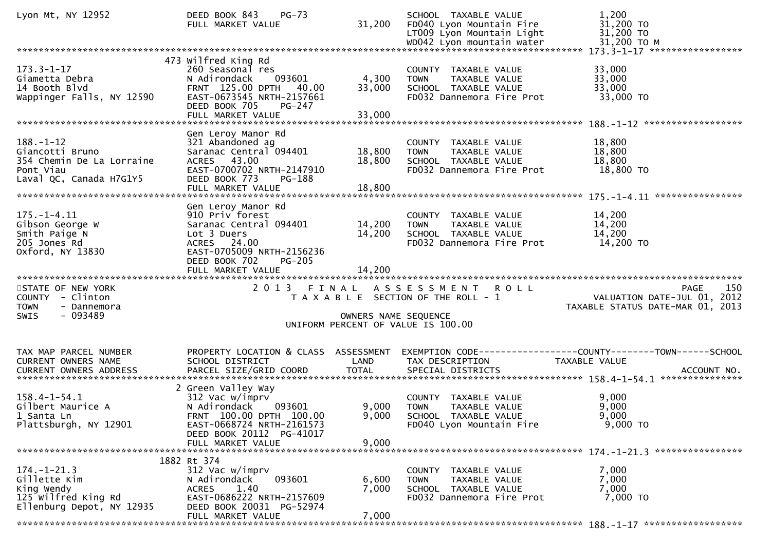```
Lyon Mt, NY 12952              DEED BOOK 843    PG-73                  SCHOOL  TAXABLE VALUE              1,200
                               FULL MARKET VALUE            31,200     FD040 Lyon Mountain Fire           31,200 TO
                                                                       LT009 Lyon Mountain Light          31,200 TO
                                                                       WD042 Lyon mountain water          31,200 TO M
******************************************************************************************************* 173.3-1-17 *****************
                            473 Wilfred King Rd
173.3-1-17                     260 Seasonal res                        COUNTY  TAXABLE VALUE             33,000
Giametta Debra                 N Adirondack    093601        4,300     TOWN    TAXABLE VALUE             33,000
14 Booth Blvd                  FRNT 125.00 DPTH  40.00      33,000     SCHOOL  TAXABLE VALUE             33,000
Wappinger Falls, NY 12590      EAST-0673545 NRTH-2157661               FD032 Dannemora Fire Prot          33,000 TO
                               DEED BOOK 705    PG-247
                               FULL MARKET VALUE            33,000
******************************************************************************************************* 188.-1-12 ******************
                               Gen Leroy Manor Rd
188.-1-12                      321 Abandoned ag                        COUNTY  TAXABLE VALUE             18,800
Giancotti Bruno                Saranac Central 094401       18,800     TOWN    TAXABLE VALUE             18,800
354 Chemin De La Lorraine      ACRES  43.00                 18,800     SCHOOL  TAXABLE VALUE             18,800
Pont Viau                      EAST-0700702 NRTH-2147910               FD032 Dannemora Fire Prot          18,800 TO
Laval QC, Canada H7G1Y5        DEED BOOK 773    PG-188
                               FULL MARKET VALUE            18,800
******************************************************************************************************* 175.-1-4.11 ****************
                               Gen Leroy Manor Rd
175.-1-4.11                    910 Priv forest                         COUNTY  TAXABLE VALUE             14,200
Gibson George W                Saranac Central 094401       14,200     TOWN    TAXABLE VALUE             14,200
Smith Paige N                  Lot 3 Duers                  14,200     SCHOOL  TAXABLE VALUE             14,200
205 Jones Rd                   ACRES  24.00                            FD032 Dannemora Fire Prot          14,200 TO
Oxford, NY 13830               EAST-0705009 NRTH-2156236
                               DEED BOOK 702    PG-205
                               FULL MARKET VALUE            14,200
************************************************************************************************************************************
STATE OF NEW YORK                       2 0 1 3   F I N A L   A S S E S S M E N T   R O L L                              PAGE    150
COUNTY  - Clinton                          T A X A B L E  SECTION OF THE ROLL - 1                         VALUATION DATE-JUL 01, 2012
TOWN    - Dannemora                                                                                  TAXABLE STATUS DATE-MAR 01, 2013
SWIS    - 093489                                         OWNERS NAME SEQUENCE
                                                 UNIFORM PERCENT OF VALUE IS 100.00


TAX MAP PARCEL NUMBER          PROPERTY LOCATION & CLASS  ASSESSMENT  EXEMPTION CODE------------------COUNTY--------TOWN------SCHOOL
CURRENT OWNERS NAME            SCHOOL DISTRICT               LAND     TAX DESCRIPTION            TAXABLE VALUE
CURRENT OWNERS ADDRESS         PARCEL SIZE/GRID COORD       TOTAL     SPECIAL DISTRICTS                                 ACCOUNT NO.
******************************************************************************************************* 158.4-1-54.1 ***************
                             2 Green Valley Way
158.4-1-54.1                   312 Vac w/imprv                         COUNTY  TAXABLE VALUE              9,000
Gilbert Maurice A              N Adirondack    093601        9,000     TOWN    TAXABLE VALUE              9,000
1 Santa Ln                     FRNT 100.00 DPTH 100.00       9,000     SCHOOL  TAXABLE VALUE              9,000
Plattsburgh, NY 12901          EAST-0668724 NRTH-2161573               FD040 Lyon Mountain Fire            9,000 TO
                               DEED BOOK 20112  PG-41017
                               FULL MARKET VALUE             9,000
******************************************************************************************************* 174.-1-21.3 ****************
                          1882 Rt 374
174.-1-21.3                    312 Vac w/imprv                         COUNTY  TAXABLE VALUE              7,000
Gillette Kim                   N Adirondack    093601        6,600     TOWN    TAXABLE VALUE              7,000
King Wendy                     ACRES   1.40                  7,000     SCHOOL  TAXABLE VALUE              7,000
125 Wilfred King Rd            EAST-0686222 NRTH-2157609               FD032 Dannemora Fire Prot           7,000 TO
Ellenburg Depot, NY 12935      DEED BOOK 20031  PG-52974
                               FULL MARKET VALUE             7,000
******************************************************************************************************* 188.-1-17 ******************
```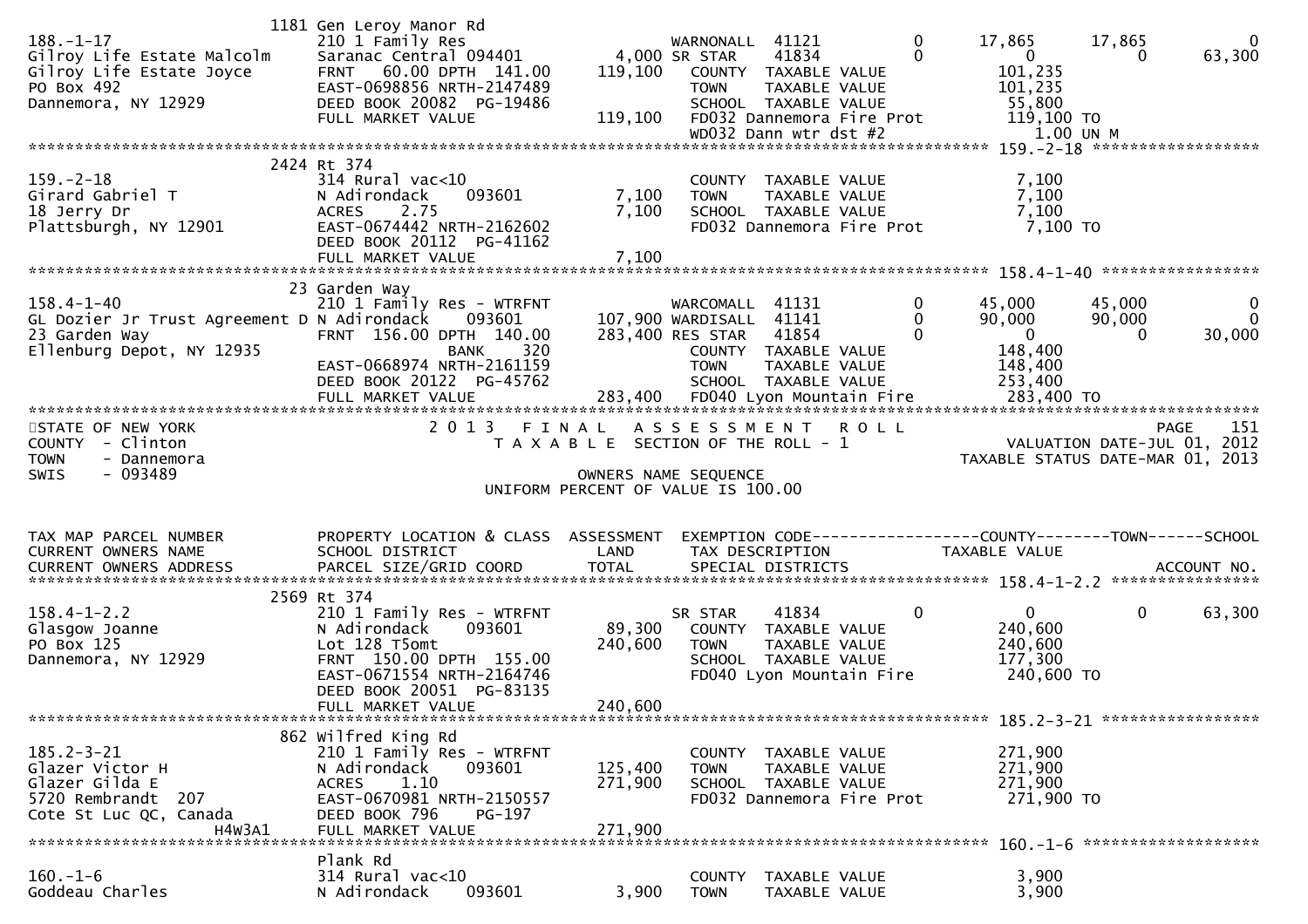| TAX MAP PARCEL NUMBER | PROPERTY LOCATION & CLASS | ASSESSMENT | EXEMPTION CODE | COUNTY | TOWN | SCHOOL |
|---|---|---|---|---|---|---|
| CURRENT OWNERS NAME | SCHOOL DISTRICT | LAND | TAX DESCRIPTION | TAXABLE VALUE | | |
| CURRENT OWNERS ADDRESS | PARCEL SIZE/GRID COORD | TOTAL | SPECIAL DISTRICTS | | | ACCOUNT NO. |
| | 1181 Gen Leroy Manor Rd | | | | | |
| 188.-1-17 | 210 1 Family Res | | WARNONALL 41121 0 | 17,865 | 17,865 | 0 |
| Gilroy Life Estate Malcolm | Saranac Central 094401 | 4,000 | SR STAR 41834 0 | 0 | 0 | 63,300 |
| Gilroy Life Estate Joyce | FRNT 60.00 DPTH 141.00 | 119,100 | COUNTY TAXABLE VALUE | 101,235 | | |
| PO Box 492 | EAST-0698856 NRTH-2147489 | | TOWN TAXABLE VALUE | 101,235 | | |
| Dannemora, NY 12929 | DEED BOOK 20082 PG-19486 | | SCHOOL TAXABLE VALUE | 55,800 | | |
| | FULL MARKET VALUE | 119,100 | FD032 Dannemora Fire Prot | 119,100 TO | | |
| | | | WD032 Dann wtr dst #2 | 1.00 UN M | | |
| | 2424 Rt 374 | | | | | |
| 159.-2-18 | 314 Rural vac<10 | | COUNTY TAXABLE VALUE | 7,100 | | |
| Girard Gabriel T | N Adirondack 093601 | 7,100 | TOWN TAXABLE VALUE | 7,100 | | |
| 18 Jerry Dr | ACRES 2.75 | 7,100 | SCHOOL TAXABLE VALUE | 7,100 | | |
| Plattsburgh, NY 12901 | EAST-0674442 NRTH-2162602 | | FD032 Dannemora Fire Prot | 7,100 TO | | |
| | DEED BOOK 20112 PG-41162 | | | | | |
| | FULL MARKET VALUE | 7,100 | | | | |
| | 23 Garden Way | | | | | |
| 158.4-1-40 | 210 1 Family Res - WTRFNT | | WARCOMALL 41131 0 | 45,000 | 45,000 | 0 |
| GL Dozier Jr Trust Agreement D | N Adirondack 093601 | 107,900 | WARDISALL 41141 0 | 90,000 | 90,000 | 0 |
| 23 Garden Way | FRNT 156.00 DPTH 140.00 | 283,400 | RES STAR 41854 0 | 0 | 0 | 30,000 |
| Ellenburg Depot, NY 12935 | BANK 320 | | COUNTY TAXABLE VALUE | 148,400 | | |
| | EAST-0668974 NRTH-2161159 | | TOWN TAXABLE VALUE | 148,400 | | |
| | DEED BOOK 20122 PG-45762 | | SCHOOL TAXABLE VALUE | 253,400 | | |
| | FULL MARKET VALUE | 283,400 | FD040 Lyon Mountain Fire | 283,400 TO | | |

STATE OF NEW YORK
COUNTY - Clinton
TOWN - Dannemora
SWIS - 093489

2 0 1 3 F I N A L A S S E S S M E N T R O L L
T A X A B L E SECTION OF THE ROLL - 1
OWNERS NAME SEQUENCE
UNIFORM PERCENT OF VALUE IS 100.00

VALUATION DATE-JUL 01, 2012
TAXABLE STATUS DATE-MAR 01, 2013

| TAX MAP PARCEL NUMBER | PROPERTY LOCATION & CLASS | ASSESSMENT | EXEMPTION CODE | COUNTY | TOWN | SCHOOL |
|---|---|---|---|---|---|---|
| CURRENT OWNERS NAME | SCHOOL DISTRICT | LAND | TAX DESCRIPTION | TAXABLE VALUE | | |
| CURRENT OWNERS ADDRESS | PARCEL SIZE/GRID COORD | TOTAL | SPECIAL DISTRICTS | | | ACCOUNT NO. |
| | 2569 Rt 374 | | | | | |
| 158.4-1-2.2 | 210 1 Family Res - WTRFNT | | SR STAR 41834 0 | 0 | 0 | 63,300 |
| Glasgow Joanne | N Adirondack 093601 | 89,300 | COUNTY TAXABLE VALUE | 240,600 | | |
| PO Box 125 | Lot 128 T5omt | 240,600 | TOWN TAXABLE VALUE | 240,600 | | |
| Dannemora, NY 12929 | FRNT 150.00 DPTH 155.00 | | SCHOOL TAXABLE VALUE | 177,300 | | |
| | EAST-0671554 NRTH-2164746 | | FD040 Lyon Mountain Fire | 240,600 TO | | |
| | DEED BOOK 20051 PG-83135 | | | | | |
| | FULL MARKET VALUE | 240,600 | | | | |
| | 862 Wilfred King Rd | | | | | |
| 185.2-3-21 | 210 1 Family Res - WTRFNT | | COUNTY TAXABLE VALUE | 271,900 | | |
| Glazer Victor H | N Adirondack 093601 | 125,400 | TOWN TAXABLE VALUE | 271,900 | | |
| Glazer Gilda E | ACRES 1.10 | 271,900 | SCHOOL TAXABLE VALUE | 271,900 | | |
| 5720 Rembrandt 207 | EAST-0670981 NRTH-2150557 | | FD032 Dannemora Fire Prot | 271,900 TO | | |
| Cote St Luc QC, Canada | DEED BOOK 796 PG-197 | | | | | |
| H4W3A1 | FULL MARKET VALUE | 271,900 | | | | |
| | Plank Rd | | | | | |
| 160.-1-6 | 314 Rural vac<10 | | COUNTY TAXABLE VALUE | 3,900 | | |
| Goddeau Charles | N Adirondack 093601 | 3,900 | TOWN TAXABLE VALUE | 3,900 | | |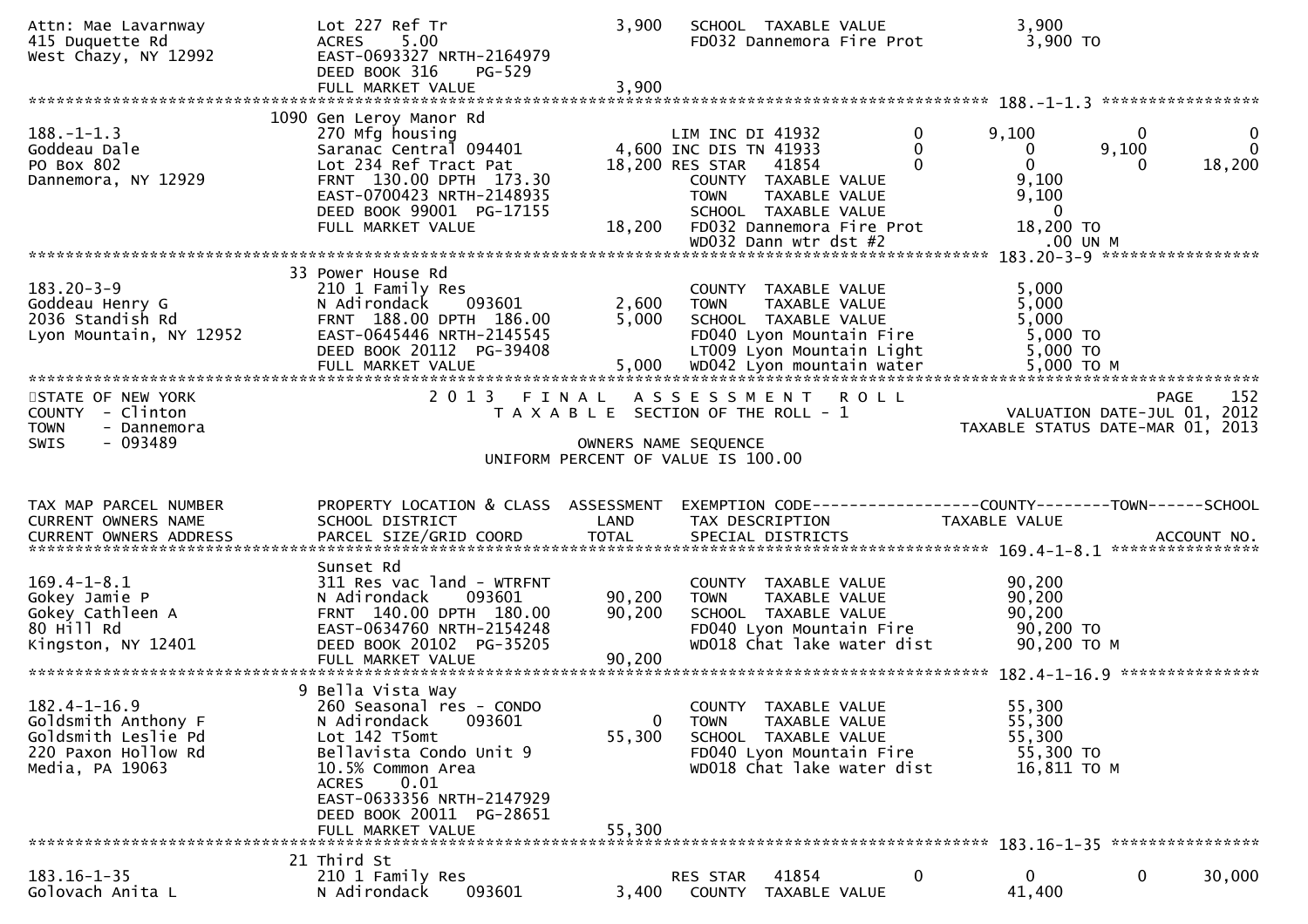```
Attn: Mae Lavarnway             Lot 227 Ref Tr                3,900   SCHOOL  TAXABLE VALUE              3,900
415 Duquette Rd                 ACRES    5.00                         FD032 Dannemora Fire Prot           3,900 TO
West Chazy, NY 12992            EAST-0693327 NRTH-2164979
                                DEED BOOK 316    PG-529
                                FULL MARKET VALUE             3,900
******************************************************************************************************* 188.-1-1.3 *****************
                               1090 Gen Leroy Manor Rd
188.-1-1.3                      270 Mfg housing                     LIM INC DI 41932          0       9,100           0             0
Goddeau Dale                    Saranac Central 094401        4,600 INC DIS TN 41933          0           0       9,100             0
PO Box 802                      Lot 234 Ref Tract Pat        18,200 RES STAR   41854          0           0           0        18,200
Dannemora, NY 12929             FRNT 130.00 DPTH 173.30               COUNTY  TAXABLE VALUE              9,100
                                EAST-0700423 NRTH-2148935             TOWN    TAXABLE VALUE              9,100
                                DEED BOOK 99001  PG-17155             SCHOOL  TAXABLE VALUE                  0
                                FULL MARKET VALUE            18,200   FD032 Dannemora Fire Prot          18,200 TO
                                                                      WD032 Dann wtr dst #2                 .00 UN M
******************************************************************************************************* 183.20-3-9 *****************
                                33 Power House Rd
183.20-3-9                      210 1 Family Res                      COUNTY  TAXABLE VALUE              5,000
Goddeau Henry G                 N Adirondack     093601       2,600   TOWN    TAXABLE VALUE              5,000
2036 Standish Rd                FRNT 188.00 DPTH 186.00       5,000   SCHOOL  TAXABLE VALUE              5,000
Lyon Mountain, NY 12952         EAST-0645446 NRTH-2145545             FD040 Lyon Mountain Fire            5,000 TO
                                DEED BOOK 20112  PG-39408             LT009 Lyon Mountain Light           5,000 TO
                                FULL MARKET VALUE             5,000   WD042 Lyon mountain water           5,000 TO M
************************************************************************************************************************************
STATE OF NEW YORK                  2 0 1 3   F I N A L   A S S E S S M E N T   R O L L                                 PAGE   152
COUNTY  - Clinton                      T A X A B L E  SECTION OF THE ROLL - 1                       VALUATION DATE-JUL 01, 2012
TOWN    - Dannemora                                                                              TAXABLE STATUS DATE-MAR 01, 2013
SWIS    - 093489                                       OWNERS NAME SEQUENCE
                                             UNIFORM PERCENT OF VALUE IS 100.00


TAX MAP PARCEL NUMBER           PROPERTY LOCATION & CLASS  ASSESSMENT  EXEMPTION CODE------------------COUNTY--------TOWN------SCHOOL
CURRENT OWNERS NAME             SCHOOL DISTRICT               LAND     TAX DESCRIPTION             TAXABLE VALUE
CURRENT OWNERS ADDRESS          PARCEL SIZE/GRID COORD       TOTAL     SPECIAL DISTRICTS                                  ACCOUNT NO.
******************************************************************************************************* 169.4-1-8.1 ****************
                                Sunset Rd
169.4-1-8.1                     311 Res vac land - WTRFNT             COUNTY  TAXABLE VALUE             90,200
Gokey Jamie P                   N Adirondack     093601      90,200   TOWN    TAXABLE VALUE             90,200
Gokey Cathleen A                FRNT 140.00 DPTH 180.00      90,200   SCHOOL  TAXABLE VALUE             90,200
80 Hill Rd                      EAST-0634760 NRTH-2154248             FD040 Lyon Mountain Fire           90,200 TO
Kingston, NY 12401              DEED BOOK 20102  PG-35205             WD018 Chat lake water dist         90,200 TO M
                                FULL MARKET VALUE            90,200
******************************************************************************************************* 182.4-1-16.9 ***************
                                9 Bella Vista Way
182.4-1-16.9                    260 Seasonal res - CONDO              COUNTY  TAXABLE VALUE             55,300
Goldsmith Anthony F             N Adirondack     093601           0   TOWN    TAXABLE VALUE             55,300
Goldsmith Leslie Pd             Lot 142 T5omt                55,300   SCHOOL  TAXABLE VALUE             55,300
220 Paxon Hollow Rd             Bellavista Condo Unit 9               FD040 Lyon Mountain Fire           55,300 TO
Media, PA 19063                 10.5% Common Area                     WD018 Chat lake water dist         16,811 TO M
                                ACRES    0.01
                                EAST-0633356 NRTH-2147929
                                DEED BOOK 20011  PG-28651
                                FULL MARKET VALUE            55,300
******************************************************************************************************* 183.16-1-35 ****************
                                21 Third St
183.16-1-35                     210 1 Family Res                    RES STAR   41854          0           0           0        30,000
Golovach Anita L                N Adirondack     093601       3,400   COUNTY  TAXABLE VALUE             41,400
```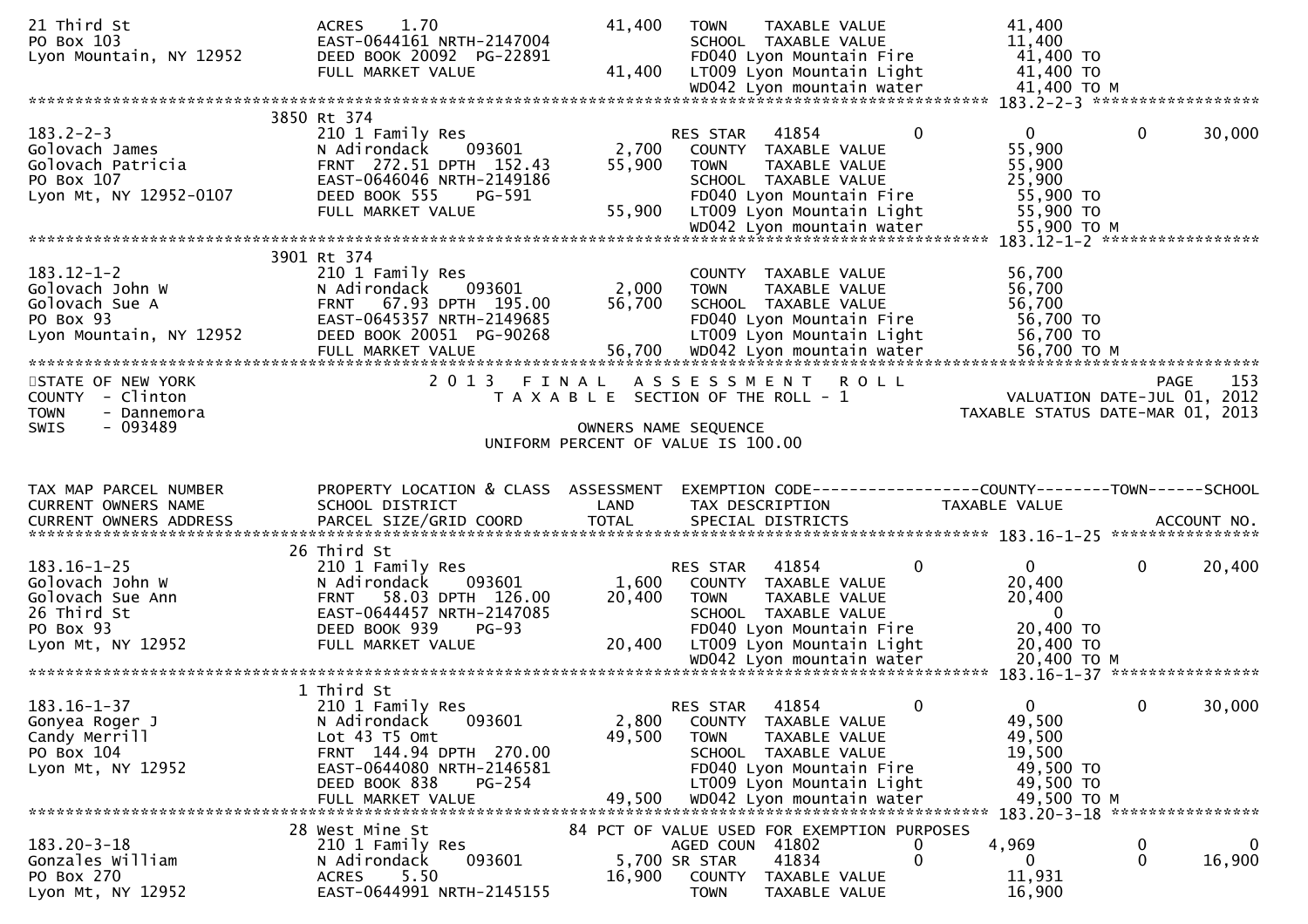```
21 Third St                         ACRES     1.70                    41,400    TOWN     TAXABLE VALUE              41,400
PO Box 103                          EAST-0644161 NRTH-2147004                    SCHOOL   TAXABLE VALUE              11,400
Lyon Mountain, NY 12952             DEED BOOK 20092  PG-22891                    FD040 Lyon Mountain Fire            41,400 TO
                                    FULL MARKET VALUE                 41,400    LT009 Lyon Mountain Light           41,400 TO
                                                                                 WD042 Lyon mountain water           41,400 TO M
******************************************************************************************************* 183.2-2-3 ******************
                          3850 Rt 374
183.2-2-3                           210 1 Family Res                            RES STAR    41854          0             0          0      30,000
Golovach James                      N Adirondack      093601          2,700    COUNTY   TAXABLE VALUE              55,900
Golovach Patricia                   FRNT  272.51 DPTH  152.43        55,900    TOWN     TAXABLE VALUE              55,900
PO Box 107                          EAST-0646046 NRTH-2149186                    SCHOOL   TAXABLE VALUE              25,900
Lyon Mt, NY 12952-0107              DEED BOOK 555     PG-591                     FD040 Lyon Mountain Fire            55,900 TO
                                    FULL MARKET VALUE                 55,900    LT009 Lyon Mountain Light           55,900 TO
                                                                                 WD042 Lyon mountain water           55,900 TO M
******************************************************************************************************* 183.12-1-2 *****************
                          3901 Rt 374
183.12-1-2                          210 1 Family Res                            COUNTY   TAXABLE VALUE              56,700
Golovach John W                     N Adirondack      093601          2,000    TOWN     TAXABLE VALUE              56,700
Golovach Sue A                      FRNT   67.93 DPTH  195.00        56,700    SCHOOL   TAXABLE VALUE              56,700
PO Box 93                           EAST-0645357 NRTH-2149685                    FD040 Lyon Mountain Fire            56,700 TO
Lyon Mountain, NY 12952             DEED BOOK 20051  PG-90268                    LT009 Lyon Mountain Light           56,700 TO
                                    FULL MARKET VALUE                 56,700    WD042 Lyon mountain water           56,700 TO M
************************************************************************************************************************************
STATE OF NEW YORK                   2 0 1 3   F I N A L   A S S E S S M E N T   R O L L                                  PAGE    153
COUNTY  - Clinton                         T A X A B L E  SECTION OF THE ROLL - 1                        VALUATION DATE-JUL 01, 2012
TOWN    - Dannemora                                                                                   TAXABLE STATUS DATE-MAR 01, 2013
SWIS    - 093489                                          OWNERS NAME SEQUENCE
                                                UNIFORM PERCENT OF VALUE IS 100.00


TAX MAP PARCEL NUMBER               PROPERTY LOCATION & CLASS  ASSESSMENT  EXEMPTION CODE------------------COUNTY--------TOWN------SCHOOL
CURRENT OWNERS NAME                 SCHOOL DISTRICT               LAND      TAX DESCRIPTION              TAXABLE VALUE
CURRENT OWNERS ADDRESS              PARCEL SIZE/GRID COORD        TOTAL     SPECIAL DISTRICTS                                 ACCOUNT NO.
******************************************************************************************************* 183.16-1-25 ****************
                          26 Third St
183.16-1-25                         210 1 Family Res                            RES STAR    41854          0             0          0      20,400
Golovach John W                     N Adirondack      093601          1,600    COUNTY   TAXABLE VALUE              20,400
Golovach Sue Ann                    FRNT   58.03 DPTH  126.00        20,400    TOWN     TAXABLE VALUE              20,400
26 Third St                         EAST-0644457 NRTH-2147085                    SCHOOL   TAXABLE VALUE                   0
PO Box 93                           DEED BOOK 939     PG-93                      FD040 Lyon Mountain Fire            20,400 TO
Lyon Mt, NY 12952                   FULL MARKET VALUE                 20,400    LT009 Lyon Mountain Light           20,400 TO
                                                                                 WD042 Lyon mountain water           20,400 TO M
******************************************************************************************************* 183.16-1-37 ****************
                          1 Third St
183.16-1-37                         210 1 Family Res                            RES STAR    41854          0             0          0      30,000
Gonyea Roger J                      N Adirondack      093601          2,800    COUNTY   TAXABLE VALUE              49,500
Candy Merrill                       Lot 43 T5 Omt                    49,500    TOWN     TAXABLE VALUE              49,500
PO Box 104                          FRNT  144.94 DPTH  270.00                    SCHOOL   TAXABLE VALUE              19,500
Lyon Mt, NY 12952                   EAST-0644080 NRTH-2146581                    FD040 Lyon Mountain Fire            49,500 TO
                                    DEED BOOK 838     PG-254                     LT009 Lyon Mountain Light           49,500 TO
                                    FULL MARKET VALUE                 49,500    WD042 Lyon mountain water           49,500 TO M
******************************************************************************************************* 183.20-3-18 ****************
                          28 West Mine St                84 PCT OF VALUE USED FOR EXEMPTION PURPOSES
183.20-3-18                         210 1 Family Res                            AGED COUN   41802          0         4,969          0           0
Gonzales William                    N Adirondack      093601          5,700 SR STAR     41834          0             0          0      16,900
PO Box 270                          ACRES     5.50                    16,900    COUNTY   TAXABLE VALUE              11,931
Lyon Mt, NY 12952                   EAST-0644991 NRTH-2145155                    TOWN     TAXABLE VALUE              16,900
```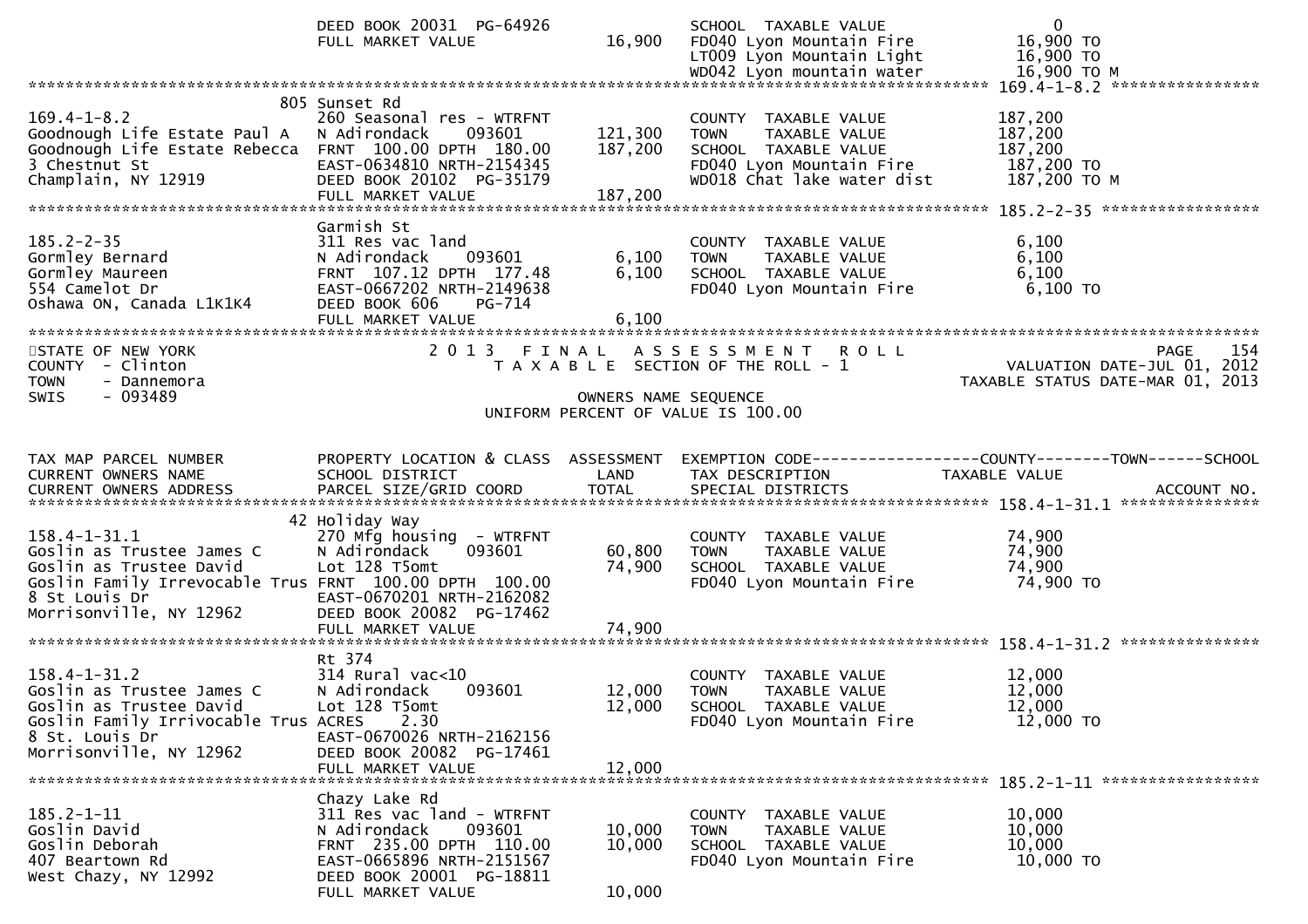```
                               DEED BOOK 20031  PG-64926                SCHOOL  TAXABLE VALUE                    0
                               FULL MARKET VALUE           16,900      FD040 Lyon Mountain Fire             16,900 TO
                                                                       LT009 Lyon Mountain Light            16,900 TO
                                                                       WD042 Lyon mountain water            16,900 TO M
******************************************************************************************************* 169.4-1-8.2 ****************
                             805 Sunset Rd
169.4-1-8.2                    260 Seasonal res - WTRFNT                COUNTY  TAXABLE VALUE           187,200
Goodnough Life Estate Paul A   N Adirondack    093601      121,300     TOWN    TAXABLE VALUE           187,200
Goodnough Life Estate Rebecca  FRNT 100.00 DPTH 180.00     187,200     SCHOOL  TAXABLE VALUE           187,200
3 Chestnut St                  EAST-0634810 NRTH-2154345               FD040 Lyon Mountain Fire         187,200 TO
Champlain, NY 12919            DEED BOOK 20102  PG-35179               WD018 Chat lake water dist       187,200 TO M
                               FULL MARKET VALUE          187,200
******************************************************************************************************* 185.2-2-35 *****************
                               Garmish St
185.2-2-35                     311 Res vac land                         COUNTY  TAXABLE VALUE             6,100
Gormley Bernard                N Adirondack    093601        6,100     TOWN    TAXABLE VALUE             6,100
Gormley Maureen                FRNT 107.12 DPTH 177.48       6,100     SCHOOL  TAXABLE VALUE             6,100
554 Camelot Dr                 EAST-0667202 NRTH-2149638               FD040 Lyon Mountain Fire           6,100 TO
Oshawa ON, Canada L1K1K4       DEED BOOK 606    PG-714
                               FULL MARKET VALUE            6,100
************************************************************************************************************************************
STATE OF NEW YORK                     2 0 1 3   F I N A L   A S S E S S M E N T   R O L L                            PAGE    154
COUNTY  - Clinton                         T A X A B L E  SECTION OF THE ROLL - 1                     VALUATION DATE-JUL 01, 2012
TOWN    - Dannemora                                                                             TAXABLE STATUS DATE-MAR 01, 2013
SWIS    - 093489                                        OWNERS NAME SEQUENCE
                                                UNIFORM PERCENT OF VALUE IS 100.00


TAX MAP PARCEL NUMBER          PROPERTY LOCATION & CLASS  ASSESSMENT  EXEMPTION CODE------------------COUNTY--------TOWN------SCHOOL
CURRENT OWNERS NAME            SCHOOL DISTRICT               LAND      TAX DESCRIPTION              TAXABLE VALUE
CURRENT OWNERS ADDRESS         PARCEL SIZE/GRID COORD        TOTAL     SPECIAL DISTRICTS                                  ACCOUNT NO.
******************************************************************************************************* 158.4-1-31.1 ***************
                              42 Holiday Way
158.4-1-31.1                   270 Mfg housing  - WTRFNT                COUNTY  TAXABLE VALUE            74,900
Goslin as Trustee James C      N Adirondack    093601       60,800     TOWN    TAXABLE VALUE            74,900
Goslin as Trustee David        Lot 128 T5omt                74,900     SCHOOL  TAXABLE VALUE            74,900
Goslin Family Irrevocable Trus FRNT 100.00 DPTH 100.00                 FD040 Lyon Mountain Fire          74,900 TO
8 St Louis Dr                  EAST-0670201 NRTH-2162082
Morrisonville, NY 12962        DEED BOOK 20082  PG-17462
                               FULL MARKET VALUE           74,900
******************************************************************************************************* 158.4-1-31.2 ***************
                               Rt 374
158.4-1-31.2                   314 Rural vac<10                         COUNTY  TAXABLE VALUE            12,000
Goslin as Trustee James C      N Adirondack    093601       12,000     TOWN    TAXABLE VALUE            12,000
Goslin as Trustee David        Lot 128 T5omt                12,000     SCHOOL  TAXABLE VALUE            12,000
Goslin Family Irrivocable Trus ACRES    2.30                           FD040 Lyon Mountain Fire          12,000 TO
8 St. Louis Dr                 EAST-0670026 NRTH-2162156
Morrisonville, NY 12962        DEED BOOK 20082  PG-17461
                               FULL MARKET VALUE           12,000
******************************************************************************************************* 185.2-1-11 *****************
                               Chazy Lake Rd
185.2-1-11                     311 Res vac land - WTRFNT                COUNTY  TAXABLE VALUE            10,000
Goslin David                   N Adirondack    093601       10,000     TOWN    TAXABLE VALUE            10,000
Goslin Deborah                 FRNT 235.00 DPTH 110.00      10,000     SCHOOL  TAXABLE VALUE            10,000
407 Beartown Rd                EAST-0665896 NRTH-2151567               FD040 Lyon Mountain Fire          10,000 TO
West Chazy, NY 12992           DEED BOOK 20001  PG-18811
                               FULL MARKET VALUE           10,000
```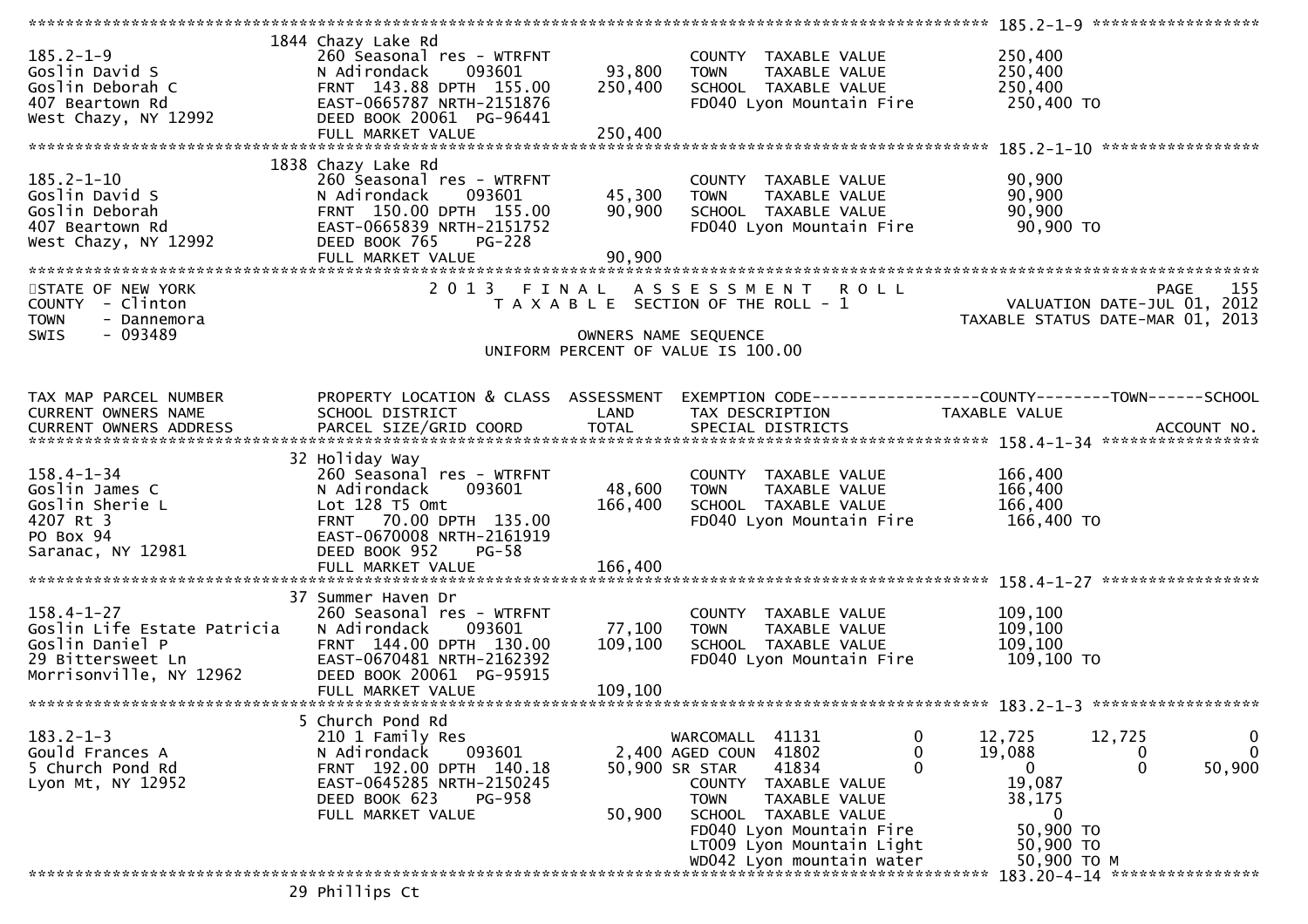```
******************************************************************************************************* 185.2-1-9 ******************
                    1844 Chazy Lake Rd
185.2-1-9           260 Seasonal res - WTRFNT              COUNTY  TAXABLE VALUE          250,400
Goslin David S      N Adirondack    093601       93,800    TOWN    TAXABLE VALUE          250,400
Goslin Deborah C    FRNT 143.88 DPTH 155.00     250,400    SCHOOL  TAXABLE VALUE          250,400
407 Beartown Rd     EAST-0665787 NRTH-2151876              FD040 Lyon Mountain Fire        250,400 TO
West Chazy, NY 12992 DEED BOOK 20061  PG-96441
                    FULL MARKET VALUE           250,400
******************************************************************************************************* 185.2-1-10 *****************
                    1838 Chazy Lake Rd
185.2-1-10          260 Seasonal res - WTRFNT              COUNTY  TAXABLE VALUE           90,900
Goslin David S      N Adirondack    093601       45,300    TOWN    TAXABLE VALUE           90,900
Goslin Deborah      FRNT 150.00 DPTH 155.00      90,900    SCHOOL  TAXABLE VALUE           90,900
407 Beartown Rd     EAST-0665839 NRTH-2151752              FD040 Lyon Mountain Fire         90,900 TO
West Chazy, NY 12992 DEED BOOK 765    PG-228
                    FULL MARKET VALUE            90,900
************************************************************************************************************************************
STATE OF NEW YORK                 2 0 1 3   F I N A L   A S S E S S M E N T   R O L L                                  PAGE    155
COUNTY  - Clinton                     T A X A B L E  SECTION OF THE ROLL - 1                            VALUATION DATE-JUL 01, 2012
TOWN    - Dannemora                                                                                TAXABLE STATUS DATE-MAR 01, 2013
SWIS    - 093489                                   OWNERS NAME SEQUENCE
                                          UNIFORM PERCENT OF VALUE IS 100.00


TAX MAP PARCEL NUMBER          PROPERTY LOCATION & CLASS  ASSESSMENT  EXEMPTION CODE------------------COUNTY--------TOWN------SCHOOL
CURRENT OWNERS NAME            SCHOOL DISTRICT               LAND      TAX DESCRIPTION             TAXABLE VALUE
CURRENT OWNERS ADDRESS         PARCEL SIZE/GRID COORD        TOTAL     SPECIAL DISTRICTS                                   ACCOUNT NO.
******************************************************************************************************* 158.4-1-34 *****************
                    32 Holiday Way
158.4-1-34          260 Seasonal res - WTRFNT              COUNTY  TAXABLE VALUE          166,400
Goslin James C      N Adirondack    093601       48,600    TOWN    TAXABLE VALUE          166,400
Goslin Sherie L     Lot 128 T5 Omt              166,400    SCHOOL  TAXABLE VALUE          166,400
4207 Rt 3           FRNT  70.00 DPTH 135.00                FD040 Lyon Mountain Fire        166,400 TO
PO Box 94           EAST-0670008 NRTH-2161919
Saranac, NY 12981   DEED BOOK 952    PG-58
                    FULL MARKET VALUE           166,400
******************************************************************************************************* 158.4-1-27 *****************
                    37 Summer Haven Dr
158.4-1-27          260 Seasonal res - WTRFNT              COUNTY  TAXABLE VALUE          109,100
Goslin Life Estate Patricia N Adirondack 093601  77,100    TOWN    TAXABLE VALUE          109,100
Goslin Daniel P     FRNT 144.00 DPTH 130.00     109,100    SCHOOL  TAXABLE VALUE          109,100
29 Bittersweet Ln   EAST-0670481 NRTH-2162392              FD040 Lyon Mountain Fire        109,100 TO
Morrisonville, NY 12962 DEED BOOK 20061  PG-95915
                    FULL MARKET VALUE           109,100
******************************************************************************************************* 183.2-1-3 ******************
                    5 Church Pond Rd
183.2-1-3           210 1 Family Res               WARCOMALL  41131        0      12,725      12,725           0
Gould Frances A     N Adirondack    093601      2,400 AGED COUN  41802        0      19,088           0           0
5 Church Pond Rd    FRNT 192.00 DPTH 140.18    50,900 SR STAR    41834        0           0           0      50,900
Lyon Mt, NY 12952   EAST-0645285 NRTH-2150245      COUNTY  TAXABLE VALUE            19,087
                    DEED BOOK 623    PG-958        TOWN    TAXABLE VALUE            38,175
                    FULL MARKET VALUE          50,900  SCHOOL  TAXABLE VALUE             0
                                                   FD040 Lyon Mountain Fire          50,900 TO
                                                   LT009 Lyon Mountain Light         50,900 TO
                                                   WD042 Lyon mountain water         50,900 TO M
******************************************************************************************************* 183.20-4-14 ****************
                    29 Phillips Ct
```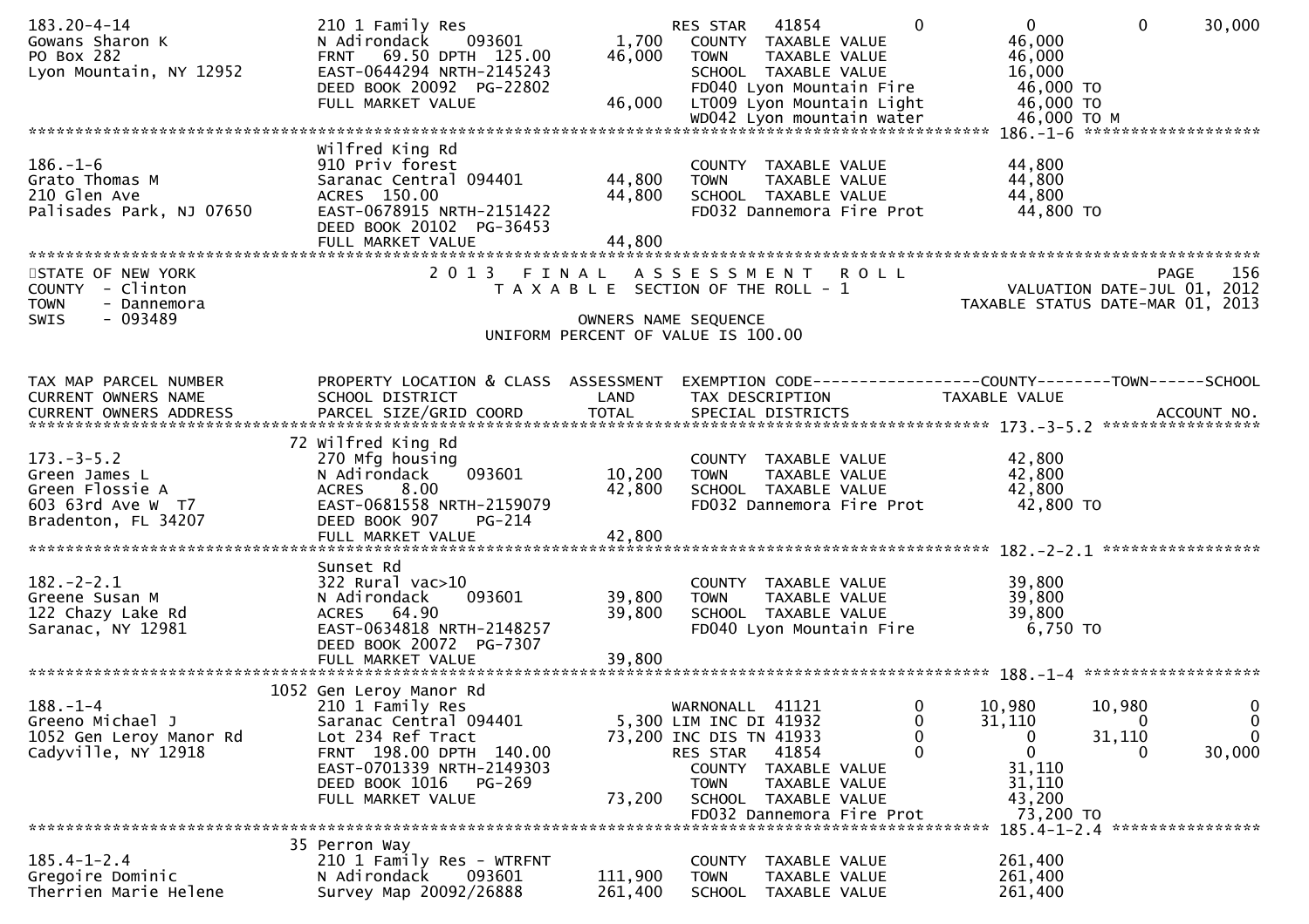| | | | | | | | |
|---|---|---|---|---|---|---|---|
| 183.20-4-14 | 210 1 Family Res | | RES STAR 41854 | 0 | 0 | 0 | 30,000 |
| Gowans Sharon K | N Adirondack 093601 | 1,700 | COUNTY TAXABLE VALUE | | 46,000 | | |
| PO Box 282 | FRNT 69.50 DPTH 125.00 | 46,000 | TOWN TAXABLE VALUE | | 46,000 | | |
| Lyon Mountain, NY 12952 | EAST-0644294 NRTH-2145243 | | SCHOOL TAXABLE VALUE | | 16,000 | | |
| | DEED BOOK 20092 PG-22802 | | FD040 Lyon Mountain Fire | | 46,000 TO | | |
| | FULL MARKET VALUE | 46,000 | LT009 Lyon Mountain Light | | 46,000 TO | | |
| | | | WD042 Lyon mountain water | | 46,000 TO M | | |

************************************************************************************************ 186.-1-6 ******************

| | | | | |
|---|---|---|---|---|
| | Wilfred King Rd | | | |
| 186.-1-6 | 910 Priv forest | | COUNTY TAXABLE VALUE | 44,800 |
| Grato Thomas M | Saranac Central 094401 | 44,800 | TOWN TAXABLE VALUE | 44,800 |
| 210 Glen Ave | ACRES 150.00 | 44,800 | SCHOOL TAXABLE VALUE | 44,800 |
| Palisades Park, NJ 07650 | EAST-0678915 NRTH-2151422 | | FD032 Dannemora Fire Prot | 44,800 TO |
| | DEED BOOK 20102 PG-36453 | | | |
| | FULL MARKET VALUE | 44,800 | | |

************************************************************************************************

STATE OF NEW YORK — 2013 FINAL ASSESSMENT ROLL — PAGE 156
COUNTY - Clinton — TAXABLE SECTION OF THE ROLL - 1 — VALUATION DATE-JUL 01, 2012
TOWN - Dannemora — TAXABLE STATUS DATE-MAR 01, 2013
SWIS - 093489 — OWNERS NAME SEQUENCE
UNIFORM PERCENT OF VALUE IS 100.00

| TAX MAP PARCEL NUMBER / CURRENT OWNERS NAME / CURRENT OWNERS ADDRESS | PROPERTY LOCATION & CLASS / SCHOOL DISTRICT / PARCEL SIZE/GRID COORD | ASSESSMENT LAND / TOTAL | EXEMPTION CODE / TAX DESCRIPTION / SPECIAL DISTRICTS | | COUNTY TAXABLE VALUE | TOWN | SCHOOL ACCOUNT NO. |
|---|---|---|---|---|---|---|---|
| | | | | | | | 173.-3-5.2 |
| | 72 Wilfred King Rd | | | | | | |
| 173.-3-5.2 | 270 Mfg housing | | COUNTY TAXABLE VALUE | | 42,800 | | |
| Green James L | N Adirondack 093601 | 10,200 | TOWN TAXABLE VALUE | | 42,800 | | |
| Green Flossie A | ACRES 8.00 | 42,800 | SCHOOL TAXABLE VALUE | | 42,800 | | |
| 603 63rd Ave W T7 | EAST-0681558 NRTH-2159079 | | FD032 Dannemora Fire Prot | | 42,800 TO | | |
| Bradenton, FL 34207 | DEED BOOK 907 PG-214 | | | | | | |
| | FULL MARKET VALUE | 42,800 | | | | | |
| | | | | | | | 182.-2-2.1 |
| | Sunset Rd | | | | | | |
| 182.-2-2.1 | 322 Rural vac>10 | | COUNTY TAXABLE VALUE | | 39,800 | | |
| Greene Susan M | N Adirondack 093601 | 39,800 | TOWN TAXABLE VALUE | | 39,800 | | |
| 122 Chazy Lake Rd | ACRES 64.90 | 39,800 | SCHOOL TAXABLE VALUE | | 39,800 | | |
| Saranac, NY 12981 | EAST-0634818 NRTH-2148257 | | FD040 Lyon Mountain Fire | | 6,750 TO | | |
| | DEED BOOK 20072 PG-7307 | | | | | | |
| | FULL MARKET VALUE | 39,800 | | | | | |
| | | | | | | | 188.-1-4 |
| | 1052 Gen Leroy Manor Rd | | | | | | |
| 188.-1-4 | 210 1 Family Res | | WARNONALL 41121 | 0 | 10,980 | 10,980 | 0 |
| Greeno Michael J | Saranac Central 094401 | 5,300 | LIM INC DI 41932 | 0 | 31,110 | 0 | 0 |
| 1052 Gen Leroy Manor Rd | Lot 234 Ref Tract | 73,200 | INC DIS TN 41933 | 0 | 0 | 31,110 | 0 |
| Cadyville, NY 12918 | FRNT 198.00 DPTH 140.00 | | RES STAR 41854 | 0 | 0 | 0 | 30,000 |
| | EAST-0701339 NRTH-2149303 | | COUNTY TAXABLE VALUE | | 31,110 | | |
| | DEED BOOK 1016 PG-269 | | TOWN TAXABLE VALUE | | 31,110 | | |
| | FULL MARKET VALUE | 73,200 | SCHOOL TAXABLE VALUE | | 43,200 | | |
| | | | FD032 Dannemora Fire Prot | | 73,200 TO | | |
| | | | | | | | 185.4-1-2.4 |
| | 35 Perron Way | | | | | | |
| 185.4-1-2.4 | 210 1 Family Res - WTRFNT | | COUNTY TAXABLE VALUE | | 261,400 | | |
| Gregoire Dominic | N Adirondack 093601 | 111,900 | TOWN TAXABLE VALUE | | 261,400 | | |
| Therrien Marie Helene | Survey Map 20092/26888 | 261,400 | SCHOOL TAXABLE VALUE | | 261,400 | | |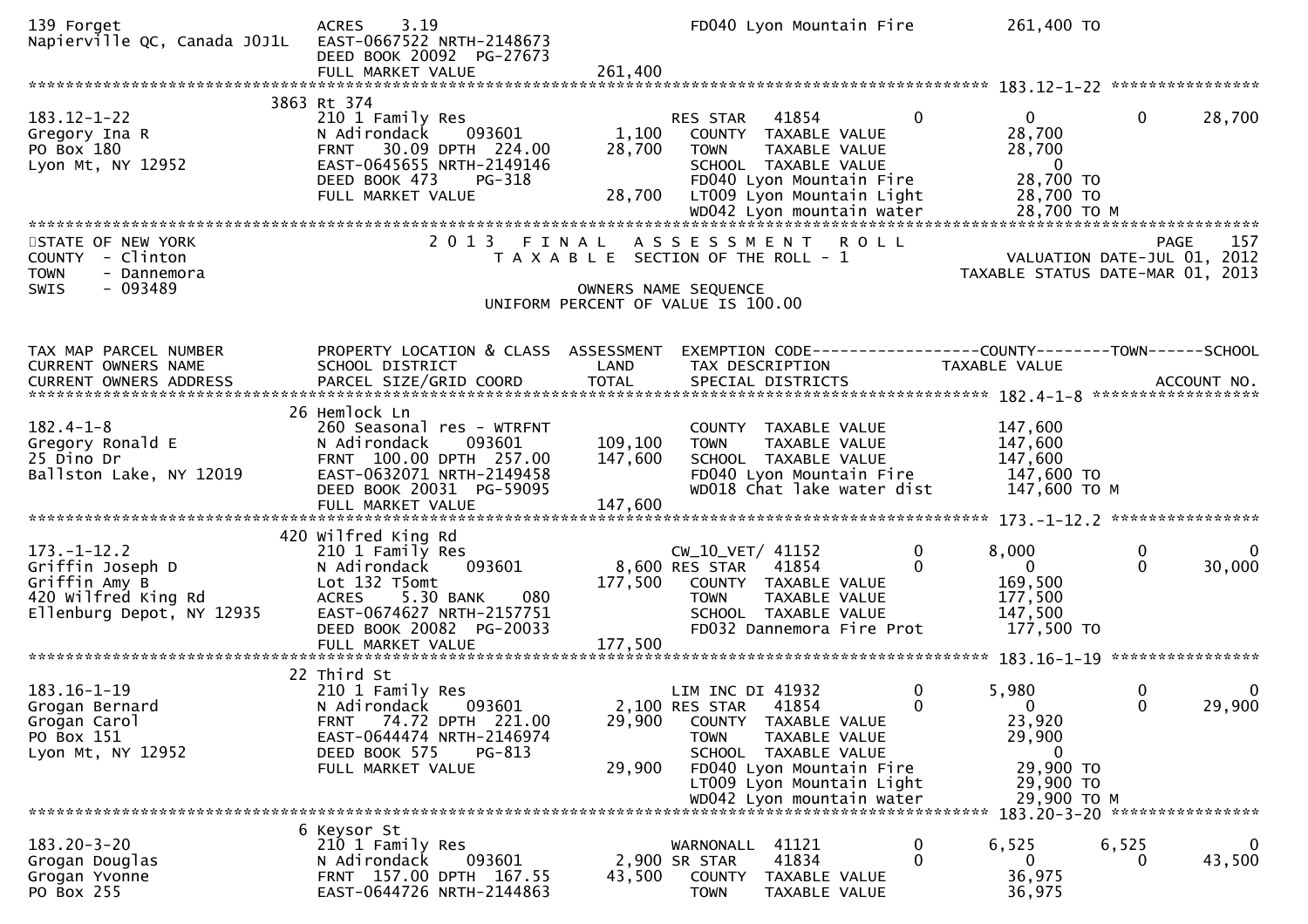```
139 Forget                     ACRES     3.19                              FD040 Lyon Mountain Fire          261,400 TO
Napierville QC, Canada J0J1L   EAST-0667522 NRTH-2148673
                               DEED BOOK 20092  PG-27673
                               FULL MARKET VALUE              261,400
******************************************************************************************************* 183.12-1-22 ****************
                          3863 Rt 374
183.12-1-22                    210 1 Family Res                    RES STAR   41854          0          0          0     28,700
Gregory Ina R                  N Adirondack      093601      1,100    COUNTY  TAXABLE VALUE           28,700
PO Box 180                     FRNT   30.09 DPTH  224.00    28,700    TOWN    TAXABLE VALUE           28,700
Lyon Mt, NY 12952              EAST-0645655 NRTH-2149146             SCHOOL  TAXABLE VALUE                0
                               DEED BOOK 473     PG-318              FD040 Lyon Mountain Fire          28,700 TO
                               FULL MARKET VALUE            28,700    LT009 Lyon Mountain Light         28,700 TO
                                                                   WD042 Lyon mountain water         28,700 TO M
************************************************************************************************************************************
STATE OF NEW YORK                  2 0 1 3   F I N A L   A S S E S S M E N T   R O L L                                PAGE    157
COUNTY  - Clinton                       T A X A B L E  SECTION OF THE ROLL - 1                      VALUATION DATE-JUL 01, 2012
TOWN    - Dannemora                                                                               TAXABLE STATUS DATE-MAR 01, 2013
SWIS    - 093489                                      OWNERS NAME SEQUENCE
                                             UNIFORM PERCENT OF VALUE IS 100.00


TAX MAP PARCEL NUMBER          PROPERTY LOCATION & CLASS  ASSESSMENT  EXEMPTION CODE------------------COUNTY--------TOWN------SCHOOL
CURRENT OWNERS NAME            SCHOOL DISTRICT               LAND      TAX DESCRIPTION            TAXABLE VALUE
CURRENT OWNERS ADDRESS         PARCEL SIZE/GRID COORD        TOTAL     SPECIAL DISTRICTS                                  ACCOUNT NO.
******************************************************************************************************* 182.4-1-8 ******************
                            26 Hemlock Ln
182.4-1-8                      260 Seasonal res - WTRFNT              COUNTY  TAXABLE VALUE          147,600
Gregory Ronald E               N Adirondack      093601    109,100    TOWN    TAXABLE VALUE          147,600
25 Dino Dr                     FRNT  100.00 DPTH  257.00   147,600    SCHOOL  TAXABLE VALUE          147,600
Ballston Lake, NY 12019        EAST-0632071 NRTH-2149458             FD040 Lyon Mountain Fire         147,600 TO
                               DEED BOOK 20031  PG-59095             WD018 Chat lake water dist        147,600 TO M
                               FULL MARKET VALUE           147,600
******************************************************************************************************* 173.-1-12.2 ****************
                           420 Wilfred King Rd
173.-1-12.2                    210 1 Family Res                    CW_10_VET/ 41152          0      8,000          0          0
Griffin Joseph D               N Adirondack      093601      8,600 RES STAR   41854          0          0          0     30,000
Griffin Amy B                  Lot 132 T5omt               177,500    COUNTY  TAXABLE VALUE          169,500
420 Wilfred King Rd            ACRES     5.30 BANK     080            TOWN    TAXABLE VALUE          177,500
Ellenburg Depot, NY 12935      EAST-0674627 NRTH-2157751             SCHOOL  TAXABLE VALUE          147,500
                               DEED BOOK 20082  PG-20033             FD032 Dannemora Fire Prot        177,500 TO
                               FULL MARKET VALUE           177,500
******************************************************************************************************* 183.16-1-19 ****************
                            22 Third St
183.16-1-19                    210 1 Family Res                    LIM INC DI 41932          0      5,980          0          0
Grogan Bernard                 N Adirondack      093601      2,100 RES STAR   41854          0          0          0     29,900
Grogan Carol                   FRNT   74.72 DPTH  221.00    29,900    COUNTY  TAXABLE VALUE           23,920
PO Box 151                     EAST-0644474 NRTH-2146974             TOWN    TAXABLE VALUE           29,900
Lyon Mt, NY 12952              DEED BOOK 575     PG-813              SCHOOL  TAXABLE VALUE                0
                               FULL MARKET VALUE            29,900    FD040 Lyon Mountain Fire          29,900 TO
                                                                   LT009 Lyon Mountain Light         29,900 TO
                                                                   WD042 Lyon mountain water         29,900 TO M
******************************************************************************************************* 183.20-3-20 ****************
                             6 Keysor St
183.20-3-20                    210 1 Family Res                    WARNONALL  41121          0      6,525      6,525          0
Grogan Douglas                 N Adirondack      093601      2,900 SR STAR    41834          0          0          0     43,500
Grogan Yvonne                  FRNT  157.00 DPTH  167.55    43,500    COUNTY  TAXABLE VALUE           36,975
PO Box 255                     EAST-0644726 NRTH-2144863             TOWN    TAXABLE VALUE           36,975
```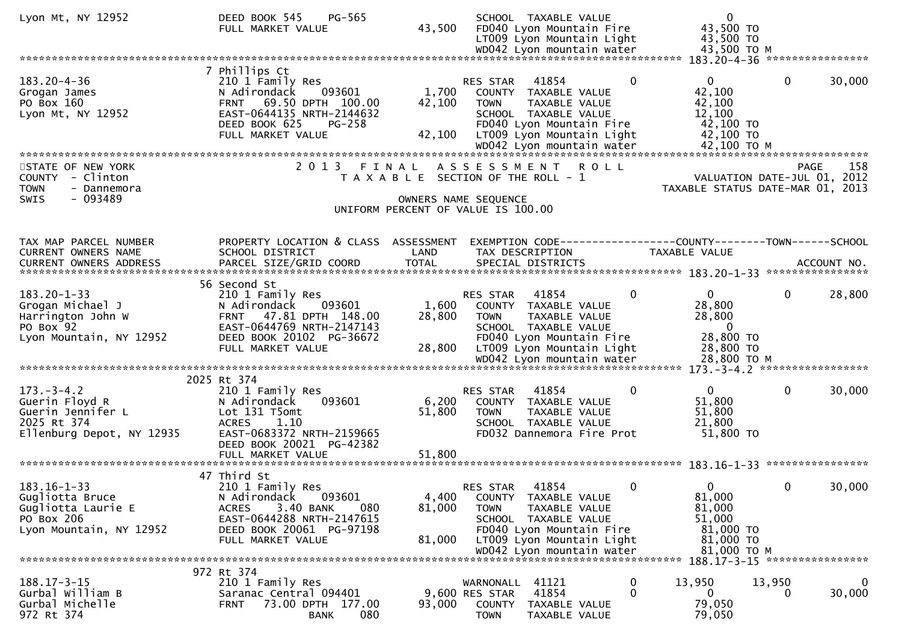```
Lyon Mt, NY 12952              DEED BOOK 545    PG-565                    SCHOOL  TAXABLE VALUE                    0
                               FULL MARKET VALUE              43,500     FD040 Lyon Mountain Fire            43,500 TO
                                                                         LT009 Lyon Mountain Light           43,500 TO
                                                                         WD042 Lyon mountain water           43,500 TO M
******************************************************************************************************* 183.20-4-36 *****************
                              7 Phillips Ct
183.20-4-36                    210 1 Family Res                          RES STAR   41854          0            0            0      30,000
Grogan James                   N Adirondack     093601          1,700    COUNTY  TAXABLE VALUE             42,100
PO Box 160                     FRNT   69.50 DPTH  100.00       42,100    TOWN    TAXABLE VALUE             42,100
Lyon Mt, NY 12952              EAST-0644135 NRTH-2144632                 SCHOOL  TAXABLE VALUE             12,100
                               DEED BOOK 625    PG-258                   FD040 Lyon Mountain Fire            42,100 TO
                               FULL MARKET VALUE              42,100     LT009 Lyon Mountain Light           42,100 TO
                                                                         WD042 Lyon mountain water           42,100 TO M
******************************************************************************************************************************
```

STATE OF NEW YORK — 2013 FINAL ASSESSMENT ROLL — PAGE 158
COUNTY - Clinton — TAXABLE SECTION OF THE ROLL - 1 — VALUATION DATE-JUL 01, 2012
TOWN - Dannemora — TAXABLE STATUS DATE-MAR 01, 2013
SWIS - 093489 — OWNERS NAME SEQUENCE
UNIFORM PERCENT OF VALUE IS 100.00

```
TAX MAP PARCEL NUMBER          PROPERTY LOCATION & CLASS  ASSESSMENT  EXEMPTION CODE------------------COUNTY--------TOWN------SCHOOL
CURRENT OWNERS NAME            SCHOOL DISTRICT               LAND      TAX DESCRIPTION                 TAXABLE VALUE
CURRENT OWNERS ADDRESS         PARCEL SIZE/GRID COORD        TOTAL     SPECIAL DISTRICTS                                      ACCOUNT NO.
******************************************************************************************************* 183.20-1-33 *****************
                            56 Second St
183.20-1-33                    210 1 Family Res                          RES STAR   41854          0            0            0      28,800
Grogan Michael J               N Adirondack     093601          1,600    COUNTY  TAXABLE VALUE             28,800
Harrington John W              FRNT   47.81 DPTH  148.00       28,800    TOWN    TAXABLE VALUE             28,800
PO Box 92                      EAST-0644769 NRTH-2147143                 SCHOOL  TAXABLE VALUE                  0
Lyon Mountain, NY 12952        DEED BOOK 20102  PG-36672                 FD040 Lyon Mountain Fire            28,800 TO
                               FULL MARKET VALUE              28,800     LT009 Lyon Mountain Light           28,800 TO
                                                                         WD042 Lyon mountain water           28,800 TO M
******************************************************************************************************* 173.-3-4.2 ******************
                            2025 Rt 374
173.-3-4.2                     210 1 Family Res                          RES STAR   41854          0            0            0      30,000
Guerin Floyd R                 N Adirondack     093601          6,200    COUNTY  TAXABLE VALUE             51,800
Guerin Jennifer L              Lot 131 T5omt                   51,800    TOWN    TAXABLE VALUE             51,800
2025 Rt 374                    ACRES     1.10                            SCHOOL  TAXABLE VALUE             21,800
Ellenburg Depot, NY 12935      EAST-0683372 NRTH-2159665                 FD032 Dannemora Fire Prot           51,800 TO
                               DEED BOOK 20021  PG-42382
                               FULL MARKET VALUE              51,800
******************************************************************************************************* 183.16-1-33 *****************
                            47 Third St
183.16-1-33                    210 1 Family Res                          RES STAR   41854          0            0            0      30,000
Gugliotta Bruce                N Adirondack     093601          4,400    COUNTY  TAXABLE VALUE             81,000
Gugliotta Laurie E             ACRES     3.40 BANK     080     81,000    TOWN    TAXABLE VALUE             81,000
PO Box 206                     EAST-0644288 NRTH-2147615                 SCHOOL  TAXABLE VALUE             51,000
Lyon Mountain, NY 12952        DEED BOOK 20061  PG-97198                 FD040 Lyon Mountain Fire            81,000 TO
                               FULL MARKET VALUE              81,000     LT009 Lyon Mountain Light           81,000 TO
                                                                         WD042 Lyon mountain water           81,000 TO M
******************************************************************************************************* 188.17-3-15 *****************
                           972 Rt 374
188.17-3-15                    210 1 Family Res                          WARNONALL  41121          0       13,950       13,950           0
Gurbal William B               Saranac Central 094401           9,600    RES STAR   41854          0            0            0      30,000
Gurbal Michelle                FRNT   73.00 DPTH  177.00       93,000    COUNTY  TAXABLE VALUE             79,050
972 Rt 374                                      BANK     080             TOWN    TAXABLE VALUE             79,050
```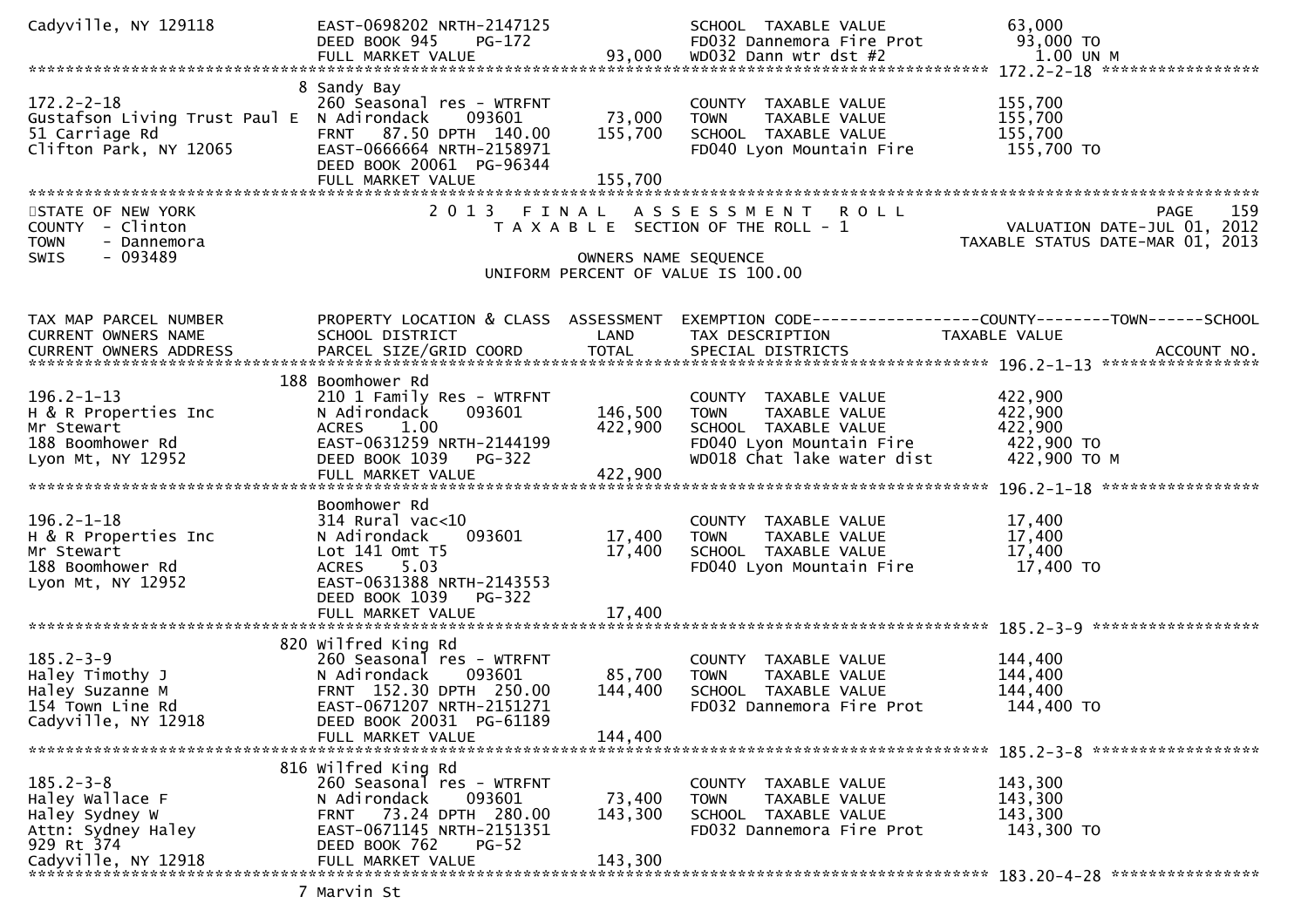```
Cadyville, NY 129118          EAST-0698202 NRTH-2147125                SCHOOL  TAXABLE VALUE             63,000
                              DEED BOOK 945     PG-172                 FD032 Dannemora Fire Prot          93,000 TO
                              FULL MARKET VALUE              93,000    WD032 Dann wtr dst #2               1.00 UN M
******************************************************************************************************* 172.2-2-18 *****************
                            8 Sandy Bay
172.2-2-18                    260 Seasonal res - WTRFNT                COUNTY  TAXABLE VALUE            155,700
Gustafson Living Trust Paul E N Adirondack     093601        73,000    TOWN    TAXABLE VALUE            155,700
51 Carriage Rd                FRNT   87.50 DPTH  140.00     155,700    SCHOOL  TAXABLE VALUE            155,700
Clifton Park, NY 12065        EAST-0666664 NRTH-2158971                FD040 Lyon Mountain Fire          155,700 TO
                              DEED BOOK 20061  PG-96344
                              FULL MARKET VALUE             155,700
************************************************************************************************************************************
STATE OF NEW YORK                  2 0 1 3   F I N A L   A S S E S S M E N T   R O L L                                PAGE    159
COUNTY  - Clinton                     T A X A B L E  SECTION OF THE ROLL - 1                          VALUATION DATE-JUL 01, 2012
TOWN    - Dannemora                                                                                 TAXABLE STATUS DATE-MAR 01, 2013
SWIS    - 093489                                         OWNERS NAME SEQUENCE
                                                   UNIFORM PERCENT OF VALUE IS 100.00


TAX MAP PARCEL NUMBER         PROPERTY LOCATION & CLASS  ASSESSMENT  EXEMPTION CODE------------------COUNTY--------TOWN------SCHOOL
CURRENT OWNERS NAME           SCHOOL DISTRICT               LAND     TAX DESCRIPTION              TAXABLE VALUE
CURRENT OWNERS ADDRESS        PARCEL SIZE/GRID COORD       TOTAL     SPECIAL DISTRICTS                                    ACCOUNT NO.
******************************************************************************************************* 196.2-1-13 *****************
                          188 Boomhower Rd
196.2-1-13                    210 1 Family Res - WTRFNT                COUNTY  TAXABLE VALUE            422,900
H & R Properties Inc          N Adirondack     093601       146,500    TOWN    TAXABLE VALUE            422,900
Mr Stewart                    ACRES    1.00                 422,900    SCHOOL  TAXABLE VALUE            422,900
188 Boomhower Rd              EAST-0631259 NRTH-2144199                FD040 Lyon Mountain Fire          422,900 TO
Lyon Mt, NY 12952             DEED BOOK 1039    PG-322                 WD018 Chat lake water dist        422,900 TO M
                              FULL MARKET VALUE             422,900
******************************************************************************************************* 196.2-1-18 *****************
                              Boomhower Rd
196.2-1-18                    314 Rural vac<10                         COUNTY  TAXABLE VALUE             17,400
H & R Properties Inc          N Adirondack     093601        17,400    TOWN    TAXABLE VALUE             17,400
Mr Stewart                    Lot 141 Omt T5                 17,400    SCHOOL  TAXABLE VALUE             17,400
188 Boomhower Rd              ACRES    5.03                            FD040 Lyon Mountain Fire           17,400 TO
Lyon Mt, NY 12952             EAST-0631388 NRTH-2143553
                              DEED BOOK 1039    PG-322
                              FULL MARKET VALUE              17,400
******************************************************************************************************* 185.2-3-9 ******************
                          820 Wilfred King Rd
185.2-3-9                     260 Seasonal res - WTRFNT                COUNTY  TAXABLE VALUE            144,400
Haley Timothy J               N Adirondack     093601        85,700    TOWN    TAXABLE VALUE            144,400
Haley Suzanne M               FRNT  152.30 DPTH  250.00     144,400    SCHOOL  TAXABLE VALUE            144,400
154 Town Line Rd              EAST-0671207 NRTH-2151271                FD032 Dannemora Fire Prot         144,400 TO
Cadyville, NY 12918           DEED BOOK 20031  PG-61189
                              FULL MARKET VALUE             144,400
******************************************************************************************************* 185.2-3-8 ******************
                          816 Wilfred King Rd
185.2-3-8                     260 Seasonal res - WTRFNT                COUNTY  TAXABLE VALUE            143,300
Haley Wallace F               N Adirondack     093601        73,400    TOWN    TAXABLE VALUE            143,300
Haley Sydney W                FRNT   73.24 DPTH  280.00     143,300    SCHOOL  TAXABLE VALUE            143,300
Attn: Sydney Haley            EAST-0671145 NRTH-2151351                FD032 Dannemora Fire Prot         143,300 TO
929 Rt 374                    DEED BOOK 762     PG-52
Cadyville, NY 12918           FULL MARKET VALUE             143,300
******************************************************************************************************* 183.20-4-28 ****************
                            7 Marvin St
```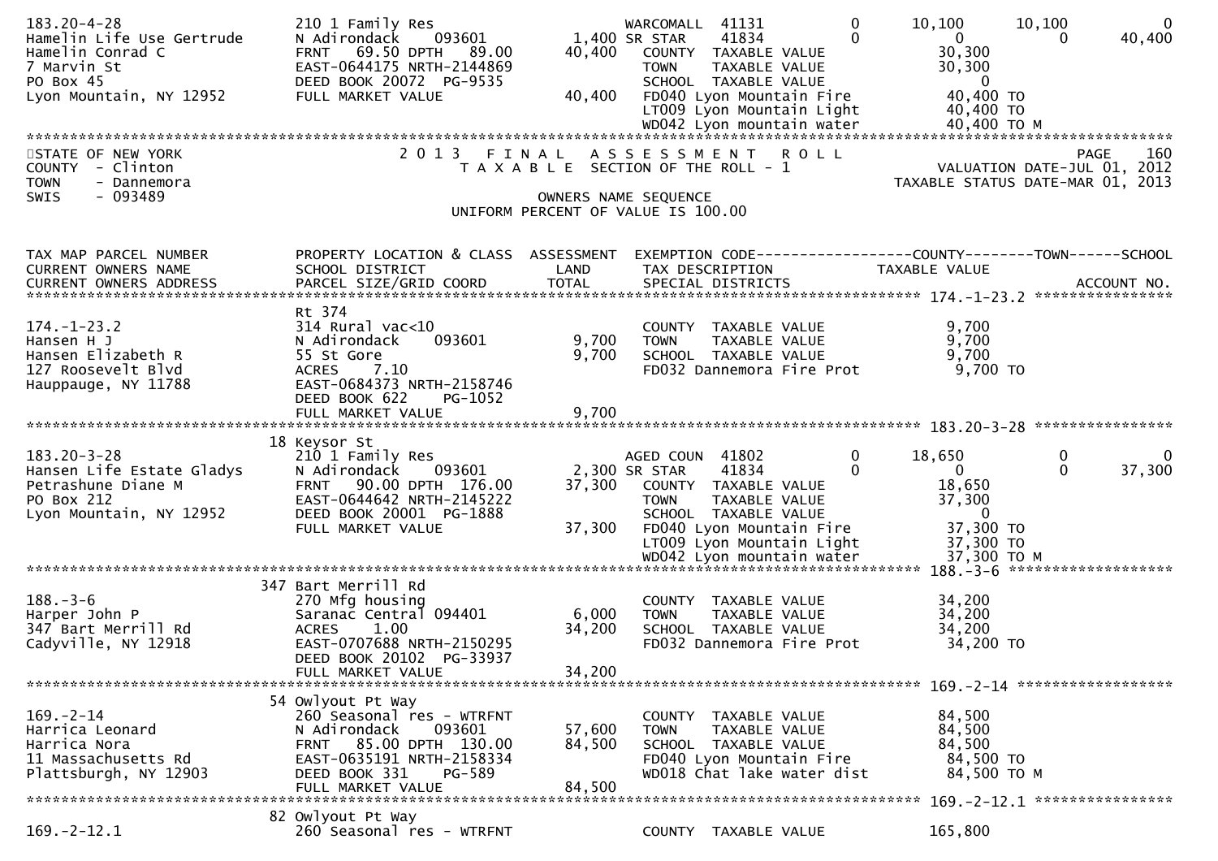```
183.20-4-28                    210 1 Family Res                      WARCOMALL  41131            0     10,100      10,100          0
Hamelin Life Use Gertrude      N Adirondack    093601         1,400 SR STAR     41834            0          0           0     40,400
Hamelin Conrad C               FRNT   69.50 DPTH   89.00     40,400   COUNTY  TAXABLE VALUE               30,300
7 Marvin St                    EAST-0644175 NRTH-2144869              TOWN    TAXABLE VALUE               30,300
PO Box 45                      DEED BOOK 20072  PG-9535               SCHOOL  TAXABLE VALUE                    0
Lyon Mountain, NY 12952        FULL MARKET VALUE             40,400   FD040 Lyon Mountain Fire            40,400 TO
                                                                      LT009 Lyon Mountain Light           40,400 TO
                                                                      WD042 Lyon mountain water           40,400 TO M
************************************************************************************************************************************
```

STATE OF NEW YORK — 2013 FINAL ASSESSMENT ROLL — PAGE 160
COUNTY - Clinton — TAXABLE SECTION OF THE ROLL - 1 — VALUATION DATE-JUL 01, 2012
TOWN - Dannemora — TAXABLE STATUS DATE-MAR 01, 2013
SWIS - 093489 — OWNERS NAME SEQUENCE
UNIFORM PERCENT OF VALUE IS 100.00

```
TAX MAP PARCEL NUMBER          PROPERTY LOCATION & CLASS  ASSESSMENT  EXEMPTION CODE------------------COUNTY--------TOWN------SCHOOL
CURRENT OWNERS NAME            SCHOOL DISTRICT               LAND     TAX DESCRIPTION             TAXABLE VALUE
CURRENT OWNERS ADDRESS         PARCEL SIZE/GRID COORD        TOTAL    SPECIAL DISTRICTS                                   ACCOUNT NO.
****************************************************************************************************** 174.-1-23.2 ****************
                               Rt 374
174.-1-23.2                    314 Rural vac<10                       COUNTY  TAXABLE VALUE                9,700
Hansen H J                     N Adirondack    093601         9,700   TOWN    TAXABLE VALUE                9,700
Hansen Elizabeth R             55 St Gore                     9,700   SCHOOL  TAXABLE VALUE                9,700
127 Roosevelt Blvd             ACRES    7.10                          FD032 Dannemora Fire Prot            9,700 TO
Hauppauge, NY 11788            EAST-0684373 NRTH-2158746
                               DEED BOOK 622     PG-1052
                               FULL MARKET VALUE              9,700
****************************************************************************************************** 183.20-3-28 ****************
                               18 Keysor St
183.20-3-28                    210 1 Family Res                      AGED COUN  41802            0     18,650           0          0
Hansen Life Estate Gladys      N Adirondack    093601         2,300 SR STAR     41834            0          0           0     37,300
Petrashune Diane M             FRNT   90.00 DPTH  176.00     37,300   COUNTY  TAXABLE VALUE               18,650
PO Box 212                     EAST-0644642 NRTH-2145222              TOWN    TAXABLE VALUE               37,300
Lyon Mountain, NY 12952        DEED BOOK 20001  PG-1888               SCHOOL  TAXABLE VALUE                    0
                               FULL MARKET VALUE             37,300   FD040 Lyon Mountain Fire            37,300 TO
                                                                      LT009 Lyon Mountain Light           37,300 TO
                                                                      WD042 Lyon mountain water           37,300 TO M
****************************************************************************************************** 188.-3-6 *******************
                               347 Bart Merrill Rd
188.-3-6                       270 Mfg housing                        COUNTY  TAXABLE VALUE               34,200
Harper John P                  Saranac Central 094401         6,000   TOWN    TAXABLE VALUE               34,200
347 Bart Merrill Rd            ACRES    1.00                 34,200   SCHOOL  TAXABLE VALUE               34,200
Cadyville, NY 12918            EAST-0707688 NRTH-2150295              FD032 Dannemora Fire Prot           34,200 TO
                               DEED BOOK 20102  PG-33937
                               FULL MARKET VALUE             34,200
****************************************************************************************************** 169.-2-14 ******************
                               54 Owlyout Pt Way
169.-2-14                      260 Seasonal res - WTRFNT              COUNTY  TAXABLE VALUE               84,500
Harrica Leonard                N Adirondack    093601        57,600   TOWN    TAXABLE VALUE               84,500
Harrica Nora                   FRNT   85.00 DPTH  130.00     84,500   SCHOOL  TAXABLE VALUE               84,500
11 Massachusetts Rd            EAST-0635191 NRTH-2158334              FD040 Lyon Mountain Fire            84,500 TO
Plattsburgh, NY 12903          DEED BOOK 331     PG-589               WD018 Chat lake water dist          84,500 TO M
                               FULL MARKET VALUE             84,500
****************************************************************************************************** 169.-2-12.1 ****************
                               82 Owlyout Pt Way
169.-2-12.1                    260 Seasonal res - WTRFNT              COUNTY  TAXABLE VALUE              165,800
```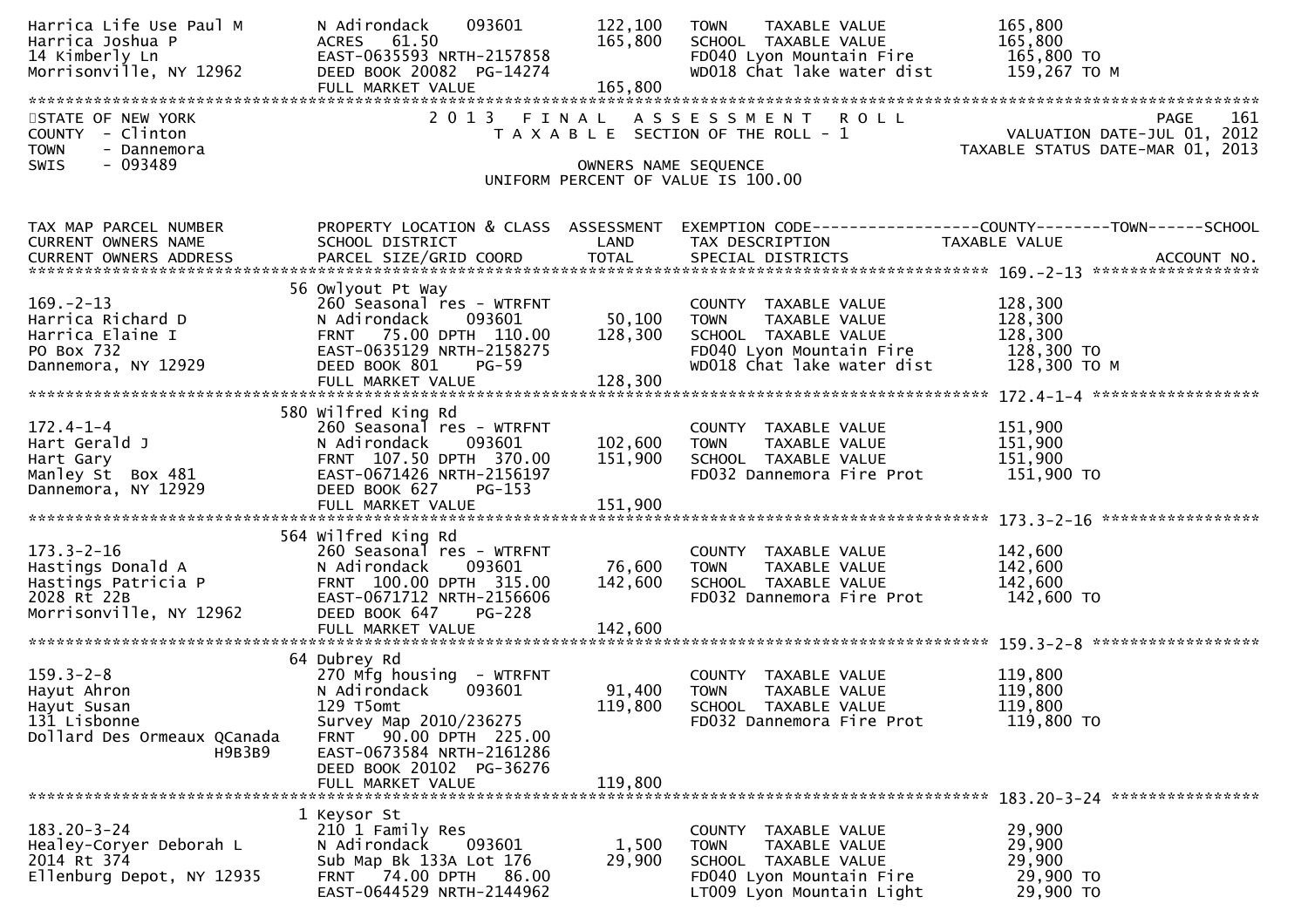```
Harrica Life Use Paul M        N Adirondack     093601          122,100   TOWN     TAXABLE VALUE              165,800
Harrica Joshua P               ACRES   61.50                    165,800   SCHOOL  TAXABLE VALUE              165,800
14 Kimberly Ln                 EAST-0635593 NRTH-2157858                  FD040 Lyon Mountain Fire           165,800 TO
Morrisonville, NY 12962        DEED BOOK 20082  PG-14274                  WD018 Chat lake water dist         159,267 TO M
                               FULL MARKET VALUE                165,800
******************************************************************************************************************************************
STATE OF NEW YORK                      2 0 1 3   F I N A L   A S S E S S M E N T   R O L L                                     PAGE    161
COUNTY  - Clinton                        T A X A B L E  SECTION OF THE ROLL - 1                              VALUATION DATE-JUL 01, 2012
TOWN    - Dannemora                                                                                       TAXABLE STATUS DATE-MAR 01, 2013
SWIS    - 093489                                          OWNERS NAME SEQUENCE
                                                  UNIFORM PERCENT OF VALUE IS 100.00


TAX MAP PARCEL NUMBER          PROPERTY LOCATION & CLASS  ASSESSMENT  EXEMPTION CODE------------------COUNTY--------TOWN------SCHOOL
CURRENT OWNERS NAME            SCHOOL DISTRICT               LAND      TAX DESCRIPTION                TAXABLE VALUE
CURRENT OWNERS ADDRESS         PARCEL SIZE/GRID COORD        TOTAL     SPECIAL DISTRICTS                                        ACCOUNT NO.
****************************************************************************************************** 169.-2-13 *******************
                               56 Owlyout Pt Way
169.-2-13                      260 Seasonal res - WTRFNT                  COUNTY  TAXABLE VALUE              128,300
Harrica Richard D              N Adirondack     093601           50,100   TOWN     TAXABLE VALUE              128,300
Harrica Elaine I               FRNT   75.00 DPTH  110.00        128,300   SCHOOL  TAXABLE VALUE              128,300
PO Box 732                     EAST-0635129 NRTH-2158275                  FD040 Lyon Mountain Fire           128,300 TO
Dannemora, NY 12929            DEED BOOK 801    PG-59                     WD018 Chat lake water dist         128,300 TO M
                               FULL MARKET VALUE                128,300
****************************************************************************************************** 172.4-1-4 *******************
                               580 Wilfred King Rd
172.4-1-4                      260 Seasonal res - WTRFNT                  COUNTY  TAXABLE VALUE              151,900
Hart Gerald J                  N Adirondack     093601          102,600   TOWN     TAXABLE VALUE              151,900
Hart Gary                      FRNT  107.50 DPTH  370.00        151,900   SCHOOL  TAXABLE VALUE              151,900
Manley St  Box 481             EAST-0671426 NRTH-2156197                  FD032 Dannemora Fire Prot          151,900 TO
Dannemora, NY 12929            DEED BOOK 627    PG-153
                               FULL MARKET VALUE                151,900
****************************************************************************************************** 173.3-2-16 ******************
                               564 Wilfred King Rd
173.3-2-16                     260 Seasonal res - WTRFNT                  COUNTY  TAXABLE VALUE              142,600
Hastings Donald A              N Adirondack     093601           76,600   TOWN     TAXABLE VALUE              142,600
Hastings Patricia P            FRNT  100.00 DPTH  315.00        142,600   SCHOOL  TAXABLE VALUE              142,600
2028 Rt 22B                    EAST-0671712 NRTH-2156606                  FD032 Dannemora Fire Prot          142,600 TO
Morrisonville, NY 12962        DEED BOOK 647    PG-228
                               FULL MARKET VALUE                142,600
****************************************************************************************************** 159.3-2-8 *******************
                               64 Dubrey Rd
159.3-2-8                      270 Mfg housing  - WTRFNT                  COUNTY  TAXABLE VALUE              119,800
Hayut Ahron                    N Adirondack     093601           91,400   TOWN     TAXABLE VALUE              119,800
Hayut Susan                    129 T5omt                        119,800   SCHOOL  TAXABLE VALUE              119,800
131 Lisbonne                   Survey Map 2010/236275                     FD032 Dannemora Fire Prot          119,800 TO
Dollard Des Ormeaux QCanada    FRNT   90.00 DPTH  225.00
                     H9B3B9    EAST-0673584 NRTH-2161286
                               DEED BOOK 20102  PG-36276
                               FULL MARKET VALUE                119,800
****************************************************************************************************** 183.20-3-24 *****************
                               1 Keysor St
183.20-3-24                    210 1 Family Res                           COUNTY  TAXABLE VALUE               29,900
Healey-Coryer Deborah L        N Adirondack     093601            1,500   TOWN     TAXABLE VALUE               29,900
2014 Rt 374                    Sub Map Bk 133A Lot 176           29,900   SCHOOL  TAXABLE VALUE               29,900
Ellenburg Depot, NY 12935      FRNT   74.00 DPTH   86.00                  FD040 Lyon Mountain Fire            29,900 TO
                               EAST-0644529 NRTH-2144962                  LT009 Lyon Mountain Light           29,900 TO
```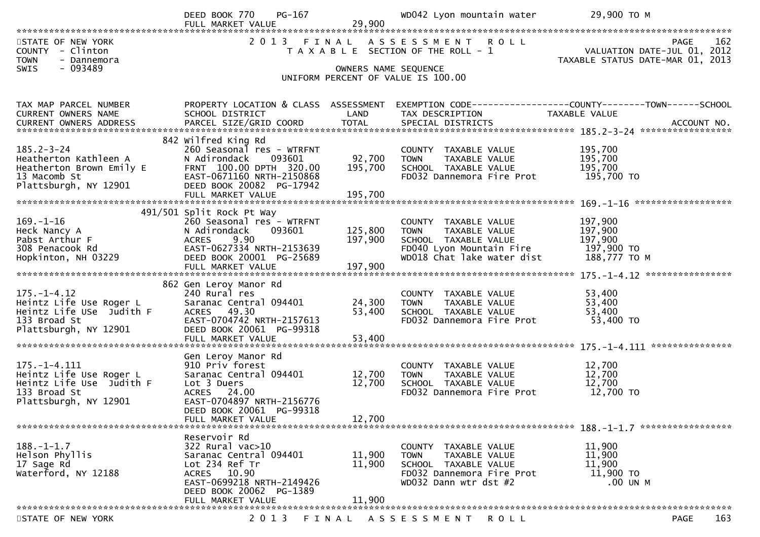| DEED BOOK 770 PG-167 | | WD042 Lyon mountain water | 29,900 TO M |
|---|---|---|---|
| FULL MARKET VALUE | 29,900 | | |

STATE OF NEW YORK
COUNTY - Clinton
TOWN - Dannemora
SWIS - 093489

2013 FINAL ASSESSMENT ROLL
TAXABLE SECTION OF THE ROLL - 1
OWNERS NAME SEQUENCE
UNIFORM PERCENT OF VALUE IS 100.00

VALUATION DATE-JUL 01, 2012
TAXABLE STATUS DATE-MAR 01, 2013

| TAX MAP PARCEL NUMBER / CURRENT OWNERS NAME / CURRENT OWNERS ADDRESS | PROPERTY LOCATION & CLASS / SCHOOL DISTRICT / PARCEL SIZE/GRID COORD | ASSESSMENT LAND / TOTAL | EXEMPTION CODE / TAX DESCRIPTION / SPECIAL DISTRICTS | COUNTY / TOWN / SCHOOL TAXABLE VALUE | ACCOUNT NO. |
|---|---|---|---|---|---|
| **185.2-3-24** | 842 Wilfred King Rd | | | | |
| 185.2-3-24 | 260 Seasonal res - WTRFNT | | COUNTY TAXABLE VALUE | 195,700 | |
| Heatherton Kathleen A | N Adirondack 093601 | 92,700 | TOWN TAXABLE VALUE | 195,700 | |
| Heatherton Brown Emily E | FRNT 100.00 DPTH 320.00 | 195,700 | SCHOOL TAXABLE VALUE | 195,700 | |
| 13 Macomb St | EAST-0671160 NRTH-2150868 | | FD032 Dannemora Fire Prot | 195,700 TO | |
| Plattsburgh, NY 12901 | DEED BOOK 20082 PG-17942 | | | | |
| | FULL MARKET VALUE | 195,700 | | | |
| **169.-1-16** | 491/501 Split Rock Pt Way | | | | |
| 169.-1-16 | 260 Seasonal res - WTRFNT | | COUNTY TAXABLE VALUE | 197,900 | |
| Heck Nancy A | N Adirondack 093601 | 125,800 | TOWN TAXABLE VALUE | 197,900 | |
| Pabst Arthur F | ACRES 9.90 | 197,900 | SCHOOL TAXABLE VALUE | 197,900 | |
| 308 Penacook Rd | EAST-0627334 NRTH-2153639 | | FD040 Lyon Mountain Fire | 197,900 TO | |
| Hopkinton, NH 03229 | DEED BOOK 20001 PG-25689 | | WD018 Chat lake water dist | 188,777 TO M | |
| | FULL MARKET VALUE | 197,900 | | | |
| **175.-1-4.12** | 862 Gen Leroy Manor Rd | | | | |
| 175.-1-4.12 | 240 Rural res | | COUNTY TAXABLE VALUE | 53,400 | |
| Heintz Life Use Roger L | Saranac Central 094401 | 24,300 | TOWN TAXABLE VALUE | 53,400 | |
| Heintz Life USe Judith F | ACRES 49.30 | 53,400 | SCHOOL TAXABLE VALUE | 53,400 | |
| 133 Broad St | EAST-0704742 NRTH-2157613 | | FD032 Dannemora Fire Prot | 53,400 TO | |
| Plattsburgh, NY 12901 | DEED BOOK 20061 PG-99318 | | | | |
| | FULL MARKET VALUE | 53,400 | | | |
| **175.-1-4.111** | Gen Leroy Manor Rd | | | | |
| 175.-1-4.111 | 910 Priv forest | | COUNTY TAXABLE VALUE | 12,700 | |
| Heintz Life Use Roger L | Saranac Central 094401 | 12,700 | TOWN TAXABLE VALUE | 12,700 | |
| Heintz Life Use Judith F | Lot 3 Duers | 12,700 | SCHOOL TAXABLE VALUE | 12,700 | |
| 133 Broad St | ACRES 24.00 | | FD032 Dannemora Fire Prot | 12,700 TO | |
| Plattsburgh, NY 12901 | EAST-0704897 NRTH-2156776 | | | | |
| | DEED BOOK 20061 PG-99318 | | | | |
| | FULL MARKET VALUE | 12,700 | | | |
| **188.-1-1.7** | Reservoir Rd | | | | |
| 188.-1-1.7 | 322 Rural vac>10 | | COUNTY TAXABLE VALUE | 11,900 | |
| Helson Phyllis | Saranac Central 094401 | 11,900 | TOWN TAXABLE VALUE | 11,900 | |
| 17 Sage Rd | Lot 234 Ref Tr | 11,900 | SCHOOL TAXABLE VALUE | 11,900 | |
| Waterford, NY 12188 | ACRES 10.90 | | FD032 Dannemora Fire Prot | 11,900 TO | |
| | EAST-0699218 NRTH-2149426 | | WD032 Dann wtr dst #2 | .00 UN M | |
| | DEED BOOK 20062 PG-1389 | | | | |
| | FULL MARKET VALUE | 11,900 | | | |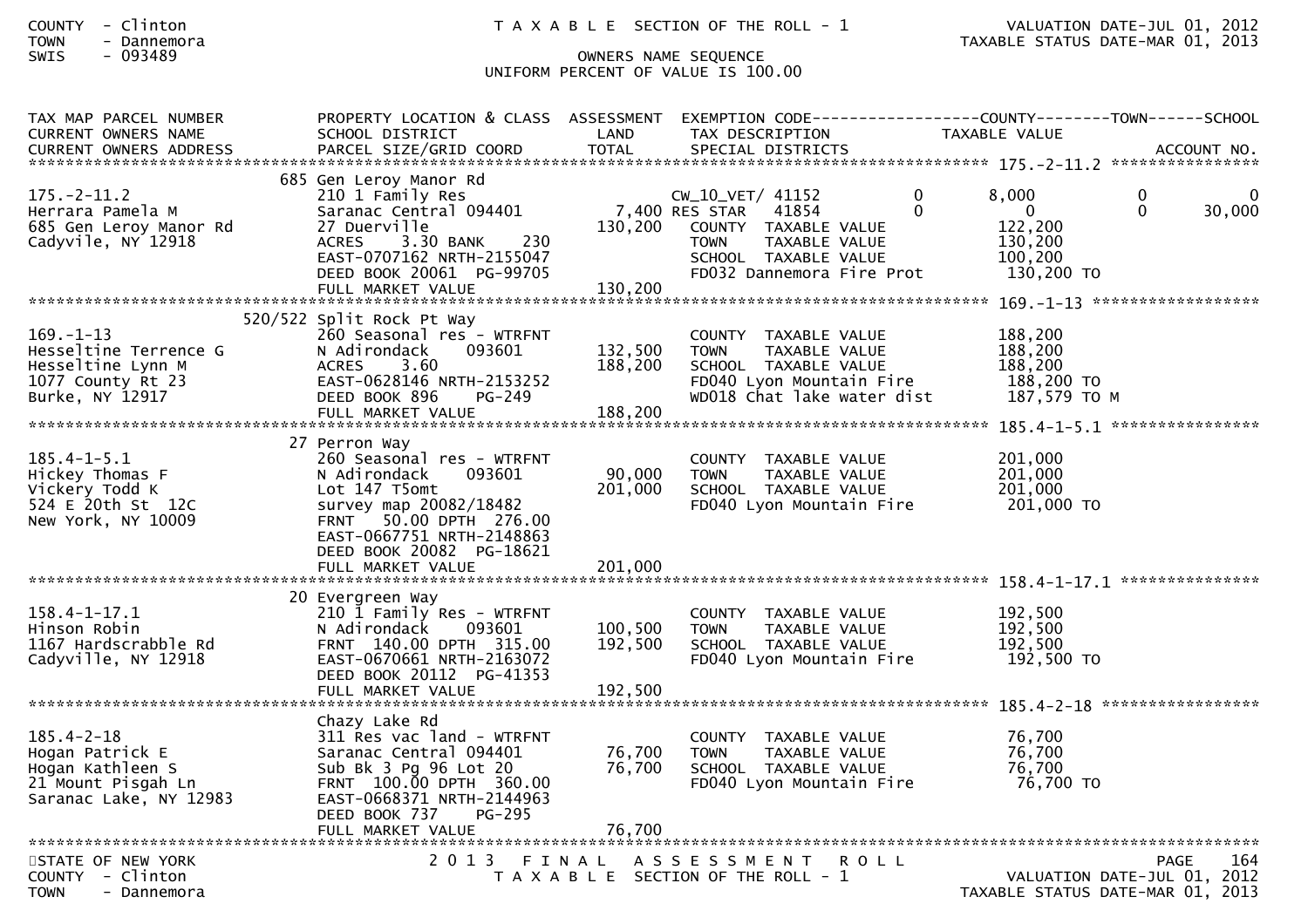TAX MAP PARCEL NUMBER / CURRENT OWNERS NAME / CURRENT OWNERS ADDRESS | PROPERTY LOCATION & CLASS / SCHOOL DISTRICT / PARCEL SIZE/GRID COORD | ASSESSMENT LAND / TOTAL | EXEMPTION CODE / TAX DESCRIPTION / SPECIAL DISTRICTS | COUNTY | TOWN | SCHOOL TAXABLE VALUE / ACCOUNT NO.

| TAX MAP PARCEL NUMBER<br>CURRENT OWNERS NAME<br>CURRENT OWNERS ADDRESS | PROPERTY LOCATION & CLASS<br>SCHOOL DISTRICT<br>PARCEL SIZE/GRID COORD | ASSESSMENT LAND<br>TOTAL | EXEMPTION CODE<br>TAX DESCRIPTION<br>SPECIAL DISTRICTS | COUNTY | TOWN | SCHOOL |
|---|---|---|---|---|---|---|
| **175.-2-11.2** | 685 Gen Leroy Manor Rd | | | | | |
| 175.-2-11.2 | 210 1 Family Res | | CW_10_VET/ 41152 | 0 / 8,000 | 0 | 0 |
| Herrara Pamela M | Saranac Central 094401 | 7,400 | RES STAR 41854 | 0 / 0 | 0 | 30,000 |
| 685 Gen Leroy Manor Rd | 27 Duerville | 130,200 | COUNTY TAXABLE VALUE | 122,200 | | |
| Cadyvile, NY 12918 | ACRES 3.30 BANK 230 | | TOWN TAXABLE VALUE | 130,200 | | |
| | EAST-0707162 NRTH-2155047 | | SCHOOL TAXABLE VALUE | 100,200 | | |
| | DEED BOOK 20061 PG-99705 | | FD032 Dannemora Fire Prot | 130,200 TO | | |
| | FULL MARKET VALUE | 130,200 | | | | |
| **169.-1-13** | 520/522 Split Rock Pt Way | | | | | |
| 169.-1-13 | 260 Seasonal res - WTRFNT | | COUNTY TAXABLE VALUE | 188,200 | | |
| Hesseltine Terrence G | N Adirondack 093601 | 132,500 | TOWN TAXABLE VALUE | 188,200 | | |
| Hesseltine Lynn M | ACRES 3.60 | 188,200 | SCHOOL TAXABLE VALUE | 188,200 | | |
| 1077 County Rt 23 | EAST-0628146 NRTH-2153252 | | FD040 Lyon Mountain Fire | 188,200 TO | | |
| Burke, NY 12917 | DEED BOOK 896 PG-249 | | WD018 Chat lake water dist | 187,579 TO M | | |
| | FULL MARKET VALUE | 188,200 | | | | |
| **185.4-1-5.1** | 27 Perron Way | | | | | |
| 185.4-1-5.1 | 260 Seasonal res - WTRFNT | | COUNTY TAXABLE VALUE | 201,000 | | |
| Hickey Thomas F | N Adirondack 093601 | 90,000 | TOWN TAXABLE VALUE | 201,000 | | |
| Vickery Todd K | Lot 147 T5omt | 201,000 | SCHOOL TAXABLE VALUE | 201,000 | | |
| 524 E 20th St 12C | survey map 20082/18482 | | FD040 Lyon Mountain Fire | 201,000 TO | | |
| New York, NY 10009 | FRNT 50.00 DPTH 276.00 | | | | | |
| | EAST-0667751 NRTH-2148863 | | | | | |
| | DEED BOOK 20082 PG-18621 | | | | | |
| | FULL MARKET VALUE | 201,000 | | | | |
| **158.4-1-17.1** | 20 Evergreen Way | | | | | |
| 158.4-1-17.1 | 210 1 Family Res - WTRFNT | | COUNTY TAXABLE VALUE | 192,500 | | |
| Hinson Robin | N Adirondack 093601 | 100,500 | TOWN TAXABLE VALUE | 192,500 | | |
| 1167 Hardscrabble Rd | FRNT 140.00 DPTH 315.00 | 192,500 | SCHOOL TAXABLE VALUE | 192,500 | | |
| Cadyville, NY 12918 | EAST-0670661 NRTH-2163072 | | FD040 Lyon Mountain Fire | 192,500 TO | | |
| | DEED BOOK 20112 PG-41353 | | | | | |
| | FULL MARKET VALUE | 192,500 | | | | |
| **185.4-2-18** | Chazy Lake Rd | | | | | |
| 185.4-2-18 | 311 Res vac land - WTRFNT | | COUNTY TAXABLE VALUE | 76,700 | | |
| Hogan Patrick E | Saranac Central 094401 | 76,700 | TOWN TAXABLE VALUE | 76,700 | | |
| Hogan Kathleen S | Sub Bk 3 Pg 96 Lot 20 | 76,700 | SCHOOL TAXABLE VALUE | 76,700 | | |
| 21 Mount Pisgah Ln | FRNT 100.00 DPTH 360.00 | | FD040 Lyon Mountain Fire | 76,700 TO | | |
| Saranac Lake, NY 12983 | EAST-0668371 NRTH-2144963 | | | | | |
| | DEED BOOK 737 PG-295 | | | | | |
| | FULL MARKET VALUE | 76,700 | | | | |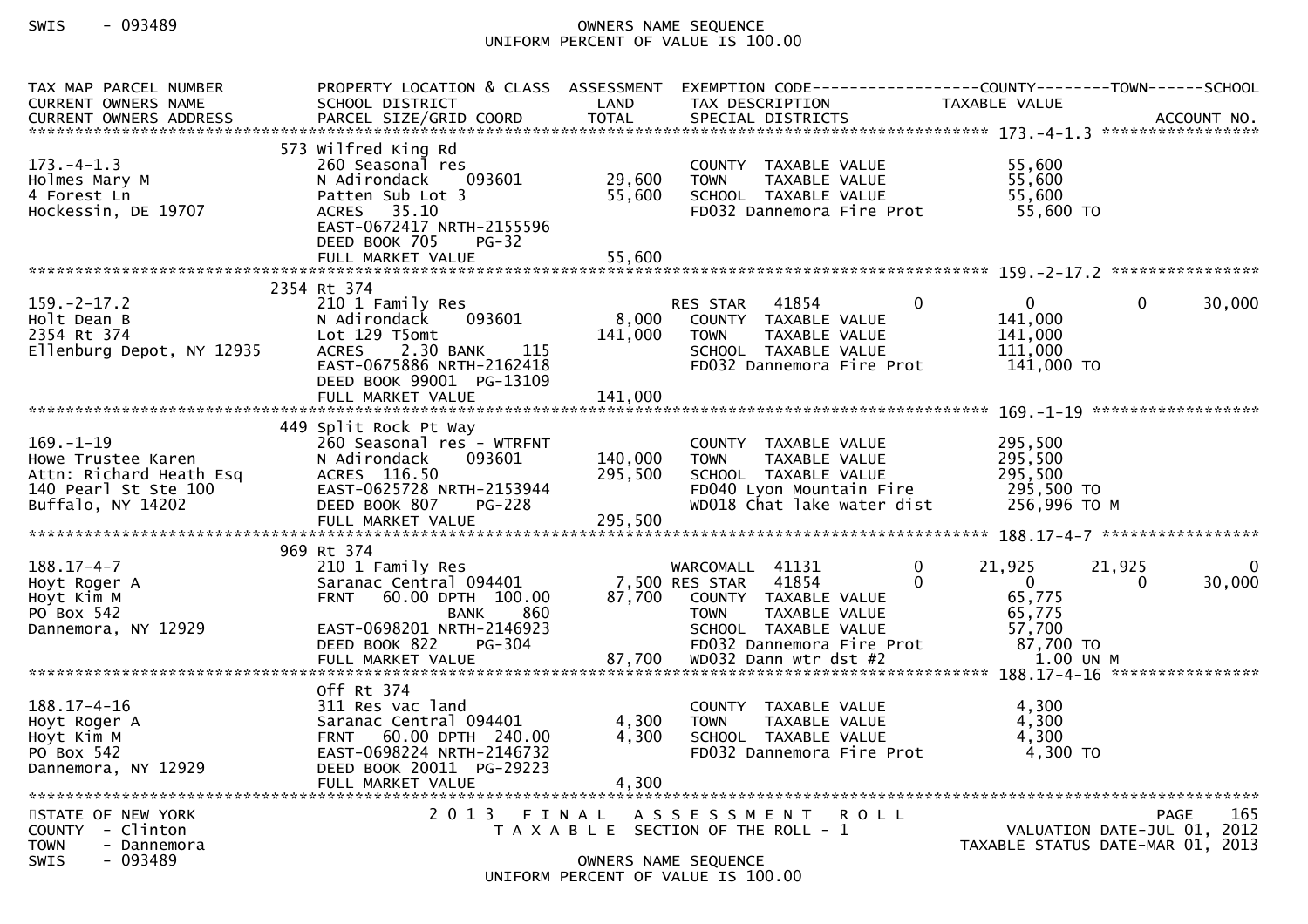| TAX MAP PARCEL NUMBER<br>CURRENT OWNERS NAME<br>CURRENT OWNERS ADDRESS | PROPERTY LOCATION & CLASS<br>SCHOOL DISTRICT<br>PARCEL SIZE/GRID COORD | ASSESSMENT<br>LAND<br>TOTAL | EXEMPTION CODE<br>TAX DESCRIPTION<br>SPECIAL DISTRICTS | COUNTY<br>TAXABLE VALUE | TOWN | SCHOOL<br>ACCOUNT NO. |
|---|---|---|---|---|---|---|
| **173.-4-1.3** | | | | | | |
| | 573 Wilfred King Rd | | | | | |
| 173.-4-1.3 | 260 Seasonal res | | COUNTY TAXABLE VALUE | 55,600 | | |
| Holmes Mary M | N Adirondack 093601 | 29,600 | TOWN TAXABLE VALUE | 55,600 | | |
| 4 Forest Ln | Patten Sub Lot 3 | 55,600 | SCHOOL TAXABLE VALUE | 55,600 | | |
| Hockessin, DE 19707 | ACRES 35.10 | | FD032 Dannemora Fire Prot | 55,600 TO | | |
| | EAST-0672417 NRTH-2155596 | | | | | |
| | DEED BOOK 705 PG-32 | | | | | |
| | FULL MARKET VALUE | 55,600 | | | | |
| **159.-2-17.2** | | | | | | |
| | 2354 Rt 374 | | | | | |
| 159.-2-17.2 | 210 1 Family Res | | RES STAR 41854 0 | 0 | 0 | 30,000 |
| Holt Dean B | N Adirondack 093601 | 8,000 | COUNTY TAXABLE VALUE | 141,000 | | |
| 2354 Rt 374 | Lot 129 T5omt | 141,000 | TOWN TAXABLE VALUE | 141,000 | | |
| Ellenburg Depot, NY 12935 | ACRES 2.30 BANK 115 | | SCHOOL TAXABLE VALUE | 111,000 | | |
| | EAST-0675886 NRTH-2162418 | | FD032 Dannemora Fire Prot | 141,000 TO | | |
| | DEED BOOK 99001 PG-13109 | | | | | |
| | FULL MARKET VALUE | 141,000 | | | | |
| **169.-1-19** | | | | | | |
| | 449 Split Rock Pt Way | | | | | |
| 169.-1-19 | 260 Seasonal res - WTRFNT | | COUNTY TAXABLE VALUE | 295,500 | | |
| Howe Trustee Karen | N Adirondack 093601 | 140,000 | TOWN TAXABLE VALUE | 295,500 | | |
| Attn: Richard Heath Esq | ACRES 116.50 | 295,500 | SCHOOL TAXABLE VALUE | 295,500 | | |
| 140 Pearl St Ste 100 | EAST-0625728 NRTH-2153944 | | FD040 Lyon Mountain Fire | 295,500 TO | | |
| Buffalo, NY 14202 | DEED BOOK 807 PG-228 | | WD018 Chat lake water dist | 256,996 TO M | | |
| | FULL MARKET VALUE | 295,500 | | | | |
| **188.17-4-7** | | | | | | |
| | 969 Rt 374 | | | | | |
| 188.17-4-7 | 210 1 Family Res | | WARCOMALL 41131 0 | 21,925 | 21,925 | 0 |
| Hoyt Roger A | Saranac Central 094401 | 7,500 | RES STAR 41854 0 | 0 | 0 | 30,000 |
| Hoyt Kim M | FRNT 60.00 DPTH 100.00 | 87,700 | COUNTY TAXABLE VALUE | 65,775 | | |
| PO Box 542 | BANK 860 | | TOWN TAXABLE VALUE | 65,775 | | |
| Dannemora, NY 12929 | EAST-0698201 NRTH-2146923 | | SCHOOL TAXABLE VALUE | 57,700 | | |
| | DEED BOOK 822 PG-304 | | FD032 Dannemora Fire Prot | 87,700 TO | | |
| | FULL MARKET VALUE | 87,700 | WD032 Dann wtr dst #2 | 1.00 UN M | | |
| **188.17-4-16** | | | | | | |
| | Off Rt 374 | | | | | |
| 188.17-4-16 | 311 Res vac land | | COUNTY TAXABLE VALUE | 4,300 | | |
| Hoyt Roger A | Saranac Central 094401 | 4,300 | TOWN TAXABLE VALUE | 4,300 | | |
| Hoyt Kim M | FRNT 60.00 DPTH 240.00 | 4,300 | SCHOOL TAXABLE VALUE | 4,300 | | |
| PO Box 542 | EAST-0698224 NRTH-2146732 | | FD032 Dannemora Fire Prot | 4,300 TO | | |
| Dannemora, NY 12929 | DEED BOOK 20011 PG-29223 | | | | | |
| | FULL MARKET VALUE | 4,300 | | | | |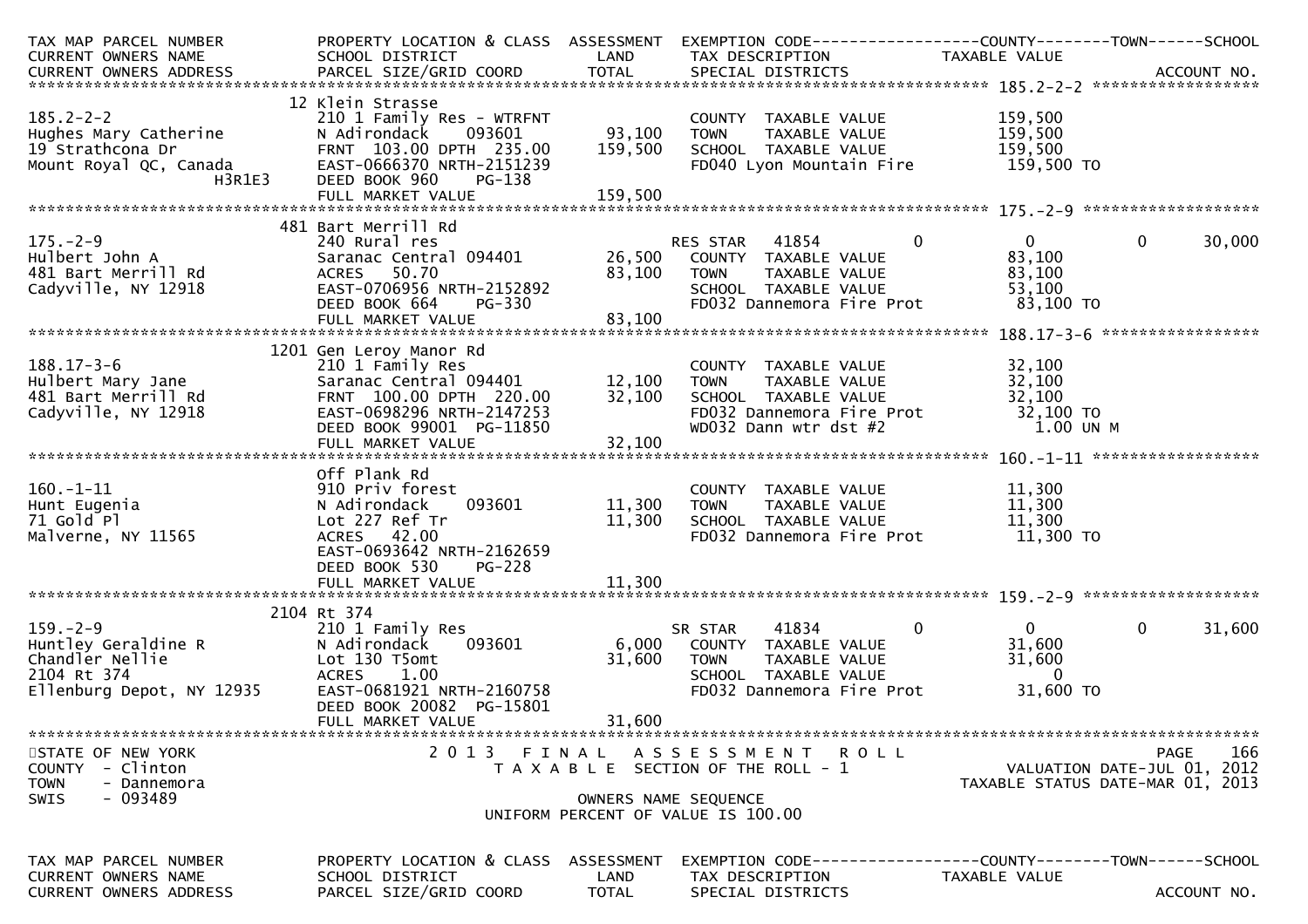| TAX MAP PARCEL NUMBER<br>CURRENT OWNERS NAME<br>CURRENT OWNERS ADDRESS | PROPERTY LOCATION & CLASS<br>SCHOOL DISTRICT<br>PARCEL SIZE/GRID COORD | ASSESSMENT<br>LAND<br>TOTAL | EXEMPTION CODE<br>TAX DESCRIPTION<br>SPECIAL DISTRICTS | COUNTY | TOWN | SCHOOL<br>TAXABLE VALUE<br>ACCOUNT NO. |
|---|---|---|---|---|---|---|
| **185.2-2-2** | 12 Klein Strasse | | | | | |
| 185.2-2-2 | 210 1 Family Res - WTRFNT | | COUNTY TAXABLE VALUE | 159,500 | | |
| Hughes Mary Catherine | N Adirondack 093601 | 93,100 | TOWN TAXABLE VALUE | 159,500 | | |
| 19 Strathcona Dr | FRNT 103.00 DPTH 235.00 | 159,500 | SCHOOL TAXABLE VALUE | 159,500 | | |
| Mount Royal QC, Canada H3R1E3 | EAST-0666370 NRTH-2151239 | | FD040 Lyon Mountain Fire | 159,500 TO | | |
| | DEED BOOK 960 PG-138 | | | | | |
| | FULL MARKET VALUE | 159,500 | | | | |
| **175.-2-9** | 481 Bart Merrill Rd | | | | | |
| 175.-2-9 | 240 Rural res | | RES STAR 41854 | 0 | 0 | 30,000 |
| Hulbert John A | Saranac Central 094401 | 26,500 | COUNTY TAXABLE VALUE | 83,100 | | |
| 481 Bart Merrill Rd | ACRES 50.70 | 83,100 | TOWN TAXABLE VALUE | 83,100 | | |
| Cadyville, NY 12918 | EAST-0706956 NRTH-2152892 | | SCHOOL TAXABLE VALUE | 53,100 | | |
| | DEED BOOK 664 PG-330 | | FD032 Dannemora Fire Prot | 83,100 TO | | |
| | FULL MARKET VALUE | 83,100 | | | | |
| **188.17-3-6** | 1201 Gen Leroy Manor Rd | | | | | |
| 188.17-3-6 | 210 1 Family Res | | COUNTY TAXABLE VALUE | 32,100 | | |
| Hulbert Mary Jane | Saranac Central 094401 | 12,100 | TOWN TAXABLE VALUE | 32,100 | | |
| 481 Bart Merrill Rd | FRNT 100.00 DPTH 220.00 | 32,100 | SCHOOL TAXABLE VALUE | 32,100 | | |
| Cadyville, NY 12918 | EAST-0698296 NRTH-2147253 | | FD032 Dannemora Fire Prot | 32,100 TO | | |
| | DEED BOOK 99001 PG-11850 | | WD032 Dann wtr dst #2 | 1.00 UN M | | |
| | FULL MARKET VALUE | 32,100 | | | | |
| **160.-1-11** | Off Plank Rd | | | | | |
| 160.-1-11 | 910 Priv forest | | COUNTY TAXABLE VALUE | 11,300 | | |
| Hunt Eugenia | N Adirondack 093601 | 11,300 | TOWN TAXABLE VALUE | 11,300 | | |
| 71 Gold Pl | Lot 227 Ref Tr | 11,300 | SCHOOL TAXABLE VALUE | 11,300 | | |
| Malverne, NY 11565 | ACRES 42.00 | | FD032 Dannemora Fire Prot | 11,300 TO | | |
| | EAST-0693642 NRTH-2162659 | | | | | |
| | DEED BOOK 530 PG-228 | | | | | |
| | FULL MARKET VALUE | 11,300 | | | | |
| **159.-2-9** | 2104 Rt 374 | | | | | |
| 159.-2-9 | 210 1 Family Res | | SR STAR 41834 | 0 | 0 | 31,600 |
| Huntley Geraldine R | N Adirondack 093601 | 6,000 | COUNTY TAXABLE VALUE | 31,600 | | |
| Chandler Nellie | Lot 130 T5omt | 31,600 | TOWN TAXABLE VALUE | 31,600 | | |
| 2104 Rt 374 | ACRES 1.00 | | SCHOOL TAXABLE VALUE | 0 | | |
| Ellenburg Depot, NY 12935 | EAST-0681921 NRTH-2160758 | | FD032 Dannemora Fire Prot | 31,600 TO | | |
| | DEED BOOK 20082 PG-15801 | | | | | |
| | FULL MARKET VALUE | 31,600 | | | | |

STATE OF NEW YORK
COUNTY - Clinton
TOWN - Dannemora
SWIS - 093489

2013 FINAL ASSESSMENT ROLL
TAXABLE SECTION OF THE ROLL - 1
OWNERS NAME SEQUENCE
UNIFORM PERCENT OF VALUE IS 100.00

VALUATION DATE-JUL 01, 2012
TAXABLE STATUS DATE-MAR 01, 2013

| TAX MAP PARCEL NUMBER<br>CURRENT OWNERS NAME<br>CURRENT OWNERS ADDRESS | PROPERTY LOCATION & CLASS<br>SCHOOL DISTRICT<br>PARCEL SIZE/GRID COORD | ASSESSMENT<br>LAND<br>TOTAL | EXEMPTION CODE<br>TAX DESCRIPTION<br>SPECIAL DISTRICTS | COUNTY | TOWN | SCHOOL<br>TAXABLE VALUE<br>ACCOUNT NO. |
|---|---|---|---|---|---|---|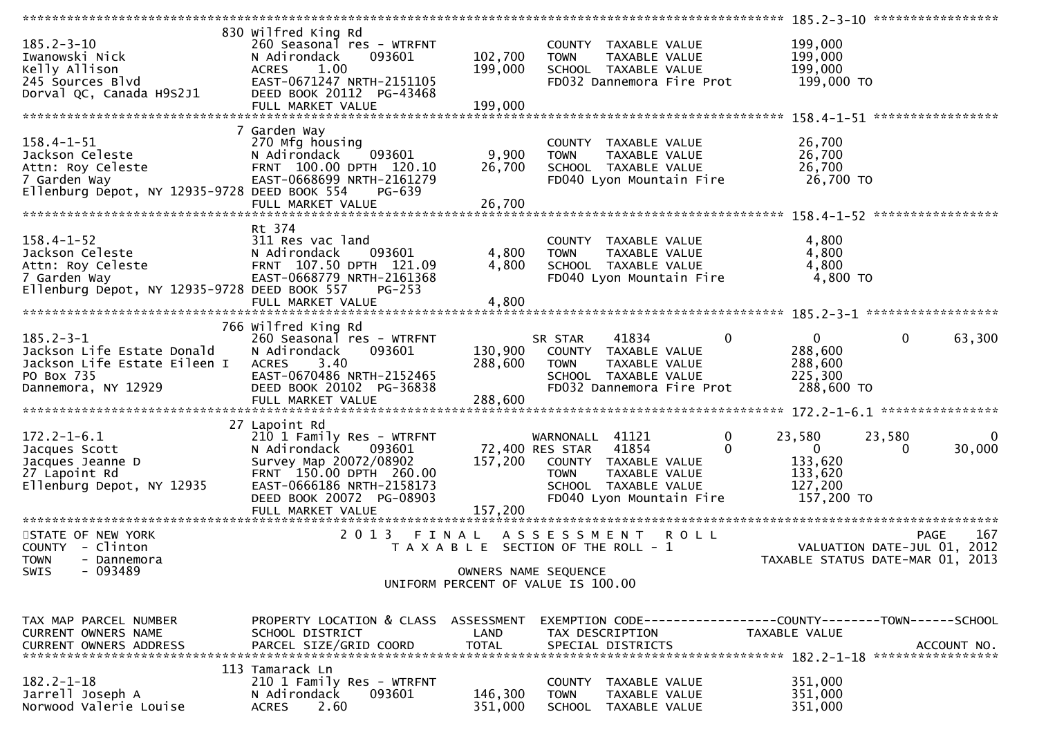```
******************************************************************************************************* 185.2-3-10 *****************
                     830 Wilfred King Rd
185.2-3-10                      260 Seasonal res - WTRFNT             COUNTY  TAXABLE VALUE            199,000
Iwanowski Nick                  N Adirondack      093601     102,700   TOWN    TAXABLE VALUE            199,000
Kelly Allison                   ACRES    1.00                199,000   SCHOOL  TAXABLE VALUE            199,000
245 Sources Blvd                EAST-0671247 NRTH-2151105              FD032 Dannemora Fire Prot         199,000 TO
Dorval QC, Canada H9S2J1        DEED BOOK 20112  PG-43468
                                FULL MARKET VALUE            199,000
******************************************************************************************************* 158.4-1-51 *****************
                     7 Garden Way
158.4-1-51                      270 Mfg housing                       COUNTY  TAXABLE VALUE             26,700
Jackson Celeste                 N Adirondack      093601       9,900   TOWN    TAXABLE VALUE             26,700
Attn: Roy Celeste               FRNT  100.00 DPTH  120.10     26,700   SCHOOL  TAXABLE VALUE             26,700
7 Garden Way                    EAST-0668699 NRTH-2161279              FD040 Lyon Mountain Fire           26,700 TO
Ellenburg Depot, NY 12935-9728  DEED BOOK 554     PG-639
                                FULL MARKET VALUE             26,700
******************************************************************************************************* 158.4-1-52 *****************
                     Rt 374
158.4-1-52                      311 Res vac land                      COUNTY  TAXABLE VALUE              4,800
Jackson Celeste                 N Adirondack      093601       4,800   TOWN    TAXABLE VALUE              4,800
Attn: Roy Celeste               FRNT  107.50 DPTH  121.09      4,800   SCHOOL  TAXABLE VALUE              4,800
7 Garden Way                    EAST-0668779 NRTH-2161368              FD040 Lyon Mountain Fire            4,800 TO
Ellenburg Depot, NY 12935-9728  DEED BOOK 557     PG-253
                                FULL MARKET VALUE              4,800
******************************************************************************************************* 185.2-3-1 ******************
                     766 Wilfred King Rd
185.2-3-1                       260 Seasonal res - WTRFNT             SR STAR     41834          0            0          0      63,300
Jackson Life Estate Donald      N Adirondack      093601     130,900   COUNTY  TAXABLE VALUE            288,600
Jackson Life Estate Eileen I    ACRES    3.40                288,600   TOWN    TAXABLE VALUE            288,600
PO Box 735                      EAST-0670486 NRTH-2152465              SCHOOL  TAXABLE VALUE            225,300
Dannemora, NY 12929             DEED BOOK 20102  PG-36838              FD032 Dannemora Fire Prot         288,600 TO
                                FULL MARKET VALUE            288,600
******************************************************************************************************* 172.2-1-6.1 ****************
                     27 Lapoint Rd
172.2-1-6.1                     210 1 Family Res - WTRFNT             WARNONALL   41121          0       23,580     23,580           0
Jacques Scott                   N Adirondack      093601      72,400 RES STAR     41854          0            0          0      30,000
Jacques Jeanne D                Survey Map 20072/08902       157,200   COUNTY  TAXABLE VALUE            133,620
27 Lapoint Rd                   FRNT  150.00 DPTH  260.00              TOWN    TAXABLE VALUE            133,620
Ellenburg Depot, NY 12935       EAST-0666186 NRTH-2158173              SCHOOL  TAXABLE VALUE            127,200
                                DEED BOOK 20072  PG-08903              FD040 Lyon Mountain Fire          157,200 TO
                                FULL MARKET VALUE            157,200
**************************************************************************************************************************************
STATE OF NEW YORK                   2 0 1 3   F I N A L   A S S E S S M E N T   R O L L
COUNTY  - Clinton                      T A X A B L E  SECTION OF THE ROLL - 1                   VALUATION DATE-JUL 01, 2012
TOWN    - Dannemora                                                                          TAXABLE STATUS DATE-MAR 01, 2013
SWIS    - 093489                                        OWNERS NAME SEQUENCE
                                                UNIFORM PERCENT OF VALUE IS 100.00


TAX MAP PARCEL NUMBER           PROPERTY LOCATION & CLASS  ASSESSMENT  EXEMPTION CODE------------------COUNTY--------TOWN------SCHOOL
CURRENT OWNERS NAME             SCHOOL DISTRICT               LAND     TAX DESCRIPTION             TAXABLE VALUE
CURRENT OWNERS ADDRESS          PARCEL SIZE/GRID COORD        TOTAL    SPECIAL DISTRICTS                                 ACCOUNT NO.
******************************************************************************************************* 182.2-1-18 *****************
                     113 Tamarack Ln
182.2-1-18                      210 1 Family Res - WTRFNT             COUNTY  TAXABLE VALUE            351,000
Jarrell Joseph A                N Adirondack      093601     146,300   TOWN    TAXABLE VALUE            351,000
Norwood Valerie Louise          ACRES    2.60                351,000   SCHOOL  TAXABLE VALUE            351,000
```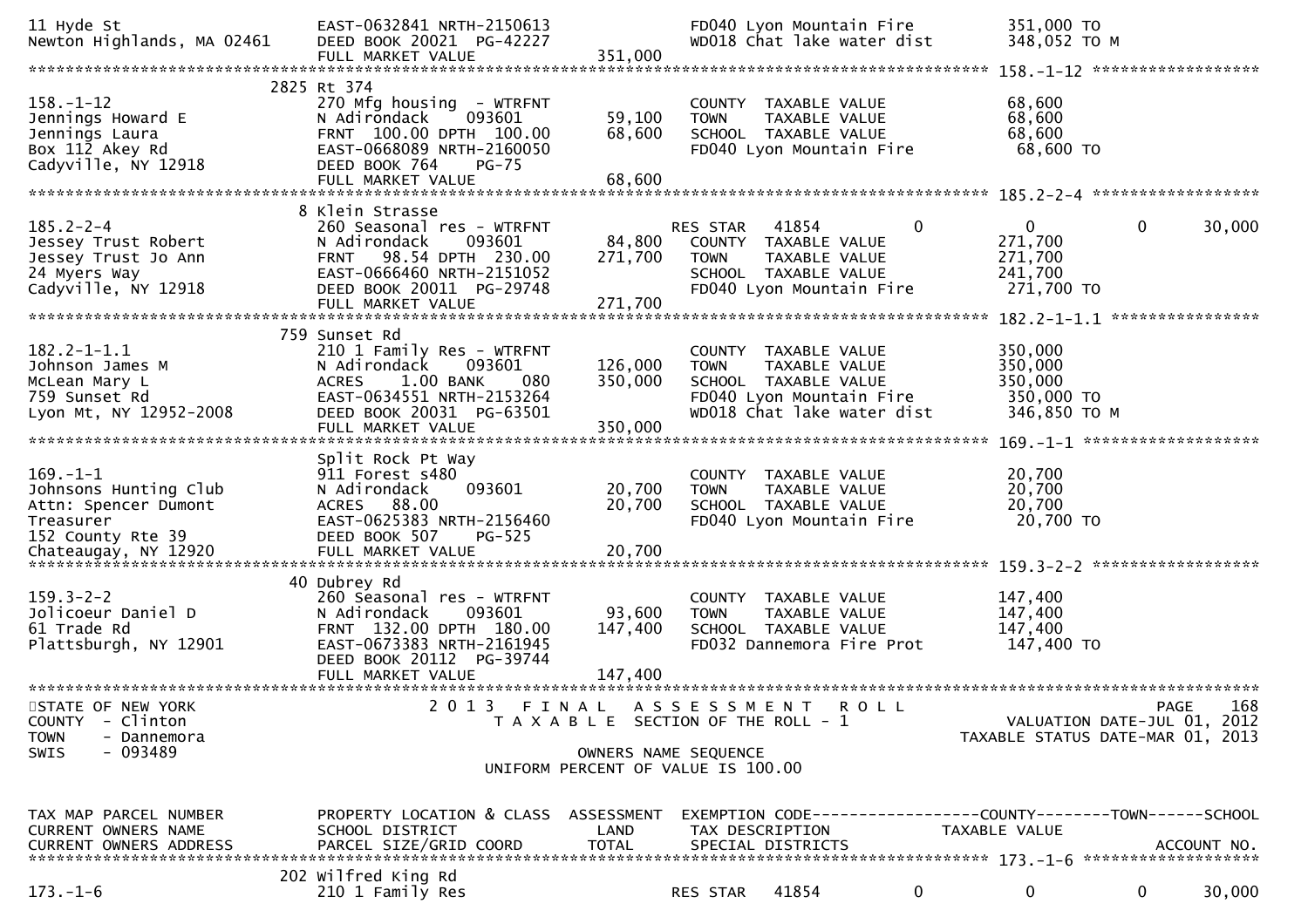```
11 Hyde St                          EAST-0632841 NRTH-2150613                      FD040 Lyon Mountain Fire            351,000 TO
Newton Highlands, MA 02461          DEED BOOK 20021  PG-42227                      WD018 Chat lake water dist          348,052 TO M
                                    FULL MARKET VALUE              351,000
******************************************************************************************************* 158.-1-12 ******************
                                  2825 Rt 374
158.-1-12                           270 Mfg housing  - WTRFNT                      COUNTY  TAXABLE VALUE               68,600
Jennings Howard E                   N Adirondack     093601          59,100        TOWN    TAXABLE VALUE               68,600
Jennings Laura                      FRNT 100.00 DPTH 100.00          68,600        SCHOOL  TAXABLE VALUE               68,600
Box 112 Akey Rd                     EAST-0668089 NRTH-2160050                      FD040 Lyon Mountain Fire             68,600 TO
Cadyville, NY 12918                 DEED BOOK 764     PG-75
                                    FULL MARKET VALUE               68,600
******************************************************************************************************* 185.2-2-4 ******************
                                  8 Klein Strasse
185.2-2-4                           260 Seasonal res - WTRFNT                      RES STAR   41854          0            0            0       30,000
Jessey Trust Robert                 N Adirondack     093601          84,800        COUNTY  TAXABLE VALUE              271,700
Jessey Trust Jo Ann                 FRNT  98.54 DPTH 230.00         271,700        TOWN    TAXABLE VALUE              271,700
24 Myers Way                        EAST-0666460 NRTH-2151052                      SCHOOL  TAXABLE VALUE              241,700
Cadyville, NY 12918                 DEED BOOK 20011  PG-29748                      FD040 Lyon Mountain Fire            271,700 TO
                                    FULL MARKET VALUE              271,700
******************************************************************************************************* 182.2-1-1.1 ****************
                                  759 Sunset Rd
182.2-1-1.1                         210 1 Family Res - WTRFNT                      COUNTY  TAXABLE VALUE              350,000
Johnson James M                     N Adirondack     093601         126,000        TOWN    TAXABLE VALUE              350,000
McLean Mary L                       ACRES    1.00 BANK     080      350,000        SCHOOL  TAXABLE VALUE              350,000
759 Sunset Rd                       EAST-0634551 NRTH-2153264                      FD040 Lyon Mountain Fire            350,000 TO
Lyon Mt, NY 12952-2008              DEED BOOK 20031  PG-63501                      WD018 Chat lake water dist          346,850 TO M
                                    FULL MARKET VALUE              350,000
******************************************************************************************************* 169.-1-1 *******************
                                    Split Rock Pt Way
169.-1-1                            911 Forest s480                                COUNTY  TAXABLE VALUE               20,700
Johnsons Hunting Club               N Adirondack     093601          20,700        TOWN    TAXABLE VALUE               20,700
Attn: Spencer Dumont                ACRES   88.00                    20,700        SCHOOL  TAXABLE VALUE               20,700
Treasurer                           EAST-0625383 NRTH-2156460                      FD040 Lyon Mountain Fire             20,700 TO
152 County Rte 39                   DEED BOOK 507     PG-525
Chateaugay, NY 12920                FULL MARKET VALUE               20,700
******************************************************************************************************* 159.3-2-2 ******************
                                  40 Dubrey Rd
159.3-2-2                           260 Seasonal res - WTRFNT                      COUNTY  TAXABLE VALUE              147,400
Jolicoeur Daniel D                  N Adirondack     093601          93,600        TOWN    TAXABLE VALUE              147,400
61 Trade Rd                         FRNT 132.00 DPTH 180.00         147,400        SCHOOL  TAXABLE VALUE              147,400
Plattsburgh, NY 12901               EAST-0673383 NRTH-2161945                      FD032 Dannemora Fire Prot           147,400 TO
                                    DEED BOOK 20112  PG-39744
                                    FULL MARKET VALUE              147,400
************************************************************************************************************************************
STATE OF NEW YORK                        2 0 1 3   F I N A L   A S S E S S M E N T   R O L L                                PAGE    168
COUNTY  - Clinton                            T A X A B L E  SECTION OF THE ROLL - 1                        VALUATION DATE-JUL 01, 2012
TOWN    - Dannemora                                                                                     TAXABLE STATUS DATE-MAR 01, 2013
SWIS    - 093489                                           OWNERS NAME SEQUENCE
                                                   UNIFORM PERCENT OF VALUE IS 100.00


TAX MAP PARCEL NUMBER               PROPERTY LOCATION & CLASS  ASSESSMENT  EXEMPTION CODE------------------COUNTY--------TOWN------SCHOOL
CURRENT OWNERS NAME                 SCHOOL DISTRICT               LAND     TAX DESCRIPTION              TAXABLE VALUE
CURRENT OWNERS ADDRESS              PARCEL SIZE/GRID COORD        TOTAL    SPECIAL DISTRICTS                                  ACCOUNT NO.
******************************************************************************************************* 173.-1-6 *******************
                                  202 Wilfred King Rd
173.-1-6                            210 1 Family Res                               RES STAR   41854          0            0            0       30,000
```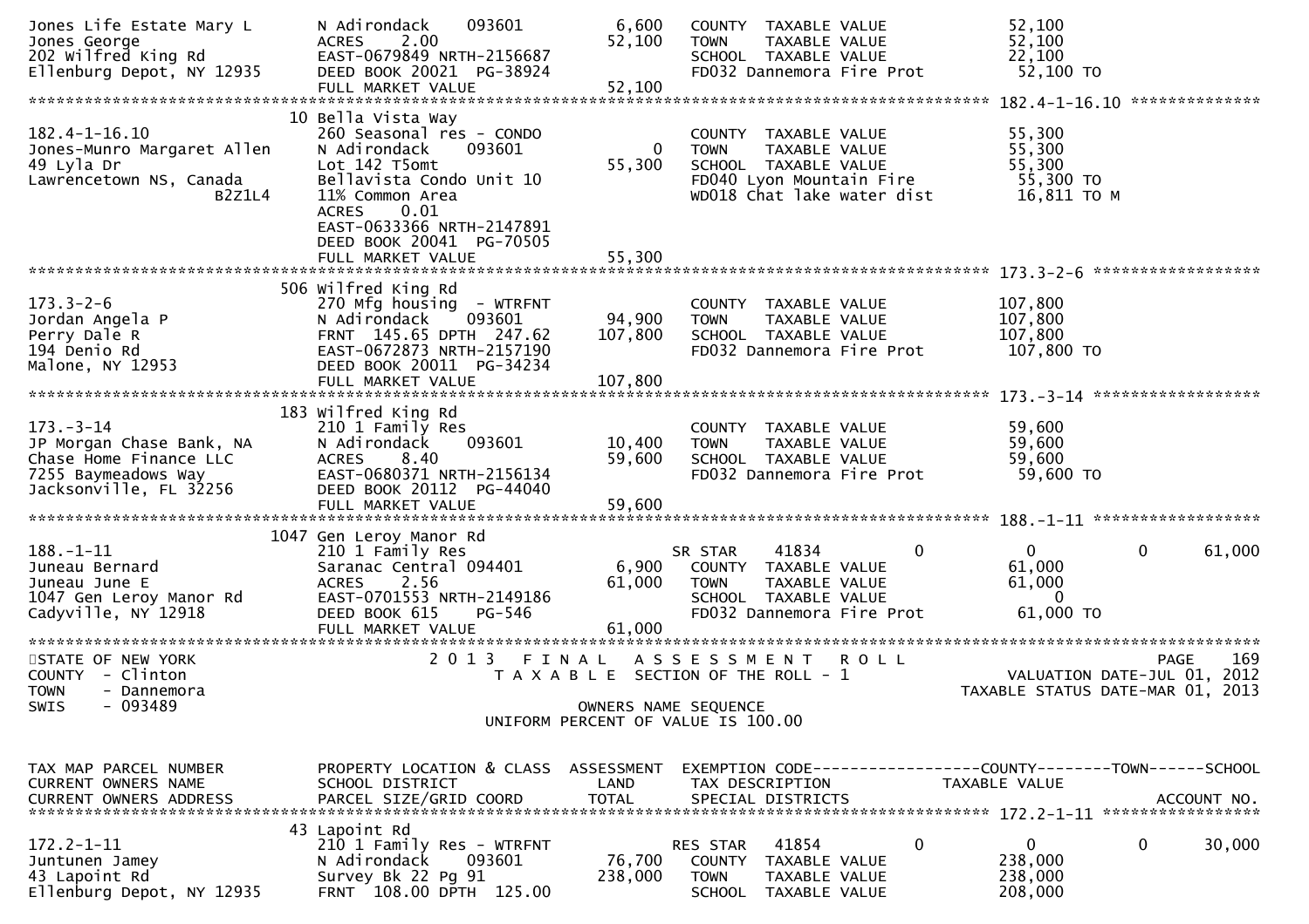```
Jones Life Estate Mary L       N Adirondack     093601         6,600   COUNTY  TAXABLE VALUE             52,100
Jones George                   ACRES    2.00                  52,100   TOWN    TAXABLE VALUE             52,100
202 Wilfred King Rd            EAST-0679849 NRTH-2156687                SCHOOL  TAXABLE VALUE             22,100
Ellenburg Depot, NY 12935      DEED BOOK 20021  PG-38924                FD032 Dannemora Fire Prot          52,100 TO
                               FULL MARKET VALUE              52,100
******************************************************************************************************* 182.4-1-16.10 **************
                            10 Bella Vista Way
182.4-1-16.10                  260 Seasonal res - CONDO                 COUNTY  TAXABLE VALUE             55,300
Jones-Munro Margaret Allen     N Adirondack     093601             0   TOWN    TAXABLE VALUE             55,300
49 Lyla Dr                     Lot 142 T5omt                  55,300   SCHOOL  TAXABLE VALUE             55,300
Lawrencetown NS, Canada        Bellavista Condo Unit 10                 FD040 Lyon Mountain Fire           55,300 TO
                    B2Z1L4     11% Common Area                          WD018 Chat lake water dist         16,811 TO M
                               ACRES    0.01
                               EAST-0633366 NRTH-2147891
                               DEED BOOK 20041  PG-70505
                               FULL MARKET VALUE              55,300
******************************************************************************************************* 173.3-2-6 ******************
                            506 Wilfred King Rd
173.3-2-6                      270 Mfg housing  - WTRFNT                COUNTY  TAXABLE VALUE            107,800
Jordan Angela P                N Adirondack     093601        94,900   TOWN    TAXABLE VALUE            107,800
Perry Dale R                   FRNT 145.65 DPTH 247.62       107,800   SCHOOL  TAXABLE VALUE            107,800
194 Denio Rd                   EAST-0672873 NRTH-2157190                FD032 Dannemora Fire Prot         107,800 TO
Malone, NY 12953               DEED BOOK 20011  PG-34234
                               FULL MARKET VALUE             107,800
******************************************************************************************************* 173.-3-14 ******************
                            183 Wilfred King Rd
173.-3-14                      210 1 Family Res                         COUNTY  TAXABLE VALUE             59,600
JP Morgan Chase Bank, NA       N Adirondack     093601        10,400   TOWN    TAXABLE VALUE             59,600
Chase Home Finance LLC         ACRES    8.40                  59,600   SCHOOL  TAXABLE VALUE             59,600
7255 Baymeadows Way            EAST-0680371 NRTH-2156134                FD032 Dannemora Fire Prot          59,600 TO
Jacksonville, FL 32256         DEED BOOK 20112  PG-44040
                               FULL MARKET VALUE              59,600
******************************************************************************************************* 188.-1-11 ******************
                           1047 Gen Leroy Manor Rd
188.-1-11                      210 1 Family Res                        SR STAR      41834          0          0          0     61,000
Juneau Bernard                 Saranac Central 094401          6,900   COUNTY  TAXABLE VALUE             61,000
Juneau June E                  ACRES    2.56                  61,000   TOWN    TAXABLE VALUE             61,000
1047 Gen Leroy Manor Rd        EAST-0701553 NRTH-2149186                SCHOOL  TAXABLE VALUE                  0
Cadyville, NY 12918            DEED BOOK 615    PG-546                  FD032 Dannemora Fire Prot          61,000 TO
                               FULL MARKET VALUE              61,000
************************************************************************************************************************************
STATE OF NEW YORK                   2 0 1 3   F I N A L   A S S E S S M E N T   R O L L                                PAGE   169
COUNTY  - Clinton                         T A X A B L E  SECTION OF THE ROLL - 1                      VALUATION DATE-JUL 01, 2012
TOWN    - Dannemora                                                                                 TAXABLE STATUS DATE-MAR 01, 2013
SWIS    - 093489                                          OWNERS NAME SEQUENCE
                                                  UNIFORM PERCENT OF VALUE IS 100.00


TAX MAP PARCEL NUMBER          PROPERTY LOCATION & CLASS  ASSESSMENT  EXEMPTION CODE------------------COUNTY--------TOWN------SCHOOL
CURRENT OWNERS NAME            SCHOOL DISTRICT               LAND      TAX DESCRIPTION            TAXABLE VALUE
CURRENT OWNERS ADDRESS         PARCEL SIZE/GRID COORD        TOTAL     SPECIAL DISTRICTS                                  ACCOUNT NO.
******************************************************************************************************* 172.2-1-11 *****************
                            43 Lapoint Rd
172.2-1-11                     210 1 Family Res - WTRFNT               RES STAR     41854          0          0          0     30,000
Juntunen Jamey                 N Adirondack     093601        76,700   COUNTY  TAXABLE VALUE            238,000
43 Lapoint Rd                  Survey Bk 22 Pg 91            238,000   TOWN    TAXABLE VALUE            238,000
Ellenburg Depot, NY 12935      FRNT 108.00 DPTH 125.00                  SCHOOL  TAXABLE VALUE            208,000
```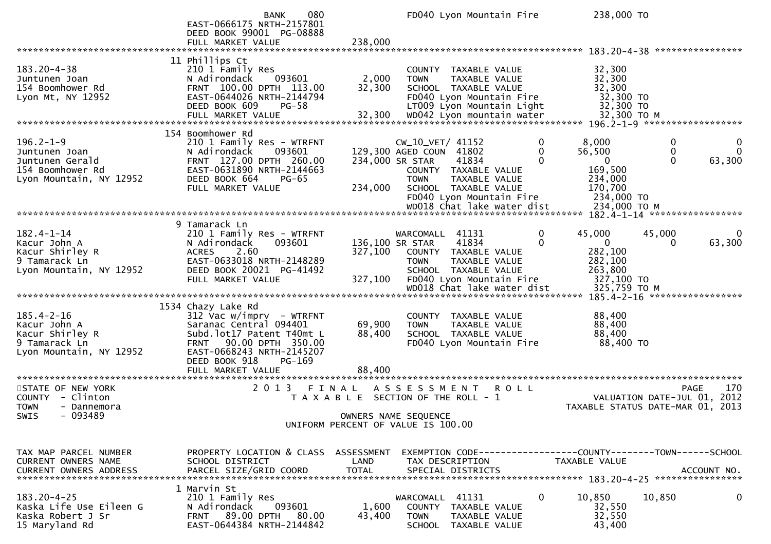```
                            BANK     080                         FD040 Lyon Mountain Fire           238,000 TO
                    EAST-0666175 NRTH-2157801
                    DEED BOOK 99001  PG-08888
                    FULL MARKET VALUE             238,000
******************************************************************************************************* 183.20-4-38 ****************
                    11 Phillips Ct
183.20-4-38          210 1 Family Res                         COUNTY  TAXABLE VALUE              32,300
Juntunen Joan        N Adirondack     093601         2,000    TOWN    TAXABLE VALUE              32,300
154 Boomhower Rd     FRNT 100.00 DPTH 113.00        32,300    SCHOOL  TAXABLE VALUE              32,300
Lyon Mt, NY 12952    EAST-0644026 NRTH-2144794                FD040 Lyon Mountain Fire            32,300 TO
                     DEED BOOK 609    PG-58                   LT009 Lyon Mountain Light           32,300 TO
                     FULL MARKET VALUE              32,300    WD042 Lyon mountain water           32,300 TO M
******************************************************************************************************* 196.2-1-9 ******************
                    154 Boomhower Rd
196.2-1-9            210 1 Family Res - WTRFNT                CW_10_VET/ 41152         0         8,000          0             0
Juntunen Joan        N Adirondack     093601       129,300 AGED COUN  41802            0        56,500          0             0
Juntunen Gerald      FRNT 127.00 DPTH 260.00       234,000 SR STAR    41834            0             0          0        63,300
154 Boomhower Rd     EAST-0631890 NRTH-2144663                COUNTY  TAXABLE VALUE             169,500
Lyon Mountain, NY 12952  DEED BOOK 664   PG-65                TOWN    TAXABLE VALUE             234,000
                     FULL MARKET VALUE             234,000    SCHOOL  TAXABLE VALUE             170,700
                                                              FD040 Lyon Mountain Fire           234,000 TO
                                                              WD018 Chat lake water dist         234,000 TO M
******************************************************************************************************* 182.4-1-14 *****************
                    9 Tamarack Ln
182.4-1-14           210 1 Family Res - WTRFNT                WARCOMALL  41131         0        45,000     45,000             0
Kacur John A         N Adirondack     093601       136,100 SR STAR    41834            0             0          0        63,300
Kacur Shirley R      ACRES    2.60                 327,100    COUNTY  TAXABLE VALUE             282,100
9 Tamarack Ln        EAST-0633018 NRTH-2148289                TOWN    TAXABLE VALUE             282,100
Lyon Mountain, NY 12952  DEED BOOK 20021 PG-41492             SCHOOL  TAXABLE VALUE             263,800
                     FULL MARKET VALUE             327,100    FD040 Lyon Mountain Fire           327,100 TO
                                                              WD018 Chat lake water dist         325,759 TO M
******************************************************************************************************* 185.4-2-16 *****************
                    1534 Chazy Lake Rd
185.4-2-16           312 Vac w/imprv  - WTRFNT                COUNTY  TAXABLE VALUE              88,400
Kacur John A         Saranac Central 094401         69,900    TOWN    TAXABLE VALUE              88,400
Kacur Shirley R      Subd.lot17 Patent T40mt L      88,400    SCHOOL  TAXABLE VALUE              88,400
9 Tamarack Ln        FRNT  90.00 DPTH 350.00                  FD040 Lyon Mountain Fire            88,400 TO
Lyon Mountain, NY 12952  EAST-0668243 NRTH-2145207
                     DEED BOOK 918    PG-169
                     FULL MARKET VALUE              88,400
************************************************************************************************************************************
STATE OF NEW YORK               2 0 1 3   F I N A L   A S S E S S M E N T   R O L L                              PAGE     170
COUNTY  - Clinton                  T A X A B L E  SECTION OF THE ROLL - 1                          VALUATION DATE-JUL 01, 2012
TOWN    - Dannemora                                                                           TAXABLE STATUS DATE-MAR 01, 2013
SWIS    - 093489                                     OWNERS NAME SEQUENCE
                                            UNIFORM PERCENT OF VALUE IS 100.00


TAX MAP PARCEL NUMBER          PROPERTY LOCATION & CLASS  ASSESSMENT  EXEMPTION CODE------------------COUNTY--------TOWN------SCHOOL
CURRENT OWNERS NAME            SCHOOL DISTRICT               LAND     TAX DESCRIPTION             TAXABLE VALUE
CURRENT OWNERS ADDRESS         PARCEL SIZE/GRID COORD       TOTAL     SPECIAL DISTRICTS                                  ACCOUNT NO.
******************************************************************************************************* 183.20-4-25 ****************
                    1 Marvin St
183.20-4-25          210 1 Family Res                         WARCOMALL  41131         0        10,850     10,850             0
Kaska Life Use Eileen G  N Adirondack   093601       1,600    COUNTY  TAXABLE VALUE              32,550
Kaska Robert J Sr    FRNT  89.00 DPTH  80.00        43,400    TOWN    TAXABLE VALUE              32,550
15 Maryland Rd       EAST-0644384 NRTH-2144842                SCHOOL  TAXABLE VALUE              43,400
```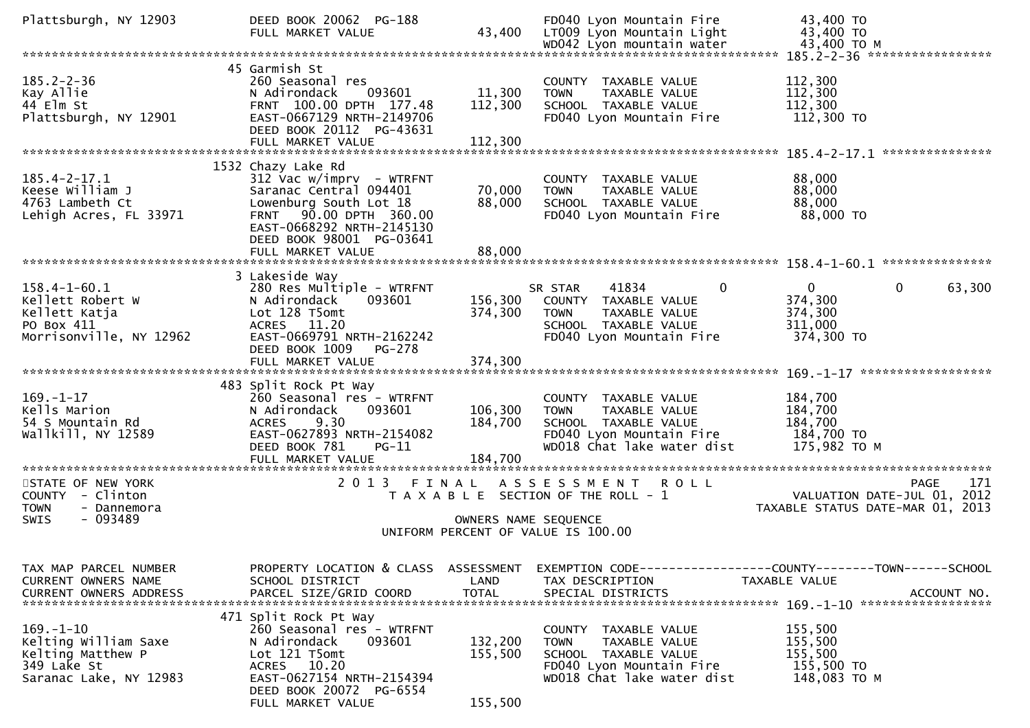```
Plattsburgh, NY 12903          DEED BOOK 20062  PG-188                  FD040 Lyon Mountain Fire          43,400 TO
                               FULL MARKET VALUE             43,400     LT009 Lyon Mountain Light         43,400 TO
                                                                        WD042 Lyon mountain water         43,400 TO M
******************************************************************************************************* 185.2-2-36 *****************
                          45 Garmish St
185.2-2-36                     260 Seasonal res                         COUNTY  TAXABLE VALUE            112,300
Kay Allie                      N Adirondack     093601       11,300     TOWN    TAXABLE VALUE            112,300
44 Elm St                      FRNT 100.00 DPTH 177.48      112,300     SCHOOL  TAXABLE VALUE            112,300
Plattsburgh, NY 12901          EAST-0667129 NRTH-2149706                FD040 Lyon Mountain Fire          112,300 TO
                               DEED BOOK 20112  PG-43631
                               FULL MARKET VALUE            112,300
******************************************************************************************************* 185.4-2-17.1 ***************
                        1532 Chazy Lake Rd
185.4-2-17.1                   312 Vac w/imprv  - WTRFNT                COUNTY  TAXABLE VALUE             88,000
Keese William J                Saranac Central 094401        70,000     TOWN    TAXABLE VALUE             88,000
4763 Lambeth Ct                Lowenburg South Lot 18        88,000     SCHOOL  TAXABLE VALUE             88,000
Lehigh Acres, FL 33971         FRNT  90.00 DPTH 360.00                  FD040 Lyon Mountain Fire           88,000 TO
                               EAST-0668292 NRTH-2145130
                               DEED BOOK 98001  PG-03641
                               FULL MARKET VALUE             88,000
******************************************************************************************************* 158.4-1-60.1 ***************
                           3 Lakeside Way
158.4-1-60.1                   280 Res Multiple - WTRFNT                SR STAR    41834         0            0            0      63,300
Kellett Robert W               N Adirondack     093601      156,300     COUNTY  TAXABLE VALUE            374,300
Kellett Katja                  Lot 128 T5omt                374,300     TOWN    TAXABLE VALUE            374,300
PO Box 411                     ACRES   11.20                            SCHOOL  TAXABLE VALUE            311,000
Morrisonville, NY 12962        EAST-0669791 NRTH-2162242                FD040 Lyon Mountain Fire          374,300 TO
                               DEED BOOK 1009   PG-278
                               FULL MARKET VALUE            374,300
******************************************************************************************************* 169.-1-17 ******************
                         483 Split Rock Pt Way
169.-1-17                      260 Seasonal res - WTRFNT                COUNTY  TAXABLE VALUE            184,700
Kells Marion                   N Adirondack     093601      106,300     TOWN    TAXABLE VALUE            184,700
54 S Mountain Rd               ACRES    9.30                184,700     SCHOOL  TAXABLE VALUE            184,700
Wallkill, NY 12589             EAST-0627893 NRTH-2154082                FD040 Lyon Mountain Fire          184,700 TO
                               DEED BOOK 781    PG-11                   WD018 Chat lake water dist        175,982 TO M
                               FULL MARKET VALUE            184,700
************************************************************************************************************************************
STATE OF NEW YORK                    2 0 1 3   F I N A L   A S S E S S M E N T   R O L L                              PAGE    171
COUNTY  - Clinton                        T A X A B L E  SECTION OF THE ROLL - 1                         VALUATION DATE-JUL 01, 2012
TOWN    - Dannemora                                                                                   TAXABLE STATUS DATE-MAR 01, 2013
SWIS    - 093489                                     OWNERS NAME SEQUENCE
                                             UNIFORM PERCENT OF VALUE IS 100.00


TAX MAP PARCEL NUMBER          PROPERTY LOCATION & CLASS  ASSESSMENT  EXEMPTION CODE------------------COUNTY--------TOWN------SCHOOL
CURRENT OWNERS NAME            SCHOOL DISTRICT               LAND     TAX DESCRIPTION            TAXABLE VALUE
CURRENT OWNERS ADDRESS         PARCEL SIZE/GRID COORD       TOTAL     SPECIAL DISTRICTS                                   ACCOUNT NO.
******************************************************************************************************* 169.-1-10 ******************
                         471 Split Rock Pt Way
169.-1-10                      260 Seasonal res - WTRFNT                COUNTY  TAXABLE VALUE            155,500
Kelting William Saxe           N Adirondack     093601      132,200     TOWN    TAXABLE VALUE            155,500
Kelting Matthew P              Lot 121 T5omt                155,500     SCHOOL  TAXABLE VALUE            155,500
349 Lake St                    ACRES   10.20                            FD040 Lyon Mountain Fire          155,500 TO
Saranac Lake, NY 12983         EAST-0627154 NRTH-2154394                WD018 Chat lake water dist        148,083 TO M
                               DEED BOOK 20072  PG-6554
                               FULL MARKET VALUE            155,500
```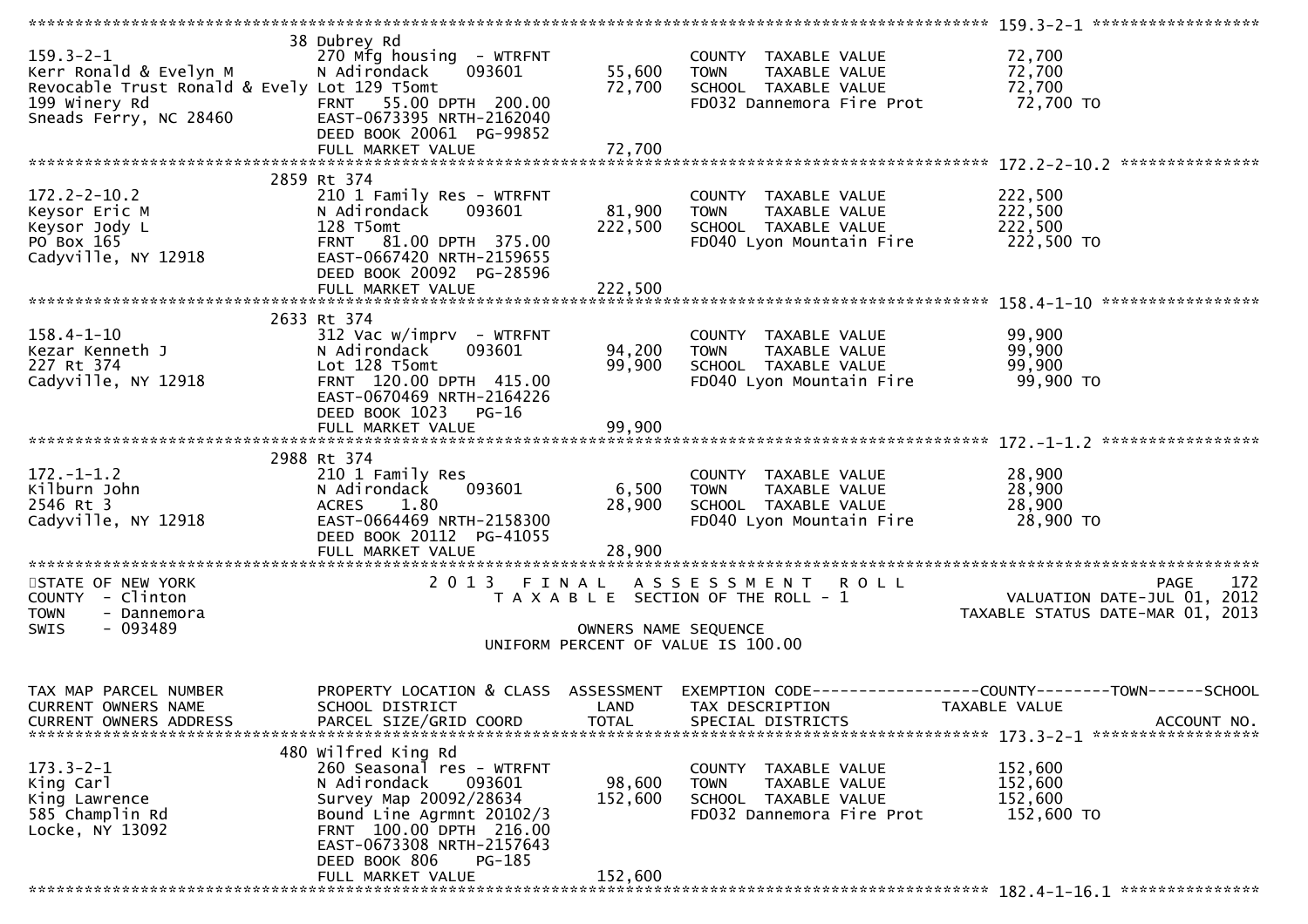| TAX MAP PARCEL NUMBER / CURRENT OWNERS NAME / CURRENT OWNERS ADDRESS | PROPERTY LOCATION & CLASS / SCHOOL DISTRICT / PARCEL SIZE/GRID COORD | ASSESSMENT LAND / TOTAL | EXEMPTION CODE / TAX DESCRIPTION / SPECIAL DISTRICTS | TAXABLE VALUE (COUNTY / TOWN / SCHOOL) | ACCOUNT NO. |
|---|---|---|---|---|---|
| 159.3-2-1 | 38 Dubrey Rd | | | | |
| 159.3-2-1 | 270 Mfg housing - WTRFNT | | COUNTY TAXABLE VALUE | 72,700 | |
| Kerr Ronald & Evelyn M | N Adirondack 093601 | 55,600 | TOWN TAXABLE VALUE | 72,700 | |
| Revocable Trust Ronald & Evely | Lot 129 T5omt | 72,700 | SCHOOL TAXABLE VALUE | 72,700 | |
| 199 Winery Rd | FRNT 55.00 DPTH 200.00 | | FD032 Dannemora Fire Prot | 72,700 TO | |
| Sneads Ferry, NC 28460 | EAST-0673395 NRTH-2162040 | | | | |
| | DEED BOOK 20061 PG-99852 | | | | |
| | FULL MARKET VALUE | 72,700 | | | |
| 172.2-2-10.2 | 2859 Rt 374 | | | | |
| 172.2-2-10.2 | 210 1 Family Res - WTRFNT | | COUNTY TAXABLE VALUE | 222,500 | |
| Keysor Eric M | N Adirondack 093601 | 81,900 | TOWN TAXABLE VALUE | 222,500 | |
| Keysor Jody L | 128 T5omt | 222,500 | SCHOOL TAXABLE VALUE | 222,500 | |
| PO Box 165 | FRNT 81.00 DPTH 375.00 | | FD040 Lyon Mountain Fire | 222,500 TO | |
| Cadyville, NY 12918 | EAST-0667420 NRTH-2159655 | | | | |
| | DEED BOOK 20092 PG-28596 | | | | |
| | FULL MARKET VALUE | 222,500 | | | |
| 158.4-1-10 | 2633 Rt 374 | | | | |
| 158.4-1-10 | 312 Vac w/imprv - WTRFNT | | COUNTY TAXABLE VALUE | 99,900 | |
| Kezar Kenneth J | N Adirondack 093601 | 94,200 | TOWN TAXABLE VALUE | 99,900 | |
| 227 Rt 374 | Lot 128 T5omt | 99,900 | SCHOOL TAXABLE VALUE | 99,900 | |
| Cadyville, NY 12918 | FRNT 120.00 DPTH 415.00 | | FD040 Lyon Mountain Fire | 99,900 TO | |
| | EAST-0670469 NRTH-2164226 | | | | |
| | DEED BOOK 1023 PG-16 | | | | |
| | FULL MARKET VALUE | 99,900 | | | |
| 172.-1-1.2 | 2988 Rt 374 | | | | |
| 172.-1-1.2 | 210 1 Family Res | | COUNTY TAXABLE VALUE | 28,900 | |
| Kilburn John | N Adirondack 093601 | 6,500 | TOWN TAXABLE VALUE | 28,900 | |
| 2546 Rt 3 | ACRES 1.80 | 28,900 | SCHOOL TAXABLE VALUE | 28,900 | |
| Cadyville, NY 12918 | EAST-0664469 NRTH-2158300 | | FD040 Lyon Mountain Fire | 28,900 TO | |
| | DEED BOOK 20112 PG-41055 | | | | |
| | FULL MARKET VALUE | 28,900 | | | |

STATE OF NEW YORK — COUNTY - Clinton — TOWN - Dannemora — SWIS - 093489

2 0 1 3 F I N A L A S S E S S M E N T R O L L
T A X A B L E SECTION OF THE ROLL - 1
OWNERS NAME SEQUENCE
UNIFORM PERCENT OF VALUE IS 100.00

PAGE 172 — VALUATION DATE-JUL 01, 2012 — TAXABLE STATUS DATE-MAR 01, 2013

| TAX MAP PARCEL NUMBER / CURRENT OWNERS NAME / CURRENT OWNERS ADDRESS | PROPERTY LOCATION & CLASS / SCHOOL DISTRICT / PARCEL SIZE/GRID COORD | ASSESSMENT LAND / TOTAL | EXEMPTION CODE / TAX DESCRIPTION / SPECIAL DISTRICTS | TAXABLE VALUE (COUNTY / TOWN / SCHOOL) | ACCOUNT NO. |
|---|---|---|---|---|---|
| 173.3-2-1 | 480 Wilfred King Rd | | | | |
| 173.3-2-1 | 260 Seasonal res - WTRFNT | | COUNTY TAXABLE VALUE | 152,600 | |
| King Carl | N Adirondack 093601 | 98,600 | TOWN TAXABLE VALUE | 152,600 | |
| King Lawrence | Survey Map 20092/28634 | 152,600 | SCHOOL TAXABLE VALUE | 152,600 | |
| 585 Champlin Rd | Bound Line Agrmnt 20102/3 | | FD032 Dannemora Fire Prot | 152,600 TO | |
| Locke, NY 13092 | FRNT 100.00 DPTH 216.00 | | | | |
| | EAST-0673308 NRTH-2157643 | | | | |
| | DEED BOOK 806 PG-185 | | | | |
| | FULL MARKET VALUE | 152,600 | | | |
| 182.4-1-16.1 | | | | | |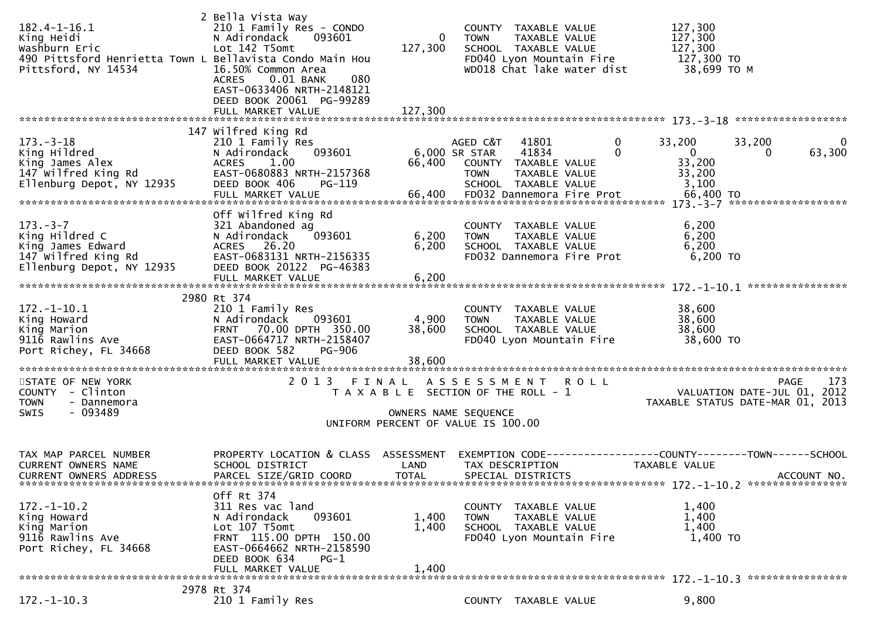```
                              2 Bella Vista Way
182.4-1-16.1                  210 1 Family Res - CONDO                 COUNTY  TAXABLE VALUE            127,300
King Heidi                    N Adirondack     093601          0       TOWN    TAXABLE VALUE            127,300
Washburn Eric                 Lot 142 T5omt                  127,300   SCHOOL  TAXABLE VALUE            127,300
490 Pittsford Henrietta Town L Bellavista Condo Main Hou               FD040 Lyon Mountain Fire           127,300 TO
Pittsford, NY 14534           16.50% Common Area                       WD018 Chat lake water dist          38,699 TO M
                              ACRES     0.01 BANK     080
                              EAST-0633406 NRTH-2148121
                              DEED BOOK 20061  PG-99289
                              FULL MARKET VALUE              127,300
******************************************************************************************************* 173.-3-18 ******************
                              147 Wilfred King Rd
173.-3-18                     210 1 Family Res                         AGED C&T   41801           0      33,200        33,200            0
King Hildred                  N Adirondack     093601          6,000 SR STAR    41834           0           0             0       63,300
King James Alex               ACRES     1.00                  66,400   COUNTY  TAXABLE VALUE             33,200
147 Wilfred King Rd           EAST-0680883 NRTH-2157368                TOWN    TAXABLE VALUE             33,200
Ellenburg Depot, NY 12935     DEED BOOK 406    PG-119                  SCHOOL  TAXABLE VALUE              3,100
                              FULL MARKET VALUE               66,400   FD032 Dannemora Fire Prot          66,400 TO
******************************************************************************************************* 173.-3-7 *******************
                              Off Wilfred King Rd
173.-3-7                      321 Abandoned ag                         COUNTY  TAXABLE VALUE              6,200
King Hildred C                N Adirondack     093601          6,200   TOWN    TAXABLE VALUE              6,200
King James Edward             ACRES    26.20                   6,200   SCHOOL  TAXABLE VALUE              6,200
147 Wilfred King Rd           EAST-0683131 NRTH-2156335                FD032 Dannemora Fire Prot           6,200 TO
Ellenburg Depot, NY 12935     DEED BOOK 20122  PG-46383
                              FULL MARKET VALUE                6,200
******************************************************************************************************* 172.-1-10.1 ****************
                              2980 Rt 374
172.-1-10.1                   210 1 Family Res                         COUNTY  TAXABLE VALUE             38,600
King Howard                   N Adirondack     093601          4,900   TOWN    TAXABLE VALUE             38,600
King Marion                   FRNT    70.00 DPTH  350.00      38,600   SCHOOL  TAXABLE VALUE             38,600
9116 Rawlins Ave              EAST-0664717 NRTH-2158407                FD040 Lyon Mountain Fire           38,600 TO
Port Richey, FL 34668         DEED BOOK 582    PG-906
                              FULL MARKET VALUE               38,600
************************************************************************************************************************************
STATE OF NEW YORK                  2 0 1 3   F I N A L   A S S E S S M E N T   R O L L                              PAGE   173
COUNTY  - Clinton                     T A X A B L E  SECTION OF THE ROLL - 1                          VALUATION DATE-JUL 01, 2012
TOWN    - Dannemora                                                                               TAXABLE STATUS DATE-MAR 01, 2013
SWIS    - 093489                                   OWNERS NAME SEQUENCE
                                          UNIFORM PERCENT OF VALUE IS 100.00


TAX MAP PARCEL NUMBER         PROPERTY LOCATION & CLASS  ASSESSMENT  EXEMPTION CODE------------------COUNTY--------TOWN------SCHOOL
CURRENT OWNERS NAME           SCHOOL DISTRICT               LAND      TAX DESCRIPTION            TAXABLE VALUE
CURRENT OWNERS ADDRESS        PARCEL SIZE/GRID COORD        TOTAL     SPECIAL DISTRICTS                                  ACCOUNT NO.
******************************************************************************************************* 172.-1-10.2 ****************
                              Off Rt 374
172.-1-10.2                   311 Res vac land                         COUNTY  TAXABLE VALUE              1,400
King Howard                   N Adirondack     093601          1,400   TOWN    TAXABLE VALUE              1,400
King Marion                   Lot 107 T5omt                    1,400   SCHOOL  TAXABLE VALUE              1,400
9116 Rawlins Ave              FRNT   115.00 DPTH  150.00               FD040 Lyon Mountain Fire            1,400 TO
Port Richey, FL 34668         EAST-0664662 NRTH-2158590
                              DEED BOOK 634    PG-1
                              FULL MARKET VALUE                1,400
******************************************************************************************************* 172.-1-10.3 ****************
                              2978 Rt 374
172.-1-10.3                   210 1 Family Res                         COUNTY  TAXABLE VALUE              9,800
```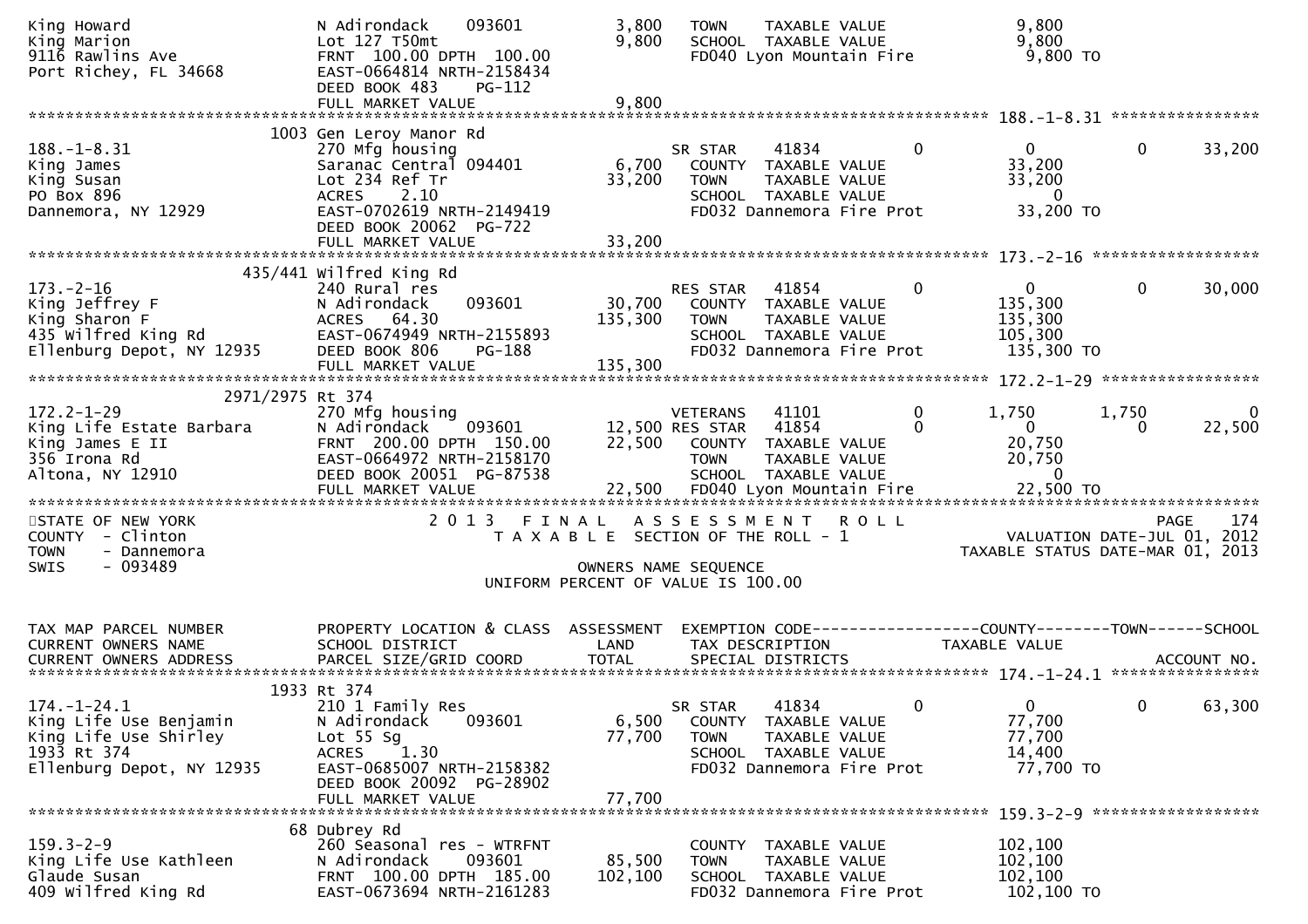```
King Howard                    N Adirondack     093601          3,800   TOWN     TAXABLE VALUE                  9,800
King Marion                    Lot 127 T50mt                    9,800   SCHOOL   TAXABLE VALUE                  9,800
9116 Rawlins Ave               FRNT 100.00 DPTH 100.00                  FD040 Lyon Mountain Fire                9,800 TO
Port Richey, FL 34668          EAST-0664814 NRTH-2158434
                               DEED BOOK 483     PG-112
                               FULL MARKET VALUE                9,800
******************************************************************************************************* 188.-1-8.31 ****************
                      1003 Gen Leroy Manor Rd
188.-1-8.31                    270 Mfg housing                          SR STAR     41834          0            0            0       33,200
King James                     Saranac Central 094401           6,700   COUNTY   TAXABLE VALUE                 33,200
King Susan                     Lot 234 Ref Tr                  33,200   TOWN     TAXABLE VALUE                 33,200
PO Box 896                     ACRES     2.10                           SCHOOL   TAXABLE VALUE                      0
Dannemora, NY 12929            EAST-0702619 NRTH-2149419                FD032 Dannemora Fire Prot              33,200 TO
                               DEED BOOK 20062  PG-722
                               FULL MARKET VALUE               33,200
******************************************************************************************************* 173.-2-16 ******************
                      435/441 Wilfred King Rd
173.-2-16                      240 Rural res                            RES STAR    41854          0            0            0       30,000
King Jeffrey F                 N Adirondack     093601         30,700   COUNTY   TAXABLE VALUE                135,300
King Sharon F                  ACRES    64.30                 135,300   TOWN     TAXABLE VALUE                135,300
435 Wilfred King Rd            EAST-0674949 NRTH-2155893                SCHOOL   TAXABLE VALUE                105,300
Ellenburg Depot, NY 12935      DEED BOOK 806     PG-188                 FD032 Dannemora Fire Prot             135,300 TO
                               FULL MARKET VALUE              135,300
******************************************************************************************************* 172.2-1-29 *****************
                    2971/2975 Rt 374
172.2-1-29                     270 Mfg housing                          VETERANS    41101          0        1,750        1,750            0
King Life Estate Barbara       N Adirondack     093601         12,500 RES STAR    41854          0            0            0       22,500
King James E II                FRNT 200.00 DPTH 150.00         22,500   COUNTY   TAXABLE VALUE                 20,750
356 Irona Rd                   EAST-0664972 NRTH-2158170                TOWN     TAXABLE VALUE                 20,750
Altona, NY 12910               DEED BOOK 20051  PG-87538                SCHOOL   TAXABLE VALUE                      0
                               FULL MARKET VALUE               22,500   FD040 Lyon Mountain Fire               22,500 TO
************************************************************************************************************************************
STATE OF NEW YORK                     2 0 1 3   F I N A L   A S S E S S M E N T   R O L L                              PAGE   174
COUNTY  - Clinton                        T A X A B L E  SECTION OF THE ROLL - 1                       VALUATION DATE-JUL 01, 2012
TOWN    - Dannemora                                                                                  TAXABLE STATUS DATE-MAR 01, 2013
SWIS    - 093489                                          OWNERS NAME SEQUENCE
                                                  UNIFORM PERCENT OF VALUE IS 100.00


TAX MAP PARCEL NUMBER          PROPERTY LOCATION & CLASS  ASSESSMENT  EXEMPTION CODE------------------COUNTY--------TOWN------SCHOOL
CURRENT OWNERS NAME            SCHOOL DISTRICT               LAND     TAX DESCRIPTION             TAXABLE VALUE
CURRENT OWNERS ADDRESS         PARCEL SIZE/GRID COORD        TOTAL    SPECIAL DISTRICTS                                  ACCOUNT NO.
******************************************************************************************************* 174.-1-24.1 ****************
                      1933 Rt 374
174.-1-24.1                    210 1 Family Res                         SR STAR     41834          0            0            0       63,300
King Life Use Benjamin         N Adirondack     093601          6,500   COUNTY   TAXABLE VALUE                 77,700
King Life Use Shirley          Lot 55 Sg                       77,700   TOWN     TAXABLE VALUE                 77,700
1933 Rt 374                    ACRES     1.30                           SCHOOL   TAXABLE VALUE                 14,400
Ellenburg Depot, NY 12935      EAST-0685007 NRTH-2158382                FD032 Dannemora Fire Prot              77,700 TO
                               DEED BOOK 20092  PG-28902
                               FULL MARKET VALUE               77,700
******************************************************************************************************* 159.3-2-9 ******************
                      68 Dubrey Rd
159.3-2-9                      260 Seasonal res - WTRFNT                COUNTY   TAXABLE VALUE                102,100
King Life Use Kathleen         N Adirondack     093601         85,500   TOWN     TAXABLE VALUE                102,100
Glaude Susan                   FRNT 100.00 DPTH 185.00        102,100   SCHOOL   TAXABLE VALUE                102,100
409 Wilfred King Rd            EAST-0673694 NRTH-2161283                FD032 Dannemora Fire Prot             102,100 TO
```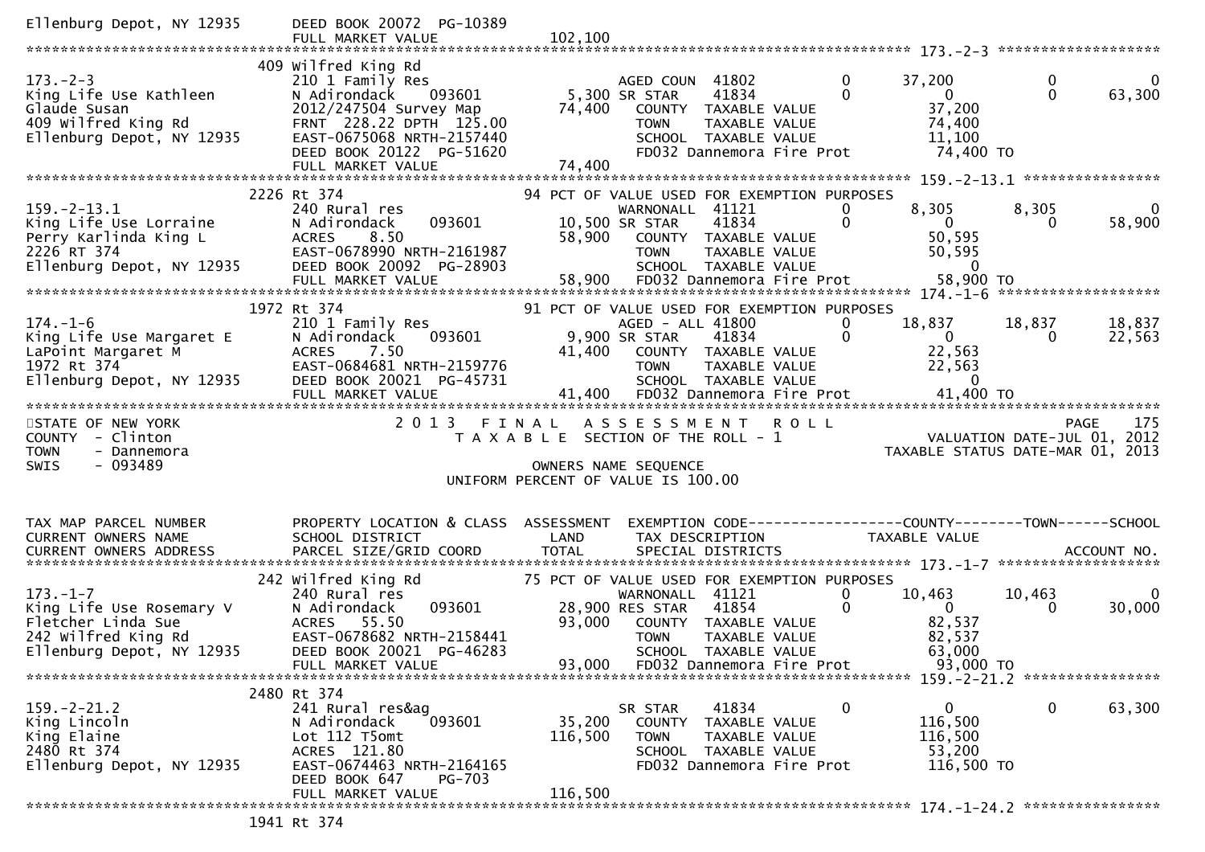```
Ellenburg Depot, NY 12935     DEED BOOK 20072  PG-10389
                              FULL MARKET VALUE            102,100
******************************************************************************************************* 173.-2-3 ********************
                          409 Wilfred King Rd
173.-2-3                      210 1 Family Res                    AGED COUN  41802          0        37,200            0             0
King Life Use Kathleen        N Adirondack      093601       5,300 SR STAR    41834          0             0            0        63,300
Glaude Susan                  2012/247504 Survey Map        74,400   COUNTY  TAXABLE VALUE              37,200
409 Wilfred King Rd           FRNT 228.22 DPTH 125.00                TOWN    TAXABLE VALUE              74,400
Ellenburg Depot, NY 12935     EAST-0675068 NRTH-2157440              SCHOOL  TAXABLE VALUE              11,100
                              DEED BOOK 20122  PG-51620              FD032 Dannemora Fire Prot          74,400 TO
                              FULL MARKET VALUE             74,400
******************************************************************************************************* 159.-2-13.1 *****************
                          2226 Rt 374                     94 PCT OF VALUE USED FOR EXEMPTION PURPOSES
159.-2-13.1                   240 Rural res                       WARNONALL  41121          0         8,305        8,305             0
King Life Use Lorraine        N Adirondack      093601      10,500 SR STAR    41834          0             0            0        58,900
Perry Karlinda King L         ACRES    8.50                 58,900   COUNTY  TAXABLE VALUE              50,595
2226 RT 374                   EAST-0678990 NRTH-2161987              TOWN    TAXABLE VALUE              50,595
Ellenburg Depot, NY 12935     DEED BOOK 20092  PG-28903              SCHOOL  TAXABLE VALUE                   0
                              FULL MARKET VALUE             58,900   FD032 Dannemora Fire Prot          58,900 TO
******************************************************************************************************* 174.-1-6 ********************
                          1972 Rt 374                     91 PCT OF VALUE USED FOR EXEMPTION PURPOSES
174.-1-6                      210 1 Family Res                    AGED - ALL 41800          0        18,837       18,837        18,837
King Life Use Margaret E      N Adirondack      093601       9,900 SR STAR    41834          0             0            0        22,563
LaPoint Margaret M            ACRES    7.50                 41,400   COUNTY  TAXABLE VALUE              22,563
1972 Rt 374                   EAST-0684681 NRTH-2159776              TOWN    TAXABLE VALUE              22,563
Ellenburg Depot, NY 12935     DEED BOOK 20021  PG-45731              SCHOOL  TAXABLE VALUE                   0
                              FULL MARKET VALUE             41,400   FD032 Dannemora Fire Prot          41,400 TO
**************************************************************************************************************************************
STATE OF NEW YORK                    2 0 1 3   F I N A L   A S S E S S M E N T   R O L L                                  PAGE   175
COUNTY  - Clinton                        T A X A B L E  SECTION OF THE ROLL - 1                           VALUATION DATE-JUL 01, 2012
TOWN    - Dannemora                                                                                 TAXABLE STATUS DATE-MAR 01, 2013
SWIS    - 093489                                       OWNERS NAME SEQUENCE
                                                 UNIFORM PERCENT OF VALUE IS 100.00


TAX MAP PARCEL NUMBER         PROPERTY LOCATION & CLASS  ASSESSMENT  EXEMPTION CODE------------------COUNTY--------TOWN------SCHOOL
CURRENT OWNERS NAME           SCHOOL DISTRICT               LAND      TAX DESCRIPTION              TAXABLE VALUE
CURRENT OWNERS ADDRESS        PARCEL SIZE/GRID COORD        TOTAL     SPECIAL DISTRICTS                                    ACCOUNT NO.
******************************************************************************************************* 173.-1-7 ********************
                          242 Wilfred King Rd             75 PCT OF VALUE USED FOR EXEMPTION PURPOSES
173.-1-7                      240 Rural res                       WARNONALL  41121          0        10,463       10,463             0
King Life Use Rosemary V      N Adirondack      093601      28,900 RES STAR   41854          0             0            0        30,000
Fletcher Linda Sue            ACRES   55.50                 93,000   COUNTY  TAXABLE VALUE              82,537
242 Wilfred King Rd           EAST-0678682 NRTH-2158441              TOWN    TAXABLE VALUE              82,537
Ellenburg Depot, NY 12935     DEED BOOK 20021  PG-46283              SCHOOL  TAXABLE VALUE              63,000
                              FULL MARKET VALUE             93,000   FD032 Dannemora Fire Prot          93,000 TO
******************************************************************************************************* 159.-2-21.2 *****************
                          2480 Rt 374
159.-2-21.2                   241 Rural res&ag                    SR STAR    41834          0             0            0        63,300
King Lincoln                  N Adirondack      093601      35,200   COUNTY  TAXABLE VALUE             116,500
King Elaine                   Lot 112 T5omt                116,500   TOWN    TAXABLE VALUE             116,500
2480 Rt 374                   ACRES  121.80                          SCHOOL  TAXABLE VALUE              53,200
Ellenburg Depot, NY 12935     EAST-0674463 NRTH-2164165              FD032 Dannemora Fire Prot         116,500 TO
                              DEED BOOK 647     PG-703
                              FULL MARKET VALUE            116,500
******************************************************************************************************* 174.-1-24.2 *****************
                          1941 Rt 374
```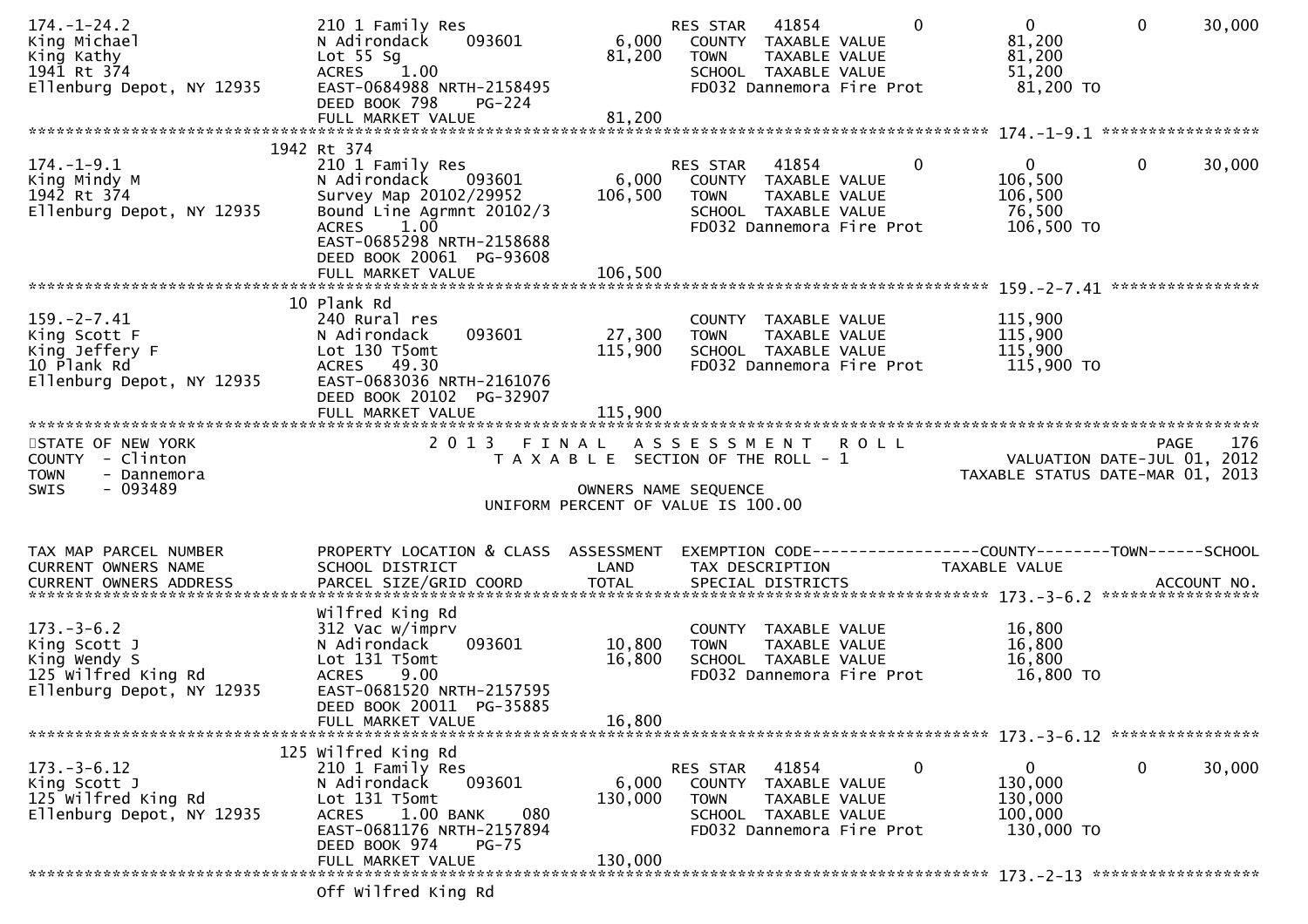```
174.-1-24.2                  210 1 Family Res                     RES STAR   41854          0             0            0       30,000
King Michael                 N Adirondack     093601       6,000    COUNTY  TAXABLE VALUE              81,200
King Kathy                   Lot 55 Sg                    81,200    TOWN    TAXABLE VALUE              81,200
1941 Rt 374                  ACRES    1.00                          SCHOOL  TAXABLE VALUE              51,200
Ellenburg Depot, NY 12935    EAST-0684988 NRTH-2158495              FD032 Dannemora Fire Prot          81,200 TO
                             DEED BOOK 798    PG-224
                             FULL MARKET VALUE            81,200
******************************************************************************************************* 174.-1-9.1 *****************
                      1942 Rt 374
174.-1-9.1                   210 1 Family Res                     RES STAR   41854          0             0            0       30,000
King Mindy M                 N Adirondack     093601       6,000    COUNTY  TAXABLE VALUE             106,500
1942 Rt 374                  Survey Map 20102/29952      106,500    TOWN    TAXABLE VALUE             106,500
Ellenburg Depot, NY 12935    Bound Line Agrmnt 20102/3              SCHOOL  TAXABLE VALUE              76,500
                             ACRES    1.00                          FD032 Dannemora Fire Prot         106,500 TO
                             EAST-0685298 NRTH-2158688
                             DEED BOOK 20061  PG-93608
                             FULL MARKET VALUE           106,500
******************************************************************************************************* 159.-2-7.41 ****************
                      10 Plank Rd
159.-2-7.41                  240 Rural res                          COUNTY  TAXABLE VALUE             115,900
King Scott F                 N Adirondack     093601      27,300    TOWN    TAXABLE VALUE             115,900
King Jeffery F               Lot 130 T5omt               115,900    SCHOOL  TAXABLE VALUE             115,900
10 Plank Rd                  ACRES   49.30                          FD032 Dannemora Fire Prot         115,900 TO
Ellenburg Depot, NY 12935    EAST-0683036 NRTH-2161076
                             DEED BOOK 20102  PG-32907
                             FULL MARKET VALUE           115,900
************************************************************************************************************************************
STATE OF NEW YORK                 2 0 1 3   F I N A L   A S S E S S M E N T   R O L L                                  PAGE    176
COUNTY  - Clinton                    T A X A B L E  SECTION OF THE ROLL - 1                           VALUATION DATE-JUL 01, 2012
TOWN    - Dannemora                                                                                 TAXABLE STATUS DATE-MAR 01, 2013
SWIS    - 093489                                    OWNERS NAME SEQUENCE
                                            UNIFORM PERCENT OF VALUE IS 100.00


TAX MAP PARCEL NUMBER        PROPERTY LOCATION & CLASS  ASSESSMENT  EXEMPTION CODE------------------COUNTY--------TOWN------SCHOOL
CURRENT OWNERS NAME          SCHOOL DISTRICT               LAND     TAX DESCRIPTION             TAXABLE VALUE
CURRENT OWNERS ADDRESS       PARCEL SIZE/GRID COORD       TOTAL     SPECIAL DISTRICTS                                   ACCOUNT NO.
******************************************************************************************************* 173.-3-6.2 *****************
                             Wilfred King Rd
173.-3-6.2                   312 Vac w/imprv                        COUNTY  TAXABLE VALUE              16,800
King Scott J                 N Adirondack     093601      10,800    TOWN    TAXABLE VALUE              16,800
King Wendy S                 Lot 131 T5omt                16,800    SCHOOL  TAXABLE VALUE              16,800
125 Wilfred King Rd          ACRES    9.00                          FD032 Dannemora Fire Prot          16,800 TO
Ellenburg Depot, NY 12935    EAST-0681520 NRTH-2157595
                             DEED BOOK 20011  PG-35885
                             FULL MARKET VALUE            16,800
******************************************************************************************************* 173.-3-6.12 ****************
                      125 Wilfred King Rd
173.-3-6.12                  210 1 Family Res                     RES STAR   41854          0             0            0       30,000
King Scott J                 N Adirondack     093601       6,000    COUNTY  TAXABLE VALUE             130,000
125 Wilfred King Rd          Lot 131 T5omt               130,000    TOWN    TAXABLE VALUE             130,000
Ellenburg Depot, NY 12935    ACRES    1.00 BANK     080             SCHOOL  TAXABLE VALUE             100,000
                             EAST-0681176 NRTH-2157894              FD032 Dannemora Fire Prot         130,000 TO
                             DEED BOOK 974    PG-75
                             FULL MARKET VALUE           130,000
******************************************************************************************************* 173.-2-13 ******************
                             Off Wilfred King Rd
```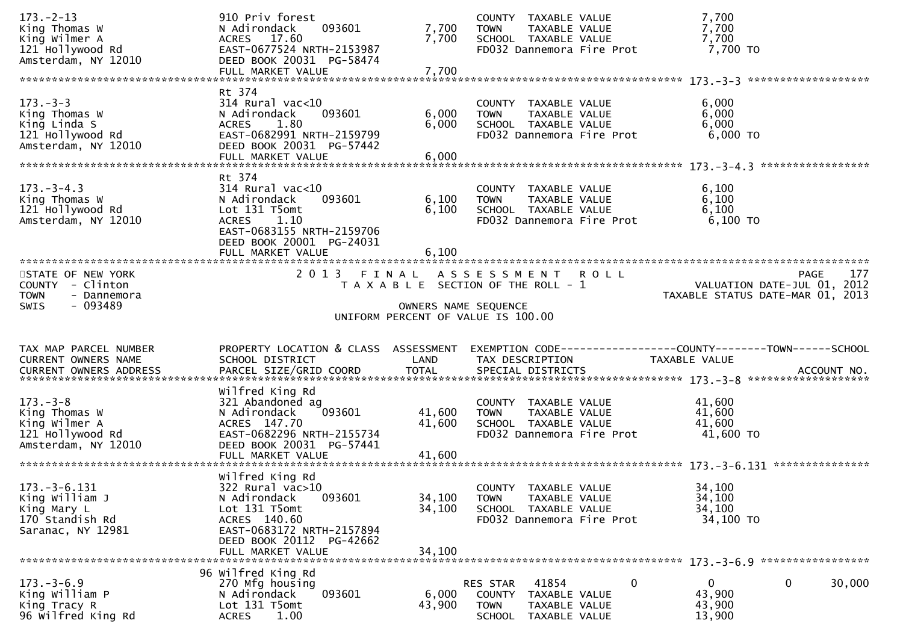```
173.-2-13                       910 Priv forest                          COUNTY  TAXABLE VALUE              7,700
King Thomas W                   N Adirondack     093601        7,700     TOWN    TAXABLE VALUE              7,700
King Wilmer A                   ACRES   17.60                  7,700     SCHOOL  TAXABLE VALUE              7,700
121 Hollywood Rd                EAST-0677524 NRTH-2153987                FD032 Dannemora Fire Prot           7,700 TO
Amsterdam, NY 12010             DEED BOOK 20031  PG-58474
                                FULL MARKET VALUE              7,700
******************************************************************************************************* 173.-3-3 *******************
                                Rt 374
173.-3-3                        314 Rural vac<10                         COUNTY  TAXABLE VALUE              6,000
King Thomas W                   N Adirondack     093601        6,000     TOWN    TAXABLE VALUE              6,000
King Linda S                    ACRES    1.80                  6,000     SCHOOL  TAXABLE VALUE              6,000
121 Hollywood Rd                EAST-0682991 NRTH-2159799                FD032 Dannemora Fire Prot           6,000 TO
Amsterdam, NY 12010             DEED BOOK 20031  PG-57442
                                FULL MARKET VALUE              6,000
******************************************************************************************************* 173.-3-4.3 *****************
                                Rt 374
173.-3-4.3                      314 Rural vac<10                         COUNTY  TAXABLE VALUE              6,100
King Thomas W                   N Adirondack     093601        6,100     TOWN    TAXABLE VALUE              6,100
121 Hollywood Rd                Lot 131 T5omt                  6,100     SCHOOL  TAXABLE VALUE              6,100
Amsterdam, NY 12010             ACRES    1.10                            FD032 Dannemora Fire Prot           6,100 TO
                                EAST-0683155 NRTH-2159706
                                DEED BOOK 20001  PG-24031
                                FULL MARKET VALUE              6,100
************************************************************************************************************************************
STATE OF NEW YORK                    2 0 1 3   F I N A L   A S S E S S M E N T   R O L L                                 PAGE    177
COUNTY  - Clinton                        T A X A B L E  SECTION OF THE ROLL - 1                         VALUATION DATE-JUL 01, 2012
TOWN    - Dannemora                                                                                 TAXABLE STATUS DATE-MAR 01, 2013
SWIS    - 093489                                      OWNERS NAME SEQUENCE
                                            UNIFORM PERCENT OF VALUE IS 100.00


TAX MAP PARCEL NUMBER           PROPERTY LOCATION & CLASS  ASSESSMENT  EXEMPTION CODE------------------COUNTY--------TOWN------SCHOOL
CURRENT OWNERS NAME             SCHOOL DISTRICT               LAND     TAX DESCRIPTION             TAXABLE VALUE
CURRENT OWNERS ADDRESS          PARCEL SIZE/GRID COORD        TOTAL    SPECIAL DISTRICTS                                      ACCOUNT NO.
******************************************************************************************************* 173.-3-8 *******************
                                Wilfred King Rd
173.-3-8                        321 Abandoned ag                         COUNTY  TAXABLE VALUE             41,600
King Thomas W                   N Adirondack     093601       41,600     TOWN    TAXABLE VALUE             41,600
King Wilmer A                   ACRES  147.70                 41,600     SCHOOL  TAXABLE VALUE             41,600
121 Hollywood Rd                EAST-0682296 NRTH-2155734                FD032 Dannemora Fire Prot          41,600 TO
Amsterdam, NY 12010             DEED BOOK 20031  PG-57441
                                FULL MARKET VALUE             41,600
******************************************************************************************************* 173.-3-6.131 ***************
                                Wilfred King Rd
173.-3-6.131                    322 Rural vac>10                         COUNTY  TAXABLE VALUE             34,100
King William J                  N Adirondack     093601       34,100     TOWN    TAXABLE VALUE             34,100
King Mary L                     Lot 131 T5omt                 34,100     SCHOOL  TAXABLE VALUE             34,100
170 Standish Rd                 ACRES  140.60                            FD032 Dannemora Fire Prot          34,100 TO
Saranac, NY 12981               EAST-0683172 NRTH-2157894
                                DEED BOOK 20112  PG-42662
                                FULL MARKET VALUE             34,100
******************************************************************************************************* 173.-3-6.9 *****************
                             96 Wilfred King Rd
173.-3-6.9                      270 Mfg housing                          RES STAR    41854          0            0            0     30,000
King William P                  N Adirondack     093601        6,000     COUNTY  TAXABLE VALUE             43,900
King Tracy R                    Lot 131 T5omt                 43,900     TOWN    TAXABLE VALUE             43,900
96 Wilfred King Rd              ACRES    1.00                            SCHOOL  TAXABLE VALUE             13,900
```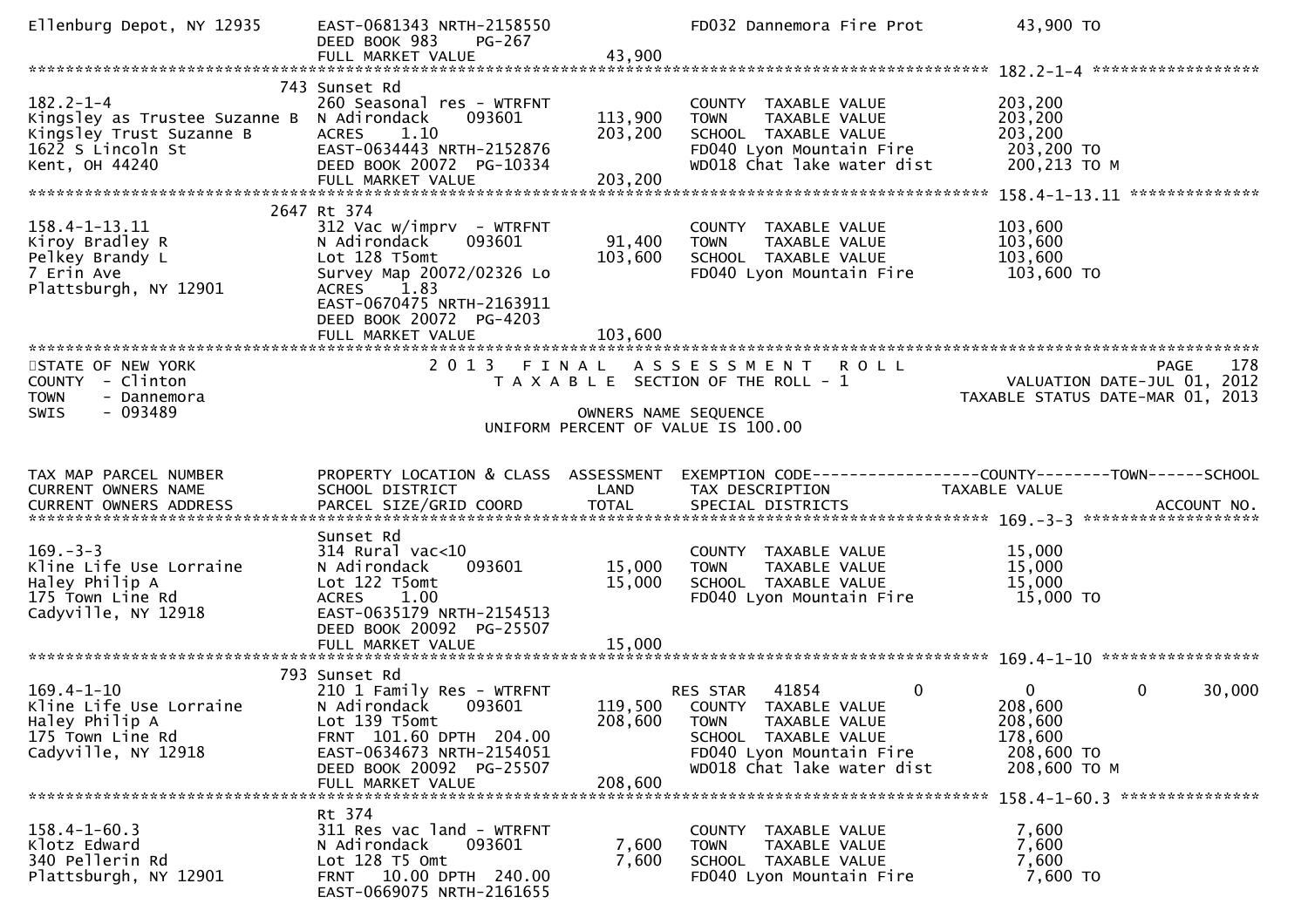```
Ellenburg Depot, NY 12935      EAST-0681343 NRTH-2158550             FD032 Dannemora Fire Prot            43,900 TO
                               DEED BOOK 983     PG-267
                               FULL MARKET VALUE              43,900
******************************************************************************************************* 182.2-1-4 ******************
                         743 Sunset Rd
182.2-1-4                      260 Seasonal res - WTRFNT             COUNTY  TAXABLE VALUE             203,200
Kingsley as Trustee Suzanne B  N Adirondack     093601      113,900  TOWN    TAXABLE VALUE             203,200
Kingsley Trust Suzanne B       ACRES    1.10                203,200  SCHOOL  TAXABLE VALUE             203,200
1622 S Lincoln St              EAST-0634443 NRTH-2152876             FD040 Lyon Mountain Fire            203,200 TO
Kent, OH 44240                 DEED BOOK 20072  PG-10334             WD018 Chat lake water dist          200,213 TO M
                               FULL MARKET VALUE             203,200
******************************************************************************************************* 158.4-1-13.11 **************
                        2647 Rt 374
158.4-1-13.11                  312 Vac w/imprv  - WTRFNT             COUNTY  TAXABLE VALUE             103,600
Kiroy Bradley R                N Adirondack     093601       91,400  TOWN    TAXABLE VALUE             103,600
Pelkey Brandy L                Lot 128 T5omt                103,600  SCHOOL  TAXABLE VALUE             103,600
7 Erin Ave                     Survey Map 20072/02326 Lo             FD040 Lyon Mountain Fire            103,600 TO
Plattsburgh, NY 12901          ACRES    1.83
                               EAST-0670475 NRTH-2163911
                               DEED BOOK 20072  PG-4203
                               FULL MARKET VALUE             103,600
************************************************************************************************************************************
STATE OF NEW YORK                     2 0 1 3   F I N A L   A S S E S S M E N T   R O L L                                 PAGE    178
COUNTY  - Clinton                        T A X A B L E  SECTION OF THE ROLL - 1                         VALUATION DATE-JUL 01, 2012
TOWN    - Dannemora                                                                                   TAXABLE STATUS DATE-MAR 01, 2013
SWIS    - 093489                                            OWNERS NAME SEQUENCE
                                                   UNIFORM PERCENT OF VALUE IS 100.00


TAX MAP PARCEL NUMBER          PROPERTY LOCATION & CLASS  ASSESSMENT  EXEMPTION CODE------------------COUNTY--------TOWN------SCHOOL
CURRENT OWNERS NAME            SCHOOL DISTRICT               LAND     TAX DESCRIPTION               TAXABLE VALUE
CURRENT OWNERS ADDRESS         PARCEL SIZE/GRID COORD        TOTAL    SPECIAL DISTRICTS                                  ACCOUNT NO.
******************************************************************************************************* 169.-3-3 *******************
                               Sunset Rd
169.-3-3                       314 Rural vac<10                      COUNTY  TAXABLE VALUE              15,000
Kline Life Use Lorraine        N Adirondack     093601       15,000  TOWN    TAXABLE VALUE              15,000
Haley Philip A                 Lot 122 T5omt                 15,000  SCHOOL  TAXABLE VALUE              15,000
175 Town Line Rd               ACRES    1.00                         FD040 Lyon Mountain Fire             15,000 TO
Cadyville, NY 12918            EAST-0635179 NRTH-2154513
                               DEED BOOK 20092  PG-25507
                               FULL MARKET VALUE              15,000
******************************************************************************************************* 169.4-1-10 *****************
                         793 Sunset Rd
169.4-1-10                     210 1 Family Res - WTRFNT             RES STAR   41854           0              0            0     30,000
Kline Life Use Lorraine        N Adirondack     093601      119,500  COUNTY  TAXABLE VALUE             208,600
Haley Philip A                 Lot 139 T5omt                208,600  TOWN    TAXABLE VALUE             208,600
175 Town Line Rd               FRNT 101.60 DPTH 204.00               SCHOOL  TAXABLE VALUE             178,600
Cadyville, NY 12918            EAST-0634673 NRTH-2154051             FD040 Lyon Mountain Fire            208,600 TO
                               DEED BOOK 20092  PG-25507             WD018 Chat lake water dist          208,600 TO M
                               FULL MARKET VALUE             208,600
******************************************************************************************************* 158.4-1-60.3 ***************
                               Rt 374
158.4-1-60.3                   311 Res vac land - WTRFNT             COUNTY  TAXABLE VALUE               7,600
Klotz Edward                   N Adirondack     093601        7,600  TOWN    TAXABLE VALUE               7,600
340 Pellerin Rd                Lot 128 T5 Omt                 7,600  SCHOOL  TAXABLE VALUE               7,600
Plattsburgh, NY 12901          FRNT  10.00 DPTH 240.00               FD040 Lyon Mountain Fire              7,600 TO
                               EAST-0669075 NRTH-2161655
```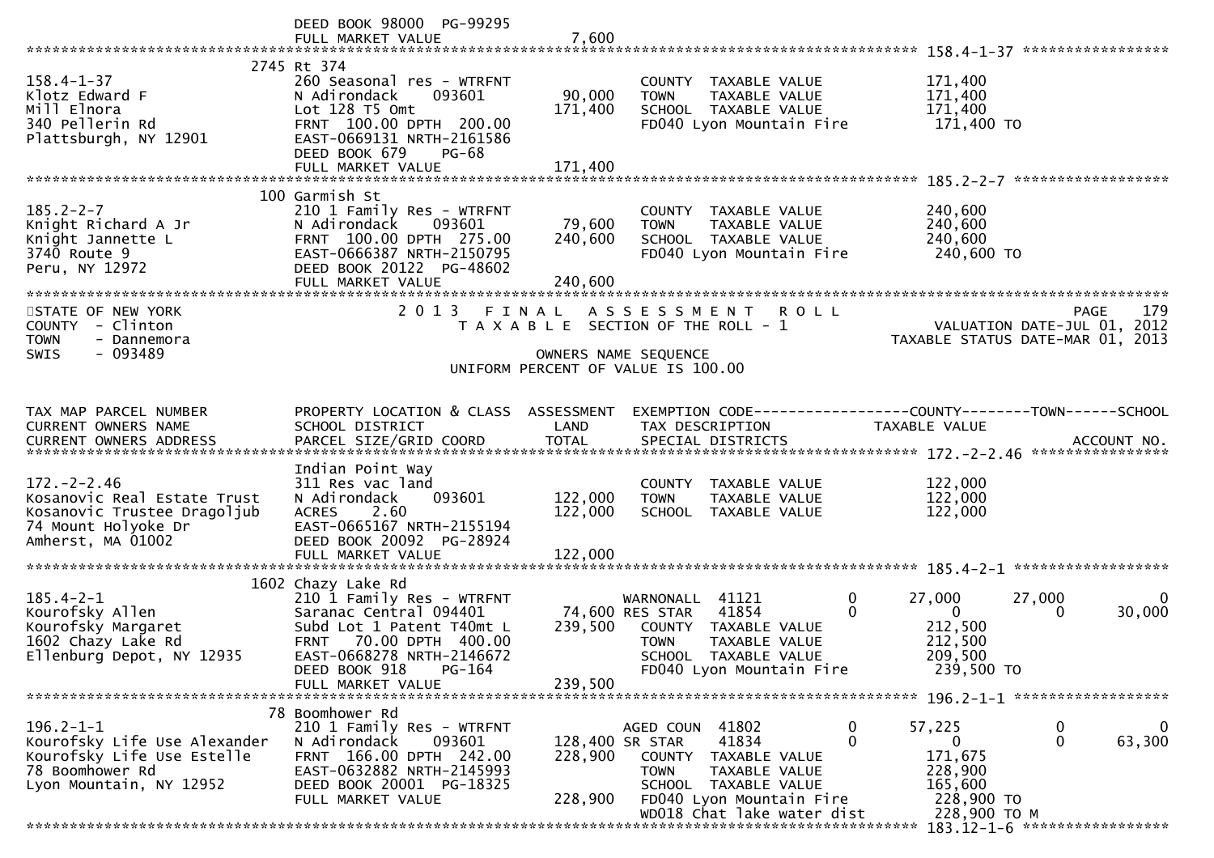DEED BOOK 98000 PG-99295
FULL MARKET VALUE 7,600

**158.4-1-37**

| | | | | |
|---|---|---|---|---|
| | 2745 Rt 374 | | | |
| 158.4-1-37 | 260 Seasonal res - WTRFNT | | COUNTY TAXABLE VALUE | 171,400 |
| Klotz Edward F | N Adirondack 093601 | 90,000 | TOWN TAXABLE VALUE | 171,400 |
| Mill Elnora | Lot 128 T5 Omt | 171,400 | SCHOOL TAXABLE VALUE | 171,400 |
| 340 Pellerin Rd | FRNT 100.00 DPTH 200.00 | | FD040 Lyon Mountain Fire | 171,400 TO |
| Plattsburgh, NY 12901 | EAST-0669131 NRTH-2161586 | | | |
| | DEED BOOK 679 PG-68 | | | |
| | FULL MARKET VALUE | 171,400 | | |

**185.2-2-7**

| | | | | |
|---|---|---|---|---|
| | 100 Garmish St | | | |
| 185.2-2-7 | 210 1 Family Res - WTRFNT | | COUNTY TAXABLE VALUE | 240,600 |
| Knight Richard A Jr | N Adirondack 093601 | 79,600 | TOWN TAXABLE VALUE | 240,600 |
| Knight Jannette L | FRNT 100.00 DPTH 275.00 | 240,600 | SCHOOL TAXABLE VALUE | 240,600 |
| 3740 Route 9 | EAST-0666387 NRTH-2150795 | | FD040 Lyon Mountain Fire | 240,600 TO |
| Peru, NY 12972 | DEED BOOK 20122 PG-48602 | | | |
| | FULL MARKET VALUE | 240,600 | | |

STATE OF NEW YORK — 2013 FINAL ASSESSMENT ROLL — PAGE 179
COUNTY - Clinton — TAXABLE SECTION OF THE ROLL - 1 — VALUATION DATE-JUL 01, 2012
TOWN - Dannemora — TAXABLE STATUS DATE-MAR 01, 2013
SWIS - 093489 — OWNERS NAME SEQUENCE
UNIFORM PERCENT OF VALUE IS 100.00

| TAX MAP PARCEL NUMBER / CURRENT OWNERS NAME / CURRENT OWNERS ADDRESS | PROPERTY LOCATION & CLASS / SCHOOL DISTRICT / PARCEL SIZE/GRID COORD | ASSESSMENT LAND / TOTAL | EXEMPTION CODE / TAX DESCRIPTION / SPECIAL DISTRICTS | | COUNTY / TAXABLE VALUE | TOWN | SCHOOL / ACCOUNT NO. |
|---|---|---|---|---|---|---|---|
| **172.-2-2.46** | | | | | | | |
| | Indian Point Way | | | | | | |
| 172.-2-2.46 | 311 Res vac land | | COUNTY TAXABLE VALUE | | 122,000 | | |
| Kosanovic Real Estate Trust | N Adirondack 093601 | 122,000 | TOWN TAXABLE VALUE | | 122,000 | | |
| Kosanovic Trustee Dragoljub | ACRES 2.60 | 122,000 | SCHOOL TAXABLE VALUE | | 122,000 | | |
| 74 Mount Holyoke Dr | EAST-0665167 NRTH-2155194 | | | | | | |
| Amherst, MA 01002 | DEED BOOK 20092 PG-28924 | | | | | | |
| | FULL MARKET VALUE | 122,000 | | | | | |
| **185.4-2-1** | | | | | | | |
| | 1602 Chazy Lake Rd | | | | | | |
| 185.4-2-1 | 210 1 Family Res - WTRFNT | | WARNONALL 41121 | 0 | 27,000 | 27,000 | 0 |
| Kourofsky Allen | Saranac Central 094401 | 74,600 | RES STAR 41854 | 0 | 0 | 0 | 30,000 |
| Kourofsky Margaret | Subd Lot 1 Patent T40mt L | 239,500 | COUNTY TAXABLE VALUE | | 212,500 | | |
| 1602 Chazy Lake Rd | FRNT 70.00 DPTH 400.00 | | TOWN TAXABLE VALUE | | 212,500 | | |
| Ellenburg Depot, NY 12935 | EAST-0668278 NRTH-2146672 | | SCHOOL TAXABLE VALUE | | 209,500 | | |
| | DEED BOOK 918 PG-164 | | FD040 Lyon Mountain Fire | | 239,500 TO | | |
| | FULL MARKET VALUE | 239,500 | | | | | |
| **196.2-1-1** | | | | | | | |
| | 78 Boomhower Rd | | | | | | |
| 196.2-1-1 | 210 1 Family Res - WTRFNT | | AGED COUN 41802 | 0 | 57,225 | 0 | 0 |
| Kourofsky Life Use Alexander | N Adirondack 093601 | 128,400 | SR STAR 41834 | 0 | 0 | 0 | 63,300 |
| Kourofsky Life Use Estelle | FRNT 166.00 DPTH 242.00 | 228,900 | COUNTY TAXABLE VALUE | | 171,675 | | |
| 78 Boomhower Rd | EAST-0632882 NRTH-2145993 | | TOWN TAXABLE VALUE | | 228,900 | | |
| Lyon Mountain, NY 12952 | DEED BOOK 20001 PG-18325 | | SCHOOL TAXABLE VALUE | | 165,600 | | |
| | FULL MARKET VALUE | 228,900 | FD040 Lyon Mountain Fire | | 228,900 TO | | |
| | | | WD018 Chat lake water dist | | 228,900 TO M | | |

**183.12-1-6**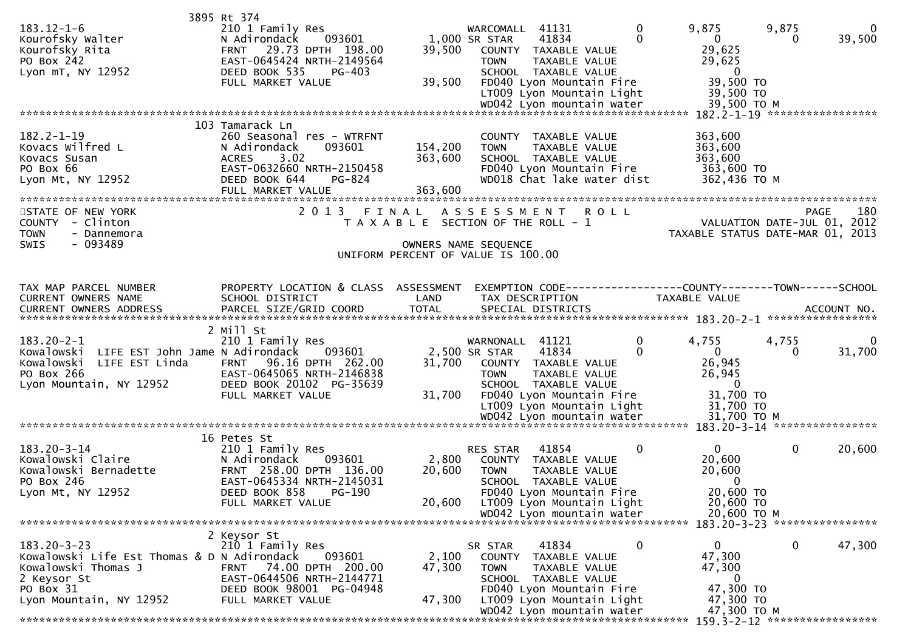```
                              3895 Rt 374
183.12-1-6                    210 1 Family Res                        WARCOMALL  41131           0         9,875       9,875            0
Kourofsky Walter              N Adirondack      093601           1,000 SR STAR    41834           0             0           0       39,500
Kourofsky Rita                FRNT   29.73 DPTH  198.00         39,500   COUNTY  TAXABLE VALUE              29,625
PO Box 242                    EAST-0645424 NRTH-2149564                  TOWN    TAXABLE VALUE              29,625
Lyon mT, NY 12952             DEED BOOK 535    PG-403                    SCHOOL  TAXABLE VALUE                   0
                              FULL MARKET VALUE                 39,500   FD040 Lyon Mountain Fire          39,500 TO
                                                                         LT009 Lyon Mountain Light         39,500 TO
                                                                         WD042 Lyon mountain water         39,500 TO M
******************************************************************************************************* 182.2-1-19 *****************
                              103 Tamarack Ln
182.2-1-19                    260 Seasonal res - WTRFNT                  COUNTY  TAXABLE VALUE             363,600
Kovacs Wilfred L              N Adirondack      093601          154,200  TOWN    TAXABLE VALUE             363,600
Kovacs Susan                  ACRES     3.02                    363,600  SCHOOL  TAXABLE VALUE             363,600
PO Box 66                     EAST-0632660 NRTH-2150458                  FD040 Lyon Mountain Fire          363,600 TO
Lyon Mt, NY 12952             DEED BOOK 644    PG-824                    WD018 Chat lake water dist        362,436 TO M
                              FULL MARKET VALUE                363,600
************************************************************************************************************************************
STATE OF NEW YORK                 2 0 1 3   F I N A L   A S S E S S M E N T   R O L L                                   PAGE    180
COUNTY  - Clinton                    T A X A B L E  SECTION OF THE ROLL - 1                           VALUATION DATE-JUL 01, 2012
TOWN    - Dannemora                                                                               TAXABLE STATUS DATE-MAR 01, 2013
SWIS    - 093489                                     OWNERS NAME SEQUENCE
                                               UNIFORM PERCENT OF VALUE IS 100.00


TAX MAP PARCEL NUMBER         PROPERTY LOCATION & CLASS  ASSESSMENT  EXEMPTION CODE------------------COUNTY--------TOWN------SCHOOL
CURRENT OWNERS NAME           SCHOOL DISTRICT               LAND      TAX DESCRIPTION            TAXABLE VALUE
CURRENT OWNERS ADDRESS        PARCEL SIZE/GRID COORD       TOTAL      SPECIAL DISTRICTS                                  ACCOUNT NO.
******************************************************************************************************* 183.20-2-1 *****************
                              2 Mill St
183.20-2-1                    210 1 Family Res                        WARNONALL  41121           0         4,755       4,755            0
Kowalowski  LIFE EST John Jame N Adirondack      093601           2,500 SR STAR    41834           0             0           0       31,700
Kowalowski  LIFE EST Linda    FRNT   96.16 DPTH  262.00         31,700   COUNTY  TAXABLE VALUE              26,945
PO Box 266                    EAST-0645065 NRTH-2146838                  TOWN    TAXABLE VALUE              26,945
Lyon Mountain, NY 12952       DEED BOOK 20102  PG-35639                  SCHOOL  TAXABLE VALUE                   0
                              FULL MARKET VALUE                 31,700   FD040 Lyon Mountain Fire           31,700 TO
                                                                         LT009 Lyon Mountain Light          31,700 TO
                                                                         WD042 Lyon mountain water          31,700 TO M
******************************************************************************************************* 183.20-3-14 ****************
                              16 Petes St
183.20-3-14                   210 1 Family Res                        RES STAR   41854           0             0           0       20,600
Kowalowski Claire             N Adirondack      093601           2,800   COUNTY  TAXABLE VALUE              20,600
Kowalowski Bernadette         FRNT  258.00 DPTH  136.00         20,600   TOWN    TAXABLE VALUE              20,600
PO Box 246                    EAST-0645334 NRTH-2145031                  SCHOOL  TAXABLE VALUE                   0
Lyon Mt, NY 12952             DEED BOOK 858    PG-190                    FD040 Lyon Mountain Fire           20,600 TO
                              FULL MARKET VALUE                 20,600   LT009 Lyon Mountain Light          20,600 TO
                                                                         WD042 Lyon mountain water          20,600 TO M
******************************************************************************************************* 183.20-3-23 ****************
                              2 Keysor St
183.20-3-23                   210 1 Family Res                        SR STAR    41834           0             0           0       47,300
Kowalowski Life Est Thomas & D N Adirondack      093601           2,100   COUNTY  TAXABLE VALUE              47,300
Kowalowski Thomas J           FRNT   74.00 DPTH  200.00         47,300   TOWN    TAXABLE VALUE              47,300
2 Keysor St                   EAST-0644506 NRTH-2144771                  SCHOOL  TAXABLE VALUE                   0
PO Box 31                     DEED BOOK 98001  PG-04948                  FD040 Lyon Mountain Fire           47,300 TO
Lyon Mountain, NY 12952       FULL MARKET VALUE                 47,300   LT009 Lyon Mountain Light          47,300 TO
                                                                         WD042 Lyon mountain water          47,300 TO M
******************************************************************************************************* 159.3-2-12 *****************
```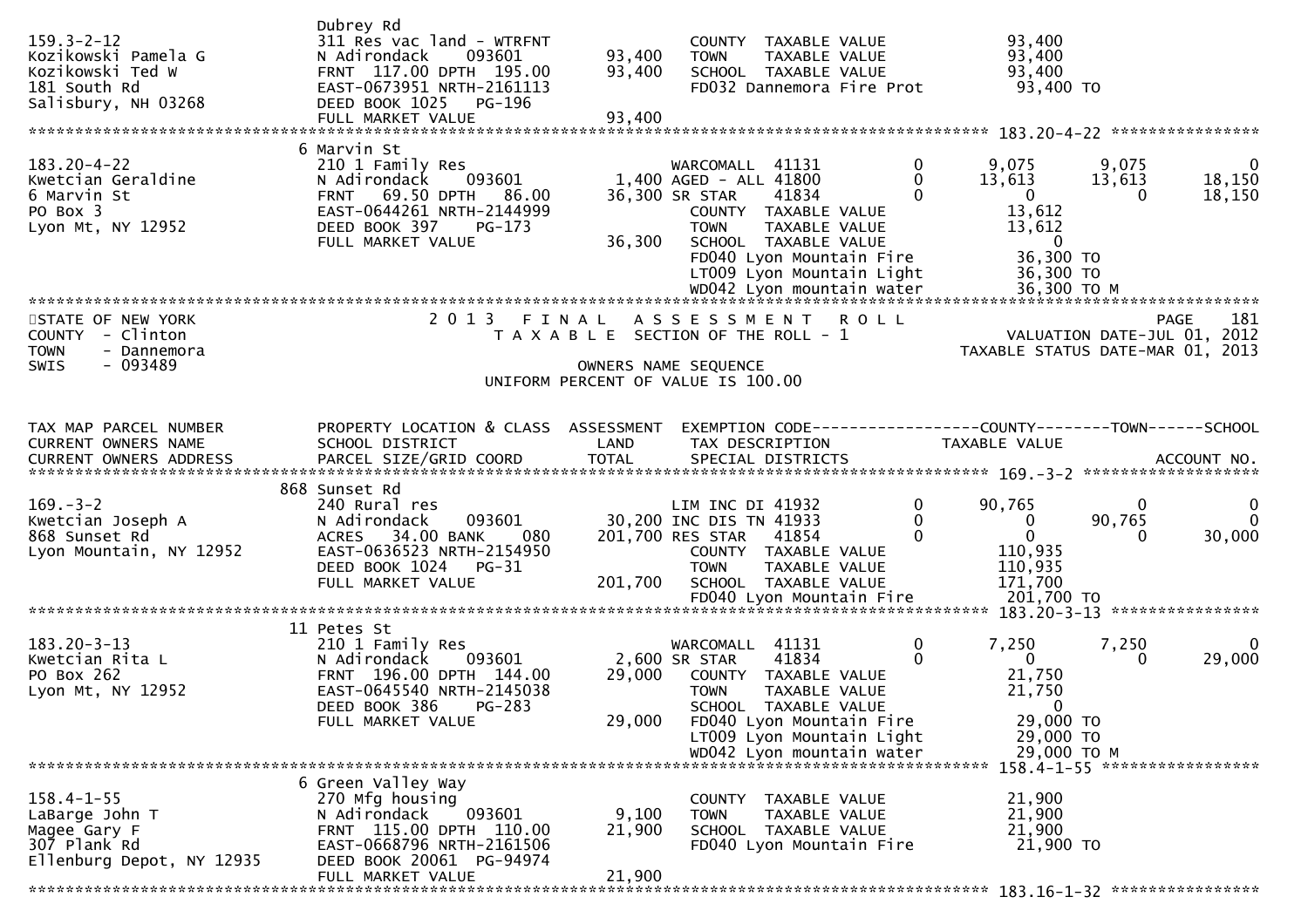```
                              Dubrey Rd
159.3-2-12                    311 Res vac land - WTRFNT               COUNTY  TAXABLE VALUE               93,400
Kozikowski Pamela G           N Adirondack     093601        93,400   TOWN    TAXABLE VALUE               93,400
Kozikowski Ted W              FRNT 117.00 DPTH 195.00        93,400   SCHOOL  TAXABLE VALUE               93,400
181 South Rd                  EAST-0673951 NRTH-2161113               FD032 Dannemora Fire Prot            93,400 TO
Salisbury, NH 03268           DEED BOOK 1025   PG-196
                              FULL MARKET VALUE              93,400
******************************************************************************************************* 183.20-4-22 ****************
                              6 Marvin St
183.20-4-22                   210 1 Family Res                        WARCOMALL  41131           0        9,075       9,075           0
Kwetcian Geraldine            N Adirondack     093601         1,400 AGED - ALL 41800           0       13,613      13,613      18,150
6 Marvin St                   FRNT  69.50 DPTH  86.00        36,300 SR STAR    41834           0            0           0      18,150
PO Box 3                      EAST-0644261 NRTH-2144999               COUNTY  TAXABLE VALUE               13,612
Lyon Mt, NY 12952             DEED BOOK 397    PG-173                 TOWN    TAXABLE VALUE               13,612
                              FULL MARKET VALUE              36,300   SCHOOL  TAXABLE VALUE                    0
                                                                      FD040 Lyon Mountain Fire             36,300 TO
                                                                      LT009 Lyon Mountain Light            36,300 TO
                                                                      WD042 Lyon mountain water            36,300 TO M
************************************************************************************************************************************
STATE OF NEW YORK                    2 0 1 3   F I N A L   A S S E S S M E N T   R O L L                              PAGE    181
COUNTY  - Clinton                       T A X A B L E  SECTION OF THE ROLL - 1                        VALUATION DATE-JUL 01, 2012
TOWN    - Dannemora                                                                              TAXABLE STATUS DATE-MAR 01, 2013
SWIS    - 093489                                       OWNERS NAME SEQUENCE
                                              UNIFORM PERCENT OF VALUE IS 100.00


TAX MAP PARCEL NUMBER         PROPERTY LOCATION & CLASS  ASSESSMENT  EXEMPTION CODE------------------COUNTY--------TOWN------SCHOOL
CURRENT OWNERS NAME           SCHOOL DISTRICT               LAND      TAX DESCRIPTION             TAXABLE VALUE
CURRENT OWNERS ADDRESS        PARCEL SIZE/GRID COORD        TOTAL     SPECIAL DISTRICTS                                   ACCOUNT NO.
******************************************************************************************************* 169.-3-2 *******************
                              868 Sunset Rd
169.-3-2                      240 Rural res                           LIM INC DI 41932           0       90,765           0           0
Kwetcian Joseph A             N Adirondack     093601        30,200 INC DIS TN 41933           0            0      90,765           0
868 Sunset Rd                 ACRES  34.00 BANK    080      201,700 RES STAR   41854           0            0           0      30,000
Lyon Mountain, NY 12952       EAST-0636523 NRTH-2154950               COUNTY  TAXABLE VALUE              110,935
                              DEED BOOK 1024   PG-31                  TOWN    TAXABLE VALUE              110,935
                              FULL MARKET VALUE             201,700   SCHOOL  TAXABLE VALUE              171,700
                                                                      FD040 Lyon Mountain Fire            201,700 TO
******************************************************************************************************* 183.20-3-13 ****************
                              11 Petes St
183.20-3-13                   210 1 Family Res                        WARCOMALL  41131           0        7,250       7,250           0
Kwetcian Rita L               N Adirondack     093601         2,600 SR STAR    41834           0            0           0      29,000
PO Box 262                    FRNT 196.00 DPTH 144.00        29,000   COUNTY  TAXABLE VALUE               21,750
Lyon Mt, NY 12952             EAST-0645540 NRTH-2145038               TOWN    TAXABLE VALUE               21,750
                              DEED BOOK 386    PG-283                 SCHOOL  TAXABLE VALUE                    0
                              FULL MARKET VALUE              29,000   FD040 Lyon Mountain Fire             29,000 TO
                                                                      LT009 Lyon Mountain Light            29,000 TO
                                                                      WD042 Lyon mountain water            29,000 TO M
******************************************************************************************************* 158.4-1-55 *****************
                              6 Green Valley Way
158.4-1-55                    270 Mfg housing                         COUNTY  TAXABLE VALUE               21,900
LaBarge John T                N Adirondack     093601         9,100   TOWN    TAXABLE VALUE               21,900
Magee Gary F                  FRNT 115.00 DPTH 110.00        21,900   SCHOOL  TAXABLE VALUE               21,900
307 Plank Rd                  EAST-0668796 NRTH-2161506               FD040 Lyon Mountain Fire             21,900 TO
Ellenburg Depot, NY 12935     DEED BOOK 20061 PG-94974
                              FULL MARKET VALUE              21,900
******************************************************************************************************* 183.16-1-32 ****************
```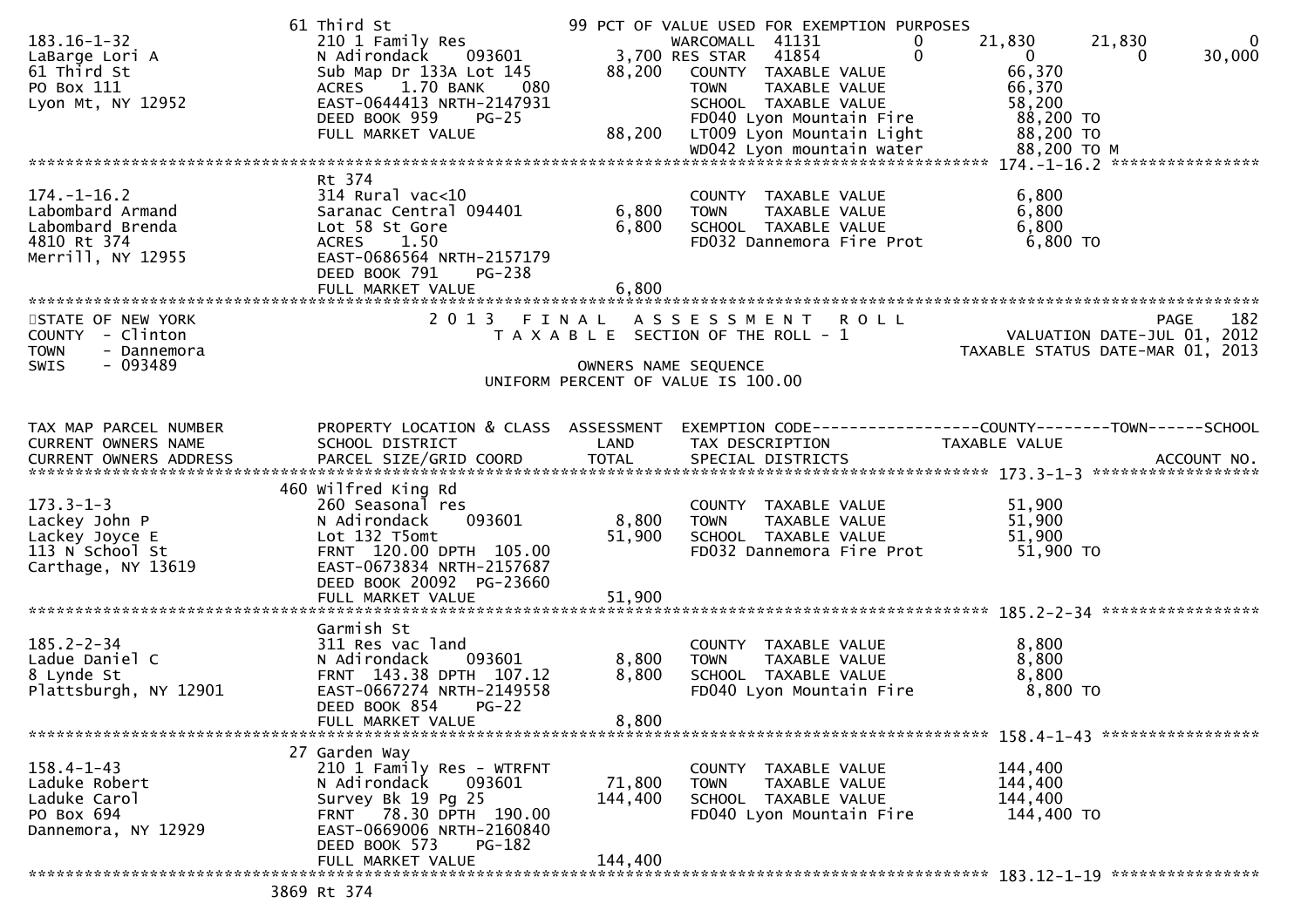```
                              61 Third St                       99 PCT OF VALUE USED FOR EXEMPTION PURPOSES
183.16-1-32                   210 1 Family Res                   WARCOMALL  41131            0        21,830       21,830            0
LaBarge Lori A                N Adirondack    093601        3,700 RES STAR   41854            0             0            0       30,000
61 Third St                   Sub Map Dr 133A Lot 145      88,200   COUNTY  TAXABLE VALUE               66,370
PO Box 111                    ACRES    1.70 BANK    080             TOWN    TAXABLE VALUE               66,370
Lyon Mt, NY 12952             EAST-0644413 NRTH-2147931             SCHOOL  TAXABLE VALUE               58,200
                              DEED BOOK 959    PG-25                FD040 Lyon Mountain Fire             88,200 TO
                              FULL MARKET VALUE            88,200   LT009 Lyon Mountain Light            88,200 TO
                                                                    WD042 Lyon mountain water            88,200 TO M
******************************************************************************************************* 174.-1-16.2 ****************
                              Rt 374
174.-1-16.2                   314 Rural vac<10                      COUNTY  TAXABLE VALUE                6,800
Labombard Armand              Saranac Central 094401        6,800   TOWN    TAXABLE VALUE                6,800
Labombard Brenda              Lot 58 St Gore                6,800   SCHOOL  TAXABLE VALUE                6,800
4810 Rt 374                   ACRES    1.50                         FD032 Dannemora Fire Prot             6,800 TO
Merrill, NY 12955             EAST-0686564 NRTH-2157179
                              DEED BOOK 791    PG-238
                              FULL MARKET VALUE             6,800
************************************************************************************************************************************
STATE OF NEW YORK                      2 0 1 3   F I N A L   A S S E S S M E N T   R O L L                             PAGE    182
COUNTY  - Clinton                         T A X A B L E  SECTION OF THE ROLL - 1                        VALUATION DATE-JUL 01, 2012
TOWN    - Dannemora                                                                                TAXABLE STATUS DATE-MAR 01, 2013
SWIS    - 093489                                       OWNERS NAME SEQUENCE
                                               UNIFORM PERCENT OF VALUE IS 100.00


TAX MAP PARCEL NUMBER         PROPERTY LOCATION & CLASS  ASSESSMENT  EXEMPTION CODE------------------COUNTY--------TOWN------SCHOOL
CURRENT OWNERS NAME           SCHOOL DISTRICT               LAND      TAX DESCRIPTION             TAXABLE VALUE
CURRENT OWNERS ADDRESS        PARCEL SIZE/GRID COORD        TOTAL     SPECIAL DISTRICTS                                    ACCOUNT NO.
******************************************************************************************************* 173.3-1-3 ******************
                              460 Wilfred King Rd
173.3-1-3                     260 Seasonal res                      COUNTY  TAXABLE VALUE               51,900
Lackey John P                 N Adirondack    093601        8,800   TOWN    TAXABLE VALUE               51,900
Lackey Joyce E                Lot 132 T5omt                51,900   SCHOOL  TAXABLE VALUE               51,900
113 N School St               FRNT  120.00 DPTH  105.00             FD032 Dannemora Fire Prot            51,900 TO
Carthage, NY 13619            EAST-0673834 NRTH-2157687
                              DEED BOOK 20092  PG-23660
                              FULL MARKET VALUE            51,900
******************************************************************************************************* 185.2-2-34 *****************
                              Garmish St
185.2-2-34                    311 Res vac land                      COUNTY  TAXABLE VALUE                8,800
Ladue Daniel C                N Adirondack    093601        8,800   TOWN    TAXABLE VALUE                8,800
8 Lynde St                    FRNT  143.38 DPTH  107.12     8,800   SCHOOL  TAXABLE VALUE                8,800
Plattsburgh, NY 12901         EAST-0667274 NRTH-2149558             FD040 Lyon Mountain Fire              8,800 TO
                              DEED BOOK 854    PG-22
                              FULL MARKET VALUE             8,800
******************************************************************************************************* 158.4-1-43 *****************
                              27 Garden Way
158.4-1-43                    210 1 Family Res - WTRFNT             COUNTY  TAXABLE VALUE              144,400
Laduke Robert                 N Adirondack    093601       71,800   TOWN    TAXABLE VALUE              144,400
Laduke Carol                  Survey Bk 19 Pg 25          144,400   SCHOOL  TAXABLE VALUE              144,400
PO Box 694                    FRNT   78.30 DPTH  190.00             FD040 Lyon Mountain Fire            144,400 TO
Dannemora, NY 12929           EAST-0669006 NRTH-2160840
                              DEED BOOK 573    PG-182
                              FULL MARKET VALUE           144,400
******************************************************************************************************* 183.12-1-19 ****************
                              3869 Rt 374
```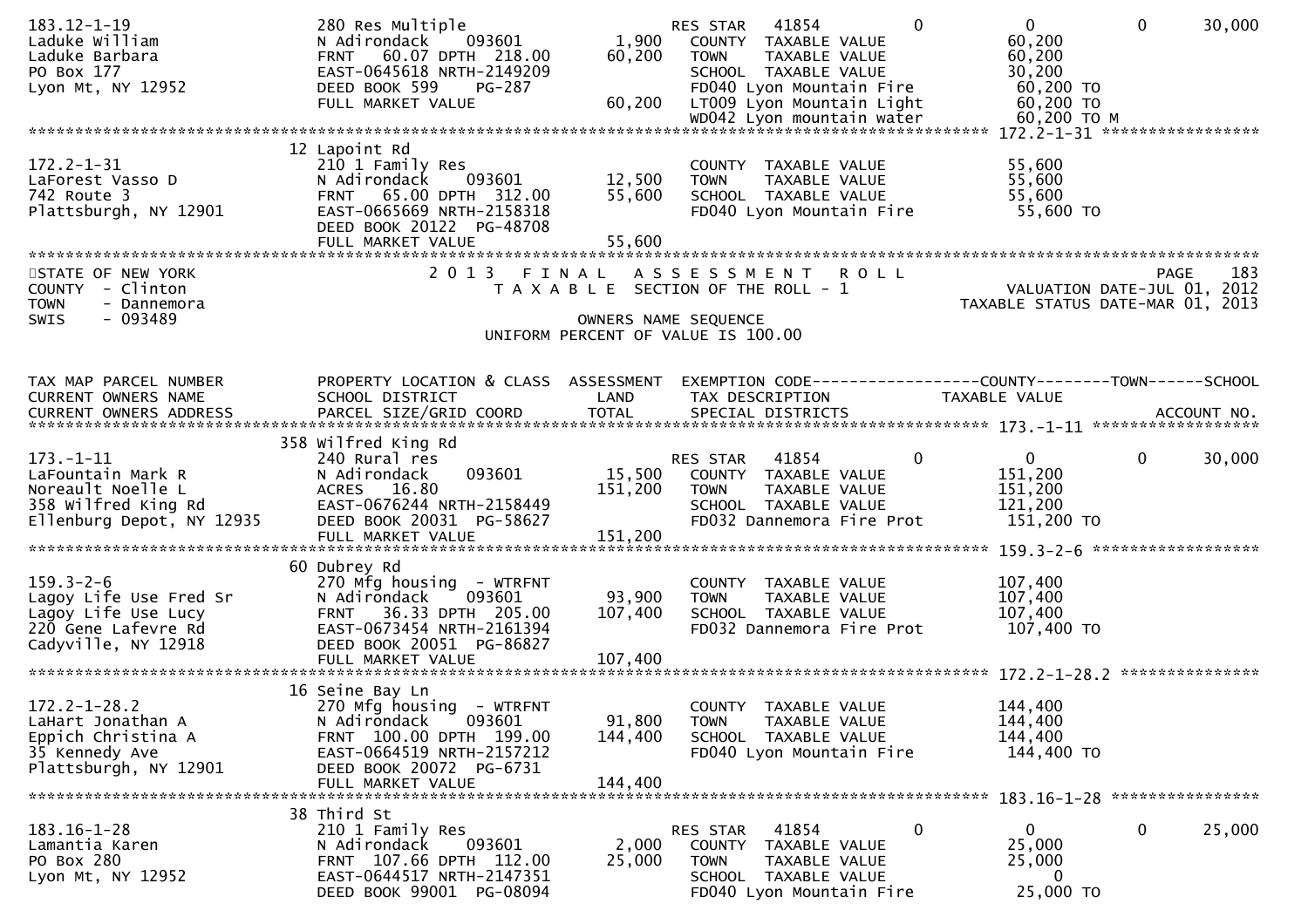```
183.12-1-19                    280 Res Multiple                        RES STAR   41854           0             0            0       30,000
Laduke William                 N Adirondack     093601        1,900   COUNTY  TAXABLE VALUE              60,200
Laduke Barbara                 FRNT   60.07 DPTH  218.00     60,200   TOWN    TAXABLE VALUE              60,200
PO Box 177                     EAST-0645618 NRTH-2149209              SCHOOL  TAXABLE VALUE              30,200
Lyon Mt, NY 12952              DEED BOOK 599     PG-287               FD040 Lyon Mountain Fire            60,200 TO
                               FULL MARKET VALUE             60,200   LT009 Lyon Mountain Light           60,200 TO
                                                                      WD042 Lyon mountain water           60,200 TO M
******************************************************************************************************* 172.2-1-31 *****************
                               12 Lapoint Rd
172.2-1-31                     210 1 Family Res                        COUNTY  TAXABLE VALUE              55,600
LaForest Vasso D               N Adirondack     093601       12,500   TOWN    TAXABLE VALUE              55,600
742 Route 3                    FRNT   65.00 DPTH  312.00     55,600   SCHOOL  TAXABLE VALUE              55,600
Plattsburgh, NY 12901          EAST-0665669 NRTH-2158318              FD040 Lyon Mountain Fire            55,600 TO
                               DEED BOOK 20122  PG-48708
                               FULL MARKET VALUE             55,600
************************************************************************************************************************************
STATE OF NEW YORK                         2 0 1 3   F I N A L   A S S E S S M E N T   R O L L                              PAGE    183
COUNTY  - Clinton                             T A X A B L E  SECTION OF THE ROLL - 1                      VALUATION DATE-JUL 01, 2012
TOWN    - Dannemora                                                                                  TAXABLE STATUS DATE-MAR 01, 2013
SWIS    - 093489                                           OWNERS NAME SEQUENCE
                                                   UNIFORM PERCENT OF VALUE IS 100.00


TAX MAP PARCEL NUMBER          PROPERTY LOCATION & CLASS  ASSESSMENT  EXEMPTION CODE------------------COUNTY--------TOWN------SCHOOL
CURRENT OWNERS NAME            SCHOOL DISTRICT               LAND      TAX DESCRIPTION            TAXABLE VALUE
CURRENT OWNERS ADDRESS         PARCEL SIZE/GRID COORD        TOTAL     SPECIAL DISTRICTS                                  ACCOUNT NO.
******************************************************************************************************* 173.-1-11 ******************
                               358 Wilfred King Rd
173.-1-11                      240 Rural res                           RES STAR   41854           0             0            0       30,000
LaFountain Mark R              N Adirondack     093601       15,500   COUNTY  TAXABLE VALUE             151,200
Noreault Noelle L              ACRES   16.80                151,200   TOWN    TAXABLE VALUE             151,200
358 Wilfred King Rd            EAST-0676244 NRTH-2158449              SCHOOL  TAXABLE VALUE             121,200
Ellenburg Depot, NY 12935      DEED BOOK 20031  PG-58627              FD032 Dannemora Fire Prot          151,200 TO
                               FULL MARKET VALUE            151,200
******************************************************************************************************* 159.3-2-6 ******************
                               60 Dubrey Rd
159.3-2-6                      270 Mfg housing  - WTRFNT               COUNTY  TAXABLE VALUE             107,400
Lagoy Life Use Fred Sr         N Adirondack     093601       93,900   TOWN    TAXABLE VALUE             107,400
Lagoy Life Use Lucy            FRNT   36.33 DPTH  205.00    107,400   SCHOOL  TAXABLE VALUE             107,400
220 Gene Lafevre Rd            EAST-0673454 NRTH-2161394              FD032 Dannemora Fire Prot          107,400 TO
Cadyville, NY 12918            DEED BOOK 20051  PG-86827
                               FULL MARKET VALUE            107,400
******************************************************************************************************* 172.2-1-28.2 ***************
                               16 Seine Bay Ln
172.2-1-28.2                   270 Mfg housing  - WTRFNT               COUNTY  TAXABLE VALUE             144,400
LaHart Jonathan A              N Adirondack     093601       91,800   TOWN    TAXABLE VALUE             144,400
Eppich Christina A             FRNT  100.00 DPTH  199.00    144,400   SCHOOL  TAXABLE VALUE             144,400
35 Kennedy Ave                 EAST-0664519 NRTH-2157212              FD040 Lyon Mountain Fire           144,400 TO
Plattsburgh, NY 12901          DEED BOOK 20072  PG-6731
                               FULL MARKET VALUE            144,400
******************************************************************************************************* 183.16-1-28 ****************
                               38 Third St
183.16-1-28                    210 1 Family Res                        RES STAR   41854           0             0            0       25,000
Lamantia Karen                 N Adirondack     093601        2,000   COUNTY  TAXABLE VALUE              25,000
PO Box 280                     FRNT  107.66 DPTH  112.00     25,000   TOWN    TAXABLE VALUE              25,000
Lyon Mt, NY 12952              EAST-0644517 NRTH-2147351              SCHOOL  TAXABLE VALUE                   0
                               DEED BOOK 99001  PG-08094              FD040 Lyon Mountain Fire            25,000 TO
```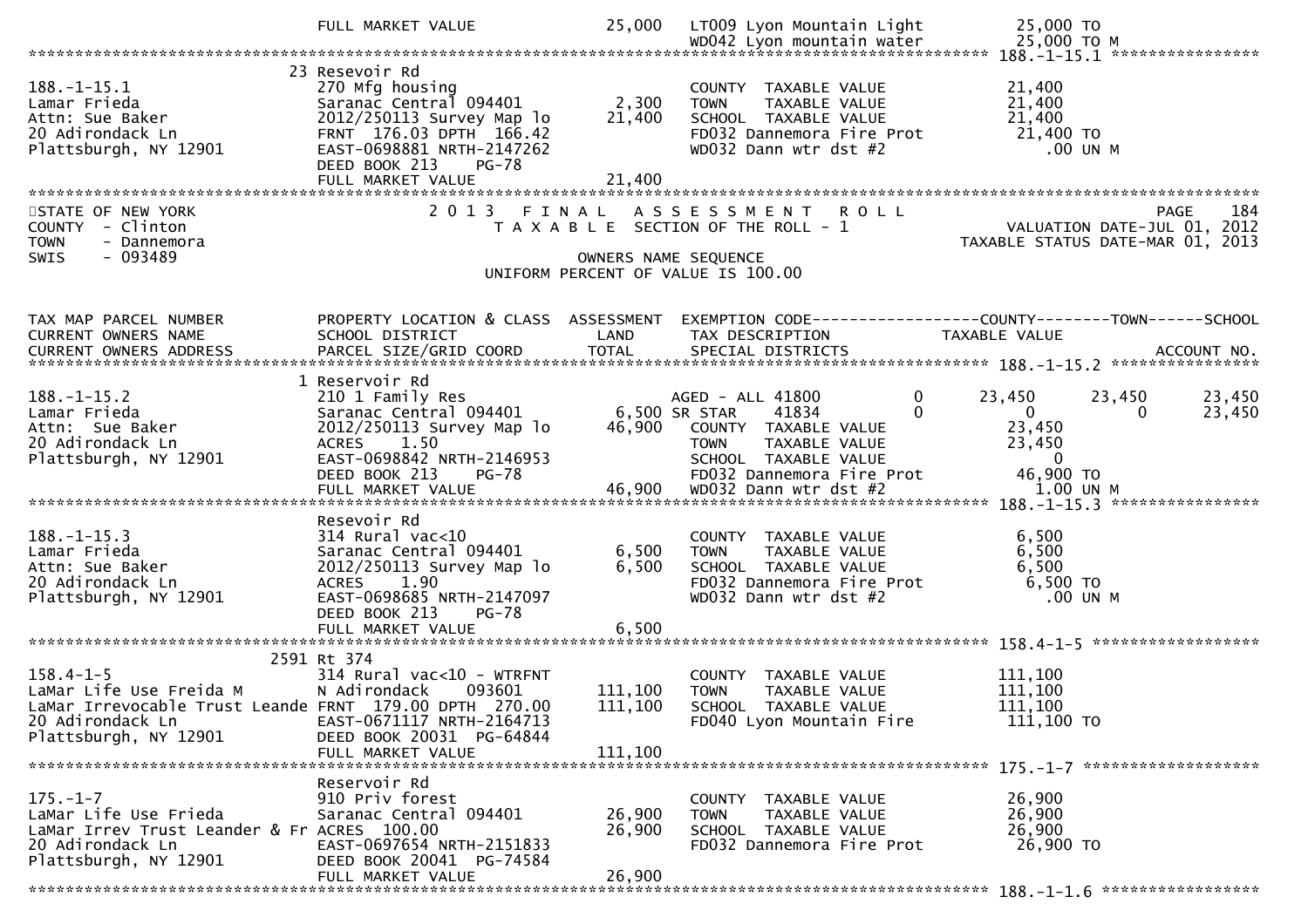```
                                FULL MARKET VALUE              25,000   LT009 Lyon Mountain Light          25,000 TO
                                                                        WD042 Lyon mountain water          25,000 TO M
******************************************************************************************************* 188.-1-15.1 ****************
                             23 Resevoir Rd
188.-1-15.1                  270 Mfg housing                            COUNTY  TAXABLE VALUE              21,400
Lamar Frieda                 Saranac Central 094401       2,300         TOWN    TAXABLE VALUE              21,400
Attn: Sue Baker              2012/250113 Survey Map lo   21,400         SCHOOL  TAXABLE VALUE              21,400
20 Adirondack Ln             FRNT  176.03 DPTH  166.42                  FD032 Dannemora Fire Prot           21,400 TO
Plattsburgh, NY 12901        EAST-0698881 NRTH-2147262                  WD032 Dann wtr dst #2                  .00 UN M
                             DEED BOOK 213    PG-78
                             FULL MARKET VALUE           21,400
************************************************************************************************************************************
STATE OF NEW YORK                  2 0 1 3   F I N A L   A S S E S S M E N T   R O L L                                 PAGE    184
COUNTY  - Clinton                     T A X A B L E  SECTION OF THE ROLL - 1                           VALUATION DATE-JUL 01, 2012
TOWN    - Dannemora                                                                                TAXABLE STATUS DATE-MAR 01, 2013
SWIS    - 093489                                     OWNERS NAME SEQUENCE
                                               UNIFORM PERCENT OF VALUE IS 100.00


TAX MAP PARCEL NUMBER        PROPERTY LOCATION & CLASS  ASSESSMENT  EXEMPTION CODE------------------COUNTY--------TOWN------SCHOOL
CURRENT OWNERS NAME          SCHOOL DISTRICT              LAND      TAX DESCRIPTION            TAXABLE VALUE
CURRENT OWNERS ADDRESS       PARCEL SIZE/GRID COORD      TOTAL      SPECIAL DISTRICTS                                   ACCOUNT NO.
******************************************************************************************************* 188.-1-15.2 ****************
                              1 Reservoir Rd
188.-1-15.2                  210 1 Family Res                        AGED - ALL 41800         0      23,450      23,450      23,450
Lamar Frieda                 Saranac Central 094401       6,500 SR STAR    41834          0           0           0      23,450
Attn:  Sue Baker             2012/250113 Survey Map lo   46,900    COUNTY  TAXABLE VALUE              23,450
20 Adirondack Ln             ACRES    1.50                             TOWN    TAXABLE VALUE              23,450
Plattsburgh, NY 12901        EAST-0698842 NRTH-2146953                 SCHOOL  TAXABLE VALUE                   0
                             DEED BOOK 213    PG-78                    FD032 Dannemora Fire Prot           46,900 TO
                             FULL MARKET VALUE           46,900   WD032 Dann wtr dst #2                 1.00 UN M
******************************************************************************************************* 188.-1-15.3 ****************
                             Resevoir Rd
188.-1-15.3                  314 Rural vac<10                           COUNTY  TAXABLE VALUE               6,500
Lamar Frieda                 Saranac Central 094401       6,500         TOWN    TAXABLE VALUE               6,500
Attn: Sue Baker              2012/250113 Survey Map lo    6,500         SCHOOL  TAXABLE VALUE               6,500
20 Adirondack Ln             ACRES    1.90                             FD032 Dannemora Fire Prot            6,500 TO
Plattsburgh, NY 12901        EAST-0698685 NRTH-2147097                 WD032 Dann wtr dst #2                  .00 UN M
                             DEED BOOK 213    PG-78
                             FULL MARKET VALUE            6,500
******************************************************************************************************* 158.4-1-5 ******************
                           2591 Rt 374
158.4-1-5                    314 Rural vac<10 - WTRFNT                  COUNTY  TAXABLE VALUE             111,100
LaMar Life Use Freida M      N Adirondack     093601    111,100         TOWN    TAXABLE VALUE             111,100
LaMar Irrevocable Trust Leande FRNT  179.00 DPTH  270.00  111,100       SCHOOL  TAXABLE VALUE             111,100
20 Adirondack Ln             EAST-0671117 NRTH-2164713                 FD040 Lyon Mountain Fire           111,100 TO
Plattsburgh, NY 12901        DEED BOOK 20031  PG-64844
                             FULL MARKET VALUE          111,100
******************************************************************************************************* 175.-1-7 *******************
                             Reservoir Rd
175.-1-7                     910 Priv forest                            COUNTY  TAXABLE VALUE              26,900
LaMar Life Use Frieda        Saranac Central 094401      26,900         TOWN    TAXABLE VALUE              26,900
LaMar Irrev Trust Leander & Fr ACRES  100.00             26,900         SCHOOL  TAXABLE VALUE              26,900
20 Adirondack Ln             EAST-0697654 NRTH-2151833                 FD032 Dannemora Fire Prot           26,900 TO
Plattsburgh, NY 12901        DEED BOOK 20041  PG-74584
                             FULL MARKET VALUE           26,900
******************************************************************************************************* 188.-1-1.6 *****************
```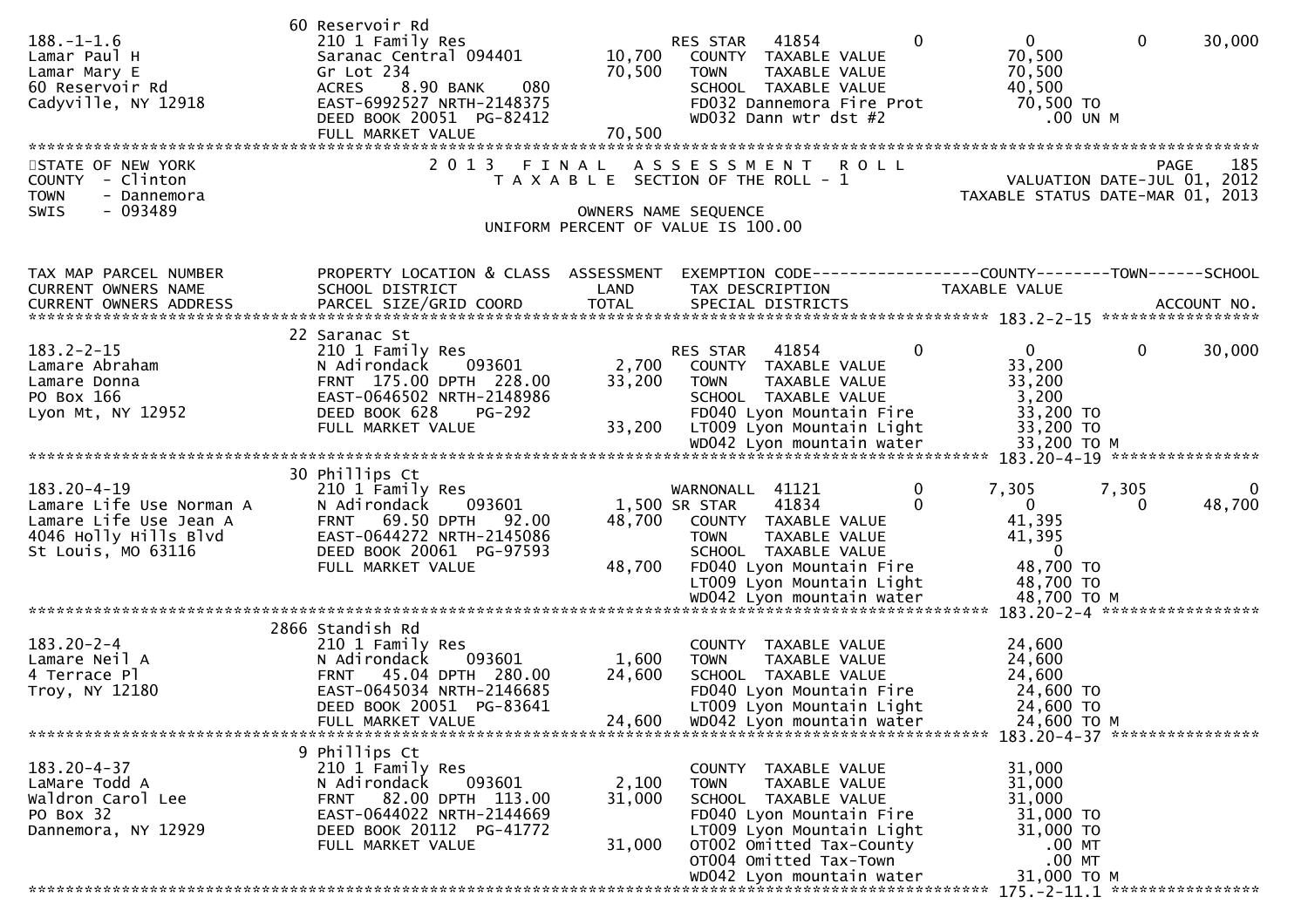```
                            60 Reservoir Rd
188.-1-1.6                  210 1 Family Res                   RES STAR   41854         0           0           0        30,000
Lamar Paul H                Saranac Central 094401    10,700     COUNTY  TAXABLE VALUE             70,500
Lamar Mary E                Gr Lot 234                70,500     TOWN    TAXABLE VALUE             70,500
60 Reservoir Rd             ACRES    8.90 BANK    080            SCHOOL  TAXABLE VALUE             40,500
Cadyville, NY 12918         EAST-6992527 NRTH-2148375            FD032 Dannemora Fire Prot          70,500 TO
                            DEED BOOK 20051  PG-82412            WD032 Dann wtr dst #2                 .00 UN M
                            FULL MARKET VALUE         70,500
******************************************************************************************************************************
```

STATE OF NEW YORK — 2013 FINAL ASSESSMENT ROLL — PAGE 185
COUNTY - Clinton — TAXABLE SECTION OF THE ROLL - 1 — VALUATION DATE-JUL 01, 2012
TOWN - Dannemora — TAXABLE STATUS DATE-MAR 01, 2013
SWIS - 093489 — OWNERS NAME SEQUENCE
UNIFORM PERCENT OF VALUE IS 100.00

```
TAX MAP PARCEL NUMBER       PROPERTY LOCATION & CLASS  ASSESSMENT  EXEMPTION CODE------------------COUNTY--------TOWN------SCHOOL
CURRENT OWNERS NAME         SCHOOL DISTRICT             LAND       TAX DESCRIPTION               TAXABLE VALUE
CURRENT OWNERS ADDRESS      PARCEL SIZE/GRID COORD      TOTAL      SPECIAL DISTRICTS                                    ACCOUNT NO.
************************************************************************************************ 183.2-2-15 *****************
                            22 Saranac St
183.2-2-15                  210 1 Family Res                   RES STAR   41854         0           0           0        30,000
Lamare Abraham              N Adirondack     093601    2,700     COUNTY  TAXABLE VALUE             33,200
Lamare Donna                FRNT  175.00 DPTH  228.00 33,200     TOWN    TAXABLE VALUE             33,200
PO Box 166                  EAST-0646502 NRTH-2148986            SCHOOL  TAXABLE VALUE              3,200
Lyon Mt, NY 12952           DEED BOOK 628     PG-292             FD040 Lyon Mountain Fire           33,200 TO
                            FULL MARKET VALUE         33,200     LT009 Lyon Mountain Light          33,200 TO
                                                                 WD042 Lyon mountain water          33,200 TO M
************************************************************************************************ 183.20-4-19 ****************
                            30 Phillips Ct
183.20-4-19                 210 1 Family Res                   WARNONALL  41121         0        7,305       7,305           0
Lamare Life Use Norman A    N Adirondack     093601    1,500 SR STAR      41834         0           0           0        48,700
Lamare Life Use Jean A      FRNT   69.50 DPTH   92.00 48,700     COUNTY  TAXABLE VALUE             41,395
4046 Holly Hills Blvd       EAST-0644272 NRTH-2145086            TOWN    TAXABLE VALUE             41,395
St Louis, MO 63116          DEED BOOK 20061  PG-97593            SCHOOL  TAXABLE VALUE                  0
                            FULL MARKET VALUE         48,700     FD040 Lyon Mountain Fire           48,700 TO
                                                                 LT009 Lyon Mountain Light          48,700 TO
                                                                 WD042 Lyon mountain water          48,700 TO M
************************************************************************************************ 183.20-2-4 *****************
                            2866 Standish Rd
183.20-2-4                  210 1 Family Res                     COUNTY  TAXABLE VALUE             24,600
Lamare Neil A               N Adirondack     093601    1,600     TOWN    TAXABLE VALUE             24,600
4 Terrace Pl                FRNT   45.04 DPTH  280.00 24,600     SCHOOL  TAXABLE VALUE             24,600
Troy, NY 12180              EAST-0645034 NRTH-2146685            FD040 Lyon Mountain Fire           24,600 TO
                            DEED BOOK 20051  PG-83641            LT009 Lyon Mountain Light          24,600 TO
                            FULL MARKET VALUE         24,600     WD042 Lyon mountain water          24,600 TO M
************************************************************************************************ 183.20-4-37 ****************
                            9 Phillips Ct
183.20-4-37                 210 1 Family Res                     COUNTY  TAXABLE VALUE             31,000
LaMare Todd A               N Adirondack     093601    2,100     TOWN    TAXABLE VALUE             31,000
Waldron Carol Lee           FRNT   82.00 DPTH  113.00 31,000     SCHOOL  TAXABLE VALUE             31,000
PO Box 32                   EAST-0644022 NRTH-2144669            FD040 Lyon Mountain Fire           31,000 TO
Dannemora, NY 12929         DEED BOOK 20112  PG-41772            LT009 Lyon Mountain Light          31,000 TO
                            FULL MARKET VALUE         31,000     OT002 Omitted Tax-County              .00 MT
                                                                 OT004 Omitted Tax-Town                .00 MT
                                                                 WD042 Lyon mountain water          31,000 TO M
************************************************************************************************ 175.-2-11.1 ****************
```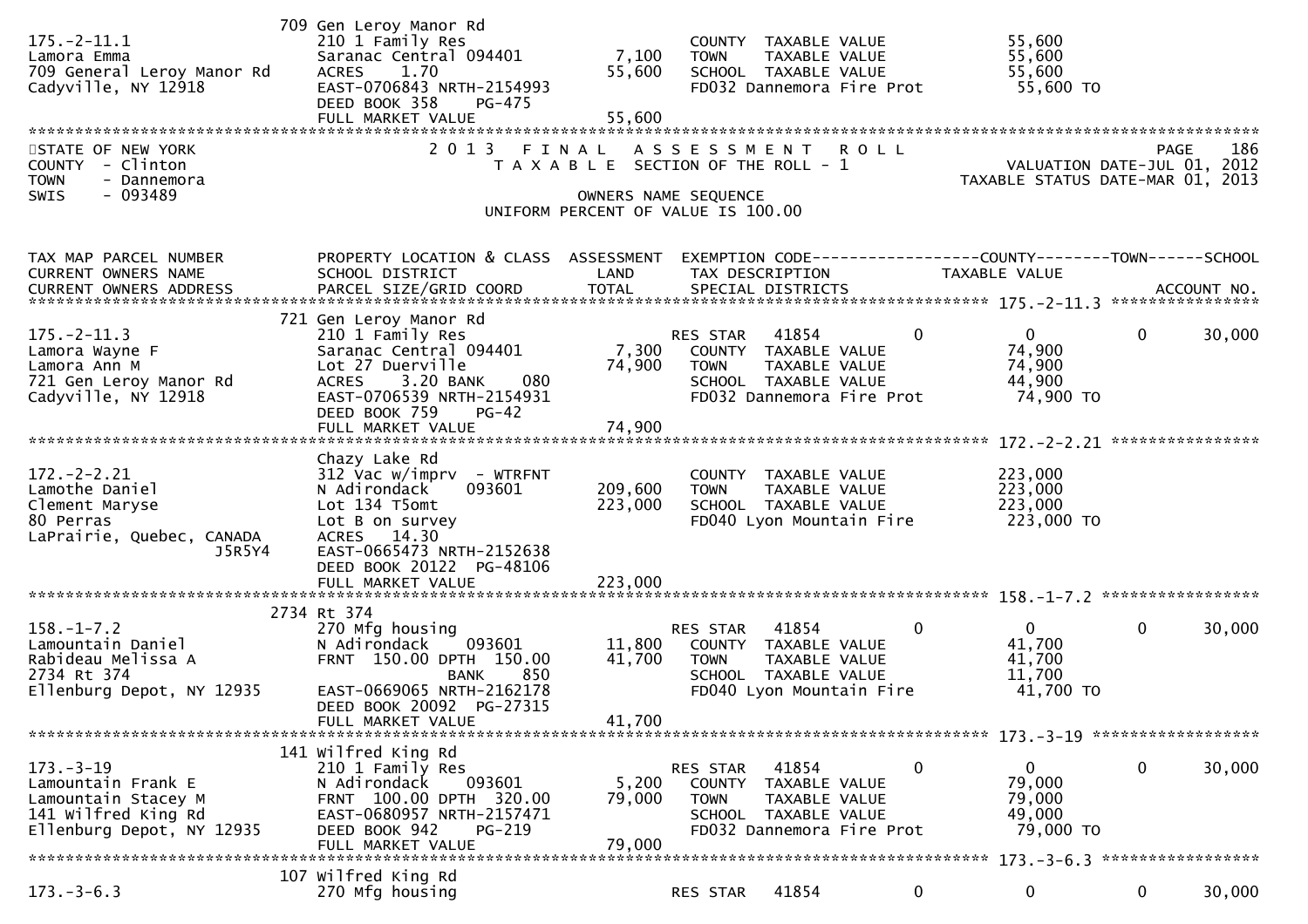```
                         709 Gen Leroy Manor Rd
175.-2-11.1              210 1 Family Res                       COUNTY  TAXABLE VALUE             55,600
Lamora Emma              Saranac Central 094401       7,100     TOWN    TAXABLE VALUE             55,600
709 General Leroy Manor Rd  ACRES    1.70                55,600     SCHOOL  TAXABLE VALUE             55,600
Cadyville, NY 12918      EAST-0706843 NRTH-2154993              FD032 Dannemora Fire Prot          55,600 TO
                         DEED BOOK 358    PG-475
                         FULL MARKET VALUE              55,600
******************************************************************************************************************************************
STATE OF NEW YORK              2 0 1 3   F I N A L   A S S E S S M E N T   R O L L                                   PAGE    186
COUNTY  - Clinton                  T A X A B L E  SECTION OF THE ROLL - 1                           VALUATION DATE-JUL 01, 2012
TOWN    - Dannemora                                                                              TAXABLE STATUS DATE-MAR 01, 2013
SWIS    - 093489                                  OWNERS NAME SEQUENCE
                                        UNIFORM PERCENT OF VALUE IS 100.00

TAX MAP PARCEL NUMBER          PROPERTY LOCATION & CLASS  ASSESSMENT  EXEMPTION CODE------------------COUNTY--------TOWN------SCHOOL
CURRENT OWNERS NAME            SCHOOL DISTRICT               LAND      TAX DESCRIPTION             TAXABLE VALUE
CURRENT OWNERS ADDRESS         PARCEL SIZE/GRID COORD        TOTAL     SPECIAL DISTRICTS                                    ACCOUNT NO.
******************************************************************************************************* 175.-2-11.3 ****************
                         721 Gen Leroy Manor Rd
175.-2-11.3              210 1 Family Res                       RES STAR   41854          0           0           0       30,000
Lamora Wayne F           Saranac Central 094401       7,300     COUNTY  TAXABLE VALUE             74,900
Lamora Ann M             Lot 27 Duerville              74,900     TOWN    TAXABLE VALUE             74,900
721 Gen Leroy Manor Rd   ACRES    3.20 BANK     080              SCHOOL  TAXABLE VALUE             44,900
Cadyville, NY 12918      EAST-0706539 NRTH-2154931              FD032 Dannemora Fire Prot          74,900 TO
                         DEED BOOK 759    PG-42
                         FULL MARKET VALUE              74,900
******************************************************************************************************* 172.-2-2.21 ****************
                         Chazy Lake Rd
172.-2-2.21              312 Vac w/imprv  - WTRFNT              COUNTY  TAXABLE VALUE            223,000
Lamothe Daniel           N Adirondack    093601     209,600     TOWN    TAXABLE VALUE            223,000
Clement Maryse           Lot 134 T5omt                 223,000     SCHOOL  TAXABLE VALUE            223,000
80 Perras                Lot B on survey                        FD040 Lyon Mountain Fire          223,000 TO
LaPrairie, Quebec, CANADA  ACRES   14.30
                 J5R5Y4  EAST-0665473 NRTH-2152638
                         DEED BOOK 20122  PG-48106
                         FULL MARKET VALUE             223,000
******************************************************************************************************* 158.-1-7.2 *****************
                         2734 Rt 374
158.-1-7.2               270 Mfg housing                        RES STAR   41854          0           0           0       30,000
Lamountain Daniel        N Adirondack    093601      11,800     COUNTY  TAXABLE VALUE             41,700
Rabideau Melissa A       FRNT 150.00 DPTH 150.00      41,700     TOWN    TAXABLE VALUE             41,700
2734 Rt 374                           BANK     850              SCHOOL  TAXABLE VALUE             11,700
Ellenburg Depot, NY 12935  EAST-0669065 NRTH-2162178            FD040 Lyon Mountain Fire           41,700 TO
                         DEED BOOK 20092  PG-27315
                         FULL MARKET VALUE              41,700
******************************************************************************************************* 173.-3-19 ******************
                         141 Wilfred King Rd
173.-3-19                210 1 Family Res                       RES STAR   41854          0           0           0       30,000
Lamountain Frank E       N Adirondack    093601       5,200     COUNTY  TAXABLE VALUE             79,000
Lamountain Stacey M      FRNT 100.00 DPTH 320.00      79,000     TOWN    TAXABLE VALUE             79,000
141 Wilfred King Rd      EAST-0680957 NRTH-2157471              SCHOOL  TAXABLE VALUE             49,000
Ellenburg Depot, NY 12935  DEED BOOK 942    PG-219              FD032 Dannemora Fire Prot          79,000 TO
                         FULL MARKET VALUE              79,000
******************************************************************************************************* 173.-3-6.3 *****************
                         107 Wilfred King Rd
173.-3-6.3               270 Mfg housing                        RES STAR   41854          0           0           0       30,000
```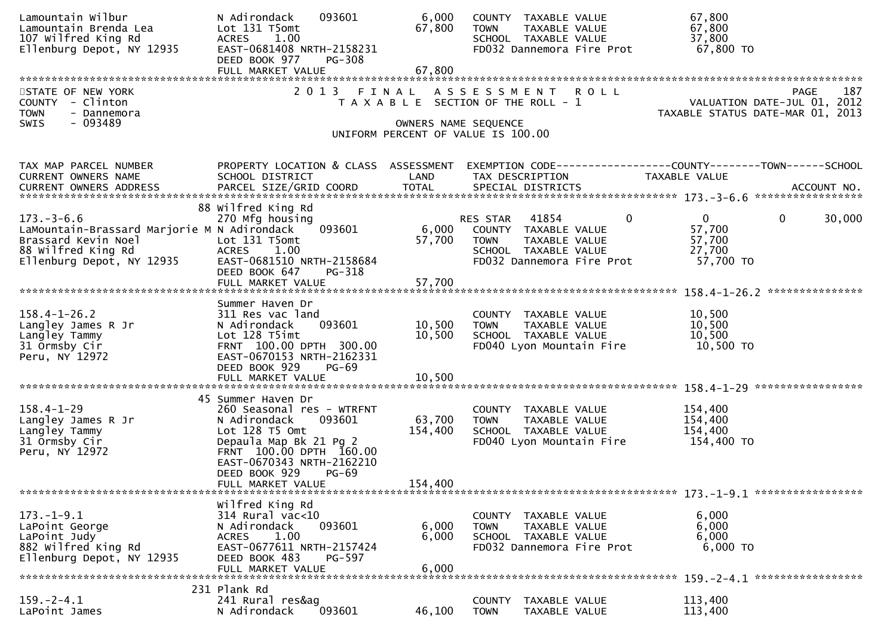```
Lamountain Wilbur              N Adirondack    093601         6,000   COUNTY  TAXABLE VALUE             67,800
Lamountain Brenda Lea          Lot 131 T5omt                 67,800   TOWN    TAXABLE VALUE             67,800
107 Wilfred King Rd            ACRES    1.00                          SCHOOL  TAXABLE VALUE             37,800
Ellenburg Depot, NY 12935      EAST-0681408 NRTH-2158231              FD032 Dannemora Fire Prot          67,800 TO
                               DEED BOOK 977    PG-308
                               FULL MARKET VALUE             67,800
******************************************************************************************************************************************
```

STATE OF NEW YORK — 2 0 1 3 F I N A L A S S E S S M E N T R O L L — PAGE 187
COUNTY - Clinton — T A X A B L E SECTION OF THE ROLL - 1 — VALUATION DATE-JUL 01, 2012
TOWN - Dannemora — TAXABLE STATUS DATE-MAR 01, 2013
SWIS - 093489 — OWNERS NAME SEQUENCE
UNIFORM PERCENT OF VALUE IS 100.00

```
TAX MAP PARCEL NUMBER          PROPERTY LOCATION & CLASS  ASSESSMENT  EXEMPTION CODE------------------COUNTY--------TOWN------SCHOOL
CURRENT OWNERS NAME            SCHOOL DISTRICT               LAND     TAX DESCRIPTION            TAXABLE VALUE
CURRENT OWNERS ADDRESS         PARCEL SIZE/GRID COORD        TOTAL    SPECIAL DISTRICTS                                      ACCOUNT NO.
****************************************************************************************************** 173.-3-6.6 *****************
                             88 Wilfred King Rd
173.-3-6.6                     270 Mfg housing                        RES STAR   41854            0            0            0     30,000
LaMountain-Brassard Marjorie M N Adirondack    093601         6,000   COUNTY  TAXABLE VALUE             57,700
Brassard Kevin Noel            Lot 131 T5omt                 57,700   TOWN    TAXABLE VALUE             57,700
88 Wilfred King Rd             ACRES    1.00                          SCHOOL  TAXABLE VALUE             27,700
Ellenburg Depot, NY 12935      EAST-0681510 NRTH-2158684              FD032 Dannemora Fire Prot          57,700 TO
                               DEED BOOK 647    PG-318
                               FULL MARKET VALUE             57,700
****************************************************************************************************** 158.4-1-26.2 ***************
                               Summer Haven Dr
158.4-1-26.2                   311 Res vac land                       COUNTY  TAXABLE VALUE             10,500
Langley James R Jr             N Adirondack    093601        10,500   TOWN    TAXABLE VALUE             10,500
Langley Tammy                  Lot 128 T5imt                 10,500   SCHOOL  TAXABLE VALUE             10,500
31 Ormsby Cir                  FRNT 100.00 DPTH 300.00                FD040 Lyon Mountain Fire           10,500 TO
Peru, NY 12972                 EAST-0670153 NRTH-2162331
                               DEED BOOK 929    PG-69
                               FULL MARKET VALUE             10,500
****************************************************************************************************** 158.4-1-29 *****************
                             45 Summer Haven Dr
158.4-1-29                     260 Seasonal res - WTRFNT              COUNTY  TAXABLE VALUE            154,400
Langley James R Jr             N Adirondack    093601        63,700   TOWN    TAXABLE VALUE            154,400
Langley Tammy                  Lot 128 T5 Omt               154,400   SCHOOL  TAXABLE VALUE            154,400
31 Ormsby Cir                  Depaula Map Bk 21 Pg 2                 FD040 Lyon Mountain Fire          154,400 TO
Peru, NY 12972                 FRNT 100.00 DPTH 160.00
                               EAST-0670343 NRTH-2162210
                               DEED BOOK 929    PG-69
                               FULL MARKET VALUE            154,400
****************************************************************************************************** 173.-1-9.1 *****************
                               Wilfred King Rd
173.-1-9.1                     314 Rural vac<10                       COUNTY  TAXABLE VALUE              6,000
LaPoint George                 N Adirondack    093601         6,000   TOWN    TAXABLE VALUE              6,000
LaPoint Judy                   ACRES    1.00                  6,000   SCHOOL  TAXABLE VALUE              6,000
882 Wilfred King Rd            EAST-0677611 NRTH-2157424              FD032 Dannemora Fire Prot           6,000 TO
Ellenburg Depot, NY 12935      DEED BOOK 483    PG-597
                               FULL MARKET VALUE              6,000
****************************************************************************************************** 159.-2-4.1 *****************
                            231 Plank Rd
159.-2-4.1                     241 Rural res&ag                       COUNTY  TAXABLE VALUE            113,400
LaPoint James                  N Adirondack    093601        46,100   TOWN    TAXABLE VALUE            113,400
```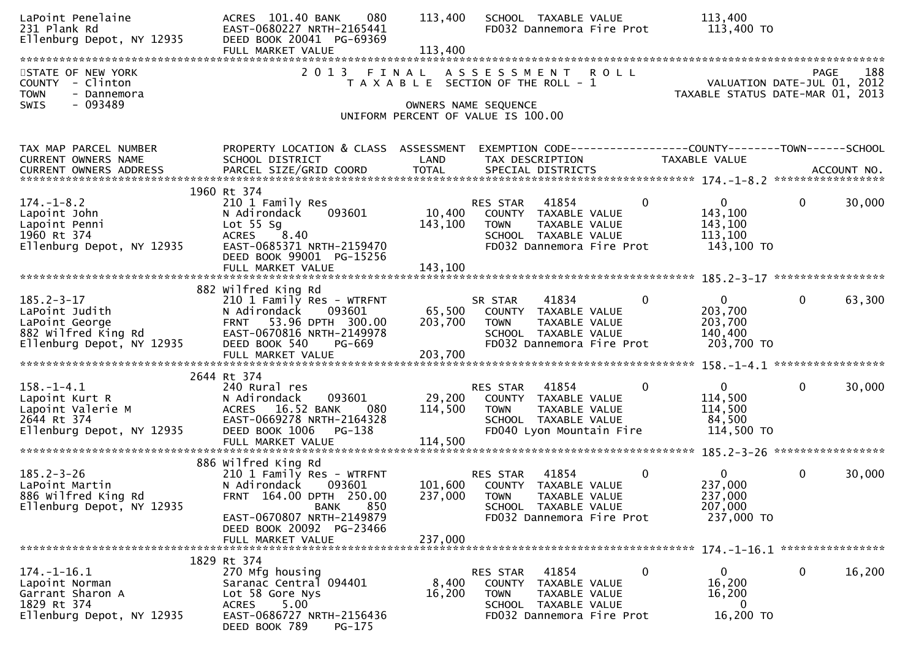```
LaPoint Penelaine              ACRES  101.40 BANK     080      113,400   SCHOOL  TAXABLE VALUE              113,400
231 Plank Rd                   EAST-0680227 NRTH-2165441                 FD032 Dannemora Fire Prot          113,400 TO
Ellenburg Depot, NY 12935      DEED BOOK 20041  PG-69369
                               FULL MARKET VALUE               113,400
******************************************************************************************************************************
STATE OF NEW YORK                      2 0 1 3   F I N A L   A S S E S S M E N T   R O L L                              PAGE    188
COUNTY  - Clinton                          T A X A B L E  SECTION OF THE ROLL - 1                         VALUATION DATE-JUL 01, 2012
TOWN    - Dannemora                                                                                    TAXABLE STATUS DATE-MAR 01, 2013
SWIS    - 093489                                            OWNERS NAME SEQUENCE
                                                  UNIFORM PERCENT OF VALUE IS 100.00

TAX MAP PARCEL NUMBER          PROPERTY LOCATION & CLASS  ASSESSMENT  EXEMPTION CODE------------------COUNTY--------TOWN------SCHOOL
CURRENT OWNERS NAME            SCHOOL DISTRICT               LAND      TAX DESCRIPTION             TAXABLE VALUE
CURRENT OWNERS ADDRESS         PARCEL SIZE/GRID COORD        TOTAL     SPECIAL DISTRICTS                                  ACCOUNT NO.
******************************************************************************************************** 174.-1-8.2 *****************
                            1960 Rt 374
174.-1-8.2                     210 1 Family Res                          RES STAR   41854         0              0          0     30,000
Lapoint John                   N Adirondack      093601       10,400     COUNTY  TAXABLE VALUE              143,100
Lapoint Penni                  Lot 55 Sg                      143,100    TOWN    TAXABLE VALUE              143,100
1960 Rt 374                    ACRES    8.40                             SCHOOL  TAXABLE VALUE              113,100
Ellenburg Depot, NY 12935      EAST-0685371 NRTH-2159470                 FD032 Dannemora Fire Prot          143,100 TO
                               DEED BOOK 99001  PG-15256
                               FULL MARKET VALUE               143,100
******************************************************************************************************** 185.2-3-17 *****************
                             882 Wilfred King Rd
185.2-3-17                     210 1 Family Res - WTRFNT                 SR STAR    41834         0              0          0     63,300
LaPoint Judith                 N Adirondack      093601       65,500     COUNTY  TAXABLE VALUE              203,700
LaPoint George                 FRNT    53.96 DPTH  300.00     203,700    TOWN    TAXABLE VALUE              203,700
882 Wilfred King Rd            EAST-0670816 NRTH-2149978                 SCHOOL  TAXABLE VALUE              140,400
Ellenburg Depot, NY 12935      DEED BOOK 540    PG-669                   FD032 Dannemora Fire Prot          203,700 TO
                               FULL MARKET VALUE               203,700
******************************************************************************************************** 158.-1-4.1 *****************
                            2644 Rt 374
158.-1-4.1                     240 Rural res                             RES STAR   41854         0              0          0     30,000
Lapoint Kurt R                 N Adirondack      093601       29,200     COUNTY  TAXABLE VALUE              114,500
Lapoint Valerie M              ACRES   16.52 BANK     080     114,500    TOWN    TAXABLE VALUE              114,500
2644 Rt 374                    EAST-0669278 NRTH-2164328                 SCHOOL  TAXABLE VALUE               84,500
Ellenburg Depot, NY 12935      DEED BOOK 1006   PG-138                   FD040 Lyon Mountain Fire           114,500 TO
                               FULL MARKET VALUE               114,500
******************************************************************************************************** 185.2-3-26 *****************
                             886 Wilfred King Rd
185.2-3-26                     210 1 Family Res - WTRFNT                 RES STAR   41854         0              0          0     30,000
LaPoint Martin                 N Adirondack      093601      101,600     COUNTY  TAXABLE VALUE              237,000
886 Wilfred King Rd            FRNT   164.00 DPTH  250.00     237,000    TOWN    TAXABLE VALUE              237,000
Ellenburg Depot, NY 12935                   BANK     850                 SCHOOL  TAXABLE VALUE              207,000
                               EAST-0670807 NRTH-2149879                 FD032 Dannemora Fire Prot          237,000 TO
                               DEED BOOK 20092  PG-23466
                               FULL MARKET VALUE               237,000
******************************************************************************************************** 174.-1-16.1 ****************
                            1829 Rt 374
174.-1-16.1                    270 Mfg housing                           RES STAR   41854         0              0          0     16,200
Lapoint Norman                 Saranac Central 094401          8,400     COUNTY  TAXABLE VALUE               16,200
Garrant Sharon A               Lot 58 Gore Nys                16,200     TOWN    TAXABLE VALUE               16,200
1829 Rt 374                    ACRES    5.00                             SCHOOL  TAXABLE VALUE                    0
Ellenburg Depot, NY 12935      EAST-0686727 NRTH-2156436                 FD032 Dannemora Fire Prot           16,200 TO
                               DEED BOOK 789    PG-175
```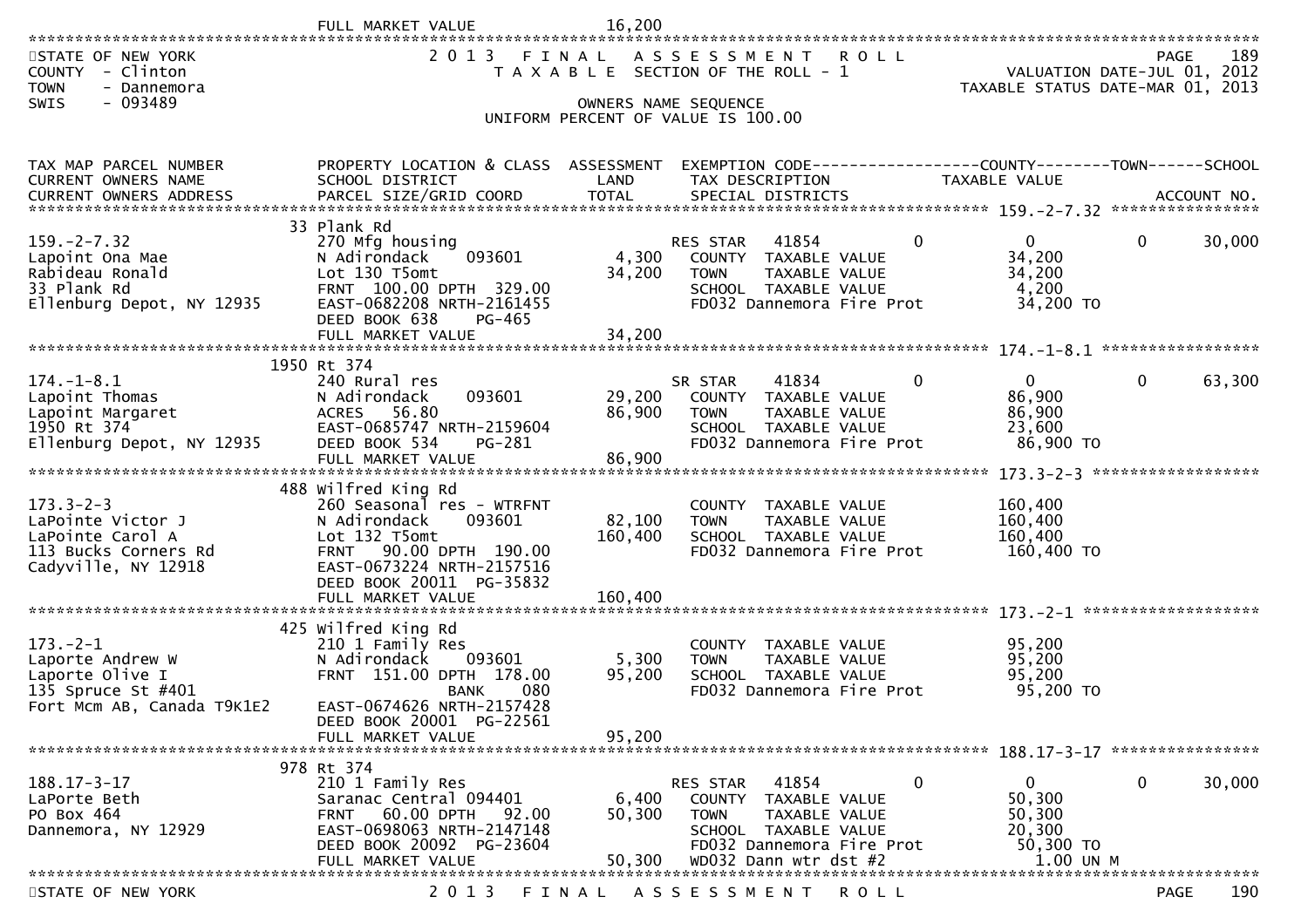FULL MARKET VALUE 16,200

STATE OF NEW YORK
COUNTY - Clinton
TOWN - Dannemora
SWIS - 093489

2013 FINAL ASSESSMENT ROLL
TAXABLE SECTION OF THE ROLL - 1
OWNERS NAME SEQUENCE
UNIFORM PERCENT OF VALUE IS 100.00

VALUATION DATE-JUL 01, 2012
TAXABLE STATUS DATE-MAR 01, 2013

| TAX MAP PARCEL NUMBER / CURRENT OWNERS NAME / CURRENT OWNERS ADDRESS | PROPERTY LOCATION & CLASS / SCHOOL DISTRICT / PARCEL SIZE/GRID COORD | ASSESSMENT LAND / TOTAL | EXEMPTION CODE / TAX DESCRIPTION / SPECIAL DISTRICTS | COUNTY | TOWN | SCHOOL / TAXABLE VALUE | ACCOUNT NO. |
|---|---|---|---|---|---|---|---|
| **159.-2-7.32** | 33 Plank Rd | | | | | | |
| 159.-2-7.32 | 270 Mfg housing | | RES STAR 41854 | 0 | 0 | 0 30,000 | |
| Lapoint Ona Mae | N Adirondack 093601 | 4,300 | COUNTY TAXABLE VALUE | 34,200 | | | |
| Rabideau Ronald | Lot 130 T5omt | 34,200 | TOWN TAXABLE VALUE | | 34,200 | | |
| 33 Plank Rd | FRNT 100.00 DPTH 329.00 | | SCHOOL TAXABLE VALUE | | | 4,200 | |
| Ellenburg Depot, NY 12935 | EAST-0682208 NRTH-2161455 | | FD032 Dannemora Fire Prot | | | 34,200 TO | |
| | DEED BOOK 638 PG-465 | | | | | | |
| | FULL MARKET VALUE | 34,200 | | | | | |
| **174.-1-8.1** | 1950 Rt 374 | | | | | | |
| 174.-1-8.1 | 240 Rural res | | SR STAR 41834 | 0 | 0 | 0 63,300 | |
| Lapoint Thomas | N Adirondack 093601 | 29,200 | COUNTY TAXABLE VALUE | 86,900 | | | |
| Lapoint Margaret | ACRES 56.80 | 86,900 | TOWN TAXABLE VALUE | | 86,900 | | |
| 1950 Rt 374 | EAST-0685747 NRTH-2159604 | | SCHOOL TAXABLE VALUE | | | 23,600 | |
| Ellenburg Depot, NY 12935 | DEED BOOK 534 PG-281 | | FD032 Dannemora Fire Prot | | | 86,900 TO | |
| | FULL MARKET VALUE | 86,900 | | | | | |
| **173.3-2-3** | 488 Wilfred King Rd | | | | | | |
| 173.3-2-3 | 260 Seasonal res - WTRFNT | | COUNTY TAXABLE VALUE | 160,400 | | | |
| LaPointe Victor J | N Adirondack 093601 | 82,100 | TOWN TAXABLE VALUE | | 160,400 | | |
| LaPointe Carol A | Lot 132 T5omt | 160,400 | SCHOOL TAXABLE VALUE | | | 160,400 | |
| 113 Bucks Corners Rd | FRNT 90.00 DPTH 190.00 | | FD032 Dannemora Fire Prot | | | 160,400 TO | |
| Cadyville, NY 12918 | EAST-0673224 NRTH-2157516 | | | | | | |
| | DEED BOOK 20011 PG-35832 | | | | | | |
| | FULL MARKET VALUE | 160,400 | | | | | |
| **173.-2-1** | 425 Wilfred King Rd | | | | | | |
| 173.-2-1 | 210 1 Family Res | | COUNTY TAXABLE VALUE | 95,200 | | | |
| Laporte Andrew W | N Adirondack 093601 | 5,300 | TOWN TAXABLE VALUE | | 95,200 | | |
| Laporte Olive I | FRNT 151.00 DPTH 178.00 | 95,200 | SCHOOL TAXABLE VALUE | | | 95,200 | |
| 135 Spruce St #401 | BANK 080 | | FD032 Dannemora Fire Prot | | | 95,200 TO | |
| Fort Mcm AB, Canada T9K1E2 | EAST-0674626 NRTH-2157428 | | | | | | |
| | DEED BOOK 20001 PG-22561 | | | | | | |
| | FULL MARKET VALUE | 95,200 | | | | | |
| **188.17-3-17** | 978 Rt 374 | | | | | | |
| 188.17-3-17 | 210 1 Family Res | | RES STAR 41854 | 0 | 0 | 0 30,000 | |
| LaPorte Beth | Saranac Central 094401 | 6,400 | COUNTY TAXABLE VALUE | 50,300 | | | |
| PO Box 464 | FRNT 60.00 DPTH 92.00 | 50,300 | TOWN TAXABLE VALUE | | 50,300 | | |
| Dannemora, NY 12929 | EAST-0698063 NRTH-2147148 | | SCHOOL TAXABLE VALUE | | | 20,300 | |
| | DEED BOOK 20092 PG-23604 | | FD032 Dannemora Fire Prot | | | 50,300 TO | |
| | FULL MARKET VALUE | 50,300 | WD032 Dann wtr dst #2 | | | 1.00 UN M | |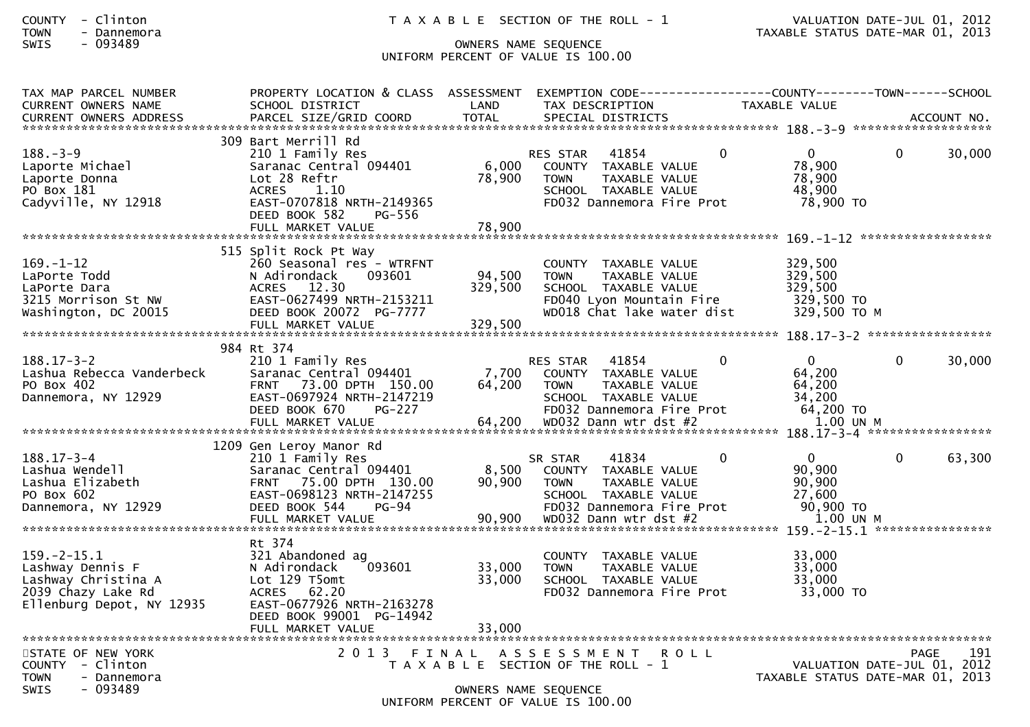COUNTY - Clinton
TOWN - Dannemora
SWIS - 093489

T A X A B L E SECTION OF THE ROLL - 1

OWNERS NAME SEQUENCE
UNIFORM PERCENT OF VALUE IS 100.00

VALUATION DATE-JUL 01, 2012
TAXABLE STATUS DATE-MAR 01, 2013

| TAX MAP PARCEL NUMBER / CURRENT OWNERS NAME / CURRENT OWNERS ADDRESS | PROPERTY LOCATION & CLASS / SCHOOL DISTRICT / PARCEL SIZE/GRID COORD | ASSESSMENT LAND / TOTAL | EXEMPTION CODE / TAX DESCRIPTION / SPECIAL DISTRICTS | COUNTY | TOWN | SCHOOL / TAXABLE VALUE / ACCOUNT NO. |
|---|---|---|---|---|---|---|
| **188.-3-9** | 309 Bart Merrill Rd | | | | | |
| 188.-3-9 | 210 1 Family Res | | RES STAR 41854 | 0 | 0 | 0 30,000 |
| Laporte Michael | Saranac Central 094401 | 6,000 | COUNTY TAXABLE VALUE | 78,900 | | |
| Laporte Donna | Lot 28 Reftr | 78,900 | TOWN TAXABLE VALUE | | 78,900 | |
| PO Box 181 | ACRES 1.10 | | SCHOOL TAXABLE VALUE | | | 48,900 |
| Cadyville, NY 12918 | EAST-0707818 NRTH-2149365 | | FD032 Dannemora Fire Prot | 78,900 TO | | |
| | DEED BOOK 582 PG-556 | | | | | |
| | FULL MARKET VALUE | 78,900 | | | | |
| **169.-1-12** | 515 Split Rock Pt Way | | | | | |
| 169.-1-12 | 260 Seasonal res - WTRFNT | | COUNTY TAXABLE VALUE | 329,500 | | |
| LaPorte Todd | N Adirondack 093601 | 94,500 | TOWN TAXABLE VALUE | | 329,500 | |
| LaPorte Dara | ACRES 12.30 | 329,500 | SCHOOL TAXABLE VALUE | | | 329,500 |
| 3215 Morrison St NW | EAST-0627499 NRTH-2153211 | | FD040 Lyon Mountain Fire | 329,500 TO | | |
| Washington, DC 20015 | DEED BOOK 20072 PG-7777 | | WD018 Chat lake water dist | 329,500 TO M | | |
| | FULL MARKET VALUE | 329,500 | | | | |
| **188.17-3-2** | 984 Rt 374 | | | | | |
| 188.17-3-2 | 210 1 Family Res | | RES STAR 41854 | 0 | 0 | 0 30,000 |
| Lashua Rebecca Vanderbeck | Saranac Central 094401 | 7,700 | COUNTY TAXABLE VALUE | 64,200 | | |
| PO Box 402 | FRNT 73.00 DPTH 150.00 | 64,200 | TOWN TAXABLE VALUE | | 64,200 | |
| Dannemora, NY 12929 | EAST-0697924 NRTH-2147219 | | SCHOOL TAXABLE VALUE | | | 34,200 |
| | DEED BOOK 670 PG-227 | | FD032 Dannemora Fire Prot | 64,200 TO | | |
| | FULL MARKET VALUE | 64,200 | WD032 Dann wtr dst #2 | 1.00 UN M | | |
| **188.17-3-4** | 1209 Gen Leroy Manor Rd | | | | | |
| 188.17-3-4 | 210 1 Family Res | | SR STAR 41834 | 0 | 0 | 0 63,300 |
| Lashua Wendell | Saranac Central 094401 | 8,500 | COUNTY TAXABLE VALUE | 90,900 | | |
| Lashua Elizabeth | FRNT 75.00 DPTH 130.00 | 90,900 | TOWN TAXABLE VALUE | | 90,900 | |
| PO Box 602 | EAST-0698123 NRTH-2147255 | | SCHOOL TAXABLE VALUE | | | 27,600 |
| Dannemora, NY 12929 | DEED BOOK 544 PG-94 | | FD032 Dannemora Fire Prot | 90,900 TO | | |
| | FULL MARKET VALUE | 90,900 | WD032 Dann wtr dst #2 | 1.00 UN M | | |
| **159.-2-15.1** | Rt 374 | | | | | |
| 159.-2-15.1 | 321 Abandoned ag | | COUNTY TAXABLE VALUE | 33,000 | | |
| Lashway Dennis F | N Adirondack 093601 | 33,000 | TOWN TAXABLE VALUE | | 33,000 | |
| Lashway Christina A | Lot 129 T5omt | 33,000 | SCHOOL TAXABLE VALUE | | | 33,000 |
| 2039 Chazy Lake Rd | ACRES 62.20 | | FD032 Dannemora Fire Prot | 33,000 TO | | |
| Ellenburg Depot, NY 12935 | EAST-0677926 NRTH-2163278 | | | | | |
| | DEED BOOK 99001 PG-14942 | | | | | |
| | FULL MARKET VALUE | 33,000 | | | | |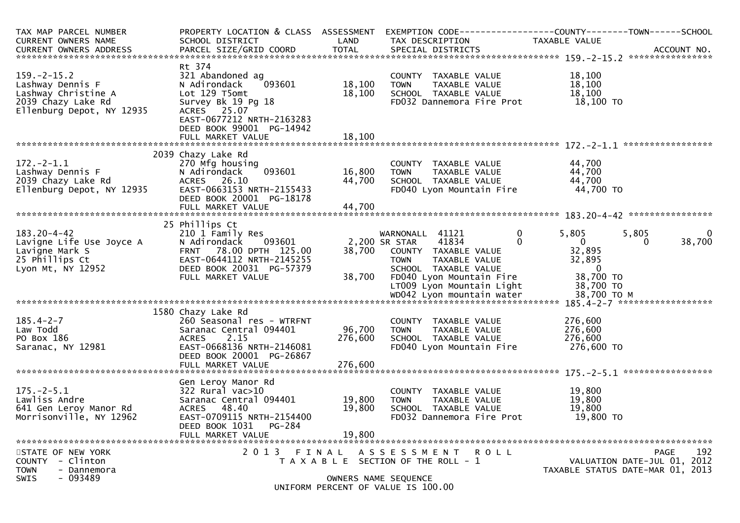| TAX MAP PARCEL NUMBER<br>CURRENT OWNERS NAME<br>CURRENT OWNERS ADDRESS | PROPERTY LOCATION & CLASS<br>SCHOOL DISTRICT<br>PARCEL SIZE/GRID COORD | ASSESSMENT<br>LAND<br>TOTAL | EXEMPTION CODE<br>TAX DESCRIPTION<br>SPECIAL DISTRICTS | COUNTY<br>TAXABLE VALUE | TOWN | SCHOOL<br>ACCOUNT NO. |
|---|---|---|---|---|---|---|
| **159.-2-15.2** | Rt 374 | | | | | |
| 159.-2-15.2 | 321 Abandoned ag | | COUNTY TAXABLE VALUE | 18,100 | | |
| Lashway Dennis F | N Adirondack 093601 | 18,100 | TOWN TAXABLE VALUE | 18,100 | | |
| Lashway Christine A | Lot 129 T5omt | 18,100 | SCHOOL TAXABLE VALUE | 18,100 | | |
| 2039 Chazy Lake Rd | Survey Bk 19 Pg 18 | | FD032 Dannemora Fire Prot | 18,100 TO | | |
| Ellenburg Depot, NY 12935 | ACRES 25.07 | | | | | |
| | EAST-0677212 NRTH-2163283 | | | | | |
| | DEED BOOK 99001 PG-14942 | | | | | |
| | FULL MARKET VALUE | 18,100 | | | | |
| **172.-2-1.1** | 2039 Chazy Lake Rd | | | | | |
| 172.-2-1.1 | 270 Mfg housing | | COUNTY TAXABLE VALUE | 44,700 | | |
| Lashway Dennis F | N Adirondack 093601 | 16,800 | TOWN TAXABLE VALUE | 44,700 | | |
| 2039 Chazy Lake Rd | ACRES 26.10 | 44,700 | SCHOOL TAXABLE VALUE | 44,700 | | |
| Ellenburg Depot, NY 12935 | EAST-0663153 NRTH-2155433 | | FD040 Lyon Mountain Fire | 44,700 TO | | |
| | DEED BOOK 20001 PG-18178 | | | | | |
| | FULL MARKET VALUE | 44,700 | | | | |
| **183.20-4-42** | 25 Phillips Ct | | | | | |
| 183.20-4-42 | 210 1 Family Res | | WARNONALL 41121 0 | 5,805 | 5,805 | 0 |
| Lavigne Life Use Joyce A | N Adirondack 093601 | 2,200 | SR STAR 41834 0 | 0 | 0 | 38,700 |
| Lavigne Mark S | FRNT 78.00 DPTH 125.00 | 38,700 | COUNTY TAXABLE VALUE | 32,895 | | |
| 25 Phillips Ct | EAST-0644112 NRTH-2145255 | | TOWN TAXABLE VALUE | 32,895 | | |
| Lyon Mt, NY 12952 | DEED BOOK 20031 PG-57379 | | SCHOOL TAXABLE VALUE | 0 | | |
| | FULL MARKET VALUE | 38,700 | FD040 Lyon Mountain Fire | 38,700 TO | | |
| | | | LT009 Lyon Mountain Light | 38,700 TO | | |
| | | | WD042 Lyon mountain water | 38,700 TO M | | |
| **185.4-2-7** | 1580 Chazy Lake Rd | | | | | |
| 185.4-2-7 | 260 Seasonal res - WTRFNT | | COUNTY TAXABLE VALUE | 276,600 | | |
| Law Todd | Saranac Central 094401 | 96,700 | TOWN TAXABLE VALUE | 276,600 | | |
| PO Box 186 | ACRES 2.15 | 276,600 | SCHOOL TAXABLE VALUE | 276,600 | | |
| Saranac, NY 12981 | EAST-0668136 NRTH-2146081 | | FD040 Lyon Mountain Fire | 276,600 TO | | |
| | DEED BOOK 20001 PG-26867 | | | | | |
| | FULL MARKET VALUE | 276,600 | | | | |
| **175.-2-5.1** | Gen Leroy Manor Rd | | | | | |
| 175.-2-5.1 | 322 Rural vac>10 | | COUNTY TAXABLE VALUE | 19,800 | | |
| Lawliss Andre | Saranac Central 094401 | 19,800 | TOWN TAXABLE VALUE | 19,800 | | |
| 641 Gen Leroy Manor Rd | ACRES 48.40 | 19,800 | SCHOOL TAXABLE VALUE | 19,800 | | |
| Morrisonville, NY 12962 | EAST-0709115 NRTH-2154400 | | FD032 Dannemora Fire Prot | 19,800 TO | | |
| | DEED BOOK 1031 PG-284 | | | | | |
| | FULL MARKET VALUE | 19,800 | | | | |

STATE OF NEW YORK
COUNTY - Clinton
TOWN - Dannemora
SWIS - 093489

2013 FINAL ASSESSMENT ROLL
TAXABLE SECTION OF THE ROLL - 1
OWNERS NAME SEQUENCE
UNIFORM PERCENT OF VALUE IS 100.00

PAGE 192
VALUATION DATE-JUL 01, 2012
TAXABLE STATUS DATE-MAR 01, 2013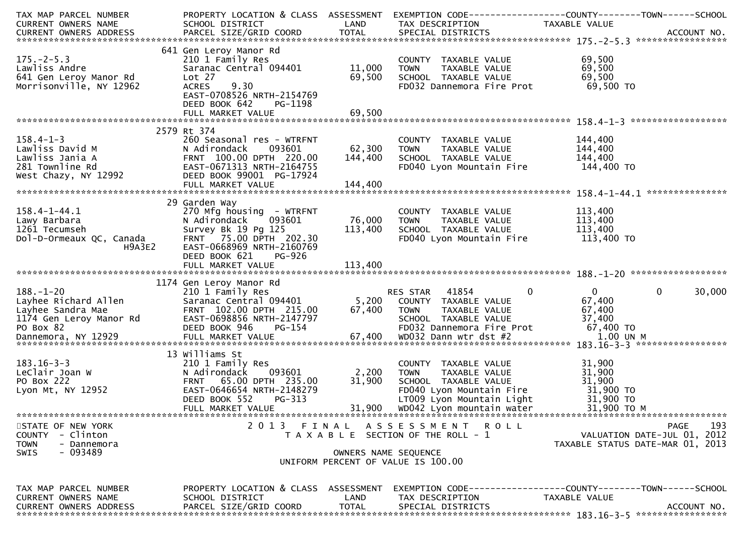| TAX MAP PARCEL NUMBER<br>CURRENT OWNERS NAME<br>CURRENT OWNERS ADDRESS | PROPERTY LOCATION & CLASS<br>SCHOOL DISTRICT<br>PARCEL SIZE/GRID COORD | ASSESSMENT<br>LAND<br>TOTAL | EXEMPTION CODE<br>TAX DESCRIPTION<br>SPECIAL DISTRICTS | COUNTY<br>TAXABLE VALUE | TOWN | SCHOOL<br>ACCOUNT NO. |
|---|---|---|---|---|---|---|
| **175.-2-5.3** | | | | | | |
| 175.-2-5.3 | 641 Gen Leroy Manor Rd | | | | | |
| Lawliss Andre | 210 1 Family Res | | COUNTY TAXABLE VALUE | 69,500 | | |
| 641 Gen Leroy Manor Rd | Saranac Central 094401 | 11,000 | TOWN TAXABLE VALUE | 69,500 | | |
| Morrisonville, NY 12962 | Lot 27 | 69,500 | SCHOOL TAXABLE VALUE | 69,500 | | |
| | ACRES 9.30 | | FD032 Dannemora Fire Prot | 69,500 TO | | |
| | EAST-0708526 NRTH-2154769 | | | | | |
| | DEED BOOK 642 PG-1198 | | | | | |
| | FULL MARKET VALUE | 69,500 | | | | |
| **158.4-1-3** | | | | | | |
| 158.4-1-3 | 2579 Rt 374 | | | | | |
| Lawliss David M | 260 Seasonal res - WTRFNT | | COUNTY TAXABLE VALUE | 144,400 | | |
| Lawliss Jania A | N Adirondack 093601 | 62,300 | TOWN TAXABLE VALUE | 144,400 | | |
| 281 Townline Rd | FRNT 100.00 DPTH 220.00 | 144,400 | SCHOOL TAXABLE VALUE | 144,400 | | |
| West Chazy, NY 12992 | EAST-0671313 NRTH-2164755 | | FD040 Lyon Mountain Fire | 144,400 TO | | |
| | DEED BOOK 99001 PG-17924 | | | | | |
| | FULL MARKET VALUE | 144,400 | | | | |
| **158.4-1-44.1** | | | | | | |
| 158.4-1-44.1 | 29 Garden Way | | | | | |
| Lawy Barbara | 270 Mfg housing - WTRFNT | | COUNTY TAXABLE VALUE | 113,400 | | |
| 1261 Tecumseh | N Adirondack 093601 | 76,000 | TOWN TAXABLE VALUE | 113,400 | | |
| Dol-D-Ormeaux QC, Canada H9A3E2 | Survey Bk 19 Pg 125 | 113,400 | SCHOOL TAXABLE VALUE | 113,400 | | |
| | FRNT 75.00 DPTH 202.30 | | FD040 Lyon Mountain Fire | 113,400 TO | | |
| | EAST-0668969 NRTH-2160769 | | | | | |
| | DEED BOOK 621 PG-926 | | | | | |
| | FULL MARKET VALUE | 113,400 | | | | |
| **188.-1-20** | | | | | | |
| 188.-1-20 | 1174 Gen Leroy Manor Rd | | | | | |
| Layhee Richard Allen | 210 1 Family Res | | RES STAR 41854 0 | 0 | 0 | 30,000 |
| Layhee Sandra Mae | Saranac Central 094401 | 5,200 | COUNTY TAXABLE VALUE | 67,400 | | |
| 1174 Gen Leroy Manor Rd | FRNT 102.00 DPTH 215.00 | 67,400 | TOWN TAXABLE VALUE | 67,400 | | |
| PO Box 82 | EAST-0698856 NRTH-2147797 | | SCHOOL TAXABLE VALUE | 37,400 | | |
| Dannemora, NY 12929 | DEED BOOK 946 PG-154 | | FD032 Dannemora Fire Prot | 67,400 TO | | |
| | FULL MARKET VALUE | 67,400 | WD032 Dann wtr dst #2 | 1.00 UN M | | |
| **183.16-3-3** | | | | | | |
| 183.16-3-3 | 13 Williams St | | | | | |
| LeClair Joan W | 210 1 Family Res | | COUNTY TAXABLE VALUE | 31,900 | | |
| PO Box 222 | N Adirondack 093601 | 2,200 | TOWN TAXABLE VALUE | 31,900 | | |
| Lyon Mt, NY 12952 | FRNT 65.00 DPTH 235.00 | 31,900 | SCHOOL TAXABLE VALUE | 31,900 | | |
| | EAST-0646654 NRTH-2148279 | | FD040 Lyon Mountain Fire | 31,900 TO | | |
| | DEED BOOK 552 PG-313 | | LT009 Lyon Mountain Light | 31,900 TO | | |
| | FULL MARKET VALUE | 31,900 | WD042 Lyon mountain water | 31,900 TO M | | |

STATE OF NEW YORK
COUNTY - Clinton
TOWN - Dannemora
SWIS - 093489

2013 FINAL ASSESSMENT ROLL
TAXABLE SECTION OF THE ROLL - 1
OWNERS NAME SEQUENCE
UNIFORM PERCENT OF VALUE IS 100.00

VALUATION DATE-JUL 01, 2012
TAXABLE STATUS DATE-MAR 01, 2013

| TAX MAP PARCEL NUMBER<br>CURRENT OWNERS NAME<br>CURRENT OWNERS ADDRESS | PROPERTY LOCATION & CLASS<br>SCHOOL DISTRICT<br>PARCEL SIZE/GRID COORD | ASSESSMENT<br>LAND<br>TOTAL | EXEMPTION CODE<br>TAX DESCRIPTION<br>SPECIAL DISTRICTS | COUNTY<br>TAXABLE VALUE | TOWN | SCHOOL<br>ACCOUNT NO. |
|---|---|---|---|---|---|---|
| **183.16-3-5** | | | | | | |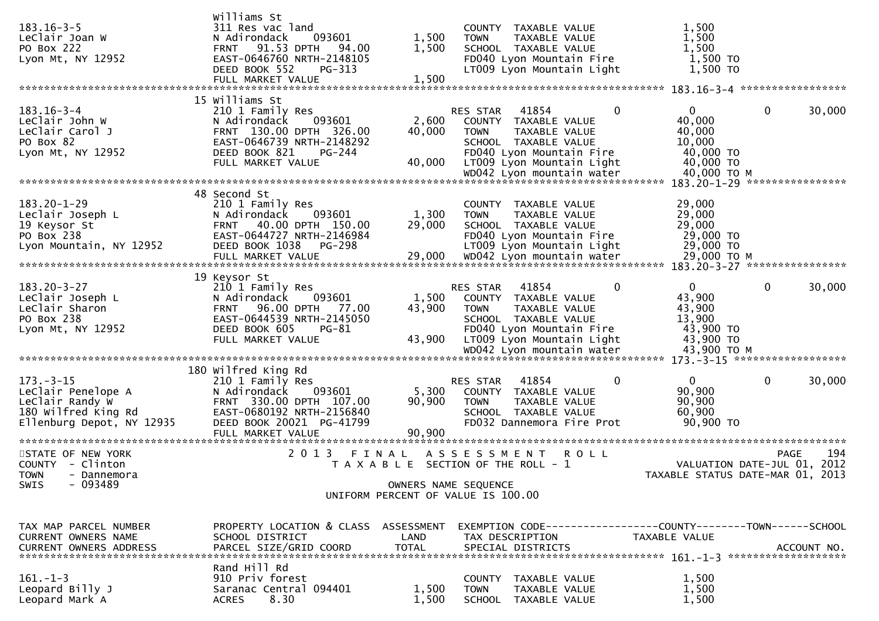```
                                 Williams St
183.16-3-5                       311 Res vac land                      COUNTY  TAXABLE VALUE                 1,500
LeClair Joan W                   N Adirondack      093601      1,500   TOWN    TAXABLE VALUE                 1,500
PO Box 222                       FRNT   91.53 DPTH   94.00     1,500   SCHOOL  TAXABLE VALUE                 1,500
Lyon Mt, NY 12952                EAST-0646760 NRTH-2148105             FD040 Lyon Mountain Fire              1,500 TO
                                 DEED BOOK 552     PG-313              LT009 Lyon Mountain Light             1,500 TO
                                 FULL MARKET VALUE             1,500
******************************************************************************************************* 183.16-3-4 *****************
                                 15 Williams St
183.16-3-4                       210 1 Family Res                      RES STAR   41854            0             0            0       30,000
LeClair John W                   N Adirondack      093601      2,600   COUNTY  TAXABLE VALUE                40,000
LeClair Carol J                  FRNT  130.00 DPTH  326.00    40,000   TOWN    TAXABLE VALUE                40,000
PO Box 82                        EAST-0646739 NRTH-2148292             SCHOOL  TAXABLE VALUE                10,000
Lyon Mt, NY 12952                DEED BOOK 821     PG-244              FD040 Lyon Mountain Fire             40,000 TO
                                 FULL MARKET VALUE            40,000   LT009 Lyon Mountain Light            40,000 TO
                                                                       WD042 Lyon mountain water            40,000 TO M
******************************************************************************************************* 183.20-1-29 ****************
                                 48 Second St
183.20-1-29                      210 1 Family Res                      COUNTY  TAXABLE VALUE                29,000
Leclair Joseph L                 N Adirondack      093601      1,300   TOWN    TAXABLE VALUE                29,000
19 Keysor St                     FRNT   40.00 DPTH  150.00    29,000   SCHOOL  TAXABLE VALUE                29,000
PO Box 238                       EAST-0644727 NRTH-2146984             FD040 Lyon Mountain Fire             29,000 TO
Lyon Mountain, NY 12952          DEED BOOK 1038    PG-298              LT009 Lyon Mountain Light            29,000 TO
                                 FULL MARKET VALUE            29,000   WD042 Lyon mountain water            29,000 TO M
******************************************************************************************************* 183.20-3-27 ****************
                                 19 Keysor St
183.20-3-27                      210 1 Family Res                      RES STAR   41854            0             0            0       30,000
LeClair Joseph L                 N Adirondack      093601      1,500   COUNTY  TAXABLE VALUE                43,900
LeClair Sharon                   FRNT   96.00 DPTH   77.00    43,900   TOWN    TAXABLE VALUE                43,900
PO Box 238                       EAST-0644539 NRTH-2145050             SCHOOL  TAXABLE VALUE                13,900
Lyon Mt, NY 12952                DEED BOOK 605     PG-81               FD040 Lyon Mountain Fire             43,900 TO
                                 FULL MARKET VALUE            43,900   LT009 Lyon Mountain Light            43,900 TO
                                                                       WD042 Lyon mountain water            43,900 TO M
******************************************************************************************************* 173.-3-15 ******************
                                 180 Wilfred King Rd
173.-3-15                        210 1 Family Res                      RES STAR   41854            0             0            0       30,000
LeClair Penelope A               N Adirondack      093601      5,300   COUNTY  TAXABLE VALUE                90,900
LeClair Randy W                  FRNT  330.00 DPTH  107.00    90,900   TOWN    TAXABLE VALUE                90,900
180 Wilfred King Rd              EAST-0680192 NRTH-2156840             SCHOOL  TAXABLE VALUE                60,900
Ellenburg Depot, NY 12935        DEED BOOK 20021 PG-41799              FD032 Dannemora Fire Prot            90,900 TO
                                 FULL MARKET VALUE            90,900
************************************************************************************************************************************
STATE OF NEW YORK                        2 0 1 3   F I N A L   A S S E S S M E N T   R O L L                                PAGE    194
COUNTY  - Clinton                           T A X A B L E  SECTION OF THE ROLL - 1                          VALUATION DATE-JUL 01, 2012
TOWN    - Dannemora                                                                                    TAXABLE STATUS DATE-MAR 01, 2013
SWIS    - 093489                                          OWNERS NAME SEQUENCE
                                                   UNIFORM PERCENT OF VALUE IS 100.00


TAX MAP PARCEL NUMBER            PROPERTY LOCATION & CLASS  ASSESSMENT  EXEMPTION CODE------------------COUNTY--------TOWN------SCHOOL
CURRENT OWNERS NAME              SCHOOL DISTRICT               LAND      TAX DESCRIPTION              TAXABLE VALUE
CURRENT OWNERS ADDRESS           PARCEL SIZE/GRID COORD       TOTAL      SPECIAL DISTRICTS                                    ACCOUNT NO.
******************************************************************************************************* 161.-1-3 *******************
                                 Rand Hill Rd
161.-1-3                         910 Priv forest                       COUNTY  TAXABLE VALUE                 1,500
Leopard Billy J                  Saranac Central 094401        1,500   TOWN    TAXABLE VALUE                 1,500
Leopard Mark A                   ACRES     8.30                1,500   SCHOOL  TAXABLE VALUE                 1,500
```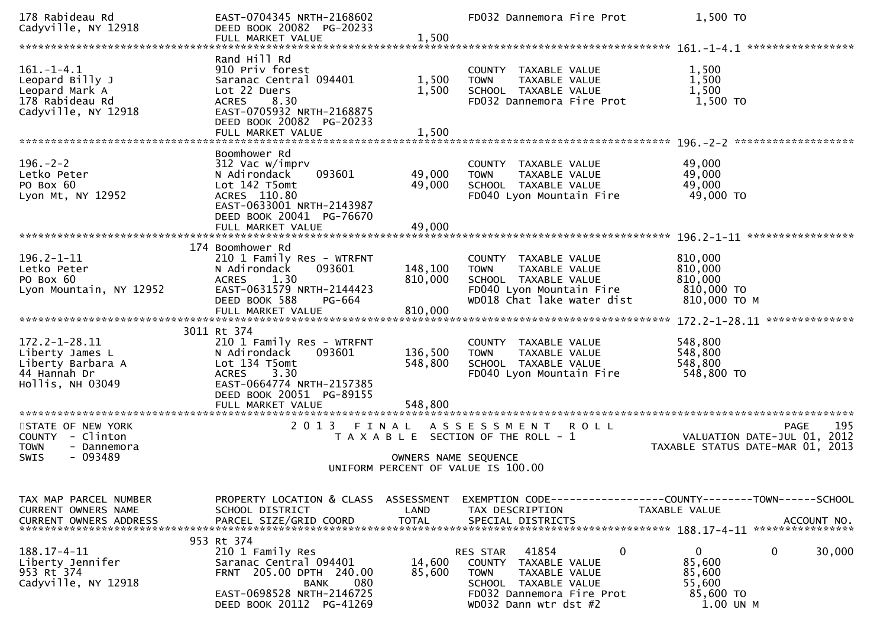```
178 Rabideau Rd                 EAST-0704345 NRTH-2168602              FD032 Dannemora Fire Prot             1,500 TO
Cadyville, NY 12918             DEED BOOK 20082  PG-20233
                                FULL MARKET VALUE              1,500
******************************************************************************************************* 161.-1-4.1 *****************
                                Rand Hill Rd
161.-1-4.1                      910 Priv forest                        COUNTY  TAXABLE VALUE                1,500
Leopard Billy J                 Saranac Central 094401         1,500   TOWN    TAXABLE VALUE                1,500
Leopard Mark A                  Lot 22 Duers                   1,500   SCHOOL  TAXABLE VALUE                1,500
178 Rabideau Rd                 ACRES    8.30                          FD032 Dannemora Fire Prot             1,500 TO
Cadyville, NY 12918             EAST-0705932 NRTH-2168875
                                DEED BOOK 20082  PG-20233
                                FULL MARKET VALUE              1,500
******************************************************************************************************* 196.-2-2 *******************
                                Boomhower Rd
196.-2-2                        312 Vac w/imprv                        COUNTY  TAXABLE VALUE               49,000
Letko Peter                     N Adirondack    093601        49,000   TOWN    TAXABLE VALUE               49,000
PO Box 60                       Lot 142 T5omt                 49,000   SCHOOL  TAXABLE VALUE               49,000
Lyon Mt, NY 12952               ACRES  110.80                          FD040 Lyon Mountain Fire             49,000 TO
                                EAST-0633001 NRTH-2143987
                                DEED BOOK 20041  PG-76670
                                FULL MARKET VALUE             49,000
******************************************************************************************************* 196.2-1-11 *****************
                            174 Boomhower Rd
196.2-1-11                      210 1 Family Res - WTRFNT              COUNTY  TAXABLE VALUE              810,000
Letko Peter                     N Adirondack    093601       148,100   TOWN    TAXABLE VALUE              810,000
PO Box 60                       ACRES    1.30                810,000   SCHOOL  TAXABLE VALUE              810,000
Lyon Mountain, NY 12952         EAST-0631579 NRTH-2144423              FD040 Lyon Mountain Fire            810,000 TO
                                DEED BOOK 588    PG-664                WD018 Chat lake water dist          810,000 TO M
                                FULL MARKET VALUE            810,000
******************************************************************************************************* 172.2-1-28.11 **************
                            3011 Rt 374
172.2-1-28.11                   210 1 Family Res - WTRFNT              COUNTY  TAXABLE VALUE              548,800
Liberty James L                 N Adirondack    093601       136,500   TOWN    TAXABLE VALUE              548,800
Liberty Barbara A               Lot 134 T5omt                548,800   SCHOOL  TAXABLE VALUE              548,800
44 Hannah Dr                    ACRES    3.30                          FD040 Lyon Mountain Fire            548,800 TO
Hollis, NH 03049                EAST-0664774 NRTH-2157385
                                DEED BOOK 20051  PG-89155
                                FULL MARKET VALUE            548,800
************************************************************************************************************************************
STATE OF NEW YORK                  2 0 1 3   F I N A L   A S S E S S M E N T   R O L L                                  PAGE    195
COUNTY  - Clinton                       T A X A B L E  SECTION OF THE ROLL - 1                      VALUATION DATE-JUL 01, 2012
TOWN    - Dannemora                                                                               TAXABLE STATUS DATE-MAR 01, 2013
SWIS    - 093489                                       OWNERS NAME SEQUENCE
                                               UNIFORM PERCENT OF VALUE IS 100.00


TAX MAP PARCEL NUMBER           PROPERTY LOCATION & CLASS  ASSESSMENT  EXEMPTION CODE------------------COUNTY--------TOWN------SCHOOL
CURRENT OWNERS NAME             SCHOOL DISTRICT               LAND     TAX DESCRIPTION             TAXABLE VALUE
CURRENT OWNERS ADDRESS          PARCEL SIZE/GRID COORD       TOTAL     SPECIAL DISTRICTS                                    ACCOUNT NO.
******************************************************************************************************* 188.17-4-11 ****************
                            953 Rt 374
188.17-4-11                     210 1 Family Res                       RES STAR  41854            0            0          0      30,000
Liberty Jennifer                Saranac Central 094401        14,600   COUNTY  TAXABLE VALUE               85,600
953 Rt 374                      FRNT  205.00 DPTH  240.00     85,600   TOWN    TAXABLE VALUE               85,600
Cadyville, NY 12918                          BANK     080              SCHOOL  TAXABLE VALUE               55,600
                                EAST-0698528 NRTH-2146725              FD032 Dannemora Fire Prot            85,600 TO
                                DEED BOOK 20112  PG-41269              WD032 Dann wtr dst #2                  1.00 UN M
```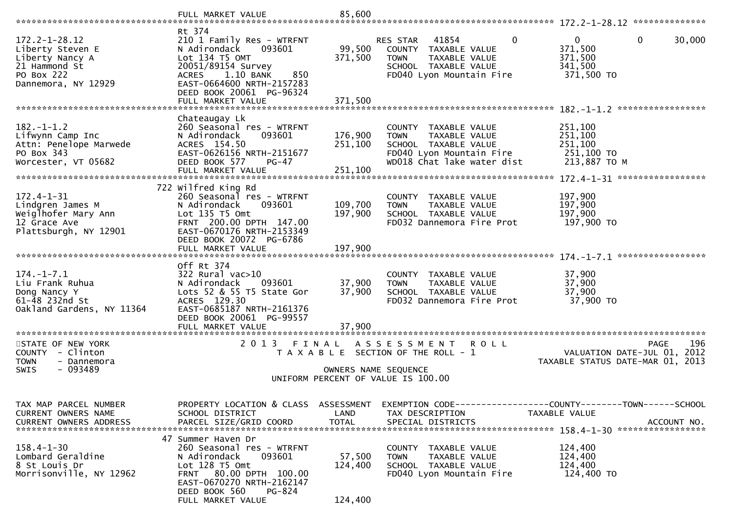FULL MARKET VALUE 85,600

**172.2-1-28.12**

```
                          Rt 374
172.2-1-28.12             210 1 Family Res - WTRFNT              RES STAR   41854          0            0            0       30,000
Liberty Steven E          N Adirondack     093601        99,500   COUNTY  TAXABLE VALUE              371,500
Liberty Nancy A           Lot 134 T5 OMT                371,500   TOWN    TAXABLE VALUE              371,500
21 Hammond St             20051/89154 Survey                      SCHOOL  TAXABLE VALUE              341,500
PO Box 222                ACRES    1.10 BANK    850               FD040 Lyon Mountain Fire            371,500 TO
Dannemora, NY 12929       EAST-0664600 NRTH-2157283
                          DEED BOOK 20061  PG-96324
                          FULL MARKET VALUE             371,500
```

**182.-1-1.2**

```
                          Chateaugay Lk
182.-1-1.2                260 Seasonal res - WTRFNT               COUNTY  TAXABLE VALUE              251,100
Lifwynn Camp Inc          N Adirondack     093601       176,900   TOWN    TAXABLE VALUE              251,100
Attn: Penelope Marwede    ACRES  154.50                 251,100   SCHOOL  TAXABLE VALUE              251,100
PO Box 343                EAST-0626156 NRTH-2151677               FD040 Lyon Mountain Fire            251,100 TO
Worcester, VT 05682       DEED BOOK 577     PG-47                 WD018 Chat lake water dist          213,887 TO M
                          FULL MARKET VALUE             251,100
```

**172.4-1-31**

```
                      722 Wilfred King Rd
172.4-1-31                260 Seasonal res - WTRFNT               COUNTY  TAXABLE VALUE              197,900
Lindgren James M          N Adirondack     093601       109,700   TOWN    TAXABLE VALUE              197,900
Weiglhofer Mary Ann       Lot 135 T5 Omt                197,900   SCHOOL  TAXABLE VALUE              197,900
12 Grace Ave              FRNT  200.00 DPTH  147.00               FD032 Dannemora Fire Prot           197,900 TO
Plattsburgh, NY 12901     EAST-0670176 NRTH-2153349
                          DEED BOOK 20072  PG-6786
                          FULL MARKET VALUE             197,900
```

**174.-1-7.1**

```
                          Off Rt 374
174.-1-7.1                322 Rural vac>10                        COUNTY  TAXABLE VALUE               37,900
Liu Frank Ruhua           N Adirondack     093601        37,900   TOWN    TAXABLE VALUE               37,900
Dong Nancy Y              Lots 52 & 55 T5 State Gor      37,900   SCHOOL  TAXABLE VALUE               37,900
61-48 232nd St            ACRES  129.30                           FD032 Dannemora Fire Prot            37,900 TO
Oakland Gardens, NY 11364 EAST-0685187 NRTH-2161376
                          DEED BOOK 20061  PG-99557
                          FULL MARKET VALUE              37,900
```

STATE OF NEW YORK — COUNTY - Clinton — TOWN - Dannemora — SWIS - 093489

2 0 1 3 F I N A L A S S E S S M E N T R O L L
T A X A B L E SECTION OF THE ROLL - 1
OWNERS NAME SEQUENCE
UNIFORM PERCENT OF VALUE IS 100.00

PAGE 196 — VALUATION DATE-JUL 01, 2012 — TAXABLE STATUS DATE-MAR 01, 2013

| TAX MAP PARCEL NUMBER / CURRENT OWNERS NAME / CURRENT OWNERS ADDRESS | PROPERTY LOCATION & CLASS / SCHOOL DISTRICT / PARCEL SIZE/GRID COORD | ASSESSMENT LAND / TOTAL | EXEMPTION CODE / TAX DESCRIPTION / SPECIAL DISTRICTS | COUNTY--------TOWN------SCHOOL TAXABLE VALUE | ACCOUNT NO. |
|---|---|---|---|---|---|

**158.4-1-30**

```
                       47 Summer Haven Dr
158.4-1-30                260 Seasonal res - WTRFNT               COUNTY  TAXABLE VALUE              124,400
Lombard Geraldine         N Adirondack     093601        57,500   TOWN    TAXABLE VALUE              124,400
8 St Louis Dr             Lot 128 T5 Omt                124,400   SCHOOL  TAXABLE VALUE              124,400
Morrisonville, NY 12962   FRNT   80.00 DPTH  100.00               FD040 Lyon Mountain Fire            124,400 TO
                          EAST-0670270 NRTH-2162147
                          DEED BOOK 560     PG-824
                          FULL MARKET VALUE             124,400
```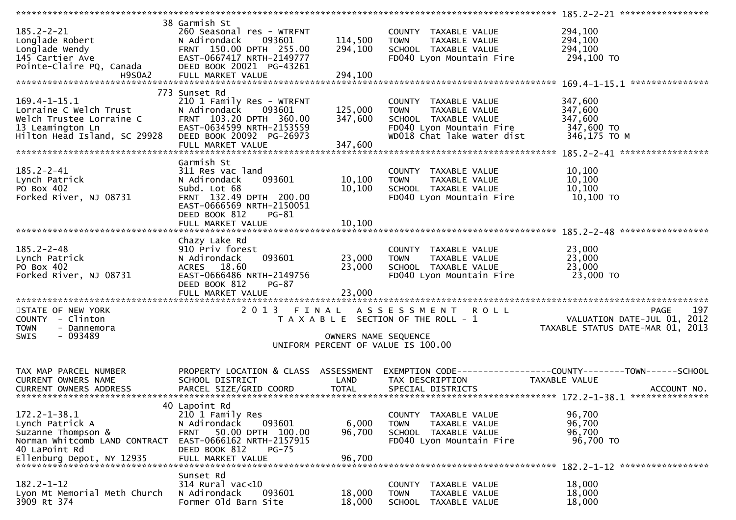```
******************************************************************************************************* 185.2-2-21 *****************
                              38 Garmish St
185.2-2-21                    260 Seasonal res - WTRFNT              COUNTY  TAXABLE VALUE             294,100
Longlade Robert               N Adirondack     093601      114,500   TOWN    TAXABLE VALUE             294,100
Longlade Wendy                FRNT  150.00 DPTH  255.00    294,100   SCHOOL  TAXABLE VALUE             294,100
145 Cartier Ave               EAST-0667417 NRTH-2149777              FD040 Lyon Mountain Fire           294,100 TO
Pointe-Claire PQ, Canada      DEED BOOK 20021  PG-43261
          H9S0A2              FULL MARKET VALUE            294,100
******************************************************************************************************* 169.4-1-15.1 ***************
                              773 Sunset Rd
169.4-1-15.1                  210 1 Family Res - WTRFNT              COUNTY  TAXABLE VALUE             347,600
Lorraine C Welch Trust        N Adirondack     093601      125,000   TOWN    TAXABLE VALUE             347,600
Welch Trustee Lorraine C      FRNT  103.20 DPTH  360.00    347,600   SCHOOL  TAXABLE VALUE             347,600
13 Leamington Ln              EAST-0634599 NRTH-2153559              FD040 Lyon Mountain Fire           347,600 TO
Hilton Head Island, SC 29928  DEED BOOK 20092  PG-26973              WD018 Chat lake water dist         346,175 TO M
                              FULL MARKET VALUE            347,600
******************************************************************************************************* 185.2-2-41 *****************
                              Garmish St
185.2-2-41                    311 Res vac land                       COUNTY  TAXABLE VALUE              10,100
Lynch Patrick                 N Adirondack     093601       10,100   TOWN    TAXABLE VALUE              10,100
PO Box 402                    Subd. Lot 68                  10,100   SCHOOL  TAXABLE VALUE              10,100
Forked River, NJ 08731        FRNT  132.49 DPTH  200.00              FD040 Lyon Mountain Fire            10,100 TO
                              EAST-0666569 NRTH-2150051
                              DEED BOOK 812    PG-81
                              FULL MARKET VALUE             10,100
******************************************************************************************************* 185.2-2-48 *****************
                              Chazy Lake Rd
185.2-2-48                    910 Priv forest                        COUNTY  TAXABLE VALUE              23,000
Lynch Patrick                 N Adirondack     093601       23,000   TOWN    TAXABLE VALUE              23,000
PO Box 402                    ACRES   18.60                 23,000   SCHOOL  TAXABLE VALUE              23,000
Forked River, NJ 08731        EAST-0666486 NRTH-2149756              FD040 Lyon Mountain Fire            23,000 TO
                              DEED BOOK 812    PG-87
                              FULL MARKET VALUE             23,000
************************************************************************************************************************************
STATE OF NEW YORK                  2 0 1 3   F I N A L   A S S E S S M E N T   R O L L                                  PAGE    197
COUNTY  - Clinton                      T A X A B L E  SECTION OF THE ROLL - 1                        VALUATION DATE-JUL 01, 2012
TOWN    - Dannemora                                                                                TAXABLE STATUS DATE-MAR 01, 2013
SWIS    - 093489                                      OWNERS NAME SEQUENCE
                                               UNIFORM PERCENT OF VALUE IS 100.00


TAX MAP PARCEL NUMBER         PROPERTY LOCATION & CLASS  ASSESSMENT  EXEMPTION CODE------------------COUNTY--------TOWN------SCHOOL
CURRENT OWNERS NAME           SCHOOL DISTRICT               LAND     TAX DESCRIPTION             TAXABLE VALUE
CURRENT OWNERS ADDRESS        PARCEL SIZE/GRID COORD        TOTAL    SPECIAL DISTRICTS                                  ACCOUNT NO.
******************************************************************************************************* 172.2-1-38.1 ***************
                              40 Lapoint Rd
172.2-1-38.1                  210 1 Family Res                       COUNTY  TAXABLE VALUE              96,700
Lynch Patrick A               N Adirondack     093601        6,000   TOWN    TAXABLE VALUE              96,700
Suzanne Thompson &            FRNT   50.00 DPTH  100.00     96,700   SCHOOL  TAXABLE VALUE              96,700
Norman Whitcomb LAND CONTRACT EAST-0666162 NRTH-2157915              FD040 Lyon Mountain Fire            96,700 TO
40 LaPoint Rd                 DEED BOOK 812    PG-75
Ellenburg Depot, NY 12935     FULL MARKET VALUE             96,700
******************************************************************************************************* 182.2-1-12 *****************
                              Sunset Rd
182.2-1-12                    314 Rural vac<10                       COUNTY  TAXABLE VALUE              18,000
Lyon Mt Memorial Meth Church  N Adirondack     093601       18,000   TOWN    TAXABLE VALUE              18,000
3909 Rt 374                   Former Old Barn Site          18,000   SCHOOL  TAXABLE VALUE              18,000
```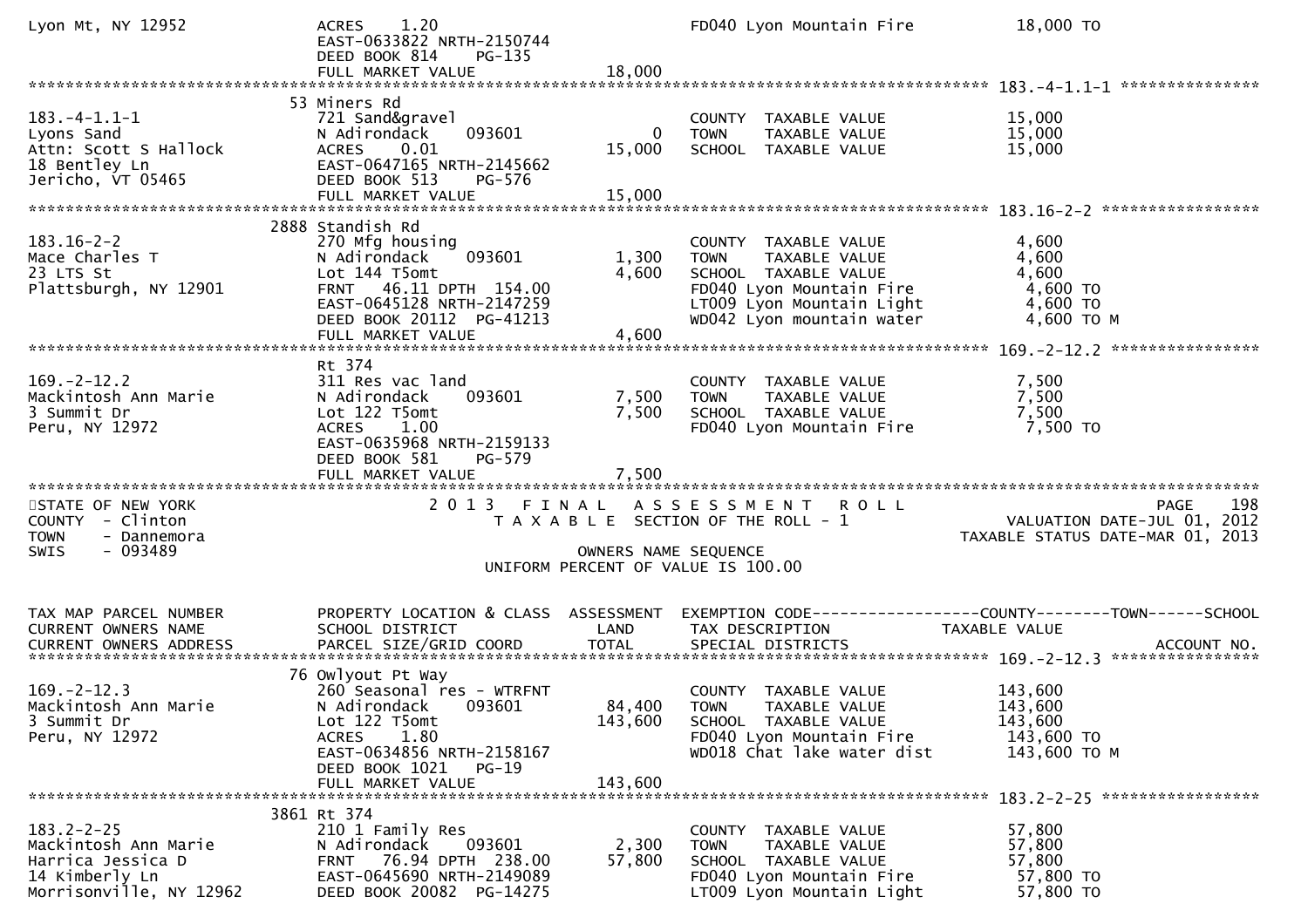```
Lyon Mt, NY 12952              ACRES    1.20                           FD040 Lyon Mountain Fire           18,000 TO
                               EAST-0633822 NRTH-2150744
                               DEED BOOK 814     PG-135
                               FULL MARKET VALUE                18,000
******************************************************************************************************* 183.-4-1.1-1 ***************
                         53 Miners Rd
183.-4-1.1-1                   721 Sand&gravel                         COUNTY  TAXABLE VALUE              15,000
Lyons Sand                     N Adirondack      093601          0     TOWN    TAXABLE VALUE              15,000
Attn: Scott S Hallock          ACRES    0.01                15,000     SCHOOL  TAXABLE VALUE              15,000
18 Bentley Ln                  EAST-0647165 NRTH-2145662
Jericho, VT 05465              DEED BOOK 513     PG-576
                               FULL MARKET VALUE                15,000
******************************************************************************************************* 183.16-2-2 *****************
                         2888 Standish Rd
183.16-2-2                     270 Mfg housing                         COUNTY  TAXABLE VALUE               4,600
Mace Charles T                 N Adirondack      093601      1,300     TOWN    TAXABLE VALUE               4,600
23 LTS St                      Lot 144 T5omt                 4,600     SCHOOL  TAXABLE VALUE               4,600
Plattsburgh, NY 12901          FRNT   46.11 DPTH  154.00               FD040 Lyon Mountain Fire            4,600 TO
                               EAST-0645128 NRTH-2147259               LT009 Lyon Mountain Light           4,600 TO
                               DEED BOOK 20112  PG-41213               WD042 Lyon mountain water           4,600 TO M
                               FULL MARKET VALUE                 4,600
******************************************************************************************************* 169.-2-12.2 ****************
                         Rt 374
169.-2-12.2                    311 Res vac land                        COUNTY  TAXABLE VALUE               7,500
Mackintosh Ann Marie           N Adirondack      093601      7,500     TOWN    TAXABLE VALUE               7,500
3 Summit Dr                    Lot 122 T5omt                 7,500     SCHOOL  TAXABLE VALUE               7,500
Peru, NY 12972                 ACRES    1.00                           FD040 Lyon Mountain Fire            7,500 TO
                               EAST-0635968 NRTH-2159133
                               DEED BOOK 581     PG-579
                               FULL MARKET VALUE                 7,500
************************************************************************************************************************************
STATE OF NEW YORK                   2 0 1 3   F I N A L   A S S E S S M E N T   R O L L                                 PAGE    198
COUNTY  - Clinton                      T A X A B L E  SECTION OF THE ROLL - 1                        VALUATION DATE-JUL 01, 2012
TOWN    - Dannemora                                                                                TAXABLE STATUS DATE-MAR 01, 2013
SWIS    - 093489                                       OWNERS NAME SEQUENCE
                                               UNIFORM PERCENT OF VALUE IS 100.00


TAX MAP PARCEL NUMBER          PROPERTY LOCATION & CLASS  ASSESSMENT  EXEMPTION CODE------------------COUNTY--------TOWN------SCHOOL
CURRENT OWNERS NAME            SCHOOL DISTRICT               LAND      TAX DESCRIPTION            TAXABLE VALUE
CURRENT OWNERS ADDRESS         PARCEL SIZE/GRID COORD       TOTAL      SPECIAL DISTRICTS                                  ACCOUNT NO.
******************************************************************************************************* 169.-2-12.3 ****************
                         76 Owlyout Pt Way
169.-2-12.3                    260 Seasonal res - WTRFNT               COUNTY  TAXABLE VALUE             143,600
Mackintosh Ann Marie           N Adirondack      093601     84,400     TOWN    TAXABLE VALUE             143,600
3 Summit Dr                    Lot 122 T5omt               143,600     SCHOOL  TAXABLE VALUE             143,600
Peru, NY 12972                 ACRES    1.80                           FD040 Lyon Mountain Fire          143,600 TO
                               EAST-0634856 NRTH-2158167               WD018 Chat lake water dist        143,600 TO M
                               DEED BOOK 1021    PG-19
                               FULL MARKET VALUE               143,600
******************************************************************************************************* 183.2-2-25 *****************
                         3861 Rt 374
183.2-2-25                     210 1 Family Res                        COUNTY  TAXABLE VALUE              57,800
Mackintosh Ann Marie           N Adirondack      093601      2,300     TOWN    TAXABLE VALUE              57,800
Harrica Jessica D              FRNT   76.94 DPTH  238.00        57,800 SCHOOL  TAXABLE VALUE              57,800
14 Kimberly Ln                 EAST-0645690 NRTH-2149089               FD040 Lyon Mountain Fire           57,800 TO
Morrisonville, NY 12962        DEED BOOK 20082  PG-14275               LT009 Lyon Mountain Light          57,800 TO
```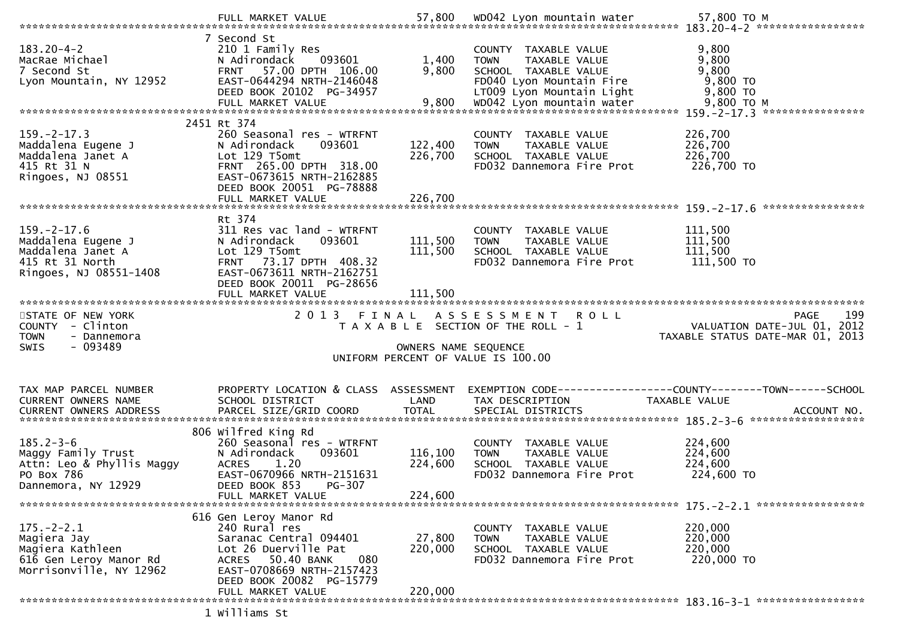```
                              FULL MARKET VALUE              57,800   WD042 Lyon mountain water           57,800 TO M
******************************************************************************************************* 183.20-4-2 *****************
                              7 Second St
183.20-4-2                    210 1 Family Res                        COUNTY  TAXABLE VALUE               9,800
MacRae Michael                N Adirondack     093601         1,400   TOWN    TAXABLE VALUE               9,800
7 Second St                   FRNT   57.00 DPTH  106.00       9,800   SCHOOL  TAXABLE VALUE               9,800
Lyon Mountain, NY 12952       EAST-0644294 NRTH-2146048               FD040 Lyon Mountain Fire             9,800 TO
                              DEED BOOK 20102  PG-34957               LT009 Lyon Mountain Light            9,800 TO
                              FULL MARKET VALUE               9,800   WD042 Lyon mountain water            9,800 TO M
******************************************************************************************************* 159.-2-17.3 ****************
                          2451 Rt 374
159.-2-17.3                   260 Seasonal res - WTRFNT               COUNTY  TAXABLE VALUE             226,700
Maddalena Eugene J            N Adirondack     093601       122,400   TOWN    TAXABLE VALUE             226,700
Maddalena Janet A             Lot 129 T5omt                 226,700   SCHOOL  TAXABLE VALUE             226,700
415 Rt 31 N                   FRNT  265.00 DPTH  318.00               FD032 Dannemora Fire Prot          226,700 TO
Ringoes, NJ 08551             EAST-0673615 NRTH-2162885
                              DEED BOOK 20051  PG-78888
                              FULL MARKET VALUE             226,700
******************************************************************************************************* 159.-2-17.6 ****************
                              Rt 374
159.-2-17.6                   311 Res vac land - WTRFNT               COUNTY  TAXABLE VALUE             111,500
Maddalena Eugene J            N Adirondack     093601       111,500   TOWN    TAXABLE VALUE             111,500
Maddalena Janet A             Lot 129 T5omt                 111,500   SCHOOL  TAXABLE VALUE             111,500
415 Rt 31 North               FRNT   73.17 DPTH  408.32               FD032 Dannemora Fire Prot          111,500 TO
Ringoes, NJ 08551-1408        EAST-0673611 NRTH-2162751
                              DEED BOOK 20011  PG-28656
                              FULL MARKET VALUE             111,500
************************************************************************************************************************************
STATE OF NEW YORK                  2 0 1 3   F I N A L   A S S E S S M E N T   R O L L                                  PAGE   199
COUNTY  - Clinton                     T A X A B L E  SECTION OF THE ROLL - 1                        VALUATION DATE-JUL 01, 2012
TOWN    - Dannemora                                                                              TAXABLE STATUS DATE-MAR 01, 2013
SWIS    - 093489                                       OWNERS NAME SEQUENCE
                                                 UNIFORM PERCENT OF VALUE IS 100.00


TAX MAP PARCEL NUMBER         PROPERTY LOCATION & CLASS  ASSESSMENT  EXEMPTION CODE------------------COUNTY--------TOWN------SCHOOL
CURRENT OWNERS NAME           SCHOOL DISTRICT               LAND      TAX DESCRIPTION              TAXABLE VALUE
CURRENT OWNERS ADDRESS        PARCEL SIZE/GRID COORD        TOTAL     SPECIAL DISTRICTS                                  ACCOUNT NO.
******************************************************************************************************* 185.2-3-6 ******************
                           806 Wilfred King Rd
185.2-3-6                     260 Seasonal res - WTRFNT               COUNTY  TAXABLE VALUE             224,600
Maggy Family Trust            N Adirondack     093601       116,100   TOWN    TAXABLE VALUE             224,600
Attn: Leo & Phyllis Maggy     ACRES    1.20                 224,600   SCHOOL  TAXABLE VALUE             224,600
PO Box 786                    EAST-0670966 NRTH-2151631               FD032 Dannemora Fire Prot          224,600 TO
Dannemora, NY 12929           DEED BOOK 853    PG-307
                              FULL MARKET VALUE             224,600
******************************************************************************************************* 175.-2-2.1 *****************
                           616 Gen Leroy Manor Rd
175.-2-2.1                    240 Rural res                           COUNTY  TAXABLE VALUE             220,000
Magiera Jay                   Saranac Central 094401         27,800   TOWN    TAXABLE VALUE             220,000
Magiera Kathleen              Lot 26 Duerville Pat          220,000   SCHOOL  TAXABLE VALUE             220,000
616 Gen Leroy Manor Rd        ACRES   50.40 BANK     080              FD032 Dannemora Fire Prot          220,000 TO
Morrisonville, NY 12962       EAST-0708669 NRTH-2157423
                              DEED BOOK 20082  PG-15779
                              FULL MARKET VALUE             220,000
******************************************************************************************************* 183.16-3-1 *****************
                             1 Williams St
```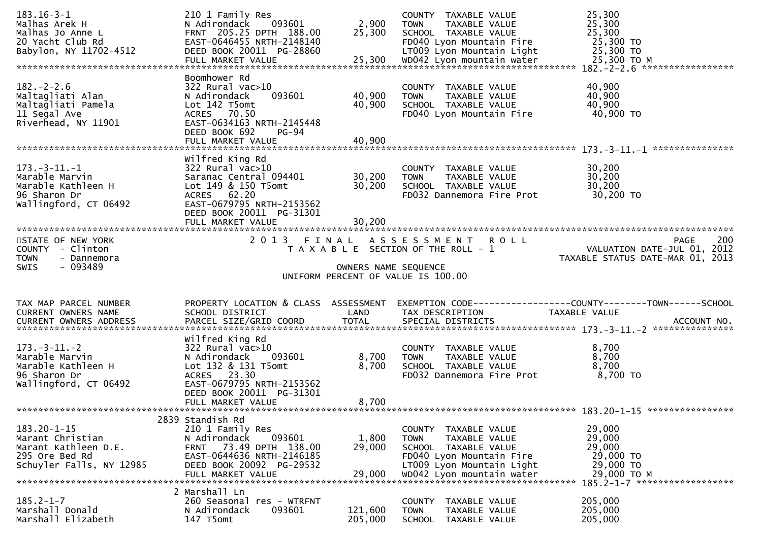```
183.16-3-1                     210 1 Family Res                           COUNTY  TAXABLE VALUE             25,300
Malhas Arek H                  N Adirondack     093601        2,900       TOWN    TAXABLE VALUE             25,300
Malhas Jo Anne L               FRNT  205.25 DPTH  188.00     25,300       SCHOOL  TAXABLE VALUE             25,300
20 Yacht Club Rd               EAST-0646455 NRTH-2148140                  FD040 Lyon Mountain Fire           25,300 TO
Babylon, NY 11702-4512         DEED BOOK 20011  PG-28860                  LT009 Lyon Mountain Light          25,300 TO
                               FULL MARKET VALUE             25,300       WD042 Lyon mountain water          25,300 TO M
******************************************************************************************************* 182.-2-2.6 *****************
                               Boomhower Rd
182.-2-2.6                     322 Rural vac>10                           COUNTY  TAXABLE VALUE             40,900
Maltagliati Alan               N Adirondack     093601       40,900       TOWN    TAXABLE VALUE             40,900
Maltagliati Pamela             Lot 142 T5omt                 40,900       SCHOOL  TAXABLE VALUE             40,900
11 Segal Ave                   ACRES   70.50                              FD040 Lyon Mountain Fire           40,900 TO
Riverhead, NY 11901            EAST-0634163 NRTH-2145448
                               DEED BOOK 692    PG-94
                               FULL MARKET VALUE             40,900
******************************************************************************************************* 173.-3-11.-1 ***************
                               Wilfred King Rd
173.-3-11.-1                   322 Rural vac>10                           COUNTY  TAXABLE VALUE             30,200
Marable Marvin                 Saranac Central 094401        30,200       TOWN    TAXABLE VALUE             30,200
Marable Kathleen H             Lot 149 & 150 T5omt           30,200       SCHOOL  TAXABLE VALUE             30,200
96 Sharon Dr                   ACRES   62.20                              FD032 Dannemora Fire Prot          30,200 TO
Wallingford, CT 06492          EAST-0679795 NRTH-2153562
                               DEED BOOK 20011  PG-31301
                               FULL MARKET VALUE             30,200
************************************************************************************************************************************
STATE OF NEW YORK                    2 0 1 3   F I N A L   A S S E S S M E N T   R O L L                                PAGE    200
COUNTY  - Clinton                        T A X A B L E  SECTION OF THE ROLL - 1                          VALUATION DATE-JUL 01, 2012
TOWN    - Dannemora                                                                                 TAXABLE STATUS DATE-MAR 01, 2013
SWIS    - 093489                                         OWNERS NAME SEQUENCE
                                                 UNIFORM PERCENT OF VALUE IS 100.00


TAX MAP PARCEL NUMBER          PROPERTY LOCATION & CLASS  ASSESSMENT  EXEMPTION CODE------------------COUNTY--------TOWN------SCHOOL
CURRENT OWNERS NAME            SCHOOL DISTRICT               LAND      TAX DESCRIPTION                TAXABLE VALUE
CURRENT OWNERS ADDRESS         PARCEL SIZE/GRID COORD       TOTAL      SPECIAL DISTRICTS                                   ACCOUNT NO.
******************************************************************************************************* 173.-3-11.-2 ***************
                               Wilfred King Rd
173.-3-11.-2                   322 Rural vac>10                           COUNTY  TAXABLE VALUE              8,700
Marable Marvin                 N Adirondack     093601        8,700       TOWN    TAXABLE VALUE              8,700
Marable Kathleen H             Lot 132 & 131 T5omt            8,700       SCHOOL  TAXABLE VALUE              8,700
96 Sharon Dr                   ACRES   23.30                              FD032 Dannemora Fire Prot           8,700 TO
Wallingford, CT 06492          EAST-0679795 NRTH-2153562
                               DEED BOOK 20011  PG-31301
                               FULL MARKET VALUE              8,700
******************************************************************************************************* 183.20-1-15 ****************
                          2839 Standish Rd
183.20-1-15                    210 1 Family Res                           COUNTY  TAXABLE VALUE             29,000
Marant Christian               N Adirondack     093601        1,800       TOWN    TAXABLE VALUE             29,000
Marant Kathleen D.E.           FRNT   73.49 DPTH  138.00     29,000       SCHOOL  TAXABLE VALUE             29,000
295 Ore Bed Rd                 EAST-0644636 NRTH-2146185                  FD040 Lyon Mountain Fire           29,000 TO
Schuyler Falls, NY 12985       DEED BOOK 20092  PG-29532                  LT009 Lyon Mountain Light          29,000 TO
                               FULL MARKET VALUE             29,000       WD042 Lyon mountain water          29,000 TO M
******************************************************************************************************* 185.2-1-7 ******************
                          2 Marshall Ln
185.2-1-7                      260 Seasonal res - WTRFNT                  COUNTY  TAXABLE VALUE            205,000
Marshall Donald                N Adirondack     093601      121,600       TOWN    TAXABLE VALUE            205,000
Marshall Elizabeth             147 T5omt                    205,000       SCHOOL  TAXABLE VALUE            205,000
```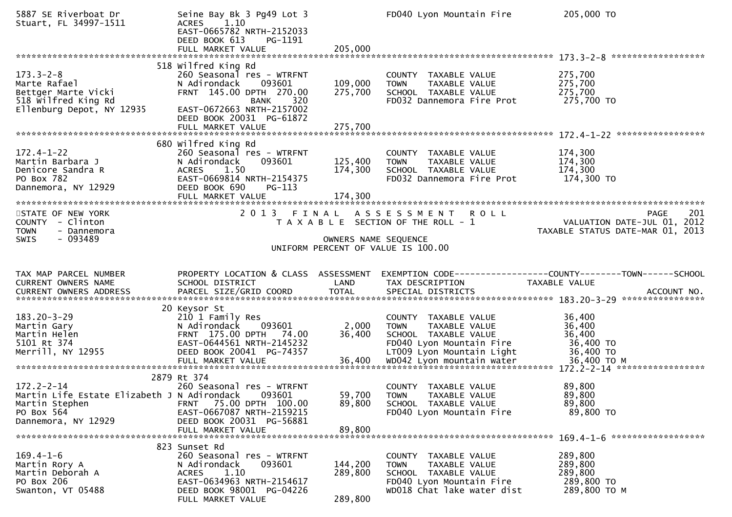```
5887 SE Riverboat Dr          Seine Bay Bk 3 Pg49 Lot 3                FD040 Lyon Mountain Fire          205,000 TO
Stuart, FL 34997-1511         ACRES     1.10
                              EAST-0665782 NRTH-2152033
                              DEED BOOK 613     PG-1191
                              FULL MARKET VALUE              205,000
******************************************************************************************************* 173.3-2-8 ******************
                          518 Wilfred King Rd
173.3-2-8                     260 Seasonal res - WTRFNT                COUNTY  TAXABLE VALUE             275,700
Marte Rafael                  N Adirondack     093601      109,000     TOWN    TAXABLE VALUE             275,700
Bettger Marte Vicki           FRNT  145.00 DPTH  270.00    275,700     SCHOOL  TAXABLE VALUE             275,700
518 Wilfred King Rd                          BANK     320              FD032 Dannemora Fire Prot          275,700 TO
Ellenburg Depot, NY 12935     EAST-0672663 NRTH-2157002
                              DEED BOOK 20031  PG-61872
                              FULL MARKET VALUE              275,700
******************************************************************************************************* 172.4-1-22 *****************
                          680 Wilfred King Rd
172.4-1-22                    260 Seasonal res - WTRFNT                COUNTY  TAXABLE VALUE             174,300
Martin Barbara J              N Adirondack     093601      125,400     TOWN    TAXABLE VALUE             174,300
Denicore Sandra R             ACRES     1.50               174,300     SCHOOL  TAXABLE VALUE             174,300
PO Box 782                    EAST-0669814 NRTH-2154375                FD032 Dannemora Fire Prot          174,300 TO
Dannemora, NY 12929           DEED BOOK 690     PG-113
                              FULL MARKET VALUE              174,300
************************************************************************************************************************************
STATE OF NEW YORK                   2 0 1 3   F I N A L   A S S E S S M E N T   R O L L                               PAGE    201
COUNTY  - Clinton                      T A X A B L E  SECTION OF THE ROLL - 1                        VALUATION DATE-JUL 01, 2012
TOWN    - Dannemora                                                                                 TAXABLE STATUS DATE-MAR 01, 2013
SWIS    - 093489                                       OWNERS NAME SEQUENCE
                                                 UNIFORM PERCENT OF VALUE IS 100.00


TAX MAP PARCEL NUMBER         PROPERTY LOCATION & CLASS  ASSESSMENT  EXEMPTION CODE------------------COUNTY--------TOWN------SCHOOL
CURRENT OWNERS NAME           SCHOOL DISTRICT               LAND      TAX DESCRIPTION            TAXABLE VALUE
CURRENT OWNERS ADDRESS        PARCEL SIZE/GRID COORD       TOTAL      SPECIAL DISTRICTS                                  ACCOUNT NO.
******************************************************************************************************* 183.20-3-29 ****************
                          20 Keysor St
183.20-3-29                   210 1 Family Res                         COUNTY  TAXABLE VALUE              36,400
Martin Gary                   N Adirondack     093601        2,000     TOWN    TAXABLE VALUE              36,400
Martin Helen                  FRNT  175.00 DPTH   74.00     36,400     SCHOOL  TAXABLE VALUE              36,400
5101 Rt 374                   EAST-0644561 NRTH-2145232                FD040 Lyon Mountain Fire            36,400 TO
Merrill, NY 12955             DEED BOOK 20041  PG-74357                LT009 Lyon Mountain Light           36,400 TO
                              FULL MARKET VALUE               36,400   WD042 Lyon mountain water           36,400 TO M
******************************************************************************************************* 172.2-2-14 *****************
                          2879 Rt 374
172.2-2-14                    260 Seasonal res - WTRFNT                COUNTY  TAXABLE VALUE              89,800
Martin Life Estate Elizabeth J N Adirondack    093601       59,700     TOWN    TAXABLE VALUE              89,800
Martin Stephen                FRNT   75.00 DPTH  100.00     89,800     SCHOOL  TAXABLE VALUE              89,800
PO Box 564                    EAST-0667087 NRTH-2159215                FD040 Lyon Mountain Fire            89,800 TO
Dannemora, NY 12929           DEED BOOK 20031  PG-56881
                              FULL MARKET VALUE               89,800
******************************************************************************************************* 169.4-1-6 ******************
                          823 Sunset Rd
169.4-1-6                     260 Seasonal res - WTRFNT                COUNTY  TAXABLE VALUE             289,800
Martin Rory A                 N Adirondack     093601      144,200     TOWN    TAXABLE VALUE             289,800
Martin Deborah A              ACRES     1.10               289,800     SCHOOL  TAXABLE VALUE             289,800
PO Box 206                    EAST-0634963 NRTH-2154617                FD040 Lyon Mountain Fire           289,800 TO
Swanton, VT 05488             DEED BOOK 98001  PG-04226                WD018 Chat lake water dist         289,800 TO M
                              FULL MARKET VALUE              289,800
```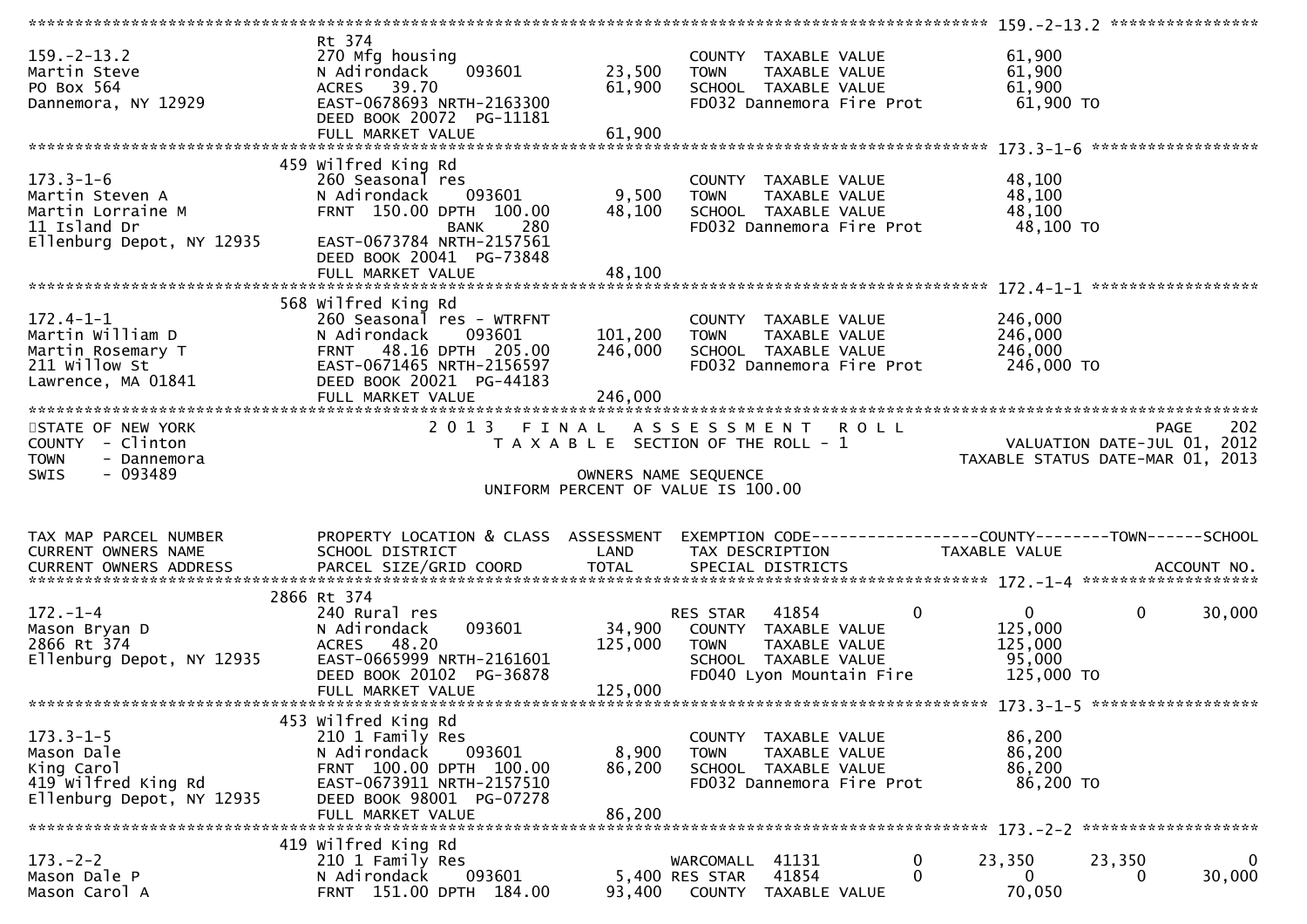```
******************************************************************************************************* 159.-2-13.2 ****************
                             Rt 374
159.-2-13.2                  270 Mfg housing                         COUNTY  TAXABLE VALUE           61,900
Martin Steve                 N Adirondack    093601       23,500     TOWN    TAXABLE VALUE           61,900
PO Box 564                   ACRES   39.70                61,900     SCHOOL  TAXABLE VALUE           61,900
Dannemora, NY 12929          EAST-0678693 NRTH-2163300               FD032 Dannemora Fire Prot        61,900 TO
                             DEED BOOK 20072  PG-11181
                             FULL MARKET VALUE            61,900
******************************************************************************************************* 173.3-1-6 ******************
                             459 Wilfred King Rd
173.3-1-6                    260 Seasonal res                        COUNTY  TAXABLE VALUE           48,100
Martin Steven A              N Adirondack    093601        9,500     TOWN    TAXABLE VALUE           48,100
Martin Lorraine M            FRNT  150.00 DPTH  100.00    48,100     SCHOOL  TAXABLE VALUE           48,100
11 Island Dr                                BANK    280              FD032 Dannemora Fire Prot        48,100 TO
Ellenburg Depot, NY 12935    EAST-0673784 NRTH-2157561
                             DEED BOOK 20041  PG-73848
                             FULL MARKET VALUE            48,100
******************************************************************************************************* 172.4-1-1 ******************
                             568 Wilfred King Rd
172.4-1-1                    260 Seasonal res - WTRFNT               COUNTY  TAXABLE VALUE          246,000
Martin William D             N Adirondack    093601      101,200     TOWN    TAXABLE VALUE          246,000
Martin Rosemary T            FRNT   48.16 DPTH  205.00   246,000     SCHOOL  TAXABLE VALUE          246,000
211 Willow St                EAST-0671465 NRTH-2156597               FD032 Dannemora Fire Prot       246,000 TO
Lawrence, MA 01841           DEED BOOK 20021  PG-44183
                             FULL MARKET VALUE           246,000
************************************************************************************************************************************
STATE OF NEW YORK                  2 0 1 3   F I N A L   A S S E S S M E N T   R O L L                              PAGE    202
COUNTY  - Clinton                    T A X A B L E  SECTION OF THE ROLL - 1                         VALUATION DATE-JUL 01, 2012
TOWN    - Dannemora                                                                              TAXABLE STATUS DATE-MAR 01, 2013
SWIS    - 093489                                      OWNERS NAME SEQUENCE
                                               UNIFORM PERCENT OF VALUE IS 100.00


TAX MAP PARCEL NUMBER        PROPERTY LOCATION & CLASS  ASSESSMENT  EXEMPTION CODE------------------COUNTY--------TOWN------SCHOOL
CURRENT OWNERS NAME          SCHOOL DISTRICT               LAND      TAX DESCRIPTION             TAXABLE VALUE
CURRENT OWNERS ADDRESS       PARCEL SIZE/GRID COORD       TOTAL      SPECIAL DISTRICTS                                    ACCOUNT NO.
******************************************************************************************************* 172.-1-4 *******************
                             2866 Rt 374
172.-1-4                     240 Rural res                           RES STAR   41854          0             0          0      30,000
Mason Bryan D                N Adirondack    093601       34,900     COUNTY  TAXABLE VALUE          125,000
2866 Rt 374                  ACRES   48.20               125,000     TOWN    TAXABLE VALUE          125,000
Ellenburg Depot, NY 12935    EAST-0665999 NRTH-2161601               SCHOOL  TAXABLE VALUE           95,000
                             DEED BOOK 20102  PG-36878               FD040 Lyon Mountain Fire        125,000 TO
                             FULL MARKET VALUE           125,000
******************************************************************************************************* 173.3-1-5 ******************
                             453 Wilfred King Rd
173.3-1-5                    210 1 Family Res                        COUNTY  TAXABLE VALUE           86,200
Mason Dale                   N Adirondack    093601        8,900     TOWN    TAXABLE VALUE           86,200
King Carol                   FRNT  100.00 DPTH  100.00    86,200     SCHOOL  TAXABLE VALUE           86,200
419 Wilfred King Rd          EAST-0673911 NRTH-2157510               FD032 Dannemora Fire Prot        86,200 TO
Ellenburg Depot, NY 12935    DEED BOOK 98001  PG-07278
                             FULL MARKET VALUE            86,200
******************************************************************************************************* 173.-2-2 *******************
                             419 Wilfred King Rd
173.-2-2                     210 1 Family Res                        WARCOMALL  41131          0        23,350     23,350           0
Mason Dale P                 N Adirondack    093601        5,400 RES STAR   41854          0             0          0      30,000
Mason Carol A                FRNT  151.00 DPTH  184.00    93,400     COUNTY  TAXABLE VALUE           70,050
```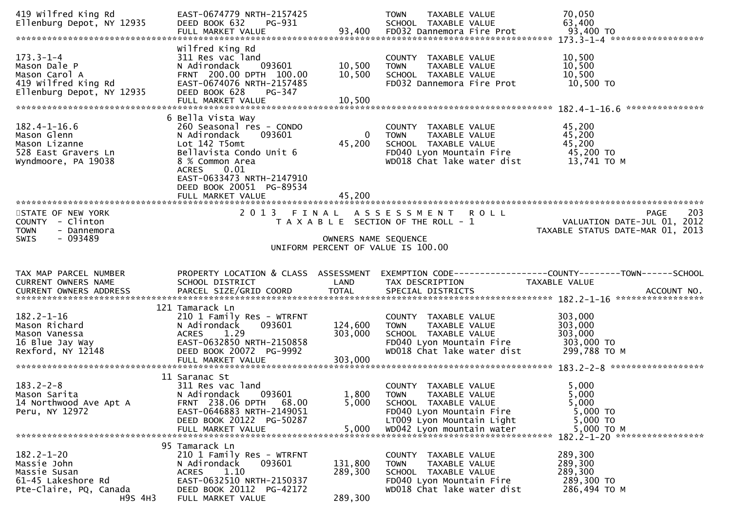```
419 Wilfred King Rd             EAST-0674779 NRTH-2157425               TOWN    TAXABLE VALUE              70,050
Ellenburg Depot, NY 12935       DEED BOOK 632    PG-931                 SCHOOL  TAXABLE VALUE              63,400
                                FULL MARKET VALUE              93,400   FD032 Dannemora Fire Prot          93,400 TO
******************************************************************************************************* 173.3-1-4 ******************
                                Wilfred King Rd
173.3-1-4                       311 Res vac land                        COUNTY  TAXABLE VALUE              10,500
Mason Dale P                    N Adirondack     093601        10,500   TOWN    TAXABLE VALUE              10,500
Mason Carol A                   FRNT 200.00 DPTH 100.00        10,500   SCHOOL  TAXABLE VALUE              10,500
419 Wilfred King Rd             EAST-0674076 NRTH-2157485               FD032 Dannemora Fire Prot          10,500 TO
Ellenburg Depot, NY 12935       DEED BOOK 628    PG-347
                                FULL MARKET VALUE              10,500
******************************************************************************************************* 182.4-1-16.6 ***************
                              6 Bella Vista Way
182.4-1-16.6                    260 Seasonal res - CONDO                COUNTY  TAXABLE VALUE              45,200
Mason Glenn                     N Adirondack     093601             0   TOWN    TAXABLE VALUE              45,200
Mason Lizanne                   Lot 142 T5omt                  45,200   SCHOOL  TAXABLE VALUE              45,200
528 East Gravers Ln             Bellavista Condo Unit 6                 FD040 Lyon Mountain Fire           45,200 TO
Wyndmoore, PA 19038             8 % Common Area                         WD018 Chat lake water dist         13,741 TO M
                                ACRES     0.01
                                EAST-0633473 NRTH-2147910
                                DEED BOOK 20051 PG-89534
                                FULL MARKET VALUE              45,200
************************************************************************************************************************************
STATE OF NEW YORK                 2 0 1 3   F I N A L   A S S E S S M E N T   R O L L                               PAGE    203
COUNTY  - Clinton                    T A X A B L E  SECTION OF THE ROLL - 1                           VALUATION DATE-JUL 01, 2012
TOWN    - Dannemora                                                                                  TAXABLE STATUS DATE-MAR 01, 2013
SWIS    - 093489                                     OWNERS NAME SEQUENCE
                                               UNIFORM PERCENT OF VALUE IS 100.00


TAX MAP PARCEL NUMBER           PROPERTY LOCATION & CLASS  ASSESSMENT  EXEMPTION CODE------------------COUNTY--------TOWN------SCHOOL
CURRENT OWNERS NAME             SCHOOL DISTRICT               LAND      TAX DESCRIPTION            TAXABLE VALUE
CURRENT OWNERS ADDRESS          PARCEL SIZE/GRID COORD       TOTAL      SPECIAL DISTRICTS                                  ACCOUNT NO.
******************************************************************************************************* 182.2-1-16 *****************
                            121 Tamarack Ln
182.2-1-16                      210 1 Family Res - WTRFNT               COUNTY  TAXABLE VALUE             303,000
Mason Richard                   N Adirondack     093601       124,600   TOWN    TAXABLE VALUE             303,000
Mason Vanessa                   ACRES     1.29                303,000   SCHOOL  TAXABLE VALUE             303,000
16 Blue Jay Way                 EAST-0632850 NRTH-2150858               FD040 Lyon Mountain Fire          303,000 TO
Rexford, NY 12148               DEED BOOK 20072 PG-9992                 WD018 Chat lake water dist        299,788 TO M
                                FULL MARKET VALUE             303,000
******************************************************************************************************* 183.2-2-8 ******************
                             11 Saranac St
183.2-2-8                       311 Res vac land                        COUNTY  TAXABLE VALUE               5,000
Mason Sarita                    N Adirondack     093601         1,800   TOWN    TAXABLE VALUE               5,000
14 Northwood Ave Apt A          FRNT 238.06 DPTH  68.00         5,000   SCHOOL  TAXABLE VALUE               5,000
Peru, NY 12972                  EAST-0646883 NRTH-2149051               FD040 Lyon Mountain Fire            5,000 TO
                                DEED BOOK 20122 PG-50287                LT009 Lyon Mountain Light           5,000 TO
                                FULL MARKET VALUE               5,000   WD042 Lyon mountain water           5,000 TO M
******************************************************************************************************* 182.2-1-20 *****************
                             95 Tamarack Ln
182.2-1-20                      210 1 Family Res - WTRFNT               COUNTY  TAXABLE VALUE             289,300
Massie John                     N Adirondack     093601       131,800   TOWN    TAXABLE VALUE             289,300
Massie Susan                    ACRES     1.10                289,300   SCHOOL  TAXABLE VALUE             289,300
61-45 Lakeshore Rd              EAST-0632510 NRTH-2150337               FD040 Lyon Mountain Fire          289,300 TO
Pte-Claire, PQ, Canada          DEED BOOK 20112 PG-42172                WD018 Chat lake water dist        286,494 TO M
                    H9S 4H3     FULL MARKET VALUE             289,300
```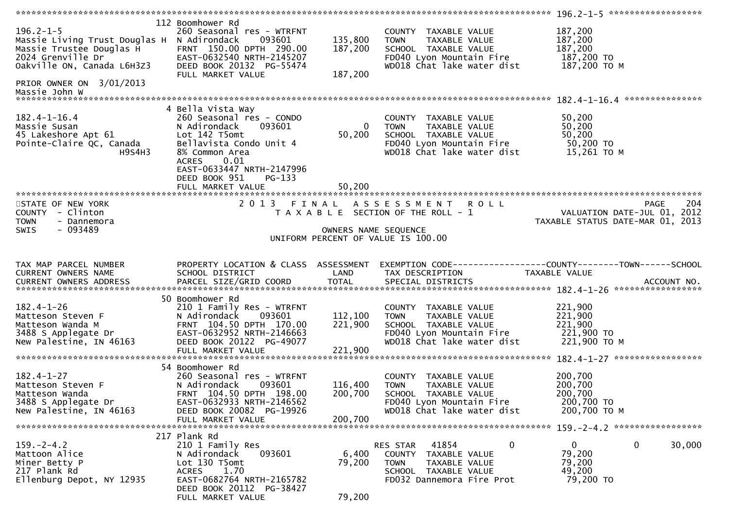```
******************************************************************************************************* 196.2-1-5 *******************
                                112 Boomhower Rd
196.2-1-5                        260 Seasonal res - WTRFNT             COUNTY  TAXABLE VALUE            187,200
Massie Living Trust Douglas H    N Adirondack     093601     135,800   TOWN    TAXABLE VALUE            187,200
Massie Trustee Douglas H         FRNT 150.00 DPTH 290.00     187,200   SCHOOL  TAXABLE VALUE            187,200
2024 Grenville Dr                EAST-0632540 NRTH-2145207             FD040 Lyon Mountain Fire          187,200 TO
Oakville ON, Canada L6H3Z3       DEED BOOK 20132  PG-55474             WD018 Chat lake water dist        187,200 TO M
                                 FULL MARKET VALUE           187,200
PRIOR OWNER ON  3/01/2013
Massie John W
******************************************************************************************************* 182.4-1-16.4 ****************
                                4 Bella Vista Way
182.4-1-16.4                     260 Seasonal res - CONDO              COUNTY  TAXABLE VALUE             50,200
Massie Susan                     N Adirondack     093601           0   TOWN    TAXABLE VALUE             50,200
45 Lakeshore Apt 61              Lot 142 T5omt                50,200   SCHOOL  TAXABLE VALUE             50,200
Pointe-Claire QC, Canada         Bellavista Condo Unit 4               FD040 Lyon Mountain Fire           50,200 TO
                   H9S4H3        8% Common Area                        WD018 Chat lake water dist         15,261 TO M
                                 ACRES     0.01
                                 EAST-0633447 NRTH-2147996
                                 DEED BOOK 951    PG-133
                                 FULL MARKET VALUE            50,200
*************************************************************************************************************************************
STATE OF NEW YORK                      2 0 1 3   F I N A L   A S S E S S M E N T   R O L L                                 PAGE    204
COUNTY  - Clinton                          T A X A B L E  SECTION OF THE ROLL - 1                         VALUATION DATE-JUL 01, 2012
TOWN    - Dannemora                                                                                    TAXABLE STATUS DATE-MAR 01, 2013
SWIS    - 093489                                          OWNERS NAME SEQUENCE
                                                 UNIFORM PERCENT OF VALUE IS 100.00


TAX MAP PARCEL NUMBER            PROPERTY LOCATION & CLASS  ASSESSMENT  EXEMPTION CODE------------------COUNTY--------TOWN------SCHOOL
CURRENT OWNERS NAME              SCHOOL DISTRICT              LAND      TAX DESCRIPTION              TAXABLE VALUE
CURRENT OWNERS ADDRESS           PARCEL SIZE/GRID COORD       TOTAL     SPECIAL DISTRICTS                                   ACCOUNT NO.
******************************************************************************************************* 182.4-1-26 ******************
                                 50 Boomhower Rd
182.4-1-26                       210 1 Family Res - WTRFNT             COUNTY  TAXABLE VALUE            221,900
Matteson Steven F                N Adirondack     093601     112,100   TOWN    TAXABLE VALUE            221,900
Matteson Wanda M                 FRNT 104.50 DPTH 170.00     221,900   SCHOOL  TAXABLE VALUE            221,900
3488 S Applegate Dr              EAST-0632952 NRTH-2146663             FD040 Lyon Mountain Fire          221,900 TO
New Palestine, IN 46163          DEED BOOK 20122  PG-49077             WD018 Chat lake water dist        221,900 TO M
                                 FULL MARKET VALUE           221,900
******************************************************************************************************* 182.4-1-27 ******************
                                 54 Boomhower Rd
182.4-1-27                       260 Seasonal res - WTRFNT             COUNTY  TAXABLE VALUE            200,700
Matteson Steven F                N Adirondack     093601     116,400   TOWN    TAXABLE VALUE            200,700
Matteson Wanda                   FRNT 104.50 DPTH 198.00     200,700   SCHOOL  TAXABLE VALUE            200,700
3488 S Applegate Dr              EAST-0632933 NRTH-2146562             FD040 Lyon Mountain Fire          200,700 TO
New Palestine, IN 46163          DEED BOOK 20082  PG-19926             WD018 Chat lake water dist        200,700 TO M
                                 FULL MARKET VALUE           200,700
******************************************************************************************************* 159.-2-4.2 ******************
                                217 Plank Rd
159.-2-4.2                       210 1 Family Res                      RES STAR   41854            0             0            0      30,000
Mattoon Alice                    N Adirondack     093601       6,400   COUNTY  TAXABLE VALUE             79,200
Miner Betty P                    Lot 130 T5omt                79,200   TOWN    TAXABLE VALUE             79,200
217 Plank Rd                     ACRES     1.70                        SCHOOL  TAXABLE VALUE             49,200
Ellenburg Depot, NY 12935        EAST-0682764 NRTH-2165782             FD032 Dannemora Fire Prot          79,200 TO
                                 DEED BOOK 20112  PG-38427
                                 FULL MARKET VALUE            79,200
```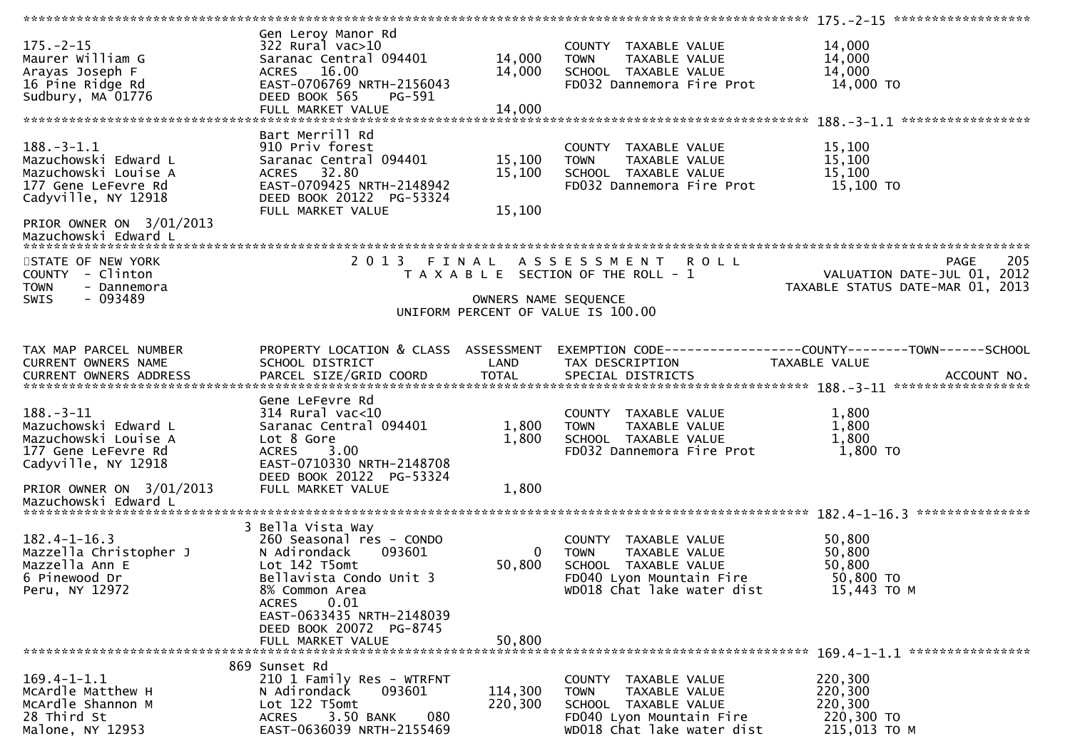```
******************************************************************************************************* 175.-2-15 ******************
                                Gen Leroy Manor Rd
175.-2-15                       322 Rural vac>10                         COUNTY  TAXABLE VALUE              14,000
Maurer William G                Saranac Central 094401     14,000        TOWN    TAXABLE VALUE              14,000
Arayas Joseph F                 ACRES   16.00              14,000        SCHOOL  TAXABLE VALUE              14,000
16 Pine Ridge Rd                EAST-0706769 NRTH-2156043                FD032 Dannemora Fire Prot           14,000 TO
Sudbury, MA 01776               DEED BOOK 565     PG-591
                                FULL MARKET VALUE          14,000
******************************************************************************************************* 188.-3-1.1 *****************
                                Bart Merrill Rd
188.-3-1.1                      910 Priv forest                          COUNTY  TAXABLE VALUE              15,100
Mazuchowski Edward L            Saranac Central 094401     15,100        TOWN    TAXABLE VALUE              15,100
Mazuchowski Louise A            ACRES   32.80              15,100        SCHOOL  TAXABLE VALUE              15,100
177 Gene LeFevre Rd             EAST-0709425 NRTH-2148942                FD032 Dannemora Fire Prot           15,100 TO
Cadyville, NY 12918             DEED BOOK 20122  PG-53324
                                FULL MARKET VALUE          15,100
PRIOR OWNER ON  3/01/2013
Mazuchowski Edward L
************************************************************************************************************************************
STATE OF NEW YORK                    2 0 1 3   F I N A L   A S S E S S M E N T   R O L L                              PAGE    205
COUNTY  - Clinton                       T A X A B L E  SECTION OF THE ROLL - 1                        VALUATION DATE-JUL 01, 2012
TOWN    - Dannemora                                                                                TAXABLE STATUS DATE-MAR 01, 2013
SWIS    - 093489                                          OWNERS NAME SEQUENCE
                                                 UNIFORM PERCENT OF VALUE IS 100.00


TAX MAP PARCEL NUMBER           PROPERTY LOCATION & CLASS  ASSESSMENT  EXEMPTION CODE------------------COUNTY--------TOWN------SCHOOL
CURRENT OWNERS NAME             SCHOOL DISTRICT               LAND     TAX DESCRIPTION             TAXABLE VALUE
CURRENT OWNERS ADDRESS          PARCEL SIZE/GRID COORD        TOTAL    SPECIAL DISTRICTS                                 ACCOUNT NO.
******************************************************************************************************* 188.-3-11 ******************
                                Gene LeFevre Rd
188.-3-11                       314 Rural vac<10                         COUNTY  TAXABLE VALUE               1,800
Mazuchowski Edward L            Saranac Central 094401      1,800        TOWN    TAXABLE VALUE               1,800
Mazuchowski Louise A            Lot 8 Gore                  1,800        SCHOOL  TAXABLE VALUE               1,800
177 Gene LeFevre Rd             ACRES    3.00                            FD032 Dannemora Fire Prot            1,800 TO
Cadyville, NY 12918             EAST-0710330 NRTH-2148708
                                DEED BOOK 20122  PG-53324
PRIOR OWNER ON  3/01/2013       FULL MARKET VALUE           1,800
Mazuchowski Edward L
******************************************************************************************************* 182.4-1-16.3 ***************
                              3 Bella Vista Way
182.4-1-16.3                    260 Seasonal res - CONDO                 COUNTY  TAXABLE VALUE              50,800
Mazzella Christopher J          N Adirondack     093601         0        TOWN    TAXABLE VALUE              50,800
Mazzella Ann E                  Lot 142 T5omt              50,800        SCHOOL  TAXABLE VALUE              50,800
6 Pinewood Dr                   Bellavista Condo Unit 3                  FD040 Lyon Mountain Fire            50,800 TO
Peru, NY 12972                  8% Common Area                           WD018 Chat lake water dist          15,443 TO M
                                ACRES    0.01
                                EAST-0633435 NRTH-2148039
                                DEED BOOK 20072  PG-8745
                                FULL MARKET VALUE          50,800
******************************************************************************************************* 169.4-1-1.1 ****************
                            869 Sunset Rd
169.4-1-1.1                     210 1 Family Res - WTRFNT                COUNTY  TAXABLE VALUE             220,300
McArdle Matthew H               N Adirondack     093601   114,300        TOWN    TAXABLE VALUE             220,300
McArdle Shannon M               Lot 122 T5omt             220,300        SCHOOL  TAXABLE VALUE             220,300
28 Third St                     ACRES    3.50 BANK     080               FD040 Lyon Mountain Fire           220,300 TO
Malone, NY 12953                EAST-0636039 NRTH-2155469                WD018 Chat lake water dist         215,013 TO M
```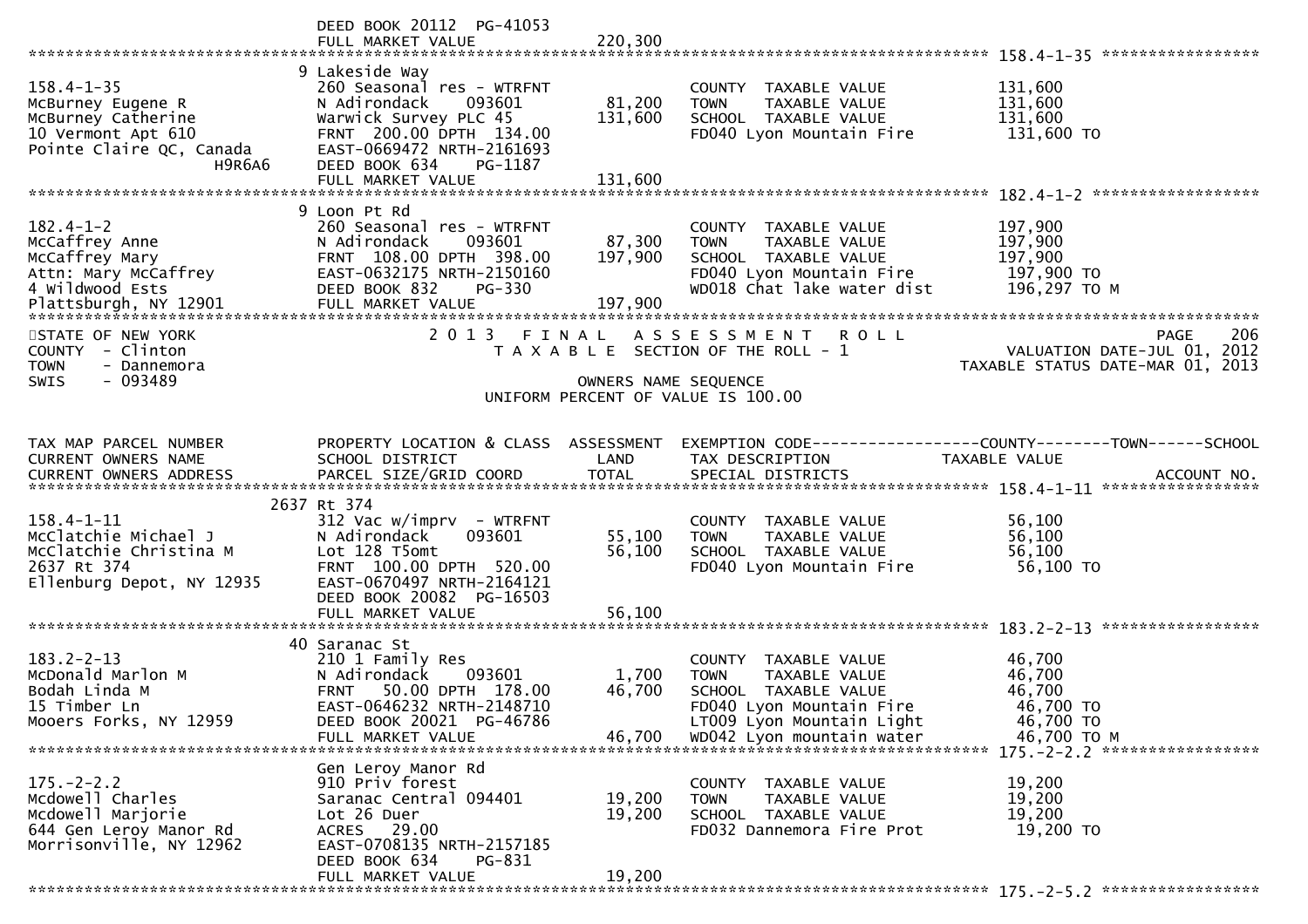```
                               DEED BOOK 20112  PG-41053
                               FULL MARKET VALUE              220,300
******************************************************************************************************* 158.4-1-35 *****************
                             9 Lakeside Way
158.4-1-35                     260 Seasonal res - WTRFNT               COUNTY  TAXABLE VALUE            131,600
McBurney Eugene R              N Adirondack     093601        81,200   TOWN    TAXABLE VALUE            131,600
McBurney Catherine             Warwick Survey PLC 45         131,600   SCHOOL  TAXABLE VALUE            131,600
10 Vermont Apt 610             FRNT  200.00 DPTH  134.00               FD040 Lyon Mountain Fire          131,600 TO
Pointe Claire QC, Canada       EAST-0669472 NRTH-2161693
                  H9R6A6       DEED BOOK 634     PG-1187
                               FULL MARKET VALUE              131,600
******************************************************************************************************* 182.4-1-2 ******************
                             9 Loon Pt Rd
182.4-1-2                      260 Seasonal res - WTRFNT               COUNTY  TAXABLE VALUE            197,900
McCaffrey Anne                 N Adirondack     093601        87,300   TOWN    TAXABLE VALUE            197,900
McCaffrey Mary                 FRNT  108.00 DPTH  398.00     197,900   SCHOOL  TAXABLE VALUE            197,900
Attn: Mary McCaffrey           EAST-0632175 NRTH-2150160               FD040 Lyon Mountain Fire          197,900 TO
4 Wildwood Ests                DEED BOOK 832     PG-330                WD018 Chat lake water dist        196,297 TO M
Plattsburgh, NY 12901          FULL MARKET VALUE              197,900
************************************************************************************************************************************
STATE OF NEW YORK                  2 0 1 3   F I N A L   A S S E S S M E N T   R O L L                                  PAGE    206
COUNTY  - Clinton                        T A X A B L E  SECTION OF THE ROLL - 1                        VALUATION DATE-JUL 01, 2012
TOWN    - Dannemora                                                                                 TAXABLE STATUS DATE-MAR 01, 2013
SWIS    - 093489                                        OWNERS NAME SEQUENCE
                                                 UNIFORM PERCENT OF VALUE IS 100.00


TAX MAP PARCEL NUMBER          PROPERTY LOCATION & CLASS  ASSESSMENT  EXEMPTION CODE------------------COUNTY--------TOWN------SCHOOL
CURRENT OWNERS NAME            SCHOOL DISTRICT               LAND      TAX DESCRIPTION              TAXABLE VALUE
CURRENT OWNERS ADDRESS         PARCEL SIZE/GRID COORD        TOTAL     SPECIAL DISTRICTS                                 ACCOUNT NO.
******************************************************************************************************* 158.4-1-11 *****************
                          2637 Rt 374
158.4-1-11                     312 Vac w/imprv  - WTRFNT               COUNTY  TAXABLE VALUE             56,100
McClatchie Michael J           N Adirondack     093601        55,100   TOWN    TAXABLE VALUE             56,100
McClatchie Christina M         Lot 128 T5omt                  56,100   SCHOOL  TAXABLE VALUE             56,100
2637 Rt 374                    FRNT  100.00 DPTH  520.00               FD040 Lyon Mountain Fire           56,100 TO
Ellenburg Depot, NY 12935      EAST-0670497 NRTH-2164121
                               DEED BOOK 20082  PG-16503
                               FULL MARKET VALUE               56,100
******************************************************************************************************* 183.2-2-13 *****************
                            40 Saranac St
183.2-2-13                     210 1 Family Res                        COUNTY  TAXABLE VALUE             46,700
McDonald Marlon M              N Adirondack     093601         1,700   TOWN    TAXABLE VALUE             46,700
Bodah Linda M                  FRNT   50.00 DPTH  178.00      46,700   SCHOOL  TAXABLE VALUE             46,700
15 Timber Ln                   EAST-0646232 NRTH-2148710               FD040 Lyon Mountain Fire           46,700 TO
Mooers Forks, NY 12959         DEED BOOK 20021  PG-46786               LT009 Lyon Mountain Light          46,700 TO
                               FULL MARKET VALUE               46,700  WD042 Lyon mountain water          46,700 TO M
******************************************************************************************************* 175.-2-2.2 *****************
                               Gen Leroy Manor Rd
175.-2-2.2                     910 Priv forest                         COUNTY  TAXABLE VALUE             19,200
Mcdowell Charles               Saranac Central 094401         19,200   TOWN    TAXABLE VALUE             19,200
Mcdowell Marjorie              Lot 26 Duer                    19,200   SCHOOL  TAXABLE VALUE             19,200
644 Gen Leroy Manor Rd         ACRES   29.00                           FD032 Dannemora Fire Prot          19,200 TO
Morrisonville, NY 12962        EAST-0708135 NRTH-2157185
                               DEED BOOK 634     PG-831
                               FULL MARKET VALUE               19,200
******************************************************************************************************* 175.-2-5.2 *****************
```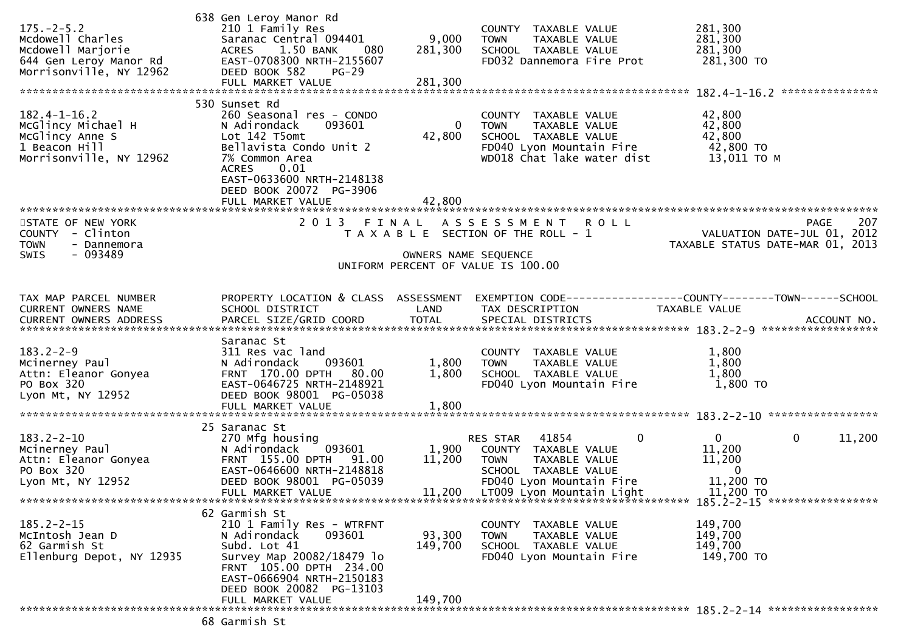```
                              638 Gen Leroy Manor Rd
175.-2-5.2                    210 1 Family Res                          COUNTY  TAXABLE VALUE           281,300
Mcdowell Charles              Saranac Central 094401        9,000       TOWN    TAXABLE VALUE           281,300
Mcdowell Marjorie             ACRES    1.50 BANK     080  281,300       SCHOOL  TAXABLE VALUE           281,300
644 Gen Leroy Manor Rd        EAST-0708300 NRTH-2155607                 FD032 Dannemora Fire Prot        281,300 TO
Morrisonville, NY 12962       DEED BOOK 582    PG-29
                              FULL MARKET VALUE            281,300
******************************************************************************************************* 182.4-1-16.2 ***************
                              530 Sunset Rd
182.4-1-16.2                  260 Seasonal res - CONDO                  COUNTY  TAXABLE VALUE            42,800
McGlincy Michael H            N Adirondack     093601           0       TOWN    TAXABLE VALUE            42,800
McGlincy Anne S               Lot 142 T5omt                42,800       SCHOOL  TAXABLE VALUE            42,800
1 Beacon Hill                 Bellavista Condo Unit 2                   FD040 Lyon Mountain Fire          42,800 TO
Morrisonville, NY 12962       7% Common Area                            WD018 Chat lake water dist        13,011 TO M
                              ACRES    0.01
                              EAST-0633600 NRTH-2148138
                              DEED BOOK 20072  PG-3906
                              FULL MARKET VALUE             42,800
************************************************************************************************************************************
STATE OF NEW YORK                 2 0 1 3   F I N A L   A S S E S S M E N T   R O L L                                 PAGE    207
COUNTY  - Clinton                    T A X A B L E  SECTION OF THE ROLL - 1                         VALUATION DATE-JUL 01, 2012
TOWN    - Dannemora                                                                             TAXABLE STATUS DATE-MAR 01, 2013
SWIS    - 093489                                        OWNERS NAME SEQUENCE
                                               UNIFORM PERCENT OF VALUE IS 100.00


TAX MAP PARCEL NUMBER         PROPERTY LOCATION & CLASS  ASSESSMENT  EXEMPTION CODE------------------COUNTY--------TOWN------SCHOOL
CURRENT OWNERS NAME           SCHOOL DISTRICT               LAND      TAX DESCRIPTION             TAXABLE VALUE
CURRENT OWNERS ADDRESS        PARCEL SIZE/GRID COORD        TOTAL     SPECIAL DISTRICTS                                  ACCOUNT NO.
******************************************************************************************************* 183.2-2-9 ******************
                              Saranac St
183.2-2-9                     311 Res vac land                          COUNTY  TAXABLE VALUE             1,800
Mcinerney Paul                N Adirondack     093601        1,800      TOWN    TAXABLE VALUE             1,800
Attn: Eleanor Gonyea          FRNT 170.00 DPTH   80.00       1,800      SCHOOL  TAXABLE VALUE             1,800
PO Box 320                    EAST-0646725 NRTH-2148921                 FD040 Lyon Mountain Fire           1,800 TO
Lyon Mt, NY 12952             DEED BOOK 98001  PG-05038
                              FULL MARKET VALUE              1,800
******************************************************************************************************* 183.2-2-10 *****************
                              25 Saranac St
183.2-2-10                    270 Mfg housing                           RES STAR   41854           0           0          0     11,200
Mcinerney Paul                N Adirondack     093601        1,900      COUNTY  TAXABLE VALUE            11,200
Attn: Eleanor Gonyea          FRNT 155.00 DPTH   91.00      11,200      TOWN    TAXABLE VALUE            11,200
PO Box 320                    EAST-0646600 NRTH-2148818                 SCHOOL  TAXABLE VALUE                 0
Lyon Mt, NY 12952             DEED BOOK 98001  PG-05039                 FD040 Lyon Mountain Fire          11,200 TO
                              FULL MARKET VALUE             11,200      LT009 Lyon Mountain Light         11,200 TO
******************************************************************************************************* 185.2-2-15 *****************
                              62 Garmish St
185.2-2-15                    210 1 Family Res - WTRFNT                 COUNTY  TAXABLE VALUE           149,700
McIntosh Jean D               N Adirondack     093601       93,300      TOWN    TAXABLE VALUE           149,700
62 Garmish St                 Subd. Lot 41                 149,700      SCHOOL  TAXABLE VALUE           149,700
Ellenburg Depot, NY 12935     Survey Map 20082/18479 lo                 FD040 Lyon Mountain Fire         149,700 TO
                              FRNT 105.00 DPTH  234.00
                              EAST-0666904 NRTH-2150183
                              DEED BOOK 20082  PG-13103
                              FULL MARKET VALUE            149,700
******************************************************************************************************* 185.2-2-14 *****************
                              68 Garmish St
```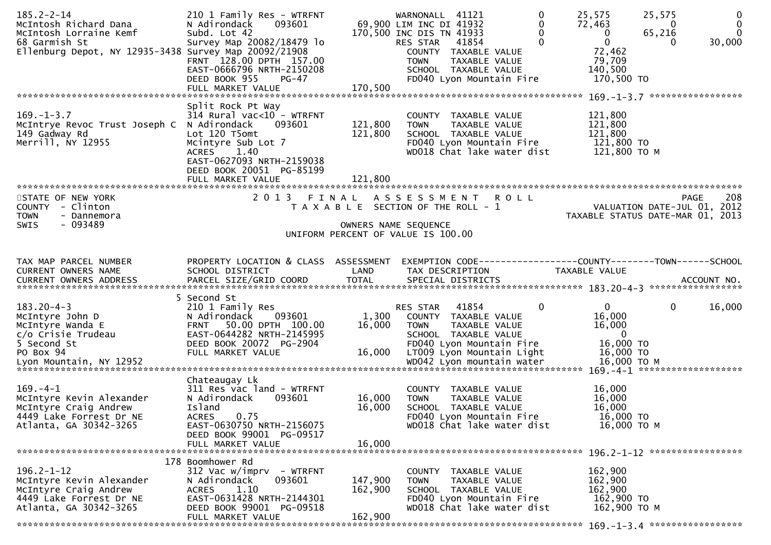```
185.2-2-14                      210 1 Family Res - WTRFNT          WARNONALL  41121          0      25,575      25,575           0
McIntosh Richard Dana           N Adirondack      093601     69,900 LIM INC DI 41932          0      72,463           0           0
McIntosh Lorraine Kemf          Subd. Lot 42                170,500 INC DIS TN 41933          0           0      65,216           0
68 Garmish St                   Survey Map 20082/18479 lo          RES STAR    41854          0           0           0      30,000
Ellenburg Depot, NY 12935-3438 Survey Map 20092/21908              COUNTY  TAXABLE VALUE            72,462
                                FRNT 128.00 DPTH 157.00            TOWN    TAXABLE VALUE            79,709
                                EAST-0666796 NRTH-2150208          SCHOOL  TAXABLE VALUE           140,500
                                DEED BOOK 955     PG-47            FD040 Lyon Mountain Fire        170,500 TO
                                FULL MARKET VALUE          170,500
*********************************************************************************************** 169.-1-3.7 *****************
                                Split Rock Pt Way
169.-1-3.7                      314 Rural vac<10 - WTRFNT          COUNTY  TAXABLE VALUE           121,800
McIntrye Revoc Trust Joseph C   N Adirondack      093601    121,800 TOWN    TAXABLE VALUE           121,800
149 Gadway Rd                   Lot 120 T5omt               121,800 SCHOOL  TAXABLE VALUE           121,800
Merrill, NY 12955               Mcintyre Sub Lot 7                 FD040 Lyon Mountain Fire        121,800 TO
                                ACRES    1.40                      WD018 Chat lake water dist      121,800 TO M
                                EAST-0627093 NRTH-2159038
                                DEED BOOK 20051 PG-85199
                                FULL MARKET VALUE          121,800
******************************************************************************************************************************
STATE OF NEW YORK                  2 0 1 3   F I N A L   A S S E S S M E N T   R O L L                          PAGE     208
COUNTY  - Clinton                      T A X A B L E  SECTION OF THE ROLL - 1                       VALUATION DATE-JUL 01, 2012
TOWN    - Dannemora                                                                              TAXABLE STATUS DATE-MAR 01, 2013
SWIS    - 093489                                    OWNERS NAME SEQUENCE
                                           UNIFORM PERCENT OF VALUE IS 100.00


TAX MAP PARCEL NUMBER           PROPERTY LOCATION & CLASS  ASSESSMENT  EXEMPTION CODE------------------COUNTY--------TOWN------SCHOOL
CURRENT OWNERS NAME             SCHOOL DISTRICT               LAND      TAX DESCRIPTION            TAXABLE VALUE
CURRENT OWNERS ADDRESS          PARCEL SIZE/GRID COORD        TOTAL     SPECIAL DISTRICTS                                ACCOUNT NO.
*********************************************************************************************** 183.20-4-3 *****************
                              5 Second St
183.20-4-3                      210 1 Family Res                   RES STAR    41854          0           0           0      16,000
McIntyre John D                 N Adirondack      093601      1,300  COUNTY  TAXABLE VALUE            16,000
McIntyre Wanda E                FRNT  50.00 DPTH 100.00      16,000  TOWN    TAXABLE VALUE            16,000
c/o Crisie Trudeau              EAST-0644282 NRTH-2145995            SCHOOL  TAXABLE VALUE                 0
5 Second St                     DEED BOOK 20072 PG-2904              FD040 Lyon Mountain Fire         16,000 TO
PO Box 94                       FULL MARKET VALUE            16,000  LT009 Lyon Mountain Light        16,000 TO
Lyon Mountain, NY 12952                                              WD042 Lyon mountain water        16,000 TO M
*********************************************************************************************** 169.-4-1 *******************
                                Chateaugay Lk
169.-4-1                        311 Res vac land - WTRFNT          COUNTY  TAXABLE VALUE            16,000
McIntyre Kevin Alexander        N Adirondack      093601     16,000 TOWN    TAXABLE VALUE            16,000
McIntyre Craig Andrew           Island                       16,000 SCHOOL  TAXABLE VALUE            16,000
4449 Lake Forrest Dr NE         ACRES    0.75                      FD040 Lyon Mountain Fire         16,000 TO
Atlanta, GA 30342-3265          EAST-0630750 NRTH-2156075          WD018 Chat lake water dist       16,000 TO M
                                DEED BOOK 99001 PG-09517
                                FULL MARKET VALUE            16,000
*********************************************************************************************** 196.2-1-12 *****************
                            178 Boomhower Rd
196.2-1-12                      312 Vac w/imprv  - WTRFNT          COUNTY  TAXABLE VALUE           162,900
McIntyre Kevin Alexander        N Adirondack      093601    147,900 TOWN    TAXABLE VALUE           162,900
McIntyre Craig Andrew           ACRES    1.10               162,900 SCHOOL  TAXABLE VALUE           162,900
4449 Lake Forrest Dr NE         EAST-0631428 NRTH-2144301          FD040 Lyon Mountain Fire        162,900 TO
Atlanta, GA 30342-3265          DEED BOOK 99001 PG-09518           WD018 Chat lake water dist      162,900 TO M
                                FULL MARKET VALUE          162,900
*********************************************************************************************** 169.-1-3.4 *****************
```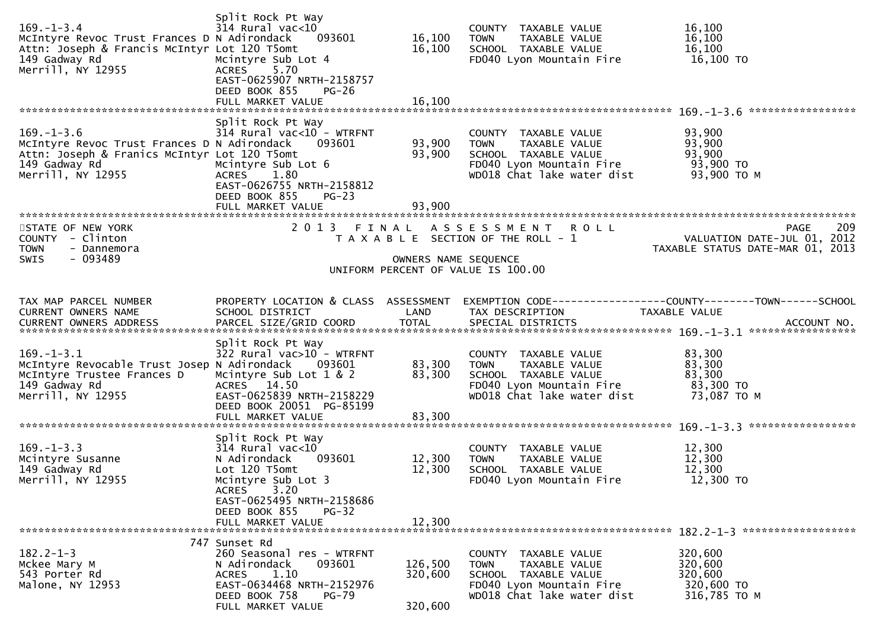| TAX MAP PARCEL NUMBER / CURRENT OWNERS NAME / CURRENT OWNERS ADDRESS | PROPERTY LOCATION & CLASS / SCHOOL DISTRICT / PARCEL SIZE/GRID COORD | ASSESSMENT LAND | ASSESSMENT TOTAL | EXEMPTION CODE / TAX DESCRIPTION / SPECIAL DISTRICTS | TAXABLE VALUE |
|---|---|---|---|---|---|
| 169.-1-3.4 | Split Rock Pt Way | | | | |
| McIntyre Revoc Trust Frances D | 314 Rural vac<10 | | | COUNTY TAXABLE VALUE | 16,100 |
| Attn: Joseph & Francis McIntyr | N Adirondack 093601 | 16,100 | | TOWN TAXABLE VALUE | 16,100 |
| 149 Gadway Rd | Lot 120 T5omt | | 16,100 | SCHOOL TAXABLE VALUE | 16,100 |
| Merrill, NY 12955 | Mcintyre Sub Lot 4 | | | FD040 Lyon Mountain Fire | 16,100 TO |
| | ACRES 5.70 | | | | |
| | EAST-0625907 NRTH-2158757 | | | | |
| | DEED BOOK 855 PG-26 | | | | |
| | FULL MARKET VALUE | | 16,100 | | |
| 169.-1-3.6 | Split Rock Pt Way | | | | |
| McIntyre Revoc Trust Frances D | 314 Rural vac<10 - WTRFNT | | | COUNTY TAXABLE VALUE | 93,900 |
| Attn: Joseph & Franics McIntyr | N Adirondack 093601 | 93,900 | | TOWN TAXABLE VALUE | 93,900 |
| 149 Gadway Rd | Lot 120 T5omt | | 93,900 | SCHOOL TAXABLE VALUE | 93,900 |
| Merrill, NY 12955 | Mcintyre Sub Lot 6 | | | FD040 Lyon Mountain Fire | 93,900 TO |
| | ACRES 1.80 | | | WD018 Chat lake water dist | 93,900 TO M |
| | EAST-0626755 NRTH-2158812 | | | | |
| | DEED BOOK 855 PG-23 | | | | |
| | FULL MARKET VALUE | | 93,900 | | |

STATE OF NEW YORK
COUNTY - Clinton
TOWN - Dannemora
SWIS - 093489

2013 FINAL ASSESSMENT ROLL
TAXABLE SECTION OF THE ROLL - 1
OWNERS NAME SEQUENCE
UNIFORM PERCENT OF VALUE IS 100.00

VALUATION DATE-JUL 01, 2012
TAXABLE STATUS DATE-MAR 01, 2013

| TAX MAP PARCEL NUMBER / CURRENT OWNERS NAME / CURRENT OWNERS ADDRESS | PROPERTY LOCATION & CLASS / SCHOOL DISTRICT / PARCEL SIZE/GRID COORD | ASSESSMENT LAND | ASSESSMENT TOTAL | EXEMPTION CODE / TAX DESCRIPTION / SPECIAL DISTRICTS | TAXABLE VALUE (COUNTY--TOWN--SCHOOL) / ACCOUNT NO. |
|---|---|---|---|---|---|
| 169.-1-3.1 | Split Rock Pt Way | | | | |
| McIntyre Revocable Trust Josep | 322 Rural vac>10 - WTRFNT | | | COUNTY TAXABLE VALUE | 83,300 |
| McIntyre Trustee Frances D | N Adirondack 093601 | 83,300 | | TOWN TAXABLE VALUE | 83,300 |
| 149 Gadway Rd | Mcintyre Sub Lot 1 & 2 | | 83,300 | SCHOOL TAXABLE VALUE | 83,300 |
| Merrill, NY 12955 | ACRES 14.50 | | | FD040 Lyon Mountain Fire | 83,300 TO |
| | EAST-0625839 NRTH-2158229 | | | WD018 Chat lake water dist | 73,087 TO M |
| | DEED BOOK 20051 PG-85199 | | | | |
| | FULL MARKET VALUE | | 83,300 | | |
| 169.-1-3.3 | Split Rock Pt Way | | | | |
| Mcintyre Susanne | 314 Rural vac<10 | | | COUNTY TAXABLE VALUE | 12,300 |
| 149 Gadway Rd | N Adirondack 093601 | 12,300 | | TOWN TAXABLE VALUE | 12,300 |
| Merrill, NY 12955 | Lot 120 T5omt | | 12,300 | SCHOOL TAXABLE VALUE | 12,300 |
| | Mcintyre Sub Lot 3 | | | FD040 Lyon Mountain Fire | 12,300 TO |
| | ACRES 3.20 | | | | |
| | EAST-0625495 NRTH-2158686 | | | | |
| | DEED BOOK 855 PG-32 | | | | |
| | FULL MARKET VALUE | | 12,300 | | |
| 182.2-1-3 | 747 Sunset Rd | | | | |
| Mckee Mary M | 260 Seasonal res - WTRFNT | | | COUNTY TAXABLE VALUE | 320,600 |
| 543 Porter Rd | N Adirondack 093601 | 126,500 | | TOWN TAXABLE VALUE | 320,600 |
| Malone, NY 12953 | ACRES 1.10 | | 320,600 | SCHOOL TAXABLE VALUE | 320,600 |
| | EAST-0634468 NRTH-2152976 | | | FD040 Lyon Mountain Fire | 320,600 TO |
| | DEED BOOK 758 PG-79 | | | WD018 Chat lake water dist | 316,785 TO M |
| | FULL MARKET VALUE | | 320,600 | | |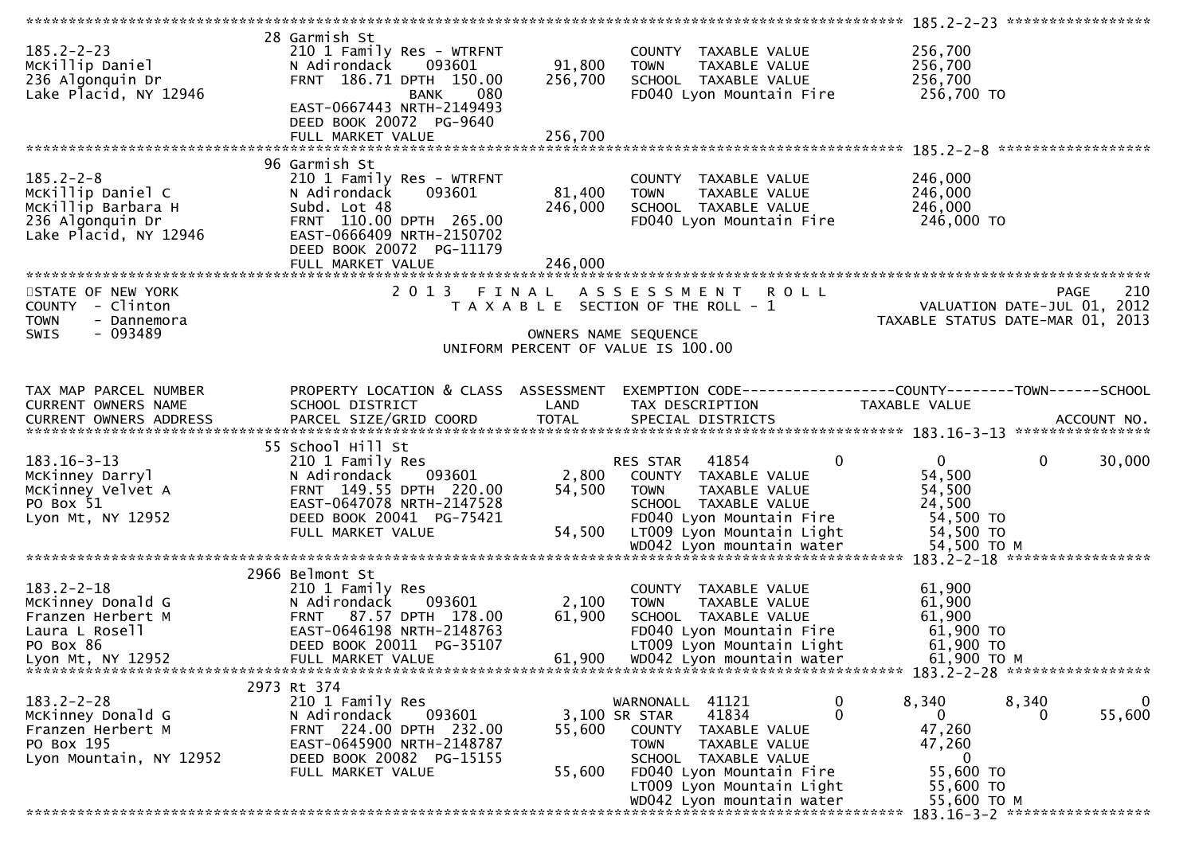```
******************************************************************************************************* 185.2-2-23 *****************
                      28 Garmish St
185.2-2-23            210 1 Family Res - WTRFNT              COUNTY  TAXABLE VALUE            256,700
McKillip Daniel       N Adirondack    093601        91,800   TOWN    TAXABLE VALUE            256,700
236 Algonquin Dr      FRNT 186.71 DPTH 150.00      256,700   SCHOOL  TAXABLE VALUE            256,700
Lake Placid, NY 12946                BANK    080             FD040 Lyon Mountain Fire          256,700 TO
                      EAST-0667443 NRTH-2149493
                      DEED BOOK 20072  PG-9640
                      FULL MARKET VALUE            256,700
******************************************************************************************************* 185.2-2-8 ******************
                      96 Garmish St
185.2-2-8             210 1 Family Res - WTRFNT              COUNTY  TAXABLE VALUE            246,000
McKillip Daniel C     N Adirondack    093601        81,400   TOWN    TAXABLE VALUE            246,000
McKillip Barbara H    Subd. Lot 48                 246,000   SCHOOL  TAXABLE VALUE            246,000
236 Algonquin Dr      FRNT 110.00 DPTH 265.00                FD040 Lyon Mountain Fire          246,000 TO
Lake Placid, NY 12946 EAST-0666409 NRTH-2150702
                      DEED BOOK 20072  PG-11179
                      FULL MARKET VALUE            246,000
************************************************************************************************************************************
STATE OF NEW YORK                2 0 1 3   F I N A L   A S S E S S M E N T   R O L L                                 PAGE    210
COUNTY  - Clinton                   T A X A B L E  SECTION OF THE ROLL - 1                       VALUATION DATE-JUL 01, 2012
TOWN    - Dannemora                                                                           TAXABLE STATUS DATE-MAR 01, 2013
SWIS    - 093489                                  OWNERS NAME SEQUENCE
                                          UNIFORM PERCENT OF VALUE IS 100.00


TAX MAP PARCEL NUMBER     PROPERTY LOCATION & CLASS  ASSESSMENT  EXEMPTION CODE------------------COUNTY--------TOWN------SCHOOL
CURRENT OWNERS NAME       SCHOOL DISTRICT               LAND      TAX DESCRIPTION            TAXABLE VALUE
CURRENT OWNERS ADDRESS    PARCEL SIZE/GRID COORD        TOTAL     SPECIAL DISTRICTS                                     ACCOUNT NO.
******************************************************************************************************* 183.16-3-13 ****************
                      55 School Hill St
183.16-3-13           210 1 Family Res                       RES STAR   41854          0            0          0      30,000
McKinney Darryl       N Adirondack    093601         2,800   COUNTY  TAXABLE VALUE             54,500
McKinney Velvet A     FRNT 149.55 DPTH 220.00       54,500   TOWN    TAXABLE VALUE             54,500
PO Box 51             EAST-0647078 NRTH-2147528              SCHOOL  TAXABLE VALUE             24,500
Lyon Mt, NY 12952     DEED BOOK 20041  PG-75421              FD040 Lyon Mountain Fire           54,500 TO
                      FULL MARKET VALUE             54,500   LT009 Lyon Mountain Light          54,500 TO
                                                             WD042 Lyon mountain water          54,500 TO M
******************************************************************************************************* 183.2-2-18 *****************
                      2966 Belmont St
183.2-2-18            210 1 Family Res                       COUNTY  TAXABLE VALUE             61,900
McKinney Donald G     N Adirondack    093601         2,100   TOWN    TAXABLE VALUE             61,900
Franzen Herbert M     FRNT  87.57 DPTH 178.00       61,900   SCHOOL  TAXABLE VALUE             61,900
Laura L Rosell        EAST-0646198 NRTH-2148763              FD040 Lyon Mountain Fire           61,900 TO
PO Box 86             DEED BOOK 20011  PG-35107              LT009 Lyon Mountain Light          61,900 TO
Lyon Mt, NY 12952     FULL MARKET VALUE             61,900   WD042 Lyon mountain water          61,900 TO M
******************************************************************************************************* 183.2-2-28 *****************
                      2973 Rt 374
183.2-2-28            210 1 Family Res                       WARNONALL  41121          0        8,340      8,340           0
McKinney Donald G     N Adirondack    093601         3,100 SR STAR    41834          0            0          0      55,600
Franzen Herbert M     FRNT 224.00 DPTH 232.00       55,600   COUNTY  TAXABLE VALUE             47,260
PO Box 195            EAST-0645900 NRTH-2148787              TOWN    TAXABLE VALUE             47,260
Lyon Mountain, NY 12952 DEED BOOK 20082  PG-15155            SCHOOL  TAXABLE VALUE                  0
                      FULL MARKET VALUE             55,600   FD040 Lyon Mountain Fire           55,600 TO
                                                             LT009 Lyon Mountain Light          55,600 TO
                                                             WD042 Lyon mountain water          55,600 TO M
******************************************************************************************************* 183.16-3-2 *****************
```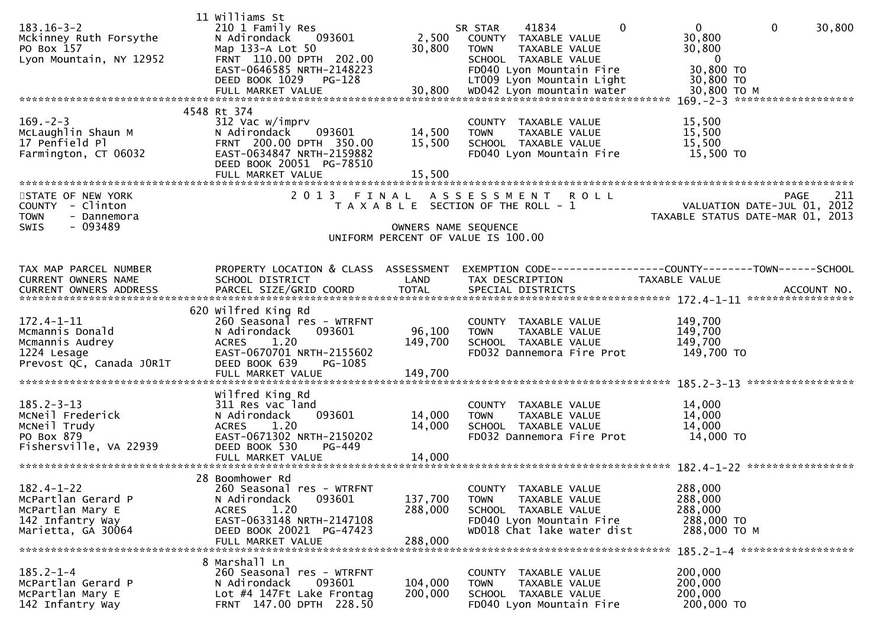| TAX MAP PARCEL NUMBER / CURRENT OWNERS NAME / CURRENT OWNERS ADDRESS | PROPERTY LOCATION & CLASS / SCHOOL DISTRICT / PARCEL SIZE/GRID COORD | ASSESSMENT LAND | ASSESSMENT TOTAL | EXEMPTION CODE / TAX DESCRIPTION / SPECIAL DISTRICTS | COUNTY TAXABLE VALUE | TOWN | SCHOOL / ACCOUNT NO. |
|---|---|---|---|---|---|---|---|
| 183.16-3-2 | 11 Williams St | | | | | | |
| Mckinney Ruth Forsythe | 210 1 Family Res | | | SR STAR 41834 | 0 | 0 | 30,800 |
| PO Box 157 | N Adirondack 093601 | 2,500 | | COUNTY TAXABLE VALUE | 30,800 | | |
| Lyon Mountain, NY 12952 | Map 133-A Lot 50 | | 30,800 | TOWN TAXABLE VALUE | 30,800 | | |
| | FRNT 110.00 DPTH 202.00 | | | SCHOOL TAXABLE VALUE | 0 | | |
| | EAST-0646585 NRTH-2148223 | | | FD040 Lyon Mountain Fire | 30,800 TO | | |
| | DEED BOOK 1029 PG-128 | | | LT009 Lyon Mountain Light | 30,800 TO | | |
| | FULL MARKET VALUE | | 30,800 | WD042 Lyon mountain water | 30,800 TO M | | |
| 169.-2-3 | 4548 Rt 374 | | | | | | |
| McLaughlin Shaun M | 312 Vac w/imprv | | | COUNTY TAXABLE VALUE | 15,500 | | |
| 17 Penfield Pl | N Adirondack 093601 | 14,500 | | TOWN TAXABLE VALUE | 15,500 | | |
| Farmington, CT 06032 | FRNT 200.00 DPTH 350.00 | | 15,500 | SCHOOL TAXABLE VALUE | 15,500 | | |
| | EAST-0634847 NRTH-2159882 | | | FD040 Lyon Mountain Fire | 15,500 TO | | |
| | DEED BOOK 20051 PG-78510 | | | | | | |
| | FULL MARKET VALUE | | 15,500 | | | | |

STATE OF NEW YORK
COUNTY - Clinton
TOWN - Dannemora
SWIS - 093489

2013 FINAL ASSESSMENT ROLL
TAXABLE SECTION OF THE ROLL - 1
OWNERS NAME SEQUENCE
UNIFORM PERCENT OF VALUE IS 100.00

VALUATION DATE-JUL 01, 2012
TAXABLE STATUS DATE-MAR 01, 2013

| TAX MAP PARCEL NUMBER / CURRENT OWNERS NAME / CURRENT OWNERS ADDRESS | PROPERTY LOCATION & CLASS / SCHOOL DISTRICT / PARCEL SIZE/GRID COORD | ASSESSMENT LAND | ASSESSMENT TOTAL | EXEMPTION CODE / TAX DESCRIPTION / SPECIAL DISTRICTS | COUNTY TAXABLE VALUE | TOWN | SCHOOL / ACCOUNT NO. |
|---|---|---|---|---|---|---|---|
| 172.4-1-11 | 620 Wilfred King Rd | | | | | | |
| Mcmannis Donald | 260 Seasonal res - WTRFNT | | | COUNTY TAXABLE VALUE | 149,700 | | |
| Mcmannis Audrey | N Adirondack 093601 | 96,100 | | TOWN TAXABLE VALUE | 149,700 | | |
| 1224 Lesage | ACRES 1.20 | | 149,700 | SCHOOL TAXABLE VALUE | 149,700 | | |
| Prevost QC, Canada J0R1T | EAST-0670701 NRTH-2155602 | | | FD032 Dannemora Fire Prot | 149,700 TO | | |
| | DEED BOOK 639 PG-1085 | | | | | | |
| | FULL MARKET VALUE | | 149,700 | | | | |
| 185.2-3-13 | Wilfred King Rd | | | | | | |
| McNeil Frederick | 311 Res vac land | | | COUNTY TAXABLE VALUE | 14,000 | | |
| McNeil Trudy | N Adirondack 093601 | 14,000 | | TOWN TAXABLE VALUE | 14,000 | | |
| PO Box 879 | ACRES 1.20 | | 14,000 | SCHOOL TAXABLE VALUE | 14,000 | | |
| Fishersville, VA 22939 | EAST-0671302 NRTH-2150202 | | | FD032 Dannemora Fire Prot | 14,000 TO | | |
| | DEED BOOK 530 PG-449 | | | | | | |
| | FULL MARKET VALUE | | 14,000 | | | | |
| 182.4-1-22 | 28 Boomhower Rd | | | | | | |
| McPartlan Gerard P | 260 Seasonal res - WTRFNT | | | COUNTY TAXABLE VALUE | 288,000 | | |
| McPartlan Mary E | N Adirondack 093601 | 137,700 | | TOWN TAXABLE VALUE | 288,000 | | |
| 142 Infantry Way | ACRES 1.20 | | 288,000 | SCHOOL TAXABLE VALUE | 288,000 | | |
| Marietta, GA 30064 | EAST-0633148 NRTH-2147108 | | | FD040 Lyon Mountain Fire | 288,000 TO | | |
| | DEED BOOK 20021 PG-47423 | | | WD018 Chat lake water dist | 288,000 TO M | | |
| | FULL MARKET VALUE | | 288,000 | | | | |
| 185.2-1-4 | 8 Marshall Ln | | | | | | |
| McPartlan Gerard P | 260 Seasonal res - WTRFNT | | | COUNTY TAXABLE VALUE | 200,000 | | |
| McPartlan Mary E | N Adirondack 093601 | 104,000 | | TOWN TAXABLE VALUE | 200,000 | | |
| 142 Infantry Way | Lot #4 147Ft Lake Frontag | | 200,000 | SCHOOL TAXABLE VALUE | 200,000 | | |
| | FRNT 147.00 DPTH 228.50 | | | FD040 Lyon Mountain Fire | 200,000 TO | | |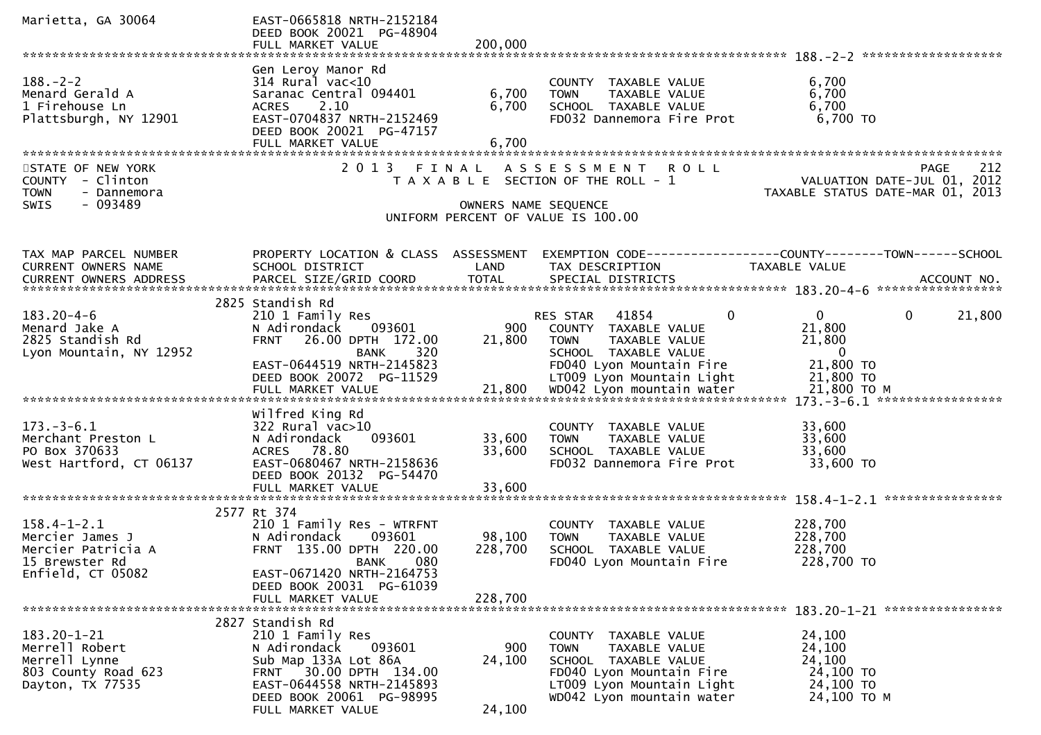```
Marietta, GA 30064            EAST-0665818 NRTH-2152184
                              DEED BOOK 20021  PG-48904
                              FULL MARKET VALUE          200,000
******************************************************************************************************* 188.-2-2 *******************
                              Gen Leroy Manor Rd
188.-2-2                      314 Rural vac<10                    COUNTY  TAXABLE VALUE            6,700
Menard Gerald A               Saranac Central 094401      6,700   TOWN    TAXABLE VALUE            6,700
1 Firehouse Ln                ACRES    2.10               6,700   SCHOOL  TAXABLE VALUE            6,700
Plattsburgh, NY 12901         EAST-0704837 NRTH-2152469           FD032 Dannemora Fire Prot         6,700 TO
                              DEED BOOK 20021  PG-47157
                              FULL MARKET VALUE            6,700
************************************************************************************************************************************
STATE OF NEW YORK                 2 0 1 3   F I N A L   A S S E S S M E N T   R O L L                               PAGE    212
COUNTY  - Clinton                    T A X A B L E  SECTION OF THE ROLL - 1                        VALUATION DATE-JUL 01, 2012
TOWN    - Dannemora                                                                              TAXABLE STATUS DATE-MAR 01, 2013
SWIS    - 093489                                       OWNERS NAME SEQUENCE
                                                 UNIFORM PERCENT OF VALUE IS 100.00


TAX MAP PARCEL NUMBER         PROPERTY LOCATION & CLASS  ASSESSMENT  EXEMPTION CODE------------------COUNTY--------TOWN------SCHOOL
CURRENT OWNERS NAME           SCHOOL DISTRICT               LAND      TAX DESCRIPTION            TAXABLE VALUE
CURRENT OWNERS ADDRESS        PARCEL SIZE/GRID COORD       TOTAL      SPECIAL DISTRICTS                                  ACCOUNT NO.
******************************************************************************************************* 183.20-4-6 ******************
                         2825 Standish Rd
183.20-4-6                    210 1 Family Res                    RES STAR   41854          0           0           0      21,800
Menard Jake A                 N Adirondack    093601        900   COUNTY  TAXABLE VALUE           21,800
2825 Standish Rd              FRNT   26.00 DPTH 172.00    21,800   TOWN    TAXABLE VALUE           21,800
Lyon Mountain, NY 12952                     BANK    320           SCHOOL  TAXABLE VALUE                0
                              EAST-0644519 NRTH-2145823           FD040 Lyon Mountain Fire         21,800 TO
                              DEED BOOK 20072  PG-11529           LT009 Lyon Mountain Light        21,800 TO
                              FULL MARKET VALUE           21,800  WD042 Lyon mountain water        21,800 TO M
******************************************************************************************************* 173.-3-6.1 *****************
                              Wilfred King Rd
173.-3-6.1                    322 Rural vac>10                    COUNTY  TAXABLE VALUE           33,600
Merchant Preston L            N Adirondack    093601     33,600   TOWN    TAXABLE VALUE           33,600
PO Box 370633                 ACRES   78.80              33,600   SCHOOL  TAXABLE VALUE           33,600
West Hartford, CT 06137       EAST-0680467 NRTH-2158636           FD032 Dannemora Fire Prot        33,600 TO
                              DEED BOOK 20132  PG-54470
                              FULL MARKET VALUE           33,600
******************************************************************************************************* 158.4-1-2.1 ****************
                         2577 Rt 374
158.4-1-2.1                   210 1 Family Res - WTRFNT           COUNTY  TAXABLE VALUE          228,700
Mercier James J               N Adirondack    093601     98,100   TOWN    TAXABLE VALUE          228,700
Mercier Patricia A            FRNT  135.00 DPTH 220.00   228,700   SCHOOL  TAXABLE VALUE          228,700
15 Brewster Rd                              BANK    080           FD040 Lyon Mountain Fire        228,700 TO
Enfield, CT 05082             EAST-0671420 NRTH-2164753
                              DEED BOOK 20031  PG-61039
                              FULL MARKET VALUE          228,700
******************************************************************************************************* 183.20-1-21 ****************
                         2827 Standish Rd
183.20-1-21                   210 1 Family Res                    COUNTY  TAXABLE VALUE           24,100
Merrell Robert                N Adirondack    093601        900   TOWN    TAXABLE VALUE           24,100
Merrell Lynne                 Sub Map 133A Lot 86A        24,100   SCHOOL  TAXABLE VALUE           24,100
803 County Road 623           FRNT   30.00 DPTH 134.00            FD040 Lyon Mountain Fire         24,100 TO
Dayton, TX 77535              EAST-0644558 NRTH-2145893           LT009 Lyon Mountain Light        24,100 TO
                              DEED BOOK 20061  PG-98995           WD042 Lyon mountain water        24,100 TO M
                              FULL MARKET VALUE           24,100
```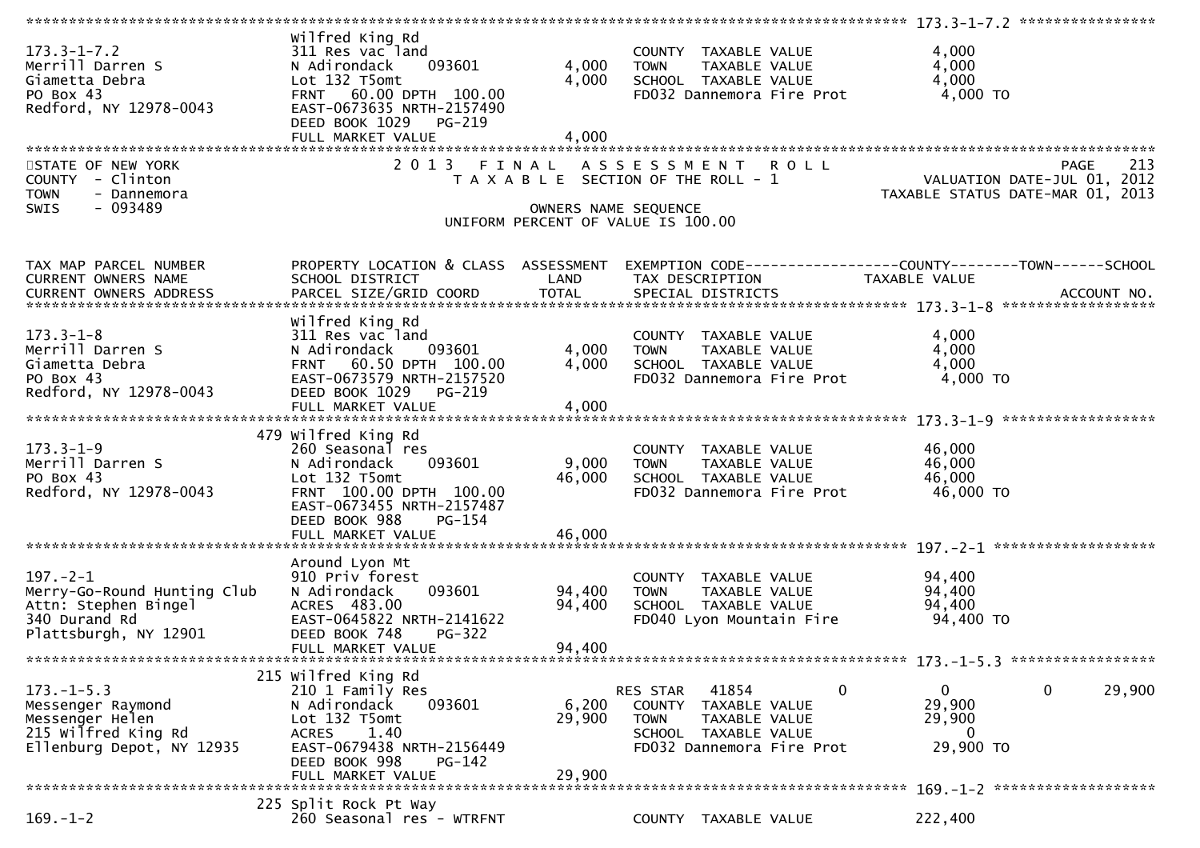```
******************************************************************************************************* 173.3-1-7.2 ****************
173.3-1-7.2                    Wilfred King Rd
Merrill Darren S               311 Res vac land                        COUNTY  TAXABLE VALUE              4,000
Giametta Debra                 N Adirondack     093601       4,000     TOWN    TAXABLE VALUE              4,000
PO Box 43                      Lot 132 T5omt                 4,000     SCHOOL  TAXABLE VALUE              4,000
Redford, NY 12978-0043         FRNT   60.00 DPTH  100.00                FD032 Dannemora Fire Prot           4,000 TO
                               EAST-0673635 NRTH-2157490
                               DEED BOOK 1029   PG-219
                               FULL MARKET VALUE             4,000
*****************************************************************************************************************************************
STATE OF NEW YORK                 2 0 1 3   F I N A L   A S S E S S M E N T   R O L L                                     PAGE    213
COUNTY  - Clinton                    T A X A B L E  SECTION OF THE ROLL - 1                               VALUATION DATE-JUL 01, 2012
TOWN    - Dannemora                                                                                     TAXABLE STATUS DATE-MAR 01, 2013
SWIS    - 093489                                      OWNERS NAME SEQUENCE
                                               UNIFORM PERCENT OF VALUE IS 100.00


TAX MAP PARCEL NUMBER          PROPERTY LOCATION & CLASS  ASSESSMENT  EXEMPTION CODE------------------COUNTY--------TOWN------SCHOOL
CURRENT OWNERS NAME            SCHOOL DISTRICT               LAND      TAX DESCRIPTION            TAXABLE VALUE
CURRENT OWNERS ADDRESS         PARCEL SIZE/GRID COORD        TOTAL     SPECIAL DISTRICTS                                  ACCOUNT NO.
******************************************************************************************************* 173.3-1-8 ******************
                               Wilfred King Rd
173.3-1-8                      311 Res vac land                        COUNTY  TAXABLE VALUE              4,000
Merrill Darren S               N Adirondack     093601       4,000     TOWN    TAXABLE VALUE              4,000
Giametta Debra                 FRNT   60.50 DPTH  100.00     4,000     SCHOOL  TAXABLE VALUE              4,000
PO Box 43                      EAST-0673579 NRTH-2157520                FD032 Dannemora Fire Prot           4,000 TO
Redford, NY 12978-0043         DEED BOOK 1029   PG-219
                               FULL MARKET VALUE             4,000
******************************************************************************************************* 173.3-1-9 ******************
                           479 Wilfred King Rd
173.3-1-9                      260 Seasonal res                        COUNTY  TAXABLE VALUE             46,000
Merrill Darren S               N Adirondack     093601       9,000     TOWN    TAXABLE VALUE             46,000
PO Box 43                      Lot 132 T5omt                46,000     SCHOOL  TAXABLE VALUE             46,000
Redford, NY 12978-0043         FRNT  100.00 DPTH  100.00                FD032 Dannemora Fire Prot          46,000 TO
                               EAST-0673455 NRTH-2157487
                               DEED BOOK 988    PG-154
                               FULL MARKET VALUE            46,000
******************************************************************************************************* 197.-2-1 *******************
                               Around Lyon Mt
197.-2-1                       910 Priv forest                         COUNTY  TAXABLE VALUE             94,400
Merry-Go-Round Hunting Club    N Adirondack     093601      94,400     TOWN    TAXABLE VALUE             94,400
Attn: Stephen Bingel           ACRES  483.00                94,400     SCHOOL  TAXABLE VALUE             94,400
340 Durand Rd                  EAST-0645822 NRTH-2141622                FD040 Lyon Mountain Fire           94,400 TO
Plattsburgh, NY 12901          DEED BOOK 748    PG-322
                               FULL MARKET VALUE            94,400
******************************************************************************************************* 173.-1-5.3 *****************
                           215 Wilfred King Rd
173.-1-5.3                     210 1 Family Res                        RES STAR   41854          0              0            0      29,900
Messenger Raymond              N Adirondack     093601       6,200     COUNTY  TAXABLE VALUE             29,900
Messenger Helen                Lot 132 T5omt                29,900     TOWN    TAXABLE VALUE             29,900
215 Wilfred King Rd            ACRES    1.40                           SCHOOL  TAXABLE VALUE                  0
Ellenburg Depot, NY 12935      EAST-0679438 NRTH-2156449                FD032 Dannemora Fire Prot          29,900 TO
                               DEED BOOK 998    PG-142
                               FULL MARKET VALUE            29,900
******************************************************************************************************* 169.-1-2 *******************
                           225 Split Rock Pt Way
169.-1-2                       260 Seasonal res - WTRFNT               COUNTY  TAXABLE VALUE            222,400
```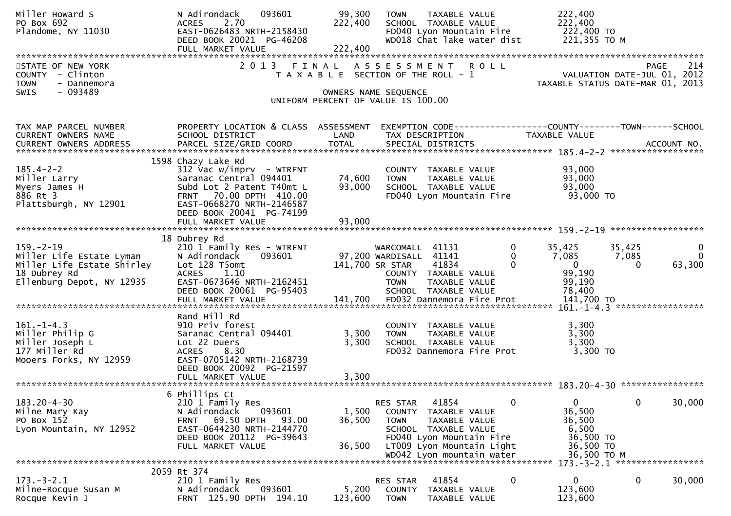```
Miller Howard S                N Adirondack     093601        99,300   TOWN    TAXABLE VALUE              222,400
PO Box 692                     ACRES    2.70                 222,400   SCHOOL  TAXABLE VALUE              222,400
Plandome, NY 11030             EAST-0626483 NRTH-2158430              FD040 Lyon Mountain Fire            222,400 TO
                               DEED BOOK 20021  PG-46208              WD018 Chat lake water dist          221,355 TO M
                               FULL MARKET VALUE             222,400
******************************************************************************************************************************
```

STATE OF NEW YORK — 2013 FINAL ASSESSMENT ROLL
COUNTY - Clinton — TAXABLE SECTION OF THE ROLL - 1 — VALUATION DATE-JUL 01, 2012
TOWN - Dannemora — TAXABLE STATUS DATE-MAR 01, 2013
SWIS - 093489 — OWNERS NAME SEQUENCE
UNIFORM PERCENT OF VALUE IS 100.00

```
TAX MAP PARCEL NUMBER          PROPERTY LOCATION & CLASS  ASSESSMENT  EXEMPTION CODE------------------COUNTY--------TOWN------SCHOOL
CURRENT OWNERS NAME            SCHOOL DISTRICT               LAND      TAX DESCRIPTION            TAXABLE VALUE
CURRENT OWNERS ADDRESS         PARCEL SIZE/GRID COORD        TOTAL     SPECIAL DISTRICTS                                   ACCOUNT NO.
*************************************************************************************************** 185.4-2-2 ******************
                          1598 Chazy Lake Rd
185.4-2-2                      312 Vac w/imprv  - WTRFNT               COUNTY  TAXABLE VALUE               93,000
Miller Larry                   Saranac Central 094401        74,600    TOWN    TAXABLE VALUE               93,000
Myers James H                  Subd Lot 2 Patent T40mt L     93,000    SCHOOL  TAXABLE VALUE               93,000
886 Rt 3                       FRNT   70.00 DPTH  410.00               FD040 Lyon Mountain Fire             93,000 TO
Plattsburgh, NY 12901          EAST-0668270 NRTH-2146587
                               DEED BOOK 20041  PG-74199
                               FULL MARKET VALUE              93,000
*************************************************************************************************** 159.-2-19 ******************
                            18 Dubrey Rd
159.-2-19                      210 1 Family Res - WTRFNT              WARCOMALL  41131        0      35,425      35,425           0
Miller Life Estate Lyman       N Adirondack     093601       97,200 WARDISALL  41141        0       7,085       7,085           0
Miller Life Estate Shirley     Lot 128 T5omt                141,700 SR STAR    41834        0           0           0      63,300
18 Dubrey Rd                   ACRES    1.10                          COUNTY  TAXABLE VALUE               99,190
Ellenburg Depot, NY 12935      EAST-0673646 NRTH-2162451              TOWN    TAXABLE VALUE               99,190
                               DEED BOOK 20061  PG-95403              SCHOOL  TAXABLE VALUE               78,400
                               FULL MARKET VALUE             141,700  FD032 Dannemora Fire Prot           141,700 TO
*************************************************************************************************** 161.-1-4.3 *****************
                               Rand Hill Rd
161.-1-4.3                     910 Priv forest                        COUNTY  TAXABLE VALUE                3,300
Miller Philip G                Saranac Central 094401         3,300   TOWN    TAXABLE VALUE                3,300
Miller Joseph L                Lot 22 Duers                   3,300   SCHOOL  TAXABLE VALUE                3,300
177 Miller Rd                  ACRES    8.30                          FD032 Dannemora Fire Prot             3,300 TO
Mooers Forks, NY 12959         EAST-0705142 NRTH-2168739
                               DEED BOOK 20092  PG-21597
                               FULL MARKET VALUE               3,300
*************************************************************************************************** 183.20-4-30 ****************
                             6 Phillips Ct
183.20-4-30                    210 1 Family Res                       RES STAR   41854        0           0           0      30,000
Milne Mary Kay                 N Adirondack     093601        1,500   COUNTY  TAXABLE VALUE               36,500
PO Box 152                     FRNT   69.50 DPTH   93.00     36,500   TOWN    TAXABLE VALUE               36,500
Lyon Mountain, NY 12952        EAST-0644230 NRTH-2144770              SCHOOL  TAXABLE VALUE                6,500
                               DEED BOOK 20112  PG-39643              FD040 Lyon Mountain Fire             36,500 TO
                               FULL MARKET VALUE              36,500  LT009 Lyon Mountain Light            36,500 TO
                                                                      WD042 Lyon mountain water            36,500 TO M
*************************************************************************************************** 173.-3-2.1 *****************
                          2059 Rt 374
173.-3-2.1                     210 1 Family Res                       RES STAR   41854        0           0           0      30,000
Milne-Rocque Susan M           N Adirondack     093601        5,200   COUNTY  TAXABLE VALUE              123,600
Rocque Kevin J                 FRNT  125.90 DPTH  194.10    123,600   TOWN    TAXABLE VALUE              123,600
```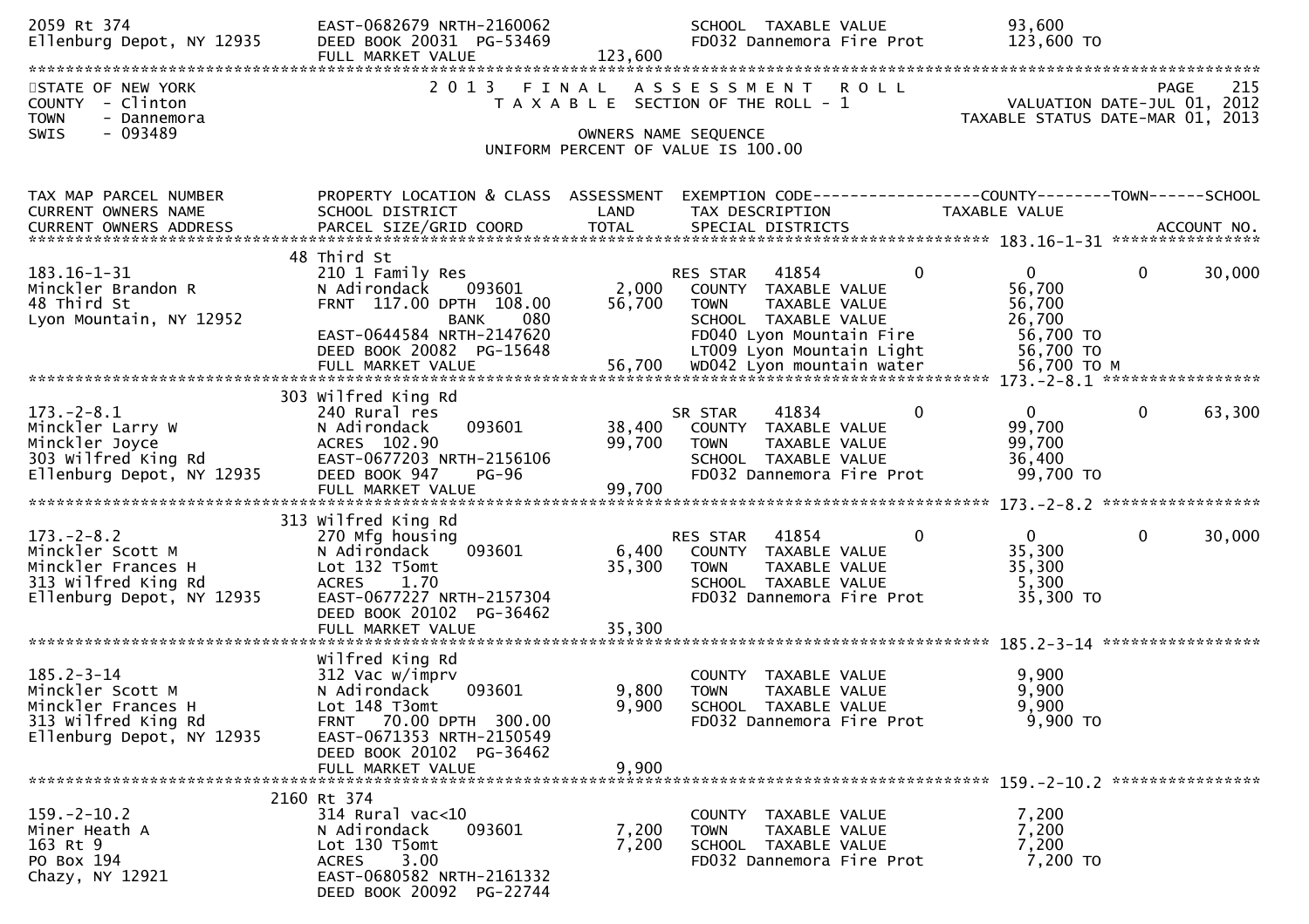```
2059 Rt 374                    EAST-0682679 NRTH-2160062              SCHOOL  TAXABLE VALUE            93,600
Ellenburg Depot, NY 12935      DEED BOOK 20031  PG-53469              FD032 Dannemora Fire Prot        123,600 TO
                               FULL MARKET VALUE             123,600
******************************************************************************************************************************************
STATE OF NEW YORK              2 0 1 3   F I N A L   A S S E S S M E N T   R O L L                              PAGE    215
COUNTY  - Clinton                  T A X A B L E  SECTION OF THE ROLL - 1                       VALUATION DATE-JUL 01, 2012
TOWN    - Dannemora                                                                        TAXABLE STATUS DATE-MAR 01, 2013
SWIS    - 093489                                  OWNERS NAME SEQUENCE
                                            UNIFORM PERCENT OF VALUE IS 100.00

TAX MAP PARCEL NUMBER          PROPERTY LOCATION & CLASS  ASSESSMENT  EXEMPTION CODE------------------COUNTY--------TOWN------SCHOOL
CURRENT OWNERS NAME            SCHOOL DISTRICT               LAND      TAX DESCRIPTION              TAXABLE VALUE
CURRENT OWNERS ADDRESS         PARCEL SIZE/GRID COORD        TOTAL     SPECIAL DISTRICTS                                     ACCOUNT NO.
****************************************************************************************************** 183.16-1-31 *****************
                             48 Third St
183.16-1-31                    210 1 Family Res                       RES STAR   41854           0           0           0      30,000
Minckler Brandon R             N Adirondack     093601        2,000   COUNTY  TAXABLE VALUE            56,700
48 Third St                    FRNT  117.00 DPTH  108.00     56,700   TOWN    TAXABLE VALUE            56,700
Lyon Mountain, NY 12952                         BANK    080           SCHOOL  TAXABLE VALUE            26,700
                               EAST-0644584 NRTH-2147620              FD040 Lyon Mountain Fire         56,700 TO
                               DEED BOOK 20082  PG-15648              LT009 Lyon Mountain Light        56,700 TO
                               FULL MARKET VALUE              56,700  WD042 Lyon mountain water        56,700 TO M
****************************************************************************************************** 173.-2-8.1 ******************
                             303 Wilfred King Rd
173.-2-8.1                     240 Rural res                          SR STAR    41834           0           0           0      63,300
Minckler Larry W               N Adirondack     093601       38,400   COUNTY  TAXABLE VALUE            99,700
Minckler Joyce                 ACRES  102.90                 99,700   TOWN    TAXABLE VALUE            99,700
303 Wilfred King Rd            EAST-0677203 NRTH-2156106              SCHOOL  TAXABLE VALUE            36,400
Ellenburg Depot, NY 12935      DEED BOOK 947    PG-96                 FD032 Dannemora Fire Prot        99,700 TO
                               FULL MARKET VALUE              99,700
****************************************************************************************************** 173.-2-8.2 ******************
                             313 Wilfred King Rd
173.-2-8.2                     270 Mfg housing                        RES STAR   41854           0           0           0      30,000
Minckler Scott M               N Adirondack     093601        6,400   COUNTY  TAXABLE VALUE            35,300
Minckler Frances H             Lot 132 T5omt                 35,300   TOWN    TAXABLE VALUE            35,300
313 Wilfred King Rd            ACRES    1.70                          SCHOOL  TAXABLE VALUE             5,300
Ellenburg Depot, NY 12935      EAST-0677227 NRTH-2157304              FD032 Dannemora Fire Prot        35,300 TO
                               DEED BOOK 20102  PG-36462
                               FULL MARKET VALUE              35,300
****************************************************************************************************** 185.2-3-14 ******************
                               Wilfred King Rd
185.2-3-14                     312 Vac w/imprv                        COUNTY  TAXABLE VALUE             9,900
Minckler Scott M               N Adirondack     093601        9,800   TOWN    TAXABLE VALUE             9,900
Minckler Frances H             Lot 148 T3omt                  9,900   SCHOOL  TAXABLE VALUE             9,900
313 Wilfred King Rd            FRNT   70.00 DPTH  300.00              FD032 Dannemora Fire Prot         9,900 TO
Ellenburg Depot, NY 12935      EAST-0671353 NRTH-2150549
                               DEED BOOK 20102  PG-36462
                               FULL MARKET VALUE               9,900
****************************************************************************************************** 159.-2-10.2 *****************
                            2160 Rt 374
159.-2-10.2                    314 Rural vac<10                       COUNTY  TAXABLE VALUE             7,200
Miner Heath A                  N Adirondack     093601        7,200   TOWN    TAXABLE VALUE             7,200
163 Rt 9                       Lot 130 T5omt                  7,200   SCHOOL  TAXABLE VALUE             7,200
PO Box 194                     ACRES    3.00                          FD032 Dannemora Fire Prot         7,200 TO
Chazy, NY 12921                EAST-0680582 NRTH-2161332
                               DEED BOOK 20092  PG-22744
```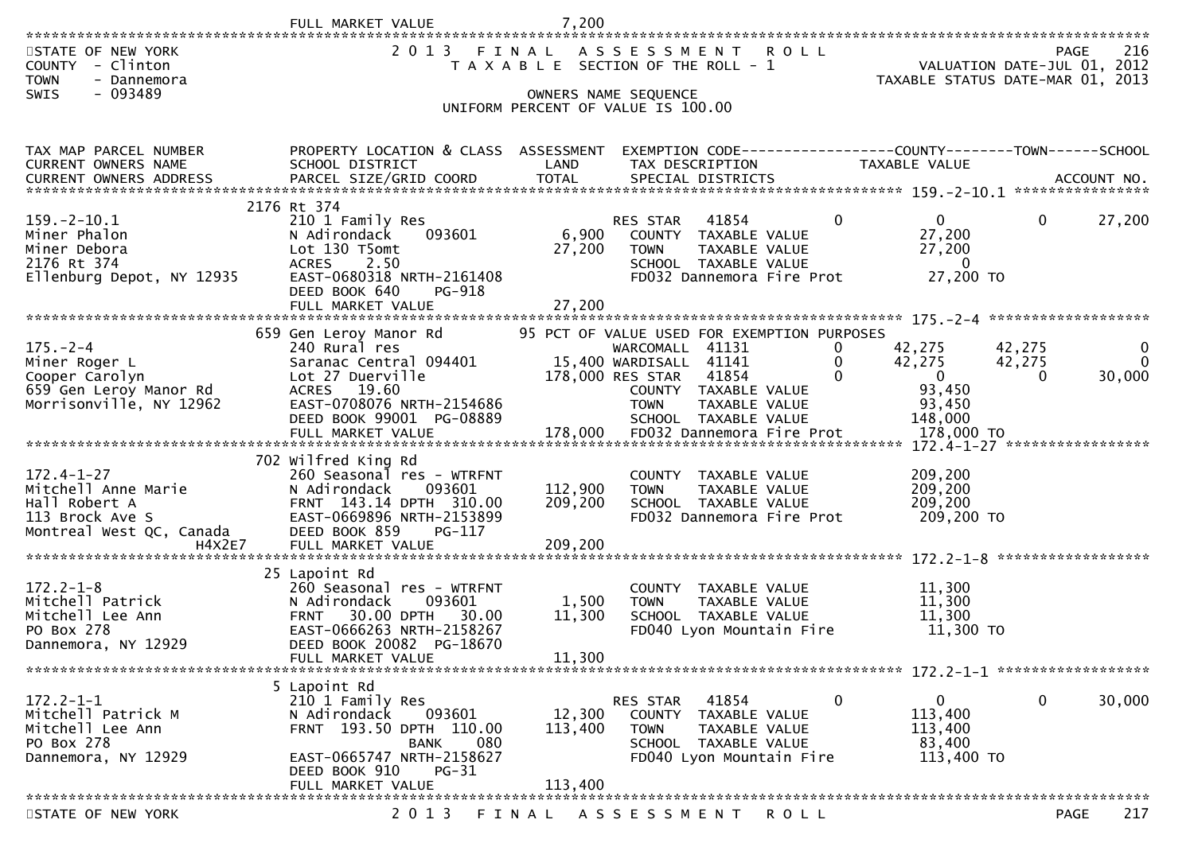FULL MARKET VALUE 7,200

STATE OF NEW YORK
COUNTY - Clinton
TOWN - Dannemora
SWIS - 093489

2013 FINAL ASSESSMENT ROLL
TAXABLE SECTION OF THE ROLL - 1
OWNERS NAME SEQUENCE
UNIFORM PERCENT OF VALUE IS 100.00

VALUATION DATE-JUL 01, 2012
TAXABLE STATUS DATE-MAR 01, 2013

| TAX MAP PARCEL NUMBER / CURRENT OWNERS NAME / CURRENT OWNERS ADDRESS | PROPERTY LOCATION & CLASS / SCHOOL DISTRICT / PARCEL SIZE/GRID COORD | ASSESSMENT LAND / TOTAL | EXEMPTION CODE / TAX DESCRIPTION / SPECIAL DISTRICTS | | COUNTY TAXABLE VALUE | TOWN | SCHOOL | ACCOUNT NO. |
|---|---|---|---|---|---|---|---|---|
| **159.-2-10.1** | 2176 Rt 374 | | | | | | | |
| 159.-2-10.1 | 210 1 Family Res | | RES STAR 41854 | 0 | 0 | 0 | 27,200 | |
| Miner Phalon | N Adirondack 093601 | 6,900 | COUNTY TAXABLE VALUE | | 27,200 | | | |
| Miner Debora | Lot 130 T5omt | 27,200 | TOWN TAXABLE VALUE | | 27,200 | | | |
| 2176 Rt 374 | ACRES 2.50 | | SCHOOL TAXABLE VALUE | | 0 | | | |
| Ellenburg Depot, NY 12935 | EAST-0680318 NRTH-2161408 | | FD032 Dannemora Fire Prot | | 27,200 TO | | | |
| | DEED BOOK 640 PG-918 | | | | | | | |
| | FULL MARKET VALUE | 27,200 | | | | | | |
| **175.-2-4** | 659 Gen Leroy Manor Rd | | 95 PCT OF VALUE USED FOR EXEMPTION PURPOSES | | | | | |
| 175.-2-4 | 240 Rural res | | WARCOMALL 41131 | 0 | 42,275 | 42,275 | 0 | |
| Miner Roger L | Saranac Central 094401 | 15,400 | WARDISALL 41141 | 0 | 42,275 | 42,275 | 0 | |
| Cooper Carolyn | Lot 27 Duerville | 178,000 | RES STAR 41854 | 0 | 0 | 0 | 30,000 | |
| 659 Gen Leroy Manor Rd | ACRES 19.60 | | COUNTY TAXABLE VALUE | | 93,450 | | | |
| Morrisonville, NY 12962 | EAST-0708076 NRTH-2154686 | | TOWN TAXABLE VALUE | | 93,450 | | | |
| | DEED BOOK 99001 PG-08889 | | SCHOOL TAXABLE VALUE | | 148,000 | | | |
| | FULL MARKET VALUE | 178,000 | FD032 Dannemora Fire Prot | | 178,000 TO | | | |
| **172.4-1-27** | 702 Wilfred King Rd | | | | | | | |
| 172.4-1-27 | 260 Seasonal res - WTRFNT | | COUNTY TAXABLE VALUE | | 209,200 | | | |
| Mitchell Anne Marie | N Adirondack 093601 | 112,900 | TOWN TAXABLE VALUE | | 209,200 | | | |
| Hall Robert A | FRNT 143.14 DPTH 310.00 | 209,200 | SCHOOL TAXABLE VALUE | | 209,200 | | | |
| 113 Brock Ave S | EAST-0669896 NRTH-2153899 | | FD032 Dannemora Fire Prot | | 209,200 TO | | | |
| Montreal West QC, Canada H4X2E7 | DEED BOOK 859 PG-117 | | | | | | | |
| | FULL MARKET VALUE | 209,200 | | | | | | |
| **172.2-1-8** | 25 Lapoint Rd | | | | | | | |
| 172.2-1-8 | 260 Seasonal res - WTRFNT | | COUNTY TAXABLE VALUE | | 11,300 | | | |
| Mitchell Patrick | N Adirondack 093601 | 1,500 | TOWN TAXABLE VALUE | | 11,300 | | | |
| Mitchell Lee Ann | FRNT 30.00 DPTH 30.00 | 11,300 | SCHOOL TAXABLE VALUE | | 11,300 | | | |
| PO Box 278 | EAST-0666263 NRTH-2158267 | | FD040 Lyon Mountain Fire | | 11,300 TO | | | |
| Dannemora, NY 12929 | DEED BOOK 20082 PG-18670 | | | | | | | |
| | FULL MARKET VALUE | 11,300 | | | | | | |
| **172.2-1-1** | 5 Lapoint Rd | | | | | | | |
| 172.2-1-1 | 210 1 Family Res | | RES STAR 41854 | 0 | 0 | 0 | 30,000 | |
| Mitchell Patrick M | N Adirondack 093601 | 12,300 | COUNTY TAXABLE VALUE | | 113,400 | | | |
| Mitchell Lee Ann | FRNT 193.50 DPTH 110.00 | 113,400 | TOWN TAXABLE VALUE | | 113,400 | | | |
| PO Box 278 | BANK 080 | | SCHOOL TAXABLE VALUE | | 83,400 | | | |
| Dannemora, NY 12929 | EAST-0665747 NRTH-2158627 | | FD040 Lyon Mountain Fire | | 113,400 TO | | | |
| | DEED BOOK 910 PG-31 | | | | | | | |
| | FULL MARKET VALUE | 113,400 | | | | | | |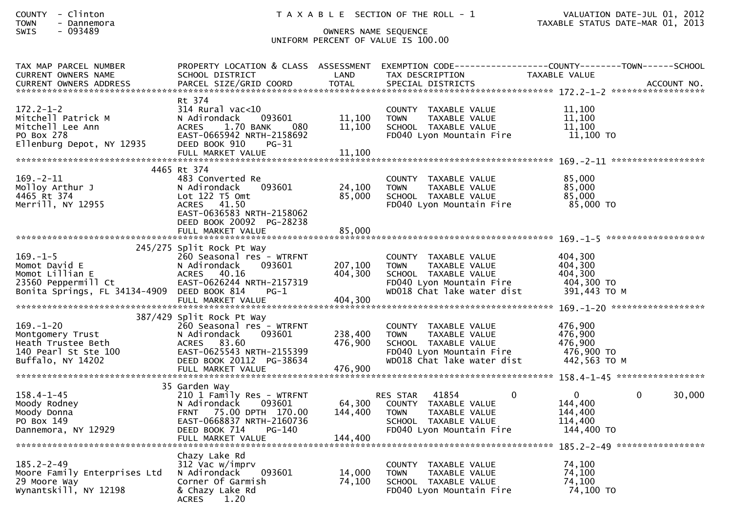COUNTY - Clinton
TOWN - Dannemora
SWIS - 093489

T A X A B L E SECTION OF THE ROLL - 1

OWNERS NAME SEQUENCE
UNIFORM PERCENT OF VALUE IS 100.00

VALUATION DATE-JUL 01, 2012
TAXABLE STATUS DATE-MAR 01, 2013

| TAX MAP PARCEL NUMBER / CURRENT OWNERS NAME / CURRENT OWNERS ADDRESS | PROPERTY LOCATION & CLASS / SCHOOL DISTRICT / PARCEL SIZE/GRID COORD | ASSESSMENT LAND / TOTAL | EXEMPTION CODE / TAX DESCRIPTION / SPECIAL DISTRICTS | COUNTY TAXABLE VALUE | TOWN | SCHOOL | ACCOUNT NO. |
|---|---|---|---|---|---|---|---|
| **172.2-1-2** | | | | | | | |
| 172.2-1-2 | Rt 374 | | | | | | |
| Mitchell Patrick M | 314 Rural vac<10 | | COUNTY TAXABLE VALUE | 11,100 | | | |
| Mitchell Lee Ann | N Adirondack 093601 | 11,100 | TOWN TAXABLE VALUE | 11,100 | | | |
| PO Box 278 | ACRES 1.70 BANK 080 | 11,100 | SCHOOL TAXABLE VALUE | 11,100 | | | |
| Ellenburg Depot, NY 12935 | EAST-0665942 NRTH-2158692 | | FD040 Lyon Mountain Fire | 11,100 TO | | | |
| | DEED BOOK 910 PG-31 | | | | | | |
| | FULL MARKET VALUE | 11,100 | | | | | |
| **169.-2-11** | | | | | | | |
| 169.-2-11 | 4465 Rt 374 | | | | | | |
| Molloy Arthur J | 483 Converted Re | | COUNTY TAXABLE VALUE | 85,000 | | | |
| 4465 Rt 374 | N Adirondack 093601 | 24,100 | TOWN TAXABLE VALUE | 85,000 | | | |
| Merrill, NY 12955 | Lot 122 T5 Omt | 85,000 | SCHOOL TAXABLE VALUE | 85,000 | | | |
| | ACRES 41.50 | | FD040 Lyon Mountain Fire | 85,000 TO | | | |
| | EAST-0636583 NRTH-2158062 | | | | | | |
| | DEED BOOK 20092 PG-28238 | | | | | | |
| | FULL MARKET VALUE | 85,000 | | | | | |
| **169.-1-5** | | | | | | | |
| 169.-1-5 | 245/275 Split Rock Pt Way | | | | | | |
| Momot David E | 260 Seasonal res - WTRFNT | | COUNTY TAXABLE VALUE | 404,300 | | | |
| Momot Lillian E | N Adirondack 093601 | 207,100 | TOWN TAXABLE VALUE | 404,300 | | | |
| 23560 Peppermill Ct | ACRES 40.16 | 404,300 | SCHOOL TAXABLE VALUE | 404,300 | | | |
| Bonita Springs, FL 34134-4909 | EAST-0626244 NRTH-2157319 | | FD040 Lyon Mountain Fire | 404,300 TO | | | |
| | DEED BOOK 814 PG-1 | | WD018 Chat lake water dist | 391,443 TO M | | | |
| | FULL MARKET VALUE | 404,300 | | | | | |
| **169.-1-20** | | | | | | | |
| 169.-1-20 | 387/429 Split Rock Pt Way | | | | | | |
| Montgomery Trust | 260 Seasonal res - WTRFNT | | COUNTY TAXABLE VALUE | 476,900 | | | |
| Heath Trustee Beth | N Adirondack 093601 | 238,400 | TOWN TAXABLE VALUE | 476,900 | | | |
| 140 Pearl St Ste 100 | ACRES 83.60 | 476,900 | SCHOOL TAXABLE VALUE | 476,900 | | | |
| Buffalo, NY 14202 | EAST-0625543 NRTH-2155399 | | FD040 Lyon Mountain Fire | 476,900 TO | | | |
| | DEED BOOK 20112 PG-38634 | | WD018 Chat lake water dist | 442,563 TO M | | | |
| | FULL MARKET VALUE | 476,900 | | | | | |
| **158.4-1-45** | | | | | | | |
| 158.4-1-45 | 35 Garden Way | | | | | | |
| Moody Rodney | 210 1 Family Res - WTRFNT | | RES STAR 41854 | 0 | 0 | 30,000 | |
| Moody Donna | N Adirondack 093601 | 64,300 | COUNTY TAXABLE VALUE | 144,400 | | | |
| PO Box 149 | FRNT 75.00 DPTH 170.00 | 144,400 | TOWN TAXABLE VALUE | 144,400 | | | |
| Dannemora, NY 12929 | EAST-0668837 NRTH-2160736 | | SCHOOL TAXABLE VALUE | 114,400 | | | |
| | DEED BOOK 714 PG-140 | | FD040 Lyon Mountain Fire | 144,400 TO | | | |
| | FULL MARKET VALUE | 144,400 | | | | | |
| **185.2-2-49** | | | | | | | |
| 185.2-2-49 | Chazy Lake Rd | | | | | | |
| Moore Family Enterprises Ltd | 312 Vac w/imprv | | COUNTY TAXABLE VALUE | 74,100 | | | |
| 29 Moore Way | N Adirondack 093601 | 14,000 | TOWN TAXABLE VALUE | 74,100 | | | |
| Wynantskill, NY 12198 | Corner Of Garmish | 74,100 | SCHOOL TAXABLE VALUE | 74,100 | | | |
| | & Chazy Lake Rd | | FD040 Lyon Mountain Fire | 74,100 TO | | | |
| | ACRES 1.20 | | | | | | |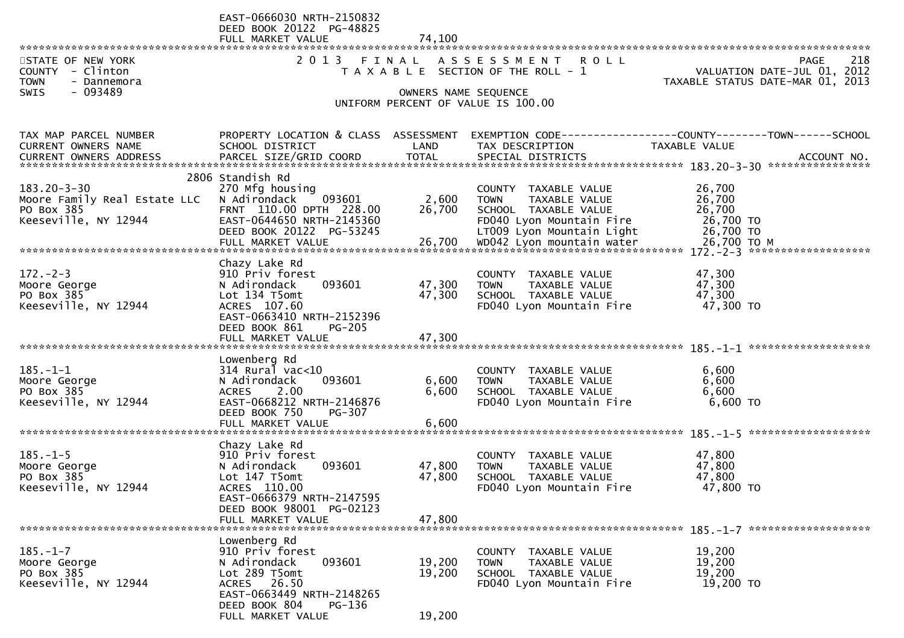EAST-0666030 NRTH-2150832
DEED BOOK 20122 PG-48825
FULL MARKET VALUE 74,100

STATE OF NEW YORK — 2013 FINAL ASSESSMENT ROLL — PAGE 218
COUNTY - Clinton — TAXABLE SECTION OF THE ROLL - 1 — VALUATION DATE-JUL 01, 2012
TOWN - Dannemora — TAXABLE STATUS DATE-MAR 01, 2013
SWIS - 093489 — OWNERS NAME SEQUENCE
UNIFORM PERCENT OF VALUE IS 100.00

| TAX MAP PARCEL NUMBER / CURRENT OWNERS NAME / CURRENT OWNERS ADDRESS | PROPERTY LOCATION & CLASS / SCHOOL DISTRICT / PARCEL SIZE/GRID COORD | ASSESSMENT LAND | ASSESSMENT TOTAL | EXEMPTION CODE / TAX DESCRIPTION / SPECIAL DISTRICTS | TAXABLE VALUE (COUNTY / TOWN / SCHOOL) | ACCOUNT NO. |
|---|---|---|---|---|---|---|
| 183.20-3-30 | 2806 Standish Rd | | | | | |
| | 270 Mfg housing | | | COUNTY TAXABLE VALUE | 26,700 | |
| Moore Family Real Estate LLC | N Adirondack 093601 | 2,600 | | TOWN TAXABLE VALUE | 26,700 | |
| PO Box 385 | FRNT 110.00 DPTH 228.00 | | 26,700 | SCHOOL TAXABLE VALUE | 26,700 | |
| Keeseville, NY 12944 | EAST-0644650 NRTH-2145360 | | | FD040 Lyon Mountain Fire | 26,700 TO | |
| | DEED BOOK 20122 PG-53245 | | | LT009 Lyon Mountain Light | 26,700 TO | |
| | FULL MARKET VALUE | | 26,700 | WD042 Lyon mountain water | 26,700 TO M | |
| 172.-2-3 | Chazy Lake Rd | | | | | |
| | 910 Priv forest | | | COUNTY TAXABLE VALUE | 47,300 | |
| Moore George | N Adirondack 093601 | 47,300 | | TOWN TAXABLE VALUE | 47,300 | |
| PO Box 385 | Lot 134 T5omt | | 47,300 | SCHOOL TAXABLE VALUE | 47,300 | |
| Keeseville, NY 12944 | ACRES 107.60 | | | FD040 Lyon Mountain Fire | 47,300 TO | |
| | EAST-0663410 NRTH-2152396 | | | | | |
| | DEED BOOK 861 PG-205 | | | | | |
| | FULL MARKET VALUE | | 47,300 | | | |
| 185.-1-1 | Lowenberg Rd | | | | | |
| | 314 Rural vac<10 | | | COUNTY TAXABLE VALUE | 6,600 | |
| Moore George | N Adirondack 093601 | 6,600 | | TOWN TAXABLE VALUE | 6,600 | |
| PO Box 385 | ACRES 2.00 | | 6,600 | SCHOOL TAXABLE VALUE | 6,600 | |
| Keeseville, NY 12944 | EAST-0668212 NRTH-2146876 | | | FD040 Lyon Mountain Fire | 6,600 TO | |
| | DEED BOOK 750 PG-307 | | | | | |
| | FULL MARKET VALUE | | 6,600 | | | |
| 185.-1-5 | Chazy Lake Rd | | | | | |
| | 910 Priv forest | | | COUNTY TAXABLE VALUE | 47,800 | |
| Moore George | N Adirondack 093601 | 47,800 | | TOWN TAXABLE VALUE | 47,800 | |
| PO Box 385 | Lot 147 T5omt | | 47,800 | SCHOOL TAXABLE VALUE | 47,800 | |
| Keeseville, NY 12944 | ACRES 110.00 | | | FD040 Lyon Mountain Fire | 47,800 TO | |
| | EAST-0666379 NRTH-2147595 | | | | | |
| | DEED BOOK 98001 PG-02123 | | | | | |
| | FULL MARKET VALUE | | 47,800 | | | |
| 185.-1-7 | Lowenberg Rd | | | | | |
| | 910 Priv forest | | | COUNTY TAXABLE VALUE | 19,200 | |
| Moore George | N Adirondack 093601 | 19,200 | | TOWN TAXABLE VALUE | 19,200 | |
| PO Box 385 | Lot 289 T5omt | | 19,200 | SCHOOL TAXABLE VALUE | 19,200 | |
| Keeseville, NY 12944 | ACRES 26.50 | | | FD040 Lyon Mountain Fire | 19,200 TO | |
| | EAST-0663449 NRTH-2148265 | | | | | |
| | DEED BOOK 804 PG-136 | | | | | |
| | FULL MARKET VALUE | | 19,200 | | | |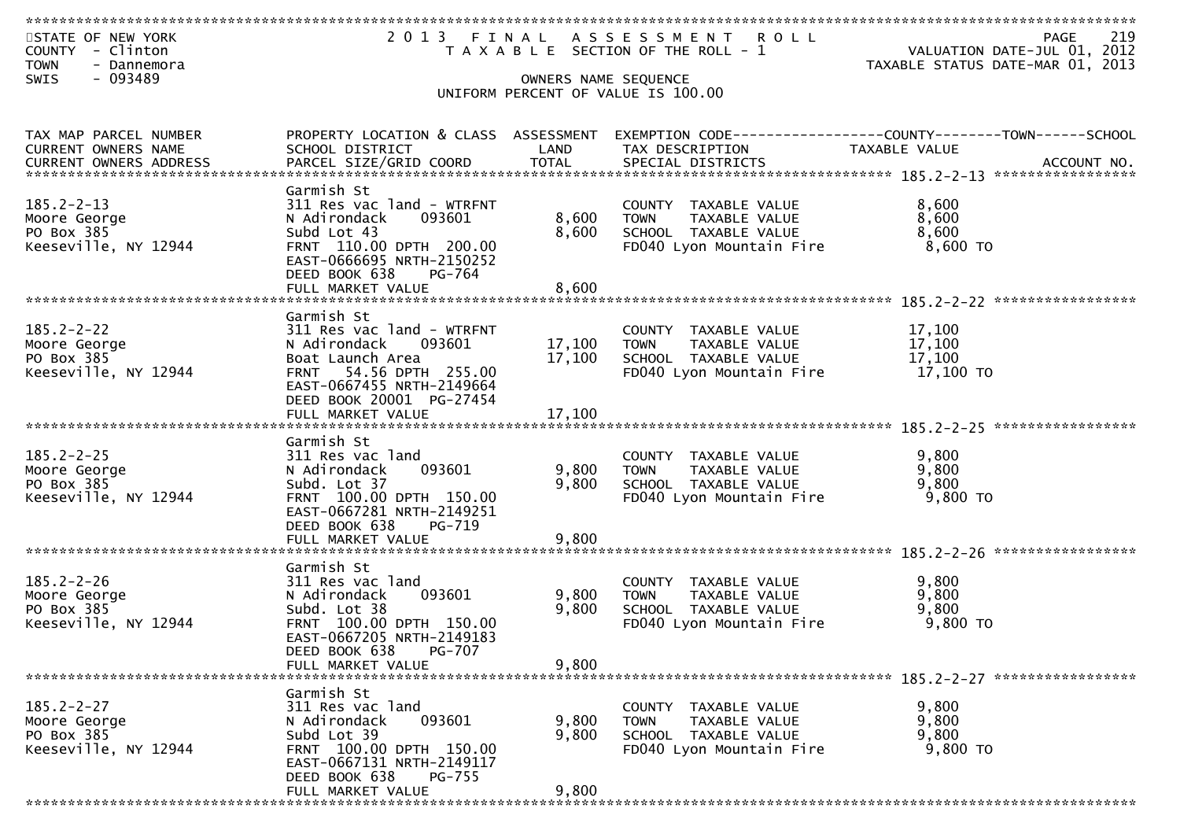STATE OF NEW YORK
COUNTY - Clinton
TOWN - Dannemora
SWIS - 093489

# 2013 FINAL ASSESSMENT ROLL
TAXABLE SECTION OF THE ROLL - 1

VALUATION DATE-JUL 01, 2012
TAXABLE STATUS DATE-MAR 01, 2013

OWNERS NAME SEQUENCE
UNIFORM PERCENT OF VALUE IS 100.00

| TAX MAP PARCEL NUMBER / CURRENT OWNERS NAME / CURRENT OWNERS ADDRESS | PROPERTY LOCATION & CLASS / SCHOOL DISTRICT / PARCEL SIZE/GRID COORD | ASSESSMENT LAND / TOTAL | EXEMPTION CODE / TAX DESCRIPTION / SPECIAL DISTRICTS | TAXABLE VALUE (COUNTY / TOWN / SCHOOL) | ACCOUNT NO. |
|---|---|---|---|---|---|
| 185.2-2-13 | Garmish St | | | | |
| 185.2-2-13 | 311 Res vac land - WTRFNT | | COUNTY TAXABLE VALUE | 8,600 | |
| Moore George | N Adirondack 093601 | 8,600 | TOWN TAXABLE VALUE | 8,600 | |
| PO Box 385 | Subd Lot 43 | 8,600 | SCHOOL TAXABLE VALUE | 8,600 | |
| Keeseville, NY 12944 | FRNT 110.00 DPTH 200.00 | | FD040 Lyon Mountain Fire | 8,600 TO | |
| | EAST-0666695 NRTH-2150252 | | | | |
| | DEED BOOK 638 PG-764 | | | | |
| | FULL MARKET VALUE | 8,600 | | | |
| 185.2-2-22 | Garmish St | | | | |
| 185.2-2-22 | 311 Res vac land - WTRFNT | | COUNTY TAXABLE VALUE | 17,100 | |
| Moore George | N Adirondack 093601 | 17,100 | TOWN TAXABLE VALUE | 17,100 | |
| PO Box 385 | Boat Launch Area | 17,100 | SCHOOL TAXABLE VALUE | 17,100 | |
| Keeseville, NY 12944 | FRNT 54.56 DPTH 255.00 | | FD040 Lyon Mountain Fire | 17,100 TO | |
| | EAST-0667455 NRTH-2149664 | | | | |
| | DEED BOOK 20001 PG-27454 | | | | |
| | FULL MARKET VALUE | 17,100 | | | |
| 185.2-2-25 | Garmish St | | | | |
| 185.2-2-25 | 311 Res vac land | | COUNTY TAXABLE VALUE | 9,800 | |
| Moore George | N Adirondack 093601 | 9,800 | TOWN TAXABLE VALUE | 9,800 | |
| PO Box 385 | Subd. Lot 37 | 9,800 | SCHOOL TAXABLE VALUE | 9,800 | |
| Keeseville, NY 12944 | FRNT 100.00 DPTH 150.00 | | FD040 Lyon Mountain Fire | 9,800 TO | |
| | EAST-0667281 NRTH-2149251 | | | | |
| | DEED BOOK 638 PG-719 | | | | |
| | FULL MARKET VALUE | 9,800 | | | |
| 185.2-2-26 | Garmish St | | | | |
| 185.2-2-26 | 311 Res vac land | | COUNTY TAXABLE VALUE | 9,800 | |
| Moore George | N Adirondack 093601 | 9,800 | TOWN TAXABLE VALUE | 9,800 | |
| PO Box 385 | Subd. Lot 38 | 9,800 | SCHOOL TAXABLE VALUE | 9,800 | |
| Keeseville, NY 12944 | FRNT 100.00 DPTH 150.00 | | FD040 Lyon Mountain Fire | 9,800 TO | |
| | EAST-0667205 NRTH-2149183 | | | | |
| | DEED BOOK 638 PG-707 | | | | |
| | FULL MARKET VALUE | 9,800 | | | |
| 185.2-2-27 | Garmish St | | | | |
| 185.2-2-27 | 311 Res vac land | | COUNTY TAXABLE VALUE | 9,800 | |
| Moore George | N Adirondack 093601 | 9,800 | TOWN TAXABLE VALUE | 9,800 | |
| PO Box 385 | Subd Lot 39 | 9,800 | SCHOOL TAXABLE VALUE | 9,800 | |
| Keeseville, NY 12944 | FRNT 100.00 DPTH 150.00 | | FD040 Lyon Mountain Fire | 9,800 TO | |
| | EAST-0667131 NRTH-2149117 | | | | |
| | DEED BOOK 638 PG-755 | | | | |
| | FULL MARKET VALUE | 9,800 | | | |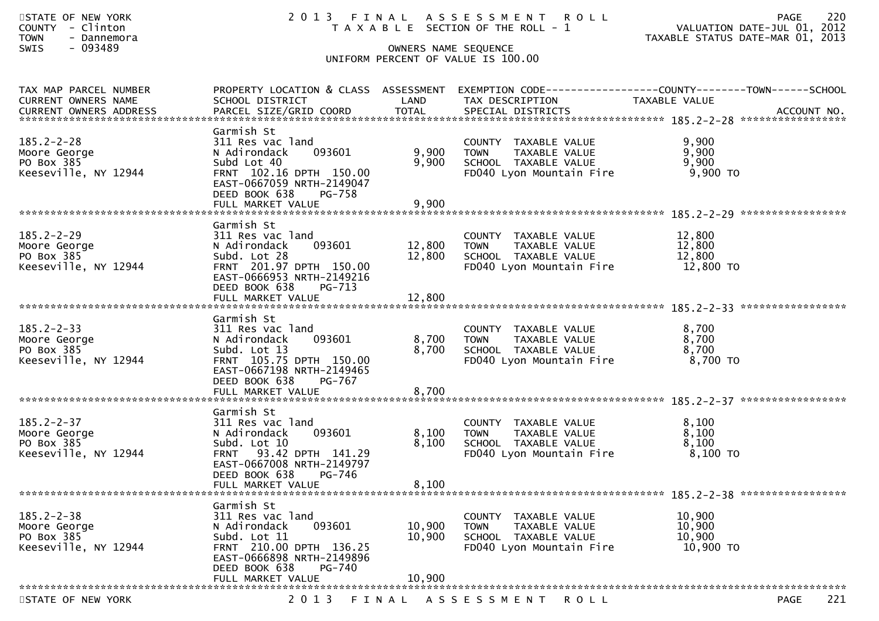STATE OF NEW YORK
COUNTY - Clinton
TOWN - Dannemora
SWIS - 093489

# 2013 FINAL ASSESSMENT ROLL
TAXABLE SECTION OF THE ROLL - 1

OWNERS NAME SEQUENCE
UNIFORM PERCENT OF VALUE IS 100.00

VALUATION DATE-JUL 01, 2012
TAXABLE STATUS DATE-MAR 01, 2013

| TAX MAP PARCEL NUMBER / CURRENT OWNERS NAME / CURRENT OWNERS ADDRESS | PROPERTY LOCATION & CLASS / SCHOOL DISTRICT / PARCEL SIZE/GRID COORD | ASSESSMENT LAND | TOTAL | EXEMPTION CODE / TAX DESCRIPTION / SPECIAL DISTRICTS | COUNTY / TOWN / SCHOOL TAXABLE VALUE | ACCOUNT NO. |
|---|---|---|---|---|---|---|
| **185.2-2-28** | Garmish St | | | | | |
| 185.2-2-28 | 311 Res vac land | | | COUNTY TAXABLE VALUE | 9,900 | |
| Moore George | N Adirondack 093601 | 9,900 | | TOWN TAXABLE VALUE | 9,900 | |
| PO Box 385 | Subd Lot 40 | | 9,900 | SCHOOL TAXABLE VALUE | 9,900 | |
| Keeseville, NY 12944 | FRNT 102.16 DPTH 150.00 | | | FD040 Lyon Mountain Fire | 9,900 TO | |
| | EAST-0667059 NRTH-2149047 | | | | | |
| | DEED BOOK 638 PG-758 | | | | | |
| | FULL MARKET VALUE | | 9,900 | | | |
| **185.2-2-29** | Garmish St | | | | | |
| 185.2-2-29 | 311 Res vac land | | | COUNTY TAXABLE VALUE | 12,800 | |
| Moore George | N Adirondack 093601 | 12,800 | | TOWN TAXABLE VALUE | 12,800 | |
| PO Box 385 | Subd. Lot 28 | | 12,800 | SCHOOL TAXABLE VALUE | 12,800 | |
| Keeseville, NY 12944 | FRNT 201.97 DPTH 150.00 | | | FD040 Lyon Mountain Fire | 12,800 TO | |
| | EAST-0666953 NRTH-2149216 | | | | | |
| | DEED BOOK 638 PG-713 | | | | | |
| | FULL MARKET VALUE | | 12,800 | | | |
| **185.2-2-33** | Garmish St | | | | | |
| 185.2-2-33 | 311 Res vac land | | | COUNTY TAXABLE VALUE | 8,700 | |
| Moore George | N Adirondack 093601 | 8,700 | | TOWN TAXABLE VALUE | 8,700 | |
| PO Box 385 | Subd. Lot 13 | | 8,700 | SCHOOL TAXABLE VALUE | 8,700 | |
| Keeseville, NY 12944 | FRNT 105.75 DPTH 150.00 | | | FD040 Lyon Mountain Fire | 8,700 TO | |
| | EAST-0667198 NRTH-2149465 | | | | | |
| | DEED BOOK 638 PG-767 | | | | | |
| | FULL MARKET VALUE | | 8,700 | | | |
| **185.2-2-37** | Garmish St | | | | | |
| 185.2-2-37 | 311 Res vac land | | | COUNTY TAXABLE VALUE | 8,100 | |
| Moore George | N Adirondack 093601 | 8,100 | | TOWN TAXABLE VALUE | 8,100 | |
| PO Box 385 | Subd. Lot 10 | | 8,100 | SCHOOL TAXABLE VALUE | 8,100 | |
| Keeseville, NY 12944 | FRNT 93.42 DPTH 141.29 | | | FD040 Lyon Mountain Fire | 8,100 TO | |
| | EAST-0667008 NRTH-2149797 | | | | | |
| | DEED BOOK 638 PG-746 | | | | | |
| | FULL MARKET VALUE | | 8,100 | | | |
| **185.2-2-38** | Garmish St | | | | | |
| 185.2-2-38 | 311 Res vac land | | | COUNTY TAXABLE VALUE | 10,900 | |
| Moore George | N Adirondack 093601 | 10,900 | | TOWN TAXABLE VALUE | 10,900 | |
| PO Box 385 | Subd. Lot 11 | | 10,900 | SCHOOL TAXABLE VALUE | 10,900 | |
| Keeseville, NY 12944 | FRNT 210.00 DPTH 136.25 | | | FD040 Lyon Mountain Fire | 10,900 TO | |
| | EAST-0666898 NRTH-2149896 | | | | | |
| | DEED BOOK 638 PG-740 | | | | | |
| | FULL MARKET VALUE | | 10,900 | | | |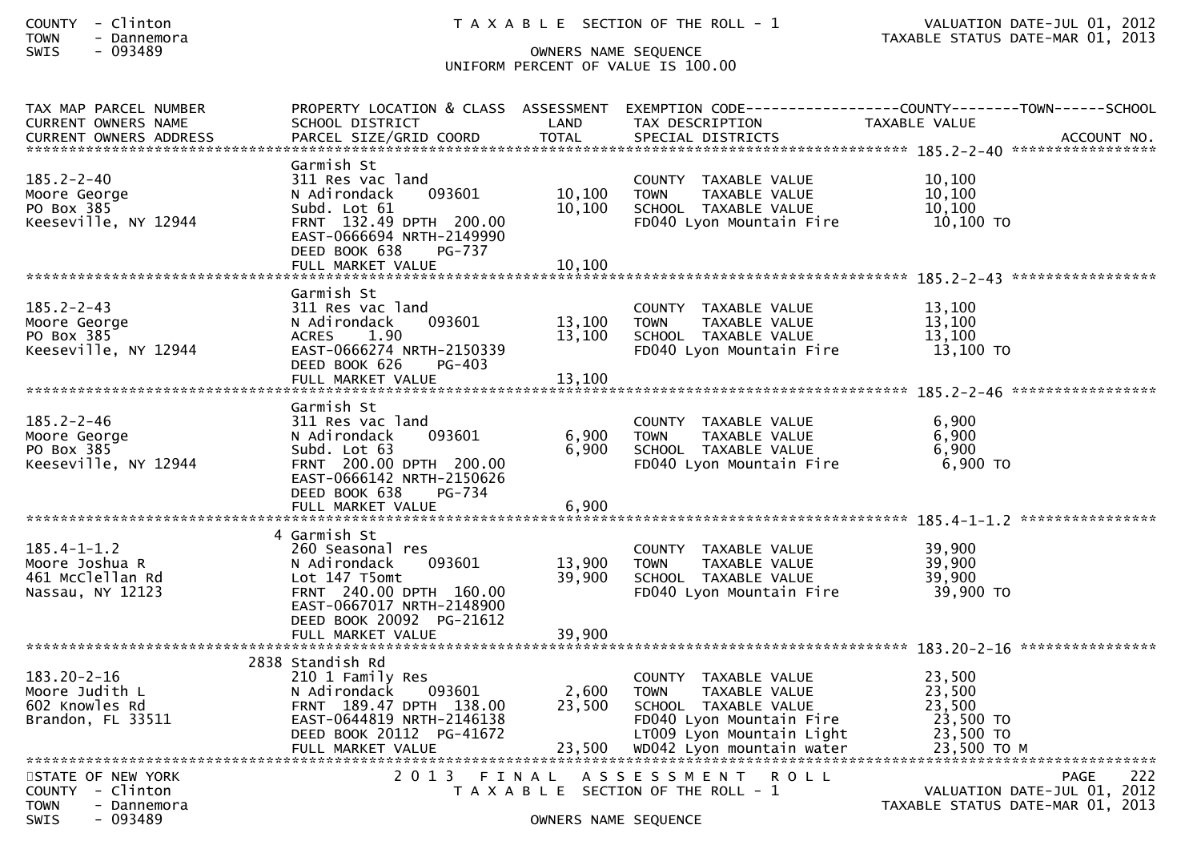COUNTY - Clinton
TOWN - Dannemora
SWIS - 093489

T A X A B L E SECTION OF THE ROLL - 1

OWNERS NAME SEQUENCE

UNIFORM PERCENT OF VALUE IS 100.00

VALUATION DATE-JUL 01, 2012
TAXABLE STATUS DATE-MAR 01, 2013

| TAX MAP PARCEL NUMBER / CURRENT OWNERS NAME / CURRENT OWNERS ADDRESS | PROPERTY LOCATION & CLASS / SCHOOL DISTRICT / PARCEL SIZE/GRID COORD | ASSESSMENT LAND | ASSESSMENT TOTAL | EXEMPTION CODE / TAX DESCRIPTION / SPECIAL DISTRICTS | TAXABLE VALUE (COUNTY / TOWN / SCHOOL) | ACCOUNT NO. |
|---|---|---|---|---|---|---|
| **185.2-2-40** | Garmish St | | | | | |
| 185.2-2-40 | 311 Res vac land | | | COUNTY TAXABLE VALUE | 10,100 | |
| Moore George | N Adirondack 093601 | 10,100 | | TOWN TAXABLE VALUE | 10,100 | |
| PO Box 385 | Subd. Lot 61 | | 10,100 | SCHOOL TAXABLE VALUE | 10,100 | |
| Keeseville, NY 12944 | FRNT 132.49 DPTH 200.00 | | | FD040 Lyon Mountain Fire | 10,100 TO | |
| | EAST-0666694 NRTH-2149990 | | | | | |
| | DEED BOOK 638 PG-737 | | | | | |
| | FULL MARKET VALUE | | 10,100 | | | |
| **185.2-2-43** | Garmish St | | | | | |
| 185.2-2-43 | 311 Res vac land | | | COUNTY TAXABLE VALUE | 13,100 | |
| Moore George | N Adirondack 093601 | 13,100 | | TOWN TAXABLE VALUE | 13,100 | |
| PO Box 385 | ACRES 1.90 | | 13,100 | SCHOOL TAXABLE VALUE | 13,100 | |
| Keeseville, NY 12944 | EAST-0666274 NRTH-2150339 | | | FD040 Lyon Mountain Fire | 13,100 TO | |
| | DEED BOOK 626 PG-403 | | | | | |
| | FULL MARKET VALUE | | 13,100 | | | |
| **185.2-2-46** | Garmish St | | | | | |
| 185.2-2-46 | 311 Res vac land | | | COUNTY TAXABLE VALUE | 6,900 | |
| Moore George | N Adirondack 093601 | 6,900 | | TOWN TAXABLE VALUE | 6,900 | |
| PO Box 385 | Subd. Lot 63 | | 6,900 | SCHOOL TAXABLE VALUE | 6,900 | |
| Keeseville, NY 12944 | FRNT 200.00 DPTH 200.00 | | | FD040 Lyon Mountain Fire | 6,900 TO | |
| | EAST-0666142 NRTH-2150626 | | | | | |
| | DEED BOOK 638 PG-734 | | | | | |
| | FULL MARKET VALUE | | 6,900 | | | |
| **185.4-1-1.2** | 4 Garmish St | | | | | |
| 185.4-1-1.2 | 260 Seasonal res | | | COUNTY TAXABLE VALUE | 39,900 | |
| Moore Joshua R | N Adirondack 093601 | 13,900 | | TOWN TAXABLE VALUE | 39,900 | |
| 461 McClellan Rd | Lot 147 T5omt | | 39,900 | SCHOOL TAXABLE VALUE | 39,900 | |
| Nassau, NY 12123 | FRNT 240.00 DPTH 160.00 | | | FD040 Lyon Mountain Fire | 39,900 TO | |
| | EAST-0667017 NRTH-2148900 | | | | | |
| | DEED BOOK 20092 PG-21612 | | | | | |
| | FULL MARKET VALUE | | 39,900 | | | |
| **183.20-2-16** | 2838 Standish Rd | | | | | |
| 183.20-2-16 | 210 1 Family Res | | | COUNTY TAXABLE VALUE | 23,500 | |
| Moore Judith L | N Adirondack 093601 | 2,600 | | TOWN TAXABLE VALUE | 23,500 | |
| 602 Knowles Rd | FRNT 189.47 DPTH 138.00 | | 23,500 | SCHOOL TAXABLE VALUE | 23,500 | |
| Brandon, FL 33511 | EAST-0644819 NRTH-2146138 | | | FD040 Lyon Mountain Fire | 23,500 TO | |
| | DEED BOOK 20112 PG-41672 | | | LT009 Lyon Mountain Light | 23,500 TO | |
| | FULL MARKET VALUE | | 23,500 | WD042 Lyon mountain water | 23,500 TO M | |

STATE OF NEW YORK
COUNTY - Clinton
TOWN - Dannemora
SWIS - 093489

2 0 1 3 F I N A L A S S E S S M E N T R O L L
T A X A B L E SECTION OF THE ROLL - 1
OWNERS NAME SEQUENCE

VALUATION DATE-JUL 01, 2012
TAXABLE STATUS DATE-MAR 01, 2013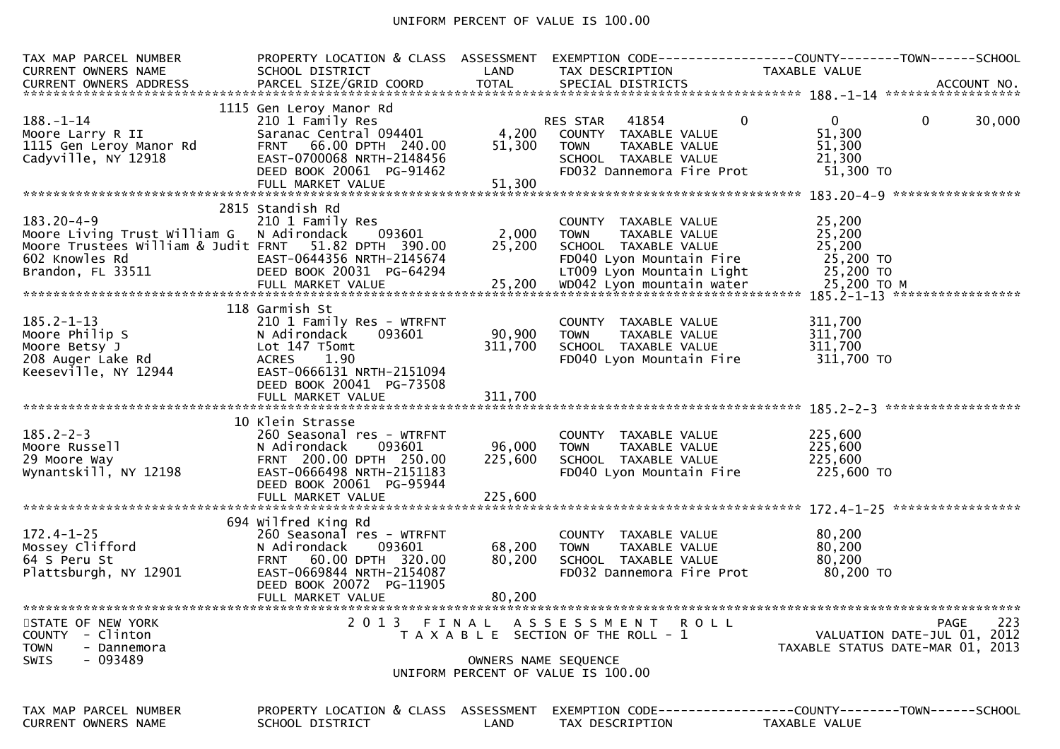UNIFORM PERCENT OF VALUE IS 100.00

```
TAX MAP PARCEL NUMBER          PROPERTY LOCATION & CLASS  ASSESSMENT  EXEMPTION CODE------------------COUNTY--------TOWN------SCHOOL
CURRENT OWNERS NAME            SCHOOL DISTRICT               LAND      TAX DESCRIPTION            TAXABLE VALUE
CURRENT OWNERS ADDRESS         PARCEL SIZE/GRID COORD        TOTAL     SPECIAL DISTRICTS                                      ACCOUNT NO.
******************************************************************************************************* 188.-1-14 ******************
                               1115 Gen Leroy Manor Rd
188.-1-14                      210 1 Family Res                        RES STAR   41854            0          0          0      30,000
Moore Larry R II               Saranac Central 094401        4,200     COUNTY  TAXABLE VALUE             51,300
1115 Gen Leroy Manor Rd        FRNT   66.00 DPTH  240.00    51,300     TOWN    TAXABLE VALUE             51,300
Cadyville, NY 12918            EAST-0700068 NRTH-2148456               SCHOOL  TAXABLE VALUE             21,300
                               DEED BOOK 20061  PG-91462               FD032 Dannemora Fire Prot          51,300 TO
                               FULL MARKET VALUE            51,300
******************************************************************************************************* 183.20-4-9 *****************
                               2815 Standish Rd
183.20-4-9                     210 1 Family Res                        COUNTY  TAXABLE VALUE             25,200
Moore Living Trust William G   N Adirondack    093601        2,000     TOWN    TAXABLE VALUE             25,200
Moore Trustees William & Judit FRNT   51.82 DPTH  390.00    25,200     SCHOOL  TAXABLE VALUE             25,200
602 Knowles Rd                 EAST-0644356 NRTH-2145674               FD040 Lyon Mountain Fire           25,200 TO
Brandon, FL 33511              DEED BOOK 20031  PG-64294               LT009 Lyon Mountain Light          25,200 TO
                               FULL MARKET VALUE            25,200     WD042 Lyon mountain water          25,200 TO M
******************************************************************************************************* 185.2-1-13 *****************
                               118 Garmish St
185.2-1-13                     210 1 Family Res - WTRFNT               COUNTY  TAXABLE VALUE            311,700
Moore Philip S                 N Adirondack    093601       90,900     TOWN    TAXABLE VALUE            311,700
Moore Betsy J                  Lot 147 T5omt               311,700     SCHOOL  TAXABLE VALUE            311,700
208 Auger Lake Rd              ACRES    1.90                           FD040 Lyon Mountain Fire          311,700 TO
Keeseville, NY 12944           EAST-0666131 NRTH-2151094
                               DEED BOOK 20041  PG-73508
                               FULL MARKET VALUE           311,700
******************************************************************************************************* 185.2-2-3 ******************
                               10 Klein Strasse
185.2-2-3                      260 Seasonal res - WTRFNT               COUNTY  TAXABLE VALUE            225,600
Moore Russell                  N Adirondack    093601       96,000     TOWN    TAXABLE VALUE            225,600
29 Moore Way                   FRNT  200.00 DPTH  250.00   225,600     SCHOOL  TAXABLE VALUE            225,600
Wynantskill, NY 12198          EAST-0666498 NRTH-2151183               FD040 Lyon Mountain Fire          225,600 TO
                               DEED BOOK 20061  PG-95944
                               FULL MARKET VALUE           225,600
******************************************************************************************************* 172.4-1-25 *****************
                               694 Wilfred King Rd
172.4-1-25                     260 Seasonal res - WTRFNT               COUNTY  TAXABLE VALUE             80,200
Mossey Clifford                N Adirondack    093601       68,200     TOWN    TAXABLE VALUE             80,200
64 S Peru St                   FRNT   60.00 DPTH  320.00    80,200     SCHOOL  TAXABLE VALUE             80,200
Plattsburgh, NY 12901          EAST-0669844 NRTH-2154087               FD032 Dannemora Fire Prot          80,200 TO
                               DEED BOOK 20072  PG-11905
                               FULL MARKET VALUE            80,200
************************************************************************************************************************************
```

```
STATE OF NEW YORK                 2 0 1 3   F I N A L   A S S E S S M E N T   R O L L                                 PAGE   223
COUNTY  - Clinton                       T A X A B L E  SECTION OF THE ROLL - 1                        VALUATION DATE-JUL 01, 2012
TOWN    - Dannemora                                                                                 TAXABLE STATUS DATE-MAR 01, 2013
SWIS    - 093489                                         OWNERS NAME SEQUENCE
                                                  UNIFORM PERCENT OF VALUE IS 100.00

TAX MAP PARCEL NUMBER          PROPERTY LOCATION & CLASS  ASSESSMENT  EXEMPTION CODE------------------COUNTY--------TOWN------SCHOOL
CURRENT OWNERS NAME            SCHOOL DISTRICT               LAND      TAX DESCRIPTION            TAXABLE VALUE
```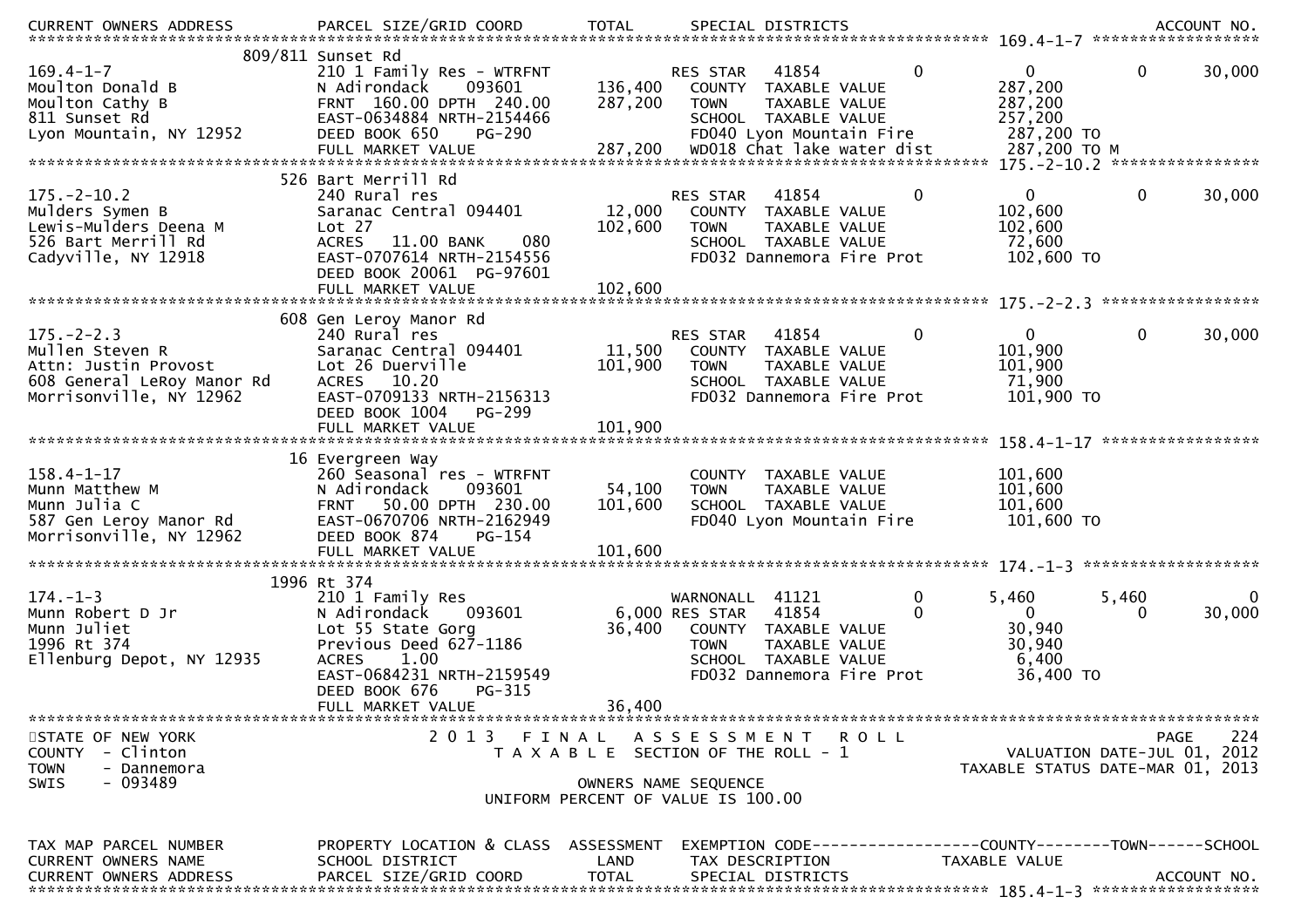| TAX MAP PARCEL NUMBER | PROPERTY LOCATION & CLASS | ASSESSMENT | EXEMPTION CODE | | COUNTY | TOWN | SCHOOL |
|---|---|---|---|---|---|---|---|
| CURRENT OWNERS NAME | SCHOOL DISTRICT | LAND | TAX DESCRIPTION | | TAXABLE VALUE | | |
| CURRENT OWNERS ADDRESS | PARCEL SIZE/GRID COORD | TOTAL | SPECIAL DISTRICTS | | | | ACCOUNT NO. |
| **169.4-1-7** | 809/811 Sunset Rd | | | | | | |
| 169.4-1-7 | 210 1 Family Res - WTRFNT | | RES STAR 41854 | 0 | 0 | 0 | 30,000 |
| Moulton Donald B | N Adirondack 093601 | 136,400 | COUNTY TAXABLE VALUE | | 287,200 | | |
| Moulton Cathy B | FRNT 160.00 DPTH 240.00 | 287,200 | TOWN TAXABLE VALUE | | 287,200 | | |
| 811 Sunset Rd | EAST-0634884 NRTH-2154466 | | SCHOOL TAXABLE VALUE | | 257,200 | | |
| Lyon Mountain, NY 12952 | DEED BOOK 650 PG-290 | | FD040 Lyon Mountain Fire | | 287,200 TO | | |
| | FULL MARKET VALUE | 287,200 | WD018 Chat lake water dist | | 287,200 TO M | | |
| **175.-2-10.2** | 526 Bart Merrill Rd | | | | | | |
| 175.-2-10.2 | 240 Rural res | | RES STAR 41854 | 0 | 0 | 0 | 30,000 |
| Mulders Symen B | Saranac Central 094401 | 12,000 | COUNTY TAXABLE VALUE | | 102,600 | | |
| Lewis-Mulders Deena M | Lot 27 | 102,600 | TOWN TAXABLE VALUE | | 102,600 | | |
| 526 Bart Merrill Rd | ACRES 11.00 BANK 080 | | SCHOOL TAXABLE VALUE | | 72,600 | | |
| Cadyville, NY 12918 | EAST-0707614 NRTH-2154556 | | FD032 Dannemora Fire Prot | | 102,600 TO | | |
| | DEED BOOK 20061 PG-97601 | | | | | | |
| | FULL MARKET VALUE | 102,600 | | | | | |
| **175.-2-2.3** | 608 Gen Leroy Manor Rd | | | | | | |
| 175.-2-2.3 | 240 Rural res | | RES STAR 41854 | 0 | 0 | 0 | 30,000 |
| Mullen Steven R | Saranac Central 094401 | 11,500 | COUNTY TAXABLE VALUE | | 101,900 | | |
| Attn: Justin Provost | Lot 26 Duerville | 101,900 | TOWN TAXABLE VALUE | | 101,900 | | |
| 608 General LeRoy Manor Rd | ACRES 10.20 | | SCHOOL TAXABLE VALUE | | 71,900 | | |
| Morrisonville, NY 12962 | EAST-0709133 NRTH-2156313 | | FD032 Dannemora Fire Prot | | 101,900 TO | | |
| | DEED BOOK 1004 PG-299 | | | | | | |
| | FULL MARKET VALUE | 101,900 | | | | | |
| **158.4-1-17** | 16 Evergreen Way | | | | | | |
| 158.4-1-17 | 260 Seasonal res - WTRFNT | | COUNTY TAXABLE VALUE | | 101,600 | | |
| Munn Matthew M | N Adirondack 093601 | 54,100 | TOWN TAXABLE VALUE | | 101,600 | | |
| Munn Julia C | FRNT 50.00 DPTH 230.00 | 101,600 | SCHOOL TAXABLE VALUE | | 101,600 | | |
| 587 Gen Leroy Manor Rd | EAST-0670706 NRTH-2162949 | | FD040 Lyon Mountain Fire | | 101,600 TO | | |
| Morrisonville, NY 12962 | DEED BOOK 874 PG-154 | | | | | | |
| | FULL MARKET VALUE | 101,600 | | | | | |
| **174.-1-3** | 1996 Rt 374 | | | | | | |
| 174.-1-3 | 210 1 Family Res | | WARNONALL 41121 | 0 | 5,460 | 5,460 | 0 |
| Munn Robert D Jr | N Adirondack 093601 | 6,000 | RES STAR 41854 | 0 | 0 | 0 | 30,000 |
| Munn Juliet | Lot 55 State Gorg | 36,400 | COUNTY TAXABLE VALUE | | 30,940 | | |
| 1996 Rt 374 | Previous Deed 627-1186 | | TOWN TAXABLE VALUE | | 30,940 | | |
| Ellenburg Depot, NY 12935 | ACRES 1.00 | | SCHOOL TAXABLE VALUE | | 6,400 | | |
| | EAST-0684231 NRTH-2159549 | | FD032 Dannemora Fire Prot | | 36,400 TO | | |
| | DEED BOOK 676 PG-315 | | | | | | |
| | FULL MARKET VALUE | 36,400 | | | | | |

STATE OF NEW YORK
COUNTY - Clinton
TOWN - Dannemora
SWIS - 093489

2 0 1 3 F I N A L A S S E S S M E N T R O L L
T A X A B L E SECTION OF THE ROLL - 1
OWNERS NAME SEQUENCE
UNIFORM PERCENT OF VALUE IS 100.00

VALUATION DATE-JUL 01, 2012
TAXABLE STATUS DATE-MAR 01, 2013

| TAX MAP PARCEL NUMBER | PROPERTY LOCATION & CLASS | ASSESSMENT | EXEMPTION CODE | COUNTY | TOWN | SCHOOL |
|---|---|---|---|---|---|---|
| CURRENT OWNERS NAME | SCHOOL DISTRICT | LAND | TAX DESCRIPTION | TAXABLE VALUE | | |
| CURRENT OWNERS ADDRESS | PARCEL SIZE/GRID COORD | TOTAL | SPECIAL DISTRICTS | | | ACCOUNT NO. |
| **185.4-1-3** | | | | | | |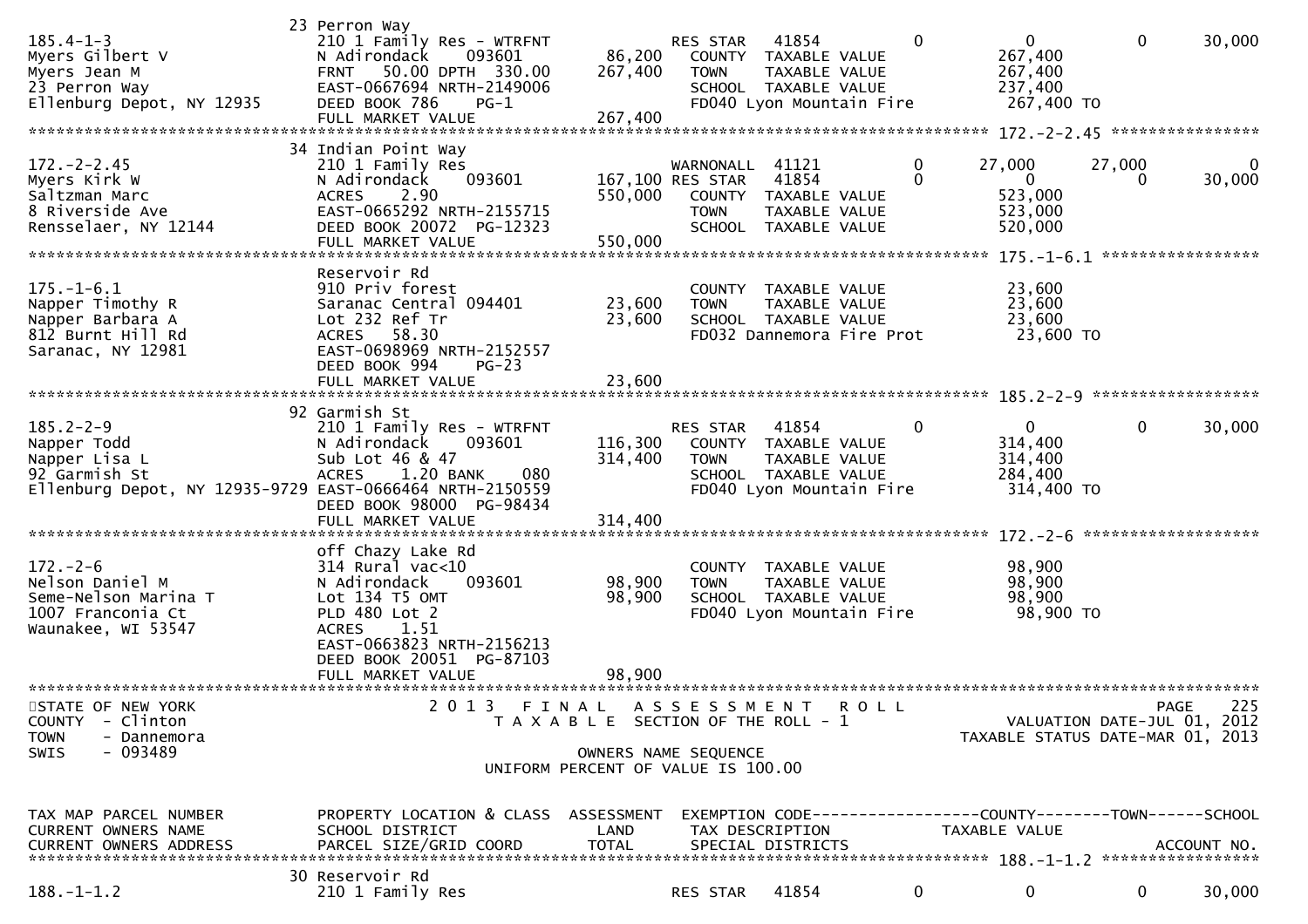```
                              23 Perron Way
185.4-1-3                     210 1 Family Res - WTRFNT             RES STAR   41854            0          0            0       30,000
Myers Gilbert V               N Adirondack     093601       86,200    COUNTY  TAXABLE VALUE              267,400
Myers Jean M                  FRNT   50.00 DPTH  330.00    267,400    TOWN    TAXABLE VALUE              267,400
23 Perron Way                 EAST-0667694 NRTH-2149006                SCHOOL  TAXABLE VALUE              237,400
Ellenburg Depot, NY 12935     DEED BOOK 786     PG-1                   FD040 Lyon Mountain Fire             267,400 TO
                              FULL MARKET VALUE            267,400
******************************************************************************************************* 172.-2-2.45 ****************
                              34 Indian Point Way
172.-2-2.45                   210 1 Family Res                     WARNONALL  41121            0     27,000       27,000            0
Myers Kirk W                  N Adirondack     093601      167,100 RES STAR   41854            0          0            0       30,000
Saltzman Marc                 ACRES    2.90               550,000    COUNTY  TAXABLE VALUE              523,000
8 Riverside Ave               EAST-0665292 NRTH-2155715                TOWN    TAXABLE VALUE              523,000
Rensselaer, NY 12144          DEED BOOK 20072  PG-12323                SCHOOL  TAXABLE VALUE              520,000
                              FULL MARKET VALUE            550,000
******************************************************************************************************* 175.-1-6.1 *****************
                              Reservoir Rd
175.-1-6.1                    910 Priv forest                         COUNTY  TAXABLE VALUE               23,600
Napper Timothy R              Saranac Central 094401        23,600    TOWN    TAXABLE VALUE               23,600
Napper Barbara A              Lot 232 Ref Tr                23,600    SCHOOL  TAXABLE VALUE               23,600
812 Burnt Hill Rd             ACRES   58.30                            FD032 Dannemora Fire Prot             23,600 TO
Saranac, NY 12981             EAST-0698969 NRTH-2152557
                              DEED BOOK 994     PG-23
                              FULL MARKET VALUE             23,600
******************************************************************************************************* 185.2-2-9 ******************
                              92 Garmish St
185.2-2-9                     210 1 Family Res - WTRFNT             RES STAR   41854            0          0            0       30,000
Napper Todd                   N Adirondack     093601      116,300    COUNTY  TAXABLE VALUE              314,400
Napper Lisa L                 Sub Lot 46 & 47              314,400    TOWN    TAXABLE VALUE              314,400
92 Garmish St                 ACRES    1.20 BANK     080               SCHOOL  TAXABLE VALUE              284,400
Ellenburg Depot, NY 12935-9729 EAST-0666464 NRTH-2150559               FD040 Lyon Mountain Fire             314,400 TO
                              DEED BOOK 98000  PG-98434
                              FULL MARKET VALUE            314,400
******************************************************************************************************* 172.-2-6 *******************
                              off Chazy Lake Rd
172.-2-6                      314 Rural vac<10                        COUNTY  TAXABLE VALUE               98,900
Nelson Daniel M               N Adirondack     093601       98,900    TOWN    TAXABLE VALUE               98,900
Seme-Nelson Marina T          Lot 134 T5 OMT                98,900    SCHOOL  TAXABLE VALUE               98,900
1007 Franconia Ct             PLD 480 Lot 2                            FD040 Lyon Mountain Fire              98,900 TO
Waunakee, WI 53547            ACRES    1.51
                              EAST-0663823 NRTH-2156213
                              DEED BOOK 20051  PG-87103
                              FULL MARKET VALUE             98,900
************************************************************************************************************************************
STATE OF NEW YORK                  2 0 1 3   F I N A L   A S S E S S M E N T   R O L L                                  PAGE    225
COUNTY  - Clinton                      T A X A B L E  SECTION OF THE ROLL - 1                      VALUATION DATE-JUL 01, 2012
TOWN    - Dannemora                                                                          TAXABLE STATUS DATE-MAR 01, 2013
SWIS    - 093489                                    OWNERS NAME SEQUENCE
                                            UNIFORM PERCENT OF VALUE IS 100.00


TAX MAP PARCEL NUMBER         PROPERTY LOCATION & CLASS  ASSESSMENT  EXEMPTION CODE------------------COUNTY--------TOWN------SCHOOL
CURRENT OWNERS NAME           SCHOOL DISTRICT               LAND      TAX DESCRIPTION             TAXABLE VALUE
CURRENT OWNERS ADDRESS        PARCEL SIZE/GRID COORD        TOTAL     SPECIAL DISTRICTS                                  ACCOUNT NO.
******************************************************************************************************* 188.-1-1.2 *****************
                              30 Reservoir Rd
188.-1-1.2                    210 1 Family Res                      RES STAR   41854            0          0            0       30,000
```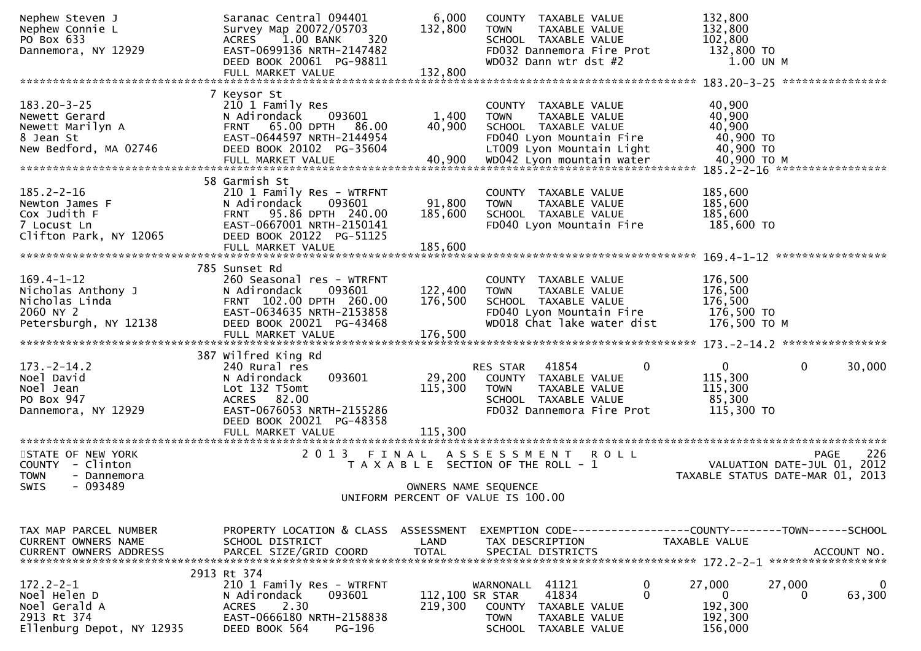```
Nephew Steven J                Saranac Central 094401         6,000    COUNTY  TAXABLE VALUE            132,800
Nephew Connie L                Survey Map 20072/05703       132,800    TOWN    TAXABLE VALUE            132,800
PO Box 633                     ACRES    1.00 BANK     320              SCHOOL  TAXABLE VALUE            102,800
Dannemora, NY 12929            EAST-0699136 NRTH-2147482               FD032 Dannemora Fire Prot         132,800 TO
                               DEED BOOK 20061  PG-98811               WD032 Dann wtr dst #2                1.00 UN M
                               FULL MARKET VALUE            132,800
******************************************************************************************************* 183.20-3-25 ****************
                             7 Keysor St
183.20-3-25                    210 1 Family Res                        COUNTY  TAXABLE VALUE             40,900
Newett Gerard                  N Adirondack     093601        1,400    TOWN    TAXABLE VALUE             40,900
Newett Marilyn A               FRNT   65.00 DPTH   86.00     40,900    SCHOOL  TAXABLE VALUE             40,900
8 Jean St                      EAST-0644597 NRTH-2144954               FD040 Lyon Mountain Fire           40,900 TO
New Bedford, MA 02746          DEED BOOK 20102  PG-35604               LT009 Lyon Mountain Light          40,900 TO
                               FULL MARKET VALUE             40,900    WD042 Lyon mountain water          40,900 TO M
******************************************************************************************************* 185.2-2-16 *****************
                            58 Garmish St
185.2-2-16                     210 1 Family Res - WTRFNT               COUNTY  TAXABLE VALUE            185,600
Newton James F                 N Adirondack     093601       91,800    TOWN    TAXABLE VALUE            185,600
Cox Judith F                   FRNT   95.86 DPTH  240.00    185,600    SCHOOL  TAXABLE VALUE            185,600
7 Locust Ln                    EAST-0667001 NRTH-2150141               FD040 Lyon Mountain Fire          185,600 TO
Clifton Park, NY 12065         DEED BOOK 20122  PG-51125
                               FULL MARKET VALUE            185,600
******************************************************************************************************* 169.4-1-12 *****************
                           785 Sunset Rd
169.4-1-12                     260 Seasonal res - WTRFNT               COUNTY  TAXABLE VALUE            176,500
Nicholas Anthony J             N Adirondack     093601      122,400    TOWN    TAXABLE VALUE            176,500
Nicholas Linda                 FRNT  102.00 DPTH  260.00    176,500    SCHOOL  TAXABLE VALUE            176,500
2060 NY 2                      EAST-0634635 NRTH-2153858               FD040 Lyon Mountain Fire          176,500 TO
Petersburgh, NY 12138          DEED BOOK 20021  PG-43468               WD018 Chat lake water dist        176,500 TO M
                               FULL MARKET VALUE            176,500
******************************************************************************************************* 173.-2-14.2 ****************
                           387 Wilfred King Rd
173.-2-14.2                    240 Rural res                           RES STAR   41854          0            0            0       30,000
Noel David                     N Adirondack     093601       29,200    COUNTY  TAXABLE VALUE            115,300
Noel Jean                      Lot 132 T5omt                115,300    TOWN    TAXABLE VALUE            115,300
PO Box 947                     ACRES   82.00                           SCHOOL  TAXABLE VALUE             85,300
Dannemora, NY 12929            EAST-0676053 NRTH-2155286               FD032 Dannemora Fire Prot         115,300 TO
                               DEED BOOK 20021  PG-48358
                               FULL MARKET VALUE            115,300
************************************************************************************************************************************
STATE OF NEW YORK                   2 0 1 3   F I N A L   A S S E S S M E N T   R O L L                                 PAGE    226
COUNTY  - Clinton                      T A X A B L E  SECTION OF THE ROLL - 1                          VALUATION DATE-JUL 01, 2012
TOWN    - Dannemora                                                                                  TAXABLE STATUS DATE-MAR 01, 2013
SWIS    - 093489                                      OWNERS NAME SEQUENCE
                                                UNIFORM PERCENT OF VALUE IS 100.00


TAX MAP PARCEL NUMBER          PROPERTY LOCATION & CLASS  ASSESSMENT  EXEMPTION CODE------------------COUNTY--------TOWN------SCHOOL
CURRENT OWNERS NAME            SCHOOL DISTRICT               LAND      TAX DESCRIPTION            TAXABLE VALUE
CURRENT OWNERS ADDRESS         PARCEL SIZE/GRID COORD       TOTAL      SPECIAL DISTRICTS                                  ACCOUNT NO.
******************************************************************************************************* 172.2-2-1 ******************
                          2913 Rt 374
172.2-2-1                      210 1 Family Res - WTRFNT               WARNONALL  41121          0       27,000       27,000            0
Noel Helen D                   N Adirondack     093601      112,100 SR STAR    41834          0            0            0       63,300
Noel Gerald A                  ACRES    2.30                219,300    COUNTY  TAXABLE VALUE            192,300
2913 Rt 374                    EAST-0666180 NRTH-2158838               TOWN    TAXABLE VALUE            192,300
Ellenburg Depot, NY 12935      DEED BOOK 564    PG-196                 SCHOOL  TAXABLE VALUE            156,000
```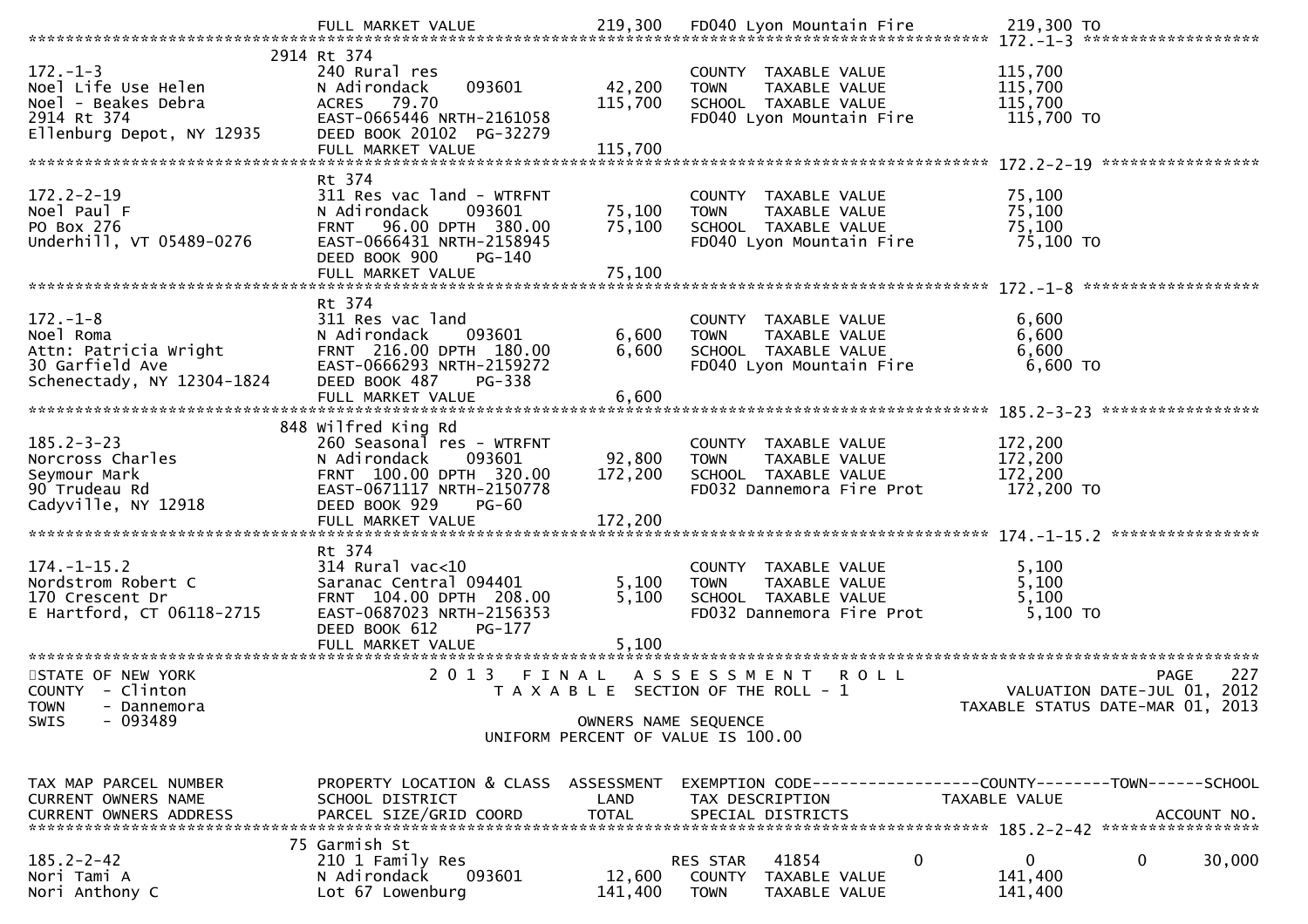```
                              FULL MARKET VALUE             219,300    FD040 Lyon Mountain Fire            219,300 TO
******************************************************************************************************* 172.-1-3 ******************
                         2914 Rt 374
172.-1-3                      240 Rural res                            COUNTY  TAXABLE VALUE             115,700
Noel Life Use Helen           N Adirondack     093601       42,200    TOWN    TAXABLE VALUE             115,700
Noel - Beakes Debra           ACRES  79.70                115,700    SCHOOL  TAXABLE VALUE             115,700
2914 Rt 374                   EAST-0665446 NRTH-2161058                FD040 Lyon Mountain Fire            115,700 TO
Ellenburg Depot, NY 12935     DEED BOOK 20102  PG-32279
                              FULL MARKET VALUE           115,700
******************************************************************************************************* 172.2-2-19 ****************
                              Rt 374
172.2-2-19                    311 Res vac land - WTRFNT                COUNTY  TAXABLE VALUE              75,100
Noel Paul F                   N Adirondack     093601       75,100    TOWN    TAXABLE VALUE              75,100
PO Box 276                    FRNT   96.00 DPTH 380.00     75,100    SCHOOL  TAXABLE VALUE              75,100
Underhill, VT 05489-0276      EAST-0666431 NRTH-2158945                FD040 Lyon Mountain Fire             75,100 TO
                              DEED BOOK 900    PG-140
                              FULL MARKET VALUE            75,100
******************************************************************************************************* 172.-1-8 ******************
                              Rt 374
172.-1-8                      311 Res vac land                         COUNTY  TAXABLE VALUE               6,600
Noel Roma                     N Adirondack     093601        6,600    TOWN    TAXABLE VALUE               6,600
Attn: Patricia Wright         FRNT  216.00 DPTH 180.00      6,600    SCHOOL  TAXABLE VALUE               6,600
30 Garfield Ave               EAST-0666293 NRTH-2159272                FD040 Lyon Mountain Fire              6,600 TO
Schenectady, NY 12304-1824    DEED BOOK 487    PG-338
                              FULL MARKET VALUE             6,600
******************************************************************************************************* 185.2-3-23 ****************
                          848 Wilfred King Rd
185.2-3-23                    260 Seasonal res - WTRFNT                COUNTY  TAXABLE VALUE             172,200
Norcross Charles              N Adirondack     093601       92,800    TOWN    TAXABLE VALUE             172,200
Seymour Mark                  FRNT  100.00 DPTH 320.00    172,200    SCHOOL  TAXABLE VALUE             172,200
90 Trudeau Rd                 EAST-0671117 NRTH-2150778                FD032 Dannemora Fire Prot           172,200 TO
Cadyville, NY 12918           DEED BOOK 929    PG-60
                              FULL MARKET VALUE           172,200
******************************************************************************************************* 174.-1-15.2 ***************
                              Rt 374
174.-1-15.2                   314 Rural vac<10                         COUNTY  TAXABLE VALUE               5,100
Nordstrom Robert C            Saranac Central 094401        5,100    TOWN    TAXABLE VALUE               5,100
170 Crescent Dr               FRNT  104.00 DPTH 208.00      5,100    SCHOOL  TAXABLE VALUE               5,100
E Hartford, CT 06118-2715     EAST-0687023 NRTH-2156353                FD032 Dannemora Fire Prot             5,100 TO
                              DEED BOOK 612    PG-177
                              FULL MARKET VALUE             5,100
************************************************************************************************************************************
STATE OF NEW YORK                  2 0 1 3   F I N A L   A S S E S S M E N T   R O L L                                PAGE    227
COUNTY  - Clinton                      T A X A B L E  SECTION OF THE ROLL - 1                        VALUATION DATE-JUL 01, 2012
TOWN    - Dannemora                                                                                TAXABLE STATUS DATE-MAR 01, 2013
SWIS    - 093489                                        OWNERS NAME SEQUENCE
                                               UNIFORM PERCENT OF VALUE IS 100.00


TAX MAP PARCEL NUMBER         PROPERTY LOCATION & CLASS  ASSESSMENT  EXEMPTION CODE------------------COUNTY--------TOWN------SCHOOL
CURRENT OWNERS NAME           SCHOOL DISTRICT               LAND      TAX DESCRIPTION            TAXABLE VALUE
CURRENT OWNERS ADDRESS        PARCEL SIZE/GRID COORD       TOTAL      SPECIAL DISTRICTS                                 ACCOUNT NO.
******************************************************************************************************* 185.2-2-42 ****************
                           75 Garmish St
185.2-2-42                    210 1 Family Res                         RES STAR   41854          0            0            0     30,000
Nori Tami A                   N Adirondack     093601       12,600    COUNTY  TAXABLE VALUE             141,400
Nori Anthony C                Lot 67 Lowenburg            141,400    TOWN    TAXABLE VALUE             141,400
```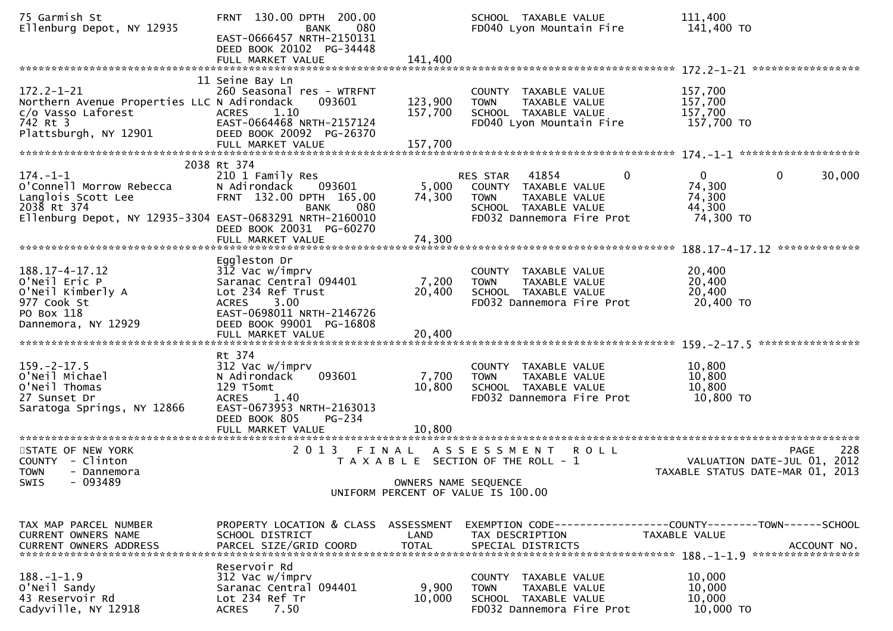```
75 Garmish St                     FRNT 130.00 DPTH 200.00                        SCHOOL  TAXABLE VALUE              111,400
Ellenburg Depot, NY 12935                        BANK    080                     FD040 Lyon Mountain Fire            141,400 TO
                                  EAST-0666457 NRTH-2150131
                                  DEED BOOK 20102  PG-34448
                                  FULL MARKET VALUE                  141,400
******************************************************************************************************* 172.2-1-21 *****************
                                11 Seine Bay Ln
172.2-1-21                        260 Seasonal res - WTRFNT                      COUNTY  TAXABLE VALUE              157,700
Northern Avenue Properties LLC N Adirondack     093601          123,900          TOWN    TAXABLE VALUE              157,700
c/o Vasso Laforest                ACRES     1.10                 157,700         SCHOOL  TAXABLE VALUE              157,700
742 Rt 3                          EAST-0664468 NRTH-2157124                      FD040 Lyon Mountain Fire            157,700 TO
Plattsburgh, NY 12901             DEED BOOK 20092  PG-26370
                                  FULL MARKET VALUE                  157,700
******************************************************************************************************* 174.-1-1 *******************
                              2038 Rt 374
174.-1-1                          210 1 Family Res                     RES STAR   41854           0                0             0        30,000
O'Connell Morrow Rebecca          N Adirondack     093601            5,000       COUNTY  TAXABLE VALUE               74,300
Langlois Scott Lee                FRNT 132.00 DPTH 165.00           74,300       TOWN    TAXABLE VALUE               74,300
2038 Rt 374                                     BANK    080                      SCHOOL  TAXABLE VALUE               44,300
Ellenburg Depot, NY 12935-3304 EAST-0683291 NRTH-2160010                         FD032 Dannemora Fire Prot            74,300 TO
                                  DEED BOOK 20031  PG-60270
                                  FULL MARKET VALUE                   74,300
******************************************************************************************************* 188.17-4-17.12 *************
                                  Eggleston Dr
188.17-4-17.12                    312 Vac w/imprv                                COUNTY  TAXABLE VALUE               20,400
O'Neil Eric P                     Saranac Central 094401             7,200       TOWN    TAXABLE VALUE               20,400
O'Neil Kimberly A                 Lot 234 Ref Trust                 20,400       SCHOOL  TAXABLE VALUE               20,400
977 Cook St                       ACRES     3.00                                 FD032 Dannemora Fire Prot            20,400 TO
PO Box 118                        EAST-0698011 NRTH-2146726
Dannemora, NY 12929               DEED BOOK 99001  PG-16808
                                  FULL MARKET VALUE                   20,400
******************************************************************************************************* 159.-2-17.5 ****************
                                  Rt 374
159.-2-17.5                       312 Vac w/imprv                                COUNTY  TAXABLE VALUE               10,800
O'Neil Michael                    N Adirondack     093601            7,700       TOWN    TAXABLE VALUE               10,800
O'Neil Thomas                     129 T5omt                         10,800       SCHOOL  TAXABLE VALUE               10,800
27 Sunset Dr                      ACRES     1.40                                 FD032 Dannemora Fire Prot            10,800 TO
Saratoga Springs, NY 12866        EAST-0673953 NRTH-2163013
                                  DEED BOOK 805    PG-234
                                  FULL MARKET VALUE                   10,800
************************************************************************************************************************************
STATE OF NEW YORK                       2 0 1 3   F I N A L   A S S E S S M E N T   R O L L                                 PAGE    228
COUNTY  - Clinton                              T A X A B L E  SECTION OF THE ROLL - 1                           VALUATION DATE-JUL 01, 2012
TOWN    - Dannemora                                                                                      TAXABLE STATUS DATE-MAR 01, 2013
SWIS    - 093489                                              OWNERS NAME SEQUENCE
                                                    UNIFORM PERCENT OF VALUE IS 100.00


TAX MAP PARCEL NUMBER             PROPERTY LOCATION & CLASS  ASSESSMENT  EXEMPTION CODE------------------COUNTY--------TOWN------SCHOOL
CURRENT OWNERS NAME               SCHOOL DISTRICT               LAND      TAX DESCRIPTION            TAXABLE VALUE
CURRENT OWNERS ADDRESS            PARCEL SIZE/GRID COORD        TOTAL     SPECIAL DISTRICTS                                  ACCOUNT NO.
******************************************************************************************************* 188.-1-1.9 *****************
                                  Reservoir Rd
188.-1-1.9                        312 Vac w/imprv                                COUNTY  TAXABLE VALUE               10,000
O'Neil Sandy                      Saranac Central 094401             9,900       TOWN    TAXABLE VALUE               10,000
43 Reservoir Rd                   Lot 234 Ref Tr                    10,000       SCHOOL  TAXABLE VALUE               10,000
Cadyville, NY 12918               ACRES     7.50                                 FD032 Dannemora Fire Prot            10,000 TO
```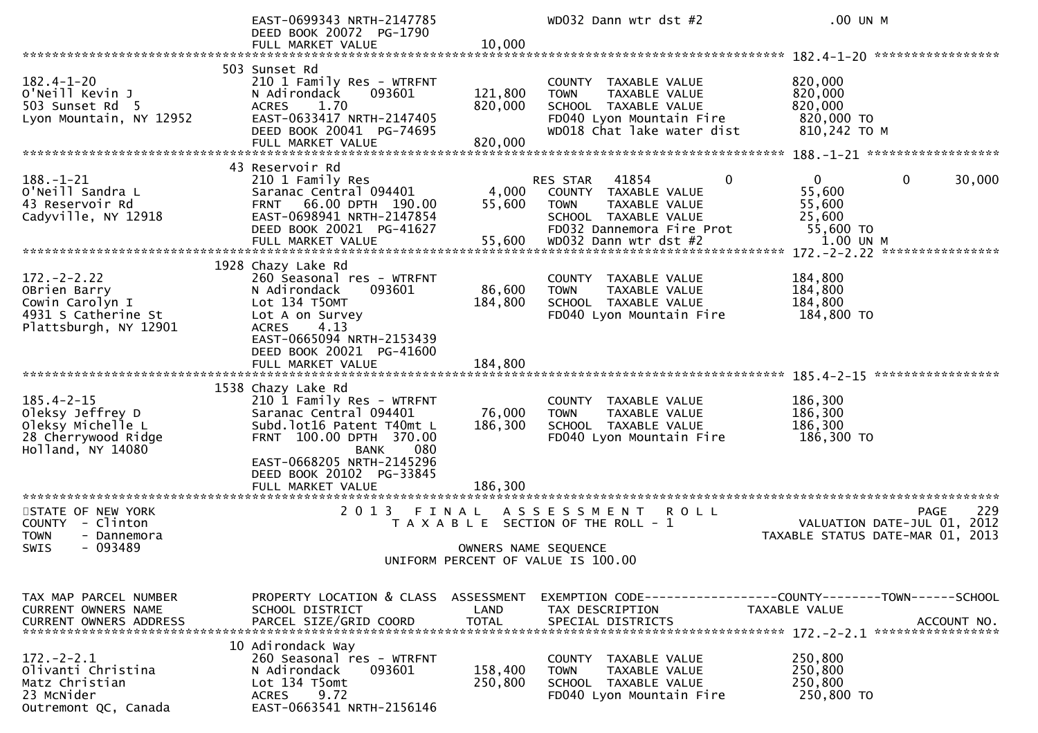```
                               EAST-0699343 NRTH-2147785               WD032 Dann wtr dst #2                .00 UN M
                               DEED BOOK 20072  PG-1790
                               FULL MARKET VALUE             10,000
******************************************************************************************************* 182.4-1-20 *****************
                           503 Sunset Rd
182.4-1-20                     210 1 Family Res - WTRFNT               COUNTY  TAXABLE VALUE             820,000
O'Neill Kevin J                N Adirondack      093601      121,800   TOWN    TAXABLE VALUE             820,000
503 Sunset Rd  5               ACRES     1.70                820,000   SCHOOL  TAXABLE VALUE             820,000
Lyon Mountain, NY 12952        EAST-0633417 NRTH-2147405               FD040 Lyon Mountain Fire           820,000 TO
                               DEED BOOK 20041  PG-74695               WD018 Chat lake water dist         810,242 TO M
                               FULL MARKET VALUE            820,000
******************************************************************************************************* 188.-1-21 ******************
                           43 Reservoir Rd
188.-1-21                      210 1 Family Res                        RES STAR   41854         0              0            0       30,000
O'Neill Sandra L               Saranac Central 094401          4,000   COUNTY  TAXABLE VALUE              55,600
43 Reservoir Rd                FRNT    66.00 DPTH  190.00     55,600   TOWN    TAXABLE VALUE              55,600
Cadyville, NY 12918            EAST-0698941 NRTH-2147854               SCHOOL  TAXABLE VALUE              25,600
                               DEED BOOK 20021  PG-41627               FD032 Dannemora Fire Prot           55,600 TO
                               FULL MARKET VALUE             55,600    WD032 Dann wtr dst #2                1.00 UN M
******************************************************************************************************* 172.-2-2.22 ****************
                           1928 Chazy Lake Rd
172.-2-2.22                    260 Seasonal res - WTRFNT               COUNTY  TAXABLE VALUE             184,800
OBrien Barry                   N Adirondack      093601       86,600   TOWN    TAXABLE VALUE             184,800
Cowin Carolyn I                Lot 134 T5OMT                 184,800   SCHOOL  TAXABLE VALUE             184,800
4931 S Catherine St            Lot A on Survey                         FD040 Lyon Mountain Fire           184,800 TO
Plattsburgh, NY 12901          ACRES     4.13
                               EAST-0665094 NRTH-2153439
                               DEED BOOK 20021  PG-41600
                               FULL MARKET VALUE            184,800
******************************************************************************************************* 185.4-2-15 *****************
                           1538 Chazy Lake Rd
185.4-2-15                     210 1 Family Res - WTRFNT               COUNTY  TAXABLE VALUE             186,300
Oleksy Jeffrey D               Saranac Central 094401         76,000   TOWN    TAXABLE VALUE             186,300
Oleksy Michelle L              Subd.lot16 Patent T40mt L     186,300   SCHOOL  TAXABLE VALUE             186,300
28 Cherrywood Ridge            FRNT   100.00 DPTH  370.00              FD040 Lyon Mountain Fire           186,300 TO
Holland, NY 14080                         BANK     080
                               EAST-0668205 NRTH-2145296
                               DEED BOOK 20102  PG-33845
                               FULL MARKET VALUE            186,300
************************************************************************************************************************************
STATE OF NEW YORK                   2 0 1 3   F I N A L   A S S E S S M E N T   R O L L                                   PAGE    229
COUNTY  - Clinton                      T A X A B L E  SECTION OF THE ROLL - 1                          VALUATION DATE-JUL 01, 2012
TOWN    - Dannemora                                                                                  TAXABLE STATUS DATE-MAR 01, 2013
SWIS    - 093489                                              OWNERS NAME SEQUENCE
                                                     UNIFORM PERCENT OF VALUE IS 100.00


TAX MAP PARCEL NUMBER          PROPERTY LOCATION & CLASS  ASSESSMENT  EXEMPTION CODE------------------COUNTY--------TOWN------SCHOOL
CURRENT OWNERS NAME            SCHOOL DISTRICT               LAND      TAX DESCRIPTION             TAXABLE VALUE
CURRENT OWNERS ADDRESS         PARCEL SIZE/GRID COORD        TOTAL     SPECIAL DISTRICTS                                  ACCOUNT NO.
******************************************************************************************************* 172.-2-2.1 *****************
                           10 Adirondack Way
172.-2-2.1                     260 Seasonal res - WTRFNT               COUNTY  TAXABLE VALUE             250,800
Olivanti Christina             N Adirondack      093601      158,400   TOWN    TAXABLE VALUE             250,800
Matz Christian                 Lot 134 T5omt                 250,800   SCHOOL  TAXABLE VALUE             250,800
23 McNider                     ACRES     9.72                          FD040 Lyon Mountain Fire           250,800 TO
Outremont QC, Canada           EAST-0663541 NRTH-2156146
```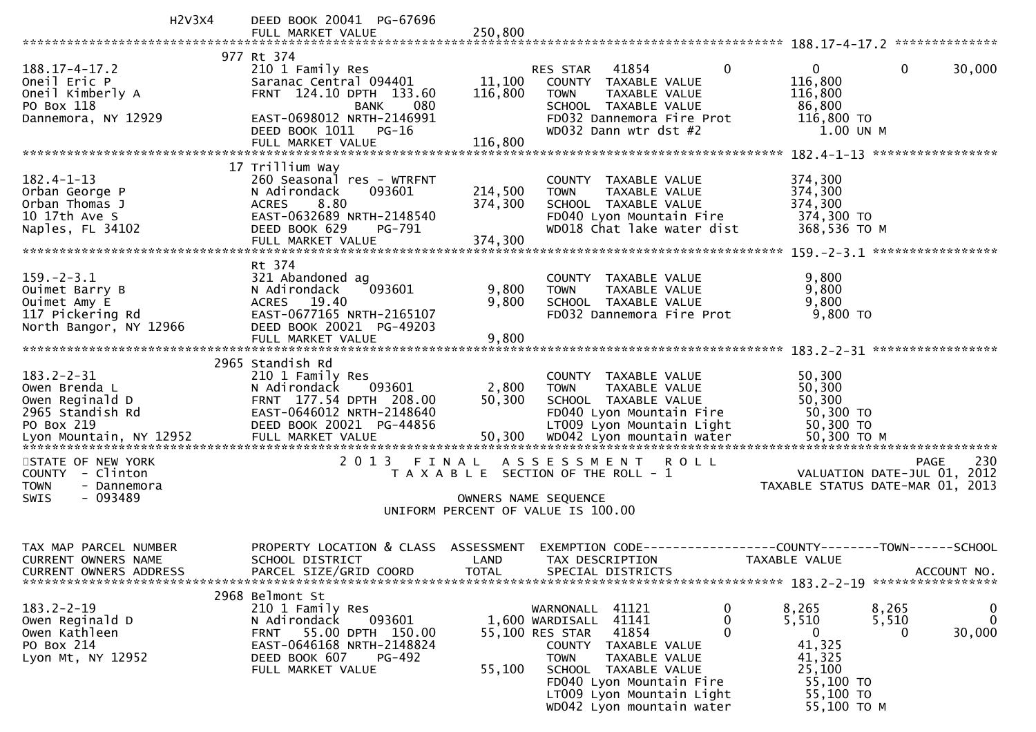```
              H2V3X4      DEED BOOK 20041  PG-67696
                          FULL MARKET VALUE             250,800
******************************************************************************************************* 188.17-4-17.2 **************
                     977 Rt 374
188.17-4-17.2             210 1 Family Res                    RES STAR   41854          0          0          0      30,000
Oneil Eric P              Saranac Central 094401      11,100    COUNTY  TAXABLE VALUE         116,800
Oneil Kimberly A          FRNT 124.10 DPTH 133.60    116,800    TOWN    TAXABLE VALUE         116,800
PO Box 118                               BANK    080            SCHOOL  TAXABLE VALUE          86,800
Dannemora, NY 12929       EAST-0698012 NRTH-2146991             FD032 Dannemora Fire Prot       116,800 TO
                          DEED BOOK 1011   PG-16                WD032 Dann wtr dst #2             1.00 UN M
                          FULL MARKET VALUE             116,800
******************************************************************************************************* 182.4-1-13 *****************
                      17 Trillium Way
182.4-1-13                260 Seasonal res - WTRFNT             COUNTY  TAXABLE VALUE         374,300
Orban George P            N Adirondack     093601    214,500    TOWN    TAXABLE VALUE         374,300
Orban Thomas J            ACRES    8.80              374,300    SCHOOL  TAXABLE VALUE         374,300
10 17th Ave S             EAST-0632689 NRTH-2148540             FD040 Lyon Mountain Fire        374,300 TO
Naples, FL 34102          DEED BOOK 629    PG-791               WD018 Chat lake water dist      368,536 TO M
                          FULL MARKET VALUE             374,300
******************************************************************************************************* 159.-2-3.1 *****************
                          Rt 374
159.-2-3.1                321 Abandoned ag                      COUNTY  TAXABLE VALUE           9,800
Ouimet Barry B            N Adirondack     093601      9,800    TOWN    TAXABLE VALUE           9,800
Ouimet Amy E              ACRES   19.40                9,800    SCHOOL  TAXABLE VALUE           9,800
117 Pickering Rd          EAST-0677165 NRTH-2165107             FD032 Dannemora Fire Prot         9,800 TO
North Bangor, NY 12966    DEED BOOK 20021  PG-49203
                          FULL MARKET VALUE               9,800
******************************************************************************************************* 183.2-2-31 *****************
                    2965 Standish Rd
183.2-2-31                210 1 Family Res                      COUNTY  TAXABLE VALUE          50,300
Owen Brenda L             N Adirondack     093601      2,800    TOWN    TAXABLE VALUE          50,300
Owen Reginald D           FRNT 177.54 DPTH 208.00     50,300    SCHOOL  TAXABLE VALUE          50,300
2965 Standish Rd          EAST-0646012 NRTH-2148640             FD040 Lyon Mountain Fire         50,300 TO
PO Box 219                DEED BOOK 20021  PG-44856             LT009 Lyon Mountain Light        50,300 TO
Lyon Mountain, NY 12952   FULL MARKET VALUE              50,300  WD042 Lyon mountain water        50,300 TO M
************************************************************************************************************************************
STATE OF NEW YORK                    2 0 1 3   F I N A L   A S S E S S M E N T   R O L L                              PAGE    230
COUNTY  - Clinton                       T A X A B L E  SECTION OF THE ROLL - 1                        VALUATION DATE-JUL 01, 2012
TOWN    - Dannemora                                                                                TAXABLE STATUS DATE-MAR 01, 2013
SWIS    - 093489                                       OWNERS NAME SEQUENCE
                                               UNIFORM PERCENT OF VALUE IS 100.00


TAX MAP PARCEL NUMBER     PROPERTY LOCATION & CLASS  ASSESSMENT  EXEMPTION CODE------------------COUNTY--------TOWN------SCHOOL
CURRENT OWNERS NAME       SCHOOL DISTRICT               LAND      TAX DESCRIPTION              TAXABLE VALUE
CURRENT OWNERS ADDRESS    PARCEL SIZE/GRID COORD       TOTAL      SPECIAL DISTRICTS                                  ACCOUNT NO.
******************************************************************************************************* 183.2-2-19 *****************
                    2968 Belmont St
183.2-2-19                210 1 Family Res                    WARNONALL  41121          0      8,265      8,265           0
Owen Reginald D           N Adirondack     093601      1,600 WARDISALL  41141          0      5,510      5,510           0
Owen Kathleen             FRNT  55.00 DPTH 150.00     55,100 RES STAR   41854          0          0          0      30,000
PO Box 214                EAST-0646168 NRTH-2148824             COUNTY  TAXABLE VALUE          41,325
Lyon Mt, NY 12952         DEED BOOK 607    PG-492               TOWN    TAXABLE VALUE          41,325
                          FULL MARKET VALUE              55,100  SCHOOL  TAXABLE VALUE          25,100
                                                                FD040 Lyon Mountain Fire         55,100 TO
                                                                LT009 Lyon Mountain Light        55,100 TO
                                                                WD042 Lyon mountain water        55,100 TO M
```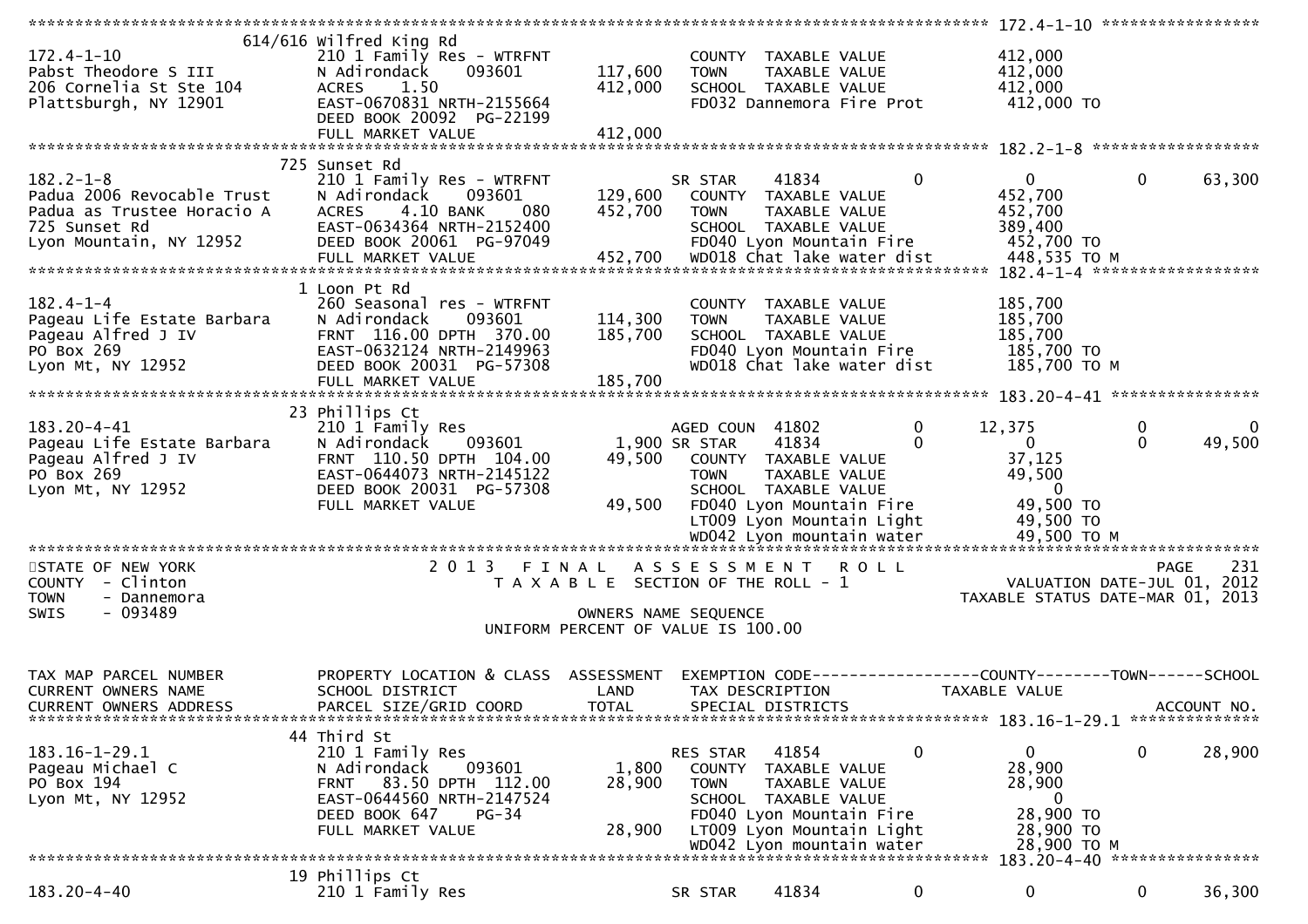```
******************************************************************************************************* 172.4-1-10 *****************
                    614/616 Wilfred King Rd
172.4-1-10                   210 1 Family Res - WTRFNT                   COUNTY  TAXABLE VALUE            412,000
Pabst Theodore S III         N Adirondack      093601       117,600      TOWN    TAXABLE VALUE            412,000
206 Cornelia St Ste 104      ACRES     1.50                 412,000      SCHOOL  TAXABLE VALUE            412,000
Plattsburgh, NY 12901        EAST-0670831 NRTH-2155664                   FD032 Dannemora Fire Prot         412,000 TO
                             DEED BOOK 20092  PG-22199
                             FULL MARKET VALUE              412,000
******************************************************************************************************* 182.2-1-8 ******************
                    725 Sunset Rd
182.2-1-8                    210 1 Family Res - WTRFNT                   SR STAR       41834          0           0           0       63,300
Padua 2006 Revocable Trust   N Adirondack      093601       129,600      COUNTY  TAXABLE VALUE            452,700
Padua as Trustee Horacio A   ACRES     4.10 BANK     080    452,700      TOWN    TAXABLE VALUE            452,700
725 Sunset Rd                EAST-0634364 NRTH-2152400                   SCHOOL  TAXABLE VALUE            389,400
Lyon Mountain, NY 12952      DEED BOOK 20061  PG-97049                   FD040 Lyon Mountain Fire          452,700 TO
                             FULL MARKET VALUE              452,700      WD018 Chat lake water dist        448,535 TO M
******************************************************************************************************* 182.4-1-4 ******************
                    1 Loon Pt Rd
182.4-1-4                    260 Seasonal res - WTRFNT                   COUNTY  TAXABLE VALUE            185,700
Pageau Life Estate Barbara   N Adirondack      093601       114,300      TOWN    TAXABLE VALUE            185,700
Pageau Alfred J IV           FRNT  116.00 DPTH  370.00      185,700      SCHOOL  TAXABLE VALUE            185,700
PO Box 269                   EAST-0632124 NRTH-2149963                   FD040 Lyon Mountain Fire          185,700 TO
Lyon Mt, NY 12952            DEED BOOK 20031  PG-57308                   WD018 Chat lake water dist        185,700 TO M
                             FULL MARKET VALUE              185,700
******************************************************************************************************* 183.20-4-41 ****************
                    23 Phillips Ct
183.20-4-41                  210 1 Family Res                            AGED COUN     41802          0      12,375           0            0
Pageau Life Estate Barbara   N Adirondack      093601         1,900      SR STAR       41834          0           0           0       49,500
Pageau Alfred J IV           FRNT  110.50 DPTH  104.00       49,500      COUNTY  TAXABLE VALUE             37,125
PO Box 269                   EAST-0644073 NRTH-2145122                   TOWN    TAXABLE VALUE             49,500
Lyon Mt, NY 12952            DEED BOOK 20031  PG-57308                   SCHOOL  TAXABLE VALUE                  0
                             FULL MARKET VALUE               49,500      FD040 Lyon Mountain Fire           49,500 TO
                                                                         LT009 Lyon Mountain Light          49,500 TO
                                                                         WD042 Lyon mountain water          49,500 TO M
************************************************************************************************************************************
STATE OF NEW YORK                       2 0 1 3   F I N A L   A S S E S S M E N T   R O L L                                PAGE   231
COUNTY  - Clinton                          T A X A B L E  SECTION OF THE ROLL - 1                     VALUATION DATE-JUL 01, 2012
TOWN    - Dannemora                                                                                 TAXABLE STATUS DATE-MAR 01, 2013
SWIS    - 093489                                       OWNERS NAME SEQUENCE
                                                UNIFORM PERCENT OF VALUE IS 100.00


TAX MAP PARCEL NUMBER          PROPERTY LOCATION & CLASS  ASSESSMENT  EXEMPTION CODE------------------COUNTY--------TOWN------SCHOOL
CURRENT OWNERS NAME            SCHOOL DISTRICT               LAND     TAX DESCRIPTION              TAXABLE VALUE
CURRENT OWNERS ADDRESS         PARCEL SIZE/GRID COORD        TOTAL    SPECIAL DISTRICTS                                   ACCOUNT NO.
******************************************************************************************************* 183.16-1-29.1 **************
                    44 Third St
183.16-1-29.1                210 1 Family Res                            RES STAR      41854          0           0           0       28,900
Pageau Michael C             N Adirondack      093601         1,800      COUNTY  TAXABLE VALUE             28,900
PO Box 194                   FRNT   83.50 DPTH  112.00       28,900      TOWN    TAXABLE VALUE             28,900
Lyon Mt, NY 12952            EAST-0644560 NRTH-2147524                   SCHOOL  TAXABLE VALUE                  0
                             DEED BOOK 647    PG-34                      FD040 Lyon Mountain Fire           28,900 TO
                             FULL MARKET VALUE               28,900      LT009 Lyon Mountain Light          28,900 TO
                                                                         WD042 Lyon mountain water          28,900 TO M
******************************************************************************************************* 183.20-4-40 ****************
                    19 Phillips Ct
183.20-4-40                  210 1 Family Res                            SR STAR       41834          0           0           0       36,300
```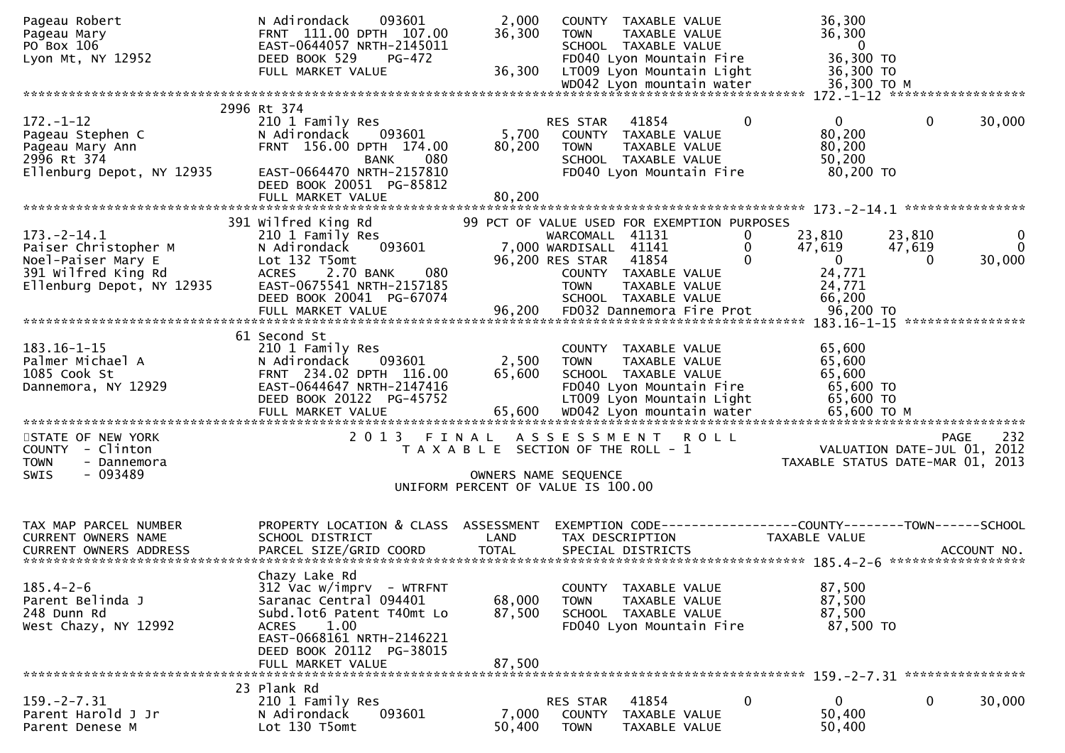```
Pageau Robert                  N Adirondack     093601          2,000   COUNTY  TAXABLE VALUE             36,300
Pageau Mary                    FRNT  111.00 DPTH  107.00       36,300   TOWN    TAXABLE VALUE             36,300
PO Box 106                     EAST-0644057 NRTH-2145011                SCHOOL  TAXABLE VALUE                  0
Lyon Mt, NY 12952              DEED BOOK 529    PG-472                  FD040 Lyon Mountain Fire          36,300 TO
                               FULL MARKET VALUE               36,300   LT009 Lyon Mountain Light         36,300 TO
                                                                        WD042 Lyon mountain water         36,300 TO M
******************************************************************************************************* 172.-1-12 *****************
                             2996 Rt 374
172.-1-12                      210 1 Family Res                         RES STAR   41854          0             0             0        30,000
Pageau Stephen C               N Adirondack     093601          5,700   COUNTY  TAXABLE VALUE             80,200
Pageau Mary Ann                FRNT  156.00 DPTH  174.00       80,200   TOWN    TAXABLE VALUE             80,200
2996 Rt 374                                   BANK     080              SCHOOL  TAXABLE VALUE             50,200
Ellenburg Depot, NY 12935      EAST-0664470 NRTH-2157810                FD040 Lyon Mountain Fire          80,200 TO
                               DEED BOOK 20051  PG-85812
                               FULL MARKET VALUE               80,200
******************************************************************************************************* 173.-2-14.1 ***************
                             391 Wilfred King Rd              99 PCT OF VALUE USED FOR EXEMPTION PURPOSES
173.-2-14.1                    210 1 Family Res                         WARCOMALL  41131          0        23,810        23,810             0
Paiser Christopher M           N Adirondack     093601          7,000   WARDISALL  41141          0        47,619        47,619             0
Noel-Paiser Mary E             Lot 132 T5omt                   96,200   RES STAR   41854          0             0             0        30,000
391 Wilfred King Rd            ACRES     2.70 BANK     080              COUNTY  TAXABLE VALUE             24,771
Ellenburg Depot, NY 12935      EAST-0675541 NRTH-2157185                TOWN    TAXABLE VALUE             24,771
                               DEED BOOK 20041  PG-67074                SCHOOL  TAXABLE VALUE             66,200
                               FULL MARKET VALUE               96,200   FD032 Dannemora Fire Prot         96,200 TO
******************************************************************************************************* 183.16-1-15 ***************
                             61 Second St
183.16-1-15                    210 1 Family Res                         COUNTY  TAXABLE VALUE             65,600
Palmer Michael A               N Adirondack     093601          2,500   TOWN    TAXABLE VALUE             65,600
1085 Cook St                   FRNT  234.02 DPTH  116.00       65,600   SCHOOL  TAXABLE VALUE             65,600
Dannemora, NY 12929            EAST-0644647 NRTH-2147416                FD040 Lyon Mountain Fire          65,600 TO
                               DEED BOOK 20122  PG-45752                LT009 Lyon Mountain Light         65,600 TO
                               FULL MARKET VALUE               65,600   WD042 Lyon mountain water         65,600 TO M
************************************************************************************************************************************
STATE OF NEW YORK                  2 0 1 3   F I N A L   A S S E S S M E N T   R O L L                                  PAGE    232
COUNTY  - Clinton                     T A X A B L E  SECTION OF THE ROLL - 1                        VALUATION DATE-JUL 01, 2012
TOWN    - Dannemora                                                                              TAXABLE STATUS DATE-MAR 01, 2013
SWIS    - 093489                                     OWNERS NAME SEQUENCE
                                              UNIFORM PERCENT OF VALUE IS 100.00

TAX MAP PARCEL NUMBER          PROPERTY LOCATION & CLASS  ASSESSMENT  EXEMPTION CODE------------------COUNTY--------TOWN------SCHOOL
CURRENT OWNERS NAME            SCHOOL DISTRICT               LAND     TAX DESCRIPTION            TAXABLE VALUE
CURRENT OWNERS ADDRESS         PARCEL SIZE/GRID COORD       TOTAL     SPECIAL DISTRICTS                                   ACCOUNT NO.
******************************************************************************************************* 185.4-2-6 *****************
                               Chazy Lake Rd
185.4-2-6                      312 Vac w/imprv  - WTRFNT                COUNTY  TAXABLE VALUE             87,500
Parent Belinda J               Saranac Central 094401          68,000   TOWN    TAXABLE VALUE             87,500
248 Dunn Rd                    Subd.lot6 Patent T40mt Lo       87,500   SCHOOL  TAXABLE VALUE             87,500
West Chazy, NY 12992           ACRES     1.00                           FD040 Lyon Mountain Fire          87,500 TO
                               EAST-0668161 NRTH-2146221
                               DEED BOOK 20112  PG-38015
                               FULL MARKET VALUE               87,500
******************************************************************************************************* 159.-2-7.31 ***************
                             23 Plank Rd
159.-2-7.31                    210 1 Family Res                         RES STAR   41854          0             0             0        30,000
Parent Harold J Jr             N Adirondack     093601          7,000   COUNTY  TAXABLE VALUE             50,400
Parent Denese M                Lot 130 T5omt                   50,400   TOWN    TAXABLE VALUE             50,400
```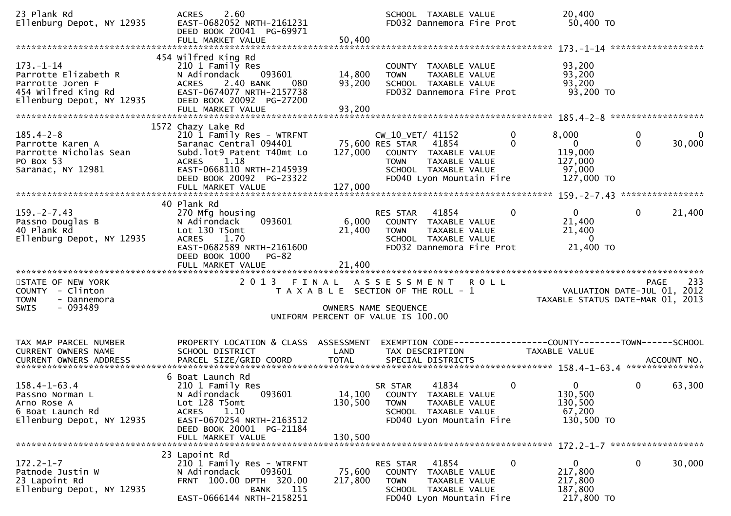```
23 Plank Rd                       ACRES      2.60                                SCHOOL  TAXABLE VALUE            20,400
Ellenburg Depot, NY 12935         EAST-0682052 NRTH-2161231                      FD032 Dannemora Fire Prot         50,400 TO
                                  DEED BOOK 20041  PG-69971
                                  FULL MARKET VALUE              50,400
******************************************************************************************************* 173.-1-14 ******************
                                454 Wilfred King Rd
173.-1-14                         210 1 Family Res                               COUNTY  TAXABLE VALUE            93,200
Parrotte Elizabeth R              N Adirondack     093601        14,800          TOWN    TAXABLE VALUE            93,200
Parrotte Joren F                  ACRES      2.40 BANK     080   93,200          SCHOOL  TAXABLE VALUE            93,200
454 Wilfred King Rd               EAST-0674077 NRTH-2157738                      FD032 Dannemora Fire Prot         93,200 TO
Ellenburg Depot, NY 12935         DEED BOOK 20092  PG-27200
                                  FULL MARKET VALUE              93,200
******************************************************************************************************* 185.4-2-8 ******************
                                1572 Chazy Lake Rd
185.4-2-8                         210 1 Family Res - WTRFNT                      CW_10_VET/ 41152       0         8,000             0          0
Parrotte Karen A                  Saranac Central 094401         75,600 RES STAR    41854       0             0             0     30,000
Parrotte Nicholas Sean            Subd.lot9 Patent T40mt Lo     127,000          COUNTY  TAXABLE VALUE           119,000
PO Box 53                         ACRES      1.18                                TOWN    TAXABLE VALUE           127,000
Saranac, NY 12981                 EAST-0668110 NRTH-2145939                      SCHOOL  TAXABLE VALUE            97,000
                                  DEED BOOK 20092  PG-23322                      FD040 Lyon Mountain Fire         127,000 TO
                                  FULL MARKET VALUE             127,000
******************************************************************************************************* 159.-2-7.43 ****************
                                40 Plank Rd
159.-2-7.43                       270 Mfg housing                                RES STAR    41854       0             0             0     21,400
Passno Douglas B                  N Adirondack     093601         6,000          COUNTY  TAXABLE VALUE            21,400
40 Plank Rd                       Lot 130 T5omt                  21,400          TOWN    TAXABLE VALUE            21,400
Ellenburg Depot, NY 12935         ACRES      1.70                                SCHOOL  TAXABLE VALUE                 0
                                  EAST-0682589 NRTH-2161600                      FD032 Dannemora Fire Prot         21,400 TO
                                  DEED BOOK 1000   PG-82
                                  FULL MARKET VALUE              21,400
************************************************************************************************************************************
STATE OF NEW YORK                  2 0 1 3   F I N A L   A S S E S S M E N T   R O L L                                  PAGE    233
COUNTY  - Clinton                      T A X A B L E  SECTION OF THE ROLL - 1                        VALUATION DATE-JUL 01, 2012
TOWN    - Dannemora                                                                              TAXABLE STATUS DATE-MAR 01, 2013
SWIS    - 093489                                          OWNERS NAME SEQUENCE
                                                 UNIFORM PERCENT OF VALUE IS 100.00


TAX MAP PARCEL NUMBER             PROPERTY LOCATION & CLASS  ASSESSMENT  EXEMPTION CODE------------------COUNTY--------TOWN------SCHOOL
CURRENT OWNERS NAME               SCHOOL DISTRICT                LAND    TAX DESCRIPTION              TAXABLE VALUE
CURRENT OWNERS ADDRESS            PARCEL SIZE/GRID COORD         TOTAL   SPECIAL DISTRICTS                                   ACCOUNT NO.
******************************************************************************************************* 158.4-1-63.4 ***************
                                6 Boat Launch Rd
158.4-1-63.4                      210 1 Family Res                               SR STAR     41834       0             0             0     63,300
Passno Norman L                   N Adirondack     093601        14,100          COUNTY  TAXABLE VALUE           130,500
Arno Rose A                       Lot 128 T5omt                 130,500          TOWN    TAXABLE VALUE           130,500
6 Boat Launch Rd                  ACRES      1.10                                SCHOOL  TAXABLE VALUE            67,200
Ellenburg Depot, NY 12935         EAST-0670254 NRTH-2163512                      FD040 Lyon Mountain Fire         130,500 TO
                                  DEED BOOK 20001  PG-21184
                                  FULL MARKET VALUE             130,500
******************************************************************************************************* 172.2-1-7 ******************
                                23 Lapoint Rd
172.2-1-7                         210 1 Family Res - WTRFNT                      RES STAR    41854       0             0             0     30,000
Patnode Justin W                  N Adirondack     093601        75,600          COUNTY  TAXABLE VALUE           217,800
23 Lapoint Rd                     FRNT  100.00 DPTH  320.00     217,800          TOWN    TAXABLE VALUE           217,800
Ellenburg Depot, NY 12935                         BANK     115                   SCHOOL  TAXABLE VALUE           187,800
                                  EAST-0666144 NRTH-2158251                      FD040 Lyon Mountain Fire         217,800 TO
```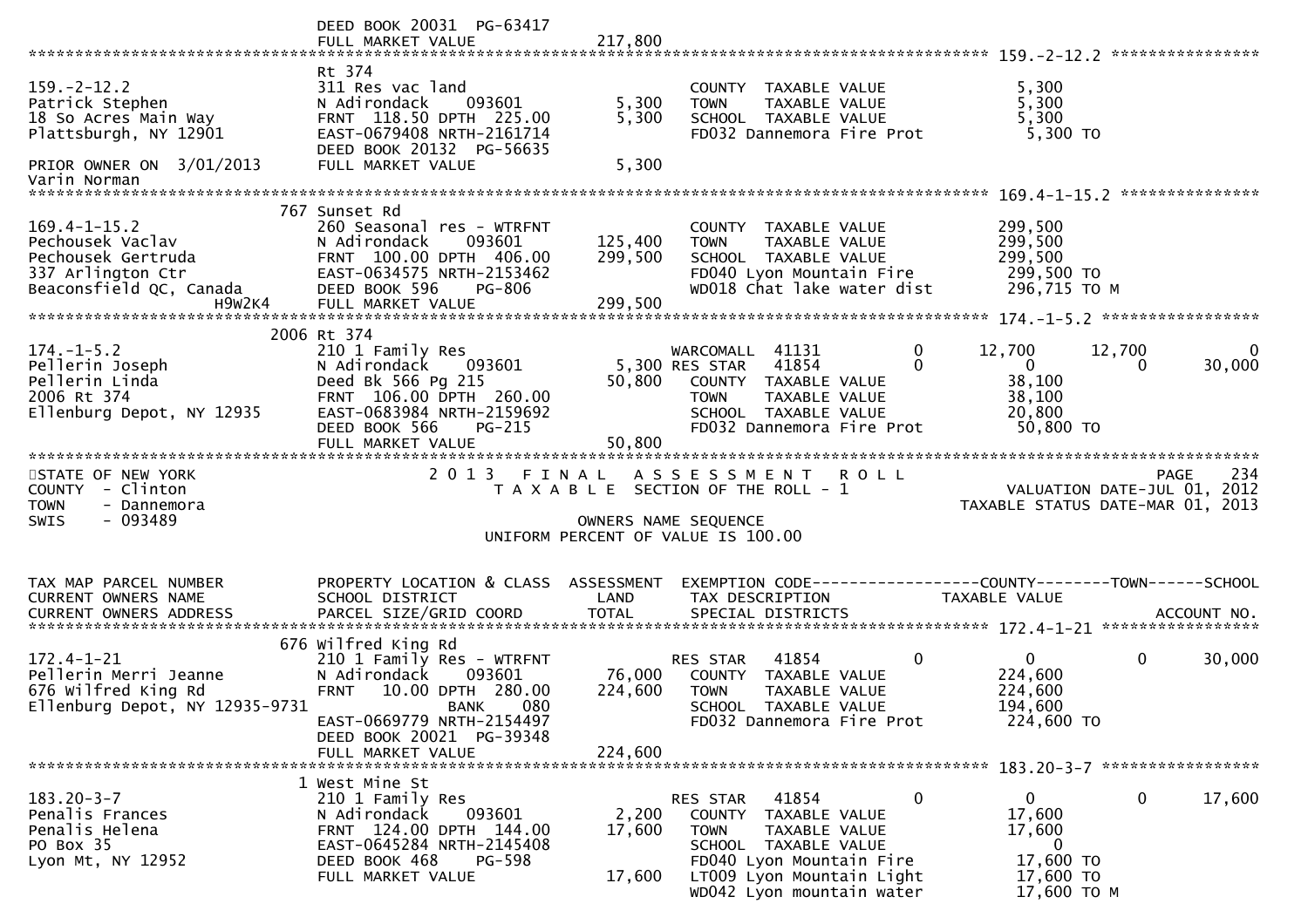```
                                       DEED BOOK 20031  PG-63417
                                       FULL MARKET VALUE             217,800
******************************************************************************************************* 159.-2-12.2 ****************
                                       Rt 374
159.-2-12.2                            311 Res vac land                         COUNTY  TAXABLE VALUE               5,300
Patrick Stephen                        N Adirondack      093601        5,300    TOWN    TAXABLE VALUE               5,300
18 So Acres Main Way                   FRNT  118.50 DPTH  225.00       5,300    SCHOOL  TAXABLE VALUE               5,300
Plattsburgh, NY 12901                  EAST-0679408 NRTH-2161714                FD032 Dannemora Fire Prot             5,300 TO
                                       DEED BOOK 20132  PG-56635
PRIOR OWNER ON  3/01/2013              FULL MARKET VALUE               5,300
Varin Norman
******************************************************************************************************* 169.4-1-15.2 ***************
                                   767 Sunset Rd
169.4-1-15.2                           260 Seasonal res - WTRFNT                COUNTY  TAXABLE VALUE             299,500
Pechousek Vaclav                       N Adirondack      093601      125,400    TOWN    TAXABLE VALUE             299,500
Pechousek Gertruda                     FRNT  100.00 DPTH  406.00     299,500    SCHOOL  TAXABLE VALUE             299,500
337 Arlington Ctr                      EAST-0634575 NRTH-2153462                FD040 Lyon Mountain Fire            299,500 TO
Beaconsfield QC, Canada                DEED BOOK 596     PG-806                 WD018 Chat lake water dist          296,715 TO M
                     H9W2K4            FULL MARKET VALUE             299,500
******************************************************************************************************* 174.-1-5.2 *****************
                                  2006 Rt 374
174.-1-5.2                             210 1 Family Res                         WARCOMALL  41131            0        12,700      12,700            0
Pellerin Joseph                        N Adirondack      093601        5,300 RES STAR   41854            0             0           0       30,000
Pellerin Linda                         Deed Bk 566 Pg 215             50,800    COUNTY  TAXABLE VALUE              38,100
2006 Rt 374                            FRNT  106.00 DPTH  260.00                TOWN    TAXABLE VALUE              38,100
Ellenburg Depot, NY 12935              EAST-0683984 NRTH-2159692                SCHOOL  TAXABLE VALUE              20,800
                                       DEED BOOK 566     PG-215                 FD032 Dannemora Fire Prot            50,800 TO
                                       FULL MARKET VALUE              50,800
*******************************************************************************************************************************
STATE OF NEW YORK                        2 0 1 3   F I N A L   A S S E S S M E N T   R O L L                              PAGE   234
COUNTY  - Clinton                           T A X A B L E  SECTION OF THE ROLL - 1                         VALUATION DATE-JUL 01, 2012
TOWN    - Dannemora                                                                                    TAXABLE STATUS DATE-MAR 01, 2013
SWIS    - 093489                                          OWNERS NAME SEQUENCE
                                                  UNIFORM PERCENT OF VALUE IS 100.00


TAX MAP PARCEL NUMBER              PROPERTY LOCATION & CLASS  ASSESSMENT  EXEMPTION CODE------------------COUNTY--------TOWN------SCHOOL
CURRENT OWNERS NAME                SCHOOL DISTRICT               LAND      TAX DESCRIPTION            TAXABLE VALUE
CURRENT OWNERS ADDRESS             PARCEL SIZE/GRID COORD        TOTAL     SPECIAL DISTRICTS                                  ACCOUNT NO.
******************************************************************************************************* 172.4-1-21 *****************
                                   676 Wilfred King Rd
172.4-1-21                             210 1 Family Res - WTRFNT                RES STAR   41854            0             0           0       30,000
Pellerin Merri Jeanne                  N Adirondack      093601       76,000    COUNTY  TAXABLE VALUE             224,600
676 Wilfred King Rd                    FRNT   10.00 DPTH  280.00     224,600    TOWN    TAXABLE VALUE             224,600
Ellenburg Depot, NY 12935-9731                        BANK    080               SCHOOL  TAXABLE VALUE             194,600
                                       EAST-0669779 NRTH-2154497                FD032 Dannemora Fire Prot           224,600 TO
                                       DEED BOOK 20021  PG-39348
                                       FULL MARKET VALUE             224,600
******************************************************************************************************* 183.20-3-7 *****************
                                     1 West Mine St
183.20-3-7                             210 1 Family Res                         RES STAR   41854            0             0           0       17,600
Penalis Frances                        N Adirondack      093601        2,200    COUNTY  TAXABLE VALUE              17,600
Penalis Helena                         FRNT  124.00 DPTH  144.00      17,600    TOWN    TAXABLE VALUE              17,600
PO Box 35                              EAST-0645284 NRTH-2145408                SCHOOL  TAXABLE VALUE                   0
Lyon Mt, NY 12952                      DEED BOOK 468     PG-598                 FD040 Lyon Mountain Fire             17,600 TO
                                       FULL MARKET VALUE              17,600    LT009 Lyon Mountain Light            17,600 TO
                                                                                WD042 Lyon mountain water            17,600 TO M
```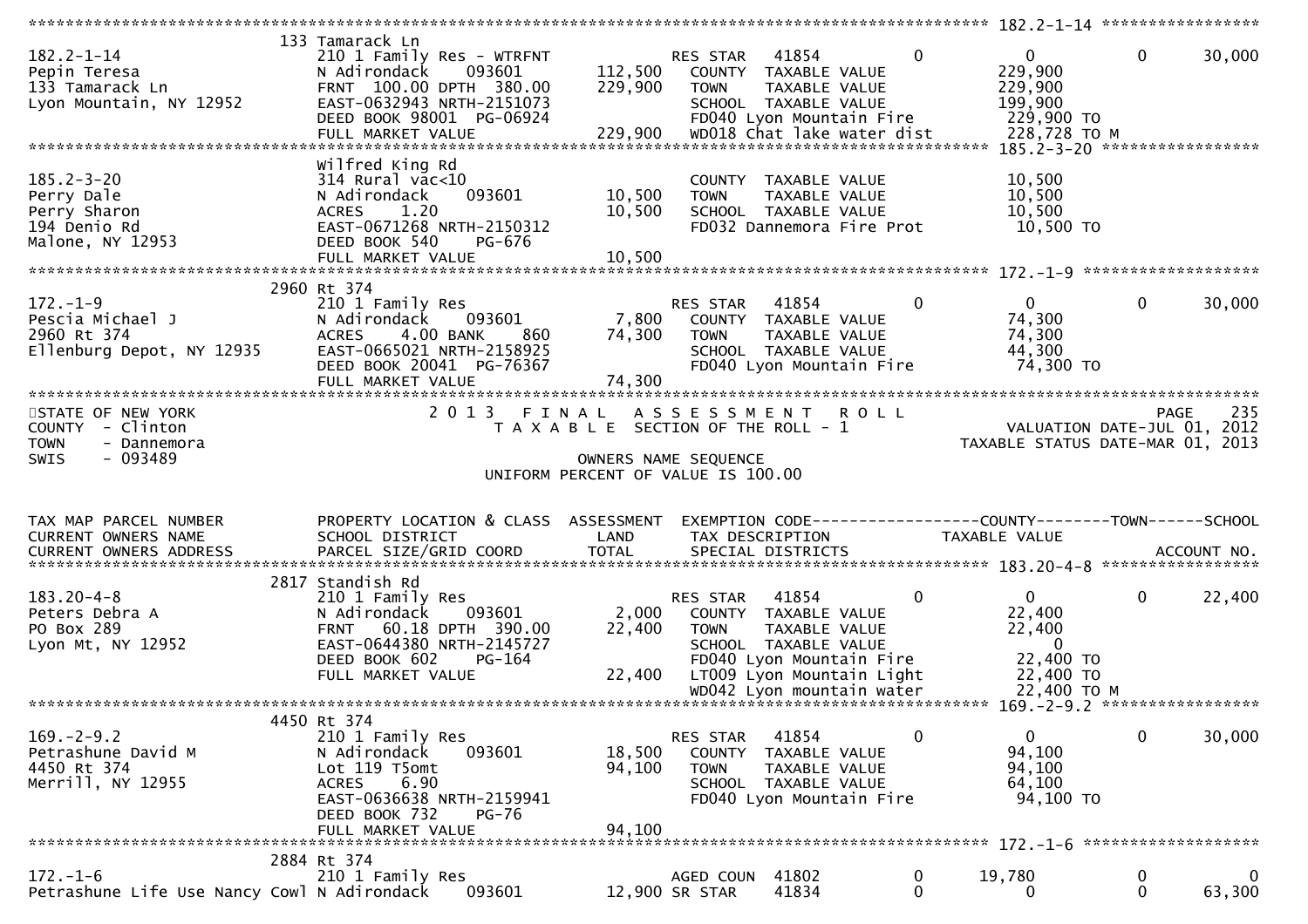```
******************************************************************************************************* 182.2-1-14 *****************
                    133 Tamarack Ln
182.2-1-14           210 1 Family Res - WTRFNT              RES STAR   41854         0          0          0     30,000
Pepin Teresa         N Adirondack     093601       112,500   COUNTY  TAXABLE VALUE          229,900
133 Tamarack Ln      FRNT 100.00 DPTH 380.00       229,900   TOWN    TAXABLE VALUE          229,900
Lyon Mountain, NY 12952  EAST-0632943 NRTH-2151073           SCHOOL  TAXABLE VALUE          199,900
                     DEED BOOK 98001  PG-06924               FD040 Lyon Mountain Fire        229,900 TO
                     FULL MARKET VALUE             229,900   WD018 Chat lake water dist      228,728 TO M
******************************************************************************************************* 185.2-3-20 *****************
                    Wilfred King Rd
185.2-3-20           314 Rural vac<10                        COUNTY  TAXABLE VALUE           10,500
Perry Dale           N Adirondack     093601        10,500   TOWN    TAXABLE VALUE           10,500
Perry Sharon         ACRES    1.20                  10,500   SCHOOL  TAXABLE VALUE           10,500
194 Denio Rd         EAST-0671268 NRTH-2150312               FD032 Dannemora Fire Prot        10,500 TO
Malone, NY 12953     DEED BOOK 540    PG-676
                     FULL MARKET VALUE              10,500
******************************************************************************************************* 172.-1-9 *******************
                    2960 Rt 374
172.-1-9             210 1 Family Res                        RES STAR   41854         0          0          0     30,000
Pescia Michael J     N Adirondack     093601         7,800   COUNTY  TAXABLE VALUE           74,300
2960 Rt 374          ACRES    4.00 BANK    860      74,300   TOWN    TAXABLE VALUE           74,300
Ellenburg Depot, NY 12935  EAST-0665021 NRTH-2158925         SCHOOL  TAXABLE VALUE           44,300
                     DEED BOOK 20041  PG-76367               FD040 Lyon Mountain Fire         74,300 TO
                     FULL MARKET VALUE              74,300
************************************************************************************************************************************
STATE OF NEW YORK                   2 0 1 3   F I N A L   A S S E S S M E N T   R O L L                              PAGE   235
COUNTY  - Clinton                     T A X A B L E  SECTION OF THE ROLL - 1                        VALUATION DATE-JUL 01, 2012
TOWN    - Dannemora                                                                          TAXABLE STATUS DATE-MAR 01, 2013
SWIS    - 093489                                    OWNERS NAME SEQUENCE
                                            UNIFORM PERCENT OF VALUE IS 100.00


TAX MAP PARCEL NUMBER       PROPERTY LOCATION & CLASS  ASSESSMENT  EXEMPTION CODE------------------COUNTY--------TOWN------SCHOOL
CURRENT OWNERS NAME         SCHOOL DISTRICT               LAND      TAX DESCRIPTION             TAXABLE VALUE
CURRENT OWNERS ADDRESS      PARCEL SIZE/GRID COORD        TOTAL     SPECIAL DISTRICTS                                   ACCOUNT NO.
******************************************************************************************************* 183.20-4-8 *****************
                    2817 Standish Rd
183.20-4-8           210 1 Family Res                        RES STAR   41854         0          0          0     22,400
Peters Debra A       N Adirondack     093601         2,000   COUNTY  TAXABLE VALUE           22,400
PO Box 289           FRNT  60.18 DPTH 390.00        22,400   TOWN    TAXABLE VALUE           22,400
Lyon Mt, NY 12952    EAST-0644380 NRTH-2145727               SCHOOL  TAXABLE VALUE                0
                     DEED BOOK 602    PG-164                 FD040 Lyon Mountain Fire         22,400 TO
                     FULL MARKET VALUE              22,400   LT009 Lyon Mountain Light        22,400 TO
                                                             WD042 Lyon mountain water        22,400 TO M
******************************************************************************************************* 169.-2-9.2 *****************
                    4450 Rt 374
169.-2-9.2           210 1 Family Res                        RES STAR   41854         0          0          0     30,000
Petrashune David M   N Adirondack     093601        18,500   COUNTY  TAXABLE VALUE           94,100
4450 Rt 374          Lot 119 T5omt                  94,100   TOWN    TAXABLE VALUE           94,100
Merrill, NY 12955    ACRES    6.90                           SCHOOL  TAXABLE VALUE           64,100
                     EAST-0636638 NRTH-2159941               FD040 Lyon Mountain Fire         94,100 TO
                     DEED BOOK 732    PG-76
                     FULL MARKET VALUE              94,100
******************************************************************************************************* 172.-1-6 *******************
                    2884 Rt 374
172.-1-6             210 1 Family Res                        AGED COUN  41802         0     19,780          0          0
Petrashune Life Use Nancy Cowl N Adirondack  093601  12,900 SR STAR    41834         0          0          0     63,300
```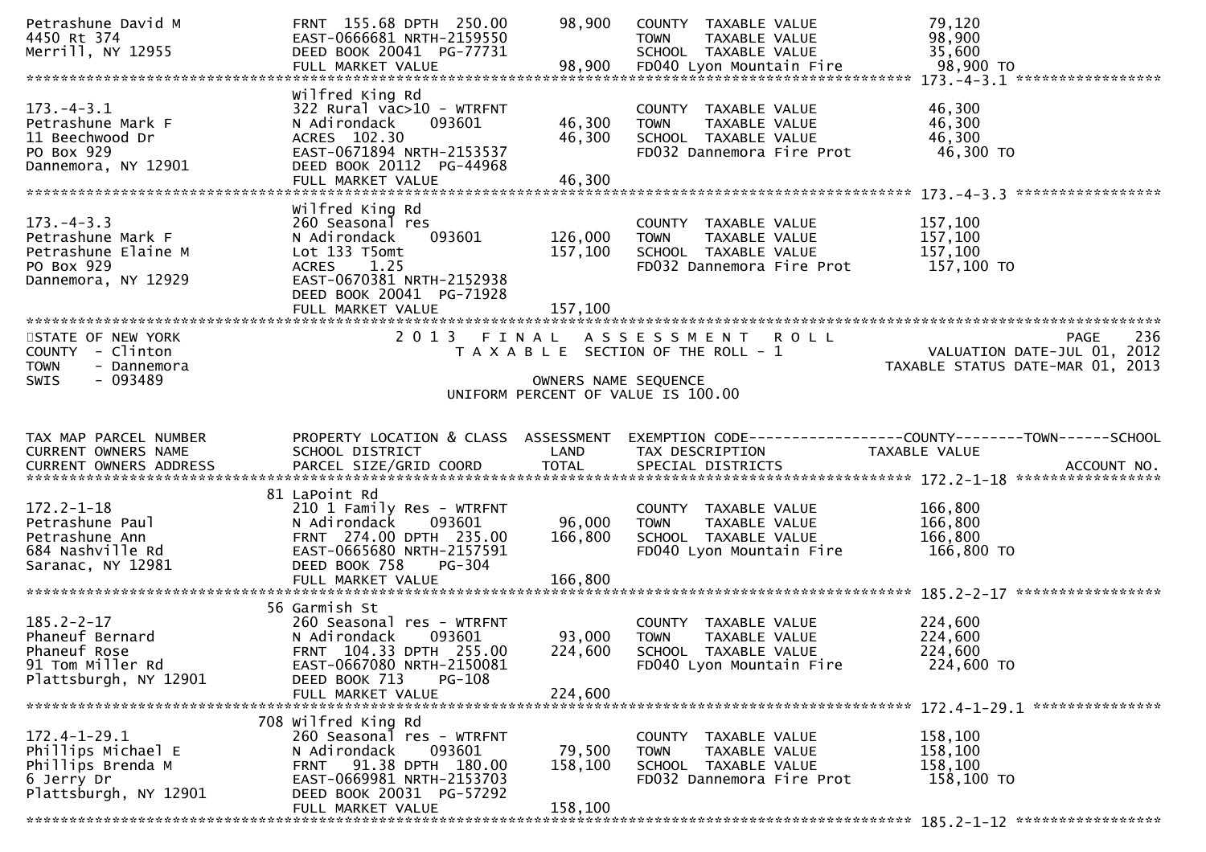```
Petrashune David M               FRNT 155.68 DPTH 250.00        98,900   COUNTY  TAXABLE VALUE                79,120
4450 Rt 374                      EAST-0666681 NRTH-2159550                TOWN    TAXABLE VALUE                98,900
Merrill, NY 12955                DEED BOOK 20041  PG-77731                SCHOOL  TAXABLE VALUE                35,600
                                 FULL MARKET VALUE              98,900   FD040 Lyon Mountain Fire              98,900 TO
******************************************************************************************************* 173.-4-3.1 *****************
                                 Wilfred King Rd
173.-4-3.1                       322 Rural vac>10 - WTRFNT                COUNTY  TAXABLE VALUE                46,300
Petrashune Mark F                N Adirondack     093601        46,300   TOWN    TAXABLE VALUE                46,300
11 Beechwood Dr                  ACRES  102.30                  46,300   SCHOOL  TAXABLE VALUE                46,300
PO Box 929                       EAST-0671894 NRTH-2153537                FD032 Dannemora Fire Prot             46,300 TO
Dannemora, NY 12901              DEED BOOK 20112  PG-44968
                                 FULL MARKET VALUE              46,300
******************************************************************************************************* 173.-4-3.3 *****************
                                 Wilfred King Rd
173.-4-3.3                       260 Seasonal res                         COUNTY  TAXABLE VALUE               157,100
Petrashune Mark F                N Adirondack     093601       126,000   TOWN    TAXABLE VALUE               157,100
Petrashune Elaine M              Lot 133 T5omt                 157,100   SCHOOL  TAXABLE VALUE               157,100
PO Box 929                       ACRES    1.25                            FD032 Dannemora Fire Prot            157,100 TO
Dannemora, NY 12929              EAST-0670381 NRTH-2152938
                                 DEED BOOK 20041  PG-71928
                                 FULL MARKET VALUE             157,100
*************************************************************************************************************************************
STATE OF NEW YORK                2 0 1 3   F I N A L   A S S E S S M E N T   R O L L                                   PAGE    236
COUNTY  - Clinton                     T A X A B L E  SECTION OF THE ROLL - 1                          VALUATION DATE-JUL 01, 2012
TOWN    - Dannemora                                                                              TAXABLE STATUS DATE-MAR 01, 2013
SWIS    - 093489                                      OWNERS NAME SEQUENCE
                                               UNIFORM PERCENT OF VALUE IS 100.00


TAX MAP PARCEL NUMBER            PROPERTY LOCATION & CLASS  ASSESSMENT  EXEMPTION CODE------------------COUNTY--------TOWN------SCHOOL
CURRENT OWNERS NAME              SCHOOL DISTRICT               LAND      TAX DESCRIPTION              TAXABLE VALUE
CURRENT OWNERS ADDRESS           PARCEL SIZE/GRID COORD        TOTAL     SPECIAL DISTRICTS                                   ACCOUNT NO.
******************************************************************************************************* 172.2-1-18 *****************
                               81 LaPoint Rd
172.2-1-18                       210 1 Family Res - WTRFNT                COUNTY  TAXABLE VALUE               166,800
Petrashune Paul                  N Adirondack     093601        96,000   TOWN    TAXABLE VALUE               166,800
Petrashune Ann                   FRNT 274.00 DPTH 235.00       166,800   SCHOOL  TAXABLE VALUE               166,800
684 Nashville Rd                 EAST-0665680 NRTH-2157591                FD040 Lyon Mountain Fire             166,800 TO
Saranac, NY 12981                DEED BOOK 758    PG-304
                                 FULL MARKET VALUE             166,800
******************************************************************************************************* 185.2-2-17 *****************
                               56 Garmish St
185.2-2-17                       260 Seasonal res - WTRFNT                COUNTY  TAXABLE VALUE               224,600
Phaneuf Bernard                  N Adirondack     093601        93,000   TOWN    TAXABLE VALUE               224,600
Phaneuf Rose                     FRNT 104.33 DPTH 255.00       224,600   SCHOOL  TAXABLE VALUE               224,600
91 Tom Miller Rd                 EAST-0667080 NRTH-2150081                FD040 Lyon Mountain Fire             224,600 TO
Plattsburgh, NY 12901            DEED BOOK 713    PG-108
                                 FULL MARKET VALUE             224,600
******************************************************************************************************* 172.4-1-29.1 ***************
                              708 Wilfred King Rd
172.4-1-29.1                     260 Seasonal res - WTRFNT                COUNTY  TAXABLE VALUE               158,100
Phillips Michael E               N Adirondack     093601        79,500   TOWN    TAXABLE VALUE               158,100
Phillips Brenda M                FRNT  91.38 DPTH 180.00       158,100   SCHOOL  TAXABLE VALUE               158,100
6 Jerry Dr                       EAST-0669981 NRTH-2153703                FD032 Dannemora Fire Prot            158,100 TO
Plattsburgh, NY 12901            DEED BOOK 20031  PG-57292
                                 FULL MARKET VALUE             158,100
******************************************************************************************************* 185.2-1-12 *****************
```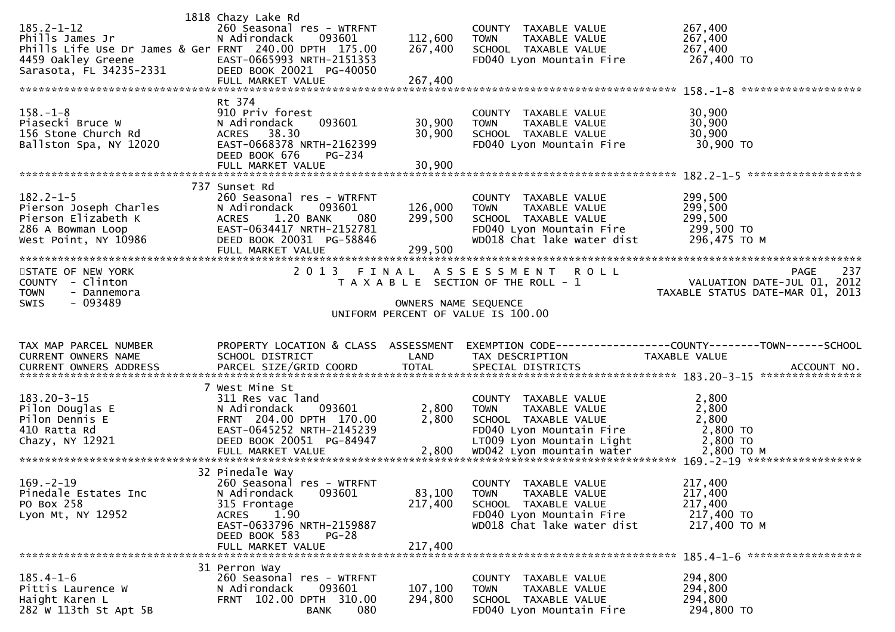```
                           1818 Chazy Lake Rd
185.2-1-12                      260 Seasonal res - WTRFNT              COUNTY  TAXABLE VALUE           267,400
Phills James Jr                 N Adirondack    093601      112,600    TOWN    TAXABLE VALUE           267,400
Phills Life Use Dr James & Ger FRNT 240.00 DPTH 175.00      267,400    SCHOOL  TAXABLE VALUE           267,400
4459 Oakley Greene              EAST-0665993 NRTH-2151353              FD040 Lyon Mountain Fire         267,400 TO
Sarasota, FL 34235-2331         DEED BOOK 20021 PG-40050
                                FULL MARKET VALUE           267,400
******************************************************************************************************* 158.-1-8 ******************
                                Rt 374
158.-1-8                        910 Priv forest                        COUNTY  TAXABLE VALUE            30,900
Piasecki Bruce W                N Adirondack    093601       30,900    TOWN    TAXABLE VALUE            30,900
156 Stone Church Rd             ACRES   38.30                30,900    SCHOOL  TAXABLE VALUE            30,900
Ballston Spa, NY 12020          EAST-0668378 NRTH-2162399              FD040 Lyon Mountain Fire          30,900 TO
                                DEED BOOK 676    PG-234
                                FULL MARKET VALUE            30,900
******************************************************************************************************* 182.2-1-5 *****************
                            737 Sunset Rd
182.2-1-5                       260 Seasonal res - WTRFNT              COUNTY  TAXABLE VALUE           299,500
Pierson Joseph Charles          N Adirondack    093601      126,000    TOWN    TAXABLE VALUE           299,500
Pierson Elizabeth K             ACRES    1.20 BANK     080  299,500    SCHOOL  TAXABLE VALUE           299,500
286 A Bowman Loop               EAST-0634417 NRTH-2152781              FD040 Lyon Mountain Fire         299,500 TO
West Point, NY 10986            DEED BOOK 20031 PG-58846               WD018 Chat lake water dist       296,475 TO M
                                FULL MARKET VALUE           299,500
************************************************************************************************************************************
STATE OF NEW YORK                      2 0 1 3   F I N A L   A S S E S S M E N T   R O L L                                PAGE   237
COUNTY  - Clinton                            T A X A B L E  SECTION OF THE ROLL - 1                        VALUATION DATE-JUL 01, 2012
TOWN    - Dannemora                                                                                  TAXABLE STATUS DATE-MAR 01, 2013
SWIS    - 093489                                          OWNERS NAME SEQUENCE
                                                  UNIFORM PERCENT OF VALUE IS 100.00


TAX MAP PARCEL NUMBER           PROPERTY LOCATION & CLASS  ASSESSMENT  EXEMPTION CODE------------------COUNTY--------TOWN------SCHOOL
CURRENT OWNERS NAME             SCHOOL DISTRICT               LAND     TAX DESCRIPTION             TAXABLE VALUE
CURRENT OWNERS ADDRESS          PARCEL SIZE/GRID COORD        TOTAL    SPECIAL DISTRICTS                                 ACCOUNT NO.
******************************************************************************************************* 183.20-3-15 ***************
                              7 West Mine St
183.20-3-15                     311 Res vac land                       COUNTY  TAXABLE VALUE             2,800
Pilon Douglas E                 N Adirondack    093601        2,800    TOWN    TAXABLE VALUE             2,800
Pilon Dennis E                  FRNT 204.00 DPTH 170.00       2,800    SCHOOL  TAXABLE VALUE             2,800
410 Ratta Rd                    EAST-0645252 NRTH-2145239              FD040 Lyon Mountain Fire           2,800 TO
Chazy, NY 12921                 DEED BOOK 20051 PG-84947               LT009 Lyon Mountain Light          2,800 TO
                                FULL MARKET VALUE             2,800    WD042 Lyon mountain water          2,800 TO M
******************************************************************************************************* 169.-2-19 *****************
                             32 Pinedale Way
169.-2-19                       260 Seasonal res - WTRFNT              COUNTY  TAXABLE VALUE           217,400
Pinedale Estates Inc            N Adirondack    093601       83,100    TOWN    TAXABLE VALUE           217,400
PO Box 258                      315 Frontage                217,400    SCHOOL  TAXABLE VALUE           217,400
Lyon Mt, NY 12952               ACRES    1.90                          FD040 Lyon Mountain Fire         217,400 TO
                                EAST-0633796 NRTH-2159887              WD018 Chat lake water dist       217,400 TO M
                                DEED BOOK 583    PG-28
                                FULL MARKET VALUE           217,400
******************************************************************************************************* 185.4-1-6 *****************
                             31 Perron Way
185.4-1-6                       260 Seasonal res - WTRFNT              COUNTY  TAXABLE VALUE           294,800
Pittis Laurence W               N Adirondack    093601      107,100    TOWN    TAXABLE VALUE           294,800
Haight Karen L                  FRNT 102.00 DPTH 310.00     294,800    SCHOOL  TAXABLE VALUE           294,800
282 W 113th St Apt 5B                        BANK     080              FD040 Lyon Mountain Fire         294,800 TO
```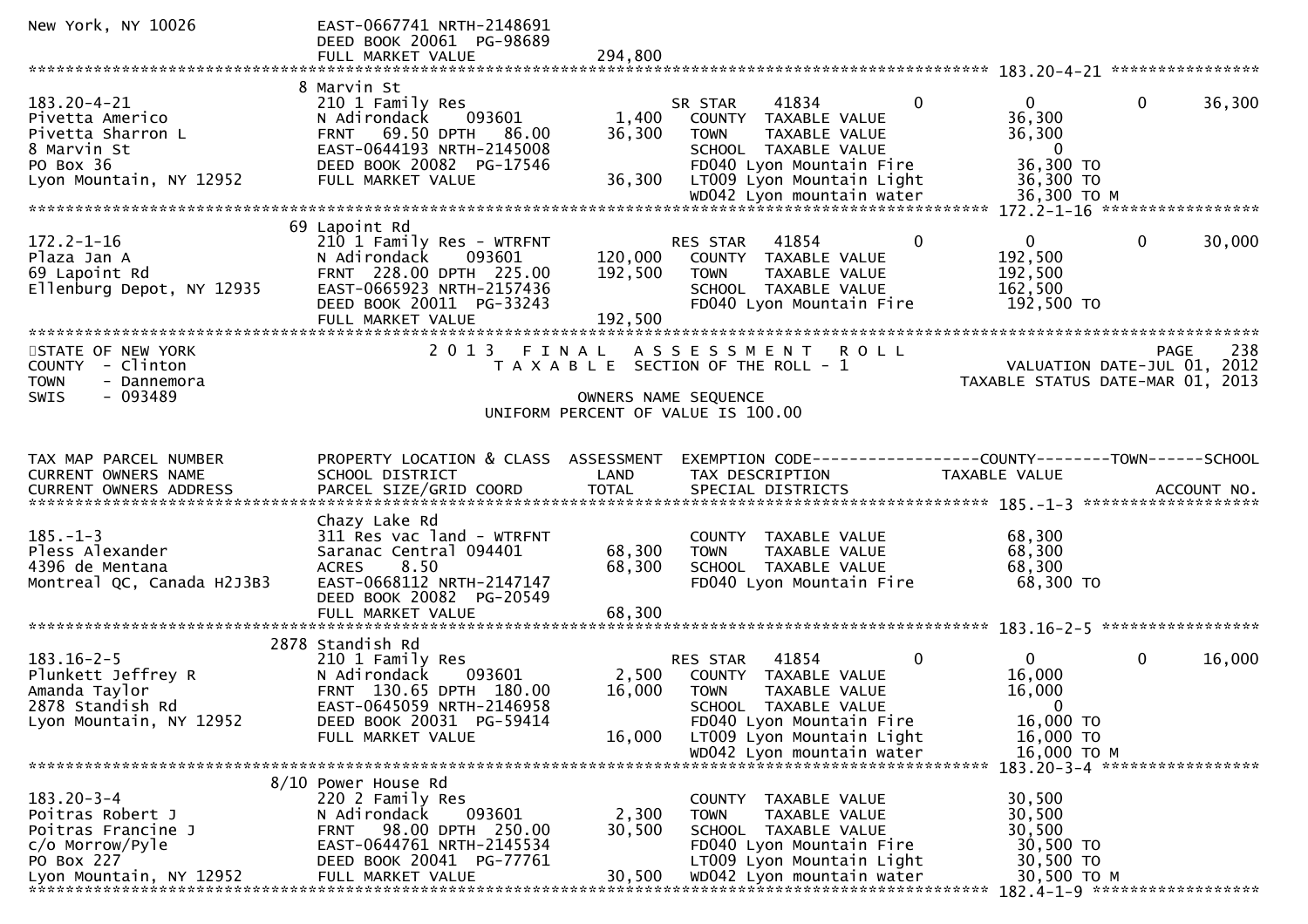```
New York, NY 10026           EAST-0667741 NRTH-2148691
                             DEED BOOK 20061  PG-98689
                             FULL MARKET VALUE              294,800
******************************************************************************************************* 183.20-4-21 ****************
                           8 Marvin St
183.20-4-21                  210 1 Family Res                        SR STAR     41834            0          0          0      36,300
Pivetta Americo              N Adirondack      093601      1,400     COUNTY  TAXABLE VALUE              36,300
Pivetta Sharron L            FRNT   69.50 DPTH   86.00    36,300     TOWN    TAXABLE VALUE              36,300
8 Marvin St                  EAST-0644193 NRTH-2145008               SCHOOL  TAXABLE VALUE                   0
PO Box 36                    DEED BOOK 20082  PG-17546               FD040 Lyon Mountain Fire            36,300 TO
Lyon Mountain, NY 12952      FULL MARKET VALUE            36,300     LT009 Lyon Mountain Light           36,300 TO
                                                                     WD042 Lyon mountain water           36,300 TO M
******************************************************************************************************* 172.2-1-16 *****************
                          69 Lapoint Rd
172.2-1-16                   210 1 Family Res - WTRFNT               RES STAR    41854            0          0          0      30,000
Plaza Jan A                  N Adirondack      093601    120,000     COUNTY  TAXABLE VALUE             192,500
69 Lapoint Rd                FRNT  228.00 DPTH  225.00   192,500     TOWN    TAXABLE VALUE             192,500
Ellenburg Depot, NY 12935    EAST-0665923 NRTH-2157436               SCHOOL  TAXABLE VALUE             162,500
                             DEED BOOK 20011  PG-33243               FD040 Lyon Mountain Fire           192,500 TO
                             FULL MARKET VALUE           192,500
*******************************************************************************************************************************************
STATE OF NEW YORK                 2 0 1 3   F I N A L   A S S E S S M E N T   R O L L                                  PAGE    238
COUNTY  - Clinton                    T A X A B L E  SECTION OF THE ROLL - 1                          VALUATION DATE-JUL 01, 2012
TOWN    - Dannemora                                                                           TAXABLE STATUS DATE-MAR 01, 2013
SWIS    - 093489                                    OWNERS NAME SEQUENCE
                                              UNIFORM PERCENT OF VALUE IS 100.00


TAX MAP PARCEL NUMBER        PROPERTY LOCATION & CLASS  ASSESSMENT  EXEMPTION CODE------------------COUNTY--------TOWN------SCHOOL
CURRENT OWNERS NAME          SCHOOL DISTRICT               LAND      TAX DESCRIPTION             TAXABLE VALUE
CURRENT OWNERS ADDRESS       PARCEL SIZE/GRID COORD       TOTAL      SPECIAL DISTRICTS                                    ACCOUNT NO.
******************************************************************************************************* 185.-1-3 *******************
                             Chazy Lake Rd
185.-1-3                     311 Res vac land - WTRFNT               COUNTY  TAXABLE VALUE              68,300
Pless Alexander              Saranac Central 094401     68,300     TOWN    TAXABLE VALUE              68,300
4396 de Mentana              ACRES    8.50              68,300     SCHOOL  TAXABLE VALUE              68,300
Montreal QC, Canada H2J3B3   EAST-0668112 NRTH-2147147               FD040 Lyon Mountain Fire            68,300 TO
                             DEED BOOK 20082  PG-20549
                             FULL MARKET VALUE            68,300
******************************************************************************************************* 183.16-2-5 *****************
                        2878 Standish Rd
183.16-2-5                   210 1 Family Res                        RES STAR    41854            0          0          0      16,000
Plunkett Jeffrey R           N Adirondack      093601      2,500     COUNTY  TAXABLE VALUE              16,000
Amanda Taylor                FRNT  130.65 DPTH  180.00    16,000     TOWN    TAXABLE VALUE              16,000
2878 Standish Rd             EAST-0645059 NRTH-2146958               SCHOOL  TAXABLE VALUE                   0
Lyon Mountain, NY 12952      DEED BOOK 20031  PG-59414               FD040 Lyon Mountain Fire            16,000 TO
                             FULL MARKET VALUE            16,000     LT009 Lyon Mountain Light           16,000 TO
                                                                     WD042 Lyon mountain water           16,000 TO M
******************************************************************************************************* 183.20-3-4 *****************
                        8/10 Power House Rd
183.20-3-4                   220 2 Family Res                        COUNTY  TAXABLE VALUE              30,500
Poitras Robert J             N Adirondack      093601      2,300     TOWN    TAXABLE VALUE              30,500
Poitras Francine J           FRNT   98.00 DPTH  250.00    30,500     SCHOOL  TAXABLE VALUE              30,500
c/o Morrow/Pyle              EAST-0644761 NRTH-2145534               FD040 Lyon Mountain Fire            30,500 TO
PO Box 227                   DEED BOOK 20041  PG-77761               LT009 Lyon Mountain Light           30,500 TO
Lyon Mountain, NY 12952      FULL MARKET VALUE            30,500     WD042 Lyon mountain water           30,500 TO M
******************************************************************************************************* 182.4-1-9 ******************
```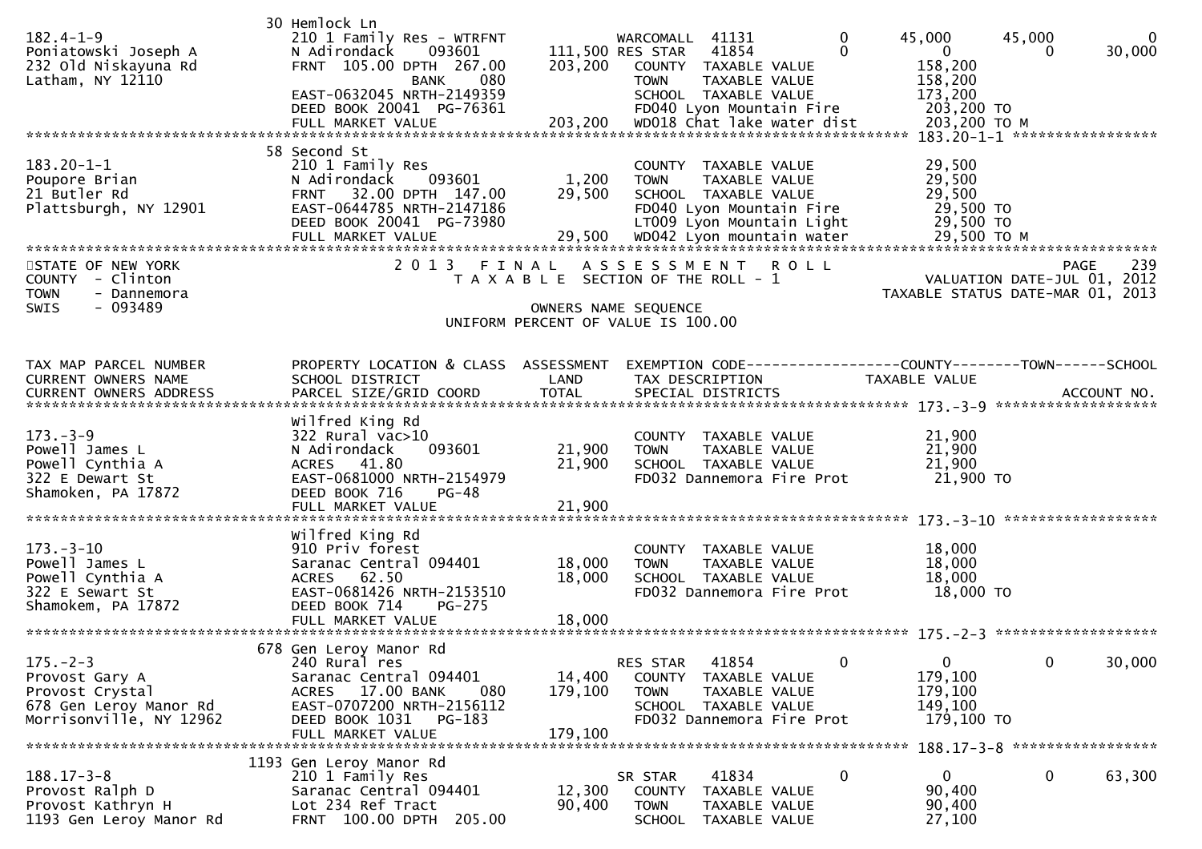```
                                30 Hemlock Ln
182.4-1-9                       210 1 Family Res - WTRFNT          WARCOMALL  41131          0         45,000      45,000           0
Poniatowski Joseph A            N Adirondack     093601       111,500 RES STAR   41854          0              0           0      30,000
232 Old Niskayuna Rd            FRNT  105.00 DPTH  267.00     203,200   COUNTY  TAXABLE VALUE              158,200
Latham, NY 12110                              BANK    080               TOWN    TAXABLE VALUE              158,200
                                EAST-0632045 NRTH-2149359               SCHOOL  TAXABLE VALUE              173,200
                                DEED BOOK 20041  PG-76361               FD040 Lyon Mountain Fire            203,200 TO
                                FULL MARKET VALUE             203,200   WD018 Chat lake water dist          203,200 TO M
******************************************************************************************************* 183.20-1-1 *****************
                                58 Second St
183.20-1-1                      210 1 Family Res                        COUNTY  TAXABLE VALUE               29,500
Poupore Brian                   N Adirondack     093601         1,200   TOWN    TAXABLE VALUE               29,500
21 Butler Rd                    FRNT   32.00 DPTH  147.00      29,500   SCHOOL  TAXABLE VALUE               29,500
Plattsburgh, NY 12901           EAST-0644785 NRTH-2147186               FD040 Lyon Mountain Fire             29,500 TO
                                DEED BOOK 20041  PG-73980               LT009 Lyon Mountain Light            29,500 TO
                                FULL MARKET VALUE              29,500   WD042 Lyon mountain water            29,500 TO M
************************************************************************************************************************************
STATE OF NEW YORK                 2 0 1 3   F I N A L   A S S E S S M E N T   R O L L                                   PAGE    239
COUNTY  - Clinton                    T A X A B L E  SECTION OF THE ROLL - 1                           VALUATION DATE-JUL 01, 2012
TOWN    - Dannemora                                                                                TAXABLE STATUS DATE-MAR 01, 2013
SWIS    - 093489                                           OWNERS NAME SEQUENCE
                                                   UNIFORM PERCENT OF VALUE IS 100.00


TAX MAP PARCEL NUMBER           PROPERTY LOCATION & CLASS  ASSESSMENT  EXEMPTION CODE------------------COUNTY--------TOWN------SCHOOL
CURRENT OWNERS NAME             SCHOOL DISTRICT               LAND      TAX DESCRIPTION                TAXABLE VALUE
CURRENT OWNERS ADDRESS          PARCEL SIZE/GRID COORD        TOTAL     SPECIAL DISTRICTS                                 ACCOUNT NO.
******************************************************************************************************* 173.-3-9 *******************
                                Wilfred King Rd
173.-3-9                        322 Rural vac>10                        COUNTY  TAXABLE VALUE               21,900
Powell James L                  N Adirondack     093601        21,900   TOWN    TAXABLE VALUE               21,900
Powell Cynthia A                ACRES   41.80                  21,900   SCHOOL  TAXABLE VALUE               21,900
322 E Dewart St                 EAST-0681000 NRTH-2154979               FD032 Dannemora Fire Prot            21,900 TO
Shamoken, PA 17872              DEED BOOK 716    PG-48
                                FULL MARKET VALUE              21,900
******************************************************************************************************* 173.-3-10 ******************
                                Wilfred King Rd
173.-3-10                       910 Priv forest                         COUNTY  TAXABLE VALUE               18,000
Powell James L                  Saranac Central 094401         18,000   TOWN    TAXABLE VALUE               18,000
Powell Cynthia A                ACRES   62.50                  18,000   SCHOOL  TAXABLE VALUE               18,000
322 E Sewart St                 EAST-0681426 NRTH-2153510               FD032 Dannemora Fire Prot            18,000 TO
Shamokem, PA 17872              DEED BOOK 714    PG-275
                                FULL MARKET VALUE              18,000
******************************************************************************************************* 175.-2-3 *******************
                                678 Gen Leroy Manor Rd
175.-2-3                        240 Rural res                           RES STAR   41854          0              0           0      30,000
Provost Gary A                  Saranac Central 094401         14,400   COUNTY  TAXABLE VALUE              179,100
Provost Crystal                 ACRES   17.00 BANK    080     179,100   TOWN    TAXABLE VALUE              179,100
678 Gen Leroy Manor Rd          EAST-0707200 NRTH-2156112               SCHOOL  TAXABLE VALUE              149,100
Morrisonville, NY 12962         DEED BOOK 1031   PG-183                 FD032 Dannemora Fire Prot           179,100 TO
                                FULL MARKET VALUE             179,100
******************************************************************************************************* 188.17-3-8 *****************
                                1193 Gen Leroy Manor Rd
188.17-3-8                      210 1 Family Res                        SR STAR    41834          0              0           0      63,300
Provost Ralph D                 Saranac Central 094401         12,300   COUNTY  TAXABLE VALUE               90,400
Provost Kathryn H               Lot 234 Ref Tract              90,400   TOWN    TAXABLE VALUE               90,400
1193 Gen Leroy Manor Rd         FRNT  100.00 DPTH  205.00               SCHOOL  TAXABLE VALUE               27,100
```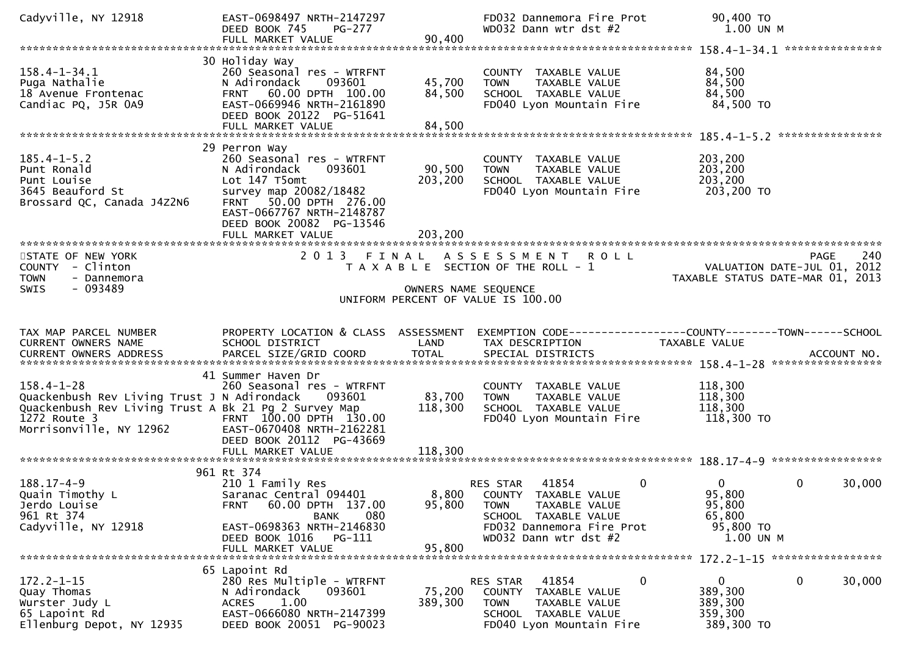```
Cadyville, NY 12918             EAST-0698497 NRTH-2147297                    FD032 Dannemora Fire Prot          90,400 TO
                                DEED BOOK 745    PG-277                      WD032 Dann wtr dst #2                1.00 UN M
                                FULL MARKET VALUE                 90,400
******************************************************************************************************* 158.4-1-34.1 ***************
                              30 Holiday Way
158.4-1-34.1                    260 Seasonal res - WTRFNT                    COUNTY  TAXABLE VALUE              84,500
Puga Nathalie                   N Adirondack     093601          45,700      TOWN    TAXABLE VALUE              84,500
18 Avenue Frontenac             FRNT   60.00 DPTH  100.00        84,500      SCHOOL  TAXABLE VALUE              84,500
Candiac PQ, J5R 0A9             EAST-0669946 NRTH-2161890                    FD040 Lyon Mountain Fire            84,500 TO
                                DEED BOOK 20122  PG-51641
                                FULL MARKET VALUE                 84,500
******************************************************************************************************* 185.4-1-5.2 ****************
                              29 Perron Way
185.4-1-5.2                     260 Seasonal res - WTRFNT                    COUNTY  TAXABLE VALUE             203,200
Punt Ronald                     N Adirondack     093601          90,500      TOWN    TAXABLE VALUE             203,200
Punt Louise                     Lot 147 T5omt                   203,200      SCHOOL  TAXABLE VALUE             203,200
3645 Beauford St                survey map 20082/18482                       FD040 Lyon Mountain Fire           203,200 TO
Brossard QC, Canada J4Z2N6      FRNT   50.00 DPTH  276.00
                                EAST-0667767 NRTH-2148787
                                DEED BOOK 20082  PG-13546
                                FULL MARKET VALUE                203,200
************************************************************************************************************************************
STATE OF NEW YORK                           2 0 1 3   F I N A L   A S S E S S M E N T   R O L L                              PAGE    240
COUNTY  - Clinton                              T A X A B L E  SECTION OF THE ROLL - 1                           VALUATION DATE-JUL 01, 2012
TOWN    - Dannemora                                                                                          TAXABLE STATUS DATE-MAR 01, 2013
SWIS    - 093489                                             OWNERS NAME SEQUENCE
                                                     UNIFORM PERCENT OF VALUE IS 100.00


TAX MAP PARCEL NUMBER           PROPERTY LOCATION & CLASS  ASSESSMENT  EXEMPTION CODE------------------COUNTY--------TOWN------SCHOOL
CURRENT OWNERS NAME             SCHOOL DISTRICT               LAND      TAX DESCRIPTION              TAXABLE VALUE
CURRENT OWNERS ADDRESS          PARCEL SIZE/GRID COORD        TOTAL     SPECIAL DISTRICTS                                 ACCOUNT NO.
******************************************************************************************************* 158.4-1-28 *****************
                              41 Summer Haven Dr
158.4-1-28                      260 Seasonal res - WTRFNT                    COUNTY  TAXABLE VALUE             118,300
Quackenbush Rev Living Trust J  N Adirondack     093601          83,700      TOWN    TAXABLE VALUE             118,300
Quackenbush Rev Living Trust A  Bk 21 Pg 2 Survey Map           118,300      SCHOOL  TAXABLE VALUE             118,300
1272 Route 3                    FRNT  100.00 DPTH  130.00                    FD040 Lyon Mountain Fire           118,300 TO
Morrisonville, NY 12962         EAST-0670408 NRTH-2162281
                                DEED BOOK 20112  PG-43669
                                FULL MARKET VALUE                118,300
******************************************************************************************************* 188.17-4-9 *****************
                              961 Rt 374
188.17-4-9                      210 1 Family Res                             RES STAR   41854          0          0          0     30,000
Quain Timothy L                 Saranac Central 094401            8,800      COUNTY  TAXABLE VALUE              95,800
Jerdo Louise                    FRNT   60.00 DPTH  137.00        95,800      TOWN    TAXABLE VALUE              95,800
961 Rt 374                                   BANK     080                    SCHOOL  TAXABLE VALUE              65,800
Cadyville, NY 12918             EAST-0698363 NRTH-2146830                    FD032 Dannemora Fire Prot           95,800 TO
                                DEED BOOK 1016   PG-111                      WD032 Dann wtr dst #2                1.00 UN M
                                FULL MARKET VALUE                 95,800
******************************************************************************************************* 172.2-1-15 *****************
                              65 Lapoint Rd
172.2-1-15                      280 Res Multiple - WTRFNT                    RES STAR   41854          0          0          0     30,000
Quay Thomas                     N Adirondack     093601          75,200      COUNTY  TAXABLE VALUE             389,300
Wurster Judy L                  ACRES     1.00                  389,300      TOWN    TAXABLE VALUE             389,300
65 Lapoint Rd                   EAST-0666080 NRTH-2147399                    SCHOOL  TAXABLE VALUE             359,300
Ellenburg Depot, NY 12935       DEED BOOK 20051  PG-90023                    FD040 Lyon Mountain Fire           389,300 TO
```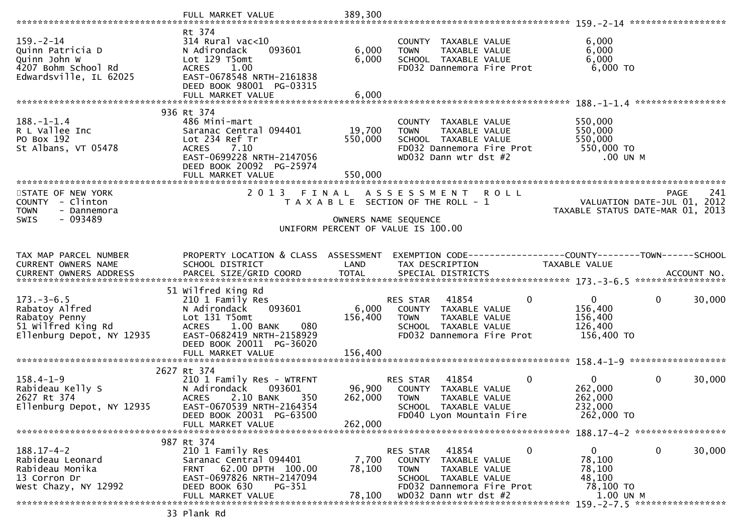```
                                 FULL MARKET VALUE            389,300
******************************************************************************************************* 159.-2-14 ******************
                               Rt 374
159.-2-14                      314 Rural vac<10                          COUNTY  TAXABLE VALUE               6,000
Quinn Patricia D               N Adirondack     093601        6,000      TOWN    TAXABLE VALUE               6,000
Quinn John W                   Lot 129 T5omt                  6,000      SCHOOL  TAXABLE VALUE               6,000
4207 Bohm School Rd            ACRES     1.00                            FD032 Dannemora Fire Prot            6,000 TO
Edwardsville, IL 62025         EAST-0678548 NRTH-2161838
                               DEED BOOK 98001  PG-03315
                               FULL MARKET VALUE              6,000
******************************************************************************************************* 188.-1-1.4 *****************
                           936 Rt 374
188.-1-1.4                     486 Mini-mart                             COUNTY  TAXABLE VALUE             550,000
R L Vallee Inc                 Saranac Central 094401        19,700      TOWN    TAXABLE VALUE             550,000
PO Box 192                     Lot 234 Ref Tr               550,000      SCHOOL  TAXABLE VALUE             550,000
St Albans, VT 05478            ACRES     7.10                            FD032 Dannemora Fire Prot          550,000 TO
                               EAST-0699228 NRTH-2147056                 WD032 Dann wtr dst #2                  .00 UN M
                               DEED BOOK 20092  PG-25974
                               FULL MARKET VALUE            550,000
************************************************************************************************************************************
STATE OF NEW YORK                          2 0 1 3   F I N A L   A S S E S S M E N T   R O L L                               PAGE    241
COUNTY  - Clinton                            T A X A B L E  SECTION OF THE ROLL - 1                         VALUATION DATE-JUL 01, 2012
TOWN    - Dannemora                                                                                    TAXABLE STATUS DATE-MAR 01, 2013
SWIS    - 093489                                            OWNERS NAME SEQUENCE
                                                    UNIFORM PERCENT OF VALUE IS 100.00


TAX MAP PARCEL NUMBER          PROPERTY LOCATION & CLASS  ASSESSMENT  EXEMPTION CODE------------------COUNTY--------TOWN------SCHOOL
CURRENT OWNERS NAME            SCHOOL DISTRICT               LAND      TAX DESCRIPTION              TAXABLE VALUE
CURRENT OWNERS ADDRESS         PARCEL SIZE/GRID COORD        TOTAL     SPECIAL DISTRICTS                                 ACCOUNT NO.
******************************************************************************************************* 173.-3-6.5 *****************
                            51 Wilfred King Rd
173.-3-6.5                     210 1 Family Res                          RES STAR    41854         0             0          0     30,000
Rabatoy Alfred                 N Adirondack     093601        6,000      COUNTY  TAXABLE VALUE             156,400
Rabatoy Penny                  Lot 131 T5omt                156,400      TOWN    TAXABLE VALUE             156,400
51 Wilfred King Rd             ACRES     1.00 BANK     080               SCHOOL  TAXABLE VALUE             126,400
Ellenburg Depot, NY 12935      EAST-0682419 NRTH-2158929                 FD032 Dannemora Fire Prot          156,400 TO
                               DEED BOOK 20011  PG-36020
                               FULL MARKET VALUE            156,400
******************************************************************************************************* 158.4-1-9 ******************
                          2627 Rt 374
158.4-1-9                      210 1 Family Res - WTRFNT                 RES STAR    41854         0             0          0     30,000
Rabideau Kelly S               N Adirondack     093601       96,900      COUNTY  TAXABLE VALUE             262,000
2627 Rt 374                    ACRES     2.10 BANK     350  262,000      TOWN    TAXABLE VALUE             262,000
Ellenburg Depot, NY 12935      EAST-0670539 NRTH-2164354                 SCHOOL  TAXABLE VALUE             232,000
                               DEED BOOK 20031  PG-63500                 FD040 Lyon Mountain Fire           262,000 TO
                               FULL MARKET VALUE            262,000
******************************************************************************************************* 188.17-4-2 *****************
                           987 Rt 374
188.17-4-2                     210 1 Family Res                          RES STAR    41854         0             0          0     30,000
Rabideau Leonard               Saranac Central 094401         7,700      COUNTY  TAXABLE VALUE              78,100
Rabideau Monika                FRNT    62.00 DPTH  100.00    78,100      TOWN    TAXABLE VALUE              78,100
13 Corron Dr                   EAST-0697826 NRTH-2147094                 SCHOOL  TAXABLE VALUE              48,100
West Chazy, NY 12992           DEED BOOK 630     PG-351                  FD032 Dannemora Fire Prot           78,100 TO
                               FULL MARKET VALUE             78,100      WD032 Dann wtr dst #2                 1.00 UN M
******************************************************************************************************* 159.-2-7.5 *****************
                            33 Plank Rd
```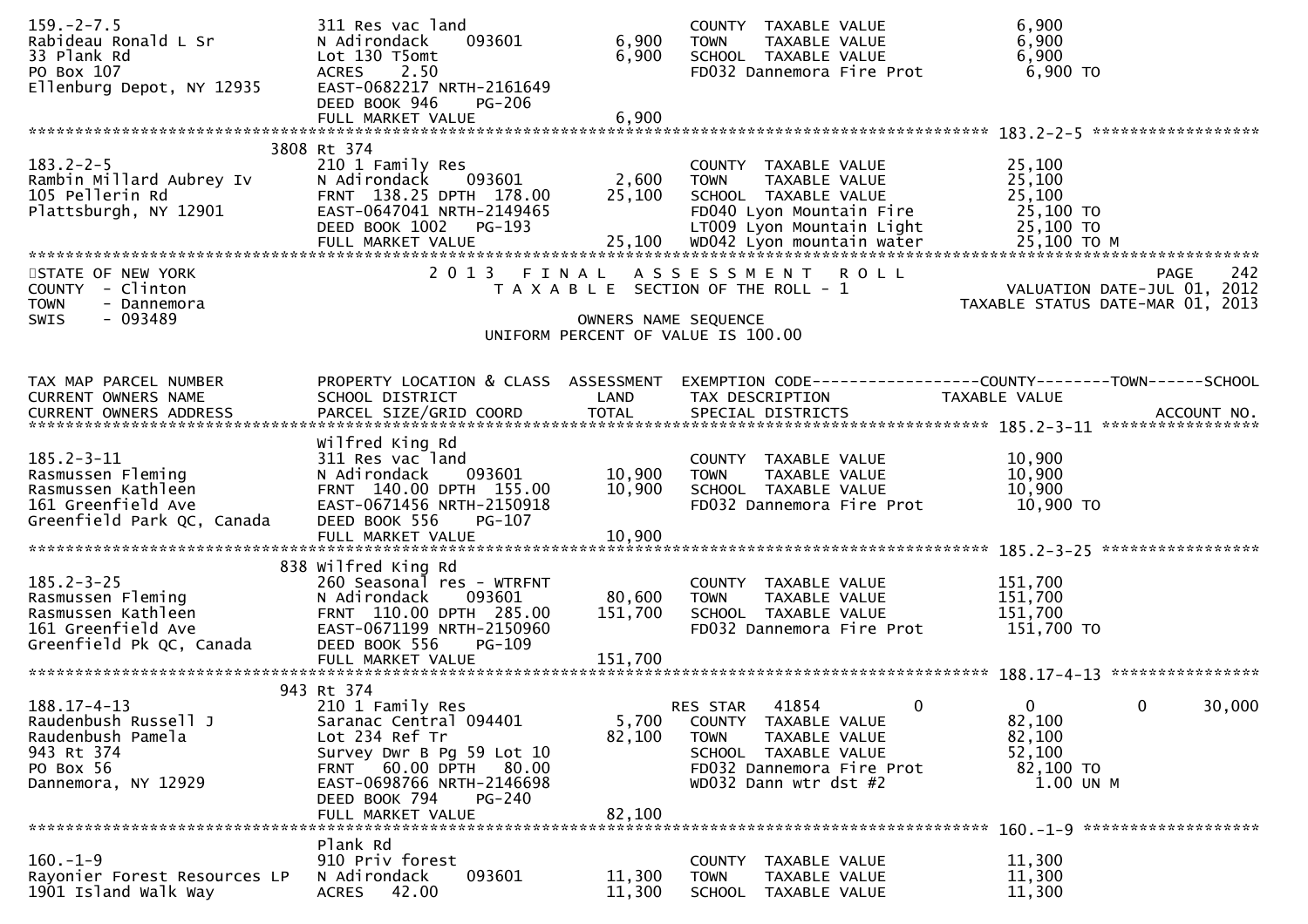```
159.-2-7.5                   311 Res vac land                       COUNTY  TAXABLE VALUE             6,900
Rabideau Ronald L Sr         N Adirondack     093601        6,900   TOWN    TAXABLE VALUE             6,900
33 Plank Rd                  Lot 130 T5omt                  6,900   SCHOOL  TAXABLE VALUE             6,900
PO Box 107                   ACRES    2.50                          FD032 Dannemora Fire Prot          6,900 TO
Ellenburg Depot, NY 12935    EAST-0682217 NRTH-2161649
                             DEED BOOK 946    PG-206
                             FULL MARKET VALUE              6,900
******************************************************************************************************* 183.2-2-5 ******************
                        3808 Rt 374
183.2-2-5                    210 1 Family Res                       COUNTY  TAXABLE VALUE            25,100
Rambin Millard Aubrey Iv     N Adirondack     093601        2,600   TOWN    TAXABLE VALUE            25,100
105 Pellerin Rd              FRNT 138.25 DPTH 178.00       25,100   SCHOOL  TAXABLE VALUE            25,100
Plattsburgh, NY 12901        EAST-0647041 NRTH-2149465              FD040 Lyon Mountain Fire          25,100 TO
                             DEED BOOK 1002   PG-193                LT009 Lyon Mountain Light         25,100 TO
                             FULL MARKET VALUE             25,100   WD042 Lyon mountain water         25,100 TO M
************************************************************************************************************************************
STATE OF NEW YORK                2 0 1 3   F I N A L   A S S E S S M E N T   R O L L                                   PAGE    242
COUNTY  - Clinton                    T A X A B L E  SECTION OF THE ROLL - 1                        VALUATION DATE-JUL 01, 2012
TOWN    - Dannemora                                                                              TAXABLE STATUS DATE-MAR 01, 2013
SWIS    - 093489                                 OWNERS NAME SEQUENCE
                                        UNIFORM PERCENT OF VALUE IS 100.00


TAX MAP PARCEL NUMBER        PROPERTY LOCATION & CLASS  ASSESSMENT  EXEMPTION CODE------------------COUNTY--------TOWN------SCHOOL
CURRENT OWNERS NAME          SCHOOL DISTRICT               LAND     TAX DESCRIPTION              TAXABLE VALUE
CURRENT OWNERS ADDRESS       PARCEL SIZE/GRID COORD        TOTAL    SPECIAL DISTRICTS                                    ACCOUNT NO.
******************************************************************************************************* 185.2-3-11 *****************
                             Wilfred King Rd
185.2-3-11                   311 Res vac land                       COUNTY  TAXABLE VALUE            10,900
Rasmussen Fleming            N Adirondack     093601       10,900   TOWN    TAXABLE VALUE            10,900
Rasmussen Kathleen           FRNT 140.00 DPTH 155.00       10,900   SCHOOL  TAXABLE VALUE            10,900
161 Greenfield Ave           EAST-0671456 NRTH-2150918              FD032 Dannemora Fire Prot         10,900 TO
Greenfield Park QC, Canada   DEED BOOK 556    PG-107
                             FULL MARKET VALUE             10,900
******************************************************************************************************* 185.2-3-25 *****************
                         838 Wilfred King Rd
185.2-3-25                   260 Seasonal res - WTRFNT              COUNTY  TAXABLE VALUE           151,700
Rasmussen Fleming            N Adirondack     093601       80,600   TOWN    TAXABLE VALUE           151,700
Rasmussen Kathleen           FRNT 110.00 DPTH 285.00      151,700   SCHOOL  TAXABLE VALUE           151,700
161 Greenfield Ave           EAST-0671199 NRTH-2150960              FD032 Dannemora Fire Prot        151,700 TO
Greenfield Pk QC, Canada     DEED BOOK 556    PG-109
                             FULL MARKET VALUE            151,700
******************************************************************************************************* 188.17-4-13 ****************
                         943 Rt 374
188.17-4-13                  210 1 Family Res                       RES STAR   41854          0           0           0      30,000
Raudenbush Russell J         Saranac Central 094401         5,700   COUNTY  TAXABLE VALUE            82,100
Raudenbush Pamela            Lot 234 Ref Tr                82,100   TOWN    TAXABLE VALUE            82,100
943 Rt 374                   Survey Dwr B Pg 59 Lot 10              SCHOOL  TAXABLE VALUE            52,100
PO Box 56                    FRNT  60.00 DPTH  80.00                FD032 Dannemora Fire Prot         82,100 TO
Dannemora, NY 12929          EAST-0698766 NRTH-2146698              WD032 Dann wtr dst #2               1.00 UN M
                             DEED BOOK 794    PG-240
                             FULL MARKET VALUE             82,100
******************************************************************************************************* 160.-1-9 *******************
                             Plank Rd
160.-1-9                     910 Priv forest                        COUNTY  TAXABLE VALUE            11,300
Rayonier Forest Resources LP N Adirondack     093601       11,300   TOWN    TAXABLE VALUE            11,300
1901 Island Walk Way         ACRES   42.00                 11,300   SCHOOL  TAXABLE VALUE            11,300
```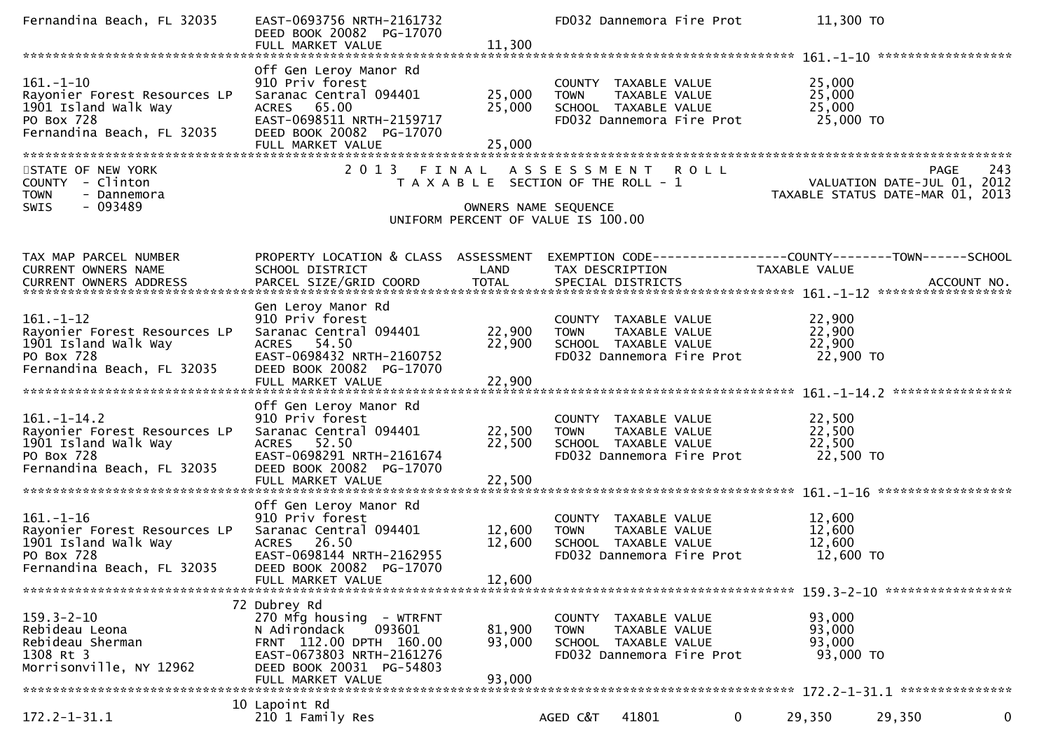Fernandina Beach, FL 32035  EAST-0693756 NRTH-2161732  FD032 Dannemora Fire Prot  11,300 TO
DEED BOOK 20082 PG-17070
FULL MARKET VALUE  11,300

******************************************************************************************************* 161.-1-10 *****************

| TAX MAP PARCEL NUMBER / CURRENT OWNERS NAME / CURRENT OWNERS ADDRESS | PROPERTY LOCATION & CLASS / SCHOOL DISTRICT / PARCEL SIZE/GRID COORD | ASSESSMENT LAND / TOTAL | EXEMPTION CODE / TAX DESCRIPTION / SPECIAL DISTRICTS | TAXABLE VALUE |
|---|---|---|---|---|
| 161.-1-10 | Off Gen Leroy Manor Rd | | | |
| Rayonier Forest Resources LP | 910 Priv forest | | COUNTY TAXABLE VALUE | 25,000 |
| 1901 Island Walk Way | Saranac Central 094401 | 25,000 | TOWN TAXABLE VALUE | 25,000 |
| PO Box 728 | ACRES 65.00 | 25,000 | SCHOOL TAXABLE VALUE | 25,000 |
| Fernandina Beach, FL 32035 | EAST-0698511 NRTH-2159717 | | FD032 Dannemora Fire Prot | 25,000 TO |
| | DEED BOOK 20082 PG-17070 | | | |
| | FULL MARKET VALUE | 25,000 | | |

STATE OF NEW YORK
COUNTY - Clinton
TOWN - Dannemora
SWIS - 093489

2013 FINAL ASSESSMENT ROLL
TAXABLE SECTION OF THE ROLL - 1
OWNERS NAME SEQUENCE
UNIFORM PERCENT OF VALUE IS 100.00

PAGE 243
VALUATION DATE-JUL 01, 2012
TAXABLE STATUS DATE-MAR 01, 2013

| TAX MAP PARCEL NUMBER / CURRENT OWNERS NAME / CURRENT OWNERS ADDRESS | PROPERTY LOCATION & CLASS / SCHOOL DISTRICT / PARCEL SIZE/GRID COORD | ASSESSMENT LAND / TOTAL | EXEMPTION CODE / TAX DESCRIPTION / SPECIAL DISTRICTS | COUNTY | TOWN | SCHOOL |
|---|---|---|---|---|---|---|
| **161.-1-12** | Gen Leroy Manor Rd | | | | | |
| 161.-1-12 | 910 Priv forest | | COUNTY TAXABLE VALUE | 22,900 | | |
| Rayonier Forest Resources LP | Saranac Central 094401 | 22,900 | TOWN TAXABLE VALUE | 22,900 | | |
| 1901 Island Walk Way | ACRES 54.50 | 22,900 | SCHOOL TAXABLE VALUE | 22,900 | | |
| PO Box 728 | EAST-0698432 NRTH-2160752 | | FD032 Dannemora Fire Prot | 22,900 TO | | |
| Fernandina Beach, FL 32035 | DEED BOOK 20082 PG-17070 | | | | | |
| | FULL MARKET VALUE | 22,900 | | | | |
| **161.-1-14.2** | Off Gen Leroy Manor Rd | | | | | |
| 161.-1-14.2 | 910 Priv forest | | COUNTY TAXABLE VALUE | 22,500 | | |
| Rayonier Forest Resources LP | Saranac Central 094401 | 22,500 | TOWN TAXABLE VALUE | 22,500 | | |
| 1901 Island Walk Way | ACRES 52.50 | 22,500 | SCHOOL TAXABLE VALUE | 22,500 | | |
| PO Box 728 | EAST-0698291 NRTH-2161674 | | FD032 Dannemora Fire Prot | 22,500 TO | | |
| Fernandina Beach, FL 32035 | DEED BOOK 20082 PG-17070 | | | | | |
| | FULL MARKET VALUE | 22,500 | | | | |
| **161.-1-16** | Off Gen Leroy Manor Rd | | | | | |
| 161.-1-16 | 910 Priv forest | | COUNTY TAXABLE VALUE | 12,600 | | |
| Rayonier Forest Resources LP | Saranac Central 094401 | 12,600 | TOWN TAXABLE VALUE | 12,600 | | |
| 1901 Island Walk Way | ACRES 26.50 | 12,600 | SCHOOL TAXABLE VALUE | 12,600 | | |
| PO Box 728 | EAST-0698144 NRTH-2162955 | | FD032 Dannemora Fire Prot | 12,600 TO | | |
| Fernandina Beach, FL 32035 | DEED BOOK 20082 PG-17070 | | | | | |
| | FULL MARKET VALUE | 12,600 | | | | |
| **159.3-2-10** | 72 Dubrey Rd | | | | | |
| 159.3-2-10 | 270 Mfg housing - WTRFNT | | COUNTY TAXABLE VALUE | 93,000 | | |
| Rebideau Leona | N Adirondack 093601 | 81,900 | TOWN TAXABLE VALUE | 93,000 | | |
| Rebideau Sherman | FRNT 112.00 DPTH 160.00 | 93,000 | SCHOOL TAXABLE VALUE | 93,000 | | |
| 1308 Rt 3 | EAST-0673803 NRTH-2161276 | | FD032 Dannemora Fire Prot | 93,000 TO | | |
| Morrisonville, NY 12962 | DEED BOOK 20031 PG-54803 | | | | | |
| | FULL MARKET VALUE | 93,000 | | | | |
| **172.2-1-31.1** | 10 Lapoint Rd | | | | | |
| 172.2-1-31.1 | 210 1 Family Res | | AGED C&T 41801 0 | 29,350 | 29,350 | 0 |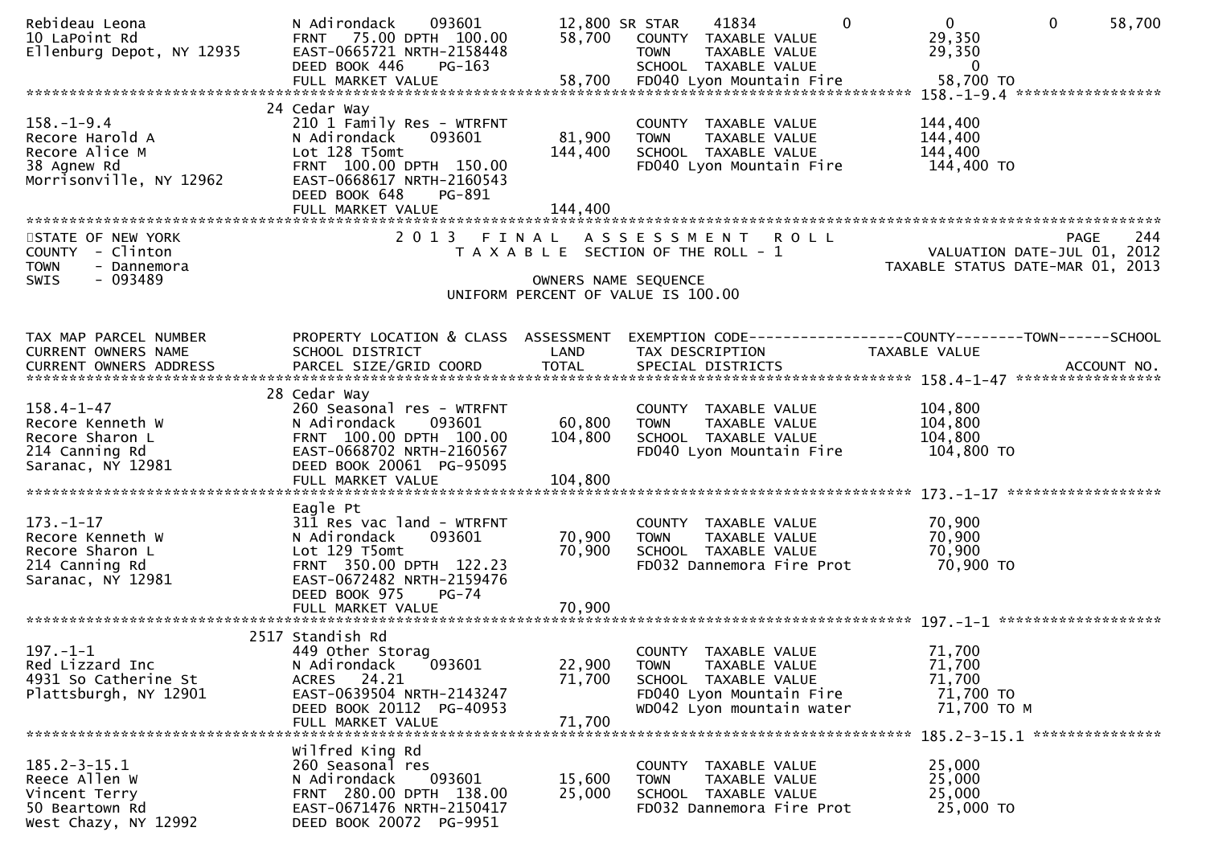```
Rebideau Leona               N Adirondack    093601        12,800 SR STAR    41834             0            0            0       58,700
10 LaPoint Rd                FRNT  75.00 DPTH 100.00       58,700   COUNTY  TAXABLE VALUE                29,350
Ellenburg Depot, NY 12935    EAST-0665721 NRTH-2158448              TOWN    TAXABLE VALUE                29,350
                             DEED BOOK 446    PG-163                SCHOOL  TAXABLE VALUE                     0
                             FULL MARKET VALUE             58,700   FD040 Lyon Mountain Fire             58,700 TO
******************************************************************************************************* 158.-1-9.4 *****************
                           24 Cedar Way
158.-1-9.4                   210 1 Family Res - WTRFNT              COUNTY  TAXABLE VALUE               144,400
Recore Harold A              N Adirondack    093601        81,900   TOWN    TAXABLE VALUE               144,400
Recore Alice M               Lot 128 T5omt                144,400   SCHOOL  TAXABLE VALUE               144,400
38 Agnew Rd                  FRNT 100.00 DPTH 150.00                FD040 Lyon Mountain Fire            144,400 TO
Morrisonville, NY 12962      EAST-0668617 NRTH-2160543
                             DEED BOOK 648    PG-891
                             FULL MARKET VALUE            144,400
************************************************************************************************************************************
STATE OF NEW YORK                  2 0 1 3   F I N A L   A S S E S S M E N T   R O L L                                 PAGE    244
COUNTY  - Clinton                      T A X A B L E  SECTION OF THE ROLL - 1                          VALUATION DATE-JUL 01, 2012
TOWN    - Dannemora                                                                                  TAXABLE STATUS DATE-MAR 01, 2013
SWIS    - 093489                                        OWNERS NAME SEQUENCE
                                                 UNIFORM PERCENT OF VALUE IS 100.00


TAX MAP PARCEL NUMBER        PROPERTY LOCATION & CLASS  ASSESSMENT  EXEMPTION CODE------------------COUNTY--------TOWN------SCHOOL
CURRENT OWNERS NAME          SCHOOL DISTRICT               LAND     TAX DESCRIPTION             TAXABLE VALUE
CURRENT OWNERS ADDRESS       PARCEL SIZE/GRID COORD        TOTAL    SPECIAL DISTRICTS                                   ACCOUNT NO.
******************************************************************************************************* 158.4-1-47 *****************
                           28 Cedar Way
158.4-1-47                   260 Seasonal res - WTRFNT              COUNTY  TAXABLE VALUE               104,800
Recore Kenneth W             N Adirondack    093601        60,800   TOWN    TAXABLE VALUE               104,800
Recore Sharon L              FRNT 100.00 DPTH 100.00      104,800   SCHOOL  TAXABLE VALUE               104,800
214 Canning Rd               EAST-0668702 NRTH-2160567              FD040 Lyon Mountain Fire            104,800 TO
Saranac, NY 12981            DEED BOOK 20061  PG-95095
                             FULL MARKET VALUE            104,800
******************************************************************************************************* 173.-1-17 ******************
                             Eagle Pt
173.-1-17                    311 Res vac land - WTRFNT              COUNTY  TAXABLE VALUE                70,900
Recore Kenneth W             N Adirondack    093601        70,900   TOWN    TAXABLE VALUE                70,900
Recore Sharon L              Lot 129 T5omt                 70,900   SCHOOL  TAXABLE VALUE                70,900
214 Canning Rd               FRNT 350.00 DPTH 122.23                FD032 Dannemora Fire Prot            70,900 TO
Saranac, NY 12981            EAST-0672482 NRTH-2159476
                             DEED BOOK 975    PG-74
                             FULL MARKET VALUE             70,900
******************************************************************************************************* 197.-1-1 *******************
                         2517 Standish Rd
197.-1-1                     449 Other Storag                       COUNTY  TAXABLE VALUE                71,700
Red Lizzard Inc              N Adirondack    093601        22,900   TOWN    TAXABLE VALUE                71,700
4931 So Catherine St         ACRES  24.21                  71,700   SCHOOL  TAXABLE VALUE                71,700
Plattsburgh, NY 12901        EAST-0639504 NRTH-2143247              FD040 Lyon Mountain Fire             71,700 TO
                             DEED BOOK 20112  PG-40953              WD042 Lyon mountain water            71,700 TO M
                             FULL MARKET VALUE             71,700
******************************************************************************************************* 185.2-3-15.1 ***************
                             Wilfred King Rd
185.2-3-15.1                 260 Seasonal res                       COUNTY  TAXABLE VALUE                25,000
Reece Allen W                N Adirondack    093601        15,600   TOWN    TAXABLE VALUE                25,000
Vincent Terry                FRNT 280.00 DPTH 138.00       25,000   SCHOOL  TAXABLE VALUE                25,000
50 Beartown Rd               EAST-0671476 NRTH-2150417              FD032 Dannemora Fire Prot            25,000 TO
West Chazy, NY 12992         DEED BOOK 20072  PG-9951
```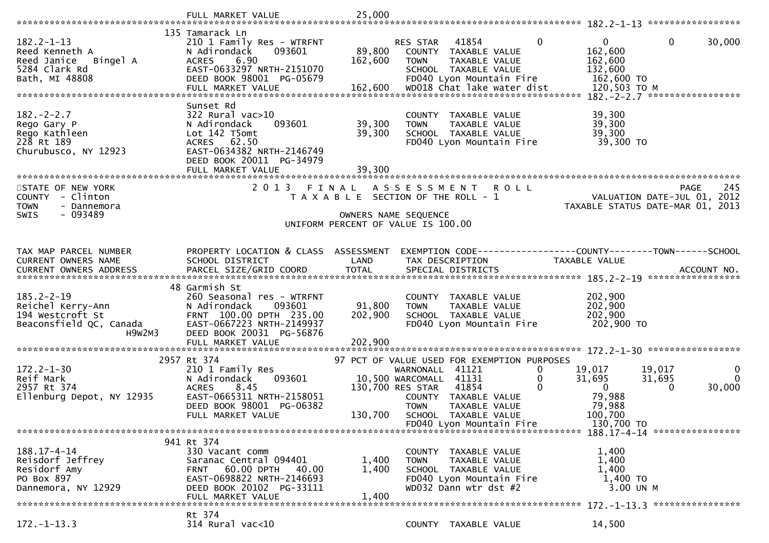```
                            FULL MARKET VALUE              25,000
******************************************************************************************************* 182.2-1-13 *****************
                          135 Tamarack Ln
182.2-1-13                 210 1 Family Res - WTRFNT              RES STAR   41854          0           0           0      30,000
Reed Kenneth A             N Adirondack      093601       89,800    COUNTY  TAXABLE VALUE            162,600
Reed Janice   Bingel A     ACRES     6.90                162,600    TOWN    TAXABLE VALUE            162,600
5284 Clark Rd              EAST-0633297 NRTH-2151070               SCHOOL  TAXABLE VALUE            132,600
Bath, MI 48808             DEED BOOK 98001  PG-05679                FD040 Lyon Mountain Fire          162,600 TO
                           FULL MARKET VALUE            162,600    WD018 Chat lake water dist        120,503 TO M
******************************************************************************************************* 182.-2-2.7 *****************
                           Sunset Rd
182.-2-2.7                 322 Rural vac>10                         COUNTY  TAXABLE VALUE             39,300
Rego Gary P                N Adirondack      093601       39,300    TOWN    TAXABLE VALUE             39,300
Rego Kathleen              Lot 142 T5omt                  39,300    SCHOOL  TAXABLE VALUE             39,300
228 Rt 189                 ACRES    62.50                           FD040 Lyon Mountain Fire           39,300 TO
Churubusco, NY 12923       EAST-0634382 NRTH-2146749
                           DEED BOOK 20011  PG-34979
                           FULL MARKET VALUE             39,300
************************************************************************************************************************************
STATE OF NEW YORK                       2 0 1 3   F I N A L   A S S E S S M E N T   R O L L                               PAGE    245
COUNTY  - Clinton                          T A X A B L E  SECTION OF THE ROLL - 1                         VALUATION DATE-JUL 01, 2012
TOWN    - Dannemora                                                                                  TAXABLE STATUS DATE-MAR 01, 2013
SWIS    - 093489                                            OWNERS NAME SEQUENCE
                                                    UNIFORM PERCENT OF VALUE IS 100.00


TAX MAP PARCEL NUMBER          PROPERTY LOCATION & CLASS  ASSESSMENT  EXEMPTION CODE------------------COUNTY--------TOWN------SCHOOL
CURRENT OWNERS NAME            SCHOOL DISTRICT               LAND      TAX DESCRIPTION            TAXABLE VALUE
CURRENT OWNERS ADDRESS         PARCEL SIZE/GRID COORD        TOTAL     SPECIAL DISTRICTS                                   ACCOUNT NO.
******************************************************************************************************* 185.2-2-19 *****************
                           48 Garmish St
185.2-2-19                 260 Seasonal res - WTRFNT               COUNTY  TAXABLE VALUE            202,900
Reichel Kerry-Ann          N Adirondack      093601       91,800    TOWN    TAXABLE VALUE            202,900
194 Westcroft St           FRNT  100.00 DPTH  235.00     202,900    SCHOOL  TAXABLE VALUE            202,900
Beaconsfield QC, Canada    EAST-0667223 NRTH-2149937               FD040 Lyon Mountain Fire          202,900 TO
                  H9W2M3   DEED BOOK 20031  PG-56876
                           FULL MARKET VALUE            202,900
******************************************************************************************************* 172.2-1-30 *****************
                          2957 Rt 374                      97 PCT OF VALUE USED FOR EXEMPTION PURPOSES
172.2-1-30                 210 1 Family Res                       WARNONALL  41121          0      19,017      19,017           0
Reif Mark                  N Adirondack      093601       10,500 WARCOMALL  41131          0      31,695      31,695           0
2957 Rt 374                ACRES     8.45                130,700 RES STAR   41854          0           0           0      30,000
Ellenburg Depot, NY 12935  EAST-0665311 NRTH-2158051               COUNTY  TAXABLE VALUE             79,988
                           DEED BOOK 98001  PG-06382                TOWN    TAXABLE VALUE             79,988
                           FULL MARKET VALUE            130,700    SCHOOL  TAXABLE VALUE            100,700
                                                                   FD040 Lyon Mountain Fire          130,700 TO
******************************************************************************************************* 188.17-4-14 ****************
                           941 Rt 374
188.17-4-14                330 Vacant comm                          COUNTY  TAXABLE VALUE              1,400
Reisdorf Jeffrey           Saranac Central 094401          1,400    TOWN    TAXABLE VALUE              1,400
Residorf Amy               FRNT   60.00 DPTH   40.00       1,400    SCHOOL  TAXABLE VALUE              1,400
PO Box 897                 EAST-0698822 NRTH-2146693               FD040 Lyon Mountain Fire            1,400 TO
Dannemora, NY 12929        DEED BOOK 20102  PG-33111                WD032 Dann wtr dst #2                3.00 UN M
                           FULL MARKET VALUE              1,400
******************************************************************************************************* 172.-1-13.3 ****************
                           Rt 374
172.-1-13.3                314 Rural vac<10                         COUNTY  TAXABLE VALUE             14,500
```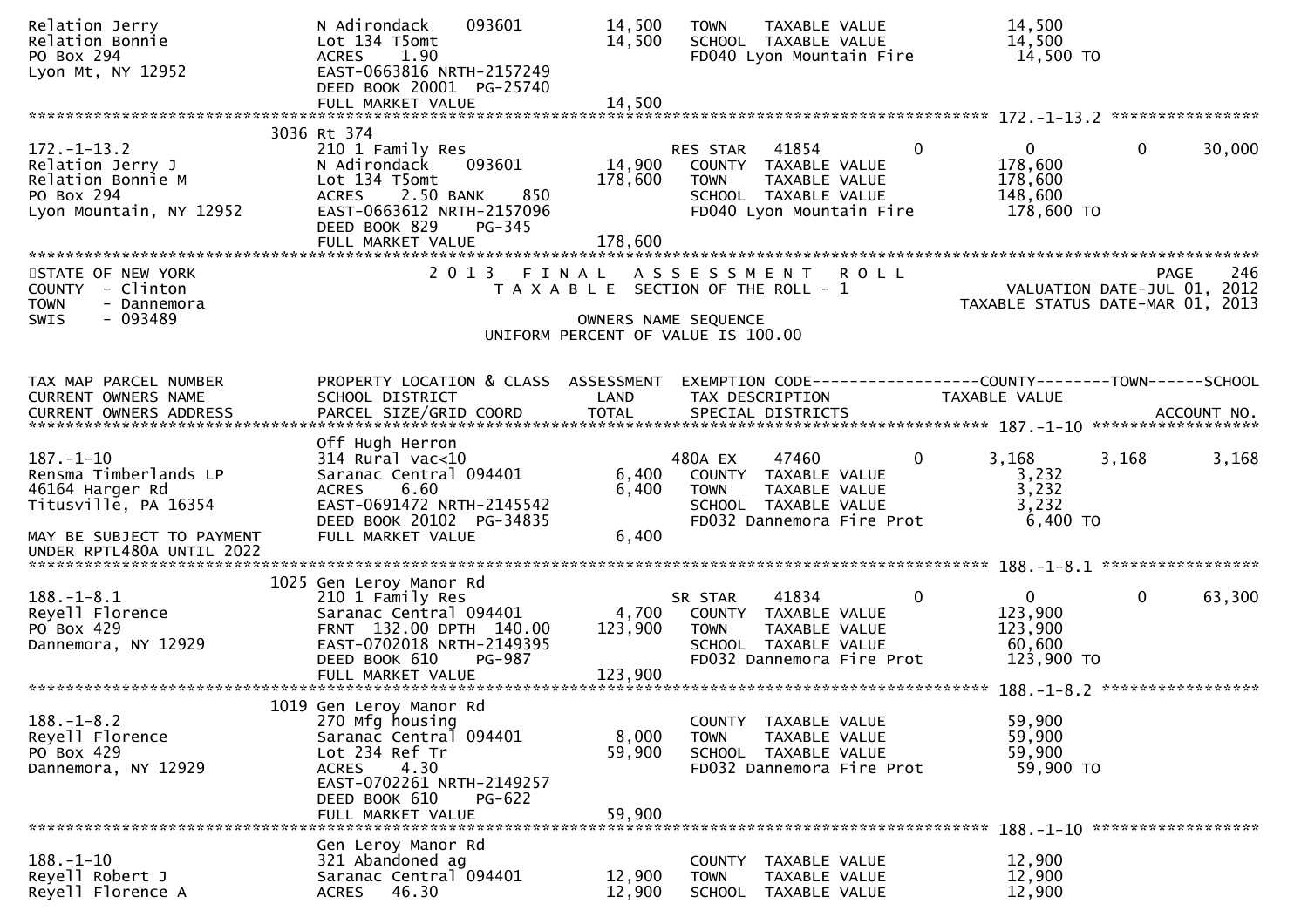```
Relation Jerry                  N Adirondack    093601         14,500    TOWN    TAXABLE VALUE              14,500
Relation Bonnie                 Lot 134 T5omt                  14,500    SCHOOL  TAXABLE VALUE              14,500
PO Box 294                      ACRES    1.90                            FD040 Lyon Mountain Fire            14,500 TO
Lyon Mt, NY 12952               EAST-0663816 NRTH-2157249
                                DEED BOOK 20001  PG-25740
                                FULL MARKET VALUE              14,500
******************************************************************************************************* 172.-1-13.2 ****************
                           3036 Rt 374
172.-1-13.2                     210 1 Family Res                         RES STAR   41854          0          0           0      30,000
Relation Jerry J                N Adirondack    093601         14,900    COUNTY  TAXABLE VALUE             178,600
Relation Bonnie M               Lot 134 T5omt                 178,600    TOWN    TAXABLE VALUE             178,600
PO Box 294                      ACRES    2.50 BANK     850               SCHOOL  TAXABLE VALUE             148,600
Lyon Mountain, NY 12952         EAST-0663612 NRTH-2157096                FD040 Lyon Mountain Fire           178,600 TO
                                DEED BOOK 829    PG-345
                                FULL MARKET VALUE             178,600
************************************************************************************************************************************
STATE OF NEW YORK                    2 0 1 3   F I N A L   A S S E S S M E N T   R O L L                                   PAGE    246
COUNTY  - Clinton                       T A X A B L E  SECTION OF THE ROLL - 1                          VALUATION DATE-JUL 01, 2012
TOWN    - Dannemora                                                                                  TAXABLE STATUS DATE-MAR 01, 2013
SWIS    - 093489                                        OWNERS NAME SEQUENCE
                                              UNIFORM PERCENT OF VALUE IS 100.00


TAX MAP PARCEL NUMBER           PROPERTY LOCATION & CLASS  ASSESSMENT  EXEMPTION CODE------------------COUNTY--------TOWN------SCHOOL
CURRENT OWNERS NAME             SCHOOL DISTRICT               LAND      TAX DESCRIPTION             TAXABLE VALUE
CURRENT OWNERS ADDRESS          PARCEL SIZE/GRID COORD        TOTAL     SPECIAL DISTRICTS                                   ACCOUNT NO.
******************************************************************************************************* 187.-1-10 ******************
                                Off Hugh Herron
187.-1-10                       314 Rural vac<10                         480A EX    47460          0      3,168       3,168       3,168
Rensma Timberlands LP           Saranac Central 094401          6,400    COUNTY  TAXABLE VALUE               3,232
46164 Harger Rd                 ACRES    6.60                   6,400    TOWN    TAXABLE VALUE               3,232
Titusville, PA 16354            EAST-0691472 NRTH-2145542                SCHOOL  TAXABLE VALUE               3,232
                                DEED BOOK 20102  PG-34835                FD032 Dannemora Fire Prot            6,400 TO
MAY BE SUBJECT TO PAYMENT       FULL MARKET VALUE               6,400
UNDER RPTL480A UNTIL 2022
******************************************************************************************************* 188.-1-8.1 *****************
                           1025 Gen Leroy Manor Rd
188.-1-8.1                      210 1 Family Res                         SR STAR    41834          0          0           0      63,300
Reyell Florence                 Saranac Central 094401          4,700    COUNTY  TAXABLE VALUE             123,900
PO Box 429                      FRNT 132.00 DPTH 140.00       123,900    TOWN    TAXABLE VALUE             123,900
Dannemora, NY 12929             EAST-0702018 NRTH-2149395                SCHOOL  TAXABLE VALUE              60,600
                                DEED BOOK 610    PG-987                  FD032 Dannemora Fire Prot          123,900 TO
                                FULL MARKET VALUE             123,900
******************************************************************************************************* 188.-1-8.2 *****************
                           1019 Gen Leroy Manor Rd
188.-1-8.2                      270 Mfg housing                          COUNTY  TAXABLE VALUE              59,900
Reyell Florence                 Saranac Central 094401          8,000    TOWN    TAXABLE VALUE              59,900
PO Box 429                      Lot 234 Ref Tr                 59,900    SCHOOL  TAXABLE VALUE              59,900
Dannemora, NY 12929             ACRES    4.30                            FD032 Dannemora Fire Prot           59,900 TO
                                EAST-0702261 NRTH-2149257
                                DEED BOOK 610    PG-622
                                FULL MARKET VALUE              59,900
******************************************************************************************************* 188.-1-10 ******************
                                Gen Leroy Manor Rd
188.-1-10                       321 Abandoned ag                         COUNTY  TAXABLE VALUE              12,900
Reyell Robert J                 Saranac Central 094401         12,900    TOWN    TAXABLE VALUE              12,900
Reyell Florence A               ACRES   46.30                  12,900    SCHOOL  TAXABLE VALUE              12,900
```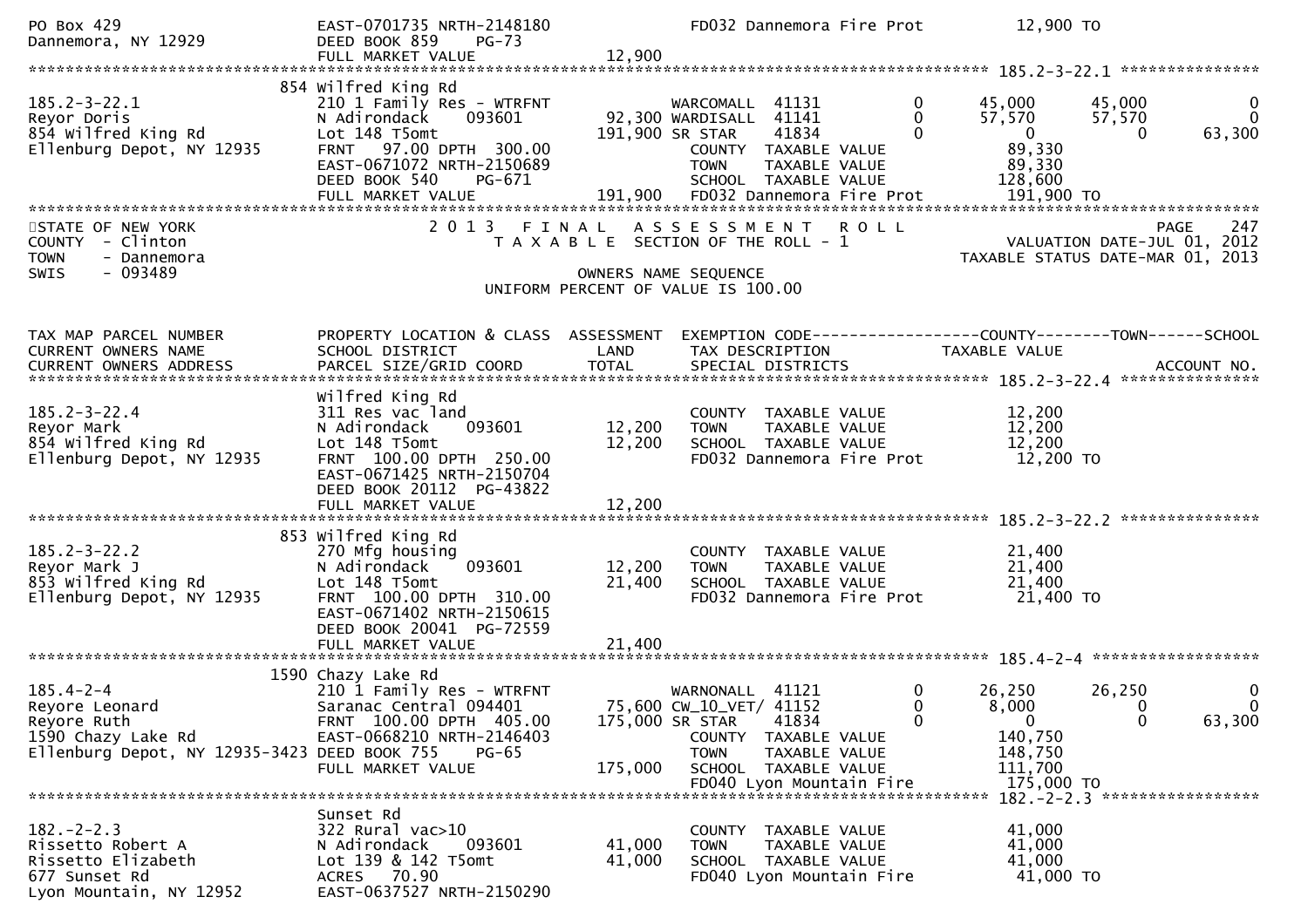```
PO Box 429                     EAST-0701735 NRTH-2148180          FD032 Dannemora Fire Prot          12,900 TO
Dannemora, NY 12929            DEED BOOK 859     PG-73
                               FULL MARKET VALUE              12,900
******************************************************************************************************* 185.2-3-22.1 ***************
                           854 Wilfred King Rd
185.2-3-22.1                   210 1 Family Res - WTRFNT          WARCOMALL  41131           0      45,000      45,000           0
Reyor Doris                    N Adirondack     093601       92,300 WARDISALL  41141           0      57,570      57,570           0
854 Wilfred King Rd            Lot 148 T5omt               191,900 SR STAR     41834           0           0           0      63,300
Ellenburg Depot, NY 12935      FRNT   97.00 DPTH  300.00          COUNTY  TAXABLE VALUE              89,330
                               EAST-0671072 NRTH-2150689          TOWN    TAXABLE VALUE              89,330
                               DEED BOOK 540     PG-671           SCHOOL  TAXABLE VALUE             128,600
                               FULL MARKET VALUE             191,900   FD032 Dannemora Fire Prot         191,900 TO
************************************************************************************************************************************
STATE OF NEW YORK                   2 0 1 3   F I N A L   A S S E S S M E N T   R O L L                                 PAGE    247
COUNTY  - Clinton                      T A X A B L E  SECTION OF THE ROLL - 1                       VALUATION DATE-JUL 01, 2012
TOWN    - Dannemora                                                                              TAXABLE STATUS DATE-MAR 01, 2013
SWIS    - 093489                                         OWNERS NAME SEQUENCE
                                                   UNIFORM PERCENT OF VALUE IS 100.00


TAX MAP PARCEL NUMBER          PROPERTY LOCATION & CLASS  ASSESSMENT  EXEMPTION CODE------------------COUNTY--------TOWN------SCHOOL
CURRENT OWNERS NAME            SCHOOL DISTRICT               LAND      TAX DESCRIPTION              TAXABLE VALUE
CURRENT OWNERS ADDRESS         PARCEL SIZE/GRID COORD       TOTAL      SPECIAL DISTRICTS                                     ACCOUNT NO.
******************************************************************************************************* 185.2-3-22.4 ***************
                               Wilfred King Rd
185.2-3-22.4                   311 Res vac land                   COUNTY  TAXABLE VALUE              12,200
Reyor Mark                     N Adirondack     093601       12,200   TOWN    TAXABLE VALUE              12,200
854 Wilfred King Rd            Lot 148 T5omt                 12,200   SCHOOL  TAXABLE VALUE              12,200
Ellenburg Depot, NY 12935      FRNT  100.00 DPTH  250.00          FD032 Dannemora Fire Prot          12,200 TO
                               EAST-0671425 NRTH-2150704
                               DEED BOOK 20112  PG-43822
                               FULL MARKET VALUE              12,200
******************************************************************************************************* 185.2-3-22.2 ***************
                           853 Wilfred King Rd
185.2-3-22.2                   270 Mfg housing                    COUNTY  TAXABLE VALUE              21,400
Reyor Mark J                   N Adirondack     093601       12,200   TOWN    TAXABLE VALUE              21,400
853 Wilfred King Rd            Lot 148 T5omt                 21,400   SCHOOL  TAXABLE VALUE              21,400
Ellenburg Depot, NY 12935      FRNT  100.00 DPTH  310.00          FD032 Dannemora Fire Prot          21,400 TO
                               EAST-0671402 NRTH-2150615
                               DEED BOOK 20041  PG-72559
                               FULL MARKET VALUE              21,400
******************************************************************************************************* 185.4-2-4 ******************
                          1590 Chazy Lake Rd
185.4-2-4                      210 1 Family Res - WTRFNT          WARNONALL  41121           0      26,250      26,250           0
Reyore Leonard                 Saranac Central 094401        75,600 CW_10_VET/ 41152           0       8,000           0           0
Reyore Ruth                    FRNT  100.00 DPTH  405.00    175,000 SR STAR     41834           0           0           0      63,300
1590 Chazy Lake Rd             EAST-0668210 NRTH-2146403          COUNTY  TAXABLE VALUE             140,750
Ellenburg Depot, NY 12935-3423 DEED BOOK 755     PG-65            TOWN    TAXABLE VALUE             148,750
                               FULL MARKET VALUE             175,000   SCHOOL  TAXABLE VALUE             111,700
                                                                  FD040 Lyon Mountain Fire          175,000 TO
******************************************************************************************************* 182.-2-2.3 *****************
                               Sunset Rd
182.-2-2.3                     322 Rural vac>10                   COUNTY  TAXABLE VALUE              41,000
Rissetto Robert A              N Adirondack     093601       41,000   TOWN    TAXABLE VALUE              41,000
Rissetto Elizabeth             Lot 139 & 142 T5omt           41,000   SCHOOL  TAXABLE VALUE              41,000
677 Sunset Rd                  ACRES   70.90                      FD040 Lyon Mountain Fire           41,000 TO
Lyon Mountain, NY 12952        EAST-0637527 NRTH-2150290
```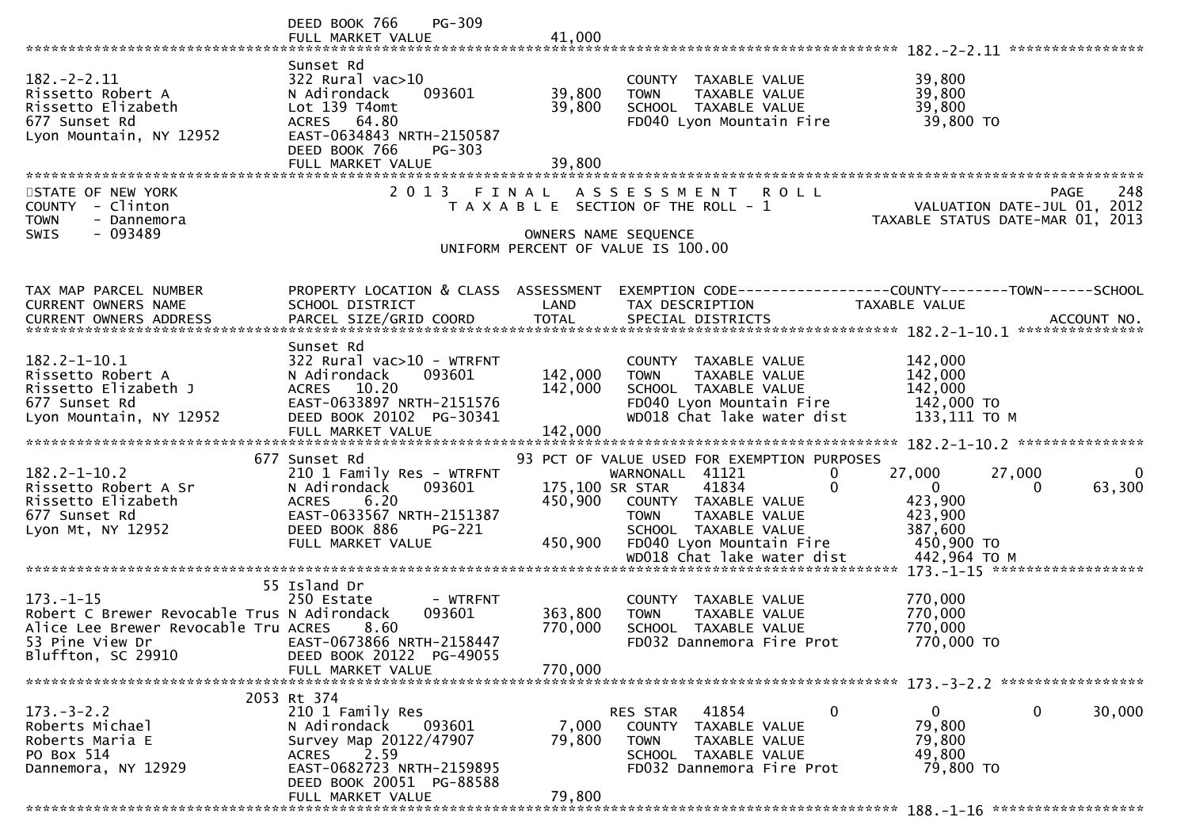DEED BOOK 766 PG-309
FULL MARKET VALUE 41,000

******************************************************************************************************* 182.-2-2.11 ****************

| TAX MAP PARCEL NUMBER / CURRENT OWNERS NAME / CURRENT OWNERS ADDRESS | PROPERTY LOCATION & CLASS / SCHOOL DISTRICT / PARCEL SIZE/GRID COORD | ASSESSMENT LAND / TOTAL | EXEMPTION CODE / TAX DESCRIPTION / SPECIAL DISTRICTS | COUNTY TAXABLE VALUE | TOWN | SCHOOL |
|---|---|---|---|---|---|---|
| 182.-2-2.11 | Sunset Rd | | | | | |
| | 322 Rural vac>10 | | COUNTY TAXABLE VALUE | 39,800 | | |
| Rissetto Robert A | N Adirondack 093601 | 39,800 | TOWN TAXABLE VALUE | 39,800 | | |
| Rissetto Elizabeth | Lot 139 T4omt | 39,800 | SCHOOL TAXABLE VALUE | 39,800 | | |
| 677 Sunset Rd | ACRES 64.80 | | FD040 Lyon Mountain Fire | 39,800 TO | | |
| Lyon Mountain, NY 12952 | EAST-0634843 NRTH-2150587 | | | | | |
| | DEED BOOK 766 PG-303 | | | | | |
| | FULL MARKET VALUE | 39,800 | | | | |

STATE OF NEW YORK
COUNTY - Clinton
TOWN - Dannemora
SWIS - 093489

2 0 1 3 F I N A L A S S E S S M E N T R O L L
T A X A B L E SECTION OF THE ROLL - 1

OWNERS NAME SEQUENCE
UNIFORM PERCENT OF VALUE IS 100.00

PAGE 248
VALUATION DATE-JUL 01, 2012
TAXABLE STATUS DATE-MAR 01, 2013

| TAX MAP PARCEL NUMBER / CURRENT OWNERS NAME / CURRENT OWNERS ADDRESS | PROPERTY LOCATION & CLASS / SCHOOL DISTRICT / PARCEL SIZE/GRID COORD | ASSESSMENT LAND / TOTAL | EXEMPTION CODE / TAX DESCRIPTION / SPECIAL DISTRICTS | COUNTY TAXABLE VALUE | TOWN | SCHOOL / ACCOUNT NO. |
|---|---|---|---|---|---|---|
| **182.2-1-10.1** | Sunset Rd | | | | | |
| 182.2-1-10.1 | 322 Rural vac>10 - WTRFNT | | COUNTY TAXABLE VALUE | 142,000 | | |
| Rissetto Robert A | N Adirondack 093601 | 142,000 | TOWN TAXABLE VALUE | 142,000 | | |
| Rissetto Elizabeth J | ACRES 10.20 | 142,000 | SCHOOL TAXABLE VALUE | 142,000 | | |
| 677 Sunset Rd | EAST-0633897 NRTH-2151576 | | FD040 Lyon Mountain Fire | 142,000 TO | | |
| Lyon Mountain, NY 12952 | DEED BOOK 20102 PG-30341 | | WD018 Chat lake water dist | 133,111 TO M | | |
| | FULL MARKET VALUE | 142,000 | | | | |
| **182.2-1-10.2** | 677 Sunset Rd | | 93 PCT OF VALUE USED FOR EXEMPTION PURPOSES | | | |
| 182.2-1-10.2 | 210 1 Family Res - WTRFNT | | WARNONALL 41121 0 | 27,000 | 27,000 | 0 |
| Rissetto Robert A Sr | N Adirondack 093601 | 175,100 | SR STAR 41834 0 | 0 | 0 | 63,300 |
| Rissetto Elizabeth | ACRES 6.20 | 450,900 | COUNTY TAXABLE VALUE | 423,900 | | |
| 677 Sunset Rd | EAST-0633567 NRTH-2151387 | | TOWN TAXABLE VALUE | 423,900 | | |
| Lyon Mt, NY 12952 | DEED BOOK 886 PG-221 | | SCHOOL TAXABLE VALUE | 387,600 | | |
| | FULL MARKET VALUE | 450,900 | FD040 Lyon Mountain Fire | 450,900 TO | | |
| | | | WD018 Chat lake water dist | 442,964 TO M | | |
| **173.-1-15** | 55 Island Dr | | | | | |
| 173.-1-15 | 250 Estate - WTRFNT | | COUNTY TAXABLE VALUE | 770,000 | | |
| Robert C Brewer Revocable Trus | N Adirondack 093601 | 363,800 | TOWN TAXABLE VALUE | 770,000 | | |
| Alice Lee Brewer Revocable Tru | ACRES 8.60 | 770,000 | SCHOOL TAXABLE VALUE | 770,000 | | |
| 53 Pine View Dr | EAST-0673866 NRTH-2158447 | | FD032 Dannemora Fire Prot | 770,000 TO | | |
| Bluffton, SC 29910 | DEED BOOK 20122 PG-49055 | | | | | |
| | FULL MARKET VALUE | 770,000 | | | | |
| **173.-3-2.2** | 2053 Rt 374 | | | | | |
| 173.-3-2.2 | 210 1 Family Res | | RES STAR 41854 0 | 0 | 0 | 30,000 |
| Roberts Michael | N Adirondack 093601 | 7,000 | COUNTY TAXABLE VALUE | 79,800 | | |
| Roberts Maria E | Survey Map 20122/47907 | 79,800 | TOWN TAXABLE VALUE | 79,800 | | |
| PO Box 514 | ACRES 2.59 | | SCHOOL TAXABLE VALUE | 49,800 | | |
| Dannemora, NY 12929 | EAST-0682723 NRTH-2159895 | | FD032 Dannemora Fire Prot | 79,800 TO | | |
| | DEED BOOK 20051 PG-88588 | | | | | |
| | FULL MARKET VALUE | 79,800 | | | | |

******************************************************************************************************* 188.-1-16 ******************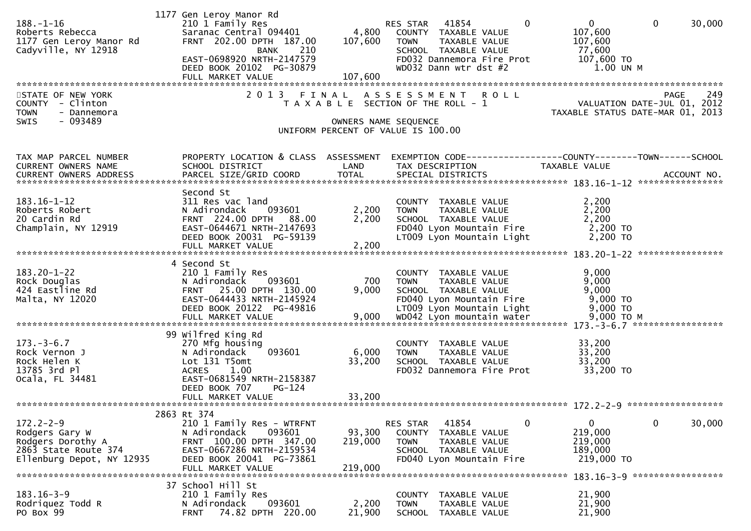```
                          1177 Gen Leroy Manor Rd
188.-1-16                 210 1 Family Res                    RES STAR   41854           0           0           0        30,000
Roberts Rebecca           Saranac Central 094401      4,800    COUNTY  TAXABLE VALUE              107,600
1177 Gen Leroy Manor Rd   FRNT 202.00 DPTH 187.00   107,600    TOWN    TAXABLE VALUE              107,600
Cadyville, NY 12918                  BANK     210              SCHOOL  TAXABLE VALUE               77,600
                          EAST-0698920 NRTH-2147579            FD032 Dannemora Fire Prot          107,600 TO
                          DEED BOOK 20102  PG-30879            WD032 Dann wtr dst #2                 1.00 UN M
                          FULL MARKET VALUE         107,600
******************************************************************************************************************************
```

STATE OF NEW YORK — 2013 FINAL ASSESSMENT ROLL — PAGE 249
COUNTY - Clinton — TAXABLE SECTION OF THE ROLL - 1 — VALUATION DATE-JUL 01, 2012
TOWN - Dannemora — TAXABLE STATUS DATE-MAR 01, 2013
SWIS - 093489 — OWNERS NAME SEQUENCE
UNIFORM PERCENT OF VALUE IS 100.00

```
TAX MAP PARCEL NUMBER     PROPERTY LOCATION & CLASS  ASSESSMENT  EXEMPTION CODE------------------COUNTY--------TOWN------SCHOOL
CURRENT OWNERS NAME       SCHOOL DISTRICT               LAND      TAX DESCRIPTION            TAXABLE VALUE
CURRENT OWNERS ADDRESS    PARCEL SIZE/GRID COORD        TOTAL     SPECIAL DISTRICTS                                  ACCOUNT NO.
******************************************************************************************* 183.16-1-12 *****************
                          Second St
183.16-1-12               311 Res vac land                     COUNTY  TAXABLE VALUE                2,200
Roberts Robert            N Adirondack     093601      2,200   TOWN    TAXABLE VALUE                2,200
20 Cardin Rd              FRNT 224.00 DPTH  88.00      2,200   SCHOOL  TAXABLE VALUE                2,200
Champlain, NY 12919       EAST-0644671 NRTH-2147693            FD040 Lyon Mountain Fire             2,200 TO
                          DEED BOOK 20031  PG-59139            LT009 Lyon Mountain Light            2,200 TO
                          FULL MARKET VALUE            2,200
******************************************************************************************* 183.20-1-22 *****************
                        4 Second St
183.20-1-22               210 1 Family Res                     COUNTY  TAXABLE VALUE                9,000
Rock Douglas              N Adirondack     093601        700   TOWN    TAXABLE VALUE                9,000
424 Eastline Rd           FRNT  25.00 DPTH 130.00      9,000   SCHOOL  TAXABLE VALUE                9,000
Malta, NY 12020           EAST-0644433 NRTH-2145924            FD040 Lyon Mountain Fire             9,000 TO
                          DEED BOOK 20122  PG-49816            LT009 Lyon Mountain Light            9,000 TO
                          FULL MARKET VALUE            9,000   WD042 Lyon mountain water            9,000 TO M
******************************************************************************************* 173.-3-6.7 ******************
                       99 Wilfred King Rd
173.-3-6.7                270 Mfg housing                      COUNTY  TAXABLE VALUE               33,200
Rock Vernon J             N Adirondack     093601      6,000   TOWN    TAXABLE VALUE               33,200
Rock Helen K              Lot 131 T5omt               33,200   SCHOOL  TAXABLE VALUE               33,200
13785 3rd Pl              ACRES    1.00                        FD032 Dannemora Fire Prot           33,200 TO
Ocala, FL 34481           EAST-0681549 NRTH-2158387
                          DEED BOOK 707    PG-124
                          FULL MARKET VALUE           33,200
******************************************************************************************* 172.2-2-9 *******************
                     2863 Rt 374
172.2-2-9                 210 1 Family Res - WTRFNT           RES STAR   41854           0           0           0        30,000
Rodgers Gary W            N Adirondack     093601     93,300   COUNTY  TAXABLE VALUE              219,000
Rodgers Dorothy A         FRNT 100.00 DPTH 347.00    219,000   TOWN    TAXABLE VALUE              219,000
2863 State Route 374      EAST-0667286 NRTH-2159534            SCHOOL  TAXABLE VALUE              189,000
Ellenburg Depot, NY 12935 DEED BOOK 20041  PG-73861            FD040 Lyon Mountain Fire           219,000 TO
                          FULL MARKET VALUE          219,000
******************************************************************************************* 183.16-3-9 ******************
                       37 School Hill St
183.16-3-9                210 1 Family Res                     COUNTY  TAXABLE VALUE               21,900
Rodriquez Todd R          N Adirondack     093601      2,200   TOWN    TAXABLE VALUE               21,900
PO Box 99                 FRNT  74.82 DPTH 220.00     21,900   SCHOOL  TAXABLE VALUE               21,900
```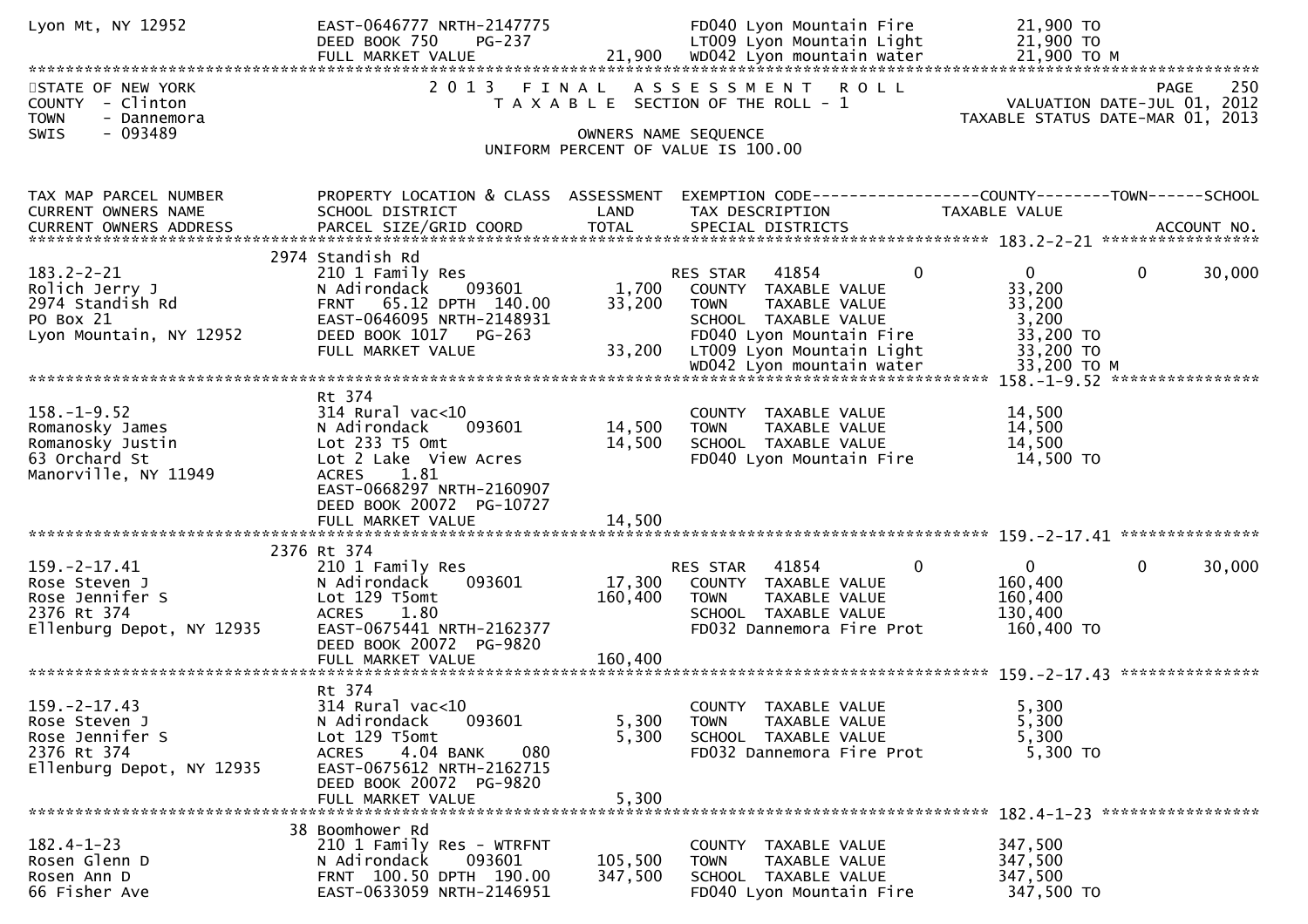```
Lyon Mt, NY 12952             EAST-0646777 NRTH-2147775              FD040 Lyon Mountain Fire          21,900 TO
                              DEED BOOK 750     PG-237               LT009 Lyon Mountain Light         21,900 TO
                              FULL MARKET VALUE            21,900    WD042 Lyon mountain water         21,900 TO M
******************************************************************************************************************************
STATE OF NEW YORK              2 0 1 3   F I N A L   A S S E S S M E N T   R O L L                              PAGE    250
COUNTY  - Clinton                 T A X A B L E  SECTION OF THE ROLL - 1                       VALUATION DATE-JUL 01, 2012
TOWN    - Dannemora                                                                         TAXABLE STATUS DATE-MAR 01, 2013
SWIS    - 093489                                  OWNERS NAME SEQUENCE
                                          UNIFORM PERCENT OF VALUE IS 100.00

TAX MAP PARCEL NUMBER          PROPERTY LOCATION & CLASS  ASSESSMENT  EXEMPTION CODE------------------COUNTY--------TOWN------SCHOOL
CURRENT OWNERS NAME            SCHOOL DISTRICT              LAND      TAX DESCRIPTION             TAXABLE VALUE
CURRENT OWNERS ADDRESS         PARCEL SIZE/GRID COORD       TOTAL     SPECIAL DISTRICTS                                  ACCOUNT NO.
*************************************************************************************************** 183.2-2-21 *****************
                           2974 Standish Rd
183.2-2-21                     210 1 Family Res                      RES STAR   41854          0           0           0       30,000
Rolich Jerry J                 N Adirondack      093601      1,700     COUNTY  TAXABLE VALUE           33,200
2974 Standish Rd               FRNT   65.12 DPTH  140.00    33,200     TOWN    TAXABLE VALUE           33,200
PO Box 21                      EAST-0646095 NRTH-2148931               SCHOOL  TAXABLE VALUE            3,200
Lyon Mountain, NY 12952        DEED BOOK 1017   PG-263                 FD040 Lyon Mountain Fire        33,200 TO
                               FULL MARKET VALUE            33,200     LT009 Lyon Mountain Light       33,200 TO
                                                                       WD042 Lyon mountain water       33,200 TO M
*************************************************************************************************** 158.-1-9.52 ****************
                           Rt 374
158.-1-9.52                    314 Rural vac<10                        COUNTY  TAXABLE VALUE           14,500
Romanosky James                N Adirondack      093601     14,500     TOWN    TAXABLE VALUE           14,500
Romanosky Justin               Lot 233 T5 Omt               14,500     SCHOOL  TAXABLE VALUE           14,500
63 Orchard St                  Lot 2 Lake  View Acres                  FD040 Lyon Mountain Fire        14,500 TO
Manorville, NY 11949           ACRES     1.81
                               EAST-0668297 NRTH-2160907
                               DEED BOOK 20072  PG-10727
                               FULL MARKET VALUE            14,500
*************************************************************************************************** 159.-2-17.41 ***************
                           2376 Rt 374
159.-2-17.41                   210 1 Family Res                      RES STAR   41854          0           0           0       30,000
Rose Steven J                  N Adirondack      093601     17,300     COUNTY  TAXABLE VALUE          160,400
Rose Jennifer S                Lot 129 T5omt               160,400     TOWN    TAXABLE VALUE          160,400
2376 Rt 374                    ACRES     1.80                          SCHOOL  TAXABLE VALUE          130,400
Ellenburg Depot, NY 12935      EAST-0675441 NRTH-2162377               FD032 Dannemora Fire Prot      160,400 TO
                               DEED BOOK 20072  PG-9820
                               FULL MARKET VALUE           160,400
*************************************************************************************************** 159.-2-17.43 ***************
                           Rt 374
159.-2-17.43                   314 Rural vac<10                        COUNTY  TAXABLE VALUE            5,300
Rose Steven J                  N Adirondack      093601      5,300     TOWN    TAXABLE VALUE            5,300
Rose Jennifer S                Lot 129 T5omt                 5,300     SCHOOL  TAXABLE VALUE            5,300
2376 Rt 374                    ACRES     4.04 BANK     080             FD032 Dannemora Fire Prot        5,300 TO
Ellenburg Depot, NY 12935      EAST-0675612 NRTH-2162715
                               DEED BOOK 20072  PG-9820
                               FULL MARKET VALUE             5,300
*************************************************************************************************** 182.4-1-23 *****************
                           38 Boomhower Rd
182.4-1-23                     210 1 Family Res - WTRFNT               COUNTY  TAXABLE VALUE          347,500
Rosen Glenn D                  N Adirondack      093601    105,500     TOWN    TAXABLE VALUE          347,500
Rosen Ann D                    FRNT  100.50 DPTH  190.00   347,500     SCHOOL  TAXABLE VALUE          347,500
66 Fisher Ave                  EAST-0633059 NRTH-2146951               FD040 Lyon Mountain Fire       347,500 TO
```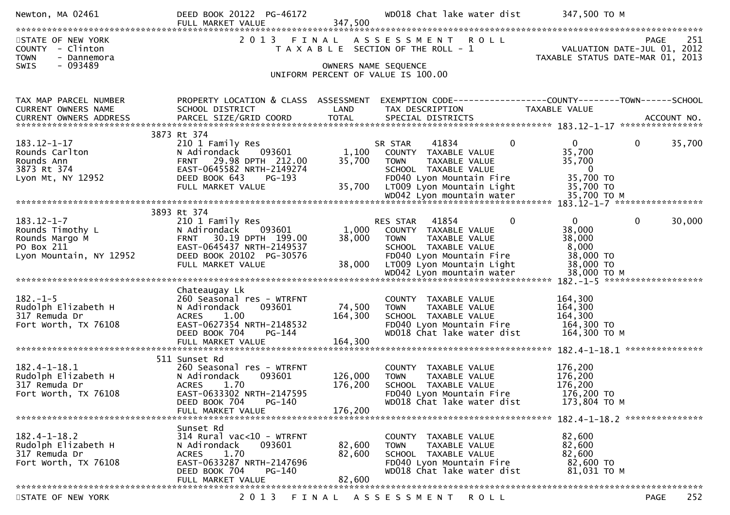Newton, MA 02461 | DEED BOOK 20122 PG-46172 | | WD018 Chat lake water dist | 347,500 TO M
FULL MARKET VALUE 347,500

STATE OF NEW YORK
COUNTY - Clinton
TOWN - Dannemora
SWIS - 093489

# 2013 FINAL ASSESSMENT ROLL

TAXABLE SECTION OF THE ROLL - 1

OWNERS NAME SEQUENCE

UNIFORM PERCENT OF VALUE IS 100.00

VALUATION DATE-JUL 01, 2012
TAXABLE STATUS DATE-MAR 01, 2013

| TAX MAP PARCEL NUMBER / CURRENT OWNERS NAME / CURRENT OWNERS ADDRESS | PROPERTY LOCATION & CLASS / SCHOOL DISTRICT / PARCEL SIZE/GRID COORD | ASSESSMENT LAND / TOTAL | EXEMPTION CODE / TAX DESCRIPTION / SPECIAL DISTRICTS | COUNTY | TOWN | SCHOOL / TAXABLE VALUE / ACCOUNT NO. |
|---|---|---|---|---|---|---|
| **183.12-1-17** | 3873 Rt 374 | | | | | |
| 183.12-1-17 | 210 1 Family Res | | SR STAR 41834 | 0 | 0 | 0 / 35,700 |
| Rounds Carlton | N Adirondack 093601 | 1,100 | COUNTY TAXABLE VALUE | 35,700 | | |
| Rounds Ann | FRNT 29.98 DPTH 212.00 | 35,700 | TOWN TAXABLE VALUE | 35,700 | | |
| 3873 Rt 374 | EAST-0645582 NRTH-2149274 | | SCHOOL TAXABLE VALUE | 0 | | |
| Lyon Mt, NY 12952 | DEED BOOK 643 PG-193 | | FD040 Lyon Mountain Fire | 35,700 TO | | |
| | FULL MARKET VALUE | 35,700 | LT009 Lyon Mountain Light | 35,700 TO | | |
| | | | WD042 Lyon mountain water | 35,700 TO M | | |
| **183.12-1-7** | 3893 Rt 374 | | | | | |
| 183.12-1-7 | 210 1 Family Res | | RES STAR 41854 | 0 | 0 | 0 / 30,000 |
| Rounds Timothy L | N Adirondack 093601 | 1,000 | COUNTY TAXABLE VALUE | 38,000 | | |
| Rounds Margo M | FRNT 30.19 DPTH 199.00 | 38,000 | TOWN TAXABLE VALUE | 38,000 | | |
| PO Box 211 | EAST-0645437 NRTH-2149537 | | SCHOOL TAXABLE VALUE | 8,000 | | |
| Lyon Mountain, NY 12952 | DEED BOOK 20102 PG-30576 | | FD040 Lyon Mountain Fire | 38,000 TO | | |
| | FULL MARKET VALUE | 38,000 | LT009 Lyon Mountain Light | 38,000 TO | | |
| | | | WD042 Lyon mountain water | 38,000 TO M | | |
| **182.-1-5** | Chateaugay Lk | | | | | |
| 182.-1-5 | 260 Seasonal res - WTRFNT | | COUNTY TAXABLE VALUE | 164,300 | | |
| Rudolph Elizabeth H | N Adirondack 093601 | 74,500 | TOWN TAXABLE VALUE | 164,300 | | |
| 317 Remuda Dr | ACRES 1.00 | 164,300 | SCHOOL TAXABLE VALUE | 164,300 | | |
| Fort Worth, TX 76108 | EAST-0627354 NRTH-2148532 | | FD040 Lyon Mountain Fire | 164,300 TO | | |
| | DEED BOOK 704 PG-144 | | WD018 Chat lake water dist | 164,300 TO M | | |
| | FULL MARKET VALUE | 164,300 | | | | |
| **182.4-1-18.1** | 511 Sunset Rd | | | | | |
| 182.4-1-18.1 | 260 Seasonal res - WTRFNT | | COUNTY TAXABLE VALUE | 176,200 | | |
| Rudolph Elizabeth H | N Adirondack 093601 | 126,000 | TOWN TAXABLE VALUE | 176,200 | | |
| 317 Remuda Dr | ACRES 1.70 | 176,200 | SCHOOL TAXABLE VALUE | 176,200 | | |
| Fort Worth, TX 76108 | EAST-0633302 NRTH-2147595 | | FD040 Lyon Mountain Fire | 176,200 TO | | |
| | DEED BOOK 704 PG-140 | | WD018 Chat lake water dist | 173,804 TO M | | |
| | FULL MARKET VALUE | 176,200 | | | | |
| **182.4-1-18.2** | Sunset Rd | | | | | |
| 182.4-1-18.2 | 314 Rural vac<10 - WTRFNT | | COUNTY TAXABLE VALUE | 82,600 | | |
| Rudolph Elizabeth H | N Adirondack 093601 | 82,600 | TOWN TAXABLE VALUE | 82,600 | | |
| 317 Remuda Dr | ACRES 1.70 | 82,600 | SCHOOL TAXABLE VALUE | 82,600 | | |
| Fort Worth, TX 76108 | EAST-0633287 NRTH-2147696 | | FD040 Lyon Mountain Fire | 82,600 TO | | |
| | DEED BOOK 704 PG-140 | | WD018 Chat lake water dist | 81,031 TO M | | |
| | FULL MARKET VALUE | 82,600 | | | | |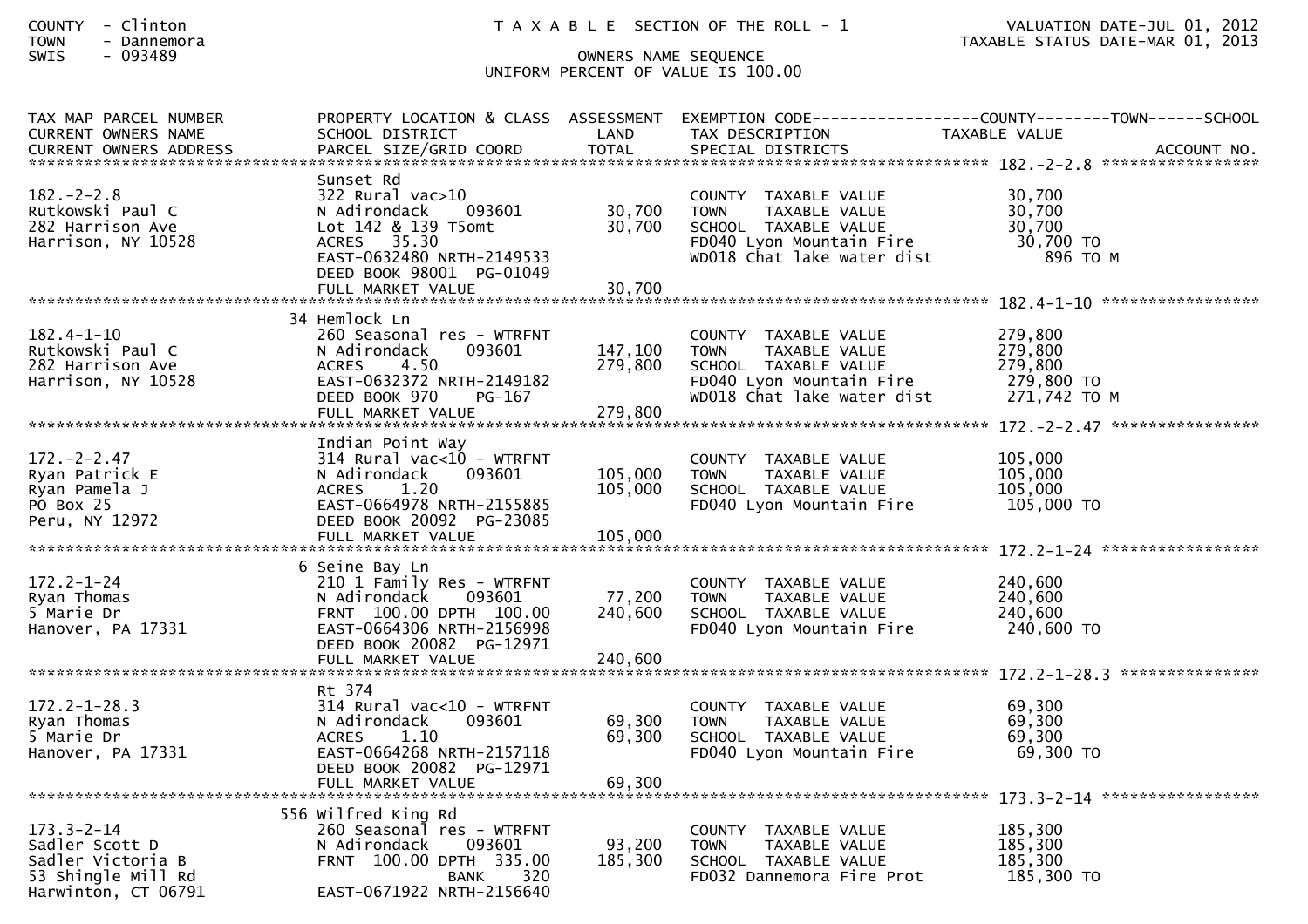COUNTY - Clinton
TOWN - Dannemora
SWIS - 093489

# T A X A B L E SECTION OF THE ROLL - 1

OWNERS NAME SEQUENCE
UNIFORM PERCENT OF VALUE IS 100.00

VALUATION DATE-JUL 01, 2012
TAXABLE STATUS DATE-MAR 01, 2013

| TAX MAP PARCEL NUMBER / CURRENT OWNERS NAME / CURRENT OWNERS ADDRESS | PROPERTY LOCATION & CLASS / SCHOOL DISTRICT / PARCEL SIZE/GRID COORD | ASSESSMENT LAND / TOTAL | EXEMPTION CODE / TAX DESCRIPTION / SPECIAL DISTRICTS | TAXABLE VALUE (COUNTY / TOWN / SCHOOL) | ACCOUNT NO. |
|---|---|---|---|---|---|
| **182.-2-2.8** | | | | | |
| 182.-2-2.8 | Sunset Rd | | | | |
| Rutkowski Paul C | 322 Rural vac>10 | | COUNTY TAXABLE VALUE | 30,700 | |
| 282 Harrison Ave | N Adirondack 093601 | 30,700 | TOWN TAXABLE VALUE | 30,700 | |
| Harrison, NY 10528 | Lot 142 & 139 T5omt | 30,700 | SCHOOL TAXABLE VALUE | 30,700 | |
| | ACRES 35.30 | | FD040 Lyon Mountain Fire | 30,700 TO | |
| | EAST-0632480 NRTH-2149533 | | WD018 Chat lake water dist | 896 TO M | |
| | DEED BOOK 98001 PG-01049 | | | | |
| | FULL MARKET VALUE | 30,700 | | | |
| **182.4-1-10** | | | | | |
| 182.4-1-10 | 34 Hemlock Ln | | | | |
| Rutkowski Paul C | 260 Seasonal res - WTRFNT | | COUNTY TAXABLE VALUE | 279,800 | |
| 282 Harrison Ave | N Adirondack 093601 | 147,100 | TOWN TAXABLE VALUE | 279,800 | |
| Harrison, NY 10528 | ACRES 4.50 | 279,800 | SCHOOL TAXABLE VALUE | 279,800 | |
| | EAST-0632372 NRTH-2149182 | | FD040 Lyon Mountain Fire | 279,800 TO | |
| | DEED BOOK 970 PG-167 | | WD018 Chat lake water dist | 271,742 TO M | |
| | FULL MARKET VALUE | 279,800 | | | |
| **172.-2-2.47** | | | | | |
| 172.-2-2.47 | Indian Point Way | | | | |
| Ryan Patrick E | 314 Rural vac<10 - WTRFNT | | COUNTY TAXABLE VALUE | 105,000 | |
| Ryan Pamela J | N Adirondack 093601 | 105,000 | TOWN TAXABLE VALUE | 105,000 | |
| PO Box 25 | ACRES 1.20 | 105,000 | SCHOOL TAXABLE VALUE | 105,000 | |
| Peru, NY 12972 | EAST-0664978 NRTH-2155885 | | FD040 Lyon Mountain Fire | 105,000 TO | |
| | DEED BOOK 20092 PG-23085 | | | | |
| | FULL MARKET VALUE | 105,000 | | | |
| **172.2-1-24** | | | | | |
| 172.2-1-24 | 6 Seine Bay Ln | | | | |
| Ryan Thomas | 210 1 Family Res - WTRFNT | | COUNTY TAXABLE VALUE | 240,600 | |
| 5 Marie Dr | N Adirondack 093601 | 77,200 | TOWN TAXABLE VALUE | 240,600 | |
| Hanover, PA 17331 | FRNT 100.00 DPTH 100.00 | 240,600 | SCHOOL TAXABLE VALUE | 240,600 | |
| | EAST-0664306 NRTH-2156998 | | FD040 Lyon Mountain Fire | 240,600 TO | |
| | DEED BOOK 20082 PG-12971 | | | | |
| | FULL MARKET VALUE | 240,600 | | | |
| **172.2-1-28.3** | | | | | |
| 172.2-1-28.3 | Rt 374 | | | | |
| Ryan Thomas | 314 Rural vac<10 - WTRFNT | | COUNTY TAXABLE VALUE | 69,300 | |
| 5 Marie Dr | N Adirondack 093601 | 69,300 | TOWN TAXABLE VALUE | 69,300 | |
| Hanover, PA 17331 | ACRES 1.10 | 69,300 | SCHOOL TAXABLE VALUE | 69,300 | |
| | EAST-0664268 NRTH-2157118 | | FD040 Lyon Mountain Fire | 69,300 TO | |
| | DEED BOOK 20082 PG-12971 | | | | |
| | FULL MARKET VALUE | 69,300 | | | |
| **173.3-2-14** | | | | | |
| 173.3-2-14 | 556 Wilfred King Rd | | | | |
| Sadler Scott D | 260 Seasonal res - WTRFNT | | COUNTY TAXABLE VALUE | 185,300 | |
| Sadler Victoria B | N Adirondack 093601 | 93,200 | TOWN TAXABLE VALUE | 185,300 | |
| 53 Shingle Mill Rd | FRNT 100.00 DPTH 335.00 | 185,300 | SCHOOL TAXABLE VALUE | 185,300 | |
| Harwinton, CT 06791 | BANK 320 | | FD032 Dannemora Fire Prot | 185,300 TO | |
| | EAST-0671922 NRTH-2156640 | | | | |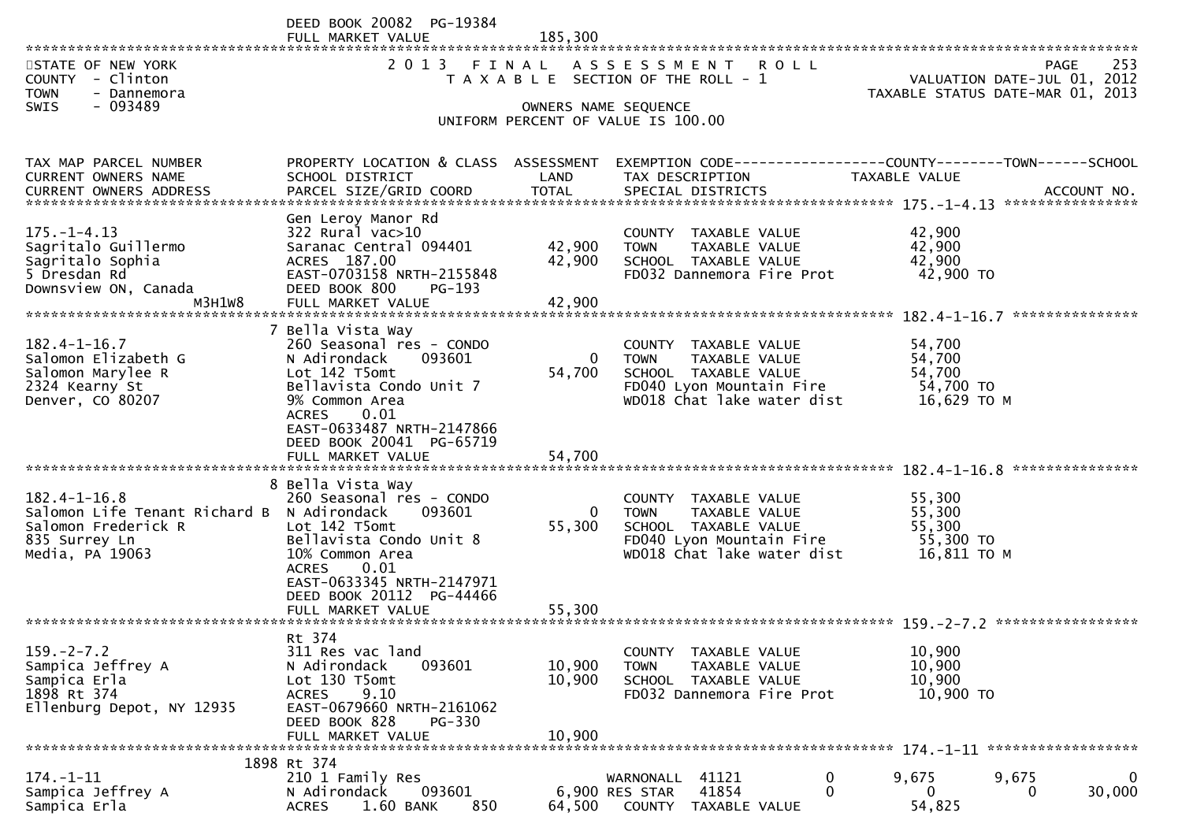```
                           DEED BOOK 20082  PG-19384
                           FULL MARKET VALUE              185,300
******************************************************************************************************************************************
STATE OF NEW YORK                 2 0 1 3   F I N A L   A S S E S S M E N T   R O L L                              PAGE    253
COUNTY  - Clinton                    T A X A B L E  SECTION OF THE ROLL - 1                         VALUATION DATE-JUL 01, 2012
TOWN    - Dannemora                                                                                 TAXABLE STATUS DATE-MAR 01, 2013
SWIS    - 093489                                      OWNERS NAME SEQUENCE
                                                 UNIFORM PERCENT OF VALUE IS 100.00


TAX MAP PARCEL NUMBER          PROPERTY LOCATION & CLASS  ASSESSMENT  EXEMPTION CODE------------------COUNTY--------TOWN------SCHOOL
CURRENT OWNERS NAME            SCHOOL DISTRICT               LAND      TAX DESCRIPTION              TAXABLE VALUE
CURRENT OWNERS ADDRESS         PARCEL SIZE/GRID COORD        TOTAL     SPECIAL DISTRICTS                                  ACCOUNT NO.
******************************************************************************************************** 175.-1-4.13 ****************
                           Gen Leroy Manor Rd
175.-1-4.13                322 Rural vac>10                            COUNTY  TAXABLE VALUE            42,900
Sagritalo Guillermo        Saranac Central 094401        42,900        TOWN    TAXABLE VALUE            42,900
Sagritalo Sophia           ACRES  187.00                 42,900        SCHOOL  TAXABLE VALUE            42,900
5 Dresdan Rd               EAST-0703158 NRTH-2155848                   FD032 Dannemora Fire Prot         42,900 TO
Downsview ON, Canada       DEED BOOK 800     PG-193
                   M3H1W8  FULL MARKET VALUE              42,900
******************************************************************************************************** 182.4-1-16.7 ***************
                         7 Bella Vista Way
182.4-1-16.7               260 Seasonal res - CONDO                    COUNTY  TAXABLE VALUE            54,700
Salomon Elizabeth G        N Adirondack     093601            0        TOWN    TAXABLE VALUE            54,700
Salomon Marylee R          Lot 142 T5omt                 54,700        SCHOOL  TAXABLE VALUE            54,700
2324 Kearny St             Bellavista Condo Unit 7                     FD040 Lyon Mountain Fire          54,700 TO
Denver, CO 80207           9% Common Area                              WD018 Chat lake water dist        16,629 TO M
                           ACRES     0.01
                           EAST-0633487 NRTH-2147866
                           DEED BOOK 20041  PG-65719
                           FULL MARKET VALUE              54,700
******************************************************************************************************** 182.4-1-16.8 ***************
                         8 Bella Vista Way
182.4-1-16.8               260 Seasonal res - CONDO                    COUNTY  TAXABLE VALUE            55,300
Salomon Life Tenant Richard B  N Adirondack     093601        0        TOWN    TAXABLE VALUE            55,300
Salomon Frederick R        Lot 142 T5omt                 55,300        SCHOOL  TAXABLE VALUE            55,300
835 Surrey Ln              Bellavista Condo Unit 8                     FD040 Lyon Mountain Fire          55,300 TO
Media, PA 19063            10% Common Area                             WD018 Chat lake water dist        16,811 TO M
                           ACRES     0.01
                           EAST-0633345 NRTH-2147971
                           DEED BOOK 20112  PG-44466
                           FULL MARKET VALUE              55,300
******************************************************************************************************** 159.-2-7.2 *****************
                           Rt 374
159.-2-7.2                 311 Res vac land                            COUNTY  TAXABLE VALUE            10,900
Sampica Jeffrey A          N Adirondack     093601       10,900        TOWN    TAXABLE VALUE            10,900
Sampica Erla               Lot 130 T5omt                 10,900        SCHOOL  TAXABLE VALUE            10,900
1898 Rt 374                ACRES     9.10                              FD032 Dannemora Fire Prot         10,900 TO
Ellenburg Depot, NY 12935  EAST-0679660 NRTH-2161062
                           DEED BOOK 828     PG-330
                           FULL MARKET VALUE              10,900
******************************************************************************************************** 174.-1-11 ******************
                      1898 Rt 374
174.-1-11                  210 1 Family Res                  WARNONALL  41121          0       9,675       9,675            0
Sampica Jeffrey A          N Adirondack     093601        6,900 RES STAR   41854          0           0           0       30,000
Sampica Erla               ACRES     1.60 BANK     850   64,500     COUNTY  TAXABLE VALUE            54,825
```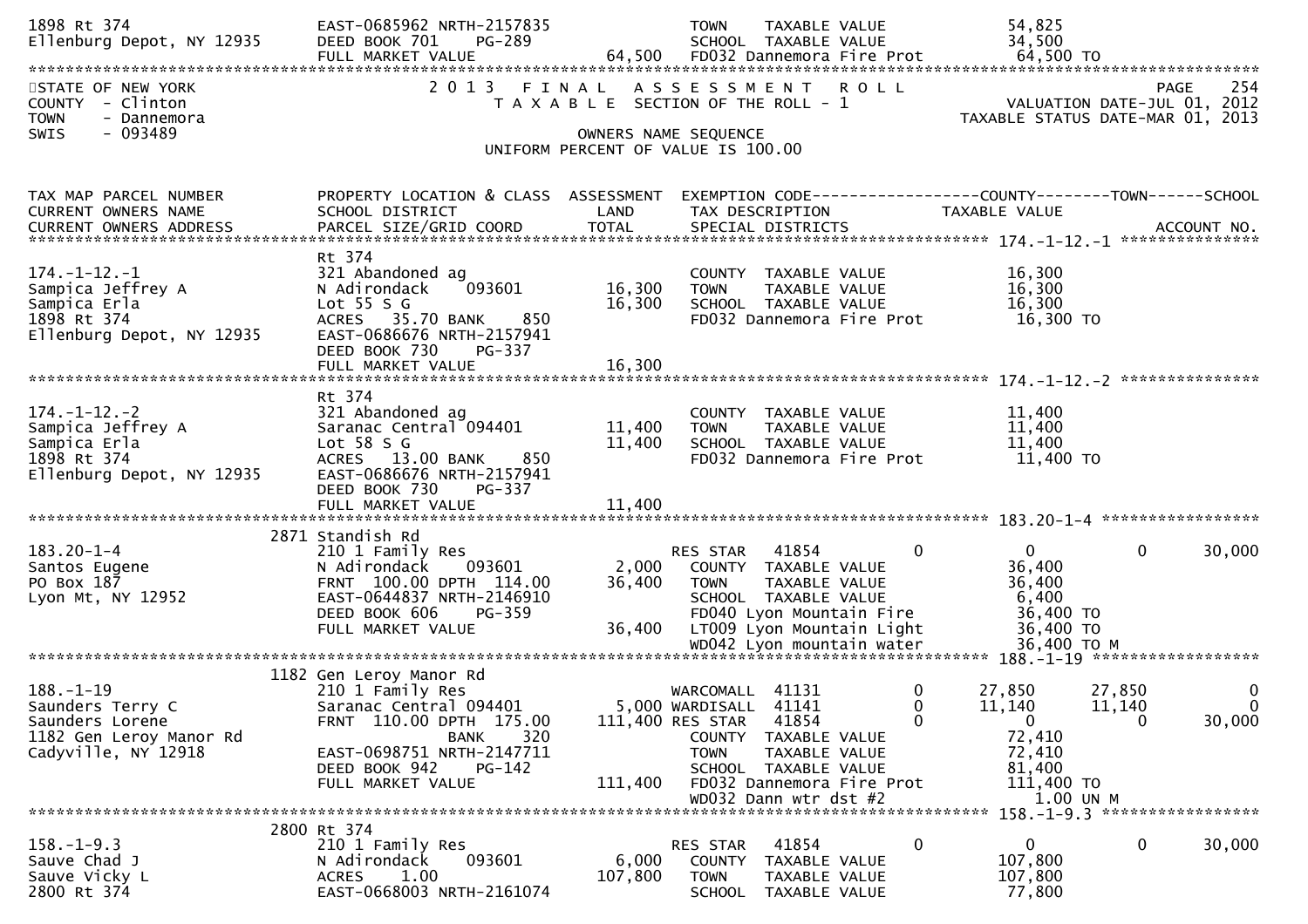```
1898 Rt 374                    EAST-0685962 NRTH-2157835              TOWN    TAXABLE VALUE              54,825
Ellenburg Depot, NY 12935      DEED BOOK 701    PG-289                SCHOOL  TAXABLE VALUE              34,500
                               FULL MARKET VALUE              64,500  FD032 Dannemora Fire Prot          64,500 TO
******************************************************************************************************************************
STATE OF NEW YORK              2 0 1 3   F I N A L   A S S E S S M E N T   R O L L                          PAGE    254
COUNTY  - Clinton                T A X A B L E  SECTION OF THE ROLL - 1                     VALUATION DATE-JUL 01, 2012
TOWN    - Dannemora                                                                    TAXABLE STATUS DATE-MAR 01, 2013
SWIS    - 093489                                 OWNERS NAME SEQUENCE
                                           UNIFORM PERCENT OF VALUE IS 100.00

TAX MAP PARCEL NUMBER          PROPERTY LOCATION & CLASS  ASSESSMENT  EXEMPTION CODE------------------COUNTY--------TOWN------SCHOOL
CURRENT OWNERS NAME            SCHOOL DISTRICT               LAND     TAX DESCRIPTION             TAXABLE VALUE
CURRENT OWNERS ADDRESS         PARCEL SIZE/GRID COORD        TOTAL    SPECIAL DISTRICTS                                  ACCOUNT NO.
****************************************************************************************************** 174.-1-12.-1 ***************
                               Rt 374
174.-1-12.-1                   321 Abandoned ag                       COUNTY  TAXABLE VALUE              16,300
Sampica Jeffrey A              N Adirondack    093601      16,300     TOWN    TAXABLE VALUE              16,300
Sampica Erla                   Lot 55 S G                  16,300     SCHOOL  TAXABLE VALUE              16,300
1898 Rt 374                    ACRES   35.70 BANK     850             FD032 Dannemora Fire Prot          16,300 TO
Ellenburg Depot, NY 12935      EAST-0686676 NRTH-2157941
                               DEED BOOK 730    PG-337
                               FULL MARKET VALUE              16,300
****************************************************************************************************** 174.-1-12.-2 ***************
                               Rt 374
174.-1-12.-2                   321 Abandoned ag                       COUNTY  TAXABLE VALUE              11,400
Sampica Jeffrey A              Saranac Central 094401      11,400     TOWN    TAXABLE VALUE              11,400
Sampica Erla                   Lot 58 S G                  11,400     SCHOOL  TAXABLE VALUE              11,400
1898 Rt 374                    ACRES   13.00 BANK     850             FD032 Dannemora Fire Prot          11,400 TO
Ellenburg Depot, NY 12935      EAST-0686676 NRTH-2157941
                               DEED BOOK 730    PG-337
                               FULL MARKET VALUE              11,400
****************************************************************************************************** 183.20-1-4 *****************
                          2871 Standish Rd
183.20-1-4                     210 1 Family Res                       RES STAR   41854          0              0          0       30,000
Santos Eugene                  N Adirondack    093601       2,000     COUNTY  TAXABLE VALUE              36,400
PO Box 187                     FRNT  100.00 DPTH  114.00   36,400     TOWN    TAXABLE VALUE              36,400
Lyon Mt, NY 12952              EAST-0644837 NRTH-2146910              SCHOOL  TAXABLE VALUE               6,400
                               DEED BOOK 606    PG-359                FD040 Lyon Mountain Fire           36,400 TO
                               FULL MARKET VALUE              36,400  LT009 Lyon Mountain Light          36,400 TO
                                                                      WD042 Lyon mountain water          36,400 TO M
****************************************************************************************************** 188.-1-19 ******************
                          1182 Gen Leroy Manor Rd
188.-1-19                      210 1 Family Res                       WARCOMALL  41131          0         27,850     27,850            0
Saunders Terry C               Saranac Central 094401       5,000 WARDISALL  41141          0         11,140     11,140            0
Saunders Lorene                FRNT  110.00 DPTH  175.00  111,400 RES STAR   41854          0              0          0       30,000
1182 Gen Leroy Manor Rd                       BANK     320            COUNTY  TAXABLE VALUE              72,410
Cadyville, NY 12918            EAST-0698751 NRTH-2147711              TOWN    TAXABLE VALUE              72,410
                               DEED BOOK 942    PG-142                SCHOOL  TAXABLE VALUE              81,400
                               FULL MARKET VALUE             111,400  FD032 Dannemora Fire Prot         111,400 TO
                                                                      WD032 Dann wtr dst #2                1.00 UN M
****************************************************************************************************** 158.-1-9.3 *****************
                          2800 Rt 374
158.-1-9.3                     210 1 Family Res                       RES STAR   41854          0              0          0       30,000
Sauve Chad J                   N Adirondack    093601       6,000     COUNTY  TAXABLE VALUE             107,800
Sauve Vicky L                  ACRES    1.00              107,800     TOWN    TAXABLE VALUE             107,800
2800 Rt 374                    EAST-0668003 NRTH-2161074              SCHOOL  TAXABLE VALUE              77,800
```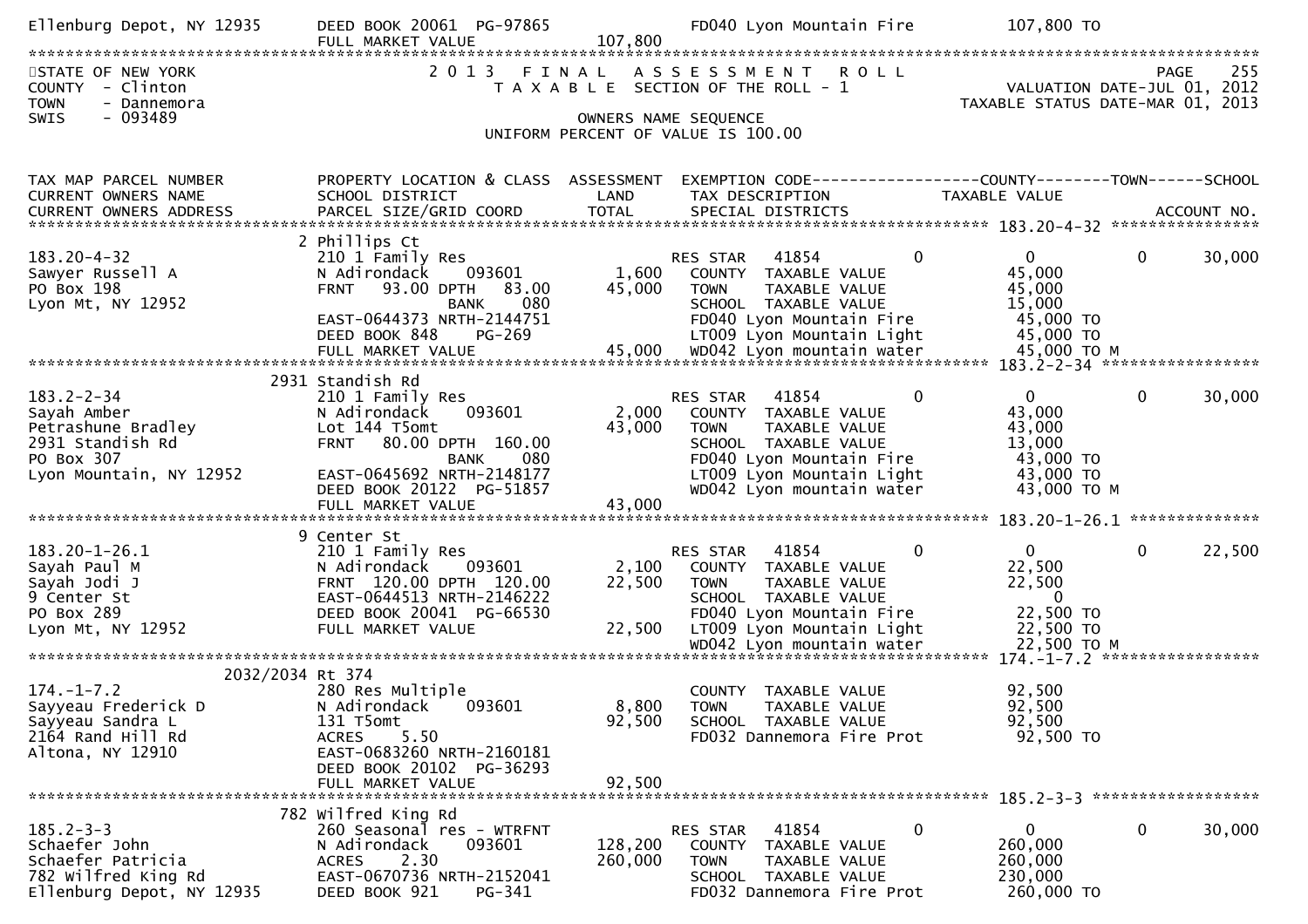Ellenburg Depot, NY 12935 DEED BOOK 20061 PG-97865 FD040 Lyon Mountain Fire 107,800 TO
FULL MARKET VALUE 107,800

STATE OF NEW YORK
COUNTY - Clinton
TOWN - Dannemora
SWIS - 093489

2 0 1 3 F I N A L A S S E S S M E N T R O L L
T A X A B L E SECTION OF THE ROLL - 1
OWNERS NAME SEQUENCE
UNIFORM PERCENT OF VALUE IS 100.00

PAGE 255
VALUATION DATE-JUL 01, 2012
TAXABLE STATUS DATE-MAR 01, 2013

| TAX MAP PARCEL NUMBER / CURRENT OWNERS NAME / CURRENT OWNERS ADDRESS | PROPERTY LOCATION & CLASS / SCHOOL DISTRICT / PARCEL SIZE/GRID COORD | ASSESSMENT LAND / TOTAL | EXEMPTION CODE / TAX DESCRIPTION / SPECIAL DISTRICTS | COUNTY | TAXABLE VALUE | TOWN | SCHOOL / ACCOUNT NO. |
|---|---|---|---|---|---|---|---|
| 183.20-4-32 | 2 Phillips Ct | | | | | | |
| 183.20-4-32 | 210 1 Family Res | | RES STAR 41854 | 0 | 0 | 0 | 30,000 |
| Sawyer Russell A | N Adirondack 093601 | 1,600 | COUNTY TAXABLE VALUE | | 45,000 | | |
| PO Box 198 | FRNT 93.00 DPTH 83.00 | 45,000 | TOWN TAXABLE VALUE | | 45,000 | | |
| Lyon Mt, NY 12952 | BANK 080 | | SCHOOL TAXABLE VALUE | | 15,000 | | |
| | EAST-0644373 NRTH-2144751 | | FD040 Lyon Mountain Fire | | 45,000 TO | | |
| | DEED BOOK 848 PG-269 | | LT009 Lyon Mountain Light | | 45,000 TO | | |
| | FULL MARKET VALUE | 45,000 | WD042 Lyon mountain water | | 45,000 TO M | | |
| 183.2-2-34 | 2931 Standish Rd | | | | | | |
| 183.2-2-34 | 210 1 Family Res | | RES STAR 41854 | 0 | 0 | 0 | 30,000 |
| Sayah Amber | N Adirondack 093601 | 2,000 | COUNTY TAXABLE VALUE | | 43,000 | | |
| Petrashune Bradley | Lot 144 T5omt | 43,000 | TOWN TAXABLE VALUE | | 43,000 | | |
| 2931 Standish Rd | FRNT 80.00 DPTH 160.00 | | SCHOOL TAXABLE VALUE | | 13,000 | | |
| PO Box 307 | BANK 080 | | FD040 Lyon Mountain Fire | | 43,000 TO | | |
| Lyon Mountain, NY 12952 | EAST-0645692 NRTH-2148177 | | LT009 Lyon Mountain Light | | 43,000 TO | | |
| | DEED BOOK 20122 PG-51857 | | WD042 Lyon mountain water | | 43,000 TO M | | |
| | FULL MARKET VALUE | 43,000 | | | | | |
| 183.20-1-26.1 | 9 Center St | | | | | | |
| 183.20-1-26.1 | 210 1 Family Res | | RES STAR 41854 | 0 | 0 | 0 | 22,500 |
| Sayah Paul M | N Adirondack 093601 | 2,100 | COUNTY TAXABLE VALUE | | 22,500 | | |
| Sayah Jodi J | FRNT 120.00 DPTH 120.00 | 22,500 | TOWN TAXABLE VALUE | | 22,500 | | |
| 9 Center St | EAST-0644513 NRTH-2146222 | | SCHOOL TAXABLE VALUE | | 0 | | |
| PO Box 289 | DEED BOOK 20041 PG-66530 | | FD040 Lyon Mountain Fire | | 22,500 TO | | |
| Lyon Mt, NY 12952 | FULL MARKET VALUE | 22,500 | LT009 Lyon Mountain Light | | 22,500 TO | | |
| | | | WD042 Lyon mountain water | | 22,500 TO M | | |
| 174.-1-7.2 | 2032/2034 Rt 374 | | | | | | |
| 174.-1-7.2 | 280 Res Multiple | | COUNTY TAXABLE VALUE | | 92,500 | | |
| Sayyeau Frederick D | N Adirondack 093601 | 8,800 | TOWN TAXABLE VALUE | | 92,500 | | |
| Sayyeau Sandra L | 131 T5omt | 92,500 | SCHOOL TAXABLE VALUE | | 92,500 | | |
| 2164 Rand Hill Rd | ACRES 5.50 | | FD032 Dannemora Fire Prot | | 92,500 TO | | |
| Altona, NY 12910 | EAST-0683260 NRTH-2160181 | | | | | | |
| | DEED BOOK 20102 PG-36293 | | | | | | |
| | FULL MARKET VALUE | 92,500 | | | | | |
| 185.2-3-3 | 782 Wilfred King Rd | | | | | | |
| 185.2-3-3 | 260 Seasonal res - WTRFNT | | RES STAR 41854 | 0 | 0 | 0 | 30,000 |
| Schaefer John | N Adirondack 093601 | 128,200 | COUNTY TAXABLE VALUE | | 260,000 | | |
| Schaefer Patricia | ACRES 2.30 | 260,000 | TOWN TAXABLE VALUE | | 260,000 | | |
| 782 Wilfred King Rd | EAST-0670736 NRTH-2152041 | | SCHOOL TAXABLE VALUE | | 230,000 | | |
| Ellenburg Depot, NY 12935 | DEED BOOK 921 PG-341 | | FD032 Dannemora Fire Prot | | 260,000 TO | | |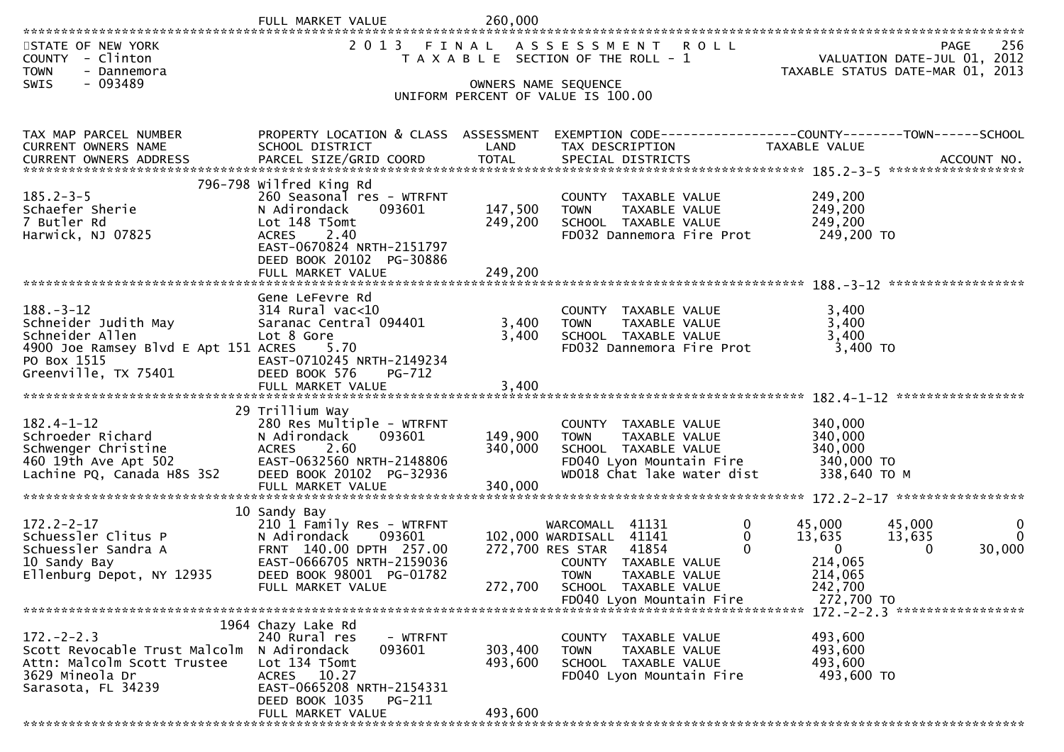FULL MARKET VALUE 260,000

STATE OF NEW YORK
COUNTY - Clinton
TOWN - Dannemora
SWIS - 093489

2 0 1 3 F I N A L A S S E S S M E N T R O L L
T A X A B L E SECTION OF THE ROLL - 1
OWNERS NAME SEQUENCE
UNIFORM PERCENT OF VALUE IS 100.00

VALUATION DATE-JUL 01, 2012
TAXABLE STATUS DATE-MAR 01, 2013

| TAX MAP PARCEL NUMBER / CURRENT OWNERS NAME / CURRENT OWNERS ADDRESS | PROPERTY LOCATION & CLASS / SCHOOL DISTRICT / PARCEL SIZE/GRID COORD | ASSESSMENT LAND / TOTAL | EXEMPTION CODE / TAX DESCRIPTION / SPECIAL DISTRICTS | COUNTY TAXABLE VALUE | TOWN | SCHOOL |
|---|---|---|---|---|---|---|
| **185.2-3-5** | 796-798 Wilfred King Rd | | | | | |
| 185.2-3-5 | 260 Seasonal res - WTRFNT | | COUNTY TAXABLE VALUE | 249,200 | | |
| Schaefer Sherie | N Adirondack 093601 | 147,500 | TOWN TAXABLE VALUE | 249,200 | | |
| 7 Butler Rd | Lot 148 T5omt | 249,200 | SCHOOL TAXABLE VALUE | 249,200 | | |
| Harwick, NJ 07825 | ACRES 2.40 | | FD032 Dannemora Fire Prot | 249,200 TO | | |
| | EAST-0670824 NRTH-2151797 | | | | | |
| | DEED BOOK 20102 PG-30886 | | | | | |
| | FULL MARKET VALUE | 249,200 | | | | |
| **188.-3-12** | Gene LeFevre Rd | | | | | |
| 188.-3-12 | 314 Rural vac<10 | | COUNTY TAXABLE VALUE | 3,400 | | |
| Schneider Judith May | Saranac Central 094401 | 3,400 | TOWN TAXABLE VALUE | 3,400 | | |
| Schneider Allen | Lot 8 Gore | 3,400 | SCHOOL TAXABLE VALUE | 3,400 | | |
| 4900 Joe Ramsey Blvd E Apt 151 | ACRES 5.70 | | FD032 Dannemora Fire Prot | 3,400 TO | | |
| PO Box 1515 | EAST-0710245 NRTH-2149234 | | | | | |
| Greenville, TX 75401 | DEED BOOK 576 PG-712 | | | | | |
| | FULL MARKET VALUE | 3,400 | | | | |
| **182.4-1-12** | 29 Trillium Way | | | | | |
| 182.4-1-12 | 280 Res Multiple - WTRFNT | | COUNTY TAXABLE VALUE | 340,000 | | |
| Schroeder Richard | N Adirondack 093601 | 149,900 | TOWN TAXABLE VALUE | 340,000 | | |
| Schwenger Christine | ACRES 2.60 | 340,000 | SCHOOL TAXABLE VALUE | 340,000 | | |
| 460 19th Ave Apt 502 | EAST-0632560 NRTH-2148806 | | FD040 Lyon Mountain Fire | 340,000 TO | | |
| Lachine PQ, Canada H8S 3S2 | DEED BOOK 20102 PG-32936 | | WD018 Chat lake water dist | 338,640 TO M | | |
| | FULL MARKET VALUE | 340,000 | | | | |
| **172.2-2-17** | 10 Sandy Bay | | | | | |
| 172.2-2-17 | 210 1 Family Res - WTRFNT | | WARCOMALL 41131 0 | 45,000 | 45,000 | 0 |
| Schuessler Clitus P | N Adirondack 093601 | 102,000 | WARDISALL 41141 0 | 13,635 | 13,635 | 0 |
| Schuessler Sandra A | FRNT 140.00 DPTH 257.00 | 272,700 | RES STAR 41854 0 | 0 | 0 | 30,000 |
| 10 Sandy Bay | EAST-0666705 NRTH-2159036 | | COUNTY TAXABLE VALUE | 214,065 | | |
| Ellenburg Depot, NY 12935 | DEED BOOK 98001 PG-01782 | | TOWN TAXABLE VALUE | 214,065 | | |
| | FULL MARKET VALUE | 272,700 | SCHOOL TAXABLE VALUE | 242,700 | | |
| | | | FD040 Lyon Mountain Fire | 272,700 TO | | |
| **172.-2-2.3** | 1964 Chazy Lake Rd | | | | | |
| 172.-2-2.3 | 240 Rural res - WTRFNT | | COUNTY TAXABLE VALUE | 493,600 | | |
| Scott Revocable Trust Malcolm | N Adirondack 093601 | 303,400 | TOWN TAXABLE VALUE | 493,600 | | |
| Attn: Malcolm Scott Trustee | Lot 134 T5omt | 493,600 | SCHOOL TAXABLE VALUE | 493,600 | | |
| 3629 Mineola Dr | ACRES 10.27 | | FD040 Lyon Mountain Fire | 493,600 TO | | |
| Sarasota, FL 34239 | EAST-0665208 NRTH-2154331 | | | | | |
| | DEED BOOK 1035 PG-211 | | | | | |
| | FULL MARKET VALUE | 493,600 | | | | |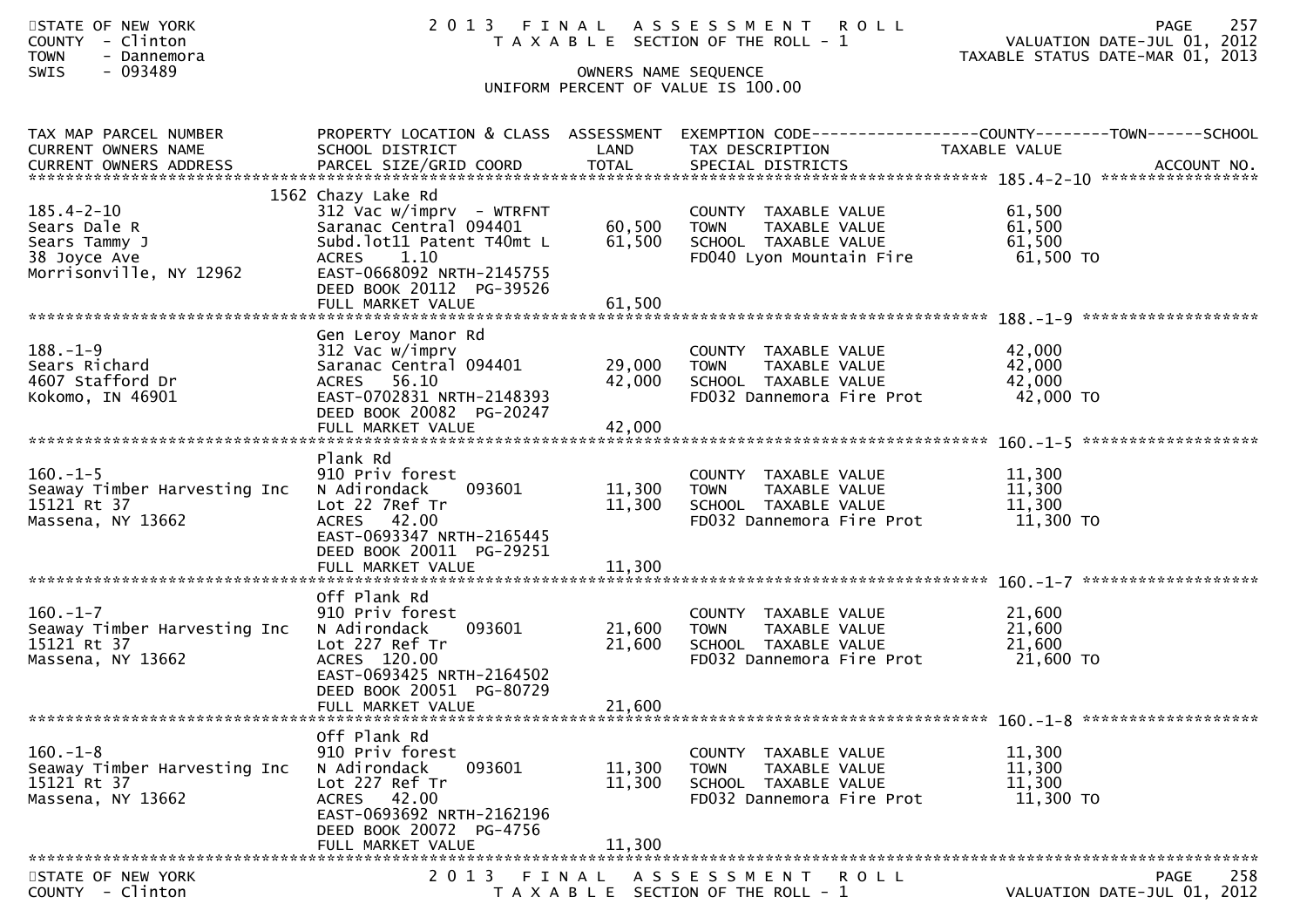STATE OF NEW YORK
COUNTY - Clinton
TOWN - Dannemora
SWIS - 093489

# 2013 FINAL ASSESSMENT ROLL

TAXABLE SECTION OF THE ROLL - 1

OWNERS NAME SEQUENCE

UNIFORM PERCENT OF VALUE IS 100.00

VALUATION DATE-JUL 01, 2012
TAXABLE STATUS DATE-MAR 01, 2013

| TAX MAP PARCEL NUMBER / CURRENT OWNERS NAME / CURRENT OWNERS ADDRESS | PROPERTY LOCATION & CLASS / SCHOOL DISTRICT / PARCEL SIZE/GRID COORD | ASSESSMENT LAND / TOTAL | EXEMPTION CODE / TAX DESCRIPTION / SPECIAL DISTRICTS | TAXABLE VALUE | ACCOUNT NO. |
|---|---|---|---|---|---|
| 185.4-2-10 | 1562 Chazy Lake Rd | | | | |
| 185.4-2-10 | 312 Vac w/imprv - WTRFNT | | COUNTY TAXABLE VALUE | 61,500 | |
| Sears Dale R | Saranac Central 094401 | 60,500 | TOWN TAXABLE VALUE | 61,500 | |
| Sears Tammy J | Subd.lot11 Patent T40mt L | 61,500 | SCHOOL TAXABLE VALUE | 61,500 | |
| 38 Joyce Ave | ACRES 1.10 | | FD040 Lyon Mountain Fire | 61,500 TO | |
| Morrisonville, NY 12962 | EAST-0668092 NRTH-2145755 | | | | |
| | DEED BOOK 20112 PG-39526 | | | | |
| | FULL MARKET VALUE | 61,500 | | | |
| 188.-1-9 | Gen Leroy Manor Rd | | | | |
| 188.-1-9 | 312 Vac w/imprv | | COUNTY TAXABLE VALUE | 42,000 | |
| Sears Richard | Saranac Central 094401 | 29,000 | TOWN TAXABLE VALUE | 42,000 | |
| 4607 Stafford Dr | ACRES 56.10 | 42,000 | SCHOOL TAXABLE VALUE | 42,000 | |
| Kokomo, IN 46901 | EAST-0702831 NRTH-2148393 | | FD032 Dannemora Fire Prot | 42,000 TO | |
| | DEED BOOK 20082 PG-20247 | | | | |
| | FULL MARKET VALUE | 42,000 | | | |
| 160.-1-5 | Plank Rd | | | | |
| 160.-1-5 | 910 Priv forest | | COUNTY TAXABLE VALUE | 11,300 | |
| Seaway Timber Harvesting Inc | N Adirondack 093601 | 11,300 | TOWN TAXABLE VALUE | 11,300 | |
| 15121 Rt 37 | Lot 22 7Ref Tr | 11,300 | SCHOOL TAXABLE VALUE | 11,300 | |
| Massena, NY 13662 | ACRES 42.00 | | FD032 Dannemora Fire Prot | 11,300 TO | |
| | EAST-0693347 NRTH-2165445 | | | | |
| | DEED BOOK 20011 PG-29251 | | | | |
| | FULL MARKET VALUE | 11,300 | | | |
| 160.-1-7 | Off Plank Rd | | | | |
| 160.-1-7 | 910 Priv forest | | COUNTY TAXABLE VALUE | 21,600 | |
| Seaway Timber Harvesting Inc | N Adirondack 093601 | 21,600 | TOWN TAXABLE VALUE | 21,600 | |
| 15121 Rt 37 | Lot 227 Ref Tr | 21,600 | SCHOOL TAXABLE VALUE | 21,600 | |
| Massena, NY 13662 | ACRES 120.00 | | FD032 Dannemora Fire Prot | 21,600 TO | |
| | EAST-0693425 NRTH-2164502 | | | | |
| | DEED BOOK 20051 PG-80729 | | | | |
| | FULL MARKET VALUE | 21,600 | | | |
| 160.-1-8 | Off Plank Rd | | | | |
| 160.-1-8 | 910 Priv forest | | COUNTY TAXABLE VALUE | 11,300 | |
| Seaway Timber Harvesting Inc | N Adirondack 093601 | 11,300 | TOWN TAXABLE VALUE | 11,300 | |
| 15121 Rt 37 | Lot 227 Ref Tr | 11,300 | SCHOOL TAXABLE VALUE | 11,300 | |
| Massena, NY 13662 | ACRES 42.00 | | FD032 Dannemora Fire Prot | 11,300 TO | |
| | EAST-0693692 NRTH-2162196 | | | | |
| | DEED BOOK 20072 PG-4756 | | | | |
| | FULL MARKET VALUE | 11,300 | | | |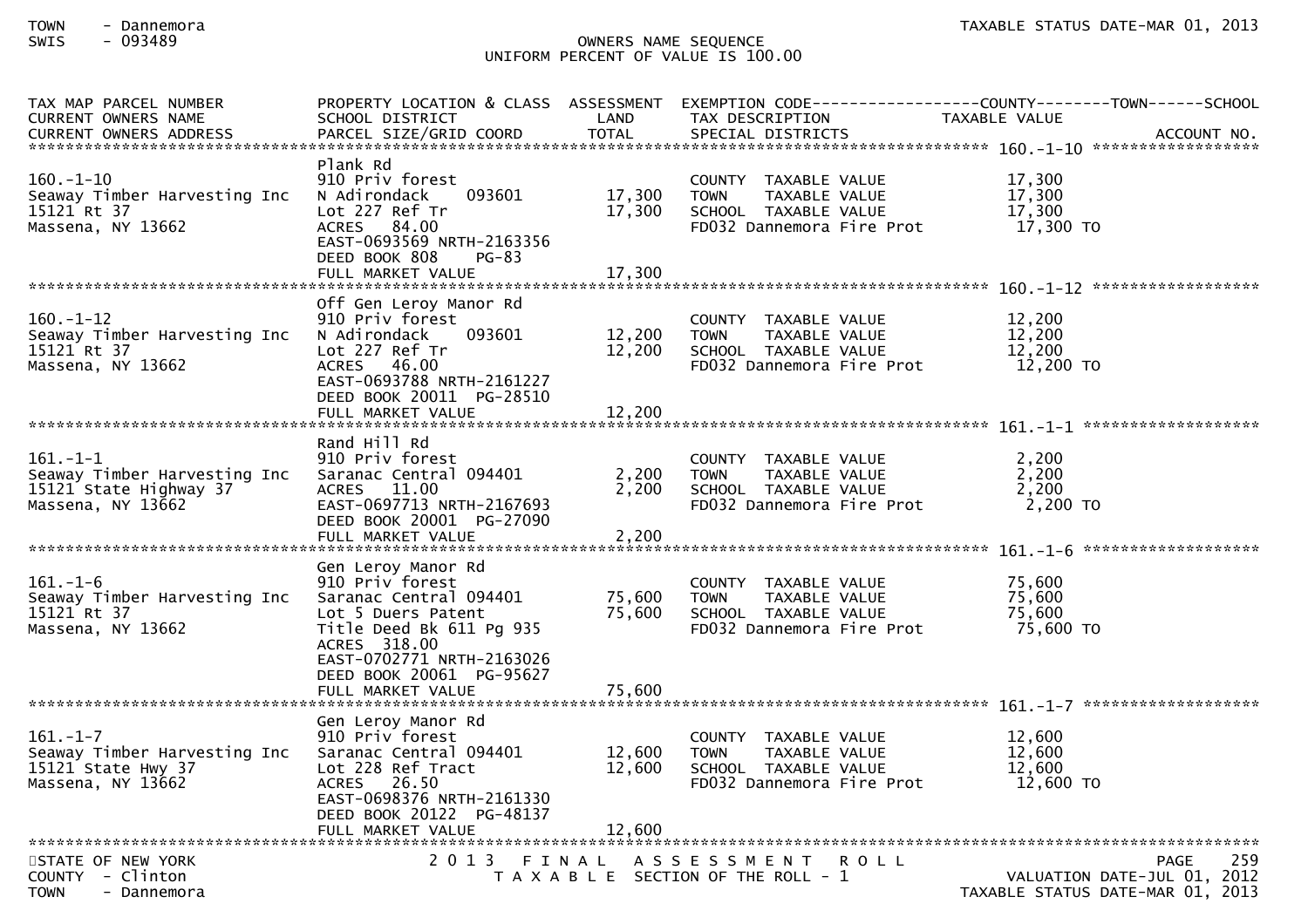TOWN - Dannemora
SWIS - 093489

OWNERS NAME SEQUENCE
UNIFORM PERCENT OF VALUE IS 100.00

| TAX MAP PARCEL NUMBER / CURRENT OWNERS NAME / CURRENT OWNERS ADDRESS | PROPERTY LOCATION & CLASS / SCHOOL DISTRICT / PARCEL SIZE/GRID COORD | ASSESSMENT LAND | TOTAL | EXEMPTION CODE / TAX DESCRIPTION / SPECIAL DISTRICTS | TAXABLE VALUE | ACCOUNT NO. |
|---|---|---|---|---|---|---|
| **160.-1-10** | Plank Rd | | | | | |
| 160.-1-10 | 910 Priv forest | | | COUNTY TAXABLE VALUE | 17,300 | |
| Seaway Timber Harvesting Inc | N Adirondack 093601 | 17,300 | | TOWN TAXABLE VALUE | 17,300 | |
| 15121 Rt 37 | Lot 227 Ref Tr | | 17,300 | SCHOOL TAXABLE VALUE | 17,300 | |
| Massena, NY 13662 | ACRES 84.00 | | | FD032 Dannemora Fire Prot | 17,300 TO | |
| | EAST-0693569 NRTH-2163356 | | | | | |
| | DEED BOOK 808 PG-83 | | | | | |
| | FULL MARKET VALUE | | 17,300 | | | |
| **160.-1-12** | Off Gen Leroy Manor Rd | | | | | |
| 160.-1-12 | 910 Priv forest | | | COUNTY TAXABLE VALUE | 12,200 | |
| Seaway Timber Harvesting Inc | N Adirondack 093601 | 12,200 | | TOWN TAXABLE VALUE | 12,200 | |
| 15121 Rt 37 | Lot 227 Ref Tr | | 12,200 | SCHOOL TAXABLE VALUE | 12,200 | |
| Massena, NY 13662 | ACRES 46.00 | | | FD032 Dannemora Fire Prot | 12,200 TO | |
| | EAST-0693788 NRTH-2161227 | | | | | |
| | DEED BOOK 20011 PG-28510 | | | | | |
| | FULL MARKET VALUE | | 12,200 | | | |
| **161.-1-1** | Rand Hill Rd | | | | | |
| 161.-1-1 | 910 Priv forest | | | COUNTY TAXABLE VALUE | 2,200 | |
| Seaway Timber Harvesting Inc | Saranac Central 094401 | 2,200 | | TOWN TAXABLE VALUE | 2,200 | |
| 15121 State Highway 37 | ACRES 11.00 | | 2,200 | SCHOOL TAXABLE VALUE | 2,200 | |
| Massena, NY 13662 | EAST-0697713 NRTH-2167693 | | | FD032 Dannemora Fire Prot | 2,200 TO | |
| | DEED BOOK 20001 PG-27090 | | | | | |
| | FULL MARKET VALUE | | 2,200 | | | |
| **161.-1-6** | Gen Leroy Manor Rd | | | | | |
| 161.-1-6 | 910 Priv forest | | | COUNTY TAXABLE VALUE | 75,600 | |
| Seaway Timber Harvesting Inc | Saranac Central 094401 | 75,600 | | TOWN TAXABLE VALUE | 75,600 | |
| 15121 Rt 37 | Lot 5 Duers Patent | | 75,600 | SCHOOL TAXABLE VALUE | 75,600 | |
| Massena, NY 13662 | Title Deed Bk 611 Pg 935 | | | FD032 Dannemora Fire Prot | 75,600 TO | |
| | ACRES 318.00 | | | | | |
| | EAST-0702771 NRTH-2163026 | | | | | |
| | DEED BOOK 20061 PG-95627 | | | | | |
| | FULL MARKET VALUE | | 75,600 | | | |
| **161.-1-7** | Gen Leroy Manor Rd | | | | | |
| 161.-1-7 | 910 Priv forest | | | COUNTY TAXABLE VALUE | 12,600 | |
| Seaway Timber Harvesting Inc | Saranac Central 094401 | 12,600 | | TOWN TAXABLE VALUE | 12,600 | |
| 15121 State Hwy 37 | Lot 228 Ref Tract | | 12,600 | SCHOOL TAXABLE VALUE | 12,600 | |
| Massena, NY 13662 | ACRES 26.50 | | | FD032 Dannemora Fire Prot | 12,600 TO | |
| | EAST-0698376 NRTH-2161330 | | | | | |
| | DEED BOOK 20122 PG-48137 | | | | | |
| | FULL MARKET VALUE | | 12,600 | | | |

STATE OF NEW YORK
COUNTY - Clinton
TOWN - Dannemora

2013 FINAL ASSESSMENT ROLL
TAXABLE SECTION OF THE ROLL - 1

VALUATION DATE-JUL 01, 2012
TAXABLE STATUS DATE-MAR 01, 2013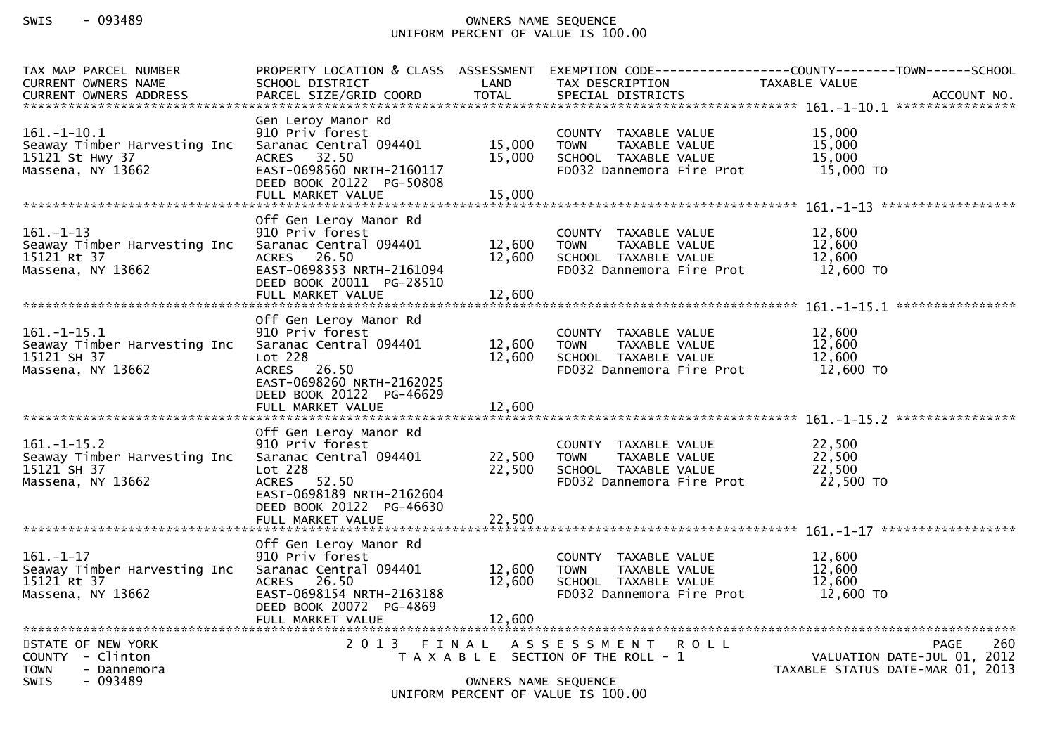| TAX MAP PARCEL NUMBER<br>CURRENT OWNERS NAME<br>CURRENT OWNERS ADDRESS | PROPERTY LOCATION & CLASS<br>SCHOOL DISTRICT<br>PARCEL SIZE/GRID COORD | ASSESSMENT<br>LAND<br>TOTAL | EXEMPTION CODE<br>TAX DESCRIPTION<br>SPECIAL DISTRICTS | COUNTY--------TOWN------SCHOOL<br>TAXABLE VALUE | ACCOUNT NO. |
|---|---|---|---|---|---|
| **161.-1-10.1** | | | | | |
| 161.-1-10.1 | Gen Leroy Manor Rd<br>910 Priv forest | | COUNTY TAXABLE VALUE | 15,000 | |
| Seaway Timber Harvesting Inc | Saranac Central 094401 | 15,000 | TOWN TAXABLE VALUE | 15,000 | |
| 15121 St Hwy 37 | ACRES 32.50 | 15,000 | SCHOOL TAXABLE VALUE | 15,000 | |
| Massena, NY 13662 | EAST-0698560 NRTH-2160117 | | FD032 Dannemora Fire Prot | 15,000 TO | |
| | DEED BOOK 20122 PG-50808 | | | | |
| | FULL MARKET VALUE | 15,000 | | | |
| **161.-1-13** | | | | | |
| 161.-1-13 | Off Gen Leroy Manor Rd<br>910 Priv forest | | COUNTY TAXABLE VALUE | 12,600 | |
| Seaway Timber Harvesting Inc | Saranac Central 094401 | 12,600 | TOWN TAXABLE VALUE | 12,600 | |
| 15121 Rt 37 | ACRES 26.50 | 12,600 | SCHOOL TAXABLE VALUE | 12,600 | |
| Massena, NY 13662 | EAST-0698353 NRTH-2161094 | | FD032 Dannemora Fire Prot | 12,600 TO | |
| | DEED BOOK 20011 PG-28510 | | | | |
| | FULL MARKET VALUE | 12,600 | | | |
| **161.-1-15.1** | | | | | |
| 161.-1-15.1 | Off Gen Leroy Manor Rd<br>910 Priv forest | | COUNTY TAXABLE VALUE | 12,600 | |
| Seaway Timber Harvesting Inc | Saranac Central 094401 | 12,600 | TOWN TAXABLE VALUE | 12,600 | |
| 15121 SH 37 | Lot 228 | 12,600 | SCHOOL TAXABLE VALUE | 12,600 | |
| Massena, NY 13662 | ACRES 26.50 | | FD032 Dannemora Fire Prot | 12,600 TO | |
| | EAST-0698260 NRTH-2162025 | | | | |
| | DEED BOOK 20122 PG-46629 | | | | |
| | FULL MARKET VALUE | 12,600 | | | |
| **161.-1-15.2** | | | | | |
| 161.-1-15.2 | Off Gen Leroy Manor Rd<br>910 Priv forest | | COUNTY TAXABLE VALUE | 22,500 | |
| Seaway Timber Harvesting Inc | Saranac Central 094401 | 22,500 | TOWN TAXABLE VALUE | 22,500 | |
| 15121 SH 37 | Lot 228 | 22,500 | SCHOOL TAXABLE VALUE | 22,500 | |
| Massena, NY 13662 | ACRES 52.50 | | FD032 Dannemora Fire Prot | 22,500 TO | |
| | EAST-0698189 NRTH-2162604 | | | | |
| | DEED BOOK 20122 PG-46630 | | | | |
| | FULL MARKET VALUE | 22,500 | | | |
| **161.-1-17** | | | | | |
| 161.-1-17 | Off Gen Leroy Manor Rd<br>910 Priv forest | | COUNTY TAXABLE VALUE | 12,600 | |
| Seaway Timber Harvesting Inc | Saranac Central 094401 | 12,600 | TOWN TAXABLE VALUE | 12,600 | |
| 15121 Rt 37 | ACRES 26.50 | 12,600 | SCHOOL TAXABLE VALUE | 12,600 | |
| Massena, NY 13662 | EAST-0698154 NRTH-2163188 | | FD032 Dannemora Fire Prot | 12,600 TO | |
| | DEED BOOK 20072 PG-4869 | | | | |
| | FULL MARKET VALUE | 12,600 | | | |

STATE OF NEW YORK
COUNTY - Clinton
TOWN - Dannemora
SWIS - 093489

2 0 1 3 F I N A L A S S E S S M E N T R O L L
T A X A B L E SECTION OF THE ROLL - 1
OWNERS NAME SEQUENCE
UNIFORM PERCENT OF VALUE IS 100.00

VALUATION DATE-JUL 01, 2012
TAXABLE STATUS DATE-MAR 01, 2013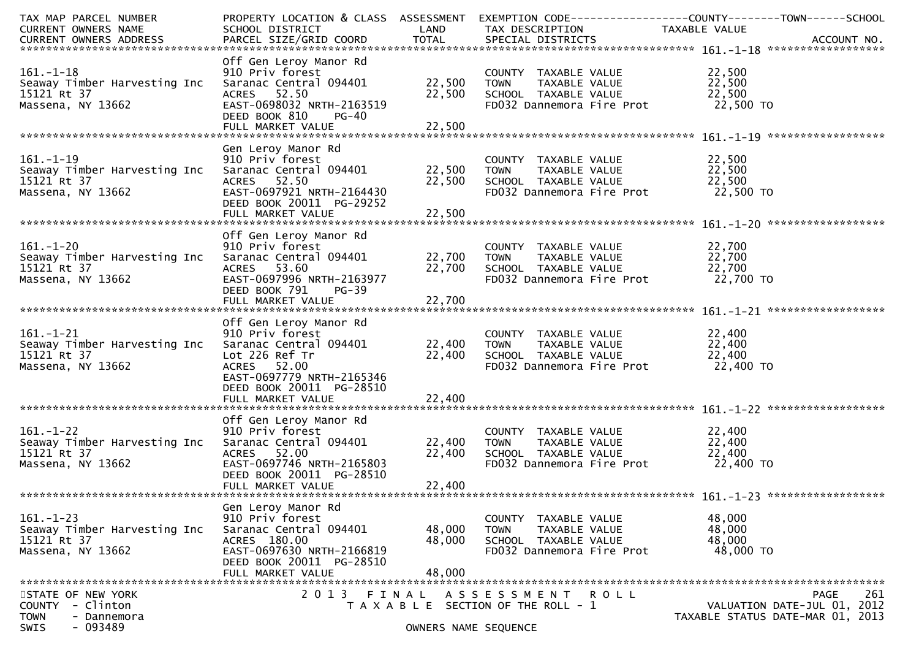| TAX MAP PARCEL NUMBER<br>CURRENT OWNERS NAME<br>CURRENT OWNERS ADDRESS | PROPERTY LOCATION & CLASS<br>SCHOOL DISTRICT<br>PARCEL SIZE/GRID COORD | ASSESSMENT<br>LAND<br>TOTAL | EXEMPTION CODE------------------COUNTY--------TOWN------SCHOOL<br>TAX DESCRIPTION<br>SPECIAL DISTRICTS | TAXABLE VALUE | ACCOUNT NO. |
|---|---|---|---|---|---|
| **161.-1-18** | | | | | |
| 161.-1-18 | Off Gen Leroy Manor Rd | | | | |
| Seaway Timber Harvesting Inc | 910 Priv forest | | COUNTY TAXABLE VALUE | 22,500 | |
| 15121 Rt 37 | Saranac Central 094401 | 22,500 | TOWN TAXABLE VALUE | 22,500 | |
| Massena, NY 13662 | ACRES 52.50 | 22,500 | SCHOOL TAXABLE VALUE | 22,500 | |
| | EAST-0698032 NRTH-2163519 | | FD032 Dannemora Fire Prot | 22,500 TO | |
| | DEED BOOK 810 PG-40 | | | | |
| | FULL MARKET VALUE | 22,500 | | | |
| **161.-1-19** | | | | | |
| 161.-1-19 | Gen Leroy Manor Rd | | | | |
| Seaway Timber Harvesting Inc | 910 Priv forest | | COUNTY TAXABLE VALUE | 22,500 | |
| 15121 Rt 37 | Saranac Central 094401 | 22,500 | TOWN TAXABLE VALUE | 22,500 | |
| Massena, NY 13662 | ACRES 52.50 | 22,500 | SCHOOL TAXABLE VALUE | 22,500 | |
| | EAST-0697921 NRTH-2164430 | | FD032 Dannemora Fire Prot | 22,500 TO | |
| | DEED BOOK 20011 PG-29252 | | | | |
| | FULL MARKET VALUE | 22,500 | | | |
| **161.-1-20** | | | | | |
| 161.-1-20 | Off Gen Leroy Manor Rd | | | | |
| Seaway Timber Harvesting Inc | 910 Priv forest | | COUNTY TAXABLE VALUE | 22,700 | |
| 15121 Rt 37 | Saranac Central 094401 | 22,700 | TOWN TAXABLE VALUE | 22,700 | |
| Massena, NY 13662 | ACRES 53.60 | 22,700 | SCHOOL TAXABLE VALUE | 22,700 | |
| | EAST-0697996 NRTH-2163977 | | FD032 Dannemora Fire Prot | 22,700 TO | |
| | DEED BOOK 791 PG-39 | | | | |
| | FULL MARKET VALUE | 22,700 | | | |
| **161.-1-21** | | | | | |
| 161.-1-21 | Off Gen Leroy Manor Rd | | | | |
| Seaway Timber Harvesting Inc | 910 Priv forest | | COUNTY TAXABLE VALUE | 22,400 | |
| 15121 Rt 37 | Saranac Central 094401 | 22,400 | TOWN TAXABLE VALUE | 22,400 | |
| Massena, NY 13662 | Lot 226 Ref Tr | 22,400 | SCHOOL TAXABLE VALUE | 22,400 | |
| | ACRES 52.00 | | FD032 Dannemora Fire Prot | 22,400 TO | |
| | EAST-0697779 NRTH-2165346 | | | | |
| | DEED BOOK 20011 PG-28510 | | | | |
| | FULL MARKET VALUE | 22,400 | | | |
| **161.-1-22** | | | | | |
| 161.-1-22 | Off Gen Leroy Manor Rd | | | | |
| Seaway Timber Harvesting Inc | 910 Priv forest | | COUNTY TAXABLE VALUE | 22,400 | |
| 15121 Rt 37 | Saranac Central 094401 | 22,400 | TOWN TAXABLE VALUE | 22,400 | |
| Massena, NY 13662 | ACRES 52.00 | 22,400 | SCHOOL TAXABLE VALUE | 22,400 | |
| | EAST-0697746 NRTH-2165803 | | FD032 Dannemora Fire Prot | 22,400 TO | |
| | DEED BOOK 20011 PG-28510 | | | | |
| | FULL MARKET VALUE | 22,400 | | | |
| **161.-1-23** | | | | | |
| 161.-1-23 | Gen Leroy Manor Rd | | | | |
| Seaway Timber Harvesting Inc | 910 Priv forest | | COUNTY TAXABLE VALUE | 48,000 | |
| 15121 Rt 37 | Saranac Central 094401 | 48,000 | TOWN TAXABLE VALUE | 48,000 | |
| Massena, NY 13662 | ACRES 180.00 | 48,000 | SCHOOL TAXABLE VALUE | 48,000 | |
| | EAST-0697630 NRTH-2166819 | | FD032 Dannemora Fire Prot | 48,000 TO | |
| | DEED BOOK 20011 PG-28510 | | | | |
| | FULL MARKET VALUE | 48,000 | | | |

STATE OF NEW YORK — 2013 FINAL ASSESSMENT ROLL — PAGE 261
COUNTY - Clinton — TAXABLE SECTION OF THE ROLL - 1 — VALUATION DATE-JUL 01, 2012
TOWN - Dannemora — TAXABLE STATUS DATE-MAR 01, 2013
SWIS - 093489 — OWNERS NAME SEQUENCE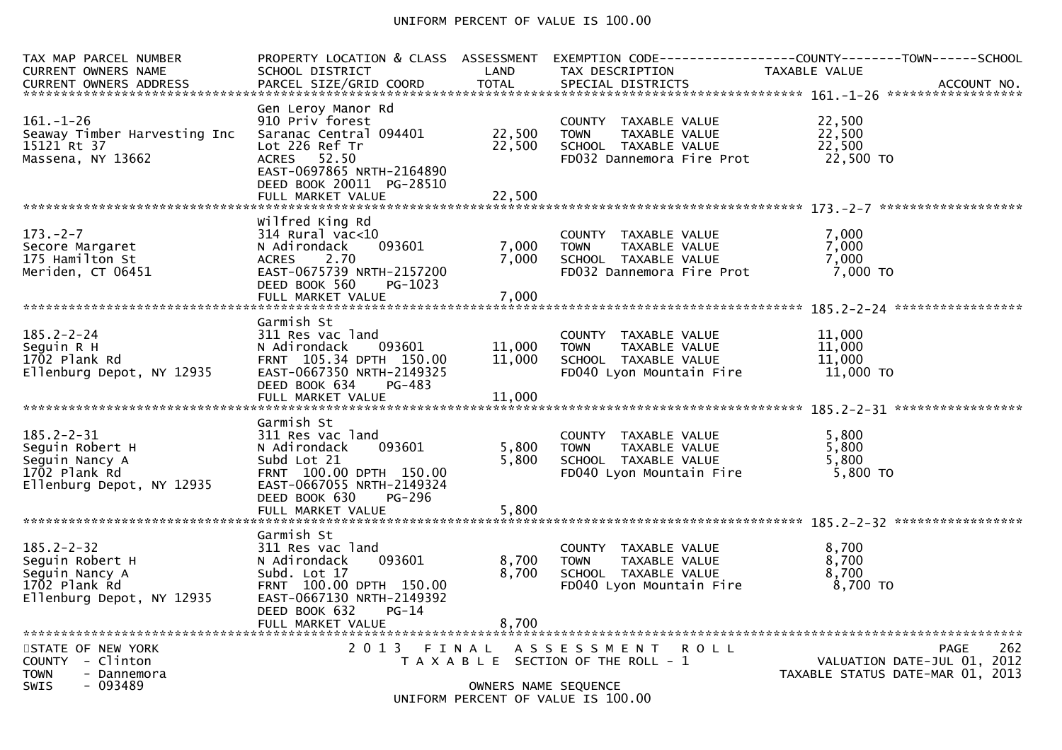UNIFORM PERCENT OF VALUE IS 100.00

| TAX MAP PARCEL NUMBER<br>CURRENT OWNERS NAME<br>CURRENT OWNERS ADDRESS | PROPERTY LOCATION & CLASS<br>SCHOOL DISTRICT<br>PARCEL SIZE/GRID COORD | ASSESSMENT<br>LAND<br>TOTAL | EXEMPTION CODE<br>TAX DESCRIPTION<br>SPECIAL DISTRICTS | COUNTY--------TOWN------SCHOOL<br>TAXABLE VALUE<br>ACCOUNT NO. |
|---|---|---|---|---|
| **161.-1-26** | | | | |
| 161.-1-26<br>Seaway Timber Harvesting Inc<br>15121 Rt 37<br>Massena, NY 13662 | Gen Leroy Manor Rd<br>910 Priv forest<br>Saranac Central 094401<br>Lot 226 Ref Tr<br>ACRES 52.50<br>EAST-0697865 NRTH-2164890<br>DEED BOOK 20011 PG-28510<br>FULL MARKET VALUE | <br><br>22,500<br>22,500<br><br><br><br>22,500 | COUNTY TAXABLE VALUE<br>TOWN TAXABLE VALUE<br>SCHOOL TAXABLE VALUE<br>FD032 Dannemora Fire Prot | 22,500<br>22,500<br>22,500<br>22,500 TO |
| **173.-2-7** | | | | |
| 173.-2-7<br>Secore Margaret<br>175 Hamilton St<br>Meriden, CT 06451 | Wilfred King Rd<br>314 Rural vac<10<br>N Adirondack 093601<br>ACRES 2.70<br>EAST-0675739 NRTH-2157200<br>DEED BOOK 560 PG-1023<br>FULL MARKET VALUE | <br><br>7,000<br>7,000<br><br><br>7,000 | COUNTY TAXABLE VALUE<br>TOWN TAXABLE VALUE<br>SCHOOL TAXABLE VALUE<br>FD032 Dannemora Fire Prot | 7,000<br>7,000<br>7,000<br>7,000 TO |
| **185.2-2-24** | | | | |
| 185.2-2-24<br>Seguin R H<br>1702 Plank Rd<br>Ellenburg Depot, NY 12935 | Garmish St<br>311 Res vac land<br>N Adirondack 093601<br>FRNT 105.34 DPTH 150.00<br>EAST-0667350 NRTH-2149325<br>DEED BOOK 634 PG-483<br>FULL MARKET VALUE | <br><br>11,000<br>11,000<br><br><br>11,000 | COUNTY TAXABLE VALUE<br>TOWN TAXABLE VALUE<br>SCHOOL TAXABLE VALUE<br>FD040 Lyon Mountain Fire | 11,000<br>11,000<br>11,000<br>11,000 TO |
| **185.2-2-31** | | | | |
| 185.2-2-31<br>Seguin Robert H<br>Seguin Nancy A<br>1702 Plank Rd<br>Ellenburg Depot, NY 12935 | Garmish St<br>311 Res vac land<br>N Adirondack 093601<br>Subd Lot 21<br>FRNT 100.00 DPTH 150.00<br>EAST-0667055 NRTH-2149324<br>DEED BOOK 630 PG-296<br>FULL MARKET VALUE | <br><br>5,800<br>5,800<br><br><br><br>5,800 | COUNTY TAXABLE VALUE<br>TOWN TAXABLE VALUE<br>SCHOOL TAXABLE VALUE<br>FD040 Lyon Mountain Fire | 5,800<br>5,800<br>5,800<br>5,800 TO |
| **185.2-2-32** | | | | |
| 185.2-2-32<br>Seguin Robert H<br>Seguin Nancy A<br>1702 Plank Rd<br>Ellenburg Depot, NY 12935 | Garmish St<br>311 Res vac land<br>N Adirondack 093601<br>Subd. Lot 17<br>FRNT 100.00 DPTH 150.00<br>EAST-0667130 NRTH-2149392<br>DEED BOOK 632 PG-14<br>FULL MARKET VALUE | <br><br>8,700<br>8,700<br><br><br><br>8,700 | COUNTY TAXABLE VALUE<br>TOWN TAXABLE VALUE<br>SCHOOL TAXABLE VALUE<br>FD040 Lyon Mountain Fire | 8,700<br>8,700<br>8,700<br>8,700 TO |

STATE OF NEW YORK
COUNTY - Clinton
TOWN - Dannemora
SWIS - 093489

2013 FINAL ASSESSMENT ROLL
TAXABLE SECTION OF THE ROLL - 1
OWNERS NAME SEQUENCE
UNIFORM PERCENT OF VALUE IS 100.00

VALUATION DATE-JUL 01, 2012
TAXABLE STATUS DATE-MAR 01, 2013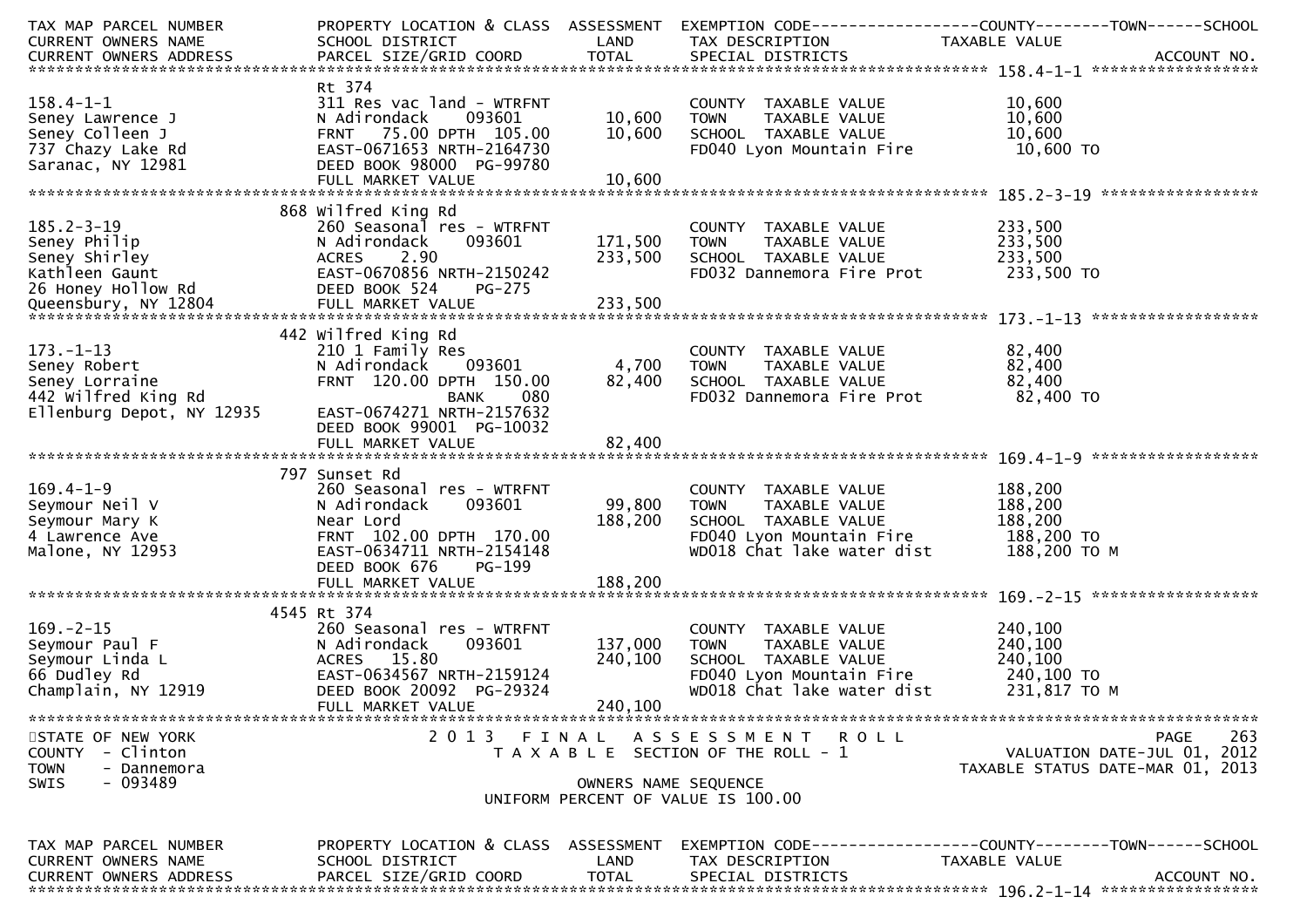```
TAX MAP PARCEL NUMBER          PROPERTY LOCATION & CLASS  ASSESSMENT  EXEMPTION CODE------------------COUNTY--------TOWN------SCHOOL
CURRENT OWNERS NAME            SCHOOL DISTRICT               LAND      TAX DESCRIPTION            TAXABLE VALUE
CURRENT OWNERS ADDRESS         PARCEL SIZE/GRID COORD       TOTAL      SPECIAL DISTRICTS                                    ACCOUNT NO.
******************************************************************************************************* 158.4-1-1 ******************
                               Rt 374
158.4-1-1                      311 Res vac land - WTRFNT               COUNTY  TAXABLE VALUE            10,600
Seney Lawrence J               N Adirondack      093601      10,600    TOWN    TAXABLE VALUE            10,600
Seney Colleen J                FRNT   75.00 DPTH  105.00     10,600    SCHOOL  TAXABLE VALUE            10,600
737 Chazy Lake Rd              EAST-0671653 NRTH-2164730               FD040 Lyon Mountain Fire          10,600 TO
Saranac, NY 12981              DEED BOOK 98000  PG-99780
                               FULL MARKET VALUE             10,600
******************************************************************************************************* 185.2-3-19 *****************
                           868 Wilfred King Rd
185.2-3-19                     260 Seasonal res - WTRFNT               COUNTY  TAXABLE VALUE           233,500
Seney Philip                   N Adirondack      093601     171,500    TOWN    TAXABLE VALUE           233,500
Seney Shirley                  ACRES    2.90                233,500    SCHOOL  TAXABLE VALUE           233,500
Kathleen Gaunt                 EAST-0670856 NRTH-2150242               FD032 Dannemora Fire Prot        233,500 TO
26 Honey Hollow Rd             DEED BOOK 524    PG-275
Queensbury, NY 12804           FULL MARKET VALUE            233,500
******************************************************************************************************* 173.-1-13 ******************
                           442 Wilfred King Rd
173.-1-13                      210 1 Family Res                        COUNTY  TAXABLE VALUE            82,400
Seney Robert                   N Adirondack      093601       4,700    TOWN    TAXABLE VALUE            82,400
Seney Lorraine                 FRNT  120.00 DPTH  150.00     82,400    SCHOOL  TAXABLE VALUE            82,400
442 Wilfred King Rd                              BANK     080          FD032 Dannemora Fire Prot         82,400 TO
Ellenburg Depot, NY 12935      EAST-0674271 NRTH-2157632
                               DEED BOOK 99001  PG-10032
                               FULL MARKET VALUE             82,400
******************************************************************************************************* 169.4-1-9 ******************
                           797 Sunset Rd
169.4-1-9                      260 Seasonal res - WTRFNT               COUNTY  TAXABLE VALUE           188,200
Seymour Neil V                 N Adirondack      093601      99,800    TOWN    TAXABLE VALUE           188,200
Seymour Mary K                 Near Lord                    188,200    SCHOOL  TAXABLE VALUE           188,200
4 Lawrence Ave                 FRNT  102.00 DPTH  170.00               FD040 Lyon Mountain Fire         188,200 TO
Malone, NY 12953               EAST-0634711 NRTH-2154148               WD018 Chat lake water dist       188,200 TO M
                               DEED BOOK 676    PG-199
                               FULL MARKET VALUE            188,200
******************************************************************************************************* 169.-2-15 ******************
                          4545 Rt 374
169.-2-15                      260 Seasonal res - WTRFNT               COUNTY  TAXABLE VALUE           240,100
Seymour Paul F                 N Adirondack      093601     137,000    TOWN    TAXABLE VALUE           240,100
Seymour Linda L                ACRES   15.80                240,100    SCHOOL  TAXABLE VALUE           240,100
66 Dudley Rd                   EAST-0634567 NRTH-2159124               FD040 Lyon Mountain Fire         240,100 TO
Champlain, NY 12919            DEED BOOK 20092  PG-29324               WD018 Chat lake water dist       231,817 TO M
                               FULL MARKET VALUE            240,100
************************************************************************************************************************************
STATE OF NEW YORK                   2 0 1 3   F I N A L   A S S E S S M E N T   R O L L                                  PAGE    263
COUNTY  - Clinton                      T A X A B L E  SECTION OF THE ROLL - 1                          VALUATION DATE-JUL 01, 2012
TOWN    - Dannemora                                                                              TAXABLE STATUS DATE-MAR 01, 2013
SWIS    - 093489                                       OWNERS NAME SEQUENCE
                                                UNIFORM PERCENT OF VALUE IS 100.00


TAX MAP PARCEL NUMBER          PROPERTY LOCATION & CLASS  ASSESSMENT  EXEMPTION CODE------------------COUNTY--------TOWN------SCHOOL
CURRENT OWNERS NAME            SCHOOL DISTRICT               LAND      TAX DESCRIPTION            TAXABLE VALUE
CURRENT OWNERS ADDRESS         PARCEL SIZE/GRID COORD       TOTAL      SPECIAL DISTRICTS                                    ACCOUNT NO.
******************************************************************************************************* 196.2-1-14 *****************
```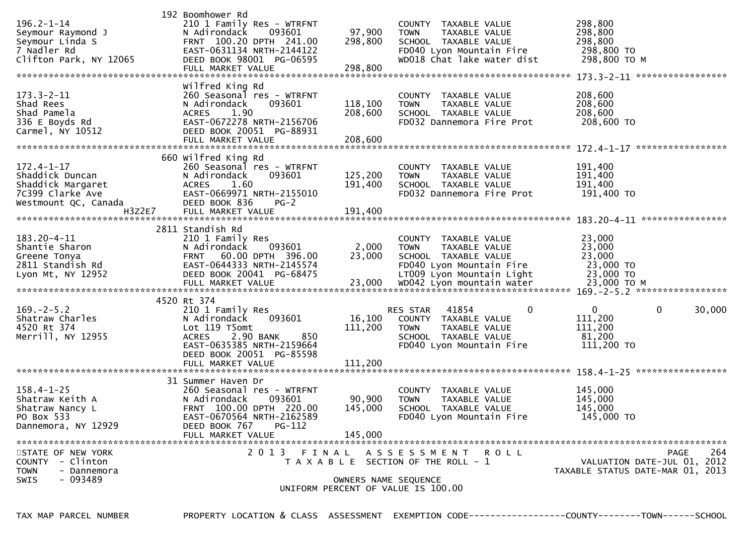| TAX MAP PARCEL NUMBER | PROPERTY LOCATION & CLASS | ASSESSMENT | EXEMPTION CODE | COUNTY | TOWN | SCHOOL |
|---|---|---|---|---|---|---|
| | 192 Boomhower Rd | | | | | |
| 196.2-1-14 | 210 1 Family Res - WTRFNT | | COUNTY TAXABLE VALUE | 298,800 | | |
| Seymour Raymond J | N Adirondack 093601 | 97,900 | TOWN TAXABLE VALUE | 298,800 | | |
| Seymour Linda S | FRNT 100.20 DPTH 241.00 | 298,800 | SCHOOL TAXABLE VALUE | 298,800 | | |
| 7 Nadler Rd | EAST-0631134 NRTH-2144122 | | FD040 Lyon Mountain Fire | 298,800 TO | | |
| Clifton Park, NY 12065 | DEED BOOK 98001 PG-06595 | | WD018 Chat lake water dist | 298,800 TO M | | |
| | FULL MARKET VALUE | 298,800 | | | | |
| | Wilfred King Rd | | | | | |
| 173.3-2-11 | 260 Seasonal res - WTRFNT | | COUNTY TAXABLE VALUE | 208,600 | | |
| Shad Rees | N Adirondack 093601 | 118,100 | TOWN TAXABLE VALUE | 208,600 | | |
| Shad Pamela | ACRES 1.90 | 208,600 | SCHOOL TAXABLE VALUE | 208,600 | | |
| 336 E Boyds Rd | EAST-0672278 NRTH-2156706 | | FD032 Dannemora Fire Prot | 208,600 TO | | |
| Carmel, NY 10512 | DEED BOOK 20051 PG-88931 | | | | | |
| | FULL MARKET VALUE | 208,600 | | | | |
| | 660 Wilfred King Rd | | | | | |
| 172.4-1-17 | 260 Seasonal res - WTRFNT | | COUNTY TAXABLE VALUE | 191,400 | | |
| Shaddick Duncan | N Adirondack 093601 | 125,200 | TOWN TAXABLE VALUE | 191,400 | | |
| Shaddick Margaret | ACRES 1.60 | 191,400 | SCHOOL TAXABLE VALUE | 191,400 | | |
| 7C399 Clarke Ave | EAST-0669971 NRTH-2155010 | | FD032 Dannemora Fire Prot | 191,400 TO | | |
| Westmount QC, Canada H3Z2E7 | DEED BOOK 836 PG-2 | | | | | |
| | FULL MARKET VALUE | 191,400 | | | | |
| | 2811 Standish Rd | | | | | |
| 183.20-4-11 | 210 1 Family Res | | COUNTY TAXABLE VALUE | 23,000 | | |
| Shantie Sharon | N Adirondack 093601 | 2,000 | TOWN TAXABLE VALUE | 23,000 | | |
| Greene Tonya | FRNT 60.00 DPTH 396.00 | 23,000 | SCHOOL TAXABLE VALUE | 23,000 | | |
| 2811 Standish Rd | EAST-0644333 NRTH-2145574 | | FD040 Lyon Mountain Fire | 23,000 TO | | |
| Lyon Mt, NY 12952 | DEED BOOK 20041 PG-68475 | | LT009 Lyon Mountain Light | 23,000 TO | | |
| | FULL MARKET VALUE | 23,000 | WD042 Lyon mountain water | 23,000 TO M | | |
| | 4520 Rt 374 | | | | | |
| 169.-2-5.2 | 210 1 Family Res | | RES STAR 41854 0 | 0 | 0 | 30,000 |
| Shatraw Charles | N Adirondack 093601 | 16,100 | COUNTY TAXABLE VALUE | 111,200 | | |
| 4520 Rt 374 | Lot 119 T5omt | 111,200 | TOWN TAXABLE VALUE | 111,200 | | |
| Merrill, NY 12955 | ACRES 2.90 BANK 850 | | SCHOOL TAXABLE VALUE | 81,200 | | |
| | EAST-0635385 NRTH-2159664 | | FD040 Lyon Mountain Fire | 111,200 TO | | |
| | DEED BOOK 20051 PG-85598 | | | | | |
| | FULL MARKET VALUE | 111,200 | | | | |
| | 31 Summer Haven Dr | | | | | |
| 158.4-1-25 | 260 Seasonal res - WTRFNT | | COUNTY TAXABLE VALUE | 145,000 | | |
| Shatraw Keith A | N Adirondack 093601 | 90,900 | TOWN TAXABLE VALUE | 145,000 | | |
| Shatraw Nancy L | FRNT 100.00 DPTH 220.00 | 145,000 | SCHOOL TAXABLE VALUE | 145,000 | | |
| PO Box 533 | EAST-0670564 NRTH-2162589 | | FD040 Lyon Mountain Fire | 145,000 TO | | |
| Dannemora, NY 12929 | DEED BOOK 767 PG-112 | | | | | |
| | FULL MARKET VALUE | 145,000 | | | | |

STATE OF NEW YORK
COUNTY - Clinton
TOWN - Dannemora
SWIS - 093489

2013 FINAL ASSESSMENT ROLL
TAXABLE SECTION OF THE ROLL - 1
OWNERS NAME SEQUENCE
UNIFORM PERCENT OF VALUE IS 100.00

VALUATION DATE-JUL 01, 2012
TAXABLE STATUS DATE-MAR 01, 2013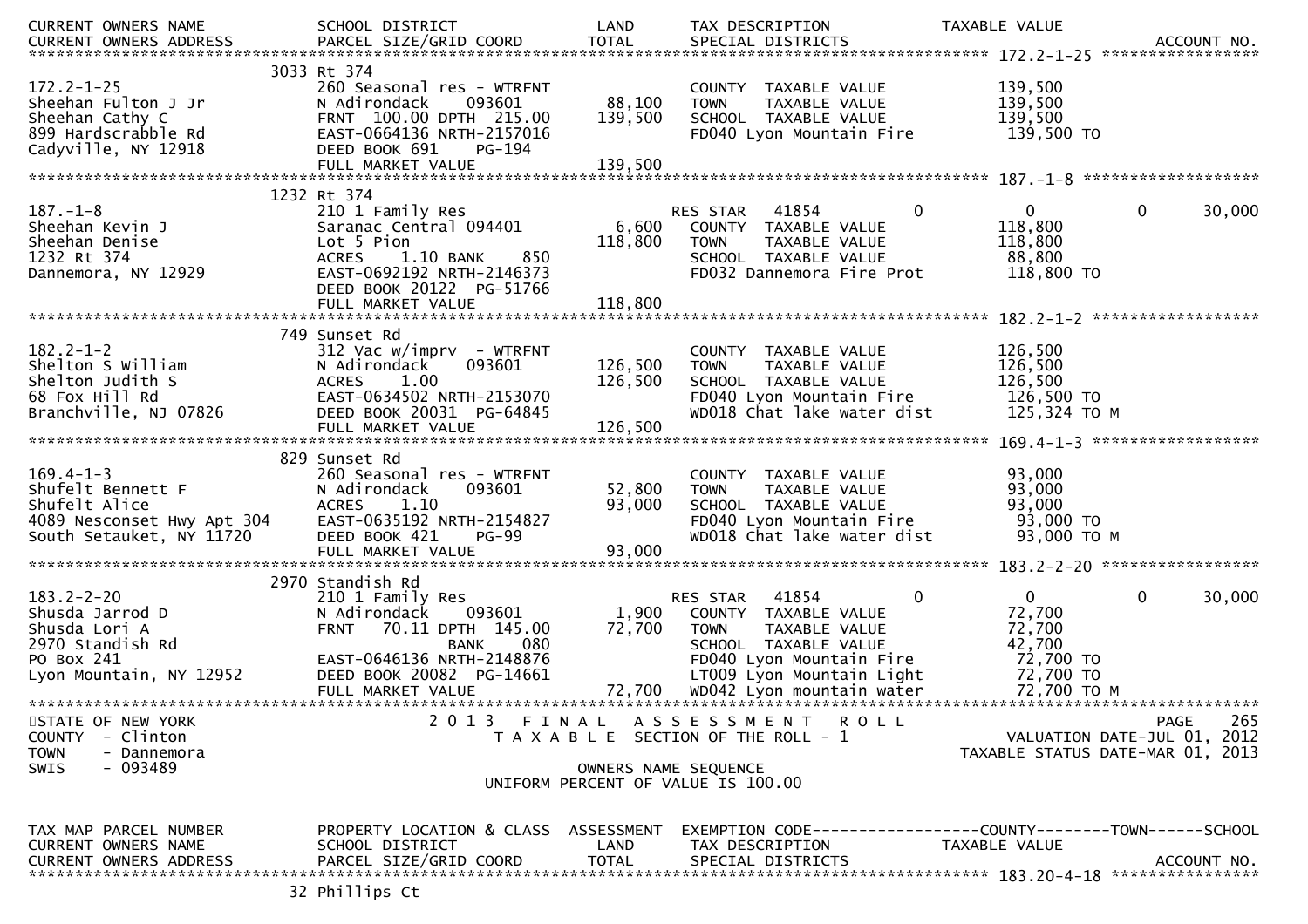| CURRENT OWNERS NAME | SCHOOL DISTRICT | LAND | TAX DESCRIPTION | TAXABLE VALUE | |
|---|---|---|---|---|---|
| CURRENT OWNERS ADDRESS | PARCEL SIZE/GRID COORD | TOTAL | SPECIAL DISTRICTS | | ACCOUNT NO. |

************************************************************************************************** 172.2-1-25 *****************

| | 3033 Rt 374 | | | | |
|---|---|---|---|---|---|
| 172.2-1-25 | 260 Seasonal res - WTRFNT | | COUNTY TAXABLE VALUE | 139,500 | |
| Sheehan Fulton J Jr | N Adirondack 093601 | 88,100 | TOWN TAXABLE VALUE | 139,500 | |
| Sheehan Cathy C | FRNT 100.00 DPTH 215.00 | 139,500 | SCHOOL TAXABLE VALUE | 139,500 | |
| 899 Hardscrabble Rd | EAST-0664136 NRTH-2157016 | | FD040 Lyon Mountain Fire | 139,500 TO | |
| Cadyville, NY 12918 | DEED BOOK 691 PG-194 | | | | |
| | FULL MARKET VALUE | 139,500 | | | |

************************************************************************************************** 187.-1-8 *******************

| | 1232 Rt 374 | | | | |
|---|---|---|---|---|---|
| 187.-1-8 | 210 1 Family Res | | RES STAR 41854 0 | 0 0 | 30,000 |
| Sheehan Kevin J | Saranac Central 094401 | 6,600 | COUNTY TAXABLE VALUE | 118,800 | |
| Sheehan Denise | Lot 5 Pion | 118,800 | TOWN TAXABLE VALUE | 118,800 | |
| 1232 Rt 374 | ACRES 1.10 BANK 850 | | SCHOOL TAXABLE VALUE | 88,800 | |
| Dannemora, NY 12929 | EAST-0692192 NRTH-2146373 | | FD032 Dannemora Fire Prot | 118,800 TO | |
| | DEED BOOK 20122 PG-51766 | | | | |
| | FULL MARKET VALUE | 118,800 | | | |

************************************************************************************************** 182.2-1-2 ******************

| | 749 Sunset Rd | | | | |
|---|---|---|---|---|---|
| 182.2-1-2 | 312 Vac w/imprv - WTRFNT | | COUNTY TAXABLE VALUE | 126,500 | |
| Shelton S William | N Adirondack 093601 | 126,500 | TOWN TAXABLE VALUE | 126,500 | |
| Shelton Judith S | ACRES 1.00 | 126,500 | SCHOOL TAXABLE VALUE | 126,500 | |
| 68 Fox Hill Rd | EAST-0634502 NRTH-2153070 | | FD040 Lyon Mountain Fire | 126,500 TO | |
| Branchville, NJ 07826 | DEED BOOK 20031 PG-64845 | | WD018 Chat lake water dist | 125,324 TO M | |
| | FULL MARKET VALUE | 126,500 | | | |

************************************************************************************************** 169.4-1-3 ******************

| | 829 Sunset Rd | | | | |
|---|---|---|---|---|---|
| 169.4-1-3 | 260 Seasonal res - WTRFNT | | COUNTY TAXABLE VALUE | 93,000 | |
| Shufelt Bennett F | N Adirondack 093601 | 52,800 | TOWN TAXABLE VALUE | 93,000 | |
| Shufelt Alice | ACRES 1.10 | 93,000 | SCHOOL TAXABLE VALUE | 93,000 | |
| 4089 Nesconset Hwy Apt 304 | EAST-0635192 NRTH-2154827 | | FD040 Lyon Mountain Fire | 93,000 TO | |
| South Setauket, NY 11720 | DEED BOOK 421 PG-99 | | WD018 Chat lake water dist | 93,000 TO M | |
| | FULL MARKET VALUE | 93,000 | | | |

************************************************************************************************** 183.2-2-20 *****************

| | 2970 Standish Rd | | | | |
|---|---|---|---|---|---|
| 183.2-2-20 | 210 1 Family Res | | RES STAR 41854 0 | 0 0 | 30,000 |
| Shusda Jarrod D | N Adirondack 093601 | 1,900 | COUNTY TAXABLE VALUE | 72,700 | |
| Shusda Lori A | FRNT 70.11 DPTH 145.00 | 72,700 | TOWN TAXABLE VALUE | 72,700 | |
| 2970 Standish Rd | BANK 080 | | SCHOOL TAXABLE VALUE | 42,700 | |
| PO Box 241 | EAST-0646136 NRTH-2148876 | | FD040 Lyon Mountain Fire | 72,700 TO | |
| Lyon Mountain, NY 12952 | DEED BOOK 20082 PG-14661 | | LT009 Lyon Mountain Light | 72,700 TO | |
| | FULL MARKET VALUE | 72,700 | WD042 Lyon mountain water | 72,700 TO M | |

******************************************************************************************************************************

STATE OF NEW YORK
COUNTY - Clinton
TOWN - Dannemora
SWIS - 093489

2 0 1 3 F I N A L A S S E S S M E N T R O L L
T A X A B L E SECTION OF THE ROLL - 1
OWNERS NAME SEQUENCE
UNIFORM PERCENT OF VALUE IS 100.00

VALUATION DATE-JUL 01, 2012
TAXABLE STATUS DATE-MAR 01, 2013

| TAX MAP PARCEL NUMBER | PROPERTY LOCATION & CLASS | ASSESSMENT | EXEMPTION CODE------------------COUNTY--------TOWN------SCHOOL | | |
|---|---|---|---|---|---|
| CURRENT OWNERS NAME | SCHOOL DISTRICT | LAND | TAX DESCRIPTION | TAXABLE VALUE | |
| CURRENT OWNERS ADDRESS | PARCEL SIZE/GRID COORD | TOTAL | SPECIAL DISTRICTS | | ACCOUNT NO. |

************************************************************************************************** 183.20-4-18 ****************

32 Phillips Ct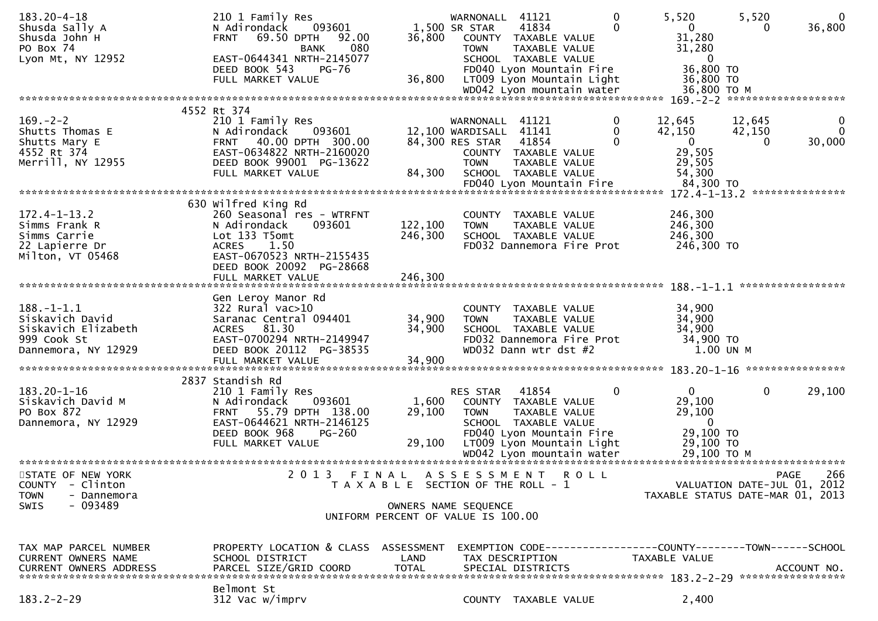```
183.20-4-18                    210 1 Family Res                      WARNONALL  41121             0         5,520      5,520          0
Shusda Sally A                 N Adirondack      093601         1,500 SR STAR    41834             0             0          0     36,800
Shusda John H                  FRNT    69.50 DPTH    92.00     36,800    COUNTY  TAXABLE VALUE                31,280
PO Box 74                                       BANK     080              TOWN    TAXABLE VALUE                31,280
Lyon Mt, NY 12952              EAST-0644341 NRTH-2145077                  SCHOOL  TAXABLE VALUE                     0
                               DEED BOOK 543      PG-76                   FD040 Lyon Mountain Fire             36,800 TO
                               FULL MARKET VALUE                36,800    LT009 Lyon Mountain Light            36,800 TO
                                                                          WD042 Lyon mountain water            36,800 TO M
******************************************************************************************************* 169.-2-2 ******************
                               4552 Rt 374
169.-2-2                       210 1 Family Res                      WARNONALL  41121             0        12,645     12,645          0
Shutts Thomas E                N Adirondack      093601        12,100 WARDISALL  41141             0        42,150     42,150          0
Shutts Mary E                  FRNT    40.00 DPTH   300.00     84,300 RES STAR   41854             0             0          0     30,000
4552 Rt 374                    EAST-0634822 NRTH-2160020                  COUNTY  TAXABLE VALUE                29,505
Merrill, NY 12955              DEED BOOK 99001  PG-13622                  TOWN    TAXABLE VALUE                29,505
                               FULL MARKET VALUE                84,300    SCHOOL  TAXABLE VALUE                54,300
                                                                          FD040 Lyon Mountain Fire             84,300 TO
******************************************************************************************************* 172.4-1-13.2 **************
                               630 Wilfred King Rd
172.4-1-13.2                   260 Seasonal res - WTRFNT                  COUNTY  TAXABLE VALUE               246,300
Simms Frank R                  N Adirondack      093601        122,100    TOWN    TAXABLE VALUE               246,300
Simms Carrie                   Lot 133 T5omt                   246,300    SCHOOL  TAXABLE VALUE               246,300
22 Lapierre Dr                 ACRES     1.50                             FD032 Dannemora Fire Prot           246,300 TO
Milton, VT 05468               EAST-0670523 NRTH-2155435
                               DEED BOOK 20092  PG-28668
                               FULL MARKET VALUE               246,300
******************************************************************************************************* 188.-1-1.1 ****************
                               Gen Leroy Manor Rd
188.-1-1.1                     322 Rural vac>10                           COUNTY  TAXABLE VALUE                34,900
Siskavich David                Saranac Central 094401           34,900    TOWN    TAXABLE VALUE                34,900
Siskavich Elizabeth            ACRES    81.30                   34,900    SCHOOL  TAXABLE VALUE                34,900
999 Cook St                    EAST-0700294 NRTH-2149947                  FD032 Dannemora Fire Prot            34,900 TO
Dannemora, NY 12929            DEED BOOK 20112  PG-38535                  WD032 Dann wtr dst #2                  1.00 UN M
                               FULL MARKET VALUE                34,900
******************************************************************************************************* 183.20-1-16 ***************
                               2837 Standish Rd
183.20-1-16                    210 1 Family Res                      RES STAR   41854             0             0          0     29,100
Siskavich David M              N Adirondack      093601         1,600    COUNTY  TAXABLE VALUE                29,100
PO Box 872                     FRNT    55.79 DPTH   138.00     29,100    TOWN    TAXABLE VALUE                29,100
Dannemora, NY 12929            EAST-0644621 NRTH-2146125                  SCHOOL  TAXABLE VALUE                     0
                               DEED BOOK 968      PG-260                  FD040 Lyon Mountain Fire             29,100 TO
                               FULL MARKET VALUE                29,100    LT009 Lyon Mountain Light            29,100 TO
                                                                          WD042 Lyon mountain water            29,100 TO M
************************************************************************************************************************************
STATE OF NEW YORK                    2 0 1 3   F I N A L   A S S E S S M E N T   R O L L                                  PAGE    266
COUNTY  - Clinton                        T A X A B L E  SECTION OF THE ROLL - 1                          VALUATION DATE-JUL 01, 2012
TOWN    - Dannemora                                                                                 TAXABLE STATUS DATE-MAR 01, 2013
SWIS    - 093489                                      OWNERS NAME SEQUENCE
                                               UNIFORM PERCENT OF VALUE IS 100.00


TAX MAP PARCEL NUMBER          PROPERTY LOCATION & CLASS  ASSESSMENT  EXEMPTION CODE------------------COUNTY--------TOWN------SCHOOL
CURRENT OWNERS NAME            SCHOOL DISTRICT               LAND      TAX DESCRIPTION             TAXABLE VALUE
CURRENT OWNERS ADDRESS         PARCEL SIZE/GRID COORD        TOTAL     SPECIAL DISTRICTS                                 ACCOUNT NO.
******************************************************************************************************* 183.2-2-29 ****************
                               Belmont St
183.2-2-29                     312 Vac w/imprv                            COUNTY  TAXABLE VALUE                 2,400
```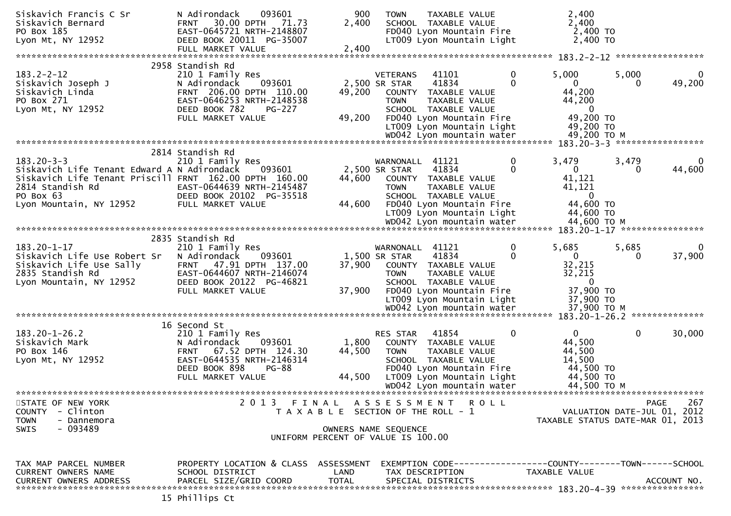```
Siskavich Francis C Sr        N Adirondack    093601          900   TOWN     TAXABLE VALUE               2,400
Siskavich Bernard             FRNT   30.00 DPTH   71.73     2,400   SCHOOL  TAXABLE VALUE               2,400
PO Box 185                    EAST-0645721 NRTH-2148807             FD040 Lyon Mountain Fire            2,400 TO
Lyon Mt, NY 12952             DEED BOOK 20011 PG-35007              LT009 Lyon Mountain Light           2,400 TO
                              FULL MARKET VALUE             2,400
******************************************************************************************************* 183.2-2-12 *****************
                         2958 Standish Rd
183.2-2-12                    210 1 Family Res                      VETERANS    41101          0       5,000      5,000          0
Siskavich Joseph J            N Adirondack    093601        2,500 SR STAR     41834          0           0          0     49,200
Siskavich Linda               FRNT  206.00 DPTH  110.00    49,200   COUNTY  TAXABLE VALUE              44,200
PO Box 271                    EAST-0646253 NRTH-2148538             TOWN    TAXABLE VALUE              44,200
Lyon Mt, NY 12952             DEED BOOK 782     PG-227              SCHOOL  TAXABLE VALUE                   0
                              FULL MARKET VALUE            49,200   FD040 Lyon Mountain Fire           49,200 TO
                                                                    LT009 Lyon Mountain Light          49,200 TO
                                                                    WD042 Lyon mountain water          49,200 TO M
******************************************************************************************************* 183.20-3-3 *****************
                         2814 Standish Rd
183.20-3-3                    210 1 Family Res                      WARNONALL  41121          0       3,479      3,479          0
Siskavich Life Tenant Edward A N Adirondack    093601        2,500 SR STAR     41834          0           0          0     44,600
Siskavich Life Tenant Priscill FRNT  162.00 DPTH  160.00   44,600   COUNTY  TAXABLE VALUE              41,121
2814 Standish Rd              EAST-0644639 NRTH-2145487             TOWN    TAXABLE VALUE              41,121
PO Box 63                     DEED BOOK 20102 PG-35518              SCHOOL  TAXABLE VALUE                   0
Lyon Mountain, NY 12952       FULL MARKET VALUE            44,600   FD040 Lyon Mountain Fire           44,600 TO
                                                                    LT009 Lyon Mountain Light          44,600 TO
                                                                    WD042 Lyon mountain water          44,600 TO M
******************************************************************************************************* 183.20-1-17 ****************
                         2835 Standish Rd
183.20-1-17                   210 1 Family Res                      WARNONALL  41121          0       5,685      5,685          0
Siskavich Life Use Robert Sr  N Adirondack    093601        1,500 SR STAR     41834          0           0          0     37,900
Siskavich Life Use Sally      FRNT   47.91 DPTH  137.00    37,900   COUNTY  TAXABLE VALUE              32,215
2835 Standish Rd              EAST-0644607 NRTH-2146074             TOWN    TAXABLE VALUE              32,215
Lyon Mountain, NY 12952       DEED BOOK 20122 PG-46821              SCHOOL  TAXABLE VALUE                   0
                              FULL MARKET VALUE            37,900   FD040 Lyon Mountain Fire           37,900 TO
                                                                    LT009 Lyon Mountain Light          37,900 TO
                                                                    WD042 Lyon mountain water          37,900 TO M
******************************************************************************************************* 183.20-1-26.2 **************
                         16 Second St
183.20-1-26.2                 210 1 Family Res                      RES STAR   41854          0           0          0     30,000
Siskavich Mark                N Adirondack    093601        1,800   COUNTY  TAXABLE VALUE              44,500
PO Box 146                    FRNT   67.52 DPTH  124.30    44,500   TOWN    TAXABLE VALUE              44,500
Lyon Mt, NY 12952             EAST-0644535 NRTH-2146314             SCHOOL  TAXABLE VALUE              14,500
                              DEED BOOK 898     PG-88               FD040 Lyon Mountain Fire           44,500 TO
                              FULL MARKET VALUE            44,500   LT009 Lyon Mountain Light          44,500 TO
                                                                    WD042 Lyon mountain water          44,500 TO M
************************************************************************************************************************************
STATE OF NEW YORK                   2 0 1 3   F I N A L   A S S E S S M E N T   R O L L                                  PAGE   267
COUNTY  - Clinton                        T A X A B L E  SECTION OF THE ROLL - 1                       VALUATION DATE-JUL 01, 2012
TOWN    - Dannemora                                                                                 TAXABLE STATUS DATE-MAR 01, 2013
SWIS    - 093489                                         OWNERS NAME SEQUENCE
                                                  UNIFORM PERCENT OF VALUE IS 100.00

TAX MAP PARCEL NUMBER          PROPERTY LOCATION & CLASS  ASSESSMENT  EXEMPTION CODE------------------COUNTY--------TOWN------SCHOOL
CURRENT OWNERS NAME            SCHOOL DISTRICT               LAND      TAX DESCRIPTION            TAXABLE VALUE
CURRENT OWNERS ADDRESS         PARCEL SIZE/GRID COORD        TOTAL     SPECIAL DISTRICTS                                  ACCOUNT NO.
******************************************************************************************************* 183.20-4-39 ****************
                         15 Phillips Ct
```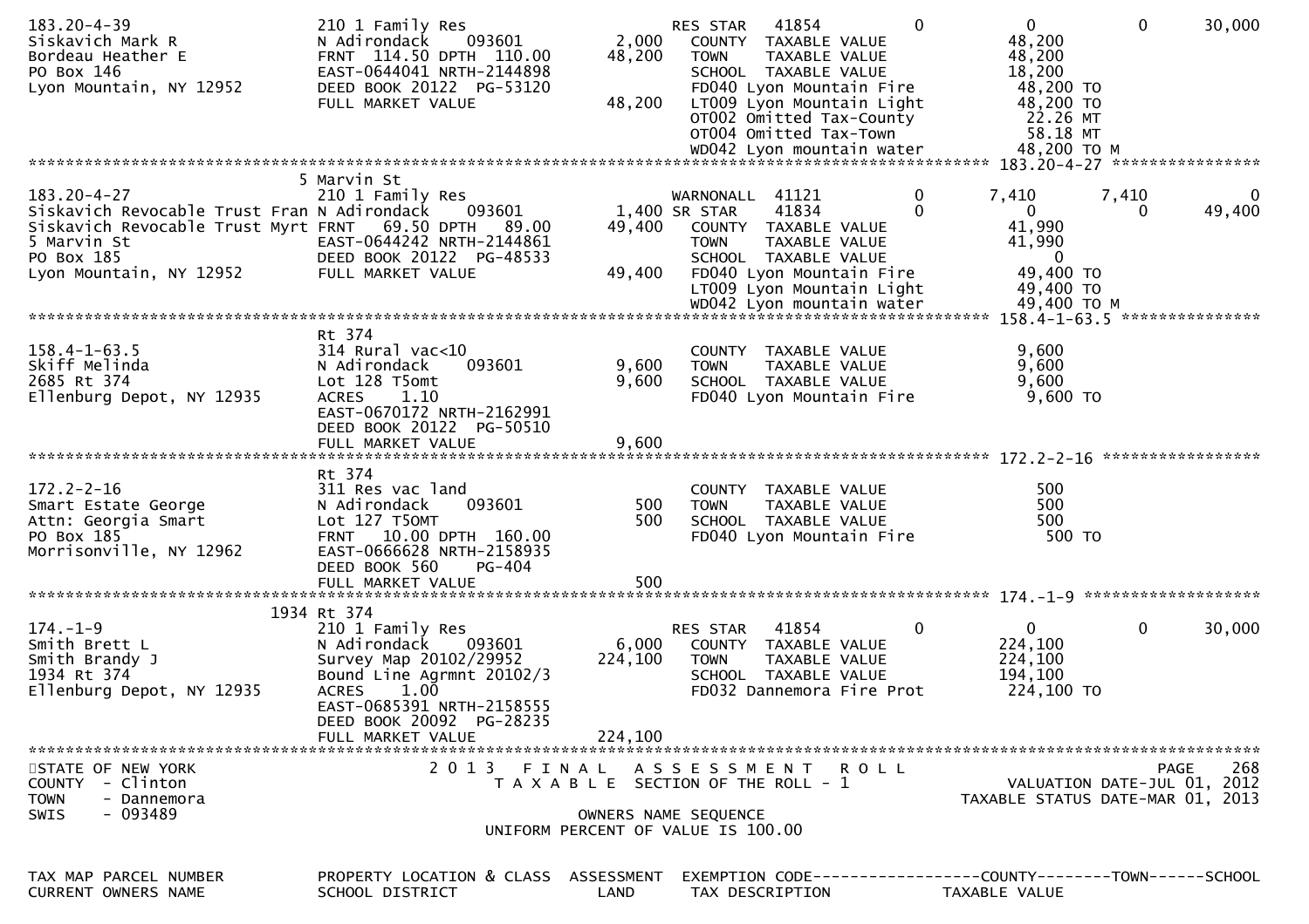```
183.20-4-39                     210 1 Family Res                        RES STAR   41854            0              0            0       30,000
Siskavich Mark R                N Adirondack     093601          2,000    COUNTY  TAXABLE VALUE              48,200
Bordeau Heather E               FRNT  114.50 DPTH  110.00       48,200    TOWN    TAXABLE VALUE              48,200
PO Box 146                      EAST-0644041 NRTH-2144898                 SCHOOL  TAXABLE VALUE              18,200
Lyon Mountain, NY 12952         DEED BOOK 20122  PG-53120                 FD040 Lyon Mountain Fire           48,200 TO
                                FULL MARKET VALUE               48,200    LT009 Lyon Mountain Light          48,200 TO
                                                                          OT002 Omitted Tax-County            22.26 MT
                                                                          OT004 Omitted Tax-Town              58.18 MT
                                                                          WD042 Lyon mountain water          48,200 TO M
******************************************************************************************************* 183.20-4-27 ****************
                              5 Marvin St
183.20-4-27                     210 1 Family Res                        WARNONALL  41121            0          7,410        7,410            0
Siskavich Revocable Trust Fran N Adirondack      093601          1,400 SR STAR     41834            0              0            0       49,400
Siskavich Revocable Trust Myrt FRNT   69.50 DPTH   89.00        49,400    COUNTY  TAXABLE VALUE              41,990
5 Marvin St                     EAST-0644242 NRTH-2144861                 TOWN    TAXABLE VALUE              41,990
PO Box 185                      DEED BOOK 20122  PG-48533                 SCHOOL  TAXABLE VALUE                   0
Lyon Mountain, NY 12952         FULL MARKET VALUE               49,400    FD040 Lyon Mountain Fire           49,400 TO
                                                                          LT009 Lyon Mountain Light          49,400 TO
                                                                          WD042 Lyon mountain water          49,400 TO M
******************************************************************************************************* 158.4-1-63.5 ***************
                                Rt 374
158.4-1-63.5                    314 Rural vac<10                          COUNTY  TAXABLE VALUE               9,600
Skiff Melinda                   N Adirondack     093601          9,600    TOWN    TAXABLE VALUE               9,600
2685 Rt 374                     Lot 128 T5omt                    9,600    SCHOOL  TAXABLE VALUE               9,600
Ellenburg Depot, NY 12935       ACRES     1.10                            FD040 Lyon Mountain Fire            9,600 TO
                                EAST-0670172 NRTH-2162991
                                DEED BOOK 20122  PG-50510
                                FULL MARKET VALUE                9,600
******************************************************************************************************* 172.2-2-16 *****************
                                Rt 374
172.2-2-16                      311 Res vac land                          COUNTY  TAXABLE VALUE                 500
Smart Estate George             N Adirondack     093601            500    TOWN    TAXABLE VALUE                 500
Attn: Georgia Smart             Lot 127 T5OMT                      500    SCHOOL  TAXABLE VALUE                 500
PO Box 185                      FRNT   10.00 DPTH  160.00                 FD040 Lyon Mountain Fire              500 TO
Morrisonville, NY 12962         EAST-0666628 NRTH-2158935
                                DEED BOOK 560     PG-404
                                FULL MARKET VALUE                  500
******************************************************************************************************* 174.-1-9 *******************
                           1934 Rt 374
174.-1-9                        210 1 Family Res                        RES STAR   41854            0              0            0       30,000
Smith Brett L                   N Adirondack     093601          6,000    COUNTY  TAXABLE VALUE             224,100
Smith Brandy J                  Survey Map 20102/29952         224,100    TOWN    TAXABLE VALUE             224,100
1934 Rt 374                     Bound Line Agrmnt 20102/3                 SCHOOL  TAXABLE VALUE             194,100
Ellenburg Depot, NY 12935       ACRES     1.00                            FD032 Dannemora Fire Prot         224,100 TO
                                EAST-0685391 NRTH-2158555
                                DEED BOOK 20092  PG-28235
                                FULL MARKET VALUE              224,100
************************************************************************************************************************************
STATE OF NEW YORK                 2 0 1 3   F I N A L   A S S E S S M E N T   R O L L                                   PAGE    268
COUNTY  - Clinton                   T A X A B L E  SECTION OF THE ROLL - 1                          VALUATION DATE-JUL 01, 2012
TOWN    - Dannemora                                                                               TAXABLE STATUS DATE-MAR 01, 2013
SWIS    - 093489                                      OWNERS NAME SEQUENCE
                                                UNIFORM PERCENT OF VALUE IS 100.00


TAX MAP PARCEL NUMBER           PROPERTY LOCATION & CLASS  ASSESSMENT  EXEMPTION CODE------------------COUNTY--------TOWN------SCHOOL
CURRENT OWNERS NAME             SCHOOL DISTRICT               LAND      TAX DESCRIPTION            TAXABLE VALUE
```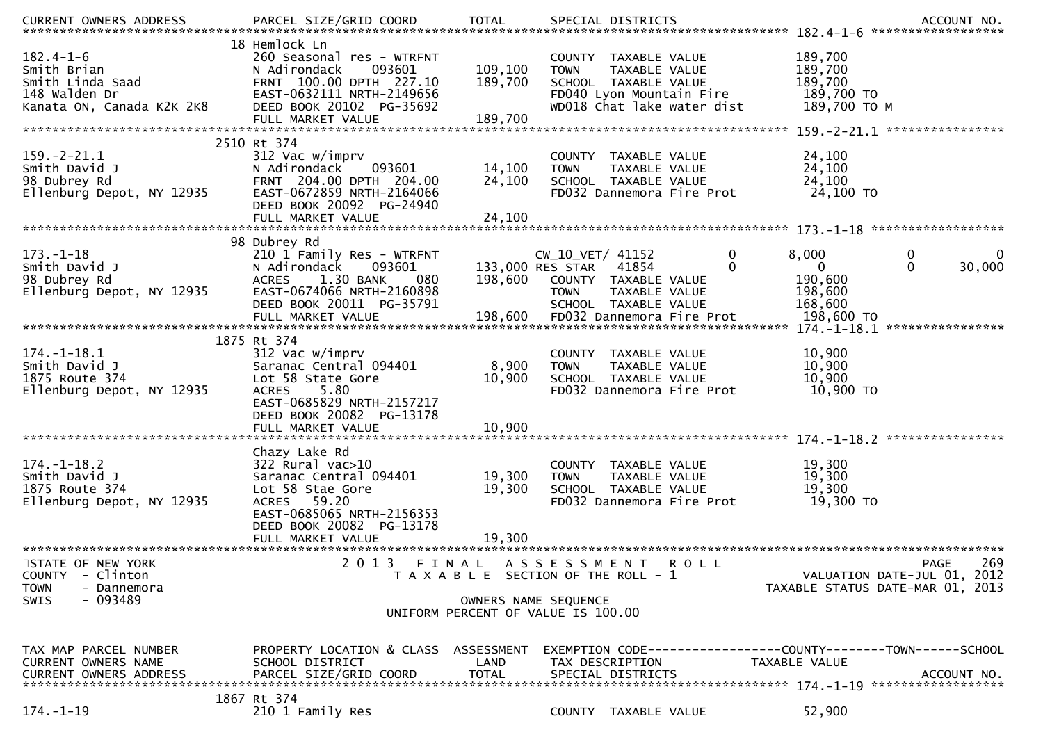```
CURRENT OWNERS ADDRESS         PARCEL SIZE/GRID COORD        TOTAL       SPECIAL DISTRICTS                                                    ACCOUNT NO.
******************************************************************************************************* 182.4-1-6 ******************
                            18 Hemlock Ln
182.4-1-6                      260 Seasonal res - WTRFNT              COUNTY  TAXABLE VALUE            189,700
Smith Brian                    N Adirondack     093601     109,100    TOWN    TAXABLE VALUE            189,700
Smith Linda Saad               FRNT  100.00 DPTH  227.10   189,700    SCHOOL  TAXABLE VALUE            189,700
148 Walden Dr                  EAST-0632111 NRTH-2149656              FD040 Lyon Mountain Fire          189,700 TO
Kanata ON, Canada K2K 2K8      DEED BOOK 20102  PG-35692              WD018 Chat lake water dist        189,700 TO M
                               FULL MARKET VALUE           189,700
******************************************************************************************************* 159.-2-21.1 ****************
                          2510 Rt 374
159.-2-21.1                    312 Vac w/imprv                        COUNTY  TAXABLE VALUE             24,100
Smith David J                  N Adirondack     093601      14,100    TOWN    TAXABLE VALUE             24,100
98 Dubrey Rd                   FRNT  204.00 DPTH  204.00    24,100    SCHOOL  TAXABLE VALUE             24,100
Ellenburg Depot, NY 12935      EAST-0672859 NRTH-2164066              FD032 Dannemora Fire Prot          24,100 TO
                               DEED BOOK 20092  PG-24940
                               FULL MARKET VALUE            24,100
******************************************************************************************************* 173.-1-18 ******************
                            98 Dubrey Rd
173.-1-18                      210 1 Family Res - WTRFNT              CW_10_VET/ 41152         0          8,000            0            0
Smith David J                  N Adirondack     093601     133,000 RES STAR   41854         0              0            0       30,000
98 Dubrey Rd                   ACRES    1.30 BANK     080  198,600    COUNTY  TAXABLE VALUE            190,600
Ellenburg Depot, NY 12935      EAST-0674066 NRTH-2160898              TOWN    TAXABLE VALUE            198,600
                               DEED BOOK 20011  PG-35791              SCHOOL  TAXABLE VALUE            168,600
                               FULL MARKET VALUE           198,600    FD032 Dannemora Fire Prot         198,600 TO
******************************************************************************************************* 174.-1-18.1 ****************
                          1875 Rt 374
174.-1-18.1                    312 Vac w/imprv                        COUNTY  TAXABLE VALUE             10,900
Smith David J                  Saranac Central 094401        8,900    TOWN    TAXABLE VALUE             10,900
1875 Route 374                 Lot 58 State Gore            10,900    SCHOOL  TAXABLE VALUE             10,900
Ellenburg Depot, NY 12935      ACRES    5.80                          FD032 Dannemora Fire Prot          10,900 TO
                               EAST-0685829 NRTH-2157217
                               DEED BOOK 20082  PG-13178
                               FULL MARKET VALUE            10,900
******************************************************************************************************* 174.-1-18.2 ****************
                               Chazy Lake Rd
174.-1-18.2                    322 Rural vac>10                       COUNTY  TAXABLE VALUE             19,300
Smith David J                  Saranac Central 094401       19,300    TOWN    TAXABLE VALUE             19,300
1875 Route 374                 Lot 58 Stae Gore             19,300    SCHOOL  TAXABLE VALUE             19,300
Ellenburg Depot, NY 12935      ACRES   59.20                          FD032 Dannemora Fire Prot          19,300 TO
                               EAST-0685065 NRTH-2156353
                               DEED BOOK 20082  PG-13178
                               FULL MARKET VALUE            19,300
************************************************************************************************************************************
STATE OF NEW YORK                          2 0 1 3   F I N A L   A S S E S S M E N T   R O L L                                 PAGE    269
COUNTY  - Clinton                                T A X A B L E  SECTION OF THE ROLL - 1                          VALUATION DATE-JUL 01, 2012
TOWN    - Dannemora                                                                                        TAXABLE STATUS DATE-MAR 01, 2013
SWIS    - 093489                                           OWNERS NAME SEQUENCE
                                                 UNIFORM PERCENT OF VALUE IS 100.00


TAX MAP PARCEL NUMBER          PROPERTY LOCATION & CLASS  ASSESSMENT  EXEMPTION CODE------------------COUNTY--------TOWN------SCHOOL
CURRENT OWNERS NAME            SCHOOL DISTRICT               LAND      TAX DESCRIPTION            TAXABLE VALUE
CURRENT OWNERS ADDRESS         PARCEL SIZE/GRID COORD        TOTAL     SPECIAL DISTRICTS                                    ACCOUNT NO.
******************************************************************************************************* 174.-1-19 ******************
                          1867 Rt 374
174.-1-19                      210 1 Family Res                       COUNTY  TAXABLE VALUE             52,900
```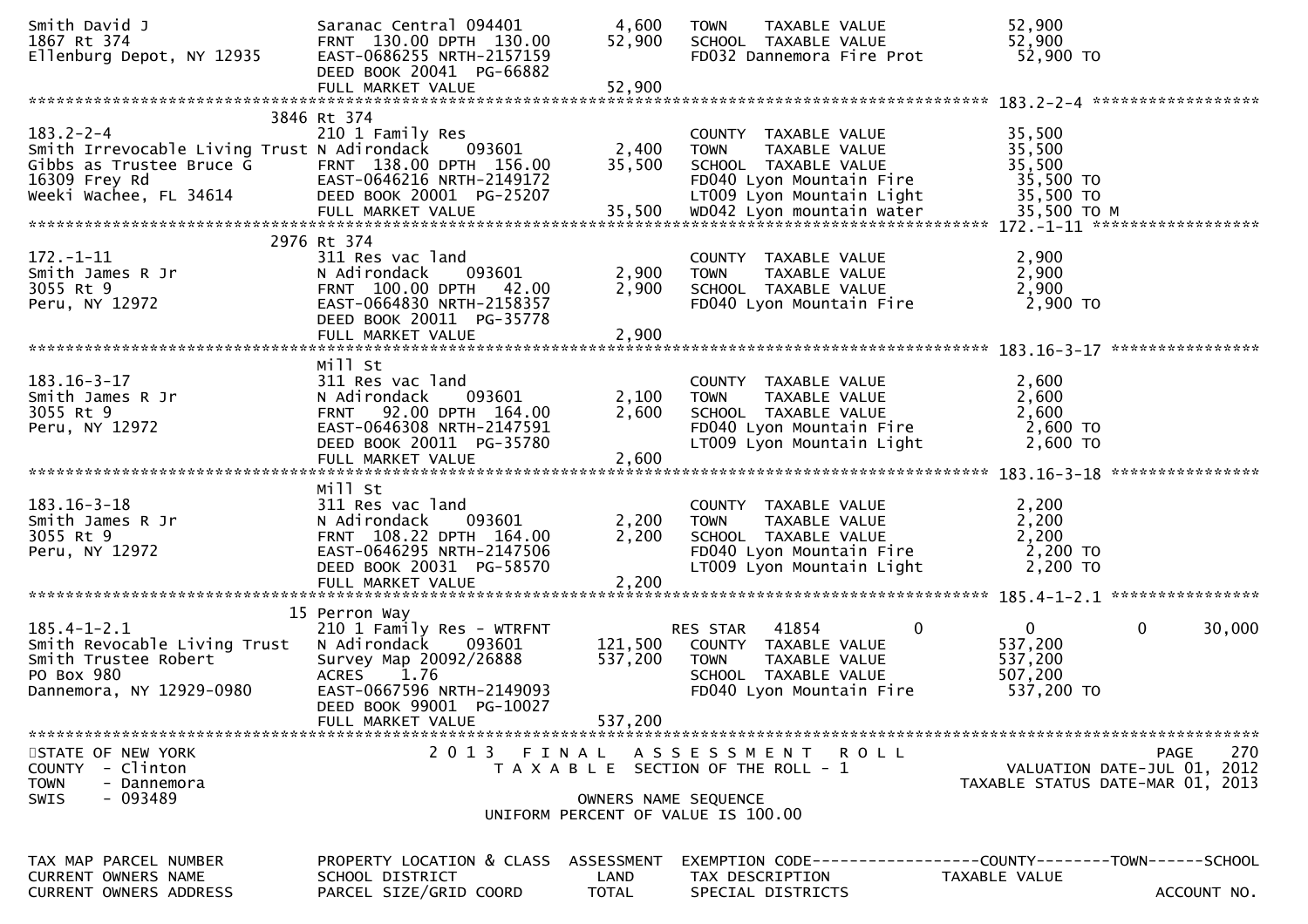```
Smith David J                  Saranac Central 094401          4,600   TOWN    TAXABLE VALUE               52,900
1867 Rt 374                    FRNT 130.00 DPTH 130.00        52,900   SCHOOL  TAXABLE VALUE               52,900
Ellenburg Depot, NY 12935      EAST-0686255 NRTH-2157159               FD032 Dannemora Fire Prot           52,900 TO
                               DEED BOOK 20041  PG-66882
                               FULL MARKET VALUE              52,900
******************************************************************************************************* 183.2-2-4 ******************
                    3846 Rt 374
183.2-2-4                      210 1 Family Res                        COUNTY  TAXABLE VALUE               35,500
Smith Irrevocable Living Trust N Adirondack    093601          2,400   TOWN    TAXABLE VALUE               35,500
Gibbs as Trustee Bruce G       FRNT 138.00 DPTH 156.00        35,500   SCHOOL  TAXABLE VALUE               35,500
16309 Frey Rd                  EAST-0646216 NRTH-2149172               FD040 Lyon Mountain Fire            35,500 TO
Weeki Wachee, FL 34614         DEED BOOK 20001  PG-25207               LT009 Lyon Mountain Light           35,500 TO
                               FULL MARKET VALUE              35,500   WD042 Lyon mountain water           35,500 TO M
******************************************************************************************************* 172.-1-11 ******************
                    2976 Rt 374
172.-1-11                      311 Res vac land                        COUNTY  TAXABLE VALUE                2,900
Smith James R Jr               N Adirondack    093601          2,900   TOWN    TAXABLE VALUE                2,900
3055 Rt 9                      FRNT 100.00 DPTH  42.00         2,900   SCHOOL  TAXABLE VALUE                2,900
Peru, NY 12972                 EAST-0664830 NRTH-2158357               FD040 Lyon Mountain Fire             2,900 TO
                               DEED BOOK 20011  PG-35778
                               FULL MARKET VALUE               2,900
******************************************************************************************************* 183.16-3-17 ****************
                    Mill St
183.16-3-17                    311 Res vac land                        COUNTY  TAXABLE VALUE                2,600
Smith James R Jr               N Adirondack    093601          2,100   TOWN    TAXABLE VALUE                2,600
3055 Rt 9                      FRNT  92.00 DPTH 164.00         2,600   SCHOOL  TAXABLE VALUE                2,600
Peru, NY 12972                 EAST-0646308 NRTH-2147591               FD040 Lyon Mountain Fire             2,600 TO
                               DEED BOOK 20011  PG-35780               LT009 Lyon Mountain Light            2,600 TO
                               FULL MARKET VALUE               2,600
******************************************************************************************************* 183.16-3-18 ****************
                    Mill St
183.16-3-18                    311 Res vac land                        COUNTY  TAXABLE VALUE                2,200
Smith James R Jr               N Adirondack    093601          2,200   TOWN    TAXABLE VALUE                2,200
3055 Rt 9                      FRNT 108.22 DPTH 164.00         2,200   SCHOOL  TAXABLE VALUE                2,200
Peru, NY 12972                 EAST-0646295 NRTH-2147506               FD040 Lyon Mountain Fire             2,200 TO
                               DEED BOOK 20031  PG-58570               LT009 Lyon Mountain Light            2,200 TO
                               FULL MARKET VALUE               2,200
******************************************************************************************************* 185.4-1-2.1 ****************
                    15 Perron Way
185.4-1-2.1                    210 1 Family Res - WTRFNT               RES STAR   41854           0            0           0      30,000
Smith Revocable Living Trust   N Adirondack    093601        121,500   COUNTY  TAXABLE VALUE              537,200
Smith Trustee Robert           Survey Map 20092/26888        537,200   TOWN    TAXABLE VALUE              537,200
PO Box 980                     ACRES    1.76                           SCHOOL  TAXABLE VALUE              507,200
Dannemora, NY 12929-0980       EAST-0667596 NRTH-2149093               FD040 Lyon Mountain Fire           537,200 TO
                               DEED BOOK 99001  PG-10027
                               FULL MARKET VALUE             537,200
************************************************************************************************************************************
STATE OF NEW YORK                   2 0 1 3   F I N A L   A S S E S S M E N T   R O L L                                 PAGE     270
COUNTY  - Clinton                      T A X A B L E  SECTION OF THE ROLL - 1                          VALUATION DATE-JUL 01, 2012
TOWN    - Dannemora                                                                                 TAXABLE STATUS DATE-MAR 01, 2013
SWIS    - 093489                                      OWNERS NAME SEQUENCE
                                               UNIFORM PERCENT OF VALUE IS 100.00

TAX MAP PARCEL NUMBER          PROPERTY LOCATION & CLASS  ASSESSMENT  EXEMPTION CODE------------------COUNTY--------TOWN------SCHOOL
CURRENT OWNERS NAME            SCHOOL DISTRICT               LAND     TAX DESCRIPTION            TAXABLE VALUE
CURRENT OWNERS ADDRESS         PARCEL SIZE/GRID COORD        TOTAL    SPECIAL DISTRICTS                                  ACCOUNT NO.
```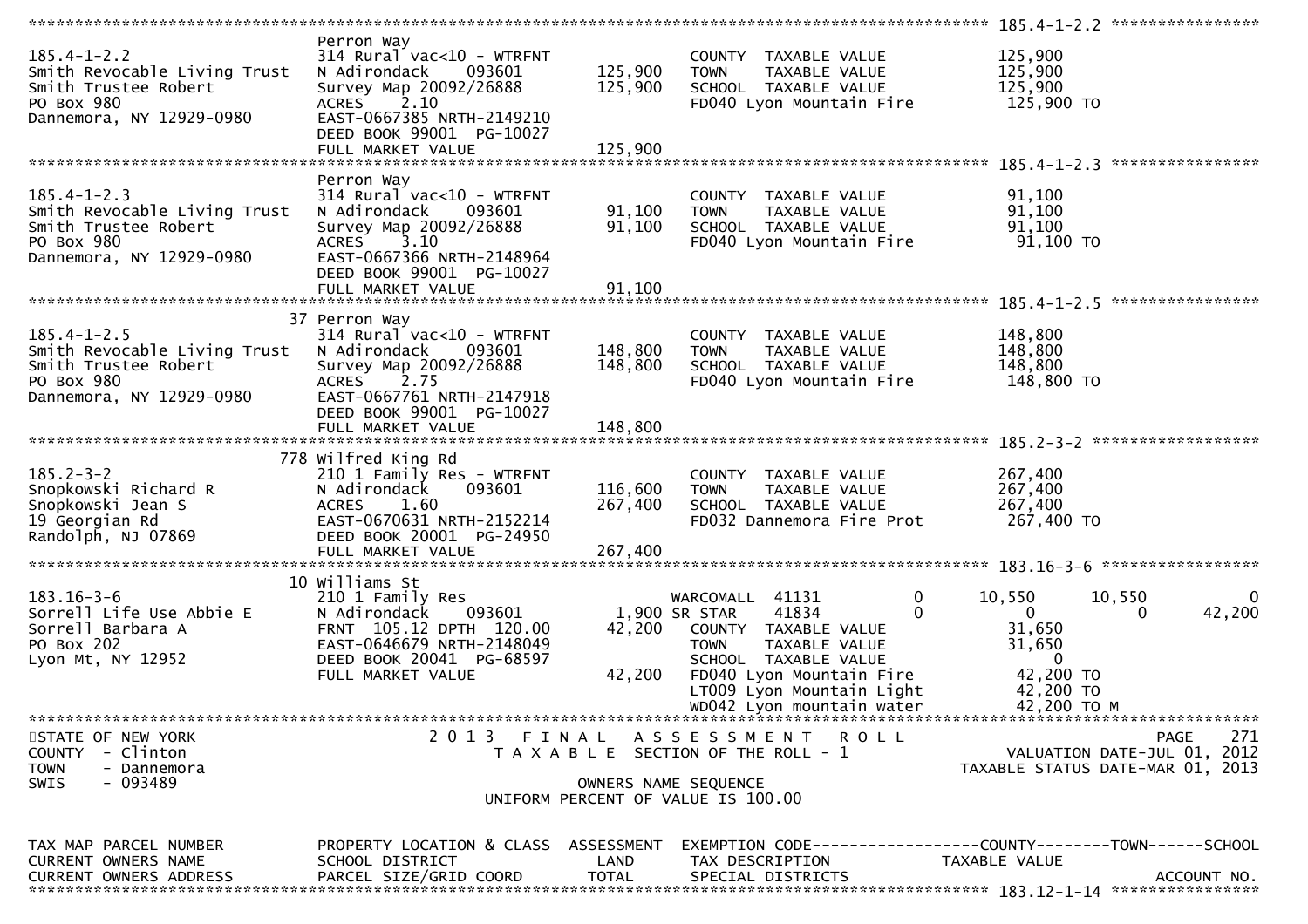```
******************************************************************************************************* 185.4-1-2.2 ****************
                              Perron Way
185.4-1-2.2                   314 Rural vac<10 - WTRFNT               COUNTY  TAXABLE VALUE             125,900
Smith Revocable Living Trust  N Adirondack     093601      125,900    TOWN    TAXABLE VALUE             125,900
Smith Trustee Robert          Survey Map 20092/26888       125,900    SCHOOL  TAXABLE VALUE             125,900
PO Box 980                    ACRES    2.10                           FD040 Lyon Mountain Fire           125,900 TO
Dannemora, NY 12929-0980      EAST-0667385 NRTH-2149210
                              DEED BOOK 99001  PG-10027
                              FULL MARKET VALUE            125,900
******************************************************************************************************* 185.4-1-2.3 ****************
                              Perron Way
185.4-1-2.3                   314 Rural vac<10 - WTRFNT               COUNTY  TAXABLE VALUE              91,100
Smith Revocable Living Trust  N Adirondack     093601       91,100    TOWN    TAXABLE VALUE              91,100
Smith Trustee Robert          Survey Map 20092/26888        91,100    SCHOOL  TAXABLE VALUE              91,100
PO Box 980                    ACRES    3.10                           FD040 Lyon Mountain Fire            91,100 TO
Dannemora, NY 12929-0980      EAST-0667366 NRTH-2148964
                              DEED BOOK 99001  PG-10027
                              FULL MARKET VALUE             91,100
******************************************************************************************************* 185.4-1-2.5 ****************
                           37 Perron Way
185.4-1-2.5                   314 Rural vac<10 - WTRFNT               COUNTY  TAXABLE VALUE             148,800
Smith Revocable Living Trust  N Adirondack     093601      148,800    TOWN    TAXABLE VALUE             148,800
Smith Trustee Robert          Survey Map 20092/26888       148,800    SCHOOL  TAXABLE VALUE             148,800
PO Box 980                    ACRES    2.75                           FD040 Lyon Mountain Fire           148,800 TO
Dannemora, NY 12929-0980      EAST-0667761 NRTH-2147918
                              DEED BOOK 99001  PG-10027
                              FULL MARKET VALUE            148,800
******************************************************************************************************* 185.2-3-2 ******************
                          778 Wilfred King Rd
185.2-3-2                     210 1 Family Res - WTRFNT               COUNTY  TAXABLE VALUE             267,400
Snopkowski Richard R          N Adirondack     093601      116,600    TOWN    TAXABLE VALUE             267,400
Snopkowski Jean S             ACRES    1.60                267,400    SCHOOL  TAXABLE VALUE             267,400
19 Georgian Rd                EAST-0670631 NRTH-2152214               FD032 Dannemora Fire Prot          267,400 TO
Randolph, NJ 07869            DEED BOOK 20001  PG-24950
                              FULL MARKET VALUE            267,400
******************************************************************************************************* 183.16-3-6 *****************
                           10 Williams St
183.16-3-6                    210 1 Family Res                        WARCOMALL  41131          0      10,550      10,550          0
Sorrell Life Use Abbie E      N Adirondack     093601        1,900 SR STAR    41834          0           0           0     42,200
Sorrell Barbara A             FRNT 105.12 DPTH 120.00       42,200    COUNTY  TAXABLE VALUE              31,650
PO Box 202                    EAST-0646679 NRTH-2148049               TOWN    TAXABLE VALUE              31,650
Lyon Mt, NY 12952             DEED BOOK 20041  PG-68597               SCHOOL  TAXABLE VALUE                   0
                              FULL MARKET VALUE             42,200    FD040 Lyon Mountain Fire            42,200 TO
                                                                      LT009 Lyon Mountain Light           42,200 TO
                                                                      WD042 Lyon mountain water           42,200 TO M
************************************************************************************************************************************
STATE OF NEW YORK                2 0 1 3   F I N A L   A S S E S S M E N T   R O L L                                   PAGE    271
COUNTY  - Clinton                   T A X A B L E  SECTION OF THE ROLL - 1                           VALUATION DATE-JUL 01, 2012
TOWN    - Dannemora                                                                                 TAXABLE STATUS DATE-MAR 01, 2013
SWIS    - 093489                                   OWNERS NAME SEQUENCE
                                          UNIFORM PERCENT OF VALUE IS 100.00


TAX MAP PARCEL NUMBER         PROPERTY LOCATION & CLASS  ASSESSMENT  EXEMPTION CODE-----------------COUNTY--------TOWN------SCHOOL
CURRENT OWNERS NAME           SCHOOL DISTRICT               LAND     TAX DESCRIPTION              TAXABLE VALUE
CURRENT OWNERS ADDRESS        PARCEL SIZE/GRID COORD        TOTAL    SPECIAL DISTRICTS                                   ACCOUNT NO.
******************************************************************************************************* 183.12-1-14 ****************
```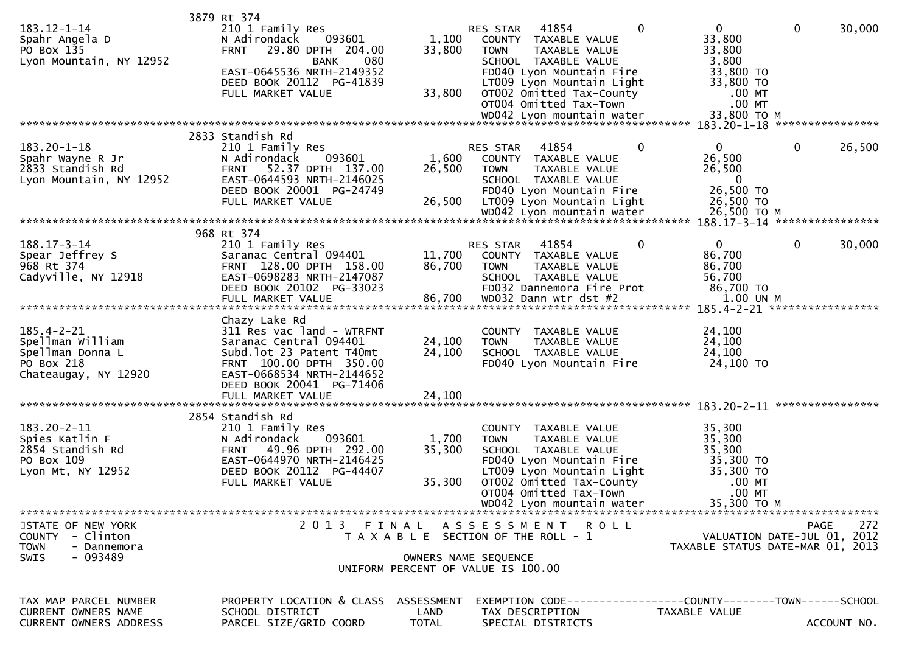```
                              3879 Rt 374
183.12-1-14                   210 1 Family Res                   RES STAR    41854          0             0             0        30,000
Spahr Angela D                N Adirondack      093601      1,100    COUNTY  TAXABLE VALUE              33,800
PO Box 135                    FRNT   29.80 DPTH  204.00    33,800    TOWN    TAXABLE VALUE              33,800
Lyon Mountain, NY 12952                  BANK       080              SCHOOL  TAXABLE VALUE               3,800
                              EAST-0645536 NRTH-2149352              FD040 Lyon Mountain Fire           33,800 TO
                              DEED BOOK 20112  PG-41839              LT009 Lyon Mountain Light          33,800 TO
                              FULL MARKET VALUE            33,800    OT002 Omitted Tax-County              .00 MT
                                                                     OT004 Omitted Tax-Town                .00 MT
                                                                     WD042 Lyon mountain water          33,800 TO M
******************************************************************************************************* 183.20-1-18 ****************
                              2833 Standish Rd
183.20-1-18                   210 1 Family Res                   RES STAR    41854          0             0             0        26,500
Spahr Wayne R Jr              N Adirondack      093601      1,600    COUNTY  TAXABLE VALUE              26,500
2833 Standish Rd              FRNT   52.37 DPTH  137.00    26,500    TOWN    TAXABLE VALUE              26,500
Lyon Mountain, NY 12952       EAST-0644593 NRTH-2146025              SCHOOL  TAXABLE VALUE                   0
                              DEED BOOK 20001  PG-24749              FD040 Lyon Mountain Fire           26,500 TO
                              FULL MARKET VALUE            26,500    LT009 Lyon Mountain Light          26,500 TO
                                                                     WD042 Lyon mountain water          26,500 TO M
******************************************************************************************************* 188.17-3-14 ****************
                              968 Rt 374
188.17-3-14                   210 1 Family Res                   RES STAR    41854          0             0             0        30,000
Spear Jeffrey S               Saranac Central 094401      11,700    COUNTY  TAXABLE VALUE              86,700
968 Rt 374                    FRNT  128.00 DPTH  158.00    86,700    TOWN    TAXABLE VALUE              86,700
Cadyville, NY 12918           EAST-0698283 NRTH-2147087              SCHOOL  TAXABLE VALUE              56,700
                              DEED BOOK 20102  PG-33023              FD032 Dannemora Fire Prot          86,700 TO
                              FULL MARKET VALUE            86,700    WD032 Dann wtr dst #2                1.00 UN M
******************************************************************************************************* 185.4-2-21 *****************
                              Chazy Lake Rd
185.4-2-21                    311 Res vac land - WTRFNT              COUNTY  TAXABLE VALUE              24,100
Spellman William              Saranac Central 094401      24,100    TOWN    TAXABLE VALUE              24,100
Spellman Donna L              Subd.lot 23 Patent T40mt    24,100    SCHOOL  TAXABLE VALUE              24,100
PO Box 218                    FRNT  100.00 DPTH  350.00              FD040 Lyon Mountain Fire           24,100 TO
Chateaugay, NY 12920          EAST-0668534 NRTH-2144652
                              DEED BOOK 20041  PG-71406
                              FULL MARKET VALUE            24,100
******************************************************************************************************* 183.20-2-11 ****************
                              2854 Standish Rd
183.20-2-11                   210 1 Family Res                       COUNTY  TAXABLE VALUE              35,300
Spies Katlin F                N Adirondack      093601      1,700    TOWN    TAXABLE VALUE              35,300
2854 Standish Rd              FRNT   49.96 DPTH  292.00    35,300    SCHOOL  TAXABLE VALUE              35,300
PO Box 109                    EAST-0644970 NRTH-2146425              FD040 Lyon Mountain Fire           35,300 TO
Lyon Mt, NY 12952             DEED BOOK 20112  PG-44407              LT009 Lyon Mountain Light          35,300 TO
                              FULL MARKET VALUE            35,300    OT002 Omitted Tax-County              .00 MT
                                                                     OT004 Omitted Tax-Town                .00 MT
                                                                     WD042 Lyon mountain water          35,300 TO M
************************************************************************************************************************************
STATE OF NEW YORK                        2 0 1 3   F I N A L   A S S E S S M E N T   R O L L                              PAGE    272
COUNTY  - Clinton                           T A X A B L E  SECTION OF THE ROLL - 1                        VALUATION DATE-JUL 01, 2012
TOWN    - Dannemora                                                                                 TAXABLE STATUS DATE-MAR 01, 2013
SWIS    - 093489                                      OWNERS NAME SEQUENCE
                                               UNIFORM PERCENT OF VALUE IS 100.00

TAX MAP PARCEL NUMBER         PROPERTY LOCATION & CLASS  ASSESSMENT  EXEMPTION CODE------------------COUNTY--------TOWN------SCHOOL
CURRENT OWNERS NAME           SCHOOL DISTRICT               LAND     TAX DESCRIPTION            TAXABLE VALUE
CURRENT OWNERS ADDRESS        PARCEL SIZE/GRID COORD        TOTAL    SPECIAL DISTRICTS                                    ACCOUNT NO.
```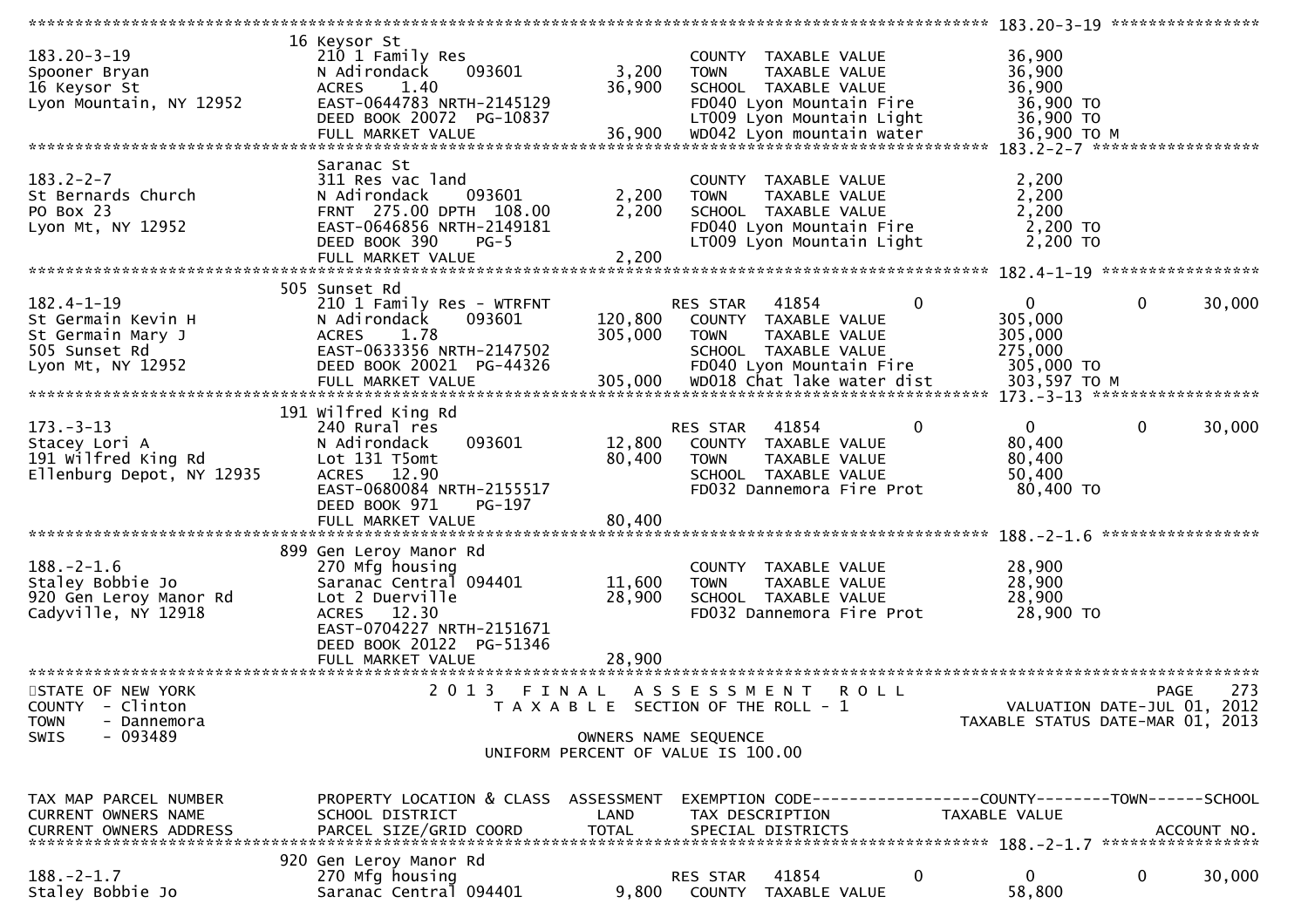```
******************************************************************************************************* 183.20-3-19 *****************
                               16 Keysor St
183.20-3-19                    210 1 Family Res                       COUNTY  TAXABLE VALUE            36,900
Spooner Bryan                  N Adirondack      093601       3,200   TOWN    TAXABLE VALUE            36,900
16 Keysor St                   ACRES    1.40                 36,900   SCHOOL  TAXABLE VALUE            36,900
Lyon Mountain, NY 12952        EAST-0644783 NRTH-2145129              FD040 Lyon Mountain Fire          36,900 TO
                               DEED BOOK 20072  PG-10837              LT009 Lyon Mountain Light         36,900 TO
                               FULL MARKET VALUE             36,900   WD042 Lyon mountain water         36,900 TO M
******************************************************************************************************* 183.2-2-7 *******************
                               Saranac St
183.2-2-7                      311 Res vac land                       COUNTY  TAXABLE VALUE             2,200
St Bernards Church             N Adirondack      093601       2,200   TOWN    TAXABLE VALUE             2,200
PO Box 23                      FRNT  275.00 DPTH 108.00       2,200   SCHOOL  TAXABLE VALUE             2,200
Lyon Mt, NY 12952              EAST-0646856 NRTH-2149181              FD040 Lyon Mountain Fire           2,200 TO
                               DEED BOOK 390    PG-5                  LT009 Lyon Mountain Light          2,200 TO
                               FULL MARKET VALUE              2,200
******************************************************************************************************* 182.4-1-19 ******************
                               505 Sunset Rd
182.4-1-19                     210 1 Family Res - WTRFNT              RES STAR   41854         0             0            0      30,000
St Germain Kevin H             N Adirondack      093601     120,800   COUNTY  TAXABLE VALUE           305,000
St Germain Mary J              ACRES    1.78                305,000   TOWN    TAXABLE VALUE           305,000
505 Sunset Rd                  EAST-0633356 NRTH-2147502              SCHOOL  TAXABLE VALUE           275,000
Lyon Mt, NY 12952              DEED BOOK 20021  PG-44326              FD040 Lyon Mountain Fire         305,000 TO
                               FULL MARKET VALUE            305,000   WD018 Chat lake water dist       303,597 TO M
******************************************************************************************************* 173.-3-13 *******************
                               191 Wilfred King Rd
173.-3-13                      240 Rural res                          RES STAR   41854         0             0            0      30,000
Stacey Lori A                  N Adirondack      093601      12,800   COUNTY  TAXABLE VALUE            80,400
191 Wilfred King Rd            Lot 131 T5omt                 80,400   TOWN    TAXABLE VALUE            80,400
Ellenburg Depot, NY 12935      ACRES   12.90                          SCHOOL  TAXABLE VALUE            50,400
                               EAST-0680084 NRTH-2155517              FD032 Dannemora Fire Prot         80,400 TO
                               DEED BOOK 971    PG-197
                               FULL MARKET VALUE             80,400
******************************************************************************************************* 188.-2-1.6 ******************
                               899 Gen Leroy Manor Rd
188.-2-1.6                     270 Mfg housing                        COUNTY  TAXABLE VALUE            28,900
Staley Bobbie Jo               Saranac Central 094401        11,600   TOWN    TAXABLE VALUE            28,900
920 Gen Leroy Manor Rd         Lot 2 Duerville               28,900   SCHOOL  TAXABLE VALUE            28,900
Cadyville, NY 12918            ACRES   12.30                          FD032 Dannemora Fire Prot         28,900 TO
                               EAST-0704227 NRTH-2151671
                               DEED BOOK 20122  PG-51346
                               FULL MARKET VALUE             28,900
*************************************************************************************************************************************
STATE OF NEW YORK                       2 0 1 3   F I N A L   A S S E S S M E N T   R O L L                                 PAGE    273
COUNTY   - Clinton                         T A X A B L E  SECTION OF THE ROLL - 1                           VALUATION DATE-JUL 01, 2012
TOWN     - Dannemora                                                                                   TAXABLE STATUS DATE-MAR 01, 2013
SWIS     - 093489                                        OWNERS NAME SEQUENCE
                                                  UNIFORM PERCENT OF VALUE IS 100.00


TAX MAP PARCEL NUMBER          PROPERTY LOCATION & CLASS  ASSESSMENT  EXEMPTION CODE------------------COUNTY--------TOWN------SCHOOL
CURRENT OWNERS NAME            SCHOOL DISTRICT               LAND     TAX DESCRIPTION                 TAXABLE VALUE
CURRENT OWNERS ADDRESS         PARCEL SIZE/GRID COORD        TOTAL    SPECIAL DISTRICTS                                   ACCOUNT NO.
******************************************************************************************************* 188.-2-1.7 ******************
                               920 Gen Leroy Manor Rd
188.-2-1.7                     270 Mfg housing                        RES STAR   41854         0             0            0      30,000
Staley Bobbie Jo               Saranac Central 094401         9,800   COUNTY  TAXABLE VALUE            58,800
```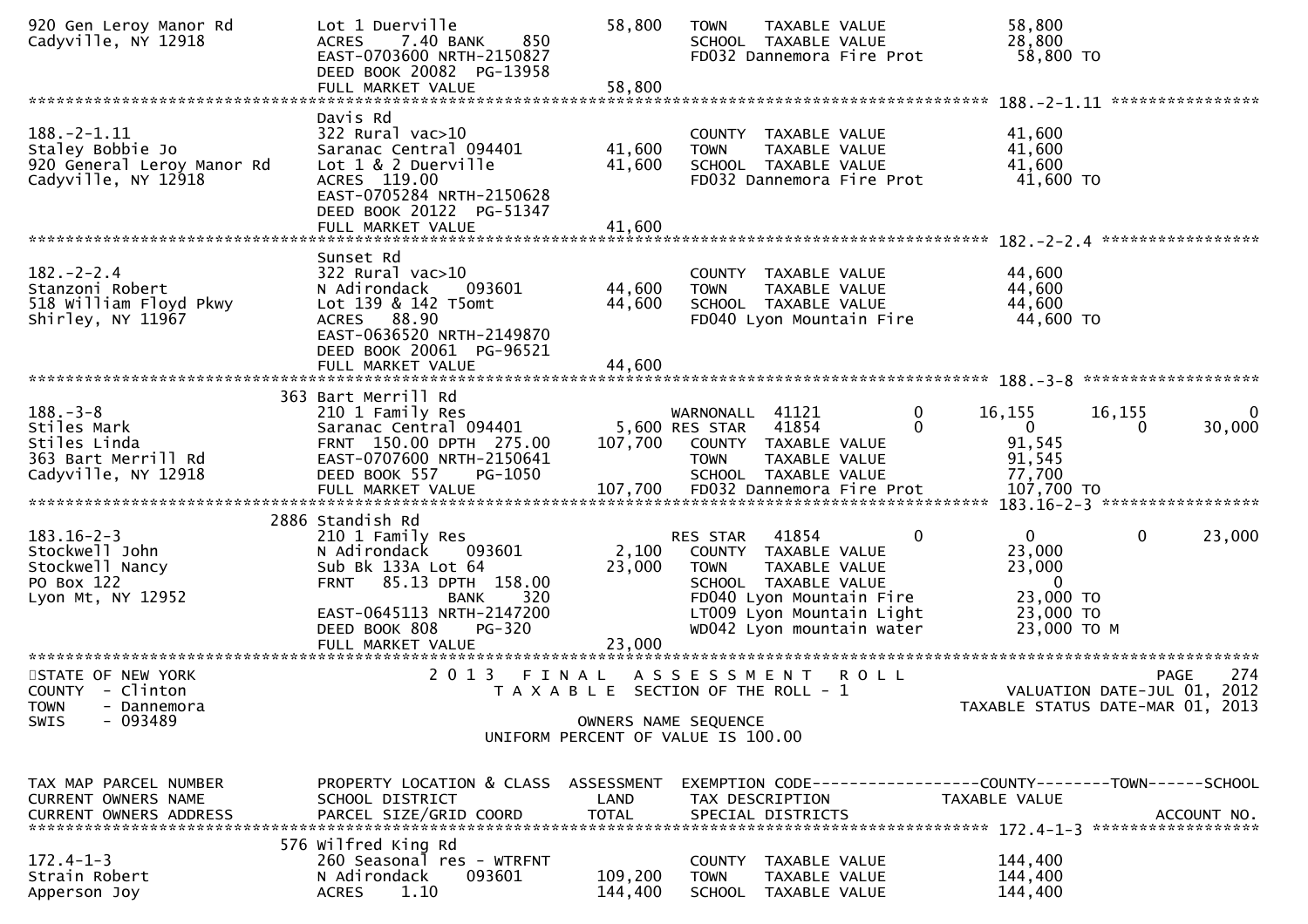```
920 Gen Leroy Manor Rd        Lot 1 Duerville                58,800   TOWN    TAXABLE VALUE                58,800
Cadyville, NY 12918           ACRES    7.40 BANK    850               SCHOOL  TAXABLE VALUE                28,800
                              EAST-0703600 NRTH-2150827               FD032 Dannemora Fire Prot             58,800 TO
                              DEED BOOK 20082  PG-13958
                              FULL MARKET VALUE              58,800
******************************************************************************************************* 188.-2-1.11 ****************
                              Davis Rd
188.-2-1.11                   322 Rural vac>10                        COUNTY  TAXABLE VALUE                41,600
Staley Bobbie Jo              Saranac Central 094401         41,600   TOWN    TAXABLE VALUE                41,600
920 General Leroy Manor Rd    Lot 1 & 2 Duerville            41,600   SCHOOL  TAXABLE VALUE                41,600
Cadyville, NY 12918           ACRES  119.00                           FD032 Dannemora Fire Prot             41,600 TO
                              EAST-0705284 NRTH-2150628
                              DEED BOOK 20122  PG-51347
                              FULL MARKET VALUE              41,600
******************************************************************************************************* 182.-2-2.4 *****************
                              Sunset Rd
182.-2-2.4                    322 Rural vac>10                        COUNTY  TAXABLE VALUE                44,600
Stanzoni Robert               N Adirondack     093601        44,600   TOWN    TAXABLE VALUE                44,600
518 William Floyd Pkwy        Lot 139 & 142 T5omt            44,600   SCHOOL  TAXABLE VALUE                44,600
Shirley, NY 11967             ACRES   88.90                           FD040 Lyon Mountain Fire              44,600 TO
                              EAST-0636520 NRTH-2149870
                              DEED BOOK 20061  PG-96521
                              FULL MARKET VALUE              44,600
******************************************************************************************************* 188.-3-8 *******************
                          363 Bart Merrill Rd
188.-3-8                      210 1 Family Res                        WARNONALL  41121          0        16,155      16,155          0
Stiles Mark                   Saranac Central 094401          5,600 RES STAR   41854          0             0           0     30,000
Stiles Linda                  FRNT  150.00 DPTH  275.00     107,700   COUNTY  TAXABLE VALUE                91,545
363 Bart Merrill Rd           EAST-0707600 NRTH-2150641               TOWN    TAXABLE VALUE                91,545
Cadyville, NY 12918           DEED BOOK 557    PG-1050                SCHOOL  TAXABLE VALUE                77,700
                              FULL MARKET VALUE             107,700   FD032 Dannemora Fire Prot            107,700 TO
******************************************************************************************************* 183.16-2-3 *****************
                          2886 Standish Rd
183.16-2-3                    210 1 Family Res                        RES STAR   41854          0             0           0     23,000
Stockwell John                N Adirondack     093601         2,100   COUNTY  TAXABLE VALUE                23,000
Stockwell Nancy               Sub Bk 133A Lot 64             23,000   TOWN    TAXABLE VALUE                23,000
PO Box 122                    FRNT   85.13 DPTH  158.00               SCHOOL  TAXABLE VALUE                     0
Lyon Mt, NY 12952                          BANK     320               FD040 Lyon Mountain Fire              23,000 TO
                              EAST-0645113 NRTH-2147200               LT009 Lyon Mountain Light             23,000 TO
                              DEED BOOK 808    PG-320                 WD042 Lyon mountain water             23,000 TO M
                              FULL MARKET VALUE              23,000
************************************************************************************************************************************
STATE OF NEW YORK                     2 0 1 3   F I N A L   A S S E S S M E N T   R O L L                              PAGE    274
COUNTY  - Clinton                           T A X A B L E  SECTION OF THE ROLL - 1                        VALUATION DATE-JUL 01, 2012
TOWN    - Dannemora                                                                                  TAXABLE STATUS DATE-MAR 01, 2013
SWIS    - 093489                                          OWNERS NAME SEQUENCE
                                                   UNIFORM PERCENT OF VALUE IS 100.00


TAX MAP PARCEL NUMBER         PROPERTY LOCATION & CLASS  ASSESSMENT  EXEMPTION CODE------------------COUNTY--------TOWN------SCHOOL
CURRENT OWNERS NAME           SCHOOL DISTRICT               LAND      TAX DESCRIPTION             TAXABLE VALUE
CURRENT OWNERS ADDRESS        PARCEL SIZE/GRID COORD        TOTAL     SPECIAL DISTRICTS                                 ACCOUNT NO.
******************************************************************************************************* 172.4-1-3 ******************
                          576 Wilfred King Rd
172.4-1-3                     260 Seasonal res - WTRFNT               COUNTY  TAXABLE VALUE               144,400
Strain Robert                 N Adirondack     093601       109,200   TOWN    TAXABLE VALUE               144,400
Apperson Joy                  ACRES    1.10                 144,400   SCHOOL  TAXABLE VALUE               144,400
```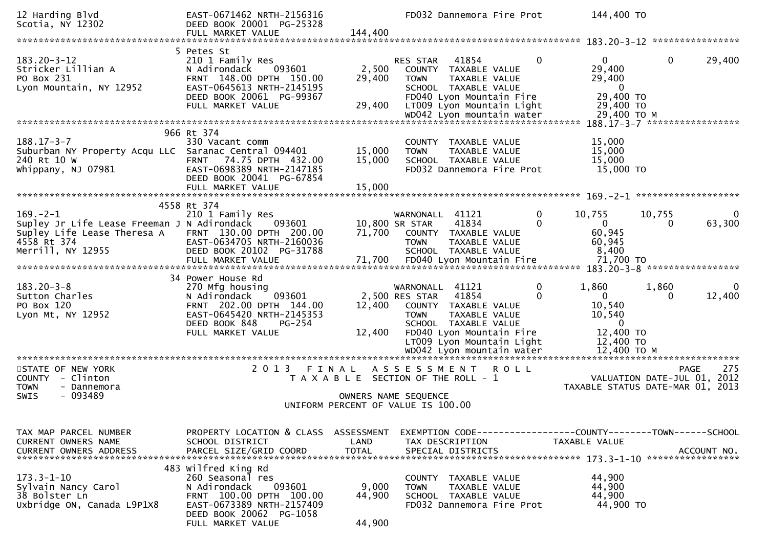```
12 Harding Blvd                  EAST-0671462 NRTH-2156316                    FD032 Dannemora Fire Prot          144,400 TO
Scotia, NY 12302                 DEED BOOK 20001  PG-25328
                                 FULL MARKET VALUE             144,400
******************************************************************************************************* 183.20-3-12 ****************
                               5 Petes St
183.20-3-12                      210 1 Family Res                    RES STAR   41854          0            0            0       29,400
Stricker Lillian A               N Adirondack     093601      2,500   COUNTY  TAXABLE VALUE              29,400
PO Box 231                       FRNT 148.00 DPTH 150.00     29,400   TOWN    TAXABLE VALUE              29,400
Lyon Mountain, NY 12952          EAST-0645613 NRTH-2145195            SCHOOL  TAXABLE VALUE                   0
                                 DEED BOOK 20061  PG-99367            FD040 Lyon Mountain Fire           29,400 TO
                                 FULL MARKET VALUE            29,400  LT009 Lyon Mountain Light          29,400 TO
                                                                      WD042 Lyon mountain water          29,400 TO M
******************************************************************************************************* 188.17-3-7 *****************
                             966 Rt 374
188.17-3-7                       330 Vacant comm                      COUNTY  TAXABLE VALUE              15,000
Suburban NY Property Acqu LLC    Saranac Central 094401      15,000   TOWN    TAXABLE VALUE              15,000
240 Rt 10 W                      FRNT  74.75 DPTH 432.00     15,000   SCHOOL  TAXABLE VALUE              15,000
Whippany, NJ 07981               EAST-0698389 NRTH-2147185            FD032 Dannemora Fire Prot          15,000 TO
                                 DEED BOOK 20041  PG-67854
                                 FULL MARKET VALUE            15,000
******************************************************************************************************* 169.-2-1 *******************
                            4558 Rt 374
169.-2-1                         210 1 Family Res                    WARNONALL  41121          0       10,755       10,755            0
Supley Jr Life Lease Freeman J   N Adirondack     093601     10,800 SR STAR    41834          0            0            0       63,300
Supley Life Lease Theresa A      FRNT 130.00 DPTH 200.00     71,700   COUNTY  TAXABLE VALUE              60,945
4558 Rt 374                      EAST-0634705 NRTH-2160036            TOWN    TAXABLE VALUE              60,945
Merrill, NY 12955                DEED BOOK 20102  PG-31788            SCHOOL  TAXABLE VALUE               8,400
                                 FULL MARKET VALUE            71,700  FD040 Lyon Mountain Fire           71,700 TO
******************************************************************************************************* 183.20-3-8 *****************
                              34 Power House Rd
183.20-3-8                       270 Mfg housing                     WARNONALL  41121          0        1,860        1,860            0
Sutton Charles                   N Adirondack     093601      2,500 RES STAR   41854          0            0            0       12,400
PO Box 120                       FRNT 202.00 DPTH 144.00     12,400   COUNTY  TAXABLE VALUE              10,540
Lyon Mt, NY 12952                EAST-0645420 NRTH-2145353            TOWN    TAXABLE VALUE              10,540
                                 DEED BOOK 848    PG-254              SCHOOL  TAXABLE VALUE                   0
                                 FULL MARKET VALUE            12,400  FD040 Lyon Mountain Fire           12,400 TO
                                                                      LT009 Lyon Mountain Light          12,400 TO
                                                                      WD042 Lyon mountain water          12,400 TO M
************************************************************************************************************************************
STATE OF NEW YORK                       2 0 1 3   F I N A L   A S S E S S M E N T   R O L L                                 PAGE    275
COUNTY  - Clinton                             T A X A B L E  SECTION OF THE ROLL - 1                       VALUATION DATE-JUL 01, 2012
TOWN    - Dannemora                                                                                     TAXABLE STATUS DATE-MAR 01, 2013
SWIS    - 093489                                            OWNERS NAME SEQUENCE
                                                     UNIFORM PERCENT OF VALUE IS 100.00


TAX MAP PARCEL NUMBER            PROPERTY LOCATION & CLASS  ASSESSMENT  EXEMPTION CODE------------------COUNTY--------TOWN------SCHOOL
CURRENT OWNERS NAME              SCHOOL DISTRICT               LAND      TAX DESCRIPTION            TAXABLE VALUE
CURRENT OWNERS ADDRESS           PARCEL SIZE/GRID COORD        TOTAL     SPECIAL DISTRICTS                                  ACCOUNT NO.
******************************************************************************************************* 173.3-1-10 *****************
                             483 Wilfred King Rd
173.3-1-10                       260 Seasonal res                     COUNTY  TAXABLE VALUE              44,900
Sylvain Nancy Carol              N Adirondack     093601      9,000   TOWN    TAXABLE VALUE              44,900
38 Bolster Ln                    FRNT 100.00 DPTH 100.00     44,900   SCHOOL  TAXABLE VALUE              44,900
Uxbridge ON, Canada L9P1X8       EAST-0673389 NRTH-2157409            FD032 Dannemora Fire Prot          44,900 TO
                                 DEED BOOK 20062  PG-1058
                                 FULL MARKET VALUE            44,900
```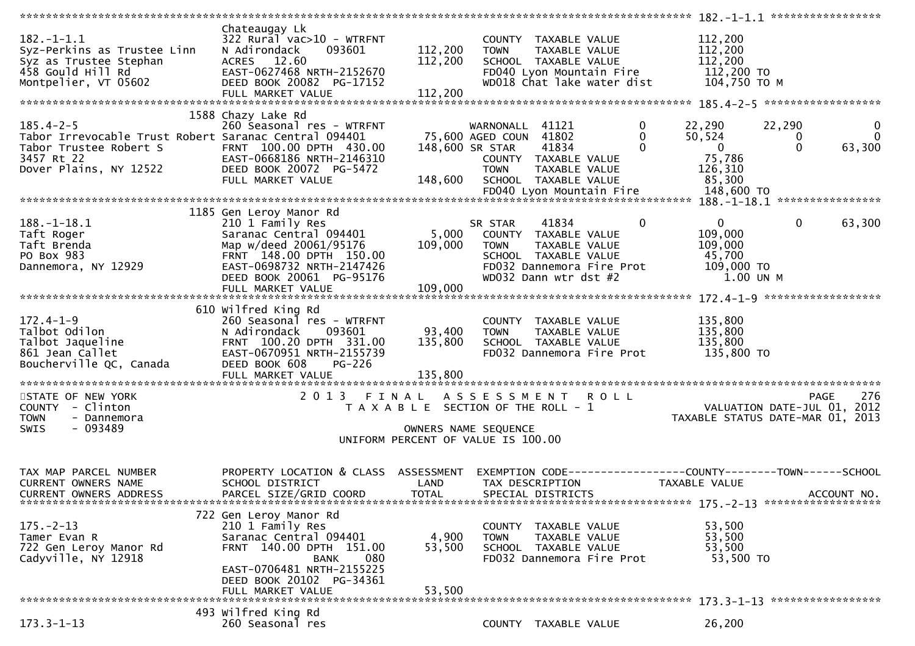```
******************************************************************************************************* 182.-1-1.1 *****************
                    Chateaugay Lk
182.-1-1.1          322 Rural vac>10 - WTRFNT              COUNTY  TAXABLE VALUE         112,200
Syz-Perkins as Trustee Linn  N Adirondack   093601   112,200   TOWN    TAXABLE VALUE         112,200
Syz as Trustee Stephan      ACRES  12.60            112,200   SCHOOL  TAXABLE VALUE         112,200
458 Gould Hill Rd           EAST-0627468 NRTH-2152670          FD040 Lyon Mountain Fire       112,200 TO
Montpelier, VT 05602        DEED BOOK 20082 PG-17152           WD018 Chat lake water dist     104,750 TO M
                            FULL MARKET VALUE        112,200
******************************************************************************************************* 185.4-2-5 ******************
                    1588 Chazy Lake Rd
185.4-2-5                   260 Seasonal res - WTRFNT          WARNONALL  41121         0      22,290      22,290          0
Tabor Irrevocable Trust Robert Saranac Central 094401  75,600 AGED COUN  41802         0      50,524           0          0
Tabor Trustee Robert S      FRNT 100.00 DPTH 430.00  148,600 SR STAR    41834         0           0           0     63,300
3457 Rt 22                  EAST-0668186 NRTH-2146310          COUNTY  TAXABLE VALUE          75,786
Dover Plains, NY 12522      DEED BOOK 20072 PG-5472            TOWN    TAXABLE VALUE         126,310
                            FULL MARKET VALUE        148,600   SCHOOL  TAXABLE VALUE          85,300
                                                               FD040 Lyon Mountain Fire       148,600 TO
******************************************************************************************************* 188.-1-18.1 ****************
                    1185 Gen Leroy Manor Rd
188.-1-18.1                 210 1 Family Res                   SR STAR    41834         0           0           0     63,300
Taft Roger                  Saranac Central 094401     5,000   COUNTY  TAXABLE VALUE         109,000
Taft Brenda                 Map w/deed 20061/95176   109,000   TOWN    TAXABLE VALUE         109,000
PO Box 983                  FRNT 148.00 DPTH 150.00            SCHOOL  TAXABLE VALUE          45,700
Dannemora, NY 12929         EAST-0698732 NRTH-2147426          FD032 Dannemora Fire Prot      109,000 TO
                            DEED BOOK 20061 PG-95176           WD032 Dann wtr dst #2             1.00 UN M
                            FULL MARKET VALUE        109,000
******************************************************************************************************* 172.4-1-9 ******************
                    610 Wilfred King Rd
172.4-1-9                   260 Seasonal res - WTRFNT          COUNTY  TAXABLE VALUE         135,800
Talbot Odilon               N Adirondack   093601     93,400   TOWN    TAXABLE VALUE         135,800
Talbot Jaqueline            FRNT 100.20 DPTH 331.00  135,800   SCHOOL  TAXABLE VALUE         135,800
861 Jean Callet             EAST-0670951 NRTH-2155739          FD032 Dannemora Fire Prot      135,800 TO
Boucherville QC, Canada     DEED BOOK 608   PG-226
                            FULL MARKET VALUE        135,800
************************************************************************************************************************************
STATE OF NEW YORK                    2 0 1 3   F I N A L   A S S E S S M E N T   R O L L                          PAGE   276
COUNTY  - Clinton                      T A X A B L E  SECTION OF THE ROLL - 1                    VALUATION DATE-JUL 01, 2012
TOWN    - Dannemora                                                                         TAXABLE STATUS DATE-MAR 01, 2013
SWIS    - 093489                                  OWNERS NAME SEQUENCE
                                            UNIFORM PERCENT OF VALUE IS 100.00

TAX MAP PARCEL NUMBER       PROPERTY LOCATION & CLASS  ASSESSMENT  EXEMPTION CODE------------------COUNTY--------TOWN------SCHOOL
CURRENT OWNERS NAME         SCHOOL DISTRICT               LAND      TAX DESCRIPTION            TAXABLE VALUE
CURRENT OWNERS ADDRESS      PARCEL SIZE/GRID COORD        TOTAL     SPECIAL DISTRICTS                                  ACCOUNT NO.
******************************************************************************************************* 175.-2-13 ******************
                    722 Gen Leroy Manor Rd
175.-2-13                   210 1 Family Res                   COUNTY  TAXABLE VALUE          53,500
Tamer Evan R                Saranac Central 094401     4,900   TOWN    TAXABLE VALUE          53,500
722 Gen Leroy Manor Rd      FRNT 140.00 DPTH 151.00   53,500   SCHOOL  TAXABLE VALUE          53,500
Cadyville, NY 12918                   BANK     080             FD032 Dannemora Fire Prot       53,500 TO
                            EAST-0706481 NRTH-2155225
                            DEED BOOK 20102 PG-34361
                            FULL MARKET VALUE         53,500
******************************************************************************************************* 173.3-1-13 *****************
                    493 Wilfred King Rd
173.3-1-13                  260 Seasonal res                   COUNTY  TAXABLE VALUE          26,200
```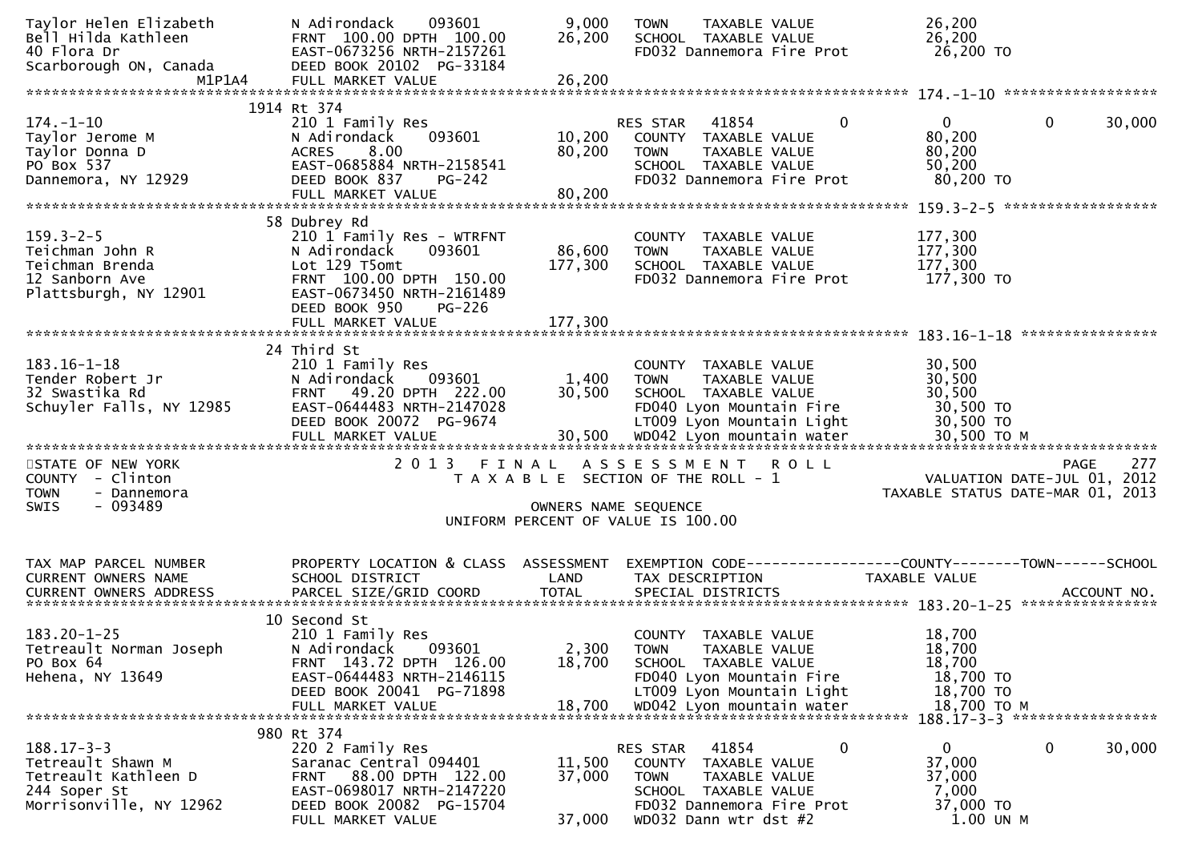```
Taylor Helen Elizabeth         N Adirondack    093601         9,000   TOWN    TAXABLE VALUE              26,200
Bell Hilda Kathleen            FRNT  100.00 DPTH  100.00     26,200   SCHOOL  TAXABLE VALUE              26,200
40 Flora Dr                    EAST-0673256 NRTH-2157261              FD032 Dannemora Fire Prot           26,200 TO
Scarborough ON, Canada         DEED BOOK 20102  PG-33184
                      M1P1A4   FULL MARKET VALUE             26,200
******************************************************************************************************* 174.-1-10 ******************
                               1914 Rt 374
174.-1-10                      210 1 Family Res                       RES STAR   41854          0           0          0      30,000
Taylor Jerome M                N Adirondack    093601        10,200   COUNTY  TAXABLE VALUE              80,200
Taylor Donna D                 ACRES    8.00                 80,200   TOWN    TAXABLE VALUE              80,200
PO Box 537                     EAST-0685884 NRTH-2158541              SCHOOL  TAXABLE VALUE              50,200
Dannemora, NY 12929            DEED BOOK 837    PG-242                FD032 Dannemora Fire Prot           80,200 TO
                               FULL MARKET VALUE             80,200
******************************************************************************************************* 159.3-2-5 ******************
                               58 Dubrey Rd
159.3-2-5                      210 1 Family Res - WTRFNT              COUNTY  TAXABLE VALUE             177,300
Teichman John R                N Adirondack    093601        86,600   TOWN    TAXABLE VALUE             177,300
Teichman Brenda                Lot 129 T5omt                177,300   SCHOOL  TAXABLE VALUE             177,300
12 Sanborn Ave                 FRNT  100.00 DPTH  150.00              FD032 Dannemora Fire Prot          177,300 TO
Plattsburgh, NY 12901          EAST-0673450 NRTH-2161489
                               DEED BOOK 950    PG-226
                               FULL MARKET VALUE            177,300
******************************************************************************************************* 183.16-1-18 ****************
                               24 Third St
183.16-1-18                    210 1 Family Res                       COUNTY  TAXABLE VALUE              30,500
Tender Robert Jr               N Adirondack    093601         1,400   TOWN    TAXABLE VALUE              30,500
32 Swastika Rd                 FRNT   49.20 DPTH  222.00     30,500   SCHOOL  TAXABLE VALUE              30,500
Schuyler Falls, NY 12985       EAST-0644483 NRTH-2147028              FD040 Lyon Mountain Fire            30,500 TO
                               DEED BOOK 20072  PG-9674               LT009 Lyon Mountain Light           30,500 TO
                               FULL MARKET VALUE             30,500   WD042 Lyon mountain water           30,500 TO M
************************************************************************************************************************************
STATE OF NEW YORK                  2 0 1 3   F I N A L   A S S E S S M E N T   R O L L                            PAGE    277
COUNTY  - Clinton                     T A X A B L E  SECTION OF THE ROLL - 1                       VALUATION DATE-JUL 01, 2012
TOWN    - Dannemora                                                                               TAXABLE STATUS DATE-MAR 01, 2013
SWIS    - 093489                                  OWNERS NAME SEQUENCE
                                            UNIFORM PERCENT OF VALUE IS 100.00

TAX MAP PARCEL NUMBER          PROPERTY LOCATION & CLASS  ASSESSMENT  EXEMPTION CODE------------------COUNTY--------TOWN------SCHOOL
CURRENT OWNERS NAME            SCHOOL DISTRICT               LAND     TAX DESCRIPTION            TAXABLE VALUE
CURRENT OWNERS ADDRESS         PARCEL SIZE/GRID COORD        TOTAL    SPECIAL DISTRICTS                                  ACCOUNT NO.
******************************************************************************************************* 183.20-1-25 ****************
                               10 Second St
183.20-1-25                    210 1 Family Res                       COUNTY  TAXABLE VALUE              18,700
Tetreault Norman Joseph        N Adirondack    093601         2,300   TOWN    TAXABLE VALUE              18,700
PO Box 64                      FRNT  143.72 DPTH  126.00     18,700   SCHOOL  TAXABLE VALUE              18,700
Hehena, NY 13649               EAST-0644483 NRTH-2146115              FD040 Lyon Mountain Fire            18,700 TO
                               DEED BOOK 20041  PG-71898              LT009 Lyon Mountain Light           18,700 TO
                               FULL MARKET VALUE             18,700   WD042 Lyon mountain water           18,700 TO M
******************************************************************************************************* 188.17-3-3 *****************
                               980 Rt 374
188.17-3-3                     220 2 Family Res                       RES STAR   41854          0           0          0      30,000
Tetreault Shawn M              Saranac Central 094401        11,500   COUNTY  TAXABLE VALUE              37,000
Tetreault Kathleen D           FRNT   88.00 DPTH  122.00     37,000   TOWN    TAXABLE VALUE              37,000
244 Soper St                   EAST-0698017 NRTH-2147220              SCHOOL  TAXABLE VALUE               7,000
Morrisonville, NY 12962        DEED BOOK 20082  PG-15704              FD032 Dannemora Fire Prot           37,000 TO
                               FULL MARKET VALUE             37,000   WD032 Dann wtr dst #2                 1.00 UN M
```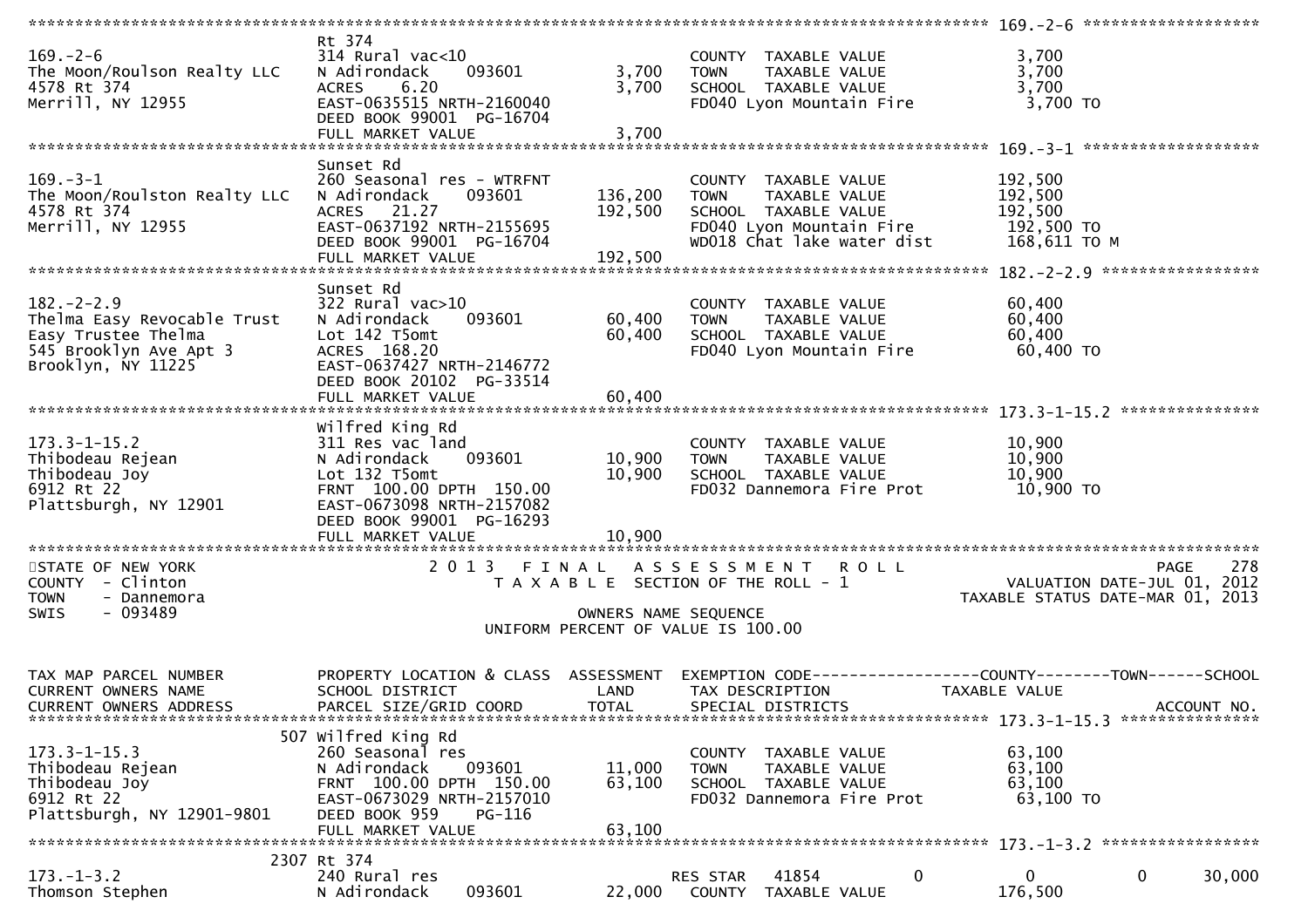```
******************************************************************************************************* 169.-2-6 *******************
                              Rt 374
169.-2-6                      314 Rural vac<10                        COUNTY  TAXABLE VALUE              3,700
The Moon/Roulson Realty LLC   N Adirondack     093601          3,700   TOWN    TAXABLE VALUE              3,700
4578 Rt 374                   ACRES    6.20                    3,700   SCHOOL  TAXABLE VALUE              3,700
Merrill, NY 12955             EAST-0635515 NRTH-2160040                FD040 Lyon Mountain Fire            3,700 TO
                              DEED BOOK 99001  PG-16704
                              FULL MARKET VALUE                3,700
******************************************************************************************************* 169.-3-1 *******************
                              Sunset Rd
169.-3-1                      260 Seasonal res - WTRFNT               COUNTY  TAXABLE VALUE            192,500
The Moon/Roulston Realty LLC  N Adirondack     093601        136,200   TOWN    TAXABLE VALUE            192,500
4578 Rt 374                   ACRES   21.27                  192,500   SCHOOL  TAXABLE VALUE            192,500
Merrill, NY 12955             EAST-0637192 NRTH-2155695                FD040 Lyon Mountain Fire          192,500 TO
                              DEED BOOK 99001  PG-16704                WD018 Chat lake water dist        168,611 TO M
                              FULL MARKET VALUE              192,500
******************************************************************************************************* 182.-2-2.9 *****************
                              Sunset Rd
182.-2-2.9                    322 Rural vac>10                        COUNTY  TAXABLE VALUE             60,400
Thelma Easy Revocable Trust   N Adirondack     093601         60,400   TOWN    TAXABLE VALUE             60,400
Easy Trustee Thelma           Lot 142 T5omt                   60,400   SCHOOL  TAXABLE VALUE             60,400
545 Brooklyn Ave Apt 3        ACRES  168.20                            FD040 Lyon Mountain Fire           60,400 TO
Brooklyn, NY 11225            EAST-0637427 NRTH-2146772
                              DEED BOOK 20102  PG-33514
                              FULL MARKET VALUE               60,400
******************************************************************************************************* 173.3-1-15.2 ***************
                              Wilfred King Rd
173.3-1-15.2                  311 Res vac land                        COUNTY  TAXABLE VALUE             10,900
Thibodeau Rejean              N Adirondack     093601         10,900   TOWN    TAXABLE VALUE             10,900
Thibodeau Joy                 Lot 132 T5omt                   10,900   SCHOOL  TAXABLE VALUE             10,900
6912 Rt 22                    FRNT 100.00 DPTH 150.00                  FD032 Dannemora Fire Prot          10,900 TO
Plattsburgh, NY 12901         EAST-0673098 NRTH-2157082
                              DEED BOOK 99001  PG-16293
                              FULL MARKET VALUE               10,900
************************************************************************************************************************************
STATE OF NEW YORK                  2 0 1 3   F I N A L   A S S E S S M E N T   R O L L                                PAGE    278
COUNTY  - Clinton                     T A X A B L E  SECTION OF THE ROLL - 1                        VALUATION DATE-JUL 01, 2012
TOWN    - Dannemora                                                                              TAXABLE STATUS DATE-MAR 01, 2013
SWIS    - 093489                                  OWNERS NAME SEQUENCE
                                          UNIFORM PERCENT OF VALUE IS 100.00


TAX MAP PARCEL NUMBER         PROPERTY LOCATION & CLASS  ASSESSMENT  EXEMPTION CODE------------------COUNTY--------TOWN------SCHOOL
CURRENT OWNERS NAME           SCHOOL DISTRICT               LAND      TAX DESCRIPTION            TAXABLE VALUE
CURRENT OWNERS ADDRESS        PARCEL SIZE/GRID COORD       TOTAL      SPECIAL DISTRICTS                                   ACCOUNT NO.
******************************************************************************************************* 173.3-1-15.3 ***************
                          507 Wilfred King Rd
173.3-1-15.3                  260 Seasonal res                        COUNTY  TAXABLE VALUE             63,100
Thibodeau Rejean              N Adirondack     093601         11,000   TOWN    TAXABLE VALUE             63,100
Thibodeau Joy                 FRNT 100.00 DPTH 150.00         63,100   SCHOOL  TAXABLE VALUE             63,100
6912 Rt 22                    EAST-0673029 NRTH-2157010                FD032 Dannemora Fire Prot          63,100 TO
Plattsburgh, NY 12901-9801    DEED BOOK 959    PG-116
                              FULL MARKET VALUE               63,100
******************************************************************************************************* 173.-1-3.2 *****************
                         2307 Rt 374
173.-1-3.2                    240 Rural res                           RES STAR   41854           0          0           0     30,000
Thomson Stephen               N Adirondack     093601         22,000   COUNTY  TAXABLE VALUE            176,500
```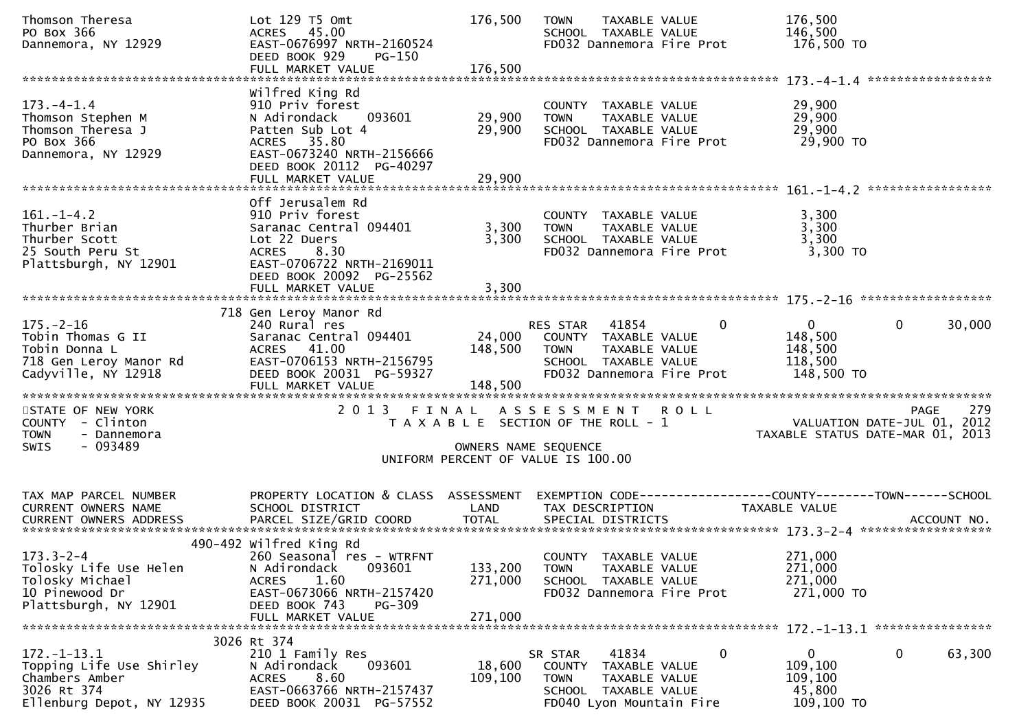```
Thomson Theresa                  Lot 129 T5 Omt                    176,500   TOWN     TAXABLE VALUE              176,500
PO Box 366                       ACRES   45.00                               SCHOOL   TAXABLE VALUE              146,500
Dannemora, NY 12929              EAST-0676997 NRTH-2160524                   FD032 Dannemora Fire Prot               176,500 TO
                                 DEED BOOK 929     PG-150
                                 FULL MARKET VALUE                 176,500
******************************************************************************************************* 173.-4-1.4 *****************
                                 Wilfred King Rd
173.-4-1.4                       910 Priv forest                             COUNTY   TAXABLE VALUE               29,900
Thomson Stephen M                N Adirondack     093601            29,900   TOWN     TAXABLE VALUE               29,900
Thomson Theresa J                Patten Sub Lot 4                   29,900   SCHOOL   TAXABLE VALUE               29,900
PO Box 366                       ACRES   35.80                               FD032 Dannemora Fire Prot                29,900 TO
Dannemora, NY 12929              EAST-0673240 NRTH-2156666
                                 DEED BOOK 20112  PG-40297
                                 FULL MARKET VALUE                  29,900
******************************************************************************************************* 161.-1-4.2 *****************
                                 Off Jerusalem Rd
161.-1-4.2                       910 Priv forest                             COUNTY   TAXABLE VALUE                3,300
Thurber Brian                    Saranac Central 094401              3,300   TOWN     TAXABLE VALUE                3,300
Thurber Scott                    Lot 22 Duers                        3,300   SCHOOL   TAXABLE VALUE                3,300
25 South Peru St                 ACRES    8.30                               FD032 Dannemora Fire Prot                 3,300 TO
Plattsburgh, NY 12901            EAST-0706722 NRTH-2169011
                                 DEED BOOK 20092  PG-25562
                                 FULL MARKET VALUE                   3,300
******************************************************************************************************* 175.-2-16 ******************
                             718 Gen Leroy Manor Rd
175.-2-16                        240 Rural res                               RES STAR   41854          0            0            0        30,000
Tobin Thomas G II                Saranac Central 094401             24,000   COUNTY   TAXABLE VALUE              148,500
Tobin Donna L                    ACRES   41.00                     148,500   TOWN     TAXABLE VALUE              148,500
718 Gen Leroy Manor Rd           EAST-0706153 NRTH-2156795                   SCHOOL   TAXABLE VALUE              118,500
Cadyville, NY 12918              DEED BOOK 20031  PG-59327                   FD032 Dannemora Fire Prot               148,500 TO
                                 FULL MARKET VALUE                 148,500
************************************************************************************************************************************
STATE OF NEW YORK                        2 0 1 3   F I N A L   A S S E S S M E N T   R O L L                                  PAGE    279
COUNTY  - Clinton                           T A X A B L E  SECTION OF THE ROLL - 1                            VALUATION DATE-JUL 01, 2012
TOWN    - Dannemora                                                                                   TAXABLE STATUS DATE-MAR 01, 2013
SWIS    - 093489                                              OWNERS NAME SEQUENCE
                                                    UNIFORM PERCENT OF VALUE IS 100.00


TAX MAP PARCEL NUMBER            PROPERTY LOCATION & CLASS  ASSESSMENT  EXEMPTION CODE------------------COUNTY--------TOWN------SCHOOL
CURRENT OWNERS NAME              SCHOOL DISTRICT               LAND      TAX DESCRIPTION              TAXABLE VALUE
CURRENT OWNERS ADDRESS           PARCEL SIZE/GRID COORD        TOTAL     SPECIAL DISTRICTS                                   ACCOUNT NO.
******************************************************************************************************* 173.3-2-4 ******************
                             490-492 Wilfred King Rd
173.3-2-4                        260 Seasonal res - WTRFNT                   COUNTY   TAXABLE VALUE              271,000
Tolosky Life Use Helen           N Adirondack     093601           133,200   TOWN     TAXABLE VALUE              271,000
Tolosky Michael                  ACRES    1.60                     271,000   SCHOOL   TAXABLE VALUE              271,000
10 Pinewood Dr                   EAST-0673066 NRTH-2157420                   FD032 Dannemora Fire Prot               271,000 TO
Plattsburgh, NY 12901            DEED BOOK 743     PG-309
                                 FULL MARKET VALUE                 271,000
******************************************************************************************************* 172.-1-13.1 ****************
                             3026 Rt 374
172.-1-13.1                      210 1 Family Res                            SR STAR    41834          0            0            0        63,300
Topping Life Use Shirley         N Adirondack     093601            18,600   COUNTY   TAXABLE VALUE              109,100
Chambers Amber                   ACRES    8.60                     109,100   TOWN     TAXABLE VALUE              109,100
3026 Rt 374                      EAST-0663766 NRTH-2157437                   SCHOOL   TAXABLE VALUE               45,800
Ellenburg Depot, NY 12935        DEED BOOK 20031  PG-57552                   FD040 Lyon Mountain Fire                109,100 TO
```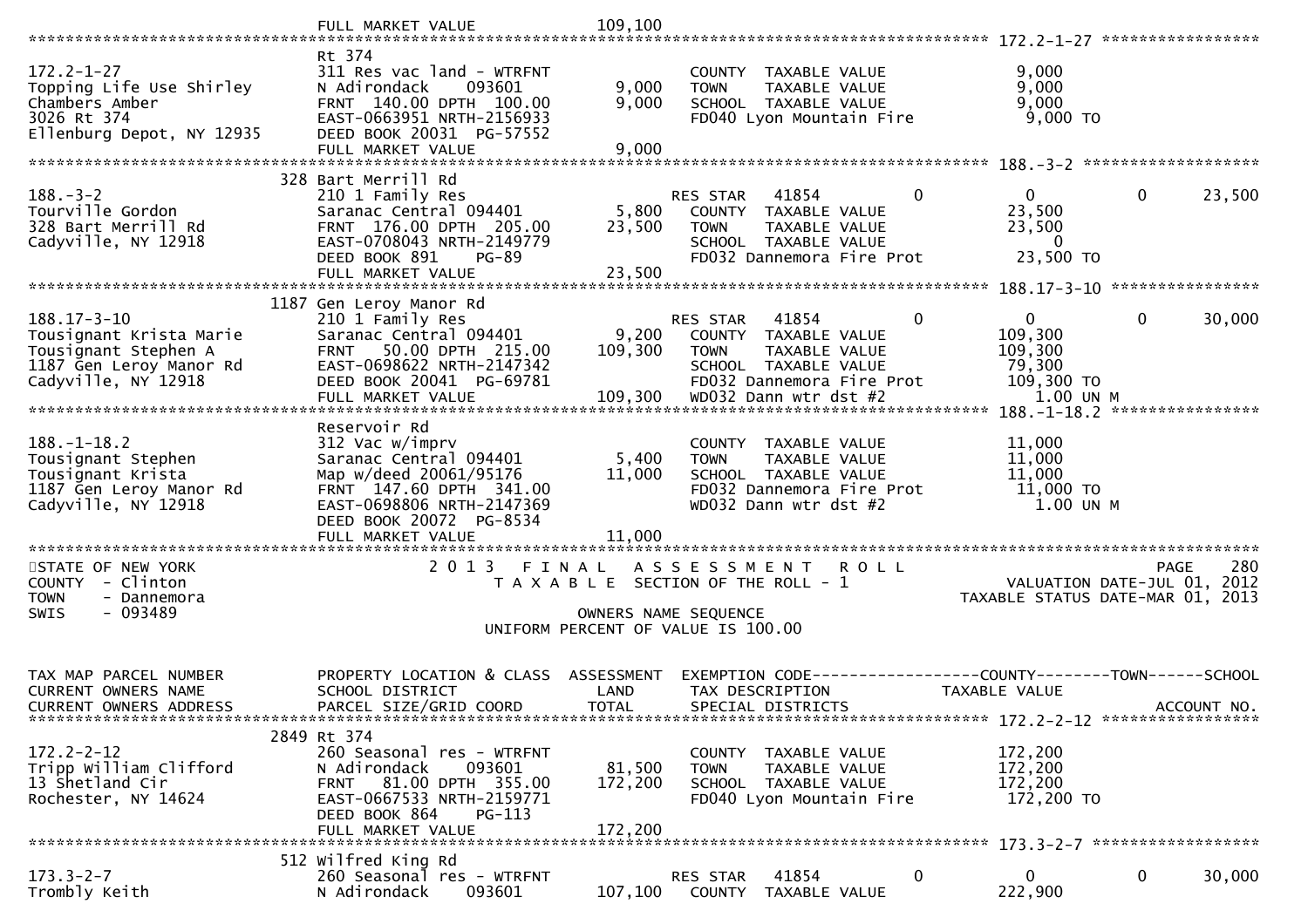```
                                 FULL MARKET VALUE                 109,100
******************************************************************************************************* 172.2-1-27 *****************
                                 Rt 374
172.2-1-27                       311 Res vac land - WTRFNT                 COUNTY  TAXABLE VALUE              9,000
Topping Life Use Shirley         N Adirondack     093601          9,000    TOWN    TAXABLE VALUE              9,000
Chambers Amber                   FRNT  140.00 DPTH  100.00        9,000    SCHOOL  TAXABLE VALUE              9,000
3026 Rt 374                      EAST-0663951 NRTH-2156933                 FD040 Lyon Mountain Fire           9,000 TO
Ellenburg Depot, NY 12935        DEED BOOK 20031  PG-57552
                                 FULL MARKET VALUE                  9,000
******************************************************************************************************* 188.-3-2 *******************
                             328 Bart Merrill Rd
188.-3-2                         210 1 Family Res                          RES STAR    41854          0              0            0      23,500
Tourville Gordon                 Saranac Central 094401          5,800     COUNTY  TAXABLE VALUE             23,500
328 Bart Merrill Rd              FRNT  176.00 DPTH  205.00      23,500     TOWN    TAXABLE VALUE             23,500
Cadyville, NY 12918              EAST-0708043 NRTH-2149779                 SCHOOL  TAXABLE VALUE                  0
                                 DEED BOOK 891     PG-89                   FD032 Dannemora Fire Prot         23,500 TO
                                 FULL MARKET VALUE                 23,500
******************************************************************************************************* 188.17-3-10 ****************
                            1187 Gen Leroy Manor Rd
188.17-3-10                      210 1 Family Res                          RES STAR    41854          0              0            0      30,000
Tousignant Krista Marie          Saranac Central 094401          9,200     COUNTY  TAXABLE VALUE            109,300
Tousignant Stephen A             FRNT   50.00 DPTH  215.00     109,300     TOWN    TAXABLE VALUE            109,300
1187 Gen Leroy Manor Rd          EAST-0698622 NRTH-2147342                 SCHOOL  TAXABLE VALUE             79,300
Cadyville, NY 12918              DEED BOOK 20041  PG-69781                 FD032 Dannemora Fire Prot        109,300 TO
                                 FULL MARKET VALUE                109,300  WD032 Dann wtr dst #2               1.00 UN M
******************************************************************************************************* 188.-1-18.2 ****************
                                 Reservoir Rd
188.-1-18.2                      312 Vac w/imprv                           COUNTY  TAXABLE VALUE             11,000
Tousignant Stephen               Saranac Central 094401          5,400     TOWN    TAXABLE VALUE             11,000
Tousignant Krista                Map w/deed 20061/95176         11,000     SCHOOL  TAXABLE VALUE             11,000
1187 Gen Leroy Manor Rd          FRNT  147.60 DPTH  341.00                 FD032 Dannemora Fire Prot         11,000 TO
Cadyville, NY 12918              EAST-0698806 NRTH-2147369                 WD032 Dann wtr dst #2               1.00 UN M
                                 DEED BOOK 20072  PG-8534
                                 FULL MARKET VALUE                 11,000
************************************************************************************************************************************
STATE OF NEW YORK                    2 0 1 3   F I N A L   A S S E S S M E N T   R O L L                                PAGE    280
COUNTY  - Clinton                       T A X A B L E  SECTION OF THE ROLL - 1                        VALUATION DATE-JUL 01, 2012
TOWN    - Dannemora                                                                                TAXABLE STATUS DATE-MAR 01, 2013
SWIS    - 093489                                     OWNERS NAME SEQUENCE
                                               UNIFORM PERCENT OF VALUE IS 100.00


TAX MAP PARCEL NUMBER            PROPERTY LOCATION & CLASS  ASSESSMENT  EXEMPTION CODE------------------COUNTY--------TOWN------SCHOOL
CURRENT OWNERS NAME              SCHOOL DISTRICT               LAND      TAX DESCRIPTION            TAXABLE VALUE
CURRENT OWNERS ADDRESS           PARCEL SIZE/GRID COORD        TOTAL     SPECIAL DISTRICTS                                  ACCOUNT NO.
******************************************************************************************************* 172.2-2-12 *****************
                            2849 Rt 374
172.2-2-12                       260 Seasonal res - WTRFNT                 COUNTY  TAXABLE VALUE            172,200
Tripp William Clifford           N Adirondack     093601         81,500    TOWN    TAXABLE VALUE            172,200
13 Shetland Cir                  FRNT   81.00 DPTH  355.00      172,200    SCHOOL  TAXABLE VALUE            172,200
Rochester, NY 14624              EAST-0667533 NRTH-2159771                 FD040 Lyon Mountain Fire         172,200 TO
                                 DEED BOOK 864     PG-113
                                 FULL MARKET VALUE                172,200
******************************************************************************************************* 173.3-2-7 ******************
                             512 Wilfred King Rd
173.3-2-7                        260 Seasonal res - WTRFNT                 RES STAR    41854          0              0            0      30,000
Trombly Keith                    N Adirondack     093601        107,100    COUNTY  TAXABLE VALUE            222,900
```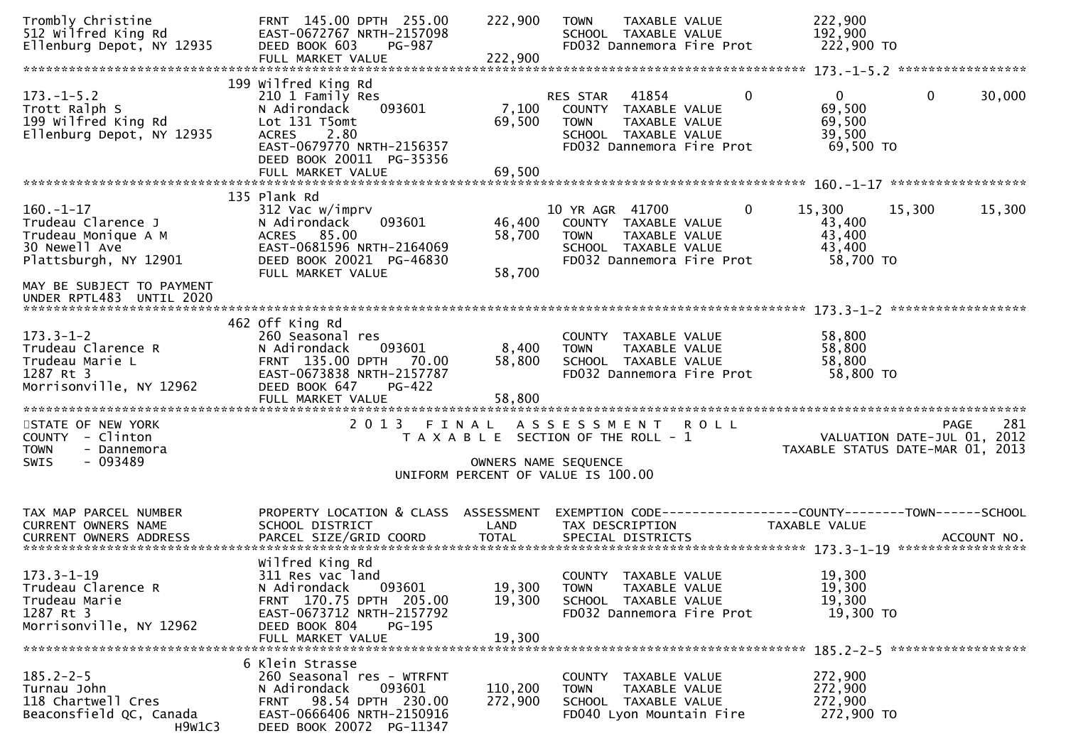```
Trombly Christine             FRNT 145.00 DPTH 255.00      222,900    TOWN     TAXABLE VALUE              222,900
512 Wilfred King Rd           EAST-0672767 NRTH-2157098               SCHOOL  TAXABLE VALUE              192,900
Ellenburg Depot, NY 12935     DEED BOOK 603    PG-987                 FD032 Dannemora Fire Prot          222,900 TO
                              FULL MARKET VALUE           222,900
******************************************************************************************************* 173.-1-5.2 *****************
                              199 Wilfred King Rd
173.-1-5.2                    210 1 Family Res                        RES STAR   41854          0          0          0      30,000
Trott Ralph S                 N Adirondack     093601        7,100    COUNTY  TAXABLE VALUE               69,500
199 Wilfred King Rd           Lot 131 T5omt                 69,500    TOWN     TAXABLE VALUE               69,500
Ellenburg Depot, NY 12935     ACRES    2.80                           SCHOOL  TAXABLE VALUE               39,500
                              EAST-0679770 NRTH-2156357               FD032 Dannemora Fire Prot           69,500 TO
                              DEED BOOK 20011 PG-35356
                              FULL MARKET VALUE            69,500
******************************************************************************************************* 160.-1-17 ******************
                              135 Plank Rd
160.-1-17                     312 Vac w/imprv                         10 YR AGR  41700          0     15,300     15,300      15,300
Trudeau Clarence J            N Adirondack     093601       46,400    COUNTY  TAXABLE VALUE               43,400
Trudeau Monique A M           ACRES   85.00                 58,700    TOWN     TAXABLE VALUE               43,400
30 Newell Ave                 EAST-0681596 NRTH-2164069               SCHOOL  TAXABLE VALUE               43,400
Plattsburgh, NY 12901         DEED BOOK 20021 PG-46830                FD032 Dannemora Fire Prot           58,700 TO
                              FULL MARKET VALUE            58,700
MAY BE SUBJECT TO PAYMENT
UNDER RPTL483  UNTIL 2020
******************************************************************************************************* 173.3-1-2 ******************
                              462 Off King Rd
173.3-1-2                     260 Seasonal res                        COUNTY  TAXABLE VALUE               58,800
Trudeau Clarence R            N Adirondack     093601        8,400    TOWN     TAXABLE VALUE               58,800
Trudeau Marie L               FRNT 135.00 DPTH  70.00       58,800    SCHOOL  TAXABLE VALUE               58,800
1287 Rt 3                     EAST-0673838 NRTH-2157787               FD032 Dannemora Fire Prot           58,800 TO
Morrisonville, NY 12962       DEED BOOK 647    PG-422
                              FULL MARKET VALUE            58,800
************************************************************************************************************************************
STATE OF NEW YORK                    2 0 1 3   F I N A L   A S S E S S M E N T   R O L L                          PAGE    281
COUNTY  - Clinton                       T A X A B L E  SECTION OF THE ROLL - 1                    VALUATION DATE-JUL 01, 2012
TOWN    - Dannemora                                                                          TAXABLE STATUS DATE-MAR 01, 2013
SWIS    - 093489                                    OWNERS NAME SEQUENCE
                                            UNIFORM PERCENT OF VALUE IS 100.00


TAX MAP PARCEL NUMBER         PROPERTY LOCATION & CLASS  ASSESSMENT  EXEMPTION CODE------------------COUNTY--------TOWN------SCHOOL
CURRENT OWNERS NAME           SCHOOL DISTRICT               LAND      TAX DESCRIPTION            TAXABLE VALUE
CURRENT OWNERS ADDRESS        PARCEL SIZE/GRID COORD        TOTAL     SPECIAL DISTRICTS                                  ACCOUNT NO.
******************************************************************************************************* 173.3-1-19 *****************
                              Wilfred King Rd
173.3-1-19                    311 Res vac land                        COUNTY  TAXABLE VALUE               19,300
Trudeau Clarence R            N Adirondack     093601       19,300    TOWN     TAXABLE VALUE               19,300
Trudeau Marie                 FRNT 170.75 DPTH 205.00       19,300    SCHOOL  TAXABLE VALUE               19,300
1287 Rt 3                     EAST-0673712 NRTH-2157792               FD032 Dannemora Fire Prot           19,300 TO
Morrisonville, NY 12962       DEED BOOK 804    PG-195
                              FULL MARKET VALUE            19,300
******************************************************************************************************* 185.2-2-5 ******************
                              6 Klein Strasse
185.2-2-5                     260 Seasonal res - WTRFNT               COUNTY  TAXABLE VALUE              272,900
Turnau John                   N Adirondack     093601      110,200    TOWN     TAXABLE VALUE              272,900
118 Chartwell Cres            FRNT  98.54 DPTH 230.00      272,900    SCHOOL  TAXABLE VALUE              272,900
Beaconsfield QC, Canada       EAST-0666406 NRTH-2150916               FD040 Lyon Mountain Fire           272,900 TO
              H9W1C3          DEED BOOK 20072 PG-11347
```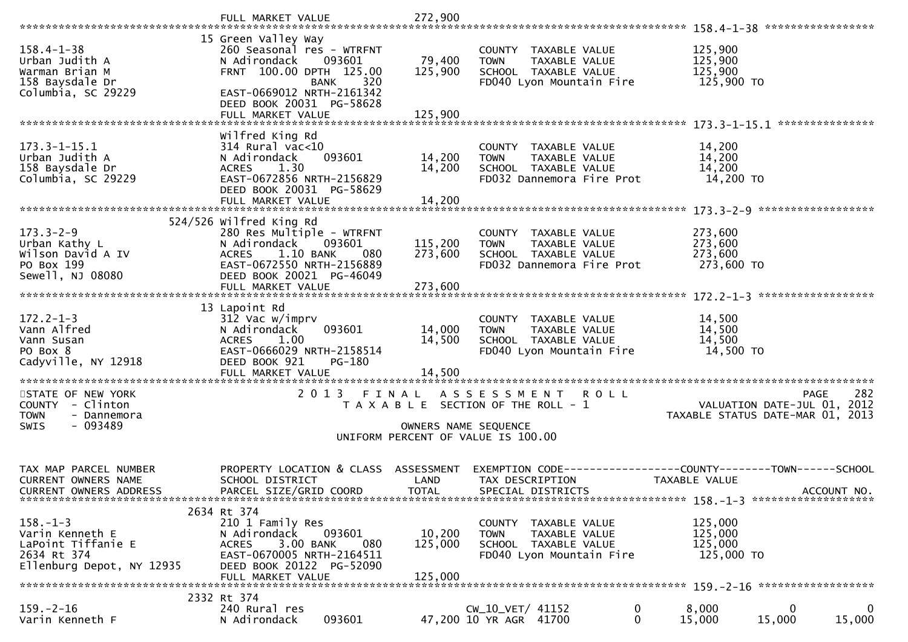```
                           FULL MARKET VALUE              272,900
******************************************************************************************************* 158.4-1-38 *****************
                       15 Green Valley Way
158.4-1-38             260 Seasonal res - WTRFNT            COUNTY  TAXABLE VALUE          125,900
Urban Judith A         N Adirondack     093601     79,400   TOWN    TAXABLE VALUE          125,900
Warman Brian M         FRNT 100.00 DPTH 125.00    125,900   SCHOOL  TAXABLE VALUE          125,900
158 Baysdale Dr                       BANK     320          FD040 Lyon Mountain Fire        125,900 TO
Columbia, SC 29229     EAST-0669012 NRTH-2161342
                       DEED BOOK 20031  PG-58628
                       FULL MARKET VALUE              125,900
******************************************************************************************************* 173.3-1-15.1 ***************
                       Wilfred King Rd
173.3-1-15.1           314 Rural vac<10                     COUNTY  TAXABLE VALUE           14,200
Urban Judith A         N Adirondack     093601     14,200   TOWN    TAXABLE VALUE           14,200
158 Baysdale Dr        ACRES    1.30               14,200   SCHOOL  TAXABLE VALUE           14,200
Columbia, SC 29229     EAST-0672856 NRTH-2156829            FD032 Dannemora Fire Prot        14,200 TO
                       DEED BOOK 20031  PG-58629
                       FULL MARKET VALUE               14,200
******************************************************************************************************* 173.3-2-9 ******************
                   524/526 Wilfred King Rd
173.3-2-9              280 Res Multiple - WTRFNT            COUNTY  TAXABLE VALUE          273,600
Urban Kathy L          N Adirondack     093601    115,200   TOWN    TAXABLE VALUE          273,600
Wilson David A IV      ACRES    1.10 BANK     080 273,600   SCHOOL  TAXABLE VALUE          273,600
PO Box 199             EAST-0672550 NRTH-2156889            FD032 Dannemora Fire Prot       273,600 TO
Sewell, NJ 08080       DEED BOOK 20021  PG-46049
                       FULL MARKET VALUE              273,600
******************************************************************************************************* 172.2-1-3 ******************
                       13 Lapoint Rd
172.2-1-3              312 Vac w/imprv                      COUNTY  TAXABLE VALUE           14,500
Vann Alfred            N Adirondack     093601     14,000   TOWN    TAXABLE VALUE           14,500
Vann Susan             ACRES    1.00               14,500   SCHOOL  TAXABLE VALUE           14,500
PO Box 8               EAST-0666029 NRTH-2158514            FD040 Lyon Mountain Fire         14,500 TO
Cadyville, NY 12918    DEED BOOK 921    PG-180
                       FULL MARKET VALUE               14,500
************************************************************************************************************************************
STATE OF NEW YORK                 2 0 1 3   F I N A L   A S S E S S M E N T   R O L L                                  PAGE   282
COUNTY  - Clinton                    T A X A B L E  SECTION OF THE ROLL - 1                          VALUATION DATE-JUL 01, 2012
TOWN    - Dannemora                                                                                 TAXABLE STATUS DATE-MAR 01, 2013
SWIS    - 093489                                     OWNERS NAME SEQUENCE
                                            UNIFORM PERCENT OF VALUE IS 100.00


TAX MAP PARCEL NUMBER     PROPERTY LOCATION & CLASS  ASSESSMENT  EXEMPTION CODE------------------COUNTY--------TOWN------SCHOOL
CURRENT OWNERS NAME       SCHOOL DISTRICT               LAND      TAX DESCRIPTION             TAXABLE VALUE
CURRENT OWNERS ADDRESS    PARCEL SIZE/GRID COORD        TOTAL     SPECIAL DISTRICTS                                    ACCOUNT NO.
******************************************************************************************************* 158.-1-3 *******************
                       2634 Rt 374
158.-1-3               210 1 Family Res                     COUNTY  TAXABLE VALUE          125,000
Varin Kenneth E        N Adirondack     093601     10,200   TOWN    TAXABLE VALUE          125,000
LaPoint Tiffanie E     ACRES    3.00 BANK     080 125,000   SCHOOL  TAXABLE VALUE          125,000
2634 Rt 374            EAST-0670005 NRTH-2164511            FD040 Lyon Mountain Fire        125,000 TO
Ellenburg Depot, NY 12935  DEED BOOK 20122  PG-52090
                       FULL MARKET VALUE              125,000
******************************************************************************************************* 159.-2-16 ******************
                       2332 Rt 374
159.-2-16              240 Rural res                        CW_10_VET/ 41152         0         8,000           0            0
Varin Kenneth F        N Adirondack     093601     47,200 10 YR AGR  41700           0        15,000      15,000       15,000
```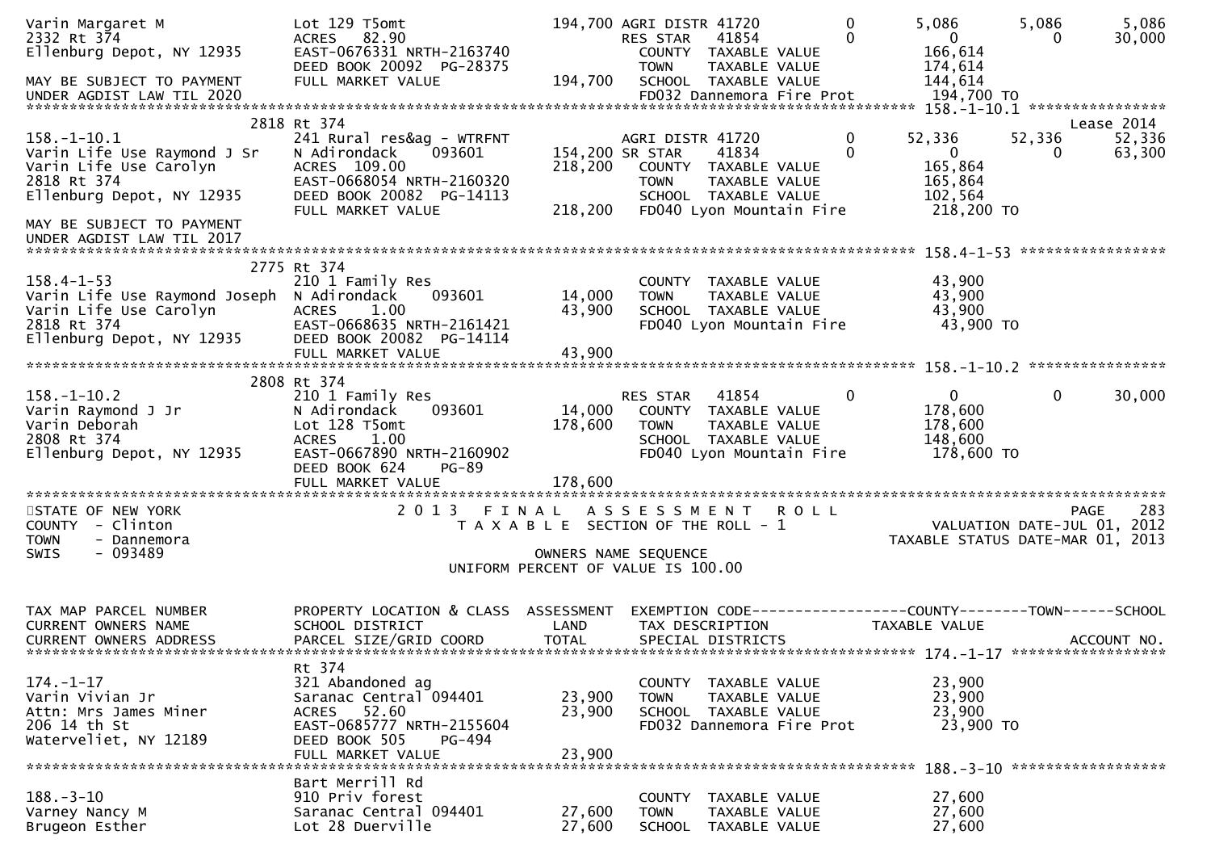```
Varin Margaret M               Lot 129 T5omt                   194,700 AGRI DISTR 41720          0        5,086       5,086        5,086
2332 Rt 374                    ACRES   82.90                           RES STAR   41854          0            0           0       30,000
Ellenburg Depot, NY 12935      EAST-0676331 NRTH-2163740               COUNTY  TAXABLE VALUE              166,614
                               DEED BOOK 20092  PG-28375               TOWN    TAXABLE VALUE              174,614
MAY BE SUBJECT TO PAYMENT      FULL MARKET VALUE               194,700  SCHOOL  TAXABLE VALUE              144,614
UNDER AGDIST LAW TIL 2020                                              FD032 Dannemora Fire Prot          194,700 TO
******************************************************************************************************* 158.-1-10.1 ****************
                          2818 Rt 374                                                                                  Lease 2014
158.-1-10.1                    241 Rural res&ag - WTRFNT               AGRI DISTR 41720          0       52,336      52,336       52,336
Varin Life Use Raymond J Sr    N Adirondack      093601        154,200 SR STAR    41834          0            0           0       63,300
Varin Life Use Carolyn         ACRES  109.00                   218,200  COUNTY  TAXABLE VALUE              165,864
2818 Rt 374                    EAST-0668054 NRTH-2160320               TOWN    TAXABLE VALUE              165,864
Ellenburg Depot, NY 12935      DEED BOOK 20082  PG-14113               SCHOOL  TAXABLE VALUE              102,564
                               FULL MARKET VALUE               218,200  FD040 Lyon Mountain Fire           218,200 TO
MAY BE SUBJECT TO PAYMENT
UNDER AGDIST LAW TIL 2017
******************************************************************************************************* 158.4-1-53 *****************
                          2775 Rt 374
158.4-1-53                     210 1 Family Res                        COUNTY  TAXABLE VALUE               43,900
Varin Life Use Raymond Joseph  N Adirondack      093601         14,000  TOWN    TAXABLE VALUE               43,900
Varin Life Use Carolyn         ACRES    1.00                    43,900  SCHOOL  TAXABLE VALUE               43,900
2818 Rt 374                    EAST-0668635 NRTH-2161421               FD040 Lyon Mountain Fire            43,900 TO
Ellenburg Depot, NY 12935      DEED BOOK 20082  PG-14114
                               FULL MARKET VALUE                43,900
******************************************************************************************************* 158.-1-10.2 ****************
                          2808 Rt 374
158.-1-10.2                    210 1 Family Res                        RES STAR   41854          0            0           0       30,000
Varin Raymond J Jr             N Adirondack      093601         14,000  COUNTY  TAXABLE VALUE              178,600
Varin Deborah                  Lot 128 T5omt                   178,600  TOWN    TAXABLE VALUE              178,600
2808 Rt 374                    ACRES    1.00                           SCHOOL  TAXABLE VALUE              148,600
Ellenburg Depot, NY 12935      EAST-0667890 NRTH-2160902               FD040 Lyon Mountain Fire           178,600 TO
                               DEED BOOK 624    PG-89
                               FULL MARKET VALUE               178,600
*************************************************************************************************************************************
STATE OF NEW YORK                  2 0 1 3   F I N A L   A S S E S S M E N T   R O L L                                 PAGE    283
COUNTY  - Clinton                     T A X A B L E  SECTION OF THE ROLL - 1                        VALUATION DATE-JUL 01, 2012
TOWN    - Dannemora                                                                            TAXABLE STATUS DATE-MAR 01, 2013
SWIS    - 093489                                        OWNERS NAME SEQUENCE
                                                 UNIFORM PERCENT OF VALUE IS 100.00


TAX MAP PARCEL NUMBER          PROPERTY LOCATION & CLASS  ASSESSMENT  EXEMPTION CODE------------------COUNTY--------TOWN------SCHOOL
CURRENT OWNERS NAME            SCHOOL DISTRICT               LAND      TAX DESCRIPTION            TAXABLE VALUE
CURRENT OWNERS ADDRESS         PARCEL SIZE/GRID COORD        TOTAL     SPECIAL DISTRICTS                                  ACCOUNT NO.
******************************************************************************************************* 174.-1-17 ******************
                               Rt 374
174.-1-17                      321 Abandoned ag                        COUNTY  TAXABLE VALUE               23,900
Varin Vivian Jr                Saranac Central 094401          23,900  TOWN    TAXABLE VALUE               23,900
Attn: Mrs James Miner          ACRES   52.60                    23,900  SCHOOL  TAXABLE VALUE               23,900
206 14 th St                   EAST-0685777 NRTH-2155604               FD032 Dannemora Fire Prot           23,900 TO
Waterveliet, NY 12189          DEED BOOK 505    PG-494
                               FULL MARKET VALUE                23,900
******************************************************************************************************* 188.-3-10 ******************
                               Bart Merrill Rd
188.-3-10                      910 Priv forest                         COUNTY  TAXABLE VALUE               27,600
Varney Nancy M                 Saranac Central 094401          27,600  TOWN    TAXABLE VALUE               27,600
Brugeon Esther                 Lot 28 Duerville                 27,600  SCHOOL  TAXABLE VALUE               27,600
```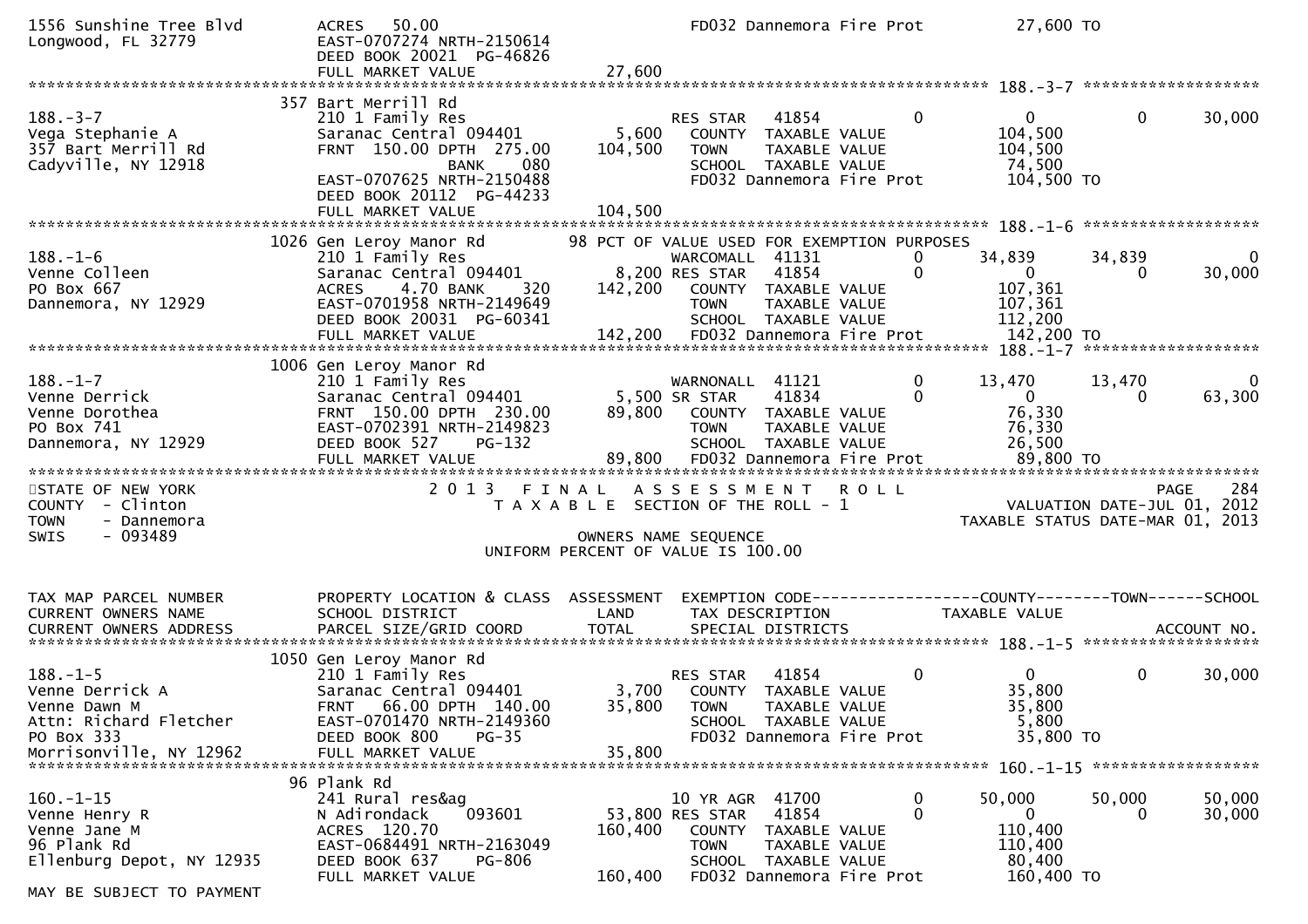```
1556 Sunshine Tree Blvd        ACRES   50.00                                     FD032 Dannemora Fire Prot          27,600 TO
Longwood, FL 32779             EAST-0707274 NRTH-2150614
                               DEED BOOK 20021  PG-46826
                               FULL MARKET VALUE              27,600
******************************************************************************************************* 188.-3-7 ******************
                             357 Bart Merrill Rd
188.-3-7                       210 1 Family Res                     RES STAR   41854           0             0           0        30,000
Vega Stephanie A               Saranac Central 094401         5,600   COUNTY  TAXABLE VALUE            104,500
357 Bart Merrill Rd            FRNT 150.00 DPTH 275.00      104,500   TOWN    TAXABLE VALUE            104,500
Cadyville, NY 12918                          BANK    080              SCHOOL  TAXABLE VALUE             74,500
                               EAST-0707625 NRTH-2150488              FD032 Dannemora Fire Prot        104,500 TO
                               DEED BOOK 20112  PG-44233
                               FULL MARKET VALUE             104,500
******************************************************************************************************* 188.-1-6 ******************
                            1026 Gen Leroy Manor Rd        98 PCT OF VALUE USED FOR EXEMPTION PURPOSES
188.-1-6                       210 1 Family Res                     WARCOMALL  41131           0        34,839      34,839             0
Venne Colleen                  Saranac Central 094401         8,200 RES STAR   41854           0             0           0        30,000
PO Box 667                     ACRES    4.70 BANK    320    142,200   COUNTY  TAXABLE VALUE            107,361
Dannemora, NY 12929            EAST-0701958 NRTH-2149649              TOWN    TAXABLE VALUE            107,361
                               DEED BOOK 20031  PG-60341              SCHOOL  TAXABLE VALUE            112,200
                               FULL MARKET VALUE             142,200  FD032 Dannemora Fire Prot        142,200 TO
******************************************************************************************************* 188.-1-7 ******************
                            1006 Gen Leroy Manor Rd
188.-1-7                       210 1 Family Res                     WARNONALL  41121           0        13,470      13,470             0
Venne Derrick                  Saranac Central 094401         5,500 SR STAR    41834           0             0           0        63,300
Venne Dorothea                 FRNT 150.00 DPTH 230.00       89,800   COUNTY  TAXABLE VALUE             76,330
PO Box 741                     EAST-0702391 NRTH-2149823              TOWN    TAXABLE VALUE             76,330
Dannemora, NY 12929            DEED BOOK 527    PG-132                SCHOOL  TAXABLE VALUE             26,500
                               FULL MARKET VALUE              89,800  FD032 Dannemora Fire Prot         89,800 TO
************************************************************************************************************************************
STATE OF NEW YORK                      2 0 1 3   F I N A L   A S S E S S M E N T   R O L L                              PAGE    284
COUNTY  - Clinton                        T A X A B L E  SECTION OF THE ROLL - 1                           VALUATION DATE-JUL 01, 2012
TOWN    - Dannemora                                                                                     TAXABLE STATUS DATE-MAR 01, 2013
SWIS    - 093489                                          OWNERS NAME SEQUENCE
                                                   UNIFORM PERCENT OF VALUE IS 100.00


TAX MAP PARCEL NUMBER          PROPERTY LOCATION & CLASS  ASSESSMENT  EXEMPTION CODE------------------COUNTY--------TOWN------SCHOOL
CURRENT OWNERS NAME            SCHOOL DISTRICT               LAND      TAX DESCRIPTION              TAXABLE VALUE
CURRENT OWNERS ADDRESS         PARCEL SIZE/GRID COORD       TOTAL      SPECIAL DISTRICTS                                   ACCOUNT NO.
******************************************************************************************************* 188.-1-5 ******************
                            1050 Gen Leroy Manor Rd
188.-1-5                       210 1 Family Res                     RES STAR   41854           0             0           0        30,000
Venne Derrick A                Saranac Central 094401         3,700   COUNTY  TAXABLE VALUE             35,800
Venne Dawn M                   FRNT  66.00 DPTH 140.00       35,800   TOWN    TAXABLE VALUE             35,800
Attn: Richard Fletcher         EAST-0701470 NRTH-2149360              SCHOOL  TAXABLE VALUE              5,800
PO Box 333                     DEED BOOK 800    PG-35                 FD032 Dannemora Fire Prot         35,800 TO
Morrisonville, NY 12962        FULL MARKET VALUE              35,800
******************************************************************************************************* 160.-1-15 *****************
                             96 Plank Rd
160.-1-15                      241 Rural res&ag                     10 YR AGR  41700           0        50,000      50,000        50,000
Venne Henry R                  N Adirondack    093601        53,800 RES STAR   41854           0             0           0        30,000
Venne Jane M                   ACRES  120.70                160,400   COUNTY  TAXABLE VALUE            110,400
96 Plank Rd                    EAST-0684491 NRTH-2163049              TOWN    TAXABLE VALUE            110,400
Ellenburg Depot, NY 12935      DEED BOOK 637    PG-806                SCHOOL  TAXABLE VALUE             80,400
                               FULL MARKET VALUE             160,400  FD032 Dannemora Fire Prot        160,400 TO
MAY BE SUBJECT TO PAYMENT
```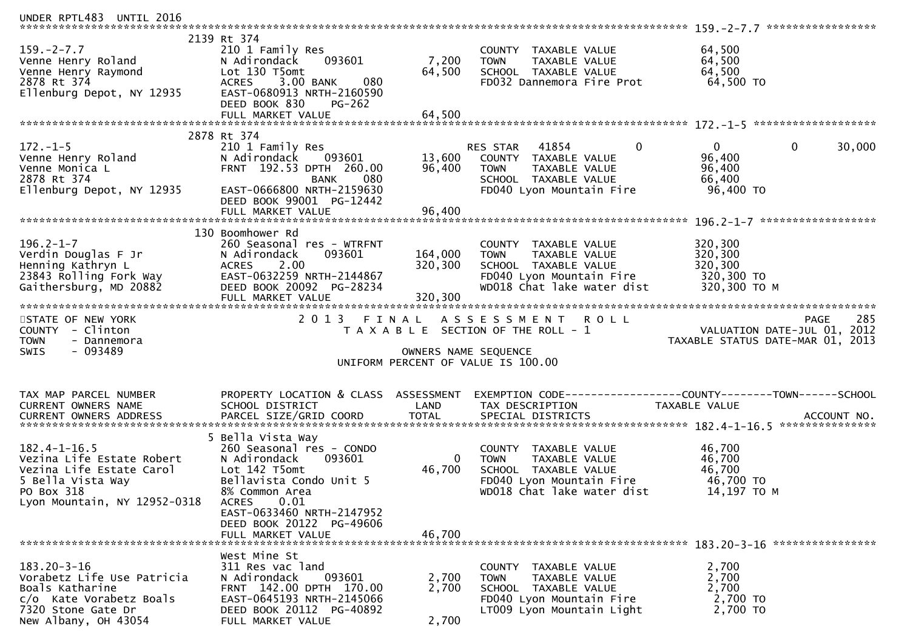UNDER RPTL483 UNTIL 2016

```
******************************************************************************************************* 159.-2-7.7 *****************
                              2139 Rt 374
159.-2-7.7                     210 1 Family Res                        COUNTY  TAXABLE VALUE            64,500
Venne Henry Roland             N Adirondack     093601         7,200   TOWN    TAXABLE VALUE            64,500
Venne Henry Raymond            Lot 130 T5omt                  64,500   SCHOOL  TAXABLE VALUE            64,500
2878 Rt 374                    ACRES     3.00 BANK     080             FD032 Dannemora Fire Prot          64,500 TO
Ellenburg Depot, NY 12935      EAST-0680913 NRTH-2160590
                               DEED BOOK 830     PG-262
                               FULL MARKET VALUE              64,500
******************************************************************************************************* 172.-1-5 *******************
                              2878 Rt 374
172.-1-5                       210 1 Family Res                        RES STAR   41854           0          0           0       30,000
Venne Henry Roland             N Adirondack     093601        13,600   COUNTY  TAXABLE VALUE            96,400
Venne Monica L                 FRNT  192.53 DPTH  260.00      96,400   TOWN    TAXABLE VALUE            96,400
2878 Rt 374                                 BANK     080               SCHOOL  TAXABLE VALUE            66,400
Ellenburg Depot, NY 12935      EAST-0666800 NRTH-2159630               FD040 Lyon Mountain Fire           96,400 TO
                               DEED BOOK 99001  PG-12442
                               FULL MARKET VALUE              96,400
******************************************************************************************************* 196.2-1-7 ******************
                               130 Boomhower Rd
196.2-1-7                      260 Seasonal res - WTRFNT               COUNTY  TAXABLE VALUE           320,300
Verdin Douglas F Jr            N Adirondack     093601       164,000   TOWN    TAXABLE VALUE           320,300
Henning Kathryn L              ACRES     2.00                320,300   SCHOOL  TAXABLE VALUE           320,300
23843 Rolling Fork Way         EAST-0632259 NRTH-2144867               FD040 Lyon Mountain Fire          320,300 TO
Gaithersburg, MD 20882         DEED BOOK 20092  PG-28234               WD018 Chat lake water dist        320,300 TO M
                               FULL MARKET VALUE             320,300
************************************************************************************************************************************
STATE OF NEW YORK                         2 0 1 3   F I N A L   A S S E S S M E N T   R O L L                              PAGE    285
COUNTY  - Clinton                            T A X A B L E  SECTION OF THE ROLL - 1                         VALUATION DATE-JUL 01, 2012
TOWN    - Dannemora                                                                                    TAXABLE STATUS DATE-MAR 01, 2013
SWIS    - 093489                                         OWNERS NAME SEQUENCE
                                                  UNIFORM PERCENT OF VALUE IS 100.00


TAX MAP PARCEL NUMBER          PROPERTY LOCATION & CLASS  ASSESSMENT  EXEMPTION CODE------------------COUNTY--------TOWN------SCHOOL
CURRENT OWNERS NAME            SCHOOL DISTRICT               LAND      TAX DESCRIPTION              TAXABLE VALUE
CURRENT OWNERS ADDRESS         PARCEL SIZE/GRID COORD        TOTAL     SPECIAL DISTRICTS                                  ACCOUNT NO.
******************************************************************************************************* 182.4-1-16.5 ***************
                               5 Bella Vista Way
182.4-1-16.5                   260 Seasonal res - CONDO                COUNTY  TAXABLE VALUE            46,700
Vezina Life Estate Robert      N Adirondack     093601             0   TOWN    TAXABLE VALUE            46,700
Vezina Life Estate Carol       Lot 142 T5omt                  46,700   SCHOOL  TAXABLE VALUE            46,700
5 Bella Vista Way              Bellavista Condo Unit 5                 FD040 Lyon Mountain Fire           46,700 TO
PO Box 318                     8% Common Area                          WD018 Chat lake water dist         14,197 TO M
Lyon Mountain, NY 12952-0318   ACRES     0.01
                               EAST-0633460 NRTH-2147952
                               DEED BOOK 20122  PG-49606
                               FULL MARKET VALUE              46,700
******************************************************************************************************* 183.20-3-16 ****************
                               West Mine St
183.20-3-16                    311 Res vac land                        COUNTY  TAXABLE VALUE             2,700
Vorabetz Life Use Patricia     N Adirondack     093601         2,700   TOWN    TAXABLE VALUE             2,700
Boals Katharine                FRNT  142.00 DPTH  170.00       2,700   SCHOOL  TAXABLE VALUE             2,700
c/o  Kate Vorabetz Boals       EAST-0645193 NRTH-2145066               FD040 Lyon Mountain Fire            2,700 TO
7320 Stone Gate Dr             DEED BOOK 20112  PG-40892               LT009 Lyon Mountain Light           2,700 TO
New Albany, OH 43054           FULL MARKET VALUE               2,700
```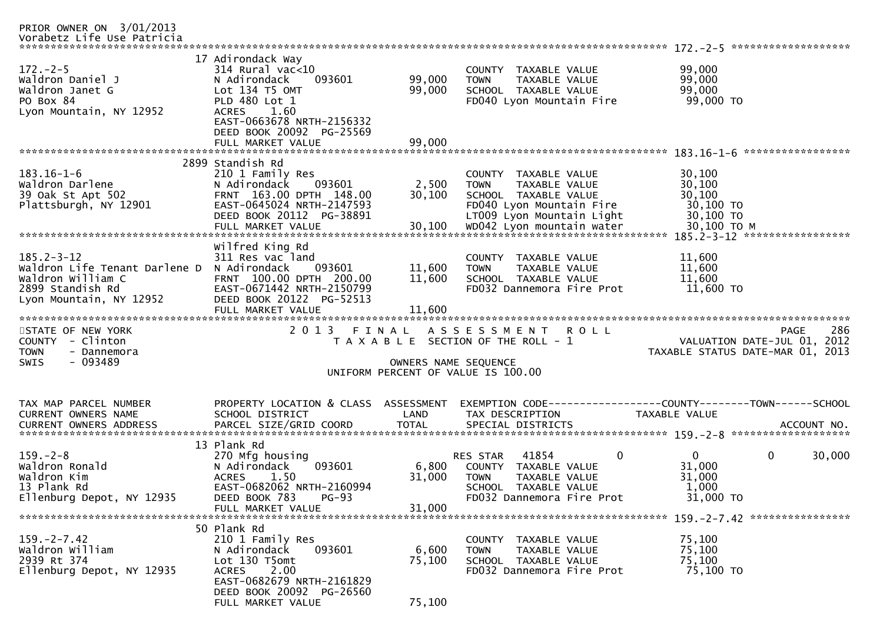PRIOR OWNER ON 3/01/2013
Vorabetz Life Use Patricia

| 172.-2-5 | | | | |
|---|---|---|---|---|
| 172.-2-5 | 17 Adirondack Way | | | |
| Waldron Daniel J | 314 Rural vac<10 | | COUNTY TAXABLE VALUE | 99,000 |
| Waldron Janet G | N Adirondack 093601 | 99,000 | TOWN TAXABLE VALUE | 99,000 |
| PO Box 84 | Lot 134 T5 OMT | 99,000 | SCHOOL TAXABLE VALUE | 99,000 |
| Lyon Mountain, NY 12952 | PLD 480 Lot 1 | | FD040 Lyon Mountain Fire | 99,000 TO |
| | ACRES 1.60 | | | |
| | EAST-0663678 NRTH-2156332 | | | |
| | DEED BOOK 20092 PG-25569 | | | |
| | FULL MARKET VALUE | 99,000 | | |

| 183.16-1-6 | | | | |
|---|---|---|---|---|
| 183.16-1-6 | 2899 Standish Rd | | | |
| Waldron Darlene | 210 1 Family Res | | COUNTY TAXABLE VALUE | 30,100 |
| 39 Oak St Apt 502 | N Adirondack 093601 | 2,500 | TOWN TAXABLE VALUE | 30,100 |
| Plattsburgh, NY 12901 | FRNT 163.00 DPTH 148.00 | 30,100 | SCHOOL TAXABLE VALUE | 30,100 |
| | EAST-0645024 NRTH-2147593 | | FD040 Lyon Mountain Fire | 30,100 TO |
| | DEED BOOK 20112 PG-38891 | | LT009 Lyon Mountain Light | 30,100 TO |
| | FULL MARKET VALUE | 30,100 | WD042 Lyon mountain water | 30,100 TO M |

| 185.2-3-12 | | | | |
|---|---|---|---|---|
| 185.2-3-12 | Wilfred King Rd | | | |
| Waldron Life Tenant Darlene D | 311 Res vac land | | COUNTY TAXABLE VALUE | 11,600 |
| Waldron William C | N Adirondack 093601 | 11,600 | TOWN TAXABLE VALUE | 11,600 |
| 2899 Standish Rd | FRNT 100.00 DPTH 200.00 | 11,600 | SCHOOL TAXABLE VALUE | 11,600 |
| Lyon Mountain, NY 12952 | EAST-0671442 NRTH-2150799 | | FD032 Dannemora Fire Prot | 11,600 TO |
| | DEED BOOK 20122 PG-52513 | | | |
| | FULL MARKET VALUE | 11,600 | | |

STATE OF NEW YORK
COUNTY - Clinton
TOWN - Dannemora
SWIS - 093489

2013 FINAL ASSESSMENT ROLL
TAXABLE SECTION OF THE ROLL - 1
OWNERS NAME SEQUENCE
UNIFORM PERCENT OF VALUE IS 100.00

VALUATION DATE-JUL 01, 2012
TAXABLE STATUS DATE-MAR 01, 2013

| TAX MAP PARCEL NUMBER<br>CURRENT OWNERS NAME<br>CURRENT OWNERS ADDRESS | PROPERTY LOCATION & CLASS<br>SCHOOL DISTRICT<br>PARCEL SIZE/GRID COORD | ASSESSMENT<br>LAND<br>TOTAL | EXEMPTION CODE<br>TAX DESCRIPTION<br>SPECIAL DISTRICTS | COUNTY | TOWN | SCHOOL<br>ACCOUNT NO. |
|---|---|---|---|---|---|---|
| 159.-2-8 | 13 Plank Rd | | | | | |
| 159.-2-8 | 270 Mfg housing | | RES STAR 41854 | 0 | 0 | 0 30,000 |
| Waldron Ronald | N Adirondack 093601 | 6,800 | COUNTY TAXABLE VALUE | 31,000 | | |
| Waldron Kim | ACRES 1.50 | 31,000 | TOWN TAXABLE VALUE | 31,000 | | |
| 13 Plank Rd | EAST-0682062 NRTH-2160994 | | SCHOOL TAXABLE VALUE | 1,000 | | |
| Ellenburg Depot, NY 12935 | DEED BOOK 783 PG-93 | | FD032 Dannemora Fire Prot | 31,000 TO | | |
| | FULL MARKET VALUE | 31,000 | | | | |
| 159.-2-7.42 | 50 Plank Rd | | | | | |
| 159.-2-7.42 | 210 1 Family Res | | COUNTY TAXABLE VALUE | 75,100 | | |
| Waldron William | N Adirondack 093601 | 6,600 | TOWN TAXABLE VALUE | 75,100 | | |
| 2939 Rt 374 | Lot 130 T5omt | 75,100 | SCHOOL TAXABLE VALUE | 75,100 | | |
| Ellenburg Depot, NY 12935 | ACRES 2.00 | | FD032 Dannemora Fire Prot | 75,100 TO | | |
| | EAST-0682679 NRTH-2161829 | | | | | |
| | DEED BOOK 20092 PG-26560 | | | | | |
| | FULL MARKET VALUE | 75,100 | | | | |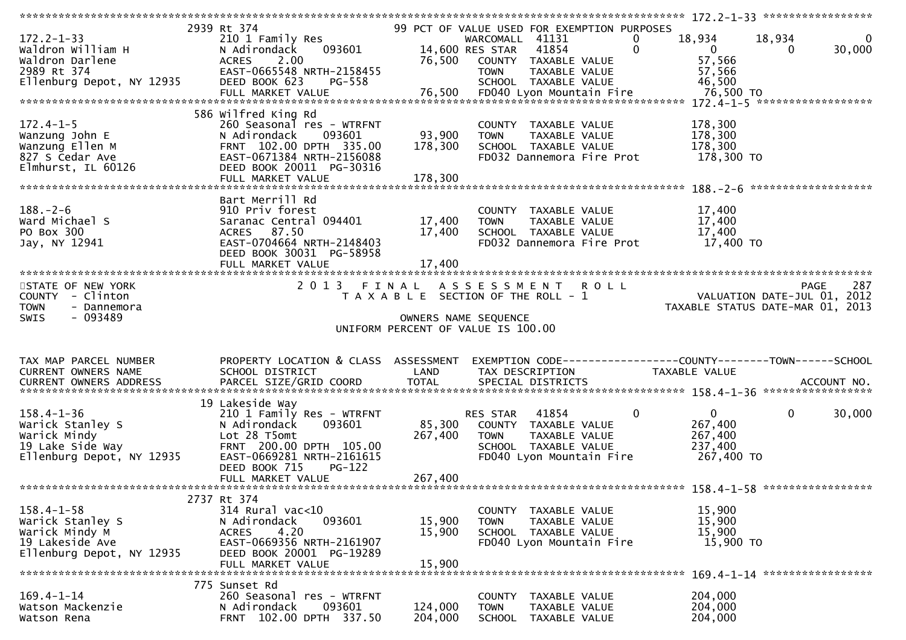```
******************************************************************************************************* 172.2-1-33 ******************
              2939 Rt 374                          99 PCT OF VALUE USED FOR EXEMPTION PURPOSES
172.2-1-33                   210 1 Family Res                    WARCOMALL  41131           0      18,934      18,934           0
Waldron William H            N Adirondack     093601      14,600 RES STAR    41854           0           0           0      30,000
Waldron Darlene              ACRES     2.00               76,500   COUNTY  TAXABLE VALUE             57,566
2989 Rt 374                  EAST-0665548 NRTH-2158455             TOWN    TAXABLE VALUE             57,566
Ellenburg Depot, NY 12935    DEED BOOK 623     PG-558              SCHOOL  TAXABLE VALUE             46,500
                             FULL MARKET VALUE            76,500   FD040 Lyon Mountain Fire          76,500 TO
******************************************************************************************************* 172.4-1-5 *******************
              586 Wilfred King Rd
172.4-1-5                    260 Seasonal res - WTRFNT             COUNTY  TAXABLE VALUE            178,300
Wanzung John E               N Adirondack     093601      93,900   TOWN    TAXABLE VALUE            178,300
Wanzung Ellen M              FRNT  102.00 DPTH  335.00   178,300   SCHOOL  TAXABLE VALUE            178,300
827 S Cedar Ave              EAST-0671384 NRTH-2156088             FD032 Dannemora Fire Prot        178,300 TO
Elmhurst, IL 60126           DEED BOOK 20011  PG-30316
                             FULL MARKET VALUE           178,300
******************************************************************************************************* 188.-2-6 ********************
                             Bart Merrill Rd
188.-2-6                     910 Priv forest                       COUNTY  TAXABLE VALUE             17,400
Ward Michael S               Saranac Central 094401       17,400   TOWN    TAXABLE VALUE             17,400
PO Box 300                   ACRES    87.50               17,400   SCHOOL  TAXABLE VALUE             17,400
Jay, NY 12941                EAST-0704664 NRTH-2148403             FD032 Dannemora Fire Prot         17,400 TO
                             DEED BOOK 30031  PG-58958
                             FULL MARKET VALUE            17,400
************************************************************************************************************************************
STATE OF NEW YORK                     2 0 1 3   F I N A L   A S S E S S M E N T   R O L L                              PAGE    287
COUNTY  - Clinton                          T A X A B L E  SECTION OF THE ROLL - 1                       VALUATION DATE-JUL 01, 2012
TOWN    - Dannemora                                                                                  TAXABLE STATUS DATE-MAR 01, 2013
SWIS    - 093489                                      OWNERS NAME SEQUENCE
                                               UNIFORM PERCENT OF VALUE IS 100.00


TAX MAP PARCEL NUMBER        PROPERTY LOCATION & CLASS  ASSESSMENT  EXEMPTION CODE------------------COUNTY--------TOWN------SCHOOL
CURRENT OWNERS NAME          SCHOOL DISTRICT               LAND      TAX DESCRIPTION                 TAXABLE VALUE
CURRENT OWNERS ADDRESS       PARCEL SIZE/GRID COORD        TOTAL     SPECIAL DISTRICTS                                  ACCOUNT NO.
******************************************************************************************************* 158.4-1-36 ******************
              19 Lakeside Way
158.4-1-36                   210 1 Family Res - WTRFNT           RES STAR    41854           0           0           0      30,000
Warick Stanley S             N Adirondack     093601      85,300   COUNTY  TAXABLE VALUE            267,400
Warick Mindy                 Lot 28 T5omt                267,400   TOWN    TAXABLE VALUE            267,400
19 Lake Side Way             FRNT  200.00 DPTH  105.00             SCHOOL  TAXABLE VALUE            237,400
Ellenburg Depot, NY 12935    EAST-0669281 NRTH-2161615             FD040 Lyon Mountain Fire         267,400 TO
                             DEED BOOK 715     PG-122
                             FULL MARKET VALUE           267,400
******************************************************************************************************* 158.4-1-58 ******************
              2737 Rt 374
158.4-1-58                   314 Rural vac<10                      COUNTY  TAXABLE VALUE             15,900
Warick Stanley S             N Adirondack     093601      15,900   TOWN    TAXABLE VALUE             15,900
Warick Mindy M               ACRES     4.20               15,900   SCHOOL  TAXABLE VALUE             15,900
19 Lakeside Ave              EAST-0669356 NRTH-2161907             FD040 Lyon Mountain Fire          15,900 TO
Ellenburg Depot, NY 12935    DEED BOOK 20001  PG-19289
                             FULL MARKET VALUE            15,900
******************************************************************************************************* 169.4-1-14 ******************
              775 Sunset Rd
169.4-1-14                   260 Seasonal res - WTRFNT             COUNTY  TAXABLE VALUE            204,000
Watson Mackenzie             N Adirondack     093601     124,000   TOWN    TAXABLE VALUE            204,000
Watson Rena                  FRNT  102.00 DPTH  337.50   204,000   SCHOOL  TAXABLE VALUE            204,000
```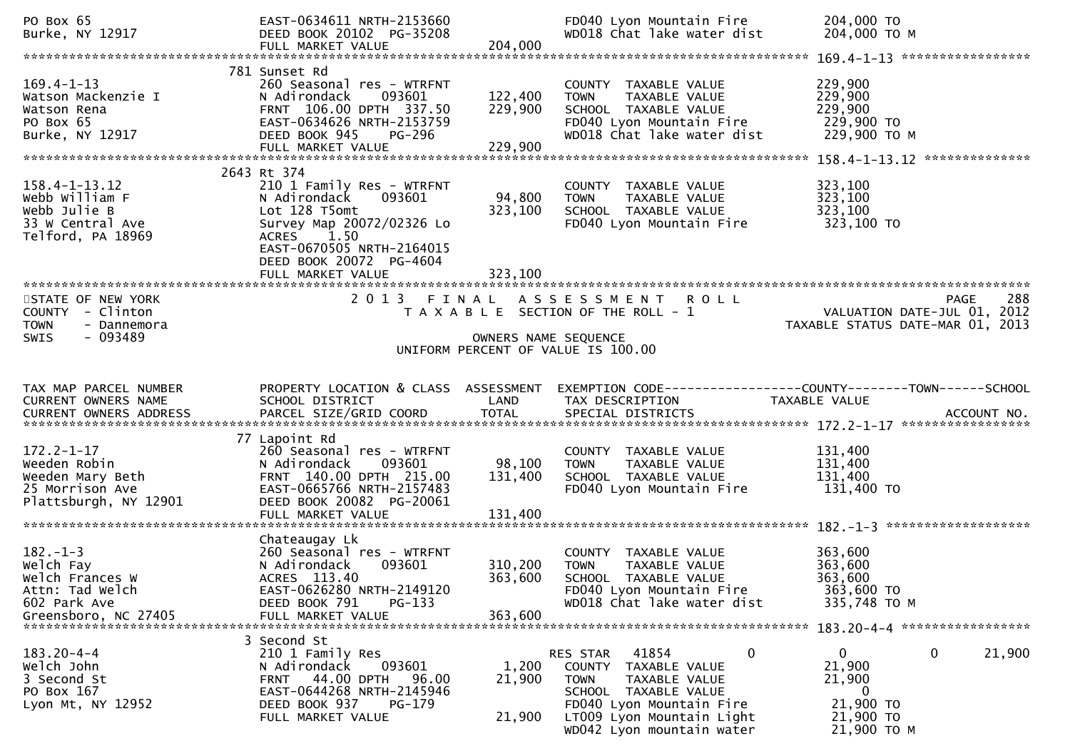```
PO Box 65                          EAST-0634611 NRTH-2153660              FD040 Lyon Mountain Fire          204,000 TO
Burke, NY 12917                    DEED BOOK 20102  PG-35208              WD018 Chat lake water dist        204,000 TO M
                                   FULL MARKET VALUE          204,000
******************************************************************************************************* 169.4-1-13 *****************
                              781 Sunset Rd
169.4-1-13                         260 Seasonal res - WTRFNT              COUNTY  TAXABLE VALUE            229,900
Watson Mackenzie I                 N Adirondack      093601     122,400   TOWN    TAXABLE VALUE            229,900
Watson Rena                        FRNT  106.00 DPTH  337.50    229,900   SCHOOL  TAXABLE VALUE            229,900
PO Box 65                          EAST-0634626 NRTH-2153759              FD040 Lyon Mountain Fire          229,900 TO
Burke, NY 12917                    DEED BOOK 945     PG-296               WD018 Chat lake water dist        229,900 TO M
                                   FULL MARKET VALUE          229,900
******************************************************************************************************* 158.4-1-13.12 **************
                              2643 Rt 374
158.4-1-13.12                      210 1 Family Res - WTRFNT              COUNTY  TAXABLE VALUE            323,100
Webb William F                     N Adirondack      093601      94,800   TOWN    TAXABLE VALUE            323,100
Webb Julie B                       Lot 128 T5omt                323,100   SCHOOL  TAXABLE VALUE            323,100
33 W Central Ave                   Survey Map 20072/02326 Lo              FD040 Lyon Mountain Fire          323,100 TO
Telford, PA 18969                  ACRES     1.50
                                   EAST-0670505 NRTH-2164015
                                   DEED BOOK 20072  PG-4604
                                   FULL MARKET VALUE          323,100
************************************************************************************************************************************
STATE OF NEW YORK                  2 0 1 3   F I N A L   A S S E S S M E N T   R O L L                              PAGE    288
COUNTY  - Clinton                     T A X A B L E  SECTION OF THE ROLL - 1                          VALUATION DATE-JUL 01, 2012
TOWN    - Dannemora                                                                             TAXABLE STATUS DATE-MAR 01, 2013
SWIS    - 093489                                      OWNERS NAME SEQUENCE
                                               UNIFORM PERCENT OF VALUE IS 100.00


TAX MAP PARCEL NUMBER              PROPERTY LOCATION & CLASS  ASSESSMENT  EXEMPTION CODE------------------COUNTY--------TOWN------SCHOOL
CURRENT OWNERS NAME                SCHOOL DISTRICT               LAND     TAX DESCRIPTION              TAXABLE VALUE
CURRENT OWNERS ADDRESS             PARCEL SIZE/GRID COORD        TOTAL    SPECIAL DISTRICTS                                ACCOUNT NO.
******************************************************************************************************* 172.2-1-17 *****************
                              77 Lapoint Rd
172.2-1-17                         260 Seasonal res - WTRFNT              COUNTY  TAXABLE VALUE            131,400
Weeden Robin                       N Adirondack      093601      98,100   TOWN    TAXABLE VALUE            131,400
Weeden Mary Beth                   FRNT  140.00 DPTH  215.00    131,400   SCHOOL  TAXABLE VALUE            131,400
25 Morrison Ave                    EAST-0665766 NRTH-2157483              FD040 Lyon Mountain Fire          131,400 TO
Plattsburgh, NY 12901              DEED BOOK 20082  PG-20061
                                   FULL MARKET VALUE          131,400
******************************************************************************************************* 182.-1-3 *******************
                              Chateaugay Lk
182.-1-3                           260 Seasonal res - WTRFNT              COUNTY  TAXABLE VALUE            363,600
Welch Fay                          N Adirondack      093601     310,200   TOWN    TAXABLE VALUE            363,600
Welch Frances W                    ACRES  113.40                363,600   SCHOOL  TAXABLE VALUE            363,600
Attn: Tad Welch                    EAST-0626280 NRTH-2149120              FD040 Lyon Mountain Fire          363,600 TO
602 Park Ave                       DEED BOOK 791     PG-133               WD018 Chat lake water dist        335,748 TO M
Greensboro, NC 27405               FULL MARKET VALUE          363,600
******************************************************************************************************* 183.20-4-4 *****************
                              3 Second St
183.20-4-4                         210 1 Family Res                       RES STAR   41854          0             0            0      21,900
Welch John                         N Adirondack      093601       1,200   COUNTY  TAXABLE VALUE             21,900
3 Second St                        FRNT   44.00 DPTH   96.00     21,900   TOWN    TAXABLE VALUE             21,900
PO Box 167                         EAST-0644268 NRTH-2145946              SCHOOL  TAXABLE VALUE                  0
Lyon Mt, NY 12952                  DEED BOOK 937     PG-179               FD040 Lyon Mountain Fire           21,900 TO
                                   FULL MARKET VALUE           21,900     LT009 Lyon Mountain Light          21,900 TO
                                                                          WD042 Lyon mountain water          21,900 TO M
```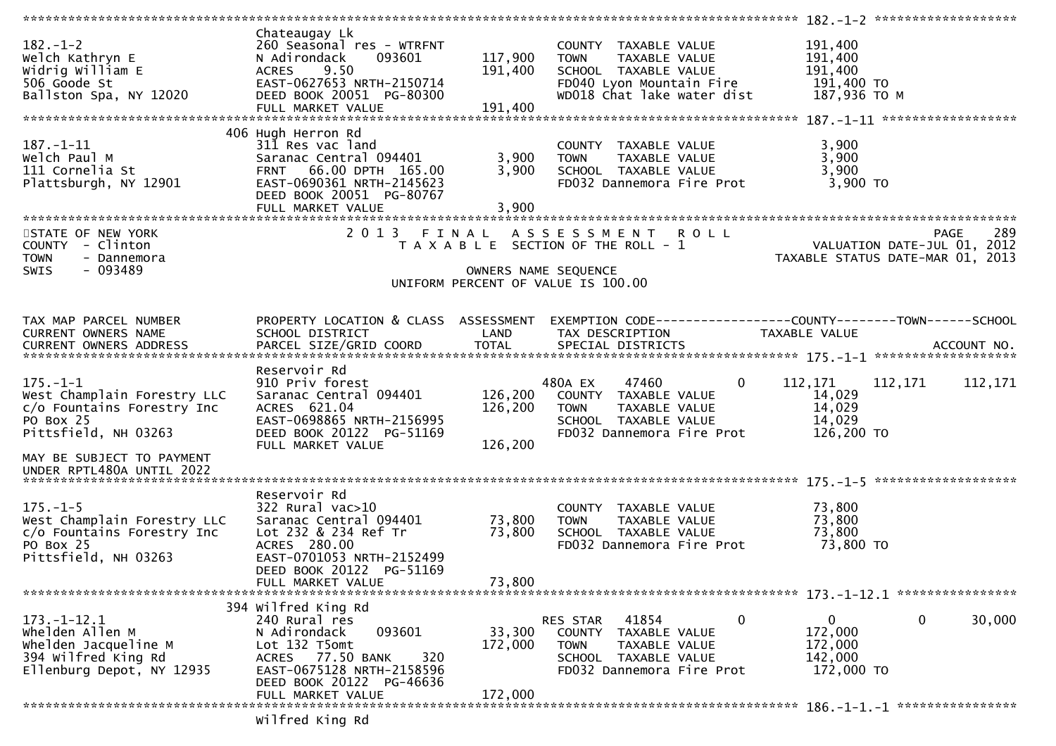```
******************************************************************************************************* 182.-1-2 ********************
                              Chateaugay Lk
182.-1-2                      260 Seasonal res - WTRFNT              COUNTY  TAXABLE VALUE           191,400
Welch Kathryn E               N Adirondack     093601     117,900    TOWN    TAXABLE VALUE           191,400
Widrig William E              ACRES    9.50               191,400    SCHOOL  TAXABLE VALUE           191,400
506 Goode St                  EAST-0627653 NRTH-2150714              FD040 Lyon Mountain Fire         191,400 TO
Ballston Spa, NY 12020        DEED BOOK 20051  PG-80300              WD018 Chat lake water dist       187,936 TO M
                              FULL MARKET VALUE           191,400
******************************************************************************************************* 187.-1-11 *******************
                            406 Hugh Herron Rd
187.-1-11                     311 Res vac land                       COUNTY  TAXABLE VALUE             3,900
Welch Paul M                  Saranac Central 094401        3,900    TOWN    TAXABLE VALUE             3,900
111 Cornelia St               FRNT   66.00 DPTH  165.00     3,900    SCHOOL  TAXABLE VALUE             3,900
Plattsburgh, NY 12901         EAST-0690361 NRTH-2145623              FD032 Dannemora Fire Prot          3,900 TO
                              DEED BOOK 20051  PG-80767
                              FULL MARKET VALUE             3,900
************************************************************************************************************************************
STATE OF NEW YORK                  2 0 1 3   F I N A L   A S S E S S M E N T   R O L L                                   PAGE   289
COUNTY  - Clinton                     T A X A B L E  SECTION OF THE ROLL - 1                             VALUATION DATE-JUL 01, 2012
TOWN    - Dannemora                                                                                    TAXABLE STATUS DATE-MAR 01, 2013
SWIS    - 093489                                            OWNERS NAME SEQUENCE
                                                   UNIFORM PERCENT OF VALUE IS 100.00


TAX MAP PARCEL NUMBER         PROPERTY LOCATION & CLASS  ASSESSMENT  EXEMPTION CODE------------------COUNTY--------TOWN------SCHOOL
CURRENT OWNERS NAME           SCHOOL DISTRICT               LAND      TAX DESCRIPTION             TAXABLE VALUE
CURRENT OWNERS ADDRESS        PARCEL SIZE/GRID COORD        TOTAL     SPECIAL DISTRICTS                                   ACCOUNT NO.
******************************************************************************************************* 175.-1-1 ********************
                              Reservoir Rd
175.-1-1                      910 Priv forest                        480A EX     47460        0      112,171     112,171     112,171
West Champlain Forestry LLC   Saranac Central 094401      126,200    COUNTY  TAXABLE VALUE            14,029
c/o Fountains Forestry Inc    ACRES  621.04               126,200    TOWN    TAXABLE VALUE            14,029
PO Box 25                     EAST-0698865 NRTH-2156995              SCHOOL  TAXABLE VALUE            14,029
Pittsfield, NH 03263          DEED BOOK 20122  PG-51169              FD032 Dannemora Fire Prot        126,200 TO
                              FULL MARKET VALUE           126,200
MAY BE SUBJECT TO PAYMENT
UNDER RPTL480A UNTIL 2022
******************************************************************************************************* 175.-1-5 ********************
                              Reservoir Rd
175.-1-5                      322 Rural vac>10                       COUNTY  TAXABLE VALUE            73,800
West Champlain Forestry LLC   Saranac Central 094401       73,800    TOWN    TAXABLE VALUE            73,800
c/o Fountains Forestry Inc    Lot 232 & 234 Ref Tr         73,800    SCHOOL  TAXABLE VALUE            73,800
PO Box 25                     ACRES  280.00                          FD032 Dannemora Fire Prot         73,800 TO
Pittsfield, NH 03263          EAST-0701053 NRTH-2152499
                              DEED BOOK 20122  PG-51169
                              FULL MARKET VALUE            73,800
******************************************************************************************************* 173.-1-12.1 *****************
                            394 Wilfred King Rd
173.-1-12.1                   240 Rural res                          RES STAR    41854        0            0           0      30,000
Whelden Allen M               N Adirondack     093601      33,300    COUNTY  TAXABLE VALUE           172,000
Whelden Jacqueline M          Lot 132 T5omt               172,000    TOWN    TAXABLE VALUE           172,000
394 Wilfred King Rd           ACRES   77.50 BANK     320             SCHOOL  TAXABLE VALUE           142,000
Ellenburg Depot, NY 12935     EAST-0675128 NRTH-2158596              FD032 Dannemora Fire Prot        172,000 TO
                              DEED BOOK 20122  PG-46636
                              FULL MARKET VALUE           172,000
******************************************************************************************************* 186.-1-1.-1 *****************
                              Wilfred King Rd
```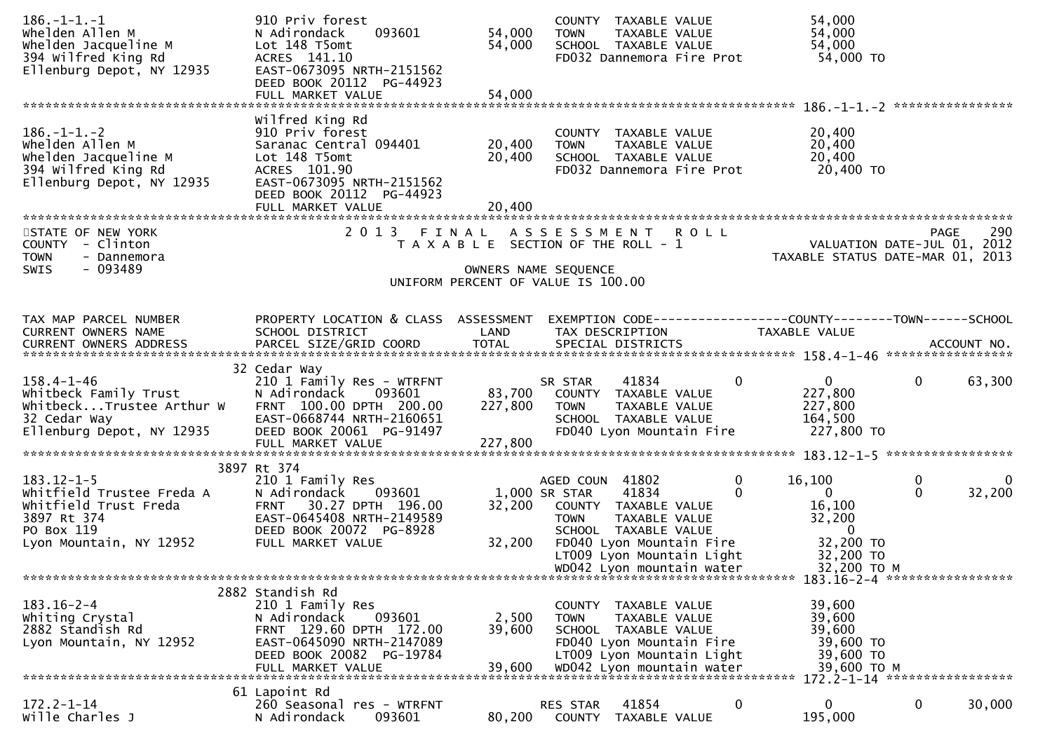```
186.-1-1.-1                 910 Priv forest                        COUNTY  TAXABLE VALUE              54,000
Whelden Allen M             N Adirondack     093601       54,000   TOWN    TAXABLE VALUE              54,000
Whelden Jacqueline M        Lot 148 T5omt                 54,000   SCHOOL  TAXABLE VALUE              54,000
394 Wilfred King Rd         ACRES  141.10                          FD032 Dannemora Fire Prot           54,000 TO
Ellenburg Depot, NY 12935   EAST-0673095 NRTH-2151562
                            DEED BOOK 20112  PG-44923
                            FULL MARKET VALUE             54,000
******************************************************************************************************* 186.-1-1.-2 ****************
                            Wilfred King Rd
186.-1-1.-2                 910 Priv forest                        COUNTY  TAXABLE VALUE              20,400
Whelden Allen M             Saranac Central 094401        20,400   TOWN    TAXABLE VALUE              20,400
Whelden Jacqueline M        Lot 148 T5omt                 20,400   SCHOOL  TAXABLE VALUE              20,400
394 Wilfred King Rd         ACRES  101.90                          FD032 Dannemora Fire Prot           20,400 TO
Ellenburg Depot, NY 12935   EAST-0673095 NRTH-2151562
                            DEED BOOK 20112  PG-44923
                            FULL MARKET VALUE             20,400
************************************************************************************************************************************
STATE OF NEW YORK                  2 0 1 3   F I N A L   A S S E S S M E N T   R O L L                                  PAGE    290
COUNTY  - Clinton                        T A X A B L E  SECTION OF THE ROLL - 1                      VALUATION DATE-JUL 01, 2012
TOWN    - Dannemora                                                                                  TAXABLE STATUS DATE-MAR 01, 2013
SWIS    - 093489                                        OWNERS NAME SEQUENCE
                                                UNIFORM PERCENT OF VALUE IS 100.00


TAX MAP PARCEL NUMBER       PROPERTY LOCATION & CLASS  ASSESSMENT  EXEMPTION CODE-----------------COUNTY--------TOWN------SCHOOL
CURRENT OWNERS NAME         SCHOOL DISTRICT               LAND     TAX DESCRIPTION              TAXABLE VALUE
CURRENT OWNERS ADDRESS      PARCEL SIZE/GRID COORD        TOTAL    SPECIAL DISTRICTS                                    ACCOUNT NO.
******************************************************************************************************* 158.4-1-46 *****************
                         32 Cedar Way
158.4-1-46                  210 1 Family Res - WTRFNT              SR STAR      41834          0           0            0     63,300
Whitbeck Family Trust       N Adirondack     093601       83,700   COUNTY  TAXABLE VALUE             227,800
Whitbeck...Trustee Arthur W FRNT 100.00 DPTH 200.00      227,800   TOWN    TAXABLE VALUE             227,800
32 Cedar Way                EAST-0668744 NRTH-2160651              SCHOOL  TAXABLE VALUE             164,500
Ellenburg Depot, NY 12935   DEED BOOK 20061  PG-91497              FD040 Lyon Mountain Fire           227,800 TO
                            FULL MARKET VALUE            227,800
******************************************************************************************************* 183.12-1-5 *****************
                       3897 Rt 374
183.12-1-5                  210 1 Family Res                       AGED COUN    41802          0      16,100            0          0
Whitfield Trustee Freda A   N Adirondack     093601        1,000   SR STAR      41834          0           0            0     32,200
Whitfield Trust Freda       FRNT  30.27 DPTH 196.00       32,200   COUNTY  TAXABLE VALUE              16,100
3897 Rt 374                 EAST-0645408 NRTH-2149589              TOWN    TAXABLE VALUE              32,200
PO Box 119                  DEED BOOK 20072  PG-8928               SCHOOL  TAXABLE VALUE                   0
Lyon Mountain, NY 12952     FULL MARKET VALUE             32,200   FD040 Lyon Mountain Fire            32,200 TO
                                                                   LT009 Lyon Mountain Light           32,200 TO
                                                                   WD042 Lyon mountain water           32,200 TO M
******************************************************************************************************* 183.16-2-4 *****************
                       2882 Standish Rd
183.16-2-4                  210 1 Family Res                       COUNTY  TAXABLE VALUE              39,600
Whiting Crystal             N Adirondack     093601        2,500   TOWN    TAXABLE VALUE              39,600
2882 Standish Rd            FRNT 129.60 DPTH 172.00       39,600   SCHOOL  TAXABLE VALUE              39,600
Lyon Mountain, NY 12952     EAST-0645090 NRTH-2147089              FD040 Lyon Mountain Fire            39,600 TO
                            DEED BOOK 20082  PG-19784              LT009 Lyon Mountain Light           39,600 TO
                            FULL MARKET VALUE             39,600   WD042 Lyon mountain water           39,600 TO M
******************************************************************************************************* 172.2-1-14 *****************
                         61 Lapoint Rd
172.2-1-14                  260 Seasonal res - WTRFNT              RES STAR     41854          0           0            0     30,000
Wille Charles J             N Adirondack     093601       80,200   COUNTY  TAXABLE VALUE             195,000
```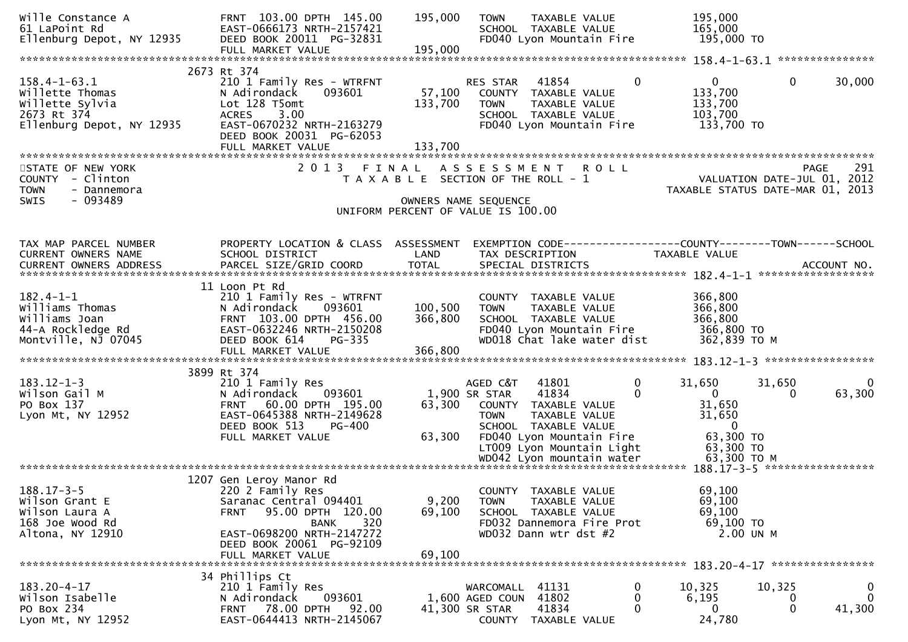```
Wille Constance A              FRNT 103.00 DPTH 145.00       195,000   TOWN    TAXABLE VALUE             195,000
61 LaPoint Rd                  EAST-0666173 NRTH-2157421               SCHOOL  TAXABLE VALUE             165,000
Ellenburg Depot, NY 12935      DEED BOOK 20011 PG-32831                FD040 Lyon Mountain Fire          195,000 TO
                               FULL MARKET VALUE             195,000
******************************************************************************************************* 158.4-1-63.1 ***************
                            2673 Rt 374
158.4-1-63.1                   210 1 Family Res - WTRFNT               RES STAR   41854          0           0           0      30,000
Willette Thomas                N Adirondack      093601       57,100   COUNTY  TAXABLE VALUE             133,700
Willette Sylvia                Lot 128 T5omt                 133,700   TOWN    TAXABLE VALUE             133,700
2673 Rt 374                    ACRES     3.00                          SCHOOL  TAXABLE VALUE             103,700
Ellenburg Depot, NY 12935      EAST-0670232 NRTH-2163279               FD040 Lyon Mountain Fire          133,700 TO
                               DEED BOOK 20031 PG-62053
                               FULL MARKET VALUE             133,700
************************************************************************************************************************************
STATE OF NEW YORK                    2 0 1 3   F I N A L   A S S E S S M E N T   R O L L                               PAGE    291
COUNTY  - Clinton                        T A X A B L E  SECTION OF THE ROLL - 1                        VALUATION DATE-JUL 01, 2012
TOWN    - Dannemora                                                                                  TAXABLE STATUS DATE-MAR 01, 2013
SWIS    - 093489                                          OWNERS NAME SEQUENCE
                                                  UNIFORM PERCENT OF VALUE IS 100.00


TAX MAP PARCEL NUMBER          PROPERTY LOCATION & CLASS  ASSESSMENT  EXEMPTION CODE------------------COUNTY--------TOWN------SCHOOL
CURRENT OWNERS NAME            SCHOOL DISTRICT               LAND      TAX DESCRIPTION                TAXABLE VALUE
CURRENT OWNERS ADDRESS         PARCEL SIZE/GRID COORD        TOTAL     SPECIAL DISTRICTS                                   ACCOUNT NO.
******************************************************************************************************* 182.4-1-1 ******************
                            11 Loon Pt Rd
182.4-1-1                      210 1 Family Res - WTRFNT               COUNTY  TAXABLE VALUE             366,800
Williams Thomas                N Adirondack      093601      100,500   TOWN    TAXABLE VALUE             366,800
Williams Joan                  FRNT 103.00 DPTH 456.00       366,800   SCHOOL  TAXABLE VALUE             366,800
44-A Rockledge Rd              EAST-0632246 NRTH-2150208               FD040 Lyon Mountain Fire          366,800 TO
Montville, NJ 07045            DEED BOOK 614     PG-335                WD018 Chat lake water dist        362,839 TO M
                               FULL MARKET VALUE             366,800
******************************************************************************************************* 183.12-1-3 *****************
                            3899 Rt 374
183.12-1-3                     210 1 Family Res                        AGED C&T   41801          0      31,650      31,650           0
Wilson Gail M                  N Adirondack      093601        1,900 SR STAR    41834          0           0           0      63,300
PO Box 137                     FRNT  60.00 DPTH 195.00        63,300   COUNTY  TAXABLE VALUE              31,650
Lyon Mt, NY 12952              EAST-0645388 NRTH-2149628               TOWN    TAXABLE VALUE              31,650
                               DEED BOOK 513     PG-400                SCHOOL  TAXABLE VALUE                   0
                               FULL MARKET VALUE              63,300   FD040 Lyon Mountain Fire           63,300 TO
                                                                       LT009 Lyon Mountain Light          63,300 TO
                                                                       WD042 Lyon mountain water          63,300 TO M
******************************************************************************************************* 188.17-3-5 *****************
                            1207 Gen Leroy Manor Rd
188.17-3-5                     220 2 Family Res                        COUNTY  TAXABLE VALUE              69,100
Wilson Grant E                 Saranac Central 094401          9,200   TOWN    TAXABLE VALUE              69,100
Wilson Laura A                 FRNT  95.00 DPTH 120.00        69,100   SCHOOL  TAXABLE VALUE              69,100
168 Joe Wood Rd                              BANK    320               FD032 Dannemora Fire Prot          69,100 TO
Altona, NY 12910               EAST-0698200 NRTH-2147272               WD032 Dann wtr dst #2                2.00 UN M
                               DEED BOOK 20061 PG-92109
                               FULL MARKET VALUE              69,100
******************************************************************************************************* 183.20-4-17 ****************
                            34 Phillips Ct
183.20-4-17                    210 1 Family Res                        WARCOMALL  41131          0      10,325      10,325           0
Wilson Isabelle                N Adirondack      093601        1,600 AGED COUN  41802          0       6,195           0           0
PO Box 234                     FRNT  78.00 DPTH  92.00        41,300 SR STAR    41834          0           0           0      41,300
Lyon Mt, NY 12952              EAST-0644413 NRTH-2145067               COUNTY  TAXABLE VALUE              24,780
```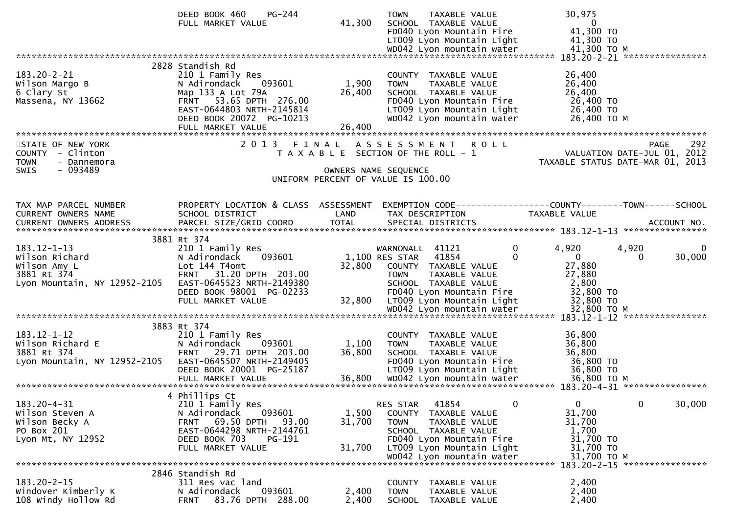```
                              DEED BOOK 460    PG-244                  TOWN    TAXABLE VALUE             30,975
                              FULL MARKET VALUE             41,300     SCHOOL  TAXABLE VALUE                  0
                                                                       FD040 Lyon Mountain Fire          41,300 TO
                                                                       LT009 Lyon Mountain Light         41,300 TO
                                                                       WD042 Lyon mountain water         41,300 TO M
******************************************************************************************************* 183.20-2-21 *****************
                       2828 Standish Rd
183.20-2-21                   210 1 Family Res                         COUNTY  TAXABLE VALUE             26,400
Wilson Margo B                N Adirondack     093601        1,900     TOWN    TAXABLE VALUE             26,400
6 Clary St                    Map 133 A Lot 79A             26,400     SCHOOL  TAXABLE VALUE             26,400
Massena, NY 13662             FRNT   53.65 DPTH  276.00                FD040 Lyon Mountain Fire          26,400 TO
                              EAST-0644803 NRTH-2145814                LT009 Lyon Mountain Light         26,400 TO
                              DEED BOOK 20072  PG-10213                WD042 Lyon mountain water         26,400 TO M
                              FULL MARKET VALUE             26,400
************************************************************************************************************************************
STATE OF NEW YORK                 2 0 1 3   F I N A L   A S S E S S M E N T   R O L L                                 PAGE    292
COUNTY  - Clinton                    T A X A B L E  SECTION OF THE ROLL - 1                      VALUATION DATE-JUL 01, 2012
TOWN    - Dannemora                                                                            TAXABLE STATUS DATE-MAR 01, 2013
SWIS    - 093489                                     OWNERS NAME SEQUENCE
                                               UNIFORM PERCENT OF VALUE IS 100.00


TAX MAP PARCEL NUMBER         PROPERTY LOCATION & CLASS  ASSESSMENT  EXEMPTION CODE------------------COUNTY--------TOWN------SCHOOL
CURRENT OWNERS NAME           SCHOOL DISTRICT               LAND     TAX DESCRIPTION             TAXABLE VALUE
CURRENT OWNERS ADDRESS        PARCEL SIZE/GRID COORD        TOTAL    SPECIAL DISTRICTS                                   ACCOUNT NO.
******************************************************************************************************* 183.12-1-13 *****************
                       3881 Rt 374
183.12-1-13                   210 1 Family Res                        WARNONALL  41121        0       4,920       4,920           0
Wilson Richard                N Adirondack     093601        1,100 RES STAR   41854          0           0           0      30,000
Wilson Amy L                  Lot 144 T4omt                 32,800     COUNTY  TAXABLE VALUE             27,880
3881 Rt 374                   FRNT   31.20 DPTH  203.00                TOWN    TAXABLE VALUE             27,880
Lyon Mountain, NY 12952-2105  EAST-0645523 NRTH-2149380                SCHOOL  TAXABLE VALUE              2,800
                              DEED BOOK 98001  PG-02233                FD040 Lyon Mountain Fire          32,800 TO
                              FULL MARKET VALUE             32,800     LT009 Lyon Mountain Light         32,800 TO
                                                                       WD042 Lyon mountain water         32,800 TO M
******************************************************************************************************* 183.12-1-12 *****************
                       3883 Rt 374
183.12-1-12                   210 1 Family Res                         COUNTY  TAXABLE VALUE             36,800
Wilson Richard E              N Adirondack     093601        1,100     TOWN    TAXABLE VALUE             36,800
3881 Rt 374                   FRNT   29.71 DPTH  203.00     36,800     SCHOOL  TAXABLE VALUE             36,800
Lyon Mountain, NY 12952-2105  EAST-0645507 NRTH-2149405                FD040 Lyon Mountain Fire          36,800 TO
                              DEED BOOK 20001  PG-25187                LT009 Lyon Mountain Light         36,800 TO
                              FULL MARKET VALUE             36,800     WD042 Lyon mountain water         36,800 TO M
******************************************************************************************************* 183.20-4-31 *****************
                       4 Phillips Ct
183.20-4-31                   210 1 Family Res                        RES STAR   41854        0           0           0      30,000
Wilson Steven A               N Adirondack     093601        1,500     COUNTY  TAXABLE VALUE             31,700
Wilson Becky A                FRNT   69.50 DPTH   93.00     31,700     TOWN    TAXABLE VALUE             31,700
PO Box 201                    EAST-0644298 NRTH-2144761                SCHOOL  TAXABLE VALUE              1,700
Lyon Mt, NY 12952             DEED BOOK 703    PG-191                  FD040 Lyon Mountain Fire          31,700 TO
                              FULL MARKET VALUE             31,700     LT009 Lyon Mountain Light         31,700 TO
                                                                       WD042 Lyon mountain water         31,700 TO M
******************************************************************************************************* 183.20-2-15 *****************
                       2846 Standish Rd
183.20-2-15                   311 Res vac land                         COUNTY  TAXABLE VALUE              2,400
Windover Kimberly K           N Adirondack     093601        2,400     TOWN    TAXABLE VALUE              2,400
108 Windy Hollow Rd           FRNT   83.76 DPTH  288.00      2,400     SCHOOL  TAXABLE VALUE              2,400
```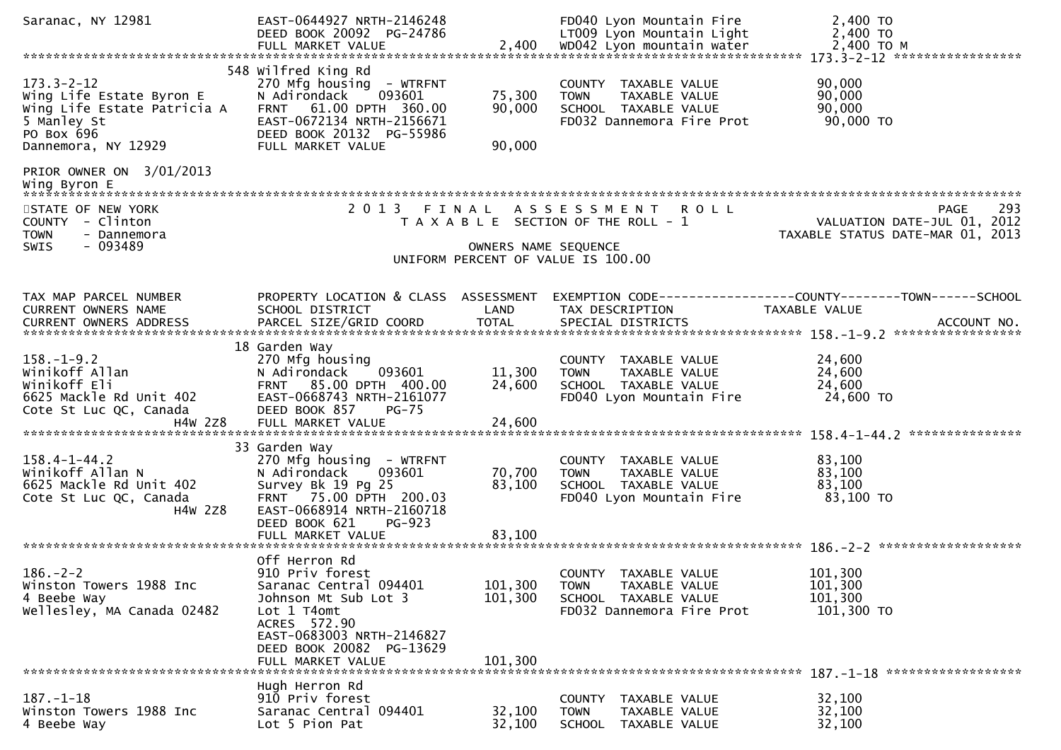```
Saranac, NY 12981            EAST-0644927 NRTH-2146248             FD040 Lyon Mountain Fire          2,400 TO
                             DEED BOOK 20092  PG-24786             LT009 Lyon Mountain Light         2,400 TO
                             FULL MARKET VALUE              2,400  WD042 Lyon mountain water         2,400 TO M
******************************************************************************************************* 173.3-2-12 *****************
                           548 Wilfred King Rd
173.3-2-12                   270 Mfg housing  - WTRFNT             COUNTY  TAXABLE VALUE            90,000
Wing Life Estate Byron E     N Adirondack     093601       75,300  TOWN    TAXABLE VALUE            90,000
Wing Life Estate Patricia A  FRNT  61.00 DPTH 360.00       90,000  SCHOOL  TAXABLE VALUE            90,000
5 Manley St                  EAST-0672134 NRTH-2156671             FD032 Dannemora Fire Prot         90,000 TO
PO Box 696                   DEED BOOK 20132  PG-55986
Dannemora, NY 12929          FULL MARKET VALUE             90,000

PRIOR OWNER ON  3/01/2013
Wing Byron E
************************************************************************************************************************************
STATE OF NEW YORK              2 0 1 3   F I N A L   A S S E S S M E N T   R O L L                                 PAGE    293
COUNTY  - Clinton                 T A X A B L E  SECTION OF THE ROLL - 1                          VALUATION DATE-JUL 01, 2012
TOWN    - Dannemora                                                                              TAXABLE STATUS DATE-MAR 01, 2013
SWIS    - 093489                                     OWNERS NAME SEQUENCE
                                              UNIFORM PERCENT OF VALUE IS 100.00


TAX MAP PARCEL NUMBER        PROPERTY LOCATION & CLASS  ASSESSMENT  EXEMPTION CODE------------------COUNTY--------TOWN------SCHOOL
CURRENT OWNERS NAME          SCHOOL DISTRICT               LAND     TAX DESCRIPTION            TAXABLE VALUE
CURRENT OWNERS ADDRESS       PARCEL SIZE/GRID COORD        TOTAL    SPECIAL DISTRICTS                                    ACCOUNT NO.
******************************************************************************************************* 158.-1-9.2 *****************
                           18 Garden Way
158.-1-9.2                   270 Mfg housing                       COUNTY  TAXABLE VALUE            24,600
Winikoff Allan               N Adirondack     093601       11,300  TOWN    TAXABLE VALUE            24,600
Winikoff Eli                 FRNT  85.00 DPTH 400.00       24,600  SCHOOL  TAXABLE VALUE            24,600
6625 Mackle Rd Unit 402      EAST-0668743 NRTH-2161077             FD040 Lyon Mountain Fire          24,600 TO
Cote St Luc QC, Canada       DEED BOOK 857    PG-75
                 H4W 2Z8     FULL MARKET VALUE             24,600
******************************************************************************************************* 158.4-1-44.2 ***************
                           33 Garden Way
158.4-1-44.2                 270 Mfg housing  - WTRFNT             COUNTY  TAXABLE VALUE            83,100
Winikoff Allan N             N Adirondack     093601       70,700  TOWN    TAXABLE VALUE            83,100
6625 Mackle Rd Unit 402      Survey Bk 19 Pg 25            83,100  SCHOOL  TAXABLE VALUE            83,100
Cote St Luc QC, Canada       FRNT  75.00 DPTH 200.03               FD040 Lyon Mountain Fire          83,100 TO
                 H4W 2Z8     EAST-0668914 NRTH-2160718
                             DEED BOOK 621    PG-923
                             FULL MARKET VALUE             83,100
******************************************************************************************************* 186.-2-2 *******************
                             Off Herron Rd
186.-2-2                     910 Priv forest                       COUNTY  TAXABLE VALUE           101,300
Winston Towers 1988 Inc      Saranac Central 094401       101,300  TOWN    TAXABLE VALUE           101,300
4 Beebe Way                  Johnson Mt Sub Lot 3         101,300  SCHOOL  TAXABLE VALUE           101,300
Wellesley, MA Canada 02482   Lot 1 T4omt                           FD032 Dannemora Fire Prot        101,300 TO
                             ACRES  572.90
                             EAST-0683003 NRTH-2146827
                             DEED BOOK 20082  PG-13629
                             FULL MARKET VALUE            101,300
******************************************************************************************************* 187.-1-18 ******************
                             Hugh Herron Rd
187.-1-18                    910 Priv forest                       COUNTY  TAXABLE VALUE            32,100
Winston Towers 1988 Inc      Saranac Central 094401        32,100  TOWN    TAXABLE VALUE            32,100
4 Beebe Way                  Lot 5 Pion Pat                32,100  SCHOOL  TAXABLE VALUE            32,100
```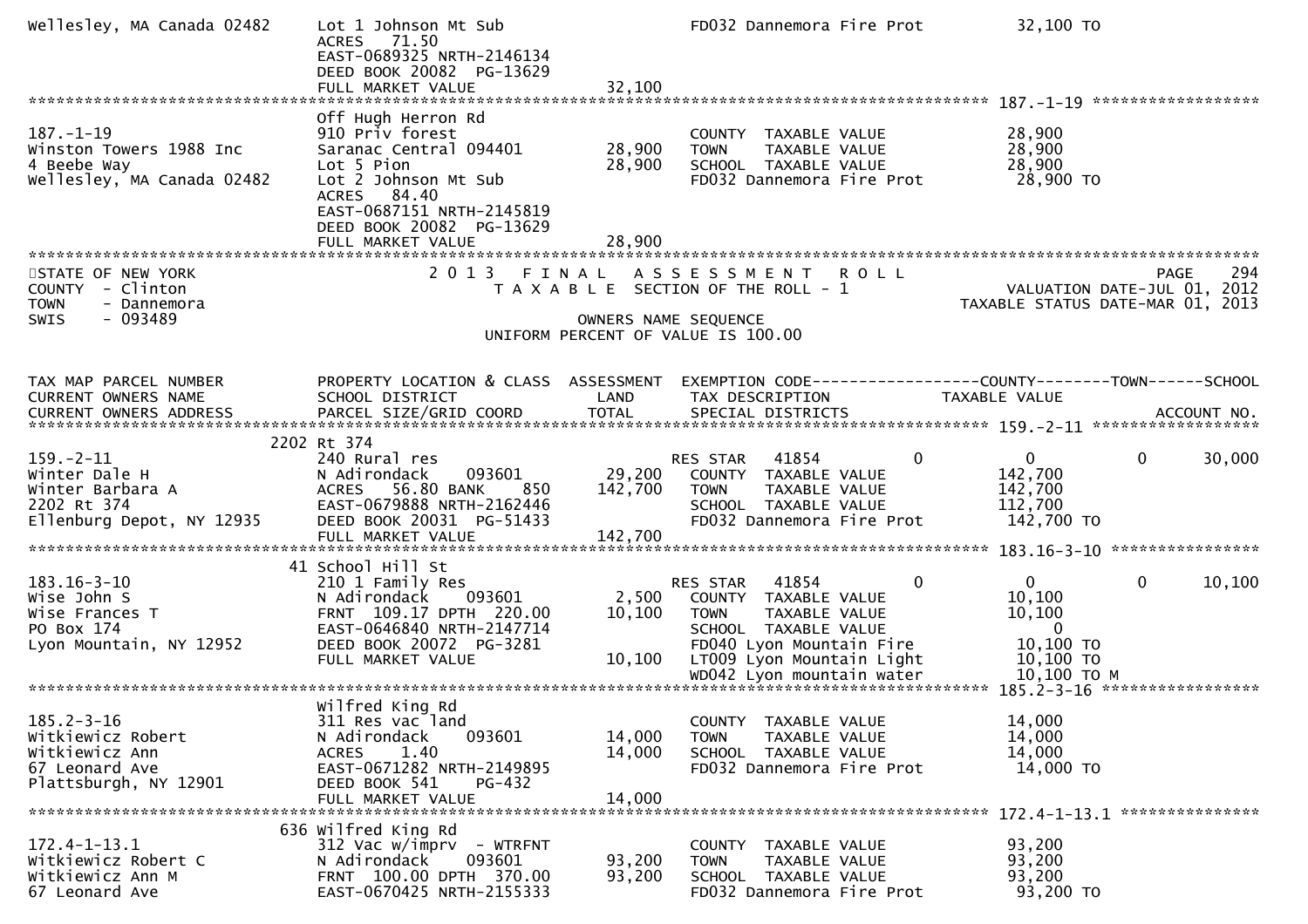```
Wellesley, MA Canada 02482    Lot 1 Johnson Mt Sub                   FD032 Dannemora Fire Prot        32,100 TO
                              ACRES   71.50
                              EAST-0689325 NRTH-2146134
                              DEED BOOK 20082  PG-13629
                              FULL MARKET VALUE              32,100
******************************************************************************************************* 187.-1-19 ******************
                              Off Hugh Herron Rd
187.-1-19                     910 Priv forest                        COUNTY  TAXABLE VALUE            28,900
Winston Towers 1988 Inc       Saranac Central 094401     28,900     TOWN    TAXABLE VALUE            28,900
4 Beebe Way                   Lot 5 Pion                 28,900     SCHOOL  TAXABLE VALUE            28,900
Wellesley, MA Canada 02482    Lot 2 Johnson Mt Sub                   FD032 Dannemora Fire Prot        28,900 TO
                              ACRES   84.40
                              EAST-0687151 NRTH-2145819
                              DEED BOOK 20082  PG-13629
                              FULL MARKET VALUE              28,900
************************************************************************************************************************************
STATE OF NEW YORK                    2 0 1 3   F I N A L   A S S E S S M E N T   R O L L                               PAGE    294
COUNTY  - Clinton                       T A X A B L E  SECTION OF THE ROLL - 1                          VALUATION DATE-JUL 01, 2012
TOWN    - Dannemora                                                                                   TAXABLE STATUS DATE-MAR 01, 2013
SWIS    - 093489                                        OWNERS NAME SEQUENCE
                                               UNIFORM PERCENT OF VALUE IS 100.00


TAX MAP PARCEL NUMBER         PROPERTY LOCATION & CLASS  ASSESSMENT  EXEMPTION CODE------------------COUNTY--------TOWN------SCHOOL
CURRENT OWNERS NAME           SCHOOL DISTRICT               LAND      TAX DESCRIPTION            TAXABLE VALUE
CURRENT OWNERS ADDRESS        PARCEL SIZE/GRID COORD        TOTAL     SPECIAL DISTRICTS                                    ACCOUNT NO.
******************************************************************************************************* 159.-2-11 ******************
                          2202 Rt 374
159.-2-11                     240 Rural res                          RES STAR   41854          0          0           0      30,000
Winter Dale H                 N Adirondack      093601     29,200   COUNTY  TAXABLE VALUE           142,700
Winter Barbara A              ACRES   56.80 BANK     850   142,700   TOWN    TAXABLE VALUE           142,700
2202 Rt 374                   EAST-0679888 NRTH-2162446              SCHOOL  TAXABLE VALUE           112,700
Ellenburg Depot, NY 12935     DEED BOOK 20031  PG-51433              FD032 Dannemora Fire Prot       142,700 TO
                              FULL MARKET VALUE             142,700
******************************************************************************************************* 183.16-3-10 ****************
                            41 School Hill St
183.16-3-10                   210 1 Family Res                       RES STAR   41854          0          0           0      10,100
Wise John S                   N Adirondack      093601      2,500   COUNTY  TAXABLE VALUE            10,100
Wise Frances T                FRNT 109.17 DPTH 220.00      10,100   TOWN    TAXABLE VALUE            10,100
PO Box 174                    EAST-0646840 NRTH-2147714              SCHOOL  TAXABLE VALUE                 0
Lyon Mountain, NY 12952       DEED BOOK 20072  PG-3281               FD040 Lyon Mountain Fire         10,100 TO
                              FULL MARKET VALUE              10,100  LT009 Lyon Mountain Light        10,100 TO
                                                                     WD042 Lyon mountain water        10,100 TO M
******************************************************************************************************* 185.2-3-16 *****************
                              Wilfred King Rd
185.2-3-16                    311 Res vac land                       COUNTY  TAXABLE VALUE            14,000
Witkiewicz Robert             N Adirondack      093601     14,000   TOWN    TAXABLE VALUE            14,000
Witkiewicz Ann                ACRES    1.40                14,000   SCHOOL  TAXABLE VALUE            14,000
67 Leonard Ave                EAST-0671282 NRTH-2149895              FD032 Dannemora Fire Prot        14,000 TO
Plattsburgh, NY 12901         DEED BOOK 541    PG-432
                              FULL MARKET VALUE              14,000
******************************************************************************************************* 172.4-1-13.1 ***************
                          636 Wilfred King Rd
172.4-1-13.1                  312 Vac w/imprv  - WTRFNT              COUNTY  TAXABLE VALUE            93,200
Witkiewicz Robert C           N Adirondack      093601     93,200   TOWN    TAXABLE VALUE            93,200
Witkiewicz Ann M              FRNT 100.00 DPTH 370.00      93,200   SCHOOL  TAXABLE VALUE            93,200
67 Leonard Ave                EAST-0670425 NRTH-2155333              FD032 Dannemora Fire Prot        93,200 TO
```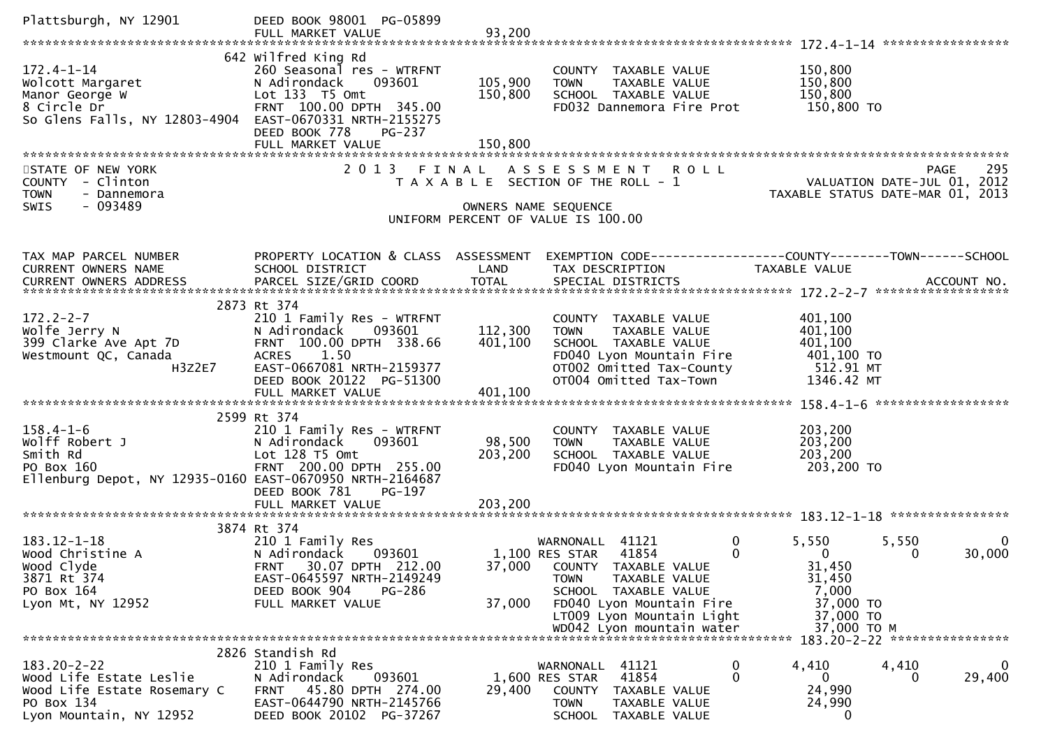Plattsburgh, NY 12901 — DEED BOOK 98001 PG-05899
FULL MARKET VALUE 93,200

******************************************************************************************************* 172.4-1-14 *****************

| TAX MAP PARCEL NUMBER / CURRENT OWNERS NAME / CURRENT OWNERS ADDRESS | PROPERTY LOCATION & CLASS / SCHOOL DISTRICT / PARCEL SIZE/GRID COORD | ASSESSMENT LAND / TOTAL | EXEMPTION CODE / TAX DESCRIPTION / SPECIAL DISTRICTS | COUNTY | TOWN | SCHOOL |
|---|---|---|---|---|---|---|
| | 642 Wilfred King Rd | | | | | |
| 172.4-1-14 | 260 Seasonal res - WTRFNT | | COUNTY TAXABLE VALUE | 150,800 | | |
| Wolcott Margaret | N Adirondack 093601 | 105,900 | TOWN TAXABLE VALUE | 150,800 | | |
| Manor George W | Lot 133 T5 Omt | 150,800 | SCHOOL TAXABLE VALUE | 150,800 | | |
| 8 Circle Dr | FRNT 100.00 DPTH 345.00 | | FD032 Dannemora Fire Prot | 150,800 TO | | |
| So Glens Falls, NY 12803-4904 | EAST-0670331 NRTH-2155275 | | | | | |
| | DEED BOOK 778 PG-237 | | | | | |
| | FULL MARKET VALUE | 150,800 | | | | |

STATE OF NEW YORK — 2013 FINAL ASSESSMENT ROLL — PAGE 295
COUNTY - Clinton — TAXABLE SECTION OF THE ROLL - 1 — VALUATION DATE-JUL 01, 2012
TOWN - Dannemora — TAXABLE STATUS DATE-MAR 01, 2013
SWIS - 093489 — OWNERS NAME SEQUENCE
UNIFORM PERCENT OF VALUE IS 100.00

| TAX MAP PARCEL NUMBER / CURRENT OWNERS NAME / CURRENT OWNERS ADDRESS | PROPERTY LOCATION & CLASS / SCHOOL DISTRICT / PARCEL SIZE/GRID COORD | ASSESSMENT LAND / TOTAL | EXEMPTION CODE / TAX DESCRIPTION / SPECIAL DISTRICTS | | COUNTY TAXABLE VALUE | TOWN | SCHOOL / ACCOUNT NO. |
|---|---|---|---|---|---|---|---|
| **172.2-2-7** | 2873 Rt 374 | | | | | | |
| 172.2-2-7 | 210 1 Family Res - WTRFNT | | COUNTY TAXABLE VALUE | | 401,100 | | |
| Wolfe Jerry N | N Adirondack 093601 | 112,300 | TOWN TAXABLE VALUE | | 401,100 | | |
| 399 Clarke Ave Apt 7D | FRNT 100.00 DPTH 338.66 | 401,100 | SCHOOL TAXABLE VALUE | | 401,100 | | |
| Westmount QC, Canada | ACRES 1.50 | | FD040 Lyon Mountain Fire | | 401,100 TO | | |
| H3Z2E7 | EAST-0667081 NRTH-2159377 | | OT002 Omitted Tax-County | | 512.91 MT | | |
| | DEED BOOK 20122 PG-51300 | | OT004 Omitted Tax-Town | | 1346.42 MT | | |
| | FULL MARKET VALUE | 401,100 | | | | | |
| **158.4-1-6** | 2599 Rt 374 | | | | | | |
| 158.4-1-6 | 210 1 Family Res - WTRFNT | | COUNTY TAXABLE VALUE | | 203,200 | | |
| Wolff Robert J | N Adirondack 093601 | 98,500 | TOWN TAXABLE VALUE | | 203,200 | | |
| Smith Rd | Lot 128 T5 Omt | 203,200 | SCHOOL TAXABLE VALUE | | 203,200 | | |
| PO Box 160 | FRNT 200.00 DPTH 255.00 | | FD040 Lyon Mountain Fire | | 203,200 TO | | |
| Ellenburg Depot, NY 12935-0160 | EAST-0670950 NRTH-2164687 | | | | | | |
| | DEED BOOK 781 PG-197 | | | | | | |
| | FULL MARKET VALUE | 203,200 | | | | | |
| **183.12-1-18** | 3874 Rt 374 | | | | | | |
| 183.12-1-18 | 210 1 Family Res | | WARNONALL 41121 | 0 | 5,550 | 5,550 | 0 |
| Wood Christine A | N Adirondack 093601 | 1,100 | RES STAR 41854 | 0 | 0 | 0 | 30,000 |
| Wood Clyde | FRNT 30.07 DPTH 212.00 | 37,000 | COUNTY TAXABLE VALUE | | 31,450 | | |
| 3871 Rt 374 | EAST-0645597 NRTH-2149249 | | TOWN TAXABLE VALUE | | 31,450 | | |
| PO Box 164 | DEED BOOK 904 PG-286 | | SCHOOL TAXABLE VALUE | | 7,000 | | |
| Lyon Mt, NY 12952 | FULL MARKET VALUE | 37,000 | FD040 Lyon Mountain Fire | | 37,000 TO | | |
| | | | LT009 Lyon Mountain Light | | 37,000 TO | | |
| | | | WD042 Lyon mountain water | | 37,000 TO M | | |
| **183.20-2-22** | 2826 Standish Rd | | | | | | |
| 183.20-2-22 | 210 1 Family Res | | WARNONALL 41121 | 0 | 4,410 | 4,410 | 0 |
| Wood Life Estate Leslie | N Adirondack 093601 | 1,600 | RES STAR 41854 | 0 | 0 | 0 | 29,400 |
| Wood Life Estate Rosemary C | FRNT 45.80 DPTH 274.00 | 29,400 | COUNTY TAXABLE VALUE | | 24,990 | | |
| PO Box 134 | EAST-0644790 NRTH-2145766 | | TOWN TAXABLE VALUE | | 24,990 | | |
| Lyon Mountain, NY 12952 | DEED BOOK 20102 PG-37267 | | SCHOOL TAXABLE VALUE | | 0 | | |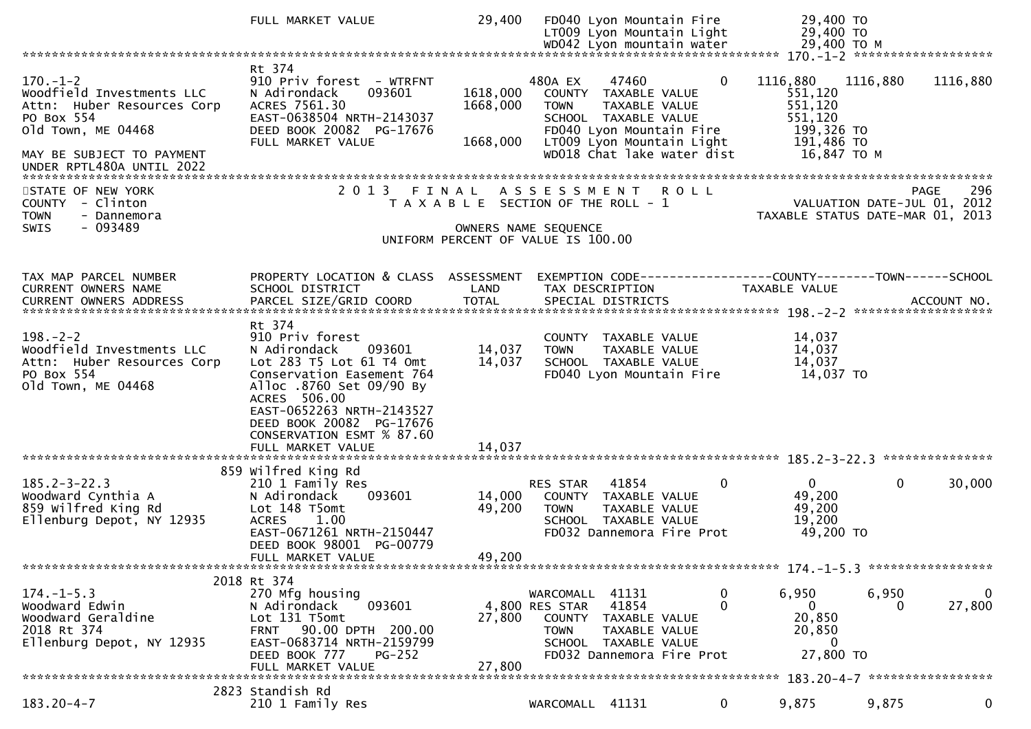```
                               FULL MARKET VALUE              29,400   FD040 Lyon Mountain Fire          29,400 TO
                                                                       LT009 Lyon Mountain Light         29,400 TO
                                                                       WD042 Lyon mountain water         29,400 TO M
******************************************************************************************************* 170.-1-2 ******************
                               Rt 374
170.-1-2                       910 Priv forest  - WTRFNT               480A EX    47460          0   1116,880   1116,880   1116,880
Woodfield Investments LLC      N Adirondack    093601      1618,000    COUNTY  TAXABLE VALUE           551,120
Attn:  Huber Resources Corp    ACRES 7561.30                1668,000   TOWN    TAXABLE VALUE           551,120
PO Box 554                     EAST-0638504 NRTH-2143037               SCHOOL  TAXABLE VALUE           551,120
Old Town, ME 04468             DEED BOOK 20082  PG-17676               FD040 Lyon Mountain Fire          199,326 TO
                               FULL MARKET VALUE            1668,000   LT009 Lyon Mountain Light         191,486 TO
MAY BE SUBJECT TO PAYMENT                                              WD018 Chat lake water dist         16,847 TO M
UNDER RPTL480A UNTIL 2022
************************************************************************************************************************************
```

STATE OF NEW YORK — 2013 FINAL ASSESSMENT ROLL — PAGE 296
COUNTY - Clinton — TAXABLE SECTION OF THE ROLL - 1 — VALUATION DATE-JUL 01, 2012
TOWN - Dannemora — TAXABLE STATUS DATE-MAR 01, 2013
SWIS - 093489 — OWNERS NAME SEQUENCE
UNIFORM PERCENT OF VALUE IS 100.00

```
TAX MAP PARCEL NUMBER          PROPERTY LOCATION & CLASS  ASSESSMENT  EXEMPTION CODE------------------COUNTY--------TOWN------SCHOOL
CURRENT OWNERS NAME            SCHOOL DISTRICT               LAND      TAX DESCRIPTION            TAXABLE VALUE
CURRENT OWNERS ADDRESS         PARCEL SIZE/GRID COORD        TOTAL     SPECIAL DISTRICTS                                 ACCOUNT NO.
******************************************************************************************************* 198.-2-2 ******************
                               Rt 374
198.-2-2                       910 Priv forest                         COUNTY  TAXABLE VALUE            14,037
Woodfield Investments LLC      N Adirondack    093601        14,037    TOWN    TAXABLE VALUE            14,037
Attn:  Huber Resources Corp    Lot 283 T5 Lot 61 T4 Omt      14,037    SCHOOL  TAXABLE VALUE            14,037
PO Box 554                     Conservation Easement 764               FD040 Lyon Mountain Fire          14,037 TO
Old Town, ME 04468             Alloc .8760 Set 09/90 By
                               ACRES  506.00
                               EAST-0652263 NRTH-2143527
                               DEED BOOK 20082  PG-17676
                               CONSERVATION ESMT % 87.60
                               FULL MARKET VALUE              14,037
******************************************************************************************************* 185.2-3-22.3 **************
                           859 Wilfred King Rd
185.2-3-22.3                   210 1 Family Res                        RES STAR   41854          0          0          0     30,000
Woodward Cynthia A             N Adirondack    093601        14,000    COUNTY  TAXABLE VALUE            49,200
859 Wilfred King Rd            Lot 148 T5omt                 49,200    TOWN    TAXABLE VALUE            49,200
Ellenburg Depot, NY 12935      ACRES    1.00                           SCHOOL  TAXABLE VALUE            19,200
                               EAST-0671261 NRTH-2150447               FD032 Dannemora Fire Prot         49,200 TO
                               DEED BOOK 98001  PG-00779
                               FULL MARKET VALUE              49,200
******************************************************************************************************* 174.-1-5.3 ****************
                          2018 Rt 374
174.-1-5.3                     270 Mfg housing                         WARCOMALL  41131          0      6,950      6,950          0
Woodward Edwin                 N Adirondack    093601         4,800 RES STAR   41854          0          0          0     27,800
Woodward Geraldine             Lot 131 T5omt                 27,800    COUNTY  TAXABLE VALUE            20,850
2018 Rt 374                    FRNT   90.00 DPTH  200.00               TOWN    TAXABLE VALUE            20,850
Ellenburg Depot, NY 12935      EAST-0683714 NRTH-2159799               SCHOOL  TAXABLE VALUE                 0
                               DEED BOOK 777    PG-252                 FD032 Dannemora Fire Prot         27,800 TO
                               FULL MARKET VALUE              27,800
******************************************************************************************************* 183.20-4-7 ****************
                          2823 Standish Rd
183.20-4-7                     210 1 Family Res                        WARCOMALL  41131          0      9,875      9,875          0
```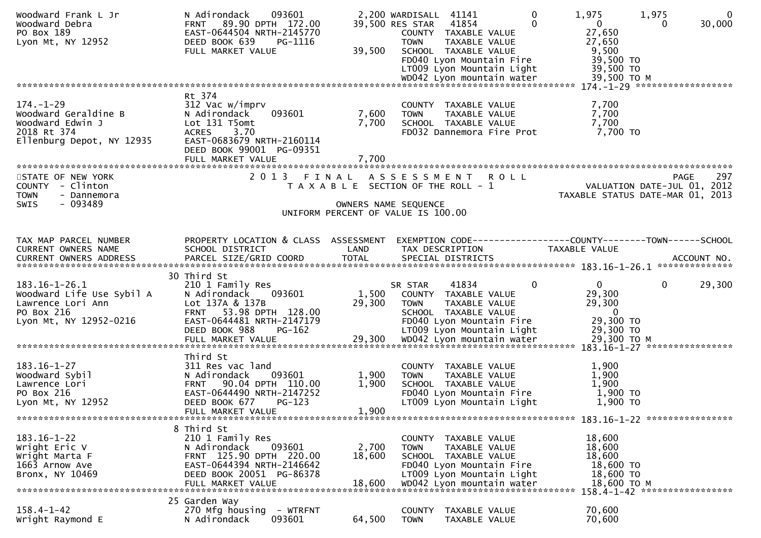```
Woodward Frank L Jr          N Adirondack    093601        2,200 WARDISALL  41141          0        1,975       1,975          0
Woodward Debra               FRNT   89.90 DPTH  172.00    39,500 RES STAR   41854          0            0           0     30,000
PO Box 189                   EAST-0644504 NRTH-2145770           COUNTY  TAXABLE VALUE               27,650
Lyon Mt, NY 12952            DEED BOOK 639    PG-1116            TOWN    TAXABLE VALUE               27,650
                             FULL MARKET VALUE            39,500 SCHOOL  TAXABLE VALUE                9,500
                                                                 FD040 Lyon Mountain Fire            39,500 TO
                                                                 LT009 Lyon Mountain Light           39,500 TO
                                                                 WD042 Lyon mountain water           39,500 TO M
******************************************************************************************************* 174.-1-29 ******************
                             Rt 374
174.-1-29                    312 Vac w/imprv                     COUNTY  TAXABLE VALUE                7,700
Woodward Geraldine B         N Adirondack    093601        7,600 TOWN    TAXABLE VALUE                7,700
Woodward Edwin J             Lot 131 T5omt                 7,700 SCHOOL  TAXABLE VALUE                7,700
2018 Rt 374                  ACRES    3.70                       FD032 Dannemora Fire Prot            7,700 TO
Ellenburg Depot, NY 12935    EAST-0683679 NRTH-2160114
                             DEED BOOK 99001  PG-09351
                             FULL MARKET VALUE             7,700
************************************************************************************************************************************
STATE OF NEW YORK                   2 0 1 3   F I N A L   A S S E S S M E N T   R O L L                                  PAGE   297
COUNTY  - Clinton                      T A X A B L E  SECTION OF THE ROLL - 1                         VALUATION DATE-JUL 01, 2012
TOWN    - Dannemora                                                                                TAXABLE STATUS DATE-MAR 01, 2013
SWIS    - 093489                                    OWNERS NAME SEQUENCE
                                              UNIFORM PERCENT OF VALUE IS 100.00


TAX MAP PARCEL NUMBER        PROPERTY LOCATION & CLASS  ASSESSMENT  EXEMPTION CODE------------------COUNTY--------TOWN------SCHOOL
CURRENT OWNERS NAME          SCHOOL DISTRICT               LAND     TAX DESCRIPTION              TAXABLE VALUE
CURRENT OWNERS ADDRESS       PARCEL SIZE/GRID COORD        TOTAL    SPECIAL DISTRICTS                                  ACCOUNT NO.
******************************************************************************************************* 183.16-1-26.1 **************
                             30 Third St
183.16-1-26.1                210 1 Family Res                     SR STAR    41834          0            0           0     29,300
Woodward Life Use Sybil A    N Adirondack    093601        1,500   COUNTY  TAXABLE VALUE               29,300
Lawrence Lori Ann            Lot 137A & 137B              29,300   TOWN    TAXABLE VALUE               29,300
PO Box 216                   FRNT   53.98 DPTH  128.00             SCHOOL  TAXABLE VALUE                    0
Lyon Mt, NY 12952-0216       EAST-0644481 NRTH-2147179             FD040 Lyon Mountain Fire            29,300 TO
                             DEED BOOK 988    PG-162               LT009 Lyon Mountain Light           29,300 TO
                             FULL MARKET VALUE            29,300   WD042 Lyon mountain water           29,300 TO M
******************************************************************************************************* 183.16-1-27 ****************
                             Third St
183.16-1-27                  311 Res vac land                    COUNTY  TAXABLE VALUE                1,900
Woodward Sybil               N Adirondack    093601        1,900 TOWN    TAXABLE VALUE                1,900
Lawrence Lori                FRNT   90.04 DPTH  110.00     1,900 SCHOOL  TAXABLE VALUE                1,900
PO Box 216                   EAST-0644490 NRTH-2147252           FD040 Lyon Mountain Fire             1,900 TO
Lyon Mt, NY 12952            DEED BOOK 677    PG-123             LT009 Lyon Mountain Light            1,900 TO
                             FULL MARKET VALUE             1,900
******************************************************************************************************* 183.16-1-22 ****************
                             8 Third St
183.16-1-22                  210 1 Family Res                    COUNTY  TAXABLE VALUE               18,600
Wright Eric V                N Adirondack    093601        2,700 TOWN    TAXABLE VALUE               18,600
Wright Marta F               FRNT  125.90 DPTH  220.00    18,600 SCHOOL  TAXABLE VALUE               18,600
1663 Arnow Ave               EAST-0644394 NRTH-2146642           FD040 Lyon Mountain Fire            18,600 TO
Bronx, NY 10469              DEED BOOK 20051  PG-86378           LT009 Lyon Mountain Light           18,600 TO
                             FULL MARKET VALUE            18,600 WD042 Lyon mountain water           18,600 TO M
******************************************************************************************************* 158.4-1-42 *****************
                             25 Garden Way
158.4-1-42                   270 Mfg housing  - WTRFNT           COUNTY  TAXABLE VALUE               70,600
Wright Raymond E             N Adirondack    093601       64,500 TOWN    TAXABLE VALUE               70,600
```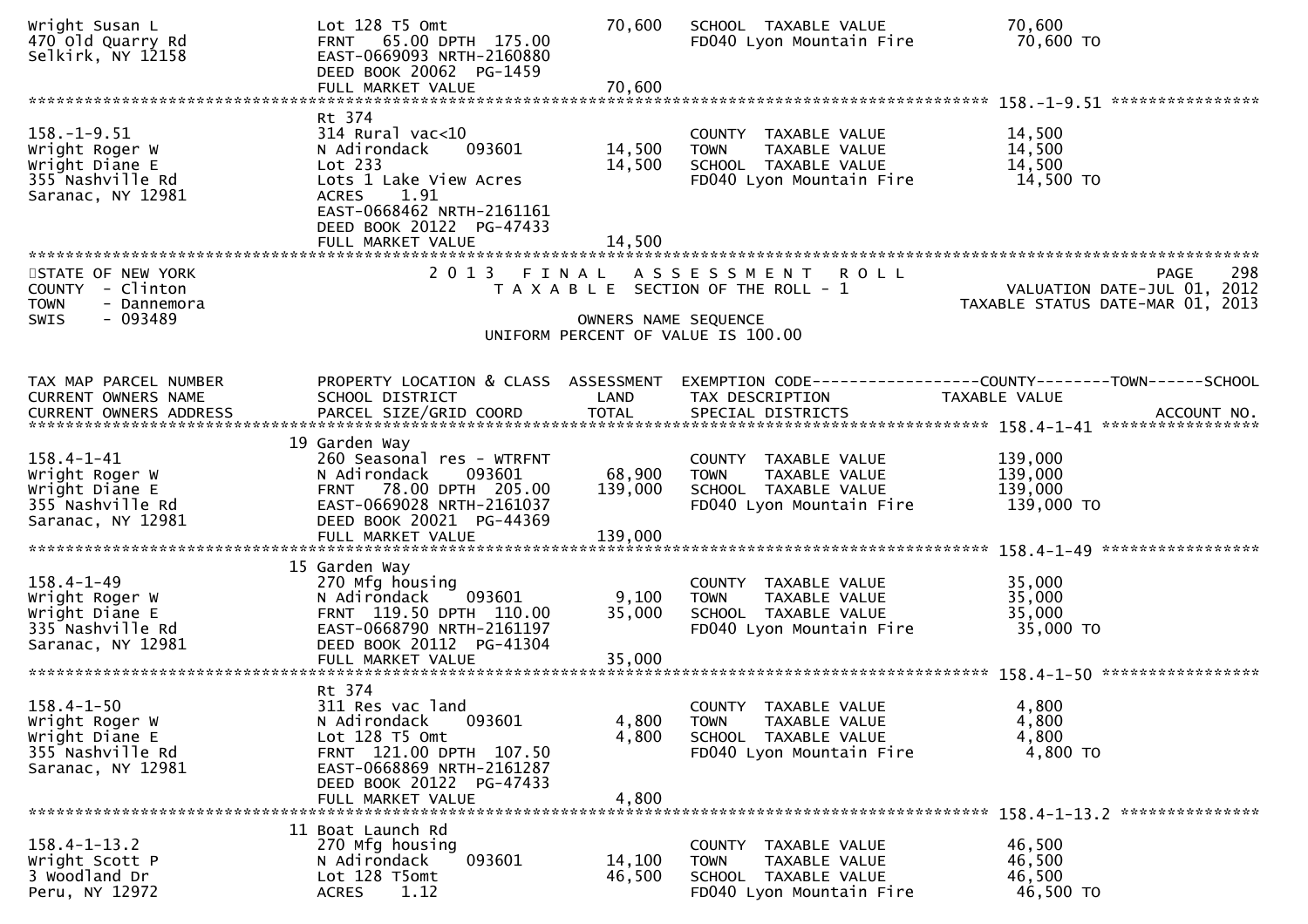```
Wright Susan L                 Lot 128 T5 Omt                      70,600   SCHOOL  TAXABLE VALUE              70,600
470 Old Quarry Rd              FRNT   65.00 DPTH  175.00                    FD040 Lyon Mountain Fire            70,600 TO
Selkirk, NY 12158              EAST-0669093 NRTH-2160880
                               DEED BOOK 20062  PG-1459
                               FULL MARKET VALUE                  70,600
******************************************************************************************************* 158.-1-9.51 ****************
                               Rt 374
158.-1-9.51                    314 Rural vac<10                             COUNTY  TAXABLE VALUE              14,500
Wright Roger W                 N Adirondack     093601          14,500      TOWN    TAXABLE VALUE              14,500
Wright Diane E                 Lot 233                          14,500      SCHOOL  TAXABLE VALUE              14,500
355 Nashville Rd               Lots 1 Lake View Acres                       FD040 Lyon Mountain Fire            14,500 TO
Saranac, NY 12981              ACRES     1.91
                               EAST-0668462 NRTH-2161161
                               DEED BOOK 20122  PG-47433
                               FULL MARKET VALUE                  14,500
************************************************************************************************************************************
STATE OF NEW YORK                 2 0 1 3   F I N A L   A S S E S S M E N T   R O L L                                    PAGE    298
COUNTY  - Clinton                    T A X A B L E  SECTION OF THE ROLL - 1                              VALUATION DATE-JUL 01, 2012
TOWN    - Dannemora                                                                                TAXABLE STATUS DATE-MAR 01, 2013
SWIS    - 093489                                        OWNERS NAME SEQUENCE
                                               UNIFORM PERCENT OF VALUE IS 100.00


TAX MAP PARCEL NUMBER          PROPERTY LOCATION & CLASS  ASSESSMENT  EXEMPTION CODE------------------COUNTY--------TOWN------SCHOOL
CURRENT OWNERS NAME            SCHOOL DISTRICT               LAND      TAX DESCRIPTION             TAXABLE VALUE
CURRENT OWNERS ADDRESS         PARCEL SIZE/GRID COORD        TOTAL     SPECIAL DISTRICTS                                   ACCOUNT NO.
******************************************************************************************************* 158.4-1-41 *****************
                            19 Garden Way
158.4-1-41                     260 Seasonal res - WTRFNT                    COUNTY  TAXABLE VALUE             139,000
Wright Roger W                 N Adirondack     093601          68,900      TOWN    TAXABLE VALUE             139,000
Wright Diane E                 FRNT   78.00 DPTH  205.00       139,000      SCHOOL  TAXABLE VALUE             139,000
355 Nashville Rd               EAST-0669028 NRTH-2161037                    FD040 Lyon Mountain Fire           139,000 TO
Saranac, NY 12981              DEED BOOK 20021  PG-44369
                               FULL MARKET VALUE                 139,000
******************************************************************************************************* 158.4-1-49 *****************
                            15 Garden Way
158.4-1-49                     270 Mfg housing                              COUNTY  TAXABLE VALUE              35,000
Wright Roger W                 N Adirondack     093601           9,100      TOWN    TAXABLE VALUE              35,000
Wright Diane E                 FRNT  119.50 DPTH  110.00        35,000      SCHOOL  TAXABLE VALUE              35,000
335 Nashville Rd               EAST-0668790 NRTH-2161197                    FD040 Lyon Mountain Fire            35,000 TO
Saranac, NY 12981              DEED BOOK 20112  PG-41304
                               FULL MARKET VALUE                  35,000
******************************************************************************************************* 158.4-1-50 *****************
                               Rt 374
158.4-1-50                     311 Res vac land                             COUNTY  TAXABLE VALUE               4,800
Wright Roger W                 N Adirondack     093601           4,800      TOWN    TAXABLE VALUE               4,800
Wright Diane E                 Lot 128 T5 Omt                    4,800      SCHOOL  TAXABLE VALUE               4,800
355 Nashville Rd               FRNT  121.00 DPTH  107.50                    FD040 Lyon Mountain Fire             4,800 TO
Saranac, NY 12981              EAST-0668869 NRTH-2161287
                               DEED BOOK 20122  PG-47433
                               FULL MARKET VALUE                   4,800
******************************************************************************************************* 158.4-1-13.2 ***************
                            11 Boat Launch Rd
158.4-1-13.2                   270 Mfg housing                              COUNTY  TAXABLE VALUE              46,500
Wright Scott P                 N Adirondack     093601          14,100      TOWN    TAXABLE VALUE              46,500
3 Woodland Dr                  Lot 128 T5omt                    46,500      SCHOOL  TAXABLE VALUE              46,500
Peru, NY 12972                 ACRES     1.12                               FD040 Lyon Mountain Fire            46,500 TO
```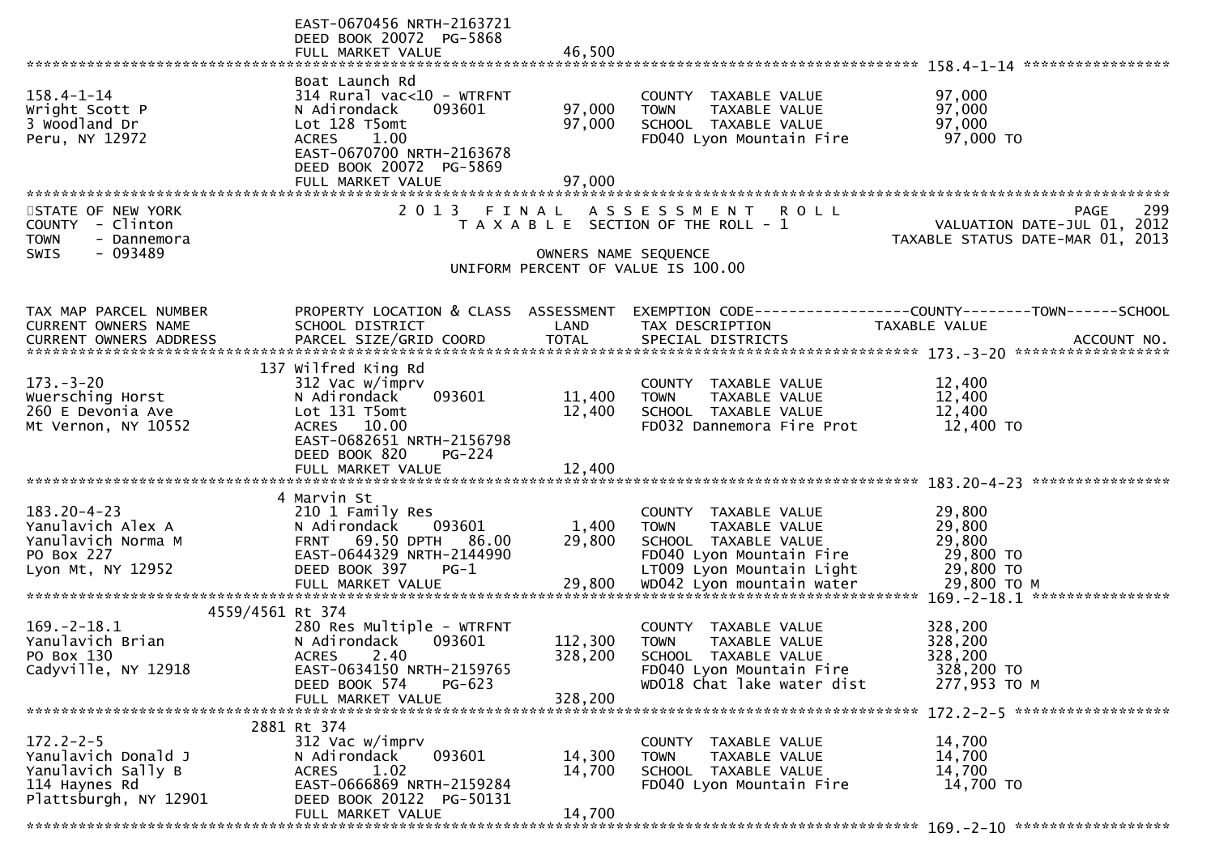```
                              EAST-0670456 NRTH-2163721
                              DEED BOOK 20072  PG-5868
                              FULL MARKET VALUE              46,500
******************************************************************************************************* 158.4-1-14 *****************
                              Boat Launch Rd
158.4-1-14                    314 Rural vac<10 - WTRFNT              COUNTY  TAXABLE VALUE             97,000
Wright Scott P                N Adirondack     093601      97,000    TOWN    TAXABLE VALUE             97,000
3 Woodland Dr                 Lot 128 T5omt                97,000    SCHOOL  TAXABLE VALUE             97,000
Peru, NY 12972                ACRES    1.00                          FD040 Lyon Mountain Fire           97,000 TO
                              EAST-0670700 NRTH-2163678
                              DEED BOOK 20072  PG-5869
                              FULL MARKET VALUE              97,000
*******************************************************************************************************************************************
STATE OF NEW YORK                    2 0 1 3   F I N A L   A S S E S S M E N T   R O L L                               PAGE    299
COUNTY  - Clinton                       T A X A B L E  SECTION OF THE ROLL - 1                          VALUATION DATE-JUL 01, 2012
TOWN    - Dannemora                                                                                  TAXABLE STATUS DATE-MAR 01, 2013
SWIS    - 093489                                        OWNERS NAME SEQUENCE
                                               UNIFORM PERCENT OF VALUE IS 100.00


TAX MAP PARCEL NUMBER          PROPERTY LOCATION & CLASS  ASSESSMENT  EXEMPTION CODE------------------COUNTY--------TOWN------SCHOOL
CURRENT OWNERS NAME            SCHOOL DISTRICT               LAND      TAX DESCRIPTION             TAXABLE VALUE
CURRENT OWNERS ADDRESS         PARCEL SIZE/GRID COORD        TOTAL     SPECIAL DISTRICTS                                 ACCOUNT NO.
******************************************************************************************************* 173.-3-20 ******************
                          137 Wilfred King Rd
173.-3-20                     312 Vac w/imprv                        COUNTY  TAXABLE VALUE             12,400
Wuersching Horst              N Adirondack     093601      11,400    TOWN    TAXABLE VALUE             12,400
260 E Devonia Ave             Lot 131 T5omt                12,400    SCHOOL  TAXABLE VALUE             12,400
Mt Vernon, NY 10552           ACRES   10.00                          FD032 Dannemora Fire Prot          12,400 TO
                              EAST-0682651 NRTH-2156798
                              DEED BOOK 820    PG-224
                              FULL MARKET VALUE              12,400
******************************************************************************************************* 183.20-4-23 ****************
                            4 Marvin St
183.20-4-23                   210 1 Family Res                       COUNTY  TAXABLE VALUE             29,800
Yanulavich Alex A             N Adirondack     093601       1,400    TOWN    TAXABLE VALUE             29,800
Yanulavich Norma M            FRNT   69.50 DPTH   86.00    29,800    SCHOOL  TAXABLE VALUE             29,800
PO Box 227                    EAST-0644329 NRTH-2144990              FD040 Lyon Mountain Fire           29,800 TO
Lyon Mt, NY 12952             DEED BOOK 397    PG-1                  LT009 Lyon Mountain Light          29,800 TO
                              FULL MARKET VALUE              29,800  WD042 Lyon mountain water          29,800 TO M
******************************************************************************************************* 169.-2-18.1 ****************
                    4559/4561 Rt 374
169.-2-18.1                   280 Res Multiple - WTRFNT              COUNTY  TAXABLE VALUE            328,200
Yanulavich Brian              N Adirondack     093601     112,300    TOWN    TAXABLE VALUE            328,200
PO Box 130                    ACRES    2.40               328,200    SCHOOL  TAXABLE VALUE            328,200
Cadyville, NY 12918           EAST-0634150 NRTH-2159765              FD040 Lyon Mountain Fire          328,200 TO
                              DEED BOOK 574    PG-623                WD018 Chat lake water dist        277,953 TO M
                              FULL MARKET VALUE             328,200
******************************************************************************************************* 172.2-2-5 ******************
                         2881 Rt 374
172.2-2-5                     312 Vac w/imprv                        COUNTY  TAXABLE VALUE             14,700
Yanulavich Donald J           N Adirondack     093601      14,300    TOWN    TAXABLE VALUE             14,700
Yanulavich Sally B            ACRES    1.02                14,700    SCHOOL  TAXABLE VALUE             14,700
114 Haynes Rd                 EAST-0666869 NRTH-2159284              FD040 Lyon Mountain Fire           14,700 TO
Plattsburgh, NY 12901         DEED BOOK 20122  PG-50131
                              FULL MARKET VALUE              14,700
******************************************************************************************************* 169.-2-10 ******************
```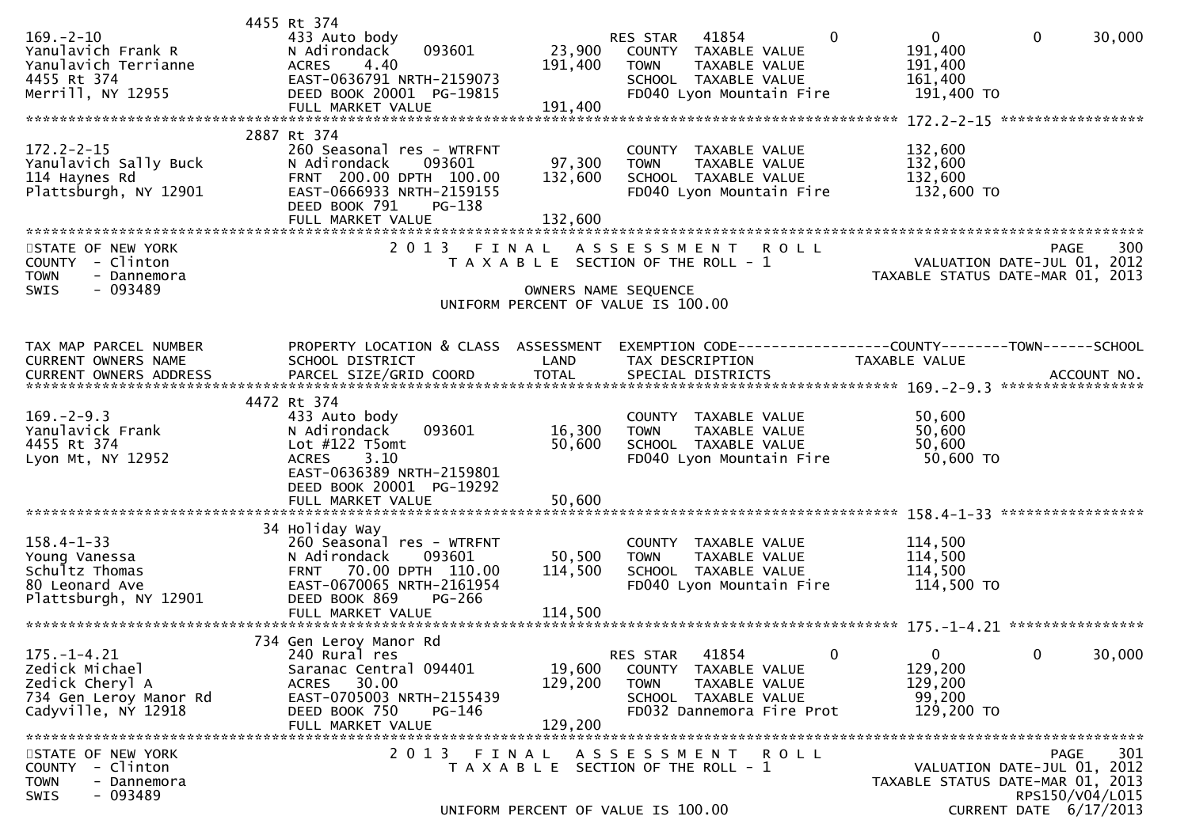| TAX MAP PARCEL NUMBER | PROPERTY LOCATION & CLASS | ASSESSMENT | EXEMPTION CODE | COUNTY | TOWN | SCHOOL |
|---|---|---|---|---|---|---|
| CURRENT OWNERS NAME | SCHOOL DISTRICT | LAND | TAX DESCRIPTION | TAXABLE VALUE | | |
| CURRENT OWNERS ADDRESS | PARCEL SIZE/GRID COORD | TOTAL | SPECIAL DISTRICTS | | | ACCOUNT NO. |
| | 4455 Rt 374 | | | | | |
| 169.-2-10 | 433 Auto body | | RES STAR 41854 | 0 | 0 | 30,000 |
| Yanulavich Frank R | N Adirondack 093601 | 23,900 | COUNTY TAXABLE VALUE | 191,400 | | |
| Yanulavich Terrianne | ACRES 4.40 | 191,400 | TOWN TAXABLE VALUE | 191,400 | | |
| 4455 Rt 374 | EAST-0636791 NRTH-2159073 | | SCHOOL TAXABLE VALUE | 161,400 | | |
| Merrill, NY 12955 | DEED BOOK 20001 PG-19815 | | FD040 Lyon Mountain Fire | 191,400 TO | | |
| | FULL MARKET VALUE | 191,400 | | | | |
| 172.2-2-15 | 2887 Rt 374 | | | | | |
| 172.2-2-15 | 260 Seasonal res - WTRFNT | | COUNTY TAXABLE VALUE | 132,600 | | |
| Yanulavich Sally Buck | N Adirondack 093601 | 97,300 | TOWN TAXABLE VALUE | 132,600 | | |
| 114 Haynes Rd | FRNT 200.00 DPTH 100.00 | 132,600 | SCHOOL TAXABLE VALUE | 132,600 | | |
| Plattsburgh, NY 12901 | EAST-0666933 NRTH-2159155 | | FD040 Lyon Mountain Fire | 132,600 TO | | |
| | DEED BOOK 791 PG-138 | | | | | |
| | FULL MARKET VALUE | 132,600 | | | | |

STATE OF NEW YORK — 2013 FINAL ASSESSMENT ROLL — PAGE 300
COUNTY - Clinton — TAXABLE SECTION OF THE ROLL - 1 — VALUATION DATE-JUL 01, 2012
TOWN - Dannemora — TAXABLE STATUS DATE-MAR 01, 2013
SWIS - 093489 — OWNERS NAME SEQUENCE
UNIFORM PERCENT OF VALUE IS 100.00

| TAX MAP PARCEL NUMBER | PROPERTY LOCATION & CLASS | ASSESSMENT | EXEMPTION CODE | COUNTY | TOWN | SCHOOL |
|---|---|---|---|---|---|---|
| CURRENT OWNERS NAME | SCHOOL DISTRICT | LAND | TAX DESCRIPTION | TAXABLE VALUE | | |
| CURRENT OWNERS ADDRESS | PARCEL SIZE/GRID COORD | TOTAL | SPECIAL DISTRICTS | | | ACCOUNT NO. |
| 169.-2-9.3 | 4472 Rt 374 | | | | | |
| 169.-2-9.3 | 433 Auto body | | COUNTY TAXABLE VALUE | 50,600 | | |
| Yanulavick Frank | N Adirondack 093601 | 16,300 | TOWN TAXABLE VALUE | 50,600 | | |
| 4455 Rt 374 | Lot #122 T5omt | 50,600 | SCHOOL TAXABLE VALUE | 50,600 | | |
| Lyon Mt, NY 12952 | ACRES 3.10 | | FD040 Lyon Mountain Fire | 50,600 TO | | |
| | EAST-0636389 NRTH-2159801 | | | | | |
| | DEED BOOK 20001 PG-19292 | | | | | |
| | FULL MARKET VALUE | 50,600 | | | | |
| 158.4-1-33 | 34 Holiday Way | | | | | |
| 158.4-1-33 | 260 Seasonal res - WTRFNT | | COUNTY TAXABLE VALUE | 114,500 | | |
| Young Vanessa | N Adirondack 093601 | 50,500 | TOWN TAXABLE VALUE | 114,500 | | |
| Schultz Thomas | FRNT 70.00 DPTH 110.00 | 114,500 | SCHOOL TAXABLE VALUE | 114,500 | | |
| 80 Leonard Ave | EAST-0670065 NRTH-2161954 | | FD040 Lyon Mountain Fire | 114,500 TO | | |
| Plattsburgh, NY 12901 | DEED BOOK 869 PG-266 | | | | | |
| | FULL MARKET VALUE | 114,500 | | | | |
| 175.-1-4.21 | 734 Gen Leroy Manor Rd | | | | | |
| 175.-1-4.21 | 240 Rural res | | RES STAR 41854 | 0 | 0 | 30,000 |
| Zedick Michael | Saranac Central 094401 | 19,600 | COUNTY TAXABLE VALUE | 129,200 | | |
| Zedick Cheryl A | ACRES 30.00 | 129,200 | TOWN TAXABLE VALUE | 129,200 | | |
| 734 Gen Leroy Manor Rd | EAST-0705003 NRTH-2155439 | | SCHOOL TAXABLE VALUE | 99,200 | | |
| Cadyville, NY 12918 | DEED BOOK 750 PG-146 | | FD032 Dannemora Fire Prot | 129,200 TO | | |
| | FULL MARKET VALUE | 129,200 | | | | |

STATE OF NEW YORK — 2013 FINAL ASSESSMENT ROLL — PAGE 301
COUNTY - Clinton — TAXABLE SECTION OF THE ROLL - 1 — VALUATION DATE-JUL 01, 2012
TOWN - Dannemora — TAXABLE STATUS DATE-MAR 01, 2013
SWIS - 093489 — RPS150/V04/L015
UNIFORM PERCENT OF VALUE IS 100.00 — CURRENT DATE 6/17/2013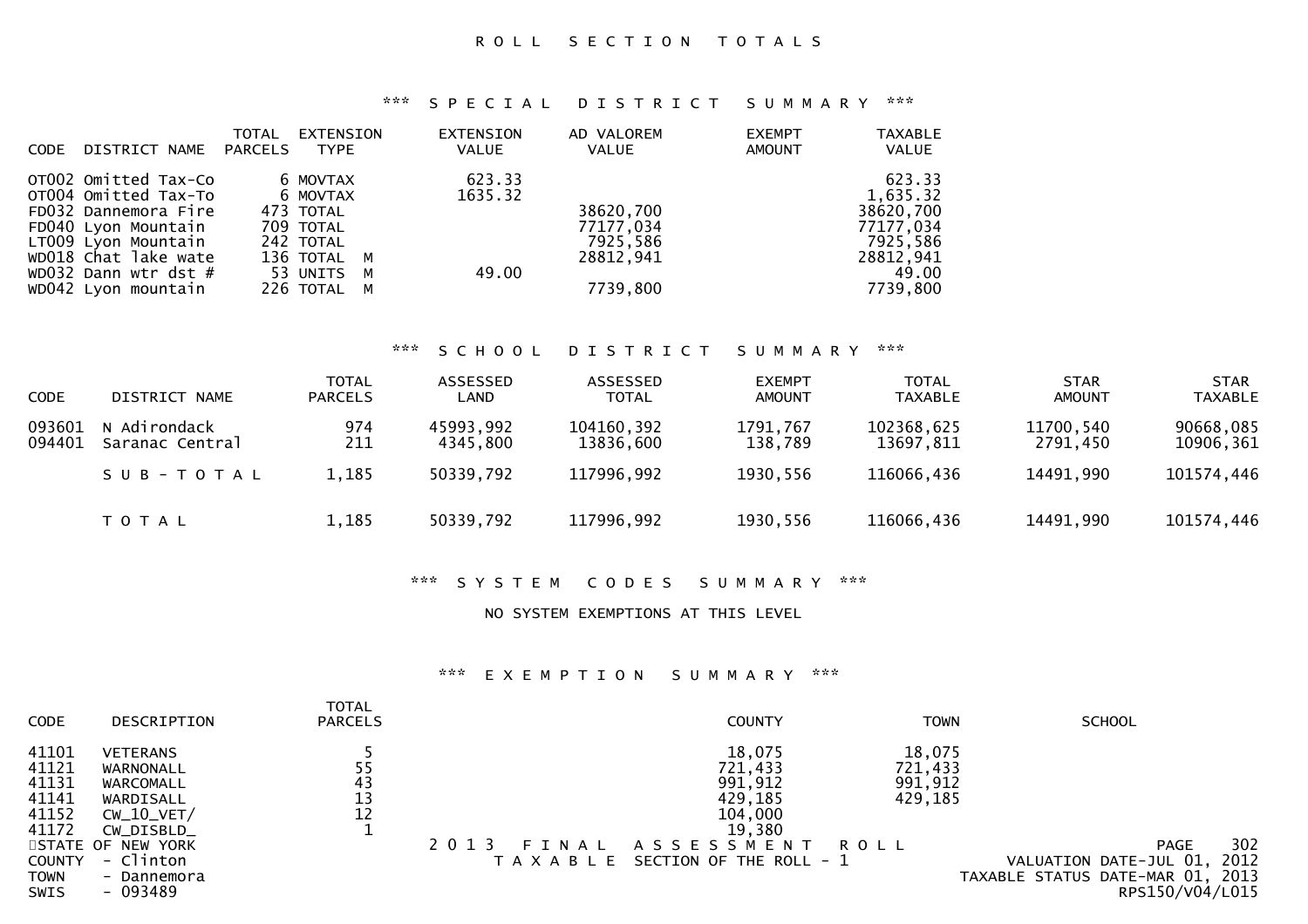# ROLL SECTION TOTALS

## *** SPECIAL DISTRICT SUMMARY ***

| CODE | DISTRICT NAME | TOTAL PARCELS | EXTENSION TYPE | EXTENSION VALUE | AD VALOREM VALUE | EXEMPT AMOUNT | TAXABLE VALUE |
|---|---|---|---|---|---|---|---|
| OT002 | Omitted Tax-Co | 6 | MOVTAX | 623.33 | | | 623.33 |
| OT004 | Omitted Tax-To | 6 | MOVTAX | 1635.32 | | | 1,635.32 |
| FD032 | Dannemora Fire | 473 | TOTAL | | 38620,700 | | 38620,700 |
| FD040 | Lyon Mountain | 709 | TOTAL | | 77177,034 | | 77177,034 |
| LT009 | Lyon Mountain | 242 | TOTAL | | 7925,586 | | 7925,586 |
| WD018 | Chat lake wate | 136 | TOTAL M | | 28812,941 | | 28812,941 |
| WD032 | Dann wtr dst # | 53 | UNITS M | 49.00 | | | 49.00 |
| WD042 | Lyon mountain | 226 | TOTAL M | | 7739,800 | | 7739,800 |

## *** SCHOOL DISTRICT SUMMARY ***

| CODE | DISTRICT NAME | TOTAL PARCELS | ASSESSED LAND | ASSESSED TOTAL | EXEMPT AMOUNT | TOTAL TAXABLE | STAR AMOUNT | STAR TAXABLE |
|---|---|---|---|---|---|---|---|---|
| 093601 | N Adirondack | 974 | 45993,992 | 104160,392 | 1791,767 | 102368,625 | 11700,540 | 90668,085 |
| 094401 | Saranac Central | 211 | 4345,800 | 13836,600 | 138,789 | 13697,811 | 2791,450 | 10906,361 |
| | S U B - T O T A L | 1,185 | 50339,792 | 117996,992 | 1930,556 | 116066,436 | 14491,990 | 101574,446 |
| | T O T A L | 1,185 | 50339,792 | 117996,992 | 1930,556 | 116066,436 | 14491,990 | 101574,446 |

## *** SYSTEM CODES SUMMARY ***

NO SYSTEM EXEMPTIONS AT THIS LEVEL

## *** EXEMPTION SUMMARY ***

| CODE | DESCRIPTION | TOTAL PARCELS | COUNTY | TOWN | SCHOOL |
|---|---|---|---|---|---|
| 41101 | VETERANS | 5 | 18,075 | 18,075 | |
| 41121 | WARNONALL | 55 | 721,433 | 721,433 | |
| 41131 | WARCOMALL | 43 | 991,912 | 991,912 | |
| 41141 | WARDISALL | 13 | 429,185 | 429,185 | |
| 41152 | CW_10_VET/ | 12 | 104,000 | | |
| 41172 | CW_DISBLD_ | 1 | 19,380 | | |

STATE OF NEW YORK
COUNTY - Clinton
TOWN - Dannemora
SWIS - 093489

2013 FINAL ASSESSMENT ROLL
TAXABLE SECTION OF THE ROLL - 1

VALUATION DATE-JUL 01, 2012
TAXABLE STATUS DATE-MAR 01, 2013
RPS150/V04/L015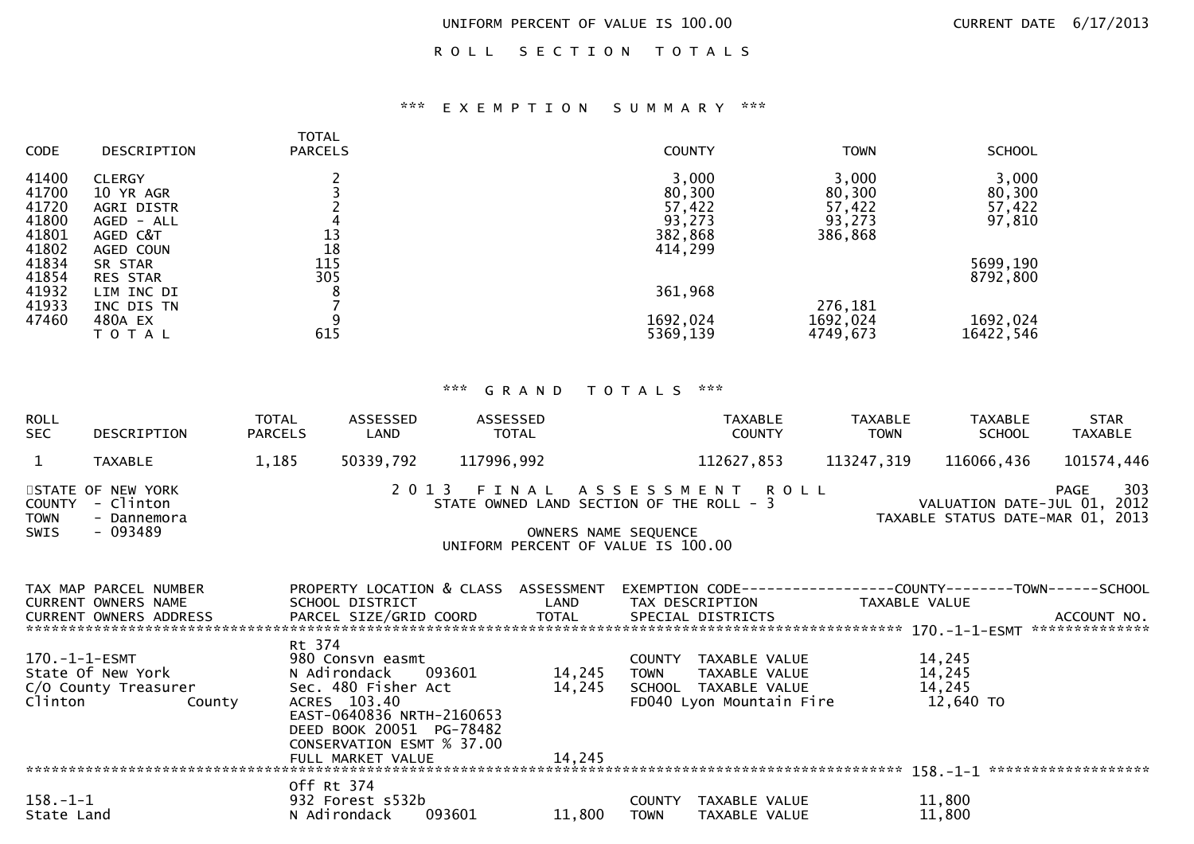UNIFORM PERCENT OF VALUE IS 100.00 CURRENT DATE 6/17/2013

## R O L L   S E C T I O N   T O T A L S

### *** E X E M P T I O N   S U M M A R Y ***

| CODE | DESCRIPTION | TOTAL PARCELS | COUNTY | TOWN | SCHOOL |
|---|---|---|---|---|---|
| 41400 | CLERGY | 2 | 3,000 | 3,000 | 3,000 |
| 41700 | 10 YR AGR | 3 | 80,300 | 80,300 | 80,300 |
| 41720 | AGRI DISTR | 2 | 57,422 | 57,422 | 57,422 |
| 41800 | AGED - ALL | 4 | 93,273 | 93,273 | 97,810 |
| 41801 | AGED C&T | 13 | 382,868 | 386,868 | |
| 41802 | AGED COUN | 18 | 414,299 | | |
| 41834 | SR STAR | 115 | | | 5699,190 |
| 41854 | RES STAR | 305 | | | 8792,800 |
| 41932 | LIM INC DI | 8 | 361,968 | | |
| 41933 | INC DIS TN | 7 | | 276,181 | |
| 47460 | 480A EX | 9 | 1692,024 | 1692,024 | 1692,024 |
| | T O T A L | 615 | 5369,139 | 4749,673 | 16422,546 |

### *** G R A N D   T O T A L S ***

| ROLL SEC | DESCRIPTION | TOTAL PARCELS | ASSESSED LAND | ASSESSED TOTAL | TAXABLE COUNTY | TAXABLE TOWN | TAXABLE SCHOOL | STAR TAXABLE |
|---|---|---|---|---|---|---|---|---|
| 1 | TAXABLE | 1,185 | 50339,792 | 117996,992 | 112627,853 | 113247,319 | 116066,436 | 101574,446 |

STATE OF NEW YORK
COUNTY - Clinton
TOWN - Dannemora
SWIS - 093489

2 0 1 3   F I N A L   A S S E S S M E N T   R O L L
STATE OWNED LAND SECTION OF THE ROLL - 3
OWNERS NAME SEQUENCE
UNIFORM PERCENT OF VALUE IS 100.00

PAGE 303
VALUATION DATE-JUL 01, 2012
TAXABLE STATUS DATE-MAR 01, 2013

| TAX MAP PARCEL NUMBER / CURRENT OWNERS NAME / CURRENT OWNERS ADDRESS | PROPERTY LOCATION & CLASS / SCHOOL DISTRICT / PARCEL SIZE/GRID COORD | ASSESSMENT LAND / TOTAL | EXEMPTION CODE / TAX DESCRIPTION / SPECIAL DISTRICTS | TAXABLE VALUE (COUNTY / TOWN / SCHOOL) | ACCOUNT NO. |
|---|---|---|---|---|---|
| **170.-1-1-ESMT** | Rt 374 | | | | |
| 170.-1-1-ESMT | 980 Consvn easmt | | COUNTY TAXABLE VALUE | 14,245 | |
| State Of New York | N Adirondack 093601 | 14,245 | TOWN TAXABLE VALUE | 14,245 | |
| C/O County Treasurer | Sec. 480 Fisher Act | 14,245 | SCHOOL TAXABLE VALUE | 14,245 | |
| Clinton County | ACRES 103.40 | | FD040 Lyon Mountain Fire | 12,640 TO | |
| | EAST-0640836 NRTH-2160653 | | | | |
| | DEED BOOK 20051 PG-78482 | | | | |
| | CONSERVATION ESMT % 37.00 | | | | |
| | FULL MARKET VALUE | 14,245 | | | |
| **158.-1-1** | Off Rt 374 | | | | |
| 158.-1-1 | 932 Forest s532b | | COUNTY TAXABLE VALUE | 11,800 | |
| State Land | N Adirondack 093601 | 11,800 | TOWN TAXABLE VALUE | 11,800 | |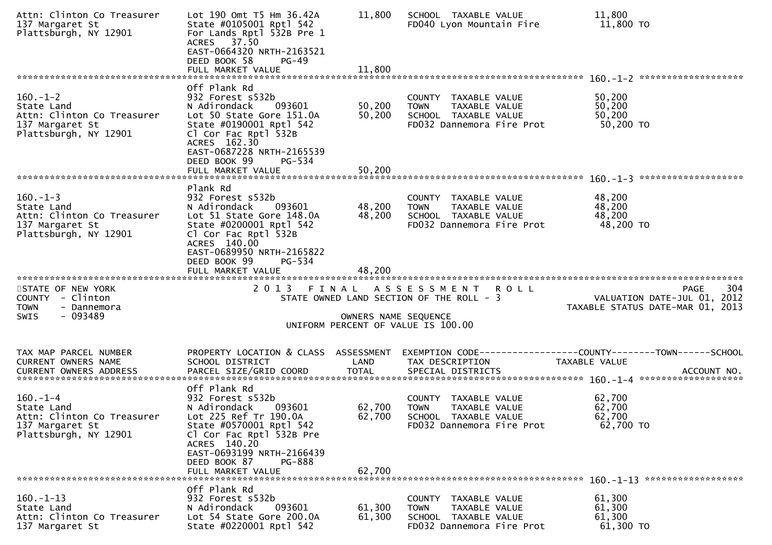```
Attn: Clinton Co Treasurer     Lot 190 Omt T5 Hm 36.42A       11,800   SCHOOL  TAXABLE VALUE              11,800
137 Margaret St                State #0105001 Rptl 542                  FD040 Lyon Mountain Fire            11,800 TO
Plattsburgh, NY 12901          For Lands Rptl 532B Pre 1
                               ACRES  37.50
                               EAST-0664320 NRTH-2163521
                               DEED BOOK 58     PG-49
                               FULL MARKET VALUE               11,800
******************************************************************************************************* 160.-1-2 ******************
                               Off Plank Rd
160.-1-2                       932 Forest s532b                         COUNTY  TAXABLE VALUE              50,200
State Land                     N Adirondack    093601         50,200   TOWN    TAXABLE VALUE              50,200
Attn: Clinton Co Treasurer     Lot 50 State Gore 151.0A       50,200   SCHOOL  TAXABLE VALUE              50,200
137 Margaret St                State #0190001 Rptl 542                  FD032 Dannemora Fire Prot           50,200 TO
Plattsburgh, NY 12901          Cl Cor Fac Rptl 532B
                               ACRES 162.30
                               EAST-0687228 NRTH-2165539
                               DEED BOOK 99     PG-534
                               FULL MARKET VALUE               50,200
******************************************************************************************************* 160.-1-3 ******************
                               Plank Rd
160.-1-3                       932 Forest s532b                         COUNTY  TAXABLE VALUE              48,200
State Land                     N Adirondack    093601         48,200   TOWN    TAXABLE VALUE              48,200
Attn: Clinton Co Treasurer     Lot 51 State Gore 148.0A       48,200   SCHOOL  TAXABLE VALUE              48,200
137 Margaret St                State #0200001 Rptl 542                  FD032 Dannemora Fire Prot           48,200 TO
Plattsburgh, NY 12901          Cl Cor Fac Rptl 532B
                               ACRES 140.00
                               EAST-0689950 NRTH-2165822
                               DEED BOOK 99     PG-534
                               FULL MARKET VALUE               48,200
***********************************************************************************************************************************
STATE OF NEW YORK                  2013  FINAL  ASSESSMENT  ROLL                                             PAGE    304
COUNTY  - Clinton                    STATE OWNED LAND SECTION OF THE ROLL - 3                  VALUATION DATE-JUL 01, 2012
TOWN    - Dannemora                                                                          TAXABLE STATUS DATE-MAR 01, 2013
SWIS    - 093489                              OWNERS NAME SEQUENCE
                                      UNIFORM PERCENT OF VALUE IS 100.00


TAX MAP PARCEL NUMBER          PROPERTY LOCATION & CLASS  ASSESSMENT  EXEMPTION CODE------------------COUNTY--------TOWN------SCHOOL
CURRENT OWNERS NAME            SCHOOL DISTRICT               LAND      TAX DESCRIPTION            TAXABLE VALUE
CURRENT OWNERS ADDRESS         PARCEL SIZE/GRID COORD        TOTAL     SPECIAL DISTRICTS                                  ACCOUNT NO.
******************************************************************************************************* 160.-1-4 ******************
                               Off Plank Rd
160.-1-4                       932 Forest s532b                         COUNTY  TAXABLE VALUE              62,700
State Land                     N Adirondack    093601         62,700   TOWN    TAXABLE VALUE              62,700
Attn: Clinton Co Treasurer     Lot 225 Ref Tr 190.0A          62,700   SCHOOL  TAXABLE VALUE              62,700
137 Margaret St                State #0570001 Rptl 542                  FD032 Dannemora Fire Prot           62,700 TO
Plattsburgh, NY 12901          Cl Cor Fac Rptl 532B Pre
                               ACRES 140.20
                               EAST-0693199 NRTH-2166439
                               DEED BOOK 87     PG-888
                               FULL MARKET VALUE               62,700
******************************************************************************************************* 160.-1-13 *****************
                               Off Plank Rd
160.-1-13                      932 Forest s532b                         COUNTY  TAXABLE VALUE              61,300
State Land                     N Adirondack    093601         61,300   TOWN    TAXABLE VALUE              61,300
Attn: Clinton Co Treasurer     Lot 54 State Gore 200.0A       61,300   SCHOOL  TAXABLE VALUE              61,300
137 Margaret St                State #0220001 Rptl 542                  FD032 Dannemora Fire Prot           61,300 TO
```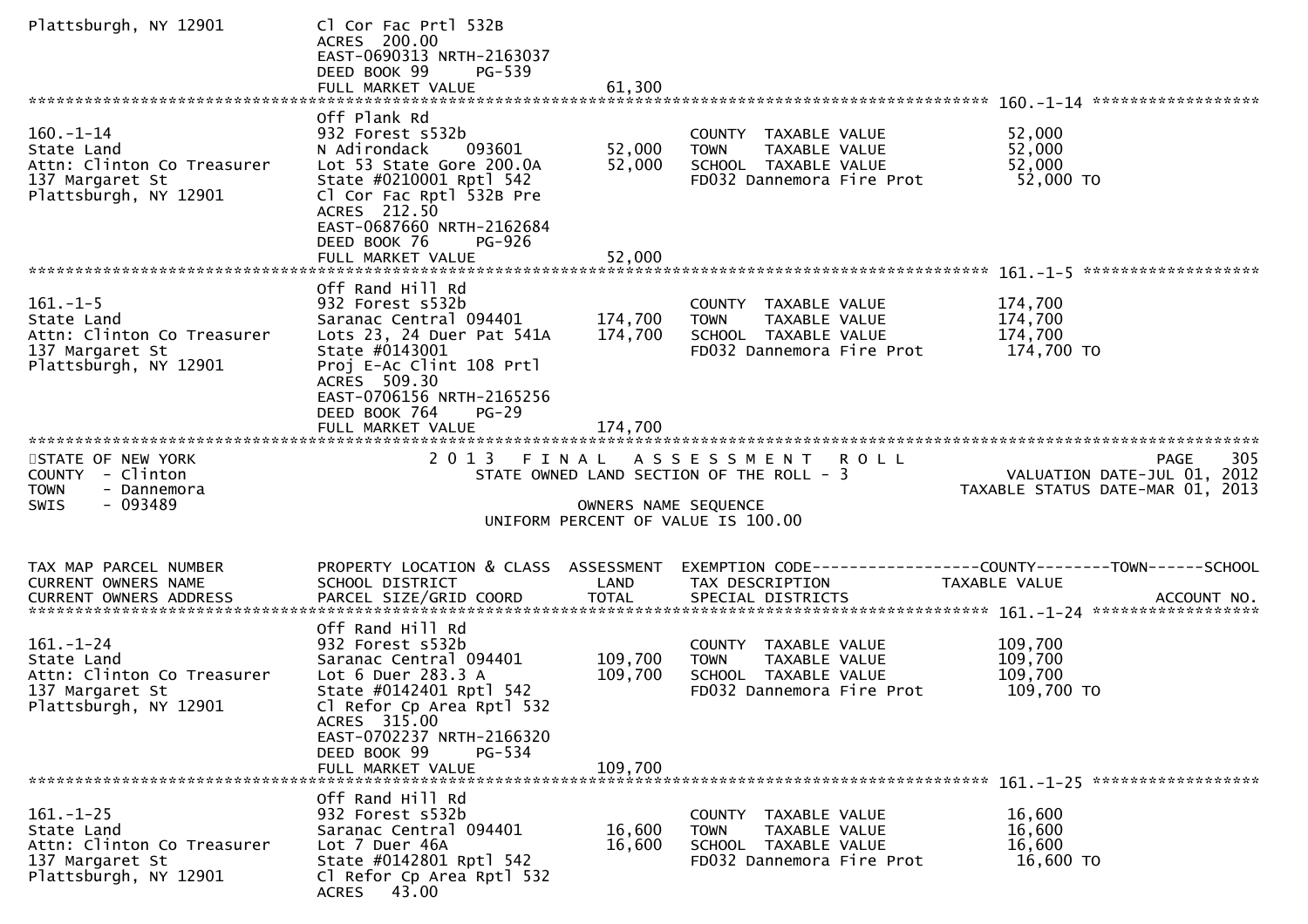Plattsburgh, NY 12901 — Cl Cor Fac Prtl 532B
ACRES 200.00
EAST-0690313 NRTH-2163037
DEED BOOK 99 PG-539
FULL MARKET VALUE 61,300

******************************************************************************************************* 160.-1-14 *****************

| | | | | |
|---|---|---|---|---|
| 160.-1-14 | Off Plank Rd | | | |
| State Land | 932 Forest s532b | | COUNTY TAXABLE VALUE | 52,000 |
| Attn: Clinton Co Treasurer | N Adirondack 093601 | 52,000 | TOWN TAXABLE VALUE | 52,000 |
| 137 Margaret St | Lot 53 State Gore 200.0A | 52,000 | SCHOOL TAXABLE VALUE | 52,000 |
| Plattsburgh, NY 12901 | State #0210001 Rptl 542 | | FD032 Dannemora Fire Prot | 52,000 TO |
| | Cl Cor Fac Rptl 532B Pre | | | |
| | ACRES 212.50 | | | |
| | EAST-0687660 NRTH-2162684 | | | |
| | DEED BOOK 76 PG-926 | | | |
| | FULL MARKET VALUE | 52,000 | | |

******************************************************************************************************* 161.-1-5 *****************

| | | | | |
|---|---|---|---|---|
| 161.-1-5 | Off Rand Hill Rd | | | |
| State Land | 932 Forest s532b | | COUNTY TAXABLE VALUE | 174,700 |
| Attn: Clinton Co Treasurer | Saranac Central 094401 | 174,700 | TOWN TAXABLE VALUE | 174,700 |
| 137 Margaret St | Lots 23, 24 Duer Pat 541A | 174,700 | SCHOOL TAXABLE VALUE | 174,700 |
| Plattsburgh, NY 12901 | State #0143001 | | FD032 Dannemora Fire Prot | 174,700 TO |
| | Proj E-Ac Clint 108 Prtl | | | |
| | ACRES 509.30 | | | |
| | EAST-0706156 NRTH-2165256 | | | |
| | DEED BOOK 764 PG-29 | | | |
| | FULL MARKET VALUE | 174,700 | | |

*******************************************************************************************************

STATE OF NEW YORK — 2013 FINAL ASSESSMENT ROLL — PAGE 305
COUNTY - Clinton — STATE OWNED LAND SECTION OF THE ROLL - 3 — VALUATION DATE-JUL 01, 2012
TOWN - Dannemora — TAXABLE STATUS DATE-MAR 01, 2013
SWIS - 093489 — OWNERS NAME SEQUENCE
UNIFORM PERCENT OF VALUE IS 100.00

| TAX MAP PARCEL NUMBER / CURRENT OWNERS NAME / CURRENT OWNERS ADDRESS | PROPERTY LOCATION & CLASS / SCHOOL DISTRICT / PARCEL SIZE/GRID COORD | ASSESSMENT LAND / TOTAL | EXEMPTION CODE------COUNTY-----TOWN-----SCHOOL / TAX DESCRIPTION / SPECIAL DISTRICTS | TAXABLE VALUE / ACCOUNT NO. |
|---|---|---|---|---|
| **161.-1-24** | | | | |
| 161.-1-24 | Off Rand Hill Rd | | | |
| State Land | 932 Forest s532b | | COUNTY TAXABLE VALUE | 109,700 |
| Attn: Clinton Co Treasurer | Saranac Central 094401 | 109,700 | TOWN TAXABLE VALUE | 109,700 |
| 137 Margaret St | Lot 6 Duer 283.3 A | 109,700 | SCHOOL TAXABLE VALUE | 109,700 |
| Plattsburgh, NY 12901 | State #0142401 Rptl 542 | | FD032 Dannemora Fire Prot | 109,700 TO |
| | Cl Refor Cp Area Rptl 532 | | | |
| | ACRES 315.00 | | | |
| | EAST-0702237 NRTH-2166320 | | | |
| | DEED BOOK 99 PG-534 | | | |
| | FULL MARKET VALUE | 109,700 | | |
| **161.-1-25** | | | | |
| 161.-1-25 | Off Rand Hill Rd | | | |
| State Land | 932 Forest s532b | | COUNTY TAXABLE VALUE | 16,600 |
| Attn: Clinton Co Treasurer | Saranac Central 094401 | 16,600 | TOWN TAXABLE VALUE | 16,600 |
| 137 Margaret St | Lot 7 Duer 46A | 16,600 | SCHOOL TAXABLE VALUE | 16,600 |
| Plattsburgh, NY 12901 | State #0142801 Rptl 542 | | FD032 Dannemora Fire Prot | 16,600 TO |
| | Cl Refor Cp Area Rptl 532 | | | |
| | ACRES 43.00 | | | |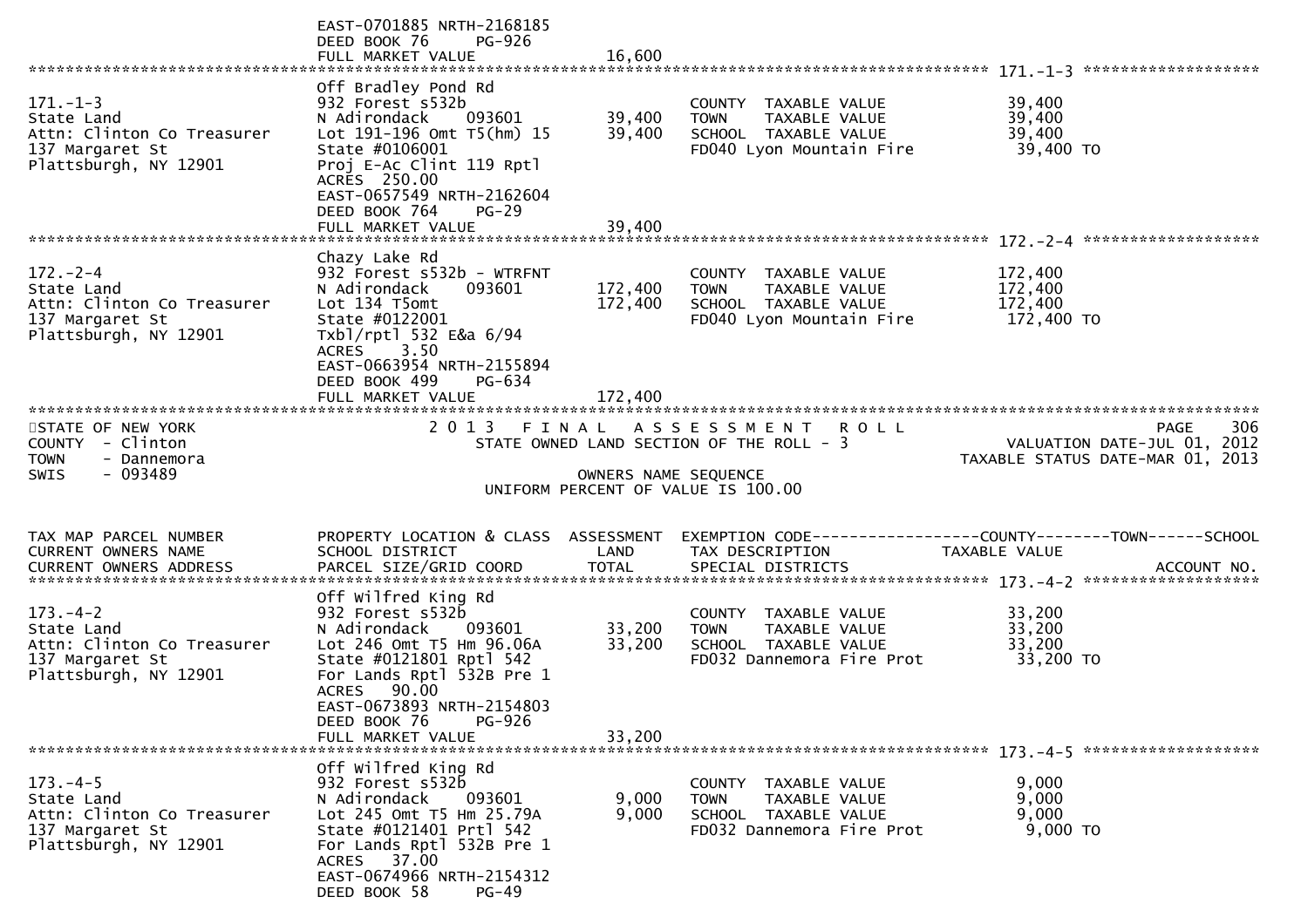EAST-0701885 NRTH-2168185
DEED BOOK 76 PG-926
FULL MARKET VALUE 16,600

******************************************************************************************************* 171.-1-3 *******************

| 171.-1-3 | Off Bradley Pond Rd | | COUNTY TAXABLE VALUE | 39,400 |
|---|---|---|---|---|
| State Land | 932 Forest s532b | | TOWN TAXABLE VALUE | 39,400 |
| Attn: Clinton Co Treasurer | N Adirondack 093601 | 39,400 | SCHOOL TAXABLE VALUE | 39,400 |
| 137 Margaret St | Lot 191-196 Omt T5(hm) 15 | 39,400 | FD040 Lyon Mountain Fire | 39,400 TO |
| Plattsburgh, NY 12901 | State #0106001 | | | |
| | Proj E-Ac Clint 119 Rptl | | | |
| | ACRES 250.00 | | | |
| | EAST-0657549 NRTH-2162604 | | | |
| | DEED BOOK 764 PG-29 | | | |
| | FULL MARKET VALUE | 39,400 | | |

******************************************************************************************************* 172.-2-4 *******************

| 172.-2-4 | Chazy Lake Rd | | COUNTY TAXABLE VALUE | 172,400 |
|---|---|---|---|---|
| State Land | 932 Forest s532b - WTRFNT | | TOWN TAXABLE VALUE | 172,400 |
| Attn: Clinton Co Treasurer | N Adirondack 093601 | 172,400 | SCHOOL TAXABLE VALUE | 172,400 |
| 137 Margaret St | Lot 134 T5omt | 172,400 | FD040 Lyon Mountain Fire | 172,400 TO |
| Plattsburgh, NY 12901 | State #0122001 | | | |
| | Txbl/rptl 532 E&a 6/94 | | | |
| | ACRES 3.50 | | | |
| | EAST-0663954 NRTH-2155894 | | | |
| | DEED BOOK 499 PG-634 | | | |
| | FULL MARKET VALUE | 172,400 | | |

*******************************************************************************************************************************************

STATE OF NEW YORK
COUNTY - Clinton
TOWN - Dannemora
SWIS - 093489

2 0 1 3 F I N A L A S S E S S M E N T R O L L
STATE OWNED LAND SECTION OF THE ROLL - 3

PAGE 306
VALUATION DATE-JUL 01, 2012
TAXABLE STATUS DATE-MAR 01, 2013

OWNERS NAME SEQUENCE
UNIFORM PERCENT OF VALUE IS 100.00

| TAX MAP PARCEL NUMBER<br>CURRENT OWNERS NAME<br>CURRENT OWNERS ADDRESS | PROPERTY LOCATION & CLASS<br>SCHOOL DISTRICT<br>PARCEL SIZE/GRID COORD | ASSESSMENT<br>LAND<br>TOTAL | EXEMPTION CODE------------------COUNTY--------TOWN------SCHOOL<br>TAX DESCRIPTION<br>SPECIAL DISTRICTS | TAXABLE VALUE<br><br>ACCOUNT NO. |
|---|---|---|---|---|

******************************************************************************************************* 173.-4-2 *******************

| 173.-4-2 | Off Wilfred King Rd | | COUNTY TAXABLE VALUE | 33,200 |
|---|---|---|---|---|
| State Land | 932 Forest s532b | | TOWN TAXABLE VALUE | 33,200 |
| Attn: Clinton Co Treasurer | N Adirondack 093601 | 33,200 | SCHOOL TAXABLE VALUE | 33,200 |
| 137 Margaret St | Lot 246 Omt T5 Hm 96.06A | 33,200 | FD032 Dannemora Fire Prot | 33,200 TO |
| Plattsburgh, NY 12901 | State #0121801 Rptl 542 | | | |
| | For Lands Rptl 532B Pre 1 | | | |
| | ACRES 90.00 | | | |
| | EAST-0673893 NRTH-2154803 | | | |
| | DEED BOOK 76 PG-926 | | | |
| | FULL MARKET VALUE | 33,200 | | |

******************************************************************************************************* 173.-4-5 *******************

| 173.-4-5 | Off Wilfred King Rd | | COUNTY TAXABLE VALUE | 9,000 |
|---|---|---|---|---|
| State Land | 932 Forest s532b | | TOWN TAXABLE VALUE | 9,000 |
| Attn: Clinton Co Treasurer | N Adirondack 093601 | 9,000 | SCHOOL TAXABLE VALUE | 9,000 |
| 137 Margaret St | Lot 245 Omt T5 Hm 25.79A | 9,000 | FD032 Dannemora Fire Prot | 9,000 TO |
| Plattsburgh, NY 12901 | State #0121401 Prtl 542 | | | |
| | For Lands Rptl 532B Pre 1 | | | |
| | ACRES 37.00 | | | |
| | EAST-0674966 NRTH-2154312 | | | |
| | DEED BOOK 58 PG-49 | | | |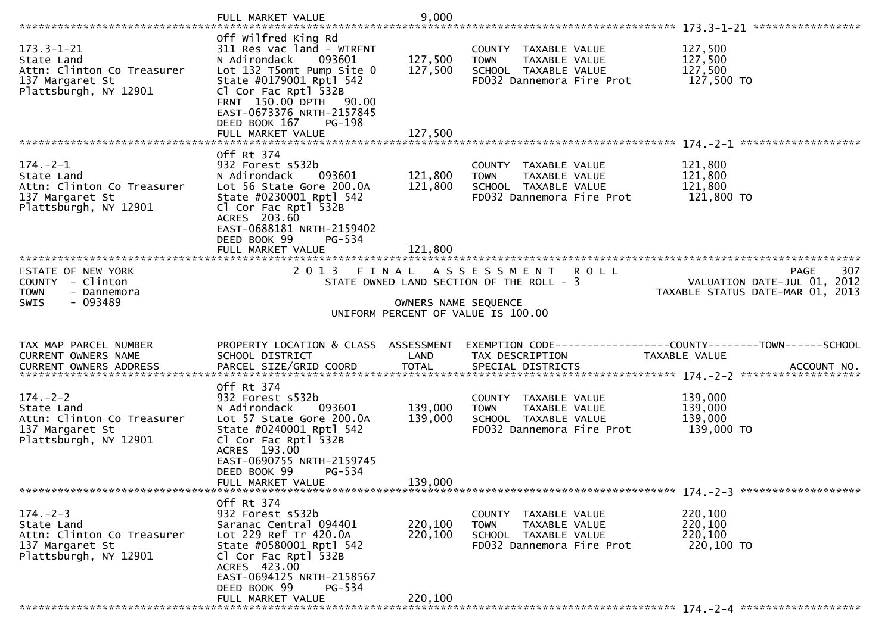FULL MARKET VALUE 9,000

**173.3-1-21**

| | | | | |
|---|---|---|---|---|
| 173.3-1-21 | Off Wilfred King Rd | | | |
| State Land | 311 Res vac land - WTRFNT | | COUNTY TAXABLE VALUE | 127,500 |
| Attn: Clinton Co Treasurer | N Adirondack 093601 | 127,500 | TOWN TAXABLE VALUE | 127,500 |
| 137 Margaret St | Lot 132 T5omt Pump Site 0 | 127,500 | SCHOOL TAXABLE VALUE | 127,500 |
| Plattsburgh, NY 12901 | State #0179001 Rptl 542 | | FD032 Dannemora Fire Prot | 127,500 TO |
| | Cl Cor Fac Rptl 532B | | | |
| | FRNT 150.00 DPTH 90.00 | | | |
| | EAST-0673376 NRTH-2157845 | | | |
| | DEED BOOK 167 PG-198 | | | |
| | FULL MARKET VALUE | 127,500 | | |

**174.-2-1**

| | | | | |
|---|---|---|---|---|
| 174.-2-1 | Off Rt 374 | | | |
| State Land | 932 Forest s532b | | COUNTY TAXABLE VALUE | 121,800 |
| Attn: Clinton Co Treasurer | N Adirondack 093601 | 121,800 | TOWN TAXABLE VALUE | 121,800 |
| 137 Margaret St | Lot 56 State Gore 200.0A | 121,800 | SCHOOL TAXABLE VALUE | 121,800 |
| Plattsburgh, NY 12901 | State #0230001 Rptl 542 | | FD032 Dannemora Fire Prot | 121,800 TO |
| | Cl Cor Fac Rptl 532B | | | |
| | ACRES 203.60 | | | |
| | EAST-0688181 NRTH-2159402 | | | |
| | DEED BOOK 99 PG-534 | | | |
| | FULL MARKET VALUE | 121,800 | | |

STATE OF NEW YORK
COUNTY - Clinton
TOWN - Dannemora
SWIS - 093489

2 0 1 3 F I N A L A S S E S S M E N T R O L L
STATE OWNED LAND SECTION OF THE ROLL - 3
OWNERS NAME SEQUENCE
UNIFORM PERCENT OF VALUE IS 100.00

PAGE 307
VALUATION DATE-JUL 01, 2012
TAXABLE STATUS DATE-MAR 01, 2013

| TAX MAP PARCEL NUMBER<br>CURRENT OWNERS NAME<br>CURRENT OWNERS ADDRESS | PROPERTY LOCATION & CLASS<br>SCHOOL DISTRICT<br>PARCEL SIZE/GRID COORD | ASSESSMENT<br>LAND<br>TOTAL | EXEMPTION CODE------------------COUNTY--------TOWN------SCHOOL<br>TAX DESCRIPTION<br>SPECIAL DISTRICTS | TAXABLE VALUE<br><br>ACCOUNT NO. |
|---|---|---|---|---|
| **174.-2-2** | | | | |
| 174.-2-2 | Off Rt 374 | | | |
| State Land | 932 Forest s532b | | COUNTY TAXABLE VALUE | 139,000 |
| Attn: Clinton Co Treasurer | N Adirondack 093601 | 139,000 | TOWN TAXABLE VALUE | 139,000 |
| 137 Margaret St | Lot 57 State Gore 200.0A | 139,000 | SCHOOL TAXABLE VALUE | 139,000 |
| Plattsburgh, NY 12901 | State #0240001 Rptl 542 | | FD032 Dannemora Fire Prot | 139,000 TO |
| | Cl Cor Fac Rptl 532B | | | |
| | ACRES 193.00 | | | |
| | EAST-0690755 NRTH-2159745 | | | |
| | DEED BOOK 99 PG-534 | | | |
| | FULL MARKET VALUE | 139,000 | | |
| **174.-2-3** | | | | |
| 174.-2-3 | Off Rt 374 | | | |
| State Land | 932 Forest s532b | | COUNTY TAXABLE VALUE | 220,100 |
| Attn: Clinton Co Treasurer | Saranac Central 094401 | 220,100 | TOWN TAXABLE VALUE | 220,100 |
| 137 Margaret St | Lot 229 Ref Tr 420.0A | 220,100 | SCHOOL TAXABLE VALUE | 220,100 |
| Plattsburgh, NY 12901 | State #0580001 Rptl 542 | | FD032 Dannemora Fire Prot | 220,100 TO |
| | Cl Cor Fac Rptl 532B | | | |
| | ACRES 423.00 | | | |
| | EAST-0694125 NRTH-2158567 | | | |
| | DEED BOOK 99 PG-534 | | | |
| | FULL MARKET VALUE | 220,100 | | |

**174.-2-4**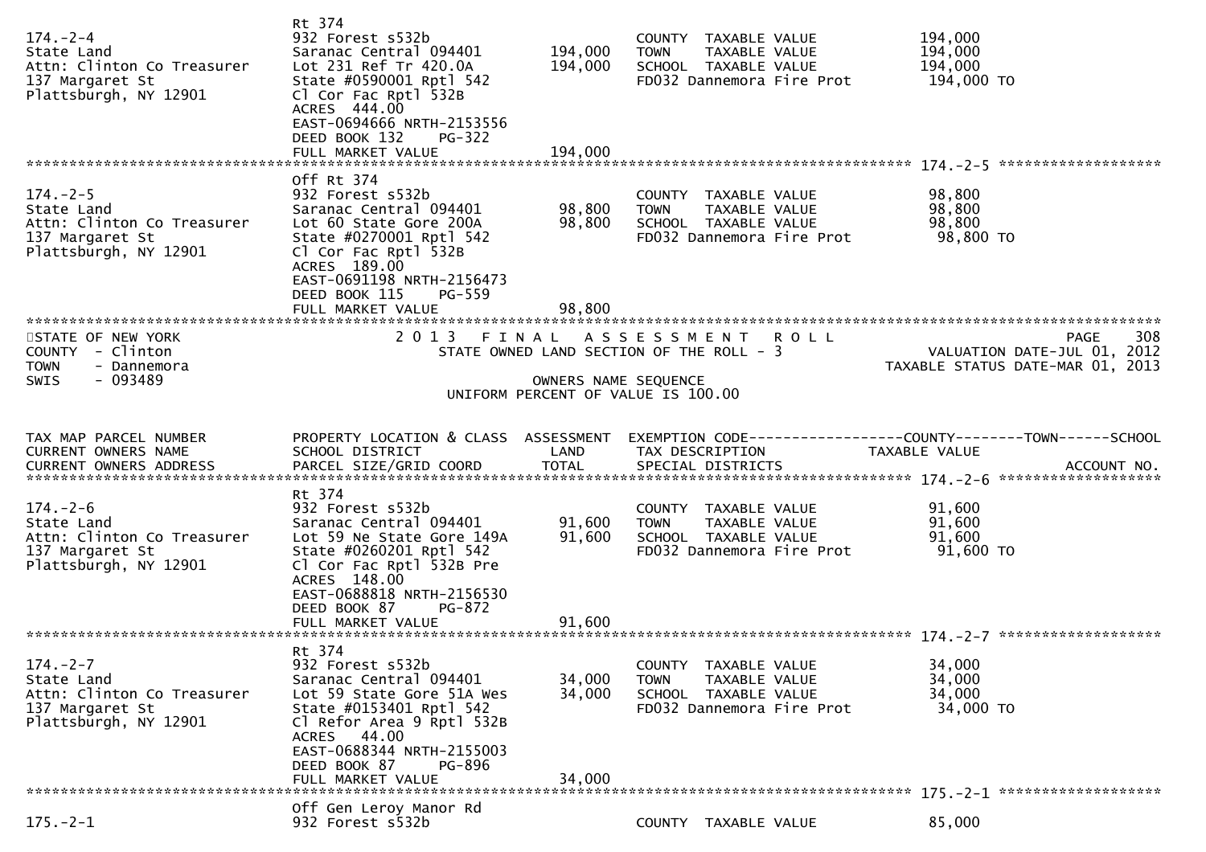| | | | | |
|---|---|---|---|---|
| | Rt 374 | | | |
| 174.-2-4 | 932 Forest s532b | | COUNTY TAXABLE VALUE | 194,000 |
| State Land | Saranac Central 094401 | 194,000 | TOWN TAXABLE VALUE | 194,000 |
| Attn: Clinton Co Treasurer | Lot 231 Ref Tr 420.0A | 194,000 | SCHOOL TAXABLE VALUE | 194,000 |
| 137 Margaret St | State #0590001 Rptl 542 | | FD032 Dannemora Fire Prot | 194,000 TO |
| Plattsburgh, NY 12901 | Cl Cor Fac Rptl 532B | | | |
| | ACRES 444.00 | | | |
| | EAST-0694666 NRTH-2153556 | | | |
| | DEED BOOK 132 PG-322 | | | |
| | FULL MARKET VALUE | 194,000 | | |

************************************************************************************************ 174.-2-5 ********************

| | | | | |
|---|---|---|---|---|
| | Off Rt 374 | | | |
| 174.-2-5 | 932 Forest s532b | | COUNTY TAXABLE VALUE | 98,800 |
| State Land | Saranac Central 094401 | 98,800 | TOWN TAXABLE VALUE | 98,800 |
| Attn: Clinton Co Treasurer | Lot 60 State Gore 200A | 98,800 | SCHOOL TAXABLE VALUE | 98,800 |
| 137 Margaret St | State #0270001 Rptl 542 | | FD032 Dannemora Fire Prot | 98,800 TO |
| Plattsburgh, NY 12901 | Cl Cor Fac Rptl 532B | | | |
| | ACRES 189.00 | | | |
| | EAST-0691198 NRTH-2156473 | | | |
| | DEED BOOK 115 PG-559 | | | |
| | FULL MARKET VALUE | 98,800 | | |

STATE OF NEW YORK — 2013 FINAL ASSESSMENT ROLL — PAGE 308
COUNTY - Clinton — STATE OWNED LAND SECTION OF THE ROLL - 3 — VALUATION DATE-JUL 01, 2012
TOWN - Dannemora — TAXABLE STATUS DATE-MAR 01, 2013
SWIS - 093489 — OWNERS NAME SEQUENCE
UNIFORM PERCENT OF VALUE IS 100.00

| TAX MAP PARCEL NUMBER / CURRENT OWNERS NAME / CURRENT OWNERS ADDRESS | PROPERTY LOCATION & CLASS / SCHOOL DISTRICT / PARCEL SIZE/GRID COORD | ASSESSMENT LAND / TOTAL | EXEMPTION CODE / TAX DESCRIPTION / SPECIAL DISTRICTS | COUNTY--------TOWN------SCHOOL TAXABLE VALUE / ACCOUNT NO. |
|---|---|---|---|---|
| | Rt 374 | | | |
| 174.-2-6 | 932 Forest s532b | | COUNTY TAXABLE VALUE | 91,600 |
| State Land | Saranac Central 094401 | 91,600 | TOWN TAXABLE VALUE | 91,600 |
| Attn: Clinton Co Treasurer | Lot 59 Ne State Gore 149A | 91,600 | SCHOOL TAXABLE VALUE | 91,600 |
| 137 Margaret St | State #0260201 Rptl 542 | | FD032 Dannemora Fire Prot | 91,600 TO |
| Plattsburgh, NY 12901 | Cl Cor Fac Rptl 532B Pre | | | |
| | ACRES 148.00 | | | |
| | EAST-0688818 NRTH-2156530 | | | |
| | DEED BOOK 87 PG-872 | | | |
| | FULL MARKET VALUE | 91,600 | | |

************************************************************************************************ 174.-2-7 ********************

| | | | | |
|---|---|---|---|---|
| | Rt 374 | | | |
| 174.-2-7 | 932 Forest s532b | | COUNTY TAXABLE VALUE | 34,000 |
| State Land | Saranac Central 094401 | 34,000 | TOWN TAXABLE VALUE | 34,000 |
| Attn: Clinton Co Treasurer | Lot 59 State Gore 51A Wes | 34,000 | SCHOOL TAXABLE VALUE | 34,000 |
| 137 Margaret St | State #0153401 Rptl 542 | | FD032 Dannemora Fire Prot | 34,000 TO |
| Plattsburgh, NY 12901 | Cl Refor Area 9 Rptl 532B | | | |
| | ACRES 44.00 | | | |
| | EAST-0688344 NRTH-2155003 | | | |
| | DEED BOOK 87 PG-896 | | | |
| | FULL MARKET VALUE | 34,000 | | |

************************************************************************************************ 175.-2-1 ********************

| | | | | |
|---|---|---|---|---|
| | Off Gen Leroy Manor Rd | | | |
| 175.-2-1 | 932 Forest s532b | | COUNTY TAXABLE VALUE | 85,000 |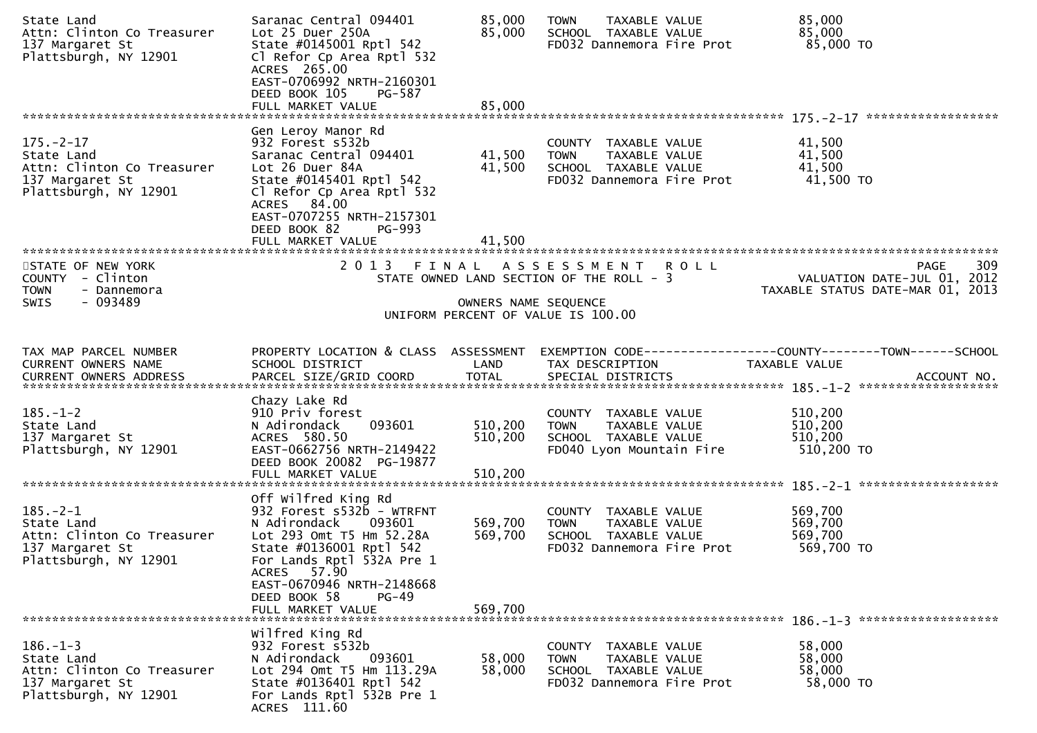| | | | | |
|---|---|---|---|---|
| State Land<br>Attn: Clinton Co Treasurer<br>137 Margaret St<br>Plattsburgh, NY 12901 | Saranac Central 094401<br>Lot 25 Duer 250A<br>State #0145001 Rptl 542<br>Cl Refor Cp Area Rptl 532<br>ACRES 265.00<br>EAST-0706992 NRTH-2160301<br>DEED BOOK 105 PG-587<br>FULL MARKET VALUE | 85,000<br>85,000<br><br><br><br><br><br>85,000 | TOWN TAXABLE VALUE<br>SCHOOL TAXABLE VALUE<br>FD032 Dannemora Fire Prot | 85,000<br>85,000<br>85,000 TO |

************************************************************************************************* 175.-2-17 ******************

| | | | | |
|---|---|---|---|---|
| 175.-2-17<br>State Land<br>Attn: Clinton Co Treasurer<br>137 Margaret St<br>Plattsburgh, NY 12901 | Gen Leroy Manor Rd<br>932 Forest s532b<br>Saranac Central 094401<br>Lot 26 Duer 84A<br>State #0145401 Rptl 542<br>Cl Refor Cp Area Rptl 532<br>ACRES 84.00<br>EAST-0707255 NRTH-2157301<br>DEED BOOK 82 PG-993<br>FULL MARKET VALUE | <br><br>41,500<br>41,500<br><br><br><br><br><br>41,500 | COUNTY TAXABLE VALUE<br>TOWN TAXABLE VALUE<br>SCHOOL TAXABLE VALUE<br>FD032 Dannemora Fire Prot | 41,500<br>41,500<br>41,500<br>41,500 TO |

STATE OF NEW YORK
COUNTY - Clinton
TOWN - Dannemora
SWIS - 093489

2 0 1 3 F I N A L A S S E S S M E N T R O L L
STATE OWNED LAND SECTION OF THE ROLL - 3
OWNERS NAME SEQUENCE
UNIFORM PERCENT OF VALUE IS 100.00

VALUATION DATE-JUL 01, 2012
TAXABLE STATUS DATE-MAR 01, 2013

| TAX MAP PARCEL NUMBER<br>CURRENT OWNERS NAME<br>CURRENT OWNERS ADDRESS | PROPERTY LOCATION & CLASS<br>SCHOOL DISTRICT<br>PARCEL SIZE/GRID COORD | ASSESSMENT<br>LAND<br>TOTAL | EXEMPTION CODE-----------------COUNTY--------TOWN------SCHOOL<br>TAX DESCRIPTION<br>SPECIAL DISTRICTS | TAXABLE VALUE<br><br>ACCOUNT NO. |
|---|---|---|---|---|
| ************ 185.-1-2 ************ | | | | |
| 185.-1-2<br>State Land<br>137 Margaret St<br>Plattsburgh, NY 12901 | Chazy Lake Rd<br>910 Priv forest<br>N Adirondack 093601<br>ACRES 580.50<br>EAST-0662756 NRTH-2149422<br>DEED BOOK 20082 PG-19877<br>FULL MARKET VALUE | <br><br>510,200<br>510,200<br><br><br>510,200 | COUNTY TAXABLE VALUE<br>TOWN TAXABLE VALUE<br>SCHOOL TAXABLE VALUE<br>FD040 Lyon Mountain Fire | 510,200<br>510,200<br>510,200<br>510,200 TO |
| ************ 185.-2-1 ************ | | | | |
| 185.-2-1<br>State Land<br>Attn: Clinton Co Treasurer<br>137 Margaret St<br>Plattsburgh, NY 12901 | Off Wilfred King Rd<br>932 Forest s532b - WTRFNT<br>N Adirondack 093601<br>Lot 293 Omt T5 Hm 52.28A<br>State #0136001 Rptl 542<br>For Lands Rptl 532A Pre 1<br>ACRES 57.90<br>EAST-0670946 NRTH-2148668<br>DEED BOOK 58 PG-49<br>FULL MARKET VALUE | <br><br>569,700<br>569,700<br><br><br><br><br><br>569,700 | COUNTY TAXABLE VALUE<br>TOWN TAXABLE VALUE<br>SCHOOL TAXABLE VALUE<br>FD032 Dannemora Fire Prot | 569,700<br>569,700<br>569,700<br>569,700 TO |
| ************ 186.-1-3 ************ | | | | |
| 186.-1-3<br>State Land<br>Attn: Clinton Co Treasurer<br>137 Margaret St<br>Plattsburgh, NY 12901 | Wilfred King Rd<br>932 Forest s532b<br>N Adirondack 093601<br>Lot 294 Omt T5 Hm 113.29A<br>State #0136401 Rptl 542<br>For Lands Rptl 532B Pre 1<br>ACRES 111.60 | <br><br>58,000<br>58,000 | COUNTY TAXABLE VALUE<br>TOWN TAXABLE VALUE<br>SCHOOL TAXABLE VALUE<br>FD032 Dannemora Fire Prot | 58,000<br>58,000<br>58,000<br>58,000 TO |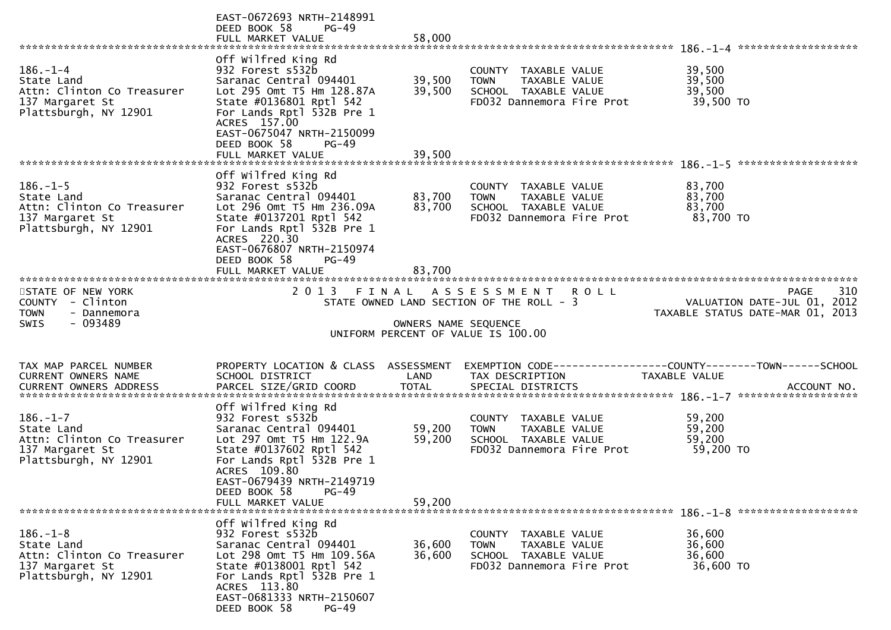EAST-0672693 NRTH-2148991
DEED BOOK 58 PG-49
FULL MARKET VALUE 58,000

---

**186.-1-4**

| | | | | |
|---|---|---|---|---|
| 186.-1-4 | Off Wilfred King Rd | | | |
| State Land | 932 Forest s532b | | COUNTY TAXABLE VALUE | 39,500 |
| Attn: Clinton Co Treasurer | Saranac Central 094401 | 39,500 | TOWN TAXABLE VALUE | 39,500 |
| 137 Margaret St | Lot 295 Omt T5 Hm 128.87A | 39,500 | SCHOOL TAXABLE VALUE | 39,500 |
| Plattsburgh, NY 12901 | State #0136801 Rptl 542 | | FD032 Dannemora Fire Prot | 39,500 TO |
| | For Lands Rptl 532B Pre 1 | | | |
| | ACRES 157.00 | | | |
| | EAST-0675047 NRTH-2150099 | | | |
| | DEED BOOK 58 PG-49 | | | |
| | FULL MARKET VALUE | 39,500 | | |

---

**186.-1-5**

| | | | | |
|---|---|---|---|---|
| 186.-1-5 | Off Wilfred King Rd | | | |
| State Land | 932 Forest s532b | | COUNTY TAXABLE VALUE | 83,700 |
| Attn: Clinton Co Treasurer | Saranac Central 094401 | 83,700 | TOWN TAXABLE VALUE | 83,700 |
| 137 Margaret St | Lot 296 Omt T5 Hm 236.09A | 83,700 | SCHOOL TAXABLE VALUE | 83,700 |
| Plattsburgh, NY 12901 | State #0137201 Rptl 542 | | FD032 Dannemora Fire Prot | 83,700 TO |
| | For Lands Rptl 532B Pre 1 | | | |
| | ACRES 220.30 | | | |
| | EAST-0676807 NRTH-2150974 | | | |
| | DEED BOOK 58 PG-49 | | | |
| | FULL MARKET VALUE | 83,700 | | |

---

STATE OF NEW YORK
COUNTY - Clinton
TOWN - Dannemora
SWIS - 093489

2013 FINAL ASSESSMENT ROLL
STATE OWNED LAND SECTION OF THE ROLL - 3

VALUATION DATE-JUL 01, 2012
TAXABLE STATUS DATE-MAR 01, 2013

OWNERS NAME SEQUENCE
UNIFORM PERCENT OF VALUE IS 100.00

| TAX MAP PARCEL NUMBER / CURRENT OWNERS NAME / CURRENT OWNERS ADDRESS | PROPERTY LOCATION & CLASS / SCHOOL DISTRICT / PARCEL SIZE/GRID COORD | ASSESSMENT LAND / TOTAL | EXEMPTION CODE / TAX DESCRIPTION / SPECIAL DISTRICTS | COUNTY--------TOWN------SCHOOL TAXABLE VALUE / ACCOUNT NO. |
|---|---|---|---|---|
| **186.-1-7** | | | | |
| 186.-1-7 | Off Wilfred King Rd | | | |
| State Land | 932 Forest s532b | | COUNTY TAXABLE VALUE | 59,200 |
| Attn: Clinton Co Treasurer | Saranac Central 094401 | 59,200 | TOWN TAXABLE VALUE | 59,200 |
| 137 Margaret St | Lot 297 Omt T5 Hm 122.9A | 59,200 | SCHOOL TAXABLE VALUE | 59,200 |
| Plattsburgh, NY 12901 | State #0137602 Rptl 542 | | FD032 Dannemora Fire Prot | 59,200 TO |
| | For Lands Rptl 532B Pre 1 | | | |
| | ACRES 109.80 | | | |
| | EAST-0679439 NRTH-2149719 | | | |
| | DEED BOOK 58 PG-49 | | | |
| | FULL MARKET VALUE | 59,200 | | |
| **186.-1-8** | | | | |
| 186.-1-8 | Off Wilfred King Rd | | | |
| State Land | 932 Forest s532b | | COUNTY TAXABLE VALUE | 36,600 |
| Attn: Clinton Co Treasurer | Saranac Central 094401 | 36,600 | TOWN TAXABLE VALUE | 36,600 |
| 137 Margaret St | Lot 298 Omt T5 Hm 109.56A | 36,600 | SCHOOL TAXABLE VALUE | 36,600 |
| Plattsburgh, NY 12901 | State #0138001 Rptl 542 | | FD032 Dannemora Fire Prot | 36,600 TO |
| | For Lands Rptl 532B Pre 1 | | | |
| | ACRES 113.80 | | | |
| | EAST-0681333 NRTH-2150607 | | | |
| | DEED BOOK 58 PG-49 | | | |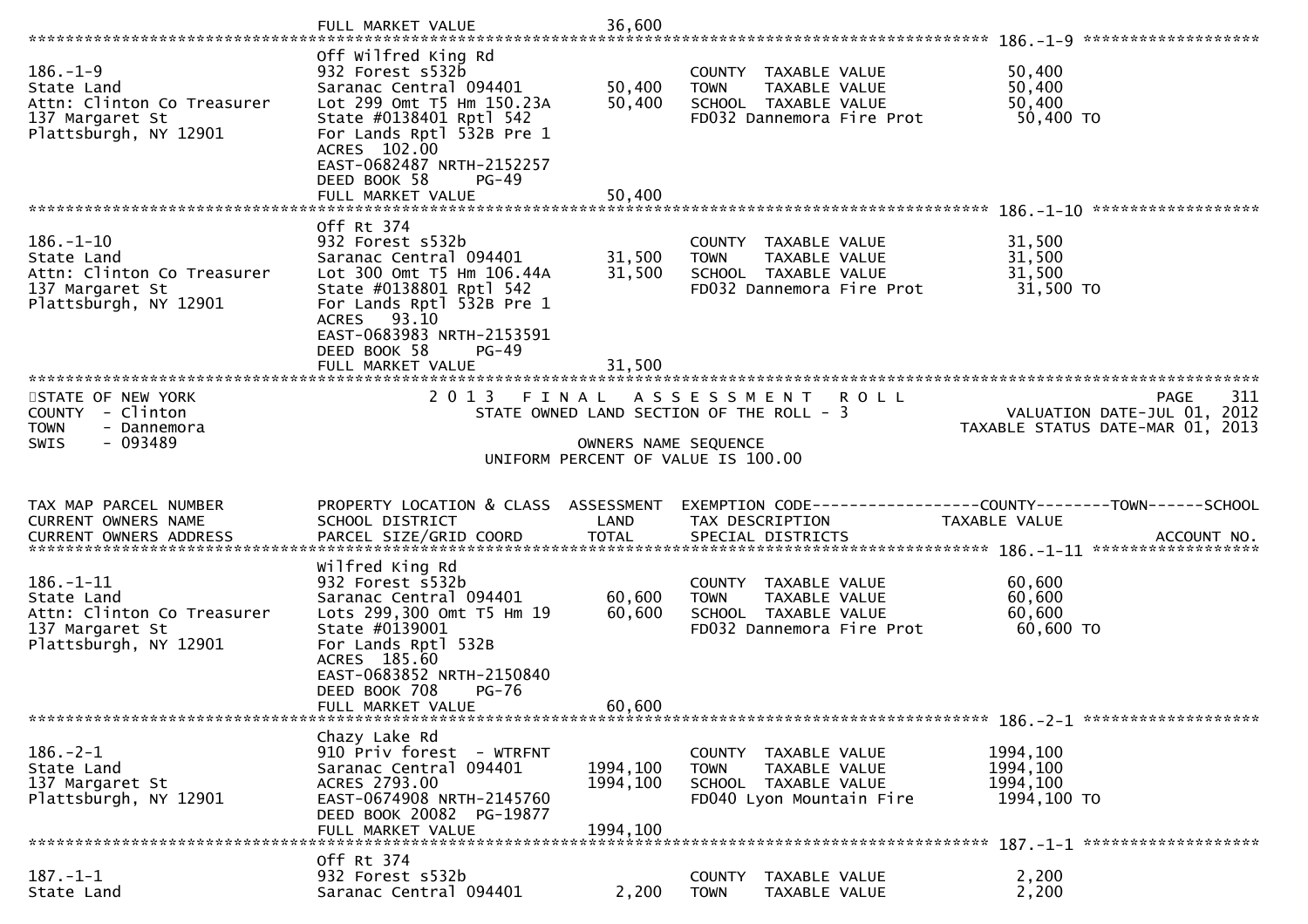FULL MARKET VALUE 36,600

******************************** 186.-1-9 ********************

| 186.-1-9 | Off Wilfred King Rd | | | |
|---|---|---|---|---|
| State Land | 932 Forest s532b | | COUNTY TAXABLE VALUE | 50,400 |
| Attn: Clinton Co Treasurer | Saranac Central 094401 | 50,400 | TOWN TAXABLE VALUE | 50,400 |
| 137 Margaret St | Lot 299 Omt T5 Hm 150.23A | 50,400 | SCHOOL TAXABLE VALUE | 50,400 |
| Plattsburgh, NY 12901 | State #0138401 Rptl 542 | | FD032 Dannemora Fire Prot | 50,400 TO |
| | For Lands Rptl 532B Pre 1 | | | |
| | ACRES 102.00 | | | |
| | EAST-0682487 NRTH-2152257 | | | |
| | DEED BOOK 58 PG-49 | | | |
| | FULL MARKET VALUE | 50,400 | | |

******************************** 186.-1-10 ********************

| 186.-1-10 | Off Rt 374 | | | |
|---|---|---|---|---|
| State Land | 932 Forest s532b | | COUNTY TAXABLE VALUE | 31,500 |
| Attn: Clinton Co Treasurer | Saranac Central 094401 | 31,500 | TOWN TAXABLE VALUE | 31,500 |
| 137 Margaret St | Lot 300 Omt T5 Hm 106.44A | 31,500 | SCHOOL TAXABLE VALUE | 31,500 |
| Plattsburgh, NY 12901 | State #0138801 Rptl 542 | | FD032 Dannemora Fire Prot | 31,500 TO |
| | For Lands Rptl 532B Pre 1 | | | |
| | ACRES 93.10 | | | |
| | EAST-0683983 NRTH-2153591 | | | |
| | DEED BOOK 58 PG-49 | | | |
| | FULL MARKET VALUE | 31,500 | | |

STATE OF NEW YORK — 2 0 1 3 F I N A L A S S E S S M E N T R O L L — PAGE 311
COUNTY - Clinton — STATE OWNED LAND SECTION OF THE ROLL - 3 — VALUATION DATE-JUL 01, 2012
TOWN - Dannemora — TAXABLE STATUS DATE-MAR 01, 2013
SWIS - 093489 — OWNERS NAME SEQUENCE
UNIFORM PERCENT OF VALUE IS 100.00

| TAX MAP PARCEL NUMBER / CURRENT OWNERS NAME / CURRENT OWNERS ADDRESS | PROPERTY LOCATION & CLASS / SCHOOL DISTRICT / PARCEL SIZE/GRID COORD | ASSESSMENT LAND / TOTAL | EXEMPTION CODE / TAX DESCRIPTION / SPECIAL DISTRICTS | COUNTY--------TOWN------SCHOOL TAXABLE VALUE / ACCOUNT NO. |
|---|---|---|---|---|

******************************** 186.-1-11 ********************

| 186.-1-11 | Wilfred King Rd | | | |
|---|---|---|---|---|
| State Land | 932 Forest s532b | | COUNTY TAXABLE VALUE | 60,600 |
| Attn: Clinton Co Treasurer | Saranac Central 094401 | 60,600 | TOWN TAXABLE VALUE | 60,600 |
| 137 Margaret St | Lots 299,300 Omt T5 Hm 19 | 60,600 | SCHOOL TAXABLE VALUE | 60,600 |
| Plattsburgh, NY 12901 | State #0139001 | | FD032 Dannemora Fire Prot | 60,600 TO |
| | For Lands Rptl 532B | | | |
| | ACRES 185.60 | | | |
| | EAST-0683852 NRTH-2150840 | | | |
| | DEED BOOK 708 PG-76 | | | |
| | FULL MARKET VALUE | 60,600 | | |

******************************** 186.-2-1 ********************

| 186.-2-1 | Chazy Lake Rd | | | |
|---|---|---|---|---|
| State Land | 910 Priv forest - WTRFNT | | COUNTY TAXABLE VALUE | 1994,100 |
| 137 Margaret St | Saranac Central 094401 | 1994,100 | TOWN TAXABLE VALUE | 1994,100 |
| Plattsburgh, NY 12901 | ACRES 2793.00 | 1994,100 | SCHOOL TAXABLE VALUE | 1994,100 |
| | EAST-0674908 NRTH-2145760 | | FD040 Lyon Mountain Fire | 1994,100 TO |
| | DEED BOOK 20082 PG-19877 | | | |
| | FULL MARKET VALUE | 1994,100 | | |

******************************** 187.-1-1 ********************

| 187.-1-1 | Off Rt 374 | | | |
|---|---|---|---|---|
| State Land | 932 Forest s532b | | COUNTY TAXABLE VALUE | 2,200 |
| | Saranac Central 094401 | 2,200 | TOWN TAXABLE VALUE | 2,200 |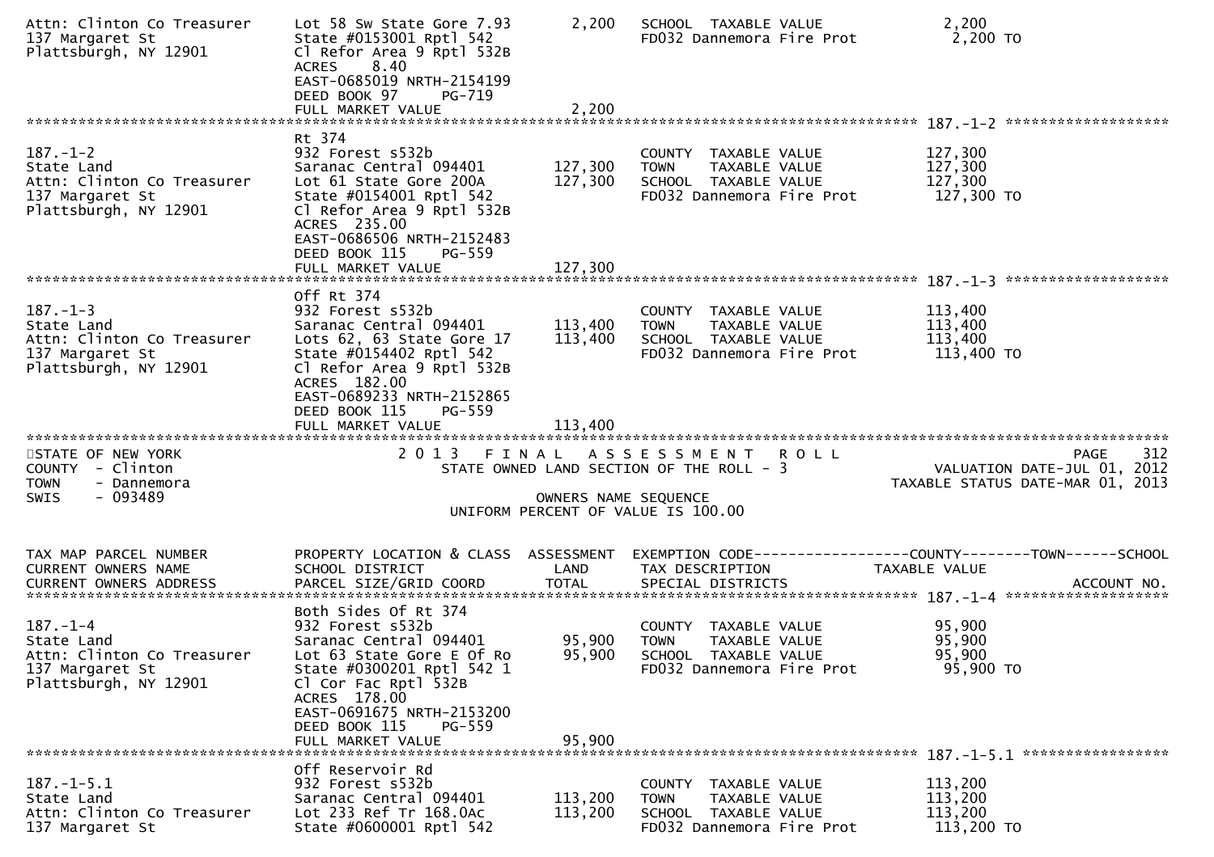```
Attn: Clinton Co Treasurer     Lot 58 Sw State Gore 7.93        2,200   SCHOOL  TAXABLE VALUE              2,200
137 Margaret St                State #0153001 Rptl 542                  FD032 Dannemora Fire Prot           2,200 TO
Plattsburgh, NY 12901          Cl Refor Area 9 Rptl 532B
                               ACRES     8.40
                               EAST-0685019 NRTH-2154199
                               DEED BOOK 97      PG-719
                               FULL MARKET VALUE                2,200
******************************************************************************************************* 187.-1-2 ******************
                               Rt 374
187.-1-2                       932 Forest s532b                         COUNTY  TAXABLE VALUE            127,300
State Land                     Saranac Central 094401         127,300   TOWN    TAXABLE VALUE            127,300
Attn: Clinton Co Treasurer     Lot 61 State Gore 200A         127,300   SCHOOL  TAXABLE VALUE            127,300
137 Margaret St                State #0154001 Rptl 542                  FD032 Dannemora Fire Prot         127,300 TO
Plattsburgh, NY 12901          Cl Refor Area 9 Rptl 532B
                               ACRES  235.00
                               EAST-0686506 NRTH-2152483
                               DEED BOOK 115     PG-559
                               FULL MARKET VALUE              127,300
******************************************************************************************************* 187.-1-3 ******************
                               Off Rt 374
187.-1-3                       932 Forest s532b                         COUNTY  TAXABLE VALUE            113,400
State Land                     Saranac Central 094401         113,400   TOWN    TAXABLE VALUE            113,400
Attn: Clinton Co Treasurer     Lots 62, 63 State Gore 17      113,400   SCHOOL  TAXABLE VALUE            113,400
137 Margaret St                State #0154402 Rptl 542                  FD032 Dannemora Fire Prot         113,400 TO
Plattsburgh, NY 12901          Cl Refor Area 9 Rptl 532B
                               ACRES  182.00
                               EAST-0689233 NRTH-2152865
                               DEED BOOK 115     PG-559
                               FULL MARKET VALUE              113,400
***********************************************************************************************************************************
STATE OF NEW YORK                     2 0 1 3   F I N A L   A S S E S S M E N T   R O L L                             PAGE    312
COUNTY  - Clinton                        STATE OWNED LAND SECTION OF THE ROLL - 3                     VALUATION DATE-JUL 01, 2012
TOWN    - Dannemora                                                                                 TAXABLE STATUS DATE-MAR 01, 2013
SWIS    - 093489                                         OWNERS NAME SEQUENCE
                                                  UNIFORM PERCENT OF VALUE IS 100.00


TAX MAP PARCEL NUMBER          PROPERTY LOCATION & CLASS  ASSESSMENT  EXEMPTION CODE------------------COUNTY--------TOWN------SCHOOL
CURRENT OWNERS NAME            SCHOOL DISTRICT               LAND     TAX DESCRIPTION              TAXABLE VALUE
CURRENT OWNERS ADDRESS         PARCEL SIZE/GRID COORD       TOTAL     SPECIAL DISTRICTS                                    ACCOUNT NO.
******************************************************************************************************* 187.-1-4 ******************
                               Both Sides Of Rt 374
187.-1-4                       932 Forest s532b                         COUNTY  TAXABLE VALUE             95,900
State Land                     Saranac Central 094401          95,900   TOWN    TAXABLE VALUE             95,900
Attn: Clinton Co Treasurer     Lot 63 State Gore E Of Ro       95,900   SCHOOL  TAXABLE VALUE             95,900
137 Margaret St                State #0300201 Rptl 542 1                FD032 Dannemora Fire Prot          95,900 TO
Plattsburgh, NY 12901          Cl Cor Fac Rptl 532B
                               ACRES  178.00
                               EAST-0691675 NRTH-2153200
                               DEED BOOK 115     PG-559
                               FULL MARKET VALUE               95,900
******************************************************************************************************* 187.-1-5.1 ****************
                               Off Reservoir Rd
187.-1-5.1                     932 Forest s532b                         COUNTY  TAXABLE VALUE            113,200
State Land                     Saranac Central 094401         113,200   TOWN    TAXABLE VALUE            113,200
Attn: Clinton Co Treasurer     Lot 233 Ref Tr 168.0Ac         113,200   SCHOOL  TAXABLE VALUE            113,200
137 Margaret St                State #0600001 Rptl 542                  FD032 Dannemora Fire Prot         113,200 TO
```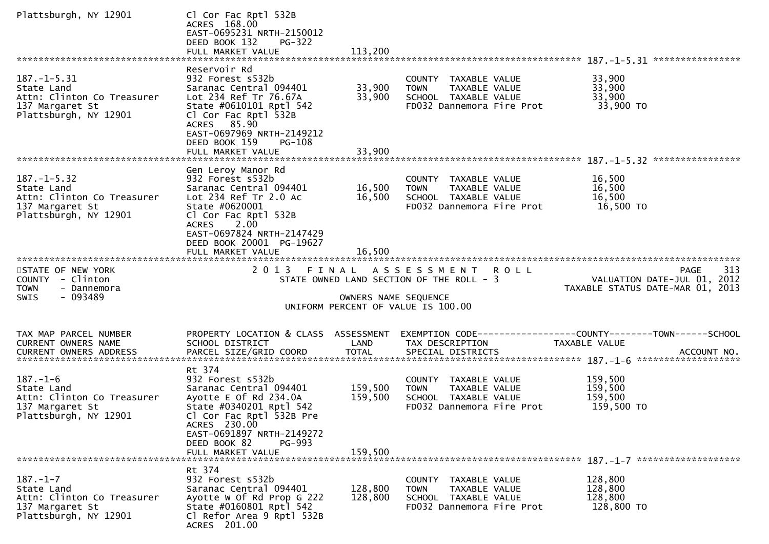```
Plattsburgh, NY 12901         Cl Cor Fac Rptl 532B
                              ACRES 168.00
                              EAST-0695231 NRTH-2150012
                              DEED BOOK 132    PG-322
                              FULL MARKET VALUE            113,200
******************************************************************************************************* 187.-1-5.31 ****************
                              Reservoir Rd
187.-1-5.31                   932 Forest s532b                        COUNTY  TAXABLE VALUE             33,900
State Land                    Saranac Central 094401        33,900    TOWN    TAXABLE VALUE             33,900
Attn: Clinton Co Treasurer    Lot 234 Ref Tr 76.67A         33,900    SCHOOL  TAXABLE VALUE             33,900
137 Margaret St               State #0610101 Rptl 542                 FD032 Dannemora Fire Prot          33,900 TO
Plattsburgh, NY 12901         Cl Cor Fac Rptl 532B
                              ACRES  85.90
                              EAST-0697969 NRTH-2149212
                              DEED BOOK 159    PG-108
                              FULL MARKET VALUE             33,900
******************************************************************************************************* 187.-1-5.32 ****************
                              Gen Leroy Manor Rd
187.-1-5.32                   932 Forest s532b                        COUNTY  TAXABLE VALUE             16,500
State Land                    Saranac Central 094401        16,500    TOWN    TAXABLE VALUE             16,500
Attn: Clinton Co Treasurer    Lot 234 Ref Tr 2.0 Ac         16,500    SCHOOL  TAXABLE VALUE             16,500
137 Margaret St               State #0620001                          FD032 Dannemora Fire Prot          16,500 TO
Plattsburgh, NY 12901         Cl Cor Fac Rptl 532B
                              ACRES    2.00
                              EAST-0697824 NRTH-2147429
                              DEED BOOK 20001 PG-19627
                              FULL MARKET VALUE             16,500
************************************************************************************************************************************
STATE OF NEW YORK                   2 0 1 3   F I N A L   A S S E S S M E N T   R O L L                             PAGE    313
COUNTY  - Clinton                       STATE OWNED LAND SECTION OF THE ROLL - 3                      VALUATION DATE-JUL 01, 2012
TOWN    - Dannemora                                                                                TAXABLE STATUS DATE-MAR 01, 2013
SWIS    - 093489                                        OWNERS NAME SEQUENCE
                                                 UNIFORM PERCENT OF VALUE IS 100.00


TAX MAP PARCEL NUMBER         PROPERTY LOCATION & CLASS  ASSESSMENT  EXEMPTION CODE------------------COUNTY--------TOWN------SCHOOL
CURRENT OWNERS NAME           SCHOOL DISTRICT               LAND     TAX DESCRIPTION              TAXABLE VALUE
CURRENT OWNERS ADDRESS        PARCEL SIZE/GRID COORD        TOTAL    SPECIAL DISTRICTS                                    ACCOUNT NO.
******************************************************************************************************* 187.-1-6 *******************
                              Rt 374
187.-1-6                      932 Forest s532b                        COUNTY  TAXABLE VALUE            159,500
State Land                    Saranac Central 094401       159,500    TOWN    TAXABLE VALUE            159,500
Attn: Clinton Co Treasurer    Ayotte E Of Rd 234.0A        159,500    SCHOOL  TAXABLE VALUE            159,500
137 Margaret St               State #0340201 Rptl 542                 FD032 Dannemora Fire Prot         159,500 TO
Plattsburgh, NY 12901         Cl Cor Fac Rptl 532B Pre
                              ACRES 230.00
                              EAST-0691897 NRTH-2149272
                              DEED BOOK 82     PG-993
                              FULL MARKET VALUE            159,500
******************************************************************************************************* 187.-1-7 *******************
                              Rt 374
187.-1-7                      932 Forest s532b                        COUNTY  TAXABLE VALUE            128,800
State Land                    Saranac Central 094401       128,800    TOWN    TAXABLE VALUE            128,800
Attn: Clinton Co Treasurer    Ayotte W Of Rd Prop G 222    128,800    SCHOOL  TAXABLE VALUE            128,800
137 Margaret St               State #0160801 Rptl 542                 FD032 Dannemora Fire Prot         128,800 TO
Plattsburgh, NY 12901         Cl Refor Area 9 Rptl 532B
                              ACRES 201.00
```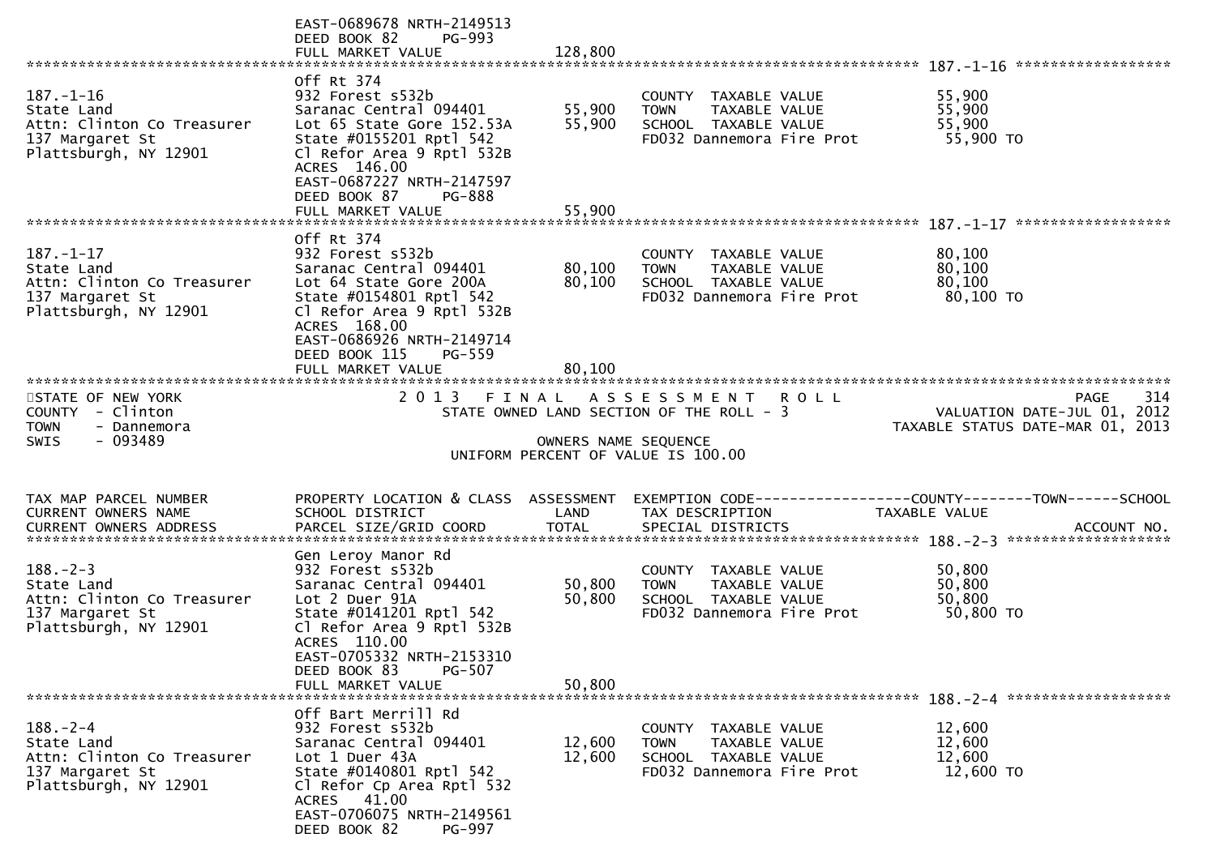```
                                EAST-0689678 NRTH-2149513
                                DEED BOOK 82     PG-993
                                FULL MARKET VALUE             128,800
******************************************************************************************************* 187.-1-16 ******************
                                Off Rt 374
187.-1-16                       932 Forest s532b                          COUNTY  TAXABLE VALUE            55,900
State Land                      Saranac Central 094401       55,900       TOWN    TAXABLE VALUE            55,900
Attn: Clinton Co Treasurer      Lot 65 State Gore 152.53A    55,900       SCHOOL  TAXABLE VALUE            55,900
137 Margaret St                 State #0155201 Rptl 542                   FD032 Dannemora Fire Prot         55,900 TO
Plattsburgh, NY 12901           Cl Refor Area 9 Rptl 532B
                                ACRES  146.00
                                EAST-0687227 NRTH-2147597
                                DEED BOOK 87     PG-888
                                FULL MARKET VALUE              55,900
******************************************************************************************************* 187.-1-17 ******************
                                Off Rt 374
187.-1-17                       932 Forest s532b                          COUNTY  TAXABLE VALUE            80,100
State Land                      Saranac Central 094401       80,100       TOWN    TAXABLE VALUE            80,100
Attn: Clinton Co Treasurer      Lot 64 State Gore 200A       80,100       SCHOOL  TAXABLE VALUE            80,100
137 Margaret St                 State #0154801 Rptl 542                   FD032 Dannemora Fire Prot         80,100 TO
Plattsburgh, NY 12901           Cl Refor Area 9 Rptl 532B
                                ACRES  168.00
                                EAST-0686926 NRTH-2149714
                                DEED BOOK 115    PG-559
                                FULL MARKET VALUE              80,100
************************************************************************************************************************************
STATE OF NEW YORK                    2 0 1 3   F I N A L   A S S E S S M E N T   R O L L                          PAGE    314
COUNTY  - Clinton                           STATE OWNED LAND SECTION OF THE ROLL - 3                  VALUATION DATE-JUL 01, 2012
TOWN    - Dannemora                                                                              TAXABLE STATUS DATE-MAR 01, 2013
SWIS    - 093489                                        OWNERS NAME SEQUENCE
                                                UNIFORM PERCENT OF VALUE IS 100.00


TAX MAP PARCEL NUMBER           PROPERTY LOCATION & CLASS  ASSESSMENT  EXEMPTION CODE------------------COUNTY--------TOWN------SCHOOL
CURRENT OWNERS NAME             SCHOOL DISTRICT               LAND     TAX DESCRIPTION             TAXABLE VALUE
CURRENT OWNERS ADDRESS          PARCEL SIZE/GRID COORD       TOTAL     SPECIAL DISTRICTS                                 ACCOUNT NO.
******************************************************************************************************* 188.-2-3 *******************
                                Gen Leroy Manor Rd
188.-2-3                        932 Forest s532b                          COUNTY  TAXABLE VALUE            50,800
State Land                      Saranac Central 094401       50,800       TOWN    TAXABLE VALUE            50,800
Attn: Clinton Co Treasurer      Lot 2 Duer 91A               50,800       SCHOOL  TAXABLE VALUE            50,800
137 Margaret St                 State #0141201 Rptl 542                   FD032 Dannemora Fire Prot         50,800 TO
Plattsburgh, NY 12901           Cl Refor Area 9 Rptl 532B
                                ACRES  110.00
                                EAST-0705332 NRTH-2153310
                                DEED BOOK 83     PG-507
                                FULL MARKET VALUE              50,800
******************************************************************************************************* 188.-2-4 *******************
                                Off Bart Merrill Rd
188.-2-4                        932 Forest s532b                          COUNTY  TAXABLE VALUE            12,600
State Land                      Saranac Central 094401       12,600       TOWN    TAXABLE VALUE            12,600
Attn: Clinton Co Treasurer      Lot 1 Duer 43A               12,600       SCHOOL  TAXABLE VALUE            12,600
137 Margaret St                 State #0140801 Rptl 542                   FD032 Dannemora Fire Prot         12,600 TO
Plattsburgh, NY 12901           Cl Refor Cp Area Rptl 532
                                ACRES   41.00
                                EAST-0706075 NRTH-2149561
                                DEED BOOK 82     PG-997
```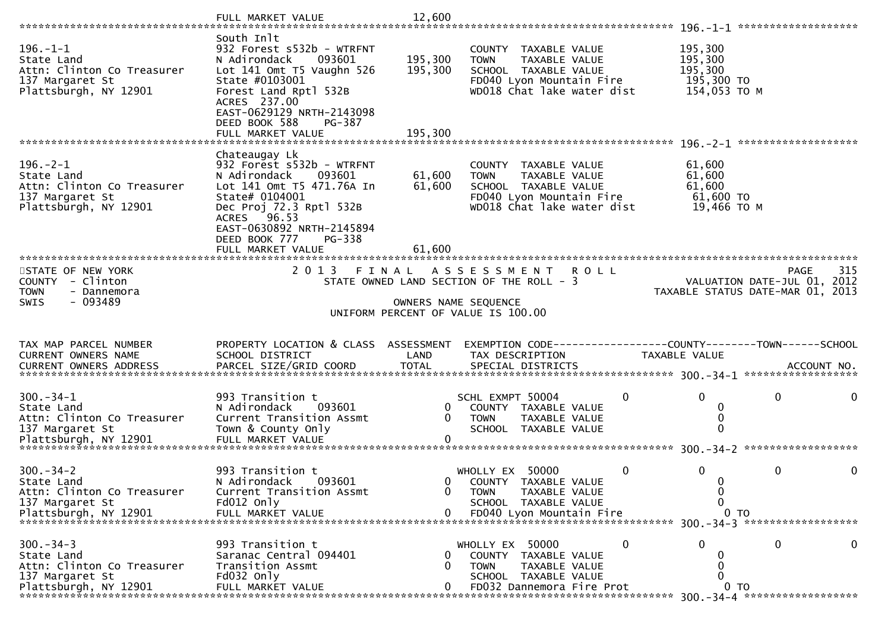| | | | | | | | |
|---|---|---|---|---|---|---|---|
| | FULL MARKET VALUE | 12,600 | | | | | |

**196.-1-1**

| | | | | | | | |
|---|---|---|---|---|---|---|---|
| | South Inlt | | | | | | |
| 196.-1-1 | 932 Forest s532b - WTRFNT | | COUNTY TAXABLE VALUE | | 195,300 | | |
| State Land | N Adirondack 093601 | 195,300 | TOWN TAXABLE VALUE | | 195,300 | | |
| Attn: Clinton Co Treasurer | Lot 141 Omt T5 Vaughn 526 | 195,300 | SCHOOL TAXABLE VALUE | | 195,300 | | |
| 137 Margaret St | State #0103001 | | FD040 Lyon Mountain Fire | | 195,300 TO | | |
| Plattsburgh, NY 12901 | Forest Land Rptl 532B | | WD018 Chat lake water dist | | 154,053 TO M | | |
| | ACRES 237.00 | | | | | | |
| | EAST-0629129 NRTH-2143098 | | | | | | |
| | DEED BOOK 588 PG-387 | | | | | | |
| | FULL MARKET VALUE | 195,300 | | | | | |

**196.-2-1**

| | | | | | | | |
|---|---|---|---|---|---|---|---|
| | Chateaugay Lk | | | | | | |
| 196.-2-1 | 932 Forest s532b - WTRFNT | | COUNTY TAXABLE VALUE | | 61,600 | | |
| State Land | N Adirondack 093601 | 61,600 | TOWN TAXABLE VALUE | | 61,600 | | |
| Attn: Clinton Co Treasurer | Lot 141 Omt T5 471.76A In | 61,600 | SCHOOL TAXABLE VALUE | | 61,600 | | |
| 137 Margaret St | State# 0104001 | | FD040 Lyon Mountain Fire | | 61,600 TO | | |
| Plattsburgh, NY 12901 | Dec Proj 72.3 Rptl 532B | | WD018 Chat lake water dist | | 19,466 TO M | | |
| | ACRES 96.53 | | | | | | |
| | EAST-0630892 NRTH-2145894 | | | | | | |
| | DEED BOOK 777 PG-338 | | | | | | |
| | FULL MARKET VALUE | 61,600 | | | | | |

STATE OF NEW YORK
COUNTY - Clinton
TOWN - Dannemora
SWIS - 093489

2 0 1 3 F I N A L A S S E S S M E N T R O L L
STATE OWNED LAND SECTION OF THE ROLL - 3
OWNERS NAME SEQUENCE
UNIFORM PERCENT OF VALUE IS 100.00

VALUATION DATE-JUL 01, 2012
TAXABLE STATUS DATE-MAR 01, 2013

| TAX MAP PARCEL NUMBER / CURRENT OWNERS NAME / CURRENT OWNERS ADDRESS | PROPERTY LOCATION & CLASS / SCHOOL DISTRICT / PARCEL SIZE/GRID COORD | ASSESSMENT LAND / TOTAL | EXEMPTION CODE / TAX DESCRIPTION / SPECIAL DISTRICTS | | COUNTY TAXABLE VALUE | TOWN | SCHOOL / ACCOUNT NO. |
|---|---|---|---|---|---|---|---|
| **300.-34-1** | | | | | | | |
| 300.-34-1 | 993 Transition t | | SCHL EXMPT 50004 | 0 | 0 | 0 | 0 |
| State Land | N Adirondack 093601 | 0 | COUNTY TAXABLE VALUE | | 0 | | |
| Attn: Clinton Co Treasurer | Current Transition Assmt | 0 | TOWN TAXABLE VALUE | | 0 | | |
| 137 Margaret St | Town & County Only | | SCHOOL TAXABLE VALUE | | 0 | | |
| Plattsburgh, NY 12901 | FULL MARKET VALUE | 0 | | | | | |
| **300.-34-2** | | | | | | | |
| 300.-34-2 | 993 Transition t | | WHOLLY EX 50000 | 0 | 0 | 0 | 0 |
| State Land | N Adirondack 093601 | 0 | COUNTY TAXABLE VALUE | | 0 | | |
| Attn: Clinton Co Treasurer | Current Transition Assmt | 0 | TOWN TAXABLE VALUE | | 0 | | |
| 137 Margaret St | Fd012 Only | | SCHOOL TAXABLE VALUE | | 0 | | |
| Plattsburgh, NY 12901 | FULL MARKET VALUE | 0 | FD040 Lyon Mountain Fire | | 0 TO | | |
| **300.-34-3** | | | | | | | |
| 300.-34-3 | 993 Transition t | | WHOLLY EX 50000 | 0 | 0 | 0 | 0 |
| State Land | Saranac Central 094401 | 0 | COUNTY TAXABLE VALUE | | 0 | | |
| Attn: Clinton Co Treasurer | Transition Assmt | 0 | TOWN TAXABLE VALUE | | 0 | | |
| 137 Margaret St | Fd032 Only | | SCHOOL TAXABLE VALUE | | 0 | | |
| Plattsburgh, NY 12901 | FULL MARKET VALUE | 0 | FD032 Dannemora Fire Prot | | 0 TO | | |

**300.-34-4**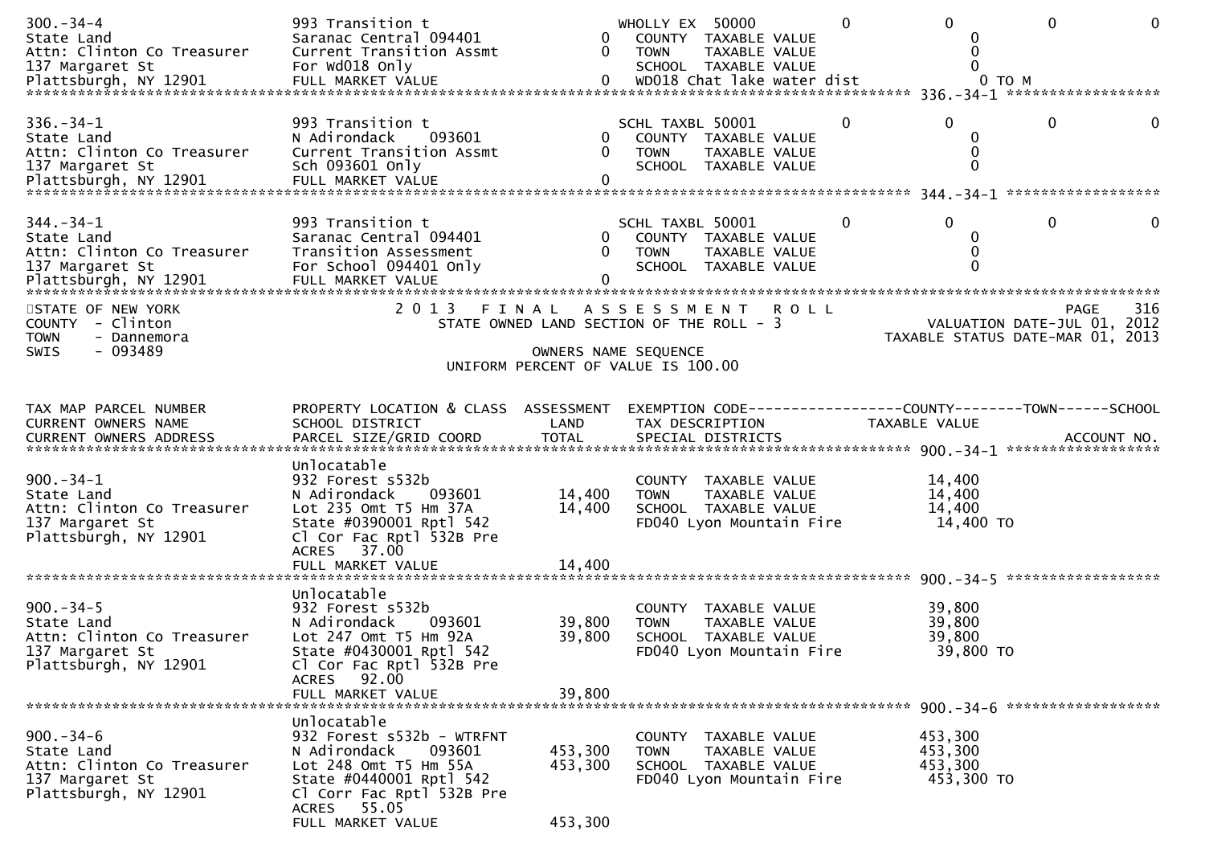| | | | | | | | |
|---|---|---|---|---|---|---|---|
| 300.-34-4 | 993 Transition t | | WHOLLY EX 50000 | 0 | 0 | 0 | 0 |
| State Land | Saranac Central 094401 | 0 | COUNTY TAXABLE VALUE | | 0 | | |
| Attn: Clinton Co Treasurer | Current Transition Assmt | 0 | TOWN TAXABLE VALUE | | 0 | | |
| 137 Margaret St | For Wd018 Only | | SCHOOL TAXABLE VALUE | | 0 | | |
| Plattsburgh, NY 12901 | FULL MARKET VALUE | 0 | WD018 Chat lake water dist | | 0 TO M | | |

******************************************************************************************** 336.-34-1 ******************

| | | | | | | | |
|---|---|---|---|---|---|---|---|
| 336.-34-1 | 993 Transition t | | SCHL TAXBL 50001 | 0 | 0 | 0 | 0 |
| State Land | N Adirondack 093601 | 0 | COUNTY TAXABLE VALUE | | 0 | | |
| Attn: Clinton Co Treasurer | Current Transition Assmt | 0 | TOWN TAXABLE VALUE | | 0 | | |
| 137 Margaret St | Sch 093601 Only | | SCHOOL TAXABLE VALUE | | 0 | | |
| Plattsburgh, NY 12901 | FULL MARKET VALUE | 0 | | | | | |

******************************************************************************************** 344.-34-1 ******************

| | | | | | | | |
|---|---|---|---|---|---|---|---|
| 344.-34-1 | 993 Transition t | | SCHL TAXBL 50001 | 0 | 0 | 0 | 0 |
| State Land | Saranac Central 094401 | 0 | COUNTY TAXABLE VALUE | | 0 | | |
| Attn: Clinton Co Treasurer | Transition Assessment | 0 | TOWN TAXABLE VALUE | | 0 | | |
| 137 Margaret St | For School 094401 Only | | SCHOOL TAXABLE VALUE | | 0 | | |
| Plattsburgh, NY 12901 | FULL MARKET VALUE | 0 | | | | | |

STATE OF NEW YORK — 2013 FINAL ASSESSMENT ROLL — PAGE 316
COUNTY - Clinton — STATE OWNED LAND SECTION OF THE ROLL - 3 — VALUATION DATE-JUL 01, 2012
TOWN - Dannemora — TAXABLE STATUS DATE-MAR 01, 2013
SWIS - 093489 — OWNERS NAME SEQUENCE
UNIFORM PERCENT OF VALUE IS 100.00

| TAX MAP PARCEL NUMBER / CURRENT OWNERS NAME / CURRENT OWNERS ADDRESS | PROPERTY LOCATION & CLASS / SCHOOL DISTRICT / PARCEL SIZE/GRID COORD | ASSESSMENT LAND / TOTAL | EXEMPTION CODE / TAX DESCRIPTION / SPECIAL DISTRICTS | COUNTY TAXABLE VALUE | TOWN | SCHOOL / ACCOUNT NO. |
|---|---|---|---|---|---|---|
| | Unlocatable | | | | | |
| 900.-34-1 | 932 Forest s532b | | COUNTY TAXABLE VALUE | 14,400 | | |
| State Land | N Adirondack 093601 | 14,400 | TOWN TAXABLE VALUE | 14,400 | | |
| Attn: Clinton Co Treasurer | Lot 235 Omt T5 Hm 37A | 14,400 | SCHOOL TAXABLE VALUE | 14,400 | | |
| 137 Margaret St | State #0390001 Rptl 542 | | FD040 Lyon Mountain Fire | 14,400 TO | | |
| Plattsburgh, NY 12901 | Cl Cor Fac Rptl 532B Pre | | | | | |
| | ACRES 37.00 | | | | | |
| | FULL MARKET VALUE | 14,400 | | | | |

******************************************************************************************** 900.-34-5 ******************

| | | | | | | |
|---|---|---|---|---|---|---|
| | Unlocatable | | | | | |
| 900.-34-5 | 932 Forest s532b | | COUNTY TAXABLE VALUE | 39,800 | | |
| State Land | N Adirondack 093601 | 39,800 | TOWN TAXABLE VALUE | 39,800 | | |
| Attn: Clinton Co Treasurer | Lot 247 Omt T5 Hm 92A | 39,800 | SCHOOL TAXABLE VALUE | 39,800 | | |
| 137 Margaret St | State #0430001 Rptl 542 | | FD040 Lyon Mountain Fire | 39,800 TO | | |
| Plattsburgh, NY 12901 | Cl Cor Fac Rptl 532B Pre | | | | | |
| | ACRES 92.00 | | | | | |
| | FULL MARKET VALUE | 39,800 | | | | |

******************************************************************************************** 900.-34-6 ******************

| | | | | | | |
|---|---|---|---|---|---|---|
| | Unlocatable | | | | | |
| 900.-34-6 | 932 Forest s532b - WTRFNT | | COUNTY TAXABLE VALUE | 453,300 | | |
| State Land | N Adirondack 093601 | 453,300 | TOWN TAXABLE VALUE | 453,300 | | |
| Attn: Clinton Co Treasurer | Lot 248 Omt T5 Hm 55A | 453,300 | SCHOOL TAXABLE VALUE | 453,300 | | |
| 137 Margaret St | State #0440001 Rptl 542 | | FD040 Lyon Mountain Fire | 453,300 TO | | |
| Plattsburgh, NY 12901 | Cl Corr Fac Rptl 532B Pre | | | | | |
| | ACRES 55.05 | | | | | |
| | FULL MARKET VALUE | 453,300 | | | | |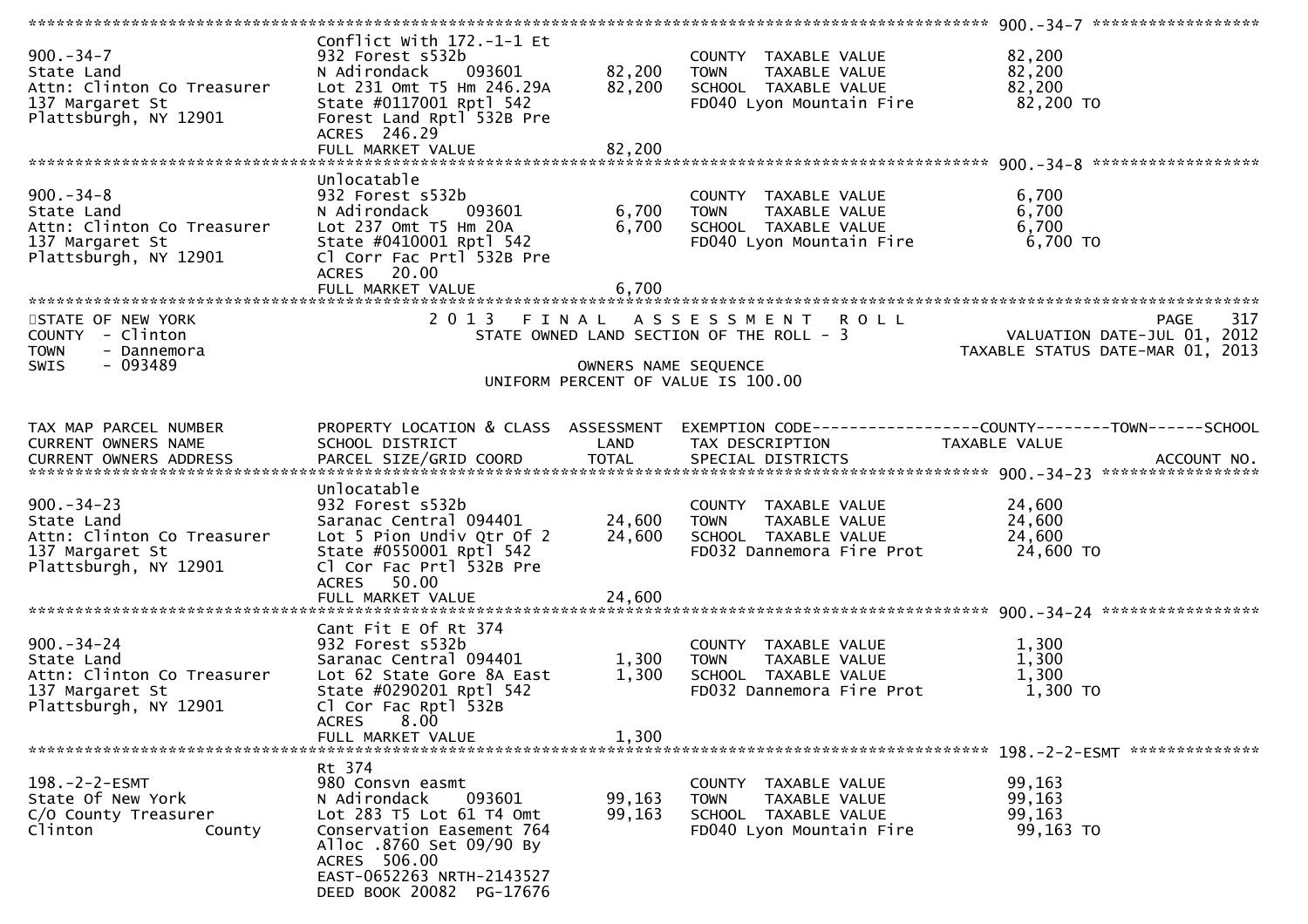```
********************************************************************************************************* 900.-34-7 ******************
                              Conflict With 172.-1-1 Et
900.-34-7                     932 Forest s532b                       COUNTY  TAXABLE VALUE            82,200
State Land                    N Adirondack    093601        82,200   TOWN    TAXABLE VALUE            82,200
Attn: Clinton Co Treasurer    Lot 231 Omt T5 Hm 246.29A     82,200   SCHOOL  TAXABLE VALUE            82,200
137 Margaret St               State #0117001 Rptl 542                FD040 Lyon Mountain Fire          82,200 TO
Plattsburgh, NY 12901         Forest Land Rptl 532B Pre
                              ACRES  246.29
                              FULL MARKET VALUE             82,200
********************************************************************************************************* 900.-34-8 ******************
                              Unlocatable
900.-34-8                     932 Forest s532b                       COUNTY  TAXABLE VALUE             6,700
State Land                    N Adirondack    093601         6,700   TOWN    TAXABLE VALUE             6,700
Attn: Clinton Co Treasurer    Lot 237 Omt T5 Hm 20A          6,700   SCHOOL  TAXABLE VALUE             6,700
137 Margaret St               State #0410001 Rptl 542                FD040 Lyon Mountain Fire           6,700 TO
Plattsburgh, NY 12901         Cl Corr Fac Prtl 532B Pre
                              ACRES   20.00
                              FULL MARKET VALUE              6,700
****************************************************************************************************************************************
STATE OF NEW YORK                    2 0 1 3   F I N A L   A S S E S S M E N T   R O L L                                  PAGE    317
COUNTY  - Clinton                       STATE OWNED LAND SECTION OF THE ROLL - 3                        VALUATION DATE-JUL 01, 2012
TOWN    - Dannemora                                                                                  TAXABLE STATUS DATE-MAR 01, 2013
SWIS    - 093489                                       OWNERS NAME SEQUENCE
                                               UNIFORM PERCENT OF VALUE IS 100.00


TAX MAP PARCEL NUMBER         PROPERTY LOCATION & CLASS  ASSESSMENT  EXEMPTION CODE------------------COUNTY--------TOWN------SCHOOL
CURRENT OWNERS NAME           SCHOOL DISTRICT               LAND     TAX DESCRIPTION            TAXABLE VALUE
CURRENT OWNERS ADDRESS        PARCEL SIZE/GRID COORD        TOTAL    SPECIAL DISTRICTS                                  ACCOUNT NO.
********************************************************************************************************* 900.-34-23 *****************
                              Unlocatable
900.-34-23                    932 Forest s532b                       COUNTY  TAXABLE VALUE            24,600
State Land                    Saranac Central 094401        24,600   TOWN    TAXABLE VALUE            24,600
Attn: Clinton Co Treasurer    Lot 5 Pion Undiv Qtr Of 2     24,600   SCHOOL  TAXABLE VALUE            24,600
137 Margaret St               State #0550001 Rptl 542                FD032 Dannemora Fire Prot         24,600 TO
Plattsburgh, NY 12901         Cl Cor Fac Prtl 532B Pre
                              ACRES   50.00
                              FULL MARKET VALUE             24,600
********************************************************************************************************* 900.-34-24 *****************
                              Cant Fit E Of Rt 374
900.-34-24                    932 Forest s532b                       COUNTY  TAXABLE VALUE             1,300
State Land                    Saranac Central 094401         1,300   TOWN    TAXABLE VALUE             1,300
Attn: Clinton Co Treasurer    Lot 62 State Gore 8A East      1,300   SCHOOL  TAXABLE VALUE             1,300
137 Margaret St               State #0290201 Rptl 542                FD032 Dannemora Fire Prot          1,300 TO
Plattsburgh, NY 12901         Cl Cor Fac Rptl 532B
                              ACRES    8.00
                              FULL MARKET VALUE              1,300
********************************************************************************************************* 198.-2-2-ESMT **************
                              Rt 374
198.-2-2-ESMT                 980 Consvn easmt                       COUNTY  TAXABLE VALUE            99,163
State Of New York             N Adirondack    093601        99,163   TOWN    TAXABLE VALUE            99,163
C/O County Treasurer          Lot 283 T5 Lot 61 T4 Omt      99,163   SCHOOL  TAXABLE VALUE            99,163
Clinton            County     Conservation Easement 764              FD040 Lyon Mountain Fire          99,163 TO
                              Alloc .8760 Set 09/90 By
                              ACRES  506.00
                              EAST-0652263 NRTH-2143527
                              DEED BOOK 20082  PG-17676
```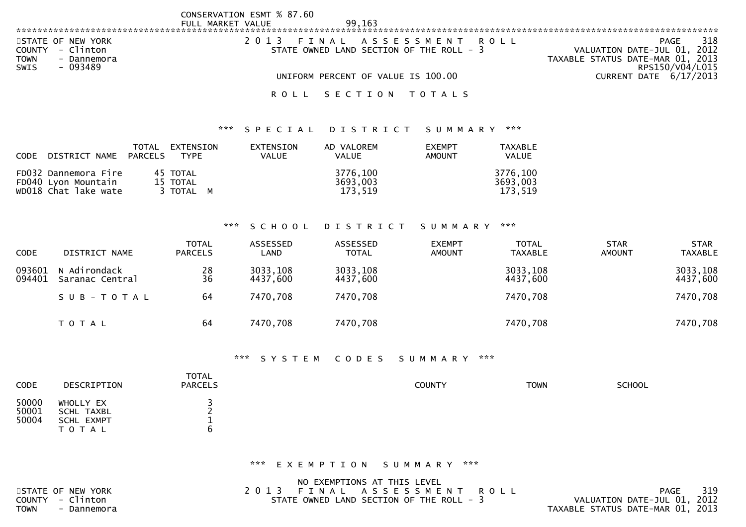CONSERVATION ESMT % 87.60
FULL MARKET VALUE 99,163

STATE OF NEW YORK
COUNTY - Clinton
TOWN - Dannemora
SWIS - 093489

2 0 1 3 F I N A L A S S E S S M E N T R O L L
STATE OWNED LAND SECTION OF THE ROLL - 3

VALUATION DATE-JUL 01, 2012
TAXABLE STATUS DATE-MAR 01, 2013
RPS150/V04/L015
CURRENT DATE 6/17/2013

UNIFORM PERCENT OF VALUE IS 100.00

# R O L L S E C T I O N T O T A L S

## *** S P E C I A L D I S T R I C T S U M M A R Y ***

| CODE | DISTRICT NAME | TOTAL PARCELS | EXTENSION TYPE | EXTENSION VALUE | AD VALOREM VALUE | EXEMPT AMOUNT | TAXABLE VALUE |
|---|---|---|---|---|---|---|---|
| FD032 | Dannemora Fire | 45 | TOTAL | | 3776,100 | | 3776,100 |
| FD040 | Lyon Mountain | 15 | TOTAL | | 3693,003 | | 3693,003 |
| WD018 | Chat lake wate | 3 | TOTAL M | | 173,519 | | 173,519 |

## *** S C H O O L D I S T R I C T S U M M A R Y ***

| CODE | DISTRICT NAME | TOTAL PARCELS | ASSESSED LAND | ASSESSED TOTAL | EXEMPT AMOUNT | TOTAL TAXABLE | STAR AMOUNT | STAR TAXABLE |
|---|---|---|---|---|---|---|---|---|
| 093601 | N Adirondack | 28 | 3033,108 | 3033,108 | | 3033,108 | | 3033,108 |
| 094401 | Saranac Central | 36 | 4437,600 | 4437,600 | | 4437,600 | | 4437,600 |
| | S U B - T O T A L | 64 | 7470,708 | 7470,708 | | 7470,708 | | 7470,708 |
| | T O T A L | 64 | 7470,708 | 7470,708 | | 7470,708 | | 7470,708 |

## *** S Y S T E M C O D E S S U M M A R Y ***

| CODE | DESCRIPTION | TOTAL PARCELS | COUNTY | TOWN | SCHOOL |
|---|---|---|---|---|---|
| 50000 | WHOLLY EX | 3 | | | |
| 50001 | SCHL TAXBL | 2 | | | |
| 50004 | SCHL EXMPT | 1 | | | |
| | T O T A L | 6 | | | |

## *** E X E M P T I O N S U M M A R Y ***

NO EXEMPTIONS AT THIS LEVEL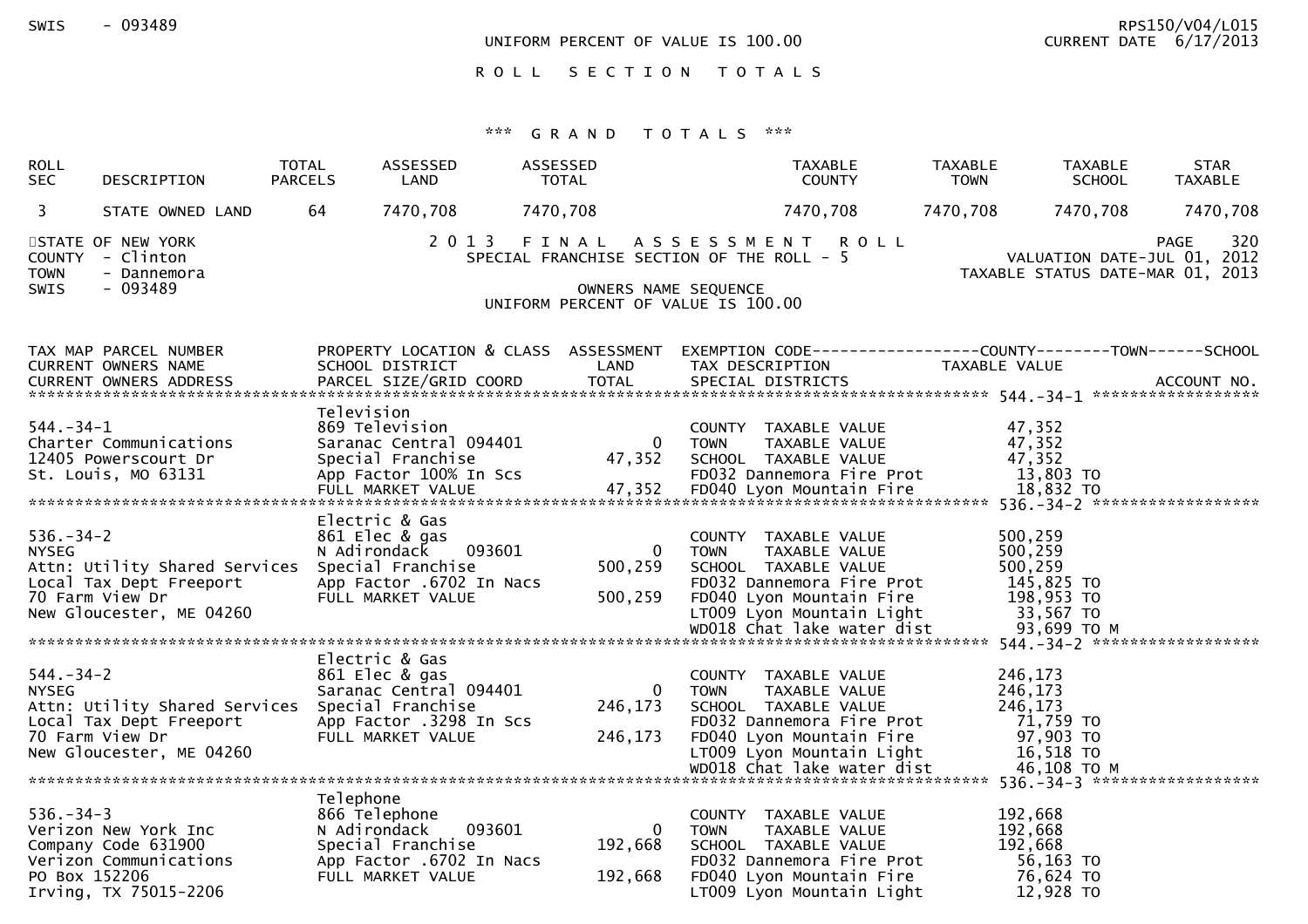SWIS - 093489

UNIFORM PERCENT OF VALUE IS 100.00

RPS150/V04/L015
CURRENT DATE 6/17/2013

## R O L L S E C T I O N T O T A L S

### *** G R A N D T O T A L S ***

| ROLL SEC | DESCRIPTION | TOTAL PARCELS | ASSESSED LAND | ASSESSED TOTAL | TAXABLE COUNTY | TAXABLE TOWN | TAXABLE SCHOOL | STAR TAXABLE |
|---|---|---|---|---|---|---|---|---|
| 3 | STATE OWNED LAND | 64 | 7470,708 | 7470,708 | 7470,708 | 7470,708 | 7470,708 | 7470,708 |

STATE OF NEW YORK
COUNTY - Clinton
TOWN - Dannemora
SWIS - 093489

2 0 1 3 F I N A L A S S E S S M E N T R O L L
SPECIAL FRANCHISE SECTION OF THE ROLL - 5

OWNERS NAME SEQUENCE
UNIFORM PERCENT OF VALUE IS 100.00

PAGE 320
VALUATION DATE-JUL 01, 2012
TAXABLE STATUS DATE-MAR 01, 2013

| TAX MAP PARCEL NUMBER / CURRENT OWNERS NAME / CURRENT OWNERS ADDRESS | PROPERTY LOCATION & CLASS / SCHOOL DISTRICT / PARCEL SIZE/GRID COORD | ASSESSMENT LAND / TOTAL | EXEMPTION CODE / TAX DESCRIPTION / SPECIAL DISTRICTS | TAXABLE VALUE (COUNTY--TOWN--SCHOOL) / ACCOUNT NO. |
|---|---|---|---|---|
| ********** | | | | 544.-34-1 ********** |
| | Television | | | |
| 544.-34-1 | 869 Television | | COUNTY TAXABLE VALUE | 47,352 |
| Charter Communications | Saranac Central 094401 | 0 | TOWN TAXABLE VALUE | 47,352 |
| 12405 Powerscourt Dr | Special Franchise | 47,352 | SCHOOL TAXABLE VALUE | 47,352 |
| St. Louis, MO 63131 | App Factor 100% In Scs | | FD032 Dannemora Fire Prot | 13,803 TO |
| | FULL MARKET VALUE | 47,352 | FD040 Lyon Mountain Fire | 18,832 TO |
| ********** | | | | 536.-34-2 ********** |
| | Electric & Gas | | | |
| 536.-34-2 | 861 Elec & gas | | COUNTY TAXABLE VALUE | 500,259 |
| NYSEG | N Adirondack 093601 | 0 | TOWN TAXABLE VALUE | 500,259 |
| Attn: Utility Shared Services | Special Franchise | 500,259 | SCHOOL TAXABLE VALUE | 500,259 |
| Local Tax Dept Freeport | App Factor .6702 In Nacs | | FD032 Dannemora Fire Prot | 145,825 TO |
| 70 Farm View Dr | FULL MARKET VALUE | 500,259 | FD040 Lyon Mountain Fire | 198,953 TO |
| New Gloucester, ME 04260 | | | LT009 Lyon Mountain Light | 33,567 TO |
| | | | WD018 Chat lake water dist | 93,699 TO M |
| ********** | | | | 544.-34-2 ********** |
| | Electric & Gas | | | |
| 544.-34-2 | 861 Elec & gas | | COUNTY TAXABLE VALUE | 246,173 |
| NYSEG | Saranac Central 094401 | 0 | TOWN TAXABLE VALUE | 246,173 |
| Attn: Utility Shared Services | Special Franchise | 246,173 | SCHOOL TAXABLE VALUE | 246,173 |
| Local Tax Dept Freeport | App Factor .3298 In Scs | | FD032 Dannemora Fire Prot | 71,759 TO |
| 70 Farm View Dr | FULL MARKET VALUE | 246,173 | FD040 Lyon Mountain Fire | 97,903 TO |
| New Gloucester, ME 04260 | | | LT009 Lyon Mountain Light | 16,518 TO |
| | | | WD018 Chat lake water dist | 46,108 TO M |
| ********** | | | | 536.-34-3 ********** |
| | Telephone | | | |
| 536.-34-3 | 866 Telephone | | COUNTY TAXABLE VALUE | 192,668 |
| Verizon New York Inc | N Adirondack 093601 | 0 | TOWN TAXABLE VALUE | 192,668 |
| Company Code 631900 | Special Franchise | 192,668 | SCHOOL TAXABLE VALUE | 192,668 |
| Verizon Communications | App Factor .6702 In Nacs | | FD032 Dannemora Fire Prot | 56,163 TO |
| PO Box 152206 | FULL MARKET VALUE | 192,668 | FD040 Lyon Mountain Fire | 76,624 TO |
| Irving, TX 75015-2206 | | | LT009 Lyon Mountain Light | 12,928 TO |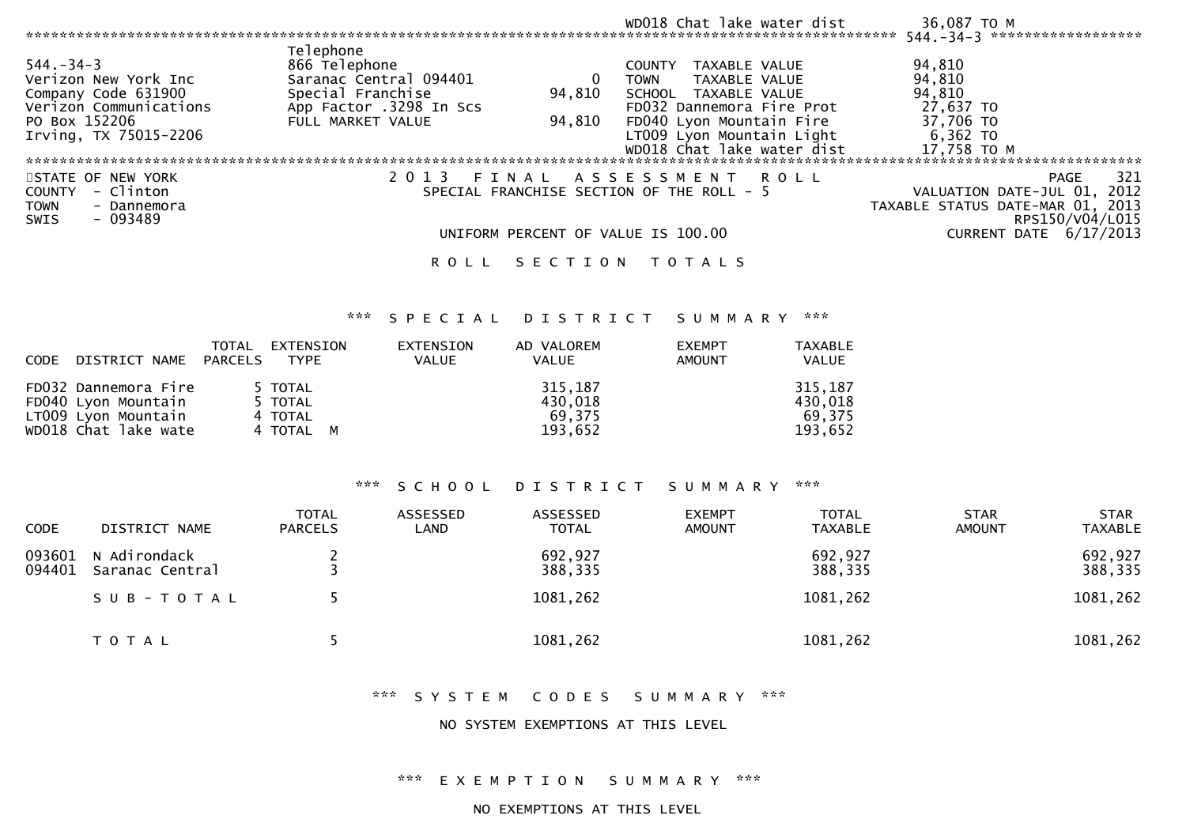```
                                                                                  WD018 Chat lake water dist        36,087 TO M
******************************************************************************************************* 544.-34-3 ******************
                                    Telephone
544.-34-3                           866 Telephone                                 COUNTY  TAXABLE VALUE            94,810
Verizon New York Inc                Saranac Central 094401           0            TOWN    TAXABLE VALUE            94,810
Company Code 631900                 Special Franchise           94,810            SCHOOL  TAXABLE VALUE            94,810
Verizon Communications              App Factor .3298 In Scs                       FD032 Dannemora Fire Prot         27,637 TO
PO Box 152206                       FULL MARKET VALUE           94,810            FD040 Lyon Mountain Fire          37,706 TO
Irving, TX 75015-2206                                                             LT009 Lyon Mountain Light          6,362 TO
                                                                                  WD018 Chat lake water dist        17,758 TO M
************************************************************************************************************************************
```

STATE OF NEW YORK — COUNTY - Clinton — TOWN - Dannemora — SWIS - 093489

2013 FINAL ASSESSMENT ROLL
SPECIAL FRANCHISE SECTION OF THE ROLL - 5
UNIFORM PERCENT OF VALUE IS 100.00

PAGE 321 — VALUATION DATE-JUL 01, 2012 — TAXABLE STATUS DATE-MAR 01, 2013 — RPS150/V04/L015 — CURRENT DATE 6/17/2013

## ROLL SECTION TOTALS

### *** SPECIAL DISTRICT SUMMARY ***

| CODE | DISTRICT NAME | TOTAL PARCELS | EXTENSION TYPE | EXTENSION VALUE | AD VALOREM VALUE | EXEMPT AMOUNT | TAXABLE VALUE |
|---|---|---|---|---|---|---|---|
| FD032 | Dannemora Fire | 5 | TOTAL | | 315,187 | | 315,187 |
| FD040 | Lyon Mountain | 5 | TOTAL | | 430,018 | | 430,018 |
| LT009 | Lyon Mountain | 4 | TOTAL | | 69,375 | | 69,375 |
| WD018 | Chat lake wate | 4 | TOTAL M | | 193,652 | | 193,652 |

### *** SCHOOL DISTRICT SUMMARY ***

| CODE | DISTRICT NAME | TOTAL PARCELS | ASSESSED LAND | ASSESSED TOTAL | EXEMPT AMOUNT | TOTAL TAXABLE | STAR AMOUNT | STAR TAXABLE |
|---|---|---|---|---|---|---|---|---|
| 093601 | N Adirondack | 2 | | 692,927 | | 692,927 | | 692,927 |
| 094401 | Saranac Central | 3 | | 388,335 | | 388,335 | | 388,335 |
| | SUB-TOTAL | 5 | | 1081,262 | | 1081,262 | | 1081,262 |
| | TOTAL | 5 | | 1081,262 | | 1081,262 | | 1081,262 |

### *** SYSTEM CODES SUMMARY ***

NO SYSTEM EXEMPTIONS AT THIS LEVEL

### *** EXEMPTION SUMMARY ***

NO EXEMPTIONS AT THIS LEVEL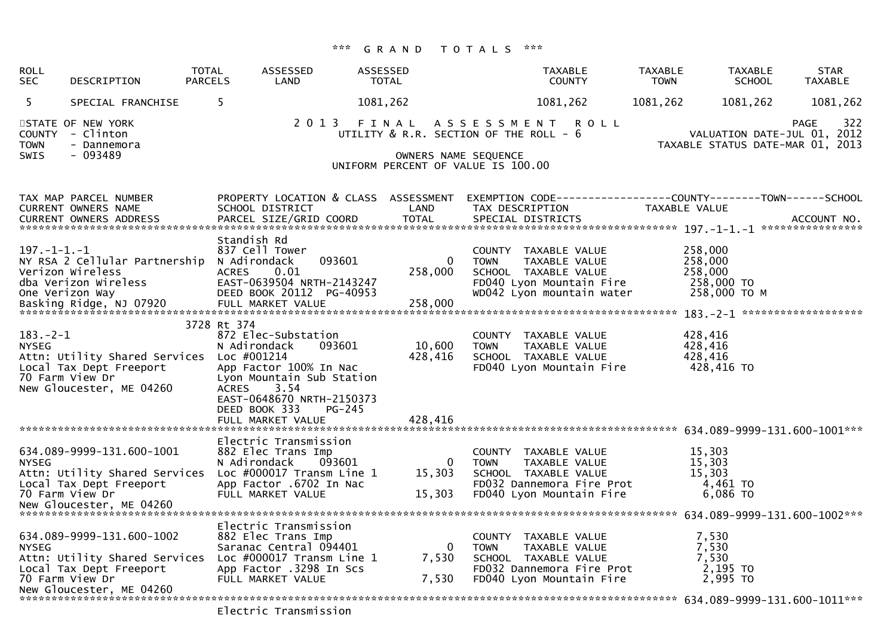### *** G R A N D   T O T A L S ***

| ROLL SEC | DESCRIPTION | TOTAL PARCELS | ASSESSED LAND | ASSESSED TOTAL | TAXABLE COUNTY | TAXABLE TOWN | TAXABLE SCHOOL | STAR TAXABLE |
|---|---|---|---|---|---|---|---|---|
| 5 | SPECIAL FRANCHISE | 5 | | 1081,262 | 1081,262 | 1081,262 | 1081,262 | 1081,262 |

STATE OF NEW YORK
COUNTY - Clinton
TOWN - Dannemora
SWIS - 093489

2 0 1 3 F I N A L A S S E S S M E N T R O L L
UTILITY & R.R. SECTION OF THE ROLL - 6
OWNERS NAME SEQUENCE
UNIFORM PERCENT OF VALUE IS 100.00

VALUATION DATE-JUL 01, 2012
TAXABLE STATUS DATE-MAR 01, 2013

| TAX MAP PARCEL NUMBER / CURRENT OWNERS NAME / CURRENT OWNERS ADDRESS | PROPERTY LOCATION & CLASS / SCHOOL DISTRICT / PARCEL SIZE/GRID COORD | ASSESSMENT LAND / TOTAL | EXEMPTION CODE / TAX DESCRIPTION / SPECIAL DISTRICTS | TAXABLE VALUE (COUNTY / TOWN / SCHOOL) / ACCOUNT NO. |
|---|---|---|---|---|
| 197.-1-1.-1 | Standish Rd | | | |
| 197.-1-1.-1 | 837 Cell Tower | | COUNTY TAXABLE VALUE | 258,000 |
| NY RSA 2 Cellular Partnership | N Adirondack 093601 | 0 | TOWN TAXABLE VALUE | 258,000 |
| Verizon Wireless | ACRES 0.01 | 258,000 | SCHOOL TAXABLE VALUE | 258,000 |
| dba Verizon Wireless | EAST-0639504 NRTH-2143247 | | FD040 Lyon Mountain Fire | 258,000 TO |
| One Verizon Way | DEED BOOK 20112 PG-40953 | | WD042 Lyon mountain water | 258,000 TO M |
| Basking Ridge, NJ 07920 | FULL MARKET VALUE | 258,000 | | |
| 183.-2-1 | 3728 Rt 374 | | | |
| 183.-2-1 | 872 Elec-Substation | | COUNTY TAXABLE VALUE | 428,416 |
| NYSEG | N Adirondack 093601 | 10,600 | TOWN TAXABLE VALUE | 428,416 |
| Attn: Utility Shared Services | Loc #001214 | 428,416 | SCHOOL TAXABLE VALUE | 428,416 |
| Local Tax Dept Freeport | App Factor 100% In Nac | | FD040 Lyon Mountain Fire | 428,416 TO |
| 70 Farm View Dr | Lyon Mountain Sub Station | | | |
| New Gloucester, ME 04260 | ACRES 3.54 | | | |
| | EAST-0648670 NRTH-2150373 | | | |
| | DEED BOOK 333 PG-245 | | | |
| | FULL MARKET VALUE | 428,416 | | |
| 634.089-9999-131.600-1001 | Electric Transmission | | | |
| 634.089-9999-131.600-1001 | 882 Elec Trans Imp | | COUNTY TAXABLE VALUE | 15,303 |
| NYSEG | N Adirondack 093601 | 0 | TOWN TAXABLE VALUE | 15,303 |
| Attn: Utility Shared Services | Loc #000017 Transm Line 1 | 15,303 | SCHOOL TAXABLE VALUE | 15,303 |
| Local Tax Dept Freeport | App Factor .6702 In Nac | | FD032 Dannemora Fire Prot | 4,461 TO |
| 70 Farm View Dr | FULL MARKET VALUE | 15,303 | FD040 Lyon Mountain Fire | 6,086 TO |
| New Gloucester, ME 04260 | | | | |
| 634.089-9999-131.600-1002 | Electric Transmission | | | |
| 634.089-9999-131.600-1002 | 882 Elec Trans Imp | | COUNTY TAXABLE VALUE | 7,530 |
| NYSEG | Saranac Central 094401 | 0 | TOWN TAXABLE VALUE | 7,530 |
| Attn: Utility Shared Services | Loc #000017 Transm Line 1 | 7,530 | SCHOOL TAXABLE VALUE | 7,530 |
| Local Tax Dept Freeport | App Factor .3298 In Scs | | FD032 Dannemora Fire Prot | 2,195 TO |
| 70 Farm View Dr | FULL MARKET VALUE | 7,530 | FD040 Lyon Mountain Fire | 2,995 TO |
| New Gloucester, ME 04260 | | | | |
| 634.089-9999-131.600-1011 | Electric Transmission | | | |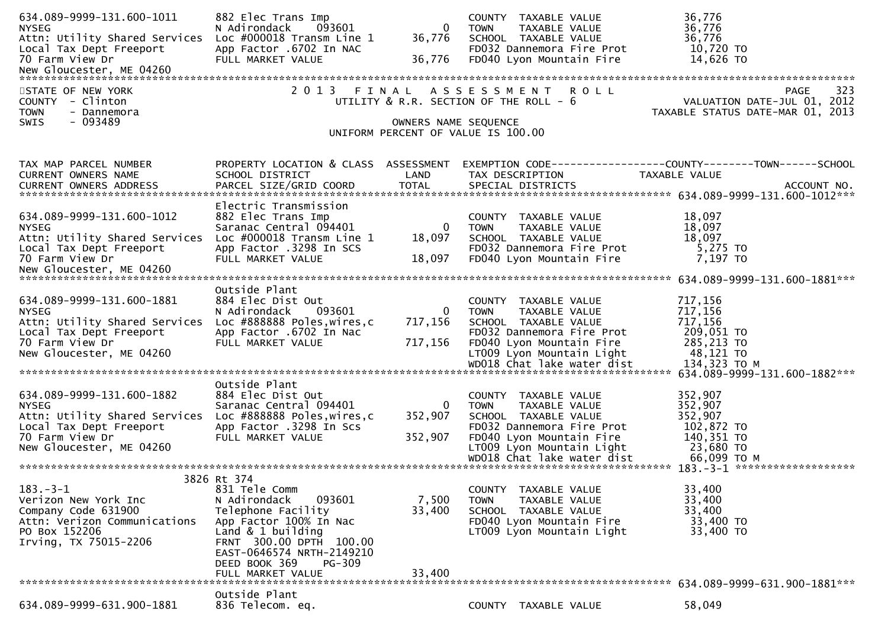```
634.089-9999-131.600-1011     882 Elec Trans Imp                         COUNTY  TAXABLE VALUE           36,776
NYSEG                         N Adirondack    093601            0        TOWN    TAXABLE VALUE           36,776
Attn: Utility Shared Services  Loc #000018 Transm Line 1     36,776        SCHOOL  TAXABLE VALUE           36,776
Local Tax Dept Freeport       App Factor .6702 In NAC                    FD032 Dannemora Fire Prot       10,720 TO
70 Farm View Dr               FULL MARKET VALUE              36,776        FD040 Lyon Mountain Fire        14,626 TO
New Gloucester, ME 04260
******************************************************************************************************************************
```

STATE OF NEW YORK
COUNTY - Clinton
TOWN - Dannemora
SWIS - 093489

2 0 1 3 F I N A L A S S E S S M E N T R O L L
UTILITY & R.R. SECTION OF THE ROLL - 6

VALUATION DATE-JUL 01, 2012
TAXABLE STATUS DATE-MAR 01, 2013

OWNERS NAME SEQUENCE
UNIFORM PERCENT OF VALUE IS 100.00

```
TAX MAP PARCEL NUMBER          PROPERTY LOCATION & CLASS  ASSESSMENT  EXEMPTION CODE------------------COUNTY--------TOWN------SCHOOL
CURRENT OWNERS NAME            SCHOOL DISTRICT               LAND      TAX DESCRIPTION            TAXABLE VALUE
CURRENT OWNERS ADDRESS         PARCEL SIZE/GRID COORD        TOTAL     SPECIAL DISTRICTS                                  ACCOUNT NO.
****************************************************************************************************** 634.089-9999-131.600-1012***
                               Electric Transmission
634.089-9999-131.600-1012      882 Elec Trans Imp                        COUNTY  TAXABLE VALUE           18,097
NYSEG                          Saranac Central 094401           0        TOWN    TAXABLE VALUE           18,097
Attn: Utility Shared Services  Loc #000018 Transm Line 1   18,097        SCHOOL  TAXABLE VALUE           18,097
Local Tax Dept Freeport        App Factor .3298 In SCS                   FD032 Dannemora Fire Prot        5,275 TO
70 Farm View Dr                FULL MARKET VALUE            18,097        FD040 Lyon Mountain Fire         7,197 TO
New Gloucester, ME 04260
****************************************************************************************************** 634.089-9999-131.600-1881***
                               Outside Plant
634.089-9999-131.600-1881      884 Elec Dist Out                         COUNTY  TAXABLE VALUE          717,156
NYSEG                          N Adirondack    093601           0        TOWN    TAXABLE VALUE          717,156
Attn: Utility Shared Services  Loc #888888 Poles,wires,c   717,156        SCHOOL  TAXABLE VALUE          717,156
Local Tax Dept Freeport        App Factor .6702 In Nac                   FD032 Dannemora Fire Prot      209,051 TO
70 Farm View Dr                FULL MARKET VALUE           717,156        FD040 Lyon Mountain Fire       285,213 TO
New Gloucester, ME 04260                                                 LT009 Lyon Mountain Light       48,121 TO
                                                                         WD018 Chat lake water dist     134,323 TO M
****************************************************************************************************** 634.089-9999-131.600-1882***
                               Outside Plant
634.089-9999-131.600-1882      884 Elec Dist Out                         COUNTY  TAXABLE VALUE          352,907
NYSEG                          Saranac Central 094401           0        TOWN    TAXABLE VALUE          352,907
Attn: Utility Shared Services  Loc #888888 Poles,wires,c   352,907        SCHOOL  TAXABLE VALUE          352,907
Local Tax Dept Freeport        App Factor .3298 In Scs                   FD032 Dannemora Fire Prot      102,872 TO
70 Farm View Dr                FULL MARKET VALUE           352,907        FD040 Lyon Mountain Fire       140,351 TO
New Gloucester, ME 04260                                                 LT009 Lyon Mountain Light       23,680 TO
                                                                         WD018 Chat lake water dist      66,099 TO M
****************************************************************************************************** 183.-3-1 ******************
                          3826 Rt 374
183.-3-1                       831 Tele Comm                             COUNTY  TAXABLE VALUE           33,400
Verizon New York Inc           N Adirondack    093601       7,500        TOWN    TAXABLE VALUE           33,400
Company Code 631900            Telephone Facility          33,400        SCHOOL  TAXABLE VALUE           33,400
Attn: Verizon Communications   App Factor 100% In Nac                    FD040 Lyon Mountain Fire        33,400 TO
PO Box 152206                  Land & 1 building                         LT009 Lyon Mountain Light       33,400 TO
Irving, TX 75015-2206          FRNT 300.00 DPTH 100.00
                               EAST-0646574 NRTH-2149210
                               DEED BOOK 369    PG-309
                               FULL MARKET VALUE            33,400
****************************************************************************************************** 634.089-9999-631.900-1881***
                               Outside Plant
634.089-9999-631.900-1881      836 Telecom. eq.                          COUNTY  TAXABLE VALUE           58,049
```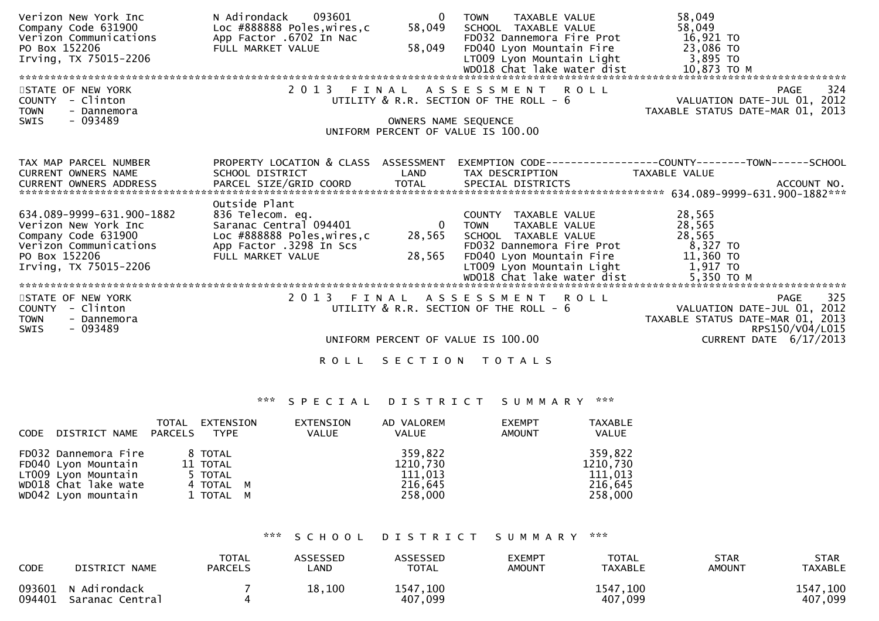```
Verizon New York Inc          N Adirondack     093601          0   TOWN    TAXABLE VALUE            58,049
Company Code 631900           Loc #888888 Poles,wires,c   58,049   SCHOOL  TAXABLE VALUE            58,049
Verizon Communications        App Factor .6702 In Nac              FD032 Dannemora Fire Prot        16,921 TO
PO Box 152206                 FULL MARKET VALUE            58,049  FD040 Lyon Mountain Fire         23,086 TO
Irving, TX 75015-2206                                              LT009 Lyon Mountain Light         3,895 TO
                                                                   WD018 Chat lake water dist       10,873 TO M
*****************************************************************************************************************
```

STATE OF NEW YORK
COUNTY - Clinton
TOWN - Dannemora
SWIS - 093489

2013 FINAL ASSESSMENT ROLL
UTILITY & R.R. SECTION OF THE ROLL - 6
OWNERS NAME SEQUENCE
UNIFORM PERCENT OF VALUE IS 100.00

PAGE 324
VALUATION DATE-JUL 01, 2012
TAXABLE STATUS DATE-MAR 01, 2013

```
TAX MAP PARCEL NUMBER         PROPERTY LOCATION & CLASS  ASSESSMENT  EXEMPTION CODE------------------COUNTY--------TOWN------SCHOOL
CURRENT OWNERS NAME           SCHOOL DISTRICT               LAND     TAX DESCRIPTION            TAXABLE VALUE
CURRENT OWNERS ADDRESS        PARCEL SIZE/GRID COORD        TOTAL    SPECIAL DISTRICTS                                    ACCOUNT NO.
******************************************************************************************* 634.089-9999-631.900-1882***
                              Outside Plant
634.089-9999-631.900-1882     836 Telecom. eq.                       COUNTY  TAXABLE VALUE            28,565
Verizon New York Inc          Saranac Central 094401         0       TOWN    TAXABLE VALUE            28,565
Company Code 631900           Loc #888888 Poles,wires,c   28,565     SCHOOL  TAXABLE VALUE            28,565
Verizon Communications        App Factor .3298 In Scs                FD032 Dannemora Fire Prot         8,327 TO
PO Box 152206                 FULL MARKET VALUE            28,565    FD040 Lyon Mountain Fire         11,360 TO
Irving, TX 75015-2206                                                LT009 Lyon Mountain Light         1,917 TO
                                                                     WD018 Chat lake water dist        5,350 TO M
*****************************************************************************************************************
```

STATE OF NEW YORK
COUNTY - Clinton
TOWN - Dannemora
SWIS - 093489

2013 FINAL ASSESSMENT ROLL
UTILITY & R.R. SECTION OF THE ROLL - 6
UNIFORM PERCENT OF VALUE IS 100.00

PAGE 325
VALUATION DATE-JUL 01, 2012
TAXABLE STATUS DATE-MAR 01, 2013
RPS150/V04/L015
CURRENT DATE 6/17/2013

ROLL SECTION TOTALS

*** SPECIAL DISTRICT SUMMARY ***

| CODE | DISTRICT NAME | TOTAL PARCELS | EXTENSION TYPE | EXTENSION VALUE | AD VALOREM VALUE | EXEMPT AMOUNT | TAXABLE VALUE |
|---|---|---|---|---|---|---|---|
| FD032 | Dannemora Fire | 8 | TOTAL | | 359,822 | | 359,822 |
| FD040 | Lyon Mountain | 11 | TOTAL | | 1210,730 | | 1210,730 |
| LT009 | Lyon Mountain | 5 | TOTAL | | 111,013 | | 111,013 |
| WD018 | Chat lake wate | 4 | TOTAL M | | 216,645 | | 216,645 |
| WD042 | Lyon mountain | 1 | TOTAL M | | 258,000 | | 258,000 |

*** SCHOOL DISTRICT SUMMARY ***

| CODE | DISTRICT NAME | TOTAL PARCELS | ASSESSED LAND | ASSESSED TOTAL | EXEMPT AMOUNT | TOTAL TAXABLE | STAR AMOUNT | STAR TAXABLE |
|---|---|---|---|---|---|---|---|---|
| 093601 | N Adirondack | 7 | 18,100 | 1547,100 | | 1547,100 | | 1547,100 |
| 094401 | Saranac Central | 4 | | 407,099 | | 407,099 | | 407,099 |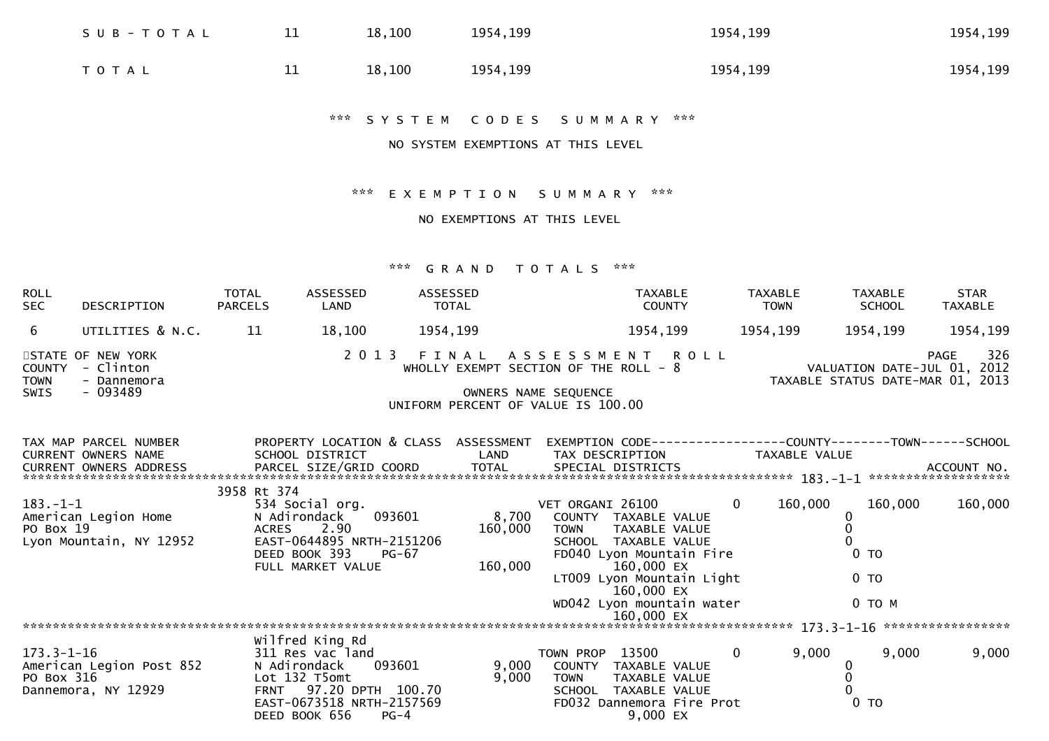| | | | | | | |
|---|---|---|---|---|---|---|
| S U B - T O T A L | 11 | 18,100 | 1954,199 | 1954,199 | | 1954,199 |
| T O T A L | 11 | 18,100 | 1954,199 | 1954,199 | | 1954,199 |

\*\*\* S Y S T E M   C O D E S   S U M M A R Y \*\*\*

NO SYSTEM EXEMPTIONS AT THIS LEVEL

\*\*\* E X E M P T I O N   S U M M A R Y \*\*\*

NO EXEMPTIONS AT THIS LEVEL

\*\*\* G R A N D   T O T A L S \*\*\*

| ROLL SEC | DESCRIPTION | TOTAL PARCELS | ASSESSED LAND | ASSESSED TOTAL | TAXABLE COUNTY | TAXABLE TOWN | TAXABLE SCHOOL | STAR TAXABLE |
|---|---|---|---|---|---|---|---|---|
| 6 | UTILITIES & N.C. | 11 | 18,100 | 1954,199 | 1954,199 | 1954,199 | 1954,199 | 1954,199 |

STATE OF NEW YORK
COUNTY - Clinton
TOWN - Dannemora
SWIS - 093489

2 0 1 3   F I N A L   A S S E S S M E N T   R O L L
WHOLLY EXEMPT SECTION OF THE ROLL - 8
OWNERS NAME SEQUENCE
UNIFORM PERCENT OF VALUE IS 100.00

PAGE 326
VALUATION DATE-JUL 01, 2012
TAXABLE STATUS DATE-MAR 01, 2013

```
TAX MAP PARCEL NUMBER          PROPERTY LOCATION & CLASS  ASSESSMENT  EXEMPTION CODE------------------COUNTY--------TOWN------SCHOOL
CURRENT OWNERS NAME            SCHOOL DISTRICT               LAND      TAX DESCRIPTION            TAXABLE VALUE
CURRENT OWNERS ADDRESS         PARCEL SIZE/GRID COORD        TOTAL     SPECIAL DISTRICTS                                      ACCOUNT NO.
*********************************************************************************************************** 183.-1-1 *******************
                               3958 Rt 374
183.-1-1                       534 Social org.                        VET ORGANI 26100        0     160,000     160,000     160,000
American Legion Home           N Adirondack     093601        8,700    COUNTY  TAXABLE VALUE                  0
PO Box 19                      ACRES     2.90               160,000    TOWN    TAXABLE VALUE                  0
Lyon Mountain, NY 12952        EAST-0644895 NRTH-2151206               SCHOOL  TAXABLE VALUE                  0
                               DEED BOOK 393    PG-67                  FD040 Lyon Mountain Fire               0 TO
                               FULL MARKET VALUE            160,000         160,000 EX
                                                                       LT009 Lyon Mountain Light              0 TO
                                                                            160,000 EX
                                                                       WD042 Lyon mountain water              0 TO M
                                                                            160,000 EX
*********************************************************************************************************** 173.3-1-16 *****************
                               Wilfred King Rd
173.3-1-16                     311 Res vac land                       TOWN PROP  13500        0       9,000       9,000       9,000
American Legion Post 852       N Adirondack     093601        9,000    COUNTY  TAXABLE VALUE                  0
PO Box 316                     Lot 132 T5omt                  9,000    TOWN    TAXABLE VALUE                  0
Dannemora, NY 12929            FRNT   97.20 DPTH  100.70               SCHOOL  TAXABLE VALUE                  0
                               EAST-0673518 NRTH-2157569               FD032 Dannemora Fire Prot              0 TO
                               DEED BOOK 656    PG-4                          9,000 EX
```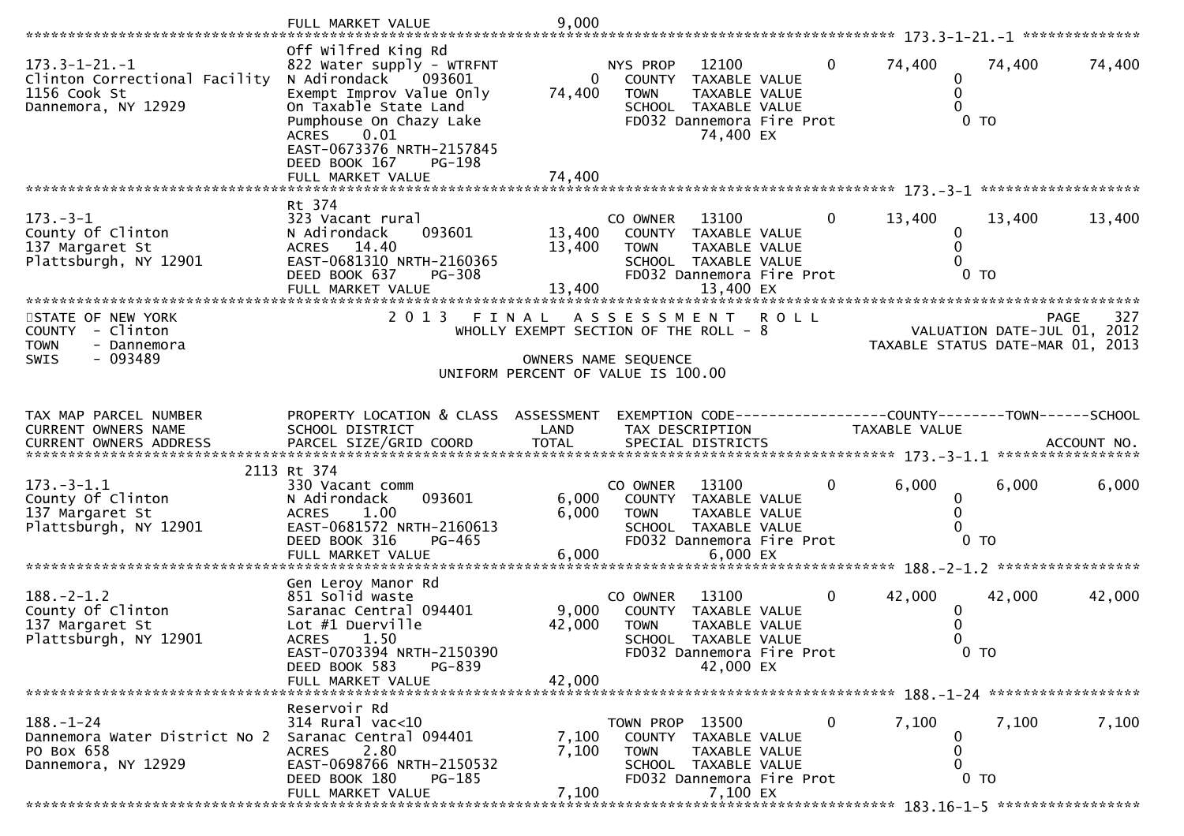FULL MARKET VALUE 9,000

**173.3-1-21.-1**

| | | | | | | |
|---|---|---|---|---|---|---|
| 173.3-1-21.-1 | Off Wilfred King Rd | | | | | |
| Clinton Correctional Facility | 822 Water supply - WTRFNT | | NYS PROP 12100 0 | 74,400 | 74,400 | 74,400 |
| 1156 Cook St | N Adirondack 093601 | 0 | COUNTY TAXABLE VALUE | 0 | | |
| Dannemora, NY 12929 | Exempt Improv Value Only | 74,400 | TOWN TAXABLE VALUE | 0 | | |
| | On Taxable State Land | | SCHOOL TAXABLE VALUE | 0 | | |
| | Pumphouse On Chazy Lake | | FD032 Dannemora Fire Prot | 0 TO | | |
| | ACRES 0.01 | | 74,400 EX | | | |
| | EAST-0673376 NRTH-2157845 | | | | | |
| | DEED BOOK 167 PG-198 | | | | | |
| | FULL MARKET VALUE | 74,400 | | | | |

**173.-3-1**

| | | | | | | |
|---|---|---|---|---|---|---|
| 173.-3-1 | Rt 374 | | | | | |
| County Of Clinton | 323 Vacant rural | | CO OWNER 13100 0 | 13,400 | 13,400 | 13,400 |
| 137 Margaret St | N Adirondack 093601 | 13,400 | COUNTY TAXABLE VALUE | 0 | | |
| Plattsburgh, NY 12901 | ACRES 14.40 | 13,400 | TOWN TAXABLE VALUE | 0 | | |
| | EAST-0681310 NRTH-2160365 | | SCHOOL TAXABLE VALUE | 0 | | |
| | DEED BOOK 637 PG-308 | | FD032 Dannemora Fire Prot | 0 TO | | |
| | FULL MARKET VALUE | 13,400 | 13,400 EX | | | |

STATE OF NEW YORK
COUNTY - Clinton
TOWN - Dannemora
SWIS - 093489

2013 FINAL ASSESSMENT ROLL
WHOLLY EXEMPT SECTION OF THE ROLL - 8
OWNERS NAME SEQUENCE
UNIFORM PERCENT OF VALUE IS 100.00

VALUATION DATE-JUL 01, 2012
TAXABLE STATUS DATE-MAR 01, 2013

| TAX MAP PARCEL NUMBER / CURRENT OWNERS NAME / CURRENT OWNERS ADDRESS | PROPERTY LOCATION & CLASS / SCHOOL DISTRICT / PARCEL SIZE/GRID COORD | ASSESSMENT LAND / TOTAL | EXEMPTION CODE / TAX DESCRIPTION / SPECIAL DISTRICTS | COUNTY TAXABLE VALUE | TOWN | SCHOOL / ACCOUNT NO. |
|---|---|---|---|---|---|---|
| **173.-3-1.1** | | | | | | |
| 173.-3-1.1 | 2113 Rt 374 | | | | | |
| County Of Clinton | 330 Vacant comm | | CO OWNER 13100 0 | 6,000 | 6,000 | 6,000 |
| 137 Margaret St | N Adirondack 093601 | 6,000 | COUNTY TAXABLE VALUE | 0 | | |
| Plattsburgh, NY 12901 | ACRES 1.00 | 6,000 | TOWN TAXABLE VALUE | 0 | | |
| | EAST-0681572 NRTH-2160613 | | SCHOOL TAXABLE VALUE | 0 | | |
| | DEED BOOK 316 PG-465 | | FD032 Dannemora Fire Prot | 0 TO | | |
| | FULL MARKET VALUE | 6,000 | 6,000 EX | | | |
| **188.-2-1.2** | | | | | | |
| 188.-2-1.2 | Gen Leroy Manor Rd | | | | | |
| County Of Clinton | 851 Solid waste | | CO OWNER 13100 0 | 42,000 | 42,000 | 42,000 |
| 137 Margaret St | Saranac Central 094401 | 9,000 | COUNTY TAXABLE VALUE | 0 | | |
| Plattsburgh, NY 12901 | Lot #1 Duerville | 42,000 | TOWN TAXABLE VALUE | 0 | | |
| | ACRES 1.50 | | SCHOOL TAXABLE VALUE | 0 | | |
| | EAST-0703394 NRTH-2150390 | | FD032 Dannemora Fire Prot | 0 TO | | |
| | DEED BOOK 583 PG-839 | | 42,000 EX | | | |
| | FULL MARKET VALUE | 42,000 | | | | |
| **188.-1-24** | | | | | | |
| 188.-1-24 | Reservoir Rd | | | | | |
| Dannemora Water District No 2 | 314 Rural vac<10 | | TOWN PROP 13500 0 | 7,100 | 7,100 | 7,100 |
| PO Box 658 | Saranac Central 094401 | 7,100 | COUNTY TAXABLE VALUE | 0 | | |
| Dannemora, NY 12929 | ACRES 2.80 | 7,100 | TOWN TAXABLE VALUE | 0 | | |
| | EAST-0698766 NRTH-2150532 | | SCHOOL TAXABLE VALUE | 0 | | |
| | DEED BOOK 180 PG-185 | | FD032 Dannemora Fire Prot | 0 TO | | |
| | FULL MARKET VALUE | 7,100 | 7,100 EX | | | |

**183.16-1-5**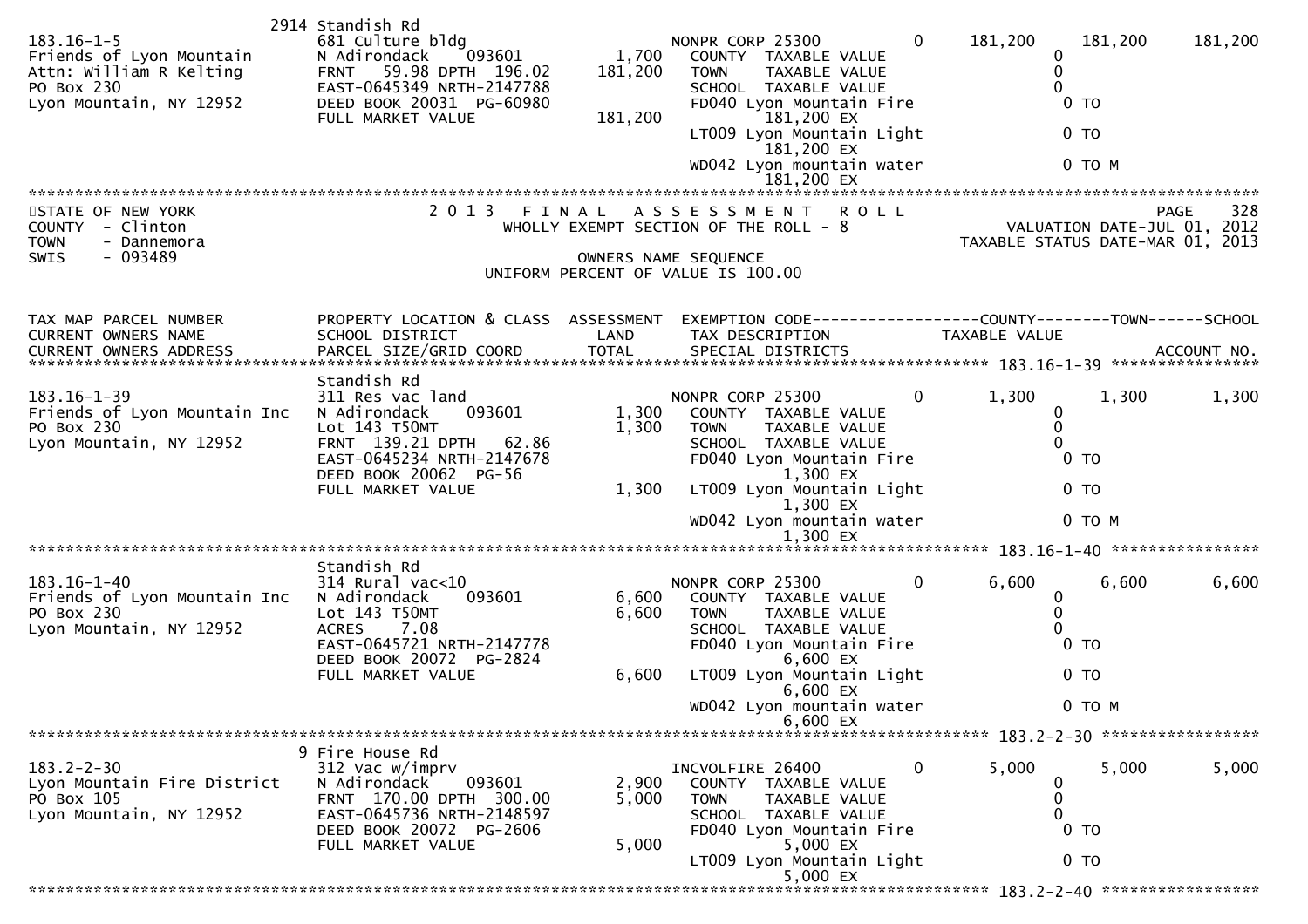```
                              2914 Standish Rd
183.16-1-5                    681 Culture bldg                   NONPR CORP 25300          0     181,200     181,200     181,200
Friends of Lyon Mountain      N Adirondack     093601      1,700   COUNTY  TAXABLE VALUE                 0
Attn: William R Kelting       FRNT   59.98 DPTH  196.02   181,200  TOWN    TAXABLE VALUE                 0
PO Box 230                    EAST-0645349 NRTH-2147788            SCHOOL  TAXABLE VALUE                 0
Lyon Mountain, NY 12952       DEED BOOK 20031  PG-60980            FD040 Lyon Mountain Fire              0 TO
                              FULL MARKET VALUE          181,200          181,200 EX
                                                                   LT009 Lyon Mountain Light             0 TO
                                                                          181,200 EX
                                                                   WD042 Lyon mountain water             0 TO M
                                                                          181,200 EX
******************************************************************************************************************************
STATE OF NEW YORK                  2 0 1 3   F I N A L   A S S E S S M E N T   R O L L                          PAGE    328
COUNTY  - Clinton                       WHOLLY EXEMPT SECTION OF THE ROLL - 8                    VALUATION DATE-JUL 01, 2012
TOWN    - Dannemora                                                                           TAXABLE STATUS DATE-MAR 01, 2013
SWIS    - 093489                                      OWNERS NAME SEQUENCE
                                               UNIFORM PERCENT OF VALUE IS 100.00

TAX MAP PARCEL NUMBER         PROPERTY LOCATION & CLASS  ASSESSMENT  EXEMPTION CODE------------------COUNTY--------TOWN------SCHOOL
CURRENT OWNERS NAME           SCHOOL DISTRICT               LAND      TAX DESCRIPTION              TAXABLE VALUE
CURRENT OWNERS ADDRESS        PARCEL SIZE/GRID COORD        TOTAL     SPECIAL DISTRICTS                                  ACCOUNT NO.
****************************************************************************************** 183.16-1-39 ****************
                              Standish Rd
183.16-1-39                   311 Res vac land                   NONPR CORP 25300          0       1,300       1,300       1,300
Friends of Lyon Mountain Inc  N Adirondack     093601      1,300   COUNTY  TAXABLE VALUE                 0
PO Box 230                    Lot 143 T50MT                1,300   TOWN    TAXABLE VALUE                 0
Lyon Mountain, NY 12952       FRNT  139.21 DPTH   62.86            SCHOOL  TAXABLE VALUE                 0
                              EAST-0645234 NRTH-2147678            FD040 Lyon Mountain Fire              0 TO
                              DEED BOOK 20062  PG-56                        1,300 EX
                              FULL MARKET VALUE            1,300   LT009 Lyon Mountain Light             0 TO
                                                                            1,300 EX
                                                                   WD042 Lyon mountain water             0 TO M
                                                                            1,300 EX
****************************************************************************************** 183.16-1-40 ****************
                              Standish Rd
183.16-1-40                   314 Rural vac<10                   NONPR CORP 25300          0       6,600       6,600       6,600
Friends of Lyon Mountain Inc  N Adirondack     093601      6,600   COUNTY  TAXABLE VALUE                 0
PO Box 230                    Lot 143 T50MT                6,600   TOWN    TAXABLE VALUE                 0
Lyon Mountain, NY 12952       ACRES     7.08                       SCHOOL  TAXABLE VALUE                 0
                              EAST-0645721 NRTH-2147778            FD040 Lyon Mountain Fire              0 TO
                              DEED BOOK 20072  PG-2824                      6,600 EX
                              FULL MARKET VALUE            6,600   LT009 Lyon Mountain Light             0 TO
                                                                            6,600 EX
                                                                   WD042 Lyon mountain water             0 TO M
                                                                            6,600 EX
****************************************************************************************** 183.2-2-30 *****************
                            9 Fire House Rd
183.2-2-30                    312 Vac w/imprv                    INCVOLFIRE 26400          0       5,000       5,000       5,000
Lyon Mountain Fire District   N Adirondack     093601      2,900   COUNTY  TAXABLE VALUE                 0
PO Box 105                    FRNT  170.00 DPTH  300.00    5,000   TOWN    TAXABLE VALUE                 0
Lyon Mountain, NY 12952       EAST-0645736 NRTH-2148597            SCHOOL  TAXABLE VALUE                 0
                              DEED BOOK 20072  PG-2606             FD040 Lyon Mountain Fire              0 TO
                              FULL MARKET VALUE            5,000            5,000 EX
                                                                   LT009 Lyon Mountain Light             0 TO
                                                                            5,000 EX
****************************************************************************************** 183.2-2-40 *****************
```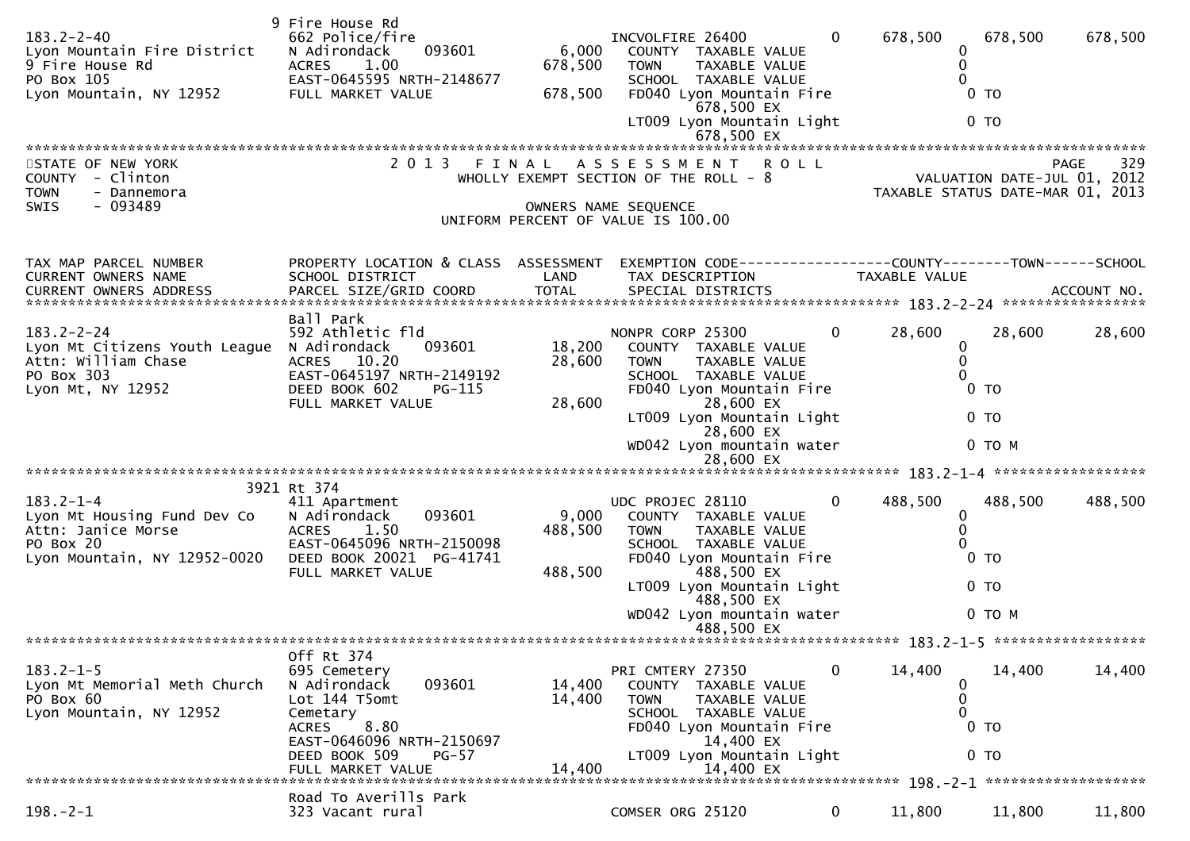```
                               9 Fire House Rd
183.2-2-40                     662 Police/fire                   INCVOLFIRE 26400         0     678,500     678,500     678,500
Lyon Mountain Fire District    N Adirondack     093601     6,000   COUNTY  TAXABLE VALUE                  0
9 Fire House Rd                ACRES    1.00             678,500   TOWN    TAXABLE VALUE                  0
PO Box 105                     EAST-0645595 NRTH-2148677           SCHOOL  TAXABLE VALUE                  0
Lyon Mountain, NY 12952        FULL MARKET VALUE         678,500   FD040 Lyon Mountain Fire               0 TO
                                                                          678,500 EX
                                                                   LT009 Lyon Mountain Light              0 TO
                                                                          678,500 EX
******************************************************************************************************************************
STATE OF NEW YORK                     2 0 1 3   F I N A L   A S S E S S M E N T   R O L L                              PAGE    329
COUNTY  - Clinton                       WHOLLY EXEMPT SECTION OF THE ROLL - 8                    VALUATION DATE-JUL 01, 2012
TOWN    - Dannemora                                                                             TAXABLE STATUS DATE-MAR 01, 2013
SWIS    - 093489                                    OWNERS NAME SEQUENCE
                                              UNIFORM PERCENT OF VALUE IS 100.00


TAX MAP PARCEL NUMBER          PROPERTY LOCATION & CLASS  ASSESSMENT  EXEMPTION CODE------------------COUNTY--------TOWN------SCHOOL
CURRENT OWNERS NAME            SCHOOL DISTRICT               LAND      TAX DESCRIPTION             TAXABLE VALUE
CURRENT OWNERS ADDRESS         PARCEL SIZE/GRID COORD        TOTAL     SPECIAL DISTRICTS                                  ACCOUNT NO.
******************************************************************************************************* 183.2-2-24 *****************
                               Ball Park
183.2-2-24                     592 Athletic fld                  NONPR CORP 25300         0      28,600      28,600      28,600
Lyon Mt Citizens Youth League  N Adirondack     093601    18,200   COUNTY  TAXABLE VALUE                  0
Attn: William Chase            ACRES   10.20              28,600   TOWN    TAXABLE VALUE                  0
PO Box 303                     EAST-0645197 NRTH-2149192           SCHOOL  TAXABLE VALUE                  0
Lyon Mt, NY 12952              DEED BOOK 602    PG-115             FD040 Lyon Mountain Fire               0 TO
                               FULL MARKET VALUE          28,600          28,600 EX
                                                                   LT009 Lyon Mountain Light              0 TO
                                                                          28,600 EX
                                                                   WD042 Lyon mountain water              0 TO M
                                                                          28,600 EX
******************************************************************************************************* 183.2-1-4 ******************
                               3921 Rt 374
183.2-1-4                      411 Apartment                     UDC PROJEC 28110         0     488,500     488,500     488,500
Lyon Mt Housing Fund Dev Co    N Adirondack     093601     9,000   COUNTY  TAXABLE VALUE                  0
Attn: Janice Morse             ACRES    1.50             488,500   TOWN    TAXABLE VALUE                  0
PO Box 20                      EAST-0645096 NRTH-2150098           SCHOOL  TAXABLE VALUE                  0
Lyon Mountain, NY 12952-0020   DEED BOOK 20021  PG-41741           FD040 Lyon Mountain Fire               0 TO
                               FULL MARKET VALUE         488,500          488,500 EX
                                                                   LT009 Lyon Mountain Light              0 TO
                                                                          488,500 EX
                                                                   WD042 Lyon mountain water              0 TO M
                                                                          488,500 EX
******************************************************************************************************* 183.2-1-5 ******************
                               Off Rt 374
183.2-1-5                      695 Cemetery                      PRI CMTERY 27350         0      14,400      14,400      14,400
Lyon Mt Memorial Meth Church   N Adirondack     093601    14,400   COUNTY  TAXABLE VALUE                  0
PO Box 60                      Lot 144 T5omt              14,400   TOWN    TAXABLE VALUE                  0
Lyon Mountain, NY 12952        Cemetary                            SCHOOL  TAXABLE VALUE                  0
                               ACRES    8.80                       FD040 Lyon Mountain Fire               0 TO
                               EAST-0646096 NRTH-2150697                  14,400 EX
                               DEED BOOK 509    PG-57              LT009 Lyon Mountain Light              0 TO
                               FULL MARKET VALUE          14,400          14,400 EX
******************************************************************************************************* 198.-2-1 *******************
                               Road To Averills Park
198.-2-1                       323 Vacant rural                  COMSER ORG 25120         0      11,800      11,800      11,800
```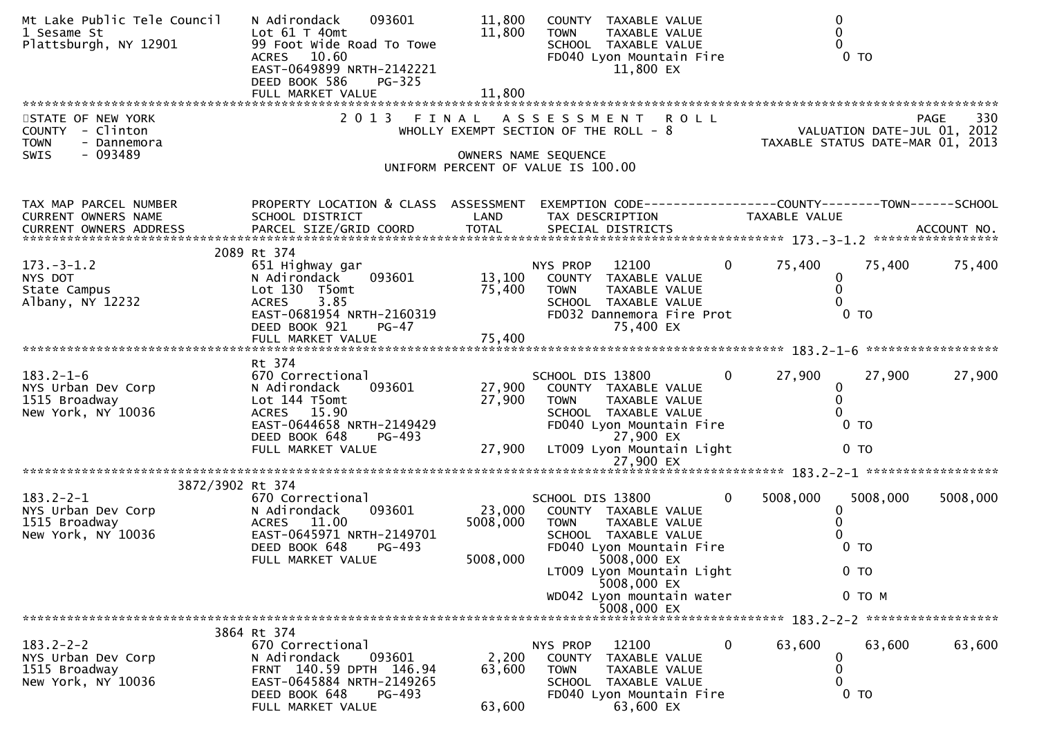| | | | | |
|---|---|---|---|---|
| Mt Lake Public Tele Council | N Adirondack 093601 | 11,800 | COUNTY TAXABLE VALUE | 0 |
| 1 Sesame St | Lot 61 T 40mt | 11,800 | TOWN TAXABLE VALUE | 0 |
| Plattsburgh, NY 12901 | 99 Foot Wide Road To Towe | | SCHOOL TAXABLE VALUE | 0 |
| | ACRES 10.60 | | FD040 Lyon Mountain Fire | 0 TO |
| | EAST-0649899 NRTH-2142221 | | 11,800 EX | |
| | DEED BOOK 586 PG-325 | | | |
| | FULL MARKET VALUE | 11,800 | | |

STATE OF NEW YORK
COUNTY - Clinton
TOWN - Dannemora
SWIS - 093489

# 2013 FINAL ASSESSMENT ROLL

WHOLLY EXEMPT SECTION OF THE ROLL - 8

OWNERS NAME SEQUENCE

UNIFORM PERCENT OF VALUE IS 100.00

PAGE 330
VALUATION DATE-JUL 01, 2012
TAXABLE STATUS DATE-MAR 01, 2013

| TAX MAP PARCEL NUMBER / CURRENT OWNERS NAME / CURRENT OWNERS ADDRESS | PROPERTY LOCATION & CLASS / SCHOOL DISTRICT / PARCEL SIZE/GRID COORD | ASSESSMENT LAND / TOTAL | EXEMPTION CODE / TAX DESCRIPTION / SPECIAL DISTRICTS | COUNTY TAXABLE VALUE | TOWN | SCHOOL / ACCOUNT NO. |
|---|---|---|---|---|---|---|
| **173.-3-1.2** | 2089 Rt 374 | | | | | |
| 173.-3-1.2 | 651 Highway gar | | NYS PROP 12100 0 | 75,400 | 75,400 | 75,400 |
| NYS DOT | N Adirondack 093601 | 13,100 | COUNTY TAXABLE VALUE | 0 | | |
| State Campus | Lot 130 T5omt | 75,400 | TOWN TAXABLE VALUE | 0 | | |
| Albany, NY 12232 | ACRES 3.85 | | SCHOOL TAXABLE VALUE | 0 | | |
| | EAST-0681954 NRTH-2160319 | | FD032 Dannemora Fire Prot | 0 TO | | |
| | DEED BOOK 921 PG-47 | | 75,400 EX | | | |
| | FULL MARKET VALUE | 75,400 | | | | |
| **183.2-1-6** | Rt 374 | | | | | |
| 183.2-1-6 | 670 Correctional | | SCHOOL DIS 13800 0 | 27,900 | 27,900 | 27,900 |
| NYS Urban Dev Corp | N Adirondack 093601 | 27,900 | COUNTY TAXABLE VALUE | 0 | | |
| 1515 Broadway | Lot 144 T5omt | 27,900 | TOWN TAXABLE VALUE | 0 | | |
| New York, NY 10036 | ACRES 15.90 | | SCHOOL TAXABLE VALUE | 0 | | |
| | EAST-0644658 NRTH-2149429 | | FD040 Lyon Mountain Fire | 0 TO | | |
| | DEED BOOK 648 PG-493 | | 27,900 EX | | | |
| | FULL MARKET VALUE | 27,900 | LT009 Lyon Mountain Light | 0 TO | | |
| | | | 27,900 EX | | | |
| **183.2-2-1** | 3872/3902 Rt 374 | | | | | |
| 183.2-2-1 | 670 Correctional | | SCHOOL DIS 13800 0 | 5008,000 | 5008,000 | 5008,000 |
| NYS Urban Dev Corp | N Adirondack 093601 | 23,000 | COUNTY TAXABLE VALUE | 0 | | |
| 1515 Broadway | ACRES 11.00 | 5008,000 | TOWN TAXABLE VALUE | 0 | | |
| New York, NY 10036 | EAST-0645971 NRTH-2149701 | | SCHOOL TAXABLE VALUE | 0 | | |
| | DEED BOOK 648 PG-493 | | FD040 Lyon Mountain Fire | 0 TO | | |
| | FULL MARKET VALUE | 5008,000 | 5008,000 EX | | | |
| | | | LT009 Lyon Mountain Light | 0 TO | | |
| | | | 5008,000 EX | | | |
| | | | WD042 Lyon mountain water | 0 TO M | | |
| | | | 5008,000 EX | | | |
| **183.2-2-2** | 3864 Rt 374 | | | | | |
| 183.2-2-2 | 670 Correctional | | NYS PROP 12100 0 | 63,600 | 63,600 | 63,600 |
| NYS Urban Dev Corp | N Adirondack 093601 | 2,200 | COUNTY TAXABLE VALUE | 0 | | |
| 1515 Broadway | FRNT 140.59 DPTH 146.94 | 63,600 | TOWN TAXABLE VALUE | 0 | | |
| New York, NY 10036 | EAST-0645884 NRTH-2149265 | | SCHOOL TAXABLE VALUE | 0 | | |
| | DEED BOOK 648 PG-493 | | FD040 Lyon Mountain Fire | 0 TO | | |
| | FULL MARKET VALUE | 63,600 | 63,600 EX | | | |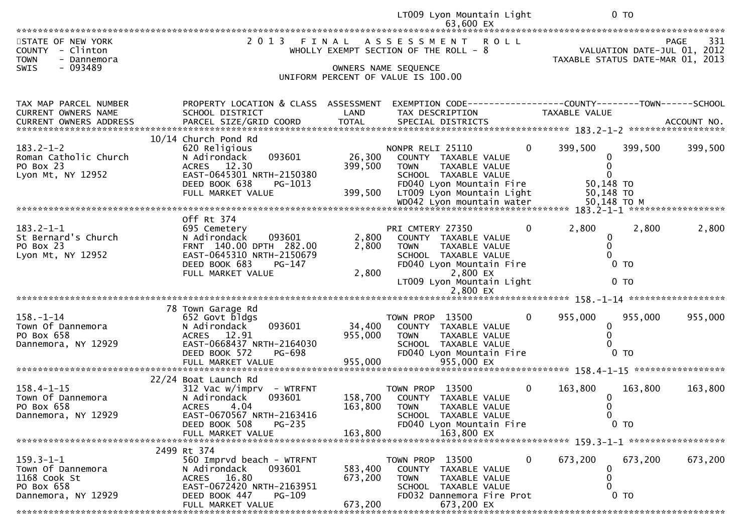LT009 Lyon Mountain Light 0 TO
63,600 EX

STATE OF NEW YORK
COUNTY - Clinton
TOWN - Dannemora
SWIS - 093489

2 0 1 3 F I N A L A S S E S S M E N T R O L L
WHOLLY EXEMPT SECTION OF THE ROLL - 8
OWNERS NAME SEQUENCE
UNIFORM PERCENT OF VALUE IS 100.00

PAGE 331
VALUATION DATE-JUL 01, 2012
TAXABLE STATUS DATE-MAR 01, 2013

| TAX MAP PARCEL NUMBER / CURRENT OWNERS NAME / CURRENT OWNERS ADDRESS | PROPERTY LOCATION & CLASS / SCHOOL DISTRICT / PARCEL SIZE/GRID COORD | ASSESSMENT LAND / TOTAL | EXEMPTION CODE / TAX DESCRIPTION / SPECIAL DISTRICTS | COUNTY TAXABLE VALUE | TOWN | SCHOOL / ACCOUNT NO. |
|---|---|---|---|---|---|---|
| | 10/14 Church Pond Rd | | | | | |
| 183.2-1-2 | 620 Religious | | NONPR RELI 25110 0 | 399,500 | 399,500 | 399,500 |
| Roman Catholic Church | N Adirondack 093601 | 26,300 | COUNTY TAXABLE VALUE | 0 | | |
| PO Box 23 | ACRES 12.30 | 399,500 | TOWN TAXABLE VALUE | 0 | | |
| Lyon Mt, NY 12952 | EAST-0645301 NRTH-2150380 | | SCHOOL TAXABLE VALUE | 0 | | |
| | DEED BOOK 638 PG-1013 | | FD040 Lyon Mountain Fire | 50,148 TO | | |
| | FULL MARKET VALUE | 399,500 | LT009 Lyon Mountain Light | 50,148 TO | | |
| | | | WD042 Lyon mountain water | 50,148 TO M | | |
| | Off Rt 374 | | | | | |
| 183.2-1-1 | 695 Cemetery | | PRI CMTERY 27350 0 | 2,800 | 2,800 | 2,800 |
| St Bernard's Church | N Adirondack 093601 | 2,800 | COUNTY TAXABLE VALUE | 0 | | |
| PO Box 23 | FRNT 140.00 DPTH 282.00 | 2,800 | TOWN TAXABLE VALUE | 0 | | |
| Lyon Mt, NY 12952 | EAST-0645310 NRTH-2150679 | | SCHOOL TAXABLE VALUE | 0 | | |
| | DEED BOOK 683 PG-147 | | FD040 Lyon Mountain Fire | 0 TO | | |
| | FULL MARKET VALUE | 2,800 | 2,800 EX | | | |
| | | | LT009 Lyon Mountain Light | 0 TO | | |
| | | | 2,800 EX | | | |
| | 78 Town Garage Rd | | | | | |
| 158.-1-14 | 652 Govt bldgs | | TOWN PROP 13500 0 | 955,000 | 955,000 | 955,000 |
| Town Of Dannemora | N Adirondack 093601 | 34,400 | COUNTY TAXABLE VALUE | 0 | | |
| PO Box 658 | ACRES 12.91 | 955,000 | TOWN TAXABLE VALUE | 0 | | |
| Dannemora, NY 12929 | EAST-0668437 NRTH-2164030 | | SCHOOL TAXABLE VALUE | 0 | | |
| | DEED BOOK 572 PG-698 | | FD040 Lyon Mountain Fire | 0 TO | | |
| | FULL MARKET VALUE | 955,000 | 955,000 EX | | | |
| | 22/24 Boat Launch Rd | | | | | |
| 158.4-1-15 | 312 Vac w/imprv - WTRFNT | | TOWN PROP 13500 0 | 163,800 | 163,800 | 163,800 |
| Town Of Dannemora | N Adirondack 093601 | 158,700 | COUNTY TAXABLE VALUE | 0 | | |
| PO Box 658 | ACRES 4.04 | 163,800 | TOWN TAXABLE VALUE | 0 | | |
| Dannemora, NY 12929 | EAST-0670567 NRTH-2163416 | | SCHOOL TAXABLE VALUE | 0 | | |
| | DEED BOOK 508 PG-235 | | FD040 Lyon Mountain Fire | 0 TO | | |
| | FULL MARKET VALUE | 163,800 | 163,800 EX | | | |
| | 2499 Rt 374 | | | | | |
| 159.3-1-1 | 560 Imprvd beach - WTRFNT | | TOWN PROP 13500 0 | 673,200 | 673,200 | 673,200 |
| Town Of Dannemora | N Adirondack 093601 | 583,400 | COUNTY TAXABLE VALUE | 0 | | |
| 1168 Cook St | ACRES 16.80 | 673,200 | TOWN TAXABLE VALUE | 0 | | |
| PO Box 658 | EAST-0672420 NRTH-2163951 | | SCHOOL TAXABLE VALUE | 0 | | |
| Dannemora, NY 12929 | DEED BOOK 447 PG-109 | | FD032 Dannemora Fire Prot | 0 TO | | |
| | FULL MARKET VALUE | 673,200 | 673,200 EX | | | |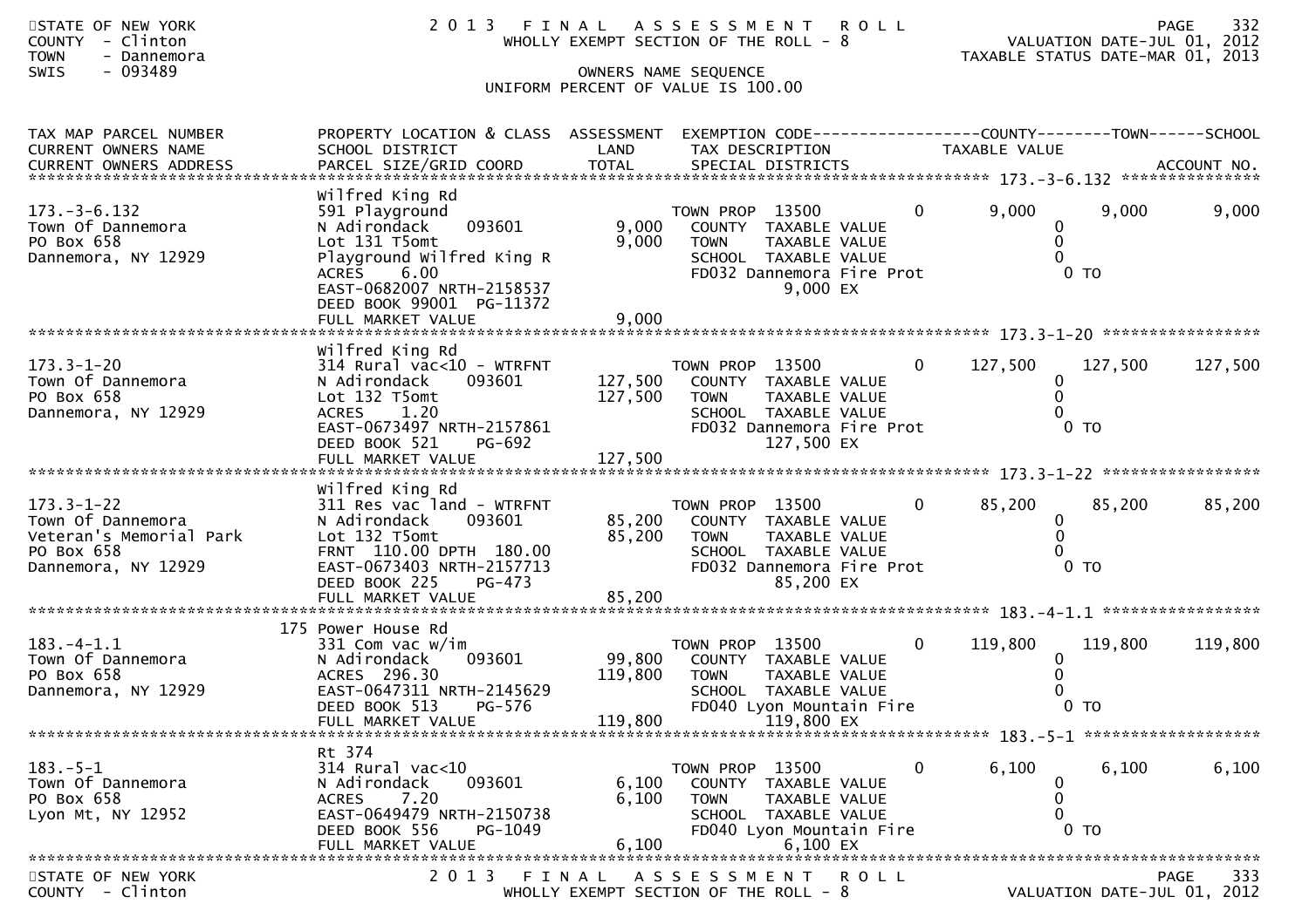STATE OF NEW YORK
COUNTY - Clinton
TOWN - Dannemora
SWIS - 093489

2 0 1 3 F I N A L A S S E S S M E N T R O L L
WHOLLY EXEMPT SECTION OF THE ROLL - 8

OWNERS NAME SEQUENCE
UNIFORM PERCENT OF VALUE IS 100.00

VALUATION DATE-JUL 01, 2012
TAXABLE STATUS DATE-MAR 01, 2013

| TAX MAP PARCEL NUMBER / CURRENT OWNERS NAME / CURRENT OWNERS ADDRESS | PROPERTY LOCATION & CLASS / SCHOOL DISTRICT / PARCEL SIZE/GRID COORD | ASSESSMENT LAND / TOTAL | EXEMPTION CODE / TAX DESCRIPTION / SPECIAL DISTRICTS | | COUNTY TAXABLE VALUE | TOWN | SCHOOL |
|---|---|---|---|---|---|---|---|
| **173.-3-6.132** | Wilfred King Rd | | | | | | |
| 173.-3-6.132 | 591 Playground | | TOWN PROP 13500 | 0 | 9,000 | 9,000 | 9,000 |
| Town Of Dannemora | N Adirondack 093601 | 9,000 | COUNTY TAXABLE VALUE | | 0 | | |
| PO Box 658 | Lot 131 T5omt | 9,000 | TOWN TAXABLE VALUE | | 0 | | |
| Dannemora, NY 12929 | Playground Wilfred King R | | SCHOOL TAXABLE VALUE | | 0 | | |
| | ACRES 6.00 | | FD032 Dannemora Fire Prot | | 0 TO | | |
| | EAST-0682007 NRTH-2158537 | | 9,000 EX | | | | |
| | DEED BOOK 99001 PG-11372 | | | | | | |
| | FULL MARKET VALUE | 9,000 | | | | | |
| **173.3-1-20** | Wilfred King Rd | | | | | | |
| 173.3-1-20 | 314 Rural vac<10 - WTRFNT | | TOWN PROP 13500 | 0 | 127,500 | 127,500 | 127,500 |
| Town Of Dannemora | N Adirondack 093601 | 127,500 | COUNTY TAXABLE VALUE | | 0 | | |
| PO Box 658 | Lot 132 T5omt | 127,500 | TOWN TAXABLE VALUE | | 0 | | |
| Dannemora, NY 12929 | ACRES 1.20 | | SCHOOL TAXABLE VALUE | | 0 | | |
| | EAST-0673497 NRTH-2157861 | | FD032 Dannemora Fire Prot | | 0 TO | | |
| | DEED BOOK 521 PG-692 | | 127,500 EX | | | | |
| | FULL MARKET VALUE | 127,500 | | | | | |
| **173.3-1-22** | Wilfred King Rd | | | | | | |
| 173.3-1-22 | 311 Res vac land - WTRFNT | | TOWN PROP 13500 | 0 | 85,200 | 85,200 | 85,200 |
| Town Of Dannemora | N Adirondack 093601 | 85,200 | COUNTY TAXABLE VALUE | | 0 | | |
| Veteran's Memorial Park | Lot 132 T5omt | 85,200 | TOWN TAXABLE VALUE | | 0 | | |
| PO Box 658 | FRNT 110.00 DPTH 180.00 | | SCHOOL TAXABLE VALUE | | 0 | | |
| Dannemora, NY 12929 | EAST-0673403 NRTH-2157713 | | FD032 Dannemora Fire Prot | | 0 TO | | |
| | DEED BOOK 225 PG-473 | | 85,200 EX | | | | |
| | FULL MARKET VALUE | 85,200 | | | | | |
| **183.-4-1.1** | 175 Power House Rd | | | | | | |
| 183.-4-1.1 | 331 Com vac w/im | | TOWN PROP 13500 | 0 | 119,800 | 119,800 | 119,800 |
| Town Of Dannemora | N Adirondack 093601 | 99,800 | COUNTY TAXABLE VALUE | | 0 | | |
| PO Box 658 | ACRES 296.30 | 119,800 | TOWN TAXABLE VALUE | | 0 | | |
| Dannemora, NY 12929 | EAST-0647311 NRTH-2145629 | | SCHOOL TAXABLE VALUE | | 0 | | |
| | DEED BOOK 513 PG-576 | | FD040 Lyon Mountain Fire | | 0 TO | | |
| | FULL MARKET VALUE | 119,800 | 119,800 EX | | | | |
| **183.-5-1** | Rt 374 | | | | | | |
| 183.-5-1 | 314 Rural vac<10 | | TOWN PROP 13500 | 0 | 6,100 | 6,100 | 6,100 |
| Town Of Dannemora | N Adirondack 093601 | 6,100 | COUNTY TAXABLE VALUE | | 0 | | |
| PO Box 658 | ACRES 7.20 | 6,100 | TOWN TAXABLE VALUE | | 0 | | |
| Lyon Mt, NY 12952 | EAST-0649479 NRTH-2150738 | | SCHOOL TAXABLE VALUE | | 0 | | |
| | DEED BOOK 556 PG-1049 | | FD040 Lyon Mountain Fire | | 0 TO | | |
| | FULL MARKET VALUE | 6,100 | 6,100 EX | | | | |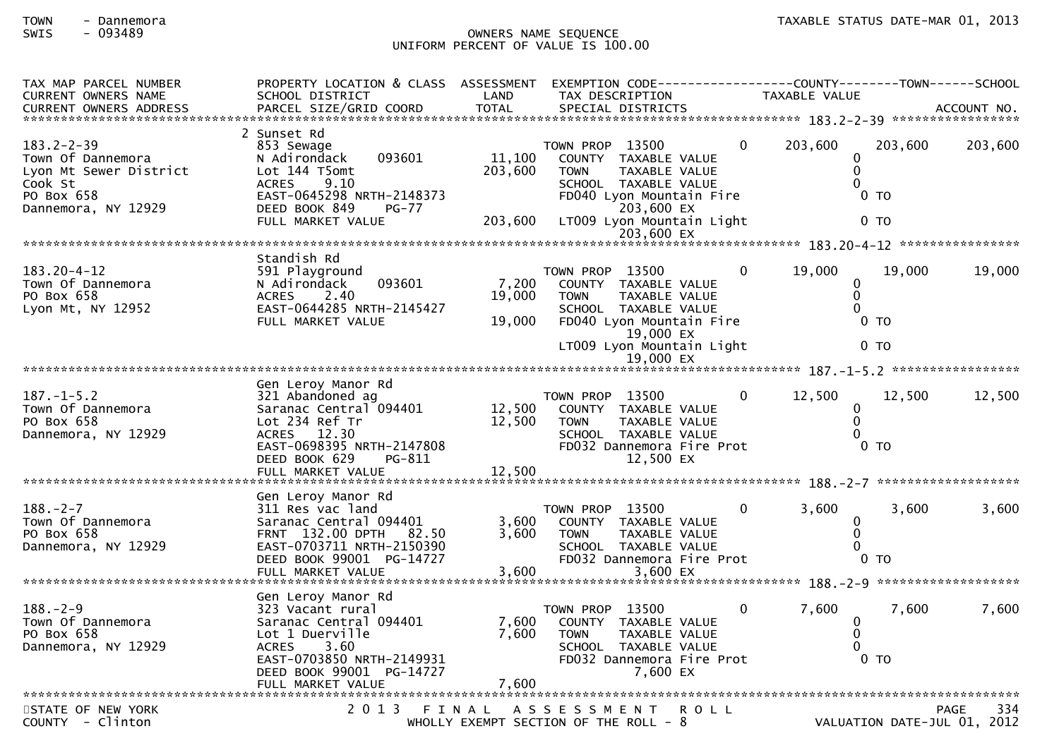TOWN - Dannemora
SWIS - 093489

OWNERS NAME SEQUENCE
UNIFORM PERCENT OF VALUE IS 100.00

TAXABLE STATUS DATE-MAR 01, 2013

| TAX MAP PARCEL NUMBER / CURRENT OWNERS NAME / CURRENT OWNERS ADDRESS | PROPERTY LOCATION & CLASS / SCHOOL DISTRICT / PARCEL SIZE/GRID COORD | ASSESSMENT LAND / TOTAL | EXEMPTION CODE / TAX DESCRIPTION / SPECIAL DISTRICTS | | COUNTY TAXABLE VALUE | TOWN | SCHOOL / ACCOUNT NO. |
|---|---|---|---|---|---|---|---|
| **183.2-2-39** | 2 Sunset Rd | | | | | | |
| 183.2-2-39 | 853 Sewage | | TOWN PROP 13500 | 0 | 203,600 | 203,600 | 203,600 |
| Town Of Dannemora | N Adirondack 093601 | 11,100 | COUNTY TAXABLE VALUE | | 0 | | |
| Lyon Mt Sewer District | Lot 144 T5omt | 203,600 | TOWN TAXABLE VALUE | | 0 | | |
| Cook St | ACRES 9.10 | | SCHOOL TAXABLE VALUE | | 0 | | |
| PO Box 658 | EAST-0645298 NRTH-2148373 | | FD040 Lyon Mountain Fire | | 0 TO | | |
| Dannemora, NY 12929 | DEED BOOK 849 PG-77 | | 203,600 EX | | | | |
| | FULL MARKET VALUE | 203,600 | LT009 Lyon Mountain Light | | 0 TO | | |
| | | | 203,600 EX | | | | |
| **183.20-4-12** | Standish Rd | | | | | | |
| 183.20-4-12 | 591 Playground | | TOWN PROP 13500 | 0 | 19,000 | 19,000 | 19,000 |
| Town Of Dannemora | N Adirondack 093601 | 7,200 | COUNTY TAXABLE VALUE | | 0 | | |
| PO Box 658 | ACRES 2.40 | 19,000 | TOWN TAXABLE VALUE | | 0 | | |
| Lyon Mt, NY 12952 | EAST-0644285 NRTH-2145427 | | SCHOOL TAXABLE VALUE | | 0 | | |
| | FULL MARKET VALUE | 19,000 | FD040 Lyon Mountain Fire | | 0 TO | | |
| | | | 19,000 EX | | | | |
| | | | LT009 Lyon Mountain Light | | 0 TO | | |
| | | | 19,000 EX | | | | |
| **187.-1-5.2** | Gen Leroy Manor Rd | | | | | | |
| 187.-1-5.2 | 321 Abandoned ag | | TOWN PROP 13500 | 0 | 12,500 | 12,500 | 12,500 |
| Town Of Dannemora | Saranac Central 094401 | 12,500 | COUNTY TAXABLE VALUE | | 0 | | |
| PO Box 658 | Lot 234 Ref Tr | 12,500 | TOWN TAXABLE VALUE | | 0 | | |
| Dannemora, NY 12929 | ACRES 12.30 | | SCHOOL TAXABLE VALUE | | 0 | | |
| | EAST-0698395 NRTH-2147808 | | FD032 Dannemora Fire Prot | | 0 TO | | |
| | DEED BOOK 629 PG-811 | | 12,500 EX | | | | |
| | FULL MARKET VALUE | 12,500 | | | | | |
| **188.-2-7** | Gen Leroy Manor Rd | | | | | | |
| 188.-2-7 | 311 Res vac land | | TOWN PROP 13500 | 0 | 3,600 | 3,600 | 3,600 |
| Town Of Dannemora | Saranac Central 094401 | 3,600 | COUNTY TAXABLE VALUE | | 0 | | |
| PO Box 658 | FRNT 132.00 DPTH 82.50 | 3,600 | TOWN TAXABLE VALUE | | 0 | | |
| Dannemora, NY 12929 | EAST-0703711 NRTH-2150390 | | SCHOOL TAXABLE VALUE | | 0 | | |
| | DEED BOOK 99001 PG-14727 | | FD032 Dannemora Fire Prot | | 0 TO | | |
| | FULL MARKET VALUE | 3,600 | 3,600 EX | | | | |
| **188.-2-9** | Gen Leroy Manor Rd | | | | | | |
| 188.-2-9 | 323 Vacant rural | | TOWN PROP 13500 | 0 | 7,600 | 7,600 | 7,600 |
| Town Of Dannemora | Saranac Central 094401 | 7,600 | COUNTY TAXABLE VALUE | | 0 | | |
| PO Box 658 | Lot 1 Duerville | 7,600 | TOWN TAXABLE VALUE | | 0 | | |
| Dannemora, NY 12929 | ACRES 3.60 | | SCHOOL TAXABLE VALUE | | 0 | | |
| | EAST-0703850 NRTH-2149931 | | FD032 Dannemora Fire Prot | | 0 TO | | |
| | DEED BOOK 99001 PG-14727 | | 7,600 EX | | | | |
| | FULL MARKET VALUE | 7,600 | | | | | |

STATE OF NEW YORK
COUNTY - Clinton

2013 FINAL ASSESSMENT ROLL
WHOLLY EXEMPT SECTION OF THE ROLL - 8

VALUATION DATE-JUL 01, 2012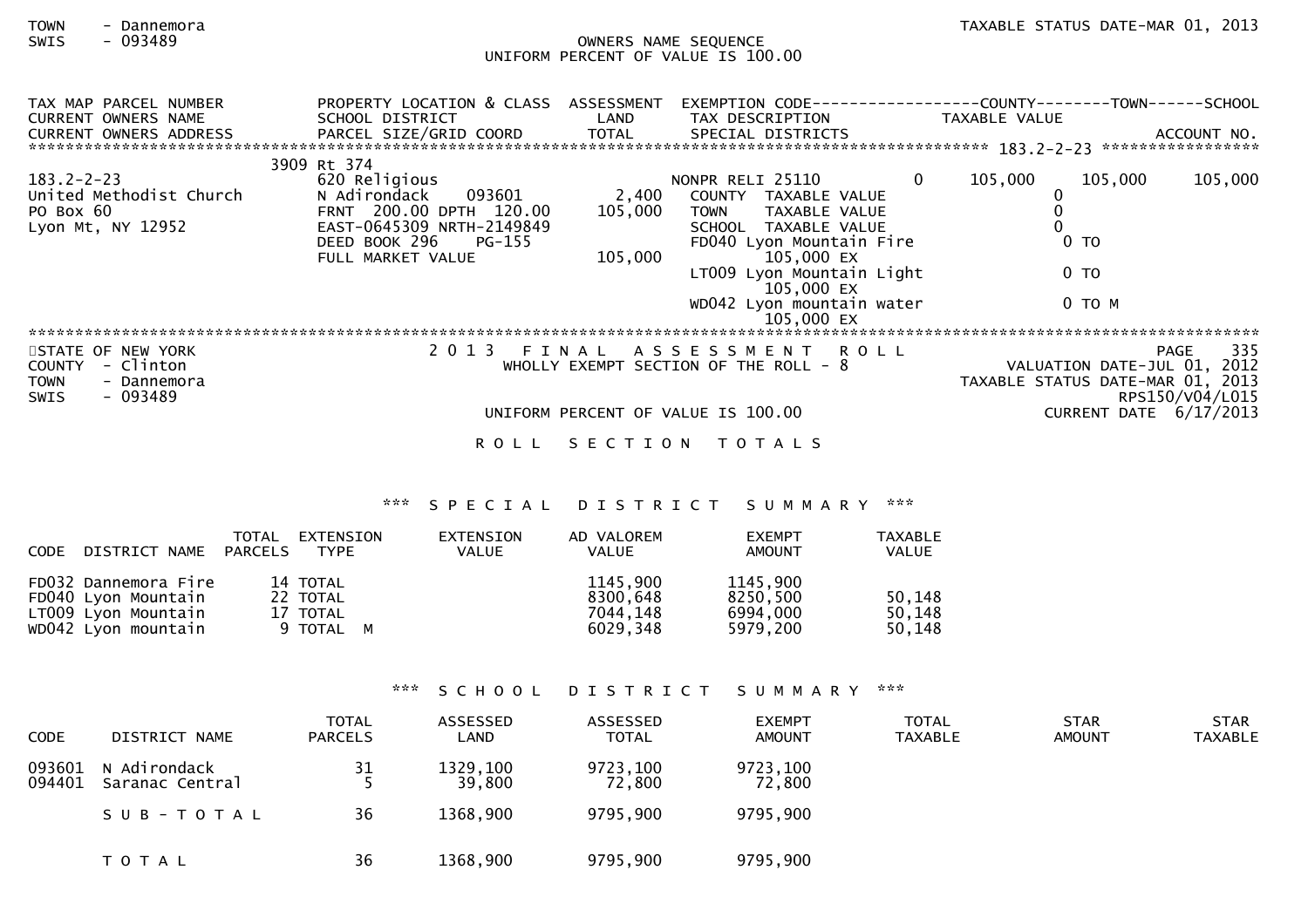TOWN - Dannemora
SWIS - 093489

OWNERS NAME SEQUENCE
UNIFORM PERCENT OF VALUE IS 100.00

TAXABLE STATUS DATE-MAR 01, 2013

| TAX MAP PARCEL NUMBER / CURRENT OWNERS NAME / CURRENT OWNERS ADDRESS | PROPERTY LOCATION & CLASS / SCHOOL DISTRICT / PARCEL SIZE/GRID COORD | ASSESSMENT LAND / TOTAL | EXEMPTION CODE / TAX DESCRIPTION / SPECIAL DISTRICTS | COUNTY TAXABLE VALUE | TOWN | SCHOOL / ACCOUNT NO. |
|---|---|---|---|---|---|---|
| 183.2-2-23 | 3909 Rt 374 | | | | | |
| | 620 Religious | | NONPR RELI 25110 0 | 105,000 | 105,000 | 105,000 |
| United Methodist Church | N Adirondack 093601 | 2,400 | COUNTY TAXABLE VALUE | 0 | | |
| PO Box 60 | FRNT 200.00 DPTH 120.00 | 105,000 | TOWN TAXABLE VALUE | 0 | | |
| Lyon Mt, NY 12952 | EAST-0645309 NRTH-2149849 | | SCHOOL TAXABLE VALUE | 0 | | |
| | DEED BOOK 296 PG-155 | | FD040 Lyon Mountain Fire | 0 TO | | |
| | FULL MARKET VALUE | 105,000 | 105,000 EX | | | |
| | | | LT009 Lyon Mountain Light | 0 TO | | |
| | | | 105,000 EX | | | |
| | | | WD042 Lyon mountain water | 0 TO M | | |
| | | | 105,000 EX | | | |

STATE OF NEW YORK
COUNTY - Clinton
TOWN - Dannemora
SWIS - 093489

2 0 1 3 F I N A L A S S E S S M E N T R O L L
WHOLLY EXEMPT SECTION OF THE ROLL - 8

UNIFORM PERCENT OF VALUE IS 100.00

VALUATION DATE-JUL 01, 2012
TAXABLE STATUS DATE-MAR 01, 2013
RPS150/V04/L015
CURRENT DATE 6/17/2013

R O L L S E C T I O N T O T A L S

*** S P E C I A L D I S T R I C T S U M M A R Y ***

| CODE | DISTRICT NAME | TOTAL PARCELS | EXTENSION TYPE | EXTENSION VALUE | AD VALOREM VALUE | EXEMPT AMOUNT | TAXABLE VALUE |
|---|---|---|---|---|---|---|---|
| FD032 | Dannemora Fire | 14 | TOTAL | | 1145,900 | 1145,900 | |
| FD040 | Lyon Mountain | 22 | TOTAL | | 8300,648 | 8250,500 | 50,148 |
| LT009 | Lyon Mountain | 17 | TOTAL | | 7044,148 | 6994,000 | 50,148 |
| WD042 | Lyon mountain | 9 | TOTAL M | | 6029,348 | 5979,200 | 50,148 |

*** S C H O O L D I S T R I C T S U M M A R Y ***

| CODE | DISTRICT NAME | TOTAL PARCELS | ASSESSED LAND | ASSESSED TOTAL | EXEMPT AMOUNT | TOTAL TAXABLE | STAR AMOUNT | STAR TAXABLE |
|---|---|---|---|---|---|---|---|---|
| 093601 | N Adirondack | 31 | 1329,100 | 9723,100 | 9723,100 | | | |
| 094401 | Saranac Central | 5 | 39,800 | 72,800 | 72,800 | | | |
| | S U B - T O T A L | 36 | 1368,900 | 9795,900 | 9795,900 | | | |
| | T O T A L | 36 | 1368,900 | 9795,900 | 9795,900 | | | |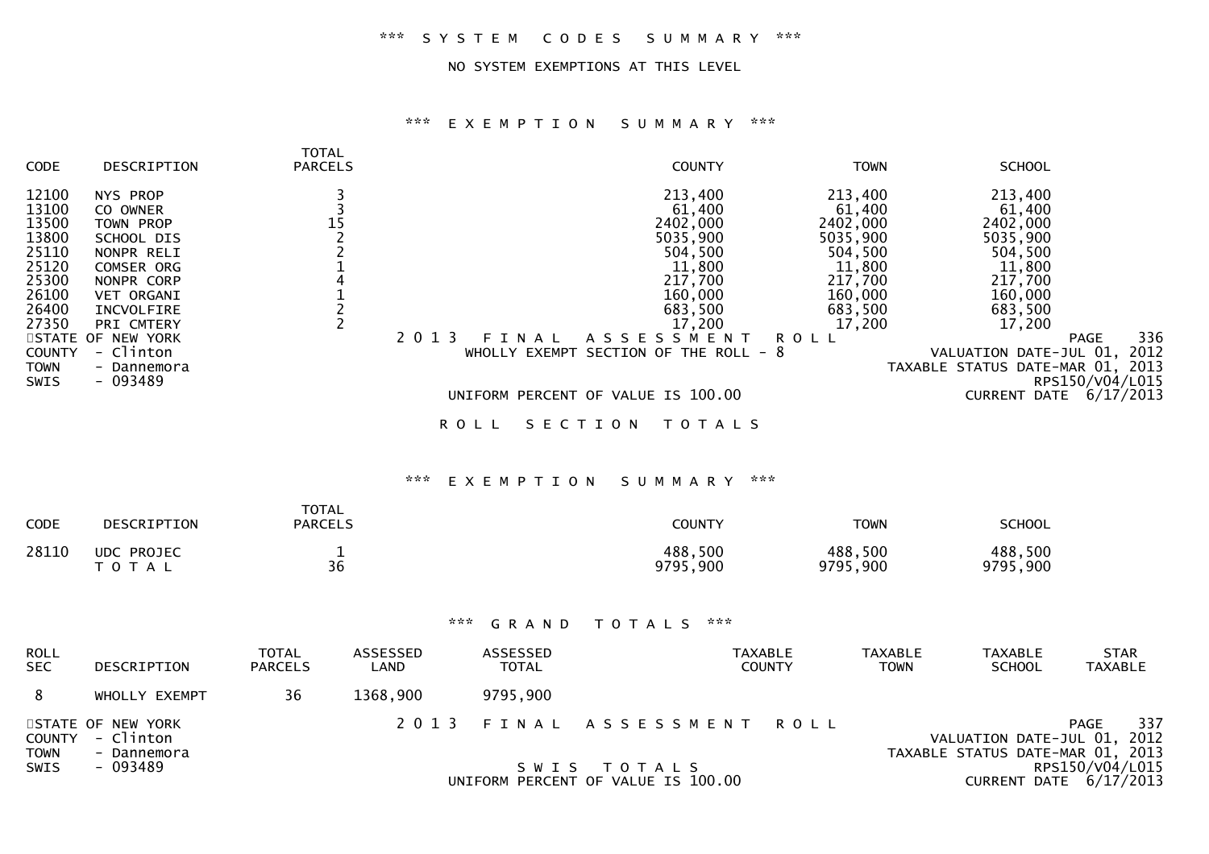*** S Y S T E M   C O D E S   S U M M A R Y ***

NO SYSTEM EXEMPTIONS AT THIS LEVEL

*** E X E M P T I O N   S U M M A R Y ***

| CODE | DESCRIPTION | TOTAL PARCELS | COUNTY | TOWN | SCHOOL |
|---|---|---|---|---|---|
| 12100 | NYS PROP | 3 | 213,400 | 213,400 | 213,400 |
| 13100 | CO OWNER | 3 | 61,400 | 61,400 | 61,400 |
| 13500 | TOWN PROP | 15 | 2402,000 | 2402,000 | 2402,000 |
| 13800 | SCHOOL DIS | 2 | 5035,900 | 5035,900 | 5035,900 |
| 25110 | NONPR RELI | 2 | 504,500 | 504,500 | 504,500 |
| 25120 | COMSER ORG | 1 | 11,800 | 11,800 | 11,800 |
| 25300 | NONPR CORP | 4 | 217,700 | 217,700 | 217,700 |
| 26100 | VET ORGANI | 1 | 160,000 | 160,000 | 160,000 |
| 26400 | INCVOLFIRE | 2 | 683,500 | 683,500 | 683,500 |
| 27350 | PRI CMTERY | 2 | 17,200 | 17,200 | 17,200 |

STATE OF NEW YORK — 2 0 1 3   F I N A L   A S S E S S M E N T   R O L L — PAGE 336
COUNTY - Clinton — WHOLLY EXEMPT SECTION OF THE ROLL - 8 — VALUATION DATE-JUL 01, 2012
TOWN - Dannemora — TAXABLE STATUS DATE-MAR 01, 2013
SWIS - 093489 — RPS150/V04/L015
UNIFORM PERCENT OF VALUE IS 100.00 — CURRENT DATE 6/17/2013

R O L L   S E C T I O N   T O T A L S

*** E X E M P T I O N   S U M M A R Y ***

| CODE | DESCRIPTION | TOTAL PARCELS | COUNTY | TOWN | SCHOOL |
|---|---|---|---|---|---|
| 28110 | UDC PROJEC | 1 | 488,500 | 488,500 | 488,500 |
| | T O T A L | 36 | 9795,900 | 9795,900 | 9795,900 |

*** G R A N D   T O T A L S ***

| ROLL SEC | DESCRIPTION | TOTAL PARCELS | ASSESSED LAND | ASSESSED TOTAL | TAXABLE COUNTY | TAXABLE TOWN | TAXABLE SCHOOL | STAR TAXABLE |
|---|---|---|---|---|---|---|---|---|
| 8 | WHOLLY EXEMPT | 36 | 1368,900 | 9795,900 | | | | |

STATE OF NEW YORK — 2 0 1 3   F I N A L   A S S E S S M E N T   R O L L — PAGE 337
COUNTY - Clinton — VALUATION DATE-JUL 01, 2012
TOWN - Dannemora — TAXABLE STATUS DATE-MAR 01, 2013
SWIS - 093489 — S W I S   T O T A L S — RPS150/V04/L015
UNIFORM PERCENT OF VALUE IS 100.00 — CURRENT DATE 6/17/2013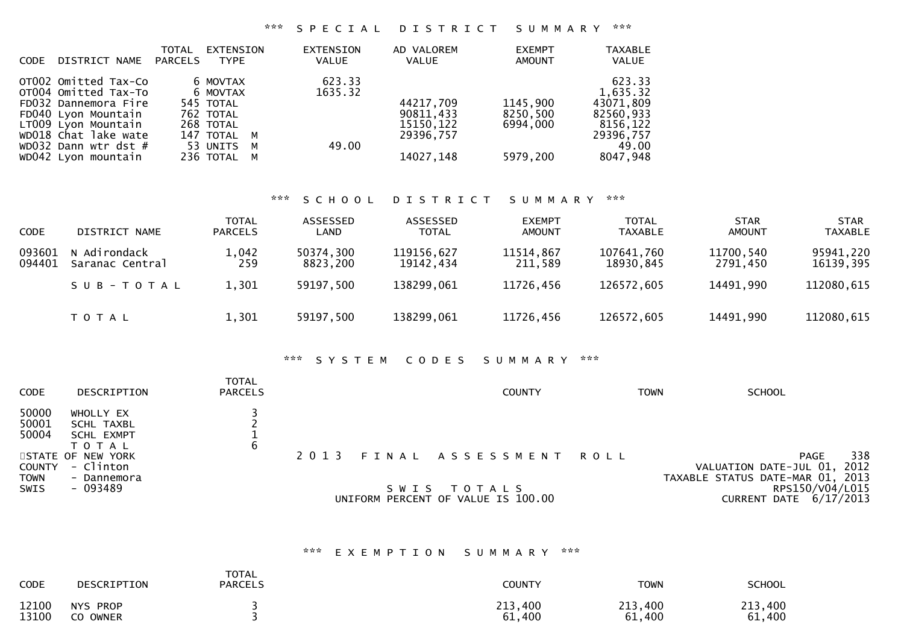### *** SPECIAL DISTRICT SUMMARY ***

| CODE | DISTRICT NAME | TOTAL PARCELS | EXTENSION TYPE | EXTENSION VALUE | AD VALOREM VALUE | EXEMPT AMOUNT | TAXABLE VALUE |
|---|---|---|---|---|---|---|---|
| OT002 | Omitted Tax-Co | 6 | MOVTAX | 623.33 | | | 623.33 |
| OT004 | Omitted Tax-To | 6 | MOVTAX | 1635.32 | | | 1,635.32 |
| FD032 | Dannemora Fire | 545 | TOTAL | | 44217,709 | 1145,900 | 43071,809 |
| FD040 | Lyon Mountain | 762 | TOTAL | | 90811,433 | 8250,500 | 82560,933 |
| LT009 | Lyon Mountain | 268 | TOTAL | | 15150,122 | 6994,000 | 8156,122 |
| WD018 | Chat lake wate | 147 | TOTAL M | | 29396,757 | | 29396,757 |
| WD032 | Dann wtr dst # | 53 | UNITS M | 49.00 | | | 49.00 |
| WD042 | Lyon mountain | 236 | TOTAL M | | 14027,148 | 5979,200 | 8047,948 |

### *** SCHOOL DISTRICT SUMMARY ***

| CODE | DISTRICT NAME | TOTAL PARCELS | ASSESSED LAND | ASSESSED TOTAL | EXEMPT AMOUNT | TOTAL TAXABLE | STAR AMOUNT | STAR TAXABLE |
|---|---|---|---|---|---|---|---|---|
| 093601 | N Adirondack | 1,042 | 50374,300 | 119156,627 | 11514,867 | 107641,760 | 11700,540 | 95941,220 |
| 094401 | Saranac Central | 259 | 8823,200 | 19142,434 | 211,589 | 18930,845 | 2791,450 | 16139,395 |
| | S U B - T O T A L | 1,301 | 59197,500 | 138299,061 | 11726,456 | 126572,605 | 14491,990 | 112080,615 |
| | T O T A L | 1,301 | 59197,500 | 138299,061 | 11726,456 | 126572,605 | 14491,990 | 112080,615 |

### *** SYSTEM CODES SUMMARY ***

| CODE | DESCRIPTION | TOTAL PARCELS | COUNTY | TOWN | SCHOOL |
|---|---|---|---|---|---|
| 50000 | WHOLLY EX | 3 | | | |
| 50001 | SCHL TAXBL | 2 | | | |
| 50004 | SCHL EXMPT | 1 | | | |
| | T O T A L | 6 | | | |

STATE OF NEW YORK
COUNTY - Clinton
TOWN - Dannemora
SWIS - 093489

2 0 1 3 F I N A L A S S E S S M E N T R O L L

S W I S T O T A L S

UNIFORM PERCENT OF VALUE IS 100.00

PAGE 338
VALUATION DATE-JUL 01, 2012
TAXABLE STATUS DATE-MAR 01, 2013
RPS150/V04/L015
CURRENT DATE 6/17/2013

### *** EXEMPTION SUMMARY ***

| CODE | DESCRIPTION | TOTAL PARCELS | COUNTY | TOWN | SCHOOL |
|---|---|---|---|---|---|
| 12100 | NYS PROP | 3 | 213,400 | 213,400 | 213,400 |
| 13100 | CO OWNER | 3 | 61,400 | 61,400 | 61,400 |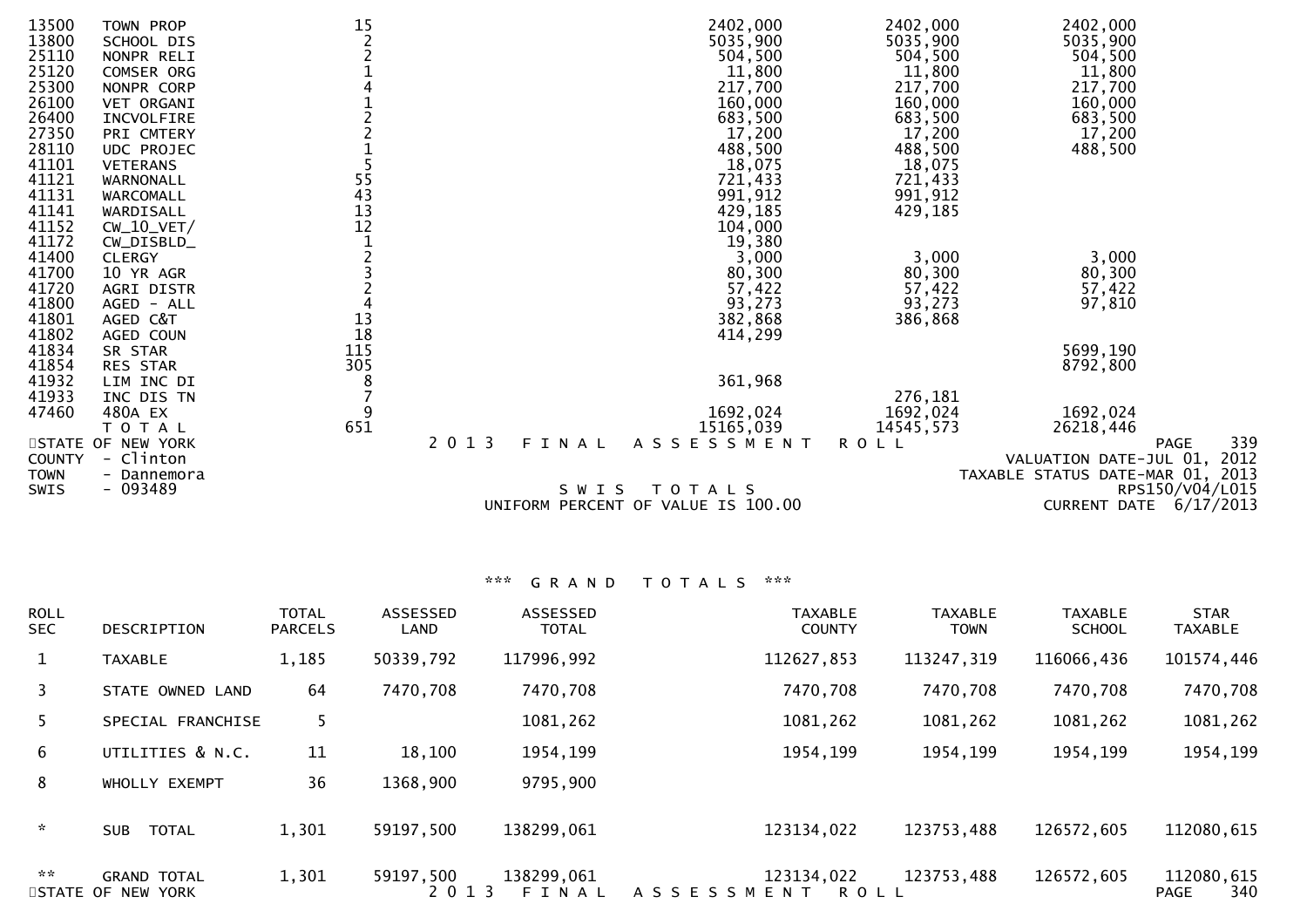| CODE | DESCRIPTION | TOTAL PARCELS | | COUNTY | TOWN | SCHOOL |
|---|---|---|---|---|---|---|
| 13500 | TOWN PROP | 15 | | 2402,000 | 2402,000 | 2402,000 |
| 13800 | SCHOOL DIS | 2 | | 5035,900 | 5035,900 | 5035,900 |
| 25110 | NONPR RELI | 2 | | 504,500 | 504,500 | 504,500 |
| 25120 | COMSER ORG | 1 | | 11,800 | 11,800 | 11,800 |
| 25300 | NONPR CORP | 4 | | 217,700 | 217,700 | 217,700 |
| 26100 | VET ORGANI | 1 | | 160,000 | 160,000 | 160,000 |
| 26400 | INCVOLFIRE | 2 | | 683,500 | 683,500 | 683,500 |
| 27350 | PRI CMTERY | 2 | | 17,200 | 17,200 | 17,200 |
| 28110 | UDC PROJEC | 1 | | 488,500 | 488,500 | 488,500 |
| 41101 | VETERANS | 5 | | 18,075 | 18,075 | |
| 41121 | WARNONALL | 55 | | 721,433 | 721,433 | |
| 41131 | WARCOMALL | 43 | | 991,912 | 991,912 | |
| 41141 | WARDISALL | 13 | | 429,185 | 429,185 | |
| 41152 | CW_10_VET/ | 12 | | 104,000 | | |
| 41172 | CW_DISBLD_ | 1 | | 19,380 | | |
| 41400 | CLERGY | 2 | | 3,000 | 3,000 | 3,000 |
| 41700 | 10 YR AGR | 3 | | 80,300 | 80,300 | 80,300 |
| 41720 | AGRI DISTR | 2 | | 57,422 | 57,422 | 57,422 |
| 41800 | AGED - ALL | 4 | | 93,273 | 93,273 | 97,810 |
| 41801 | AGED C&T | 13 | | 382,868 | 386,868 | |
| 41802 | AGED COUN | 18 | | 414,299 | | |
| 41834 | SR STAR | 115 | | | | 5699,190 |
| 41854 | RES STAR | 305 | | | | 8792,800 |
| 41932 | LIM INC DI | 8 | | 361,968 | | |
| 41933 | INC DIS TN | 7 | | | 276,181 | |
| 47460 | 480A EX | 9 | | 1692,024 | 1692,024 | 1692,024 |
| | T O T A L | 651 | | 15165,039 | 14545,573 | 26218,446 |

STATE OF NEW YORK — 2 0 1 3 F I N A L A S S E S S M E N T R O L L — PAGE 339

COUNTY - Clinton — VALUATION DATE-JUL 01, 2012

TOWN - Dannemora — TAXABLE STATUS DATE-MAR 01, 2013

SWIS - 093489 — S W I S T O T A L S — RPS150/V04/L015

UNIFORM PERCENT OF VALUE IS 100.00 — CURRENT DATE 6/17/2013

### *** G R A N D T O T A L S ***

| ROLL SEC | DESCRIPTION | TOTAL PARCELS | ASSESSED LAND | ASSESSED TOTAL | TAXABLE COUNTY | TAXABLE TOWN | TAXABLE SCHOOL | STAR TAXABLE |
|---|---|---|---|---|---|---|---|---|
| 1 | TAXABLE | 1,185 | 50339,792 | 117996,992 | 112627,853 | 113247,319 | 116066,436 | 101574,446 |
| 3 | STATE OWNED LAND | 64 | 7470,708 | 7470,708 | 7470,708 | 7470,708 | 7470,708 | 7470,708 |
| 5 | SPECIAL FRANCHISE | 5 | | 1081,262 | 1081,262 | 1081,262 | 1081,262 | 1081,262 |
| 6 | UTILITIES & N.C. | 11 | 18,100 | 1954,199 | 1954,199 | 1954,199 | 1954,199 | 1954,199 |
| 8 | WHOLLY EXEMPT | 36 | 1368,900 | 9795,900 | | | | |
| * | SUB TOTAL | 1,301 | 59197,500 | 138299,061 | 123134,022 | 123753,488 | 126572,605 | 112080,615 |
| ** | GRAND TOTAL | 1,301 | 59197,500 | 138299,061 | 123134,022 | 123753,488 | 126572,605 | 112080,615 |

STATE OF NEW YORK — 2 0 1 3 F I N A L A S S E S S M E N T R O L L — PAGE 340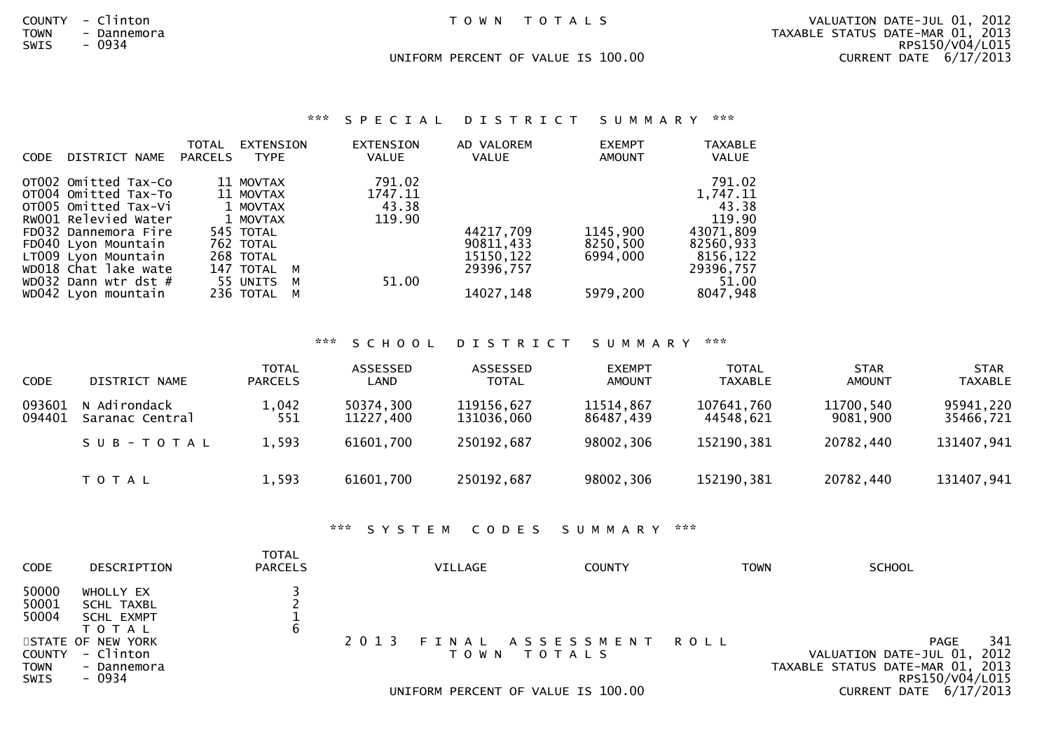COUNTY - Clinton
TOWN - Dannemora
SWIS - 0934

T O W N   T O T A L S

UNIFORM PERCENT OF VALUE IS 100.00

VALUATION DATE-JUL 01, 2012
TAXABLE STATUS DATE-MAR 01, 2013
RPS150/V04/L015
CURRENT DATE 6/17/2013

## *** S P E C I A L   D I S T R I C T   S U M M A R Y ***

| CODE | DISTRICT NAME | TOTAL PARCELS | EXTENSION TYPE | EXTENSION VALUE | AD VALOREM VALUE | EXEMPT AMOUNT | TAXABLE VALUE |
|---|---|---|---|---|---|---|---|
| OT002 | Omitted Tax-Co | 11 | MOVTAX | 791.02 | | | 791.02 |
| OT004 | Omitted Tax-To | 11 | MOVTAX | 1747.11 | | | 1,747.11 |
| OT005 | Omitted Tax-Vi | 1 | MOVTAX | 43.38 | | | 43.38 |
| RW001 | Relevied Water | 1 | MOVTAX | 119.90 | | | 119.90 |
| FD032 | Dannemora Fire | 545 | TOTAL | | 44217,709 | 1145,900 | 43071,809 |
| FD040 | Lyon Mountain | 762 | TOTAL | | 90811,433 | 8250,500 | 82560,933 |
| LT009 | Lyon Mountain | 268 | TOTAL | | 15150,122 | 6994,000 | 8156,122 |
| WD018 | Chat lake wate | 147 | TOTAL M | | 29396,757 | | 29396,757 |
| WD032 | Dann wtr dst # | 55 | UNITS M | 51.00 | | | 51.00 |
| WD042 | Lyon mountain | 236 | TOTAL M | | 14027,148 | 5979,200 | 8047,948 |

## *** S C H O O L   D I S T R I C T   S U M M A R Y ***

| CODE | DISTRICT NAME | TOTAL PARCELS | ASSESSED LAND | ASSESSED TOTAL | EXEMPT AMOUNT | TOTAL TAXABLE | STAR AMOUNT | STAR TAXABLE |
|---|---|---|---|---|---|---|---|---|
| 093601 | N Adirondack | 1,042 | 50374,300 | 119156,627 | 11514,867 | 107641,760 | 11700,540 | 95941,220 |
| 094401 | Saranac Central | 551 | 11227,400 | 131036,060 | 86487,439 | 44548,621 | 9081,900 | 35466,721 |
| | S U B - T O T A L | 1,593 | 61601,700 | 250192,687 | 98002,306 | 152190,381 | 20782,440 | 131407,941 |
| | T O T A L | 1,593 | 61601,700 | 250192,687 | 98002,306 | 152190,381 | 20782,440 | 131407,941 |

## *** S Y S T E M   C O D E S   S U M M A R Y ***

| CODE | DESCRIPTION | TOTAL PARCELS | VILLAGE | COUNTY | TOWN | SCHOOL |
|---|---|---|---|---|---|---|
| 50000 | WHOLLY EX | 3 | | | | |
| 50001 | SCHL TAXBL | 2 | | | | |
| 50004 | SCHL EXMPT | 1 | | | | |
| | T O T A L | 6 | | | | |

STATE OF NEW YORK
COUNTY - Clinton
TOWN - Dannemora
SWIS - 0934

2 0 1 3   F I N A L   A S S E S S M E N T   R O L L
T O W N   T O T A L S

UNIFORM PERCENT OF VALUE IS 100.00

PAGE 341
VALUATION DATE-JUL 01, 2012
TAXABLE STATUS DATE-MAR 01, 2013
RPS150/V04/L015
CURRENT DATE 6/17/2013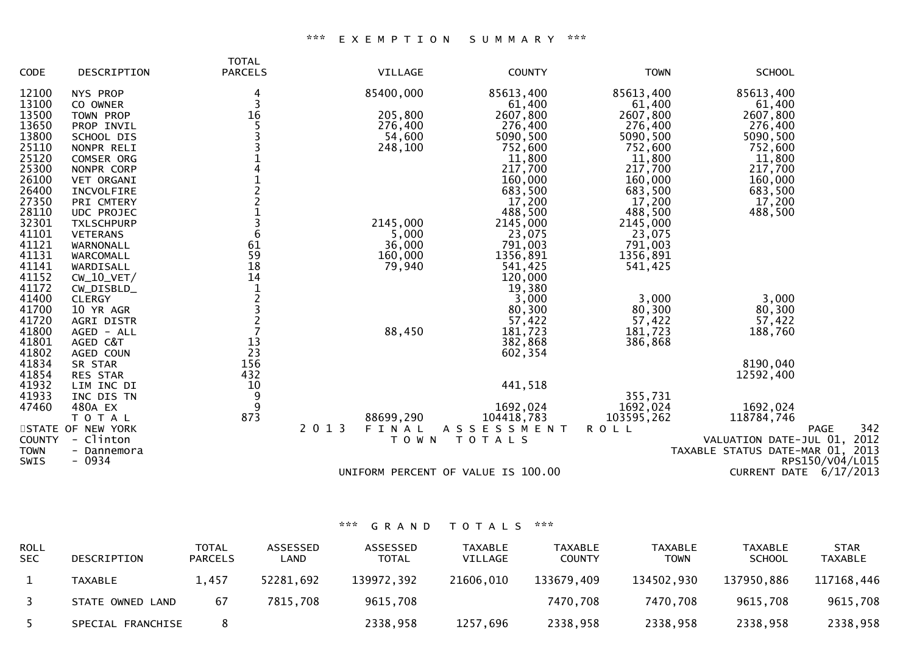### *** EXEMPTION SUMMARY ***

| CODE | DESCRIPTION | TOTAL PARCELS | VILLAGE | COUNTY | TOWN | SCHOOL |
|---|---|---|---|---|---|---|
| 12100 | NYS PROP | 4 | 85400,000 | 85613,400 | 85613,400 | 85613,400 |
| 13100 | CO OWNER | 3 | | 61,400 | 61,400 | 61,400 |
| 13500 | TOWN PROP | 16 | 205,800 | 2607,800 | 2607,800 | 2607,800 |
| 13650 | PROP INVIL | 5 | 276,400 | 276,400 | 276,400 | 276,400 |
| 13800 | SCHOOL DIS | 3 | 54,600 | 5090,500 | 5090,500 | 5090,500 |
| 25110 | NONPR RELI | 3 | 248,100 | 752,600 | 752,600 | 752,600 |
| 25120 | COMSER ORG | 1 | | 11,800 | 11,800 | 11,800 |
| 25300 | NONPR CORP | 4 | | 217,700 | 217,700 | 217,700 |
| 26100 | VET ORGANI | 1 | | 160,000 | 160,000 | 160,000 |
| 26400 | INCVOLFIRE | 2 | | 683,500 | 683,500 | 683,500 |
| 27350 | PRI CMTERY | 2 | | 17,200 | 17,200 | 17,200 |
| 28110 | UDC PROJEC | 1 | | 488,500 | 488,500 | 488,500 |
| 32301 | TXLSCHPURP | 3 | 2145,000 | 2145,000 | 2145,000 | |
| 41101 | VETERANS | 6 | 5,000 | 23,075 | 23,075 | |
| 41121 | WARNONALL | 61 | 36,000 | 791,003 | 791,003 | |
| 41131 | WARCOMALL | 59 | 160,000 | 1356,891 | 1356,891 | |
| 41141 | WARDISALL | 18 | 79,940 | 541,425 | 541,425 | |
| 41152 | CW_10_VET/ | 14 | | 120,000 | | |
| 41172 | CW_DISBLD_ | 1 | | 19,380 | | |
| 41400 | CLERGY | 2 | | 3,000 | 3,000 | 3,000 |
| 41700 | 10 YR AGR | 3 | | 80,300 | 80,300 | 80,300 |
| 41720 | AGRI DISTR | 2 | | 57,422 | 57,422 | 57,422 |
| 41800 | AGED - ALL | 7 | 88,450 | 181,723 | 181,723 | 188,760 |
| 41801 | AGED C&T | 13 | | 382,868 | 386,868 | |
| 41802 | AGED COUN | 23 | | 602,354 | | |
| 41834 | SR STAR | 156 | | | | 8190,040 |
| 41854 | RES STAR | 432 | | | | 12592,400 |
| 41932 | LIM INC DI | 10 | | 441,518 | | |
| 41933 | INC DIS TN | 9 | | | 355,731 | |
| 47460 | 480A EX | 9 | | 1692,024 | 1692,024 | 1692,024 |
| | TOTAL | 873 | 88699,290 | 104418,783 | 103595,262 | 118784,746 |

STATE OF NEW YORK — 2013 FINAL ASSESSMENT ROLL — PAGE 342
COUNTY - Clinton — TOWN TOTALS — VALUATION DATE-JUL 01, 2012
TOWN - Dannemora — TAXABLE STATUS DATE-MAR 01, 2013
SWIS - 0934 — RPS150/V04/L015
UNIFORM PERCENT OF VALUE IS 100.00 — CURRENT DATE 6/17/2013

### *** GRAND TOTALS ***

| ROLL SEC | DESCRIPTION | TOTAL PARCELS | ASSESSED LAND | ASSESSED TOTAL | TAXABLE VILLAGE | TAXABLE COUNTY | TAXABLE TOWN | TAXABLE SCHOOL | STAR TAXABLE |
|---|---|---|---|---|---|---|---|---|---|
| 1 | TAXABLE | 1,457 | 52281,692 | 139972,392 | 21606,010 | 133679,409 | 134502,930 | 137950,886 | 117168,446 |
| 3 | STATE OWNED LAND | 67 | 7815,708 | 9615,708 | | 7470,708 | 7470,708 | 9615,708 | 9615,708 |
| 5 | SPECIAL FRANCHISE | 8 | | 2338,958 | 1257,696 | 2338,958 | 2338,958 | 2338,958 | 2338,958 |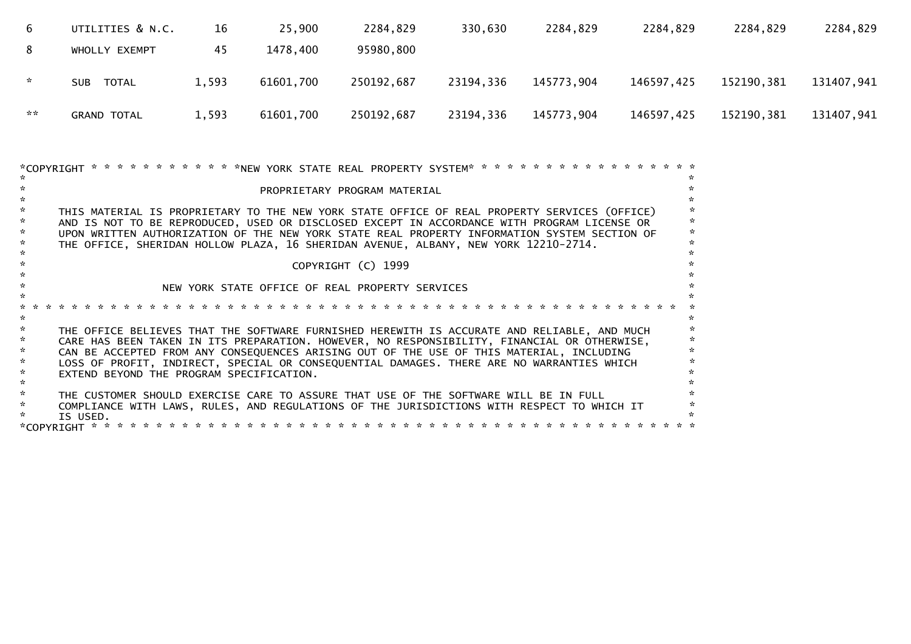| | | | | | | | | | | |
|---|---|---|---|---|---|---|---|---|---|---|
| 6 | UTILITIES & N.C. | 16 | 25,900 | 2284,829 | 330,630 | 2284,829 | 2284,829 | 2284,829 | 2284,829 |
| 8 | WHOLLY EXEMPT | 45 | 1478,400 | 95980,800 | | | | | |
| * | SUB TOTAL | 1,593 | 61601,700 | 250192,687 | 23194,336 | 145773,904 | 146597,425 | 152190,381 | 131407,941 |
| ** | GRAND TOTAL | 1,593 | 61601,700 | 250192,687 | 23194,336 | 145773,904 | 146597,425 | 152190,381 | 131407,941 |

```
*COPYRIGHT * * * * * * * * * * * *NEW YORK STATE REAL PROPERTY SYSTEM* * * * * * * * * * * * * * * * * *
*                                                                                                        *
*                                    PROPRIETARY PROGRAM MATERIAL                                        *
*                                                                                                        *
*     THIS MATERIAL IS PROPRIETARY TO THE NEW YORK STATE OFFICE OF REAL PROPERTY SERVICES (OFFICE)       *
*     AND IS NOT TO BE REPRODUCED, USED OR DISCLOSED EXCEPT IN ACCORDANCE WITH PROGRAM LICENSE OR        *
*     UPON WRITTEN AUTHORIZATION OF THE NEW YORK STATE REAL PROPERTY INFORMATION SYSTEM SECTION OF       *
*     THE OFFICE, SHERIDAN HOLLOW PLAZA, 16 SHERIDAN AVENUE, ALBANY, NEW YORK 12210-2714.                *
*                                                                                                        *
*                                         COPYRIGHT (C) 1999                                             *
*                                                                                                        *
*                         NEW YORK STATE OFFICE OF REAL PROPERTY SERVICES                                *
*                                                                                                        *
* * * * * * * * * * * * * * * * * * * * * * * * * * * * * * * * * * * * * * * * * * * * * * * * * * * * *
*                                                                                                        *
*     THE OFFICE BELIEVES THAT THE SOFTWARE FURNISHED HEREWITH IS ACCURATE AND RELIABLE, AND MUCH         *
*     CARE HAS BEEN TAKEN IN ITS PREPARATION. HOWEVER, NO RESPONSIBILITY, FINANCIAL OR OTHERWISE,        *
*     CAN BE ACCEPTED FROM ANY CONSEQUENCES ARISING OUT OF THE USE OF THIS MATERIAL, INCLUDING           *
*     LOSS OF PROFIT, INDIRECT, SPECIAL OR CONSEQUENTIAL DAMAGES. THERE ARE NO WARRANTIES WHICH          *
*     EXTEND BEYOND THE PROGRAM SPECIFICATION.                                                           *
*                                                                                                        *
*     THE CUSTOMER SHOULD EXERCISE CARE TO ASSURE THAT USE OF THE SOFTWARE WILL BE IN FULL               *
*     COMPLIANCE WITH LAWS, RULES, AND REGULATIONS OF THE JURISDICTIONS WITH RESPECT TO WHICH IT         *
*     IS USED.                                                                                           *
*COPYRIGHT * * * * * * * * * * * * * * * * * * * * * * * * * * * * * * * * * * * * * * * * * * * * * * *
```